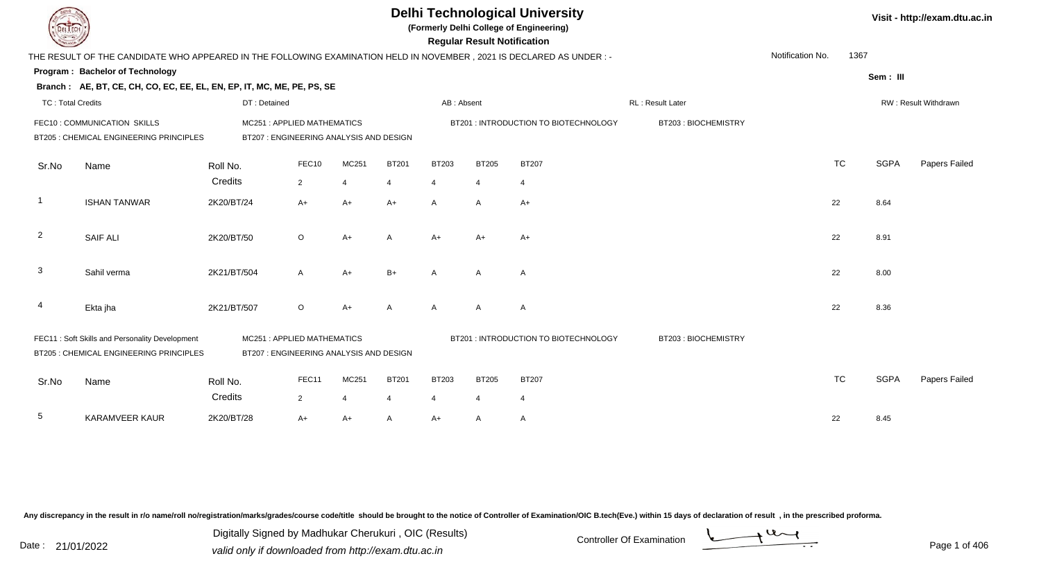# Delhi Technological University

**(Formerly Delhi College of Engineering)**

**Regular Result Notification**

Visit - http://exam.dtu.ac.in

THE RESULT OF THE CANDIDATE WHO APPEARED IN THE FOLLOWING EXAMINATION HELD IN NOVEMBER , 2021 IS DECLARED AS UNDER : -

Notification No. 1367

**Program : Bachelor of Technology**

**Sem : III**

**Branch : AE, BT, CE, CH, CO, EC, EE, EL, EN, EP, IT, MC, ME, PE, PS, SE**

TC : Total Credits | DT : Detained | AB : Absent | RL : Result Later | RW : Result Withdrawn

FEC10 : COMMUNICATION SKILLS | MC251 : APPLIED MATHEMATICS | BT201 : INTRODUCTION TO BIOTECHNOLOGY | BT203 : BIOCHEMISTRY
BT205 : CHEMICAL ENGINEERING PRINCIPLES | BT207 : ENGINEERING ANALYSIS AND DESIGN

| Sr.No | Name | Roll No. | FEC10 | MC251 | BT201 | BT203 | BT205 | BT207 | TC | SGPA | Papers Failed |
|---|---|---|---|---|---|---|---|---|---|---|---|
| | | Credits | 2 | 4 | 4 | 4 | 4 | 4 | | | |
| 1 | ISHAN TANWAR | 2K20/BT/24 | A+ | A+ | A+ | A | A | A+ | 22 | 8.64 | |
| 2 | SAIF ALI | 2K20/BT/50 | O | A+ | A | A+ | A+ | A+ | 22 | 8.91 | |
| 3 | Sahil verma | 2K21/BT/504 | A | A+ | B+ | A | A | A | 22 | 8.00 | |
| 4 | Ekta jha | 2K21/BT/507 | O | A+ | A | A | A | A | 22 | 8.36 | |

FEC11 : Soft Skills and Personality Development | MC251 : APPLIED MATHEMATICS | BT201 : INTRODUCTION TO BIOTECHNOLOGY | BT203 : BIOCHEMISTRY
BT205 : CHEMICAL ENGINEERING PRINCIPLES | BT207 : ENGINEERING ANALYSIS AND DESIGN

| Sr.No | Name | Roll No. | FEC11 | MC251 | BT201 | BT203 | BT205 | BT207 | TC | SGPA | Papers Failed |
|---|---|---|---|---|---|---|---|---|---|---|---|
| | | Credits | 2 | 4 | 4 | 4 | 4 | 4 | | | |
| 5 | KARAMVEER KAUR | 2K20/BT/28 | A+ | A+ | A | A+ | A | A | 22 | 8.45 | |

Any discrepancy in the result in r/o name/roll no/registration/marks/grades/course code/title should be brought to the notice of Controller of Examination/OIC B.tech(Eve.) within 15 days of declaration of result , in the prescribed proforma.

Date : 21/01/2022

Digitally Signed by Madhukar Cherukuri , OIC (Results)
valid only if downloaded from http://exam.dtu.ac.in

Controller Of Examination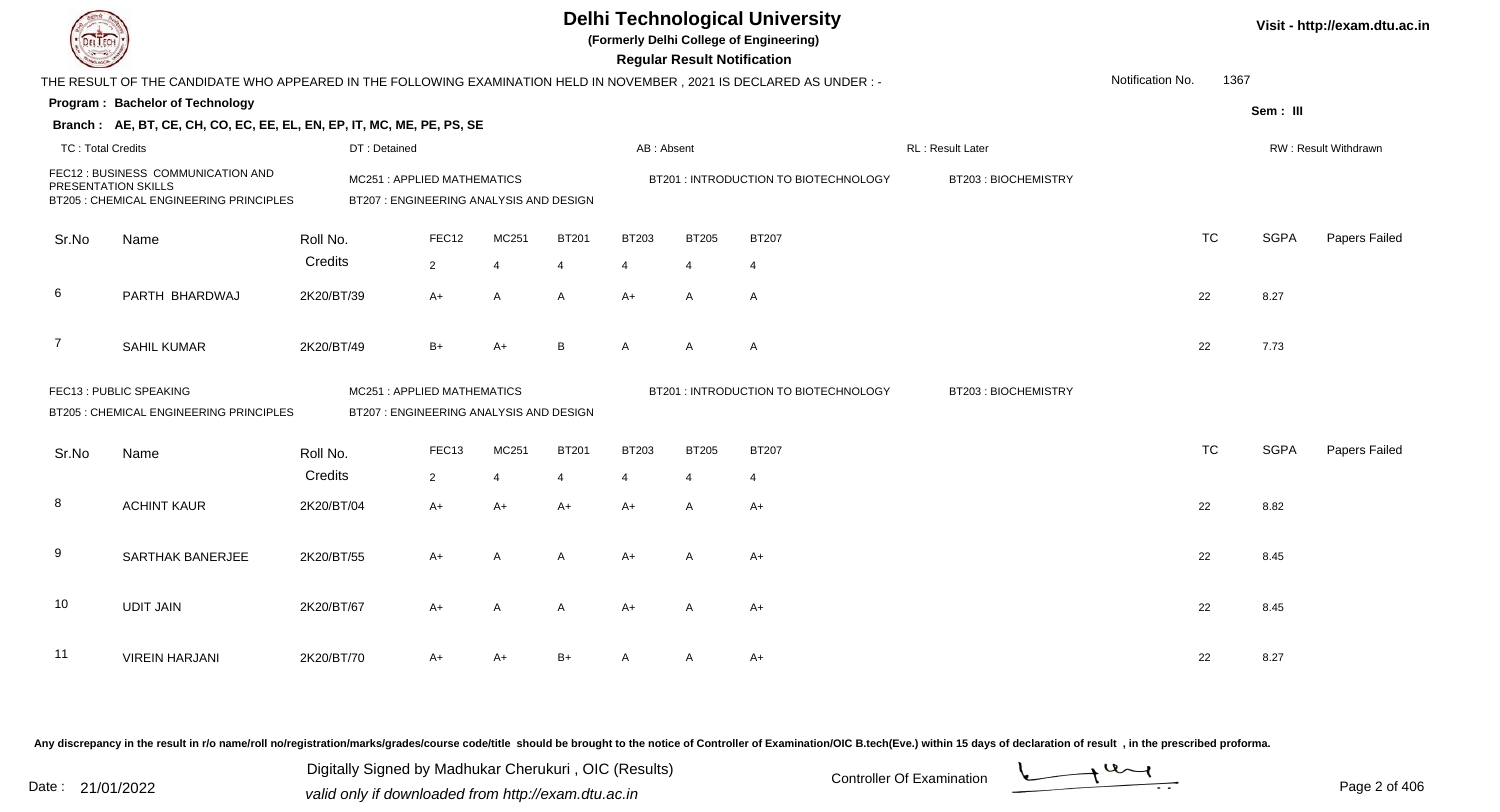# Delhi Technological University

(Formerly Delhi College of Engineering)

**Regular Result Notification**

Visit - http://exam.dtu.ac.in

THE RESULT OF THE CANDIDATE WHO APPEARED IN THE FOLLOWING EXAMINATION HELD IN NOVEMBER , 2021 IS DECLARED AS UNDER : -

Notification No. 1367

**Program : Bachelor of Technology**

Sem : III

**Branch : AE, BT, CE, CH, CO, EC, EE, EL, EN, EP, IT, MC, ME, PE, PS, SE**

TC : Total Credits | DT : Detained | AB : Absent | RL : Result Later | RW : Result Withdrawn

FEC12 : BUSINESS COMMUNICATION AND PRESENTATION SKILLS | MC251 : APPLIED MATHEMATICS | BT201 : INTRODUCTION TO BIOTECHNOLOGY | BT203 : BIOCHEMISTRY
BT205 : CHEMICAL ENGINEERING PRINCIPLES | BT207 : ENGINEERING ANALYSIS AND DESIGN

| Sr.No | Name | Roll No. | FEC12 | MC251 | BT201 | BT203 | BT205 | BT207 | TC | SGPA | Papers Failed |
|---|---|---|---|---|---|---|---|---|---|---|---|
| | | Credits | 2 | 4 | 4 | 4 | 4 | 4 | | | |
| 6 | PARTH BHARDWAJ | 2K20/BT/39 | A+ | A | A | A+ | A | A | 22 | 8.27 | |
| 7 | SAHIL KUMAR | 2K20/BT/49 | B+ | A+ | B | A | A | A | 22 | 7.73 | |

FEC13 : PUBLIC SPEAKING | MC251 : APPLIED MATHEMATICS | BT201 : INTRODUCTION TO BIOTECHNOLOGY | BT203 : BIOCHEMISTRY
BT205 : CHEMICAL ENGINEERING PRINCIPLES | BT207 : ENGINEERING ANALYSIS AND DESIGN

| Sr.No | Name | Roll No. | FEC13 | MC251 | BT201 | BT203 | BT205 | BT207 | TC | SGPA | Papers Failed |
|---|---|---|---|---|---|---|---|---|---|---|---|
| | | Credits | 2 | 4 | 4 | 4 | 4 | 4 | | | |
| 8 | ACHINT KAUR | 2K20/BT/04 | A+ | A+ | A+ | A+ | A | A+ | 22 | 8.82 | |
| 9 | SARTHAK BANERJEE | 2K20/BT/55 | A+ | A | A | A+ | A | A+ | 22 | 8.45 | |
| 10 | UDIT JAIN | 2K20/BT/67 | A+ | A | A | A+ | A | A+ | 22 | 8.45 | |
| 11 | VIREIN HARJANI | 2K20/BT/70 | A+ | A+ | B+ | A | A | A+ | 22 | 8.27 | |

Any discrepancy in the result in r/o name/roll no/registration/marks/grades/course code/title should be brought to the notice of Controller of Examination/OIC B.tech(Eve.) within 15 days of declaration of result , in the prescribed proforma.

Date : 21/01/2022

Digitally Signed by Madhukar Cherukuri , OIC (Results)
valid only if downloaded from http://exam.dtu.ac.in

Controller Of Examination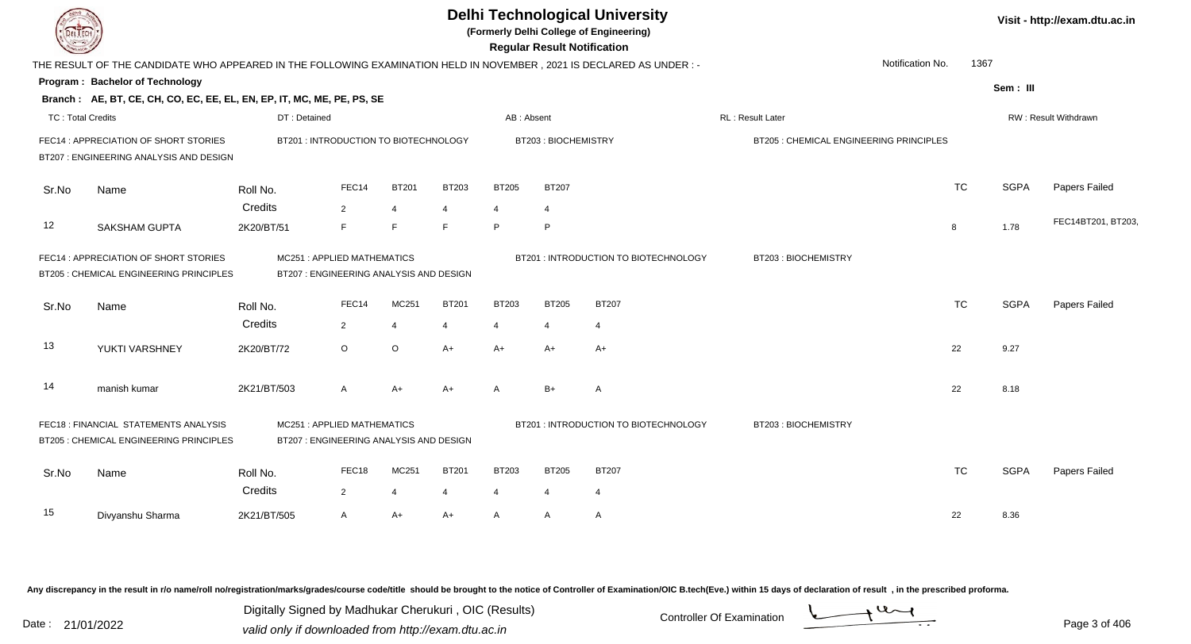# Delhi Technological University

**(Formerly Delhi College of Engineering)**

**Regular Result Notification**

Visit - http://exam.dtu.ac.in

THE RESULT OF THE CANDIDATE WHO APPEARED IN THE FOLLOWING EXAMINATION HELD IN NOVEMBER , 2021 IS DECLARED AS UNDER : -

Notification No. 1367

**Program : Bachelor of Technology**

**Sem : III**

**Branch : AE, BT, CE, CH, CO, EC, EE, EL, EN, EP, IT, MC, ME, PE, PS, SE**

TC : Total Credits | DT : Detained | AB : Absent | RL : Result Later | RW : Result Withdrawn

FEC14 : APPRECIATION OF SHORT STORIES
BT201 : INTRODUCTION TO BIOTECHNOLOGY
BT203 : BIOCHEMISTRY
BT205 : CHEMICAL ENGINEERING PRINCIPLES
BT207 : ENGINEERING ANALYSIS AND DESIGN

| Sr.No | Name | Roll No. | FEC14 | BT201 | BT203 | BT205 | BT207 | TC | SGPA | Papers Failed |
|---|---|---|---|---|---|---|---|---|---|---|
| | | Credits | 2 | 4 | 4 | 4 | 4 | | | |
| 12 | SAKSHAM GUPTA | 2K20/BT/51 | F | F | F | P | P | 8 | 1.78 | FEC14BT201, BT203, |

FEC14 : APPRECIATION OF SHORT STORIES
MC251 : APPLIED MATHEMATICS
BT201 : INTRODUCTION TO BIOTECHNOLOGY
BT203 : BIOCHEMISTRY
BT205 : CHEMICAL ENGINEERING PRINCIPLES
BT207 : ENGINEERING ANALYSIS AND DESIGN

| Sr.No | Name | Roll No. | FEC14 | MC251 | BT201 | BT203 | BT205 | BT207 | TC | SGPA | Papers Failed |
|---|---|---|---|---|---|---|---|---|---|---|---|
| | | Credits | 2 | 4 | 4 | 4 | 4 | 4 | | | |
| 13 | YUKTI VARSHNEY | 2K20/BT/72 | O | O | A+ | A+ | A+ | A+ | 22 | 9.27 | |
| 14 | manish kumar | 2K21/BT/503 | A | A+ | A+ | A | B+ | A | 22 | 8.18 | |

FEC18 : FINANCIAL STATEMENTS ANALYSIS
MC251 : APPLIED MATHEMATICS
BT201 : INTRODUCTION TO BIOTECHNOLOGY
BT203 : BIOCHEMISTRY
BT205 : CHEMICAL ENGINEERING PRINCIPLES
BT207 : ENGINEERING ANALYSIS AND DESIGN

| Sr.No | Name | Roll No. | FEC18 | MC251 | BT201 | BT203 | BT205 | BT207 | TC | SGPA | Papers Failed |
|---|---|---|---|---|---|---|---|---|---|---|---|
| | | Credits | 2 | 4 | 4 | 4 | 4 | 4 | | | |
| 15 | Divyanshu Sharma | 2K21/BT/505 | A | A+ | A+ | A | A | A | 22 | 8.36 | |

Any discrepancy in the result in r/o name/roll no/registration/marks/grades/course code/title should be brought to the notice of Controller of Examination/OIC B.tech(Eve.) within 15 days of declaration of result , in the prescribed proforma.

Date : 21/01/2022

Digitally Signed by Madhukar Cherukuri , OIC (Results)
valid only if downloaded from http://exam.dtu.ac.in

Controller Of Examination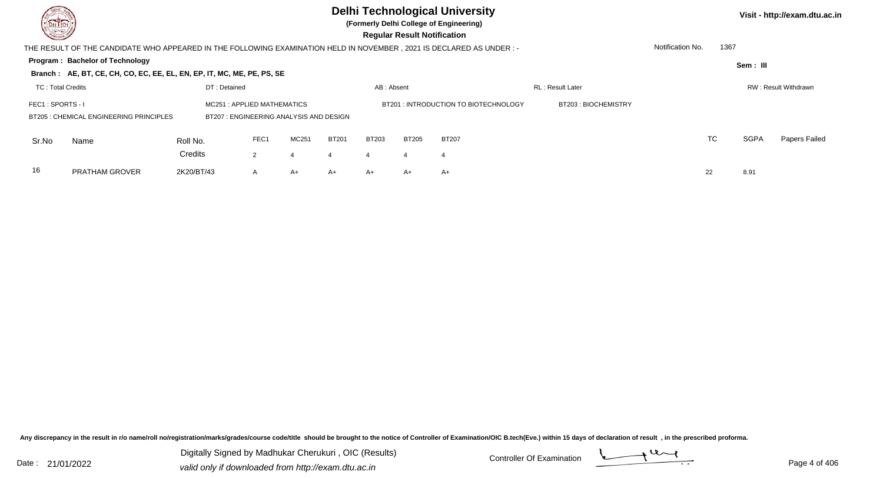# Delhi Technological University

**(Formerly Delhi College of Engineering)**

**Regular Result Notification**

Visit - http://exam.dtu.ac.in

THE RESULT OF THE CANDIDATE WHO APPEARED IN THE FOLLOWING EXAMINATION HELD IN NOVEMBER , 2021 IS DECLARED AS UNDER : -

Notification No. 1367

**Program : Bachelor of Technology**

Sem : III

**Branch : AE, BT, CE, CH, CO, EC, EE, EL, EN, EP, IT, MC, ME, PE, PS, SE**

TC : Total Credits | DT : Detained | AB : Absent | RL : Result Later | RW : Result Withdrawn

FEC1 : SPORTS - I | MC251 : APPLIED MATHEMATICS | BT201 : INTRODUCTION TO BIOTECHNOLOGY | BT203 : BIOCHEMISTRY

BT205 : CHEMICAL ENGINEERING PRINCIPLES | BT207 : ENGINEERING ANALYSIS AND DESIGN

| Sr.No | Name | Roll No. | FEC1 | MC251 | BT201 | BT203 | BT205 | BT207 | TC | SGPA | Papers Failed |
|---|---|---|---|---|---|---|---|---|---|---|---|
| | | Credits | 2 | 4 | 4 | 4 | 4 | 4 | | | |
| 16 | PRATHAM GROVER | 2K20/BT/43 | A | A+ | A+ | A+ | A+ | A+ | 22 | 8.91 | |

Any discrepancy in the result in r/o name/roll no/registration/marks/grades/course code/title should be brought to the notice of Controller of Examination/OIC B.tech(Eve.) within 15 days of declaration of result , in the prescribed proforma.

Date : 21/01/2022

Digitally Signed by Madhukar Cherukuri , OIC (Results)
valid only if downloaded from http://exam.dtu.ac.in

Controller Of Examination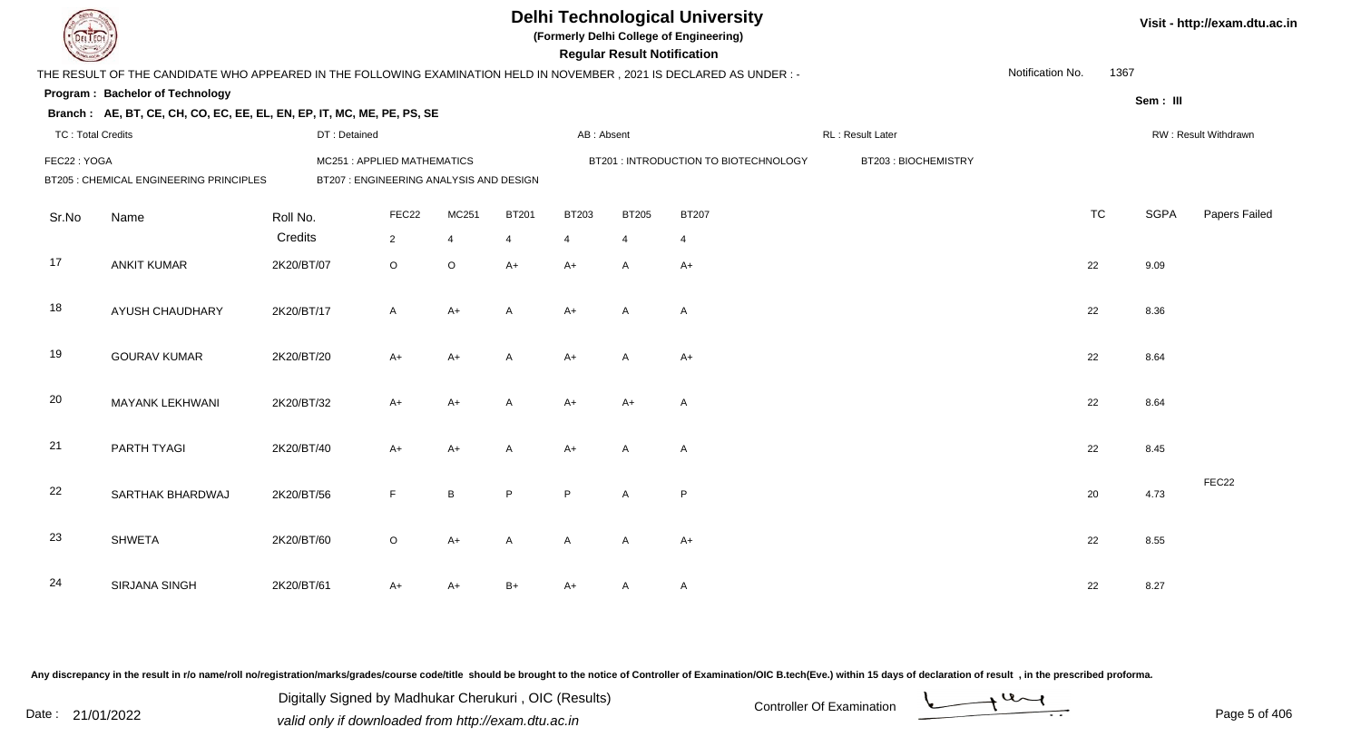# Delhi Technological University

**(Formerly Delhi College of Engineering)**

**Regular Result Notification**

THE RESULT OF THE CANDIDATE WHO APPEARED IN THE FOLLOWING EXAMINATION HELD IN NOVEMBER , 2021 IS DECLARED AS UNDER : -

Notification No. 1367

**Program : Bachelor of Technology**

Sem : III

**Branch : AE, BT, CE, CH, CO, EC, EE, EL, EN, EP, IT, MC, ME, PE, PS, SE**

TC : Total Credits | DT : Detained | AB : Absent | RL : Result Later | RW : Result Withdrawn

FEC22 : YOGA | MC251 : APPLIED MATHEMATICS | BT201 : INTRODUCTION TO BIOTECHNOLOGY | BT203 : BIOCHEMISTRY | BT205 : CHEMICAL ENGINEERING PRINCIPLES | BT207 : ENGINEERING ANALYSIS AND DESIGN

| Sr.No | Name | Roll No. | FEC22 | MC251 | BT201 | BT203 | BT205 | BT207 | TC | SGPA | Papers Failed |
|---|---|---|---|---|---|---|---|---|---|---|---|
| | | Credits | 2 | 4 | 4 | 4 | 4 | 4 | | | |
| 17 | ANKIT KUMAR | 2K20/BT/07 | O | O | A+ | A+ | A | A+ | 22 | 9.09 | |
| 18 | AYUSH CHAUDHARY | 2K20/BT/17 | A | A+ | A | A+ | A | A | 22 | 8.36 | |
| 19 | GOURAV KUMAR | 2K20/BT/20 | A+ | A+ | A | A+ | A | A+ | 22 | 8.64 | |
| 20 | MAYANK LEKHWANI | 2K20/BT/32 | A+ | A+ | A | A+ | A+ | A | 22 | 8.64 | |
| 21 | PARTH TYAGI | 2K20/BT/40 | A+ | A+ | A | A+ | A | A | 22 | 8.45 | |
| 22 | SARTHAK BHARDWAJ | 2K20/BT/56 | F | B | P | P | A | P | 20 | 4.73 | FEC22 |
| 23 | SHWETA | 2K20/BT/60 | O | A+ | A | A | A | A+ | 22 | 8.55 | |
| 24 | SIRJANA SINGH | 2K20/BT/61 | A+ | A+ | B+ | A+ | A | A | 22 | 8.27 | |

Any discrepancy in the result in r/o name/roll no/registration/marks/grades/course code/title should be brought to the notice of Controller of Examination/OIC B.tech(Eve.) within 15 days of declaration of result , in the prescribed proforma.

Date : 21/01/2022

Digitally Signed by Madhukar Cherukuri , OIC (Results)
valid only if downloaded from http://exam.dtu.ac.in

Controller Of Examination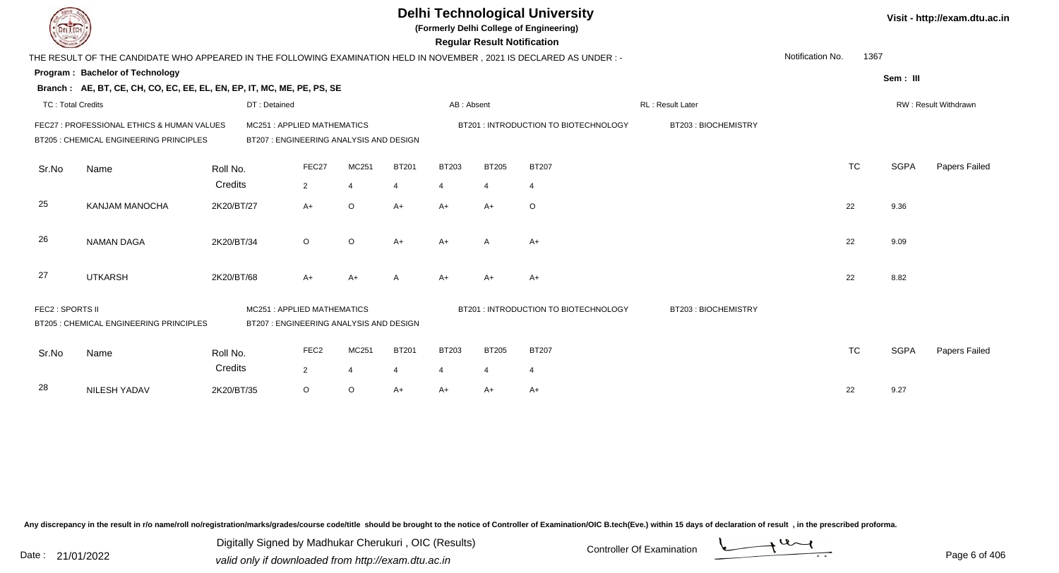# Delhi Technological University

(Formerly Delhi College of Engineering)

**Regular Result Notification**

Visit - http://exam.dtu.ac.in

THE RESULT OF THE CANDIDATE WHO APPEARED IN THE FOLLOWING EXAMINATION HELD IN NOVEMBER , 2021 IS DECLARED AS UNDER : -

Notification No. 1367

**Program : Bachelor of Technology**

Sem : III

**Branch : AE, BT, CE, CH, CO, EC, EE, EL, EN, EP, IT, MC, ME, PE, PS, SE**

TC : Total Credits | DT : Detained | AB : Absent | RL : Result Later | RW : Result Withdrawn

FEC27 : PROFESSIONAL ETHICS & HUMAN VALUES
MC251 : APPLIED MATHEMATICS
BT201 : INTRODUCTION TO BIOTECHNOLOGY
BT203 : BIOCHEMISTRY
BT205 : CHEMICAL ENGINEERING PRINCIPLES
BT207 : ENGINEERING ANALYSIS AND DESIGN

| Sr.No | Name | Roll No. | FEC27 | MC251 | BT201 | BT203 | BT205 | BT207 | TC | SGPA | Papers Failed |
|---|---|---|---|---|---|---|---|---|---|---|---|
| | | Credits | 2 | 4 | 4 | 4 | 4 | 4 | | | |
| 25 | KANJAM MANOCHA | 2K20/BT/27 | A+ | O | A+ | A+ | A+ | O | 22 | 9.36 | |
| 26 | NAMAN DAGA | 2K20/BT/34 | O | O | A+ | A+ | A | A+ | 22 | 9.09 | |
| 27 | UTKARSH | 2K20/BT/68 | A+ | A+ | A | A+ | A+ | A+ | 22 | 8.82 | |

FEC2 : SPORTS II
MC251 : APPLIED MATHEMATICS
BT201 : INTRODUCTION TO BIOTECHNOLOGY
BT203 : BIOCHEMISTRY
BT205 : CHEMICAL ENGINEERING PRINCIPLES
BT207 : ENGINEERING ANALYSIS AND DESIGN

| Sr.No | Name | Roll No. | FEC2 | MC251 | BT201 | BT203 | BT205 | BT207 | TC | SGPA | Papers Failed |
|---|---|---|---|---|---|---|---|---|---|---|---|
| | | Credits | 2 | 4 | 4 | 4 | 4 | 4 | | | |
| 28 | NILESH YADAV | 2K20/BT/35 | O | O | A+ | A+ | A+ | A+ | 22 | 9.27 | |

Any discrepancy in the result in r/o name/roll no/registration/marks/grades/course code/title should be brought to the notice of Controller of Examination/OIC B.tech(Eve.) within 15 days of declaration of result , in the prescribed proforma.

Date : 21/01/2022

Digitally Signed by Madhukar Cherukuri , OIC (Results)
valid only if downloaded from http://exam.dtu.ac.in

Controller Of Examination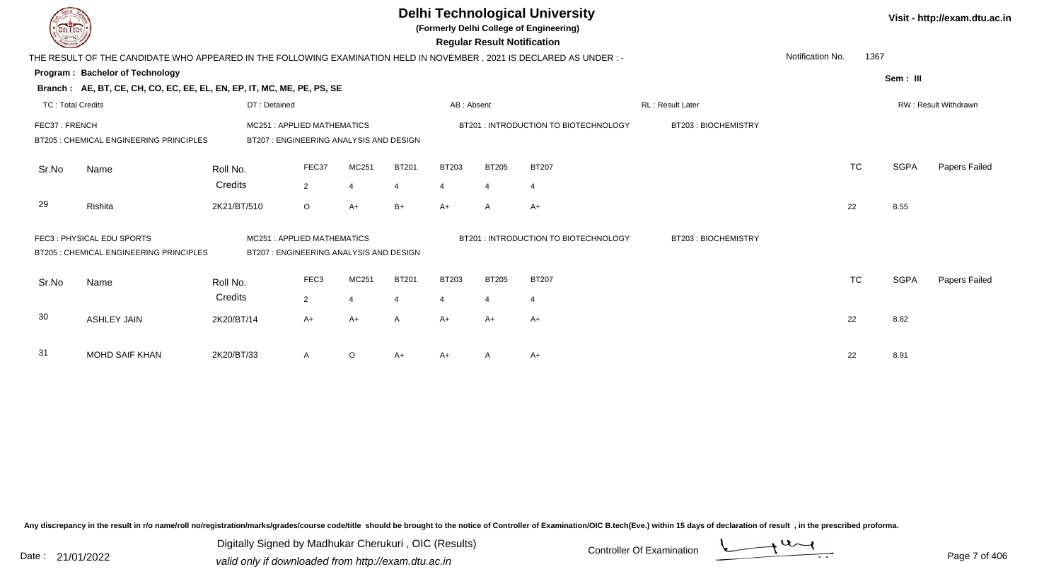# Delhi Technological University

(Formerly Delhi College of Engineering)

**Regular Result Notification**

Visit - http://exam.dtu.ac.in

THE RESULT OF THE CANDIDATE WHO APPEARED IN THE FOLLOWING EXAMINATION HELD IN NOVEMBER , 2021 IS DECLARED AS UNDER : -

Notification No. 1367

**Program : Bachelor of Technology**

Sem : III

**Branch : AE, BT, CE, CH, CO, EC, EE, EL, EN, EP, IT, MC, ME, PE, PS, SE**

TC : Total Credits | DT : Detained | AB : Absent | RL : Result Later | RW : Result Withdrawn

FEC37 : FRENCH | MC251 : APPLIED MATHEMATICS | BT201 : INTRODUCTION TO BIOTECHNOLOGY | BT203 : BIOCHEMISTRY
BT205 : CHEMICAL ENGINEERING PRINCIPLES | BT207 : ENGINEERING ANALYSIS AND DESIGN

| Sr.No | Name | Roll No. | FEC37 | MC251 | BT201 | BT203 | BT205 | BT207 | TC | SGPA | Papers Failed |
|---|---|---|---|---|---|---|---|---|---|---|---|
| | | Credits | 2 | 4 | 4 | 4 | 4 | 4 | | | |
| 29 | Rishita | 2K21/BT/510 | O | A+ | B+ | A+ | A | A+ | 22 | 8.55 | |

FEC3 : PHYSICAL EDU SPORTS | MC251 : APPLIED MATHEMATICS | BT201 : INTRODUCTION TO BIOTECHNOLOGY | BT203 : BIOCHEMISTRY
BT205 : CHEMICAL ENGINEERING PRINCIPLES | BT207 : ENGINEERING ANALYSIS AND DESIGN

| Sr.No | Name | Roll No. | FEC3 | MC251 | BT201 | BT203 | BT205 | BT207 | TC | SGPA | Papers Failed |
|---|---|---|---|---|---|---|---|---|---|---|---|
| | | Credits | 2 | 4 | 4 | 4 | 4 | 4 | | | |
| 30 | ASHLEY JAIN | 2K20/BT/14 | A+ | A+ | A | A+ | A+ | A+ | 22 | 8.82 | |
| 31 | MOHD SAIF KHAN | 2K20/BT/33 | A | O | A+ | A+ | A | A+ | 22 | 8.91 | |

Any discrepancy in the result in r/o name/roll no/registration/marks/grades/course code/title should be brought to the notice of Controller of Examination/OIC B.tech(Eve.) within 15 days of declaration of result , in the prescribed proforma.

Date : 21/01/2022

Digitally Signed by Madhukar Cherukuri , OIC (Results)
valid only if downloaded from http://exam.dtu.ac.in

Controller Of Examination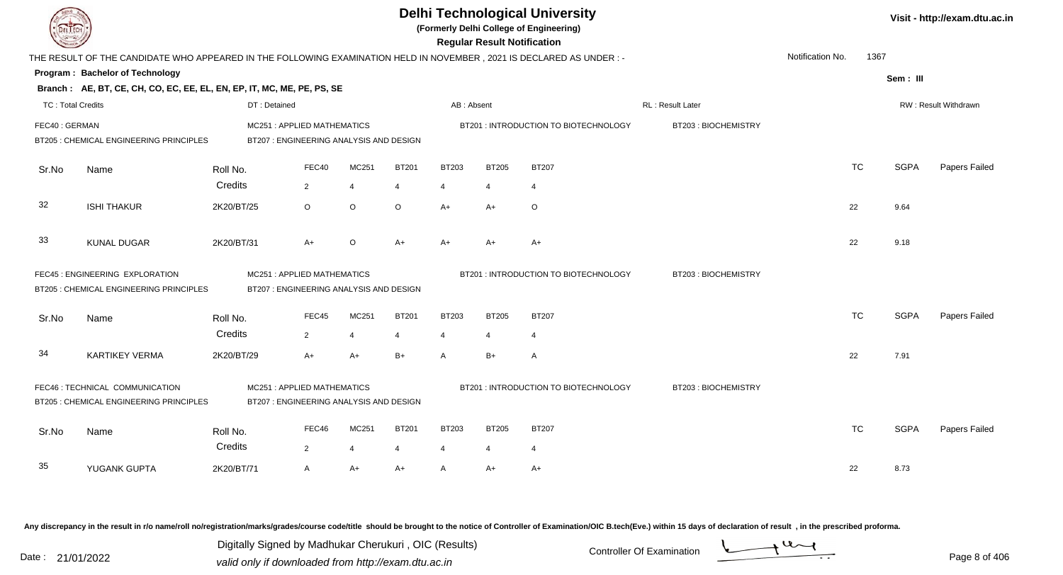# Delhi Technological University

**(Formerly Delhi College of Engineering)**

**Regular Result Notification**

Visit - http://exam.dtu.ac.in

THE RESULT OF THE CANDIDATE WHO APPEARED IN THE FOLLOWING EXAMINATION HELD IN NOVEMBER , 2021 IS DECLARED AS UNDER : -

Notification No. 1367

**Program : Bachelor of Technology**

Sem : III

**Branch : AE, BT, CE, CH, CO, EC, EE, EL, EN, EP, IT, MC, ME, PE, PS, SE**

TC : Total Credits | DT : Detained | AB : Absent | RL : Result Later | RW : Result Withdrawn

FEC40 : GERMAN | MC251 : APPLIED MATHEMATICS | BT201 : INTRODUCTION TO BIOTECHNOLOGY | BT203 : BIOCHEMISTRY | BT205 : CHEMICAL ENGINEERING PRINCIPLES | BT207 : ENGINEERING ANALYSIS AND DESIGN

| Sr.No | Name | Roll No. | FEC40 | MC251 | BT201 | BT203 | BT205 | BT207 | TC | SGPA | Papers Failed |
|---|---|---|---|---|---|---|---|---|---|---|---|
| | | Credits | 2 | 4 | 4 | 4 | 4 | 4 | | | |
| 32 | ISHI THAKUR | 2K20/BT/25 | O | O | O | A+ | A+ | O | 22 | 9.64 | |
| 33 | KUNAL DUGAR | 2K20/BT/31 | A+ | O | A+ | A+ | A+ | A+ | 22 | 9.18 | |

FEC45 : ENGINEERING EXPLORATION | MC251 : APPLIED MATHEMATICS | BT201 : INTRODUCTION TO BIOTECHNOLOGY | BT203 : BIOCHEMISTRY | BT205 : CHEMICAL ENGINEERING PRINCIPLES | BT207 : ENGINEERING ANALYSIS AND DESIGN

| Sr.No | Name | Roll No. | FEC45 | MC251 | BT201 | BT203 | BT205 | BT207 | TC | SGPA | Papers Failed |
|---|---|---|---|---|---|---|---|---|---|---|---|
| | | Credits | 2 | 4 | 4 | 4 | 4 | 4 | | | |
| 34 | KARTIKEY VERMA | 2K20/BT/29 | A+ | A+ | B+ | A | B+ | A | 22 | 7.91 | |

FEC46 : TECHNICAL COMMUNICATION | MC251 : APPLIED MATHEMATICS | BT201 : INTRODUCTION TO BIOTECHNOLOGY | BT203 : BIOCHEMISTRY | BT205 : CHEMICAL ENGINEERING PRINCIPLES | BT207 : ENGINEERING ANALYSIS AND DESIGN

| Sr.No | Name | Roll No. | FEC46 | MC251 | BT201 | BT203 | BT205 | BT207 | TC | SGPA | Papers Failed |
|---|---|---|---|---|---|---|---|---|---|---|---|
| | | Credits | 2 | 4 | 4 | 4 | 4 | 4 | | | |
| 35 | YUGANK GUPTA | 2K20/BT/71 | A | A+ | A+ | A | A+ | A+ | 22 | 8.73 | |

Any discrepancy in the result in r/o name/roll no/registration/marks/grades/course code/title should be brought to the notice of Controller of Examination/OIC B.tech(Eve.) within 15 days of declaration of result , in the prescribed proforma.

Date : 21/01/2022

Digitally Signed by Madhukar Cherukuri , OIC (Results)
valid only if downloaded from http://exam.dtu.ac.in

Controller Of Examination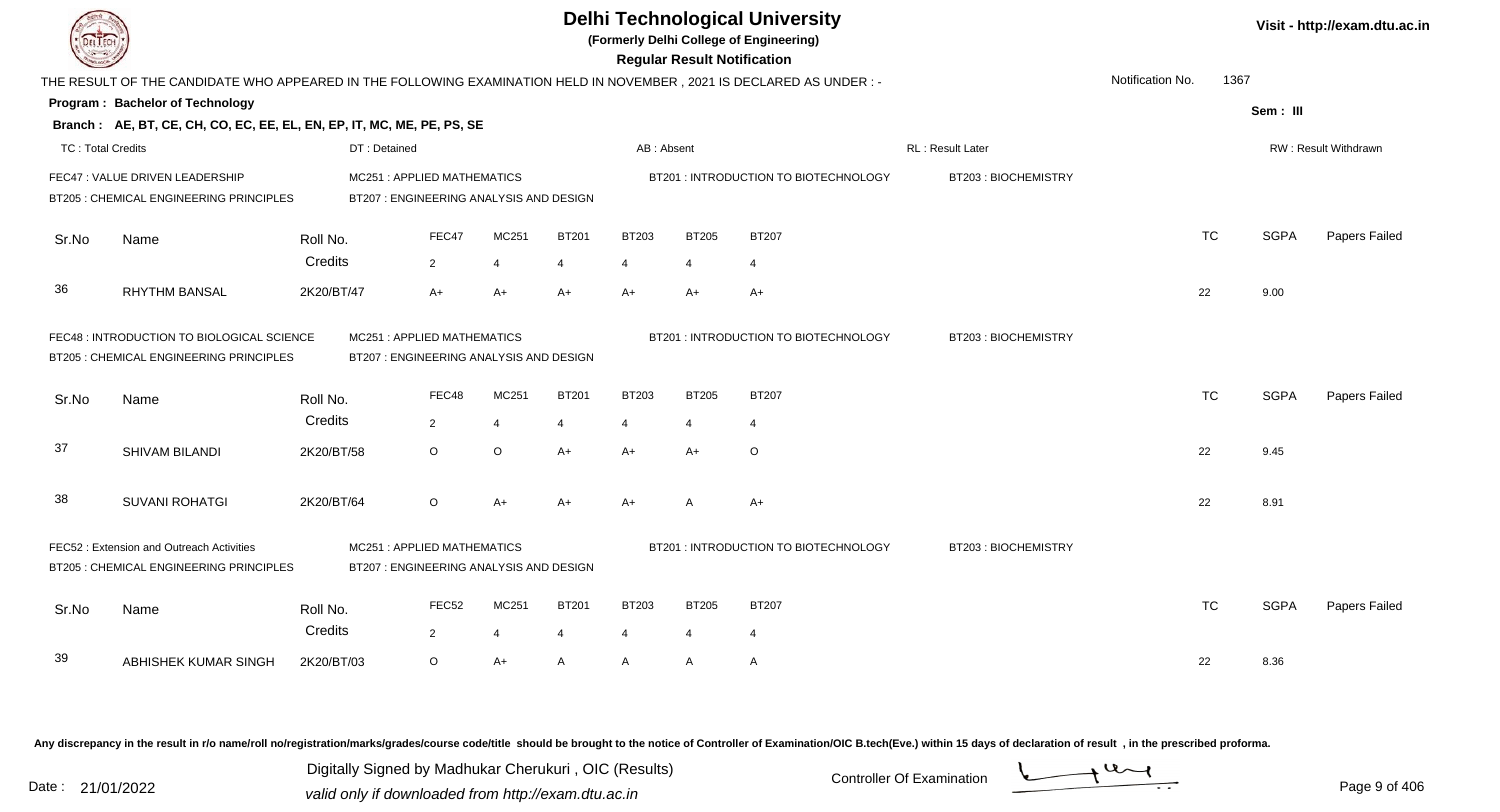# Delhi Technological University

**(Formerly Delhi College of Engineering)**

**Regular Result Notification**

Visit - http://exam.dtu.ac.in

THE RESULT OF THE CANDIDATE WHO APPEARED IN THE FOLLOWING EXAMINATION HELD IN NOVEMBER , 2021 IS DECLARED AS UNDER : -

Notification No. 1367

**Program : Bachelor of Technology**

Sem : III

**Branch : AE, BT, CE, CH, CO, EC, EE, EL, EN, EP, IT, MC, ME, PE, PS, SE**

TC : Total Credits | DT : Detained | AB : Absent | RL : Result Later | RW : Result Withdrawn

FEC47 : VALUE DRIVEN LEADERSHIP | MC251 : APPLIED MATHEMATICS | BT201 : INTRODUCTION TO BIOTECHNOLOGY | BT203 : BIOCHEMISTRY
BT205 : CHEMICAL ENGINEERING PRINCIPLES | BT207 : ENGINEERING ANALYSIS AND DESIGN

| Sr.No | Name | Roll No. | FEC47 | MC251 | BT201 | BT203 | BT205 | BT207 | TC | SGPA | Papers Failed |
|---|---|---|---|---|---|---|---|---|---|---|---|
| | | Credits | 2 | 4 | 4 | 4 | 4 | 4 | | | |
| 36 | RHYTHM BANSAL | 2K20/BT/47 | A+ | A+ | A+ | A+ | A+ | A+ | 22 | 9.00 | |

FEC48 : INTRODUCTION TO BIOLOGICAL SCIENCE | MC251 : APPLIED MATHEMATICS | BT201 : INTRODUCTION TO BIOTECHNOLOGY | BT203 : BIOCHEMISTRY
BT205 : CHEMICAL ENGINEERING PRINCIPLES | BT207 : ENGINEERING ANALYSIS AND DESIGN

| Sr.No | Name | Roll No. | FEC48 | MC251 | BT201 | BT203 | BT205 | BT207 | TC | SGPA | Papers Failed |
|---|---|---|---|---|---|---|---|---|---|---|---|
| | | Credits | 2 | 4 | 4 | 4 | 4 | 4 | | | |
| 37 | SHIVAM BILANDI | 2K20/BT/58 | O | O | A+ | A+ | A+ | O | 22 | 9.45 | |
| 38 | SUVANI ROHATGI | 2K20/BT/64 | O | A+ | A+ | A+ | A | A+ | 22 | 8.91 | |

FEC52 : Extension and Outreach Activities | MC251 : APPLIED MATHEMATICS | BT201 : INTRODUCTION TO BIOTECHNOLOGY | BT203 : BIOCHEMISTRY
BT205 : CHEMICAL ENGINEERING PRINCIPLES | BT207 : ENGINEERING ANALYSIS AND DESIGN

| Sr.No | Name | Roll No. | FEC52 | MC251 | BT201 | BT203 | BT205 | BT207 | TC | SGPA | Papers Failed |
|---|---|---|---|---|---|---|---|---|---|---|---|
| | | Credits | 2 | 4 | 4 | 4 | 4 | 4 | | | |
| 39 | ABHISHEK KUMAR SINGH | 2K20/BT/03 | O | A+ | A | A | A | A | 22 | 8.36 | |

Any discrepancy in the result in r/o name/roll no/registration/marks/grades/course code/title should be brought to the notice of Controller of Examination/OIC B.tech(Eve.) within 15 days of declaration of result , in the prescribed proforma.

Date : 21/01/2022

Digitally Signed by Madhukar Cherukuri , OIC (Results)
valid only if downloaded from http://exam.dtu.ac.in

Controller Of Examination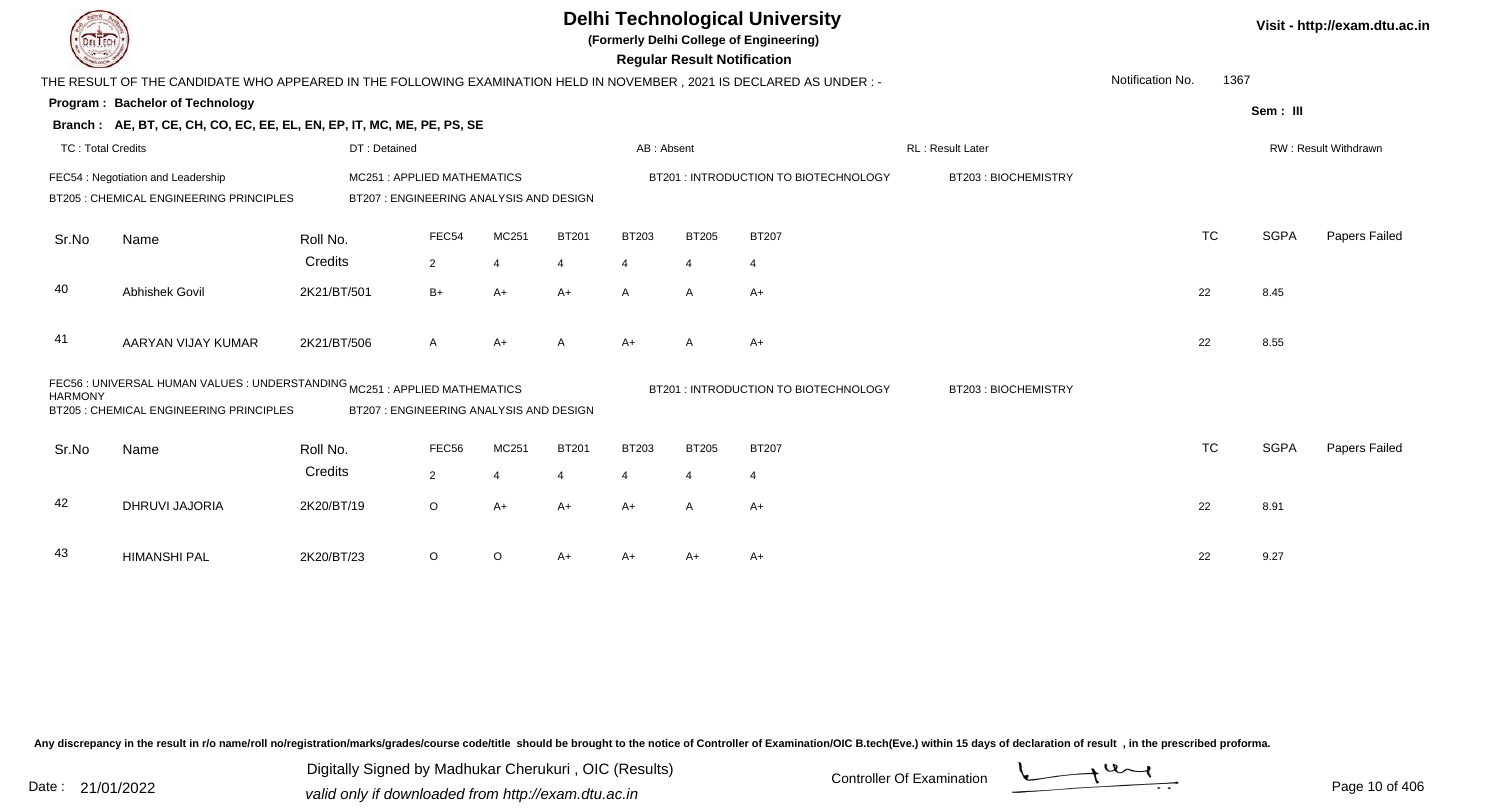# Delhi Technological University

**(Formerly Delhi College of Engineering)**

**Regular Result Notification**

Visit - http://exam.dtu.ac.in

THE RESULT OF THE CANDIDATE WHO APPEARED IN THE FOLLOWING EXAMINATION HELD IN NOVEMBER , 2021 IS DECLARED AS UNDER : -

Notification No. 1367

**Program : Bachelor of Technology**

Sem : III

**Branch : AE, BT, CE, CH, CO, EC, EE, EL, EN, EP, IT, MC, ME, PE, PS, SE**

TC : Total Credits | DT : Detained | AB : Absent | RL : Result Later | RW : Result Withdrawn

FEC54 : Negotiation and Leadership | MC251 : APPLIED MATHEMATICS | BT201 : INTRODUCTION TO BIOTECHNOLOGY | BT203 : BIOCHEMISTRY
BT205 : CHEMICAL ENGINEERING PRINCIPLES | BT207 : ENGINEERING ANALYSIS AND DESIGN

| Sr.No | Name | Roll No. | FEC54 | MC251 | BT201 | BT203 | BT205 | BT207 | TC | SGPA | Papers Failed |
|---|---|---|---|---|---|---|---|---|---|---|---|
| | | Credits | 2 | 4 | 4 | 4 | 4 | 4 | | | |
| 40 | Abhishek Govil | 2K21/BT/501 | B+ | A+ | A+ | A | A | A+ | 22 | 8.45 | |
| 41 | AARYAN VIJAY KUMAR | 2K21/BT/506 | A | A+ | A | A+ | A | A+ | 22 | 8.55 | |

FEC56 : UNIVERSAL HUMAN VALUES : UNDERSTANDING HARMONY | MC251 : APPLIED MATHEMATICS | BT201 : INTRODUCTION TO BIOTECHNOLOGY | BT203 : BIOCHEMISTRY
BT205 : CHEMICAL ENGINEERING PRINCIPLES | BT207 : ENGINEERING ANALYSIS AND DESIGN

| Sr.No | Name | Roll No. | FEC56 | MC251 | BT201 | BT203 | BT205 | BT207 | TC | SGPA | Papers Failed |
|---|---|---|---|---|---|---|---|---|---|---|---|
| | | Credits | 2 | 4 | 4 | 4 | 4 | 4 | | | |
| 42 | DHRUVI JAJORIA | 2K20/BT/19 | O | A+ | A+ | A+ | A | A+ | 22 | 8.91 | |
| 43 | HIMANSHI PAL | 2K20/BT/23 | O | O | A+ | A+ | A+ | A+ | 22 | 9.27 | |

Any discrepancy in the result in r/o name/roll no/registration/marks/grades/course code/title should be brought to the notice of Controller of Examination/OIC B.tech(Eve.) within 15 days of declaration of result , in the prescribed proforma.

Date : 21/01/2022

Digitally Signed by Madhukar Cherukuri , OIC (Results)
valid only if downloaded from http://exam.dtu.ac.in

Controller Of Examination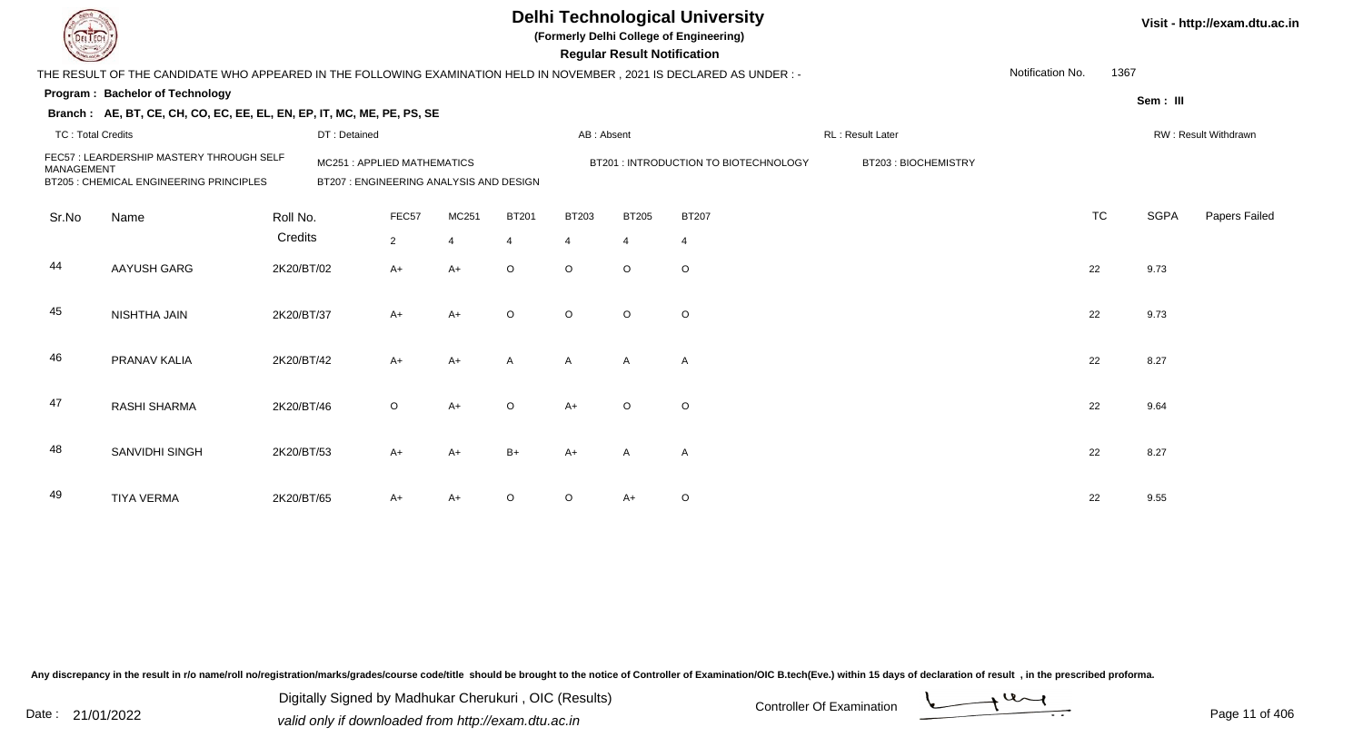# Delhi Technological University

**(Formerly Delhi College of Engineering)**

**Regular Result Notification**

Visit - http://exam.dtu.ac.in

THE RESULT OF THE CANDIDATE WHO APPEARED IN THE FOLLOWING EXAMINATION HELD IN NOVEMBER , 2021 IS DECLARED AS UNDER : -

Notification No. 1367

**Program : Bachelor of Technology**

Sem : III

**Branch : AE, BT, CE, CH, CO, EC, EE, EL, EN, EP, IT, MC, ME, PE, PS, SE**

TC : Total Credits | DT : Detained | AB : Absent | RL : Result Later | RW : Result Withdrawn

FEC57 : LEARDERSHIP MASTERY THROUGH SELF MANAGEMENT
MC251 : APPLIED MATHEMATICS
BT201 : INTRODUCTION TO BIOTECHNOLOGY
BT203 : BIOCHEMISTRY
BT205 : CHEMICAL ENGINEERING PRINCIPLES
BT207 : ENGINEERING ANALYSIS AND DESIGN

| Sr.No | Name | Roll No. | FEC57 | MC251 | BT201 | BT203 | BT205 | BT207 | TC | SGPA | Papers Failed |
|---|---|---|---|---|---|---|---|---|---|---|---|
| | | Credits | 2 | 4 | 4 | 4 | 4 | 4 | | | |
| 44 | AAYUSH GARG | 2K20/BT/02 | A+ | A+ | O | O | O | O | 22 | 9.73 | |
| 45 | NISHTHA JAIN | 2K20/BT/37 | A+ | A+ | O | O | O | O | 22 | 9.73 | |
| 46 | PRANAV KALIA | 2K20/BT/42 | A+ | A+ | A | A | A | A | 22 | 8.27 | |
| 47 | RASHI SHARMA | 2K20/BT/46 | O | A+ | O | A+ | O | O | 22 | 9.64 | |
| 48 | SANVIDHI SINGH | 2K20/BT/53 | A+ | A+ | B+ | A+ | A | A | 22 | 8.27 | |
| 49 | TIYA VERMA | 2K20/BT/65 | A+ | A+ | O | O | A+ | O | 22 | 9.55 | |

Any discrepancy in the result in r/o name/roll no/registration/marks/grades/course code/title should be brought to the notice of Controller of Examination/OIC B.tech(Eve.) within 15 days of declaration of result , in the prescribed proforma.

Date : 21/01/2022

Digitally Signed by Madhukar Cherukuri , OIC (Results)
valid only if downloaded from http://exam.dtu.ac.in

Controller Of Examination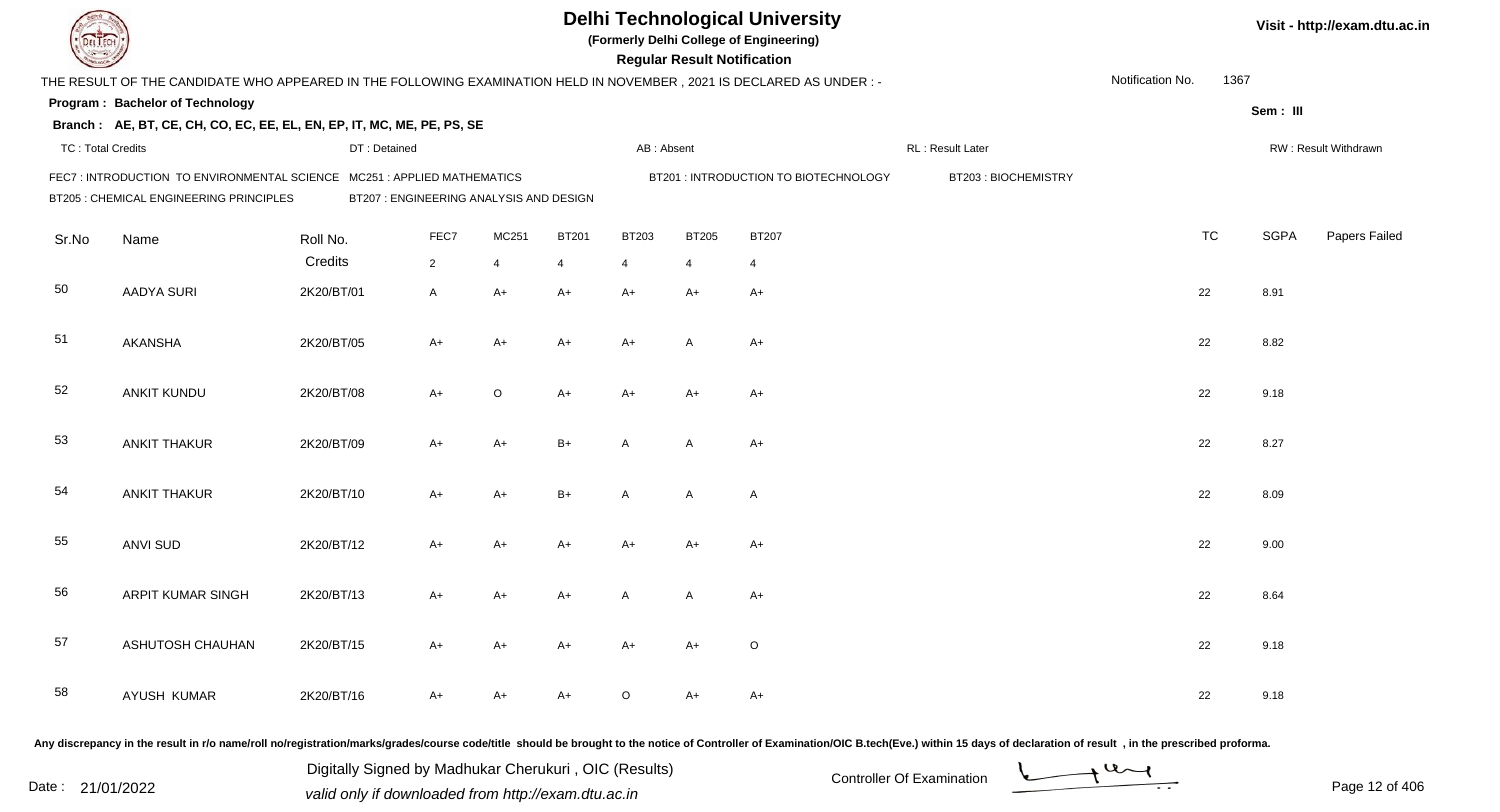# Delhi Technological University

(Formerly Delhi College of Engineering)

**Regular Result Notification**

Visit - http://exam.dtu.ac.in

THE RESULT OF THE CANDIDATE WHO APPEARED IN THE FOLLOWING EXAMINATION HELD IN NOVEMBER , 2021 IS DECLARED AS UNDER : -

Notification No. 1367

**Program : Bachelor of Technology**

Sem : III

**Branch : AE, BT, CE, CH, CO, EC, EE, EL, EN, EP, IT, MC, ME, PE, PS, SE**

TC : Total Credits | DT : Detained | AB : Absent | RL : Result Later | RW : Result Withdrawn

FEC7 : INTRODUCTION TO ENVIRONMENTAL SCIENCE | MC251 : APPLIED MATHEMATICS | BT201 : INTRODUCTION TO BIOTECHNOLOGY | BT203 : BIOCHEMISTRY

BT205 : CHEMICAL ENGINEERING PRINCIPLES | BT207 : ENGINEERING ANALYSIS AND DESIGN

| Sr.No | Name | Roll No. | FEC7 | MC251 | BT201 | BT203 | BT205 | BT207 | TC | SGPA | Papers Failed |
|---|---|---|---|---|---|---|---|---|---|---|---|
| | | Credits | 2 | 4 | 4 | 4 | 4 | 4 | | | |
| 50 | AADYA SURI | 2K20/BT/01 | A | A+ | A+ | A+ | A+ | A+ | 22 | 8.91 | |
| 51 | AKANSHA | 2K20/BT/05 | A+ | A+ | A+ | A+ | A | A+ | 22 | 8.82 | |
| 52 | ANKIT KUNDU | 2K20/BT/08 | A+ | O | A+ | A+ | A+ | A+ | 22 | 9.18 | |
| 53 | ANKIT THAKUR | 2K20/BT/09 | A+ | A+ | B+ | A | A | A+ | 22 | 8.27 | |
| 54 | ANKIT THAKUR | 2K20/BT/10 | A+ | A+ | B+ | A | A | A | 22 | 8.09 | |
| 55 | ANVI SUD | 2K20/BT/12 | A+ | A+ | A+ | A+ | A+ | A+ | 22 | 9.00 | |
| 56 | ARPIT KUMAR SINGH | 2K20/BT/13 | A+ | A+ | A+ | A | A | A+ | 22 | 8.64 | |
| 57 | ASHUTOSH CHAUHAN | 2K20/BT/15 | A+ | A+ | A+ | A+ | A+ | O | 22 | 9.18 | |
| 58 | AYUSH KUMAR | 2K20/BT/16 | A+ | A+ | A+ | O | A+ | A+ | 22 | 9.18 | |

Any discrepancy in the result in r/o name/roll no/registration/marks/grades/course code/title should be brought to the notice of Controller of Examination/OIC B.tech(Eve.) within 15 days of declaration of result , in the prescribed proforma.

Date : 21/01/2022

Digitally Signed by Madhukar Cherukuri , OIC (Results)

valid only if downloaded from http://exam.dtu.ac.in

Controller Of Examination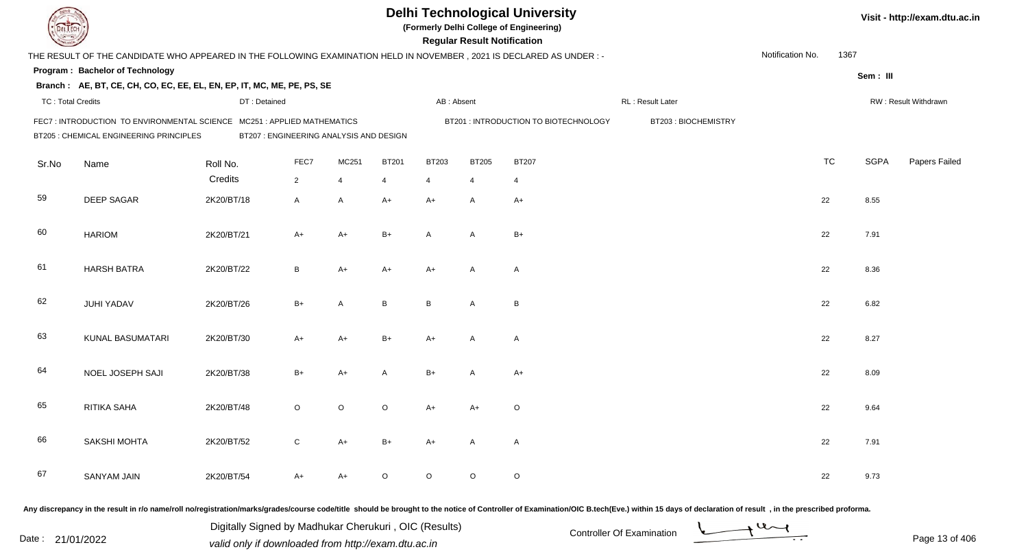# Delhi Technological University

**(Formerly Delhi College of Engineering)**

**Regular Result Notification**

Visit - http://exam.dtu.ac.in

THE RESULT OF THE CANDIDATE WHO APPEARED IN THE FOLLOWING EXAMINATION HELD IN NOVEMBER , 2021 IS DECLARED AS UNDER : -

Notification No. 1367

**Program : Bachelor of Technology**

Sem : III

**Branch : AE, BT, CE, CH, CO, EC, EE, EL, EN, EP, IT, MC, ME, PE, PS, SE**

TC : Total Credits | DT : Detained | AB : Absent | RL : Result Later | RW : Result Withdrawn

FEC7 : INTRODUCTION TO ENVIRONMENTAL SCIENCE | MC251 : APPLIED MATHEMATICS | BT201 : INTRODUCTION TO BIOTECHNOLOGY | BT203 : BIOCHEMISTRY | BT205 : CHEMICAL ENGINEERING PRINCIPLES | BT207 : ENGINEERING ANALYSIS AND DESIGN

| Sr.No | Name | Roll No. | FEC7 | MC251 | BT201 | BT203 | BT205 | BT207 | TC | SGPA | Papers Failed |
|---|---|---|---|---|---|---|---|---|---|---|---|
| | | Credits | 2 | 4 | 4 | 4 | 4 | 4 | | | |
| 59 | DEEP SAGAR | 2K20/BT/18 | A | A | A+ | A+ | A | A+ | 22 | 8.55 | |
| 60 | HARIOM | 2K20/BT/21 | A+ | A+ | B+ | A | A | B+ | 22 | 7.91 | |
| 61 | HARSH BATRA | 2K20/BT/22 | B | A+ | A+ | A+ | A | A | 22 | 8.36 | |
| 62 | JUHI YADAV | 2K20/BT/26 | B+ | A | B | B | A | B | 22 | 6.82 | |
| 63 | KUNAL BASUMATARI | 2K20/BT/30 | A+ | A+ | B+ | A+ | A | A | 22 | 8.27 | |
| 64 | NOEL JOSEPH SAJI | 2K20/BT/38 | B+ | A+ | A | B+ | A | A+ | 22 | 8.09 | |
| 65 | RITIKA SAHA | 2K20/BT/48 | O | O | O | A+ | A+ | O | 22 | 9.64 | |
| 66 | SAKSHI MOHTA | 2K20/BT/52 | C | A+ | B+ | A+ | A | A | 22 | 7.91 | |
| 67 | SANYAM JAIN | 2K20/BT/54 | A+ | A+ | O | O | O | O | 22 | 9.73 | |

Any discrepancy in the result in r/o name/roll no/registration/marks/grades/course code/title should be brought to the notice of Controller of Examination/OIC B.tech(Eve.) within 15 days of declaration of result , in the prescribed proforma.

Date : 21/01/2022

Digitally Signed by Madhukar Cherukuri , OIC (Results)
valid only if downloaded from http://exam.dtu.ac.in

Controller Of Examination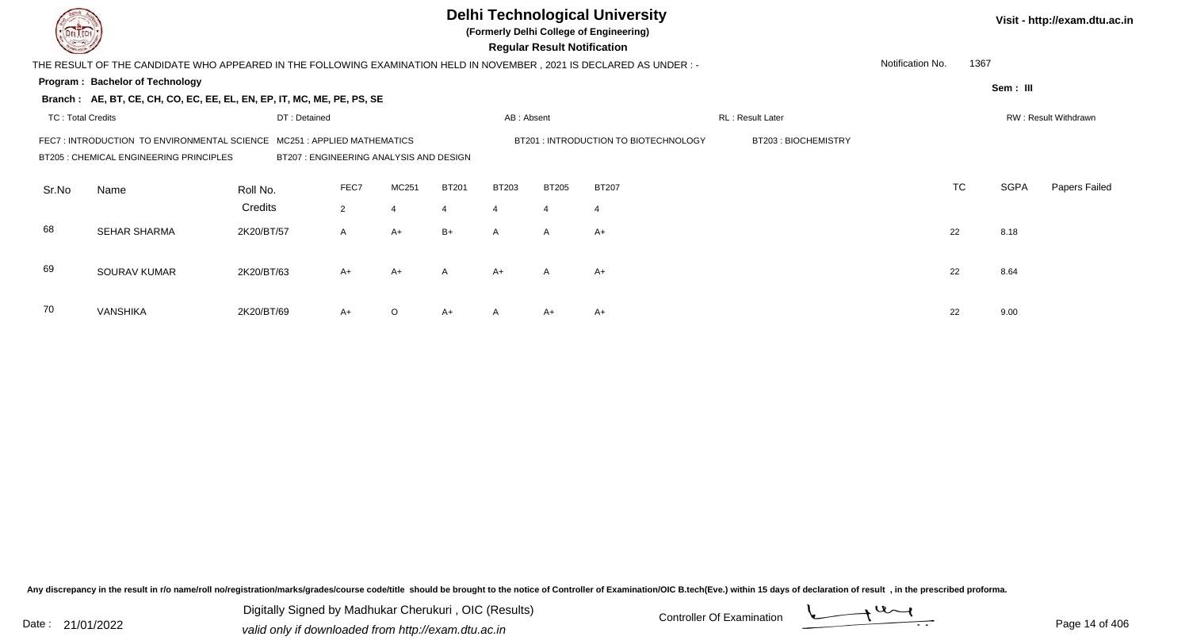# Delhi Technological University

**(Formerly Delhi College of Engineering)**

**Regular Result Notification**

Visit - http://exam.dtu.ac.in

THE RESULT OF THE CANDIDATE WHO APPEARED IN THE FOLLOWING EXAMINATION HELD IN NOVEMBER , 2021 IS DECLARED AS UNDER : -

Notification No. 1367

**Program : Bachelor of Technology**

Sem : III

**Branch : AE, BT, CE, CH, CO, EC, EE, EL, EN, EP, IT, MC, ME, PE, PS, SE**

TC : Total Credits | DT : Detained | AB : Absent | RL : Result Later | RW : Result Withdrawn

FEC7 : INTRODUCTION TO ENVIRONMENTAL SCIENCE | MC251 : APPLIED MATHEMATICS | BT201 : INTRODUCTION TO BIOTECHNOLOGY | BT203 : BIOCHEMISTRY | BT205 : CHEMICAL ENGINEERING PRINCIPLES | BT207 : ENGINEERING ANALYSIS AND DESIGN

| Sr.No | Name | Roll No. | FEC7 | MC251 | BT201 | BT203 | BT205 | BT207 | TC | SGPA | Papers Failed |
|---|---|---|---|---|---|---|---|---|---|---|---|
| | | Credits | 2 | 4 | 4 | 4 | 4 | 4 | | | |
| 68 | SEHAR SHARMA | 2K20/BT/57 | A | A+ | B+ | A | A | A+ | 22 | 8.18 | |
| 69 | SOURAV KUMAR | 2K20/BT/63 | A+ | A+ | A | A+ | A | A+ | 22 | 8.64 | |
| 70 | VANSHIKA | 2K20/BT/69 | A+ | O | A+ | A | A+ | A+ | 22 | 9.00 | |

Any discrepancy in the result in r/o name/roll no/registration/marks/grades/course code/title should be brought to the notice of Controller of Examination/OIC B.tech(Eve.) within 15 days of declaration of result , in the prescribed proforma.

Date : 21/01/2022

Digitally Signed by Madhukar Cherukuri , OIC (Results)
valid only if downloaded from http://exam.dtu.ac.in

Controller Of Examination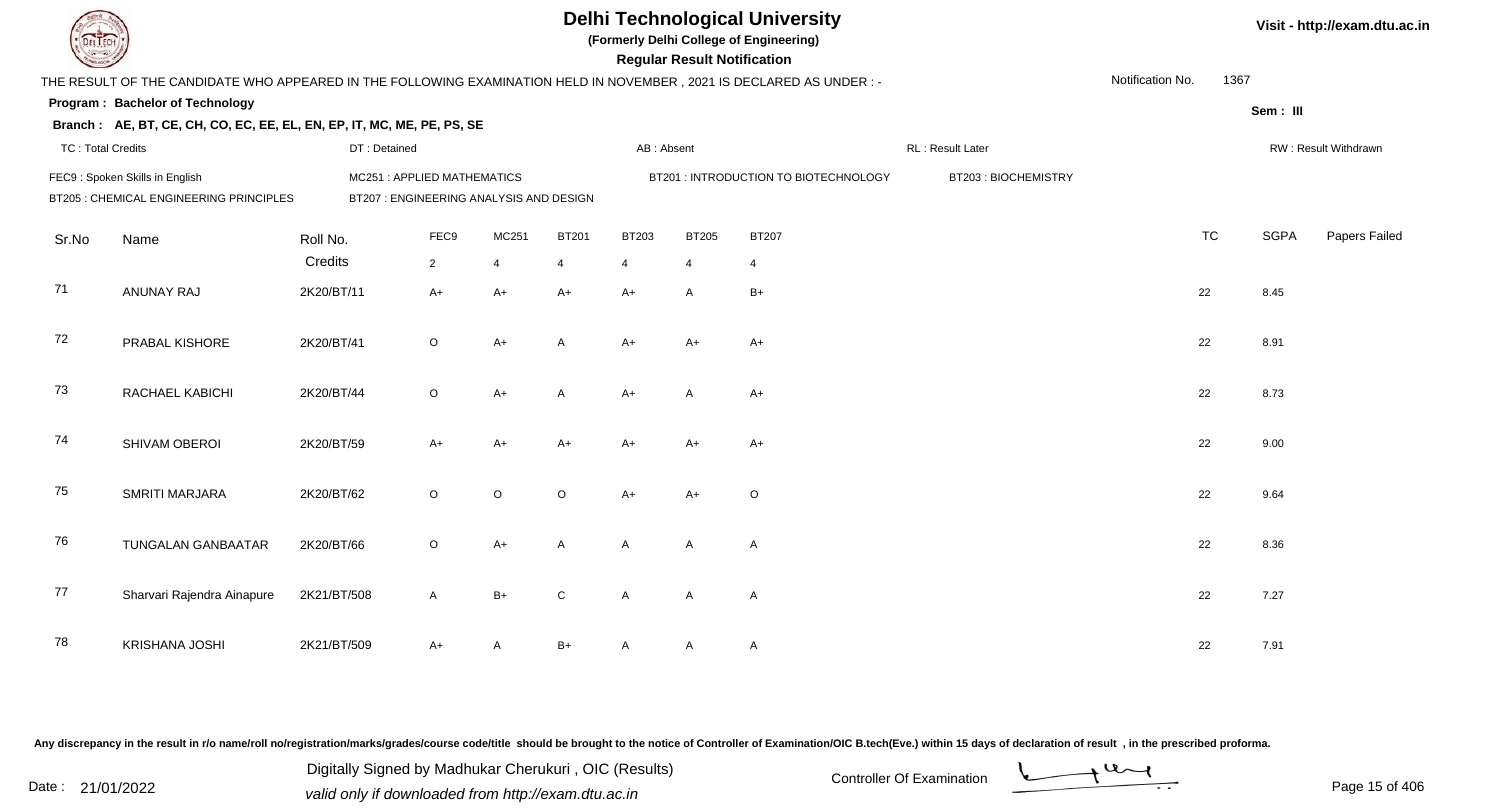# Delhi Technological University

**(Formerly Delhi College of Engineering)**

**Regular Result Notification**

Visit - http://exam.dtu.ac.in

THE RESULT OF THE CANDIDATE WHO APPEARED IN THE FOLLOWING EXAMINATION HELD IN NOVEMBER , 2021 IS DECLARED AS UNDER : -

Notification No. 1367

**Program : Bachelor of Technology**

Sem : III

**Branch : AE, BT, CE, CH, CO, EC, EE, EL, EN, EP, IT, MC, ME, PE, PS, SE**

TC : Total Credits | DT : Detained | AB : Absent | RL : Result Later | RW : Result Withdrawn

FEC9 : Spoken Skills in English | MC251 : APPLIED MATHEMATICS | BT201 : INTRODUCTION TO BIOTECHNOLOGY | BT203 : BIOCHEMISTRY
BT205 : CHEMICAL ENGINEERING PRINCIPLES | BT207 : ENGINEERING ANALYSIS AND DESIGN

| Sr.No | Name | Roll No. | FEC9 | MC251 | BT201 | BT203 | BT205 | BT207 | TC | SGPA | Papers Failed |
|---|---|---|---|---|---|---|---|---|---|---|---|
| | | Credits | 2 | 4 | 4 | 4 | 4 | 4 | | | |
| 71 | ANUNAY RAJ | 2K20/BT/11 | A+ | A+ | A+ | A+ | A | B+ | 22 | 8.45 | |
| 72 | PRABAL KISHORE | 2K20/BT/41 | O | A+ | A | A+ | A+ | A+ | 22 | 8.91 | |
| 73 | RACHAEL KABICHI | 2K20/BT/44 | O | A+ | A | A+ | A | A+ | 22 | 8.73 | |
| 74 | SHIVAM OBEROI | 2K20/BT/59 | A+ | A+ | A+ | A+ | A+ | A+ | 22 | 9.00 | |
| 75 | SMRITI MARJARA | 2K20/BT/62 | O | O | O | A+ | A+ | O | 22 | 9.64 | |
| 76 | TUNGALAN GANBAATAR | 2K20/BT/66 | O | A+ | A | A | A | A | 22 | 8.36 | |
| 77 | Sharvari Rajendra Ainapure | 2K21/BT/508 | A | B+ | C | A | A | A | 22 | 7.27 | |
| 78 | KRISHANA JOSHI | 2K21/BT/509 | A+ | A | B+ | A | A | A | 22 | 7.91 | |

Any discrepancy in the result in r/o name/roll no/registration/marks/grades/course code/title should be brought to the notice of Controller of Examination/OIC B.tech(Eve.) within 15 days of declaration of result , in the prescribed proforma.

Date : 21/01/2022

Digitally Signed by Madhukar Cherukuri , OIC (Results)
valid only if downloaded from http://exam.dtu.ac.in

Controller Of Examination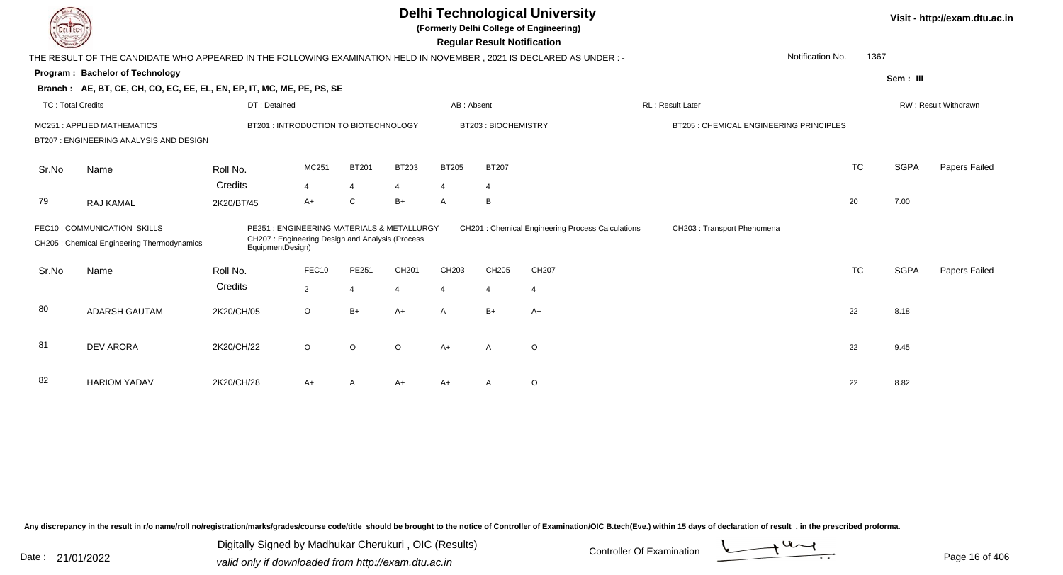# Delhi Technological University

**(Formerly Delhi College of Engineering)**

**Regular Result Notification**

Visit - http://exam.dtu.ac.in

THE RESULT OF THE CANDIDATE WHO APPEARED IN THE FOLLOWING EXAMINATION HELD IN NOVEMBER , 2021 IS DECLARED AS UNDER : -

Notification No. 1367

**Program : Bachelor of Technology**

Sem : III

**Branch : AE, BT, CE, CH, CO, EC, EE, EL, EN, EP, IT, MC, ME, PE, PS, SE**

TC : Total Credits | DT : Detained | AB : Absent | RL : Result Later | RW : Result Withdrawn

MC251 : APPLIED MATHEMATICS
BT201 : INTRODUCTION TO BIOTECHNOLOGY
BT203 : BIOCHEMISTRY
BT205 : CHEMICAL ENGINEERING PRINCIPLES
BT207 : ENGINEERING ANALYSIS AND DESIGN

| Sr.No | Name | Roll No. | MC251 | BT201 | BT203 | BT205 | BT207 | TC | SGPA | Papers Failed |
|---|---|---|---|---|---|---|---|---|---|---|
| | | Credits | 4 | 4 | 4 | 4 | 4 | | | |
| 79 | RAJ KAMAL | 2K20/BT/45 | A+ | C | B+ | A | B | 20 | 7.00 | |

FEC10 : COMMUNICATION SKILLS
PE251 : ENGINEERING MATERIALS & METALLURGY
CH201 : Chemical Engineering Process Calculations
CH203 : Transport Phenomena
CH205 : Chemical Engineering Thermodynamics
CH207 : Engineering Design and Analysis (Process EquipmentDesign)

| Sr.No | Name | Roll No. | FEC10 | PE251 | CH201 | CH203 | CH205 | CH207 | TC | SGPA | Papers Failed |
|---|---|---|---|---|---|---|---|---|---|---|---|
| | | Credits | 2 | 4 | 4 | 4 | 4 | 4 | | | |
| 80 | ADARSH GAUTAM | 2K20/CH/05 | O | B+ | A+ | A | B+ | A+ | 22 | 8.18 | |
| 81 | DEV ARORA | 2K20/CH/22 | O | O | O | A+ | A | O | 22 | 9.45 | |
| 82 | HARIOM YADAV | 2K20/CH/28 | A+ | A | A+ | A+ | A | O | 22 | 8.82 | |

Any discrepancy in the result in r/o name/roll no/registration/marks/grades/course code/title should be brought to the notice of Controller of Examination/OIC B.tech(Eve.) within 15 days of declaration of result , in the prescribed proforma.

Date : 21/01/2022

Digitally Signed by Madhukar Cherukuri , OIC (Results)
valid only if downloaded from http://exam.dtu.ac.in

Controller Of Examination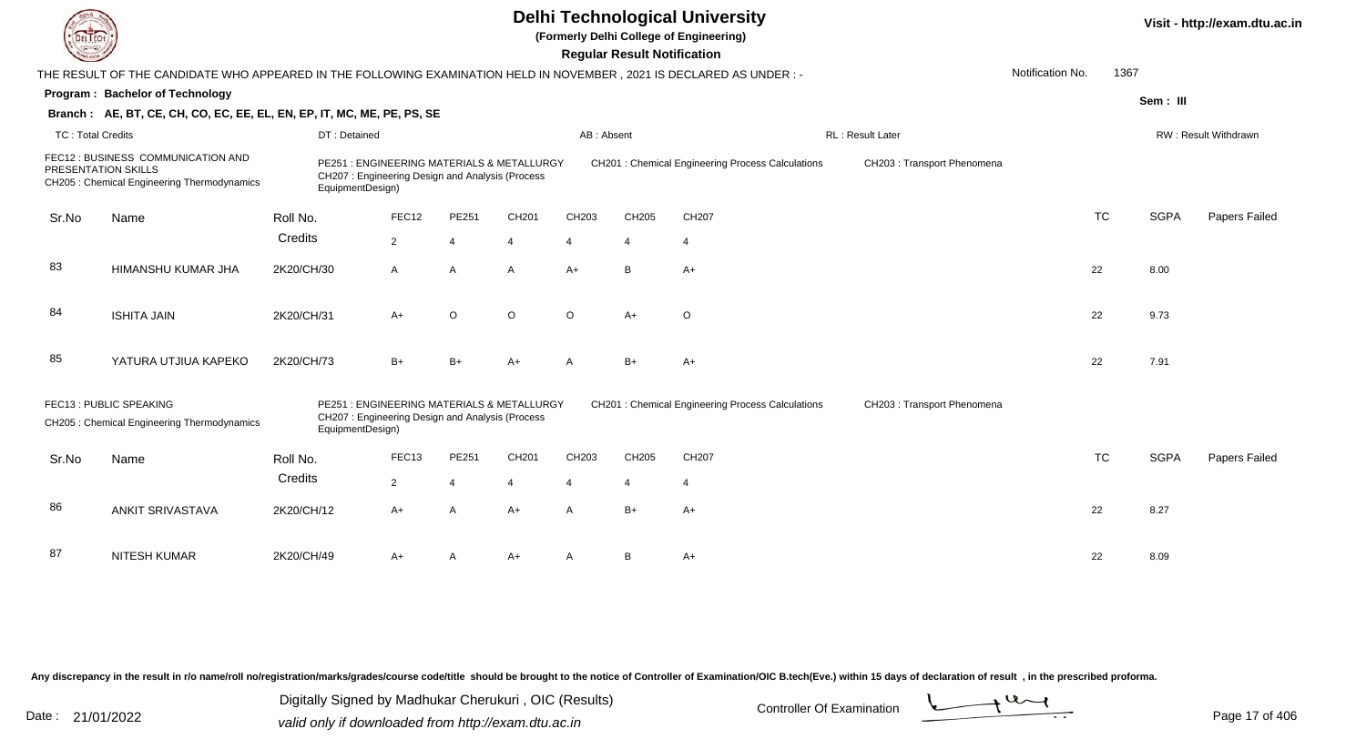# Delhi Technological University

(Formerly Delhi College of Engineering)

**Regular Result Notification**

Visit - http://exam.dtu.ac.in

THE RESULT OF THE CANDIDATE WHO APPEARED IN THE FOLLOWING EXAMINATION HELD IN NOVEMBER , 2021 IS DECLARED AS UNDER : -

Notification No. 1367

**Program : Bachelor of Technology**

Sem : III

**Branch : AE, BT, CE, CH, CO, EE, EL, EN, EP, IT, MC, ME, PE, PS, SE**

TC : Total Credits | DT : Detained | AB : Absent | RL : Result Later | RW : Result Withdrawn

FEC12 : BUSINESS COMMUNICATION AND PRESENTATION SKILLS
PE251 : ENGINEERING MATERIALS & METALLURGY
CH201 : Chemical Engineering Process Calculations
CH203 : Transport Phenomena
CH205 : Chemical Engineering Thermodynamics
CH207 : Engineering Design and Analysis (Process EquipmentDesign)

| Sr.No | Name | Roll No. | FEC12 | PE251 | CH201 | CH203 | CH205 | CH207 | TC | SGPA | Papers Failed |
|---|---|---|---|---|---|---|---|---|---|---|---|
| | | Credits | 2 | 4 | 4 | 4 | 4 | 4 | | | |
| 83 | HIMANSHU KUMAR JHA | 2K20/CH/30 | A | A | A | A+ | B | A+ | 22 | 8.00 | |
| 84 | ISHITA JAIN | 2K20/CH/31 | A+ | O | O | O | A+ | O | 22 | 9.73 | |
| 85 | YATURA UTJIUA KAPEKO | 2K20/CH/73 | B+ | B+ | A+ | A | B+ | A+ | 22 | 7.91 | |

FEC13 : PUBLIC SPEAKING
PE251 : ENGINEERING MATERIALS & METALLURGY
CH201 : Chemical Engineering Process Calculations
CH203 : Transport Phenomena
CH205 : Chemical Engineering Thermodynamics
CH207 : Engineering Design and Analysis (Process EquipmentDesign)

| Sr.No | Name | Roll No. | FEC13 | PE251 | CH201 | CH203 | CH205 | CH207 | TC | SGPA | Papers Failed |
|---|---|---|---|---|---|---|---|---|---|---|---|
| | | Credits | 2 | 4 | 4 | 4 | 4 | 4 | | | |
| 86 | ANKIT SRIVASTAVA | 2K20/CH/12 | A+ | A | A+ | A | B+ | A+ | 22 | 8.27 | |
| 87 | NITESH KUMAR | 2K20/CH/49 | A+ | A | A+ | A | B | A+ | 22 | 8.09 | |

Any discrepancy in the result in r/o name/roll no/registration/marks/grades/course code/title should be brought to the notice of Controller of Examination/OIC B.tech(Eve.) within 15 days of declaration of result , in the prescribed proforma.

Date : 21/01/2022

Digitally Signed by Madhukar Cherukuri , OIC (Results)
valid only if downloaded from http://exam.dtu.ac.in

Controller Of Examination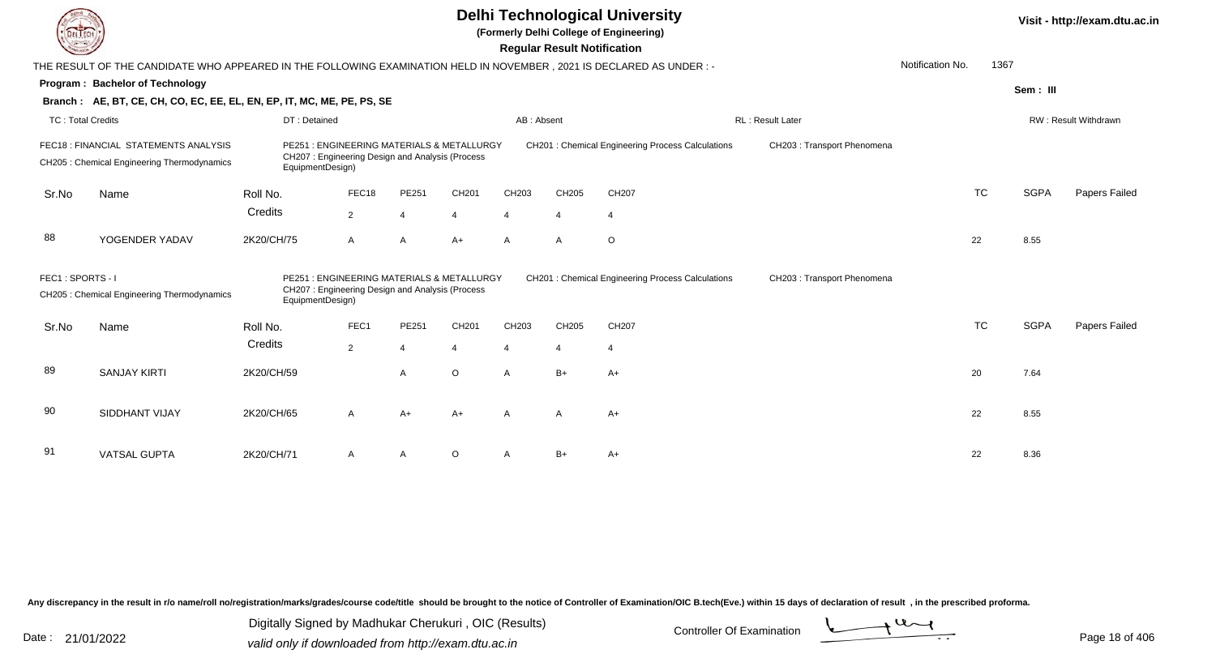# Delhi Technological University

**(Formerly Delhi College of Engineering)**

**Regular Result Notification**

Visit - http://exam.dtu.ac.in

THE RESULT OF THE CANDIDATE WHO APPEARED IN THE FOLLOWING EXAMINATION HELD IN NOVEMBER , 2021 IS DECLARED AS UNDER : -

Notification No. 1367

**Program : Bachelor of Technology**

Sem : III

**Branch : AE, BT, CE, CH, CO, EC, EE, EL, EN, EP, IT, MC, ME, PE, PS, SE**

TC : Total Credits | DT : Detained | AB : Absent | RL : Result Later | RW : Result Withdrawn

FEC18 : FINANCIAL STATEMENTS ANALYSIS
PE251 : ENGINEERING MATERIALS & METALLURGY
CH201 : Chemical Engineering Process Calculations
CH203 : Transport Phenomena
CH205 : Chemical Engineering Thermodynamics
CH207 : Engineering Design and Analysis (Process EquipmentDesign)

| Sr.No | Name | Roll No. | FEC18 | PE251 | CH201 | CH203 | CH205 | CH207 | TC | SGPA | Papers Failed |
|---|---|---|---|---|---|---|---|---|---|---|---|
| | | Credits | 2 | 4 | 4 | 4 | 4 | 4 | | | |
| 88 | YOGENDER YADAV | 2K20/CH/75 | A | A | A+ | A | A | O | 22 | 8.55 | |

FEC1 : SPORTS - I
PE251 : ENGINEERING MATERIALS & METALLURGY
CH201 : Chemical Engineering Process Calculations
CH203 : Transport Phenomena
CH205 : Chemical Engineering Thermodynamics
CH207 : Engineering Design and Analysis (Process EquipmentDesign)

| Sr.No | Name | Roll No. | FEC1 | PE251 | CH201 | CH203 | CH205 | CH207 | TC | SGPA | Papers Failed |
|---|---|---|---|---|---|---|---|---|---|---|---|
| | | Credits | 2 | 4 | 4 | 4 | 4 | 4 | | | |
| 89 | SANJAY KIRTI | 2K20/CH/59 | | A | O | A | B+ | A+ | 20 | 7.64 | |
| 90 | SIDDHANT VIJAY | 2K20/CH/65 | A | A+ | A+ | A | A | A+ | 22 | 8.55 | |
| 91 | VATSAL GUPTA | 2K20/CH/71 | A | A | O | A | B+ | A+ | 22 | 8.36 | |

Any discrepancy in the result in r/o name/roll no/registration/marks/grades/course code/title should be brought to the notice of Controller of Examination/OIC B.tech(Eve.) within 15 days of declaration of result , in the prescribed proforma.

Date : 21/01/2022

Digitally Signed by Madhukar Cherukuri , OIC (Results)
valid only if downloaded from http://exam.dtu.ac.in

Controller Of Examination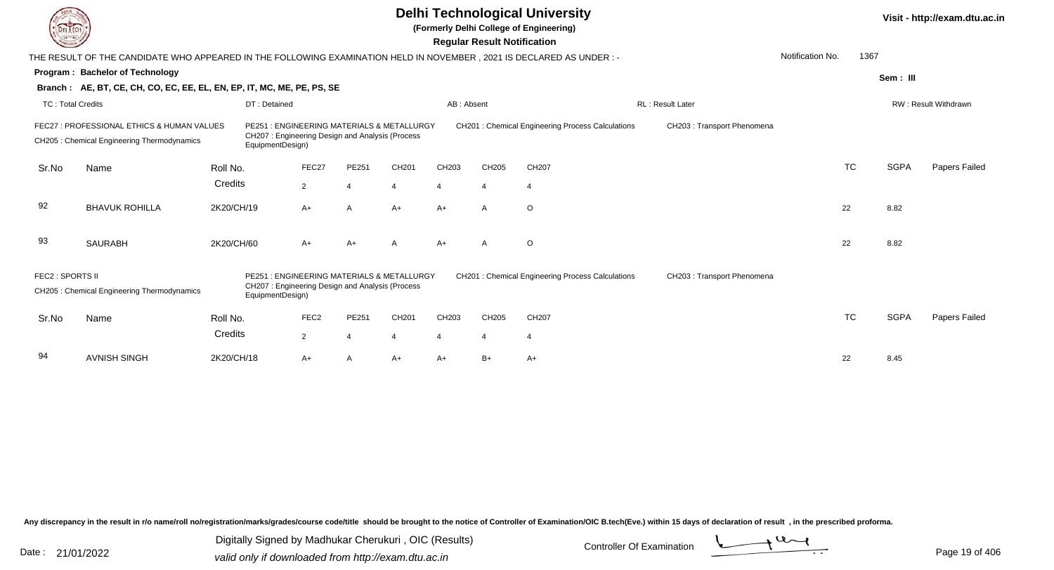# Delhi Technological University

(Formerly Delhi College of Engineering)

**Regular Result Notification**

Visit - http://exam.dtu.ac.in

THE RESULT OF THE CANDIDATE WHO APPEARED IN THE FOLLOWING EXAMINATION HELD IN NOVEMBER , 2021 IS DECLARED AS UNDER : -

Notification No. 1367

**Program : Bachelor of Technology**

Sem : III

**Branch : AE, BT, CE, CH, CO, EC, EE, EL, EN, EP, IT, MC, ME, PE, PS, SE**

TC : Total Credits | DT : Detained | AB : Absent | RL : Result Later | RW : Result Withdrawn

FEC27 : PROFESSIONAL ETHICS & HUMAN VALUES
PE251 : ENGINEERING MATERIALS & METALLURGY
CH201 : Chemical Engineering Process Calculations
CH203 : Transport Phenomena
CH205 : Chemical Engineering Thermodynamics
CH207 : Engineering Design and Analysis (Process EquipmentDesign)

| Sr.No | Name | Roll No. | FEC27 | PE251 | CH201 | CH203 | CH205 | CH207 | TC | SGPA | Papers Failed |
|---|---|---|---|---|---|---|---|---|---|---|---|
| | | Credits | 2 | 4 | 4 | 4 | 4 | 4 | | | |
| 92 | BHAVUK ROHILLA | 2K20/CH/19 | A+ | A | A+ | A+ | A | O | 22 | 8.82 | |
| 93 | SAURABH | 2K20/CH/60 | A+ | A+ | A | A+ | A | O | 22 | 8.82 | |

FEC2 : SPORTS II
PE251 : ENGINEERING MATERIALS & METALLURGY
CH201 : Chemical Engineering Process Calculations
CH203 : Transport Phenomena
CH205 : Chemical Engineering Thermodynamics
CH207 : Engineering Design and Analysis (Process EquipmentDesign)

| Sr.No | Name | Roll No. | FEC2 | PE251 | CH201 | CH203 | CH205 | CH207 | TC | SGPA | Papers Failed |
|---|---|---|---|---|---|---|---|---|---|---|---|
| | | Credits | 2 | 4 | 4 | 4 | 4 | 4 | | | |
| 94 | AVNISH SINGH | 2K20/CH/18 | A+ | A | A+ | A+ | B+ | A+ | 22 | 8.45 | |

Any discrepancy in the result in r/o name/roll no/registration/marks/grades/course code/title should be brought to the notice of Controller of Examination/OIC B.tech(Eve.) within 15 days of declaration of result , in the prescribed proforma.

Date : 21/01/2022

Digitally Signed by Madhukar Cherukuri , OIC (Results)
valid only if downloaded from http://exam.dtu.ac.in

Controller Of Examination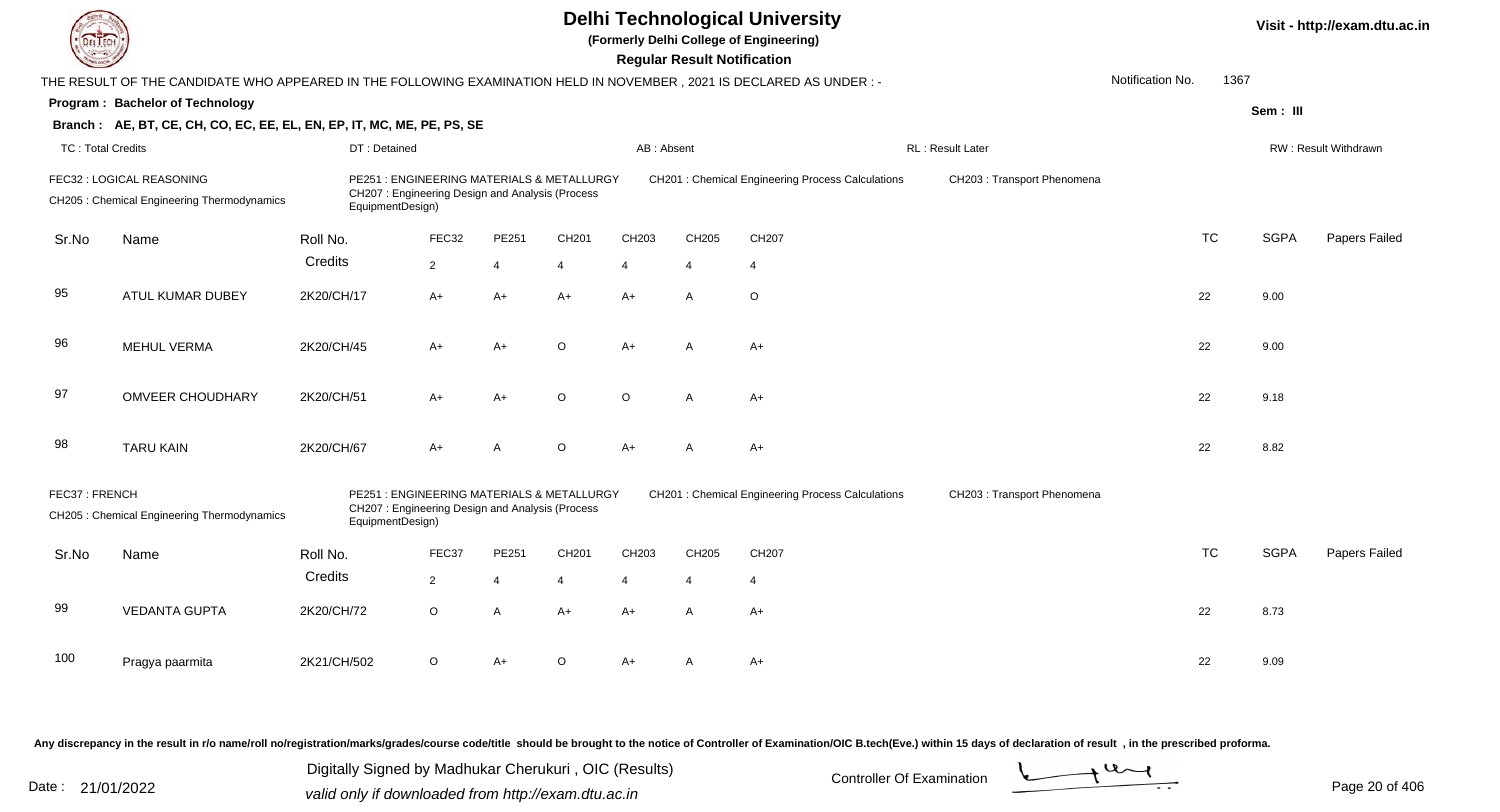# Delhi Technological University

**(Formerly Delhi College of Engineering)**

**Regular Result Notification**

Visit - http://exam.dtu.ac.in

THE RESULT OF THE CANDIDATE WHO APPEARED IN THE FOLLOWING EXAMINATION HELD IN NOVEMBER , 2021 IS DECLARED AS UNDER : -

Notification No. 1367

**Program : Bachelor of Technology**

Sem : III

**Branch : AE, BT, CE, CH, CO, EC, EE, EL, EN, EP, IT, MC, ME, PE, PS, SE**

TC : Total Credits | DT : Detained | AB : Absent | RL : Result Later | RW : Result Withdrawn

FEC32 : LOGICAL REASONING
CH205 : Chemical Engineering Thermodynamics
PE251 : ENGINEERING MATERIALS & METALLURGY
CH207 : Engineering Design and Analysis (Process EquipmentDesign)
CH201 : Chemical Engineering Process Calculations
CH203 : Transport Phenomena

| Sr.No | Name | Roll No. | FEC32 | PE251 | CH201 | CH203 | CH205 | CH207 | TC | SGPA | Papers Failed |
|---|---|---|---|---|---|---|---|---|---|---|---|
| | | Credits | 2 | 4 | 4 | 4 | 4 | 4 | | | |
| 95 | ATUL KUMAR DUBEY | 2K20/CH/17 | A+ | A+ | A+ | A+ | A | O | 22 | 9.00 | |
| 96 | MEHUL VERMA | 2K20/CH/45 | A+ | A+ | O | A+ | A | A+ | 22 | 9.00 | |
| 97 | OMVEER CHOUDHARY | 2K20/CH/51 | A+ | A+ | O | O | A | A+ | 22 | 9.18 | |
| 98 | TARU KAIN | 2K20/CH/67 | A+ | A | O | A+ | A | A+ | 22 | 8.82 | |

FEC37 : FRENCH
CH205 : Chemical Engineering Thermodynamics
PE251 : ENGINEERING MATERIALS & METALLURGY
CH207 : Engineering Design and Analysis (Process EquipmentDesign)
CH201 : Chemical Engineering Process Calculations
CH203 : Transport Phenomena

| Sr.No | Name | Roll No. | FEC37 | PE251 | CH201 | CH203 | CH205 | CH207 | TC | SGPA | Papers Failed |
|---|---|---|---|---|---|---|---|---|---|---|---|
| | | Credits | 2 | 4 | 4 | 4 | 4 | 4 | | | |
| 99 | VEDANTA GUPTA | 2K20/CH/72 | O | A | A+ | A+ | A | A+ | 22 | 8.73 | |
| 100 | Pragya paarmita | 2K21/CH/502 | O | A+ | O | A+ | A | A+ | 22 | 9.09 | |

Any discrepancy in the result in r/o name/roll no/registration/marks/grades/course code/title should be brought to the notice of Controller of Examination/OIC B.tech(Eve.) within 15 days of declaration of result , in the prescribed proforma.

Date : 21/01/2022

Digitally Signed by Madhukar Cherukuri , OIC (Results)
valid only if downloaded from http://exam.dtu.ac.in

Controller Of Examination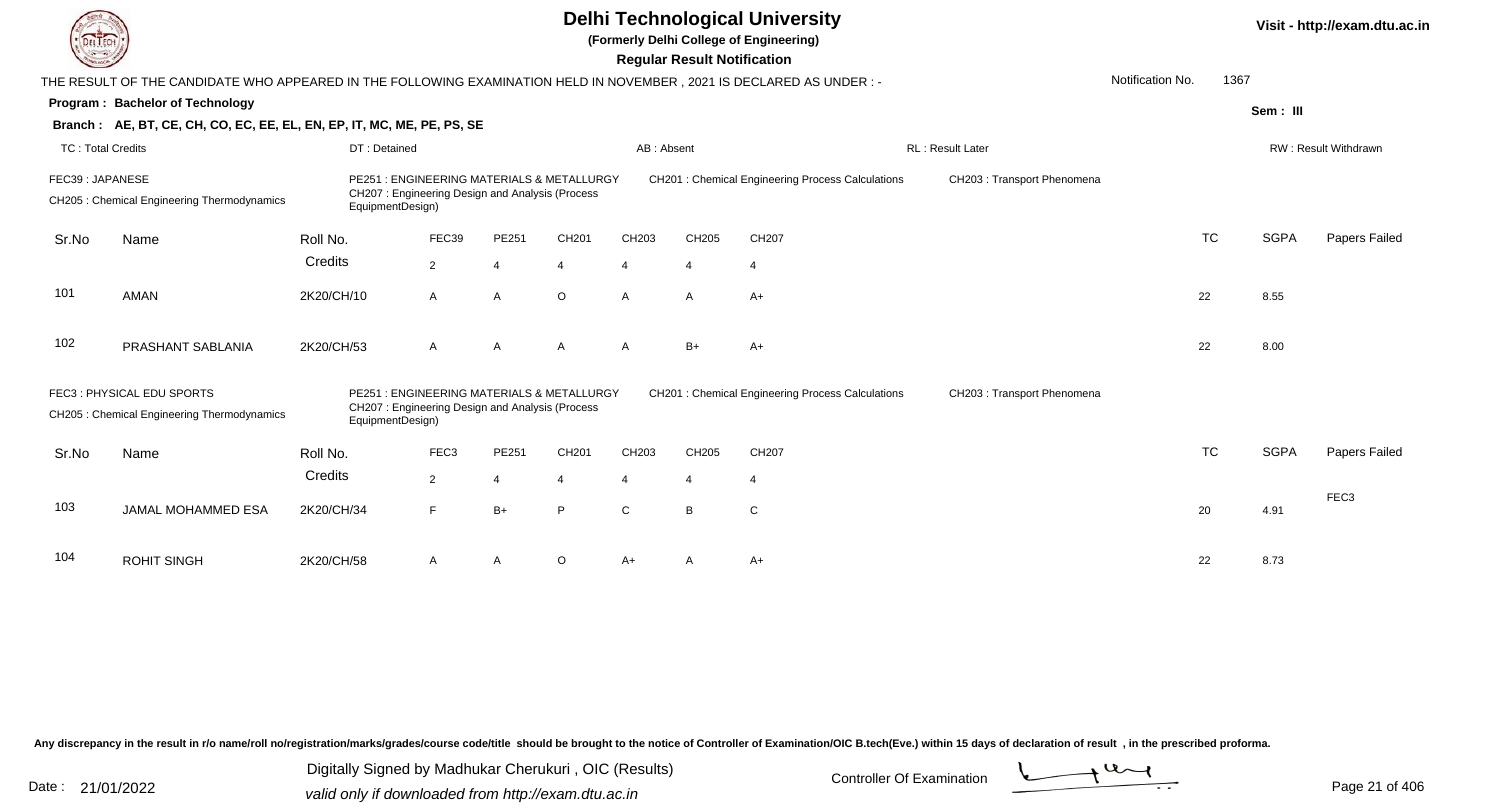# Delhi Technological University

**(Formerly Delhi College of Engineering)**

**Regular Result Notification**

THE RESULT OF THE CANDIDATE WHO APPEARED IN THE FOLLOWING EXAMINATION HELD IN NOVEMBER , 2021 IS DECLARED AS UNDER : -

Notification No. 1367

**Program : Bachelor of Technology**

**Sem : III**

**Branch : AE, BT, CE, CH, CO, EC, EE, EL, EN, EP, IT, MC, ME, PE, PS, SE**

TC : Total Credits | DT : Detained | AB : Absent | RL : Result Later | RW : Result Withdrawn

FEC39 : JAPANESE | PE251 : ENGINEERING MATERIALS & METALLURGY | CH201 : Chemical Engineering Process Calculations | CH203 : Transport Phenomena | CH205 : Chemical Engineering Thermodynamics | CH207 : Engineering Design and Analysis (Process EquipmentDesign)

| Sr.No | Name | Roll No. | FEC39 | PE251 | CH201 | CH203 | CH205 | CH207 | TC | SGPA | Papers Failed |
|---|---|---|---|---|---|---|---|---|---|---|---|
| | | Credits | 2 | 4 | 4 | 4 | 4 | 4 | | | |
| 101 | AMAN | 2K20/CH/10 | A | A | O | A | A | A+ | 22 | 8.55 | |
| 102 | PRASHANT SABLANIA | 2K20/CH/53 | A | A | A | A | B+ | A+ | 22 | 8.00 | |

FEC3 : PHYSICAL EDU SPORTS | PE251 : ENGINEERING MATERIALS & METALLURGY | CH201 : Chemical Engineering Process Calculations | CH203 : Transport Phenomena | CH205 : Chemical Engineering Thermodynamics | CH207 : Engineering Design and Analysis (Process EquipmentDesign)

| Sr.No | Name | Roll No. | FEC3 | PE251 | CH201 | CH203 | CH205 | CH207 | TC | SGPA | Papers Failed |
|---|---|---|---|---|---|---|---|---|---|---|---|
| | | Credits | 2 | 4 | 4 | 4 | 4 | 4 | | | |
| 103 | JAMAL MOHAMMED ESA | 2K20/CH/34 | F | B+ | P | C | B | C | 20 | 4.91 | FEC3 |
| 104 | ROHIT SINGH | 2K20/CH/58 | A | A | O | A+ | A | A+ | 22 | 8.73 | |

Any discrepancy in the result in r/o name/roll no/registration/marks/grades/course code/title should be brought to the notice of Controller of Examination/OIC B.tech(Eve.) within 15 days of declaration of result , in the prescribed proforma.

Date : 21/01/2022

Digitally Signed by Madhukar Cherukuri , OIC (Results)
valid only if downloaded from http://exam.dtu.ac.in

Controller Of Examination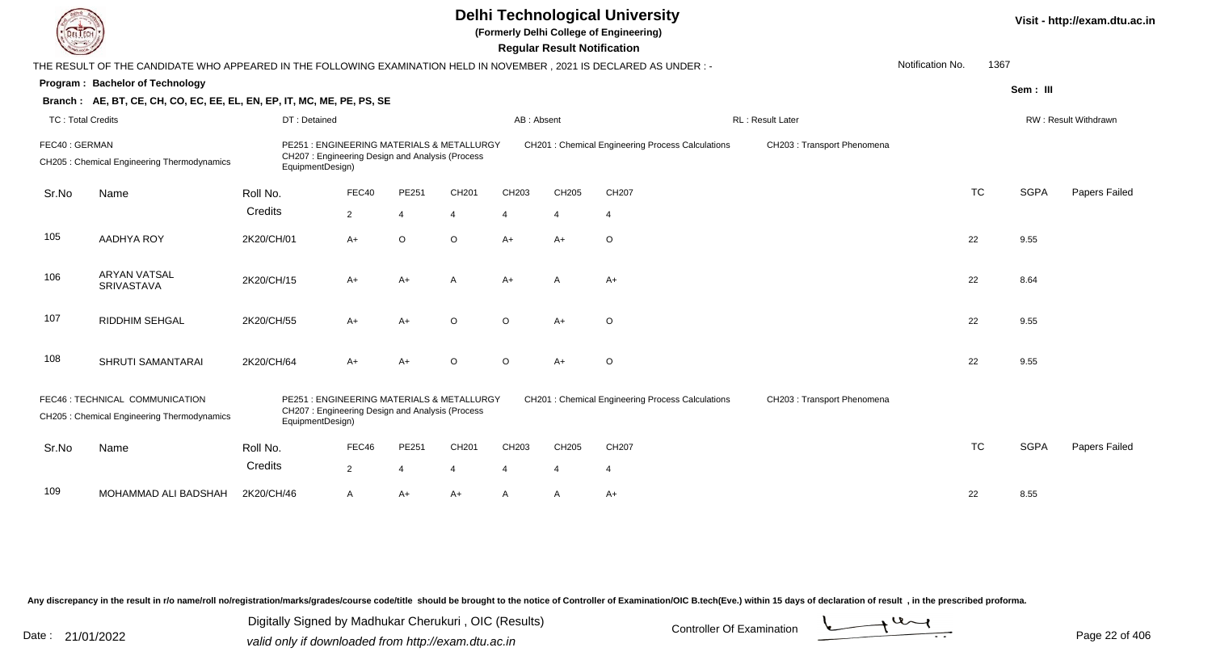# Delhi Technological University

**(Formerly Delhi College of Engineering)**

**Regular Result Notification**

Visit - http://exam.dtu.ac.in

THE RESULT OF THE CANDIDATE WHO APPEARED IN THE FOLLOWING EXAMINATION HELD IN NOVEMBER , 2021 IS DECLARED AS UNDER : -

Notification No. 1367

**Program : Bachelor of Technology**

Sem : III

**Branch : AE, BT, CE, CH, CO, EC, EE, EL, EN, EP, IT, MC, ME, PE, PS, SE**

TC : Total Credits | DT : Detained | AB : Absent | RL : Result Later | RW : Result Withdrawn

FEC40 : GERMAN
PE251 : ENGINEERING MATERIALS & METALLURGY
CH201 : Chemical Engineering Process Calculations
CH203 : Transport Phenomena
CH205 : Chemical Engineering Thermodynamics
CH207 : Engineering Design and Analysis (Process EquipmentDesign)

| Sr.No | Name | Roll No. | FEC40 | PE251 | CH201 | CH203 | CH205 | CH207 | TC | SGPA | Papers Failed |
|---|---|---|---|---|---|---|---|---|---|---|---|
| | | Credits | 2 | 4 | 4 | 4 | 4 | 4 | | | |
| 105 | AADHYA ROY | 2K20/CH/01 | A+ | O | O | A+ | A+ | O | 22 | 9.55 | |
| 106 | ARYAN VATSAL SRIVASTAVA | 2K20/CH/15 | A+ | A+ | A | A+ | A | A+ | 22 | 8.64 | |
| 107 | RIDDHIM SEHGAL | 2K20/CH/55 | A+ | A+ | O | O | A+ | O | 22 | 9.55 | |
| 108 | SHRUTI SAMANTARAI | 2K20/CH/64 | A+ | A+ | O | O | A+ | O | 22 | 9.55 | |

FEC46 : TECHNICAL COMMUNICATION
PE251 : ENGINEERING MATERIALS & METALLURGY
CH201 : Chemical Engineering Process Calculations
CH203 : Transport Phenomena
CH205 : Chemical Engineering Thermodynamics
CH207 : Engineering Design and Analysis (Process EquipmentDesign)

| Sr.No | Name | Roll No. | FEC46 | PE251 | CH201 | CH203 | CH205 | CH207 | TC | SGPA | Papers Failed |
|---|---|---|---|---|---|---|---|---|---|---|---|
| | | Credits | 2 | 4 | 4 | 4 | 4 | 4 | | | |
| 109 | MOHAMMAD ALI BADSHAH | 2K20/CH/46 | A | A+ | A+ | A | A | A+ | 22 | 8.55 | |

Any discrepancy in the result in r/o name/roll no/registration/marks/grades/course code/title should be brought to the notice of Controller of Examination/OIC B.tech(Eve.) within 15 days of declaration of result , in the prescribed proforma.

Date : 21/01/2022

Digitally Signed by Madhukar Cherukuri , OIC (Results)
valid only if downloaded from http://exam.dtu.ac.in

Controller Of Examination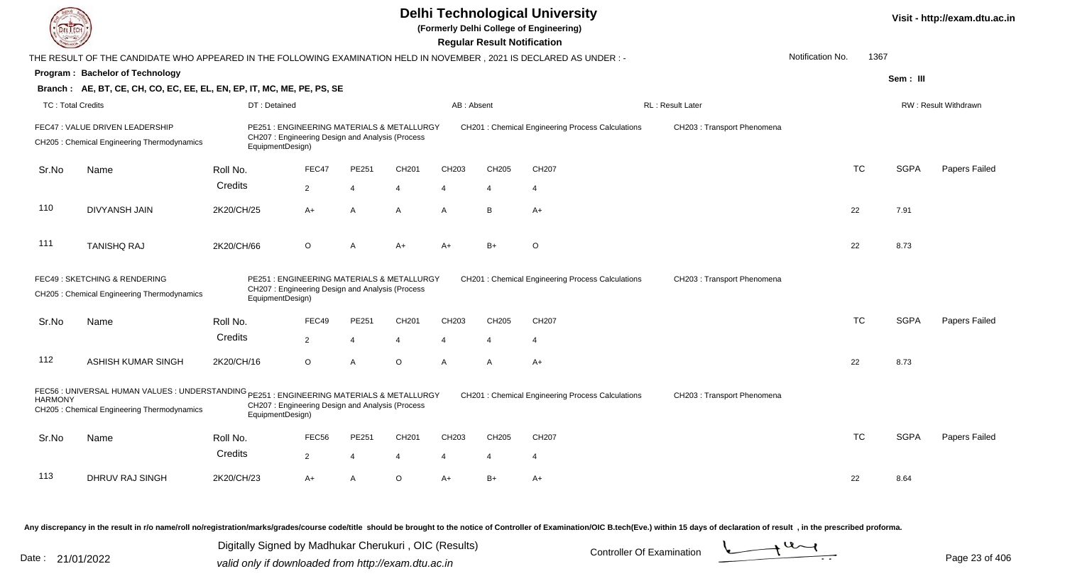# Delhi Technological University

(Formerly Delhi College of Engineering)

**Regular Result Notification**

Visit - http://exam.dtu.ac.in

THE RESULT OF THE CANDIDATE WHO APPEARED IN THE FOLLOWING EXAMINATION HELD IN NOVEMBER , 2021 IS DECLARED AS UNDER : -

Notification No. 1367

**Program : Bachelor of Technology**

Sem : III

**Branch : AE, BT, CE, CH, CO, EC, EE, EL, EN, EP, IT, MC, ME, PE, PS, SE**

TC : Total Credits | DT : Detained | AB : Absent | RL : Result Later | RW : Result Withdrawn

FEC47 : VALUE DRIVEN LEADERSHIP
CH205 : Chemical Engineering Thermodynamics
PE251 : ENGINEERING MATERIALS & METALLURGY
CH207 : Engineering Design and Analysis (Process EquipmentDesign)
CH201 : Chemical Engineering Process Calculations
CH203 : Transport Phenomena

| Sr.No | Name | Roll No. | FEC47 | PE251 | CH201 | CH203 | CH205 | CH207 | TC | SGPA | Papers Failed |
|---|---|---|---|---|---|---|---|---|---|---|---|
| | | Credits | 2 | 4 | 4 | 4 | 4 | 4 | | | |
| 110 | DIVYANSH JAIN | 2K20/CH/25 | A+ | A | A | A | B | A+ | 22 | 7.91 | |
| 111 | TANISHQ RAJ | 2K20/CH/66 | O | A | A+ | A+ | B+ | O | 22 | 8.73 | |

FEC49 : SKETCHING & RENDERING
CH205 : Chemical Engineering Thermodynamics
PE251 : ENGINEERING MATERIALS & METALLURGY
CH207 : Engineering Design and Analysis (Process EquipmentDesign)
CH201 : Chemical Engineering Process Calculations
CH203 : Transport Phenomena

| Sr.No | Name | Roll No. | FEC49 | PE251 | CH201 | CH203 | CH205 | CH207 | TC | SGPA | Papers Failed |
|---|---|---|---|---|---|---|---|---|---|---|---|
| | | Credits | 2 | 4 | 4 | 4 | 4 | 4 | | | |
| 112 | ASHISH KUMAR SINGH | 2K20/CH/16 | O | A | O | A | A | A+ | 22 | 8.73 | |

FEC56 : UNIVERSAL HUMAN VALUES : UNDERSTANDING HARMONY
CH205 : Chemical Engineering Thermodynamics
PE251 : ENGINEERING MATERIALS & METALLURGY
CH207 : Engineering Design and Analysis (Process EquipmentDesign)
CH201 : Chemical Engineering Process Calculations
CH203 : Transport Phenomena

| Sr.No | Name | Roll No. | FEC56 | PE251 | CH201 | CH203 | CH205 | CH207 | TC | SGPA | Papers Failed |
|---|---|---|---|---|---|---|---|---|---|---|---|
| | | Credits | 2 | 4 | 4 | 4 | 4 | 4 | | | |
| 113 | DHRUV RAJ SINGH | 2K20/CH/23 | A+ | A | O | A+ | B+ | A+ | 22 | 8.64 | |

Any discrepancy in the result in r/o name/roll no/registration/marks/grades/course code/title should be brought to the notice of Controller of Examination/OIC B.tech(Eve.) within 15 days of declaration of result , in the prescribed proforma.

Date : 21/01/2022

Digitally Signed by Madhukar Cherukuri , OIC (Results)
valid only if downloaded from http://exam.dtu.ac.in

Controller Of Examination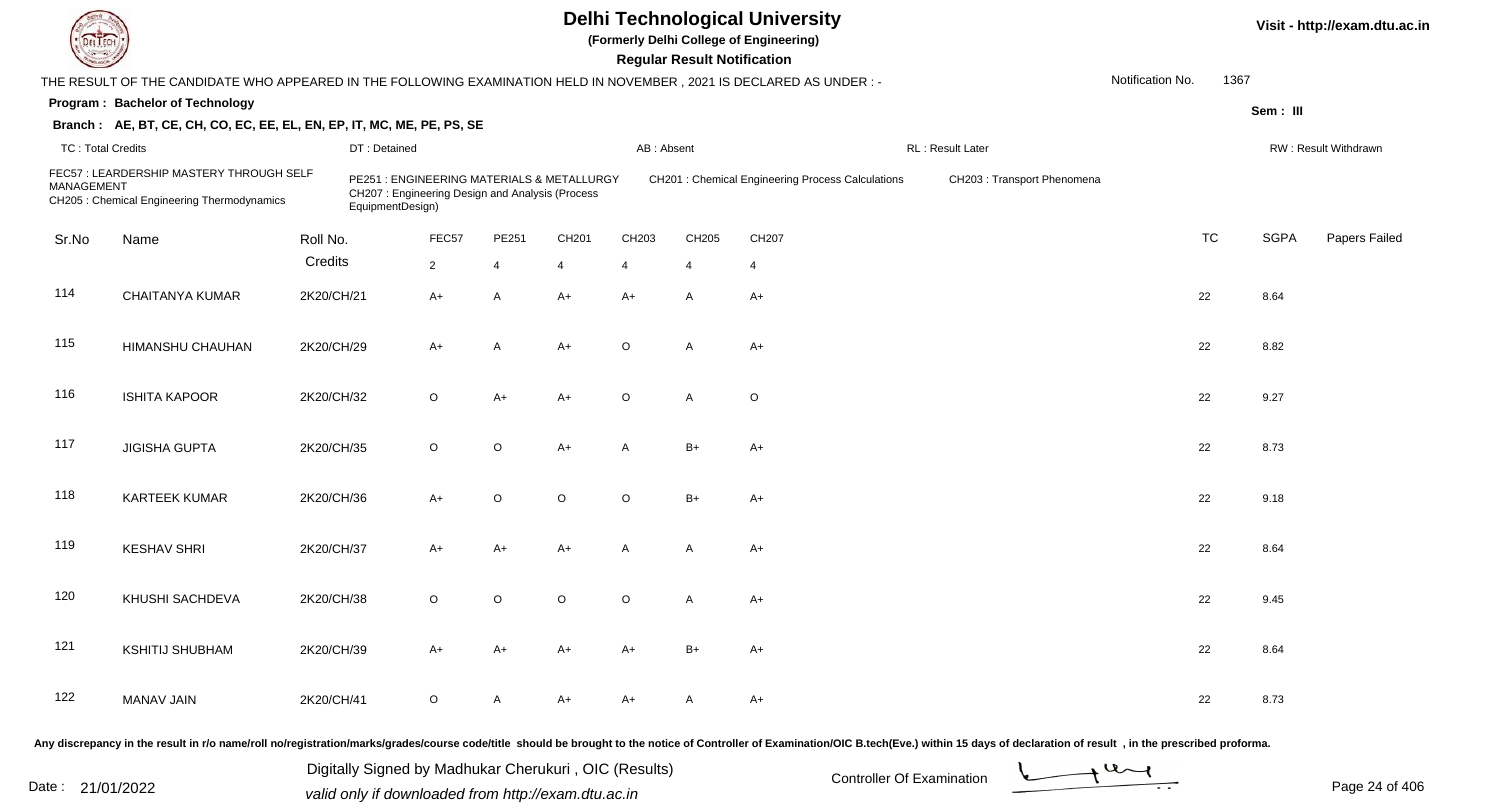# Delhi Technological University

(Formerly Delhi College of Engineering)

**Regular Result Notification**

Visit - http://exam.dtu.ac.in

THE RESULT OF THE CANDIDATE WHO APPEARED IN THE FOLLOWING EXAMINATION HELD IN NOVEMBER , 2021 IS DECLARED AS UNDER : -

Notification No. 1367

**Program : Bachelor of Technology**

Sem : III

**Branch : AE, BT, CE, CH, CO, EC, EE, EL, EN, EP, IT, MC, ME, PE, PS, SE**

TC : Total Credits | DT : Detained | AB : Absent | RL : Result Later | RW : Result Withdrawn

FEC57 : LEARDERSHIP MASTERY THROUGH SELF MANAGEMENT
PE251 : ENGINEERING MATERIALS & METALLURGY
CH201 : Chemical Engineering Process Calculations
CH203 : Transport Phenomena
CH205 : Chemical Engineering Thermodynamics
CH207 : Engineering Design and Analysis (Process EquipmentDesign)

| Sr.No | Name | Roll No. | FEC57 | PE251 | CH201 | CH203 | CH205 | CH207 | TC | SGPA | Papers Failed |
|---|---|---|---|---|---|---|---|---|---|---|---|
| | | Credits | 2 | 4 | 4 | 4 | 4 | 4 | | | |
| 114 | CHAITANYA KUMAR | 2K20/CH/21 | A+ | A | A+ | A+ | A | A+ | 22 | 8.64 | |
| 115 | HIMANSHU CHAUHAN | 2K20/CH/29 | A+ | A | A+ | O | A | A+ | 22 | 8.82 | |
| 116 | ISHITA KAPOOR | 2K20/CH/32 | O | A+ | A+ | O | A | O | 22 | 9.27 | |
| 117 | JIGISHA GUPTA | 2K20/CH/35 | O | O | A+ | A | B+ | A+ | 22 | 8.73 | |
| 118 | KARTEEK KUMAR | 2K20/CH/36 | A+ | O | O | O | B+ | A+ | 22 | 9.18 | |
| 119 | KESHAV SHRI | 2K20/CH/37 | A+ | A+ | A+ | A | A | A+ | 22 | 8.64 | |
| 120 | KHUSHI SACHDEVA | 2K20/CH/38 | O | O | O | O | A | A+ | 22 | 9.45 | |
| 121 | KSHITIJ SHUBHAM | 2K20/CH/39 | A+ | A+ | A+ | A+ | B+ | A+ | 22 | 8.64 | |
| 122 | MANAV JAIN | 2K20/CH/41 | O | A | A+ | A+ | A | A+ | 22 | 8.73 | |

Any discrepancy in the result in r/o name/roll no/registration/marks/grades/course code/title should be brought to the notice of Controller of Examination/OIC B.tech(Eve.) within 15 days of declaration of result , in the prescribed proforma.

Date : 21/01/2022

Digitally Signed by Madhukar Cherukuri , OIC (Results)
valid only if downloaded from http://exam.dtu.ac.in

Controller Of Examination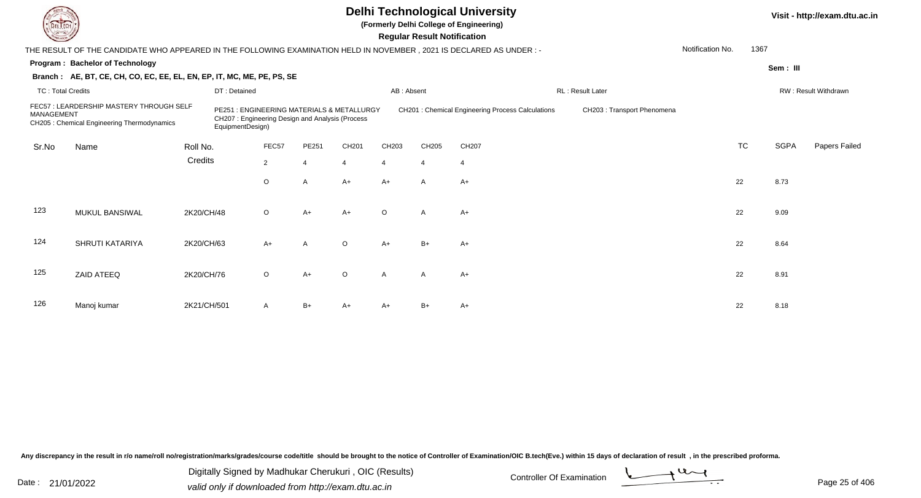# Delhi Technological University

**(Formerly Delhi College of Engineering)**

**Regular Result Notification**

Visit - http://exam.dtu.ac.in

THE RESULT OF THE CANDIDATE WHO APPEARED IN THE FOLLOWING EXAMINATION HELD IN NOVEMBER , 2021 IS DECLARED AS UNDER : -

Notification No. 1367

**Program : Bachelor of Technology**

Sem : III

**Branch : AE, BT, CE, CH, CO, EC, EE, EL, EN, EP, IT, MC, ME, PE, PS, SE**

TC : Total Credits | DT : Detained | AB : Absent | RL : Result Later | RW : Result Withdrawn

FEC57 : LEARDERSHIP MASTERY THROUGH SELF MANAGEMENT
PE251 : ENGINEERING MATERIALS & METALLURGY
CH201 : Chemical Engineering Process Calculations
CH203 : Transport Phenomena
CH205 : Chemical Engineering Thermodynamics
CH207 : Engineering Design and Analysis (Process EquipmentDesign)

| Sr.No | Name | Roll No. | FEC57 | PE251 | CH201 | CH203 | CH205 | CH207 | TC | SGPA | Papers Failed |
|---|---|---|---|---|---|---|---|---|---|---|---|
| | | Credits | 2 | 4 | 4 | 4 | 4 | 4 | | | |
| | | | O | A | A+ | A+ | A | A+ | 22 | 8.73 | |
| 123 | MUKUL BANSIWAL | 2K20/CH/48 | O | A+ | A+ | O | A | A+ | 22 | 9.09 | |
| 124 | SHRUTI KATARIYA | 2K20/CH/63 | A+ | A | O | A+ | B+ | A+ | 22 | 8.64 | |
| 125 | ZAID ATEEQ | 2K20/CH/76 | O | A+ | O | A | A | A+ | 22 | 8.91 | |
| 126 | Manoj kumar | 2K21/CH/501 | A | B+ | A+ | A+ | B+ | A+ | 22 | 8.18 | |

Any discrepancy in the result in r/o name/roll no/registration/marks/grades/course code/title should be brought to the notice of Controller of Examination/OIC B.tech(Eve.) within 15 days of declaration of result , in the prescribed proforma.

Date : 21/01/2022

Digitally Signed by Madhukar Cherukuri , OIC (Results)
valid only if downloaded from http://exam.dtu.ac.in

Controller Of Examination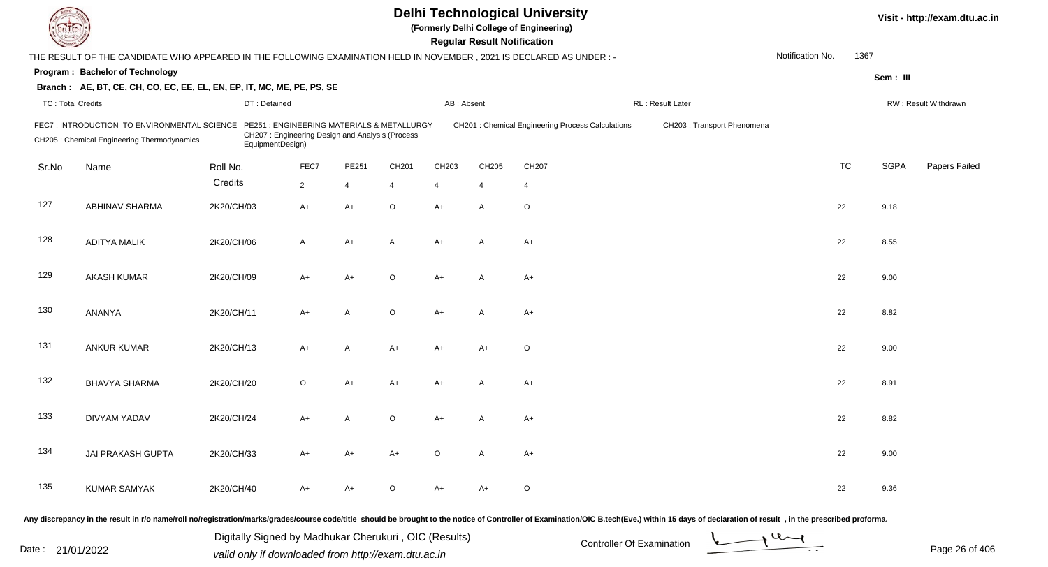# Delhi Technological University

**(Formerly Delhi College of Engineering)**

**Regular Result Notification**

THE RESULT OF THE CANDIDATE WHO APPEARED IN THE FOLLOWING EXAMINATION HELD IN NOVEMBER , 2021 IS DECLARED AS UNDER : -

Notification No. 1367

**Program : Bachelor of Technology**

**Sem : III**

**Branch : AE, BT, CE, CH, CO, EC, EE, EL, EN, EP, IT, MC, ME, PE, PS, SE**

TC : Total Credits | DT : Detained | AB : Absent | RL : Result Later | RW : Result Withdrawn

FEC7 : INTRODUCTION TO ENVIRONMENTAL SCIENCE
PE251 : ENGINEERING MATERIALS & METALLURGY
CH201 : Chemical Engineering Process Calculations
CH203 : Transport Phenomena
CH205 : Chemical Engineering Thermodynamics
CH207 : Engineering Design and Analysis (Process EquipmentDesign)

| Sr.No | Name | Roll No. | FEC7 | PE251 | CH201 | CH203 | CH205 | CH207 | TC | SGPA | Papers Failed |
|---|---|---|---|---|---|---|---|---|---|---|---|
| | | Credits | 2 | 4 | 4 | 4 | 4 | 4 | | | |
| 127 | ABHINAV SHARMA | 2K20/CH/03 | A+ | A+ | O | A+ | A | O | 22 | 9.18 | |
| 128 | ADITYA MALIK | 2K20/CH/06 | A | A+ | A | A+ | A | A+ | 22 | 8.55 | |
| 129 | AKASH KUMAR | 2K20/CH/09 | A+ | A+ | O | A+ | A | A+ | 22 | 9.00 | |
| 130 | ANANYA | 2K20/CH/11 | A+ | A | O | A+ | A | A+ | 22 | 8.82 | |
| 131 | ANKUR KUMAR | 2K20/CH/13 | A+ | A | A+ | A+ | A+ | O | 22 | 9.00 | |
| 132 | BHAVYA SHARMA | 2K20/CH/20 | O | A+ | A+ | A+ | A | A+ | 22 | 8.91 | |
| 133 | DIVYAM YADAV | 2K20/CH/24 | A+ | A | O | A+ | A | A+ | 22 | 8.82 | |
| 134 | JAI PRAKASH GUPTA | 2K20/CH/33 | A+ | A+ | A+ | O | A | A+ | 22 | 9.00 | |
| 135 | KUMAR SAMYAK | 2K20/CH/40 | A+ | A+ | O | A+ | A+ | O | 22 | 9.36 | |

Any discrepancy in the result in r/o name/roll no/registration/marks/grades/course code/title should be brought to the notice of Controller of Examination/OIC B.tech(Eve.) within 15 days of declaration of result , in the prescribed proforma.

Date : 21/01/2022

Digitally Signed by Madhukar Cherukuri , OIC (Results)
valid only if downloaded from http://exam.dtu.ac.in

Controller Of Examination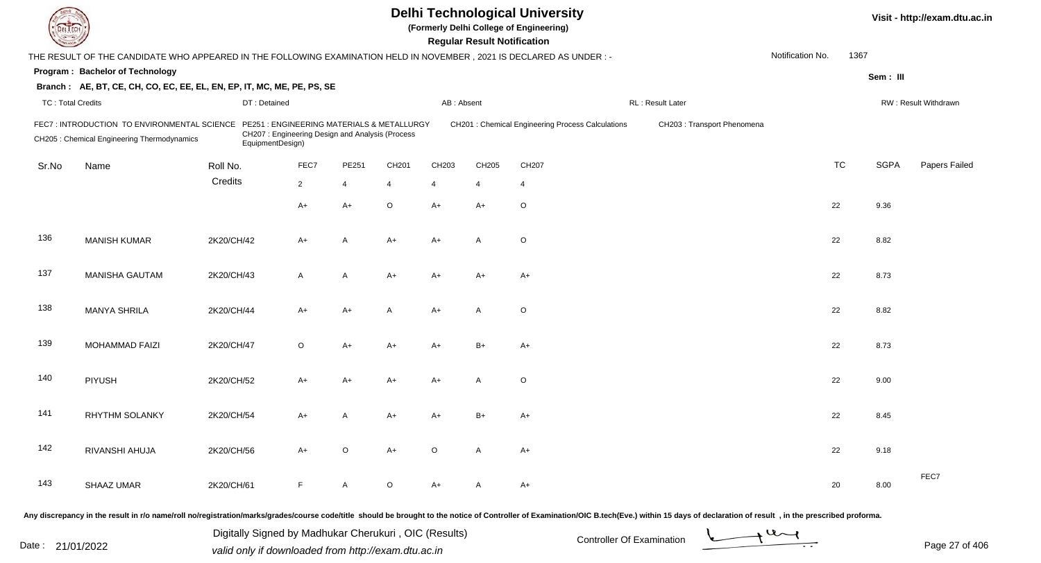# Delhi Technological University

**(Formerly Delhi College of Engineering)**

**Regular Result Notification**

Visit - http://exam.dtu.ac.in

THE RESULT OF THE CANDIDATE WHO APPEARED IN THE FOLLOWING EXAMINATION HELD IN NOVEMBER , 2021 IS DECLARED AS UNDER : -

Notification No. 1367

**Program : Bachelor of Technology**

Sem : III

**Branch : AE, BT, CE, CH, CO, EC, EE, EL, EN, EP, IT, MC, ME, PE, PS, SE**

TC : Total Credits | DT : Detained | AB : Absent | RL : Result Later | RW : Result Withdrawn

FEC7 : INTRODUCTION TO ENVIRONMENTAL SCIENCE | PE251 : ENGINEERING MATERIALS & METALLURGY | CH201 : Chemical Engineering Process Calculations | CH203 : Transport Phenomena | CH205 : Chemical Engineering Thermodynamics | CH207 : Engineering Design and Analysis (Process EquipmentDesign)

| Sr.No | Name | Roll No. | FEC7 | PE251 | CH201 | CH203 | CH205 | CH207 | TC | SGPA | Papers Failed |
|---|---|---|---|---|---|---|---|---|---|---|---|
| | | Credits | 2 | 4 | 4 | 4 | 4 | 4 | | | |
| | | | A+ | A+ | O | A+ | A+ | O | 22 | 9.36 | |
| 136 | MANISH KUMAR | 2K20/CH/42 | A+ | A | A+ | A+ | A | O | 22 | 8.82 | |
| 137 | MANISHA GAUTAM | 2K20/CH/43 | A | A | A+ | A+ | A+ | A+ | 22 | 8.73 | |
| 138 | MANYA SHRILA | 2K20/CH/44 | A+ | A+ | A | A+ | A | O | 22 | 8.82 | |
| 139 | MOHAMMAD FAIZI | 2K20/CH/47 | O | A+ | A+ | A+ | B+ | A+ | 22 | 8.73 | |
| 140 | PIYUSH | 2K20/CH/52 | A+ | A+ | A+ | A+ | A | O | 22 | 9.00 | |
| 141 | RHYTHM SOLANKY | 2K20/CH/54 | A+ | A | A+ | A+ | B+ | A+ | 22 | 8.45 | |
| 142 | RIVANSHI AHUJA | 2K20/CH/56 | A+ | O | A+ | O | A | A+ | 22 | 9.18 | |
| 143 | SHAAZ UMAR | 2K20/CH/61 | F | A | O | A+ | A | A+ | 20 | 8.00 | FEC7 |

Any discrepancy in the result in r/o name/roll no/registration/marks/grades/course code/title should be brought to the notice of Controller of Examination/OIC B.tech(Eve.) within 15 days of declaration of result , in the prescribed proforma.

Date : 21/01/2022

Digitally Signed by Madhukar Cherukuri , OIC (Results)
valid only if downloaded from http://exam.dtu.ac.in

Controller Of Examination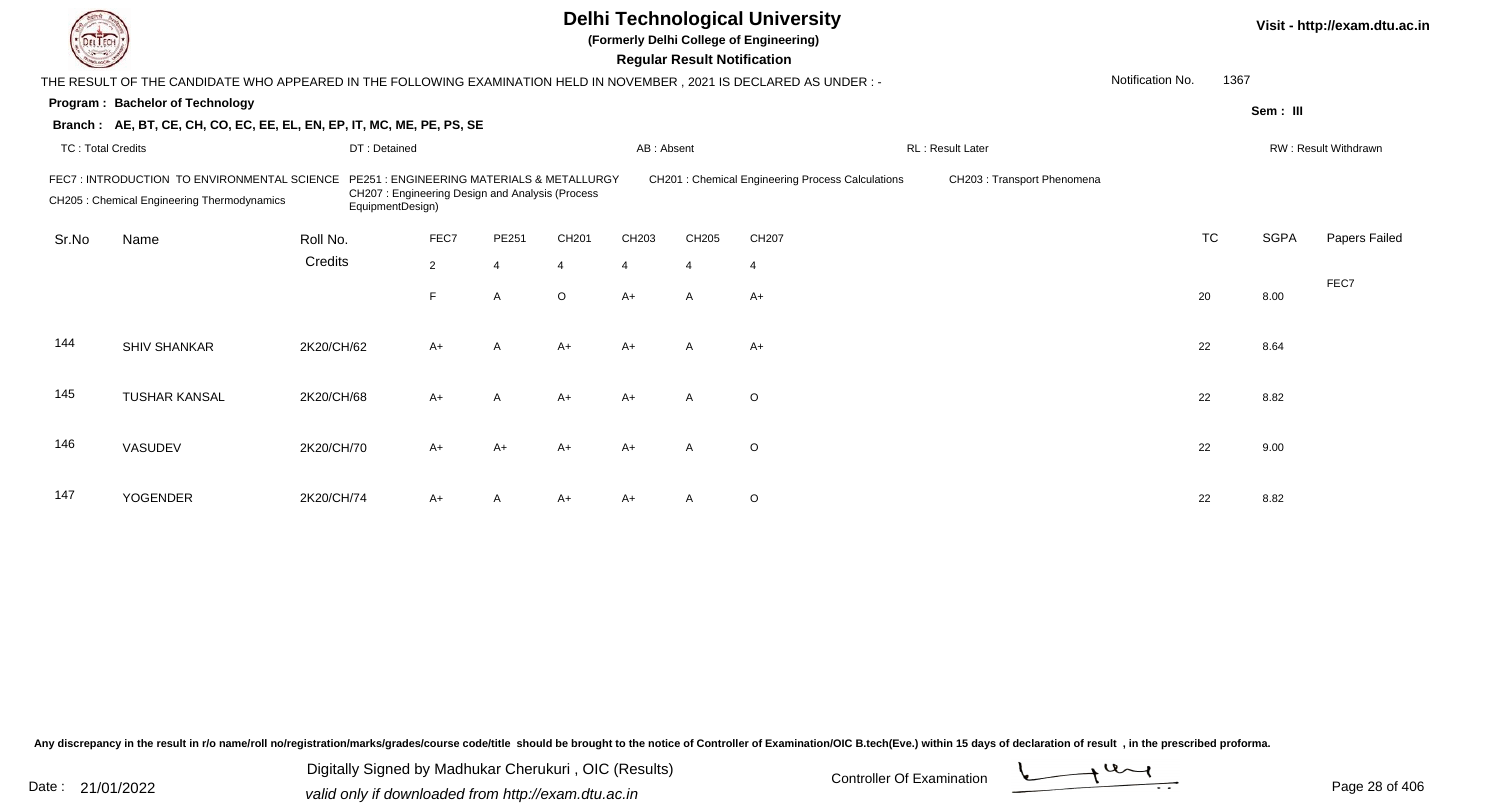# Delhi Technological University

**(Formerly Delhi College of Engineering)**

**Regular Result Notification**

Visit - http://exam.dtu.ac.in

THE RESULT OF THE CANDIDATE WHO APPEARED IN THE FOLLOWING EXAMINATION HELD IN NOVEMBER , 2021 IS DECLARED AS UNDER : -

Notification No. 1367

**Program : Bachelor of Technology**

Sem : III

**Branch : AE, BT, CE, CH, CO, EC, EE, EL, EN, EP, IT, MC, ME, PE, PS, SE**

TC : Total Credits | DT : Detained | AB : Absent | RL : Result Later | RW : Result Withdrawn

FEC7 : INTRODUCTION TO ENVIRONMENTAL SCIENCE
PE251 : ENGINEERING MATERIALS & METALLURGY
CH201 : Chemical Engineering Process Calculations
CH203 : Transport Phenomena
CH205 : Chemical Engineering Thermodynamics
CH207 : Engineering Design and Analysis (Process EquipmentDesign)

| Sr.No | Name | Roll No. | FEC7 | PE251 | CH201 | CH203 | CH205 | CH207 | TC | SGPA | Papers Failed |
|---|---|---|---|---|---|---|---|---|---|---|---|
| | | Credits | 2 | 4 | 4 | 4 | 4 | 4 | | | |
| | | | F | A | O | A+ | A | A+ | 20 | 8.00 | FEC7 |
| 144 | SHIV SHANKAR | 2K20/CH/62 | A+ | A | A+ | A+ | A | A+ | 22 | 8.64 | |
| 145 | TUSHAR KANSAL | 2K20/CH/68 | A+ | A | A+ | A+ | A | O | 22 | 8.82 | |
| 146 | VASUDEV | 2K20/CH/70 | A+ | A+ | A+ | A+ | A | O | 22 | 9.00 | |
| 147 | YOGENDER | 2K20/CH/74 | A+ | A | A+ | A+ | A | O | 22 | 8.82 | |

Any discrepancy in the result in r/o name/roll no/registration/marks/grades/course code/title should be brought to the notice of Controller of Examination/OIC B.tech(Eve.) within 15 days of declaration of result , in the prescribed proforma.

Date : 21/01/2022

Digitally Signed by Madhukar Cherukuri , OIC (Results)
valid only if downloaded from http://exam.dtu.ac.in

Controller Of Examination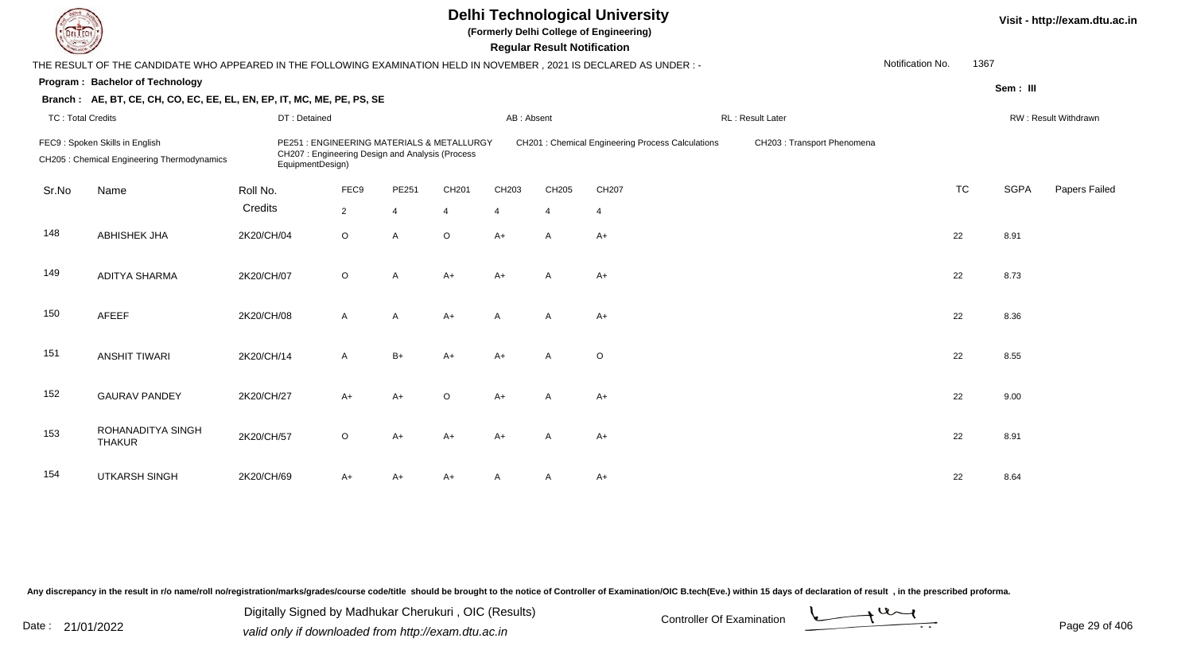# Delhi Technological University

**(Formerly Delhi College of Engineering)**

**Regular Result Notification**

Visit - http://exam.dtu.ac.in

THE RESULT OF THE CANDIDATE WHO APPEARED IN THE FOLLOWING EXAMINATION HELD IN NOVEMBER , 2021 IS DECLARED AS UNDER : -

Notification No. 1367

**Program : Bachelor of Technology**

**Sem : III**

**Branch : AE, BT, CE, CH, CO, EC, EE, EL, EN, EP, IT, MC, ME, PE, PS, SE**

TC : Total Credits | DT : Detained | AB : Absent | RL : Result Later | RW : Result Withdrawn

FEC9 : Spoken Skills in English
PE251 : ENGINEERING MATERIALS & METALLURGY
CH201 : Chemical Engineering Process Calculations
CH203 : Transport Phenomena
CH205 : Chemical Engineering Thermodynamics
CH207 : Engineering Design and Analysis (Process EquipmentDesign)

| Sr.No | Name | Roll No. | FEC9 | PE251 | CH201 | CH203 | CH205 | CH207 | TC | SGPA | Papers Failed |
|---|---|---|---|---|---|---|---|---|---|---|---|
| | | Credits | 2 | 4 | 4 | 4 | 4 | 4 | | | |
| 148 | ABHISHEK JHA | 2K20/CH/04 | O | A | O | A+ | A | A+ | 22 | 8.91 | |
| 149 | ADITYA SHARMA | 2K20/CH/07 | O | A | A+ | A+ | A | A+ | 22 | 8.73 | |
| 150 | AFEEF | 2K20/CH/08 | A | A | A+ | A | A | A+ | 22 | 8.36 | |
| 151 | ANSHIT TIWARI | 2K20/CH/14 | A | B+ | A+ | A+ | A | O | 22 | 8.55 | |
| 152 | GAURAV PANDEY | 2K20/CH/27 | A+ | A+ | O | A+ | A | A+ | 22 | 9.00 | |
| 153 | ROHANADITYA SINGH THAKUR | 2K20/CH/57 | O | A+ | A+ | A+ | A | A+ | 22 | 8.91 | |
| 154 | UTKARSH SINGH | 2K20/CH/69 | A+ | A+ | A+ | A | A | A+ | 22 | 8.64 | |

Any discrepancy in the result in r/o name/roll no/registration/marks/grades/course code/title should be brought to the notice of Controller of Examination/OIC B.tech(Eve.) within 15 days of declaration of result , in the prescribed proforma.

Date : 21/01/2022

Digitally Signed by Madhukar Cherukuri , OIC (Results)
valid only if downloaded from http://exam.dtu.ac.in

Controller Of Examination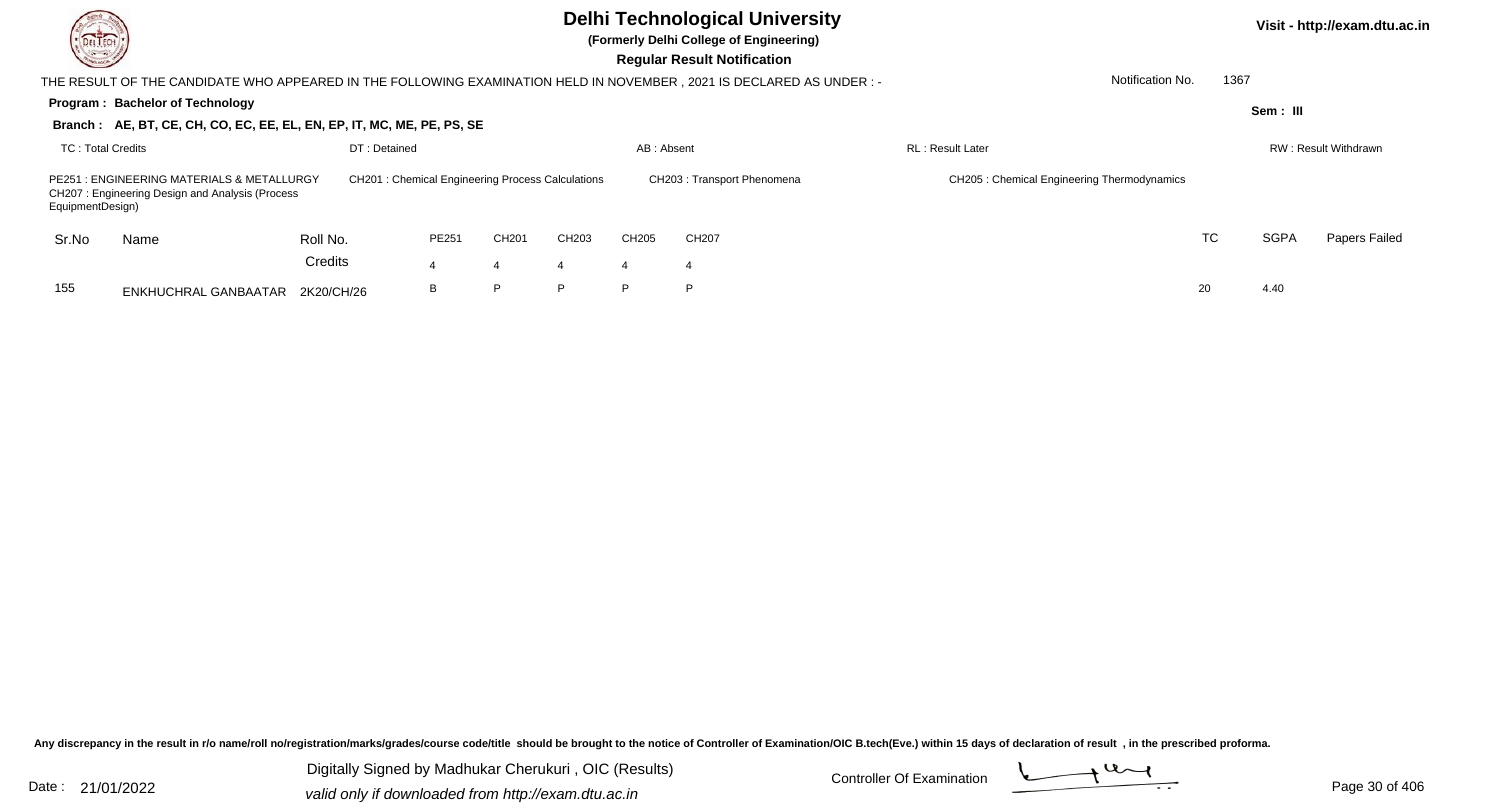# Delhi Technological University

**(Formerly Delhi College of Engineering)**

**Regular Result Notification**

Visit - http://exam.dtu.ac.in

THE RESULT OF THE CANDIDATE WHO APPEARED IN THE FOLLOWING EXAMINATION HELD IN NOVEMBER , 2021 IS DECLARED AS UNDER : -

Notification No. 1367

**Program : Bachelor of Technology**

Sem : III

**Branch : AE, BT, CE, CH, CO, EC, EE, EL, EN, EP, IT, MC, ME, PE, PS, SE**

TC : Total Credits | DT : Detained | AB : Absent | RL : Result Later | RW : Result Withdrawn

PE251 : ENGINEERING MATERIALS & METALLURGY
CH201 : Chemical Engineering Process Calculations
CH203 : Transport Phenomena
CH205 : Chemical Engineering Thermodynamics
CH207 : Engineering Design and Analysis (Process EquipmentDesign)

| Sr.No | Name | Roll No. | PE251 | CH201 | CH203 | CH205 | CH207 | TC | SGPA | Papers Failed |
|---|---|---|---|---|---|---|---|---|---|---|
| | | Credits | 4 | 4 | 4 | 4 | 4 | | | |
| 155 | ENKHUCHRAL GANBAATAR | 2K20/CH/26 | B | P | P | P | P | 20 | 4.40 | |

Any discrepancy in the result in r/o name/roll no/registration/marks/grades/course code/title should be brought to the notice of Controller of Examination/OIC B.tech(Eve.) within 15 days of declaration of result , in the prescribed proforma.

Date : 21/01/2022

Digitally Signed by Madhukar Cherukuri , OIC (Results)
valid only if downloaded from http://exam.dtu.ac.in

Controller Of Examination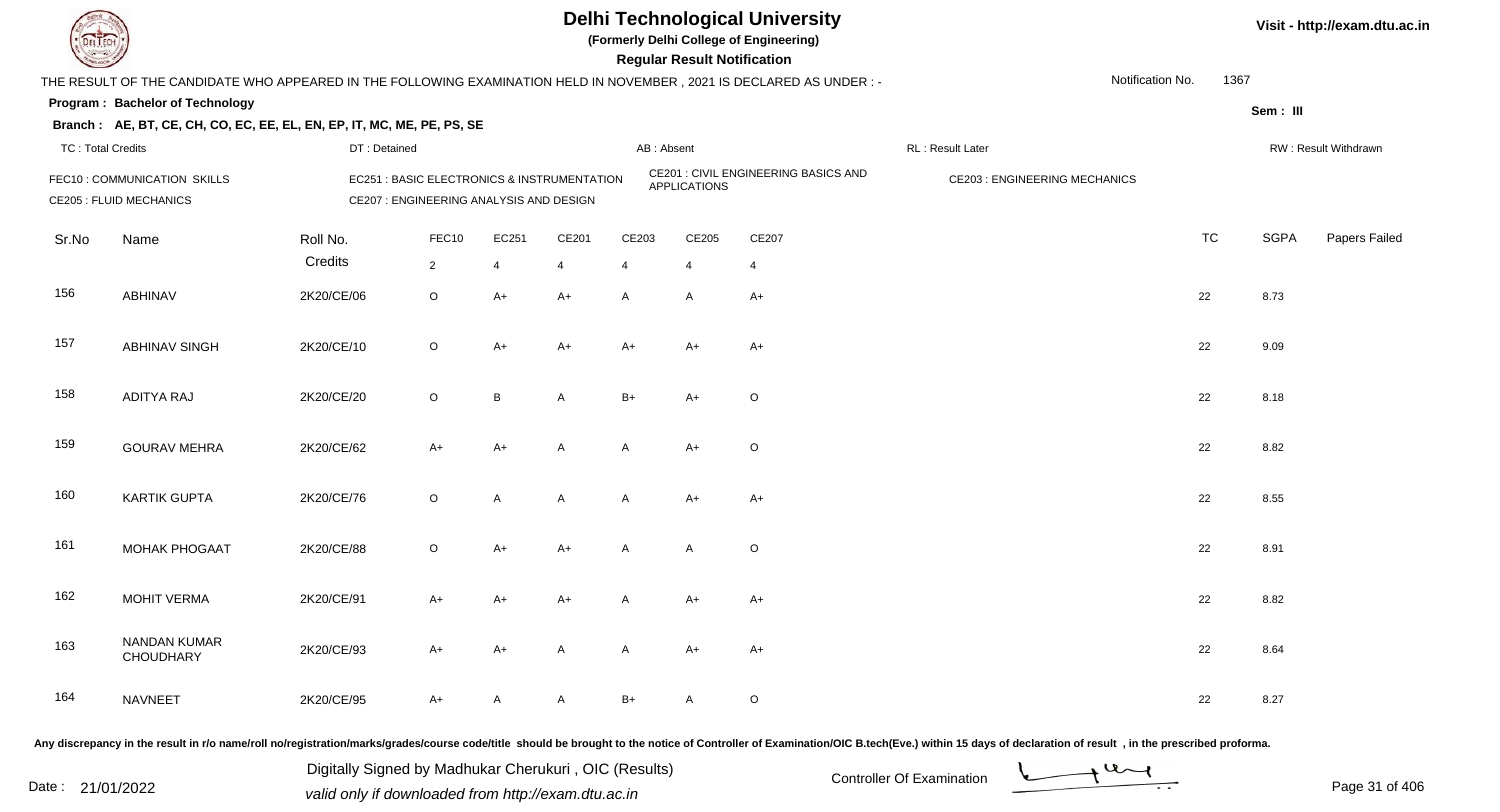# Delhi Technological University

(Formerly Delhi College of Engineering)

**Regular Result Notification**

Visit - http://exam.dtu.ac.in

THE RESULT OF THE CANDIDATE WHO APPEARED IN THE FOLLOWING EXAMINATION HELD IN NOVEMBER , 2021 IS DECLARED AS UNDER : -

Notification No. 1367

**Program : Bachelor of Technology**

Sem : III

**Branch : AE, BT, CE, CH, CO, EC, EE, EL, EN, EP, IT, MC, ME, PE, PS, SE**

TC : Total Credits | DT : Detained | AB : Absent | RL : Result Later | RW : Result Withdrawn

FEC10 : COMMUNICATION SKILLS
EC251 : BASIC ELECTRONICS & INSTRUMENTATION
CE201 : CIVIL ENGINEERING BASICS AND APPLICATIONS
CE203 : ENGINEERING MECHANICS
CE205 : FLUID MECHANICS
CE207 : ENGINEERING ANALYSIS AND DESIGN

| Sr.No | Name | Roll No. | FEC10 | EC251 | CE201 | CE203 | CE205 | CE207 | TC | SGPA | Papers Failed |
|---|---|---|---|---|---|---|---|---|---|---|---|
| | | Credits | 2 | 4 | 4 | 4 | 4 | 4 | | | |
| 156 | ABHINAV | 2K20/CE/06 | O | A+ | A+ | A | A | A+ | 22 | 8.73 | |
| 157 | ABHINAV SINGH | 2K20/CE/10 | O | A+ | A+ | A+ | A+ | A+ | 22 | 9.09 | |
| 158 | ADITYA RAJ | 2K20/CE/20 | O | B | A | B+ | A+ | O | 22 | 8.18 | |
| 159 | GOURAV MEHRA | 2K20/CE/62 | A+ | A+ | A | A | A+ | O | 22 | 8.82 | |
| 160 | KARTIK GUPTA | 2K20/CE/76 | O | A | A | A | A+ | A+ | 22 | 8.55 | |
| 161 | MOHAK PHOGAAT | 2K20/CE/88 | O | A+ | A+ | A | A | O | 22 | 8.91 | |
| 162 | MOHIT VERMA | 2K20/CE/91 | A+ | A+ | A+ | A | A+ | A+ | 22 | 8.82 | |
| 163 | NANDAN KUMAR CHOUDHARY | 2K20/CE/93 | A+ | A+ | A | A | A+ | A+ | 22 | 8.64 | |
| 164 | NAVNEET | 2K20/CE/95 | A+ | A | A | B+ | A | O | 22 | 8.27 | |

Any discrepancy in the result in r/o name/roll no/registration/marks/grades/course code/title should be brought to the notice of Controller of Examination/OIC B.tech(Eve.) within 15 days of declaration of result , in the prescribed proforma.

Date : 21/01/2022

Digitally Signed by Madhukar Cherukuri , OIC (Results)
valid only if downloaded from http://exam.dtu.ac.in

Controller Of Examination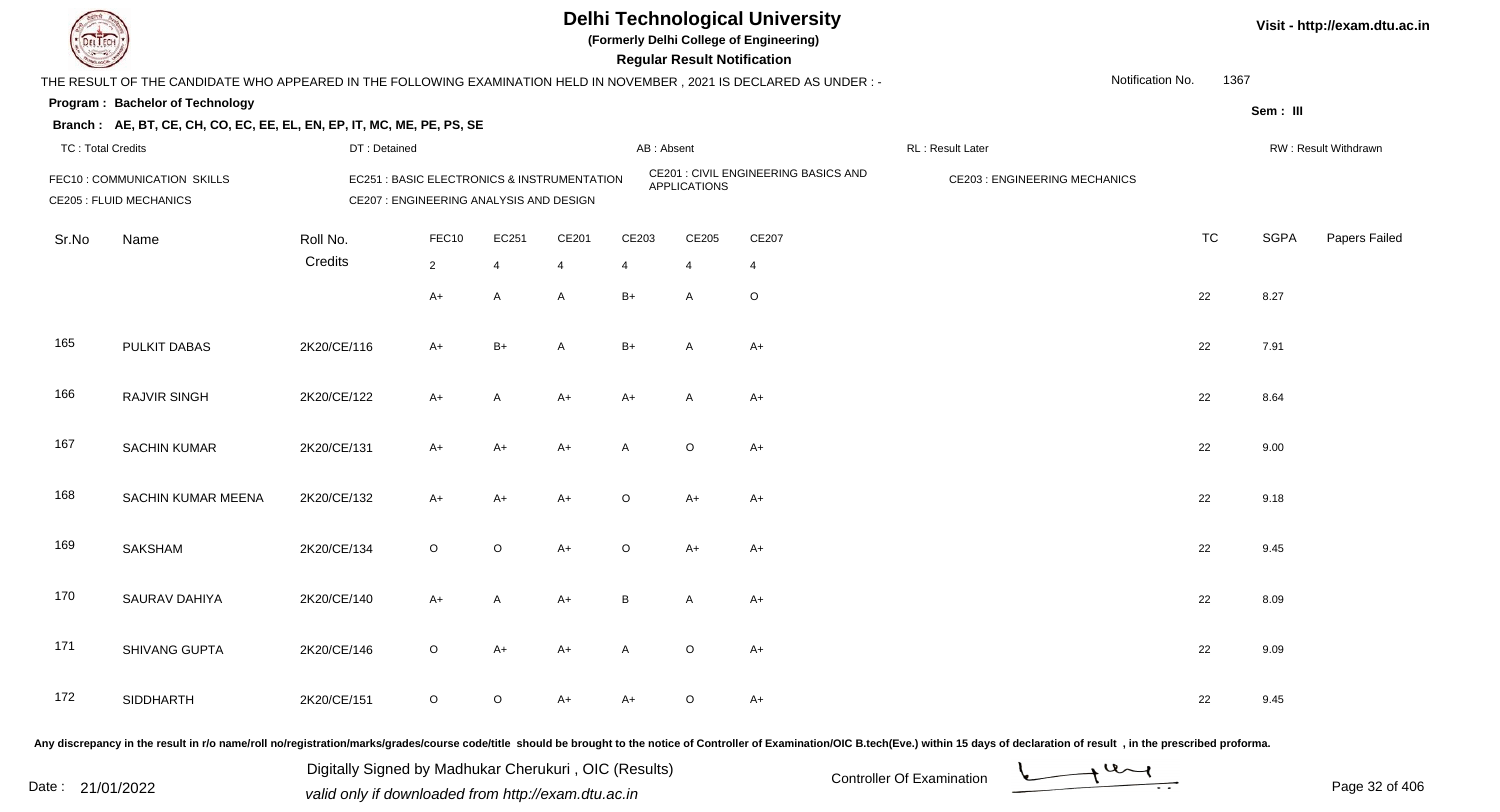# Delhi Technological University

**(Formerly Delhi College of Engineering)**

**Regular Result Notification**

Visit - http://exam.dtu.ac.in

THE RESULT OF THE CANDIDATE WHO APPEARED IN THE FOLLOWING EXAMINATION HELD IN NOVEMBER , 2021 IS DECLARED AS UNDER : -

Notification No. 1367

**Program : Bachelor of Technology**

Sem : III

**Branch : AE, BT, CE, CH, CO, EC, EE, EL, EN, EP, IT, MC, ME, PE, PS, SE**

TC : Total Credits | DT : Detained | AB : Absent | RL : Result Later | RW : Result Withdrawn

FEC10 : COMMUNICATION SKILLS
EC251 : BASIC ELECTRONICS & INSTRUMENTATION
CE201 : CIVIL ENGINEERING BASICS AND APPLICATIONS
CE203 : ENGINEERING MECHANICS
CE205 : FLUID MECHANICS
CE207 : ENGINEERING ANALYSIS AND DESIGN

| Sr.No | Name | Roll No. | FEC10 | EC251 | CE201 | CE203 | CE205 | CE207 | TC | SGPA | Papers Failed |
|---|---|---|---|---|---|---|---|---|---|---|---|
| | | Credits | 2 | 4 | 4 | 4 | 4 | 4 | | | |
| | | | A+ | A | A | B+ | A | O | 22 | 8.27 | |
| 165 | PULKIT DABAS | 2K20/CE/116 | A+ | B+ | A | B+ | A | A+ | 22 | 7.91 | |
| 166 | RAJVIR SINGH | 2K20/CE/122 | A+ | A | A+ | A+ | A | A+ | 22 | 8.64 | |
| 167 | SACHIN KUMAR | 2K20/CE/131 | A+ | A+ | A+ | A | O | A+ | 22 | 9.00 | |
| 168 | SACHIN KUMAR MEENA | 2K20/CE/132 | A+ | A+ | A+ | O | A+ | A+ | 22 | 9.18 | |
| 169 | SAKSHAM | 2K20/CE/134 | O | O | A+ | O | A+ | A+ | 22 | 9.45 | |
| 170 | SAURAV DAHIYA | 2K20/CE/140 | A+ | A | A+ | B | A | A+ | 22 | 8.09 | |
| 171 | SHIVANG GUPTA | 2K20/CE/146 | O | A+ | A+ | A | O | A+ | 22 | 9.09 | |
| 172 | SIDDHARTH | 2K20/CE/151 | O | O | A+ | A+ | O | A+ | 22 | 9.45 | |

Any discrepancy in the result in r/o name/roll no/registration/marks/grades/course code/title should be brought to the notice of Controller of Examination/OIC B.tech(Eve.) within 15 days of declaration of result , in the prescribed proforma.

Date : 21/01/2022

Digitally Signed by Madhukar Cherukuri , OIC (Results)
valid only if downloaded from http://exam.dtu.ac.in

Controller Of Examination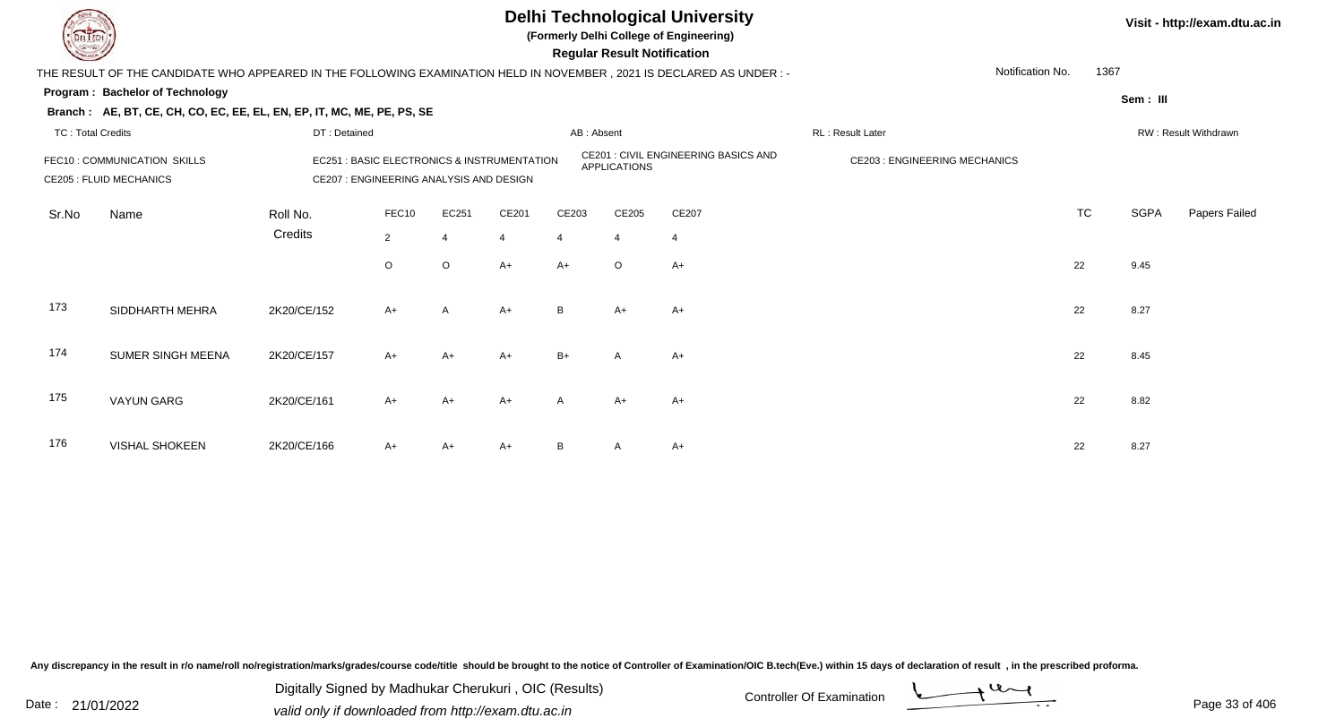# Delhi Technological University

**(Formerly Delhi College of Engineering)**

**Regular Result Notification**

Visit - http://exam.dtu.ac.in

THE RESULT OF THE CANDIDATE WHO APPEARED IN THE FOLLOWING EXAMINATION HELD IN NOVEMBER , 2021 IS DECLARED AS UNDER : -

Notification No. 1367

**Program : Bachelor of Technology**

Sem : III

**Branch : AE, BT, CE, CH, CO, EC, EE, EL, EN, EP, IT, MC, ME, PE, PS, SE**

TC : Total Credits | DT : Detained | AB : Absent | RL : Result Later | RW : Result Withdrawn

FEC10 : COMMUNICATION SKILLS
EC251 : BASIC ELECTRONICS & INSTRUMENTATION
CE201 : CIVIL ENGINEERING BASICS AND APPLICATIONS
CE203 : ENGINEERING MECHANICS
CE205 : FLUID MECHANICS
CE207 : ENGINEERING ANALYSIS AND DESIGN

| Sr.No | Name | Roll No. | FEC10 | EC251 | CE201 | CE203 | CE205 | CE207 | TC | SGPA | Papers Failed |
|---|---|---|---|---|---|---|---|---|---|---|---|
| | | Credits | 2 | 4 | 4 | 4 | 4 | 4 | | | |
| | | | O | O | A+ | A+ | O | A+ | 22 | 9.45 | |
| 173 | SIDDHARTH MEHRA | 2K20/CE/152 | A+ | A | A+ | B | A+ | A+ | 22 | 8.27 | |
| 174 | SUMER SINGH MEENA | 2K20/CE/157 | A+ | A+ | A+ | B+ | A | A+ | 22 | 8.45 | |
| 175 | VAYUN GARG | 2K20/CE/161 | A+ | A+ | A+ | A | A+ | A+ | 22 | 8.82 | |
| 176 | VISHAL SHOKEEN | 2K20/CE/166 | A+ | A+ | A+ | B | A | A+ | 22 | 8.27 | |

Any discrepancy in the result in r/o name/roll no/registration/marks/grades/course code/title should be brought to the notice of Controller of Examination/OIC B.tech(Eve.) within 15 days of declaration of result , in the prescribed proforma.

Date : 21/01/2022

Digitally Signed by Madhukar Cherukuri , OIC (Results)
valid only if downloaded from http://exam.dtu.ac.in

Controller Of Examination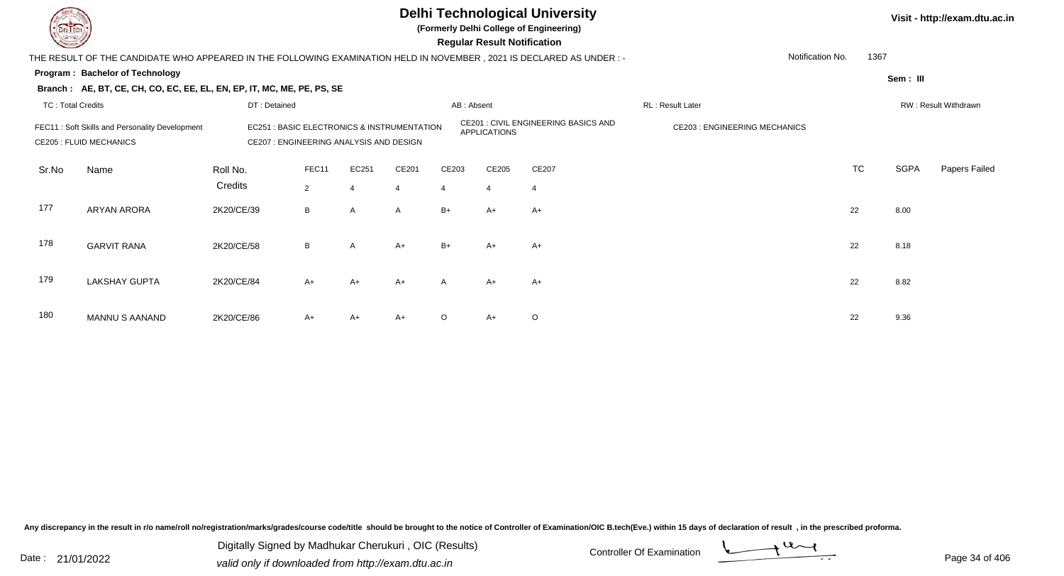# Delhi Technological University

**(Formerly Delhi College of Engineering)**

**Regular Result Notification**

Visit - http://exam.dtu.ac.in

THE RESULT OF THE CANDIDATE WHO APPEARED IN THE FOLLOWING EXAMINATION HELD IN NOVEMBER , 2021 IS DECLARED AS UNDER : -

Notification No. 1367

**Program : Bachelor of Technology**

Sem : III

**Branch : AE, BT, CE, CH, CO, EC, EE, EL, EN, EP, IT, MC, ME, PE, PS, SE**

TC : Total Credits | DT : Detained | AB : Absent | RL : Result Later | RW : Result Withdrawn

FEC11 : Soft Skills and Personality Development
EC251 : BASIC ELECTRONICS & INSTRUMENTATION
CE201 : CIVIL ENGINEERING BASICS AND APPLICATIONS
CE203 : ENGINEERING MECHANICS
CE205 : FLUID MECHANICS
CE207 : ENGINEERING ANALYSIS AND DESIGN

| Sr.No | Name | Roll No. | FEC11 | EC251 | CE201 | CE203 | CE205 | CE207 | TC | SGPA | Papers Failed |
|---|---|---|---|---|---|---|---|---|---|---|---|
| | | Credits | 2 | 4 | 4 | 4 | 4 | 4 | | | |
| 177 | ARYAN ARORA | 2K20/CE/39 | B | A | A | B+ | A+ | A+ | 22 | 8.00 | |
| 178 | GARVIT RANA | 2K20/CE/58 | B | A | A+ | B+ | A+ | A+ | 22 | 8.18 | |
| 179 | LAKSHAY GUPTA | 2K20/CE/84 | A+ | A+ | A+ | A | A+ | A+ | 22 | 8.82 | |
| 180 | MANNU S AANAND | 2K20/CE/86 | A+ | A+ | A+ | O | A+ | O | 22 | 9.36 | |

Any discrepancy in the result in r/o name/roll no/registration/marks/grades/course code/title should be brought to the notice of Controller of Examination/OIC B.tech(Eve.) within 15 days of declaration of result , in the prescribed proforma.

Date : 21/01/2022

Digitally Signed by Madhukar Cherukuri , OIC (Results)
valid only if downloaded from http://exam.dtu.ac.in

Controller Of Examination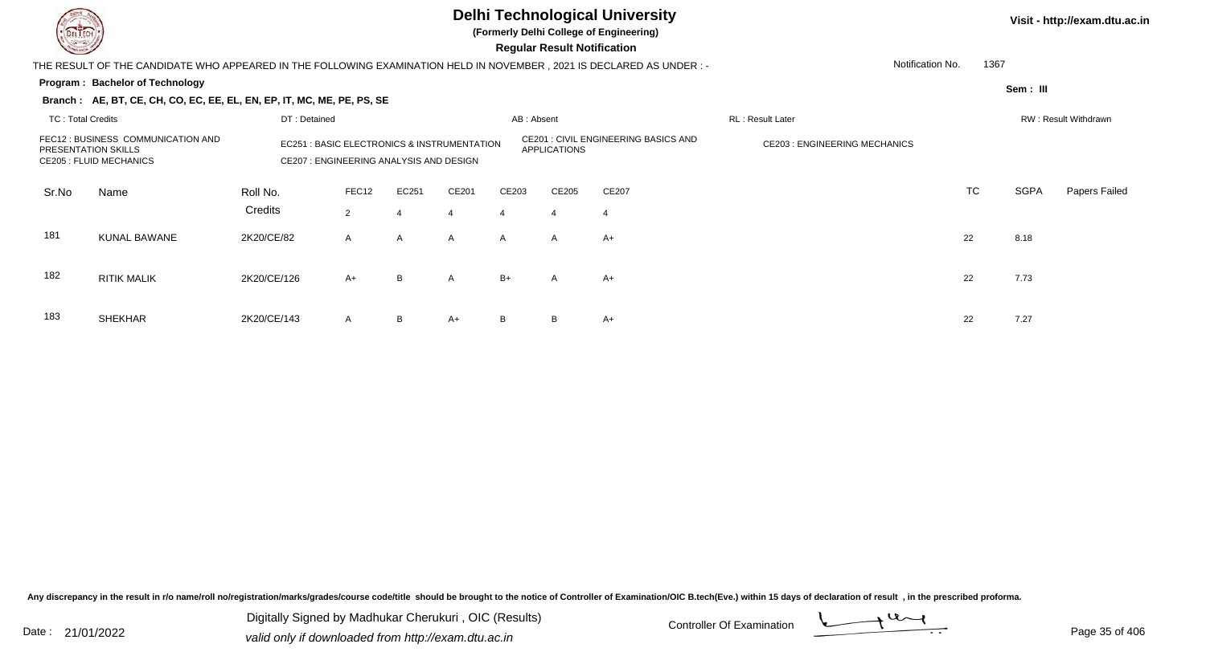# Delhi Technological University

**(Formerly Delhi College of Engineering)**

**Regular Result Notification**

Visit - http://exam.dtu.ac.in

THE RESULT OF THE CANDIDATE WHO APPEARED IN THE FOLLOWING EXAMINATION HELD IN NOVEMBER , 2021 IS DECLARED AS UNDER : -

Notification No. 1367

**Program : Bachelor of Technology**

Sem : III

**Branch : AE, BT, CE, CH, CO, EC, EE, EL, EN, EP, IT, MC, ME, PE, PS, SE**

TC : Total Credits | DT : Detained | AB : Absent | RL : Result Later | RW : Result Withdrawn

FEC12 : BUSINESS COMMUNICATION AND PRESENTATION SKILLS
EC251 : BASIC ELECTRONICS & INSTRUMENTATION
CE201 : CIVIL ENGINEERING BASICS AND APPLICATIONS
CE203 : ENGINEERING MECHANICS
CE205 : FLUID MECHANICS
CE207 : ENGINEERING ANALYSIS AND DESIGN

| Sr.No | Name | Roll No. | FEC12 | EC251 | CE201 | CE203 | CE205 | CE207 | TC | SGPA | Papers Failed |
|---|---|---|---|---|---|---|---|---|---|---|---|
| | | Credits | 2 | 4 | 4 | 4 | 4 | 4 | | | |
| 181 | KUNAL BAWANE | 2K20/CE/82 | A | A | A | A | A | A+ | 22 | 8.18 | |
| 182 | RITIK MALIK | 2K20/CE/126 | A+ | B | A | B+ | A | A+ | 22 | 7.73 | |
| 183 | SHEKHAR | 2K20/CE/143 | A | B | A+ | B | B | A+ | 22 | 7.27 | |

Any discrepancy in the result in r/o name/roll no/registration/marks/grades/course code/title should be brought to the notice of Controller of Examination/OIC B.tech(Eve.) within 15 days of declaration of result , in the prescribed proforma.

Date : 21/01/2022

Digitally Signed by Madhukar Cherukuri , OIC (Results)
valid only if downloaded from http://exam.dtu.ac.in

Controller Of Examination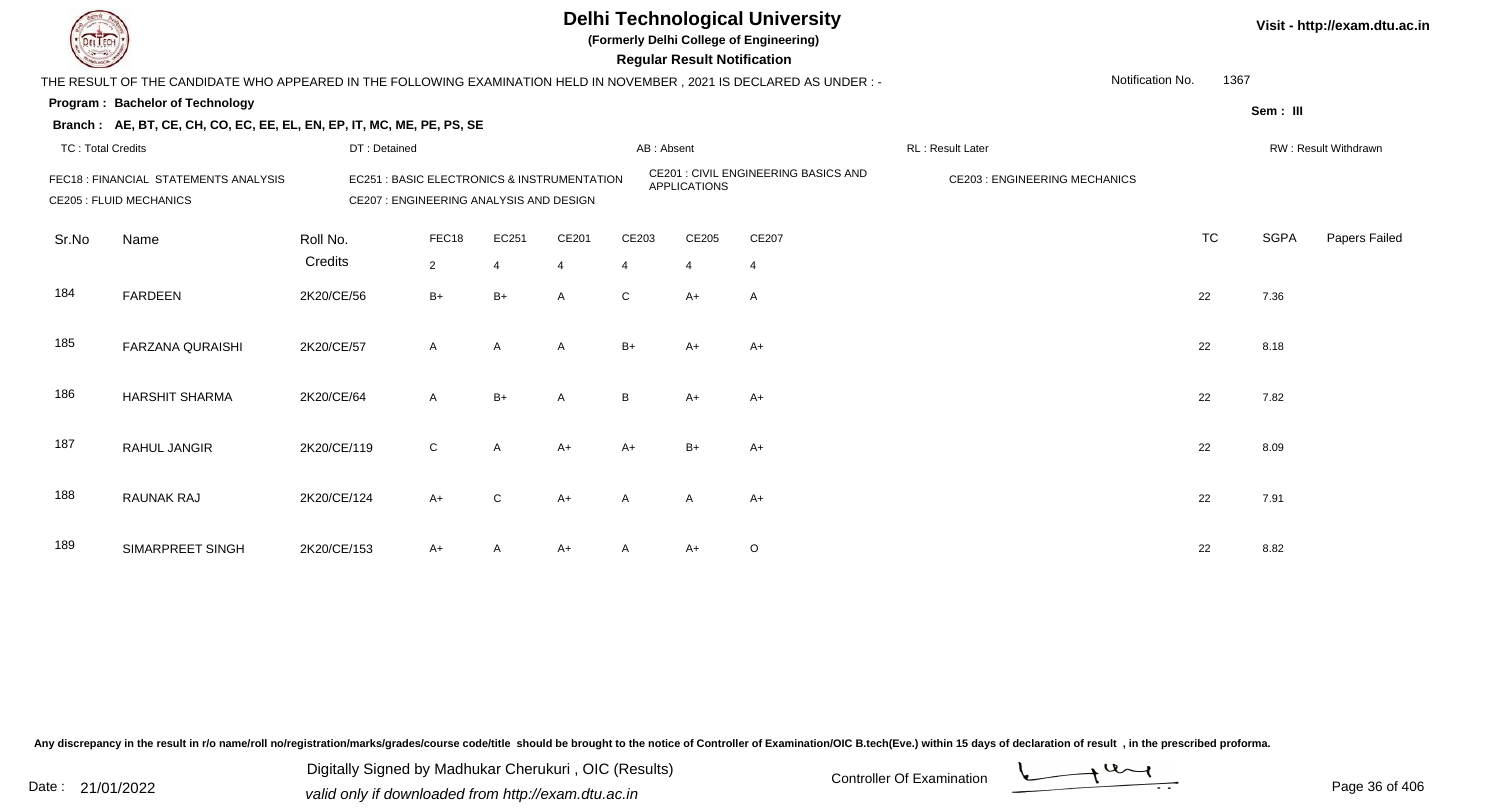# Delhi Technological University

**(Formerly Delhi College of Engineering)**

**Regular Result Notification**

Visit - http://exam.dtu.ac.in

THE RESULT OF THE CANDIDATE WHO APPEARED IN THE FOLLOWING EXAMINATION HELD IN NOVEMBER , 2021 IS DECLARED AS UNDER : - Notification No. 1367

**Program : Bachelor of Technology** Sem : III

**Branch : AE, BT, CE, CH, CO, EC, EE, EL, EN, EP, IT, MC, ME, PE, PS, SE**

TC : Total Credits | DT : Detained | AB : Absent | RL : Result Later | RW : Result Withdrawn

FEC18 : FINANCIAL STATEMENTS ANALYSIS
EC251 : BASIC ELECTRONICS & INSTRUMENTATION
CE201 : CIVIL ENGINEERING BASICS AND APPLICATIONS
CE203 : ENGINEERING MECHANICS
CE205 : FLUID MECHANICS
CE207 : ENGINEERING ANALYSIS AND DESIGN

| Sr.No | Name | Roll No. | FEC18 | EC251 | CE201 | CE203 | CE205 | CE207 | TC | SGPA | Papers Failed |
|---|---|---|---|---|---|---|---|---|---|---|---|
| | | Credits | 2 | 4 | 4 | 4 | 4 | 4 | | | |
| 184 | FARDEEN | 2K20/CE/56 | B+ | B+ | A | C | A+ | A | 22 | 7.36 | |
| 185 | FARZANA QURAISHI | 2K20/CE/57 | A | A | A | B+ | A+ | A+ | 22 | 8.18 | |
| 186 | HARSHIT SHARMA | 2K20/CE/64 | A | B+ | A | B | A+ | A+ | 22 | 7.82 | |
| 187 | RAHUL JANGIR | 2K20/CE/119 | C | A | A+ | A+ | B+ | A+ | 22 | 8.09 | |
| 188 | RAUNAK RAJ | 2K20/CE/124 | A+ | C | A+ | A | A | A+ | 22 | 7.91 | |
| 189 | SIMARPREET SINGH | 2K20/CE/153 | A+ | A | A+ | A | A+ | O | 22 | 8.82 | |

Any discrepancy in the result in r/o name/roll no/registration/marks/grades/course code/title should be brought to the notice of Controller of Examination/OIC B.tech(Eve.) within 15 days of declaration of result , in the prescribed proforma.

Date : 21/01/2022

Digitally Signed by Madhukar Cherukuri , OIC (Results)
valid only if downloaded from http://exam.dtu.ac.in

Controller Of Examination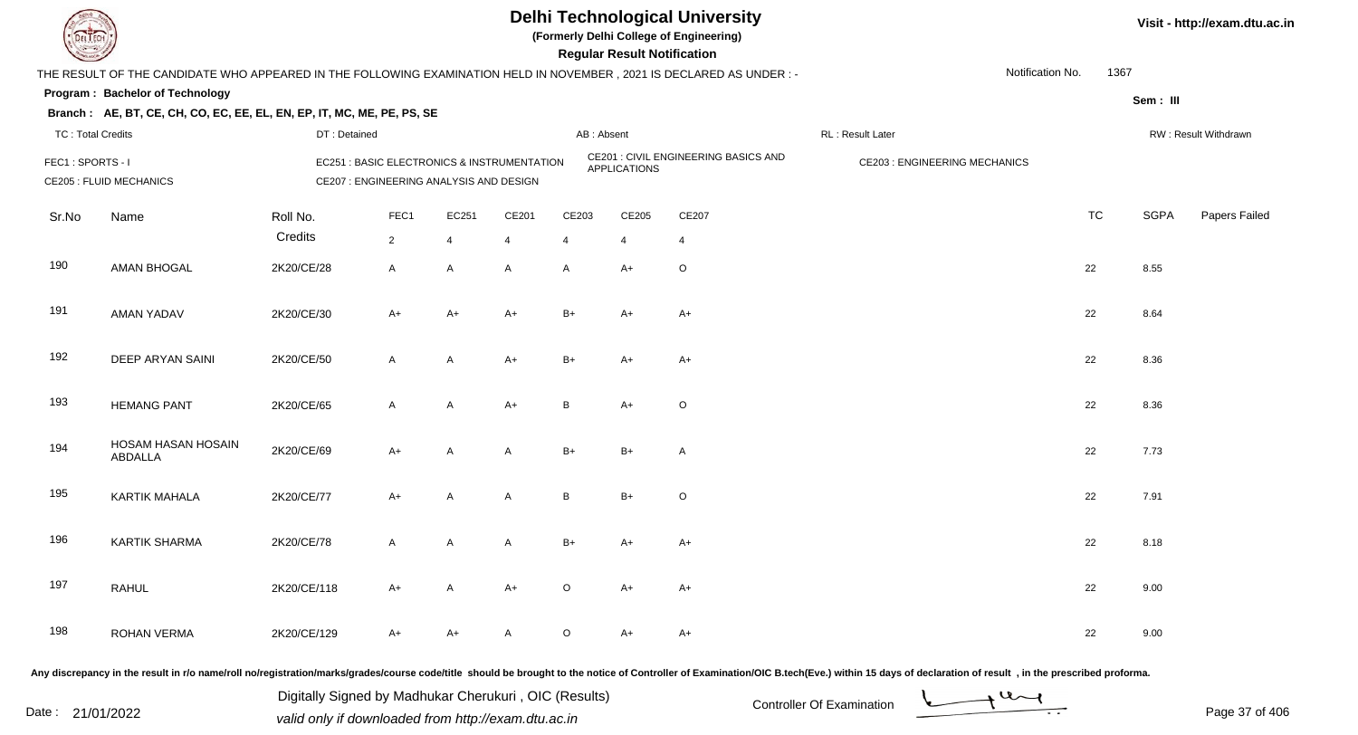# Delhi Technological University

**(Formerly Delhi College of Engineering)**

**Regular Result Notification**

Visit - http://exam.dtu.ac.in

THE RESULT OF THE CANDIDATE WHO APPEARED IN THE FOLLOWING EXAMINATION HELD IN NOVEMBER , 2021 IS DECLARED AS UNDER : -

Notification No. 1367

**Program : Bachelor of Technology**

Sem : III

**Branch : AE, BT, CE, CH, CO, EC, EE, EL, EN, EP, IT, MC, ME, PE, PS, SE**

TC : Total Credits | DT : Detained | AB : Absent | RL : Result Later | RW : Result Withdrawn

FEC1 : SPORTS - I | EC251 : BASIC ELECTRONICS & INSTRUMENTATION | CE201 : CIVIL ENGINEERING BASICS AND APPLICATIONS | CE203 : ENGINEERING MECHANICS

CE205 : FLUID MECHANICS | CE207 : ENGINEERING ANALYSIS AND DESIGN

| Sr.No | Name | Roll No. | FEC1 | EC251 | CE201 | CE203 | CE205 | CE207 | TC | SGPA | Papers Failed |
|---|---|---|---|---|---|---|---|---|---|---|---|
| | | Credits | 2 | 4 | 4 | 4 | 4 | 4 | | | |
| 190 | AMAN BHOGAL | 2K20/CE/28 | A | A | A | A | A+ | O | 22 | 8.55 | |
| 191 | AMAN YADAV | 2K20/CE/30 | A+ | A+ | A+ | B+ | A+ | A+ | 22 | 8.64 | |
| 192 | DEEP ARYAN SAINI | 2K20/CE/50 | A | A | A+ | B+ | A+ | A+ | 22 | 8.36 | |
| 193 | HEMANG PANT | 2K20/CE/65 | A | A | A+ | B | A+ | O | 22 | 8.36 | |
| 194 | HOSAM HASAN HOSAIN ABDALLA | 2K20/CE/69 | A+ | A | A | B+ | B+ | A | 22 | 7.73 | |
| 195 | KARTIK MAHALA | 2K20/CE/77 | A+ | A | A | B | B+ | O | 22 | 7.91 | |
| 196 | KARTIK SHARMA | 2K20/CE/78 | A | A | A | B+ | A+ | A+ | 22 | 8.18 | |
| 197 | RAHUL | 2K20/CE/118 | A+ | A | A+ | O | A+ | A+ | 22 | 9.00 | |
| 198 | ROHAN VERMA | 2K20/CE/129 | A+ | A+ | A | O | A+ | A+ | 22 | 9.00 | |

Any discrepancy in the result in r/o name/roll no/registration/marks/grades/course code/title should be brought to the notice of Controller of Examination/OIC B.tech(Eve.) within 15 days of declaration of result , in the prescribed proforma.

Date : 21/01/2022

Digitally Signed by Madhukar Cherukuri , OIC (Results)
valid only if downloaded from http://exam.dtu.ac.in

Controller Of Examination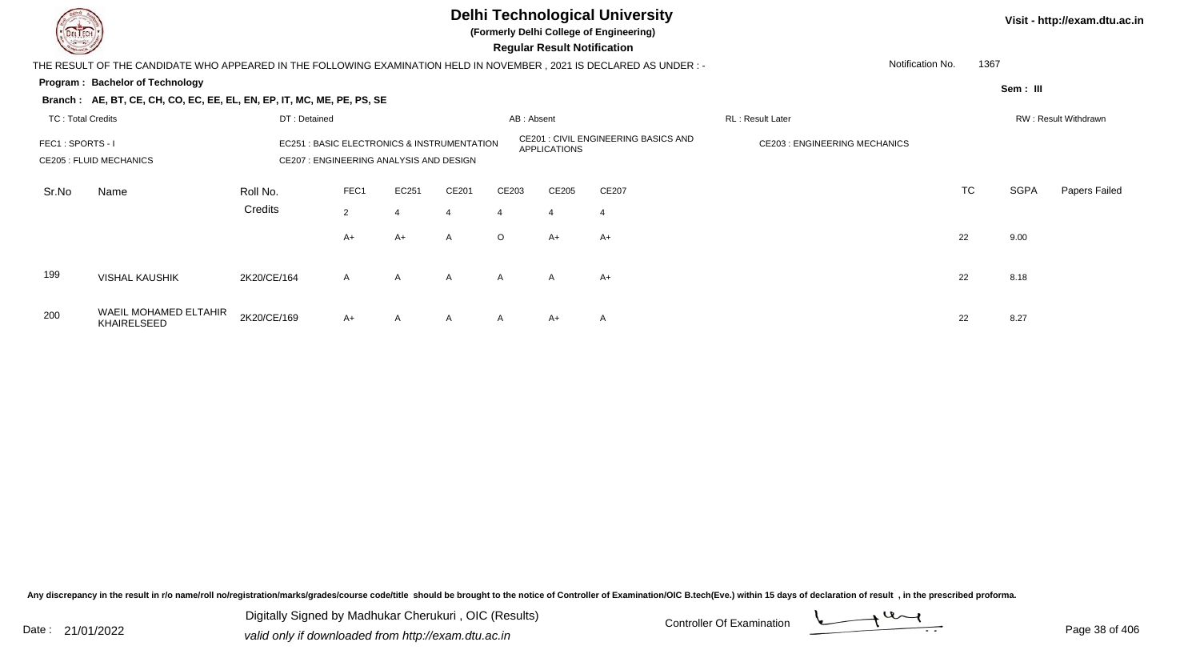# Delhi Technological University

**(Formerly Delhi College of Engineering)**

**Regular Result Notification**

Visit - http://exam.dtu.ac.in

THE RESULT OF THE CANDIDATE WHO APPEARED IN THE FOLLOWING EXAMINATION HELD IN NOVEMBER , 2021 IS DECLARED AS UNDER : -

Notification No. 1367

**Program : Bachelor of Technology**

Sem : III

**Branch : AE, BT, CE, CH, CO, EC, EE, EL, EN, EP, IT, MC, ME, PE, PS, SE**

TC : Total Credits | DT : Detained | AB : Absent | RL : Result Later | RW : Result Withdrawn

FEC1 : SPORTS - I | EC251 : BASIC ELECTRONICS & INSTRUMENTATION | CE201 : CIVIL ENGINEERING BASICS AND APPLICATIONS | CE203 : ENGINEERING MECHANICS
CE205 : FLUID MECHANICS | CE207 : ENGINEERING ANALYSIS AND DESIGN

| Sr.No | Name | Roll No. | FEC1 | EC251 | CE201 | CE203 | CE205 | CE207 | TC | SGPA | Papers Failed |
|---|---|---|---|---|---|---|---|---|---|---|---|
| | | Credits | 2 | 4 | 4 | 4 | 4 | 4 | | | |
| | | | A+ | A+ | A | O | A+ | A+ | 22 | 9.00 | |
| 199 | VISHAL KAUSHIK | 2K20/CE/164 | A | A | A | A | A | A+ | 22 | 8.18 | |
| 200 | WAEIL MOHAMED ELTAHIR KHAIRELSEED | 2K20/CE/169 | A+ | A | A | A | A+ | A | 22 | 8.27 | |

Any discrepancy in the result in r/o name/roll no/registration/marks/grades/course code/title should be brought to the notice of Controller of Examination/OIC B.tech(Eve.) within 15 days of declaration of result , in the prescribed proforma.

Date : 21/01/2022

Digitally Signed by Madhukar Cherukuri , OIC (Results)
valid only if downloaded from http://exam.dtu.ac.in

Controller Of Examination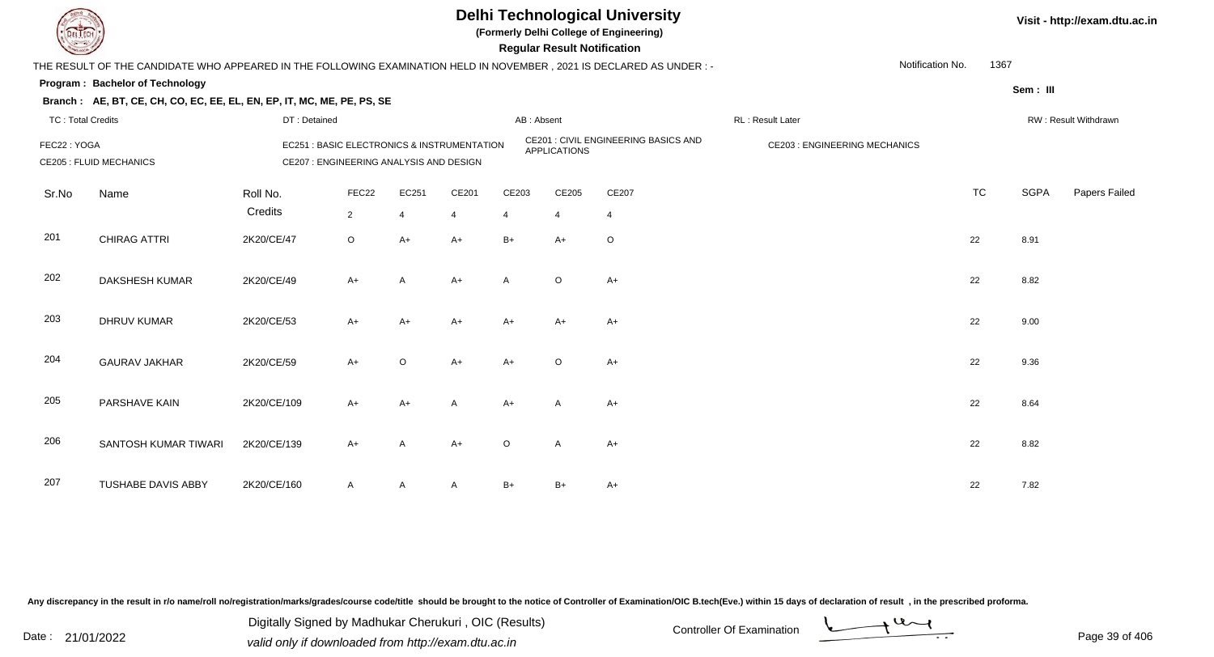# Delhi Technological University

**(Formerly Delhi College of Engineering)**

**Regular Result Notification**

Visit - http://exam.dtu.ac.in

THE RESULT OF THE CANDIDATE WHO APPEARED IN THE FOLLOWING EXAMINATION HELD IN NOVEMBER , 2021 IS DECLARED AS UNDER : -

Notification No. 1367

**Program : Bachelor of Technology**

Sem : III

**Branch : AE, BT, CE, CH, CO, EC, EE, EL, EN, EP, IT, MC, ME, PE, PS, SE**

TC : Total Credits | DT : Detained | AB : Absent | RL : Result Later | RW : Result Withdrawn

FEC22 : YOGA | EC251 : BASIC ELECTRONICS & INSTRUMENTATION | CE201 : CIVIL ENGINEERING BASICS AND APPLICATIONS | CE203 : ENGINEERING MECHANICS | CE205 : FLUID MECHANICS | CE207 : ENGINEERING ANALYSIS AND DESIGN

| Sr.No | Name | Roll No. | FEC22 | EC251 | CE201 | CE203 | CE205 | CE207 | TC | SGPA | Papers Failed |
|---|---|---|---|---|---|---|---|---|---|---|---|
| | | Credits | 2 | 4 | 4 | 4 | 4 | 4 | | | |
| 201 | CHIRAG ATTRI | 2K20/CE/47 | O | A+ | A+ | B+ | A+ | O | 22 | 8.91 | |
| 202 | DAKSHESH KUMAR | 2K20/CE/49 | A+ | A | A+ | A | O | A+ | 22 | 8.82 | |
| 203 | DHRUV KUMAR | 2K20/CE/53 | A+ | A+ | A+ | A+ | A+ | A+ | 22 | 9.00 | |
| 204 | GAURAV JAKHAR | 2K20/CE/59 | A+ | O | A+ | A+ | O | A+ | 22 | 9.36 | |
| 205 | PARSHAVE KAIN | 2K20/CE/109 | A+ | A+ | A | A+ | A | A+ | 22 | 8.64 | |
| 206 | SANTOSH KUMAR TIWARI | 2K20/CE/139 | A+ | A | A+ | O | A | A+ | 22 | 8.82 | |
| 207 | TUSHABE DAVIS ABBY | 2K20/CE/160 | A | A | A | B+ | B+ | A+ | 22 | 7.82 | |

Any discrepancy in the result in r/o name/roll no/registration/marks/grades/course code/title should be brought to the notice of Controller of Examination/OIC B.tech(Eve.) within 15 days of declaration of result , in the prescribed proforma.

Date : 21/01/2022

Digitally Signed by Madhukar Cherukuri , OIC (Results)
valid only if downloaded from http://exam.dtu.ac.in

Controller Of Examination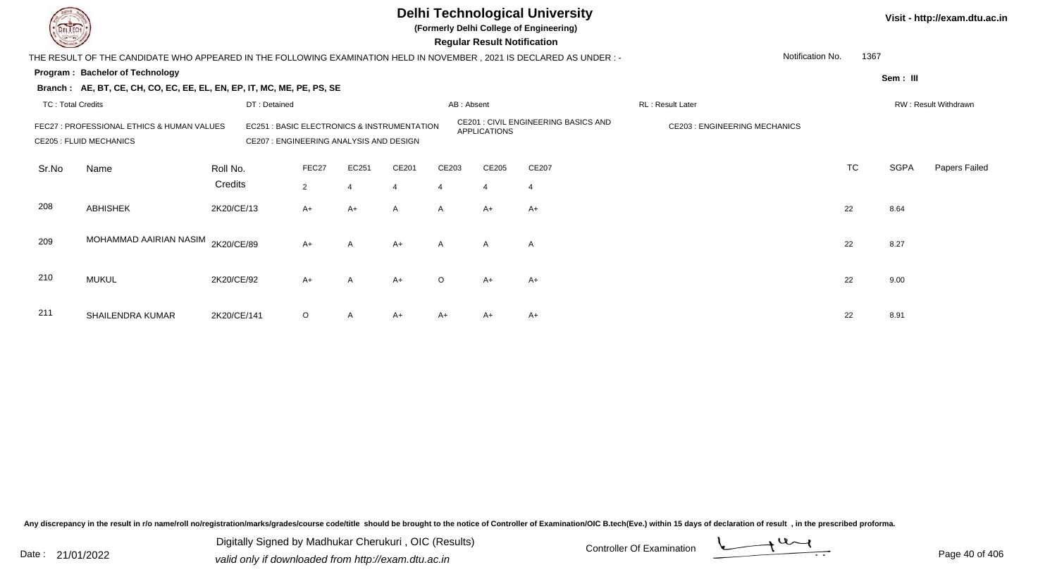# Delhi Technological University

**(Formerly Delhi College of Engineering)**

**Regular Result Notification**

Visit - http://exam.dtu.ac.in

THE RESULT OF THE CANDIDATE WHO APPEARED IN THE FOLLOWING EXAMINATION HELD IN NOVEMBER , 2021 IS DECLARED AS UNDER : -

Notification No. 1367

**Program : Bachelor of Technology**

Sem : III

**Branch : AE, BT, CE, CH, CO, EC, EE, EL, EN, EP, IT, MC, ME, PE, PS, SE**

TC : Total Credits | DT : Detained | AB : Absent | RL : Result Later | RW : Result Withdrawn

FEC27 : PROFESSIONAL ETHICS & HUMAN VALUES
EC251 : BASIC ELECTRONICS & INSTRUMENTATION
CE201 : CIVIL ENGINEERING BASICS AND APPLICATIONS
CE203 : ENGINEERING MECHANICS
CE205 : FLUID MECHANICS
CE207 : ENGINEERING ANALYSIS AND DESIGN

| Sr.No | Name | Roll No. | FEC27 | EC251 | CE201 | CE203 | CE205 | CE207 | TC | SGPA | Papers Failed |
|---|---|---|---|---|---|---|---|---|---|---|---|
| | | Credits | 2 | 4 | 4 | 4 | 4 | 4 | | | |
| 208 | ABHISHEK | 2K20/CE/13 | A+ | A+ | A | A | A+ | A+ | 22 | 8.64 | |
| 209 | MOHAMMAD AAIRIAN NASIM | 2K20/CE/89 | A+ | A | A+ | A | A | A | 22 | 8.27 | |
| 210 | MUKUL | 2K20/CE/92 | A+ | A | A+ | O | A+ | A+ | 22 | 9.00 | |
| 211 | SHAILENDRA KUMAR | 2K20/CE/141 | O | A | A+ | A+ | A+ | A+ | 22 | 8.91 | |

Any discrepancy in the result in r/o name/roll no/registration/marks/grades/course code/title should be brought to the notice of Controller of Examination/OIC B.tech(Eve.) within 15 days of declaration of result , in the prescribed proforma.

Date : 21/01/2022

Digitally Signed by Madhukar Cherukuri , OIC (Results)
valid only if downloaded from http://exam.dtu.ac.in

Controller Of Examination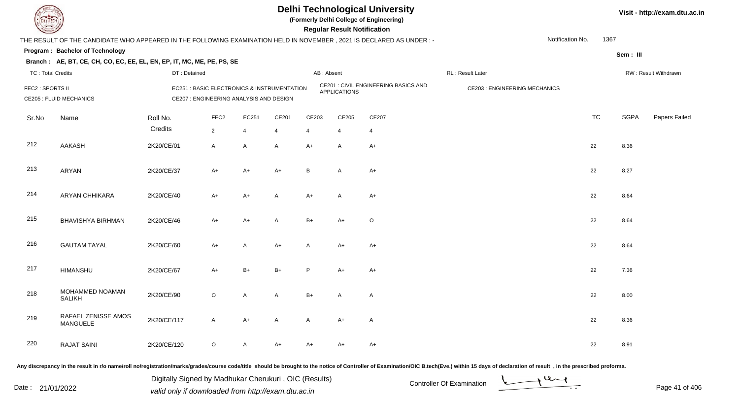# Delhi Technological University

(Formerly Delhi College of Engineering)

**Regular Result Notification**

Visit - http://exam.dtu.ac.in

THE RESULT OF THE CANDIDATE WHO APPEARED IN THE FOLLOWING EXAMINATION HELD IN NOVEMBER , 2021 IS DECLARED AS UNDER : -

Notification No. 1367

**Program : Bachelor of Technology**

Sem : III

**Branch : AE, BT, CE, CH, CO, EC, EE, EL, EN, EP, IT, MC, ME, PE, PS, SE**

TC : Total Credits | DT : Detained | AB : Absent | RL : Result Later | RW : Result Withdrawn

FEC2 : SPORTS II | EC251 : BASIC ELECTRONICS & INSTRUMENTATION | CE201 : CIVIL ENGINEERING BASICS AND APPLICATIONS | CE203 : ENGINEERING MECHANICS | CE205 : FLUID MECHANICS | CE207 : ENGINEERING ANALYSIS AND DESIGN

| Sr.No | Name | Roll No. | FEC2 | EC251 | CE201 | CE203 | CE205 | CE207 | TC | SGPA | Papers Failed |
|---|---|---|---|---|---|---|---|---|---|---|---|
| | | Credits | 2 | 4 | 4 | 4 | 4 | 4 | | | |
| 212 | AAKASH | 2K20/CE/01 | A | A | A | A+ | A | A+ | 22 | 8.36 | |
| 213 | ARYAN | 2K20/CE/37 | A+ | A+ | A+ | B | A | A+ | 22 | 8.27 | |
| 214 | ARYAN CHHIKARA | 2K20/CE/40 | A+ | A+ | A | A+ | A | A+ | 22 | 8.64 | |
| 215 | BHAVISHYA BIRHMAN | 2K20/CE/46 | A+ | A+ | A | B+ | A+ | O | 22 | 8.64 | |
| 216 | GAUTAM TAYAL | 2K20/CE/60 | A+ | A | A+ | A | A+ | A+ | 22 | 8.64 | |
| 217 | HIMANSHU | 2K20/CE/67 | A+ | B+ | B+ | P | A+ | A+ | 22 | 7.36 | |
| 218 | MOHAMMED NOAMAN SALIKH | 2K20/CE/90 | O | A | A | B+ | A | A | 22 | 8.00 | |
| 219 | RAFAEL ZENISSE AMOS MANGUELE | 2K20/CE/117 | A | A+ | A | A | A+ | A | 22 | 8.36 | |
| 220 | RAJAT SAINI | 2K20/CE/120 | O | A | A+ | A+ | A+ | A+ | 22 | 8.91 | |

Any discrepancy in the result in r/o name/roll no/registration/marks/grades/course code/title should be brought to the notice of Controller of Examination/OIC B.tech(Eve.) within 15 days of declaration of result , in the prescribed proforma.

Date : 21/01/2022

Digitally Signed by Madhukar Cherukuri , OIC (Results)
valid only if downloaded from http://exam.dtu.ac.in

Controller Of Examination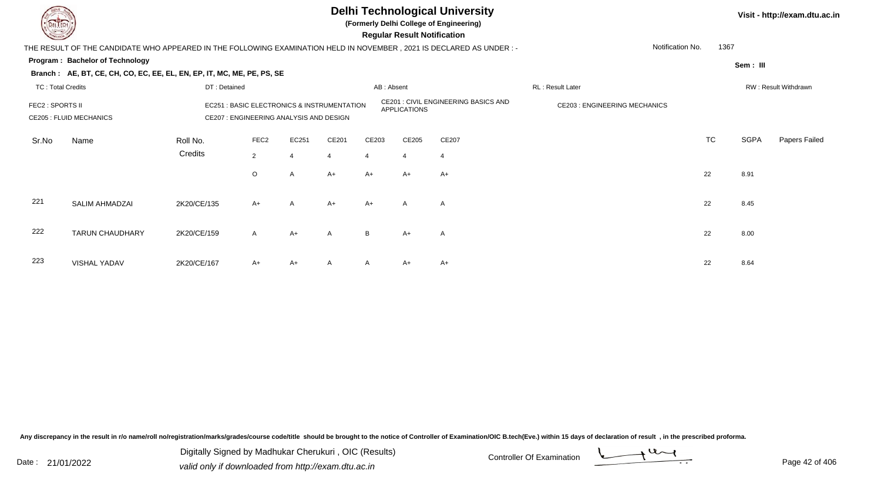# Delhi Technological University

**(Formerly Delhi College of Engineering)**

**Regular Result Notification**

Visit - http://exam.dtu.ac.in

THE RESULT OF THE CANDIDATE WHO APPEARED IN THE FOLLOWING EXAMINATION HELD IN NOVEMBER , 2021 IS DECLARED AS UNDER : -

Notification No. 1367

**Program : Bachelor of Technology**

**Sem : III**

**Branch : AE, BT, CE, CH, CO, EC, EE, EL, EN, EP, IT, MC, ME, PE, PS, SE**

TC : Total Credits | DT : Detained | AB : Absent | RL : Result Later | RW : Result Withdrawn

FEC2 : SPORTS II | EC251 : BASIC ELECTRONICS & INSTRUMENTATION | CE201 : CIVIL ENGINEERING BASICS AND APPLICATIONS | CE203 : ENGINEERING MECHANICS

CE205 : FLUID MECHANICS | CE207 : ENGINEERING ANALYSIS AND DESIGN

| Sr.No | Name | Roll No. | FEC2 | EC251 | CE201 | CE203 | CE205 | CE207 | TC | SGPA | Papers Failed |
|---|---|---|---|---|---|---|---|---|---|---|---|
| | | Credits | 2 | 4 | 4 | 4 | 4 | 4 | | | |
| | | | O | A | A+ | A+ | A+ | A+ | 22 | 8.91 | |
| 221 | SALIM AHMADZAI | 2K20/CE/135 | A+ | A | A+ | A+ | A | A | 22 | 8.45 | |
| 222 | TARUN CHAUDHARY | 2K20/CE/159 | A | A+ | A | B | A+ | A | 22 | 8.00 | |
| 223 | VISHAL YADAV | 2K20/CE/167 | A+ | A+ | A | A | A+ | A+ | 22 | 8.64 | |

Any discrepancy in the result in r/o name/roll no/registration/marks/grades/course code/title should be brought to the notice of Controller of Examination/OIC B.tech(Eve.) within 15 days of declaration of result , in the prescribed proforma.

Date : 21/01/2022

Digitally Signed by Madhukar Cherukuri , OIC (Results)
valid only if downloaded from http://exam.dtu.ac.in

Controller Of Examination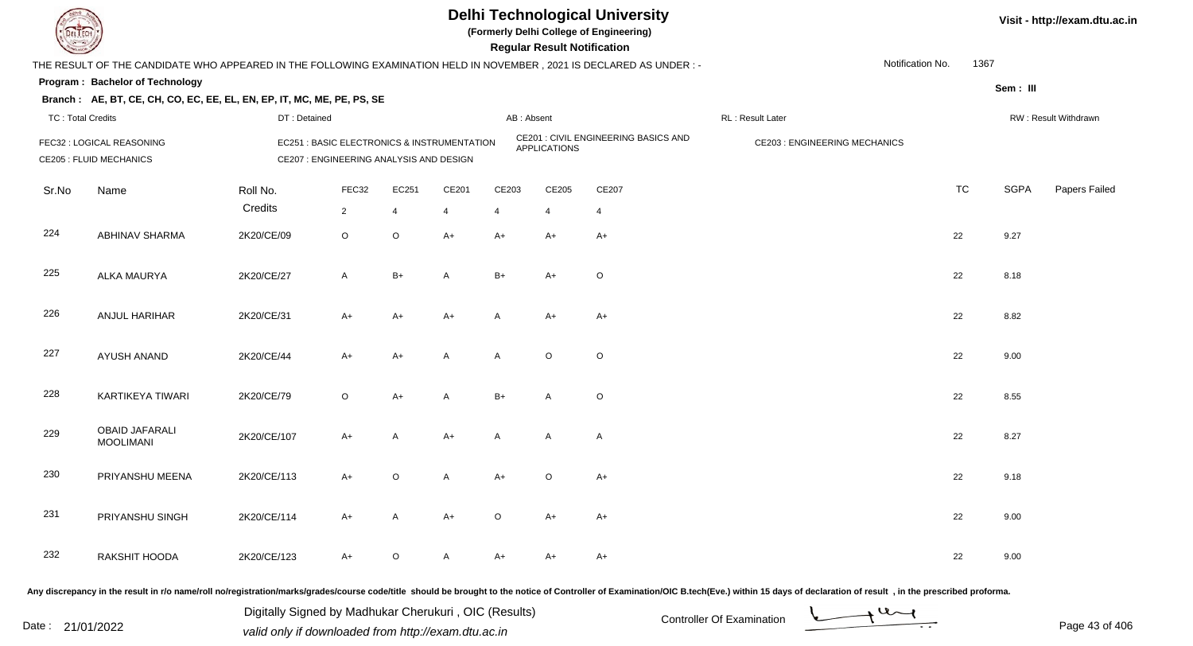# Delhi Technological University

**(Formerly Delhi College of Engineering)**

**Regular Result Notification**

Visit - http://exam.dtu.ac.in

THE RESULT OF THE CANDIDATE WHO APPEARED IN THE FOLLOWING EXAMINATION HELD IN NOVEMBER , 2021 IS DECLARED AS UNDER : -

Notification No. 1367

**Program : Bachelor of Technology**

Sem : III

**Branch : AE, BT, CE, CH, CO, EC, EE, EL, EN, EP, IT, MC, ME, PE, PS, SE**

TC : Total Credits | DT : Detained | AB : Absent | RL : Result Later | RW : Result Withdrawn

FEC32 : LOGICAL REASONING
EC251 : BASIC ELECTRONICS & INSTRUMENTATION
CE201 : CIVIL ENGINEERING BASICS AND APPLICATIONS
CE203 : ENGINEERING MECHANICS
CE205 : FLUID MECHANICS
CE207 : ENGINEERING ANALYSIS AND DESIGN

| Sr.No | Name | Roll No. | FEC32 | EC251 | CE201 | CE203 | CE205 | CE207 | TC | SGPA | Papers Failed |
|---|---|---|---|---|---|---|---|---|---|---|---|
| | | Credits | 2 | 4 | 4 | 4 | 4 | 4 | | | |
| 224 | ABHINAV SHARMA | 2K20/CE/09 | O | O | A+ | A+ | A+ | A+ | 22 | 9.27 | |
| 225 | ALKA MAURYA | 2K20/CE/27 | A | B+ | A | B+ | A+ | O | 22 | 8.18 | |
| 226 | ANJUL HARIHAR | 2K20/CE/31 | A+ | A+ | A+ | A | A+ | A+ | 22 | 8.82 | |
| 227 | AYUSH ANAND | 2K20/CE/44 | A+ | A+ | A | A | O | O | 22 | 9.00 | |
| 228 | KARTIKEYA TIWARI | 2K20/CE/79 | O | A+ | A | B+ | A | O | 22 | 8.55 | |
| 229 | OBAID JAFARALI MOOLIMANI | 2K20/CE/107 | A+ | A | A+ | A | A | A | 22 | 8.27 | |
| 230 | PRIYANSHU MEENA | 2K20/CE/113 | A+ | O | A | A+ | O | A+ | 22 | 9.18 | |
| 231 | PRIYANSHU SINGH | 2K20/CE/114 | A+ | A | A+ | O | A+ | A+ | 22 | 9.00 | |
| 232 | RAKSHIT HOODA | 2K20/CE/123 | A+ | O | A | A+ | A+ | A+ | 22 | 9.00 | |

Any discrepancy in the result in r/o name/roll no/registration/marks/grades/course code/title should be brought to the notice of Controller of Examination/OIC B.tech(Eve.) within 15 days of declaration of result , in the prescribed proforma.

Date : 21/01/2022

Digitally Signed by Madhukar Cherukuri , OIC (Results)
valid only if downloaded from http://exam.dtu.ac.in

Controller Of Examination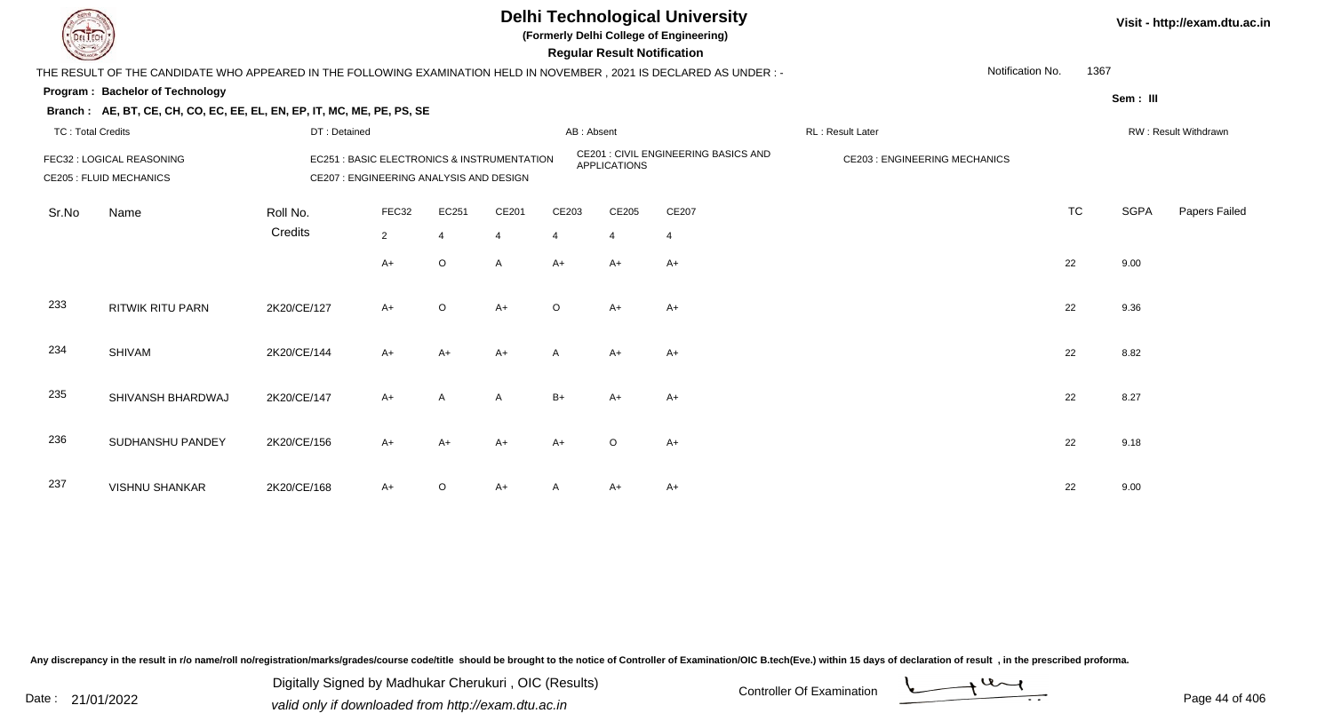# Delhi Technological University

**(Formerly Delhi College of Engineering)**

**Regular Result Notification**

Visit - http://exam.dtu.ac.in

THE RESULT OF THE CANDIDATE WHO APPEARED IN THE FOLLOWING EXAMINATION HELD IN NOVEMBER , 2021 IS DECLARED AS UNDER : -

Notification No. 1367

**Program : Bachelor of Technology**

Sem : III

**Branch : AE, BT, CE, CH, CO, EC, EE, EL, EN, EP, IT, MC, ME, PE, PS, SE**

TC : Total Credits | DT : Detained | AB : Absent | RL : Result Later | RW : Result Withdrawn

FEC32 : LOGICAL REASONING
EC251 : BASIC ELECTRONICS & INSTRUMENTATION
CE201 : CIVIL ENGINEERING BASICS AND APPLICATIONS
CE203 : ENGINEERING MECHANICS
CE205 : FLUID MECHANICS
CE207 : ENGINEERING ANALYSIS AND DESIGN

| Sr.No | Name | Roll No. | FEC32 | EC251 | CE201 | CE203 | CE205 | CE207 | TC | SGPA | Papers Failed |
|---|---|---|---|---|---|---|---|---|---|---|---|
| | | Credits | 2 | 4 | 4 | 4 | 4 | 4 | | | |
| | | | A+ | O | A | A+ | A+ | A+ | 22 | 9.00 | |
| 233 | RITWIK RITU PARN | 2K20/CE/127 | A+ | O | A+ | O | A+ | A+ | 22 | 9.36 | |
| 234 | SHIVAM | 2K20/CE/144 | A+ | A+ | A+ | A | A+ | A+ | 22 | 8.82 | |
| 235 | SHIVANSH BHARDWAJ | 2K20/CE/147 | A+ | A | A | B+ | A+ | A+ | 22 | 8.27 | |
| 236 | SUDHANSHU PANDEY | 2K20/CE/156 | A+ | A+ | A+ | A+ | O | A+ | 22 | 9.18 | |
| 237 | VISHNU SHANKAR | 2K20/CE/168 | A+ | O | A+ | A | A+ | A+ | 22 | 9.00 | |

Any discrepancy in the result in r/o name/roll no/registration/marks/grades/course code/title should be brought to the notice of Controller of Examination/OIC B.tech(Eve.) within 15 days of declaration of result , in the prescribed proforma.

Date : 21/01/2022

Digitally Signed by Madhukar Cherukuri , OIC (Results)
valid only if downloaded from http://exam.dtu.ac.in

Controller Of Examination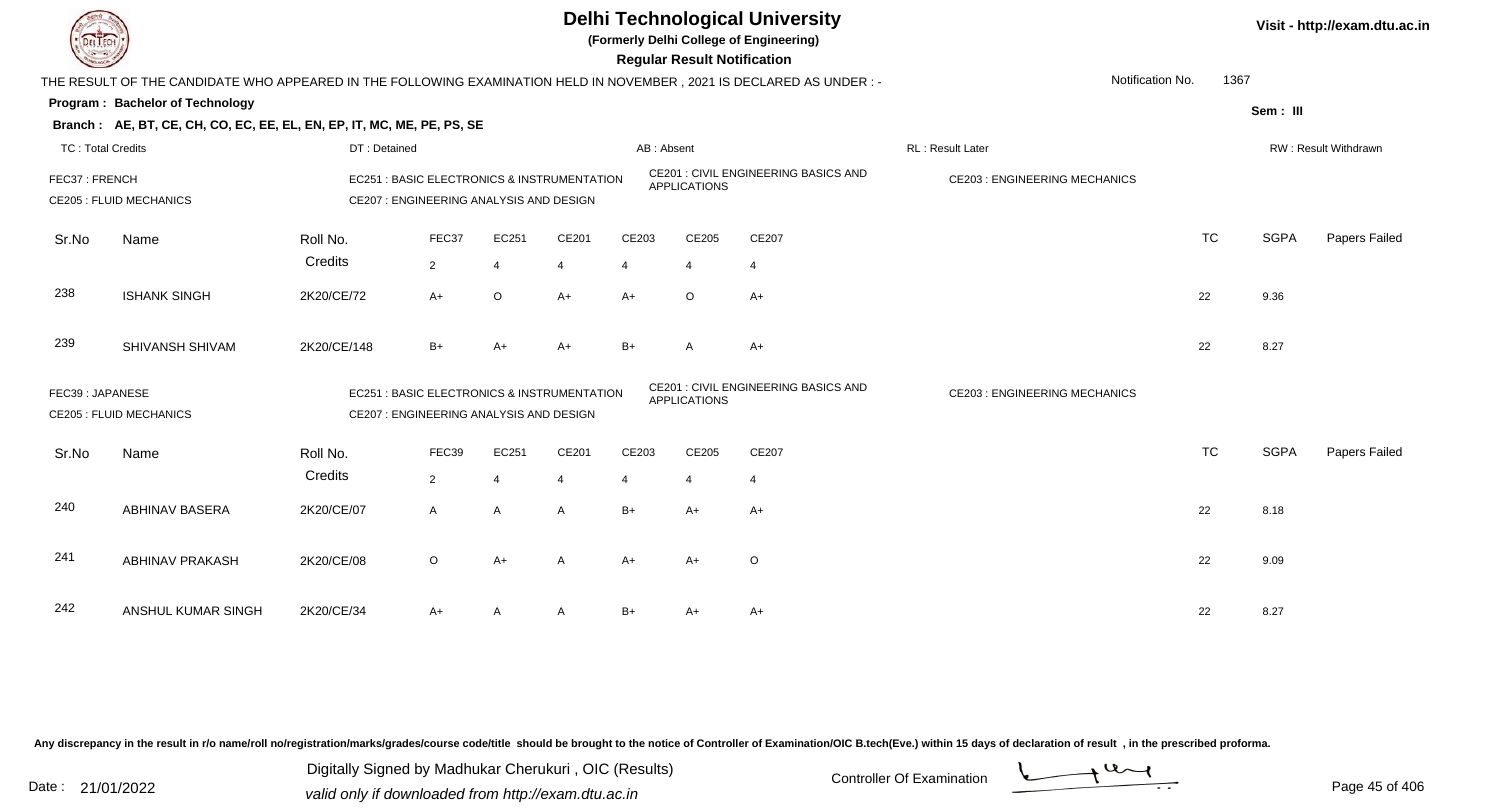# Delhi Technological University

**(Formerly Delhi College of Engineering)**

**Regular Result Notification**

Visit - http://exam.dtu.ac.in

THE RESULT OF THE CANDIDATE WHO APPEARED IN THE FOLLOWING EXAMINATION HELD IN NOVEMBER , 2021 IS DECLARED AS UNDER : -

Notification No. 1367

**Program : Bachelor of Technology**

**Sem : III**

**Branch : AE, BT, CE, CH, CO, EC, EE, EL, EN, EP, IT, MC, ME, PE, PS, SE**

TC : Total Credits | DT : Detained | AB : Absent | RL : Result Later | RW : Result Withdrawn

FEC37 : FRENCH | EC251 : BASIC ELECTRONICS & INSTRUMENTATION | CE201 : CIVIL ENGINEERING BASICS AND APPLICATIONS | CE203 : ENGINEERING MECHANICS | CE205 : FLUID MECHANICS | CE207 : ENGINEERING ANALYSIS AND DESIGN

| Sr.No | Name | Roll No. | FEC37 | EC251 | CE201 | CE203 | CE205 | CE207 | TC | SGPA | Papers Failed |
|---|---|---|---|---|---|---|---|---|---|---|---|
| | | Credits | 2 | 4 | 4 | 4 | 4 | 4 | | | |
| 238 | ISHANK SINGH | 2K20/CE/72 | A+ | O | A+ | A+ | O | A+ | 22 | 9.36 | |
| 239 | SHIVANSH SHIVAM | 2K20/CE/148 | B+ | A+ | A+ | B+ | A | A+ | 22 | 8.27 | |

FEC39 : JAPANESE | EC251 : BASIC ELECTRONICS & INSTRUMENTATION | CE201 : CIVIL ENGINEERING BASICS AND APPLICATIONS | CE203 : ENGINEERING MECHANICS | CE205 : FLUID MECHANICS | CE207 : ENGINEERING ANALYSIS AND DESIGN

| Sr.No | Name | Roll No. | FEC39 | EC251 | CE201 | CE203 | CE205 | CE207 | TC | SGPA | Papers Failed |
|---|---|---|---|---|---|---|---|---|---|---|---|
| | | Credits | 2 | 4 | 4 | 4 | 4 | 4 | | | |
| 240 | ABHINAV BASERA | 2K20/CE/07 | A | A | A | B+ | A+ | A+ | 22 | 8.18 | |
| 241 | ABHINAV PRAKASH | 2K20/CE/08 | O | A+ | A | A+ | A+ | O | 22 | 9.09 | |
| 242 | ANSHUL KUMAR SINGH | 2K20/CE/34 | A+ | A | A | B+ | A+ | A+ | 22 | 8.27 | |

Any discrepancy in the result in r/o name/roll no/registration/marks/grades/course code/title should be brought to the notice of Controller of Examination/OIC B.tech(Eve.) within 15 days of declaration of result , in the prescribed proforma.

Date : 21/01/2022

Digitally Signed by Madhukar Cherukuri , OIC (Results)
valid only if downloaded from http://exam.dtu.ac.in

Controller Of Examination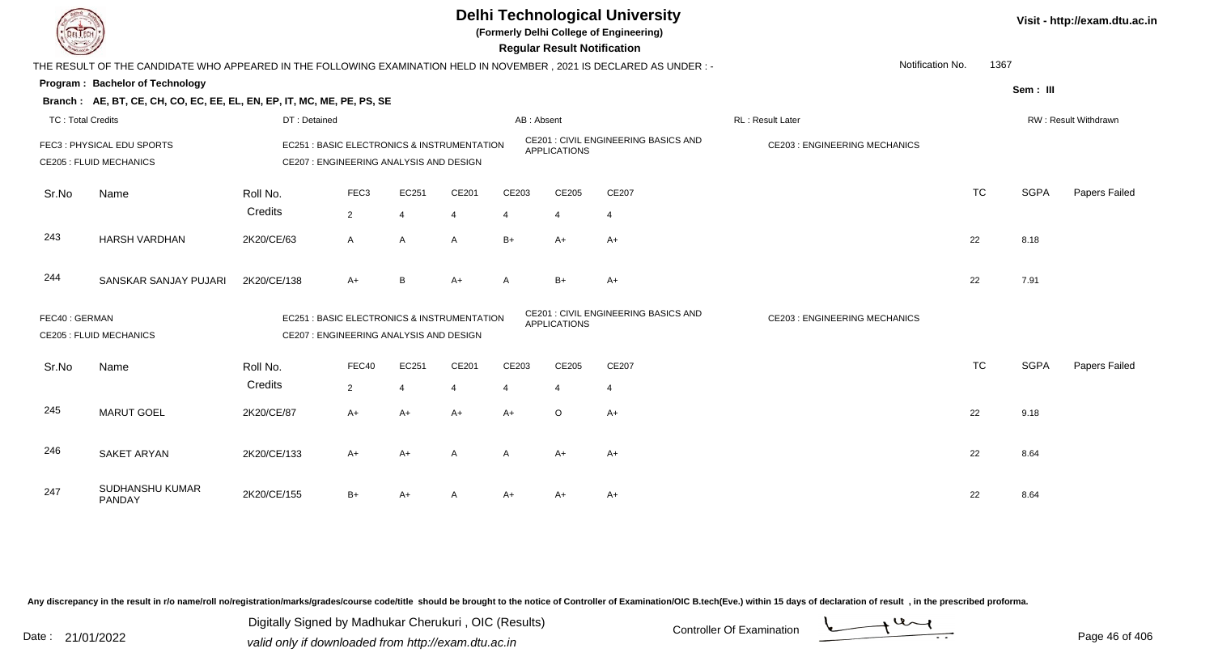# Delhi Technological University

**(Formerly Delhi College of Engineering)**

**Regular Result Notification**

Visit - http://exam.dtu.ac.in

THE RESULT OF THE CANDIDATE WHO APPEARED IN THE FOLLOWING EXAMINATION HELD IN NOVEMBER , 2021 IS DECLARED AS UNDER : -

Notification No. 1367

**Program : Bachelor of Technology**

Sem : III

**Branch : AE, BT, CE, CH, CO, EC, EE, EL, EN, EP, IT, MC, ME, PE, PS, SE**

TC : Total Credits | DT : Detained | AB : Absent | RL : Result Later | RW : Result Withdrawn

FEC3 : PHYSICAL EDU SPORTS
EC251 : BASIC ELECTRONICS & INSTRUMENTATION
CE201 : CIVIL ENGINEERING BASICS AND APPLICATIONS
CE203 : ENGINEERING MECHANICS
CE205 : FLUID MECHANICS
CE207 : ENGINEERING ANALYSIS AND DESIGN

| Sr.No | Name | Roll No. | FEC3 | EC251 | CE201 | CE203 | CE205 | CE207 | TC | SGPA | Papers Failed |
|---|---|---|---|---|---|---|---|---|---|---|---|
| | | Credits | 2 | 4 | 4 | 4 | 4 | 4 | | | |
| 243 | HARSH VARDHAN | 2K20/CE/63 | A | A | A | B+ | A+ | A+ | 22 | 8.18 | |
| 244 | SANSKAR SANJAY PUJARI | 2K20/CE/138 | A+ | B | A+ | A | B+ | A+ | 22 | 7.91 | |

FEC40 : GERMAN
EC251 : BASIC ELECTRONICS & INSTRUMENTATION
CE201 : CIVIL ENGINEERING BASICS AND APPLICATIONS
CE203 : ENGINEERING MECHANICS
CE205 : FLUID MECHANICS
CE207 : ENGINEERING ANALYSIS AND DESIGN

| Sr.No | Name | Roll No. | FEC40 | EC251 | CE201 | CE203 | CE205 | CE207 | TC | SGPA | Papers Failed |
|---|---|---|---|---|---|---|---|---|---|---|---|
| | | Credits | 2 | 4 | 4 | 4 | 4 | 4 | | | |
| 245 | MARUT GOEL | 2K20/CE/87 | A+ | A+ | A+ | A+ | O | A+ | 22 | 9.18 | |
| 246 | SAKET ARYAN | 2K20/CE/133 | A+ | A+ | A | A | A+ | A+ | 22 | 8.64 | |
| 247 | SUDHANSHU KUMAR PANDAY | 2K20/CE/155 | B+ | A+ | A | A+ | A+ | A+ | 22 | 8.64 | |

Any discrepancy in the result in r/o name/roll no/registration/marks/grades/course code/title should be brought to the notice of Controller of Examination/OIC B.tech(Eve.) within 15 days of declaration of result , in the prescribed proforma.

Date : 21/01/2022

Digitally Signed by Madhukar Cherukuri , OIC (Results)
valid only if downloaded from http://exam.dtu.ac.in

Controller Of Examination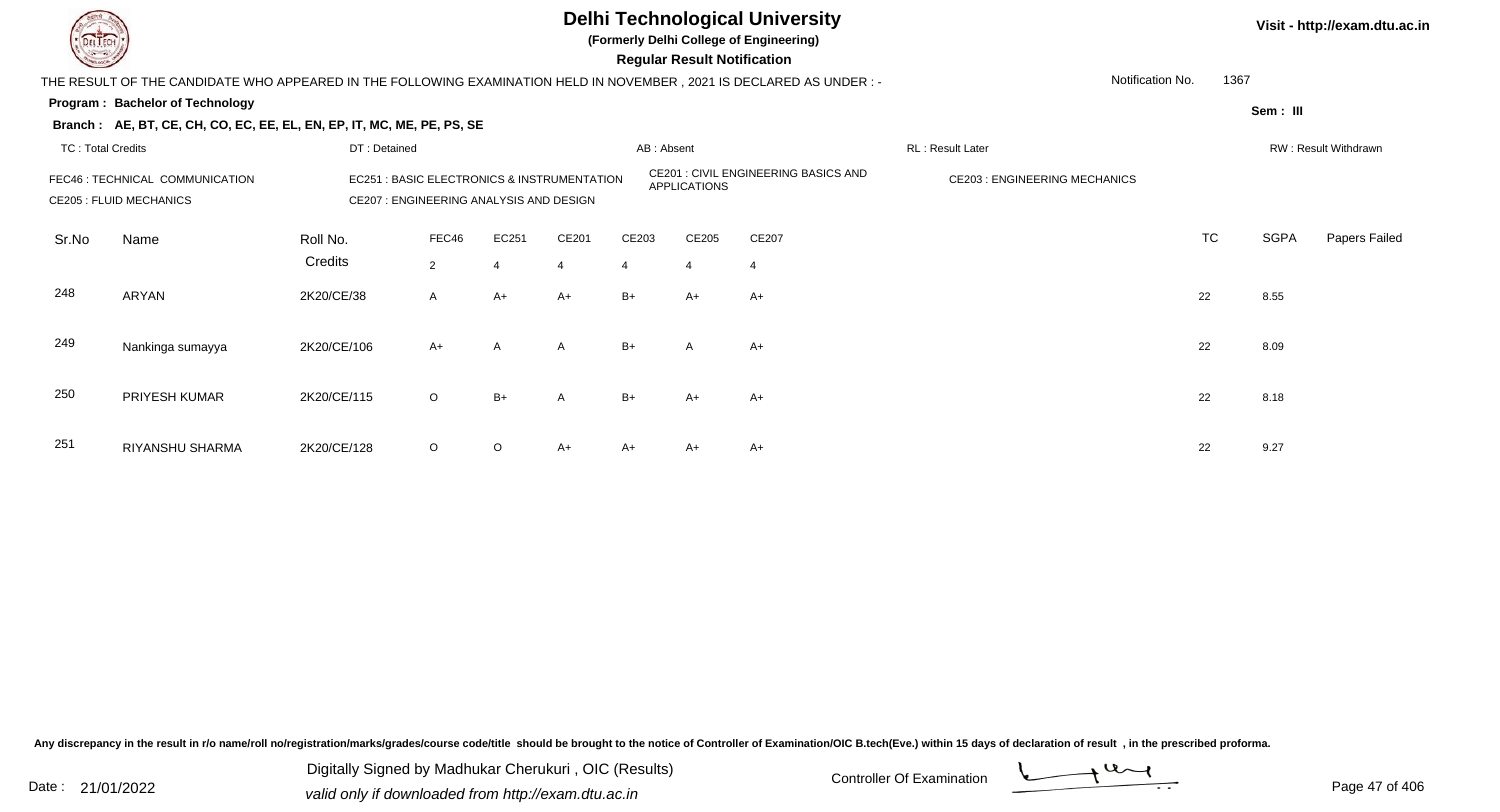# Delhi Technological University

**(Formerly Delhi College of Engineering)**

**Regular Result Notification**

Visit - http://exam.dtu.ac.in

THE RESULT OF THE CANDIDATE WHO APPEARED IN THE FOLLOWING EXAMINATION HELD IN NOVEMBER , 2021 IS DECLARED AS UNDER : -

Notification No. 1367

**Program : Bachelor of Technology**

Sem : III

**Branch : AE, BT, CE, CH, CO, EC, EE, EL, EN, EP, IT, MC, ME, PE, PS, SE**

TC : Total Credits | DT : Detained | AB : Absent | RL : Result Later | RW : Result Withdrawn

FEC46 : TECHNICAL COMMUNICATION
EC251 : BASIC ELECTRONICS & INSTRUMENTATION
CE201 : CIVIL ENGINEERING BASICS AND APPLICATIONS
CE203 : ENGINEERING MECHANICS
CE205 : FLUID MECHANICS
CE207 : ENGINEERING ANALYSIS AND DESIGN

| Sr.No | Name | Roll No. | FEC46 | EC251 | CE201 | CE203 | CE205 | CE207 | TC | SGPA | Papers Failed |
|---|---|---|---|---|---|---|---|---|---|---|---|
| | | Credits | 2 | 4 | 4 | 4 | 4 | 4 | | | |
| 248 | ARYAN | 2K20/CE/38 | A | A+ | A+ | B+ | A+ | A+ | 22 | 8.55 | |
| 249 | Nankinga sumayya | 2K20/CE/106 | A+ | A | A | B+ | A | A+ | 22 | 8.09 | |
| 250 | PRIYESH KUMAR | 2K20/CE/115 | O | B+ | A | B+ | A+ | A+ | 22 | 8.18 | |
| 251 | RIYANSHU SHARMA | 2K20/CE/128 | O | O | A+ | A+ | A+ | A+ | 22 | 9.27 | |

Any discrepancy in the result in r/o name/roll no/registration/marks/grades/course code/title should be brought to the notice of Controller of Examination/OIC B.tech(Eve.) within 15 days of declaration of result , in the prescribed proforma.

Date : 21/01/2022

Digitally Signed by Madhukar Cherukuri , OIC (Results)
valid only if downloaded from http://exam.dtu.ac.in

Controller Of Examination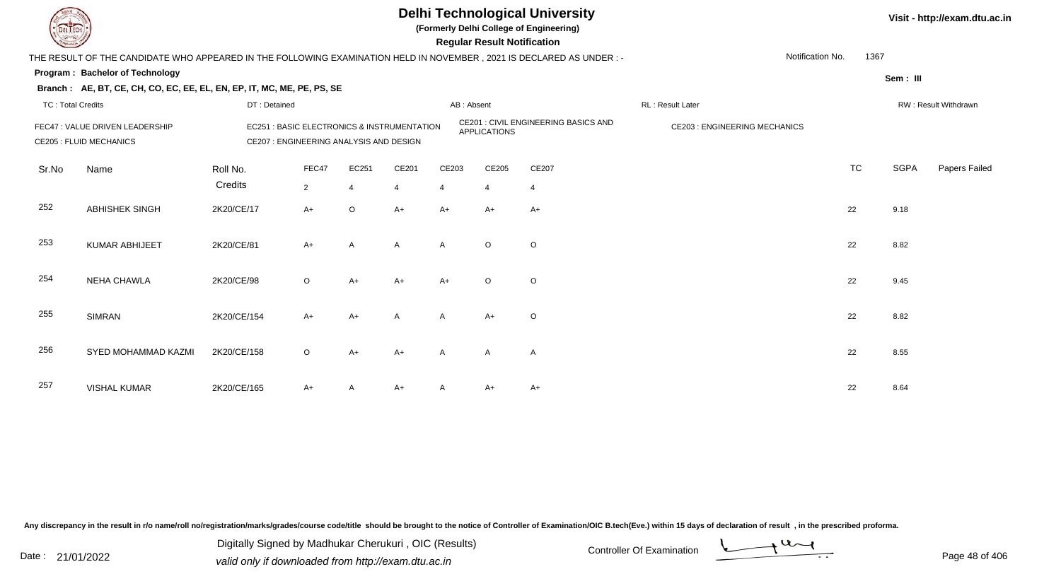# Delhi Technological University

**(Formerly Delhi College of Engineering)**

**Regular Result Notification**

Visit - http://exam.dtu.ac.in

THE RESULT OF THE CANDIDATE WHO APPEARED IN THE FOLLOWING EXAMINATION HELD IN NOVEMBER , 2021 IS DECLARED AS UNDER : -

Notification No. 1367

**Program : Bachelor of Technology**

Sem : III

**Branch : AE, BT, CE, CH, CO, EC, EE, EL, EN, EP, IT, MC, ME, PE, PS, SE**

TC : Total Credits | DT : Detained | AB : Absent | RL : Result Later | RW : Result Withdrawn

FEC47 : VALUE DRIVEN LEADERSHIP
EC251 : BASIC ELECTRONICS & INSTRUMENTATION
CE201 : CIVIL ENGINEERING BASICS AND APPLICATIONS
CE203 : ENGINEERING MECHANICS
CE205 : FLUID MECHANICS
CE207 : ENGINEERING ANALYSIS AND DESIGN

| Sr.No | Name | Roll No. | FEC47 | EC251 | CE201 | CE203 | CE205 | CE207 | TC | SGPA | Papers Failed |
|---|---|---|---|---|---|---|---|---|---|---|---|
| | | Credits | 2 | 4 | 4 | 4 | 4 | 4 | | | |
| 252 | ABHISHEK SINGH | 2K20/CE/17 | A+ | O | A+ | A+ | A+ | A+ | 22 | 9.18 | |
| 253 | KUMAR ABHIJEET | 2K20/CE/81 | A+ | A | A | A | O | O | 22 | 8.82 | |
| 254 | NEHA CHAWLA | 2K20/CE/98 | O | A+ | A+ | A+ | O | O | 22 | 9.45 | |
| 255 | SIMRAN | 2K20/CE/154 | A+ | A+ | A | A | A+ | O | 22 | 8.82 | |
| 256 | SYED MOHAMMAD KAZMI | 2K20/CE/158 | O | A+ | A+ | A | A | A | 22 | 8.55 | |
| 257 | VISHAL KUMAR | 2K20/CE/165 | A+ | A | A+ | A | A+ | A+ | 22 | 8.64 | |

Any discrepancy in the result in r/o name/roll no/registration/marks/grades/course code/title should be brought to the notice of Controller of Examination/OIC B.tech(Eve.) within 15 days of declaration of result , in the prescribed proforma.

Date : 21/01/2022

Digitally Signed by Madhukar Cherukuri , OIC (Results)
valid only if downloaded from http://exam.dtu.ac.in

Controller Of Examination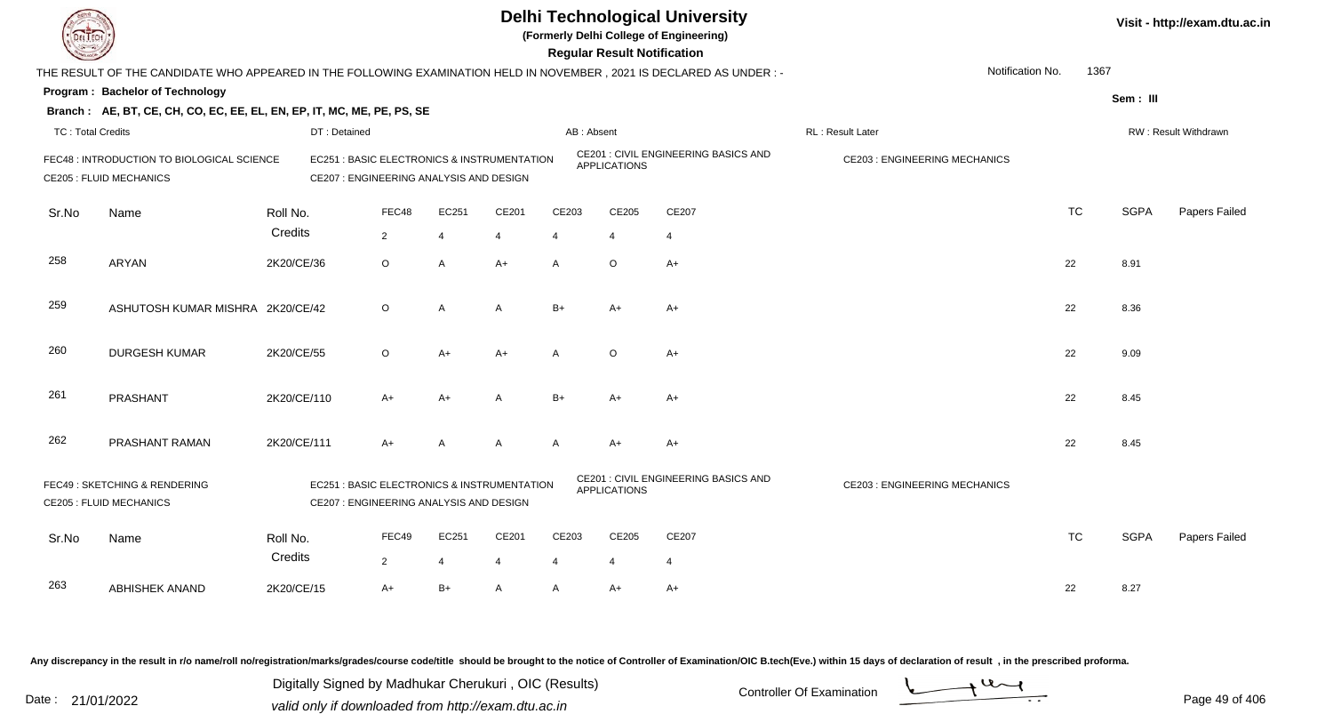# Delhi Technological University

**(Formerly Delhi College of Engineering)**

**Regular Result Notification**

Visit - http://exam.dtu.ac.in

THE RESULT OF THE CANDIDATE WHO APPEARED IN THE FOLLOWING EXAMINATION HELD IN NOVEMBER , 2021 IS DECLARED AS UNDER : -

Notification No. 1367

**Program : Bachelor of Technology**

**Sem : III**

**Branch : AE, BT, CE, CH, CO, EC, EE, EL, EN, EP, IT, MC, ME, PE, PS, SE**

TC : Total Credits | DT : Detained | AB : Absent | RL : Result Later | RW : Result Withdrawn

FEC48 : INTRODUCTION TO BIOLOGICAL SCIENCE | EC251 : BASIC ELECTRONICS & INSTRUMENTATION | CE201 : CIVIL ENGINEERING BASICS AND APPLICATIONS | CE203 : ENGINEERING MECHANICS | CE205 : FLUID MECHANICS | CE207 : ENGINEERING ANALYSIS AND DESIGN

| Sr.No | Name | Roll No. | FEC48 | EC251 | CE201 | CE203 | CE205 | CE207 | TC | SGPA | Papers Failed |
|---|---|---|---|---|---|---|---|---|---|---|---|
| | | Credits | 2 | 4 | 4 | 4 | 4 | 4 | | | |
| 258 | ARYAN | 2K20/CE/36 | O | A | A+ | A | O | A+ | 22 | 8.91 | |
| 259 | ASHUTOSH KUMAR MISHRA | 2K20/CE/42 | O | A | A | B+ | A+ | A+ | 22 | 8.36 | |
| 260 | DURGESH KUMAR | 2K20/CE/55 | O | A+ | A+ | A | O | A+ | 22 | 9.09 | |
| 261 | PRASHANT | 2K20/CE/110 | A+ | A+ | A | B+ | A+ | A+ | 22 | 8.45 | |
| 262 | PRASHANT RAMAN | 2K20/CE/111 | A+ | A | A | A | A+ | A+ | 22 | 8.45 | |

FEC49 : SKETCHING & RENDERING | EC251 : BASIC ELECTRONICS & INSTRUMENTATION | CE201 : CIVIL ENGINEERING BASICS AND APPLICATIONS | CE203 : ENGINEERING MECHANICS | CE205 : FLUID MECHANICS | CE207 : ENGINEERING ANALYSIS AND DESIGN

| Sr.No | Name | Roll No. | FEC49 | EC251 | CE201 | CE203 | CE205 | CE207 | TC | SGPA | Papers Failed |
|---|---|---|---|---|---|---|---|---|---|---|---|
| | | Credits | 2 | 4 | 4 | 4 | 4 | 4 | | | |
| 263 | ABHISHEK ANAND | 2K20/CE/15 | A+ | B+ | A | A | A+ | A+ | 22 | 8.27 | |

Any discrepancy in the result in r/o name/roll no/registration/marks/grades/course code/title should be brought to the notice of Controller of Examination/OIC B.tech(Eve.) within 15 days of declaration of result , in the prescribed proforma.

Date : 21/01/2022

Digitally Signed by Madhukar Cherukuri , OIC (Results)
valid only if downloaded from http://exam.dtu.ac.in

Controller Of Examination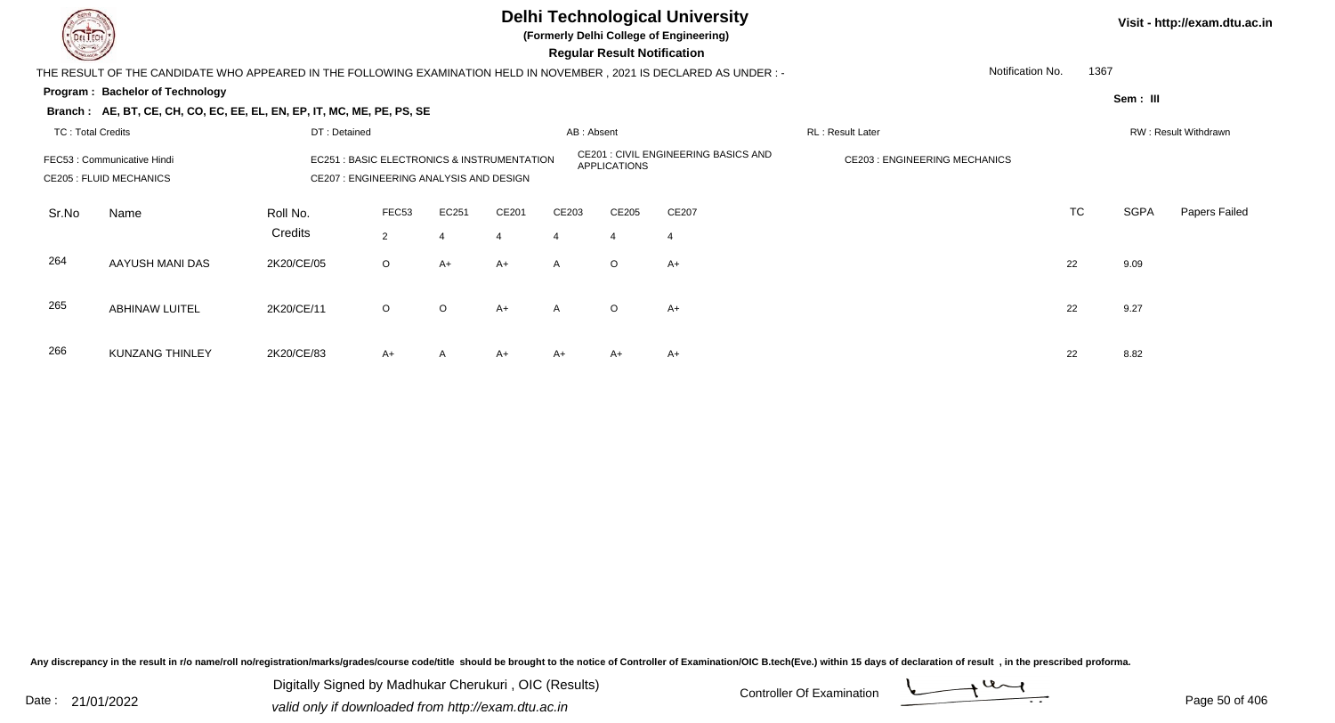# Delhi Technological University

**(Formerly Delhi College of Engineering)**

**Regular Result Notification**

Visit - http://exam.dtu.ac.in

THE RESULT OF THE CANDIDATE WHO APPEARED IN THE FOLLOWING EXAMINATION HELD IN NOVEMBER , 2021 IS DECLARED AS UNDER : -

Notification No. 1367

**Program : Bachelor of Technology**

Sem : III

**Branch : AE, BT, CE, CH, CO, EC, EE, EL, EN, EP, IT, MC, ME, PE, PS, SE**

TC : Total Credits | DT : Detained | AB : Absent | RL : Result Later | RW : Result Withdrawn

FEC53 : Communicative Hindi
EC251 : BASIC ELECTRONICS & INSTRUMENTATION
CE201 : CIVIL ENGINEERING BASICS AND APPLICATIONS
CE203 : ENGINEERING MECHANICS
CE205 : FLUID MECHANICS
CE207 : ENGINEERING ANALYSIS AND DESIGN

| Sr.No | Name | Roll No. | FEC53 | EC251 | CE201 | CE203 | CE205 | CE207 | TC | SGPA | Papers Failed |
|---|---|---|---|---|---|---|---|---|---|---|---|
| | | Credits | 2 | 4 | 4 | 4 | 4 | 4 | | | |
| 264 | AAYUSH MANI DAS | 2K20/CE/05 | O | A+ | A+ | A | O | A+ | 22 | 9.09 | |
| 265 | ABHINAW LUITEL | 2K20/CE/11 | O | O | A+ | A | O | A+ | 22 | 9.27 | |
| 266 | KUNZANG THINLEY | 2K20/CE/83 | A+ | A | A+ | A+ | A+ | A+ | 22 | 8.82 | |

Any discrepancy in the result in r/o name/roll no/registration/marks/grades/course code/title should be brought to the notice of Controller of Examination/OIC B.tech(Eve.) within 15 days of declaration of result , in the prescribed proforma.

Date : 21/01/2022

Digitally Signed by Madhukar Cherukuri , OIC (Results)
valid only if downloaded from http://exam.dtu.ac.in

Controller Of Examination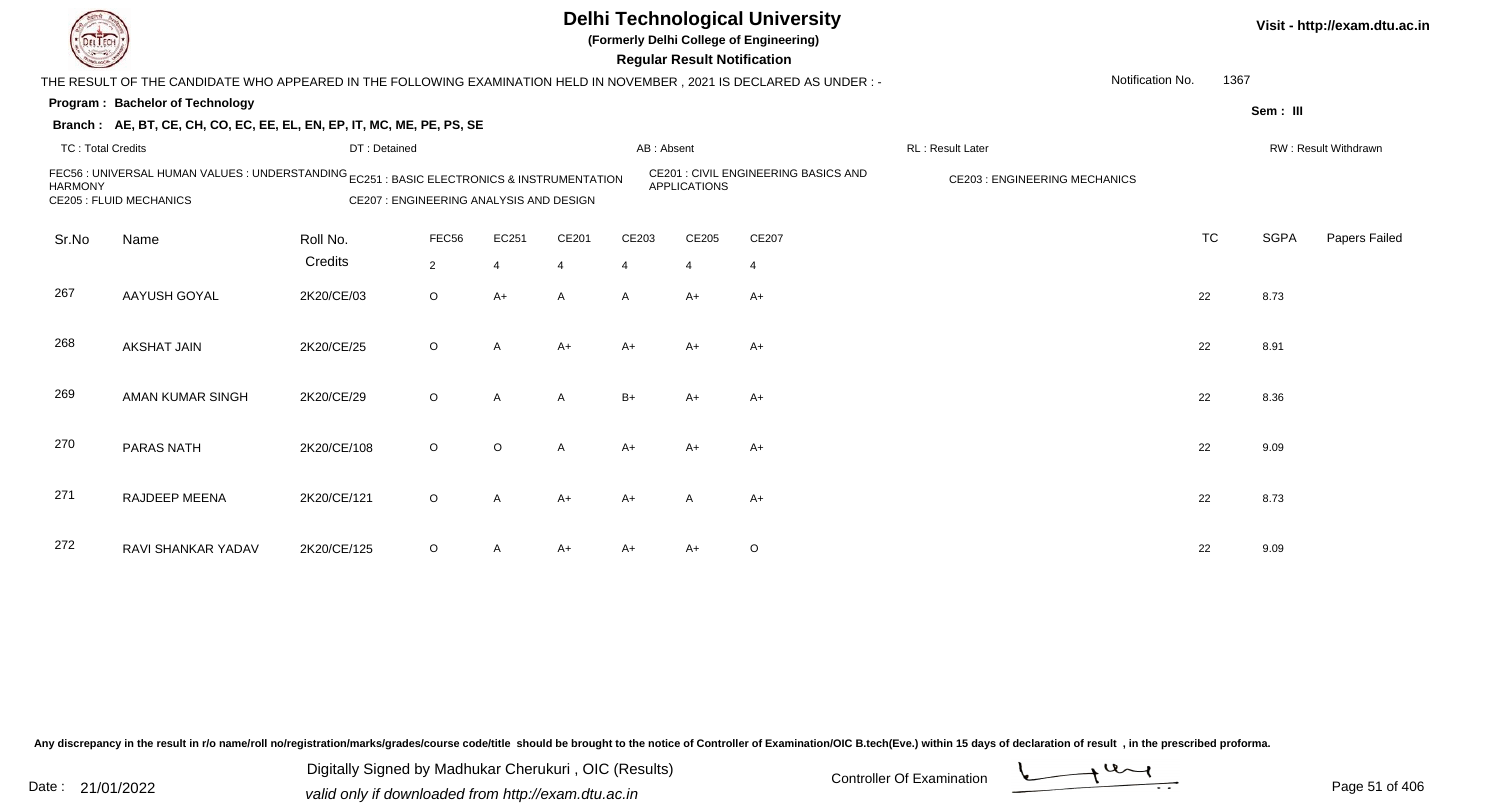# Delhi Technological University

**(Formerly Delhi College of Engineering)**

**Regular Result Notification**

Visit - http://exam.dtu.ac.in

THE RESULT OF THE CANDIDATE WHO APPEARED IN THE FOLLOWING EXAMINATION HELD IN NOVEMBER , 2021 IS DECLARED AS UNDER : -

Notification No. 1367

**Program : Bachelor of Technology**

Sem : III

**Branch : AE, BT, CE, CH, CO, EC, EE, EL, EN, EP, IT, MC, ME, PE, PS, SE**

TC : Total Credits | DT : Detained | AB : Absent | RL : Result Later | RW : Result Withdrawn

FEC56 : UNIVERSAL HUMAN VALUES : UNDERSTANDING HARMONY
EC251 : BASIC ELECTRONICS & INSTRUMENTATION
CE201 : CIVIL ENGINEERING BASICS AND APPLICATIONS
CE203 : ENGINEERING MECHANICS
CE205 : FLUID MECHANICS
CE207 : ENGINEERING ANALYSIS AND DESIGN

| Sr.No | Name | Roll No. | FEC56 | EC251 | CE201 | CE203 | CE205 | CE207 | TC | SGPA | Papers Failed |
|---|---|---|---|---|---|---|---|---|---|---|---|
| | | Credits | 2 | 4 | 4 | 4 | 4 | 4 | | | |
| 267 | AAYUSH GOYAL | 2K20/CE/03 | O | A+ | A | A | A+ | A+ | 22 | 8.73 | |
| 268 | AKSHAT JAIN | 2K20/CE/25 | O | A | A+ | A+ | A+ | A+ | 22 | 8.91 | |
| 269 | AMAN KUMAR SINGH | 2K20/CE/29 | O | A | A | B+ | A+ | A+ | 22 | 8.36 | |
| 270 | PARAS NATH | 2K20/CE/108 | O | O | A | A+ | A+ | A+ | 22 | 9.09 | |
| 271 | RAJDEEP MEENA | 2K20/CE/121 | O | A | A+ | A+ | A | A+ | 22 | 8.73 | |
| 272 | RAVI SHANKAR YADAV | 2K20/CE/125 | O | A | A+ | A+ | A+ | O | 22 | 9.09 | |

Any discrepancy in the result in r/o name/roll no/registration/marks/grades/course code/title should be brought to the notice of Controller of Examination/OIC B.tech(Eve.) within 15 days of declaration of result , in the prescribed proforma.

Date : 21/01/2022

Digitally Signed by Madhukar Cherukuri , OIC (Results)
valid only if downloaded from http://exam.dtu.ac.in

Controller Of Examination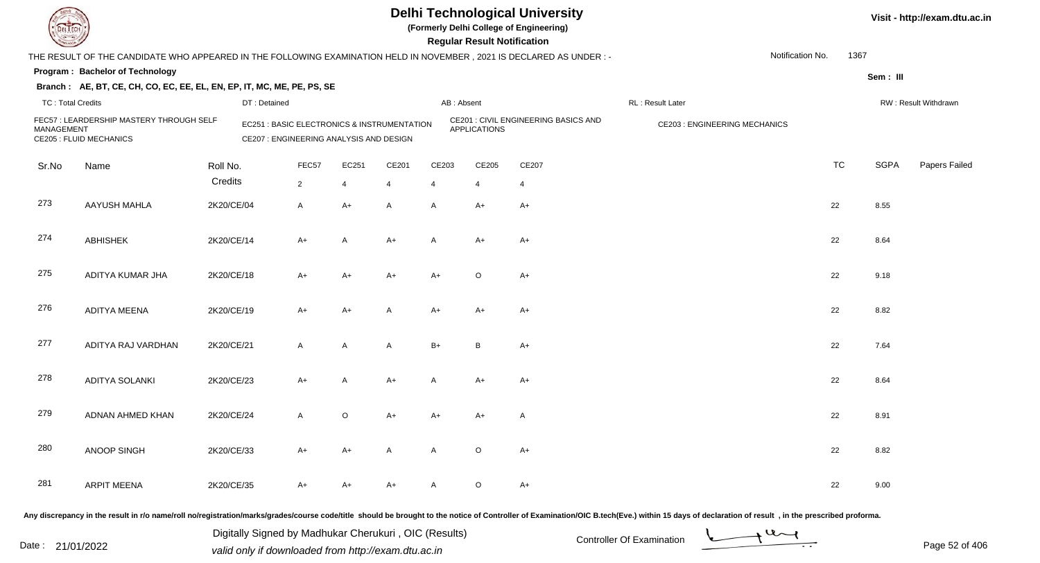# Delhi Technological University

**(Formerly Delhi College of Engineering)**

**Regular Result Notification**

Visit - http://exam.dtu.ac.in

THE RESULT OF THE CANDIDATE WHO APPEARED IN THE FOLLOWING EXAMINATION HELD IN NOVEMBER , 2021 IS DECLARED AS UNDER : -

Notification No. 1367

**Program : Bachelor of Technology**

Sem : III

**Branch : AE, BT, CE, CH, CO, EC, EE, EL, EN, EP, IT, MC, ME, PE, PS, SE**

TC : Total Credits | DT : Detained | AB : Absent | RL : Result Later | RW : Result Withdrawn

FEC57 : LEARDERSHIP MASTERY THROUGH SELF MANAGEMENT
EC251 : BASIC ELECTRONICS & INSTRUMENTATION
CE201 : CIVIL ENGINEERING BASICS AND APPLICATIONS
CE203 : ENGINEERING MECHANICS
CE205 : FLUID MECHANICS
CE207 : ENGINEERING ANALYSIS AND DESIGN

| Sr.No | Name | Roll No. | FEC57 | EC251 | CE201 | CE203 | CE205 | CE207 | TC | SGPA | Papers Failed |
|---|---|---|---|---|---|---|---|---|---|---|---|
| | | Credits | 2 | 4 | 4 | 4 | 4 | 4 | | | |
| 273 | AAYUSH MAHLA | 2K20/CE/04 | A | A+ | A | A | A+ | A+ | 22 | 8.55 | |
| 274 | ABHISHEK | 2K20/CE/14 | A+ | A | A+ | A | A+ | A+ | 22 | 8.64 | |
| 275 | ADITYA KUMAR JHA | 2K20/CE/18 | A+ | A+ | A+ | A+ | O | A+ | 22 | 9.18 | |
| 276 | ADITYA MEENA | 2K20/CE/19 | A+ | A+ | A | A+ | A+ | A+ | 22 | 8.82 | |
| 277 | ADITYA RAJ VARDHAN | 2K20/CE/21 | A | A | A | B+ | B | A+ | 22 | 7.64 | |
| 278 | ADITYA SOLANKI | 2K20/CE/23 | A+ | A | A+ | A | A+ | A+ | 22 | 8.64 | |
| 279 | ADNAN AHMED KHAN | 2K20/CE/24 | A | O | A+ | A+ | A+ | A | 22 | 8.91 | |
| 280 | ANOOP SINGH | 2K20/CE/33 | A+ | A+ | A | A | O | A+ | 22 | 8.82 | |
| 281 | ARPIT MEENA | 2K20/CE/35 | A+ | A+ | A+ | A | O | A+ | 22 | 9.00 | |

Any discrepancy in the result in r/o name/roll no/registration/marks/grades/course code/title should be brought to the notice of Controller of Examination/OIC B.tech(Eve.) within 15 days of declaration of result , in the prescribed proforma.

Date : 21/01/2022

Digitally Signed by Madhukar Cherukuri , OIC (Results)
valid only if downloaded from http://exam.dtu.ac.in

Controller Of Examination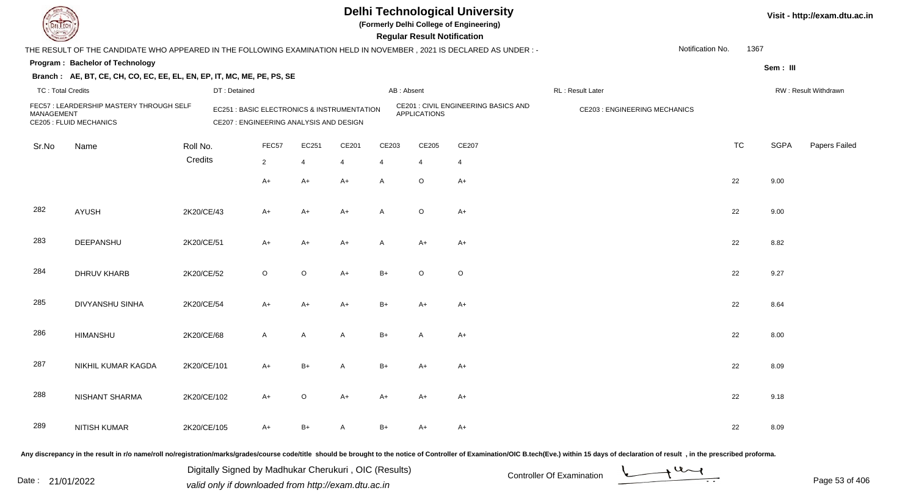# Delhi Technological University

**(Formerly Delhi College of Engineering)**

**Regular Result Notification**

Visit - http://exam.dtu.ac.in

THE RESULT OF THE CANDIDATE WHO APPEARED IN THE FOLLOWING EXAMINATION HELD IN NOVEMBER , 2021 IS DECLARED AS UNDER : -

Notification No. 1367

**Program : Bachelor of Technology**

Sem : III

**Branch : AE, BT, CE, CH, CO, EC, EE, EL, EN, EP, IT, MC, ME, PE, PS, SE**

TC : Total Credits | DT : Detained | AB : Absent | RL : Result Later | RW : Result Withdrawn

FEC57 : LEARDERSHIP MASTERY THROUGH SELF MANAGEMENT
EC251 : BASIC ELECTRONICS & INSTRUMENTATION
CE201 : CIVIL ENGINEERING BASICS AND APPLICATIONS
CE203 : ENGINEERING MECHANICS
CE205 : FLUID MECHANICS
CE207 : ENGINEERING ANALYSIS AND DESIGN

| Sr.No | Name | Roll No. | FEC57 | EC251 | CE201 | CE203 | CE205 | CE207 | TC | SGPA | Papers Failed |
|---|---|---|---|---|---|---|---|---|---|---|---|
| | | Credits | 2 | 4 | 4 | 4 | 4 | 4 | | | |
| | | | A+ | A+ | A+ | A | O | A+ | 22 | 9.00 | |
| 282 | AYUSH | 2K20/CE/43 | A+ | A+ | A+ | A | O | A+ | 22 | 9.00 | |
| 283 | DEEPANSHU | 2K20/CE/51 | A+ | A+ | A+ | A | A+ | A+ | 22 | 8.82 | |
| 284 | DHRUV KHARB | 2K20/CE/52 | O | O | A+ | B+ | O | O | 22 | 9.27 | |
| 285 | DIVYANSHU SINHA | 2K20/CE/54 | A+ | A+ | A+ | B+ | A+ | A+ | 22 | 8.64 | |
| 286 | HIMANSHU | 2K20/CE/68 | A | A | A | B+ | A | A+ | 22 | 8.00 | |
| 287 | NIKHIL KUMAR KAGDA | 2K20/CE/101 | A+ | B+ | A | B+ | A+ | A+ | 22 | 8.09 | |
| 288 | NISHANT SHARMA | 2K20/CE/102 | A+ | O | A+ | A+ | A+ | A+ | 22 | 9.18 | |
| 289 | NITISH KUMAR | 2K20/CE/105 | A+ | B+ | A | B+ | A+ | A+ | 22 | 8.09 | |

Any discrepancy in the result in r/o name/roll no/registration/marks/grades/course code/title should be brought to the notice of Controller of Examination/OIC B.tech(Eve.) within 15 days of declaration of result , in the prescribed proforma.

Date : 21/01/2022

Digitally Signed by Madhukar Cherukuri , OIC (Results)
valid only if downloaded from http://exam.dtu.ac.in

Controller Of Examination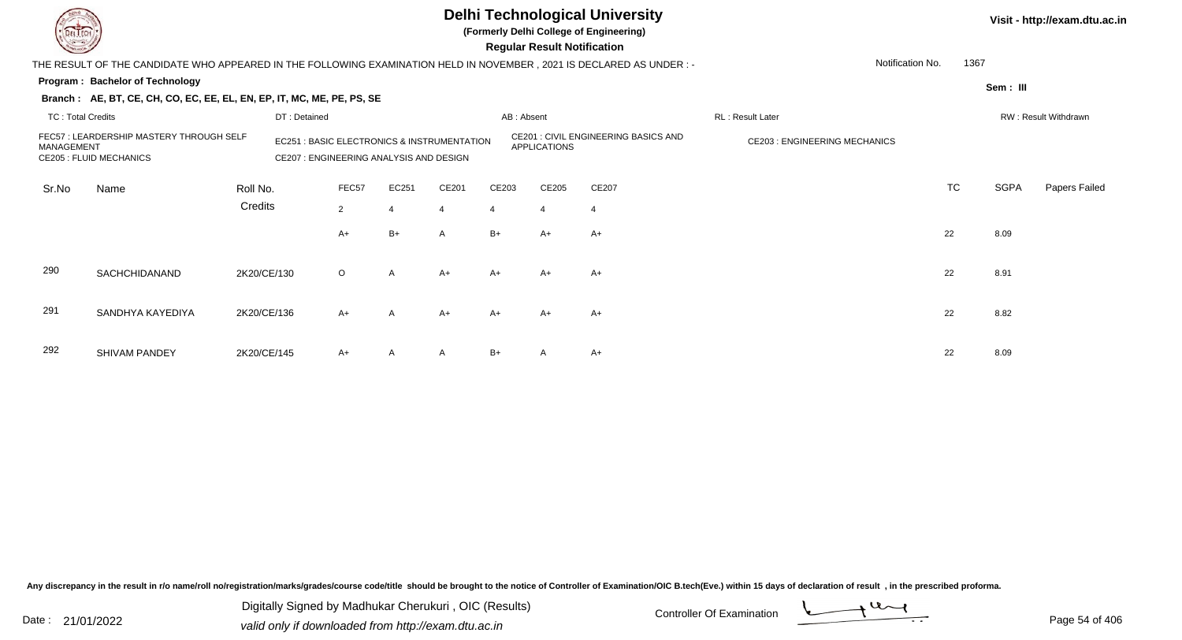# Delhi Technological University

**(Formerly Delhi College of Engineering)**

**Regular Result Notification**

Visit - http://exam.dtu.ac.in

THE RESULT OF THE CANDIDATE WHO APPEARED IN THE FOLLOWING EXAMINATION HELD IN NOVEMBER , 2021 IS DECLARED AS UNDER : -

Notification No. 1367

**Program : Bachelor of Technology**

Sem : III

**Branch : AE, BT, CE, CH, CO, EC, EE, EL, EN, EP, IT, MC, ME, PE, PS, SE**

TC : Total Credits | DT : Detained | AB : Absent | RL : Result Later | RW : Result Withdrawn

FEC57 : LEARDERSHIP MASTERY THROUGH SELF MANAGEMENT
EC251 : BASIC ELECTRONICS & INSTRUMENTATION
CE201 : CIVIL ENGINEERING BASICS AND APPLICATIONS
CE203 : ENGINEERING MECHANICS
CE205 : FLUID MECHANICS
CE207 : ENGINEERING ANALYSIS AND DESIGN

| Sr.No | Name | Roll No. | FEC57 | EC251 | CE201 | CE203 | CE205 | CE207 | TC | SGPA | Papers Failed |
|---|---|---|---|---|---|---|---|---|---|---|---|
| | | Credits | 2 | 4 | 4 | 4 | 4 | 4 | | | |
| | | | A+ | B+ | A | B+ | A+ | A+ | 22 | 8.09 | |
| 290 | SACHCHIDANAND | 2K20/CE/130 | O | A | A+ | A+ | A+ | A+ | 22 | 8.91 | |
| 291 | SANDHYA KAYEDIYA | 2K20/CE/136 | A+ | A | A+ | A+ | A+ | A+ | 22 | 8.82 | |
| 292 | SHIVAM PANDEY | 2K20/CE/145 | A+ | A | A | B+ | A | A+ | 22 | 8.09 | |

Any discrepancy in the result in r/o name/roll no/registration/marks/grades/course code/title should be brought to the notice of Controller of Examination/OIC B.tech(Eve.) within 15 days of declaration of result , in the prescribed proforma.

Date : 21/01/2022

Digitally Signed by Madhukar Cherukuri , OIC (Results)
valid only if downloaded from http://exam.dtu.ac.in

Controller Of Examination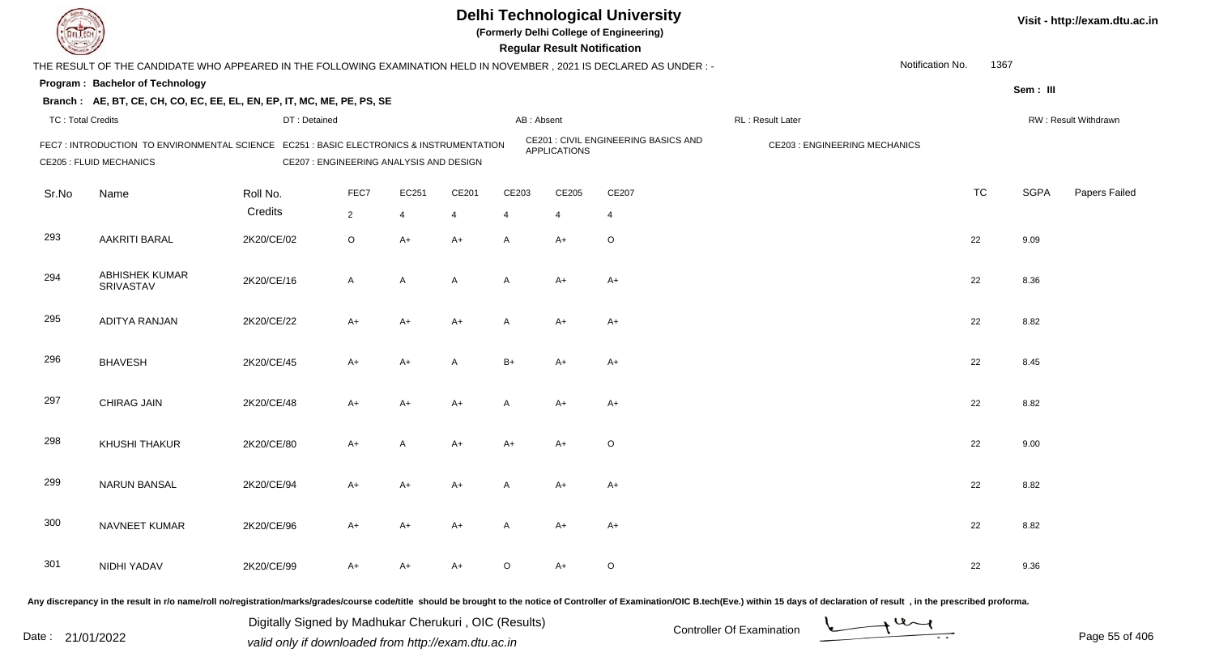# Delhi Technological University

**(Formerly Delhi College of Engineering)**

**Regular Result Notification**

Visit - http://exam.dtu.ac.in

THE RESULT OF THE CANDIDATE WHO APPEARED IN THE FOLLOWING EXAMINATION HELD IN NOVEMBER , 2021 IS DECLARED AS UNDER : -

Notification No. 1367

**Program : Bachelor of Technology**

Sem : III

**Branch : AE, BT, CE, CH, CO, EC, EE, EL, EN, EP, IT, MC, ME, PE, PS, SE**

TC : Total Credits | DT : Detained | AB : Absent | RL : Result Later | RW : Result Withdrawn

FEC7 : INTRODUCTION TO ENVIRONMENTAL SCIENCE
EC251 : BASIC ELECTRONICS & INSTRUMENTATION
CE201 : CIVIL ENGINEERING BASICS AND APPLICATIONS
CE203 : ENGINEERING MECHANICS
CE205 : FLUID MECHANICS
CE207 : ENGINEERING ANALYSIS AND DESIGN

| Sr.No | Name | Roll No. | FEC7 | EC251 | CE201 | CE203 | CE205 | CE207 | TC | SGPA | Papers Failed |
|---|---|---|---|---|---|---|---|---|---|---|---|
| | | Credits | 2 | 4 | 4 | 4 | 4 | 4 | | | |
| 293 | AAKRITI BARAL | 2K20/CE/02 | O | A+ | A+ | A | A+ | O | 22 | 9.09 | |
| 294 | ABHISHEK KUMAR SRIVASTAV | 2K20/CE/16 | A | A | A | A | A+ | A+ | 22 | 8.36 | |
| 295 | ADITYA RANJAN | 2K20/CE/22 | A+ | A+ | A+ | A | A+ | A+ | 22 | 8.82 | |
| 296 | BHAVESH | 2K20/CE/45 | A+ | A+ | A | B+ | A+ | A+ | 22 | 8.45 | |
| 297 | CHIRAG JAIN | 2K20/CE/48 | A+ | A+ | A+ | A | A+ | A+ | 22 | 8.82 | |
| 298 | KHUSHI THAKUR | 2K20/CE/80 | A+ | A | A+ | A+ | A+ | O | 22 | 9.00 | |
| 299 | NARUN BANSAL | 2K20/CE/94 | A+ | A+ | A+ | A | A+ | A+ | 22 | 8.82 | |
| 300 | NAVNEET KUMAR | 2K20/CE/96 | A+ | A+ | A+ | A | A+ | A+ | 22 | 8.82 | |
| 301 | NIDHI YADAV | 2K20/CE/99 | A+ | A+ | A+ | O | A+ | O | 22 | 9.36 | |

Any discrepancy in the result in r/o name/roll no/registration/marks/grades/course code/title should be brought to the notice of Controller of Examination/OIC B.tech(Eve.) within 15 days of declaration of result , in the prescribed proforma.

Date : 21/01/2022

Digitally Signed by Madhukar Cherukuri , OIC (Results)
valid only if downloaded from http://exam.dtu.ac.in

Controller Of Examination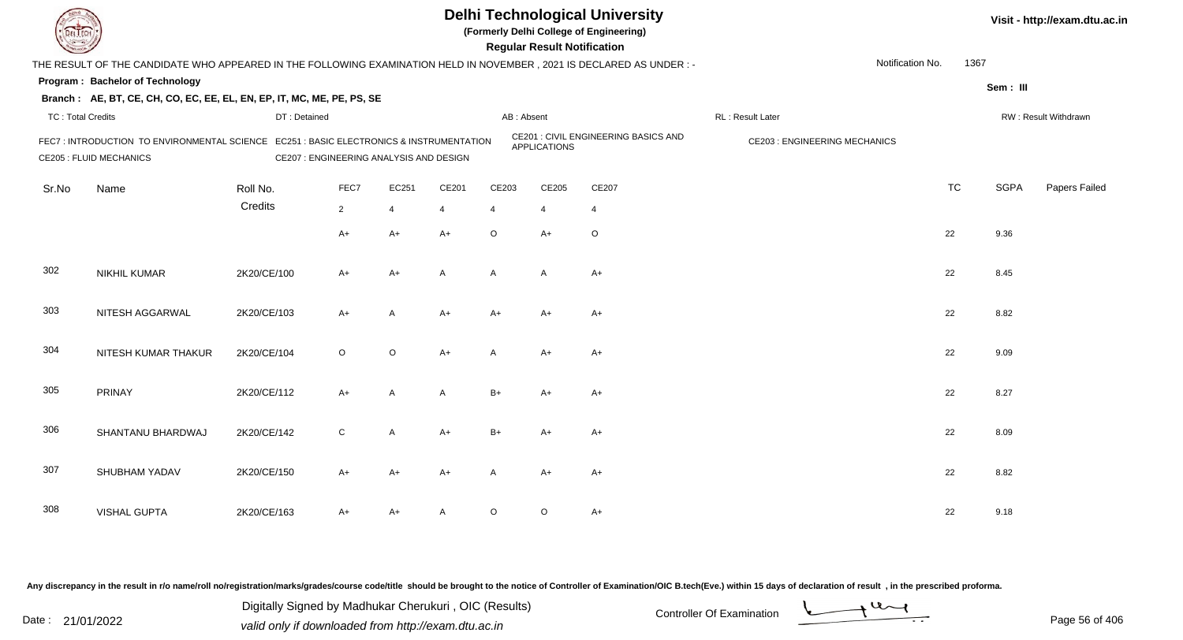# Delhi Technological University

(Formerly Delhi College of Engineering)

**Regular Result Notification**

Visit - http://exam.dtu.ac.in

THE RESULT OF THE CANDIDATE WHO APPEARED IN THE FOLLOWING EXAMINATION HELD IN NOVEMBER , 2021 IS DECLARED AS UNDER : -

Notification No. 1367

**Program : Bachelor of Technology**

Sem : III

**Branch : AE, BT, CE, CH, CO, EC, EE, EL, EN, EP, IT, MC, ME, PE, PS, SE**

TC : Total Credits | DT : Detained | AB : Absent | RL : Result Later | RW : Result Withdrawn

FEC7 : INTRODUCTION TO ENVIRONMENTAL SCIENCE
EC251 : BASIC ELECTRONICS & INSTRUMENTATION
CE201 : CIVIL ENGINEERING BASICS AND APPLICATIONS
CE203 : ENGINEERING MECHANICS
CE205 : FLUID MECHANICS
CE207 : ENGINEERING ANALYSIS AND DESIGN

| Sr.No | Name | Roll No. | FEC7 | EC251 | CE201 | CE203 | CE205 | CE207 | TC | SGPA | Papers Failed |
|---|---|---|---|---|---|---|---|---|---|---|---|
| | | Credits | 2 | 4 | 4 | 4 | 4 | 4 | | | |
| | | | A+ | A+ | A+ | O | A+ | O | 22 | 9.36 | |
| 302 | NIKHIL KUMAR | 2K20/CE/100 | A+ | A+ | A | A | A | A+ | 22 | 8.45 | |
| 303 | NITESH AGGARWAL | 2K20/CE/103 | A+ | A | A+ | A+ | A+ | A+ | 22 | 8.82 | |
| 304 | NITESH KUMAR THAKUR | 2K20/CE/104 | O | O | A+ | A | A+ | A+ | 22 | 9.09 | |
| 305 | PRINAY | 2K20/CE/112 | A+ | A | A | B+ | A+ | A+ | 22 | 8.27 | |
| 306 | SHANTANU BHARDWAJ | 2K20/CE/142 | C | A | A+ | B+ | A+ | A+ | 22 | 8.09 | |
| 307 | SHUBHAM YADAV | 2K20/CE/150 | A+ | A+ | A+ | A | A+ | A+ | 22 | 8.82 | |
| 308 | VISHAL GUPTA | 2K20/CE/163 | A+ | A+ | A | O | O | A+ | 22 | 9.18 | |

Any discrepancy in the result in r/o name/roll no/registration/marks/grades/course code/title should be brought to the notice of Controller of Examination/OIC B.tech(Eve.) within 15 days of declaration of result , in the prescribed proforma.

Date : 21/01/2022

Digitally Signed by Madhukar Cherukuri , OIC (Results)
valid only if downloaded from http://exam.dtu.ac.in

Controller Of Examination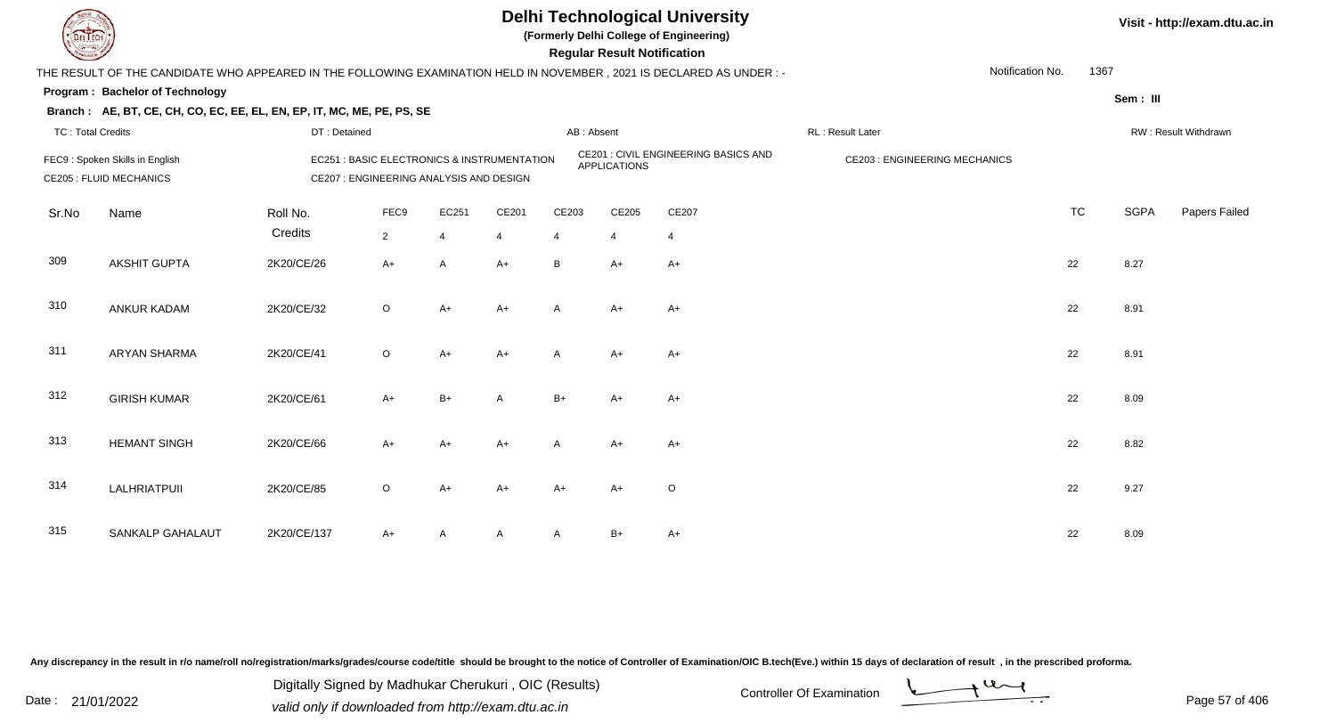# Delhi Technological University

**(Formerly Delhi College of Engineering)**

**Regular Result Notification**

Visit - http://exam.dtu.ac.in

THE RESULT OF THE CANDIDATE WHO APPEARED IN THE FOLLOWING EXAMINATION HELD IN NOVEMBER , 2021 IS DECLARED AS UNDER : -

Notification No. 1367

**Program : Bachelor of Technology**

Sem : III

**Branch : AE, BT, CE, CH, CO, EC, EE, EL, EN, EP, IT, MC, ME, PE, PS, SE**

TC : Total Credits | DT : Detained | AB : Absent | RL : Result Later | RW : Result Withdrawn

FEC9 : Spoken Skills in English
EC251 : BASIC ELECTRONICS & INSTRUMENTATION
CE201 : CIVIL ENGINEERING BASICS AND APPLICATIONS
CE203 : ENGINEERING MECHANICS
CE205 : FLUID MECHANICS
CE207 : ENGINEERING ANALYSIS AND DESIGN

| Sr.No | Name | Roll No. | FEC9 | EC251 | CE201 | CE203 | CE205 | CE207 | TC | SGPA | Papers Failed |
|---|---|---|---|---|---|---|---|---|---|---|---|
| | | Credits | 2 | 4 | 4 | 4 | 4 | 4 | | | |
| 309 | AKSHIT GUPTA | 2K20/CE/26 | A+ | A | A+ | B | A+ | A+ | 22 | 8.27 | |
| 310 | ANKUR KADAM | 2K20/CE/32 | O | A+ | A+ | A | A+ | A+ | 22 | 8.91 | |
| 311 | ARYAN SHARMA | 2K20/CE/41 | O | A+ | A+ | A | A+ | A+ | 22 | 8.91 | |
| 312 | GIRISH KUMAR | 2K20/CE/61 | A+ | B+ | A | B+ | A+ | A+ | 22 | 8.09 | |
| 313 | HEMANT SINGH | 2K20/CE/66 | A+ | A+ | A+ | A | A+ | A+ | 22 | 8.82 | |
| 314 | LALHRIATPUII | 2K20/CE/85 | O | A+ | A+ | A+ | A+ | O | 22 | 9.27 | |
| 315 | SANKALP GAHALAUT | 2K20/CE/137 | A+ | A | A | A | B+ | A+ | 22 | 8.09 | |

Any discrepancy in the result in r/o name/roll no/registration/marks/grades/course code/title should be brought to the notice of Controller of Examination/OIC B.tech(Eve.) within 15 days of declaration of result , in the prescribed proforma.

Date : 21/01/2022

Digitally Signed by Madhukar Cherukuri , OIC (Results)
valid only if downloaded from http://exam.dtu.ac.in

Controller Of Examination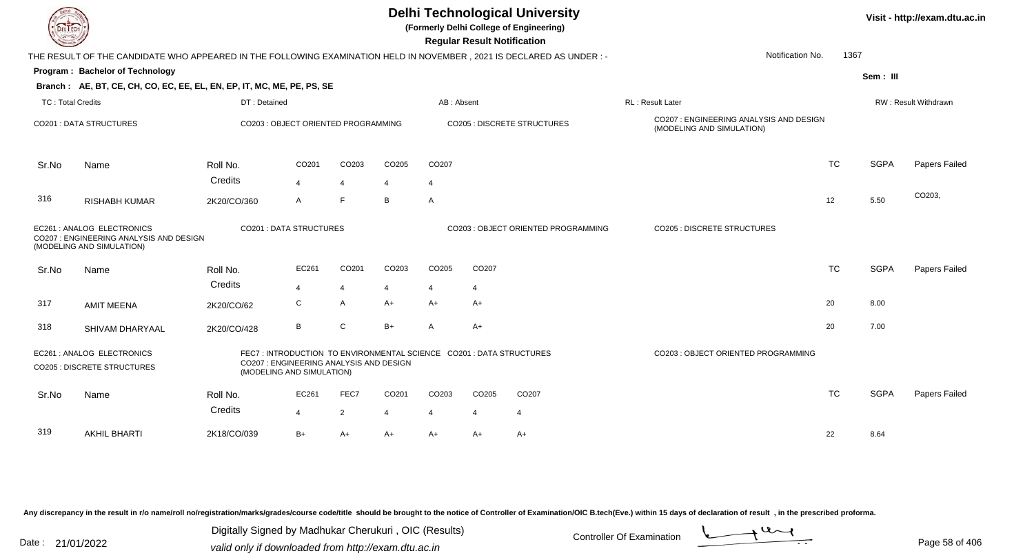# Delhi Technological University

**(Formerly Delhi College of Engineering)**

**Regular Result Notification**

Visit - http://exam.dtu.ac.in

THE RESULT OF THE CANDIDATE WHO APPEARED IN THE FOLLOWING EXAMINATION HELD IN NOVEMBER , 2021 IS DECLARED AS UNDER : -

Notification No. 1367

**Program : Bachelor of Technology**

Sem : III

**Branch : AE, BT, CE, CH, CO, EC, EE, EL, EN, EP, IT, MC, ME, PE, PS, SE**

TC : Total Credits | DT : Detained | AB : Absent | RL : Result Later | RW : Result Withdrawn

CO201 : DATA STRUCTURES | CO203 : OBJECT ORIENTED PROGRAMMING | CO205 : DISCRETE STRUCTURES | CO207 : ENGINEERING ANALYSIS AND DESIGN (MODELING AND SIMULATION)

| Sr.No | Name | Roll No. | CO201 | CO203 | CO205 | CO207 | TC | SGPA | Papers Failed |
|---|---|---|---|---|---|---|---|---|---|
| | | Credits | 4 | 4 | 4 | 4 | | | |
| 316 | RISHABH KUMAR | 2K20/CO/360 | A | F | B | A | 12 | 5.50 | CO203, |

EC261 : ANALOG ELECTRONICS | CO201 : DATA STRUCTURES | CO203 : OBJECT ORIENTED PROGRAMMING | CO205 : DISCRETE STRUCTURES | CO207 : ENGINEERING ANALYSIS AND DESIGN (MODELING AND SIMULATION)

| Sr.No | Name | Roll No. | EC261 | CO201 | CO203 | CO205 | CO207 | TC | SGPA | Papers Failed |
|---|---|---|---|---|---|---|---|---|---|---|
| | | Credits | 4 | 4 | 4 | 4 | 4 | | | |
| 317 | AMIT MEENA | 2K20/CO/62 | C | A | A+ | A+ | A+ | 20 | 8.00 | |
| 318 | SHIVAM DHARYAAL | 2K20/CO/428 | B | C | B+ | A | A+ | 20 | 7.00 | |

EC261 : ANALOG ELECTRONICS | FEC7 : INTRODUCTION TO ENVIRONMENTAL SCIENCE | CO201 : DATA STRUCTURES | CO203 : OBJECT ORIENTED PROGRAMMING | CO205 : DISCRETE STRUCTURES | CO207 : ENGINEERING ANALYSIS AND DESIGN (MODELING AND SIMULATION)

| Sr.No | Name | Roll No. | EC261 | FEC7 | CO201 | CO203 | CO205 | CO207 | TC | SGPA | Papers Failed |
|---|---|---|---|---|---|---|---|---|---|---|---|
| | | Credits | 4 | 2 | 4 | 4 | 4 | 4 | | | |
| 319 | AKHIL BHARTI | 2K18/CO/039 | B+ | A+ | A+ | A+ | A+ | A+ | 22 | 8.64 | |

Any discrepancy in the result in r/o name/roll no/registration/marks/grades/course code/title should be brought to the notice of Controller of Examination/OIC B.tech(Eve.) within 15 days of declaration of result , in the prescribed proforma.

Date : 21/01/2022

Digitally Signed by Madhukar Cherukuri , OIC (Results)
valid only if downloaded from http://exam.dtu.ac.in

Controller Of Examination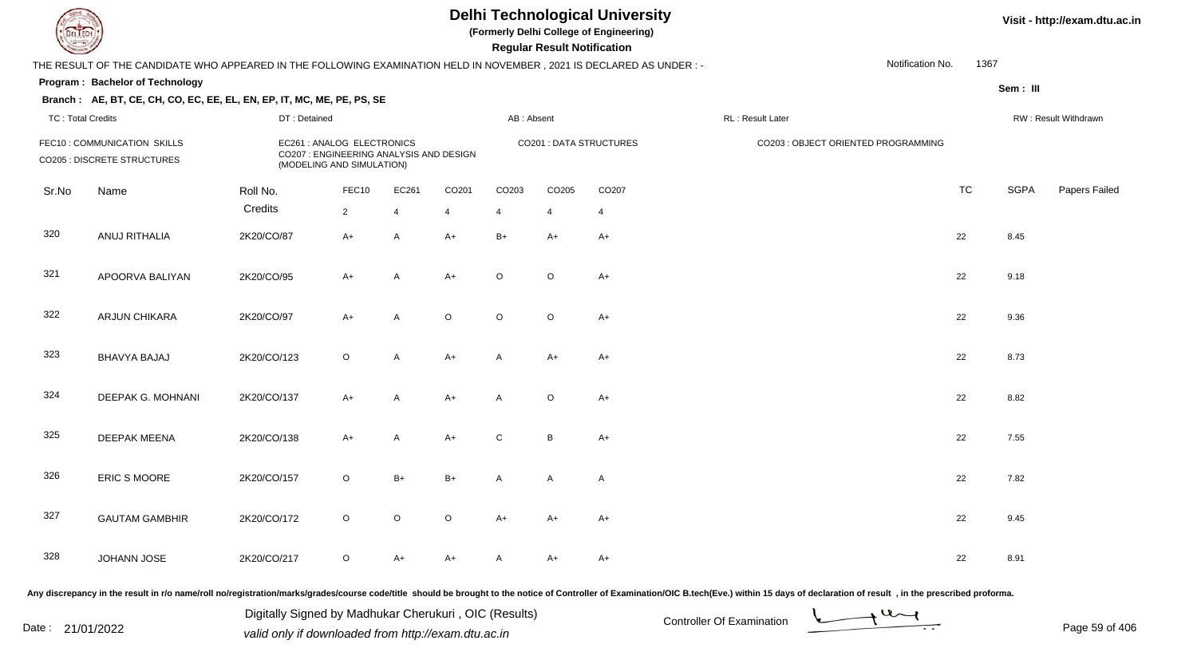# Delhi Technological University

**(Formerly Delhi College of Engineering)**

**Regular Result Notification**

Visit - http://exam.dtu.ac.in

THE RESULT OF THE CANDIDATE WHO APPEARED IN THE FOLLOWING EXAMINATION HELD IN NOVEMBER , 2021 IS DECLARED AS UNDER : -

Notification No. 1367

**Program : Bachelor of Technology**

Sem : III

**Branch : AE, BT, CE, CH, CO, EC, EE, EL, EN, EP, IT, MC, ME, PE, PS, SE**

TC : Total Credits | DT : Detained | AB : Absent | RL : Result Later | RW : Result Withdrawn

FEC10 : COMMUNICATION SKILLS
CO205 : DISCRETE STRUCTURES
EC261 : ANALOG ELECTRONICS
CO207 : ENGINEERING ANALYSIS AND DESIGN (MODELING AND SIMULATION)
CO201 : DATA STRUCTURES
CO203 : OBJECT ORIENTED PROGRAMMING

| Sr.No | Name | Roll No. | FEC10 | EC261 | CO201 | CO203 | CO205 | CO207 | TC | SGPA | Papers Failed |
|---|---|---|---|---|---|---|---|---|---|---|---|
| | | Credits | 2 | 4 | 4 | 4 | 4 | 4 | | | |
| 320 | ANUJ RITHALIA | 2K20/CO/87 | A+ | A | A+ | B+ | A+ | A+ | 22 | 8.45 | |
| 321 | APOORVA BALIYAN | 2K20/CO/95 | A+ | A | A+ | O | O | A+ | 22 | 9.18 | |
| 322 | ARJUN CHIKARA | 2K20/CO/97 | A+ | A | O | O | O | A+ | 22 | 9.36 | |
| 323 | BHAVYA BAJAJ | 2K20/CO/123 | O | A | A+ | A | A+ | A+ | 22 | 8.73 | |
| 324 | DEEPAK G. MOHNANI | 2K20/CO/137 | A+ | A | A+ | A | O | A+ | 22 | 8.82 | |
| 325 | DEEPAK MEENA | 2K20/CO/138 | A+ | A | A+ | C | B | A+ | 22 | 7.55 | |
| 326 | ERIC S MOORE | 2K20/CO/157 | O | B+ | B+ | A | A | A | 22 | 7.82 | |
| 327 | GAUTAM GAMBHIR | 2K20/CO/172 | O | O | O | A+ | A+ | A+ | 22 | 9.45 | |
| 328 | JOHANN JOSE | 2K20/CO/217 | O | A+ | A+ | A | A+ | A+ | 22 | 8.91 | |

Any discrepancy in the result in r/o name/roll no/registration/marks/grades/course code/title should be brought to the notice of Controller of Examination/OIC B.tech(Eve.) within 15 days of declaration of result , in the prescribed proforma.

Date : 21/01/2022

Digitally Signed by Madhukar Cherukuri , OIC (Results)
valid only if downloaded from http://exam.dtu.ac.in

Controller Of Examination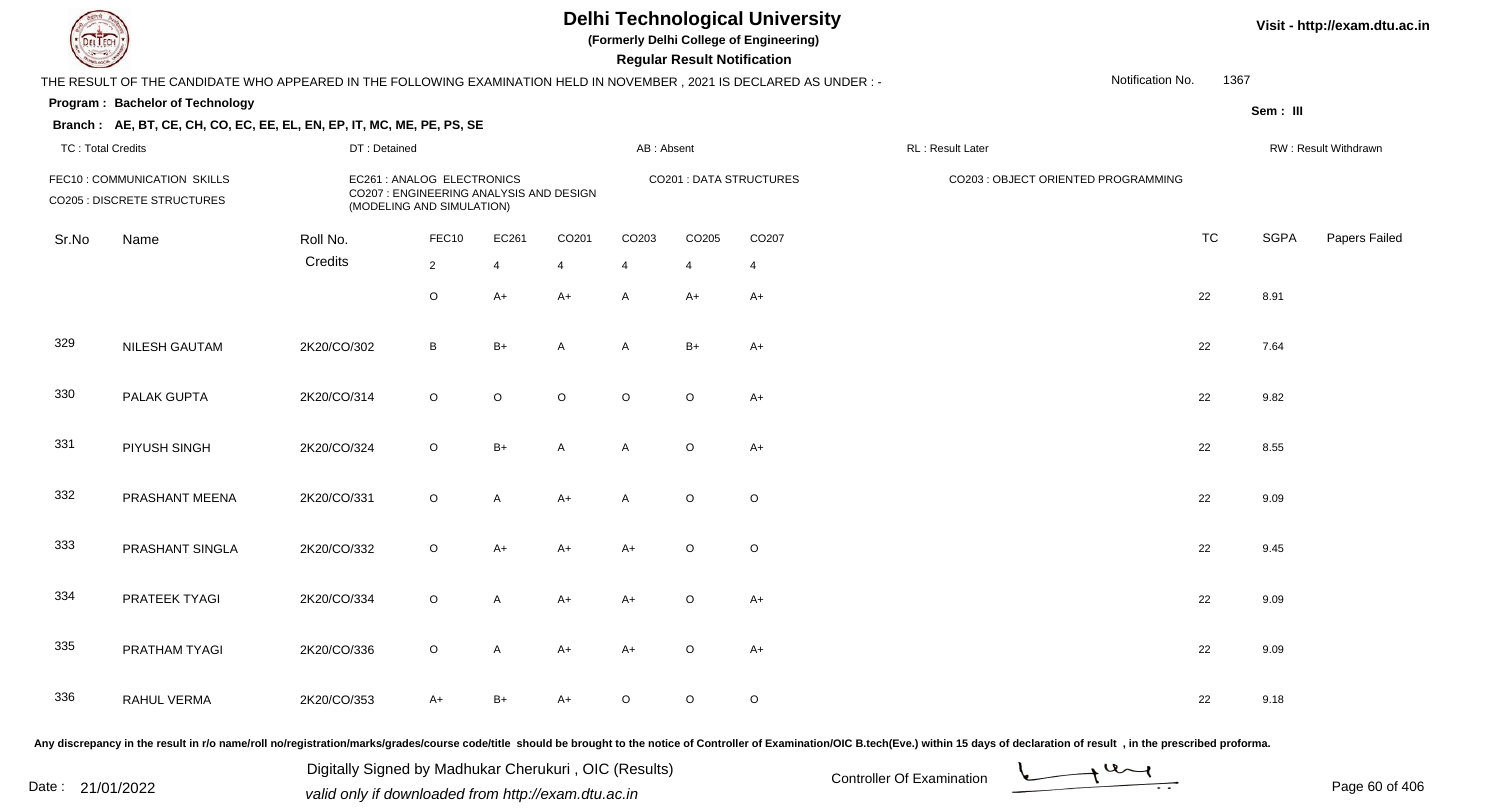# Delhi Technological University

**(Formerly Delhi College of Engineering)**

**Regular Result Notification**

Visit - http://exam.dtu.ac.in

THE RESULT OF THE CANDIDATE WHO APPEARED IN THE FOLLOWING EXAMINATION HELD IN NOVEMBER , 2021 IS DECLARED AS UNDER : -

Notification No. 1367

**Program : Bachelor of Technology**

**Sem : III**

**Branch : AE, BT, CE, CH, CO, EC, EE, EL, EN, EP, IT, MC, ME, PE, PS, SE**

TC : Total Credits | DT : Detained | AB : Absent | RL : Result Later | RW : Result Withdrawn

FEC10 : COMMUNICATION SKILLS
CO205 : DISCRETE STRUCTURES
EC261 : ANALOG ELECTRONICS
CO207 : ENGINEERING ANALYSIS AND DESIGN (MODELING AND SIMULATION)
CO201 : DATA STRUCTURES
CO203 : OBJECT ORIENTED PROGRAMMING

| Sr.No | Name | Roll No. | FEC10 | EC261 | CO201 | CO203 | CO205 | CO207 | TC | SGPA | Papers Failed |
|---|---|---|---|---|---|---|---|---|---|---|---|
| | | Credits | 2 | 4 | 4 | 4 | 4 | 4 | | | |
| | | | O | A+ | A+ | A | A+ | A+ | 22 | 8.91 | |
| 329 | NILESH GAUTAM | 2K20/CO/302 | B | B+ | A | A | B+ | A+ | 22 | 7.64 | |
| 330 | PALAK GUPTA | 2K20/CO/314 | O | O | O | O | O | A+ | 22 | 9.82 | |
| 331 | PIYUSH SINGH | 2K20/CO/324 | O | B+ | A | A | O | A+ | 22 | 8.55 | |
| 332 | PRASHANT MEENA | 2K20/CO/331 | O | A | A+ | A | O | O | 22 | 9.09 | |
| 333 | PRASHANT SINGLA | 2K20/CO/332 | O | A+ | A+ | A+ | O | O | 22 | 9.45 | |
| 334 | PRATEEK TYAGI | 2K20/CO/334 | O | A | A+ | A+ | O | A+ | 22 | 9.09 | |
| 335 | PRATHAM TYAGI | 2K20/CO/336 | O | A | A+ | A+ | O | A+ | 22 | 9.09 | |
| 336 | RAHUL VERMA | 2K20/CO/353 | A+ | B+ | A+ | O | O | O | 22 | 9.18 | |

Any discrepancy in the result in r/o name/roll no/registration/marks/grades/course code/title should be brought to the notice of Controller of Examination/OIC B.tech(Eve.) within 15 days of declaration of result , in the prescribed proforma.

Date : 21/01/2022

Digitally Signed by Madhukar Cherukuri , OIC (Results)
valid only if downloaded from http://exam.dtu.ac.in

Controller Of Examination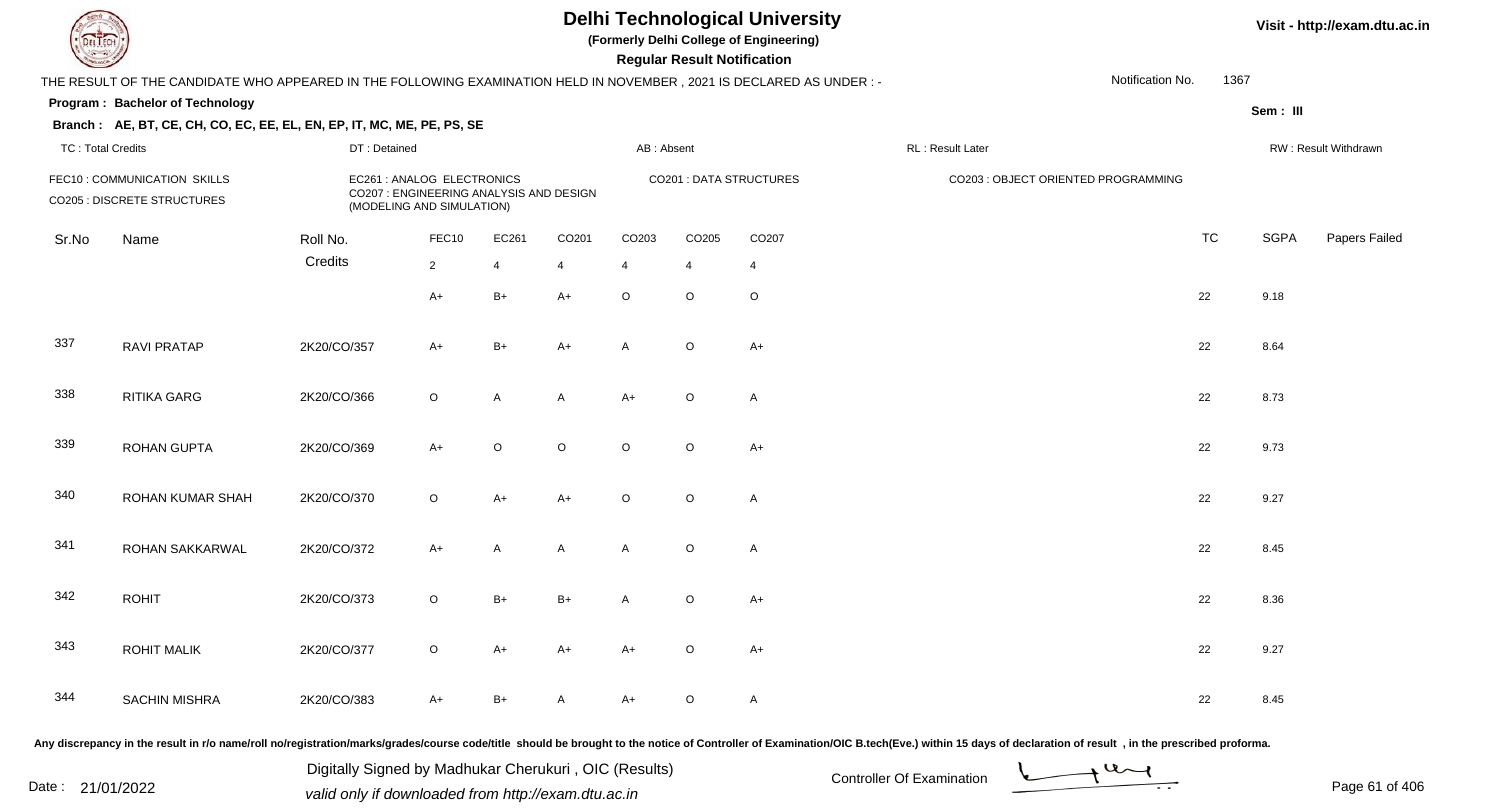# Delhi Technological University

**(Formerly Delhi College of Engineering)**

**Regular Result Notification**

Visit - http://exam.dtu.ac.in

THE RESULT OF THE CANDIDATE WHO APPEARED IN THE FOLLOWING EXAMINATION HELD IN NOVEMBER , 2021 IS DECLARED AS UNDER : -

Notification No. 1367

**Program : Bachelor of Technology**

Sem : III

**Branch : AE, BT, CE, CH, CO, EC, EE, EL, EN, EP, IT, MC, ME, PE, PS, SE**

TC : Total Credits | DT : Detained | AB : Absent | RL : Result Later | RW : Result Withdrawn

FEC10 : COMMUNICATION SKILLS
CO205 : DISCRETE STRUCTURES
EC261 : ANALOG ELECTRONICS
CO207 : ENGINEERING ANALYSIS AND DESIGN (MODELING AND SIMULATION)
CO201 : DATA STRUCTURES
CO203 : OBJECT ORIENTED PROGRAMMING

| Sr.No | Name | Roll No. | FEC10 | EC261 | CO201 | CO203 | CO205 | CO207 | TC | SGPA | Papers Failed |
|---|---|---|---|---|---|---|---|---|---|---|---|
| | | Credits | 2 | 4 | 4 | 4 | 4 | 4 | | | |
| | | | A+ | B+ | A+ | O | O | O | 22 | 9.18 | |
| 337 | RAVI PRATAP | 2K20/CO/357 | A+ | B+ | A+ | A | O | A+ | 22 | 8.64 | |
| 338 | RITIKA GARG | 2K20/CO/366 | O | A | A | A+ | O | A | 22 | 8.73 | |
| 339 | ROHAN GUPTA | 2K20/CO/369 | A+ | O | O | O | O | A+ | 22 | 9.73 | |
| 340 | ROHAN KUMAR SHAH | 2K20/CO/370 | O | A+ | A+ | O | O | A | 22 | 9.27 | |
| 341 | ROHAN SAKKARWAL | 2K20/CO/372 | A+ | A | A | A | O | A | 22 | 8.45 | |
| 342 | ROHIT | 2K20/CO/373 | O | B+ | B+ | A | O | A+ | 22 | 8.36 | |
| 343 | ROHIT MALIK | 2K20/CO/377 | O | A+ | A+ | A+ | O | A+ | 22 | 9.27 | |
| 344 | SACHIN MISHRA | 2K20/CO/383 | A+ | B+ | A | A+ | O | A | 22 | 8.45 | |

Any discrepancy in the result in r/o name/roll no/registration/marks/grades/course code/title should be brought to the notice of Controller of Examination/OIC B.tech(Eve.) within 15 days of declaration of result , in the prescribed proforma.

Date : 21/01/2022

Digitally Signed by Madhukar Cherukuri , OIC (Results)
valid only if downloaded from http://exam.dtu.ac.in

Controller Of Examination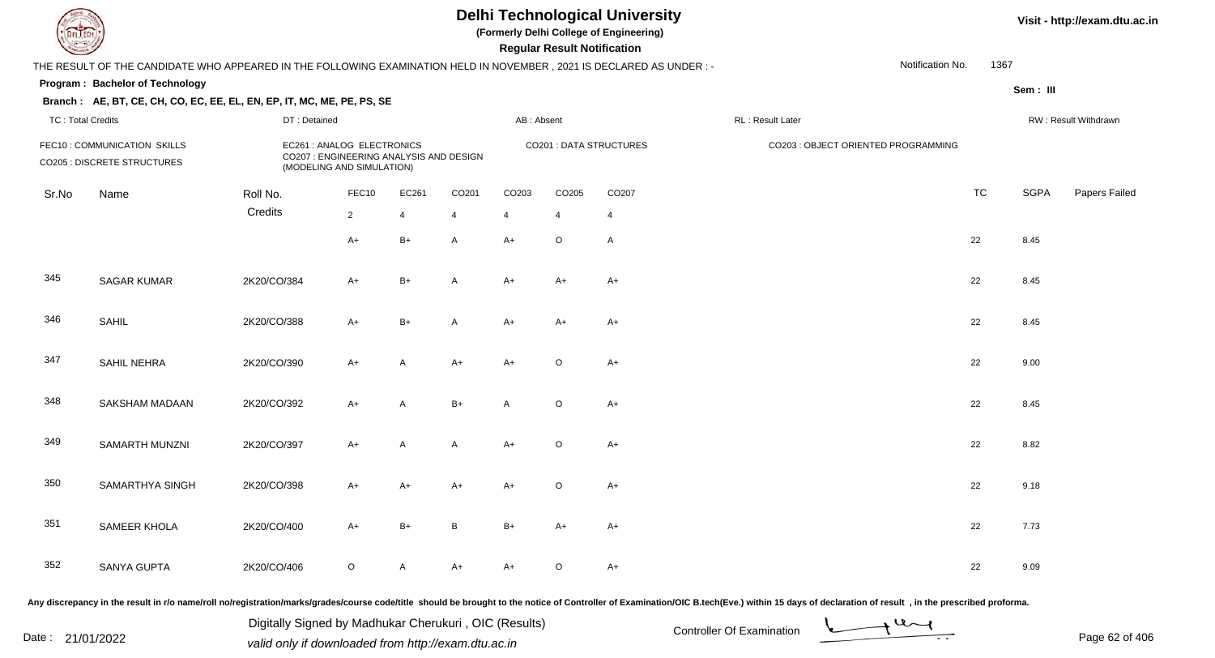# Delhi Technological University

(Formerly Delhi College of Engineering)

**Regular Result Notification**

Visit - http://exam.dtu.ac.in

THE RESULT OF THE CANDIDATE WHO APPEARED IN THE FOLLOWING EXAMINATION HELD IN NOVEMBER , 2021 IS DECLARED AS UNDER : -

Notification No. 1367

**Program : Bachelor of Technology**

Sem : III

**Branch : AE, BT, CE, CH, CO, EC, EE, EL, EN, EP, IT, MC, ME, PE, PS, SE**

TC : Total Credits | DT : Detained | AB : Absent | RL : Result Later | RW : Result Withdrawn

FEC10 : COMMUNICATION SKILLS
CO205 : DISCRETE STRUCTURES
EC261 : ANALOG ELECTRONICS
CO207 : ENGINEERING ANALYSIS AND DESIGN (MODELING AND SIMULATION)
CO201 : DATA STRUCTURES
CO203 : OBJECT ORIENTED PROGRAMMING

| Sr.No | Name | Roll No. | FEC10 | EC261 | CO201 | CO203 | CO205 | CO207 | TC | SGPA | Papers Failed |
|---|---|---|---|---|---|---|---|---|---|---|---|
| | | Credits | 2 | 4 | 4 | 4 | 4 | 4 | | | |
| | | | A+ | B+ | A | A+ | O | A | 22 | 8.45 | |
| 345 | SAGAR KUMAR | 2K20/CO/384 | A+ | B+ | A | A+ | A+ | A+ | 22 | 8.45 | |
| 346 | SAHIL | 2K20/CO/388 | A+ | B+ | A | A+ | A+ | A+ | 22 | 8.45 | |
| 347 | SAHIL NEHRA | 2K20/CO/390 | A+ | A | A+ | A+ | O | A+ | 22 | 9.00 | |
| 348 | SAKSHAM MADAAN | 2K20/CO/392 | A+ | A | B+ | A | O | A+ | 22 | 8.45 | |
| 349 | SAMARTH MUNZNI | 2K20/CO/397 | A+ | A | A | A+ | O | A+ | 22 | 8.82 | |
| 350 | SAMARTHYA SINGH | 2K20/CO/398 | A+ | A+ | A+ | A+ | O | A+ | 22 | 9.18 | |
| 351 | SAMEER KHOLA | 2K20/CO/400 | A+ | B+ | B | B+ | A+ | A+ | 22 | 7.73 | |
| 352 | SANYA GUPTA | 2K20/CO/406 | O | A | A+ | A+ | O | A+ | 22 | 9.09 | |

Any discrepancy in the result in r/o name/roll no/registration/marks/grades/course code/title should be brought to the notice of Controller of Examination/OIC B.tech(Eve.) within 15 days of declaration of result , in the prescribed proforma.

Date : 21/01/2022

Digitally Signed by Madhukar Cherukuri , OIC (Results)
valid only if downloaded from http://exam.dtu.ac.in

Controller Of Examination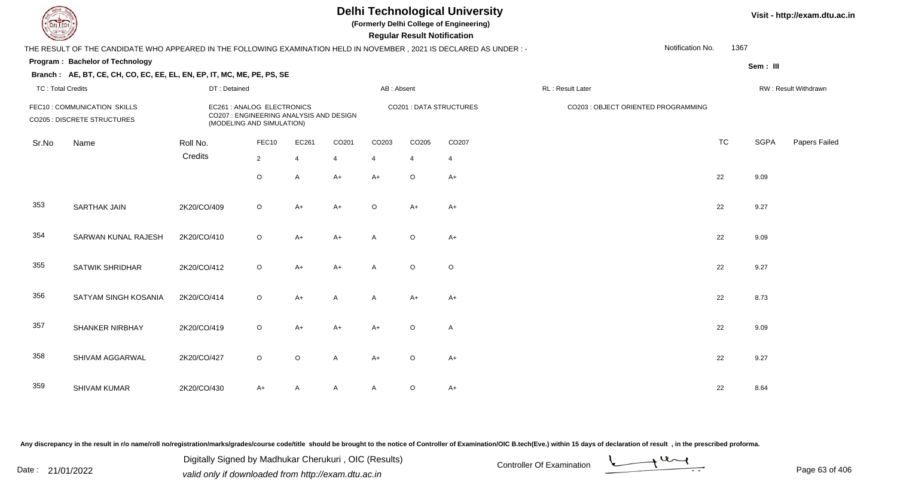# Delhi Technological University

**(Formerly Delhi College of Engineering)**

**Regular Result Notification**

Visit - http://exam.dtu.ac.in

THE RESULT OF THE CANDIDATE WHO APPEARED IN THE FOLLOWING EXAMINATION HELD IN NOVEMBER , 2021 IS DECLARED AS UNDER : -

Notification No. 1367

**Program : Bachelor of Technology**

Sem : III

**Branch : AE, BT, CE, CH, CO, EC, EE, EL, EN, EP, IT, MC, ME, PE, PS, SE**

TC : Total Credits | DT : Detained | AB : Absent | RL : Result Later | RW : Result Withdrawn

FEC10 : COMMUNICATION SKILLS
EC261 : ANALOG ELECTRONICS
CO201 : DATA STRUCTURES
CO203 : OBJECT ORIENTED PROGRAMMING
CO205 : DISCRETE STRUCTURES
CO207 : ENGINEERING ANALYSIS AND DESIGN (MODELING AND SIMULATION)

| Sr.No | Name | Roll No. | FEC10 | EC261 | CO201 | CO203 | CO205 | CO207 | TC | SGPA | Papers Failed |
|---|---|---|---|---|---|---|---|---|---|---|---|
| | | Credits | 2 | 4 | 4 | 4 | 4 | 4 | | | |
| | | | O | A | A+ | A+ | O | A+ | 22 | 9.09 | |
| 353 | SARTHAK JAIN | 2K20/CO/409 | O | A+ | A+ | O | A+ | A+ | 22 | 9.27 | |
| 354 | SARWAN KUNAL RAJESH | 2K20/CO/410 | O | A+ | A+ | A | O | A+ | 22 | 9.09 | |
| 355 | SATWIK SHRIDHAR | 2K20/CO/412 | O | A+ | A+ | A | O | O | 22 | 9.27 | |
| 356 | SATYAM SINGH KOSANIA | 2K20/CO/414 | O | A+ | A | A | A+ | A+ | 22 | 8.73 | |
| 357 | SHANKER NIRBHAY | 2K20/CO/419 | O | A+ | A+ | A+ | O | A | 22 | 9.09 | |
| 358 | SHIVAM AGGARWAL | 2K20/CO/427 | O | O | A | A+ | O | A+ | 22 | 9.27 | |
| 359 | SHIVAM KUMAR | 2K20/CO/430 | A+ | A | A | A | O | A+ | 22 | 8.64 | |

Any discrepancy in the result in r/o name/roll no/registration/marks/grades/course code/title should be brought to the notice of Controller of Examination/OIC B.tech(Eve.) within 15 days of declaration of result , in the prescribed proforma.

Date : 21/01/2022

Digitally Signed by Madhukar Cherukuri , OIC (Results)
valid only if downloaded from http://exam.dtu.ac.in

Controller Of Examination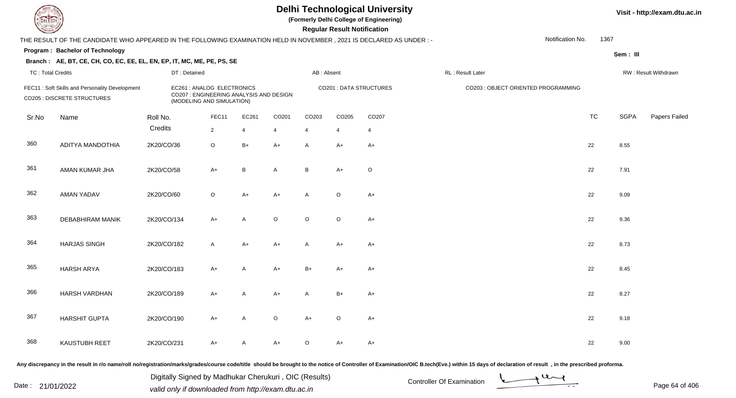# Delhi Technological University

**(Formerly Delhi College of Engineering)**

**Regular Result Notification**

Visit - http://exam.dtu.ac.in

THE RESULT OF THE CANDIDATE WHO APPEARED IN THE FOLLOWING EXAMINATION HELD IN NOVEMBER , 2021 IS DECLARED AS UNDER : -

Notification No. 1367

**Program : Bachelor of Technology**

Sem : III

**Branch : AE, BT, CE, CH, CO, EC, EE, EL, EN, EP, IT, MC, ME, PE, PS, SE**

TC : Total Credits | DT : Detained | AB : Absent | RL : Result Later | RW : Result Withdrawn

FEC11 : Soft Skills and Personality Development
EC261 : ANALOG ELECTRONICS
CO201 : DATA STRUCTURES
CO203 : OBJECT ORIENTED PROGRAMMING
CO205 : DISCRETE STRUCTURES
CO207 : ENGINEERING ANALYSIS AND DESIGN (MODELING AND SIMULATION)

| Sr.No | Name | Roll No. | FEC11 | EC261 | CO201 | CO203 | CO205 | CO207 | TC | SGPA | Papers Failed |
|---|---|---|---|---|---|---|---|---|---|---|---|
| | | Credits | 2 | 4 | 4 | 4 | 4 | 4 | | | |
| 360 | ADITYA MANDOTHIA | 2K20/CO/36 | O | B+ | A+ | A | A+ | A+ | 22 | 8.55 | |
| 361 | AMAN KUMAR JHA | 2K20/CO/58 | A+ | B | A | B | A+ | O | 22 | 7.91 | |
| 362 | AMAN YADAV | 2K20/CO/60 | O | A+ | A+ | A | O | A+ | 22 | 9.09 | |
| 363 | DEBABHIRAM MANIK | 2K20/CO/134 | A+ | A | O | O | O | A+ | 22 | 9.36 | |
| 364 | HARJAS SINGH | 2K20/CO/182 | A | A+ | A+ | A | A+ | A+ | 22 | 8.73 | |
| 365 | HARSH ARYA | 2K20/CO/183 | A+ | A | A+ | B+ | A+ | A+ | 22 | 8.45 | |
| 366 | HARSH VARDHAN | 2K20/CO/189 | A+ | A | A+ | A | B+ | A+ | 22 | 8.27 | |
| 367 | HARSHIT GUPTA | 2K20/CO/190 | A+ | A | O | A+ | O | A+ | 22 | 9.18 | |
| 368 | KAUSTUBH REET | 2K20/CO/231 | A+ | A | A+ | O | A+ | A+ | 22 | 9.00 | |

Any discrepancy in the result in r/o name/roll no/registration/marks/grades/course code/title should be brought to the notice of Controller of Examination/OIC B.tech(Eve.) within 15 days of declaration of result , in the prescribed proforma.

Date : 21/01/2022

Digitally Signed by Madhukar Cherukuri , OIC (Results)
valid only if downloaded from http://exam.dtu.ac.in

Controller Of Examination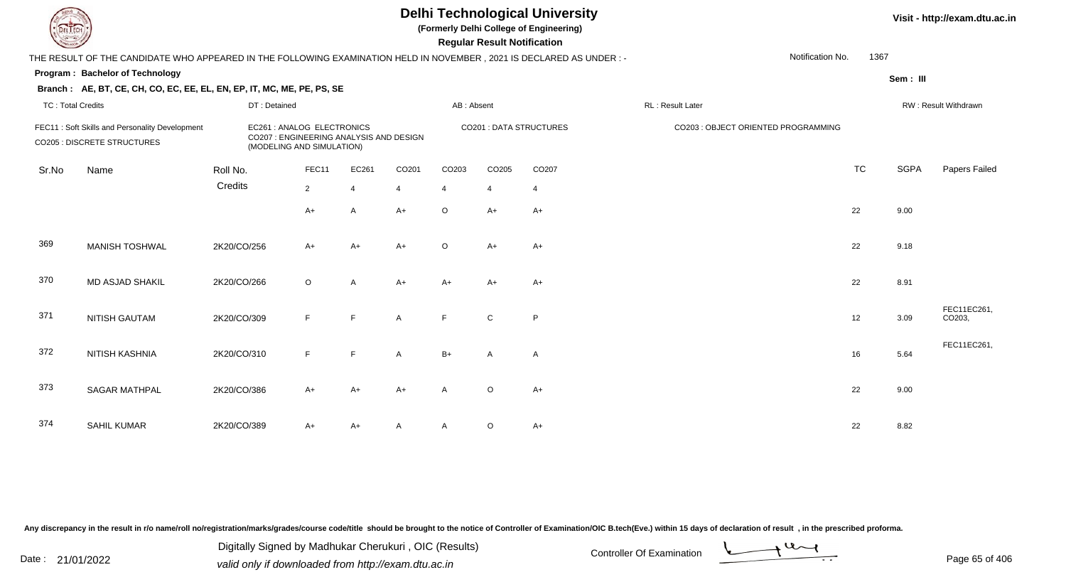# Delhi Technological University

**(Formerly Delhi College of Engineering)**

**Regular Result Notification**

Visit - http://exam.dtu.ac.in

THE RESULT OF THE CANDIDATE WHO APPEARED IN THE FOLLOWING EXAMINATION HELD IN NOVEMBER , 2021 IS DECLARED AS UNDER : -

Notification No. 1367

**Program : Bachelor of Technology**

Sem : III

**Branch : AE, BT, CE, CH, CO, EC, EE, EL, EN, EP, IT, MC, ME, PE, PS, SE**

TC : Total Credits | DT : Detained | AB : Absent | RL : Result Later | RW : Result Withdrawn

FEC11 : Soft Skills and Personality Development
CO205 : DISCRETE STRUCTURES
EC261 : ANALOG ELECTRONICS
CO207 : ENGINEERING ANALYSIS AND DESIGN (MODELING AND SIMULATION)
CO201 : DATA STRUCTURES
CO203 : OBJECT ORIENTED PROGRAMMING

| Sr.No | Name | Roll No. | FEC11 | EC261 | CO201 | CO203 | CO205 | CO207 | TC | SGPA | Papers Failed |
|---|---|---|---|---|---|---|---|---|---|---|---|
| | | Credits | 2 | 4 | 4 | 4 | 4 | 4 | | | |
| | | | A+ | A | A+ | O | A+ | A+ | 22 | 9.00 | |
| 369 | MANISH TOSHWAL | 2K20/CO/256 | A+ | A+ | A+ | O | A+ | A+ | 22 | 9.18 | |
| 370 | MD ASJAD SHAKIL | 2K20/CO/266 | O | A | A+ | A+ | A+ | A+ | 22 | 8.91 | |
| 371 | NITISH GAUTAM | 2K20/CO/309 | F | F | A | F | C | P | 12 | 3.09 | FEC11EC261, CO203, |
| 372 | NITISH KASHNIA | 2K20/CO/310 | F | F | A | B+ | A | A | 16 | 5.64 | FEC11EC261, |
| 373 | SAGAR MATHPAL | 2K20/CO/386 | A+ | A+ | A+ | A | O | A+ | 22 | 9.00 | |
| 374 | SAHIL KUMAR | 2K20/CO/389 | A+ | A+ | A | A | O | A+ | 22 | 8.82 | |

Any discrepancy in the result in r/o name/roll no/registration/marks/grades/course code/title should be brought to the notice of Controller of Examination/OIC B.tech(Eve.) within 15 days of declaration of result , in the prescribed proforma.

Date : 21/01/2022

Digitally Signed by Madhukar Cherukuri , OIC (Results)
valid only if downloaded from http://exam.dtu.ac.in

Controller Of Examination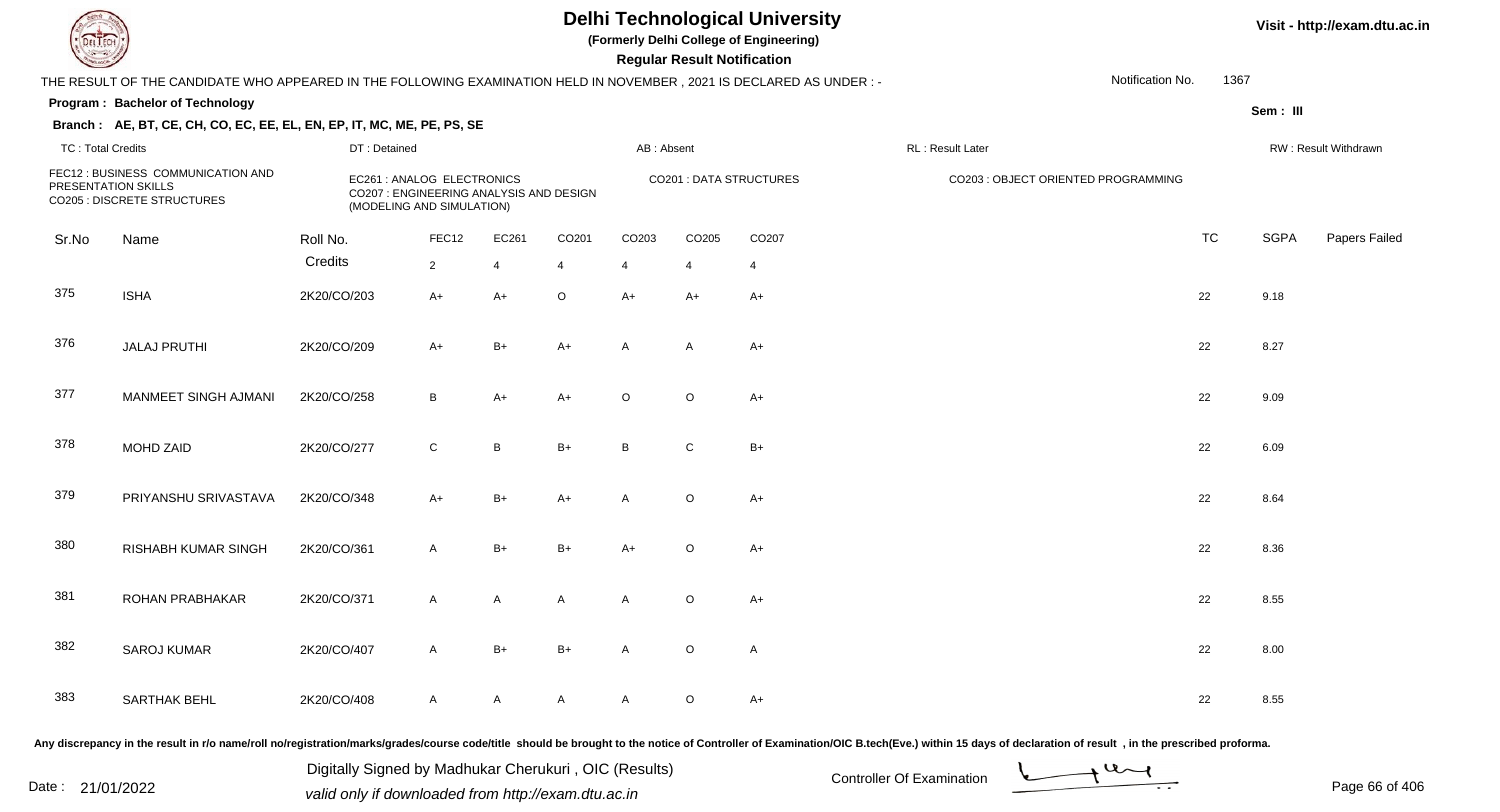# Delhi Technological University

**(Formerly Delhi College of Engineering)**

**Regular Result Notification**

Visit - http://exam.dtu.ac.in

THE RESULT OF THE CANDIDATE WHO APPEARED IN THE FOLLOWING EXAMINATION HELD IN NOVEMBER , 2021 IS DECLARED AS UNDER : -

Notification No. 1367

**Program : Bachelor of Technology**

**Sem : III**

**Branch : AE, BT, CE, CH, CO, EC, EE, EL, EN, EP, IT, MC, ME, PE, PS, SE**

TC : Total Credits | DT : Detained | AB : Absent | RL : Result Later | RW : Result Withdrawn

FEC12 : BUSINESS COMMUNICATION AND PRESENTATION SKILLS
CO205 : DISCRETE STRUCTURES
EC261 : ANALOG ELECTRONICS
CO207 : ENGINEERING ANALYSIS AND DESIGN (MODELING AND SIMULATION)
CO201 : DATA STRUCTURES
CO203 : OBJECT ORIENTED PROGRAMMING

| Sr.No | Name | Roll No. | FEC12 | EC261 | CO201 | CO203 | CO205 | CO207 | TC | SGPA | Papers Failed |
|---|---|---|---|---|---|---|---|---|---|---|---|
| | | Credits | 2 | 4 | 4 | 4 | 4 | 4 | | | |
| 375 | ISHA | 2K20/CO/203 | A+ | A+ | O | A+ | A+ | A+ | 22 | 9.18 | |
| 376 | JALAJ PRUTHI | 2K20/CO/209 | A+ | B+ | A+ | A | A | A+ | 22 | 8.27 | |
| 377 | MANMEET SINGH AJMANI | 2K20/CO/258 | B | A+ | A+ | O | O | A+ | 22 | 9.09 | |
| 378 | MOHD ZAID | 2K20/CO/277 | C | B | B+ | B | C | B+ | 22 | 6.09 | |
| 379 | PRIYANSHU SRIVASTAVA | 2K20/CO/348 | A+ | B+ | A+ | A | O | A+ | 22 | 8.64 | |
| 380 | RISHABH KUMAR SINGH | 2K20/CO/361 | A | B+ | B+ | A+ | O | A+ | 22 | 8.36 | |
| 381 | ROHAN PRABHAKAR | 2K20/CO/371 | A | A | A | A | O | A+ | 22 | 8.55 | |
| 382 | SAROJ KUMAR | 2K20/CO/407 | A | B+ | B+ | A | O | A | 22 | 8.00 | |
| 383 | SARTHAK BEHL | 2K20/CO/408 | A | A | A | A | O | A+ | 22 | 8.55 | |

Any discrepancy in the result in r/o name/roll no/registration/marks/grades/course code/title should be brought to the notice of Controller of Examination/OIC B.tech(Eve.) within 15 days of declaration of result , in the prescribed proforma.

Date : 21/01/2022

Digitally Signed by Madhukar Cherukuri , OIC (Results)
valid only if downloaded from http://exam.dtu.ac.in

Controller Of Examination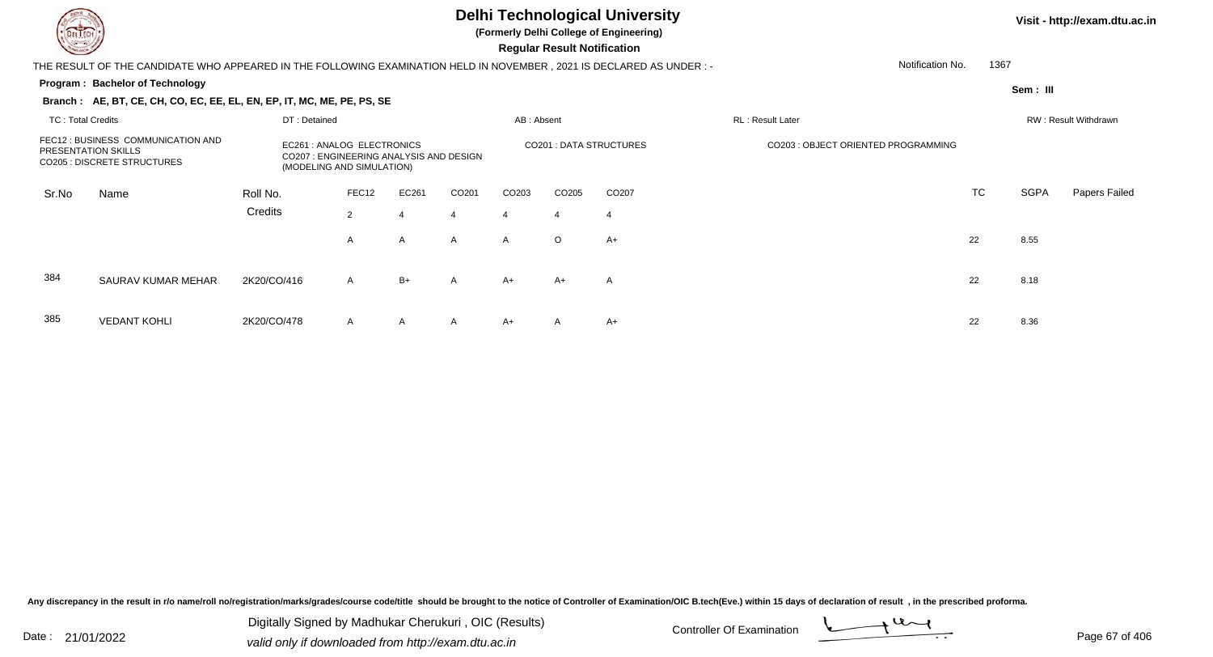# Delhi Technological University

**(Formerly Delhi College of Engineering)**

**Regular Result Notification**

Visit - http://exam.dtu.ac.in

THE RESULT OF THE CANDIDATE WHO APPEARED IN THE FOLLOWING EXAMINATION HELD IN NOVEMBER , 2021 IS DECLARED AS UNDER : -

Notification No. 1367

**Program : Bachelor of Technology**

Sem : III

**Branch : AE, BT, CE, CH, CO, EC, EE, EL, EN, EP, IT, MC, ME, PE, PS, SE**

TC : Total Credits | DT : Detained | AB : Absent | RL : Result Later | RW : Result Withdrawn

FEC12 : BUSINESS COMMUNICATION AND PRESENTATION SKILLS
CO205 : DISCRETE STRUCTURES
EC261 : ANALOG ELECTRONICS
CO207 : ENGINEERING ANALYSIS AND DESIGN (MODELING AND SIMULATION)
CO201 : DATA STRUCTURES
CO203 : OBJECT ORIENTED PROGRAMMING

| Sr.No | Name | Roll No. | FEC12 | EC261 | CO201 | CO203 | CO205 | CO207 | TC | SGPA | Papers Failed |
|---|---|---|---|---|---|---|---|---|---|---|---|
| | | Credits | 2 | 4 | 4 | 4 | 4 | 4 | | | |
| | | | A | A | A | A | O | A+ | 22 | 8.55 | |
| 384 | SAURAV KUMAR MEHAR | 2K20/CO/416 | A | B+ | A | A+ | A+ | A | 22 | 8.18 | |
| 385 | VEDANT KOHLI | 2K20/CO/478 | A | A | A | A+ | A | A+ | 22 | 8.36 | |

Any discrepancy in the result in r/o name/roll no/registration/marks/grades/course code/title should be brought to the notice of Controller of Examination/OIC B.tech(Eve.) within 15 days of declaration of result , in the prescribed proforma.

Date : 21/01/2022

Digitally Signed by Madhukar Cherukuri , OIC (Results)
valid only if downloaded from http://exam.dtu.ac.in

Controller Of Examination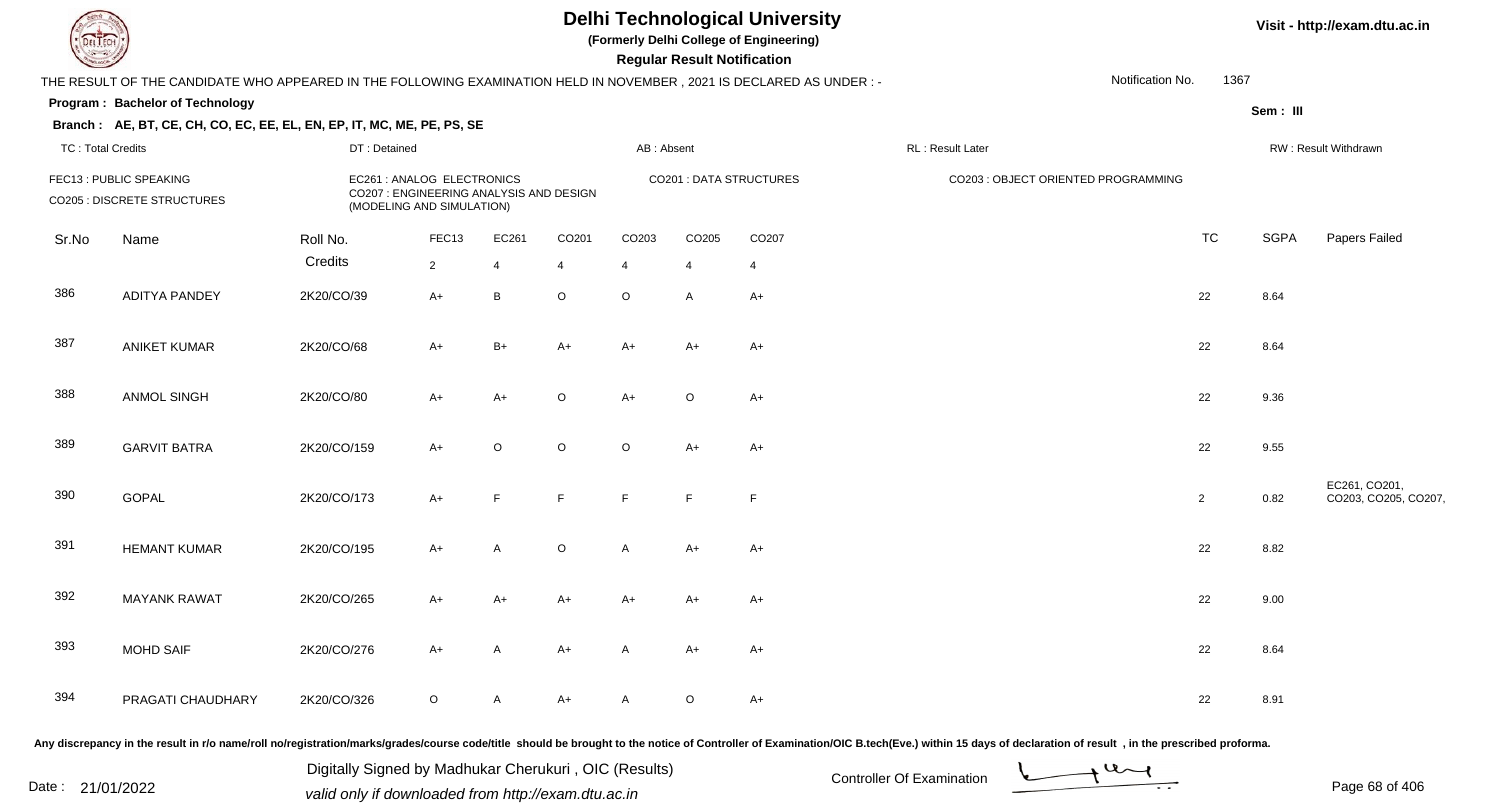# Delhi Technological University

**(Formerly Delhi College of Engineering)**

**Regular Result Notification**

Visit - http://exam.dtu.ac.in

THE RESULT OF THE CANDIDATE WHO APPEARED IN THE FOLLOWING EXAMINATION HELD IN NOVEMBER , 2021 IS DECLARED AS UNDER : -

Notification No. 1367

**Program : Bachelor of Technology**

Sem : III

**Branch : AE, BT, CE, CH, CO, EC, EE, EL, EN, EP, IT, MC, ME, PE, PS, SE**

TC : Total Credits | DT : Detained | AB : Absent | RL : Result Later | RW : Result Withdrawn

FEC13 : PUBLIC SPEAKING
EC261 : ANALOG ELECTRONICS
CO201 : DATA STRUCTURES
CO203 : OBJECT ORIENTED PROGRAMMING
CO205 : DISCRETE STRUCTURES
CO207 : ENGINEERING ANALYSIS AND DESIGN (MODELING AND SIMULATION)

| Sr.No | Name | Roll No. | FEC13 | EC261 | CO201 | CO203 | CO205 | CO207 | TC | SGPA | Papers Failed |
|---|---|---|---|---|---|---|---|---|---|---|---|
| | | Credits | 2 | 4 | 4 | 4 | 4 | 4 | | | |
| 386 | ADITYA PANDEY | 2K20/CO/39 | A+ | B | O | O | A | A+ | 22 | 8.64 | |
| 387 | ANIKET KUMAR | 2K20/CO/68 | A+ | B+ | A+ | A+ | A+ | A+ | 22 | 8.64 | |
| 388 | ANMOL SINGH | 2K20/CO/80 | A+ | A+ | O | A+ | O | A+ | 22 | 9.36 | |
| 389 | GARVIT BATRA | 2K20/CO/159 | A+ | O | O | O | A+ | A+ | 22 | 9.55 | |
| 390 | GOPAL | 2K20/CO/173 | A+ | F | F | F | F | F | 2 | 0.82 | EC261, CO201, CO203, CO205, CO207, |
| 391 | HEMANT KUMAR | 2K20/CO/195 | A+ | A | O | A | A+ | A+ | 22 | 8.82 | |
| 392 | MAYANK RAWAT | 2K20/CO/265 | A+ | A+ | A+ | A+ | A+ | A+ | 22 | 9.00 | |
| 393 | MOHD SAIF | 2K20/CO/276 | A+ | A | A+ | A | A+ | A+ | 22 | 8.64 | |
| 394 | PRAGATI CHAUDHARY | 2K20/CO/326 | O | A | A+ | A | O | A+ | 22 | 8.91 | |

Any discrepancy in the result in r/o name/roll no/registration/marks/grades/course code/title should be brought to the notice of Controller of Examination/OIC B.tech(Eve.) within 15 days of declaration of result , in the prescribed proforma.

Date : 21/01/2022

Digitally Signed by Madhukar Cherukuri , OIC (Results)
valid only if downloaded from http://exam.dtu.ac.in

Controller Of Examination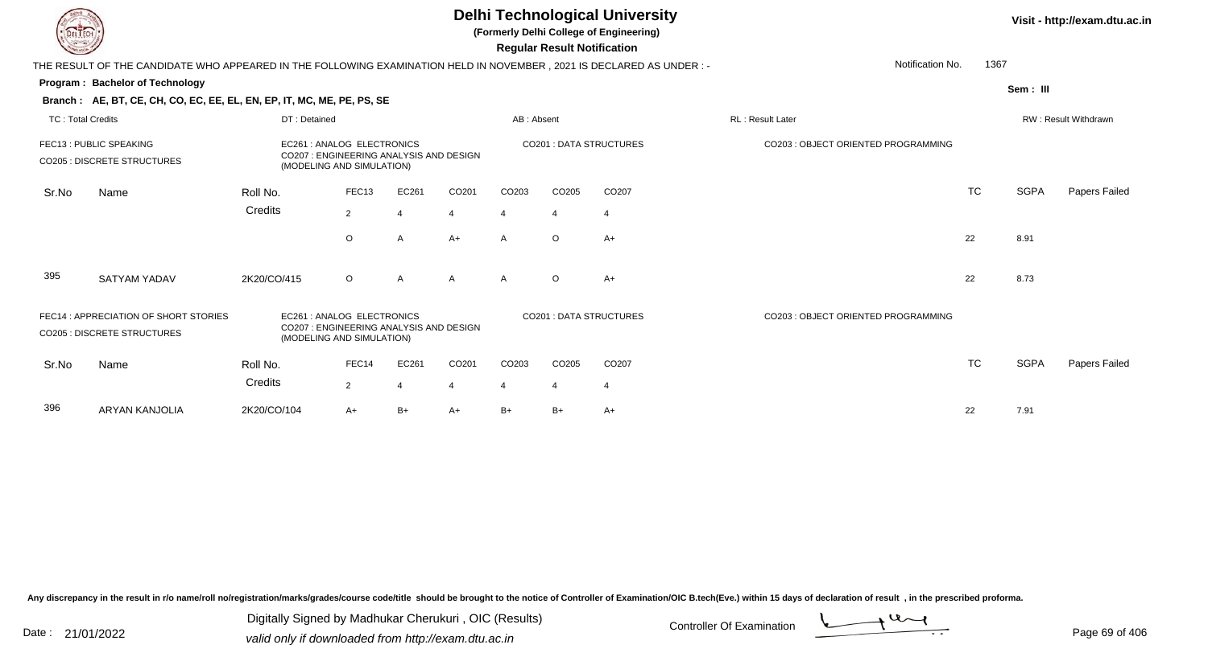# Delhi Technological University

**(Formerly Delhi College of Engineering)**

**Regular Result Notification**

Visit - http://exam.dtu.ac.in

THE RESULT OF THE CANDIDATE WHO APPEARED IN THE FOLLOWING EXAMINATION HELD IN NOVEMBER , 2021 IS DECLARED AS UNDER : -

Notification No. 1367

**Program : Bachelor of Technology**

Sem : III

**Branch : AE, BT, CE, CH, CO, EC, EE, EL, EN, EP, IT, MC, ME, PE, PS, SE**

TC : Total Credits | DT : Detained | AB : Absent | RL : Result Later | RW : Result Withdrawn

FEC13 : PUBLIC SPEAKING
EC261 : ANALOG ELECTRONICS
CO201 : DATA STRUCTURES
CO203 : OBJECT ORIENTED PROGRAMMING
CO205 : DISCRETE STRUCTURES
CO207 : ENGINEERING ANALYSIS AND DESIGN (MODELING AND SIMULATION)

| Sr.No | Name | Roll No. | FEC13 | EC261 | CO201 | CO203 | CO205 | CO207 | TC | SGPA | Papers Failed |
|---|---|---|---|---|---|---|---|---|---|---|---|
| | | Credits | 2 | 4 | 4 | 4 | 4 | 4 | | | |
| | | | O | A | A+ | A | O | A+ | 22 | 8.91 | |
| 395 | SATYAM YADAV | 2K20/CO/415 | O | A | A | A | O | A+ | 22 | 8.73 | |

FEC14 : APPRECIATION OF SHORT STORIES
EC261 : ANALOG ELECTRONICS
CO201 : DATA STRUCTURES
CO203 : OBJECT ORIENTED PROGRAMMING
CO205 : DISCRETE STRUCTURES
CO207 : ENGINEERING ANALYSIS AND DESIGN (MODELING AND SIMULATION)

| Sr.No | Name | Roll No. | FEC14 | EC261 | CO201 | CO203 | CO205 | CO207 | TC | SGPA | Papers Failed |
|---|---|---|---|---|---|---|---|---|---|---|---|
| | | Credits | 2 | 4 | 4 | 4 | 4 | 4 | | | |
| 396 | ARYAN KANJOLIA | 2K20/CO/104 | A+ | B+ | A+ | B+ | B+ | A+ | 22 | 7.91 | |

Any discrepancy in the result in r/o name/roll no/registration/marks/grades/course code/title should be brought to the notice of Controller of Examination/OIC B.tech(Eve.) within 15 days of declaration of result , in the prescribed proforma.

Date : 21/01/2022

Digitally Signed by Madhukar Cherukuri , OIC (Results)
valid only if downloaded from http://exam.dtu.ac.in

Controller Of Examination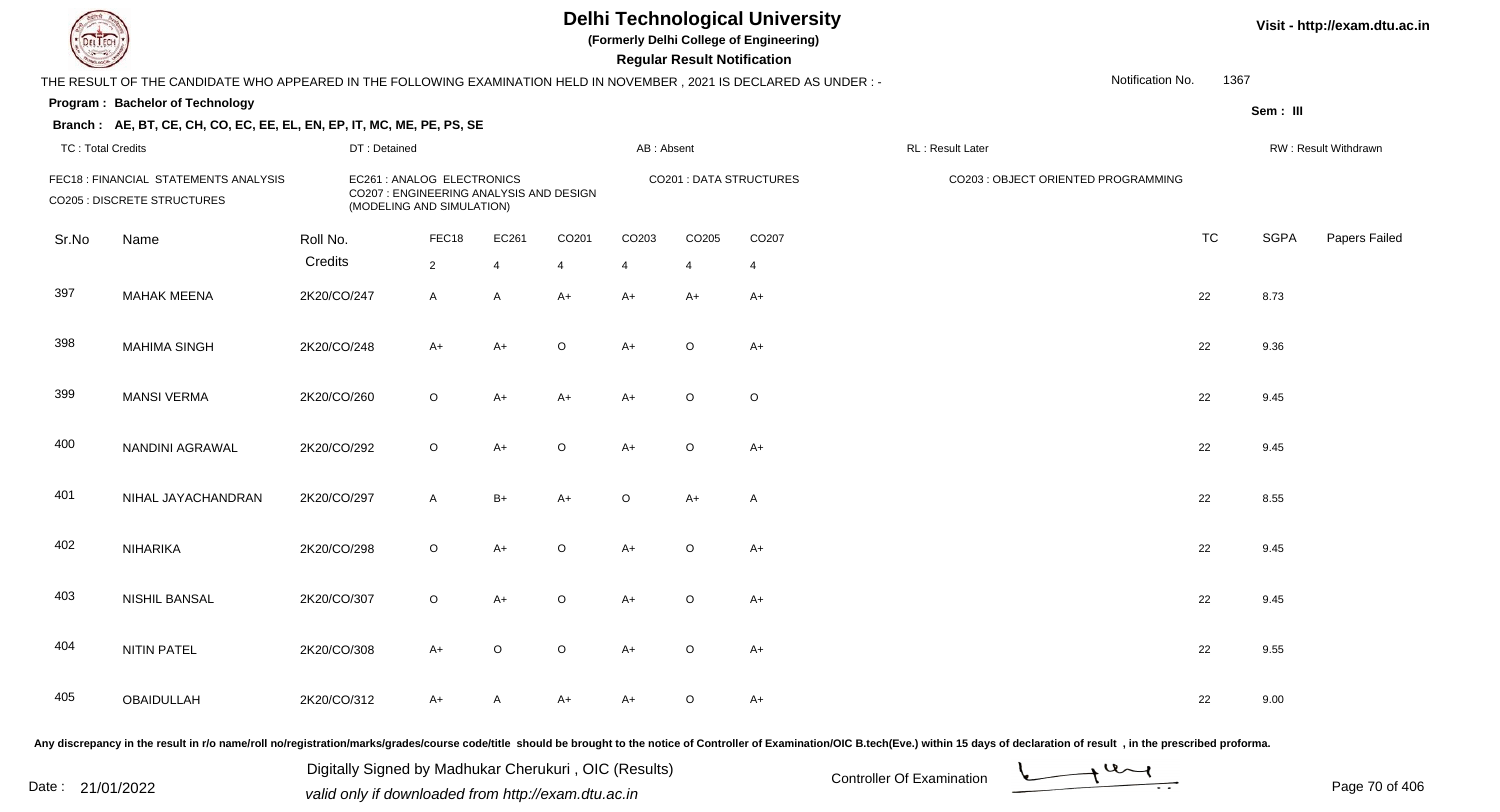# Delhi Technological University

**(Formerly Delhi College of Engineering)**

**Regular Result Notification**

Visit - http://exam.dtu.ac.in

THE RESULT OF THE CANDIDATE WHO APPEARED IN THE FOLLOWING EXAMINATION HELD IN NOVEMBER , 2021 IS DECLARED AS UNDER : -

Notification No. 1367

**Program : Bachelor of Technology**

**Sem : III**

**Branch : AE, BT, CE, CH, CO, EC, EE, EL, EN, EP, IT, MC, ME, PE, PS, SE**

TC : Total Credits | DT : Detained | AB : Absent | RL : Result Later | RW : Result Withdrawn

FEC18 : FINANCIAL STATEMENTS ANALYSIS
CO205 : DISCRETE STRUCTURES
EC261 : ANALOG ELECTRONICS
CO207 : ENGINEERING ANALYSIS AND DESIGN (MODELING AND SIMULATION)
CO201 : DATA STRUCTURES
CO203 : OBJECT ORIENTED PROGRAMMING

| Sr.No | Name | Roll No. | FEC18 | EC261 | CO201 | CO203 | CO205 | CO207 | TC | SGPA | Papers Failed |
|---|---|---|---|---|---|---|---|---|---|---|---|
| | | Credits | 2 | 4 | 4 | 4 | 4 | 4 | | | |
| 397 | MAHAK MEENA | 2K20/CO/247 | A | A | A+ | A+ | A+ | A+ | 22 | 8.73 | |
| 398 | MAHIMA SINGH | 2K20/CO/248 | A+ | A+ | O | A+ | O | A+ | 22 | 9.36 | |
| 399 | MANSI VERMA | 2K20/CO/260 | O | A+ | A+ | A+ | O | O | 22 | 9.45 | |
| 400 | NANDINI AGRAWAL | 2K20/CO/292 | O | A+ | O | A+ | O | A+ | 22 | 9.45 | |
| 401 | NIHAL JAYACHANDRAN | 2K20/CO/297 | A | B+ | A+ | O | A+ | A | 22 | 8.55 | |
| 402 | NIHARIKA | 2K20/CO/298 | O | A+ | O | A+ | O | A+ | 22 | 9.45 | |
| 403 | NISHIL BANSAL | 2K20/CO/307 | O | A+ | O | A+ | O | A+ | 22 | 9.45 | |
| 404 | NITIN PATEL | 2K20/CO/308 | A+ | O | O | A+ | O | A+ | 22 | 9.55 | |
| 405 | OBAIDULLAH | 2K20/CO/312 | A+ | A | A+ | A+ | O | A+ | 22 | 9.00 | |

Any discrepancy in the result in r/o name/roll no/registration/marks/grades/course code/title should be brought to the notice of Controller of Examination/OIC B.tech(Eve.) within 15 days of declaration of result , in the prescribed proforma.

Date : 21/01/2022

Digitally Signed by Madhukar Cherukuri , OIC (Results)
valid only if downloaded from http://exam.dtu.ac.in

Controller Of Examination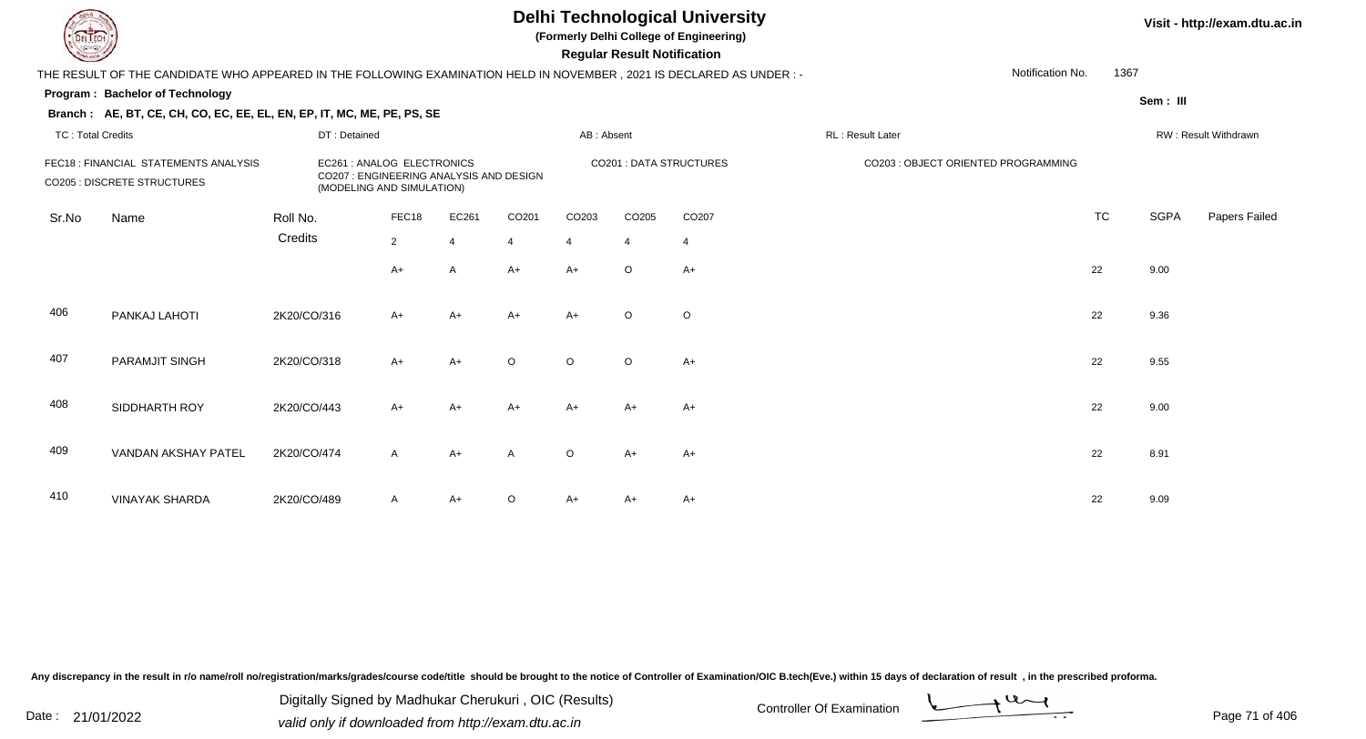# Delhi Technological University

**(Formerly Delhi College of Engineering)**

**Regular Result Notification**

Visit - http://exam.dtu.ac.in

THE RESULT OF THE CANDIDATE WHO APPEARED IN THE FOLLOWING EXAMINATION HELD IN NOVEMBER , 2021 IS DECLARED AS UNDER : -

Notification No. 1367

**Program : Bachelor of Technology**

Sem : III

**Branch : AE, BT, CE, CH, CO, EC, EE, EL, EN, EP, IT, MC, ME, PE, PS, SE**

TC : Total Credits | DT : Detained | AB : Absent | RL : Result Later | RW : Result Withdrawn

FEC18 : FINANCIAL STATEMENTS ANALYSIS
EC261 : ANALOG ELECTRONICS
CO201 : DATA STRUCTURES
CO203 : OBJECT ORIENTED PROGRAMMING
CO205 : DISCRETE STRUCTURES
CO207 : ENGINEERING ANALYSIS AND DESIGN (MODELING AND SIMULATION)

| Sr.No | Name | Roll No. | FEC18 | EC261 | CO201 | CO203 | CO205 | CO207 | TC | SGPA | Papers Failed |
|---|---|---|---|---|---|---|---|---|---|---|---|
| | | Credits | 2 | 4 | 4 | 4 | 4 | 4 | | | |
| | | | A+ | A | A+ | A+ | O | A+ | 22 | 9.00 | |
| 406 | PANKAJ LAHOTI | 2K20/CO/316 | A+ | A+ | A+ | A+ | O | O | 22 | 9.36 | |
| 407 | PARAMJIT SINGH | 2K20/CO/318 | A+ | A+ | O | O | O | A+ | 22 | 9.55 | |
| 408 | SIDDHARTH ROY | 2K20/CO/443 | A+ | A+ | A+ | A+ | A+ | A+ | 22 | 9.00 | |
| 409 | VANDAN AKSHAY PATEL | 2K20/CO/474 | A | A+ | A | O | A+ | A+ | 22 | 8.91 | |
| 410 | VINAYAK SHARDA | 2K20/CO/489 | A | A+ | O | A+ | A+ | A+ | 22 | 9.09 | |

Any discrepancy in the result in r/o name/roll no/registration/marks/grades/course code/title should be brought to the notice of Controller of Examination/OIC B.tech(Eve.) within 15 days of declaration of result , in the prescribed proforma.

Date : 21/01/2022

Digitally Signed by Madhukar Cherukuri , OIC (Results)
valid only if downloaded from http://exam.dtu.ac.in

Controller Of Examination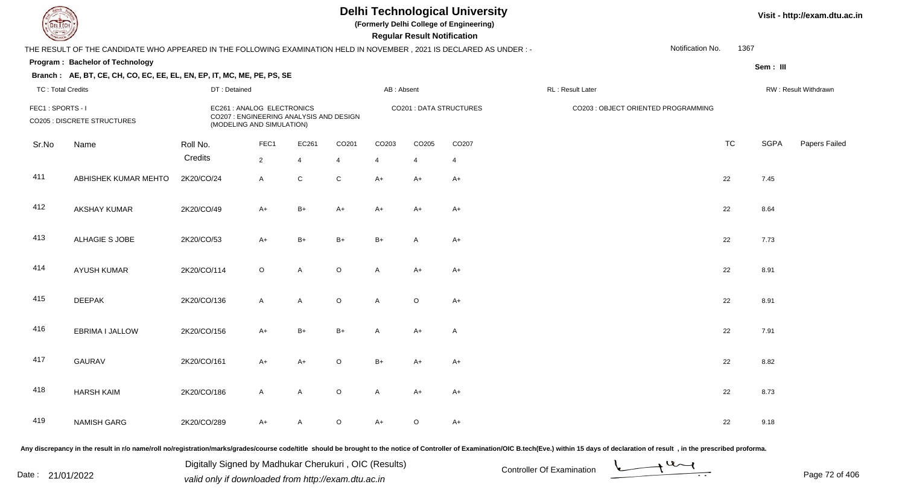# Delhi Technological University

**(Formerly Delhi College of Engineering)**

**Regular Result Notification**

Visit - http://exam.dtu.ac.in

THE RESULT OF THE CANDIDATE WHO APPEARED IN THE FOLLOWING EXAMINATION HELD IN NOVEMBER , 2021 IS DECLARED AS UNDER : - Notification No. 1367

**Program : Bachelor of Technology** Sem : III

**Branch : AE, BT, CE, CH, CO, EC, EE, EL, EN, EP, IT, MC, ME, PE, PS, SE**

TC : Total Credits | DT : Detained | AB : Absent | RL : Result Later | RW : Result Withdrawn

FEC1 : SPORTS - I
CO205 : DISCRETE STRUCTURES
EC261 : ANALOG ELECTRONICS
CO207 : ENGINEERING ANALYSIS AND DESIGN (MODELING AND SIMULATION)
CO201 : DATA STRUCTURES
CO203 : OBJECT ORIENTED PROGRAMMING

| Sr.No | Name | Roll No. | FEC1 | EC261 | CO201 | CO203 | CO205 | CO207 | TC | SGPA | Papers Failed |
|---|---|---|---|---|---|---|---|---|---|---|---|
| | | Credits | 2 | 4 | 4 | 4 | 4 | 4 | | | |
| 411 | ABHISHEK KUMAR MEHTO | 2K20/CO/24 | A | C | C | A+ | A+ | A+ | 22 | 7.45 | |
| 412 | AKSHAY KUMAR | 2K20/CO/49 | A+ | B+ | A+ | A+ | A+ | A+ | 22 | 8.64 | |
| 413 | ALHAGIE S JOBE | 2K20/CO/53 | A+ | B+ | B+ | B+ | A | A+ | 22 | 7.73 | |
| 414 | AYUSH KUMAR | 2K20/CO/114 | O | A | O | A | A+ | A+ | 22 | 8.91 | |
| 415 | DEEPAK | 2K20/CO/136 | A | A | O | A | O | A+ | 22 | 8.91 | |
| 416 | EBRIMA I JALLOW | 2K20/CO/156 | A+ | B+ | B+ | A | A+ | A | 22 | 7.91 | |
| 417 | GAURAV | 2K20/CO/161 | A+ | A+ | O | B+ | A+ | A+ | 22 | 8.82 | |
| 418 | HARSH KAIM | 2K20/CO/186 | A | A | O | A | A+ | A+ | 22 | 8.73 | |
| 419 | NAMISH GARG | 2K20/CO/289 | A+ | A | O | A+ | O | A+ | 22 | 9.18 | |

Any discrepancy in the result in r/o name/roll no/registration/marks/grades/course code/title should be brought to the notice of Controller of Examination/OIC B.tech(Eve.) within 15 days of declaration of result , in the prescribed proforma.

Date : 21/01/2022

Digitally Signed by Madhukar Cherukuri , OIC (Results)
valid only if downloaded from http://exam.dtu.ac.in

Controller Of Examination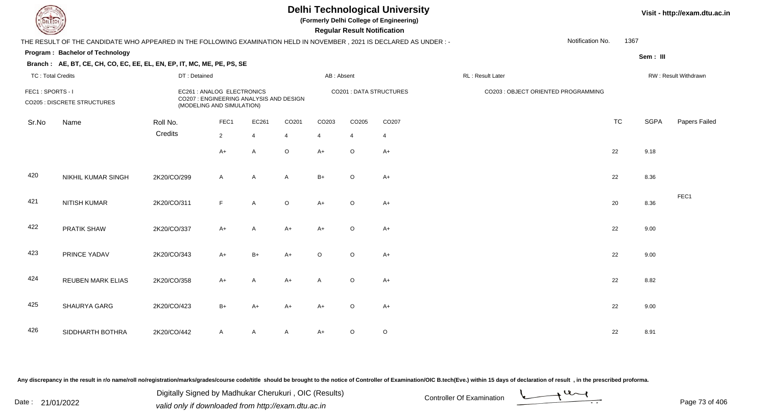# Delhi Technological University

**(Formerly Delhi College of Engineering)**

**Regular Result Notification**

Visit - http://exam.dtu.ac.in

THE RESULT OF THE CANDIDATE WHO APPEARED IN THE FOLLOWING EXAMINATION HELD IN NOVEMBER , 2021 IS DECLARED AS UNDER : -

Notification No. 1367

**Program : Bachelor of Technology**

Sem : III

**Branch : AE, BT, CE, CH, CO, EC, EE, EL, EN, EP, IT, MC, ME, PE, PS, SE**

TC : Total Credits | DT : Detained | AB : Absent | RL : Result Later | RW : Result Withdrawn

FEC1 : SPORTS - I
CO205 : DISCRETE STRUCTURES
EC261 : ANALOG ELECTRONICS
CO207 : ENGINEERING ANALYSIS AND DESIGN (MODELING AND SIMULATION)
CO201 : DATA STRUCTURES
CO203 : OBJECT ORIENTED PROGRAMMING

| Sr.No | Name | Roll No. | FEC1 | EC261 | CO201 | CO203 | CO205 | CO207 | TC | SGPA | Papers Failed |
|---|---|---|---|---|---|---|---|---|---|---|---|
| | | Credits | 2 | 4 | 4 | 4 | 4 | 4 | | | |
| | | | A+ | A | O | A+ | O | A+ | 22 | 9.18 | |
| 420 | NIKHIL KUMAR SINGH | 2K20/CO/299 | A | A | A | B+ | O | A+ | 22 | 8.36 | |
| 421 | NITISH KUMAR | 2K20/CO/311 | F | A | O | A+ | O | A+ | 20 | 8.36 | FEC1 |
| 422 | PRATIK SHAW | 2K20/CO/337 | A+ | A | A+ | A+ | O | A+ | 22 | 9.00 | |
| 423 | PRINCE YADAV | 2K20/CO/343 | A+ | B+ | A+ | O | O | A+ | 22 | 9.00 | |
| 424 | REUBEN MARK ELIAS | 2K20/CO/358 | A+ | A | A+ | A | O | A+ | 22 | 8.82 | |
| 425 | SHAURYA GARG | 2K20/CO/423 | B+ | A+ | A+ | A+ | O | A+ | 22 | 9.00 | |
| 426 | SIDDHARTH BOTHRA | 2K20/CO/442 | A | A | A | A+ | O | O | 22 | 8.91 | |

Any discrepancy in the result in r/o name/roll no/registration/marks/grades/course code/title should be brought to the notice of Controller of Examination/OIC B.tech(Eve.) within 15 days of declaration of result , in the prescribed proforma.

Date : 21/01/2022

Digitally Signed by Madhukar Cherukuri , OIC (Results)
valid only if downloaded from http://exam.dtu.ac.in

Controller Of Examination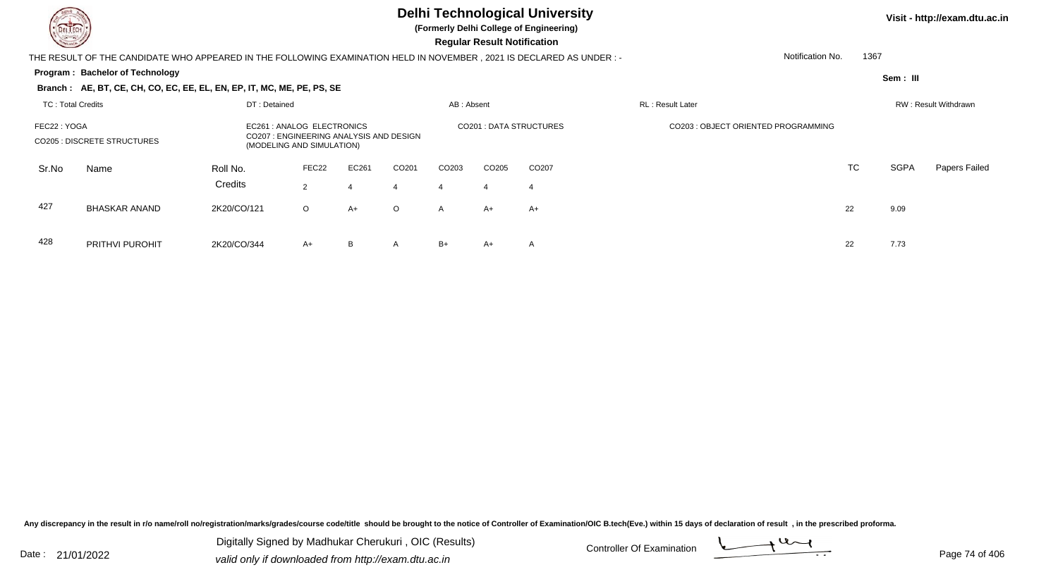# Delhi Technological University

**(Formerly Delhi College of Engineering)**

**Regular Result Notification**

Visit - http://exam.dtu.ac.in

THE RESULT OF THE CANDIDATE WHO APPEARED IN THE FOLLOWING EXAMINATION HELD IN NOVEMBER , 2021 IS DECLARED AS UNDER : -

Notification No. 1367

**Program : Bachelor of Technology**

Sem : III

**Branch : AE, BT, CE, CH, CO, EC, EE, EL, EN, EP, IT, MC, ME, PE, PS, SE**

TC : Total Credits | DT : Detained | AB : Absent | RL : Result Later | RW : Result Withdrawn

FEC22 : YOGA
EC261 : ANALOG ELECTRONICS
CO201 : DATA STRUCTURES
CO203 : OBJECT ORIENTED PROGRAMMING
CO205 : DISCRETE STRUCTURES
CO207 : ENGINEERING ANALYSIS AND DESIGN (MODELING AND SIMULATION)

| Sr.No | Name | Roll No. | FEC22 | EC261 | CO201 | CO203 | CO205 | CO207 | TC | SGPA | Papers Failed |
|---|---|---|---|---|---|---|---|---|---|---|---|
| | | Credits | 2 | 4 | 4 | 4 | 4 | 4 | | | |
| 427 | BHASKAR ANAND | 2K20/CO/121 | O | A+ | O | A | A+ | A+ | 22 | 9.09 | |
| 428 | PRITHVI PUROHIT | 2K20/CO/344 | A+ | B | A | B+ | A+ | A | 22 | 7.73 | |

Any discrepancy in the result in r/o name/roll no/registration/marks/grades/course code/title should be brought to the notice of Controller of Examination/OIC B.tech(Eve.) within 15 days of declaration of result , in the prescribed proforma.

Date : 21/01/2022

Digitally Signed by Madhukar Cherukuri , OIC (Results)
valid only if downloaded from http://exam.dtu.ac.in

Controller Of Examination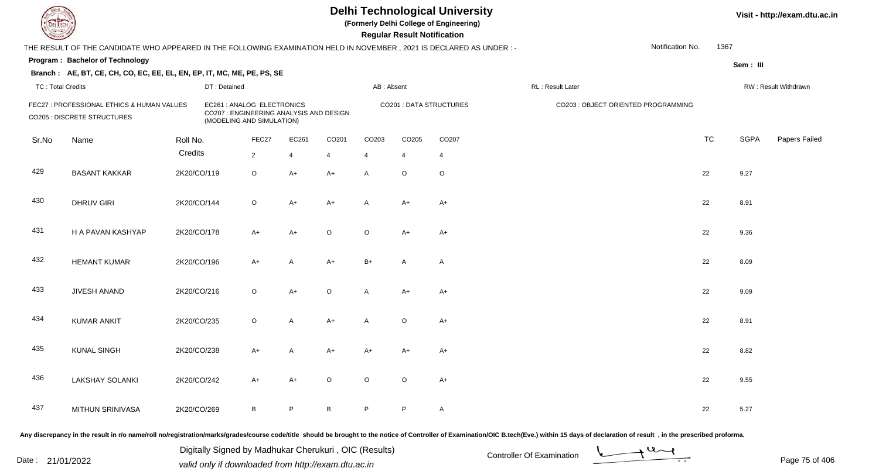# Delhi Technological University

**(Formerly Delhi College of Engineering)**

**Regular Result Notification**

Visit - http://exam.dtu.ac.in

THE RESULT OF THE CANDIDATE WHO APPEARED IN THE FOLLOWING EXAMINATION HELD IN NOVEMBER , 2021 IS DECLARED AS UNDER : -

Notification No. 1367

**Program : Bachelor of Technology**

Sem : III

**Branch : AE, BT, CE, CH, CO, EC, EE, EL, EN, EP, IT, MC, ME, PE, PS, SE**

TC : Total Credits | DT : Detained | AB : Absent | RL : Result Later | RW : Result Withdrawn

FEC27 : PROFESSIONAL ETHICS & HUMAN VALUES
EC261 : ANALOG ELECTRONICS
CO201 : DATA STRUCTURES
CO203 : OBJECT ORIENTED PROGRAMMING
CO205 : DISCRETE STRUCTURES
CO207 : ENGINEERING ANALYSIS AND DESIGN (MODELING AND SIMULATION)

| Sr.No | Name | Roll No. | FEC27 | EC261 | CO201 | CO203 | CO205 | CO207 | TC | SGPA | Papers Failed |
|---|---|---|---|---|---|---|---|---|---|---|---|
| | | Credits | 2 | 4 | 4 | 4 | 4 | 4 | | | |
| 429 | BASANT KAKKAR | 2K20/CO/119 | O | A+ | A+ | A | O | O | 22 | 9.27 | |
| 430 | DHRUV GIRI | 2K20/CO/144 | O | A+ | A+ | A | A+ | A+ | 22 | 8.91 | |
| 431 | H A PAVAN KASHYAP | 2K20/CO/178 | A+ | A+ | O | O | A+ | A+ | 22 | 9.36 | |
| 432 | HEMANT KUMAR | 2K20/CO/196 | A+ | A | A+ | B+ | A | A | 22 | 8.09 | |
| 433 | JIVESH ANAND | 2K20/CO/216 | O | A+ | O | A | A+ | A+ | 22 | 9.09 | |
| 434 | KUMAR ANKIT | 2K20/CO/235 | O | A | A+ | A | O | A+ | 22 | 8.91 | |
| 435 | KUNAL SINGH | 2K20/CO/238 | A+ | A | A+ | A+ | A+ | A+ | 22 | 8.82 | |
| 436 | LAKSHAY SOLANKI | 2K20/CO/242 | A+ | A+ | O | O | O | A+ | 22 | 9.55 | |
| 437 | MITHUN SRINIVASA | 2K20/CO/269 | B | P | B | P | P | A | 22 | 5.27 | |

Any discrepancy in the result in r/o name/roll no/registration/marks/grades/course code/title should be brought to the notice of Controller of Examination/OIC B.tech(Eve.) within 15 days of declaration of result , in the prescribed proforma.

Date : 21/01/2022

Digitally Signed by Madhukar Cherukuri , OIC (Results)
valid only if downloaded from http://exam.dtu.ac.in

Controller Of Examination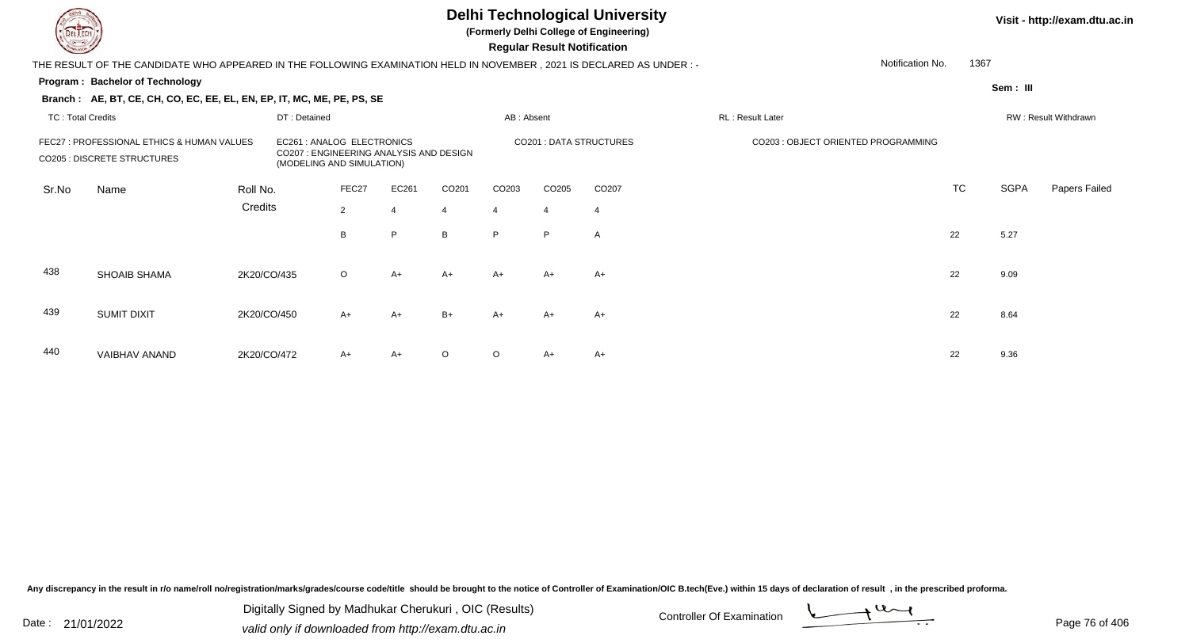# Delhi Technological University

**(Formerly Delhi College of Engineering)**

**Regular Result Notification**

Visit - http://exam.dtu.ac.in

THE RESULT OF THE CANDIDATE WHO APPEARED IN THE FOLLOWING EXAMINATION HELD IN NOVEMBER , 2021 IS DECLARED AS UNDER : -

Notification No. 1367

**Program : Bachelor of Technology**

Sem : III

**Branch : AE, BT, CE, CH, CO, EC, EE, EL, EN, EP, IT, MC, ME, PE, PS, SE**

TC : Total Credits | DT : Detained | AB : Absent | RL : Result Later | RW : Result Withdrawn

FEC27 : PROFESSIONAL ETHICS & HUMAN VALUES
EC261 : ANALOG ELECTRONICS
CO201 : DATA STRUCTURES
CO203 : OBJECT ORIENTED PROGRAMMING
CO205 : DISCRETE STRUCTURES
CO207 : ENGINEERING ANALYSIS AND DESIGN (MODELING AND SIMULATION)

| Sr.No | Name | Roll No. | FEC27 | EC261 | CO201 | CO203 | CO205 | CO207 | TC | SGPA | Papers Failed |
|---|---|---|---|---|---|---|---|---|---|---|---|
| | | Credits | 2 | 4 | 4 | 4 | 4 | 4 | | | |
| | | | B | P | B | P | P | A | 22 | 5.27 | |
| 438 | SHOAIB SHAMA | 2K20/CO/435 | O | A+ | A+ | A+ | A+ | A+ | 22 | 9.09 | |
| 439 | SUMIT DIXIT | 2K20/CO/450 | A+ | A+ | B+ | A+ | A+ | A+ | 22 | 8.64 | |
| 440 | VAIBHAV ANAND | 2K20/CO/472 | A+ | A+ | O | O | A+ | A+ | 22 | 9.36 | |

Any discrepancy in the result in r/o name/roll no/registration/marks/grades/course code/title should be brought to the notice of Controller of Examination/OIC B.tech(Eve.) within 15 days of declaration of result , in the prescribed proforma.

Date : 21/01/2022

Digitally Signed by Madhukar Cherukuri , OIC (Results)
valid only if downloaded from http://exam.dtu.ac.in

Controller Of Examination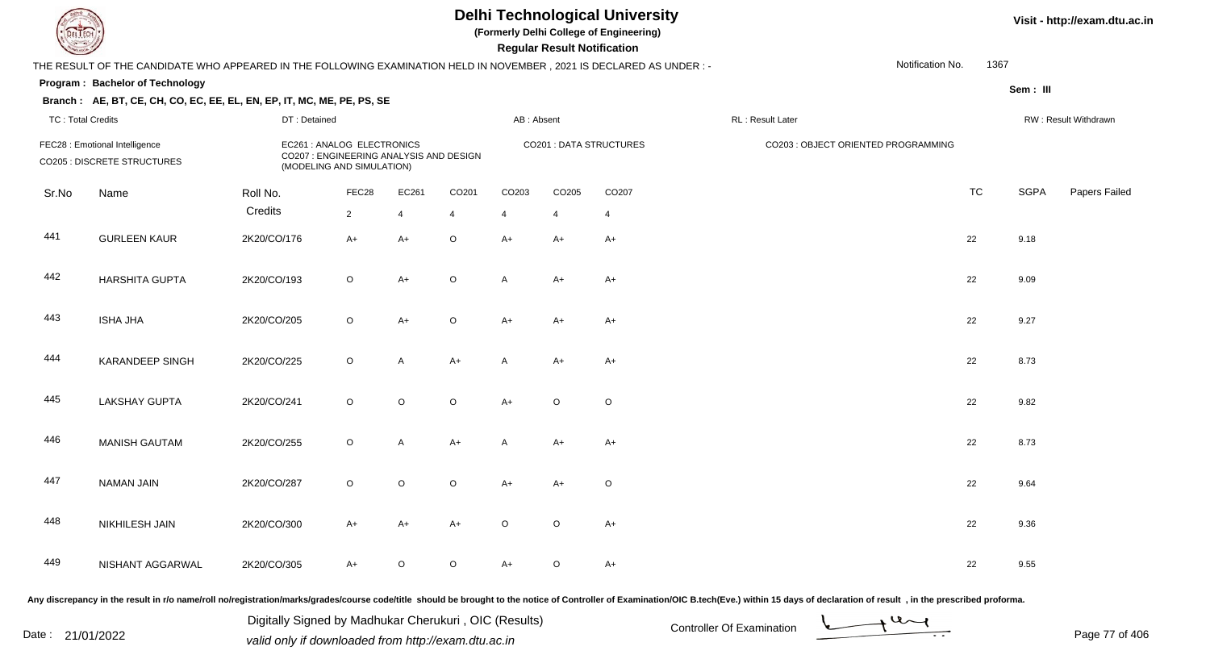# Delhi Technological University

**(Formerly Delhi College of Engineering)**

**Regular Result Notification**

Visit - http://exam.dtu.ac.in

THE RESULT OF THE CANDIDATE WHO APPEARED IN THE FOLLOWING EXAMINATION HELD IN NOVEMBER , 2021 IS DECLARED AS UNDER : -

Notification No. 1367

**Program : Bachelor of Technology**

Sem : III

**Branch : AE, BT, CE, CH, CO, EC, EE, EL, EN, EP, IT, MC, ME, PE, PS, SE**

TC : Total Credits | DT : Detained | AB : Absent | RL : Result Later | RW : Result Withdrawn

FEC28 : Emotional Intelligence | EC261 : ANALOG ELECTRONICS | CO201 : DATA STRUCTURES | CO203 : OBJECT ORIENTED PROGRAMMING
CO205 : DISCRETE STRUCTURES | CO207 : ENGINEERING ANALYSIS AND DESIGN (MODELING AND SIMULATION)

| Sr.No | Name | Roll No. | FEC28 | EC261 | CO201 | CO203 | CO205 | CO207 | TC | SGPA | Papers Failed |
|---|---|---|---|---|---|---|---|---|---|---|---|
| | | Credits | 2 | 4 | 4 | 4 | 4 | 4 | | | |
| 441 | GURLEEN KAUR | 2K20/CO/176 | A+ | A+ | O | A+ | A+ | A+ | 22 | 9.18 | |
| 442 | HARSHITA GUPTA | 2K20/CO/193 | O | A+ | O | A | A+ | A+ | 22 | 9.09 | |
| 443 | ISHA JHA | 2K20/CO/205 | O | A+ | O | A+ | A+ | A+ | 22 | 9.27 | |
| 444 | KARANDEEP SINGH | 2K20/CO/225 | O | A | A+ | A | A+ | A+ | 22 | 8.73 | |
| 445 | LAKSHAY GUPTA | 2K20/CO/241 | O | O | O | A+ | O | O | 22 | 9.82 | |
| 446 | MANISH GAUTAM | 2K20/CO/255 | O | A | A+ | A | A+ | A+ | 22 | 8.73 | |
| 447 | NAMAN JAIN | 2K20/CO/287 | O | O | O | A+ | A+ | O | 22 | 9.64 | |
| 448 | NIKHILESH JAIN | 2K20/CO/300 | A+ | A+ | A+ | O | O | A+ | 22 | 9.36 | |
| 449 | NISHANT AGGARWAL | 2K20/CO/305 | A+ | O | O | A+ | O | A+ | 22 | 9.55 | |

Any discrepancy in the result in r/o name/roll no/registration/marks/grades/course code/title should be brought to the notice of Controller of Examination/OIC B.tech(Eve.) within 15 days of declaration of result , in the prescribed proforma.

Date : 21/01/2022

Digitally Signed by Madhukar Cherukuri , OIC (Results)
valid only if downloaded from http://exam.dtu.ac.in

Controller Of Examination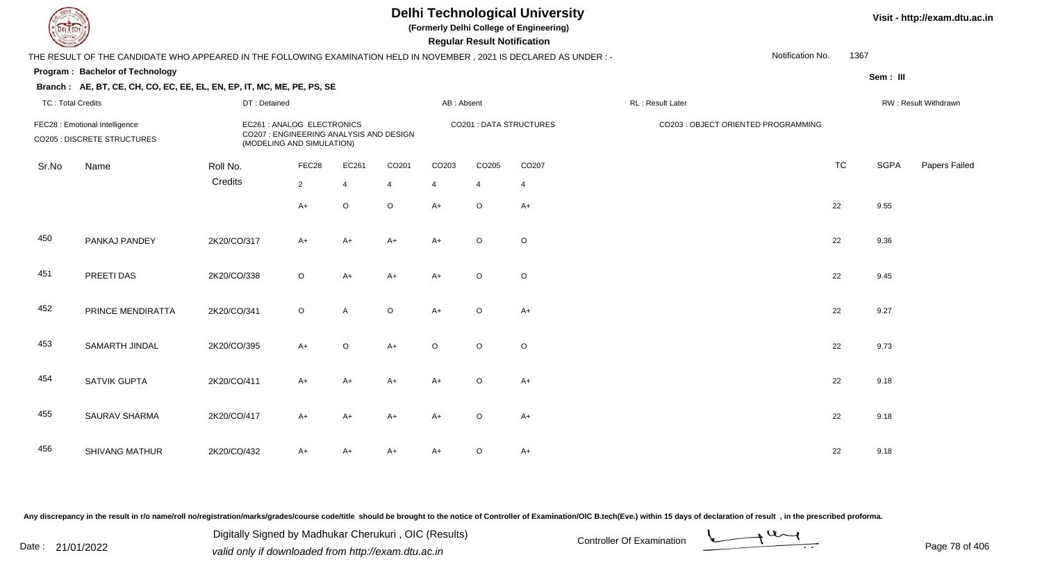# Delhi Technological University

**(Formerly Delhi College of Engineering)**

**Regular Result Notification**

Visit - http://exam.dtu.ac.in

THE RESULT OF THE CANDIDATE WHO APPEARED IN THE FOLLOWING EXAMINATION HELD IN NOVEMBER , 2021 IS DECLARED AS UNDER : -

Notification No. 1367

**Program : Bachelor of Technology**

**Sem : III**

**Branch : AE, BT, CE, CH, CO, EC, EE, EL, EN, EP, IT, MC, ME, PE, PS, SE**

TC : Total Credits | DT : Detained | AB : Absent | RL : Result Later | RW : Result Withdrawn

FEC28 : Emotional Intelligence
CO205 : DISCRETE STRUCTURES
EC261 : ANALOG ELECTRONICS
CO207 : ENGINEERING ANALYSIS AND DESIGN (MODELING AND SIMULATION)
CO201 : DATA STRUCTURES
CO203 : OBJECT ORIENTED PROGRAMMING

| Sr.No | Name | Roll No. | FEC28 | EC261 | CO201 | CO203 | CO205 | CO207 | TC | SGPA | Papers Failed |
|---|---|---|---|---|---|---|---|---|---|---|---|
| | | Credits | 2 | 4 | 4 | 4 | 4 | 4 | | | |
| | | | A+ | O | O | A+ | O | A+ | 22 | 9.55 | |
| 450 | PANKAJ PANDEY | 2K20/CO/317 | A+ | A+ | A+ | A+ | O | O | 22 | 9.36 | |
| 451 | PREETI DAS | 2K20/CO/338 | O | A+ | A+ | A+ | O | O | 22 | 9.45 | |
| 452 | PRINCE MENDIRATTA | 2K20/CO/341 | O | A | O | A+ | O | A+ | 22 | 9.27 | |
| 453 | SAMARTH JINDAL | 2K20/CO/395 | A+ | O | A+ | O | O | O | 22 | 9.73 | |
| 454 | SATVIK GUPTA | 2K20/CO/411 | A+ | A+ | A+ | A+ | O | A+ | 22 | 9.18 | |
| 455 | SAURAV SHARMA | 2K20/CO/417 | A+ | A+ | A+ | A+ | O | A+ | 22 | 9.18 | |
| 456 | SHIVANG MATHUR | 2K20/CO/432 | A+ | A+ | A+ | A+ | O | A+ | 22 | 9.18 | |

Any discrepancy in the result in r/o name/roll no/registration/marks/grades/course code/title should be brought to the notice of Controller of Examination/OIC B.tech(Eve.) within 15 days of declaration of result , in the prescribed proforma.

Date : 21/01/2022

Digitally Signed by Madhukar Cherukuri , OIC (Results)
valid only if downloaded from http://exam.dtu.ac.in

Controller Of Examination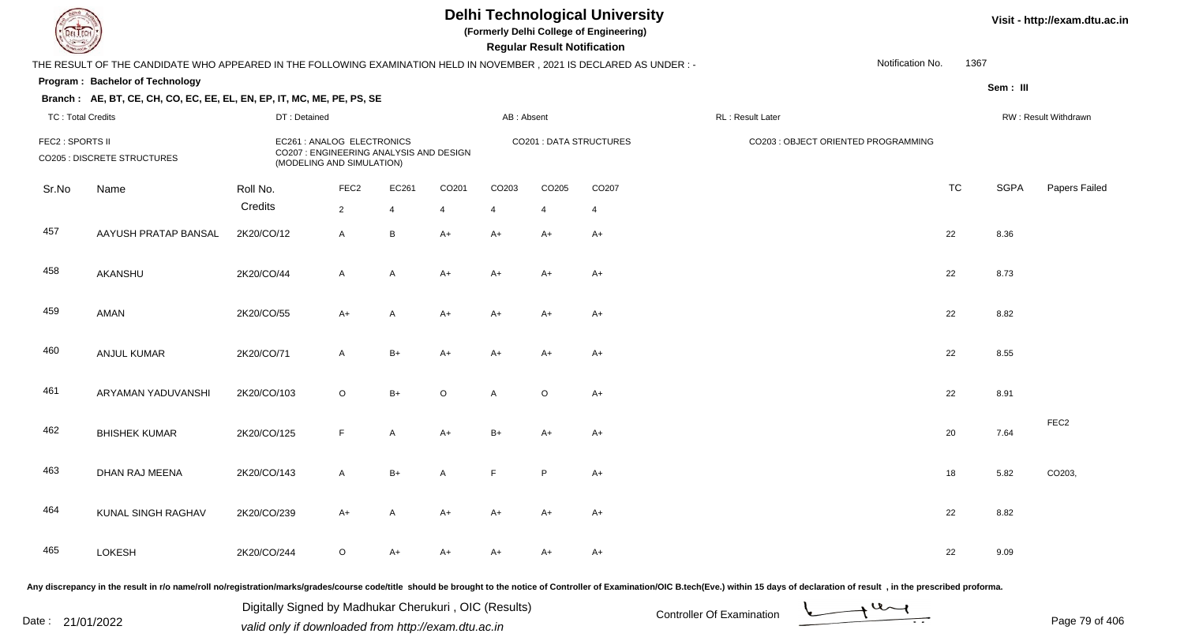# Delhi Technological University

**(Formerly Delhi College of Engineering)**

**Regular Result Notification**

Visit - http://exam.dtu.ac.in

THE RESULT OF THE CANDIDATE WHO APPEARED IN THE FOLLOWING EXAMINATION HELD IN NOVEMBER , 2021 IS DECLARED AS UNDER : -

Notification No. 1367

**Program : Bachelor of Technology**

**Sem : III**

**Branch : AE, BT, CE, CH, CO, EC, EE, EL, EN, EP, IT, MC, ME, PE, PS, SE**

TC : Total Credits | DT : Detained | AB : Absent | RL : Result Later | RW : Result Withdrawn

FEC2 : SPORTS II | EC261 : ANALOG ELECTRONICS | CO201 : DATA STRUCTURES | CO203 : OBJECT ORIENTED PROGRAMMING | CO205 : DISCRETE STRUCTURES | CO207 : ENGINEERING ANALYSIS AND DESIGN (MODELING AND SIMULATION)

| Sr.No | Name | Roll No. | FEC2 | EC261 | CO201 | CO203 | CO205 | CO207 | TC | SGPA | Papers Failed |
|---|---|---|---|---|---|---|---|---|---|---|---|
| | | Credits | 2 | 4 | 4 | 4 | 4 | 4 | | | |
| 457 | AAYUSH PRATAP BANSAL | 2K20/CO/12 | A | B | A+ | A+ | A+ | A+ | 22 | 8.36 | |
| 458 | AKANSHU | 2K20/CO/44 | A | A | A+ | A+ | A+ | A+ | 22 | 8.73 | |
| 459 | AMAN | 2K20/CO/55 | A+ | A | A+ | A+ | A+ | A+ | 22 | 8.82 | |
| 460 | ANJUL KUMAR | 2K20/CO/71 | A | B+ | A+ | A+ | A+ | A+ | 22 | 8.55 | |
| 461 | ARYAMAN YADUVANSHI | 2K20/CO/103 | O | B+ | O | A | O | A+ | 22 | 8.91 | |
| 462 | BHISHEK KUMAR | 2K20/CO/125 | F | A | A+ | B+ | A+ | A+ | 20 | 7.64 | FEC2 |
| 463 | DHAN RAJ MEENA | 2K20/CO/143 | A | B+ | A | F | P | A+ | 18 | 5.82 | CO203, |
| 464 | KUNAL SINGH RAGHAV | 2K20/CO/239 | A+ | A | A+ | A+ | A+ | A+ | 22 | 8.82 | |
| 465 | LOKESH | 2K20/CO/244 | O | A+ | A+ | A+ | A+ | A+ | 22 | 9.09 | |

Any discrepancy in the result in r/o name/roll no/registration/marks/grades/course code/title should be brought to the notice of Controller of Examination/OIC B.tech(Eve.) within 15 days of declaration of result , in the prescribed proforma.

Date : 21/01/2022

Digitally Signed by Madhukar Cherukuri , OIC (Results)
valid only if downloaded from http://exam.dtu.ac.in

Controller Of Examination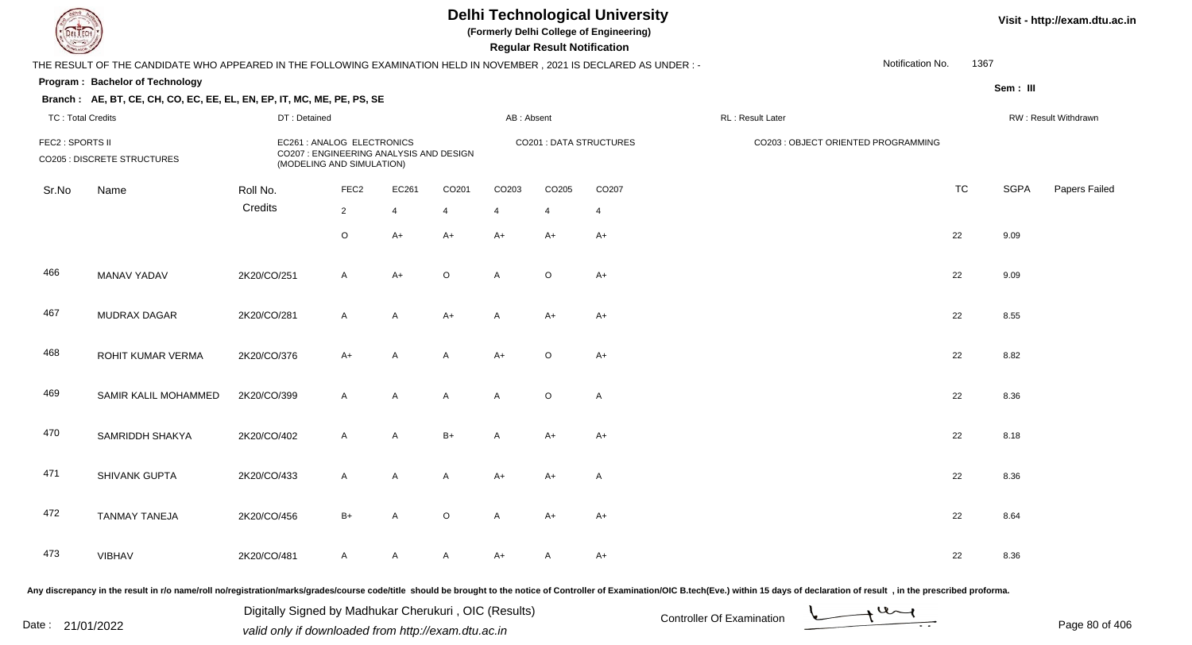# Delhi Technological University

**(Formerly Delhi College of Engineering)**

**Regular Result Notification**

Visit - http://exam.dtu.ac.in

THE RESULT OF THE CANDIDATE WHO APPEARED IN THE FOLLOWING EXAMINATION HELD IN NOVEMBER , 2021 IS DECLARED AS UNDER : -

Notification No. 1367

**Program : Bachelor of Technology**

Sem : III

**Branch : AE, BT, CE, CH, CO, EC, EE, EL, EN, EP, IT, MC, ME, PE, PS, SE**

TC : Total Credits | DT : Detained | AB : Absent | RL : Result Later | RW : Result Withdrawn

FEC2 : SPORTS II | EC261 : ANALOG ELECTRONICS | CO201 : DATA STRUCTURES | CO203 : OBJECT ORIENTED PROGRAMMING | CO205 : DISCRETE STRUCTURES | CO207 : ENGINEERING ANALYSIS AND DESIGN (MODELING AND SIMULATION)

| Sr.No | Name | Roll No. | FEC2 | EC261 | CO201 | CO203 | CO205 | CO207 | TC | SGPA | Papers Failed |
|---|---|---|---|---|---|---|---|---|---|---|---|
| | | Credits | 2 | 4 | 4 | 4 | 4 | 4 | | | |
| | | | O | A+ | A+ | A+ | A+ | A+ | 22 | 9.09 | |
| 466 | MANAV YADAV | 2K20/CO/251 | A | A+ | O | A | O | A+ | 22 | 9.09 | |
| 467 | MUDRAX DAGAR | 2K20/CO/281 | A | A | A+ | A | A+ | A+ | 22 | 8.55 | |
| 468 | ROHIT KUMAR VERMA | 2K20/CO/376 | A+ | A | A | A+ | O | A+ | 22 | 8.82 | |
| 469 | SAMIR KALIL MOHAMMED | 2K20/CO/399 | A | A | A | A | O | A | 22 | 8.36 | |
| 470 | SAMRIDDH SHAKYA | 2K20/CO/402 | A | A | B+ | A | A+ | A+ | 22 | 8.18 | |
| 471 | SHIVANK GUPTA | 2K20/CO/433 | A | A | A | A+ | A+ | A | 22 | 8.36 | |
| 472 | TANMAY TANEJA | 2K20/CO/456 | B+ | A | O | A | A+ | A+ | 22 | 8.64 | |
| 473 | VIBHAV | 2K20/CO/481 | A | A | A | A+ | A | A+ | 22 | 8.36 | |

Any discrepancy in the result in r/o name/roll no/registration/marks/grades/course code/title should be brought to the notice of Controller of Examination/OIC B.tech(Eve.) within 15 days of declaration of result , in the prescribed proforma.

Date : 21/01/2022

Digitally Signed by Madhukar Cherukuri , OIC (Results)
valid only if downloaded from http://exam.dtu.ac.in

Controller Of Examination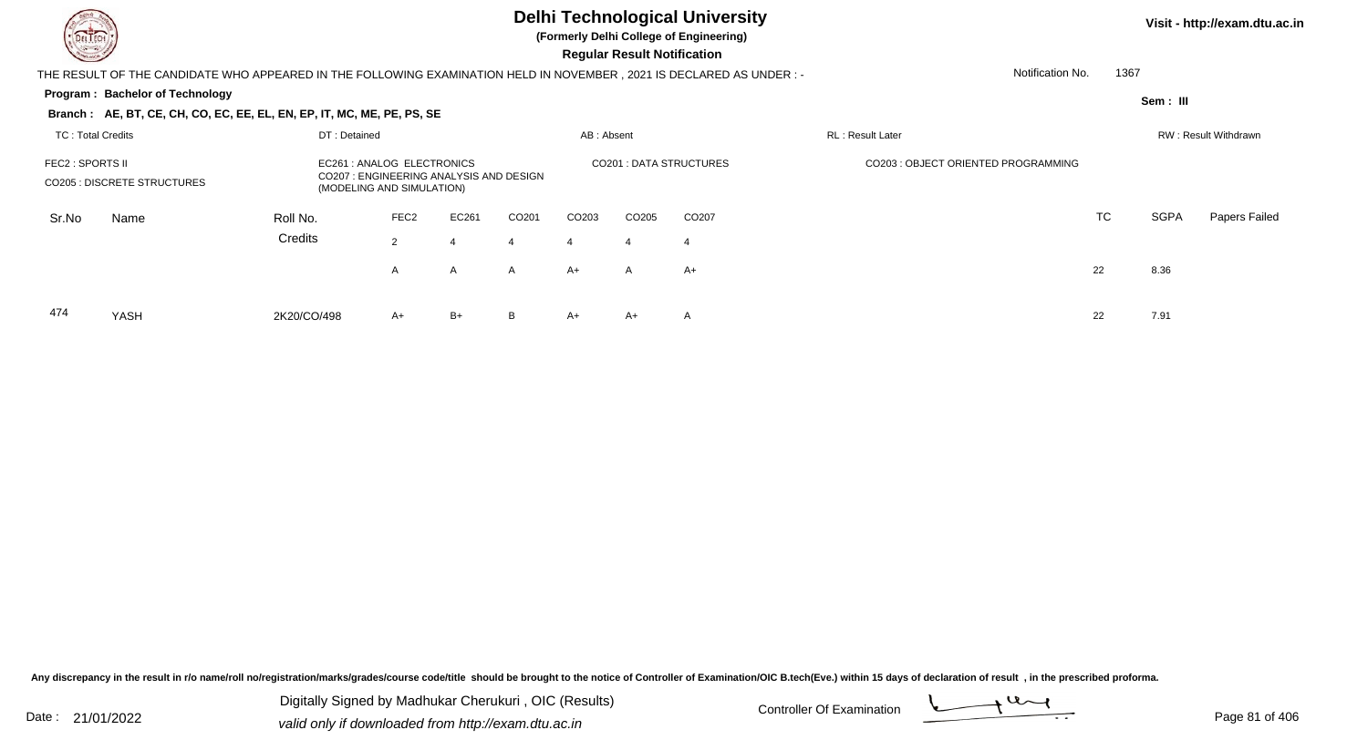# Delhi Technological University

**(Formerly Delhi College of Engineering)**

**Regular Result Notification**

Visit - http://exam.dtu.ac.in

THE RESULT OF THE CANDIDATE WHO APPEARED IN THE FOLLOWING EXAMINATION HELD IN NOVEMBER , 2021 IS DECLARED AS UNDER : -

Notification No. 1367

**Program : Bachelor of Technology**

Sem : III

**Branch : AE, BT, CE, CH, CO, EC, EE, EL, EN, EP, IT, MC, ME, PE, PS, SE**

TC : Total Credits | DT : Detained | AB : Absent | RL : Result Later | RW : Result Withdrawn

FEC2 : SPORTS II
CO205 : DISCRETE STRUCTURES
EC261 : ANALOG ELECTRONICS
CO207 : ENGINEERING ANALYSIS AND DESIGN (MODELING AND SIMULATION)
CO201 : DATA STRUCTURES
CO203 : OBJECT ORIENTED PROGRAMMING

| Sr.No | Name | Roll No. | FEC2 | EC261 | CO201 | CO203 | CO205 | CO207 | TC | SGPA | Papers Failed |
|---|---|---|---|---|---|---|---|---|---|---|---|
| | | Credits | 2 | 4 | 4 | 4 | 4 | 4 | | | |
| | | | A | A | A | A+ | A | A+ | 22 | 8.36 | |
| 474 | YASH | 2K20/CO/498 | A+ | B+ | B | A+ | A+ | A | 22 | 7.91 | |

Any discrepancy in the result in r/o name/roll no/registration/marks/grades/course code/title should be brought to the notice of Controller of Examination/OIC B.tech(Eve.) within 15 days of declaration of result , in the prescribed proforma.

Date : 21/01/2022

Digitally Signed by Madhukar Cherukuri , OIC (Results)
valid only if downloaded from http://exam.dtu.ac.in

Controller Of Examination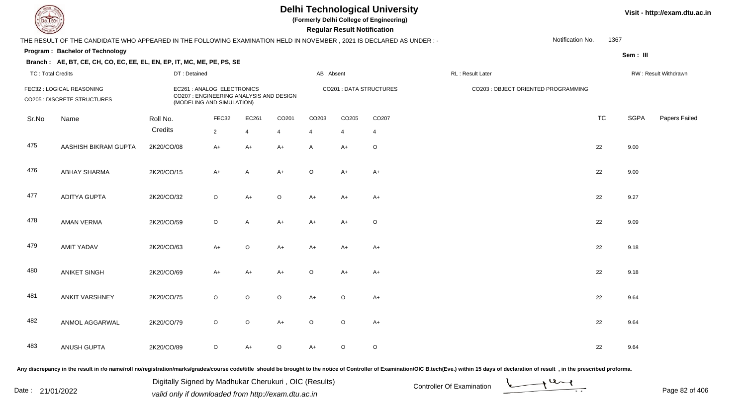# Delhi Technological University

(Formerly Delhi College of Engineering)

**Regular Result Notification**

Visit - http://exam.dtu.ac.in

THE RESULT OF THE CANDIDATE WHO APPEARED IN THE FOLLOWING EXAMINATION HELD IN NOVEMBER , 2021 IS DECLARED AS UNDER : -

Notification No. 1367

**Program : Bachelor of Technology**

Sem : III

**Branch : AE, BT, CE, CH, CO, EC, EE, EL, EN, EP, IT, MC, ME, PE, PS, SE**

TC : Total Credits | DT : Detained | AB : Absent | RL : Result Later | RW : Result Withdrawn

FEC32 : LOGICAL REASONING
CO205 : DISCRETE STRUCTURES
EC261 : ANALOG ELECTRONICS
CO207 : ENGINEERING ANALYSIS AND DESIGN (MODELING AND SIMULATION)
CO201 : DATA STRUCTURES
CO203 : OBJECT ORIENTED PROGRAMMING

| Sr.No | Name | Roll No. | FEC32 | EC261 | CO201 | CO203 | CO205 | CO207 | TC | SGPA | Papers Failed |
|---|---|---|---|---|---|---|---|---|---|---|---|
| | | Credits | 2 | 4 | 4 | 4 | 4 | 4 | | | |
| 475 | AASHISH BIKRAM GUPTA | 2K20/CO/08 | A+ | A+ | A+ | A | A+ | O | 22 | 9.00 | |
| 476 | ABHAY SHARMA | 2K20/CO/15 | A+ | A | A+ | O | A+ | A+ | 22 | 9.00 | |
| 477 | ADITYA GUPTA | 2K20/CO/32 | O | A+ | O | A+ | A+ | A+ | 22 | 9.27 | |
| 478 | AMAN VERMA | 2K20/CO/59 | O | A | A+ | A+ | A+ | O | 22 | 9.09 | |
| 479 | AMIT YADAV | 2K20/CO/63 | A+ | O | A+ | A+ | A+ | A+ | 22 | 9.18 | |
| 480 | ANIKET SINGH | 2K20/CO/69 | A+ | A+ | A+ | O | A+ | A+ | 22 | 9.18 | |
| 481 | ANKIT VARSHNEY | 2K20/CO/75 | O | O | O | A+ | O | A+ | 22 | 9.64 | |
| 482 | ANMOL AGGARWAL | 2K20/CO/79 | O | O | A+ | O | O | A+ | 22 | 9.64 | |
| 483 | ANUSH GUPTA | 2K20/CO/89 | O | A+ | O | A+ | O | O | 22 | 9.64 | |

Any discrepancy in the result in r/o name/roll no/registration/marks/grades/course code/title should be brought to the notice of Controller of Examination/OIC B.tech(Eve.) within 15 days of declaration of result , in the prescribed proforma.

Date : 21/01/2022

Digitally Signed by Madhukar Cherukuri , OIC (Results)
valid only if downloaded from http://exam.dtu.ac.in

Controller Of Examination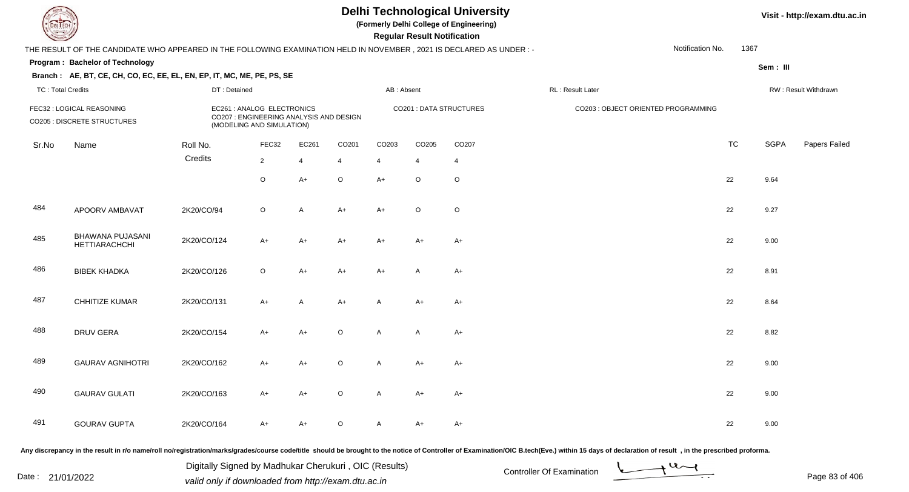# Delhi Technological University

**(Formerly Delhi College of Engineering)**

**Regular Result Notification**

Visit - http://exam.dtu.ac.in

THE RESULT OF THE CANDIDATE WHO APPEARED IN THE FOLLOWING EXAMINATION HELD IN NOVEMBER , 2021 IS DECLARED AS UNDER : -

Notification No. 1367

**Program : Bachelor of Technology**

Sem : III

**Branch : AE, BT, CE, CH, CO, EC, EE, EL, EN, EP, IT, MC, ME, PE, PS, SE**

TC : Total Credits | DT : Detained | AB : Absent | RL : Result Later | RW : Result Withdrawn

FEC32 : LOGICAL REASONING
CO205 : DISCRETE STRUCTURES
EC261 : ANALOG ELECTRONICS
CO207 : ENGINEERING ANALYSIS AND DESIGN (MODELING AND SIMULATION)
CO201 : DATA STRUCTURES
CO203 : OBJECT ORIENTED PROGRAMMING

| Sr.No | Name | Roll No. | FEC32 | EC261 | CO201 | CO203 | CO205 | CO207 | TC | SGPA | Papers Failed |
|---|---|---|---|---|---|---|---|---|---|---|---|
| | | Credits | 2 | 4 | 4 | 4 | 4 | 4 | | | |
| | | | O | A+ | O | A+ | O | O | 22 | 9.64 | |
| 484 | APOORV AMBAVAT | 2K20/CO/94 | O | A | A+ | A+ | O | O | 22 | 9.27 | |
| 485 | BHAWANA PUJASANI HETTIARACHCHI | 2K20/CO/124 | A+ | A+ | A+ | A+ | A+ | A+ | 22 | 9.00 | |
| 486 | BIBEK KHADKA | 2K20/CO/126 | O | A+ | A+ | A+ | A | A+ | 22 | 8.91 | |
| 487 | CHHITIZE KUMAR | 2K20/CO/131 | A+ | A | A+ | A | A+ | A+ | 22 | 8.64 | |
| 488 | DRUV GERA | 2K20/CO/154 | A+ | A+ | O | A | A | A+ | 22 | 8.82 | |
| 489 | GAURAV AGNIHOTRI | 2K20/CO/162 | A+ | A+ | O | A | A+ | A+ | 22 | 9.00 | |
| 490 | GAURAV GULATI | 2K20/CO/163 | A+ | A+ | O | A | A+ | A+ | 22 | 9.00 | |
| 491 | GOURAV GUPTA | 2K20/CO/164 | A+ | A+ | O | A | A+ | A+ | 22 | 9.00 | |

Any discrepancy in the result in r/o name/roll no/registration/marks/grades/course code/title should be brought to the notice of Controller of Examination/OIC B.tech(Eve.) within 15 days of declaration of result , in the prescribed proforma.

Date : 21/01/2022

Digitally Signed by Madhukar Cherukuri , OIC (Results)
valid only if downloaded from http://exam.dtu.ac.in

Controller Of Examination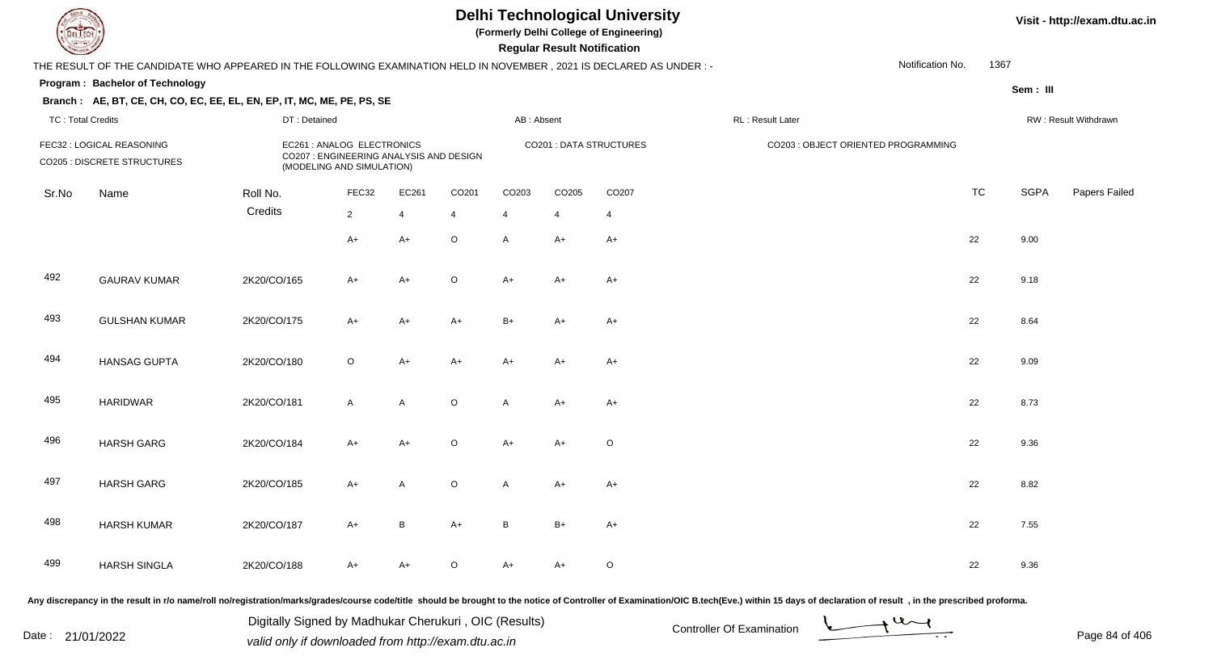# Delhi Technological University

(Formerly Delhi College of Engineering)

**Regular Result Notification**

Visit - http://exam.dtu.ac.in

THE RESULT OF THE CANDIDATE WHO APPEARED IN THE FOLLOWING EXAMINATION HELD IN NOVEMBER , 2021 IS DECLARED AS UNDER : -

Notification No. 1367

**Program : Bachelor of Technology**

Sem : III

**Branch : AE, BT, CE, CH, CO, EC, EE, EL, EN, EP, IT, MC, ME, PE, PS, SE**

TC : Total Credits | DT : Detained | AB : Absent | RL : Result Later | RW : Result Withdrawn

FEC32 : LOGICAL REASONING
CO205 : DISCRETE STRUCTURES
EC261 : ANALOG ELECTRONICS
CO207 : ENGINEERING ANALYSIS AND DESIGN (MODELING AND SIMULATION)
CO201 : DATA STRUCTURES
CO203 : OBJECT ORIENTED PROGRAMMING

| Sr.No | Name | Roll No. | FEC32 | EC261 | CO201 | CO203 | CO205 | CO207 | TC | SGPA | Papers Failed |
|---|---|---|---|---|---|---|---|---|---|---|---|
| | | Credits | 2 | 4 | 4 | 4 | 4 | 4 | | | |
| | | | A+ | A+ | O | A | A+ | A+ | 22 | 9.00 | |
| 492 | GAURAV KUMAR | 2K20/CO/165 | A+ | A+ | O | A+ | A+ | A+ | 22 | 9.18 | |
| 493 | GULSHAN KUMAR | 2K20/CO/175 | A+ | A+ | A+ | B+ | A+ | A+ | 22 | 8.64 | |
| 494 | HANSAG GUPTA | 2K20/CO/180 | O | A+ | A+ | A+ | A+ | A+ | 22 | 9.09 | |
| 495 | HARIDWAR | 2K20/CO/181 | A | A | O | A | A+ | A+ | 22 | 8.73 | |
| 496 | HARSH GARG | 2K20/CO/184 | A+ | A+ | O | A+ | A+ | O | 22 | 9.36 | |
| 497 | HARSH GARG | 2K20/CO/185 | A+ | A | O | A | A+ | A+ | 22 | 8.82 | |
| 498 | HARSH KUMAR | 2K20/CO/187 | A+ | B | A+ | B | B+ | A+ | 22 | 7.55 | |
| 499 | HARSH SINGLA | 2K20/CO/188 | A+ | A+ | O | A+ | A+ | O | 22 | 9.36 | |

Any discrepancy in the result in r/o name/roll no/registration/marks/grades/course code/title should be brought to the notice of Controller of Examination/OIC B.tech(Eve.) within 15 days of declaration of result , in the prescribed proforma.

Date : 21/01/2022

Digitally Signed by Madhukar Cherukuri , OIC (Results)
valid only if downloaded from http://exam.dtu.ac.in

Controller Of Examination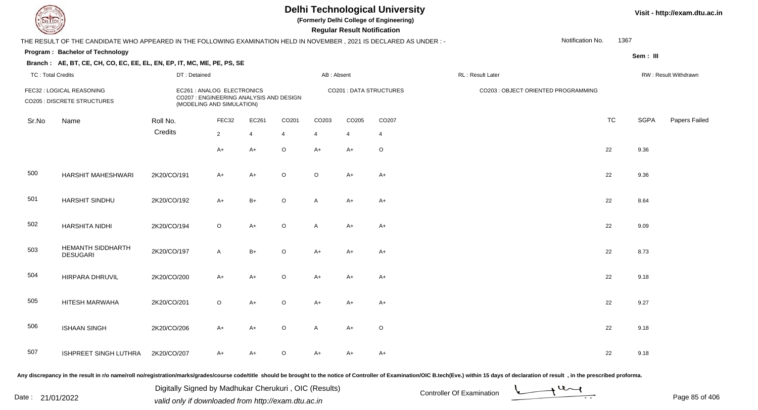# Delhi Technological University

**(Formerly Delhi College of Engineering)**

**Regular Result Notification**

Visit - http://exam.dtu.ac.in

THE RESULT OF THE CANDIDATE WHO APPEARED IN THE FOLLOWING EXAMINATION HELD IN NOVEMBER , 2021 IS DECLARED AS UNDER : - Notification No. 1367

**Program : Bachelor of Technology**

**Sem : III**

**Branch : AE, BT, CE, CH, CO, EC, EE, EL, EN, EP, IT, MC, ME, PE, PS, SE**

TC : Total Credits | DT : Detained | AB : Absent | RL : Result Later | RW : Result Withdrawn

FEC32 : LOGICAL REASONING
CO205 : DISCRETE STRUCTURES
EC261 : ANALOG ELECTRONICS
CO207 : ENGINEERING ANALYSIS AND DESIGN (MODELING AND SIMULATION)
CO201 : DATA STRUCTURES
CO203 : OBJECT ORIENTED PROGRAMMING

| Sr.No | Name | Roll No. | FEC32 | EC261 | CO201 | CO203 | CO205 | CO207 | TC | SGPA | Papers Failed |
|---|---|---|---|---|---|---|---|---|---|---|---|
| | | Credits | 2 | 4 | 4 | 4 | 4 | 4 | | | |
| | | | A+ | A+ | O | A+ | A+ | O | 22 | 9.36 | |
| 500 | HARSHIT MAHESHWARI | 2K20/CO/191 | A+ | A+ | O | O | A+ | A+ | 22 | 9.36 | |
| 501 | HARSHIT SINDHU | 2K20/CO/192 | A+ | B+ | O | A | A+ | A+ | 22 | 8.64 | |
| 502 | HARSHITA NIDHI | 2K20/CO/194 | O | A+ | O | A | A+ | A+ | 22 | 9.09 | |
| 503 | HEMANTH SIDDHARTH DESUGARI | 2K20/CO/197 | A | B+ | O | A+ | A+ | A+ | 22 | 8.73 | |
| 504 | HIRPARA DHRUVIL | 2K20/CO/200 | A+ | A+ | O | A+ | A+ | A+ | 22 | 9.18 | |
| 505 | HITESH MARWAHA | 2K20/CO/201 | O | A+ | O | A+ | A+ | A+ | 22 | 9.27 | |
| 506 | ISHAAN SINGH | 2K20/CO/206 | A+ | A+ | O | A | A+ | O | 22 | 9.18 | |
| 507 | ISHPREET SINGH LUTHRA | 2K20/CO/207 | A+ | A+ | O | A+ | A+ | A+ | 22 | 9.18 | |

Any discrepancy in the result in r/o name/roll no/registration/marks/grades/course code/title should be brought to the notice of Controller of Examination/OIC B.tech(Eve.) within 15 days of declaration of result , in the prescribed proforma.

Date : 21/01/2022

Digitally Signed by Madhukar Cherukuri , OIC (Results)
valid only if downloaded from http://exam.dtu.ac.in

Controller Of Examination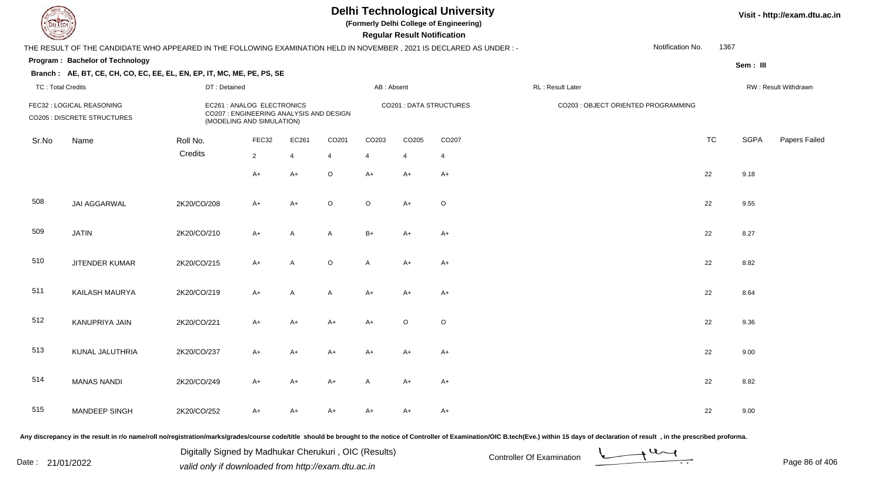# Delhi Technological University

**(Formerly Delhi College of Engineering)**

**Regular Result Notification**

Visit - http://exam.dtu.ac.in

THE RESULT OF THE CANDIDATE WHO APPEARED IN THE FOLLOWING EXAMINATION HELD IN NOVEMBER , 2021 IS DECLARED AS UNDER : -

Notification No. 1367

**Program : Bachelor of Technology**

**Sem : III**

**Branch : AE, BT, CE, CH, CO, EC, EE, EL, EN, EP, IT, MC, ME, PE, PS, SE**

TC : Total Credits | DT : Detained | AB : Absent | RL : Result Later | RW : Result Withdrawn

FEC32 : LOGICAL REASONING
CO205 : DISCRETE STRUCTURES
EC261 : ANALOG ELECTRONICS
CO207 : ENGINEERING ANALYSIS AND DESIGN (MODELING AND SIMULATION)
CO201 : DATA STRUCTURES
CO203 : OBJECT ORIENTED PROGRAMMING

| Sr.No | Name | Roll No. | FEC32 | EC261 | CO201 | CO203 | CO205 | CO207 | TC | SGPA | Papers Failed |
|---|---|---|---|---|---|---|---|---|---|---|---|
| | | Credits | 2 | 4 | 4 | 4 | 4 | 4 | | | |
| | | | A+ | A+ | O | A+ | A+ | A+ | 22 | 9.18 | |
| 508 | JAI AGGARWAL | 2K20/CO/208 | A+ | A+ | O | O | A+ | O | 22 | 9.55 | |
| 509 | JATIN | 2K20/CO/210 | A+ | A | A | B+ | A+ | A+ | 22 | 8.27 | |
| 510 | JITENDER KUMAR | 2K20/CO/215 | A+ | A | O | A | A+ | A+ | 22 | 8.82 | |
| 511 | KAILASH MAURYA | 2K20/CO/219 | A+ | A | A | A+ | A+ | A+ | 22 | 8.64 | |
| 512 | KANUPRIYA JAIN | 2K20/CO/221 | A+ | A+ | A+ | A+ | O | O | 22 | 9.36 | |
| 513 | KUNAL JALUTHRIA | 2K20/CO/237 | A+ | A+ | A+ | A+ | A+ | A+ | 22 | 9.00 | |
| 514 | MANAS NANDI | 2K20/CO/249 | A+ | A+ | A+ | A | A+ | A+ | 22 | 8.82 | |
| 515 | MANDEEP SINGH | 2K20/CO/252 | A+ | A+ | A+ | A+ | A+ | A+ | 22 | 9.00 | |

Any discrepancy in the result in r/o name/roll no/registration/marks/grades/course code/title should be brought to the notice of Controller of Examination/OIC B.tech(Eve.) within 15 days of declaration of result , in the prescribed proforma.

Date : 21/01/2022

Digitally Signed by Madhukar Cherukuri , OIC (Results)
valid only if downloaded from http://exam.dtu.ac.in

Controller Of Examination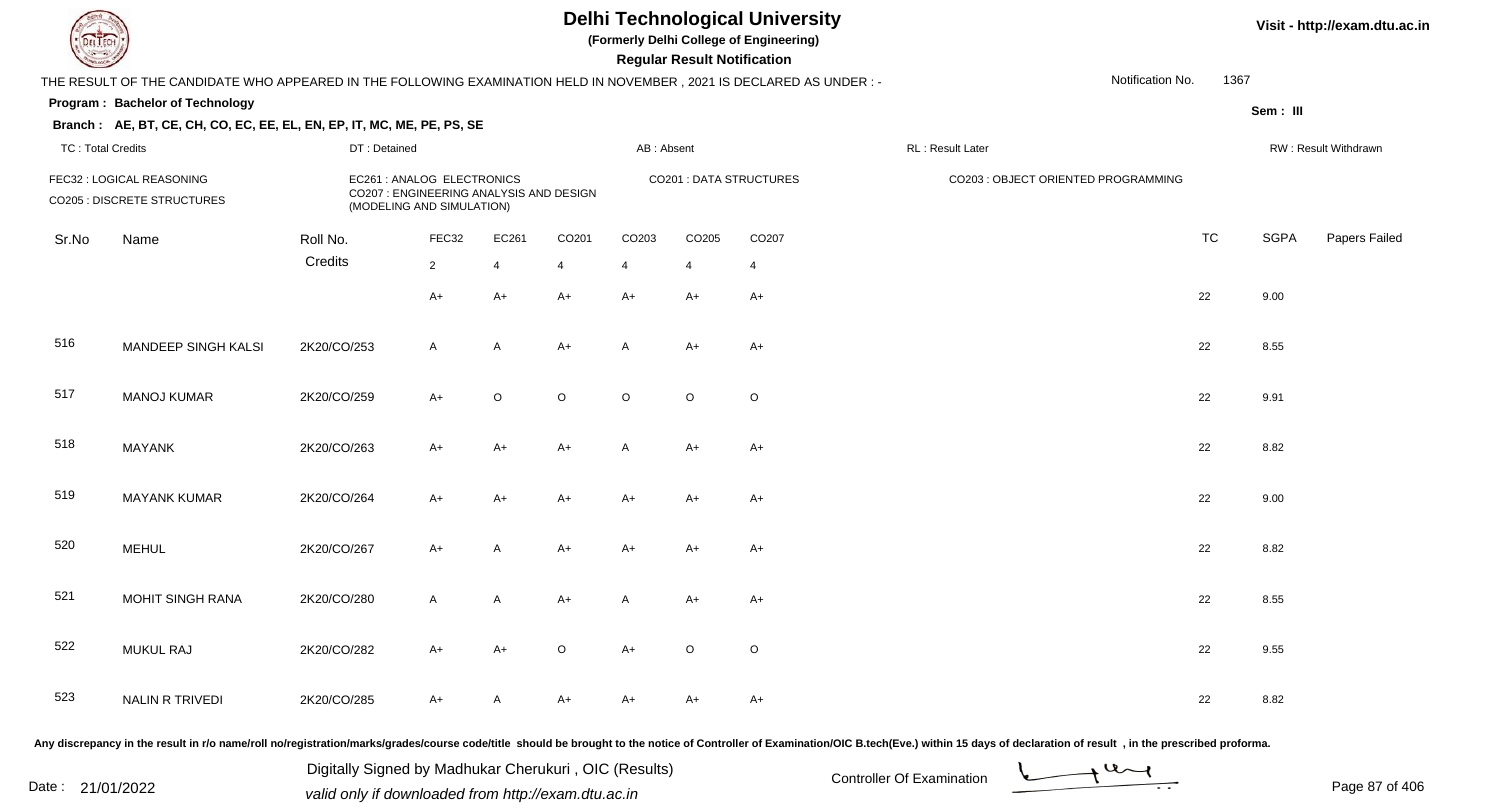# Delhi Technological University

(Formerly Delhi College of Engineering)

**Regular Result Notification**

Visit - http://exam.dtu.ac.in

THE RESULT OF THE CANDIDATE WHO APPEARED IN THE FOLLOWING EXAMINATION HELD IN NOVEMBER , 2021 IS DECLARED AS UNDER : -

Notification No. 1367

**Program : Bachelor of Technology**

Sem : III

**Branch : AE, BT, CE, CH, CO, EC, EE, EL, EN, EP, IT, MC, ME, PE, PS, SE**

TC : Total Credits | DT : Detained | AB : Absent | RL : Result Later | RW : Result Withdrawn

FEC32 : LOGICAL REASONING
CO205 : DISCRETE STRUCTURES
EC261 : ANALOG ELECTRONICS
CO207 : ENGINEERING ANALYSIS AND DESIGN (MODELING AND SIMULATION)
CO201 : DATA STRUCTURES
CO203 : OBJECT ORIENTED PROGRAMMING

| Sr.No | Name | Roll No. | FEC32 | EC261 | CO201 | CO203 | CO205 | CO207 | TC | SGPA | Papers Failed |
|---|---|---|---|---|---|---|---|---|---|---|---|
| | | Credits | 2 | 4 | 4 | 4 | 4 | 4 | | | |
| | | | A+ | A+ | A+ | A+ | A+ | A+ | 22 | 9.00 | |
| 516 | MANDEEP SINGH KALSI | 2K20/CO/253 | A | A | A+ | A | A+ | A+ | 22 | 8.55 | |
| 517 | MANOJ KUMAR | 2K20/CO/259 | A+ | O | O | O | O | O | 22 | 9.91 | |
| 518 | MAYANK | 2K20/CO/263 | A+ | A+ | A+ | A | A+ | A+ | 22 | 8.82 | |
| 519 | MAYANK KUMAR | 2K20/CO/264 | A+ | A+ | A+ | A+ | A+ | A+ | 22 | 9.00 | |
| 520 | MEHUL | 2K20/CO/267 | A+ | A | A+ | A+ | A+ | A+ | 22 | 8.82 | |
| 521 | MOHIT SINGH RANA | 2K20/CO/280 | A | A | A+ | A | A+ | A+ | 22 | 8.55 | |
| 522 | MUKUL RAJ | 2K20/CO/282 | A+ | A+ | O | A+ | O | O | 22 | 9.55 | |
| 523 | NALIN R TRIVEDI | 2K20/CO/285 | A+ | A | A+ | A+ | A+ | A+ | 22 | 8.82 | |

Any discrepancy in the result in r/o name/roll no/registration/marks/grades/course code/title should be brought to the notice of Controller of Examination/OIC B.tech(Eve.) within 15 days of declaration of result , in the prescribed proforma.

Date : 21/01/2022

Digitally Signed by Madhukar Cherukuri , OIC (Results)
valid only if downloaded from http://exam.dtu.ac.in

Controller Of Examination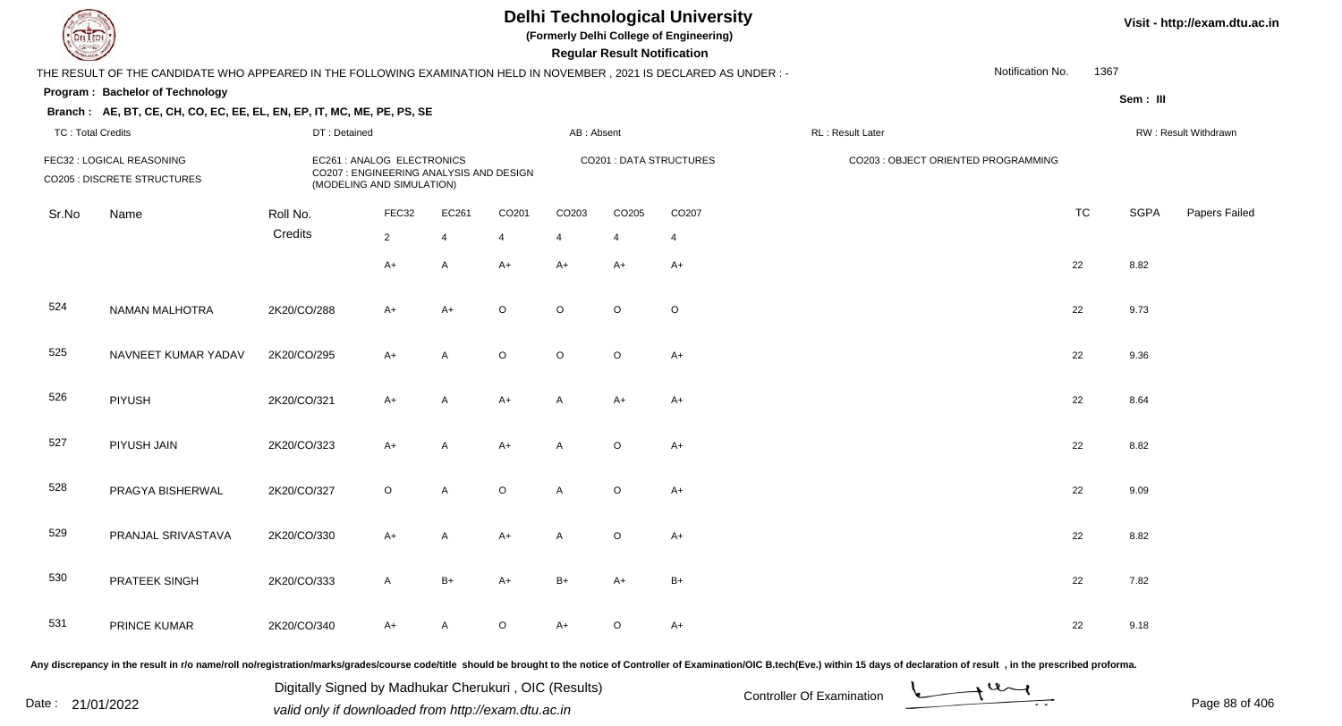# Delhi Technological University

**(Formerly Delhi College of Engineering)**

**Regular Result Notification**

Visit - http://exam.dtu.ac.in

THE RESULT OF THE CANDIDATE WHO APPEARED IN THE FOLLOWING EXAMINATION HELD IN NOVEMBER , 2021 IS DECLARED AS UNDER : -

Notification No. 1367

**Program : Bachelor of Technology**

**Sem : III**

**Branch : AE, BT, CE, CH, CO, EC, EE, EL, EN, EP, IT, MC, ME, PE, PS, SE**

TC : Total Credits | DT : Detained | AB : Absent | RL : Result Later | RW : Result Withdrawn

FEC32 : LOGICAL REASONING
CO205 : DISCRETE STRUCTURES
EC261 : ANALOG ELECTRONICS
CO207 : ENGINEERING ANALYSIS AND DESIGN (MODELING AND SIMULATION)
CO201 : DATA STRUCTURES
CO203 : OBJECT ORIENTED PROGRAMMING

| Sr.No | Name | Roll No. | FEC32 | EC261 | CO201 | CO203 | CO205 | CO207 | TC | SGPA | Papers Failed |
|---|---|---|---|---|---|---|---|---|---|---|---|
| | | Credits | 2 | 4 | 4 | 4 | 4 | 4 | | | |
| | | | A+ | A | A+ | A+ | A+ | A+ | 22 | 8.82 | |
| 524 | NAMAN MALHOTRA | 2K20/CO/288 | A+ | A+ | O | O | O | O | 22 | 9.73 | |
| 525 | NAVNEET KUMAR YADAV | 2K20/CO/295 | A+ | A | O | O | O | A+ | 22 | 9.36 | |
| 526 | PIYUSH | 2K20/CO/321 | A+ | A | A+ | A | A+ | A+ | 22 | 8.64 | |
| 527 | PIYUSH JAIN | 2K20/CO/323 | A+ | A | A+ | A | O | A+ | 22 | 8.82 | |
| 528 | PRAGYA BISHERWAL | 2K20/CO/327 | O | A | O | A | O | A+ | 22 | 9.09 | |
| 529 | PRANJAL SRIVASTAVA | 2K20/CO/330 | A+ | A | A+ | A | O | A+ | 22 | 8.82 | |
| 530 | PRATEEK SINGH | 2K20/CO/333 | A | B+ | A+ | B+ | A+ | B+ | 22 | 7.82 | |
| 531 | PRINCE KUMAR | 2K20/CO/340 | A+ | A | O | A+ | O | A+ | 22 | 9.18 | |

Any discrepancy in the result in r/o name/roll no/registration/marks/grades/course code/title should be brought to the notice of Controller of Examination/OIC B.tech(Eve.) within 15 days of declaration of result , in the prescribed proforma.

Date : 21/01/2022

Digitally Signed by Madhukar Cherukuri , OIC (Results)
valid only if downloaded from http://exam.dtu.ac.in

Controller Of Examination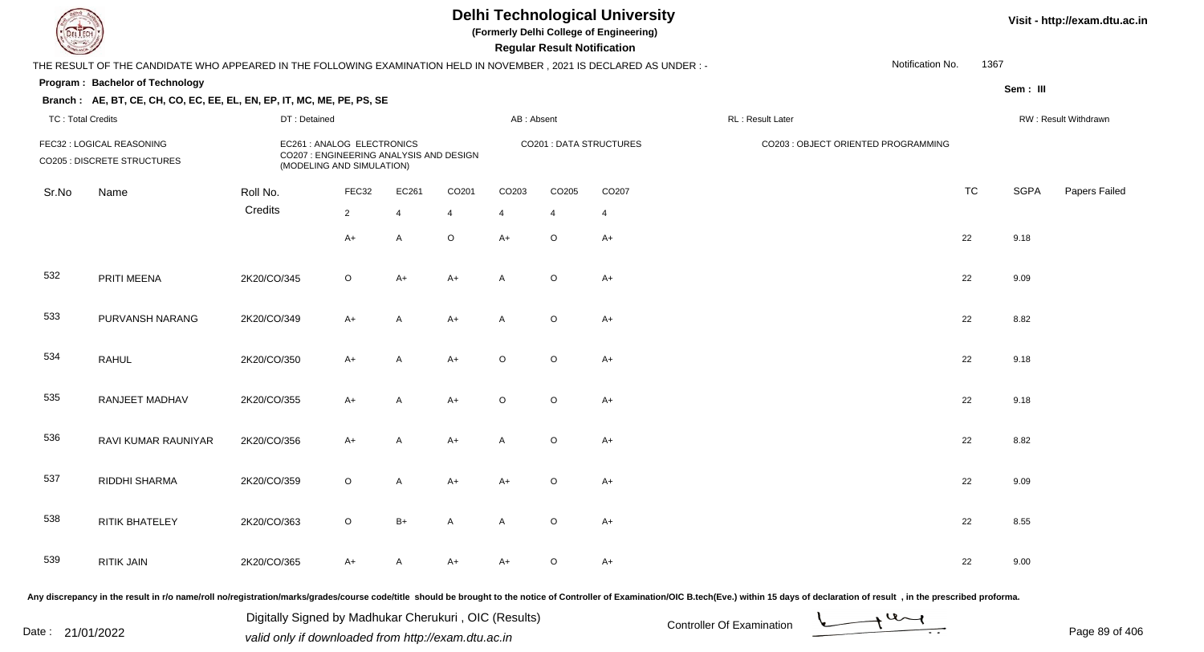# Delhi Technological University

**(Formerly Delhi College of Engineering)**

**Regular Result Notification**

Visit - http://exam.dtu.ac.in

THE RESULT OF THE CANDIDATE WHO APPEARED IN THE FOLLOWING EXAMINATION HELD IN NOVEMBER , 2021 IS DECLARED AS UNDER : -

Notification No. 1367

**Program : Bachelor of Technology**

Sem : III

**Branch : AE, BT, CE, CH, CO, EC, EE, EL, EN, EP, IT, MC, ME, PE, PS, SE**

TC : Total Credits | DT : Detained | AB : Absent | RL : Result Later | RW : Result Withdrawn

FEC32 : LOGICAL REASONING
CO205 : DISCRETE STRUCTURES
EC261 : ANALOG ELECTRONICS
CO207 : ENGINEERING ANALYSIS AND DESIGN (MODELING AND SIMULATION)
CO201 : DATA STRUCTURES
CO203 : OBJECT ORIENTED PROGRAMMING

| Sr.No | Name | Roll No. | FEC32 | EC261 | CO201 | CO203 | CO205 | CO207 | TC | SGPA | Papers Failed |
|---|---|---|---|---|---|---|---|---|---|---|---|
| | | Credits | 2 | 4 | 4 | 4 | 4 | 4 | | | |
| | | | A+ | A | O | A+ | O | A+ | 22 | 9.18 | |
| 532 | PRITI MEENA | 2K20/CO/345 | O | A+ | A+ | A | O | A+ | 22 | 9.09 | |
| 533 | PURVANSH NARANG | 2K20/CO/349 | A+ | A | A+ | A | O | A+ | 22 | 8.82 | |
| 534 | RAHUL | 2K20/CO/350 | A+ | A | A+ | O | O | A+ | 22 | 9.18 | |
| 535 | RANJEET MADHAV | 2K20/CO/355 | A+ | A | A+ | O | O | A+ | 22 | 9.18 | |
| 536 | RAVI KUMAR RAUNIYAR | 2K20/CO/356 | A+ | A | A+ | A | O | A+ | 22 | 8.82 | |
| 537 | RIDDHI SHARMA | 2K20/CO/359 | O | A | A+ | A+ | O | A+ | 22 | 9.09 | |
| 538 | RITIK BHATELEY | 2K20/CO/363 | O | B+ | A | A | O | A+ | 22 | 8.55 | |
| 539 | RITIK JAIN | 2K20/CO/365 | A+ | A | A+ | A+ | O | A+ | 22 | 9.00 | |

Any discrepancy in the result in r/o name/roll no/registration/marks/grades/course code/title should be brought to the notice of Controller of Examination/OIC B.tech(Eve.) within 15 days of declaration of result , in the prescribed proforma.

Date : 21/01/2022

Digitally Signed by Madhukar Cherukuri , OIC (Results)
valid only if downloaded from http://exam.dtu.ac.in

Controller Of Examination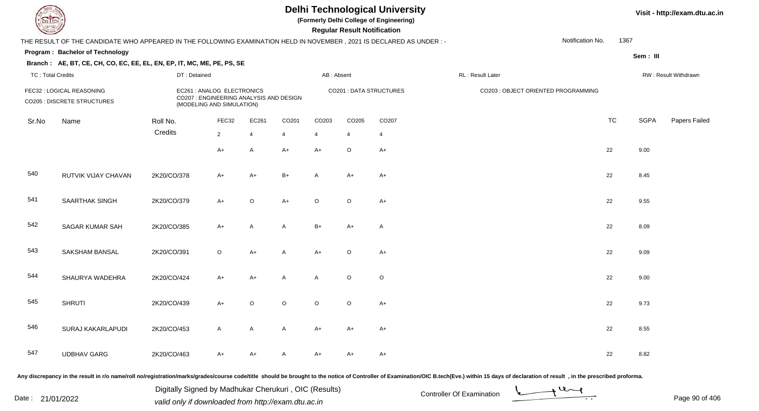# Delhi Technological University

**(Formerly Delhi College of Engineering)**

**Regular Result Notification**

Visit - http://exam.dtu.ac.in

THE RESULT OF THE CANDIDATE WHO APPEARED IN THE FOLLOWING EXAMINATION HELD IN NOVEMBER , 2021 IS DECLARED AS UNDER : - Notification No. 1367

**Program : Bachelor of Technology**

**Sem : III**

**Branch : AE, BT, CE, CH, CO, EC, EE, EL, EN, EP, IT, MC, ME, PE, PS, SE**

TC : Total Credits | DT : Detained | AB : Absent | RL : Result Later | RW : Result Withdrawn

FEC32 : LOGICAL REASONING
CO205 : DISCRETE STRUCTURES
EC261 : ANALOG ELECTRONICS
CO207 : ENGINEERING ANALYSIS AND DESIGN (MODELING AND SIMULATION)
CO201 : DATA STRUCTURES
CO203 : OBJECT ORIENTED PROGRAMMING

| Sr.No | Name | Roll No. | FEC32 | EC261 | CO201 | CO203 | CO205 | CO207 | TC | SGPA | Papers Failed |
|---|---|---|---|---|---|---|---|---|---|---|---|
| | | Credits | 2 | 4 | 4 | 4 | 4 | 4 | | | |
| | | | A+ | A | A+ | A+ | O | A+ | 22 | 9.00 | |
| 540 | RUTVIK VIJAY CHAVAN | 2K20/CO/378 | A+ | A+ | B+ | A | A+ | A+ | 22 | 8.45 | |
| 541 | SAARTHAK SINGH | 2K20/CO/379 | A+ | O | A+ | O | O | A+ | 22 | 9.55 | |
| 542 | SAGAR KUMAR SAH | 2K20/CO/385 | A+ | A | A | B+ | A+ | A | 22 | 8.09 | |
| 543 | SAKSHAM BANSAL | 2K20/CO/391 | O | A+ | A | A+ | O | A+ | 22 | 9.09 | |
| 544 | SHAURYA WADEHRA | 2K20/CO/424 | A+ | A+ | A | A | O | O | 22 | 9.00 | |
| 545 | SHRUTI | 2K20/CO/439 | A+ | O | O | O | O | A+ | 22 | 9.73 | |
| 546 | SURAJ KAKARLAPUDI | 2K20/CO/453 | A | A | A | A+ | A+ | A+ | 22 | 8.55 | |
| 547 | UDBHAV GARG | 2K20/CO/463 | A+ | A+ | A | A+ | A+ | A+ | 22 | 8.82 | |

Any discrepancy in the result in r/o name/roll no/registration/marks/grades/course code/title should be brought to the notice of Controller of Examination/OIC B.tech(Eve.) within 15 days of declaration of result , in the prescribed proforma.

Date : 21/01/2022

Digitally Signed by Madhukar Cherukuri , OIC (Results)
valid only if downloaded from http://exam.dtu.ac.in

Controller Of Examination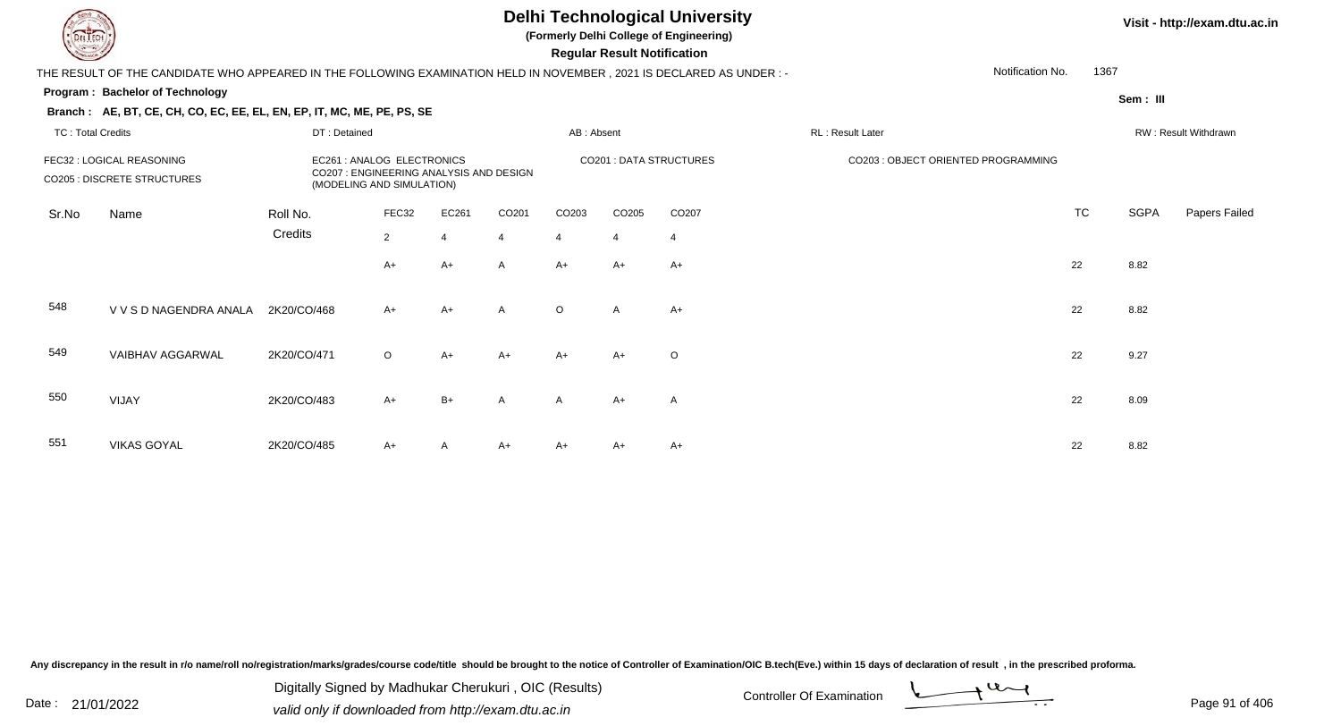# Delhi Technological University

**(Formerly Delhi College of Engineering)**

**Regular Result Notification**

Visit - http://exam.dtu.ac.in

THE RESULT OF THE CANDIDATE WHO APPEARED IN THE FOLLOWING EXAMINATION HELD IN NOVEMBER , 2021 IS DECLARED AS UNDER : -

Notification No. 1367

**Program : Bachelor of Technology**

Sem : III

**Branch : AE, BT, CE, CH, CO, EC, EE, EL, EN, EP, IT, MC, ME, PE, PS, SE**

TC : Total Credits | DT : Detained | AB : Absent | RL : Result Later | RW : Result Withdrawn

FEC32 : LOGICAL REASONING
EC261 : ANALOG ELECTRONICS
CO201 : DATA STRUCTURES
CO203 : OBJECT ORIENTED PROGRAMMING
CO205 : DISCRETE STRUCTURES
CO207 : ENGINEERING ANALYSIS AND DESIGN (MODELING AND SIMULATION)

| Sr.No | Name | Roll No. | FEC32 | EC261 | CO201 | CO203 | CO205 | CO207 | TC | SGPA | Papers Failed |
|---|---|---|---|---|---|---|---|---|---|---|---|
| | | Credits | 2 | 4 | 4 | 4 | 4 | 4 | | | |
| | | | A+ | A+ | A | A+ | A+ | A+ | 22 | 8.82 | |
| 548 | V V S D NAGENDRA ANALA | 2K20/CO/468 | A+ | A+ | A | O | A | A+ | 22 | 8.82 | |
| 549 | VAIBHAV AGGARWAL | 2K20/CO/471 | O | A+ | A+ | A+ | A+ | O | 22 | 9.27 | |
| 550 | VIJAY | 2K20/CO/483 | A+ | B+ | A | A | A+ | A | 22 | 8.09 | |
| 551 | VIKAS GOYAL | 2K20/CO/485 | A+ | A | A+ | A+ | A+ | A+ | 22 | 8.82 | |

Any discrepancy in the result in r/o name/roll no/registration/marks/grades/course code/title should be brought to the notice of Controller of Examination/OIC B.tech(Eve.) within 15 days of declaration of result , in the prescribed proforma.

Date : 21/01/2022

Digitally Signed by Madhukar Cherukuri , OIC (Results)
valid only if downloaded from http://exam.dtu.ac.in

Controller Of Examination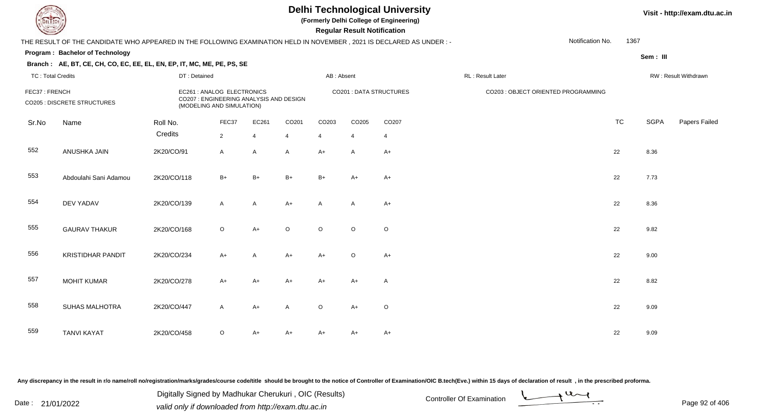# Delhi Technological University

**(Formerly Delhi College of Engineering)**

**Regular Result Notification**

Visit - http://exam.dtu.ac.in

THE RESULT OF THE CANDIDATE WHO APPEARED IN THE FOLLOWING EXAMINATION HELD IN NOVEMBER , 2021 IS DECLARED AS UNDER : -

Notification No. 1367

**Program : Bachelor of Technology**

Sem : III

**Branch : AE, BT, CE, CH, CO, EC, EE, EL, EN, EP, IT, MC, ME, PE, PS, SE**

TC : Total Credits | DT : Detained | AB : Absent | RL : Result Later | RW : Result Withdrawn

FEC37 : FRENCH
CO205 : DISCRETE STRUCTURES
EC261 : ANALOG ELECTRONICS
CO207 : ENGINEERING ANALYSIS AND DESIGN (MODELING AND SIMULATION)
CO201 : DATA STRUCTURES
CO203 : OBJECT ORIENTED PROGRAMMING

| Sr.No | Name | Roll No. | FEC37 | EC261 | CO201 | CO203 | CO205 | CO207 | TC | SGPA | Papers Failed |
|---|---|---|---|---|---|---|---|---|---|---|---|
| | | Credits | 2 | 4 | 4 | 4 | 4 | 4 | | | |
| 552 | ANUSHKA JAIN | 2K20/CO/91 | A | A | A | A+ | A | A+ | 22 | 8.36 | |
| 553 | Abdoulahi Sani Adamou | 2K20/CO/118 | B+ | B+ | B+ | B+ | A+ | A+ | 22 | 7.73 | |
| 554 | DEV YADAV | 2K20/CO/139 | A | A | A+ | A | A | A+ | 22 | 8.36 | |
| 555 | GAURAV THAKUR | 2K20/CO/168 | O | A+ | O | O | O | O | 22 | 9.82 | |
| 556 | KRISTIDHAR PANDIT | 2K20/CO/234 | A+ | A | A+ | A+ | O | A+ | 22 | 9.00 | |
| 557 | MOHIT KUMAR | 2K20/CO/278 | A+ | A+ | A+ | A+ | A+ | A | 22 | 8.82 | |
| 558 | SUHAS MALHOTRA | 2K20/CO/447 | A | A+ | A | O | A+ | O | 22 | 9.09 | |
| 559 | TANVI KAYAT | 2K20/CO/458 | O | A+ | A+ | A+ | A+ | A+ | 22 | 9.09 | |

Any discrepancy in the result in r/o name/roll no/registration/marks/grades/course code/title should be brought to the notice of Controller of Examination/OIC B.tech(Eve.) within 15 days of declaration of result , in the prescribed proforma.

Date : 21/01/2022

Digitally Signed by Madhukar Cherukuri , OIC (Results)
valid only if downloaded from http://exam.dtu.ac.in

Controller Of Examination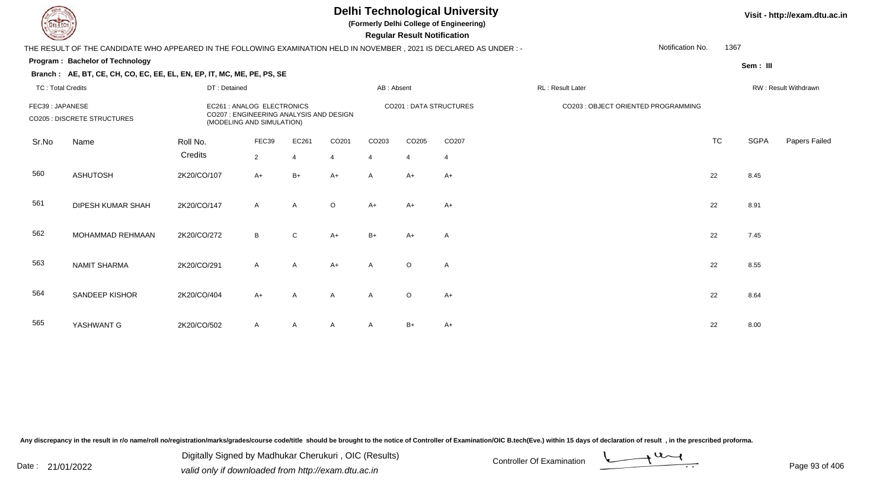# Delhi Technological University

**(Formerly Delhi College of Engineering)**

**Regular Result Notification**

Visit - http://exam.dtu.ac.in

THE RESULT OF THE CANDIDATE WHO APPEARED IN THE FOLLOWING EXAMINATION HELD IN NOVEMBER , 2021 IS DECLARED AS UNDER : -

Notification No. 1367

**Program : Bachelor of Technology**

Sem : III

**Branch : AE, BT, CE, CH, CO, EC, EE, EL, EN, EP, IT, MC, ME, PE, PS, SE**

TC : Total Credits | DT : Detained | AB : Absent | RL : Result Later | RW : Result Withdrawn

FEC39 : JAPANESE
EC261 : ANALOG ELECTRONICS
CO201 : DATA STRUCTURES
CO203 : OBJECT ORIENTED PROGRAMMING
CO205 : DISCRETE STRUCTURES
CO207 : ENGINEERING ANALYSIS AND DESIGN (MODELING AND SIMULATION)

| Sr.No | Name | Roll No. | FEC39 | EC261 | CO201 | CO203 | CO205 | CO207 | TC | SGPA | Papers Failed |
|---|---|---|---|---|---|---|---|---|---|---|---|
| | | Credits | 2 | 4 | 4 | 4 | 4 | 4 | | | |
| 560 | ASHUTOSH | 2K20/CO/107 | A+ | B+ | A+ | A | A+ | A+ | 22 | 8.45 | |
| 561 | DIPESH KUMAR SHAH | 2K20/CO/147 | A | A | O | A+ | A+ | A+ | 22 | 8.91 | |
| 562 | MOHAMMAD REHMAAN | 2K20/CO/272 | B | C | A+ | B+ | A+ | A | 22 | 7.45 | |
| 563 | NAMIT SHARMA | 2K20/CO/291 | A | A | A+ | A | O | A | 22 | 8.55 | |
| 564 | SANDEEP KISHOR | 2K20/CO/404 | A+ | A | A | A | O | A+ | 22 | 8.64 | |
| 565 | YASHWANT G | 2K20/CO/502 | A | A | A | A | B+ | A+ | 22 | 8.00 | |

Any discrepancy in the result in r/o name/roll no/registration/marks/grades/course code/title should be brought to the notice of Controller of Examination/OIC B.tech(Eve.) within 15 days of declaration of result , in the prescribed proforma.

Date : 21/01/2022

Digitally Signed by Madhukar Cherukuri , OIC (Results)
valid only if downloaded from http://exam.dtu.ac.in

Controller Of Examination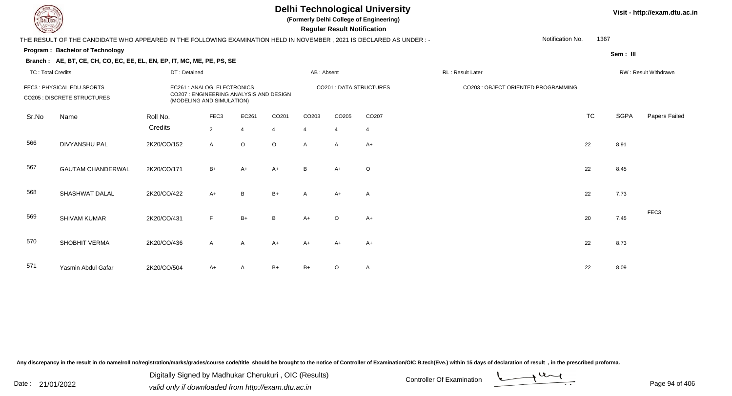# Delhi Technological University

**(Formerly Delhi College of Engineering)**

**Regular Result Notification**

Visit - http://exam.dtu.ac.in

THE RESULT OF THE CANDIDATE WHO APPEARED IN THE FOLLOWING EXAMINATION HELD IN NOVEMBER , 2021 IS DECLARED AS UNDER : -

Notification No. 1367

**Program : Bachelor of Technology**

Sem : III

**Branch : AE, BT, CE, CH, CO, EC, EE, EL, EN, EP, IT, MC, ME, PE, PS, SE**

TC : Total Credits | DT : Detained | AB : Absent | RL : Result Later | RW : Result Withdrawn

FEC3 : PHYSICAL EDU SPORTS
CO205 : DISCRETE STRUCTURES
EC261 : ANALOG ELECTRONICS
CO207 : ENGINEERING ANALYSIS AND DESIGN (MODELING AND SIMULATION)
CO201 : DATA STRUCTURES
CO203 : OBJECT ORIENTED PROGRAMMING

| Sr.No | Name | Roll No. | FEC3 | EC261 | CO201 | CO203 | CO205 | CO207 | TC | SGPA | Papers Failed |
|---|---|---|---|---|---|---|---|---|---|---|---|
| | | Credits | 2 | 4 | 4 | 4 | 4 | 4 | | | |
| 566 | DIVYANSHU PAL | 2K20/CO/152 | A | O | O | A | A | A+ | 22 | 8.91 | |
| 567 | GAUTAM CHANDERWAL | 2K20/CO/171 | B+ | A+ | A+ | B | A+ | O | 22 | 8.45 | |
| 568 | SHASHWAT DALAL | 2K20/CO/422 | A+ | B | B+ | A | A+ | A | 22 | 7.73 | |
| 569 | SHIVAM KUMAR | 2K20/CO/431 | F | B+ | B | A+ | O | A+ | 20 | 7.45 | FEC3 |
| 570 | SHOBHIT VERMA | 2K20/CO/436 | A | A | A+ | A+ | A+ | A+ | 22 | 8.73 | |
| 571 | Yasmin Abdul Gafar | 2K20/CO/504 | A+ | A | B+ | B+ | O | A | 22 | 8.09 | |

Any discrepancy in the result in r/o name/roll no/registration/marks/grades/course code/title should be brought to the notice of Controller of Examination/OIC B.tech(Eve.) within 15 days of declaration of result , in the prescribed proforma.

Date : 21/01/2022

Digitally Signed by Madhukar Cherukuri , OIC (Results)
valid only if downloaded from http://exam.dtu.ac.in

Controller Of Examination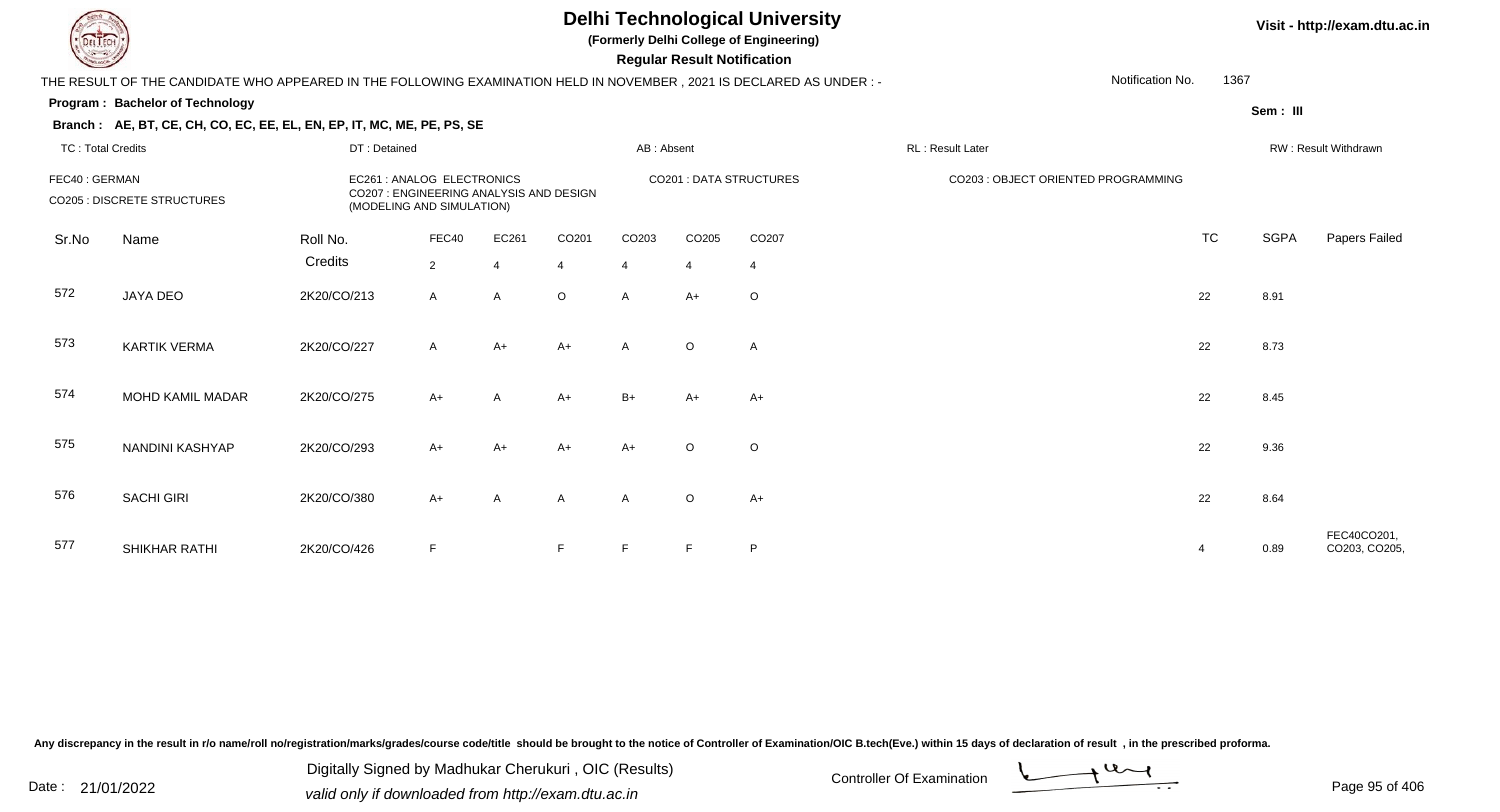# Delhi Technological University

**(Formerly Delhi College of Engineering)**

**Regular Result Notification**

Visit - http://exam.dtu.ac.in

THE RESULT OF THE CANDIDATE WHO APPEARED IN THE FOLLOWING EXAMINATION HELD IN NOVEMBER , 2021 IS DECLARED AS UNDER : -

Notification No. 1367

**Program : Bachelor of Technology**

**Sem : III**

**Branch : AE, BT, CE, CH, CO, EC, EE, EL, EN, EP, IT, MC, ME, PE, PS, SE**

TC : Total Credits | DT : Detained | AB : Absent | RL : Result Later | RW : Result Withdrawn

FEC40 : GERMAN
CO205 : DISCRETE STRUCTURES
EC261 : ANALOG ELECTRONICS
CO207 : ENGINEERING ANALYSIS AND DESIGN (MODELING AND SIMULATION)
CO201 : DATA STRUCTURES
CO203 : OBJECT ORIENTED PROGRAMMING

| Sr.No | Name | Roll No. | FEC40 | EC261 | CO201 | CO203 | CO205 | CO207 | TC | SGPA | Papers Failed |
|---|---|---|---|---|---|---|---|---|---|---|---|
| | | Credits | 2 | 4 | 4 | 4 | 4 | 4 | | | |
| 572 | JAYA DEO | 2K20/CO/213 | A | A | O | A | A+ | O | 22 | 8.91 | |
| 573 | KARTIK VERMA | 2K20/CO/227 | A | A+ | A+ | A | O | A | 22 | 8.73 | |
| 574 | MOHD KAMIL MADAR | 2K20/CO/275 | A+ | A | A+ | B+ | A+ | A+ | 22 | 8.45 | |
| 575 | NANDINI KASHYAP | 2K20/CO/293 | A+ | A+ | A+ | A+ | O | O | 22 | 9.36 | |
| 576 | SACHI GIRI | 2K20/CO/380 | A+ | A | A | A | O | A+ | 22 | 8.64 | |
| 577 | SHIKHAR RATHI | 2K20/CO/426 | F | | F | F | F | P | 4 | 0.89 | FEC40CO201, CO203, CO205, |

Any discrepancy in the result in r/o name/roll no/registration/marks/grades/course code/title should be brought to the notice of Controller of Examination/OIC B.tech(Eve.) within 15 days of declaration of result , in the prescribed proforma.

Date : 21/01/2022

Digitally Signed by Madhukar Cherukuri , OIC (Results)
valid only if downloaded from http://exam.dtu.ac.in

Controller Of Examination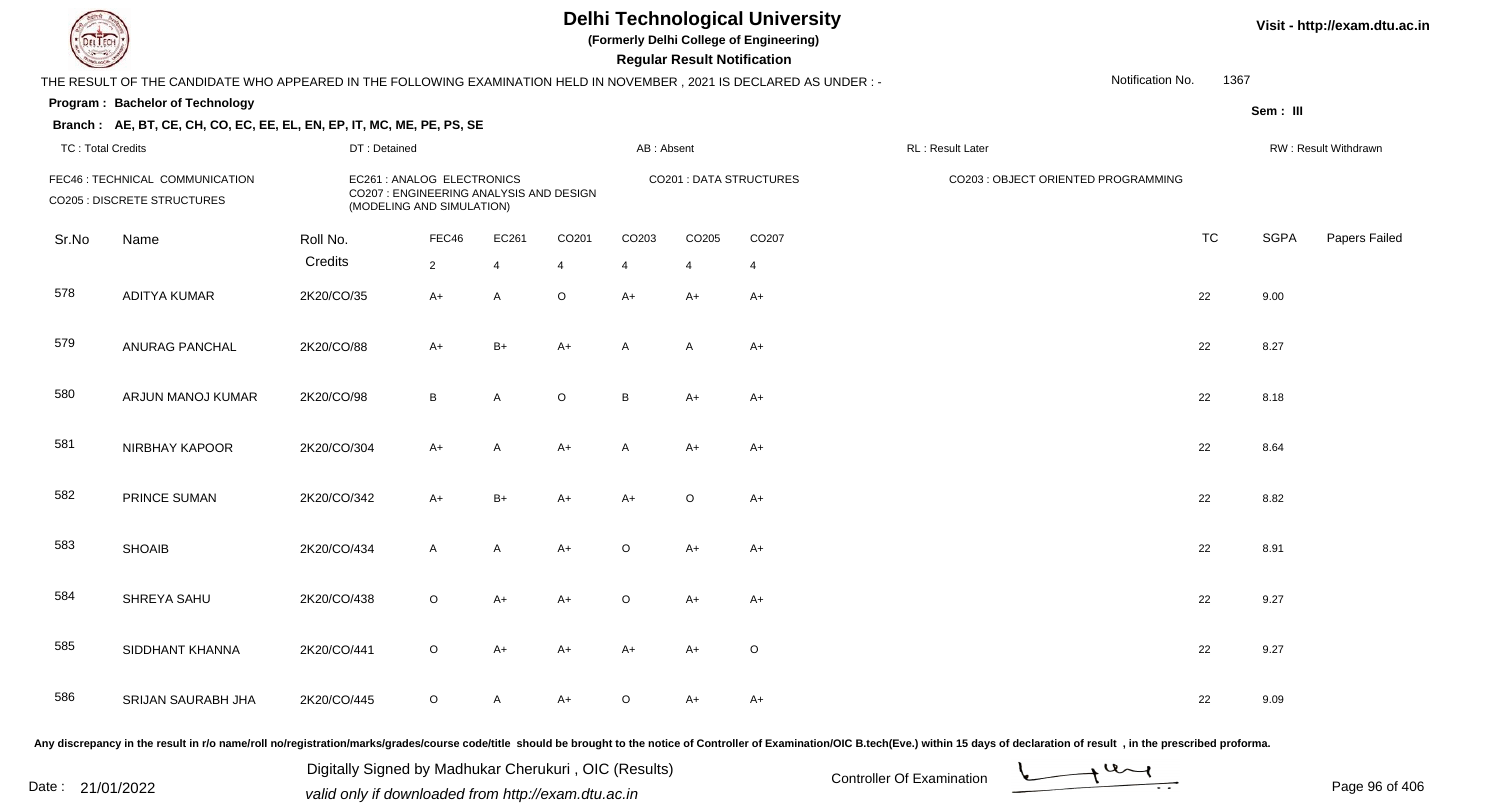# Delhi Technological University

**(Formerly Delhi College of Engineering)**

**Regular Result Notification**

Visit - http://exam.dtu.ac.in

THE RESULT OF THE CANDIDATE WHO APPEARED IN THE FOLLOWING EXAMINATION HELD IN NOVEMBER , 2021 IS DECLARED AS UNDER : -

Notification No. 1367

**Program : Bachelor of Technology**

Sem : III

**Branch : AE, BT, CE, CH, CO, EC, EE, EL, EN, EP, IT, MC, ME, PE, PS, SE**

TC : Total Credits | DT : Detained | AB : Absent | RL : Result Later | RW : Result Withdrawn

FEC46 : TECHNICAL COMMUNICATION
CO205 : DISCRETE STRUCTURES
EC261 : ANALOG ELECTRONICS
CO207 : ENGINEERING ANALYSIS AND DESIGN (MODELING AND SIMULATION)
CO201 : DATA STRUCTURES
CO203 : OBJECT ORIENTED PROGRAMMING

| Sr.No | Name | Roll No. | FEC46 | EC261 | CO201 | CO203 | CO205 | CO207 | TC | SGPA | Papers Failed |
|---|---|---|---|---|---|---|---|---|---|---|---|
| | | Credits | 2 | 4 | 4 | 4 | 4 | 4 | | | |
| 578 | ADITYA KUMAR | 2K20/CO/35 | A+ | A | O | A+ | A+ | A+ | 22 | 9.00 | |
| 579 | ANURAG PANCHAL | 2K20/CO/88 | A+ | B+ | A+ | A | A | A+ | 22 | 8.27 | |
| 580 | ARJUN MANOJ KUMAR | 2K20/CO/98 | B | A | O | B | A+ | A+ | 22 | 8.18 | |
| 581 | NIRBHAY KAPOOR | 2K20/CO/304 | A+ | A | A+ | A | A+ | A+ | 22 | 8.64 | |
| 582 | PRINCE SUMAN | 2K20/CO/342 | A+ | B+ | A+ | A+ | O | A+ | 22 | 8.82 | |
| 583 | SHOAIB | 2K20/CO/434 | A | A | A+ | O | A+ | A+ | 22 | 8.91 | |
| 584 | SHREYA SAHU | 2K20/CO/438 | O | A+ | A+ | O | A+ | A+ | 22 | 9.27 | |
| 585 | SIDDHANT KHANNA | 2K20/CO/441 | O | A+ | A+ | A+ | A+ | O | 22 | 9.27 | |
| 586 | SRIJAN SAURABH JHA | 2K20/CO/445 | O | A | A+ | O | A+ | A+ | 22 | 9.09 | |

Any discrepancy in the result in r/o name/roll no/registration/marks/grades/course code/title should be brought to the notice of Controller of Examination/OIC B.tech(Eve.) within 15 days of declaration of result , in the prescribed proforma.

Date : 21/01/2022

Digitally Signed by Madhukar Cherukuri , OIC (Results)
valid only if downloaded from http://exam.dtu.ac.in

Controller Of Examination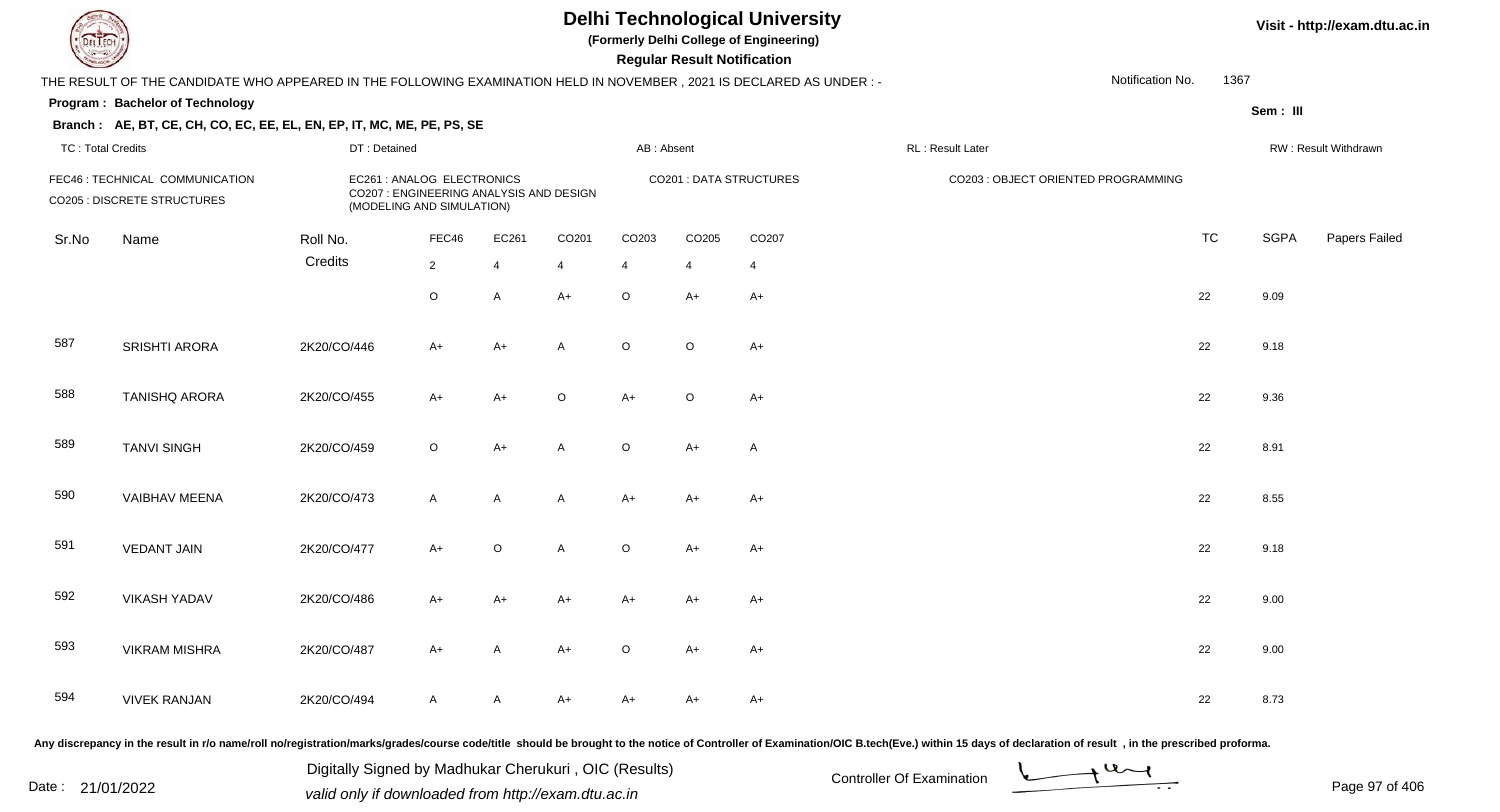# Delhi Technological University

(Formerly Delhi College of Engineering)

**Regular Result Notification**

Visit - http://exam.dtu.ac.in

THE RESULT OF THE CANDIDATE WHO APPEARED IN THE FOLLOWING EXAMINATION HELD IN NOVEMBER , 2021 IS DECLARED AS UNDER : -

Notification No. 1367

**Program : Bachelor of Technology**

Sem : III

**Branch : AE, BT, CE, CH, CO, EC, EE, EL, EN, EP, IT, MC, ME, PE, PS, SE**

TC : Total Credits | DT : Detained | AB : Absent | RL : Result Later | RW : Result Withdrawn

FEC46 : TECHNICAL COMMUNICATION
CO205 : DISCRETE STRUCTURES
EC261 : ANALOG ELECTRONICS
CO207 : ENGINEERING ANALYSIS AND DESIGN (MODELING AND SIMULATION)
CO201 : DATA STRUCTURES
CO203 : OBJECT ORIENTED PROGRAMMING

| Sr.No | Name | Roll No. | FEC46 | EC261 | CO201 | CO203 | CO205 | CO207 | TC | SGPA | Papers Failed |
|---|---|---|---|---|---|---|---|---|---|---|---|
| | | Credits | 2 | 4 | 4 | 4 | 4 | 4 | | | |
| | | | O | A | A+ | O | A+ | A+ | 22 | 9.09 | |
| 587 | SRISHTI ARORA | 2K20/CO/446 | A+ | A+ | A | O | O | A+ | 22 | 9.18 | |
| 588 | TANISHQ ARORA | 2K20/CO/455 | A+ | A+ | O | A+ | O | A+ | 22 | 9.36 | |
| 589 | TANVI SINGH | 2K20/CO/459 | O | A+ | A | O | A+ | A | 22 | 8.91 | |
| 590 | VAIBHAV MEENA | 2K20/CO/473 | A | A | A | A+ | A+ | A+ | 22 | 8.55 | |
| 591 | VEDANT JAIN | 2K20/CO/477 | A+ | O | A | O | A+ | A+ | 22 | 9.18 | |
| 592 | VIKASH YADAV | 2K20/CO/486 | A+ | A+ | A+ | A+ | A+ | A+ | 22 | 9.00 | |
| 593 | VIKRAM MISHRA | 2K20/CO/487 | A+ | A | A+ | O | A+ | A+ | 22 | 9.00 | |
| 594 | VIVEK RANJAN | 2K20/CO/494 | A | A | A+ | A+ | A+ | A+ | 22 | 8.73 | |

Any discrepancy in the result in r/o name/roll no/registration/marks/grades/course code/title should be brought to the notice of Controller of Examination/OIC B.tech(Eve.) within 15 days of declaration of result , in the prescribed proforma.

Date : 21/01/2022

Digitally Signed by Madhukar Cherukuri , OIC (Results)
valid only if downloaded from http://exam.dtu.ac.in

Controller Of Examination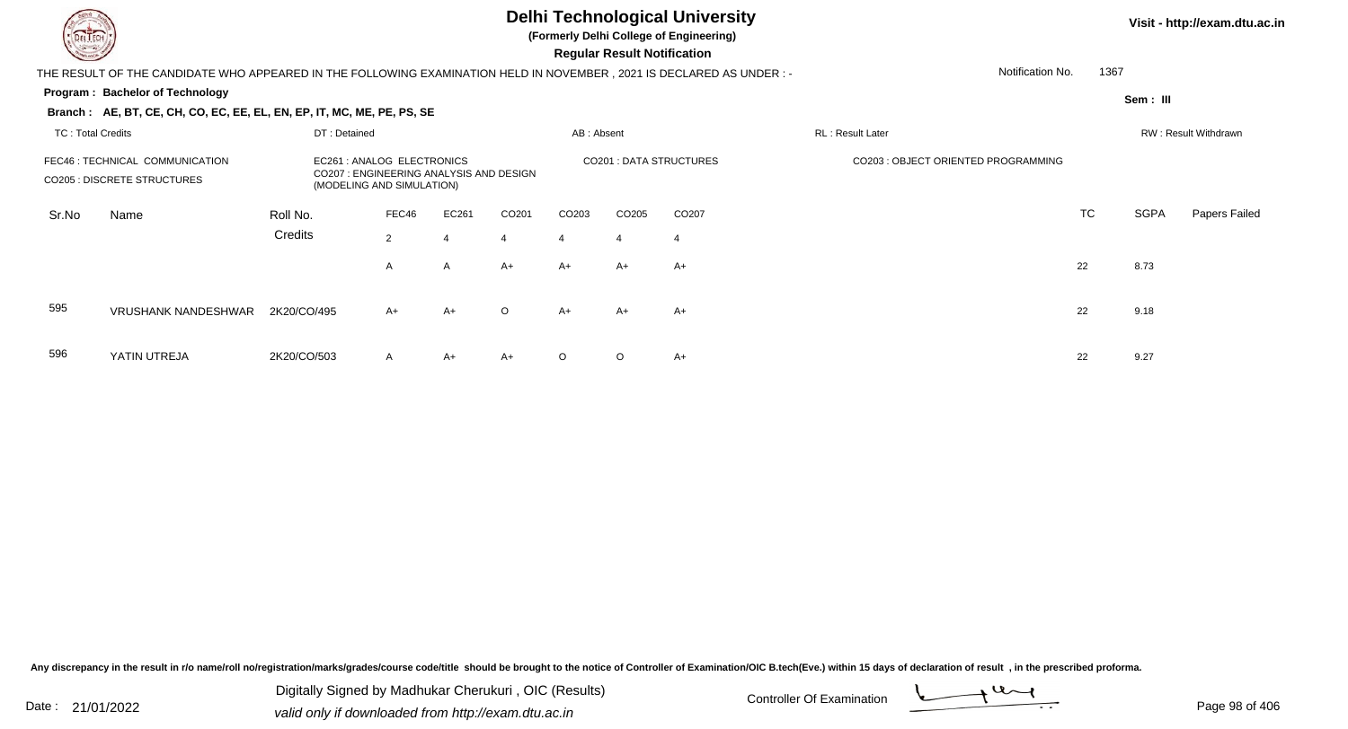# Delhi Technological University

**(Formerly Delhi College of Engineering)**

**Regular Result Notification**

Visit - http://exam.dtu.ac.in

THE RESULT OF THE CANDIDATE WHO APPEARED IN THE FOLLOWING EXAMINATION HELD IN NOVEMBER , 2021 IS DECLARED AS UNDER : -

Notification No. 1367

**Program : Bachelor of Technology**

Sem : III

**Branch : AE, BT, CE, CH, CO, EC, EE, EL, EN, EP, IT, MC, ME, PE, PS, SE**

TC : Total Credits | DT : Detained | AB : Absent | RL : Result Later | RW : Result Withdrawn

FEC46 : TECHNICAL COMMUNICATION
CO205 : DISCRETE STRUCTURES
EC261 : ANALOG ELECTRONICS
CO207 : ENGINEERING ANALYSIS AND DESIGN (MODELING AND SIMULATION)
CO201 : DATA STRUCTURES
CO203 : OBJECT ORIENTED PROGRAMMING

| Sr.No | Name | Roll No. | FEC46 | EC261 | CO201 | CO203 | CO205 | CO207 | TC | SGPA | Papers Failed |
|---|---|---|---|---|---|---|---|---|---|---|---|
| | | Credits | 2 | 4 | 4 | 4 | 4 | 4 | | | |
| | | | A | A | A+ | A+ | A+ | A+ | 22 | 8.73 | |
| 595 | VRUSHANK NANDESHWAR | 2K20/CO/495 | A+ | A+ | O | A+ | A+ | A+ | 22 | 9.18 | |
| 596 | YATIN UTREJA | 2K20/CO/503 | A | A+ | A+ | O | O | A+ | 22 | 9.27 | |

Any discrepancy in the result in r/o name/roll no/registration/marks/grades/course code/title should be brought to the notice of Controller of Examination/OIC B.tech(Eve.) within 15 days of declaration of result , in the prescribed proforma.

Date : 21/01/2022

Digitally Signed by Madhukar Cherukuri , OIC (Results)
valid only if downloaded from http://exam.dtu.ac.in

Controller Of Examination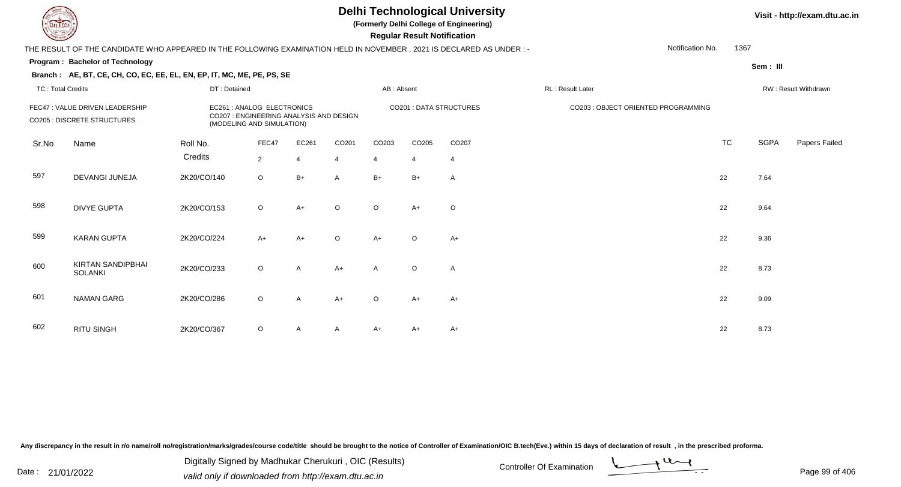# Delhi Technological University

**(Formerly Delhi College of Engineering)**

**Regular Result Notification**

Visit - http://exam.dtu.ac.in

THE RESULT OF THE CANDIDATE WHO APPEARED IN THE FOLLOWING EXAMINATION HELD IN NOVEMBER , 2021 IS DECLARED AS UNDER : -

Notification No. 1367

**Program : Bachelor of Technology**

Sem : III

**Branch : AE, BT, CE, CH, CO, EC, EE, EL, EN, EP, IT, MC, ME, PE, PS, SE**

TC : Total Credits | DT : Detained | AB : Absent | RL : Result Later | RW : Result Withdrawn

FEC47 : VALUE DRIVEN LEADERSHIP
CO205 : DISCRETE STRUCTURES
EC261 : ANALOG ELECTRONICS
CO207 : ENGINEERING ANALYSIS AND DESIGN (MODELING AND SIMULATION)
CO201 : DATA STRUCTURES
CO203 : OBJECT ORIENTED PROGRAMMING

| Sr.No | Name | Roll No. | FEC47 | EC261 | CO201 | CO203 | CO205 | CO207 | TC | SGPA | Papers Failed |
|---|---|---|---|---|---|---|---|---|---|---|---|
| | | Credits | 2 | 4 | 4 | 4 | 4 | 4 | | | |
| 597 | DEVANGI JUNEJA | 2K20/CO/140 | O | B+ | A | B+ | B+ | A | 22 | 7.64 | |
| 598 | DIVYE GUPTA | 2K20/CO/153 | O | A+ | O | O | A+ | O | 22 | 9.64 | |
| 599 | KARAN GUPTA | 2K20/CO/224 | A+ | A+ | O | A+ | O | A+ | 22 | 9.36 | |
| 600 | KIRTAN SANDIPBHAI SOLANKI | 2K20/CO/233 | O | A | A+ | A | O | A | 22 | 8.73 | |
| 601 | NAMAN GARG | 2K20/CO/286 | O | A | A+ | O | A+ | A+ | 22 | 9.09 | |
| 602 | RITU SINGH | 2K20/CO/367 | O | A | A | A+ | A+ | A+ | 22 | 8.73 | |

Any discrepancy in the result in r/o name/roll no/registration/marks/grades/course code/title should be brought to the notice of Controller of Examination/OIC B.tech(Eve.) within 15 days of declaration of result , in the prescribed proforma.

Date : 21/01/2022

Digitally Signed by Madhukar Cherukuri , OIC (Results)
valid only if downloaded from http://exam.dtu.ac.in

Controller Of Examination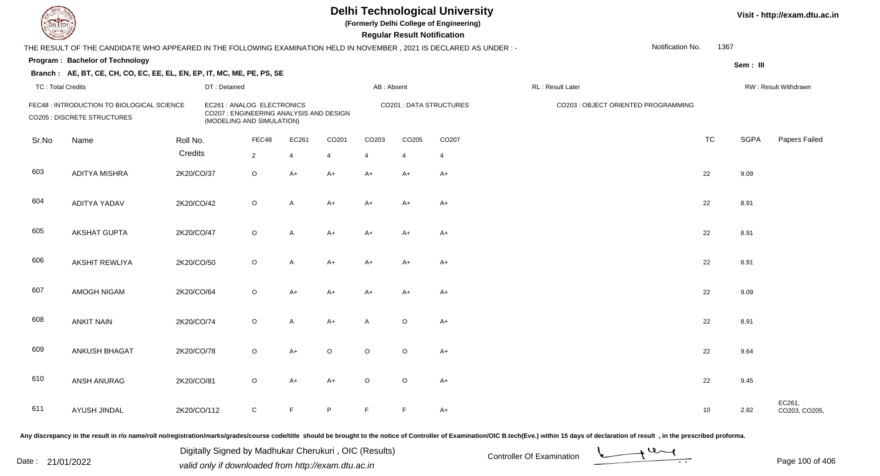# Delhi Technological University

**(Formerly Delhi College of Engineering)**

**Regular Result Notification**

Visit - http://exam.dtu.ac.in

THE RESULT OF THE CANDIDATE WHO APPEARED IN THE FOLLOWING EXAMINATION HELD IN NOVEMBER , 2021 IS DECLARED AS UNDER : -

Notification No. 1367

**Program : Bachelor of Technology**

Sem : III

**Branch : AE, BT, CE, CH, CO, EC, EE, EL, EN, EP, IT, MC, ME, PE, PS, SE**

TC : Total Credits | DT : Detained | AB : Absent | RL : Result Later | RW : Result Withdrawn

FEC48 : INTRODUCTION TO BIOLOGICAL SCIENCE
EC261 : ANALOG ELECTRONICS
CO201 : DATA STRUCTURES
CO203 : OBJECT ORIENTED PROGRAMMING
CO205 : DISCRETE STRUCTURES
CO207 : ENGINEERING ANALYSIS AND DESIGN (MODELING AND SIMULATION)

| Sr.No | Name | Roll No. | FEC48 | EC261 | CO201 | CO203 | CO205 | CO207 | TC | SGPA | Papers Failed |
|---|---|---|---|---|---|---|---|---|---|---|---|
| | | Credits | 2 | 4 | 4 | 4 | 4 | 4 | | | |
| 603 | ADITYA MISHRA | 2K20/CO/37 | O | A+ | A+ | A+ | A+ | A+ | 22 | 9.09 | |
| 604 | ADITYA YADAV | 2K20/CO/42 | O | A | A+ | A+ | A+ | A+ | 22 | 8.91 | |
| 605 | AKSHAT GUPTA | 2K20/CO/47 | O | A | A+ | A+ | A+ | A+ | 22 | 8.91 | |
| 606 | AKSHIT REWLIYA | 2K20/CO/50 | O | A | A+ | A+ | A+ | A+ | 22 | 8.91 | |
| 607 | AMOGH NIGAM | 2K20/CO/64 | O | A+ | A+ | A+ | A+ | A+ | 22 | 9.09 | |
| 608 | ANKIT NAIN | 2K20/CO/74 | O | A | A+ | A | O | A+ | 22 | 8.91 | |
| 609 | ANKUSH BHAGAT | 2K20/CO/78 | O | A+ | O | O | O | A+ | 22 | 9.64 | |
| 610 | ANSH ANURAG | 2K20/CO/81 | O | A+ | A+ | O | O | A+ | 22 | 9.45 | |
| 611 | AYUSH JINDAL | 2K20/CO/112 | C | F | P | F | F | A+ | 10 | 2.82 | EC261, CO203, CO205, |

Any discrepancy in the result in r/o name/roll no/registration/marks/grades/course code/title should be brought to the notice of Controller of Examination/OIC B.tech(Eve.) within 15 days of declaration of result , in the prescribed proforma.

Digitally Signed by Madhukar Cherukuri , OIC (Results)
valid only if downloaded from http://exam.dtu.ac.in

Date : 21/01/2022

Controller Of Examination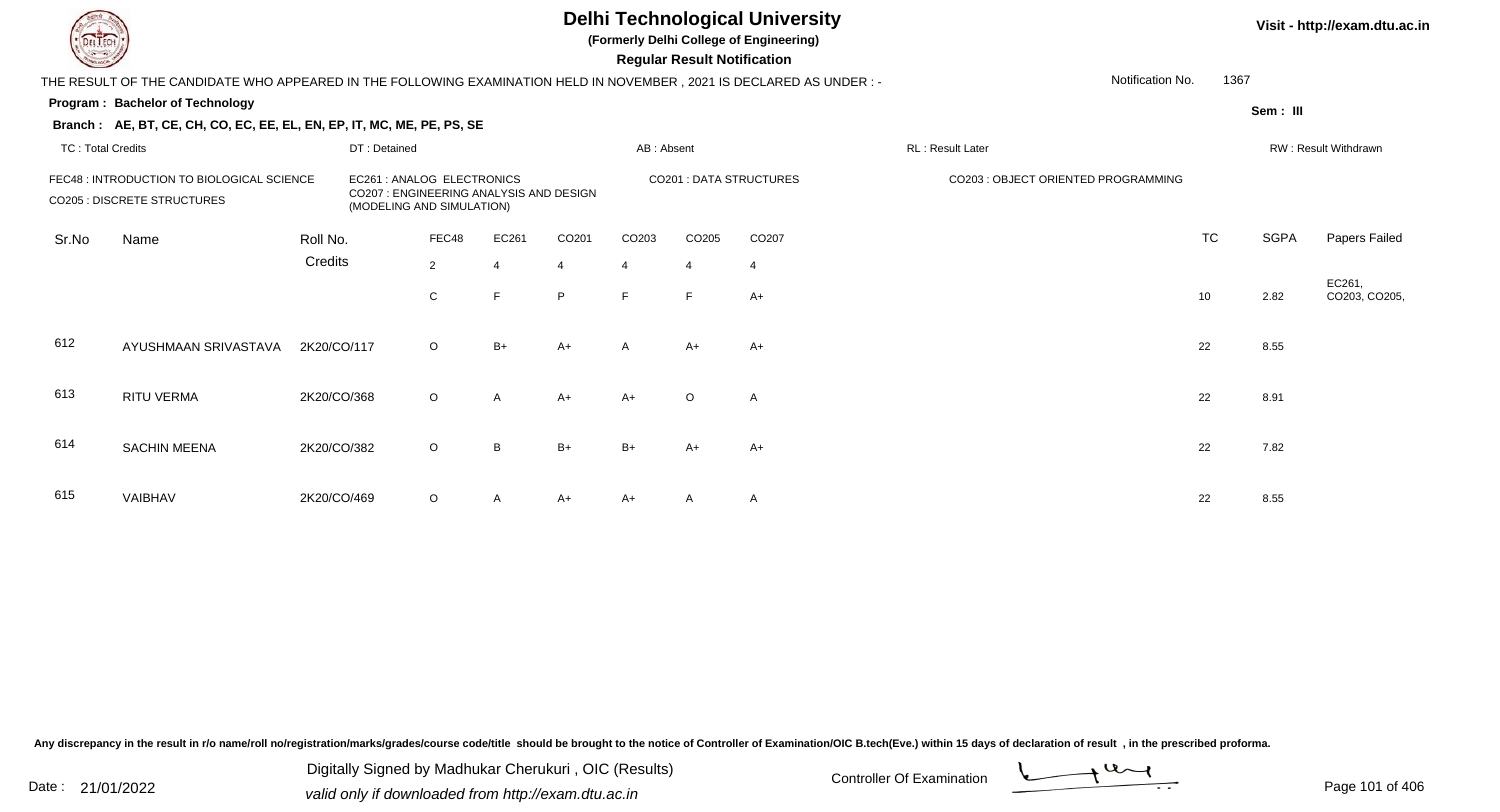# Delhi Technological University

**(Formerly Delhi College of Engineering)**

**Regular Result Notification**

Visit - http://exam.dtu.ac.in

THE RESULT OF THE CANDIDATE WHO APPEARED IN THE FOLLOWING EXAMINATION HELD IN NOVEMBER , 2021 IS DECLARED AS UNDER : -

Notification No. 1367

**Program : Bachelor of Technology**

Sem : III

**Branch : AE, BT, CE, CH, CO, EC, EE, EL, EN, EP, IT, MC, ME, PE, PS, SE**

TC : Total Credits | DT : Detained | AB : Absent | RL : Result Later | RW : Result Withdrawn

FEC48 : INTRODUCTION TO BIOLOGICAL SCIENCE
EC261 : ANALOG ELECTRONICS
CO201 : DATA STRUCTURES
CO203 : OBJECT ORIENTED PROGRAMMING
CO205 : DISCRETE STRUCTURES
CO207 : ENGINEERING ANALYSIS AND DESIGN (MODELING AND SIMULATION)

| Sr.No | Name | Roll No. | FEC48 | EC261 | CO201 | CO203 | CO205 | CO207 | TC | SGPA | Papers Failed |
|---|---|---|---|---|---|---|---|---|---|---|---|
| | | Credits | 2 | 4 | 4 | 4 | 4 | 4 | | | |
| | | | C | F | P | F | F | A+ | 10 | 2.82 | EC261, CO203, CO205, |
| 612 | AYUSHMAAN SRIVASTAVA | 2K20/CO/117 | O | B+ | A+ | A | A+ | A+ | 22 | 8.55 | |
| 613 | RITU VERMA | 2K20/CO/368 | O | A | A+ | A+ | O | A | 22 | 8.91 | |
| 614 | SACHIN MEENA | 2K20/CO/382 | O | B | B+ | B+ | A+ | A+ | 22 | 7.82 | |
| 615 | VAIBHAV | 2K20/CO/469 | O | A | A+ | A+ | A | A | 22 | 8.55 | |

Any discrepancy in the result in r/o name/roll no/registration/marks/grades/course code/title should be brought to the notice of Controller of Examination/OIC B.tech(Eve.) within 15 days of declaration of result , in the prescribed proforma.

Date : 21/01/2022

Digitally Signed by Madhukar Cherukuri , OIC (Results)
valid only if downloaded from http://exam.dtu.ac.in

Controller Of Examination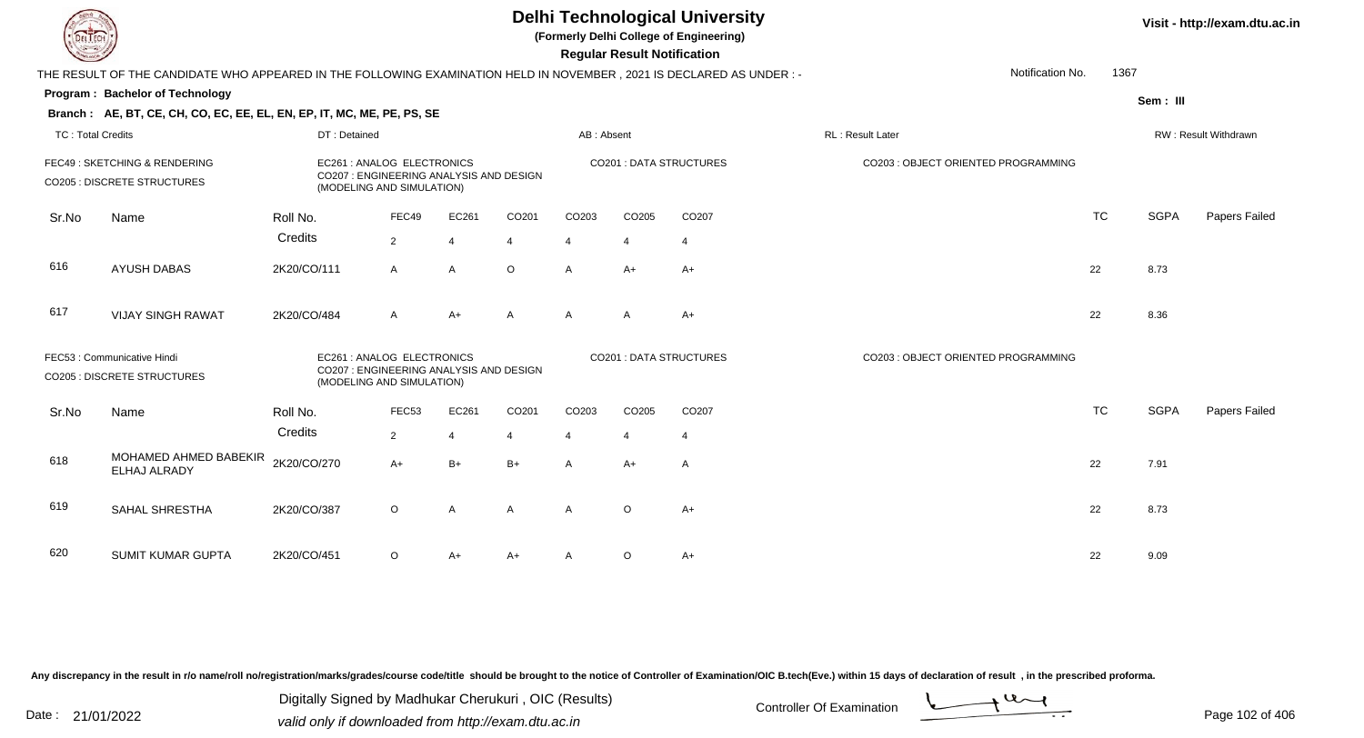# Delhi Technological University

(Formerly Delhi College of Engineering)

**Regular Result Notification**

Visit - http://exam.dtu.ac.in

THE RESULT OF THE CANDIDATE WHO APPEARED IN THE FOLLOWING EXAMINATION HELD IN NOVEMBER , 2021 IS DECLARED AS UNDER : -

Notification No. 1367

**Program : Bachelor of Technology**

Sem : III

**Branch : AE, BT, CE, CH, CO, EC, EE, EL, EN, EP, IT, MC, ME, PE, PS, SE**

TC : Total Credits | DT : Detained | AB : Absent | RL : Result Later | RW : Result Withdrawn

FEC49 : SKETCHING & RENDERING
EC261 : ANALOG ELECTRONICS
CO201 : DATA STRUCTURES
CO203 : OBJECT ORIENTED PROGRAMMING
CO205 : DISCRETE STRUCTURES
CO207 : ENGINEERING ANALYSIS AND DESIGN (MODELING AND SIMULATION)

| Sr.No | Name | Roll No. | FEC49 | EC261 | CO201 | CO203 | CO205 | CO207 | TC | SGPA | Papers Failed |
|---|---|---|---|---|---|---|---|---|---|---|---|
| | | Credits | 2 | 4 | 4 | 4 | 4 | 4 | | | |
| 616 | AYUSH DABAS | 2K20/CO/111 | A | A | O | A | A+ | A+ | 22 | 8.73 | |
| 617 | VIJAY SINGH RAWAT | 2K20/CO/484 | A | A+ | A | A | A | A+ | 22 | 8.36 | |

FEC53 : Communicative Hindi
EC261 : ANALOG ELECTRONICS
CO201 : DATA STRUCTURES
CO203 : OBJECT ORIENTED PROGRAMMING
CO205 : DISCRETE STRUCTURES
CO207 : ENGINEERING ANALYSIS AND DESIGN (MODELING AND SIMULATION)

| Sr.No | Name | Roll No. | FEC53 | EC261 | CO201 | CO203 | CO205 | CO207 | TC | SGPA | Papers Failed |
|---|---|---|---|---|---|---|---|---|---|---|---|
| | | Credits | 2 | 4 | 4 | 4 | 4 | 4 | | | |
| 618 | MOHAMED AHMED BABEKIR ELHAJ ALRADY | 2K20/CO/270 | A+ | B+ | B+ | A | A+ | A | 22 | 7.91 | |
| 619 | SAHAL SHRESTHA | 2K20/CO/387 | O | A | A | A | O | A+ | 22 | 8.73 | |
| 620 | SUMIT KUMAR GUPTA | 2K20/CO/451 | O | A+ | A+ | A | O | A+ | 22 | 9.09 | |

Any discrepancy in the result in r/o name/roll no/registration/marks/grades/course code/title should be brought to the notice of Controller of Examination/OIC B.tech(Eve.) within 15 days of declaration of result , in the prescribed proforma.

Date : 21/01/2022

Digitally Signed by Madhukar Cherukuri , OIC (Results)
valid only if downloaded from http://exam.dtu.ac.in

Controller Of Examination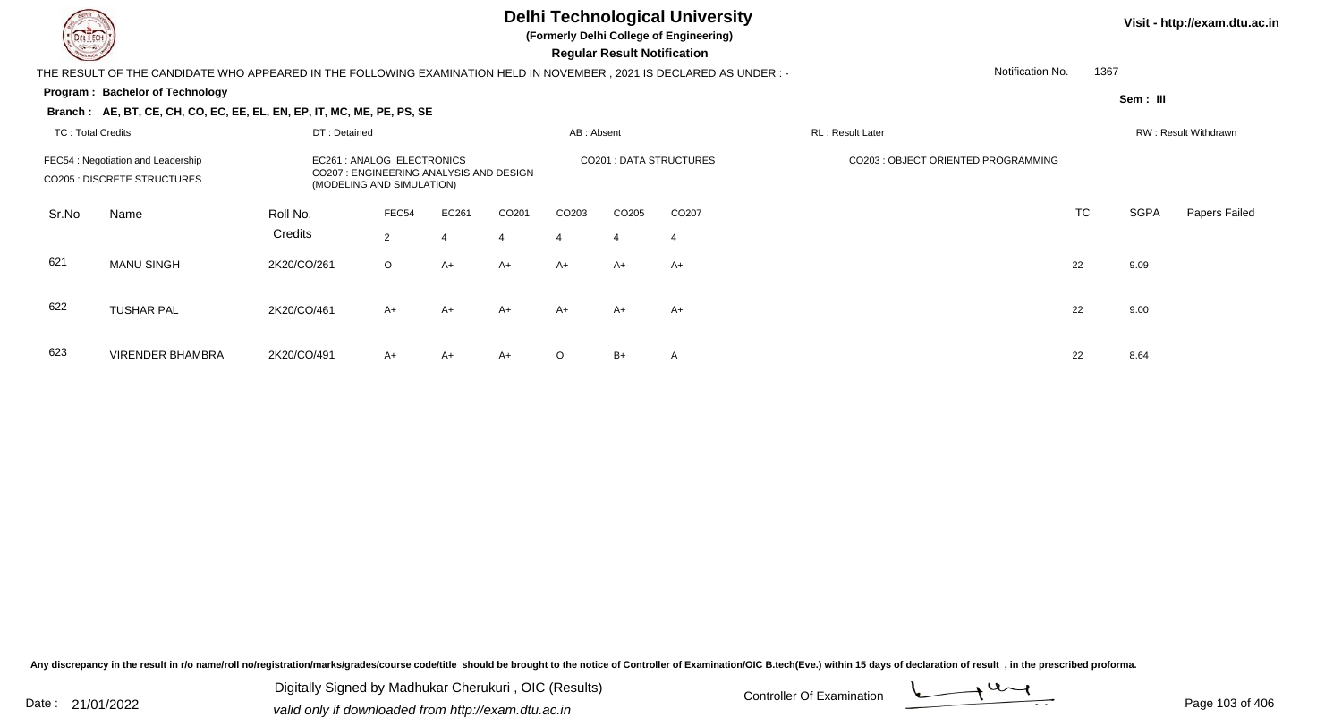# Delhi Technological University

**(Formerly Delhi College of Engineering)**

**Regular Result Notification**

Visit - http://exam.dtu.ac.in

THE RESULT OF THE CANDIDATE WHO APPEARED IN THE FOLLOWING EXAMINATION HELD IN NOVEMBER , 2021 IS DECLARED AS UNDER : -

Notification No. 1367

**Program : Bachelor of Technology**

Sem : III

**Branch : AE, BT, CE, CH, CO, EC, EE, EL, EN, EP, IT, MC, ME, PE, PS, SE**

TC : Total Credits | DT : Detained | AB : Absent | RL : Result Later | RW : Result Withdrawn

FEC54 : Negotiation and Leadership
CO205 : DISCRETE STRUCTURES
EC261 : ANALOG ELECTRONICS
CO207 : ENGINEERING ANALYSIS AND DESIGN (MODELING AND SIMULATION)
CO201 : DATA STRUCTURES
CO203 : OBJECT ORIENTED PROGRAMMING

| Sr.No | Name | Roll No. | FEC54 | EC261 | CO201 | CO203 | CO205 | CO207 | TC | SGPA | Papers Failed |
|---|---|---|---|---|---|---|---|---|---|---|---|
| | | Credits | 2 | 4 | 4 | 4 | 4 | 4 | | | |
| 621 | MANU SINGH | 2K20/CO/261 | O | A+ | A+ | A+ | A+ | A+ | 22 | 9.09 | |
| 622 | TUSHAR PAL | 2K20/CO/461 | A+ | A+ | A+ | A+ | A+ | A+ | 22 | 9.00 | |
| 623 | VIRENDER BHAMBRA | 2K20/CO/491 | A+ | A+ | A+ | O | B+ | A | 22 | 8.64 | |

Any discrepancy in the result in r/o name/roll no/registration/marks/grades/course code/title should be brought to the notice of Controller of Examination/OIC B.tech(Eve.) within 15 days of declaration of result , in the prescribed proforma.

Date : 21/01/2022

Digitally Signed by Madhukar Cherukuri , OIC (Results)
valid only if downloaded from http://exam.dtu.ac.in

Controller Of Examination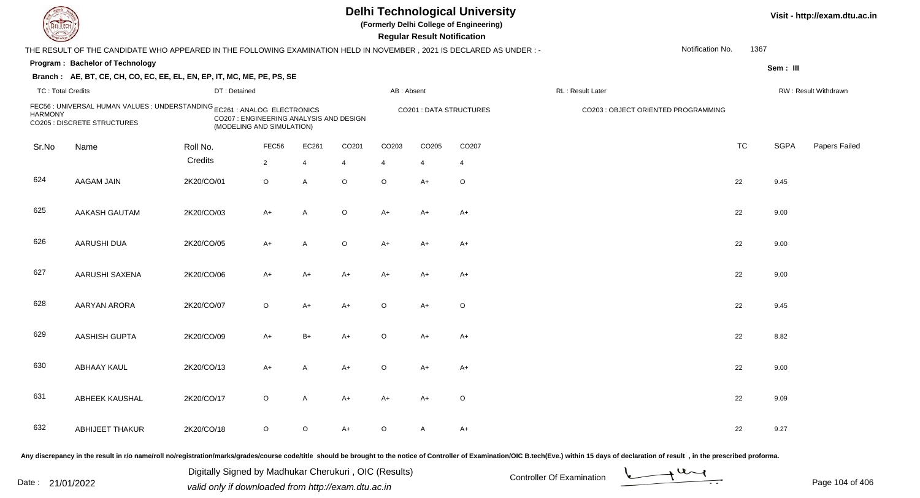# Delhi Technological University

**(Formerly Delhi College of Engineering)**

**Regular Result Notification**

Visit - http://exam.dtu.ac.in

THE RESULT OF THE CANDIDATE WHO APPEARED IN THE FOLLOWING EXAMINATION HELD IN NOVEMBER , 2021 IS DECLARED AS UNDER : -

Notification No. 1367

**Program : Bachelor of Technology**

Sem : III

**Branch : AE, BT, CE, CH, CO, EC, EE, EL, EN, EP, IT, MC, ME, PE, PS, SE**

TC : Total Credits | DT : Detained | AB : Absent | RL : Result Later | RW : Result Withdrawn

FEC56 : UNIVERSAL HUMAN VALUES : UNDERSTANDING HARMONY
EC261 : ANALOG ELECTRONICS
CO201 : DATA STRUCTURES
CO203 : OBJECT ORIENTED PROGRAMMING
CO205 : DISCRETE STRUCTURES
CO207 : ENGINEERING ANALYSIS AND DESIGN (MODELING AND SIMULATION)

| Sr.No | Name | Roll No. | FEC56 | EC261 | CO201 | CO203 | CO205 | CO207 | TC | SGPA | Papers Failed |
|---|---|---|---|---|---|---|---|---|---|---|---|
| | | Credits | 2 | 4 | 4 | 4 | 4 | 4 | | | |
| 624 | AAGAM JAIN | 2K20/CO/01 | O | A | O | O | A+ | O | 22 | 9.45 | |
| 625 | AAKASH GAUTAM | 2K20/CO/03 | A+ | A | O | A+ | A+ | A+ | 22 | 9.00 | |
| 626 | AARUSHI DUA | 2K20/CO/05 | A+ | A | O | A+ | A+ | A+ | 22 | 9.00 | |
| 627 | AARUSHI SAXENA | 2K20/CO/06 | A+ | A+ | A+ | A+ | A+ | A+ | 22 | 9.00 | |
| 628 | AARYAN ARORA | 2K20/CO/07 | O | A+ | A+ | O | A+ | O | 22 | 9.45 | |
| 629 | AASHISH GUPTA | 2K20/CO/09 | A+ | B+ | A+ | O | A+ | A+ | 22 | 8.82 | |
| 630 | ABHAAY KAUL | 2K20/CO/13 | A+ | A | A+ | O | A+ | A+ | 22 | 9.00 | |
| 631 | ABHEEK KAUSHAL | 2K20/CO/17 | O | A | A+ | A+ | A+ | O | 22 | 9.09 | |
| 632 | ABHIJEET THAKUR | 2K20/CO/18 | O | O | A+ | O | A | A+ | 22 | 9.27 | |

Any discrepancy in the result in r/o name/roll no/registration/marks/grades/course code/title should be brought to the notice of Controller of Examination/OIC B.tech(Eve.) within 15 days of declaration of result , in the prescribed proforma.

Date : 21/01/2022

Digitally Signed by Madhukar Cherukuri , OIC (Results)
valid only if downloaded from http://exam.dtu.ac.in

Controller Of Examination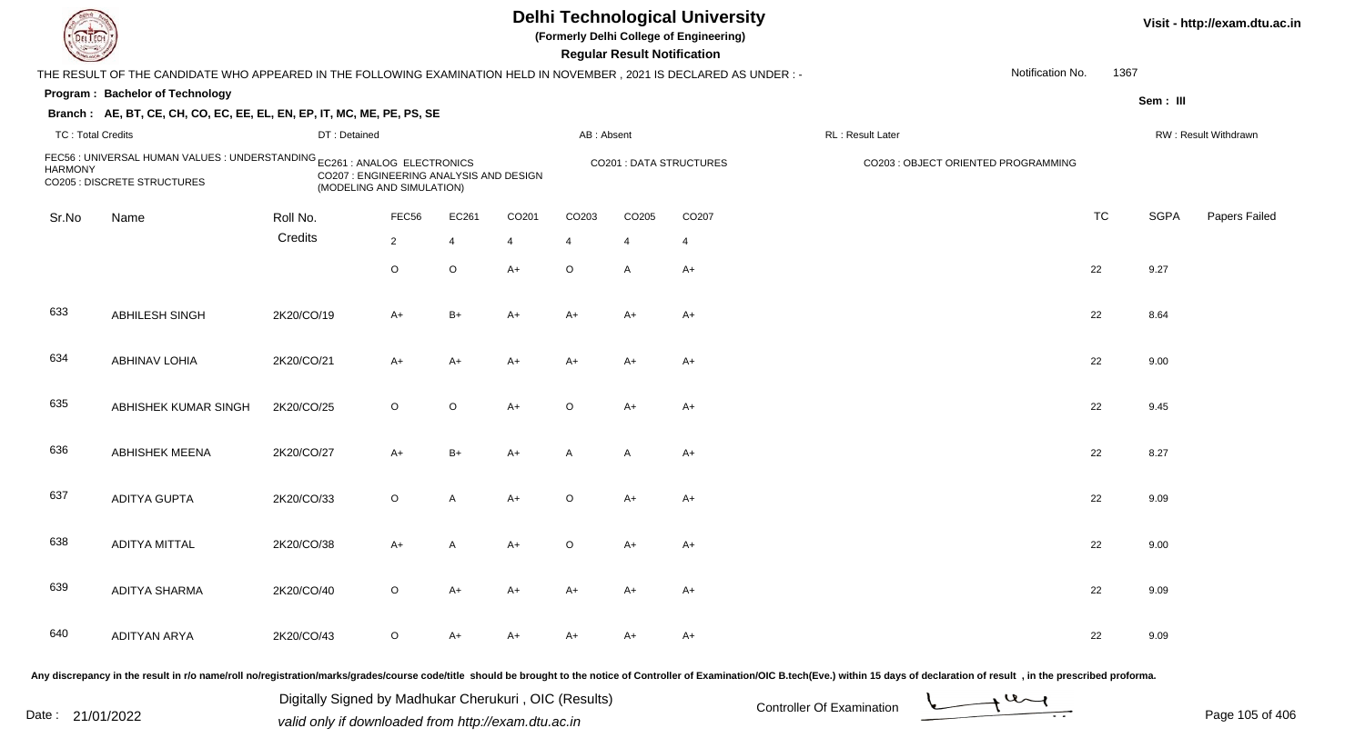# Delhi Technological University

**(Formerly Delhi College of Engineering)**

**Regular Result Notification**

Visit - http://exam.dtu.ac.in

THE RESULT OF THE CANDIDATE WHO APPEARED IN THE FOLLOWING EXAMINATION HELD IN NOVEMBER , 2021 IS DECLARED AS UNDER : -

Notification No. 1367

**Program : Bachelor of Technology**

Sem : III

**Branch : AE, BT, CE, CH, CO, EC, EE, EL, EN, EP, IT, MC, ME, PE, PS, SE**

TC : Total Credits | DT : Detained | AB : Absent | RL : Result Later | RW : Result Withdrawn

FEC56 : UNIVERSAL HUMAN VALUES : UNDERSTANDING HARMONY
EC261 : ANALOG ELECTRONICS
CO201 : DATA STRUCTURES
CO203 : OBJECT ORIENTED PROGRAMMING
CO205 : DISCRETE STRUCTURES
CO207 : ENGINEERING ANALYSIS AND DESIGN (MODELING AND SIMULATION)

| Sr.No | Name | Roll No. | FEC56 | EC261 | CO201 | CO203 | CO205 | CO207 | TC | SGPA | Papers Failed |
|---|---|---|---|---|---|---|---|---|---|---|---|
| | | Credits | 2 | 4 | 4 | 4 | 4 | 4 | | | |
| | | | O | O | A+ | O | A | A+ | 22 | 9.27 | |
| 633 | ABHILESH SINGH | 2K20/CO/19 | A+ | B+ | A+ | A+ | A+ | A+ | 22 | 8.64 | |
| 634 | ABHINAV LOHIA | 2K20/CO/21 | A+ | A+ | A+ | A+ | A+ | A+ | 22 | 9.00 | |
| 635 | ABHISHEK KUMAR SINGH | 2K20/CO/25 | O | O | A+ | O | A+ | A+ | 22 | 9.45 | |
| 636 | ABHISHEK MEENA | 2K20/CO/27 | A+ | B+ | A+ | A | A | A+ | 22 | 8.27 | |
| 637 | ADITYA GUPTA | 2K20/CO/33 | O | A | A+ | O | A+ | A+ | 22 | 9.09 | |
| 638 | ADITYA MITTAL | 2K20/CO/38 | A+ | A | A+ | O | A+ | A+ | 22 | 9.00 | |
| 639 | ADITYA SHARMA | 2K20/CO/40 | O | A+ | A+ | A+ | A+ | A+ | 22 | 9.09 | |
| 640 | ADITYAN ARYA | 2K20/CO/43 | O | A+ | A+ | A+ | A+ | A+ | 22 | 9.09 | |

Any discrepancy in the result in r/o name/roll no/registration/marks/grades/course code/title should be brought to the notice of Controller of Examination/OIC B.tech(Eve.) within 15 days of declaration of result , in the prescribed proforma.

Date : 21/01/2022

Digitally Signed by Madhukar Cherukuri , OIC (Results)
valid only if downloaded from http://exam.dtu.ac.in

Controller Of Examination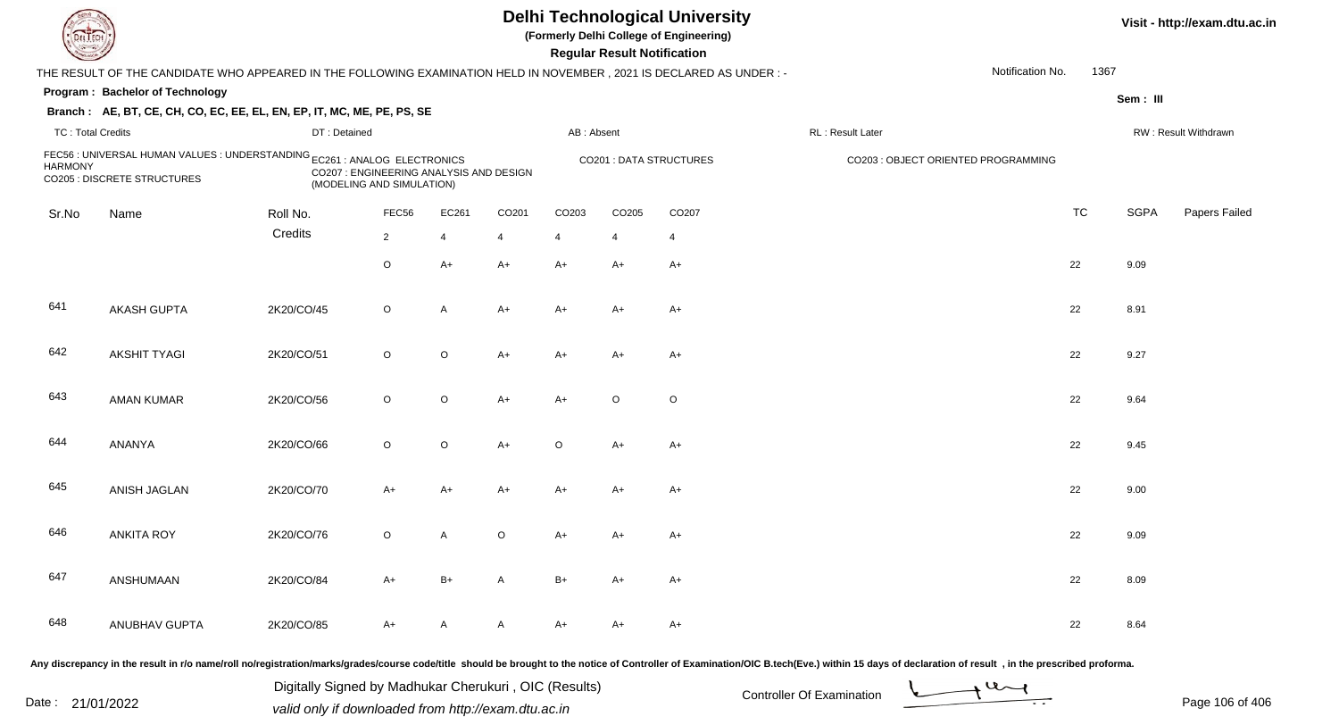# Delhi Technological University

**(Formerly Delhi College of Engineering)**

**Regular Result Notification**

Visit - http://exam.dtu.ac.in

THE RESULT OF THE CANDIDATE WHO APPEARED IN THE FOLLOWING EXAMINATION HELD IN NOVEMBER , 2021 IS DECLARED AS UNDER : -

Notification No. 1367

**Program : Bachelor of Technology**

Sem : III

**Branch : AE, BT, CE, CH, CO, EC, EE, EL, EN, EP, IT, MC, ME, PE, PS, SE**

TC : Total Credits | DT : Detained | AB : Absent | RL : Result Later | RW : Result Withdrawn

FEC56 : UNIVERSAL HUMAN VALUES : UNDERSTANDING HARMONY
EC261 : ANALOG ELECTRONICS
CO201 : DATA STRUCTURES
CO203 : OBJECT ORIENTED PROGRAMMING
CO205 : DISCRETE STRUCTURES
CO207 : ENGINEERING ANALYSIS AND DESIGN (MODELING AND SIMULATION)

| Sr.No | Name | Roll No. | FEC56 | EC261 | CO201 | CO203 | CO205 | CO207 | TC | SGPA | Papers Failed |
|---|---|---|---|---|---|---|---|---|---|---|---|
| | | Credits | 2 | 4 | 4 | 4 | 4 | 4 | | | |
| | | | O | A+ | A+ | A+ | A+ | A+ | 22 | 9.09 | |
| 641 | AKASH GUPTA | 2K20/CO/45 | O | A | A+ | A+ | A+ | A+ | 22 | 8.91 | |
| 642 | AKSHIT TYAGI | 2K20/CO/51 | O | O | A+ | A+ | A+ | A+ | 22 | 9.27 | |
| 643 | AMAN KUMAR | 2K20/CO/56 | O | O | A+ | A+ | O | O | 22 | 9.64 | |
| 644 | ANANYA | 2K20/CO/66 | O | O | A+ | O | A+ | A+ | 22 | 9.45 | |
| 645 | ANISH JAGLAN | 2K20/CO/70 | A+ | A+ | A+ | A+ | A+ | A+ | 22 | 9.00 | |
| 646 | ANKITA ROY | 2K20/CO/76 | O | A | O | A+ | A+ | A+ | 22 | 9.09 | |
| 647 | ANSHUMAAN | 2K20/CO/84 | A+ | B+ | A | B+ | A+ | A+ | 22 | 8.09 | |
| 648 | ANUBHAV GUPTA | 2K20/CO/85 | A+ | A | A | A+ | A+ | A+ | 22 | 8.64 | |

Any discrepancy in the result in r/o name/roll no/registration/marks/grades/course code/title should be brought to the notice of Controller of Examination/OIC B.tech(Eve.) within 15 days of declaration of result , in the prescribed proforma.

Date : 21/01/2022

Digitally Signed by Madhukar Cherukuri , OIC (Results)
valid only if downloaded from http://exam.dtu.ac.in

Controller Of Examination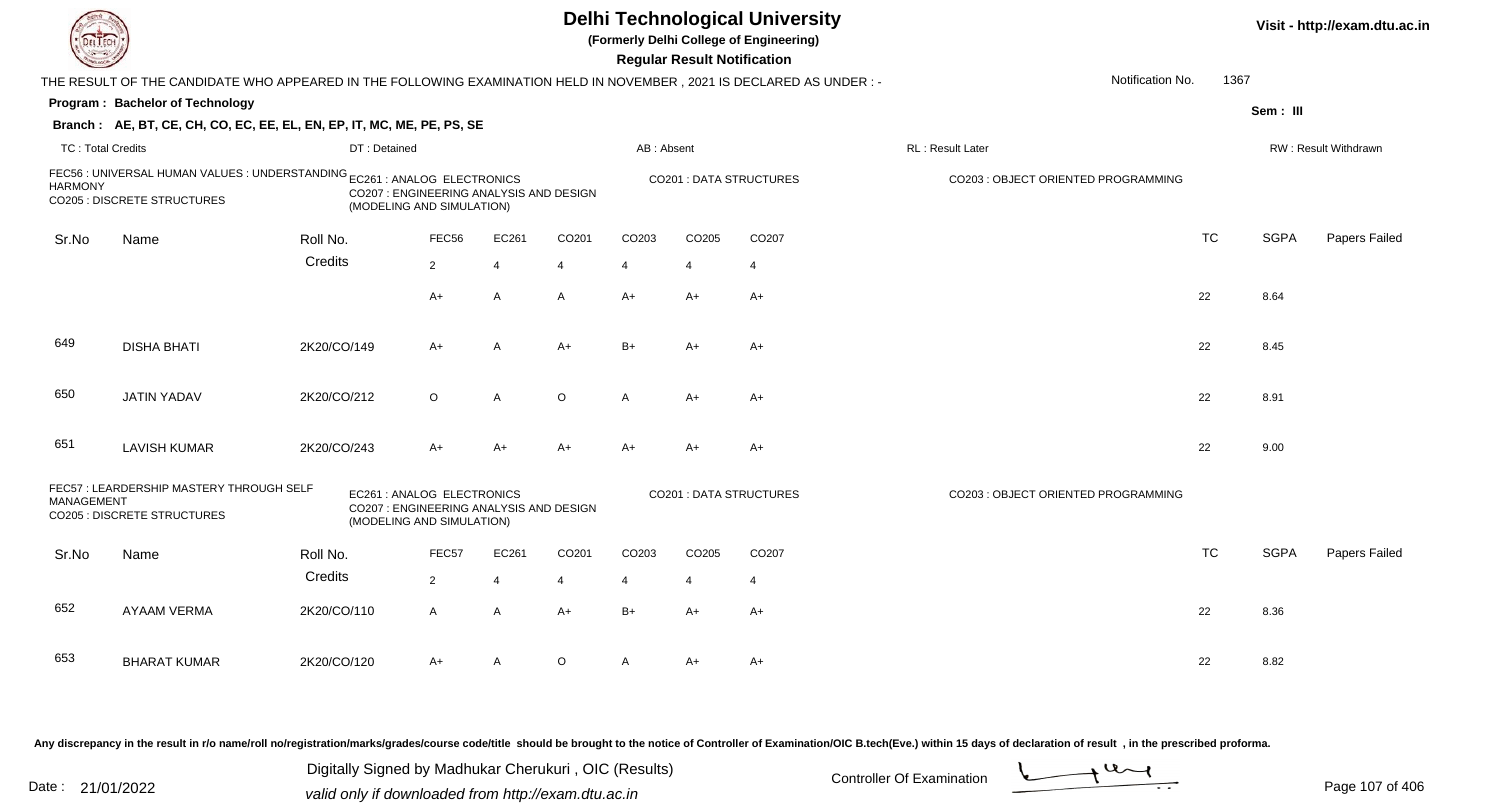# Delhi Technological University

**(Formerly Delhi College of Engineering)**

**Regular Result Notification**

Visit - http://exam.dtu.ac.in

THE RESULT OF THE CANDIDATE WHO APPEARED IN THE FOLLOWING EXAMINATION HELD IN NOVEMBER , 2021 IS DECLARED AS UNDER : -

Notification No. 1367

**Program : Bachelor of Technology**

Sem : III

**Branch : AE, BT, CE, CH, CO, EC, EE, EL, EN, EP, IT, MC, ME, PE, PS, SE**

TC : Total Credits | DT : Detained | AB : Absent | RL : Result Later | RW : Result Withdrawn

FEC56 : UNIVERSAL HUMAN VALUES : UNDERSTANDING HARMONY
EC261 : ANALOG ELECTRONICS
CO201 : DATA STRUCTURES
CO203 : OBJECT ORIENTED PROGRAMMING
CO205 : DISCRETE STRUCTURES
CO207 : ENGINEERING ANALYSIS AND DESIGN (MODELING AND SIMULATION)

| Sr.No | Name | Roll No. | FEC56 | EC261 | CO201 | CO203 | CO205 | CO207 | TC | SGPA | Papers Failed |
|---|---|---|---|---|---|---|---|---|---|---|---|
| | | Credits | 2 | 4 | 4 | 4 | 4 | 4 | | | |
| | | | A+ | A | A | A+ | A+ | A+ | 22 | 8.64 | |
| 649 | DISHA BHATI | 2K20/CO/149 | A+ | A | A+ | B+ | A+ | A+ | 22 | 8.45 | |
| 650 | JATIN YADAV | 2K20/CO/212 | O | A | O | A | A+ | A+ | 22 | 8.91 | |
| 651 | LAVISH KUMAR | 2K20/CO/243 | A+ | A+ | A+ | A+ | A+ | A+ | 22 | 9.00 | |

FEC57 : LEARDERSHIP MASTERY THROUGH SELF MANAGEMENT
EC261 : ANALOG ELECTRONICS
CO201 : DATA STRUCTURES
CO203 : OBJECT ORIENTED PROGRAMMING
CO205 : DISCRETE STRUCTURES
CO207 : ENGINEERING ANALYSIS AND DESIGN (MODELING AND SIMULATION)

| Sr.No | Name | Roll No. | FEC57 | EC261 | CO201 | CO203 | CO205 | CO207 | TC | SGPA | Papers Failed |
|---|---|---|---|---|---|---|---|---|---|---|---|
| | | Credits | 2 | 4 | 4 | 4 | 4 | 4 | | | |
| 652 | AYAAM VERMA | 2K20/CO/110 | A | A | A+ | B+ | A+ | A+ | 22 | 8.36 | |
| 653 | BHARAT KUMAR | 2K20/CO/120 | A+ | A | O | A | A+ | A+ | 22 | 8.82 | |

Any discrepancy in the result in r/o name/roll no/registration/marks/grades/course code/title should be brought to the notice of Controller of Examination/OIC B.tech(Eve.) within 15 days of declaration of result , in the prescribed proforma.

Date : 21/01/2022

Digitally Signed by Madhukar Cherukuri , OIC (Results)
valid only if downloaded from http://exam.dtu.ac.in

Controller Of Examination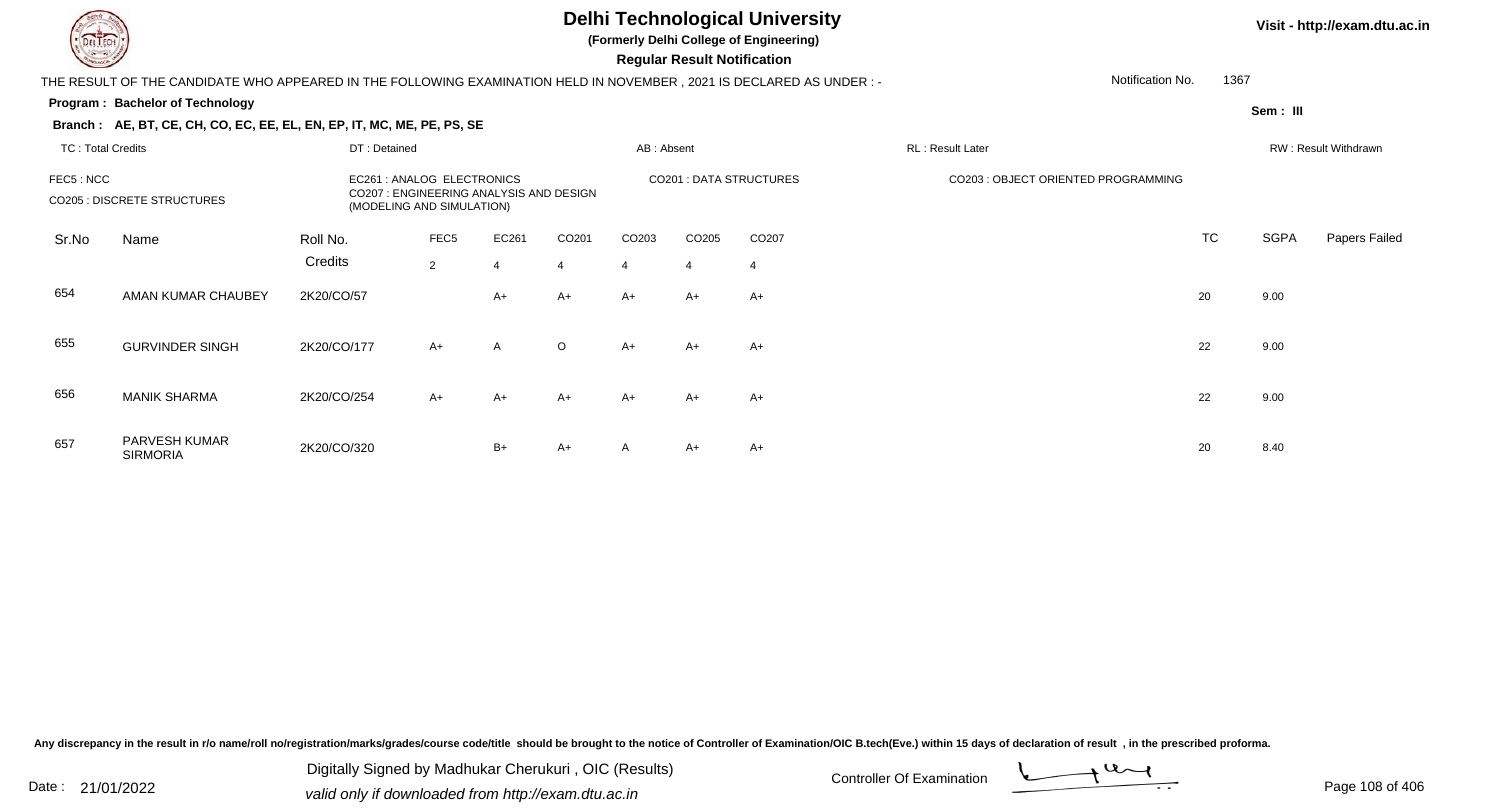# Delhi Technological University

**(Formerly Delhi College of Engineering)**

**Regular Result Notification**

Visit - http://exam.dtu.ac.in

THE RESULT OF THE CANDIDATE WHO APPEARED IN THE FOLLOWING EXAMINATION HELD IN NOVEMBER , 2021 IS DECLARED AS UNDER : -

Notification No. 1367

**Program : Bachelor of Technology**

Sem : III

**Branch : AE, BT, CE, CH, CO, EC, EE, EL, EN, EP, IT, MC, ME, PE, PS, SE**

TC : Total Credits | DT : Detained | AB : Absent | RL : Result Later | RW : Result Withdrawn

FEC5 : NCC
CO205 : DISCRETE STRUCTURES
EC261 : ANALOG ELECTRONICS
CO207 : ENGINEERING ANALYSIS AND DESIGN (MODELING AND SIMULATION)
CO201 : DATA STRUCTURES
CO203 : OBJECT ORIENTED PROGRAMMING

| Sr.No | Name | Roll No. | FEC5 | EC261 | CO201 | CO203 | CO205 | CO207 | TC | SGPA | Papers Failed |
|---|---|---|---|---|---|---|---|---|---|---|---|
| | | Credits | 2 | 4 | 4 | 4 | 4 | 4 | | | |
| 654 | AMAN KUMAR CHAUBEY | 2K20/CO/57 | | A+ | A+ | A+ | A+ | A+ | 20 | 9.00 | |
| 655 | GURVINDER SINGH | 2K20/CO/177 | A+ | A | O | A+ | A+ | A+ | 22 | 9.00 | |
| 656 | MANIK SHARMA | 2K20/CO/254 | A+ | A+ | A+ | A+ | A+ | A+ | 22 | 9.00 | |
| 657 | PARVESH KUMAR SIRMORIA | 2K20/CO/320 | | B+ | A+ | A | A+ | A+ | 20 | 8.40 | |

Any discrepancy in the result in r/o name/roll no/registration/marks/grades/course code/title should be brought to the notice of Controller of Examination/OIC B.tech(Eve.) within 15 days of declaration of result , in the prescribed proforma.

Date : 21/01/2022

Digitally Signed by Madhukar Cherukuri , OIC (Results)
valid only if downloaded from http://exam.dtu.ac.in

Controller Of Examination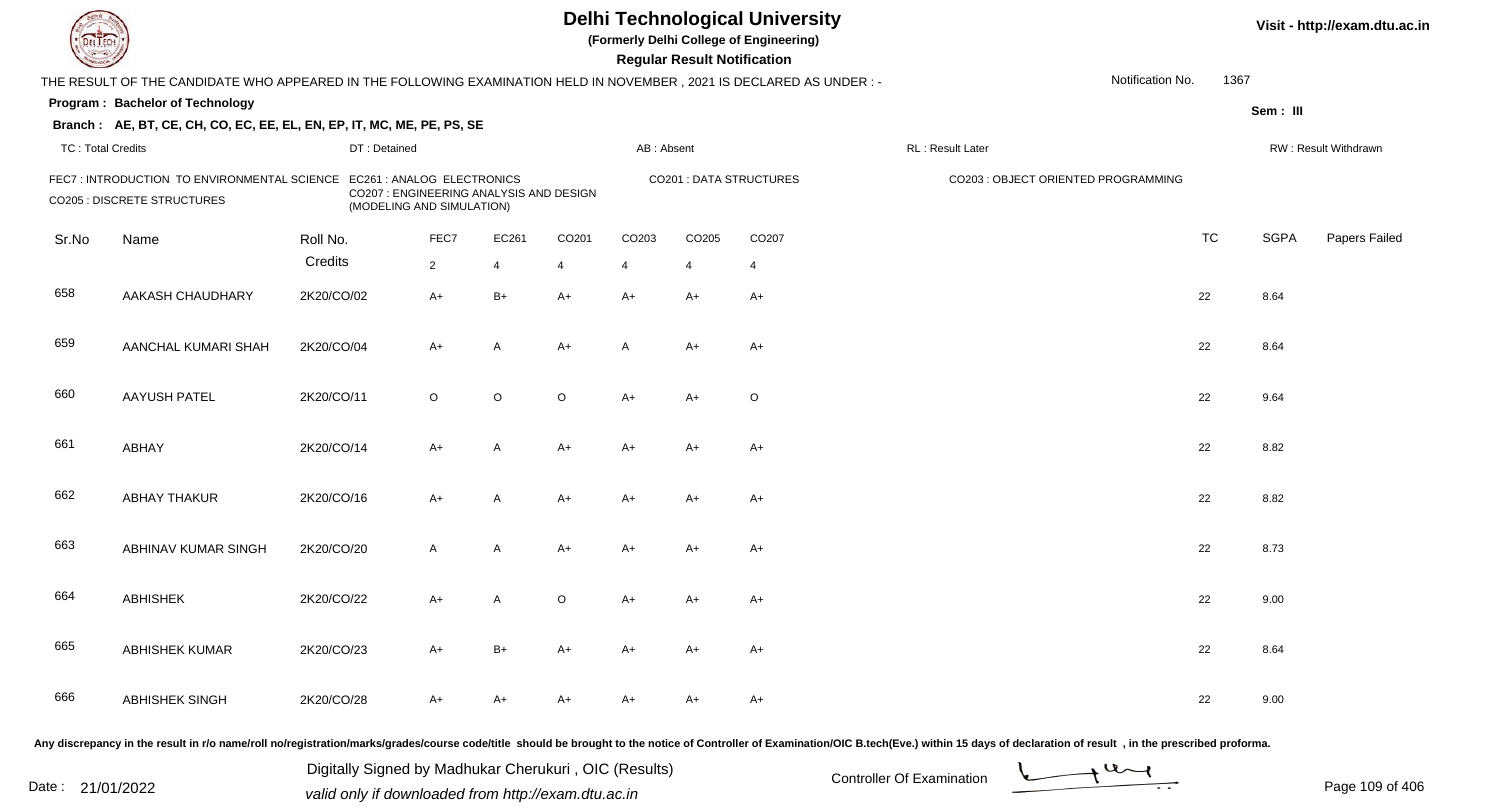# Delhi Technological University

**(Formerly Delhi College of Engineering)**

**Regular Result Notification**

Visit - http://exam.dtu.ac.in

THE RESULT OF THE CANDIDATE WHO APPEARED IN THE FOLLOWING EXAMINATION HELD IN NOVEMBER , 2021 IS DECLARED AS UNDER : -

Notification No. 1367

**Program : Bachelor of Technology**

Sem : III

**Branch : AE, BT, CE, CH, CO, EC, EE, EL, EN, EP, IT, MC, ME, PE, PS, SE**

TC : Total Credits | DT : Detained | AB : Absent | RL : Result Later | RW : Result Withdrawn

FEC7 : INTRODUCTION TO ENVIRONMENTAL SCIENCE | EC261 : ANALOG ELECTRONICS | CO201 : DATA STRUCTURES | CO203 : OBJECT ORIENTED PROGRAMMING | CO205 : DISCRETE STRUCTURES | CO207 : ENGINEERING ANALYSIS AND DESIGN (MODELING AND SIMULATION)

| Sr.No | Name | Roll No. | FEC7 | EC261 | CO201 | CO203 | CO205 | CO207 | TC | SGPA | Papers Failed |
|---|---|---|---|---|---|---|---|---|---|---|---|
| | | Credits | 2 | 4 | 4 | 4 | 4 | 4 | | | |
| 658 | AAKASH CHAUDHARY | 2K20/CO/02 | A+ | B+ | A+ | A+ | A+ | A+ | 22 | 8.64 | |
| 659 | AANCHAL KUMARI SHAH | 2K20/CO/04 | A+ | A | A+ | A | A+ | A+ | 22 | 8.64 | |
| 660 | AAYUSH PATEL | 2K20/CO/11 | O | O | O | A+ | A+ | O | 22 | 9.64 | |
| 661 | ABHAY | 2K20/CO/14 | A+ | A | A+ | A+ | A+ | A+ | 22 | 8.82 | |
| 662 | ABHAY THAKUR | 2K20/CO/16 | A+ | A | A+ | A+ | A+ | A+ | 22 | 8.82 | |
| 663 | ABHINAV KUMAR SINGH | 2K20/CO/20 | A | A | A+ | A+ | A+ | A+ | 22 | 8.73 | |
| 664 | ABHISHEK | 2K20/CO/22 | A+ | A | O | A+ | A+ | A+ | 22 | 9.00 | |
| 665 | ABHISHEK KUMAR | 2K20/CO/23 | A+ | B+ | A+ | A+ | A+ | A+ | 22 | 8.64 | |
| 666 | ABHISHEK SINGH | 2K20/CO/28 | A+ | A+ | A+ | A+ | A+ | A+ | 22 | 9.00 | |

Any discrepancy in the result in r/o name/roll no/registration/marks/grades/course code/title should be brought to the notice of Controller of Examination/OIC B.tech(Eve.) within 15 days of declaration of result , in the prescribed proforma.

Date : 21/01/2022

Digitally Signed by Madhukar Cherukuri , OIC (Results)
valid only if downloaded from http://exam.dtu.ac.in

Controller Of Examination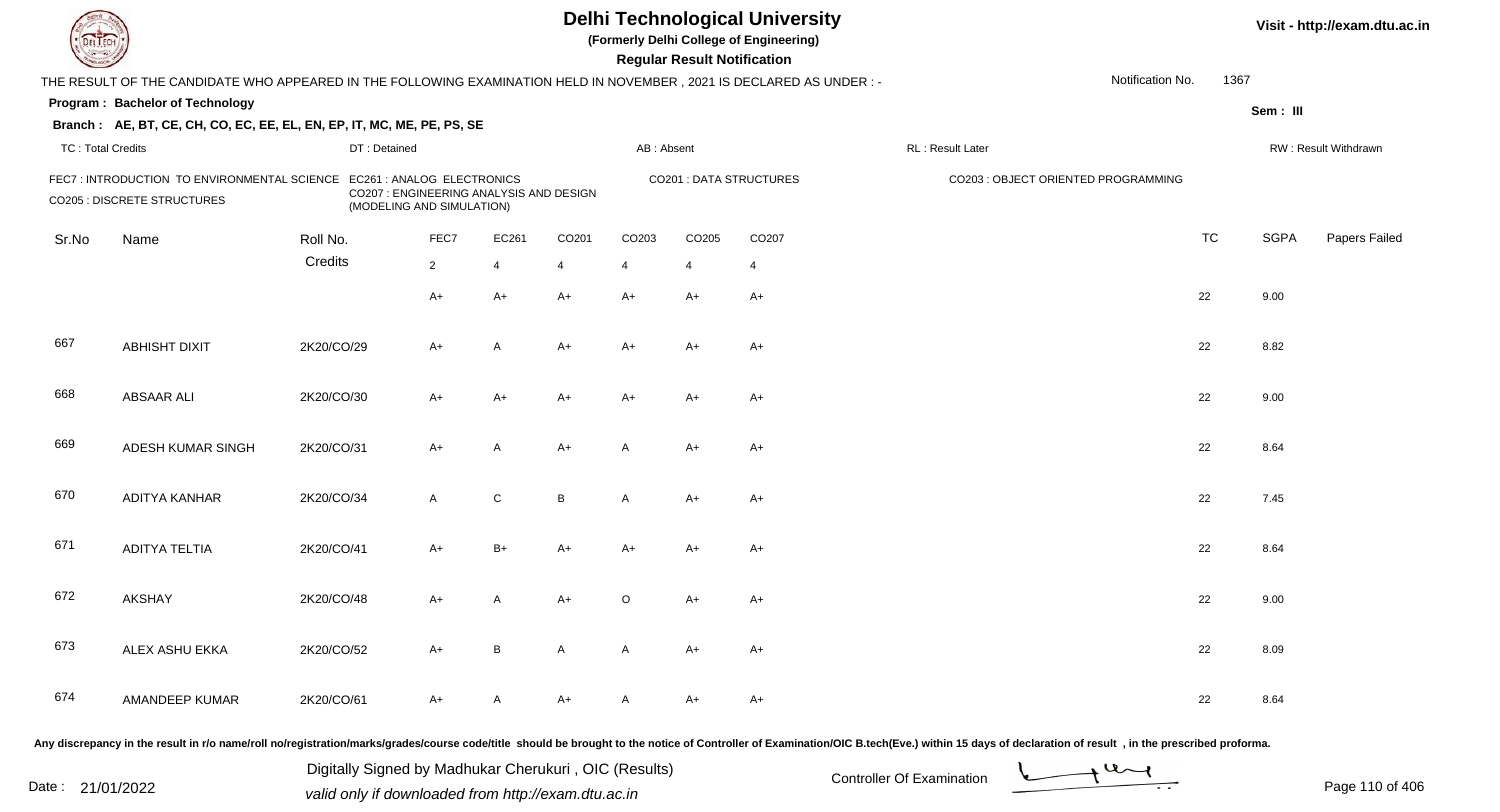# Delhi Technological University

**(Formerly Delhi College of Engineering)**

**Regular Result Notification**

Visit - http://exam.dtu.ac.in

THE RESULT OF THE CANDIDATE WHO APPEARED IN THE FOLLOWING EXAMINATION HELD IN NOVEMBER , 2021 IS DECLARED AS UNDER : -

Notification No. 1367

**Program : Bachelor of Technology**

Sem : III

**Branch : AE, BT, CE, CH, CO, EC, EE, EL, EN, EP, IT, MC, ME, PE, PS, SE**

TC : Total Credits | DT : Detained | AB : Absent | RL : Result Later | RW : Result Withdrawn

FEC7 : INTRODUCTION TO ENVIRONMENTAL SCIENCE
EC261 : ANALOG ELECTRONICS
CO201 : DATA STRUCTURES
CO203 : OBJECT ORIENTED PROGRAMMING
CO205 : DISCRETE STRUCTURES
CO207 : ENGINEERING ANALYSIS AND DESIGN (MODELING AND SIMULATION)

| Sr.No | Name | Roll No. | FEC7 | EC261 | CO201 | CO203 | CO205 | CO207 | TC | SGPA | Papers Failed |
|---|---|---|---|---|---|---|---|---|---|---|---|
| | | Credits | 2 | 4 | 4 | 4 | 4 | 4 | | | |
| | | | A+ | A+ | A+ | A+ | A+ | A+ | 22 | 9.00 | |
| 667 | ABHISHT DIXIT | 2K20/CO/29 | A+ | A | A+ | A+ | A+ | A+ | 22 | 8.82 | |
| 668 | ABSAAR ALI | 2K20/CO/30 | A+ | A+ | A+ | A+ | A+ | A+ | 22 | 9.00 | |
| 669 | ADESH KUMAR SINGH | 2K20/CO/31 | A+ | A | A+ | A | A+ | A+ | 22 | 8.64 | |
| 670 | ADITYA KANHAR | 2K20/CO/34 | A | C | B | A | A+ | A+ | 22 | 7.45 | |
| 671 | ADITYA TELTIA | 2K20/CO/41 | A+ | B+ | A+ | A+ | A+ | A+ | 22 | 8.64 | |
| 672 | AKSHAY | 2K20/CO/48 | A+ | A | A+ | O | A+ | A+ | 22 | 9.00 | |
| 673 | ALEX ASHU EKKA | 2K20/CO/52 | A+ | B | A | A | A+ | A+ | 22 | 8.09 | |
| 674 | AMANDEEP KUMAR | 2K20/CO/61 | A+ | A | A+ | A | A+ | A+ | 22 | 8.64 | |

Any discrepancy in the result in r/o name/roll no/registration/marks/grades/course code/title should be brought to the notice of Controller of Examination/OIC B.tech(Eve.) within 15 days of declaration of result , in the prescribed proforma.

Date : 21/01/2022

Digitally Signed by Madhukar Cherukuri , OIC (Results)
valid only if downloaded from http://exam.dtu.ac.in

Controller Of Examination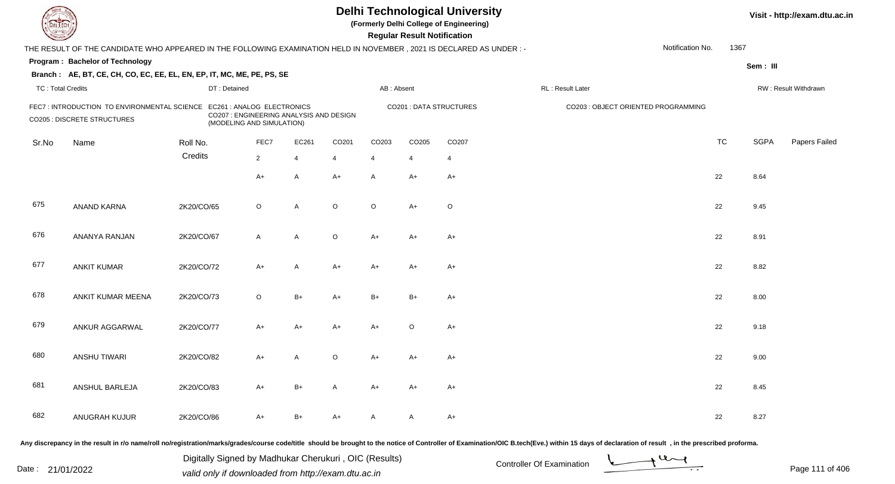# Delhi Technological University

**(Formerly Delhi College of Engineering)**

**Regular Result Notification**

Visit - http://exam.dtu.ac.in

THE RESULT OF THE CANDIDATE WHO APPEARED IN THE FOLLOWING EXAMINATION HELD IN NOVEMBER , 2021 IS DECLARED AS UNDER : -

Notification No. 1367

**Program : Bachelor of Technology**

Sem : III

**Branch : AE, BT, CE, CH, CO, EC, EE, EL, EN, EP, IT, MC, ME, PE, PS, SE**

TC : Total Credits | DT : Detained | AB : Absent | RL : Result Later | RW : Result Withdrawn

FEC7 : INTRODUCTION TO ENVIRONMENTAL SCIENCE
EC261 : ANALOG ELECTRONICS
CO201 : DATA STRUCTURES
CO203 : OBJECT ORIENTED PROGRAMMING
CO205 : DISCRETE STRUCTURES
CO207 : ENGINEERING ANALYSIS AND DESIGN (MODELING AND SIMULATION)

| Sr.No | Name | Roll No. | FEC7 | EC261 | CO201 | CO203 | CO205 | CO207 | TC | SGPA | Papers Failed |
|---|---|---|---|---|---|---|---|---|---|---|---|
| | | Credits | 2 | 4 | 4 | 4 | 4 | 4 | | | |
| | | | A+ | A | A+ | A | A+ | A+ | 22 | 8.64 | |
| 675 | ANAND KARNA | 2K20/CO/65 | O | A | O | O | A+ | O | 22 | 9.45 | |
| 676 | ANANYA RANJAN | 2K20/CO/67 | A | A | O | A+ | A+ | A+ | 22 | 8.91 | |
| 677 | ANKIT KUMAR | 2K20/CO/72 | A+ | A | A+ | A+ | A+ | A+ | 22 | 8.82 | |
| 678 | ANKIT KUMAR MEENA | 2K20/CO/73 | O | B+ | A+ | B+ | B+ | A+ | 22 | 8.00 | |
| 679 | ANKUR AGGARWAL | 2K20/CO/77 | A+ | A+ | A+ | A+ | O | A+ | 22 | 9.18 | |
| 680 | ANSHU TIWARI | 2K20/CO/82 | A+ | A | O | A+ | A+ | A+ | 22 | 9.00 | |
| 681 | ANSHUL BARLEJA | 2K20/CO/83 | A+ | B+ | A | A+ | A+ | A+ | 22 | 8.45 | |
| 682 | ANUGRAH KUJUR | 2K20/CO/86 | A+ | B+ | A+ | A | A | A+ | 22 | 8.27 | |

Any discrepancy in the result in r/o name/roll no/registration/marks/grades/course code/title should be brought to the notice of Controller of Examination/OIC B.tech(Eve.) within 15 days of declaration of result , in the prescribed proforma.

Date : 21/01/2022

Digitally Signed by Madhukar Cherukuri , OIC (Results)
valid only if downloaded from http://exam.dtu.ac.in

Controller Of Examination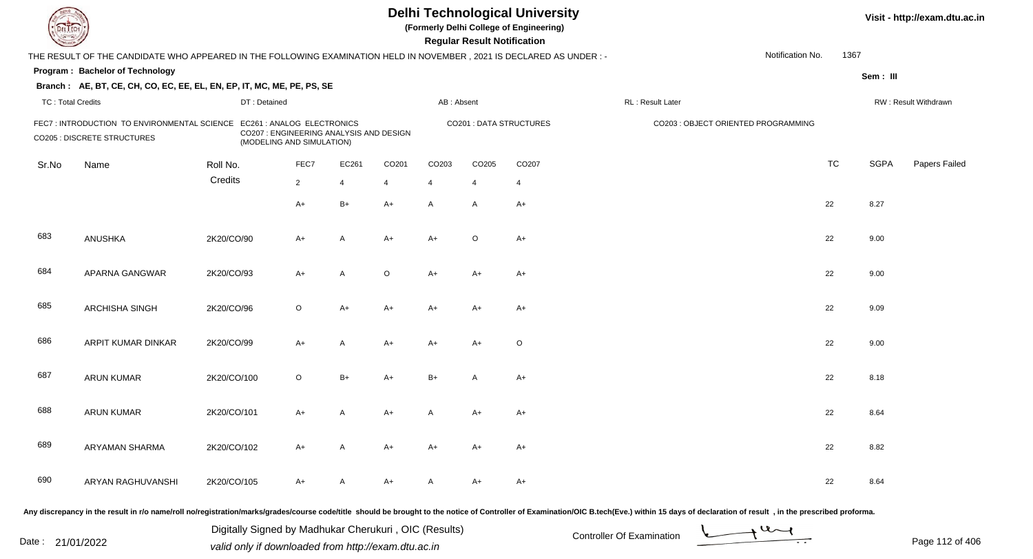# Delhi Technological University

**(Formerly Delhi College of Engineering)**

**Regular Result Notification**

Visit - http://exam.dtu.ac.in

THE RESULT OF THE CANDIDATE WHO APPEARED IN THE FOLLOWING EXAMINATION HELD IN NOVEMBER , 2021 IS DECLARED AS UNDER : -

Notification No. 1367

**Program : Bachelor of Technology**

**Sem : III**

**Branch : AE, BT, CE, CH, CO, EC, EE, EL, EN, EP, IT, MC, ME, PE, PS, SE**

TC : Total Credits | DT : Detained | AB : Absent | RL : Result Later | RW : Result Withdrawn

FEC7 : INTRODUCTION TO ENVIRONMENTAL SCIENCE
EC261 : ANALOG ELECTRONICS
CO201 : DATA STRUCTURES
CO203 : OBJECT ORIENTED PROGRAMMING
CO205 : DISCRETE STRUCTURES
CO207 : ENGINEERING ANALYSIS AND DESIGN (MODELING AND SIMULATION)

| Sr.No | Name | Roll No. | FEC7 | EC261 | CO201 | CO203 | CO205 | CO207 | TC | SGPA | Papers Failed |
|---|---|---|---|---|---|---|---|---|---|---|---|
| | | Credits | 2 | 4 | 4 | 4 | 4 | 4 | | | |
| | | | A+ | B+ | A+ | A | A | A+ | 22 | 8.27 | |
| 683 | ANUSHKA | 2K20/CO/90 | A+ | A | A+ | A+ | O | A+ | 22 | 9.00 | |
| 684 | APARNA GANGWAR | 2K20/CO/93 | A+ | A | O | A+ | A+ | A+ | 22 | 9.00 | |
| 685 | ARCHISHA SINGH | 2K20/CO/96 | O | A+ | A+ | A+ | A+ | A+ | 22 | 9.09 | |
| 686 | ARPIT KUMAR DINKAR | 2K20/CO/99 | A+ | A | A+ | A+ | A+ | O | 22 | 9.00 | |
| 687 | ARUN KUMAR | 2K20/CO/100 | O | B+ | A+ | B+ | A | A+ | 22 | 8.18 | |
| 688 | ARUN KUMAR | 2K20/CO/101 | A+ | A | A+ | A | A+ | A+ | 22 | 8.64 | |
| 689 | ARYAMAN SHARMA | 2K20/CO/102 | A+ | A | A+ | A+ | A+ | A+ | 22 | 8.82 | |
| 690 | ARYAN RAGHUVANSHI | 2K20/CO/105 | A+ | A | A+ | A | A+ | A+ | 22 | 8.64 | |

Any discrepancy in the result in r/o name/roll no/registration/marks/grades/course code/title should be brought to the notice of Controller of Examination/OIC B.tech(Eve.) within 15 days of declaration of result , in the prescribed proforma.

Date : 21/01/2022

Digitally Signed by Madhukar Cherukuri , OIC (Results)
valid only if downloaded from http://exam.dtu.ac.in

Controller Of Examination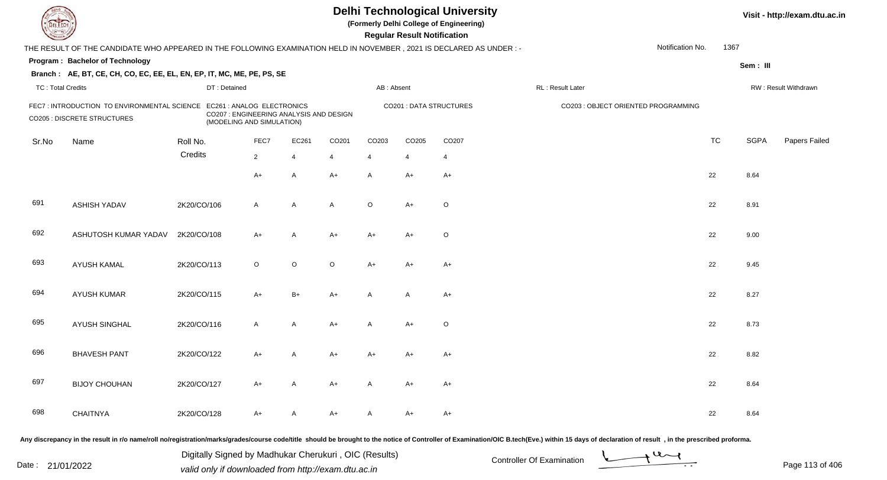# Delhi Technological University

(Formerly Delhi College of Engineering)

**Regular Result Notification**

Visit - http://exam.dtu.ac.in

THE RESULT OF THE CANDIDATE WHO APPEARED IN THE FOLLOWING EXAMINATION HELD IN NOVEMBER , 2021 IS DECLARED AS UNDER : -

Notification No. 1367

**Program : Bachelor of Technology**

Sem : III

**Branch : AE, BT, CE, CH, CO, EC, EE, EL, EN, EP, IT, MC, ME, PE, PS, SE**

TC : Total Credits | DT : Detained | AB : Absent | RL : Result Later | RW : Result Withdrawn

FEC7 : INTRODUCTION TO ENVIRONMENTAL SCIENCE | EC261 : ANALOG ELECTRONICS | CO201 : DATA STRUCTURES | CO203 : OBJECT ORIENTED PROGRAMMING | CO205 : DISCRETE STRUCTURES | CO207 : ENGINEERING ANALYSIS AND DESIGN (MODELING AND SIMULATION)

| Sr.No | Name | Roll No. | FEC7 | EC261 | CO201 | CO203 | CO205 | CO207 | TC | SGPA | Papers Failed |
|---|---|---|---|---|---|---|---|---|---|---|---|
| | | Credits | 2 | 4 | 4 | 4 | 4 | 4 | | | |
| | | | A+ | A | A+ | A | A+ | A+ | 22 | 8.64 | |
| 691 | ASHISH YADAV | 2K20/CO/106 | A | A | A | O | A+ | O | 22 | 8.91 | |
| 692 | ASHUTOSH KUMAR YADAV | 2K20/CO/108 | A+ | A | A+ | A+ | A+ | O | 22 | 9.00 | |
| 693 | AYUSH KAMAL | 2K20/CO/113 | O | O | O | A+ | A+ | A+ | 22 | 9.45 | |
| 694 | AYUSH KUMAR | 2K20/CO/115 | A+ | B+ | A+ | A | A | A+ | 22 | 8.27 | |
| 695 | AYUSH SINGHAL | 2K20/CO/116 | A | A | A+ | A | A+ | O | 22 | 8.73 | |
| 696 | BHAVESH PANT | 2K20/CO/122 | A+ | A | A+ | A+ | A+ | A+ | 22 | 8.82 | |
| 697 | BIJOY CHOUHAN | 2K20/CO/127 | A+ | A | A+ | A | A+ | A+ | 22 | 8.64 | |
| 698 | CHAITNYA | 2K20/CO/128 | A+ | A | A+ | A | A+ | A+ | 22 | 8.64 | |

Any discrepancy in the result in r/o name/roll no/registration/marks/grades/course code/title should be brought to the notice of Controller of Examination/OIC B.tech(Eve.) within 15 days of declaration of result , in the prescribed proforma.

Date : 21/01/2022

Digitally Signed by Madhukar Cherukuri , OIC (Results)
valid only if downloaded from http://exam.dtu.ac.in

Controller Of Examination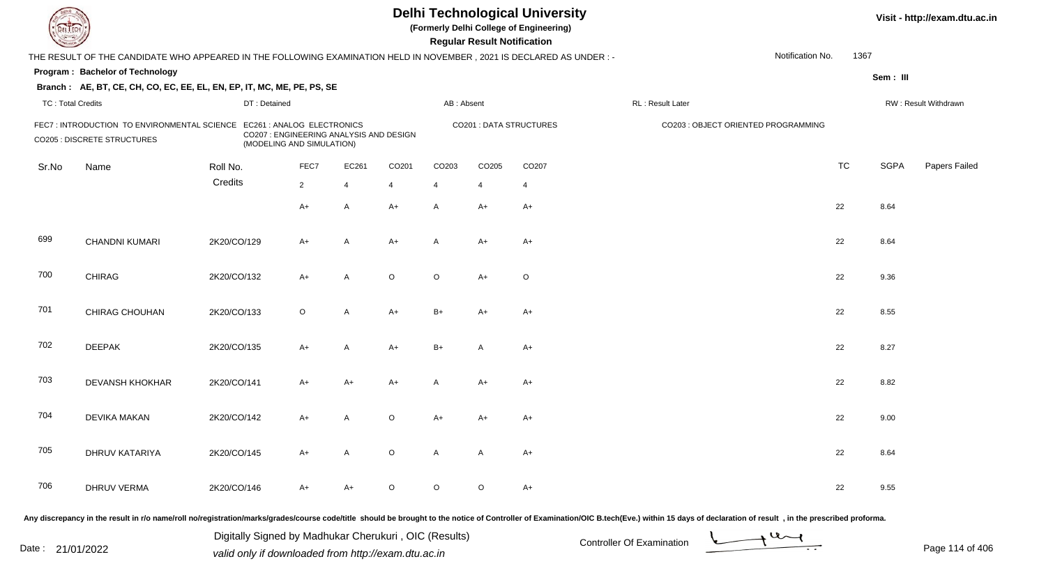# Delhi Technological University

(Formerly Delhi College of Engineering)

**Regular Result Notification**

Visit - http://exam.dtu.ac.in

THE RESULT OF THE CANDIDATE WHO APPEARED IN THE FOLLOWING EXAMINATION HELD IN NOVEMBER , 2021 IS DECLARED AS UNDER : -

Notification No. 1367

**Program : Bachelor of Technology**

Sem : III

**Branch : AE, BT, CE, CH, CO, EC, EE, EL, EN, EP, IT, MC, ME, PE, PS, SE**

TC : Total Credits | DT : Detained | AB : Absent | RL : Result Later | RW : Result Withdrawn

FEC7 : INTRODUCTION TO ENVIRONMENTAL SCIENCE
EC261 : ANALOG ELECTRONICS
CO201 : DATA STRUCTURES
CO203 : OBJECT ORIENTED PROGRAMMING
CO205 : DISCRETE STRUCTURES
CO207 : ENGINEERING ANALYSIS AND DESIGN (MODELING AND SIMULATION)

| Sr.No | Name | Roll No. | FEC7 | EC261 | CO201 | CO203 | CO205 | CO207 | TC | SGPA | Papers Failed |
|---|---|---|---|---|---|---|---|---|---|---|---|
| | | Credits | 2 | 4 | 4 | 4 | 4 | 4 | | | |
| | | | A+ | A | A+ | A | A+ | A+ | 22 | 8.64 | |
| 699 | CHANDNI KUMARI | 2K20/CO/129 | A+ | A | A+ | A | A+ | A+ | 22 | 8.64 | |
| 700 | CHIRAG | 2K20/CO/132 | A+ | A | O | O | A+ | O | 22 | 9.36 | |
| 701 | CHIRAG CHOUHAN | 2K20/CO/133 | O | A | A+ | B+ | A+ | A+ | 22 | 8.55 | |
| 702 | DEEPAK | 2K20/CO/135 | A+ | A | A+ | B+ | A | A+ | 22 | 8.27 | |
| 703 | DEVANSH KHOKHAR | 2K20/CO/141 | A+ | A+ | A+ | A | A+ | A+ | 22 | 8.82 | |
| 704 | DEVIKA MAKAN | 2K20/CO/142 | A+ | A | O | A+ | A+ | A+ | 22 | 9.00 | |
| 705 | DHRUV KATARIYA | 2K20/CO/145 | A+ | A | O | A | A | A+ | 22 | 8.64 | |
| 706 | DHRUV VERMA | 2K20/CO/146 | A+ | A+ | O | O | O | A+ | 22 | 9.55 | |

Any discrepancy in the result in r/o name/roll no/registration/marks/grades/course code/title should be brought to the notice of Controller of Examination/OIC B.tech(Eve.) within 15 days of declaration of result , in the prescribed proforma.

Date : 21/01/2022

Digitally Signed by Madhukar Cherukuri , OIC (Results)
valid only if downloaded from http://exam.dtu.ac.in

Controller Of Examination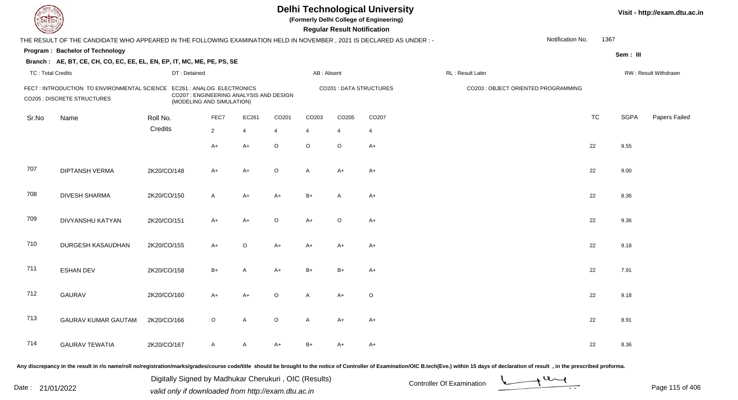# Delhi Technological University

(Formerly Delhi College of Engineering)

**Regular Result Notification**

Visit - http://exam.dtu.ac.in

THE RESULT OF THE CANDIDATE WHO APPEARED IN THE FOLLOWING EXAMINATION HELD IN NOVEMBER , 2021 IS DECLARED AS UNDER : -

Notification No. 1367

**Program : Bachelor of Technology**

Sem : III

**Branch : AE, BT, CE, CH, CO, EC, EE, EL, EN, EP, IT, MC, ME, PE, PS, SE**

TC : Total Credits | DT : Detained | AB : Absent | RL : Result Later | RW : Result Withdrawn

FEC7 : INTRODUCTION TO ENVIRONMENTAL SCIENCE
EC261 : ANALOG ELECTRONICS
CO201 : DATA STRUCTURES
CO203 : OBJECT ORIENTED PROGRAMMING
CO205 : DISCRETE STRUCTURES
CO207 : ENGINEERING ANALYSIS AND DESIGN (MODELING AND SIMULATION)

| Sr.No | Name | Roll No. | FEC7 | EC261 | CO201 | CO203 | CO205 | CO207 | TC | SGPA | Papers Failed |
|---|---|---|---|---|---|---|---|---|---|---|---|
| | | Credits | 2 | 4 | 4 | 4 | 4 | 4 | | | |
| | | | A+ | A+ | O | O | O | A+ | 22 | 9.55 | |
| 707 | DIPTANSH VERMA | 2K20/CO/148 | A+ | A+ | O | A | A+ | A+ | 22 | 9.00 | |
| 708 | DIVESH SHARMA | 2K20/CO/150 | A | A+ | A+ | B+ | A | A+ | 22 | 8.36 | |
| 709 | DIVYANSHU KATYAN | 2K20/CO/151 | A+ | A+ | O | A+ | O | A+ | 22 | 9.36 | |
| 710 | DURGESH KASAUDHAN | 2K20/CO/155 | A+ | O | A+ | A+ | A+ | A+ | 22 | 9.18 | |
| 711 | ESHAN DEV | 2K20/CO/158 | B+ | A | A+ | B+ | B+ | A+ | 22 | 7.91 | |
| 712 | GAURAV | 2K20/CO/160 | A+ | A+ | O | A | A+ | O | 22 | 9.18 | |
| 713 | GAURAV KUMAR GAUTAM | 2K20/CO/166 | O | A | O | A | A+ | A+ | 22 | 8.91 | |
| 714 | GAURAV TEWATIA | 2K20/CO/167 | A | A | A+ | B+ | A+ | A+ | 22 | 8.36 | |

Any discrepancy in the result in r/o name/roll no/registration/marks/grades/course code/title should be brought to the notice of Controller of Examination/OIC B.tech(Eve.) within 15 days of declaration of result , in the prescribed proforma.

Date : 21/01/2022

Digitally Signed by Madhukar Cherukuri , OIC (Results)
valid only if downloaded from http://exam.dtu.ac.in

Controller Of Examination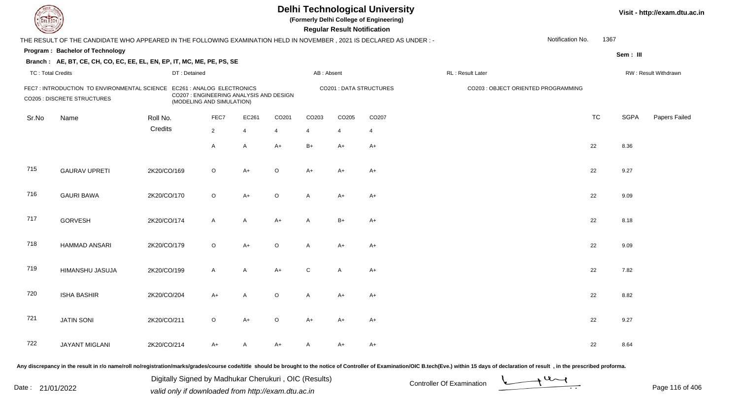# Delhi Technological University

**(Formerly Delhi College of Engineering)**

**Regular Result Notification**

THE RESULT OF THE CANDIDATE WHO APPEARED IN THE FOLLOWING EXAMINATION HELD IN NOVEMBER , 2021 IS DECLARED AS UNDER : -

Notification No. 1367

**Program : Bachelor of Technology**

Sem : III

**Branch : AE, BT, CE, CH, CO, EC, EE, EL, EN, EP, IT, MC, ME, PE, PS, SE**

TC : Total Credits | DT : Detained | AB : Absent | RL : Result Later | RW : Result Withdrawn

FEC7 : INTRODUCTION TO ENVIRONMENTAL SCIENCE
EC261 : ANALOG ELECTRONICS
CO201 : DATA STRUCTURES
CO203 : OBJECT ORIENTED PROGRAMMING
CO205 : DISCRETE STRUCTURES
CO207 : ENGINEERING ANALYSIS AND DESIGN (MODELING AND SIMULATION)

| Sr.No | Name | Roll No. | FEC7 | EC261 | CO201 | CO203 | CO205 | CO207 | TC | SGPA | Papers Failed |
|---|---|---|---|---|---|---|---|---|---|---|---|
| | | Credits | 2 | 4 | 4 | 4 | 4 | 4 | | | |
| | | | A | A | A+ | B+ | A+ | A+ | 22 | 8.36 | |
| 715 | GAURAV UPRETI | 2K20/CO/169 | O | A+ | O | A+ | A+ | A+ | 22 | 9.27 | |
| 716 | GAURI BAWA | 2K20/CO/170 | O | A+ | O | A | A+ | A+ | 22 | 9.09 | |
| 717 | GORVESH | 2K20/CO/174 | A | A | A+ | A | B+ | A+ | 22 | 8.18 | |
| 718 | HAMMAD ANSARI | 2K20/CO/179 | O | A+ | O | A | A+ | A+ | 22 | 9.09 | |
| 719 | HIMANSHU JASUJA | 2K20/CO/199 | A | A | A+ | C | A | A+ | 22 | 7.82 | |
| 720 | ISHA BASHIR | 2K20/CO/204 | A+ | A | O | A | A+ | A+ | 22 | 8.82 | |
| 721 | JATIN SONI | 2K20/CO/211 | O | A+ | O | A+ | A+ | A+ | 22 | 9.27 | |
| 722 | JAYANT MIGLANI | 2K20/CO/214 | A+ | A | A+ | A | A+ | A+ | 22 | 8.64 | |

Any discrepancy in the result in r/o name/roll no/registration/marks/grades/course code/title should be brought to the notice of Controller of Examination/OIC B.tech(Eve.) within 15 days of declaration of result , in the prescribed proforma.

Date : 21/01/2022

Digitally Signed by Madhukar Cherukuri , OIC (Results)
valid only if downloaded from http://exam.dtu.ac.in

Controller Of Examination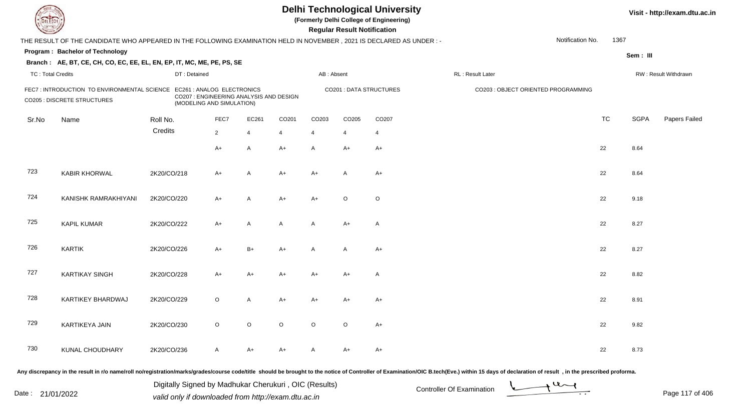# Delhi Technological University

**(Formerly Delhi College of Engineering)**

**Regular Result Notification**

Visit - http://exam.dtu.ac.in

THE RESULT OF THE CANDIDATE WHO APPEARED IN THE FOLLOWING EXAMINATION HELD IN NOVEMBER , 2021 IS DECLARED AS UNDER : -

Notification No. 1367

**Program : Bachelor of Technology**

**Sem : III**

**Branch : AE, BT, CE, CH, CO, EC, EE, EL, EN, EP, IT, MC, ME, PE, PS, SE**

TC : Total Credits | DT : Detained | AB : Absent | RL : Result Later | RW : Result Withdrawn

FEC7 : INTRODUCTION TO ENVIRONMENTAL SCIENCE | EC261 : ANALOG ELECTRONICS | CO201 : DATA STRUCTURES | CO203 : OBJECT ORIENTED PROGRAMMING | CO205 : DISCRETE STRUCTURES | CO207 : ENGINEERING ANALYSIS AND DESIGN (MODELING AND SIMULATION)

| Sr.No | Name | Roll No. | FEC7 | EC261 | CO201 | CO203 | CO205 | CO207 | TC | SGPA | Papers Failed |
|---|---|---|---|---|---|---|---|---|---|---|---|
| | | Credits | 2 | 4 | 4 | 4 | 4 | 4 | | | |
| | | | A+ | A | A+ | A | A+ | A+ | 22 | 8.64 | |
| 723 | KABIR KHORWAL | 2K20/CO/218 | A+ | A | A+ | A+ | A | A+ | 22 | 8.64 | |
| 724 | KANISHK RAMRAKHIYANI | 2K20/CO/220 | A+ | A | A+ | A+ | O | O | 22 | 9.18 | |
| 725 | KAPIL KUMAR | 2K20/CO/222 | A+ | A | A | A | A+ | A | 22 | 8.27 | |
| 726 | KARTIK | 2K20/CO/226 | A+ | B+ | A+ | A | A | A+ | 22 | 8.27 | |
| 727 | KARTIKAY SINGH | 2K20/CO/228 | A+ | A+ | A+ | A+ | A+ | A | 22 | 8.82 | |
| 728 | KARTIKEY BHARDWAJ | 2K20/CO/229 | O | A | A+ | A+ | A+ | A+ | 22 | 8.91 | |
| 729 | KARTIKEYA JAIN | 2K20/CO/230 | O | O | O | O | O | A+ | 22 | 9.82 | |
| 730 | KUNAL CHOUDHARY | 2K20/CO/236 | A | A+ | A+ | A | A+ | A+ | 22 | 8.73 | |

Any discrepancy in the result in r/o name/roll no/registration/marks/grades/course code/title should be brought to the notice of Controller of Examination/OIC B.tech(Eve.) within 15 days of declaration of result , in the prescribed proforma.

Date : 21/01/2022

Digitally Signed by Madhukar Cherukuri , OIC (Results)
valid only if downloaded from http://exam.dtu.ac.in

Controller Of Examination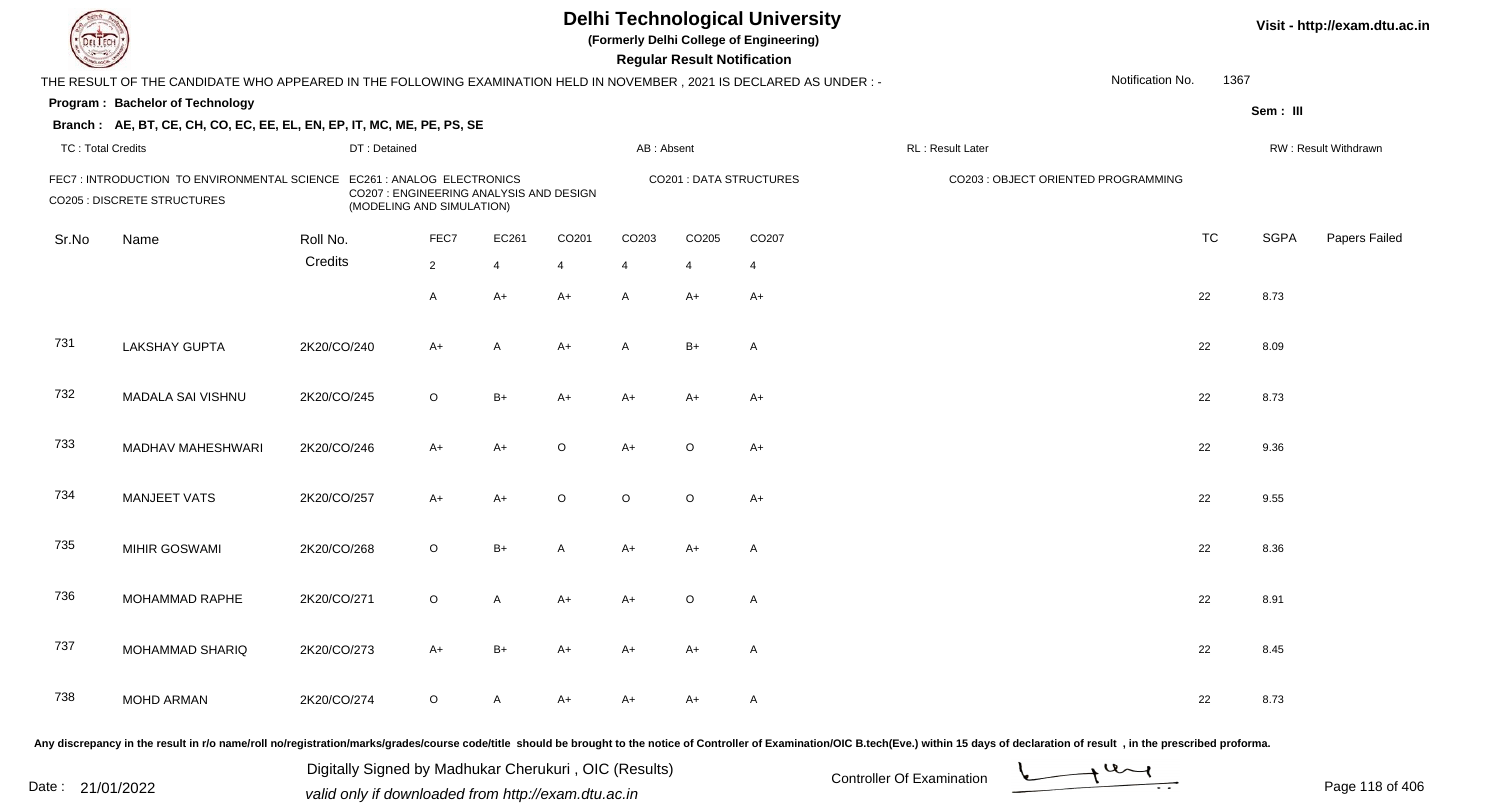# Delhi Technological University

**(Formerly Delhi College of Engineering)**

**Regular Result Notification**

Visit - http://exam.dtu.ac.in

THE RESULT OF THE CANDIDATE WHO APPEARED IN THE FOLLOWING EXAMINATION HELD IN NOVEMBER , 2021 IS DECLARED AS UNDER : -

Notification No. 1367

**Program : Bachelor of Technology**

**Sem : III**

**Branch : AE, BT, CE, CH, CO, EC, EE, EL, EN, EP, IT, MC, ME, PE, PS, SE**

TC : Total Credits | DT : Detained | AB : Absent | RL : Result Later | RW : Result Withdrawn

FEC7 : INTRODUCTION TO ENVIRONMENTAL SCIENCE | EC261 : ANALOG ELECTRONICS | CO201 : DATA STRUCTURES | CO203 : OBJECT ORIENTED PROGRAMMING | CO205 : DISCRETE STRUCTURES | CO207 : ENGINEERING ANALYSIS AND DESIGN (MODELING AND SIMULATION)

| Sr.No | Name | Roll No. | FEC7 | EC261 | CO201 | CO203 | CO205 | CO207 | TC | SGPA | Papers Failed |
|---|---|---|---|---|---|---|---|---|---|---|---|
| | | Credits | 2 | 4 | 4 | 4 | 4 | 4 | | | |
| | | | A | A+ | A+ | A | A+ | A+ | 22 | 8.73 | |
| 731 | LAKSHAY GUPTA | 2K20/CO/240 | A+ | A | A+ | A | B+ | A | 22 | 8.09 | |
| 732 | MADALA SAI VISHNU | 2K20/CO/245 | O | B+ | A+ | A+ | A+ | A+ | 22 | 8.73 | |
| 733 | MADHAV MAHESHWARI | 2K20/CO/246 | A+ | A+ | O | A+ | O | A+ | 22 | 9.36 | |
| 734 | MANJEET VATS | 2K20/CO/257 | A+ | A+ | O | O | O | A+ | 22 | 9.55 | |
| 735 | MIHIR GOSWAMI | 2K20/CO/268 | O | B+ | A | A+ | A+ | A | 22 | 8.36 | |
| 736 | MOHAMMAD RAPHE | 2K20/CO/271 | O | A | A+ | A+ | O | A | 22 | 8.91 | |
| 737 | MOHAMMAD SHARIQ | 2K20/CO/273 | A+ | B+ | A+ | A+ | A+ | A | 22 | 8.45 | |
| 738 | MOHD ARMAN | 2K20/CO/274 | O | A | A+ | A+ | A+ | A | 22 | 8.73 | |

Any discrepancy in the result in r/o name/roll no/registration/marks/grades/course code/title should be brought to the notice of Controller of Examination/OIC B.tech(Eve.) within 15 days of declaration of result , in the prescribed proforma.

Date : 21/01/2022

Digitally Signed by Madhukar Cherukuri , OIC (Results)
valid only if downloaded from http://exam.dtu.ac.in

Controller Of Examination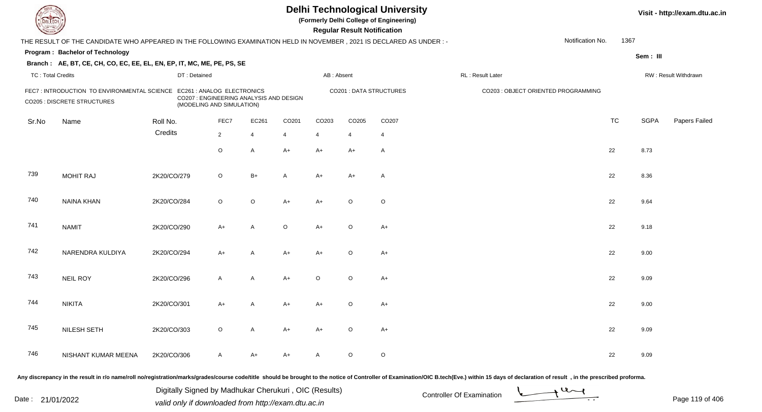# Delhi Technological University

**(Formerly Delhi College of Engineering)**

**Regular Result Notification**

Visit - http://exam.dtu.ac.in

THE RESULT OF THE CANDIDATE WHO APPEARED IN THE FOLLOWING EXAMINATION HELD IN NOVEMBER , 2021 IS DECLARED AS UNDER : -

Notification No. 1367

**Program : Bachelor of Technology**

Sem : III

**Branch : AE, BT, CE, CH, CO, EC, EE, EL, EN, EP, IT, MC, ME, PE, PS, SE**

TC : Total Credits | DT : Detained | AB : Absent | RL : Result Later | RW : Result Withdrawn

FEC7 : INTRODUCTION TO ENVIRONMENTAL SCIENCE
EC261 : ANALOG ELECTRONICS
CO201 : DATA STRUCTURES
CO203 : OBJECT ORIENTED PROGRAMMING
CO205 : DISCRETE STRUCTURES
CO207 : ENGINEERING ANALYSIS AND DESIGN (MODELING AND SIMULATION)

| Sr.No | Name | Roll No. | FEC7 | EC261 | CO201 | CO203 | CO205 | CO207 | TC | SGPA | Papers Failed |
|---|---|---|---|---|---|---|---|---|---|---|---|
| | | Credits | 2 | 4 | 4 | 4 | 4 | 4 | | | |
| | | | O | A | A+ | A+ | A+ | A | 22 | 8.73 | |
| 739 | MOHIT RAJ | 2K20/CO/279 | O | B+ | A | A+ | A+ | A | 22 | 8.36 | |
| 740 | NAINA KHAN | 2K20/CO/284 | O | O | A+ | A+ | O | O | 22 | 9.64 | |
| 741 | NAMIT | 2K20/CO/290 | A+ | A | O | A+ | O | A+ | 22 | 9.18 | |
| 742 | NARENDRA KULDIYA | 2K20/CO/294 | A+ | A | A+ | A+ | O | A+ | 22 | 9.00 | |
| 743 | NEIL ROY | 2K20/CO/296 | A | A | A+ | O | O | A+ | 22 | 9.09 | |
| 744 | NIKITA | 2K20/CO/301 | A+ | A | A+ | A+ | O | A+ | 22 | 9.00 | |
| 745 | NILESH SETH | 2K20/CO/303 | O | A | A+ | A+ | O | A+ | 22 | 9.09 | |
| 746 | NISHANT KUMAR MEENA | 2K20/CO/306 | A | A+ | A+ | A | O | O | 22 | 9.09 | |

Any discrepancy in the result in r/o name/roll no/registration/marks/grades/course code/title should be brought to the notice of Controller of Examination/OIC B.tech(Eve.) within 15 days of declaration of result , in the prescribed proforma.

Date : 21/01/2022

Digitally Signed by Madhukar Cherukuri , OIC (Results)
valid only if downloaded from http://exam.dtu.ac.in

Controller Of Examination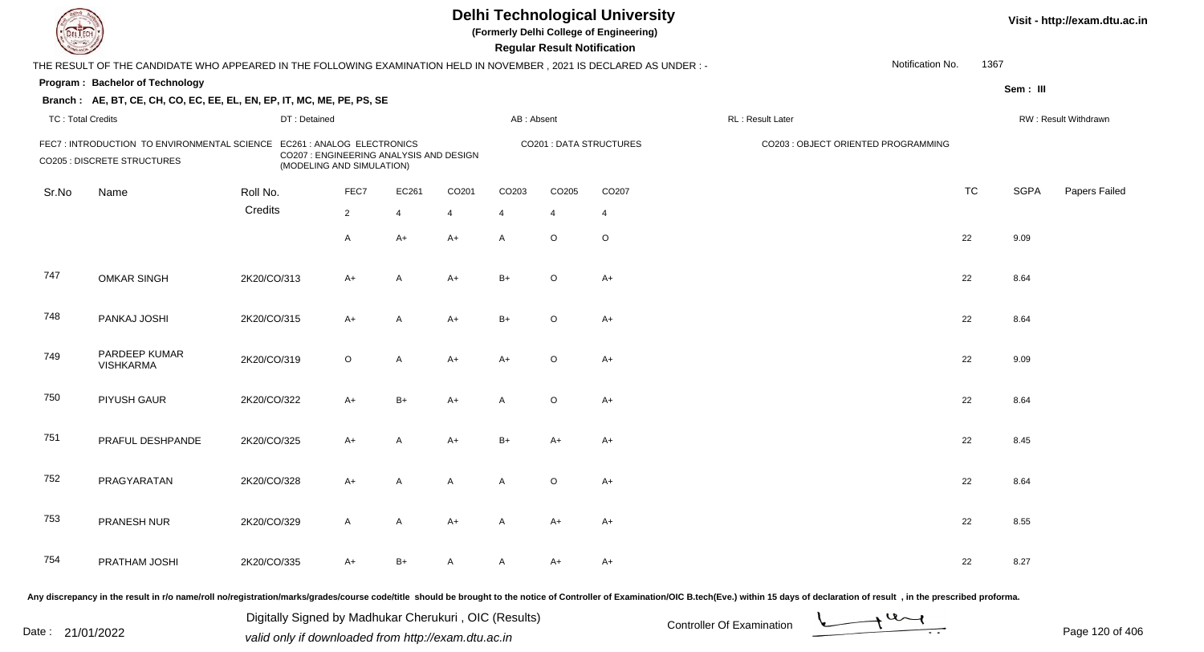# Delhi Technological University

**(Formerly Delhi College of Engineering)**

**Regular Result Notification**

Visit - http://exam.dtu.ac.in

THE RESULT OF THE CANDIDATE WHO APPEARED IN THE FOLLOWING EXAMINATION HELD IN NOVEMBER , 2021 IS DECLARED AS UNDER : -

Notification No. 1367

**Program : Bachelor of Technology**

Sem : III

**Branch : AE, BT, CE, CH, CO, EC, EE, EL, EN, EP, IT, MC, ME, PE, PS, SE**

TC : Total Credits | DT : Detained | AB : Absent | RL : Result Later | RW : Result Withdrawn

FEC7 : INTRODUCTION TO ENVIRONMENTAL SCIENCE
EC261 : ANALOG ELECTRONICS
CO201 : DATA STRUCTURES
CO203 : OBJECT ORIENTED PROGRAMMING
CO205 : DISCRETE STRUCTURES
CO207 : ENGINEERING ANALYSIS AND DESIGN (MODELING AND SIMULATION)

| Sr.No | Name | Roll No. | FEC7 | EC261 | CO201 | CO203 | CO205 | CO207 | TC | SGPA | Papers Failed |
|---|---|---|---|---|---|---|---|---|---|---|---|
| | | Credits | 2 | 4 | 4 | 4 | 4 | 4 | | | |
| | | | A | A+ | A+ | A | O | O | 22 | 9.09 | |
| 747 | OMKAR SINGH | 2K20/CO/313 | A+ | A | A+ | B+ | O | A+ | 22 | 8.64 | |
| 748 | PANKAJ JOSHI | 2K20/CO/315 | A+ | A | A+ | B+ | O | A+ | 22 | 8.64 | |
| 749 | PARDEEP KUMAR VISHKARMA | 2K20/CO/319 | O | A | A+ | A+ | O | A+ | 22 | 9.09 | |
| 750 | PIYUSH GAUR | 2K20/CO/322 | A+ | B+ | A+ | A | O | A+ | 22 | 8.64 | |
| 751 | PRAFUL DESHPANDE | 2K20/CO/325 | A+ | A | A+ | B+ | A+ | A+ | 22 | 8.45 | |
| 752 | PRAGYARATAN | 2K20/CO/328 | A+ | A | A | A | O | A+ | 22 | 8.64 | |
| 753 | PRANESH NUR | 2K20/CO/329 | A | A | A+ | A | A+ | A+ | 22 | 8.55 | |
| 754 | PRATHAM JOSHI | 2K20/CO/335 | A+ | B+ | A | A | A+ | A+ | 22 | 8.27 | |

Any discrepancy in the result in r/o name/roll no/registration/marks/grades/course code/title should be brought to the notice of Controller of Examination/OIC B.tech(Eve.) within 15 days of declaration of result , in the prescribed proforma.

Date : 21/01/2022

Digitally Signed by Madhukar Cherukuri , OIC (Results)
valid only if downloaded from http://exam.dtu.ac.in

Controller Of Examination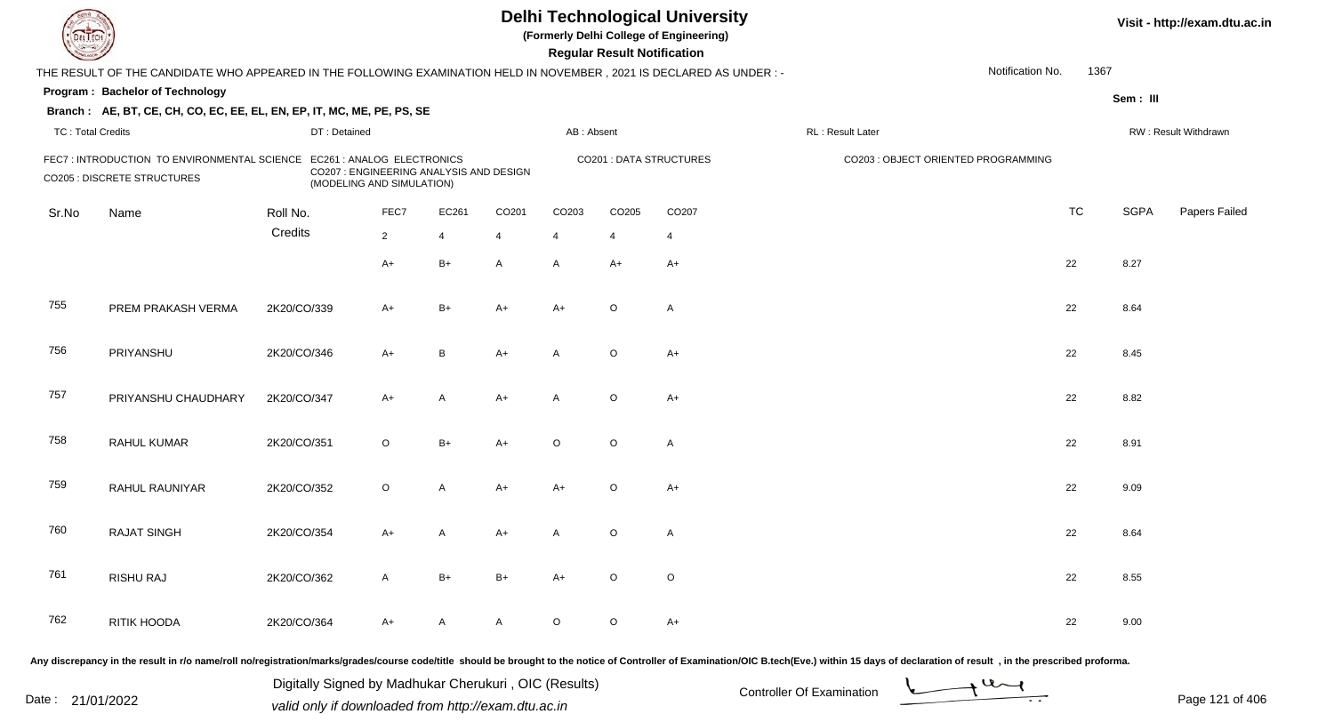# Delhi Technological University

**(Formerly Delhi College of Engineering)**

**Regular Result Notification**

Visit - http://exam.dtu.ac.in

THE RESULT OF THE CANDIDATE WHO APPEARED IN THE FOLLOWING EXAMINATION HELD IN NOVEMBER , 2021 IS DECLARED AS UNDER : -

Notification No. 1367

**Program : Bachelor of Technology**

Sem : III

**Branch : AE, BT, CE, CH, CO, EC, EE, EL, EN, EP, IT, MC, ME, PE, PS, SE**

TC : Total Credits | DT : Detained | AB : Absent | RL : Result Later | RW : Result Withdrawn

FEC7 : INTRODUCTION TO ENVIRONMENTAL SCIENCE
EC261 : ANALOG ELECTRONICS
CO201 : DATA STRUCTURES
CO203 : OBJECT ORIENTED PROGRAMMING
CO205 : DISCRETE STRUCTURES
CO207 : ENGINEERING ANALYSIS AND DESIGN (MODELING AND SIMULATION)

| Sr.No | Name | Roll No. | FEC7 | EC261 | CO201 | CO203 | CO205 | CO207 | TC | SGPA | Papers Failed |
|---|---|---|---|---|---|---|---|---|---|---|---|
| | | Credits | 2 | 4 | 4 | 4 | 4 | 4 | | | |
| | | | A+ | B+ | A | A | A+ | A+ | 22 | 8.27 | |
| 755 | PREM PRAKASH VERMA | 2K20/CO/339 | A+ | B+ | A+ | A+ | O | A | 22 | 8.64 | |
| 756 | PRIYANSHU | 2K20/CO/346 | A+ | B | A+ | A | O | A+ | 22 | 8.45 | |
| 757 | PRIYANSHU CHAUDHARY | 2K20/CO/347 | A+ | A | A+ | A | O | A+ | 22 | 8.82 | |
| 758 | RAHUL KUMAR | 2K20/CO/351 | O | B+ | A+ | O | O | A | 22 | 8.91 | |
| 759 | RAHUL RAUNIYAR | 2K20/CO/352 | O | A | A+ | A+ | O | A+ | 22 | 9.09 | |
| 760 | RAJAT SINGH | 2K20/CO/354 | A+ | A | A+ | A | O | A | 22 | 8.64 | |
| 761 | RISHU RAJ | 2K20/CO/362 | A | B+ | B+ | A+ | O | O | 22 | 8.55 | |
| 762 | RITIK HOODA | 2K20/CO/364 | A+ | A | A | O | O | A+ | 22 | 9.00 | |

Any discrepancy in the result in r/o name/roll no/registration/marks/grades/course code/title should be brought to the notice of Controller of Examination/OIC B.tech(Eve.) within 15 days of declaration of result , in the prescribed proforma.

Date : 21/01/2022

Digitally Signed by Madhukar Cherukuri , OIC (Results)
valid only if downloaded from http://exam.dtu.ac.in

Controller Of Examination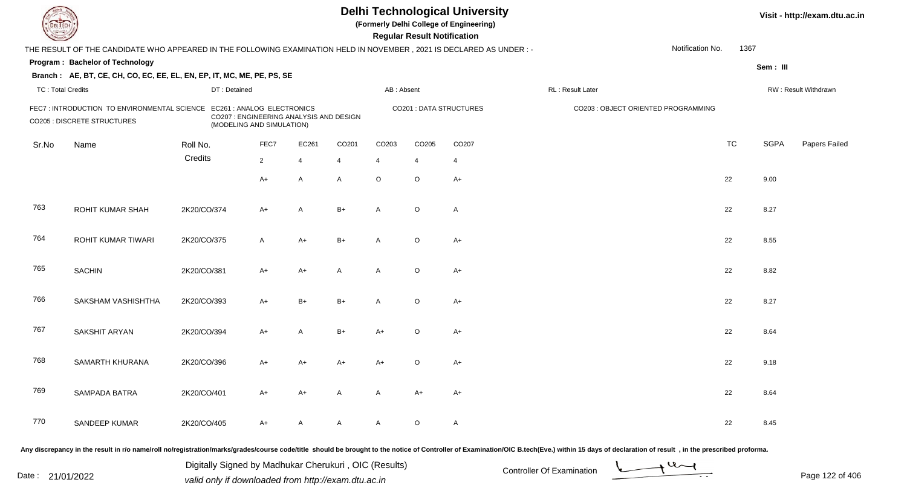# Delhi Technological University

**(Formerly Delhi College of Engineering)**

**Regular Result Notification**

Visit - http://exam.dtu.ac.in

THE RESULT OF THE CANDIDATE WHO APPEARED IN THE FOLLOWING EXAMINATION HELD IN NOVEMBER , 2021 IS DECLARED AS UNDER : -

Notification No. 1367

**Program : Bachelor of Technology**

Sem : III

**Branch : AE, BT, CE, CH, CO, EC, EE, EL, EN, EP, IT, MC, ME, PE, PS, SE**

TC : Total Credits | DT : Detained | AB : Absent | RL : Result Later | RW : Result Withdrawn

FEC7 : INTRODUCTION TO ENVIRONMENTAL SCIENCE
EC261 : ANALOG ELECTRONICS
CO201 : DATA STRUCTURES
CO203 : OBJECT ORIENTED PROGRAMMING
CO205 : DISCRETE STRUCTURES
CO207 : ENGINEERING ANALYSIS AND DESIGN (MODELING AND SIMULATION)

| Sr.No | Name | Roll No. | FEC7 | EC261 | CO201 | CO203 | CO205 | CO207 | TC | SGPA | Papers Failed |
|---|---|---|---|---|---|---|---|---|---|---|---|
| | | Credits | 2 | 4 | 4 | 4 | 4 | 4 | | | |
| | | | A+ | A | A | O | O | A+ | 22 | 9.00 | |
| 763 | ROHIT KUMAR SHAH | 2K20/CO/374 | A+ | A | B+ | A | O | A | 22 | 8.27 | |
| 764 | ROHIT KUMAR TIWARI | 2K20/CO/375 | A | A+ | B+ | A | O | A+ | 22 | 8.55 | |
| 765 | SACHIN | 2K20/CO/381 | A+ | A+ | A | A | O | A+ | 22 | 8.82 | |
| 766 | SAKSHAM VASHISHTHA | 2K20/CO/393 | A+ | B+ | B+ | A | O | A+ | 22 | 8.27 | |
| 767 | SAKSHIT ARYAN | 2K20/CO/394 | A+ | A | B+ | A+ | O | A+ | 22 | 8.64 | |
| 768 | SAMARTH KHURANA | 2K20/CO/396 | A+ | A+ | A+ | A+ | O | A+ | 22 | 9.18 | |
| 769 | SAMPADA BATRA | 2K20/CO/401 | A+ | A+ | A | A | A+ | A+ | 22 | 8.64 | |
| 770 | SANDEEP KUMAR | 2K20/CO/405 | A+ | A | A | A | O | A | 22 | 8.45 | |

Any discrepancy in the result in r/o name/roll no/registration/marks/grades/course code/title should be brought to the notice of Controller of Examination/OIC B.tech(Eve.) within 15 days of declaration of result , in the prescribed proforma.

Digitally Signed by Madhukar Cherukuri , OIC (Results)
valid only if downloaded from http://exam.dtu.ac.in

Date : 21/01/2022

Controller Of Examination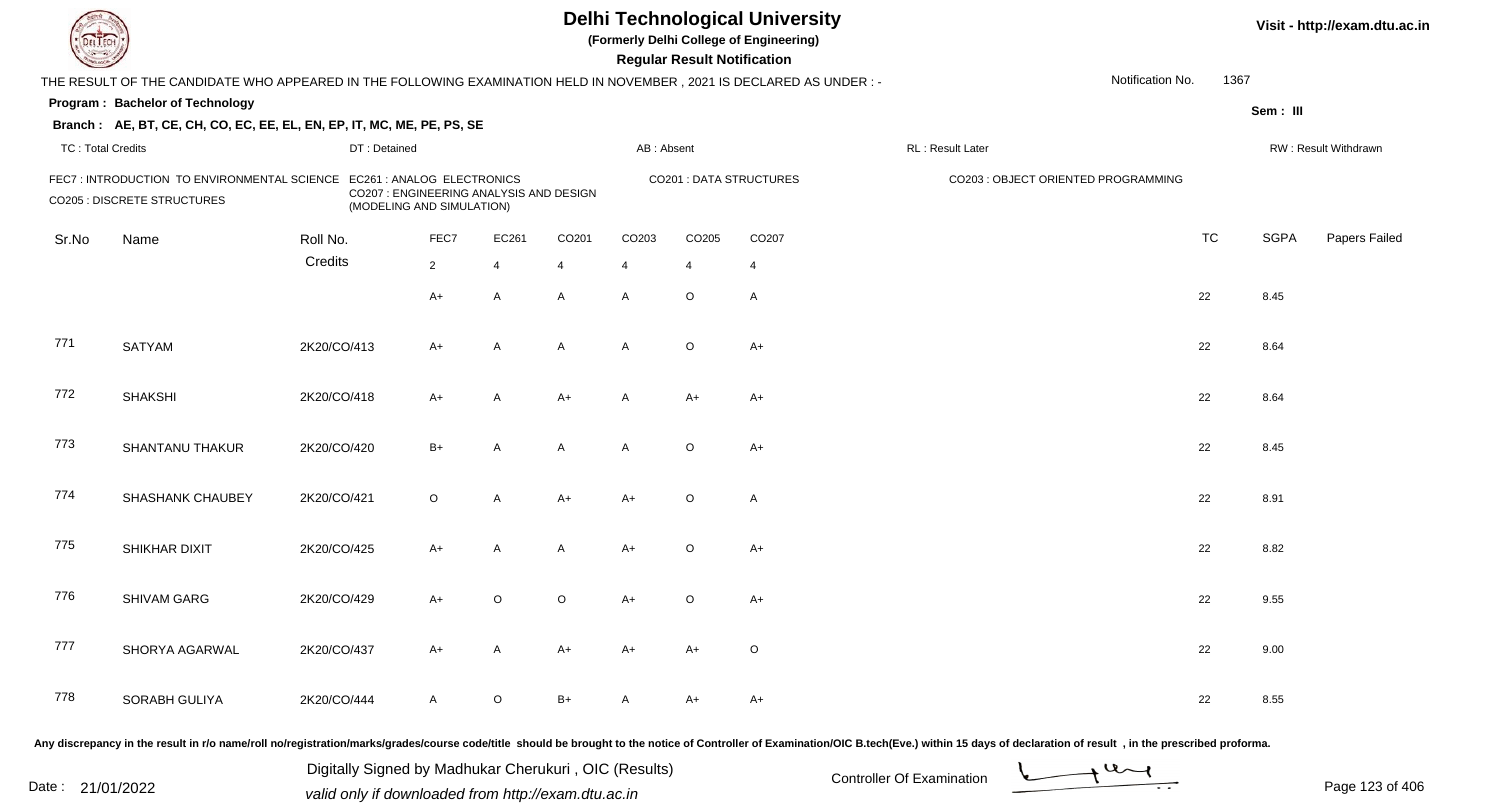# Delhi Technological University

**(Formerly Delhi College of Engineering)**

**Regular Result Notification**

Visit - http://exam.dtu.ac.in

THE RESULT OF THE CANDIDATE WHO APPEARED IN THE FOLLOWING EXAMINATION HELD IN NOVEMBER , 2021 IS DECLARED AS UNDER : -

Notification No. 1367

**Program : Bachelor of Technology**

Sem : III

**Branch : AE, BT, CE, CH, CO, EC, EE, EL, EN, EP, IT, MC, ME, PE, PS, SE**

TC : Total Credits | DT : Detained | AB : Absent | RL : Result Later | RW : Result Withdrawn

FEC7 : INTRODUCTION TO ENVIRONMENTAL SCIENCE
EC261 : ANALOG ELECTRONICS
CO201 : DATA STRUCTURES
CO203 : OBJECT ORIENTED PROGRAMMING
CO205 : DISCRETE STRUCTURES
CO207 : ENGINEERING ANALYSIS AND DESIGN (MODELING AND SIMULATION)

| Sr.No | Name | Roll No. | FEC7 | EC261 | CO201 | CO203 | CO205 | CO207 | TC | SGPA | Papers Failed |
|---|---|---|---|---|---|---|---|---|---|---|---|
| | | Credits | 2 | 4 | 4 | 4 | 4 | 4 | | | |
| | | | A+ | A | A | A | O | A | 22 | 8.45 | |
| 771 | SATYAM | 2K20/CO/413 | A+ | A | A | A | O | A+ | 22 | 8.64 | |
| 772 | SHAKSHI | 2K20/CO/418 | A+ | A | A+ | A | A+ | A+ | 22 | 8.64 | |
| 773 | SHANTANU THAKUR | 2K20/CO/420 | B+ | A | A | A | O | A+ | 22 | 8.45 | |
| 774 | SHASHANK CHAUBEY | 2K20/CO/421 | O | A | A+ | A+ | O | A | 22 | 8.91 | |
| 775 | SHIKHAR DIXIT | 2K20/CO/425 | A+ | A | A | A+ | O | A+ | 22 | 8.82 | |
| 776 | SHIVAM GARG | 2K20/CO/429 | A+ | O | O | A+ | O | A+ | 22 | 9.55 | |
| 777 | SHORYA AGARWAL | 2K20/CO/437 | A+ | A | A+ | A+ | A+ | O | 22 | 9.00 | |
| 778 | SORABH GULIYA | 2K20/CO/444 | A | O | B+ | A | A+ | A+ | 22 | 8.55 | |

Any discrepancy in the result in r/o name/roll no/registration/marks/grades/course code/title should be brought to the notice of Controller of Examination/OIC B.tech(Eve.) within 15 days of declaration of result , in the prescribed proforma.

Date : 21/01/2022

Digitally Signed by Madhukar Cherukuri , OIC (Results)
valid only if downloaded from http://exam.dtu.ac.in

Controller Of Examination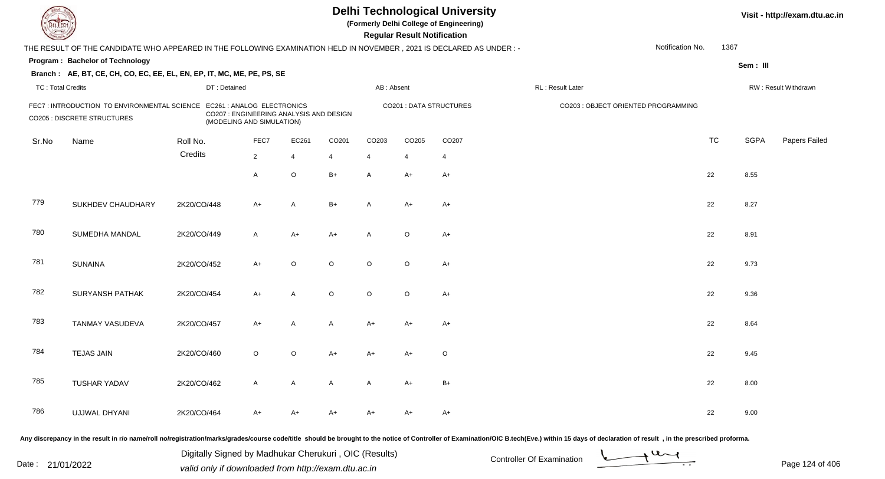# Delhi Technological University

**(Formerly Delhi College of Engineering)**

**Regular Result Notification**

Visit - http://exam.dtu.ac.in

THE RESULT OF THE CANDIDATE WHO APPEARED IN THE FOLLOWING EXAMINATION HELD IN NOVEMBER , 2021 IS DECLARED AS UNDER : -

Notification No. 1367

**Program : Bachelor of Technology**

Sem : III

**Branch : AE, BT, CE, CH, CO, EC, EE, EL, EN, EP, IT, MC, ME, PE, PS, SE**

TC : Total Credits | DT : Detained | AB : Absent | RL : Result Later | RW : Result Withdrawn

FEC7 : INTRODUCTION TO ENVIRONMENTAL SCIENCE
EC261 : ANALOG ELECTRONICS
CO201 : DATA STRUCTURES
CO203 : OBJECT ORIENTED PROGRAMMING
CO205 : DISCRETE STRUCTURES
CO207 : ENGINEERING ANALYSIS AND DESIGN (MODELING AND SIMULATION)

| Sr.No | Name | Roll No. | FEC7 | EC261 | CO201 | CO203 | CO205 | CO207 | TC | SGPA | Papers Failed |
|---|---|---|---|---|---|---|---|---|---|---|---|
| | | Credits | 2 | 4 | 4 | 4 | 4 | 4 | | | |
| | | | A | O | B+ | A | A+ | A+ | 22 | 8.55 | |
| 779 | SUKHDEV CHAUDHARY | 2K20/CO/448 | A+ | A | B+ | A | A+ | A+ | 22 | 8.27 | |
| 780 | SUMEDHA MANDAL | 2K20/CO/449 | A | A+ | A+ | A | O | A+ | 22 | 8.91 | |
| 781 | SUNAINA | 2K20/CO/452 | A+ | O | O | O | O | A+ | 22 | 9.73 | |
| 782 | SURYANSH PATHAK | 2K20/CO/454 | A+ | A | O | O | O | A+ | 22 | 9.36 | |
| 783 | TANMAY VASUDEVA | 2K20/CO/457 | A+ | A | A | A+ | A+ | A+ | 22 | 8.64 | |
| 784 | TEJAS JAIN | 2K20/CO/460 | O | O | A+ | A+ | A+ | O | 22 | 9.45 | |
| 785 | TUSHAR YADAV | 2K20/CO/462 | A | A | A | A | A+ | B+ | 22 | 8.00 | |
| 786 | UJJWAL DHYANI | 2K20/CO/464 | A+ | A+ | A+ | A+ | A+ | A+ | 22 | 9.00 | |

Any discrepancy in the result in r/o name/roll no/registration/marks/grades/course code/title should be brought to the notice of Controller of Examination/OIC B.tech(Eve.) within 15 days of declaration of result , in the prescribed proforma.

Date : 21/01/2022

Digitally Signed by Madhukar Cherukuri , OIC (Results)
valid only if downloaded from http://exam.dtu.ac.in

Controller Of Examination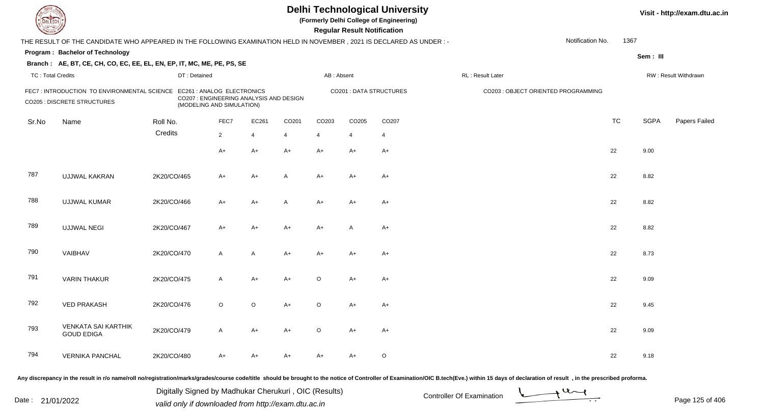# Delhi Technological University

(Formerly Delhi College of Engineering)

**Regular Result Notification**

Visit - http://exam.dtu.ac.in

THE RESULT OF THE CANDIDATE WHO APPEARED IN THE FOLLOWING EXAMINATION HELD IN NOVEMBER , 2021 IS DECLARED AS UNDER : -

Notification No. 1367

**Program : Bachelor of Technology**

Sem : III

**Branch : AE, BT, CE, CH, CO, EC, EE, EL, EN, EP, IT, MC, ME, PE, PS, SE**

TC : Total Credits | DT : Detained | AB : Absent | RL : Result Later | RW : Result Withdrawn

FEC7 : INTRODUCTION TO ENVIRONMENTAL SCIENCE
EC261 : ANALOG ELECTRONICS
CO201 : DATA STRUCTURES
CO203 : OBJECT ORIENTED PROGRAMMING
CO205 : DISCRETE STRUCTURES
CO207 : ENGINEERING ANALYSIS AND DESIGN (MODELING AND SIMULATION)

| Sr.No | Name | Roll No. | FEC7 | EC261 | CO201 | CO203 | CO205 | CO207 | TC | SGPA | Papers Failed |
|---|---|---|---|---|---|---|---|---|---|---|---|
| | | Credits | 2 | 4 | 4 | 4 | 4 | 4 | | | |
| | | | A+ | A+ | A+ | A+ | A+ | A+ | 22 | 9.00 | |
| 787 | UJJWAL KAKRAN | 2K20/CO/465 | A+ | A+ | A | A+ | A+ | A+ | 22 | 8.82 | |
| 788 | UJJWAL KUMAR | 2K20/CO/466 | A+ | A+ | A | A+ | A+ | A+ | 22 | 8.82 | |
| 789 | UJJWAL NEGI | 2K20/CO/467 | A+ | A+ | A+ | A+ | A | A+ | 22 | 8.82 | |
| 790 | VAIBHAV | 2K20/CO/470 | A | A | A+ | A+ | A+ | A+ | 22 | 8.73 | |
| 791 | VARIN THAKUR | 2K20/CO/475 | A | A+ | A+ | O | A+ | A+ | 22 | 9.09 | |
| 792 | VED PRAKASH | 2K20/CO/476 | O | O | A+ | O | A+ | A+ | 22 | 9.45 | |
| 793 | VENKATA SAI KARTHIK GOUD EDIGA | 2K20/CO/479 | A | A+ | A+ | O | A+ | A+ | 22 | 9.09 | |
| 794 | VERNIKA PANCHAL | 2K20/CO/480 | A+ | A+ | A+ | A+ | A+ | O | 22 | 9.18 | |

Any discrepancy in the result in r/o name/roll no/registration/marks/grades/course code/title should be brought to the notice of Controller of Examination/OIC B.tech(Eve.) within 15 days of declaration of result , in the prescribed proforma.

Date : 21/01/2022

Digitally Signed by Madhukar Cherukuri , OIC (Results)
valid only if downloaded from http://exam.dtu.ac.in

Controller Of Examination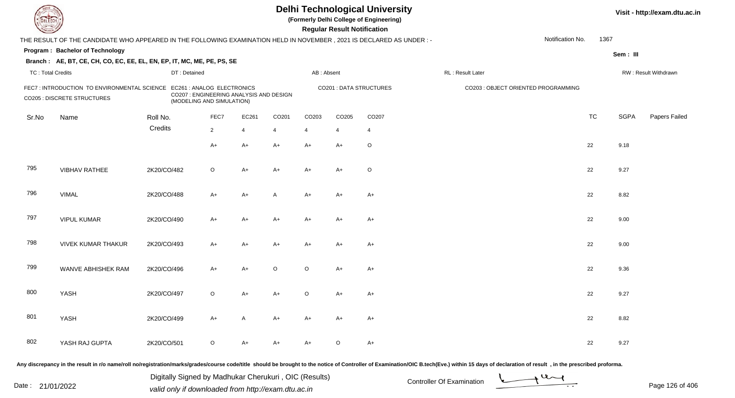# Delhi Technological University

**(Formerly Delhi College of Engineering)**

**Regular Result Notification**

Visit - http://exam.dtu.ac.in

THE RESULT OF THE CANDIDATE WHO APPEARED IN THE FOLLOWING EXAMINATION HELD IN NOVEMBER , 2021 IS DECLARED AS UNDER : -

Notification No. 1367

**Program : Bachelor of Technology**

Sem : III

**Branch : AE, BT, CE, CH, CO, EC, EE, EL, EN, EP, IT, MC, ME, PE, PS, SE**

TC : Total Credits | DT : Detained | AB : Absent | RL : Result Later | RW : Result Withdrawn

FEC7 : INTRODUCTION TO ENVIRONMENTAL SCIENCE
EC261 : ANALOG ELECTRONICS
CO201 : DATA STRUCTURES
CO203 : OBJECT ORIENTED PROGRAMMING
CO205 : DISCRETE STRUCTURES
CO207 : ENGINEERING ANALYSIS AND DESIGN (MODELING AND SIMULATION)

| Sr.No | Name | Roll No. | FEC7 | EC261 | CO201 | CO203 | CO205 | CO207 | TC | SGPA | Papers Failed |
|---|---|---|---|---|---|---|---|---|---|---|---|
| | | Credits | 2 | 4 | 4 | 4 | 4 | 4 | | | |
| | | | A+ | A+ | A+ | A+ | A+ | O | 22 | 9.18 | |
| 795 | VIBHAV RATHEE | 2K20/CO/482 | O | A+ | A+ | A+ | A+ | O | 22 | 9.27 | |
| 796 | VIMAL | 2K20/CO/488 | A+ | A+ | A | A+ | A+ | A+ | 22 | 8.82 | |
| 797 | VIPUL KUMAR | 2K20/CO/490 | A+ | A+ | A+ | A+ | A+ | A+ | 22 | 9.00 | |
| 798 | VIVEK KUMAR THAKUR | 2K20/CO/493 | A+ | A+ | A+ | A+ | A+ | A+ | 22 | 9.00 | |
| 799 | WANVE ABHISHEK RAM | 2K20/CO/496 | A+ | A+ | O | O | A+ | A+ | 22 | 9.36 | |
| 800 | YASH | 2K20/CO/497 | O | A+ | A+ | O | A+ | A+ | 22 | 9.27 | |
| 801 | YASH | 2K20/CO/499 | A+ | A | A+ | A+ | A+ | A+ | 22 | 8.82 | |
| 802 | YASH RAJ GUPTA | 2K20/CO/501 | O | A+ | A+ | A+ | O | A+ | 22 | 9.27 | |

Any discrepancy in the result in r/o name/roll no/registration/marks/grades/course code/title should be brought to the notice of Controller of Examination/OIC B.tech(Eve.) within 15 days of declaration of result , in the prescribed proforma.

Date : 21/01/2022

Digitally Signed by Madhukar Cherukuri , OIC (Results)
valid only if downloaded from http://exam.dtu.ac.in

Controller Of Examination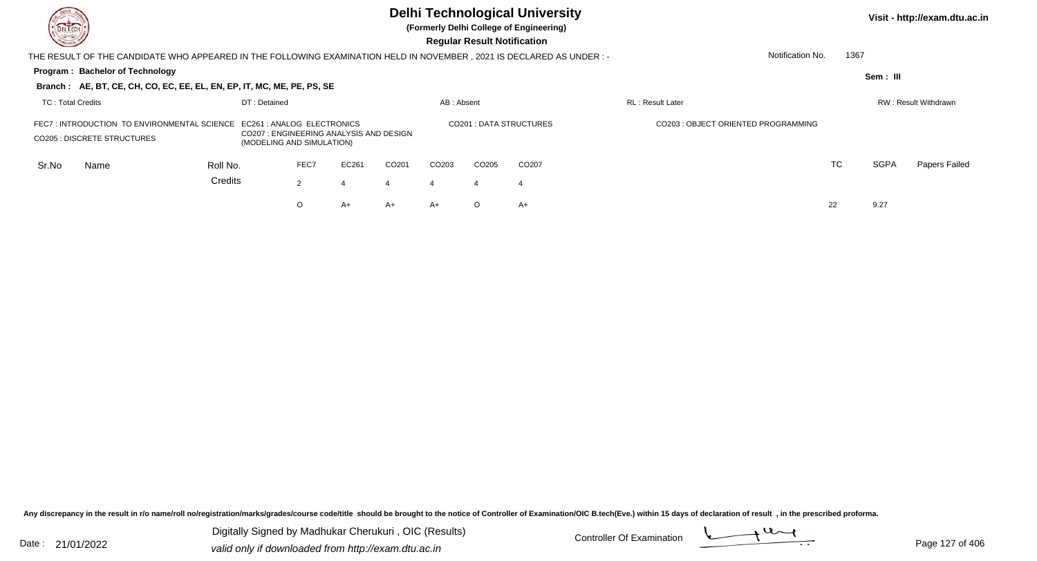# Delhi Technological University

**(Formerly Delhi College of Engineering)**

**Regular Result Notification**

Visit - http://exam.dtu.ac.in

THE RESULT OF THE CANDIDATE WHO APPEARED IN THE FOLLOWING EXAMINATION HELD IN NOVEMBER , 2021 IS DECLARED AS UNDER : -

Notification No. 1367

**Program : Bachelor of Technology**

Sem : III

**Branch : AE, BT, CE, CH, CO, EC, EE, EL, EN, EP, IT, MC, ME, PE, PS, SE**

TC : Total Credits | DT : Detained | AB : Absent | RL : Result Later | RW : Result Withdrawn

FEC7 : INTRODUCTION TO ENVIRONMENTAL SCIENCE
EC261 : ANALOG ELECTRONICS
CO201 : DATA STRUCTURES
CO203 : OBJECT ORIENTED PROGRAMMING
CO205 : DISCRETE STRUCTURES
CO207 : ENGINEERING ANALYSIS AND DESIGN (MODELING AND SIMULATION)

| Sr.No | Name | Roll No. | FEC7 | EC261 | CO201 | CO203 | CO205 | CO207 | TC | SGPA | Papers Failed |
|---|---|---|---|---|---|---|---|---|---|---|---|
| | | Credits | 2 | 4 | 4 | 4 | 4 | 4 | | | |
| | | | O | A+ | A+ | A+ | O | A+ | 22 | 9.27 | |

Any discrepancy in the result in r/o name/roll no/registration/marks/grades/course code/title should be brought to the notice of Controller of Examination/OIC B.tech(Eve.) within 15 days of declaration of result , in the prescribed proforma.

Date : 21/01/2022

Digitally Signed by Madhukar Cherukuri , OIC (Results)
valid only if downloaded from http://exam.dtu.ac.in

Controller Of Examination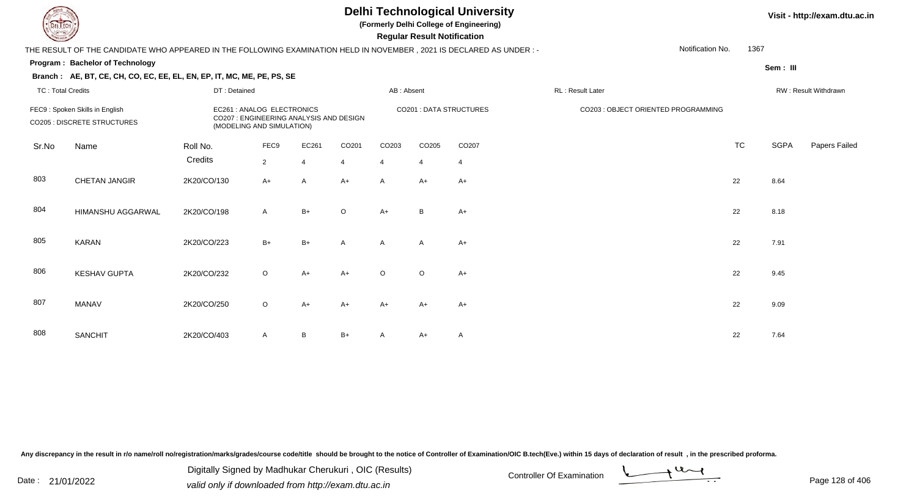# Delhi Technological University

**(Formerly Delhi College of Engineering)**

**Regular Result Notification**

Visit - http://exam.dtu.ac.in

THE RESULT OF THE CANDIDATE WHO APPEARED IN THE FOLLOWING EXAMINATION HELD IN NOVEMBER , 2021 IS DECLARED AS UNDER : -

Notification No. 1367

**Program : Bachelor of Technology**

**Sem : III**

**Branch : AE, BT, CE, CH, CO, EC, EE, EL, EN, EP, IT, MC, ME, PE, PS, SE**

TC : Total Credits | DT : Detained | AB : Absent | RL : Result Later | RW : Result Withdrawn

FEC9 : Spoken Skills in English
CO205 : DISCRETE STRUCTURES
EC261 : ANALOG ELECTRONICS
CO207 : ENGINEERING ANALYSIS AND DESIGN (MODELING AND SIMULATION)
CO201 : DATA STRUCTURES
CO203 : OBJECT ORIENTED PROGRAMMING

| Sr.No | Name | Roll No. | FEC9 | EC261 | CO201 | CO203 | CO205 | CO207 | TC | SGPA | Papers Failed |
|---|---|---|---|---|---|---|---|---|---|---|---|
| | | Credits | 2 | 4 | 4 | 4 | 4 | 4 | | | |
| 803 | CHETAN JANGIR | 2K20/CO/130 | A+ | A | A+ | A | A+ | A+ | 22 | 8.64 | |
| 804 | HIMANSHU AGGARWAL | 2K20/CO/198 | A | B+ | O | A+ | B | A+ | 22 | 8.18 | |
| 805 | KARAN | 2K20/CO/223 | B+ | B+ | A | A | A | A+ | 22 | 7.91 | |
| 806 | KESHAV GUPTA | 2K20/CO/232 | O | A+ | A+ | O | O | A+ | 22 | 9.45 | |
| 807 | MANAV | 2K20/CO/250 | O | A+ | A+ | A+ | A+ | A+ | 22 | 9.09 | |
| 808 | SANCHIT | 2K20/CO/403 | A | B | B+ | A | A+ | A | 22 | 7.64 | |

Any discrepancy in the result in r/o name/roll no/registration/marks/grades/course code/title should be brought to the notice of Controller of Examination/OIC B.tech(Eve.) within 15 days of declaration of result , in the prescribed proforma.

Date : 21/01/2022

Digitally Signed by Madhukar Cherukuri , OIC (Results)
valid only if downloaded from http://exam.dtu.ac.in

Controller Of Examination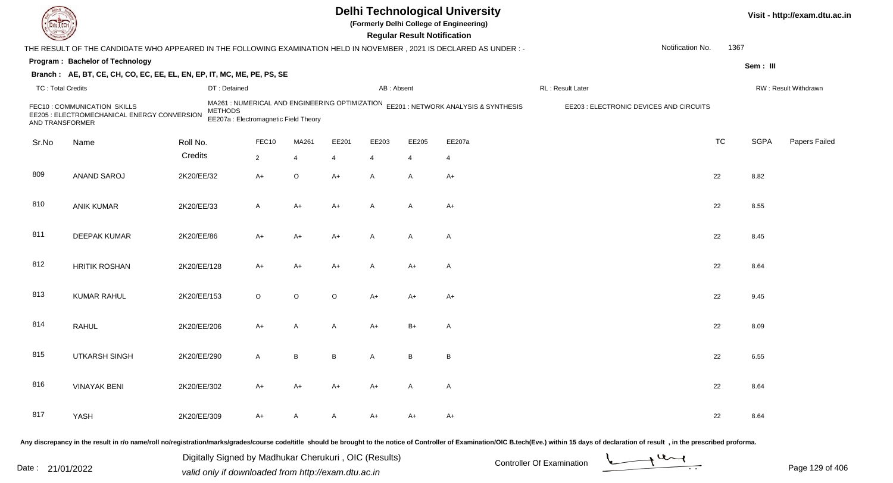# Delhi Technological University

**(Formerly Delhi College of Engineering)**

**Regular Result Notification**

Visit - http://exam.dtu.ac.in

THE RESULT OF THE CANDIDATE WHO APPEARED IN THE FOLLOWING EXAMINATION HELD IN NOVEMBER , 2021 IS DECLARED AS UNDER : -

Notification No. 1367

**Program : Bachelor of Technology**

Sem : III

**Branch : AE, BT, CE, CH, CO, EC, EE, EL, EN, EP, IT, MC, ME, PE, PS, SE**

TC : Total Credits | DT : Detained | AB : Absent | RL : Result Later | RW : Result Withdrawn

FEC10 : COMMUNICATION SKILLS
MA261 : NUMERICAL AND ENGINEERING OPTIMIZATION METHODS
EE201 : NETWORK ANALYSIS & SYNTHESIS
EE203 : ELECTRONIC DEVICES AND CIRCUITS
EE205 : ELECTROMECHANICAL ENERGY CONVERSION AND TRANSFORMER
EE207a : Electromagnetic Field Theory

| Sr.No | Name | Roll No. | FEC10 | MA261 | EE201 | EE203 | EE205 | EE207a | TC | SGPA | Papers Failed |
|---|---|---|---|---|---|---|---|---|---|---|---|
| | | Credits | 2 | 4 | 4 | 4 | 4 | 4 | | | |
| 809 | ANAND SAROJ | 2K20/EE/32 | A+ | O | A+ | A | A | A+ | 22 | 8.82 | |
| 810 | ANIK KUMAR | 2K20/EE/33 | A | A+ | A+ | A | A | A+ | 22 | 8.55 | |
| 811 | DEEPAK KUMAR | 2K20/EE/86 | A+ | A+ | A+ | A | A | A | 22 | 8.45 | |
| 812 | HRITIK ROSHAN | 2K20/EE/128 | A+ | A+ | A+ | A | A+ | A | 22 | 8.64 | |
| 813 | KUMAR RAHUL | 2K20/EE/153 | O | O | O | A+ | A+ | A+ | 22 | 9.45 | |
| 814 | RAHUL | 2K20/EE/206 | A+ | A | A | A+ | B+ | A | 22 | 8.09 | |
| 815 | UTKARSH SINGH | 2K20/EE/290 | A | B | B | A | B | B | 22 | 6.55 | |
| 816 | VINAYAK BENI | 2K20/EE/302 | A+ | A+ | A+ | A+ | A | A | 22 | 8.64 | |
| 817 | YASH | 2K20/EE/309 | A+ | A | A | A+ | A+ | A+ | 22 | 8.64 | |

Any discrepancy in the result in r/o name/roll no/registration/marks/grades/course code/title should be brought to the notice of Controller of Examination/OIC B.tech(Eve.) within 15 days of declaration of result , in the prescribed proforma.

Date : 21/01/2022

Digitally Signed by Madhukar Cherukuri , OIC (Results)
valid only if downloaded from http://exam.dtu.ac.in

Controller Of Examination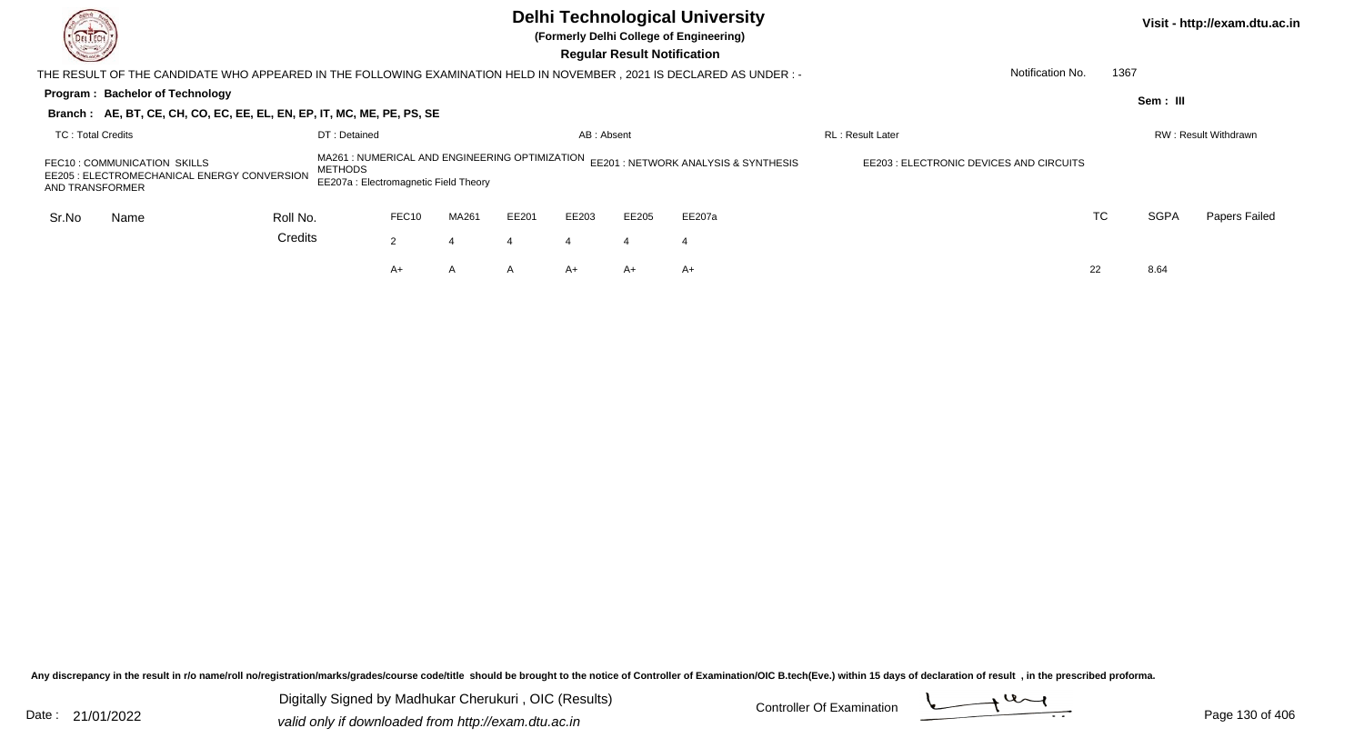# Delhi Technological University

**(Formerly Delhi College of Engineering)**

**Regular Result Notification**

Visit - http://exam.dtu.ac.in

THE RESULT OF THE CANDIDATE WHO APPEARED IN THE FOLLOWING EXAMINATION HELD IN NOVEMBER , 2021 IS DECLARED AS UNDER : -

Notification No. 1367

**Program : Bachelor of Technology**

Sem : III

**Branch : AE, BT, CE, CH, CO, EC, EE, EL, EN, EP, IT, MC, ME, PE, PS, SE**

TC : Total Credits | DT : Detained | AB : Absent | RL : Result Later | RW : Result Withdrawn

FEC10 : COMMUNICATION SKILLS
MA261 : NUMERICAL AND ENGINEERING OPTIMIZATION METHODS
EE201 : NETWORK ANALYSIS & SYNTHESIS
EE203 : ELECTRONIC DEVICES AND CIRCUITS
EE205 : ELECTROMECHANICAL ENERGY CONVERSION AND TRANSFORMER
EE207a : Electromagnetic Field Theory

| Sr.No | Name | Roll No. | FEC10 | MA261 | EE201 | EE203 | EE205 | EE207a | TC | SGPA | Papers Failed |
|---|---|---|---|---|---|---|---|---|---|---|---|
| | | Credits | 2 | 4 | 4 | 4 | 4 | 4 | | | |
| | | | A+ | A | A | A+ | A+ | A+ | 22 | 8.64 | |

Any discrepancy in the result in r/o name/roll no/registration/marks/grades/course code/title should be brought to the notice of Controller of Examination/OIC B.tech(Eve.) within 15 days of declaration of result , in the prescribed proforma.

Date : 21/01/2022

Digitally Signed by Madhukar Cherukuri , OIC (Results)
valid only if downloaded from http://exam.dtu.ac.in

Controller Of Examination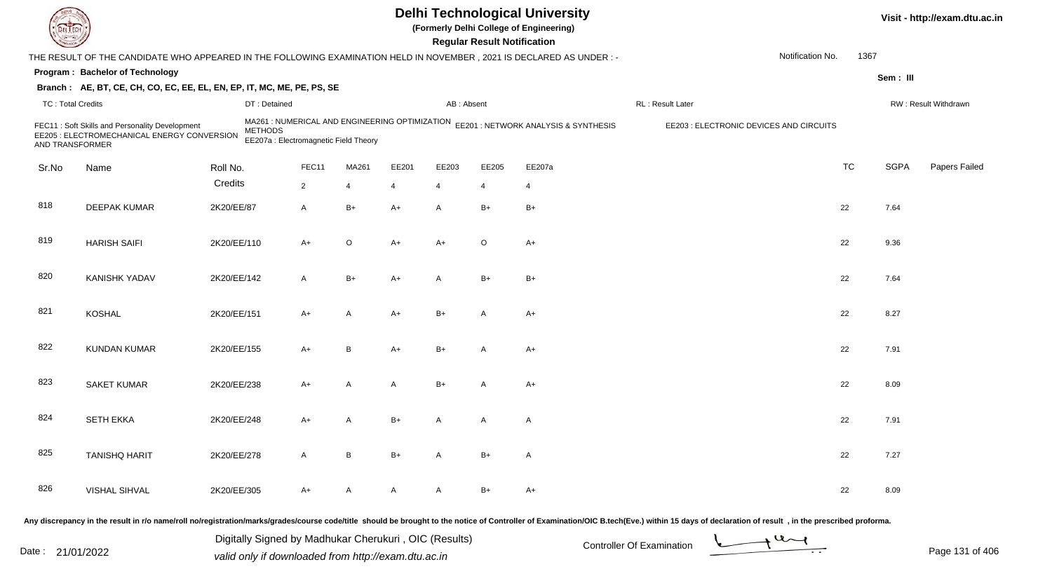# Delhi Technological University

**(Formerly Delhi College of Engineering)**

**Regular Result Notification**

Visit - http://exam.dtu.ac.in

THE RESULT OF THE CANDIDATE WHO APPEARED IN THE FOLLOWING EXAMINATION HELD IN NOVEMBER , 2021 IS DECLARED AS UNDER : -

Notification No. 1367

**Program : Bachelor of Technology**

**Sem : III**

**Branch : AE, BT, CE, CH, CO, EC, EE, EL, EN, EP, IT, MC, ME, PE, PS, SE**

TC : Total Credits | DT : Detained | AB : Absent | RL : Result Later | RW : Result Withdrawn

FEC11 : Soft Skills and Personality Development
MA261 : NUMERICAL AND ENGINEERING OPTIMIZATION METHODS
EE201 : NETWORK ANALYSIS & SYNTHESIS
EE203 : ELECTRONIC DEVICES AND CIRCUITS
EE205 : ELECTROMECHANICAL ENERGY CONVERSION AND TRANSFORMER
EE207a : Electromagnetic Field Theory

| Sr.No | Name | Roll No. | FEC11 | MA261 | EE201 | EE203 | EE205 | EE207a | TC | SGPA | Papers Failed |
|---|---|---|---|---|---|---|---|---|---|---|---|
| | | Credits | 2 | 4 | 4 | 4 | 4 | 4 | | | |
| 818 | DEEPAK KUMAR | 2K20/EE/87 | A | B+ | A+ | A | B+ | B+ | 22 | 7.64 | |
| 819 | HARISH SAIFI | 2K20/EE/110 | A+ | O | A+ | A+ | O | A+ | 22 | 9.36 | |
| 820 | KANISHK YADAV | 2K20/EE/142 | A | B+ | A+ | A | B+ | B+ | 22 | 7.64 | |
| 821 | KOSHAL | 2K20/EE/151 | A+ | A | A+ | B+ | A | A+ | 22 | 8.27 | |
| 822 | KUNDAN KUMAR | 2K20/EE/155 | A+ | B | A+ | B+ | A | A+ | 22 | 7.91 | |
| 823 | SAKET KUMAR | 2K20/EE/238 | A+ | A | A | B+ | A | A+ | 22 | 8.09 | |
| 824 | SETH EKKA | 2K20/EE/248 | A+ | A | B+ | A | A | A | 22 | 7.91 | |
| 825 | TANISHQ HARIT | 2K20/EE/278 | A | B | B+ | A | B+ | A | 22 | 7.27 | |
| 826 | VISHAL SIHVAL | 2K20/EE/305 | A+ | A | A | A | B+ | A+ | 22 | 8.09 | |

Any discrepancy in the result in r/o name/roll no/registration/marks/grades/course code/title should be brought to the notice of Controller of Examination/OIC B.tech(Eve.) within 15 days of declaration of result , in the prescribed proforma.

Date : 21/01/2022

Digitally Signed by Madhukar Cherukuri , OIC (Results)
valid only if downloaded from http://exam.dtu.ac.in

Controller Of Examination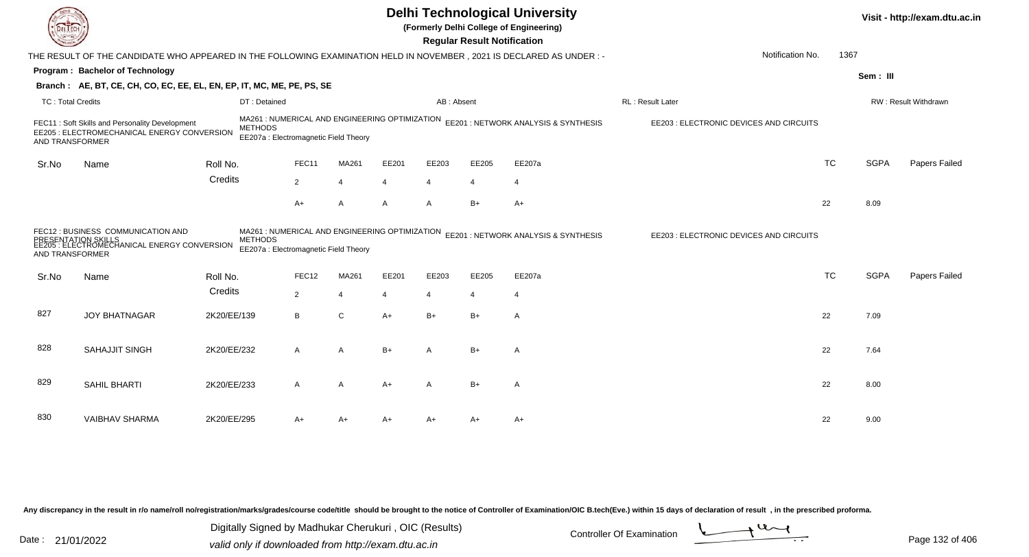# Delhi Technological University

(Formerly Delhi College of Engineering)

**Regular Result Notification**

Visit - http://exam.dtu.ac.in

THE RESULT OF THE CANDIDATE WHO APPEARED IN THE FOLLOWING EXAMINATION HELD IN NOVEMBER , 2021 IS DECLARED AS UNDER : -

Notification No. 1367

**Program : Bachelor of Technology**

Sem : III

**Branch : AE, BT, CE, CH, CO, EC, EE, EL, EN, EP, IT, MC, ME, PE, PS, SE**

TC : Total Credits | DT : Detained | AB : Absent | RL : Result Later | RW : Result Withdrawn

FEC11 : Soft Skills and Personality Development
MA261 : NUMERICAL AND ENGINEERING OPTIMIZATION METHODS
EE201 : NETWORK ANALYSIS & SYNTHESIS
EE203 : ELECTRONIC DEVICES AND CIRCUITS
EE205 : ELECTROMECHANICAL ENERGY CONVERSION AND TRANSFORMER
EE207a : Electromagnetic Field Theory

| Sr.No | Name | Roll No. | FEC11 | MA261 | EE201 | EE203 | EE205 | EE207a | TC | SGPA | Papers Failed |
|---|---|---|---|---|---|---|---|---|---|---|---|
| | | Credits | 2 | 4 | 4 | 4 | 4 | 4 | | | |
| | | | A+ | A | A | A | B+ | A+ | 22 | 8.09 | |

FEC12 : BUSINESS COMMUNICATION AND PRESENTATION SKILLS
MA261 : NUMERICAL AND ENGINEERING OPTIMIZATION METHODS
EE201 : NETWORK ANALYSIS & SYNTHESIS
EE203 : ELECTRONIC DEVICES AND CIRCUITS
EE205 : ELECTROMECHANICAL ENERGY CONVERSION AND TRANSFORMER
EE207a : Electromagnetic Field Theory

| Sr.No | Name | Roll No. | FEC12 | MA261 | EE201 | EE203 | EE205 | EE207a | TC | SGPA | Papers Failed |
|---|---|---|---|---|---|---|---|---|---|---|---|
| | | Credits | 2 | 4 | 4 | 4 | 4 | 4 | | | |
| 827 | JOY BHATNAGAR | 2K20/EE/139 | B | C | A+ | B+ | B+ | A | 22 | 7.09 | |
| 828 | SAHAJJIT SINGH | 2K20/EE/232 | A | A | B+ | A | B+ | A | 22 | 7.64 | |
| 829 | SAHIL BHARTI | 2K20/EE/233 | A | A | A+ | A | B+ | A | 22 | 8.00 | |
| 830 | VAIBHAV SHARMA | 2K20/EE/295 | A+ | A+ | A+ | A+ | A+ | A+ | 22 | 9.00 | |

Any discrepancy in the result in r/o name/roll no/registration/marks/grades/course code/title should be brought to the notice of Controller of Examination/OIC B.tech(Eve.) within 15 days of declaration of result , in the prescribed proforma.

Date : 21/01/2022

Digitally Signed by Madhukar Cherukuri , OIC (Results)
valid only if downloaded from http://exam.dtu.ac.in

Controller Of Examination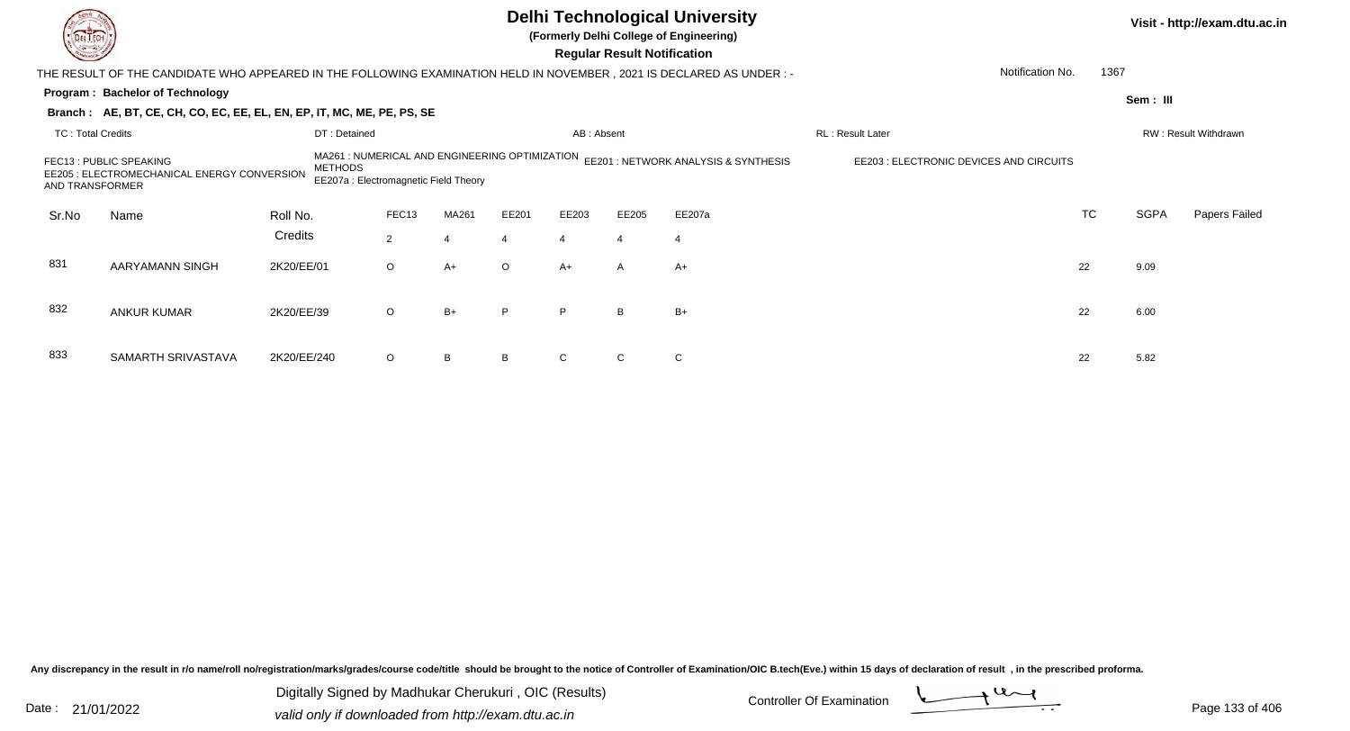# Delhi Technological University

**(Formerly Delhi College of Engineering)**

**Regular Result Notification**

Visit - http://exam.dtu.ac.in

THE RESULT OF THE CANDIDATE WHO APPEARED IN THE FOLLOWING EXAMINATION HELD IN NOVEMBER , 2021 IS DECLARED AS UNDER : -

Notification No. 1367

**Program : Bachelor of Technology**

Sem : III

**Branch : AE, BT, CE, CH, CO, EC, EE, EL, EN, EP, IT, MC, ME, PE, PS, SE**

TC : Total Credits | DT : Detained | AB : Absent | RL : Result Later | RW : Result Withdrawn

FEC13 : PUBLIC SPEAKING
EE205 : ELECTROMECHANICAL ENERGY CONVERSION AND TRANSFORMER
MA261 : NUMERICAL AND ENGINEERING OPTIMIZATION METHODS
EE207a : Electromagnetic Field Theory
EE201 : NETWORK ANALYSIS & SYNTHESIS
EE203 : ELECTRONIC DEVICES AND CIRCUITS

| Sr.No | Name | Roll No. | FEC13 | MA261 | EE201 | EE203 | EE205 | EE207a | TC | SGPA | Papers Failed |
|---|---|---|---|---|---|---|---|---|---|---|---|
| | | Credits | 2 | 4 | 4 | 4 | 4 | 4 | | | |
| 831 | AARYAMANN SINGH | 2K20/EE/01 | O | A+ | O | A+ | A | A+ | 22 | 9.09 | |
| 832 | ANKUR KUMAR | 2K20/EE/39 | O | B+ | P | P | B | B+ | 22 | 6.00 | |
| 833 | SAMARTH SRIVASTAVA | 2K20/EE/240 | O | B | B | C | C | C | 22 | 5.82 | |

Any discrepancy in the result in r/o name/roll no/registration/marks/grades/course code/title should be brought to the notice of Controller of Examination/OIC B.tech(Eve.) within 15 days of declaration of result , in the prescribed proforma.

Date : 21/01/2022

Digitally Signed by Madhukar Cherukuri , OIC (Results)
valid only if downloaded from http://exam.dtu.ac.in

Controller Of Examination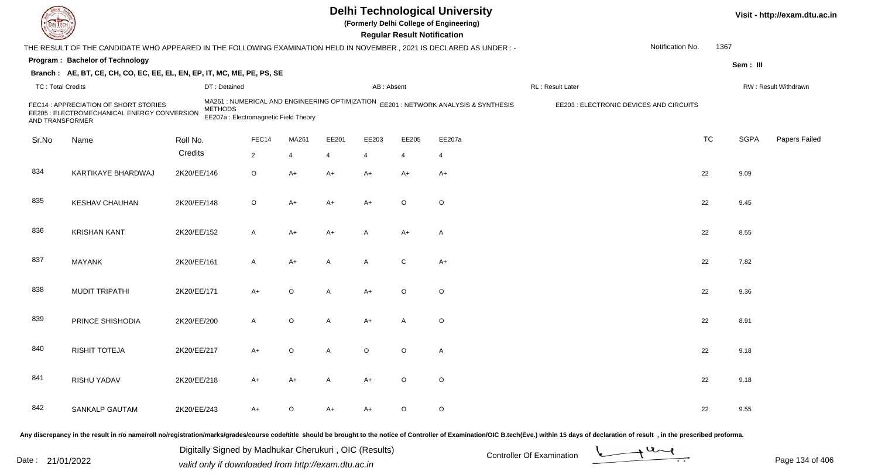# Delhi Technological University

**(Formerly Delhi College of Engineering)**

**Regular Result Notification**

Visit - http://exam.dtu.ac.in

THE RESULT OF THE CANDIDATE WHO APPEARED IN THE FOLLOWING EXAMINATION HELD IN NOVEMBER , 2021 IS DECLARED AS UNDER : - Notification No. 1367

**Program : Bachelor of Technology**

**Branch : AE, BT, CE, CH, CO, EC, EE, EL, EN, EP, IT, MC, ME, PE, PS, SE**

Sem : III

TC : Total Credits | DT : Detained | AB : Absent | RL : Result Later | RW : Result Withdrawn

FEC14 : APPRECIATION OF SHORT STORIES
MA261 : NUMERICAL AND ENGINEERING OPTIMIZATION METHODS
EE201 : NETWORK ANALYSIS & SYNTHESIS
EE203 : ELECTRONIC DEVICES AND CIRCUITS
EE205 : ELECTROMECHANICAL ENERGY CONVERSION AND TRANSFORMER
EE207a : Electromagnetic Field Theory

| Sr.No | Name | Roll No. | FEC14 | MA261 | EE201 | EE203 | EE205 | EE207a | TC | SGPA | Papers Failed |
|---|---|---|---|---|---|---|---|---|---|---|---|
| | | Credits | 2 | 4 | 4 | 4 | 4 | 4 | | | |
| 834 | KARTIKAYE BHARDWAJ | 2K20/EE/146 | O | A+ | A+ | A+ | A+ | A+ | 22 | 9.09 | |
| 835 | KESHAV CHAUHAN | 2K20/EE/148 | O | A+ | A+ | A+ | O | O | 22 | 9.45 | |
| 836 | KRISHAN KANT | 2K20/EE/152 | A | A+ | A+ | A | A+ | A | 22 | 8.55 | |
| 837 | MAYANK | 2K20/EE/161 | A | A+ | A | A | C | A+ | 22 | 7.82 | |
| 838 | MUDIT TRIPATHI | 2K20/EE/171 | A+ | O | A | A+ | O | O | 22 | 9.36 | |
| 839 | PRINCE SHISHODIA | 2K20/EE/200 | A | O | A | A+ | A | O | 22 | 8.91 | |
| 840 | RISHIT TOTEJA | 2K20/EE/217 | A+ | O | A | O | O | A | 22 | 9.18 | |
| 841 | RISHU YADAV | 2K20/EE/218 | A+ | A+ | A | A+ | O | O | 22 | 9.18 | |
| 842 | SANKALP GAUTAM | 2K20/EE/243 | A+ | O | A+ | A+ | O | O | 22 | 9.55 | |

Any discrepancy in the result in r/o name/roll no/registration/marks/grades/course code/title should be brought to the notice of Controller of Examination/OIC B.tech(Eve.) within 15 days of declaration of result , in the prescribed proforma.

Date : 21/01/2022

Digitally Signed by Madhukar Cherukuri , OIC (Results)
valid only if downloaded from http://exam.dtu.ac.in

Controller Of Examination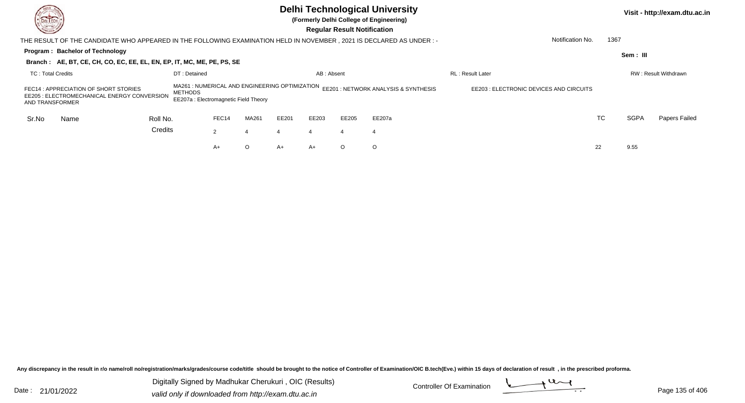# Delhi Technological University

**(Formerly Delhi College of Engineering)**

**Regular Result Notification**

Visit - http://exam.dtu.ac.in

THE RESULT OF THE CANDIDATE WHO APPEARED IN THE FOLLOWING EXAMINATION HELD IN NOVEMBER , 2021 IS DECLARED AS UNDER : -

Notification No. 1367

**Program : Bachelor of Technology**

Sem : III

**Branch : AE, BT, CE, CH, CO, EC, EE, EL, EN, EP, IT, MC, ME, PE, PS, SE**

TC : Total Credits | DT : Detained | AB : Absent | RL : Result Later | RW : Result Withdrawn

FEC14 : APPRECIATION OF SHORT STORIES
MA261 : NUMERICAL AND ENGINEERING OPTIMIZATION METHODS
EE201 : NETWORK ANALYSIS & SYNTHESIS
EE203 : ELECTRONIC DEVICES AND CIRCUITS
EE205 : ELECTROMECHANICAL ENERGY CONVERSION AND TRANSFORMER
EE207a : Electromagnetic Field Theory

| Sr.No | Name | Roll No. | FEC14 | MA261 | EE201 | EE203 | EE205 | EE207a | TC | SGPA | Papers Failed |
|---|---|---|---|---|---|---|---|---|---|---|---|
| | | Credits | 2 | 4 | 4 | 4 | 4 | 4 | | | |
| | | | A+ | O | A+ | A+ | O | O | 22 | 9.55 | |

Any discrepancy in the result in r/o name/roll no/registration/marks/grades/course code/title should be brought to the notice of Controller of Examination/OIC B.tech(Eve.) within 15 days of declaration of result , in the prescribed proforma.

Date : 21/01/2022

Digitally Signed by Madhukar Cherukuri , OIC (Results)
valid only if downloaded from http://exam.dtu.ac.in

Controller Of Examination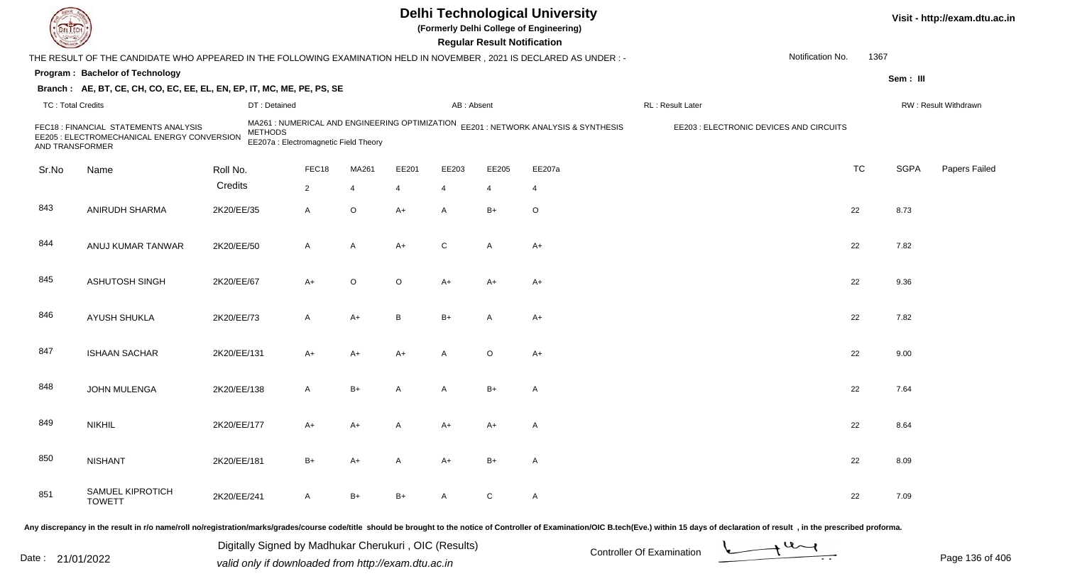# Delhi Technological University

(Formerly Delhi College of Engineering)

**Regular Result Notification**

Visit - http://exam.dtu.ac.in

THE RESULT OF THE CANDIDATE WHO APPEARED IN THE FOLLOWING EXAMINATION HELD IN NOVEMBER , 2021 IS DECLARED AS UNDER : -

Notification No. 1367

**Program : Bachelor of Technology**

Sem : III

**Branch : AE, BT, CE, CH, CO, EC, EE, EL, EN, EP, IT, MC, ME, PE, PS, SE**

TC : Total Credits | DT : Detained | AB : Absent | RL : Result Later | RW : Result Withdrawn

FEC18 : FINANCIAL STATEMENTS ANALYSIS
MA261 : NUMERICAL AND ENGINEERING OPTIMIZATION METHODS
EE201 : NETWORK ANALYSIS & SYNTHESIS
EE203 : ELECTRONIC DEVICES AND CIRCUITS
EE205 : ELECTROMECHANICAL ENERGY CONVERSION AND TRANSFORMER
EE207a : Electromagnetic Field Theory

| Sr.No | Name | Roll No. | FEC18 | MA261 | EE201 | EE203 | EE205 | EE207a | TC | SGPA | Papers Failed |
|---|---|---|---|---|---|---|---|---|---|---|---|
| | | Credits | 2 | 4 | 4 | 4 | 4 | 4 | | | |
| 843 | ANIRUDH SHARMA | 2K20/EE/35 | A | O | A+ | A | B+ | O | 22 | 8.73 | |
| 844 | ANUJ KUMAR TANWAR | 2K20/EE/50 | A | A | A+ | C | A | A+ | 22 | 7.82 | |
| 845 | ASHUTOSH SINGH | 2K20/EE/67 | A+ | O | O | A+ | A+ | A+ | 22 | 9.36 | |
| 846 | AYUSH SHUKLA | 2K20/EE/73 | A | A+ | B | B+ | A | A+ | 22 | 7.82 | |
| 847 | ISHAAN SACHAR | 2K20/EE/131 | A+ | A+ | A+ | A | O | A+ | 22 | 9.00 | |
| 848 | JOHN MULENGA | 2K20/EE/138 | A | B+ | A | A | B+ | A | 22 | 7.64 | |
| 849 | NIKHIL | 2K20/EE/177 | A+ | A+ | A | A+ | A+ | A | 22 | 8.64 | |
| 850 | NISHANT | 2K20/EE/181 | B+ | A+ | A | A+ | B+ | A | 22 | 8.09 | |
| 851 | SAMUEL KIPROTICH TOWETT | 2K20/EE/241 | A | B+ | B+ | A | C | A | 22 | 7.09 | |

Any discrepancy in the result in r/o name/roll no/registration/marks/grades/course code/title should be brought to the notice of Controller of Examination/OIC B.tech(Eve.) within 15 days of declaration of result , in the prescribed proforma.

Date : 21/01/2022

Digitally Signed by Madhukar Cherukuri , OIC (Results)
valid only if downloaded from http://exam.dtu.ac.in

Controller Of Examination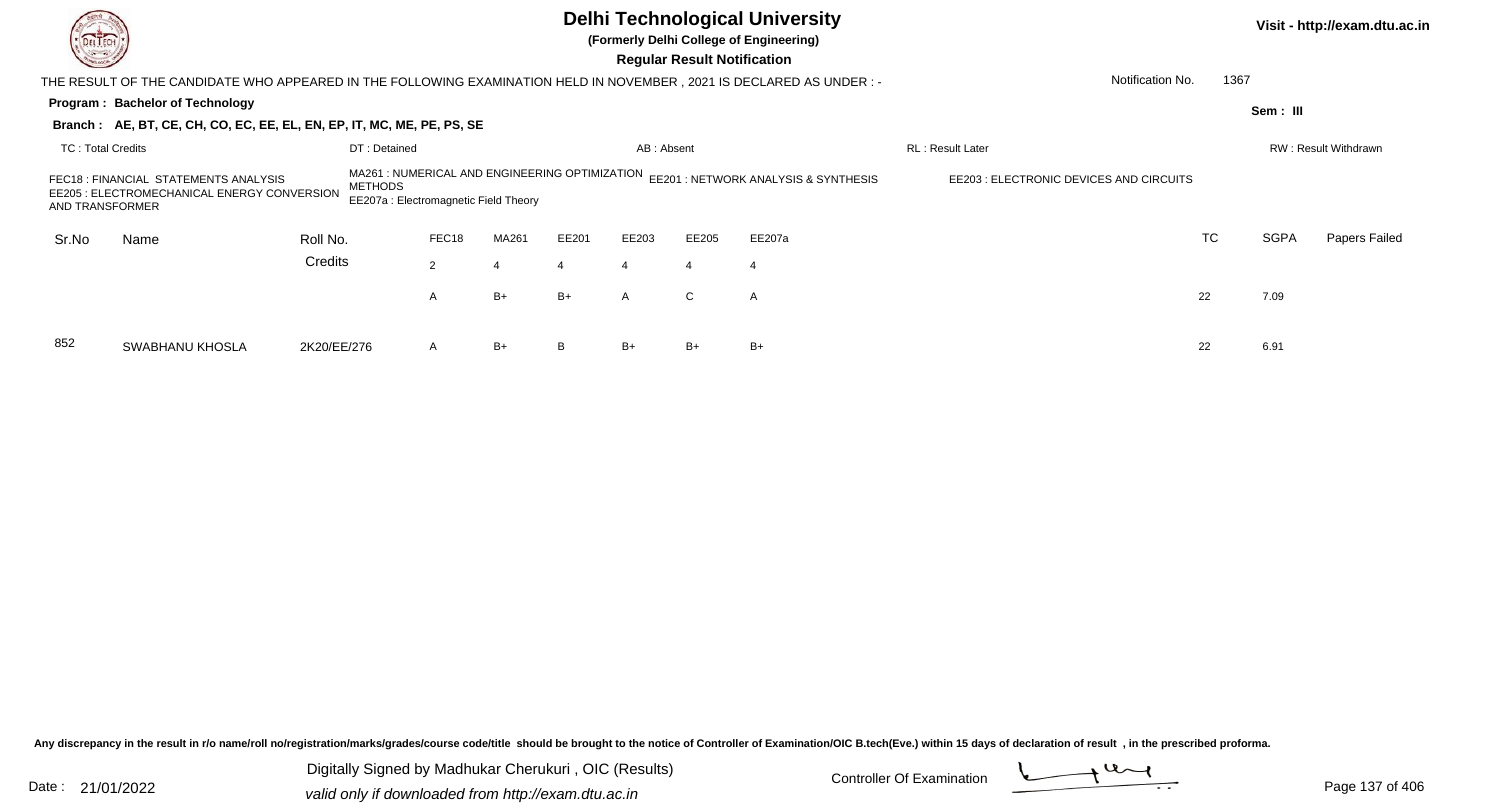# Delhi Technological University

**(Formerly Delhi College of Engineering)**

**Regular Result Notification**

Visit - http://exam.dtu.ac.in

THE RESULT OF THE CANDIDATE WHO APPEARED IN THE FOLLOWING EXAMINATION HELD IN NOVEMBER , 2021 IS DECLARED AS UNDER : -

Notification No. 1367

**Program : Bachelor of Technology**

Sem : III

**Branch : AE, BT, CE, CH, CO, EC, EE, EL, EN, EP, IT, MC, ME, PE, PS, SE**

TC : Total Credits | DT : Detained | AB : Absent | RL : Result Later | RW : Result Withdrawn

FEC18 : FINANCIAL STATEMENTS ANALYSIS
MA261 : NUMERICAL AND ENGINEERING OPTIMIZATION METHODS
EE201 : NETWORK ANALYSIS & SYNTHESIS
EE203 : ELECTRONIC DEVICES AND CIRCUITS
EE205 : ELECTROMECHANICAL ENERGY CONVERSION AND TRANSFORMER
EE207a : Electromagnetic Field Theory

| Sr.No | Name | Roll No. | FEC18 | MA261 | EE201 | EE203 | EE205 | EE207a | TC | SGPA | Papers Failed |
|---|---|---|---|---|---|---|---|---|---|---|---|
| | | Credits | 2 | 4 | 4 | 4 | 4 | 4 | | | |
| | | | A | B+ | B+ | A | C | A | 22 | 7.09 | |
| 852 | SWABHANU KHOSLA | 2K20/EE/276 | A | B+ | B | B+ | B+ | B+ | 22 | 6.91 | |

Any discrepancy in the result in r/o name/roll no/registration/marks/grades/course code/title should be brought to the notice of Controller of Examination/OIC B.tech(Eve.) within 15 days of declaration of result , in the prescribed proforma.

Date : 21/01/2022

Digitally Signed by Madhukar Cherukuri , OIC (Results)
valid only if downloaded from http://exam.dtu.ac.in

Controller Of Examination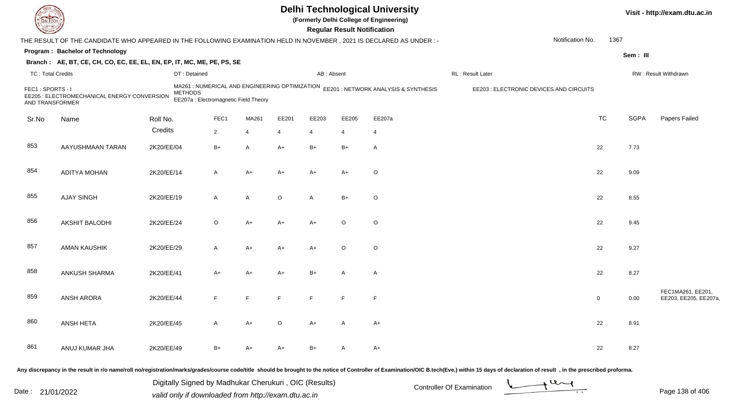# Delhi Technological University

**(Formerly Delhi College of Engineering)**

**Regular Result Notification**

Visit - http://exam.dtu.ac.in

THE RESULT OF THE CANDIDATE WHO APPEARED IN THE FOLLOWING EXAMINATION HELD IN NOVEMBER , 2021 IS DECLARED AS UNDER : -

Notification No. 1367

**Program : Bachelor of Technology**

Sem : III

**Branch : AE, BT, CE, CH, CO, EC, EE, EL, EN, EP, IT, MC, ME, PE, PS, SE**

TC : Total Credits | DT : Detained | AB : Absent | RL : Result Later | RW : Result Withdrawn

FEC1 : SPORTS - I
MA261 : NUMERICAL AND ENGINEERING OPTIMIZATION METHODS
EE201 : NETWORK ANALYSIS & SYNTHESIS
EE203 : ELECTRONIC DEVICES AND CIRCUITS
EE205 : ELECTROMECHANICAL ENERGY CONVERSION AND TRANSFORMER
EE207a : Electromagnetic Field Theory

| Sr.No | Name | Roll No. | FEC1 | MA261 | EE201 | EE203 | EE205 | EE207a | TC | SGPA | Papers Failed |
|---|---|---|---|---|---|---|---|---|---|---|---|
| | | Credits | 2 | 4 | 4 | 4 | 4 | 4 | | | |
| 853 | AAYUSHMAAN TARAN | 2K20/EE/04 | B+ | A | A+ | B+ | B+ | A | 22 | 7.73 | |
| 854 | ADITYA MOHAN | 2K20/EE/14 | A | A+ | A+ | A+ | A+ | O | 22 | 9.09 | |
| 855 | AJAY SINGH | 2K20/EE/19 | A | A | O | A | B+ | O | 22 | 8.55 | |
| 856 | AKSHIT BALODHI | 2K20/EE/24 | O | A+ | A+ | A+ | O | O | 22 | 9.45 | |
| 857 | AMAN KAUSHIK | 2K20/EE/29 | A | A+ | A+ | A+ | O | O | 22 | 9.27 | |
| 858 | ANKUSH SHARMA | 2K20/EE/41 | A+ | A+ | A+ | B+ | A | A | 22 | 8.27 | |
| 859 | ANSH ARORA | 2K20/EE/44 | F | F | F | F | F | F | 0 | 0.00 | FEC1MA261, EE201, EE203, EE205, EE207a, |
| 860 | ANSH HETA | 2K20/EE/45 | A | A+ | O | A+ | A | A+ | 22 | 8.91 | |
| 861 | ANUJ KUMAR JHA | 2K20/EE/49 | B+ | A+ | A+ | B+ | A | A+ | 22 | 8.27 | |

Any discrepancy in the result in r/o name/roll no/registration/marks/grades/course code/title should be brought to the notice of Controller of Examination/OIC B.tech(Eve.) within 15 days of declaration of result , in the prescribed proforma.

Date : 21/01/2022

Digitally Signed by Madhukar Cherukuri , OIC (Results)
valid only if downloaded from http://exam.dtu.ac.in

Controller Of Examination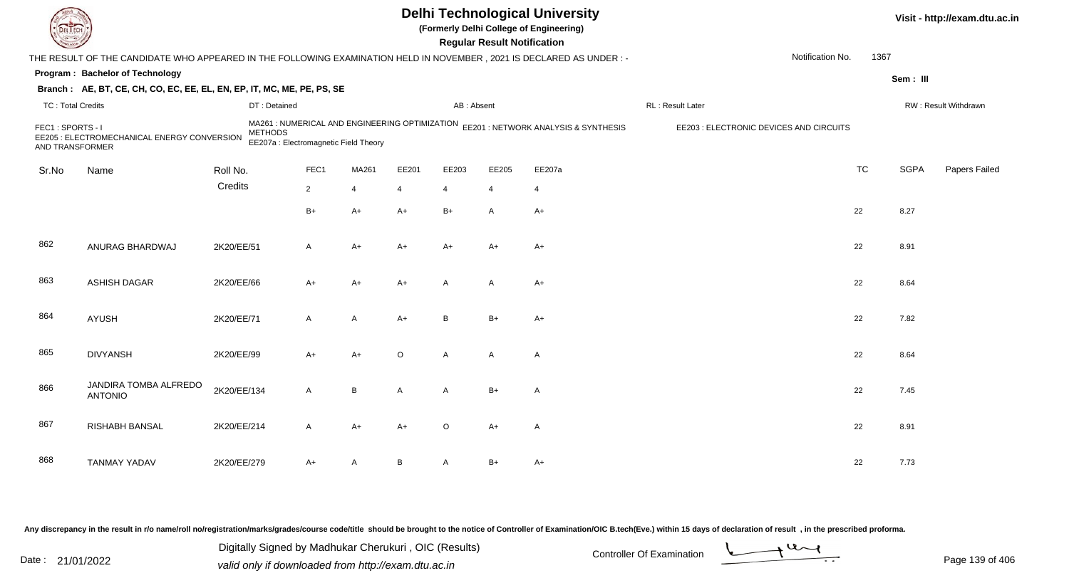# Delhi Technological University

**(Formerly Delhi College of Engineering)**

**Regular Result Notification**

Visit - http://exam.dtu.ac.in

THE RESULT OF THE CANDIDATE WHO APPEARED IN THE FOLLOWING EXAMINATION HELD IN NOVEMBER , 2021 IS DECLARED AS UNDER : -

Notification No. 1367

**Program : Bachelor of Technology**

Sem : III

**Branch : AE, BT, CE, CH, CO, EC, EE, EL, EN, EP, IT, MC, ME, PE, PS, SE**

TC : Total Credits | DT : Detained | AB : Absent | RL : Result Later | RW : Result Withdrawn

FEC1 : SPORTS - I
MA261 : NUMERICAL AND ENGINEERING OPTIMIZATION METHODS
EE201 : NETWORK ANALYSIS & SYNTHESIS
EE203 : ELECTRONIC DEVICES AND CIRCUITS
EE205 : ELECTROMECHANICAL ENERGY CONVERSION AND TRANSFORMER
EE207a : Electromagnetic Field Theory

| Sr.No | Name | Roll No. | FEC1 | MA261 | EE201 | EE203 | EE205 | EE207a | TC | SGPA | Papers Failed |
|---|---|---|---|---|---|---|---|---|---|---|---|
| | | Credits | 2 | 4 | 4 | 4 | 4 | 4 | | | |
| | | | B+ | A+ | A+ | B+ | A | A+ | 22 | 8.27 | |
| 862 | ANURAG BHARDWAJ | 2K20/EE/51 | A | A+ | A+ | A+ | A+ | A+ | 22 | 8.91 | |
| 863 | ASHISH DAGAR | 2K20/EE/66 | A+ | A+ | A+ | A | A | A+ | 22 | 8.64 | |
| 864 | AYUSH | 2K20/EE/71 | A | A | A+ | B | B+ | A+ | 22 | 7.82 | |
| 865 | DIVYANSH | 2K20/EE/99 | A+ | A+ | O | A | A | A | 22 | 8.64 | |
| 866 | JANDIRA TOMBA ALFREDO ANTONIO | 2K20/EE/134 | A | B | A | A | B+ | A | 22 | 7.45 | |
| 867 | RISHABH BANSAL | 2K20/EE/214 | A | A+ | A+ | O | A+ | A | 22 | 8.91 | |
| 868 | TANMAY YADAV | 2K20/EE/279 | A+ | A | B | A | B+ | A+ | 22 | 7.73 | |

Any discrepancy in the result in r/o name/roll no/registration/marks/grades/course code/title should be brought to the notice of Controller of Examination/OIC B.tech(Eve.) within 15 days of declaration of result , in the prescribed proforma.

Date : 21/01/2022

Digitally Signed by Madhukar Cherukuri , OIC (Results)
valid only if downloaded from http://exam.dtu.ac.in

Controller Of Examination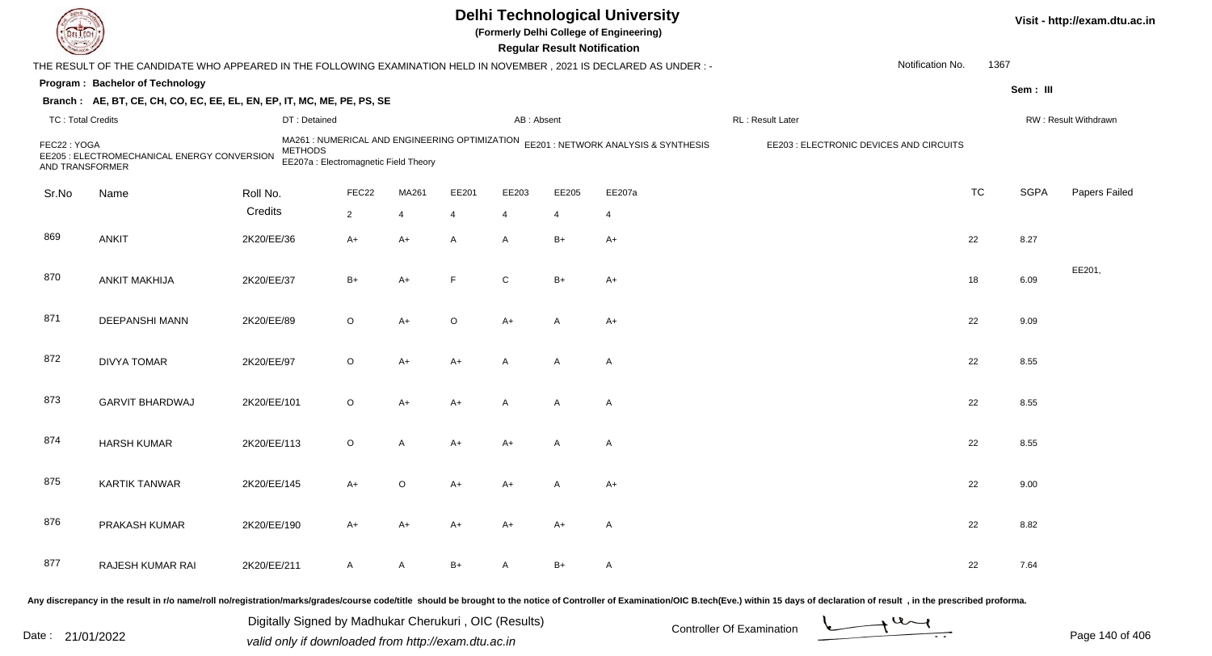# Delhi Technological University

**(Formerly Delhi College of Engineering)**

**Regular Result Notification**

THE RESULT OF THE CANDIDATE WHO APPEARED IN THE FOLLOWING EXAMINATION HELD IN NOVEMBER , 2021 IS DECLARED AS UNDER : -

Notification No. 1367

**Program : Bachelor of Technology**

**Sem : III**

**Branch : AE, BT, CE, CH, CO, EC, EE, EL, EN, EP, IT, MC, ME, PE, PS, SE**

TC : Total Credits | DT : Detained | AB : Absent | RL : Result Later | RW : Result Withdrawn

FEC22 : YOGA
MA261 : NUMERICAL AND ENGINEERING OPTIMIZATION METHODS
EE201 : NETWORK ANALYSIS & SYNTHESIS
EE203 : ELECTRONIC DEVICES AND CIRCUITS
EE205 : ELECTROMECHANICAL ENERGY CONVERSION AND TRANSFORMER
EE207a : Electromagnetic Field Theory

| Sr.No | Name | Roll No. | FEC22 | MA261 | EE201 | EE203 | EE205 | EE207a | TC | SGPA | Papers Failed |
|---|---|---|---|---|---|---|---|---|---|---|---|
| | | Credits | 2 | 4 | 4 | 4 | 4 | 4 | | | |
| 869 | ANKIT | 2K20/EE/36 | A+ | A+ | A | A | B+ | A+ | 22 | 8.27 | |
| 870 | ANKIT MAKHIJA | 2K20/EE/37 | B+ | A+ | F | C | B+ | A+ | 18 | 6.09 | EE201, |
| 871 | DEEPANSHI MANN | 2K20/EE/89 | O | A+ | O | A+ | A | A+ | 22 | 9.09 | |
| 872 | DIVYA TOMAR | 2K20/EE/97 | O | A+ | A+ | A | A | A | 22 | 8.55 | |
| 873 | GARVIT BHARDWAJ | 2K20/EE/101 | O | A+ | A+ | A | A | A | 22 | 8.55 | |
| 874 | HARSH KUMAR | 2K20/EE/113 | O | A | A+ | A+ | A | A | 22 | 8.55 | |
| 875 | KARTIK TANWAR | 2K20/EE/145 | A+ | O | A+ | A+ | A | A+ | 22 | 9.00 | |
| 876 | PRAKASH KUMAR | 2K20/EE/190 | A+ | A+ | A+ | A+ | A+ | A | 22 | 8.82 | |
| 877 | RAJESH KUMAR RAI | 2K20/EE/211 | A | A | B+ | A | B+ | A | 22 | 7.64 | |

Any discrepancy in the result in r/o name/roll no/registration/marks/grades/course code/title should be brought to the notice of Controller of Examination/OIC B.tech(Eve.) within 15 days of declaration of result , in the prescribed proforma.

Date : 21/01/2022

Digitally Signed by Madhukar Cherukuri , OIC (Results)
valid only if downloaded from http://exam.dtu.ac.in

Controller Of Examination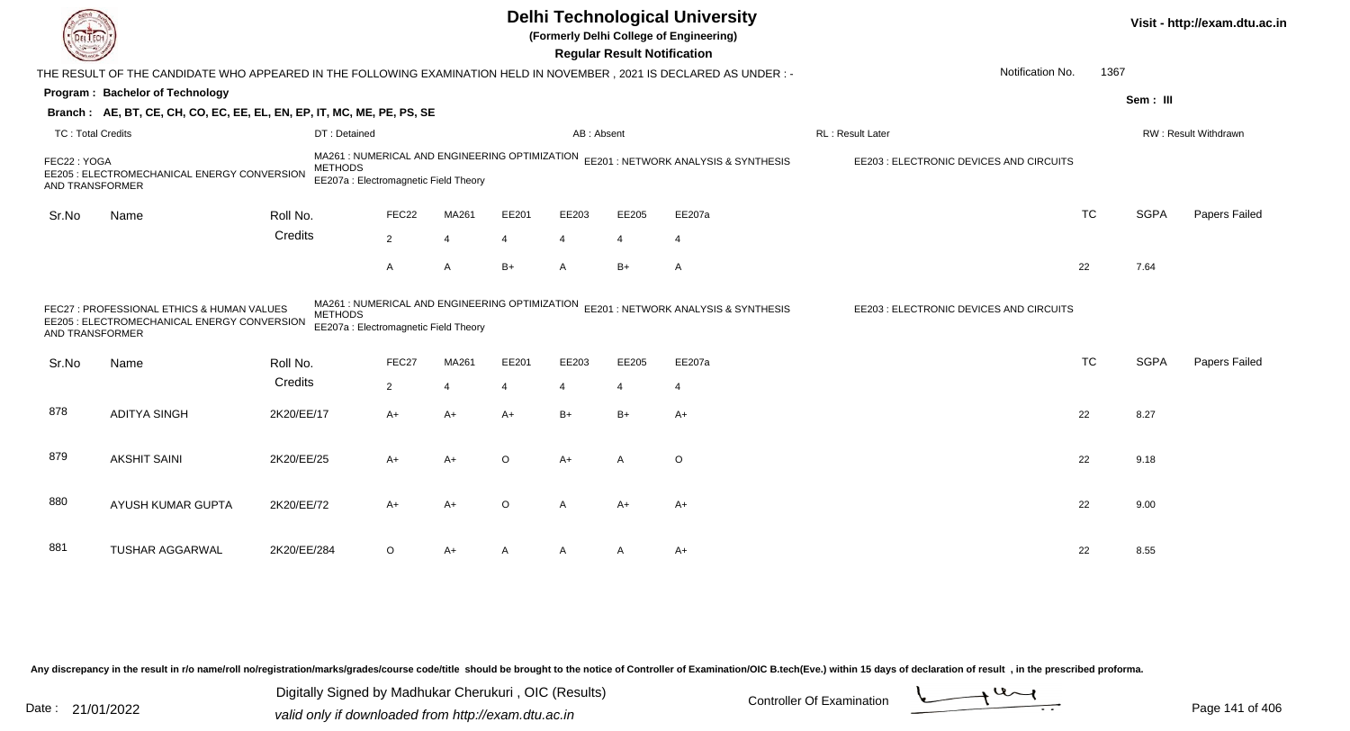# Delhi Technological University

**(Formerly Delhi College of Engineering)**

**Regular Result Notification**

Visit - http://exam.dtu.ac.in

THE RESULT OF THE CANDIDATE WHO APPEARED IN THE FOLLOWING EXAMINATION HELD IN NOVEMBER , 2021 IS DECLARED AS UNDER : -

Notification No. 1367

**Program : Bachelor of Technology**

Sem : III

**Branch : AE, BT, CE, CH, CO, EC, EE, EL, EN, EP, IT, MC, ME, PE, PS, SE**

TC : Total Credits | DT : Detained | AB : Absent | RL : Result Later | RW : Result Withdrawn

FEC22 : YOGA
MA261 : NUMERICAL AND ENGINEERING OPTIMIZATION METHODS
EE201 : NETWORK ANALYSIS & SYNTHESIS
EE203 : ELECTRONIC DEVICES AND CIRCUITS
EE205 : ELECTROMECHANICAL ENERGY CONVERSION AND TRANSFORMER
EE207a : Electromagnetic Field Theory

| Sr.No | Name | Roll No. | FEC22 | MA261 | EE201 | EE203 | EE205 | EE207a | TC | SGPA | Papers Failed |
|---|---|---|---|---|---|---|---|---|---|---|---|
| | | Credits | 2 | 4 | 4 | 4 | 4 | 4 | | | |
| | | | A | A | B+ | A | B+ | A | 22 | 7.64 | |

FEC27 : PROFESSIONAL ETHICS & HUMAN VALUES
MA261 : NUMERICAL AND ENGINEERING OPTIMIZATION METHODS
EE201 : NETWORK ANALYSIS & SYNTHESIS
EE203 : ELECTRONIC DEVICES AND CIRCUITS
EE205 : ELECTROMECHANICAL ENERGY CONVERSION AND TRANSFORMER
EE207a : Electromagnetic Field Theory

| Sr.No | Name | Roll No. | FEC27 | MA261 | EE201 | EE203 | EE205 | EE207a | TC | SGPA | Papers Failed |
|---|---|---|---|---|---|---|---|---|---|---|---|
| | | Credits | 2 | 4 | 4 | 4 | 4 | 4 | | | |
| 878 | ADITYA SINGH | 2K20/EE/17 | A+ | A+ | A+ | B+ | B+ | A+ | 22 | 8.27 | |
| 879 | AKSHIT SAINI | 2K20/EE/25 | A+ | A+ | O | A+ | A | O | 22 | 9.18 | |
| 880 | AYUSH KUMAR GUPTA | 2K20/EE/72 | A+ | A+ | O | A | A+ | A+ | 22 | 9.00 | |
| 881 | TUSHAR AGGARWAL | 2K20/EE/284 | O | A+ | A | A | A | A+ | 22 | 8.55 | |

Any discrepancy in the result in r/o name/roll no/registration/marks/grades/course code/title should be brought to the notice of Controller of Examination/OIC B.tech(Eve.) within 15 days of declaration of result , in the prescribed proforma.

Date : 21/01/2022

Digitally Signed by Madhukar Cherukuri , OIC (Results)
valid only if downloaded from http://exam.dtu.ac.in

Controller Of Examination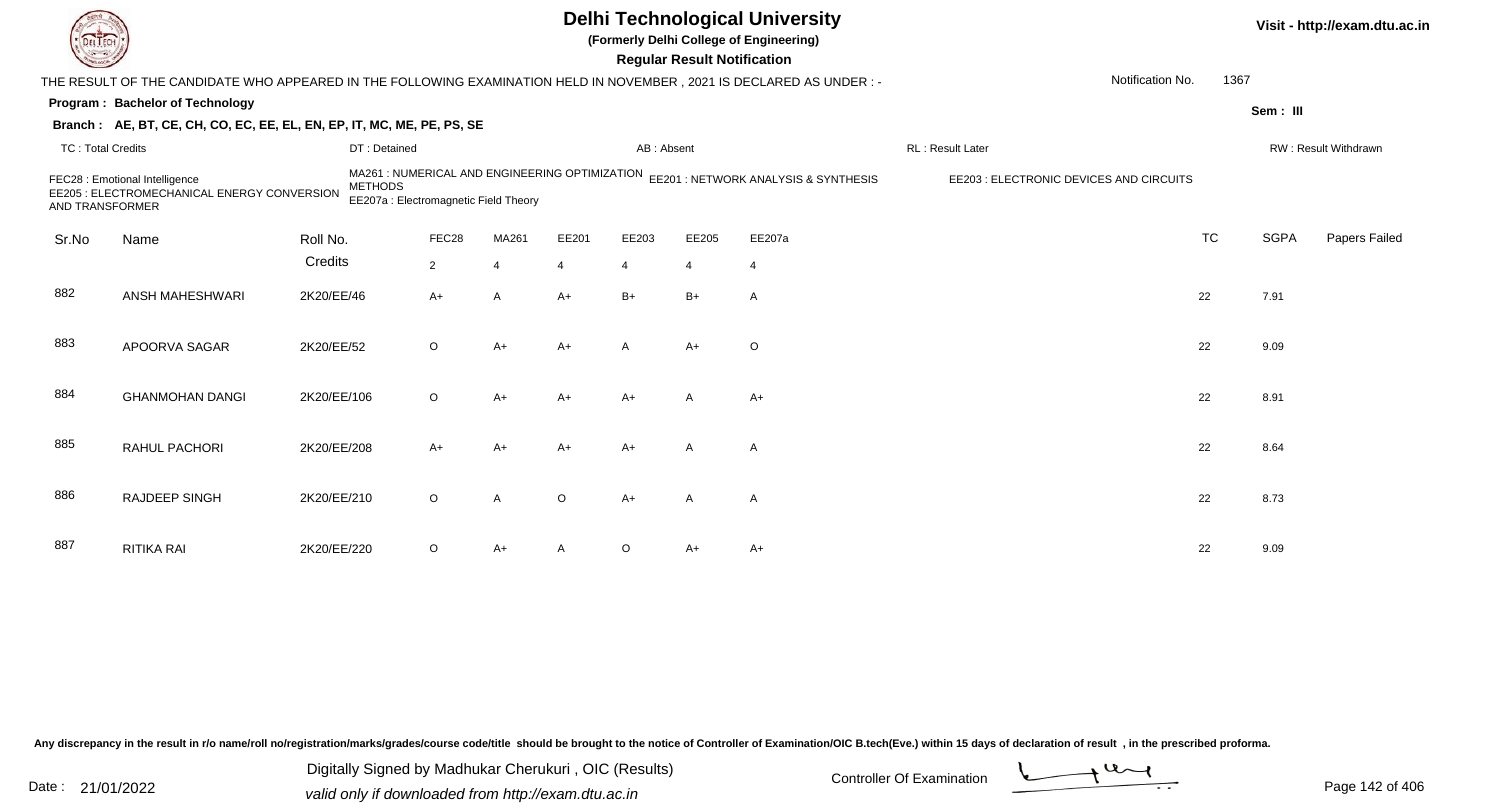# Delhi Technological University

**(Formerly Delhi College of Engineering)**

**Regular Result Notification**

Visit - http://exam.dtu.ac.in

THE RESULT OF THE CANDIDATE WHO APPEARED IN THE FOLLOWING EXAMINATION HELD IN NOVEMBER , 2021 IS DECLARED AS UNDER : -

Notification No. 1367

**Program : Bachelor of Technology**

Sem : III

**Branch : AE, BT, CE, CH, CO, EC, EE, EL, EN, EP, IT, MC, ME, PE, PS, SE**

TC : Total Credits | DT : Detained | AB : Absent | RL : Result Later | RW : Result Withdrawn

FEC28 : Emotional Intelligence
MA261 : NUMERICAL AND ENGINEERING OPTIMIZATION METHODS
EE201 : NETWORK ANALYSIS & SYNTHESIS
EE203 : ELECTRONIC DEVICES AND CIRCUITS
EE205 : ELECTROMECHANICAL ENERGY CONVERSION AND TRANSFORMER
EE207a : Electromagnetic Field Theory

| Sr.No | Name | Roll No. | FEC28 | MA261 | EE201 | EE203 | EE205 | EE207a | TC | SGPA | Papers Failed |
|---|---|---|---|---|---|---|---|---|---|---|---|
| | | Credits | 2 | 4 | 4 | 4 | 4 | 4 | | | |
| 882 | ANSH MAHESHWARI | 2K20/EE/46 | A+ | A | A+ | B+ | B+ | A | 22 | 7.91 | |
| 883 | APOORVA SAGAR | 2K20/EE/52 | O | A+ | A+ | A | A+ | O | 22 | 9.09 | |
| 884 | GHANMOHAN DANGI | 2K20/EE/106 | O | A+ | A+ | A+ | A | A+ | 22 | 8.91 | |
| 885 | RAHUL PACHORI | 2K20/EE/208 | A+ | A+ | A+ | A+ | A | A | 22 | 8.64 | |
| 886 | RAJDEEP SINGH | 2K20/EE/210 | O | A | O | A+ | A | A | 22 | 8.73 | |
| 887 | RITIKA RAI | 2K20/EE/220 | O | A+ | A | O | A+ | A+ | 22 | 9.09 | |

Any discrepancy in the result in r/o name/roll no/registration/marks/grades/course code/title should be brought to the notice of Controller of Examination/OIC B.tech(Eve.) within 15 days of declaration of result , in the prescribed proforma.

Date : 21/01/2022

Digitally Signed by Madhukar Cherukuri , OIC (Results)
valid only if downloaded from http://exam.dtu.ac.in

Controller Of Examination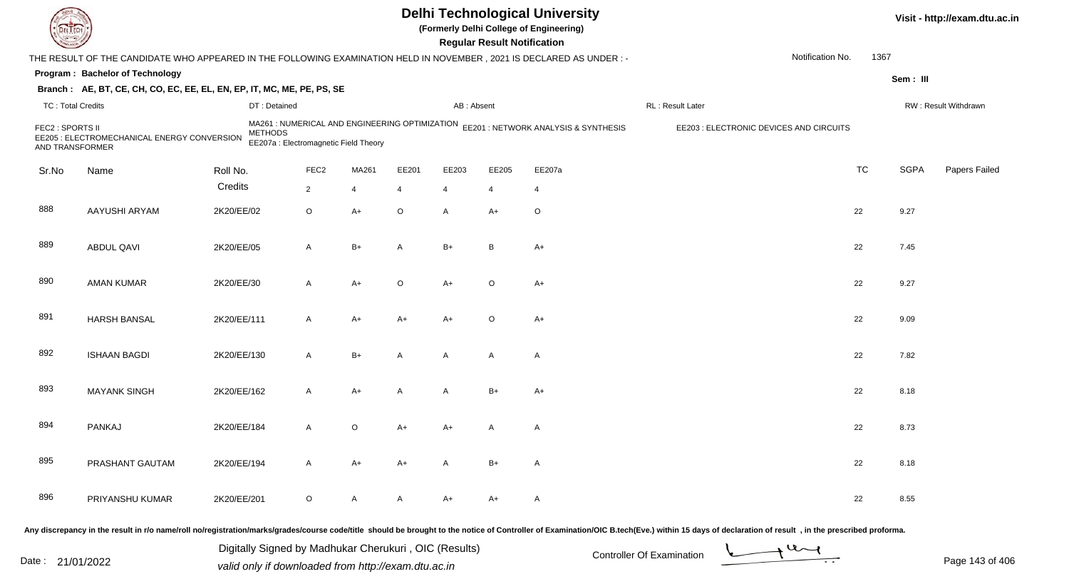# Delhi Technological University

(Formerly Delhi College of Engineering)

**Regular Result Notification**

Visit - http://exam.dtu.ac.in

THE RESULT OF THE CANDIDATE WHO APPEARED IN THE FOLLOWING EXAMINATION HELD IN NOVEMBER , 2021 IS DECLARED AS UNDER : -

Notification No. 1367

**Program : Bachelor of Technology**

Sem : III

**Branch : AE, BT, CE, CH, CO, EC, EE, EL, EN, EP, IT, MC, ME, PE, PS, SE**

TC : Total Credits | DT : Detained | AB : Absent | RL : Result Later | RW : Result Withdrawn

FEC2 : SPORTS II
MA261 : NUMERICAL AND ENGINEERING OPTIMIZATION METHODS
EE201 : NETWORK ANALYSIS & SYNTHESIS
EE203 : ELECTRONIC DEVICES AND CIRCUITS
EE205 : ELECTROMECHANICAL ENERGY CONVERSION AND TRANSFORMER
EE207a : Electromagnetic Field Theory

| Sr.No | Name | Roll No. | FEC2 | MA261 | EE201 | EE203 | EE205 | EE207a | TC | SGPA | Papers Failed |
|---|---|---|---|---|---|---|---|---|---|---|---|
| | | Credits | 2 | 4 | 4 | 4 | 4 | 4 | | | |
| 888 | AAYUSHI ARYAM | 2K20/EE/02 | O | A+ | O | A | A+ | O | 22 | 9.27 | |
| 889 | ABDUL QAVI | 2K20/EE/05 | A | B+ | A | B+ | B | A+ | 22 | 7.45 | |
| 890 | AMAN KUMAR | 2K20/EE/30 | A | A+ | O | A+ | O | A+ | 22 | 9.27 | |
| 891 | HARSH BANSAL | 2K20/EE/111 | A | A+ | A+ | A+ | O | A+ | 22 | 9.09 | |
| 892 | ISHAAN BAGDI | 2K20/EE/130 | A | B+ | A | A | A | A | 22 | 7.82 | |
| 893 | MAYANK SINGH | 2K20/EE/162 | A | A+ | A | A | B+ | A+ | 22 | 8.18 | |
| 894 | PANKAJ | 2K20/EE/184 | A | O | A+ | A+ | A | A | 22 | 8.73 | |
| 895 | PRASHANT GAUTAM | 2K20/EE/194 | A | A+ | A+ | A | B+ | A | 22 | 8.18 | |
| 896 | PRIYANSHU KUMAR | 2K20/EE/201 | O | A | A | A+ | A+ | A | 22 | 8.55 | |

Any discrepancy in the result in r/o name/roll no/registration/marks/grades/course code/title should be brought to the notice of Controller of Examination/OIC B.tech(Eve.) within 15 days of declaration of result , in the prescribed proforma.

Date : 21/01/2022

Digitally Signed by Madhukar Cherukuri , OIC (Results)
valid only if downloaded from http://exam.dtu.ac.in

Controller Of Examination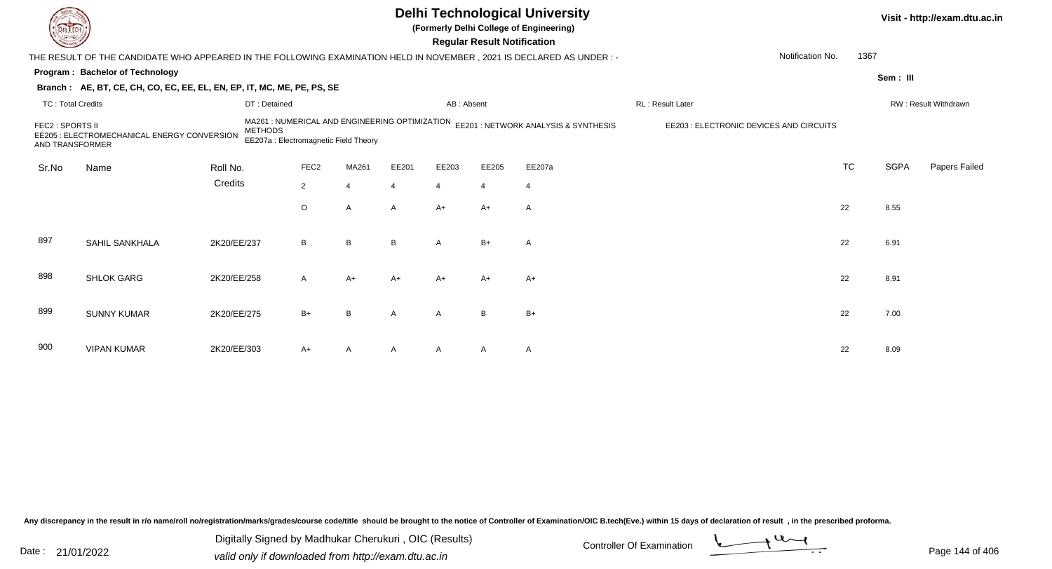# Delhi Technological University

**(Formerly Delhi College of Engineering)**

**Regular Result Notification**

Visit - http://exam.dtu.ac.in

THE RESULT OF THE CANDIDATE WHO APPEARED IN THE FOLLOWING EXAMINATION HELD IN NOVEMBER , 2021 IS DECLARED AS UNDER : -

Notification No. 1367

**Program : Bachelor of Technology**

Sem : III

**Branch : AE, BT, CE, CH, CO, EC, EE, EL, EN, EP, IT, MC, ME, PE, PS, SE**

TC : Total Credits | DT : Detained | AB : Absent | RL : Result Later | RW : Result Withdrawn

FEC2 : SPORTS II
MA261 : NUMERICAL AND ENGINEERING OPTIMIZATION METHODS
EE201 : NETWORK ANALYSIS & SYNTHESIS
EE203 : ELECTRONIC DEVICES AND CIRCUITS
EE205 : ELECTROMECHANICAL ENERGY CONVERSION AND TRANSFORMER
EE207a : Electromagnetic Field Theory

| Sr.No | Name | Roll No. | FEC2 | MA261 | EE201 | EE203 | EE205 | EE207a | TC | SGPA | Papers Failed |
|---|---|---|---|---|---|---|---|---|---|---|---|
| | | Credits | 2 | 4 | 4 | 4 | 4 | 4 | | | |
| | | | O | A | A | A+ | A+ | A | 22 | 8.55 | |
| 897 | SAHIL SANKHALA | 2K20/EE/237 | B | B | B | A | B+ | A | 22 | 6.91 | |
| 898 | SHLOK GARG | 2K20/EE/258 | A | A+ | A+ | A+ | A+ | A+ | 22 | 8.91 | |
| 899 | SUNNY KUMAR | 2K20/EE/275 | B+ | B | A | A | B | B+ | 22 | 7.00 | |
| 900 | VIPAN KUMAR | 2K20/EE/303 | A+ | A | A | A | A | A | 22 | 8.09 | |

Any discrepancy in the result in r/o name/roll no/registration/marks/grades/course code/title should be brought to the notice of Controller of Examination/OIC B.tech(Eve.) within 15 days of declaration of result , in the prescribed proforma.

Date : 21/01/2022

Digitally Signed by Madhukar Cherukuri , OIC (Results)
valid only if downloaded from http://exam.dtu.ac.in

Controller Of Examination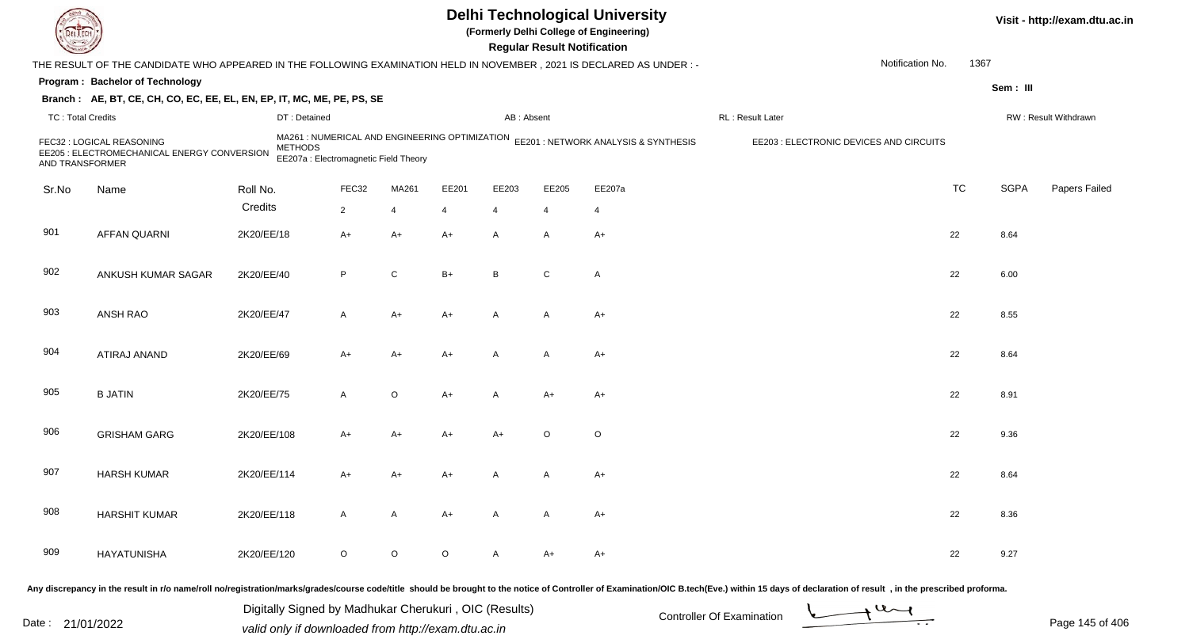# Delhi Technological University

**(Formerly Delhi College of Engineering)**

**Regular Result Notification**

Visit - http://exam.dtu.ac.in

THE RESULT OF THE CANDIDATE WHO APPEARED IN THE FOLLOWING EXAMINATION HELD IN NOVEMBER , 2021 IS DECLARED AS UNDER : -

Notification No. 1367

**Program : Bachelor of Technology**

Sem : III

**Branch : AE, BT, CE, CH, CO, EC, EE, EL, EN, EP, IT, MC, ME, PE, PS, SE**

TC : Total Credits | DT : Detained | AB : Absent | RL : Result Later | RW : Result Withdrawn

FEC32 : LOGICAL REASONING
MA261 : NUMERICAL AND ENGINEERING OPTIMIZATION METHODS
EE201 : NETWORK ANALYSIS & SYNTHESIS
EE203 : ELECTRONIC DEVICES AND CIRCUITS
EE205 : ELECTROMECHANICAL ENERGY CONVERSION AND TRANSFORMER
EE207a : Electromagnetic Field Theory

| Sr.No | Name | Roll No. | FEC32 | MA261 | EE201 | EE203 | EE205 | EE207a | TC | SGPA | Papers Failed |
|---|---|---|---|---|---|---|---|---|---|---|---|
| | | Credits | 2 | 4 | 4 | 4 | 4 | 4 | | | |
| 901 | AFFAN QUARNI | 2K20/EE/18 | A+ | A+ | A+ | A | A | A+ | 22 | 8.64 | |
| 902 | ANKUSH KUMAR SAGAR | 2K20/EE/40 | P | C | B+ | B | C | A | 22 | 6.00 | |
| 903 | ANSH RAO | 2K20/EE/47 | A | A+ | A+ | A | A | A+ | 22 | 8.55 | |
| 904 | ATIRAJ ANAND | 2K20/EE/69 | A+ | A+ | A+ | A | A | A+ | 22 | 8.64 | |
| 905 | B JATIN | 2K20/EE/75 | A | O | A+ | A | A+ | A+ | 22 | 8.91 | |
| 906 | GRISHAM GARG | 2K20/EE/108 | A+ | A+ | A+ | A+ | O | O | 22 | 9.36 | |
| 907 | HARSH KUMAR | 2K20/EE/114 | A+ | A+ | A+ | A | A | A+ | 22 | 8.64 | |
| 908 | HARSHIT KUMAR | 2K20/EE/118 | A | A | A+ | A | A | A+ | 22 | 8.36 | |
| 909 | HAYATUNISHA | 2K20/EE/120 | O | O | O | A | A+ | A+ | 22 | 9.27 | |

Any discrepancy in the result in r/o name/roll no/registration/marks/grades/course code/title should be brought to the notice of Controller of Examination/OIC B.tech(Eve.) within 15 days of declaration of result , in the prescribed proforma.

Date : 21/01/2022

Digitally Signed by Madhukar Cherukuri , OIC (Results)
valid only if downloaded from http://exam.dtu.ac.in

Controller Of Examination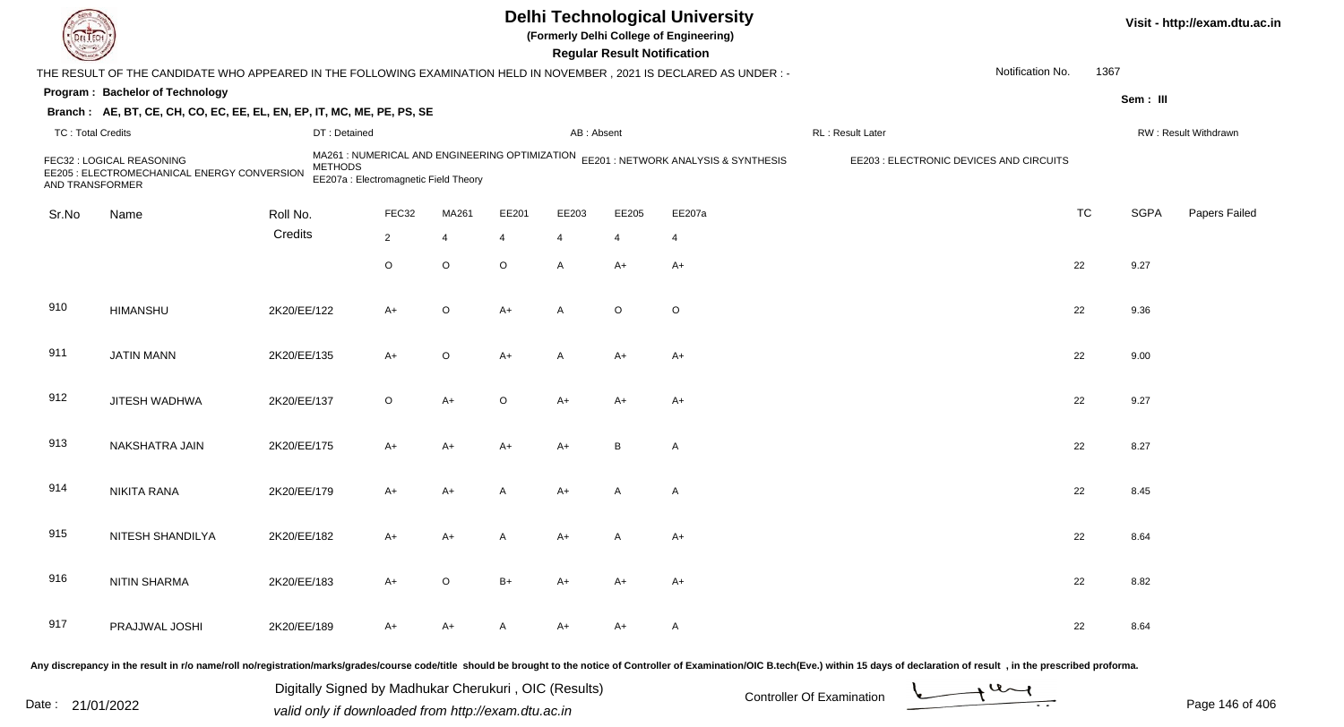# Delhi Technological University

**(Formerly Delhi College of Engineering)**

**Regular Result Notification**

Visit - http://exam.dtu.ac.in

THE RESULT OF THE CANDIDATE WHO APPEARED IN THE FOLLOWING EXAMINATION HELD IN NOVEMBER , 2021 IS DECLARED AS UNDER : -

Notification No. 1367

**Program : Bachelor of Technology**

**Sem : III**

**Branch : AE, BT, CE, CH, CO, EC, EE, EL, EN, EP, IT, MC, ME, PE, PS, SE**

TC : Total Credits | DT : Detained | AB : Absent | RL : Result Later | RW : Result Withdrawn

FEC32 : LOGICAL REASONING
MA261 : NUMERICAL AND ENGINEERING OPTIMIZATION METHODS
EE201 : NETWORK ANALYSIS & SYNTHESIS
EE203 : ELECTRONIC DEVICES AND CIRCUITS
EE205 : ELECTROMECHANICAL ENERGY CONVERSION AND TRANSFORMER
EE207a : Electromagnetic Field Theory

| Sr.No | Name | Roll No. | FEC32 | MA261 | EE201 | EE203 | EE205 | EE207a | TC | SGPA | Papers Failed |
|---|---|---|---|---|---|---|---|---|---|---|---|
| | | Credits | 2 | 4 | 4 | 4 | 4 | 4 | | | |
| | | | O | O | O | A | A+ | A+ | 22 | 9.27 | |
| 910 | HIMANSHU | 2K20/EE/122 | A+ | O | A+ | A | O | O | 22 | 9.36 | |
| 911 | JATIN MANN | 2K20/EE/135 | A+ | O | A+ | A | A+ | A+ | 22 | 9.00 | |
| 912 | JITESH WADHWA | 2K20/EE/137 | O | A+ | O | A+ | A+ | A+ | 22 | 9.27 | |
| 913 | NAKSHATRA JAIN | 2K20/EE/175 | A+ | A+ | A+ | A+ | B | A | 22 | 8.27 | |
| 914 | NIKITA RANA | 2K20/EE/179 | A+ | A+ | A | A+ | A | A | 22 | 8.45 | |
| 915 | NITESH SHANDILYA | 2K20/EE/182 | A+ | A+ | A | A+ | A | A+ | 22 | 8.64 | |
| 916 | NITIN SHARMA | 2K20/EE/183 | A+ | O | B+ | A+ | A+ | A+ | 22 | 8.82 | |
| 917 | PRAJJWAL JOSHI | 2K20/EE/189 | A+ | A+ | A | A+ | A+ | A | 22 | 8.64 | |

Any discrepancy in the result in r/o name/roll no/registration/marks/grades/course code/title should be brought to the notice of Controller of Examination/OIC B.tech(Eve.) within 15 days of declaration of result , in the prescribed proforma.

Date : 21/01/2022

Digitally Signed by Madhukar Cherukuri , OIC (Results)
valid only if downloaded from http://exam.dtu.ac.in

Controller Of Examination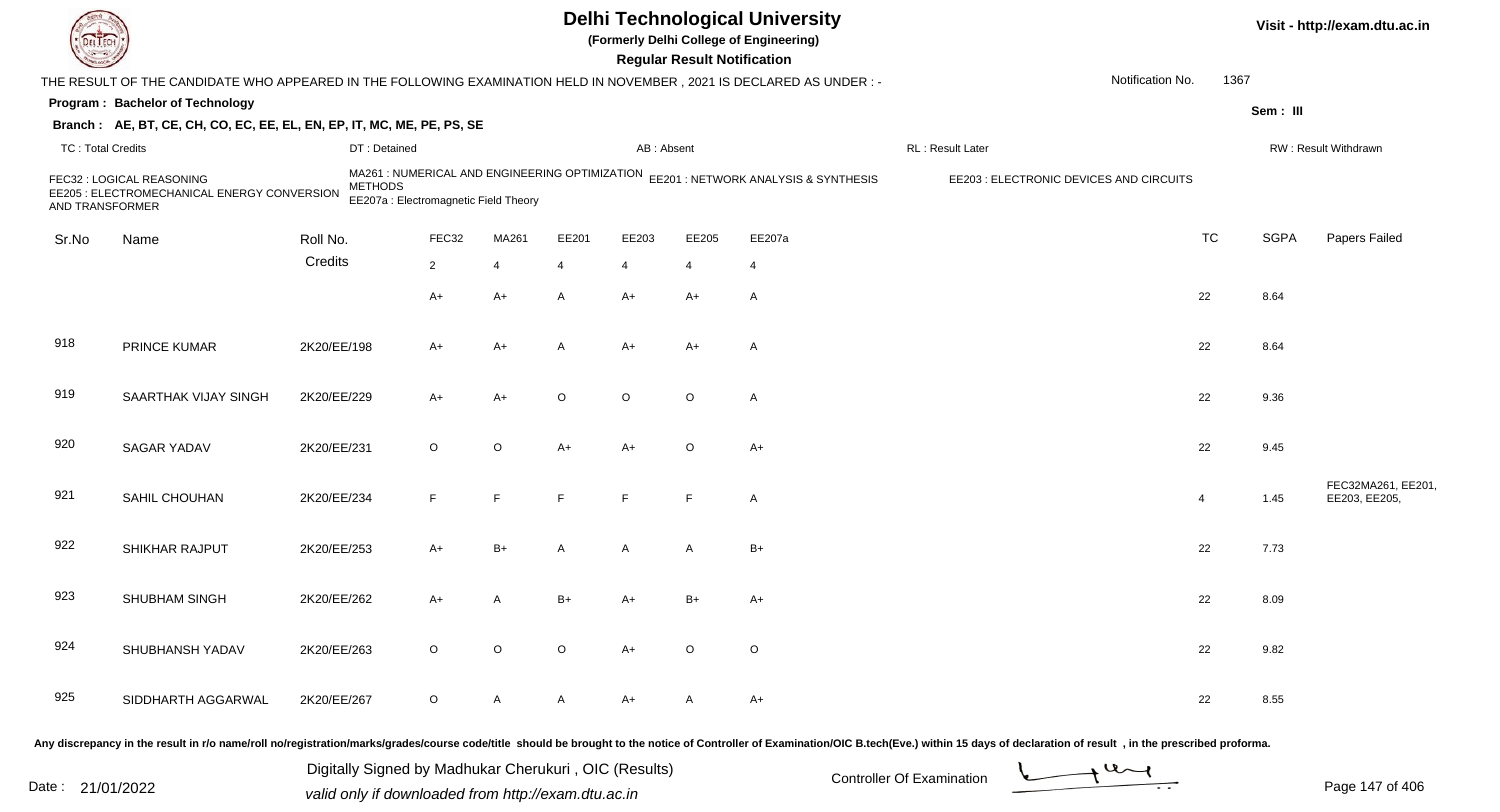# Delhi Technological University

(Formerly Delhi College of Engineering)

**Regular Result Notification**

Visit - http://exam.dtu.ac.in

THE RESULT OF THE CANDIDATE WHO APPEARED IN THE FOLLOWING EXAMINATION HELD IN NOVEMBER , 2021 IS DECLARED AS UNDER : -

Notification No. 1367

**Program : Bachelor of Technology**

Sem : III

**Branch : AE, BT, CE, CH, CO, EC, EE, EL, EN, EP, IT, MC, ME, PE, PS, SE**

TC : Total Credits | DT : Detained | AB : Absent | RL : Result Later | RW : Result Withdrawn

FEC32 : LOGICAL REASONING
MA261 : NUMERICAL AND ENGINEERING OPTIMIZATION METHODS
EE201 : NETWORK ANALYSIS & SYNTHESIS
EE203 : ELECTRONIC DEVICES AND CIRCUITS
EE205 : ELECTROMECHANICAL ENERGY CONVERSION AND TRANSFORMER
EE207a : Electromagnetic Field Theory

| Sr.No | Name | Roll No. | FEC32 | MA261 | EE201 | EE203 | EE205 | EE207a | TC | SGPA | Papers Failed |
|---|---|---|---|---|---|---|---|---|---|---|---|
| | | Credits | 2 | 4 | 4 | 4 | 4 | 4 | | | |
| | | | A+ | A+ | A | A+ | A+ | A | 22 | 8.64 | |
| 918 | PRINCE KUMAR | 2K20/EE/198 | A+ | A+ | A | A+ | A+ | A | 22 | 8.64 | |
| 919 | SAARTHAK VIJAY SINGH | 2K20/EE/229 | A+ | A+ | O | O | O | A | 22 | 9.36 | |
| 920 | SAGAR YADAV | 2K20/EE/231 | O | O | A+ | A+ | O | A+ | 22 | 9.45 | |
| 921 | SAHIL CHOUHAN | 2K20/EE/234 | F | F | F | F | F | A | 4 | 1.45 | FEC32MA261, EE201, EE203, EE205, |
| 922 | SHIKHAR RAJPUT | 2K20/EE/253 | A+ | B+ | A | A | A | B+ | 22 | 7.73 | |
| 923 | SHUBHAM SINGH | 2K20/EE/262 | A+ | A | B+ | A+ | B+ | A+ | 22 | 8.09 | |
| 924 | SHUBHANSH YADAV | 2K20/EE/263 | O | O | O | A+ | O | O | 22 | 9.82 | |
| 925 | SIDDHARTH AGGARWAL | 2K20/EE/267 | O | A | A | A+ | A | A+ | 22 | 8.55 | |

Any discrepancy in the result in r/o name/roll no/registration/marks/grades/course code/title should be brought to the notice of Controller of Examination/OIC B.tech(Eve.) within 15 days of declaration of result , in the prescribed proforma.

Date : 21/01/2022

Digitally Signed by Madhukar Cherukuri , OIC (Results)
valid only if downloaded from http://exam.dtu.ac.in

Controller Of Examination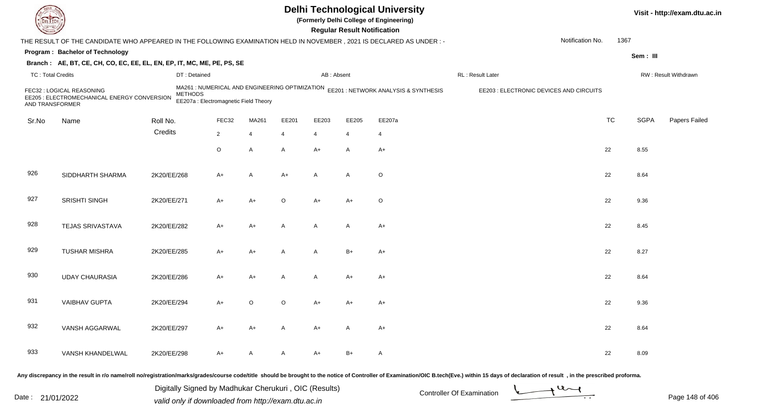# Delhi Technological University

**(Formerly Delhi College of Engineering)**

**Regular Result Notification**

Visit - http://exam.dtu.ac.in

THE RESULT OF THE CANDIDATE WHO APPEARED IN THE FOLLOWING EXAMINATION HELD IN NOVEMBER , 2021 IS DECLARED AS UNDER : -

Notification No. 1367

**Program : Bachelor of Technology**

Sem : III

**Branch : AE, BT, CE, CH, CO, EC, EE, EL, EN, EP, IT, MC, ME, PE, PS, SE**

TC : Total Credits | DT : Detained | AB : Absent | RL : Result Later | RW : Result Withdrawn

FEC32 : LOGICAL REASONING
MA261 : NUMERICAL AND ENGINEERING OPTIMIZATION METHODS
EE201 : NETWORK ANALYSIS & SYNTHESIS
EE203 : ELECTRONIC DEVICES AND CIRCUITS
EE205 : ELECTROMECHANICAL ENERGY CONVERSION AND TRANSFORMER
EE207a : Electromagnetic Field Theory

| Sr.No | Name | Roll No. | FEC32 | MA261 | EE201 | EE203 | EE205 | EE207a | TC | SGPA | Papers Failed |
|---|---|---|---|---|---|---|---|---|---|---|---|
| | | Credits | 2 | 4 | 4 | 4 | 4 | 4 | | | |
| | | | O | A | A | A+ | A | A+ | 22 | 8.55 | |
| 926 | SIDDHARTH SHARMA | 2K20/EE/268 | A+ | A | A+ | A | A | O | 22 | 8.64 | |
| 927 | SRISHTI SINGH | 2K20/EE/271 | A+ | A+ | O | A+ | A+ | O | 22 | 9.36 | |
| 928 | TEJAS SRIVASTAVA | 2K20/EE/282 | A+ | A+ | A | A | A | A+ | 22 | 8.45 | |
| 929 | TUSHAR MISHRA | 2K20/EE/285 | A+ | A+ | A | A | B+ | A+ | 22 | 8.27 | |
| 930 | UDAY CHAURASIA | 2K20/EE/286 | A+ | A+ | A | A | A+ | A+ | 22 | 8.64 | |
| 931 | VAIBHAV GUPTA | 2K20/EE/294 | A+ | O | O | A+ | A+ | A+ | 22 | 9.36 | |
| 932 | VANSH AGGARWAL | 2K20/EE/297 | A+ | A+ | A | A+ | A | A+ | 22 | 8.64 | |
| 933 | VANSH KHANDELWAL | 2K20/EE/298 | A+ | A | A | A+ | B+ | A | 22 | 8.09 | |

Any discrepancy in the result in r/o name/roll no/registration/marks/grades/course code/title should be brought to the notice of Controller of Examination/OIC B.tech(Eve.) within 15 days of declaration of result , in the prescribed proforma.

Date : 21/01/2022

Digitally Signed by Madhukar Cherukuri , OIC (Results)
valid only if downloaded from http://exam.dtu.ac.in

Controller Of Examination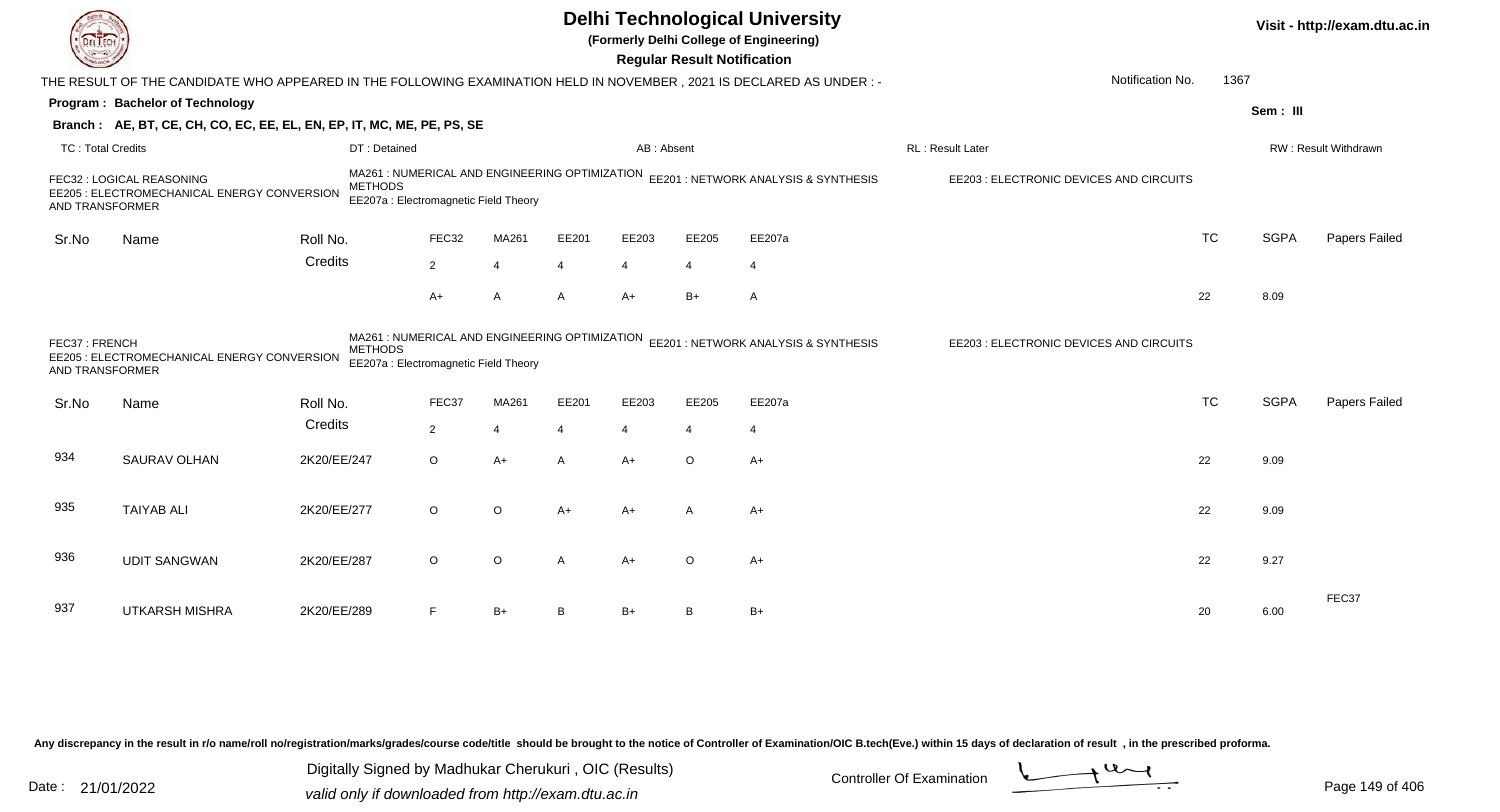# Delhi Technological University

**(Formerly Delhi College of Engineering)**

**Regular Result Notification**

Visit - http://exam.dtu.ac.in

THE RESULT OF THE CANDIDATE WHO APPEARED IN THE FOLLOWING EXAMINATION HELD IN NOVEMBER , 2021 IS DECLARED AS UNDER : -

Notification No. 1367

**Program : Bachelor of Technology**

Sem : III

**Branch : AE, BT, CE, CH, CO, EC, EE, EL, EN, EP, IT, MC, ME, PE, PS, SE**

TC : Total Credits | DT : Detained | AB : Absent | RL : Result Later | RW : Result Withdrawn

FEC32 : LOGICAL REASONING
MA261 : NUMERICAL AND ENGINEERING OPTIMIZATION METHODS
EE201 : NETWORK ANALYSIS & SYNTHESIS
EE203 : ELECTRONIC DEVICES AND CIRCUITS
EE205 : ELECTROMECHANICAL ENERGY CONVERSION AND TRANSFORMER
EE207a : Electromagnetic Field Theory

| Sr.No | Name | Roll No. | FEC32 | MA261 | EE201 | EE203 | EE205 | EE207a | TC | SGPA | Papers Failed |
|---|---|---|---|---|---|---|---|---|---|---|---|
| | | Credits | 2 | 4 | 4 | 4 | 4 | 4 | | | |
| | | | A+ | A | A | A+ | B+ | A | 22 | 8.09 | |

FEC37 : FRENCH
MA261 : NUMERICAL AND ENGINEERING OPTIMIZATION METHODS
EE201 : NETWORK ANALYSIS & SYNTHESIS
EE203 : ELECTRONIC DEVICES AND CIRCUITS
EE205 : ELECTROMECHANICAL ENERGY CONVERSION AND TRANSFORMER
EE207a : Electromagnetic Field Theory

| Sr.No | Name | Roll No. | FEC37 | MA261 | EE201 | EE203 | EE205 | EE207a | TC | SGPA | Papers Failed |
|---|---|---|---|---|---|---|---|---|---|---|---|
| | | Credits | 2 | 4 | 4 | 4 | 4 | 4 | | | |
| 934 | SAURAV OLHAN | 2K20/EE/247 | O | A+ | A | A+ | O | A+ | 22 | 9.09 | |
| 935 | TAIYAB ALI | 2K20/EE/277 | O | O | A+ | A+ | A | A+ | 22 | 9.09 | |
| 936 | UDIT SANGWAN | 2K20/EE/287 | O | O | A | A+ | O | A+ | 22 | 9.27 | |
| 937 | UTKARSH MISHRA | 2K20/EE/289 | F | B+ | B | B+ | B | B+ | 20 | 6.00 | FEC37 |

Any discrepancy in the result in r/o name/roll no/registration/marks/grades/course code/title should be brought to the notice of Controller of Examination/OIC B.tech(Eve.) within 15 days of declaration of result , in the prescribed proforma.

Date : 21/01/2022

Digitally Signed by Madhukar Cherukuri , OIC (Results)
valid only if downloaded from http://exam.dtu.ac.in

Controller Of Examination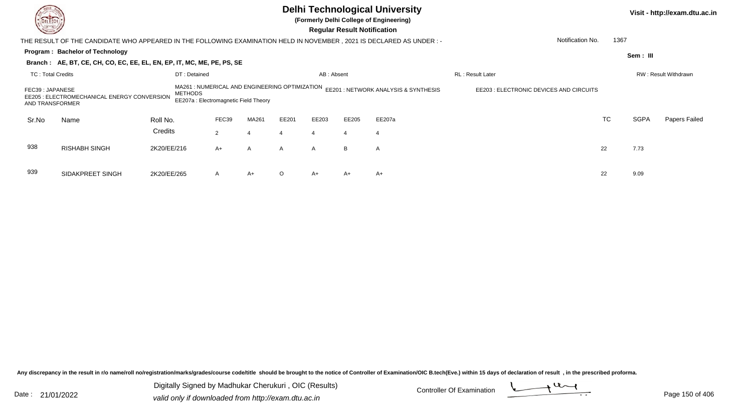# Delhi Technological University

**(Formerly Delhi College of Engineering)**

**Regular Result Notification**

Visit - http://exam.dtu.ac.in

THE RESULT OF THE CANDIDATE WHO APPEARED IN THE FOLLOWING EXAMINATION HELD IN NOVEMBER , 2021 IS DECLARED AS UNDER : -

Notification No. 1367

**Program : Bachelor of Technology**

**Sem : III**

**Branch : AE, BT, CE, CH, CO, EC, EE, EL, EN, EP, IT, MC, ME, PE, PS, SE**

TC : Total Credits | DT : Detained | AB : Absent | RL : Result Later | RW : Result Withdrawn

FEC39 : JAPANESE
MA261 : NUMERICAL AND ENGINEERING OPTIMIZATION METHODS
EE201 : NETWORK ANALYSIS & SYNTHESIS
EE203 : ELECTRONIC DEVICES AND CIRCUITS
EE205 : ELECTROMECHANICAL ENERGY CONVERSION AND TRANSFORMER
EE207a : Electromagnetic Field Theory

| Sr.No | Name | Roll No. | FEC39 | MA261 | EE201 | EE203 | EE205 | EE207a | TC | SGPA | Papers Failed |
|---|---|---|---|---|---|---|---|---|---|---|---|
| | | Credits | 2 | 4 | 4 | 4 | 4 | 4 | | | |
| 938 | RISHABH SINGH | 2K20/EE/216 | A+ | A | A | A | B | A | 22 | 7.73 | |
| 939 | SIDAKPREET SINGH | 2K20/EE/265 | A | A+ | O | A+ | A+ | A+ | 22 | 9.09 | |

Any discrepancy in the result in r/o name/roll no/registration/marks/grades/course code/title should be brought to the notice of Controller of Examination/OIC B.tech(Eve.) within 15 days of declaration of result , in the prescribed proforma.

Date : 21/01/2022

Digitally Signed by Madhukar Cherukuri , OIC (Results)
valid only if downloaded from http://exam.dtu.ac.in

Controller Of Examination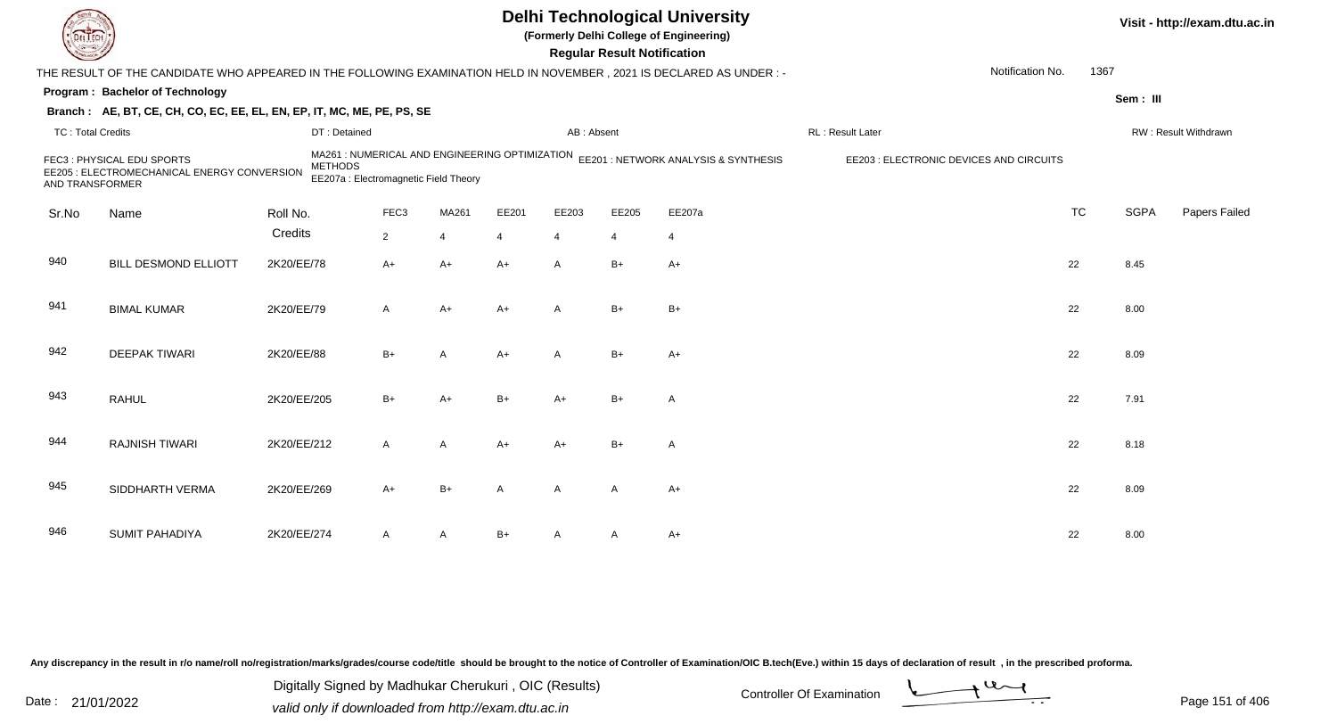# Delhi Technological University

(Formerly Delhi College of Engineering)

**Regular Result Notification**

Visit - http://exam.dtu.ac.in

THE RESULT OF THE CANDIDATE WHO APPEARED IN THE FOLLOWING EXAMINATION HELD IN NOVEMBER , 2021 IS DECLARED AS UNDER : -

Notification No. 1367

**Program : Bachelor of Technology**

Sem : III

**Branch : AE, BT, CE, CH, CO, EC, EE, EL, EN, EP, IT, MC, ME, PE, PS, SE**

TC : Total Credits | DT : Detained | AB : Absent | RL : Result Later | RW : Result Withdrawn

FEC3 : PHYSICAL EDU SPORTS
MA261 : NUMERICAL AND ENGINEERING OPTIMIZATION METHODS
EE201 : NETWORK ANALYSIS & SYNTHESIS
EE203 : ELECTRONIC DEVICES AND CIRCUITS
EE205 : ELECTROMECHANICAL ENERGY CONVERSION AND TRANSFORMER
EE207a : Electromagnetic Field Theory

| Sr.No | Name | Roll No. | FEC3 | MA261 | EE201 | EE203 | EE205 | EE207a | TC | SGPA | Papers Failed |
|---|---|---|---|---|---|---|---|---|---|---|---|
| | | Credits | 2 | 4 | 4 | 4 | 4 | 4 | | | |
| 940 | BILL DESMOND ELLIOTT | 2K20/EE/78 | A+ | A+ | A+ | A | B+ | A+ | 22 | 8.45 | |
| 941 | BIMAL KUMAR | 2K20/EE/79 | A | A+ | A+ | A | B+ | B+ | 22 | 8.00 | |
| 942 | DEEPAK TIWARI | 2K20/EE/88 | B+ | A | A+ | A | B+ | A+ | 22 | 8.09 | |
| 943 | RAHUL | 2K20/EE/205 | B+ | A+ | B+ | A+ | B+ | A | 22 | 7.91 | |
| 944 | RAJNISH TIWARI | 2K20/EE/212 | A | A | A+ | A+ | B+ | A | 22 | 8.18 | |
| 945 | SIDDHARTH VERMA | 2K20/EE/269 | A+ | B+ | A | A | A | A+ | 22 | 8.09 | |
| 946 | SUMIT PAHADIYA | 2K20/EE/274 | A | A | B+ | A | A | A+ | 22 | 8.00 | |

Any discrepancy in the result in r/o name/roll no/registration/marks/grades/course code/title should be brought to the notice of Controller of Examination/OIC B.tech(Eve.) within 15 days of declaration of result , in the prescribed proforma.

Date : 21/01/2022

Digitally Signed by Madhukar Cherukuri , OIC (Results)
valid only if downloaded from http://exam.dtu.ac.in

Controller Of Examination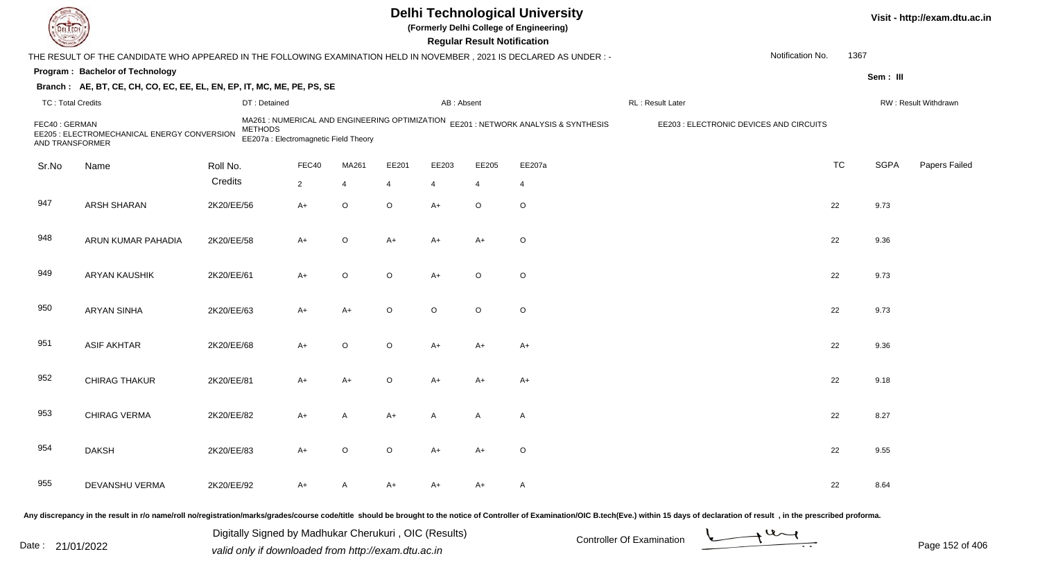# Delhi Technological University

**(Formerly Delhi College of Engineering)**

**Regular Result Notification**

Visit - http://exam.dtu.ac.in

THE RESULT OF THE CANDIDATE WHO APPEARED IN THE FOLLOWING EXAMINATION HELD IN NOVEMBER , 2021 IS DECLARED AS UNDER : -

Notification No. 1367

**Program : Bachelor of Technology**

Sem : III

**Branch : AE, BT, CE, CH, CO, EC, EE, EL, EN, EP, IT, MC, ME, PE, PS, SE**

TC : Total Credits | DT : Detained | AB : Absent | RL : Result Later | RW : Result Withdrawn

FEC40 : GERMAN
MA261 : NUMERICAL AND ENGINEERING OPTIMIZATION METHODS
EE201 : NETWORK ANALYSIS & SYNTHESIS
EE203 : ELECTRONIC DEVICES AND CIRCUITS
EE205 : ELECTROMECHANICAL ENERGY CONVERSION AND TRANSFORMER
EE207a : Electromagnetic Field Theory

| Sr.No | Name | Roll No. | FEC40 | MA261 | EE201 | EE203 | EE205 | EE207a | TC | SGPA | Papers Failed |
|---|---|---|---|---|---|---|---|---|---|---|---|
| | | Credits | 2 | 4 | 4 | 4 | 4 | 4 | | | |
| 947 | ARSH SHARAN | 2K20/EE/56 | A+ | O | O | A+ | O | O | 22 | 9.73 | |
| 948 | ARUN KUMAR PAHADIA | 2K20/EE/58 | A+ | O | A+ | A+ | A+ | O | 22 | 9.36 | |
| 949 | ARYAN KAUSHIK | 2K20/EE/61 | A+ | O | O | A+ | O | O | 22 | 9.73 | |
| 950 | ARYAN SINHA | 2K20/EE/63 | A+ | A+ | O | O | O | O | 22 | 9.73 | |
| 951 | ASIF AKHTAR | 2K20/EE/68 | A+ | O | O | A+ | A+ | A+ | 22 | 9.36 | |
| 952 | CHIRAG THAKUR | 2K20/EE/81 | A+ | A+ | O | A+ | A+ | A+ | 22 | 9.18 | |
| 953 | CHIRAG VERMA | 2K20/EE/82 | A+ | A | A+ | A | A | A | 22 | 8.27 | |
| 954 | DAKSH | 2K20/EE/83 | A+ | O | O | A+ | A+ | O | 22 | 9.55 | |
| 955 | DEVANSHU VERMA | 2K20/EE/92 | A+ | A | A+ | A+ | A+ | A | 22 | 8.64 | |

Any discrepancy in the result in r/o name/roll no/registration/marks/grades/course code/title should be brought to the notice of Controller of Examination/OIC B.tech(Eve.) within 15 days of declaration of result , in the prescribed proforma.

Date : 21/01/2022

Digitally Signed by Madhukar Cherukuri , OIC (Results)
valid only if downloaded from http://exam.dtu.ac.in

Controller Of Examination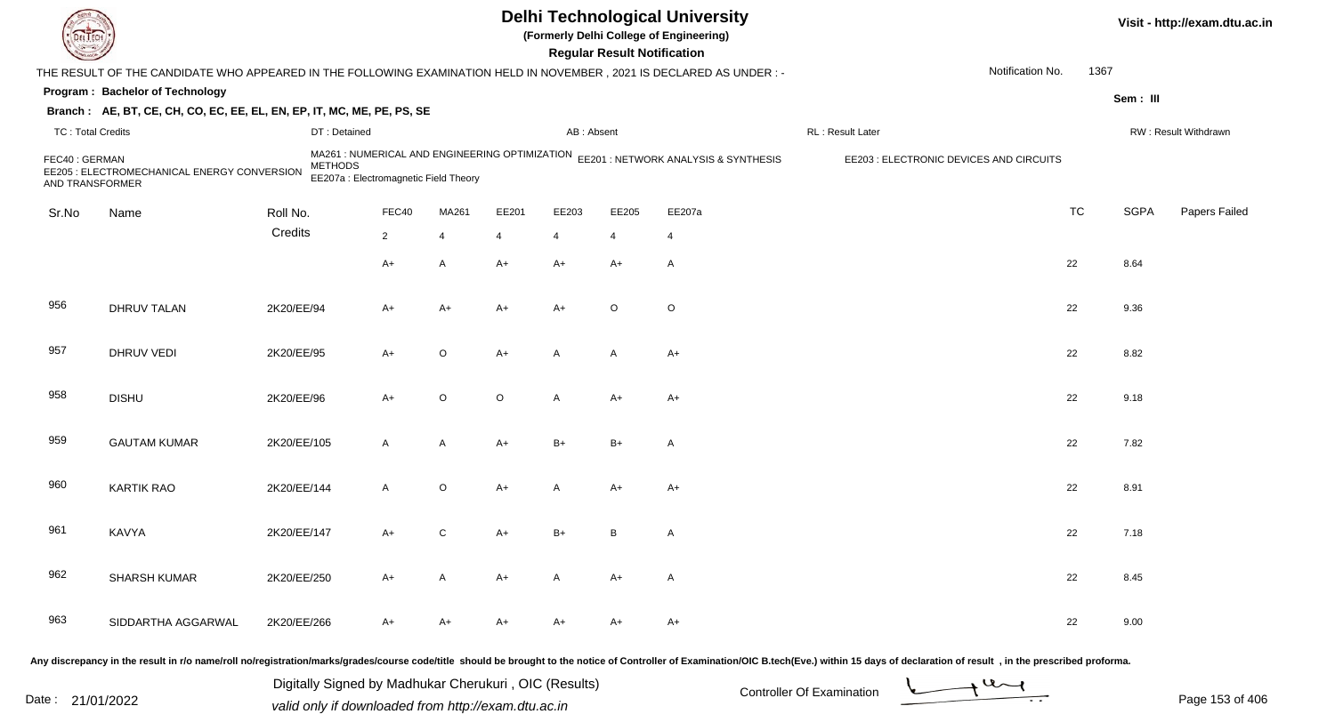# Delhi Technological University

**(Formerly Delhi College of Engineering)**

**Regular Result Notification**

Visit - http://exam.dtu.ac.in

THE RESULT OF THE CANDIDATE WHO APPEARED IN THE FOLLOWING EXAMINATION HELD IN NOVEMBER , 2021 IS DECLARED AS UNDER : -

Notification No. 1367

**Program : Bachelor of Technology**

Sem : III

**Branch : AE, BT, CE, CH, CO, EC, EE, EL, EN, EP, IT, MC, ME, PE, PS, SE**

TC : Total Credits | DT : Detained | AB : Absent | RL : Result Later | RW : Result Withdrawn

FEC40 : GERMAN
MA261 : NUMERICAL AND ENGINEERING OPTIMIZATION METHODS
EE201 : NETWORK ANALYSIS & SYNTHESIS
EE203 : ELECTRONIC DEVICES AND CIRCUITS
EE205 : ELECTROMECHANICAL ENERGY CONVERSION AND TRANSFORMER
EE207a : Electromagnetic Field Theory

| Sr.No | Name | Roll No. | FEC40 | MA261 | EE201 | EE203 | EE205 | EE207a | TC | SGPA | Papers Failed |
|---|---|---|---|---|---|---|---|---|---|---|---|
| | | Credits | 2 | 4 | 4 | 4 | 4 | 4 | | | |
| | | | A+ | A | A+ | A+ | A+ | A | 22 | 8.64 | |
| 956 | DHRUV TALAN | 2K20/EE/94 | A+ | A+ | A+ | A+ | O | O | 22 | 9.36 | |
| 957 | DHRUV VEDI | 2K20/EE/95 | A+ | O | A+ | A | A | A+ | 22 | 8.82 | |
| 958 | DISHU | 2K20/EE/96 | A+ | O | O | A | A+ | A+ | 22 | 9.18 | |
| 959 | GAUTAM KUMAR | 2K20/EE/105 | A | A | A+ | B+ | B+ | A | 22 | 7.82 | |
| 960 | KARTIK RAO | 2K20/EE/144 | A | O | A+ | A | A+ | A+ | 22 | 8.91 | |
| 961 | KAVYA | 2K20/EE/147 | A+ | C | A+ | B+ | B | A | 22 | 7.18 | |
| 962 | SHARSH KUMAR | 2K20/EE/250 | A+ | A | A+ | A | A+ | A | 22 | 8.45 | |
| 963 | SIDDARTHA AGGARWAL | 2K20/EE/266 | A+ | A+ | A+ | A+ | A+ | A+ | 22 | 9.00 | |

Any discrepancy in the result in r/o name/roll no/registration/marks/grades/course code/title should be brought to the notice of Controller of Examination/OIC B.tech(Eve.) within 15 days of declaration of result , in the prescribed proforma.

Date : 21/01/2022

Digitally Signed by Madhukar Cherukuri , OIC (Results)
valid only if downloaded from http://exam.dtu.ac.in

Controller Of Examination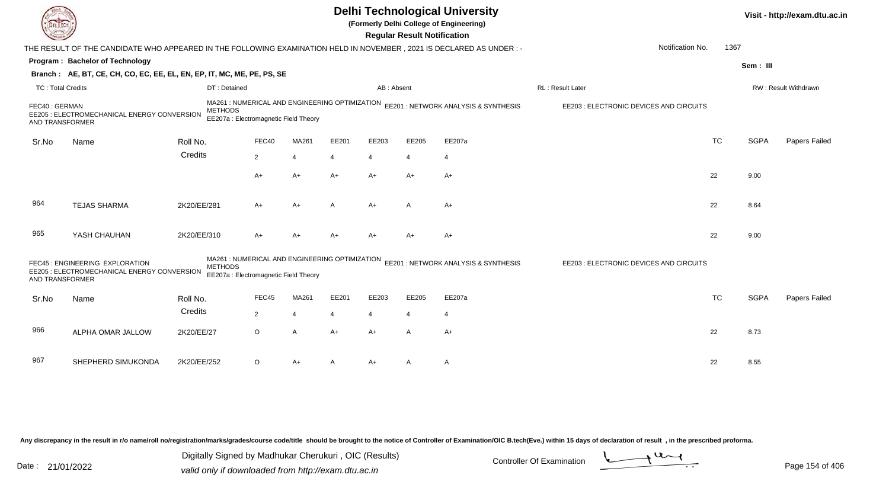# Delhi Technological University

(Formerly Delhi College of Engineering)

**Regular Result Notification**

THE RESULT OF THE CANDIDATE WHO APPEARED IN THE FOLLOWING EXAMINATION HELD IN NOVEMBER , 2021 IS DECLARED AS UNDER : -

Notification No. 1367

**Program : Bachelor of Technology**

Sem : III

**Branch : AE, BT, CE, CH, CO, EC, EE, EL, EN, EP, IT, MC, ME, PE, PS, SE**

TC : Total Credits | DT : Detained | AB : Absent | RL : Result Later | RW : Result Withdrawn

FEC40 : GERMAN | MA261 : NUMERICAL AND ENGINEERING OPTIMIZATION METHODS | EE201 : NETWORK ANALYSIS & SYNTHESIS | EE203 : ELECTRONIC DEVICES AND CIRCUITS | EE205 : ELECTROMECHANICAL ENERGY CONVERSION AND TRANSFORMER | EE207a : Electromagnetic Field Theory

| Sr.No | Name | Roll No. | FEC40 | MA261 | EE201 | EE203 | EE205 | EE207a | TC | SGPA | Papers Failed |
|---|---|---|---|---|---|---|---|---|---|---|---|
| | | Credits | 2 | 4 | 4 | 4 | 4 | 4 | | | |
| | | | A+ | A+ | A+ | A+ | A+ | A+ | 22 | 9.00 | |
| 964 | TEJAS SHARMA | 2K20/EE/281 | A+ | A+ | A | A+ | A | A+ | 22 | 8.64 | |
| 965 | YASH CHAUHAN | 2K20/EE/310 | A+ | A+ | A+ | A+ | A+ | A+ | 22 | 9.00 | |

FEC45 : ENGINEERING EXPLORATION | MA261 : NUMERICAL AND ENGINEERING OPTIMIZATION METHODS | EE201 : NETWORK ANALYSIS & SYNTHESIS | EE203 : ELECTRONIC DEVICES AND CIRCUITS | EE205 : ELECTROMECHANICAL ENERGY CONVERSION AND TRANSFORMER | EE207a : Electromagnetic Field Theory

| Sr.No | Name | Roll No. | FEC45 | MA261 | EE201 | EE203 | EE205 | EE207a | TC | SGPA | Papers Failed |
|---|---|---|---|---|---|---|---|---|---|---|---|
| | | Credits | 2 | 4 | 4 | 4 | 4 | 4 | | | |
| 966 | ALPHA OMAR JALLOW | 2K20/EE/27 | O | A | A+ | A+ | A | A+ | 22 | 8.73 | |
| 967 | SHEPHERD SIMUKONDA | 2K20/EE/252 | O | A+ | A | A+ | A | A | 22 | 8.55 | |

Any discrepancy in the result in r/o name/roll no/registration/marks/grades/course code/title should be brought to the notice of Controller of Examination/OIC B.tech(Eve.) within 15 days of declaration of result , in the prescribed proforma.

Digitally Signed by Madhukar Cherukuri , OIC (Results)
valid only if downloaded from http://exam.dtu.ac.in

Date : 21/01/2022

Controller Of Examination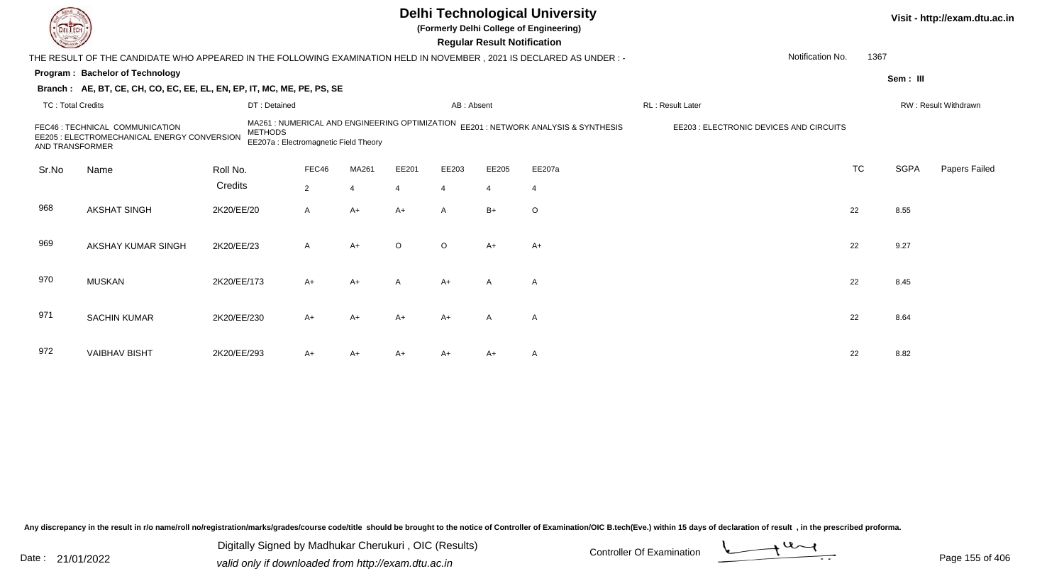# Delhi Technological University

**(Formerly Delhi College of Engineering)**

**Regular Result Notification**

Visit - http://exam.dtu.ac.in

THE RESULT OF THE CANDIDATE WHO APPEARED IN THE FOLLOWING EXAMINATION HELD IN NOVEMBER , 2021 IS DECLARED AS UNDER : -

Notification No. 1367

**Program : Bachelor of Technology**

Sem : III

**Branch : AE, BT, CE, CH, CO, EC, EE, EL, EN, EP, IT, MC, ME, PE, PS, SE**

TC : Total Credits | DT : Detained | AB : Absent | RL : Result Later | RW : Result Withdrawn

FEC46 : TECHNICAL COMMUNICATION
MA261 : NUMERICAL AND ENGINEERING OPTIMIZATION METHODS
EE201 : NETWORK ANALYSIS & SYNTHESIS
EE203 : ELECTRONIC DEVICES AND CIRCUITS
EE205 : ELECTROMECHANICAL ENERGY CONVERSION AND TRANSFORMER
EE207a : Electromagnetic Field Theory

| Sr.No | Name | Roll No. | FEC46 | MA261 | EE201 | EE203 | EE205 | EE207a | TC | SGPA | Papers Failed |
|---|---|---|---|---|---|---|---|---|---|---|---|
| | | Credits | 2 | 4 | 4 | 4 | 4 | 4 | | | |
| 968 | AKSHAT SINGH | 2K20/EE/20 | A | A+ | A+ | A | B+ | O | 22 | 8.55 | |
| 969 | AKSHAY KUMAR SINGH | 2K20/EE/23 | A | A+ | O | O | A+ | A+ | 22 | 9.27 | |
| 970 | MUSKAN | 2K20/EE/173 | A+ | A+ | A | A+ | A | A | 22 | 8.45 | |
| 971 | SACHIN KUMAR | 2K20/EE/230 | A+ | A+ | A+ | A+ | A | A | 22 | 8.64 | |
| 972 | VAIBHAV BISHT | 2K20/EE/293 | A+ | A+ | A+ | A+ | A+ | A | 22 | 8.82 | |

Any discrepancy in the result in r/o name/roll no/registration/marks/grades/course code/title should be brought to the notice of Controller of Examination/OIC B.tech(Eve.) within 15 days of declaration of result , in the prescribed proforma.

Date : 21/01/2022

Digitally Signed by Madhukar Cherukuri , OIC (Results)
valid only if downloaded from http://exam.dtu.ac.in

Controller Of Examination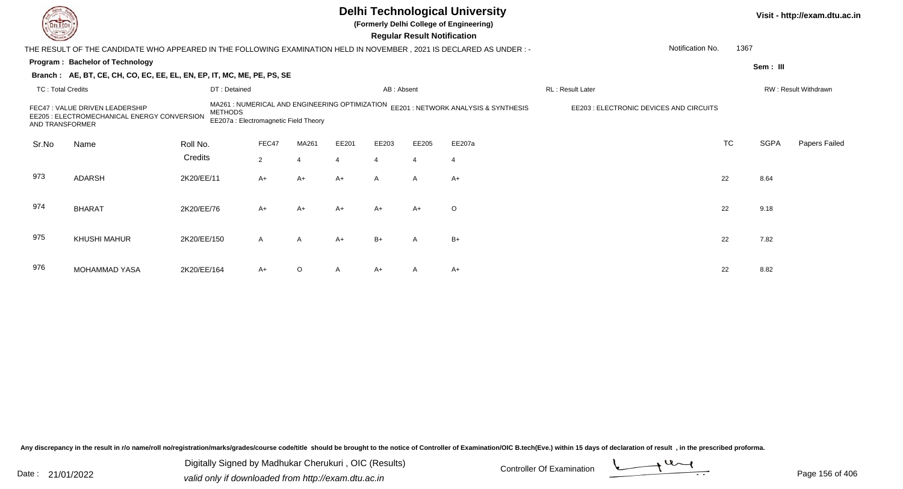# Delhi Technological University

**(Formerly Delhi College of Engineering)**

**Regular Result Notification**

Visit - http://exam.dtu.ac.in

THE RESULT OF THE CANDIDATE WHO APPEARED IN THE FOLLOWING EXAMINATION HELD IN NOVEMBER , 2021 IS DECLARED AS UNDER : -

Notification No. 1367

**Program : Bachelor of Technology**

Sem : III

**Branch : AE, BT, CE, CH, CO, EC, EE, EL, EN, EP, IT, MC, ME, PE, PS, SE**

TC : Total Credits | DT : Detained | AB : Absent | RL : Result Later | RW : Result Withdrawn

FEC47 : VALUE DRIVEN LEADERSHIP
MA261 : NUMERICAL AND ENGINEERING OPTIMIZATION METHODS
EE201 : NETWORK ANALYSIS & SYNTHESIS
EE203 : ELECTRONIC DEVICES AND CIRCUITS
EE205 : ELECTROMECHANICAL ENERGY CONVERSION AND TRANSFORMER
EE207a : Electromagnetic Field Theory

| Sr.No | Name | Roll No. | FEC47 | MA261 | EE201 | EE203 | EE205 | EE207a | TC | SGPA | Papers Failed |
|---|---|---|---|---|---|---|---|---|---|---|---|
| | | Credits | 2 | 4 | 4 | 4 | 4 | 4 | | | |
| 973 | ADARSH | 2K20/EE/11 | A+ | A+ | A+ | A | A | A+ | 22 | 8.64 | |
| 974 | BHARAT | 2K20/EE/76 | A+ | A+ | A+ | A+ | A+ | O | 22 | 9.18 | |
| 975 | KHUSHI MAHUR | 2K20/EE/150 | A | A | A+ | B+ | A | B+ | 22 | 7.82 | |
| 976 | MOHAMMAD YASA | 2K20/EE/164 | A+ | O | A | A+ | A | A+ | 22 | 8.82 | |

Any discrepancy in the result in r/o name/roll no/registration/marks/grades/course code/title should be brought to the notice of Controller of Examination/OIC B.tech(Eve.) within 15 days of declaration of result , in the prescribed proforma.

Date : 21/01/2022

Digitally Signed by Madhukar Cherukuri , OIC (Results)
valid only if downloaded from http://exam.dtu.ac.in

Controller Of Examination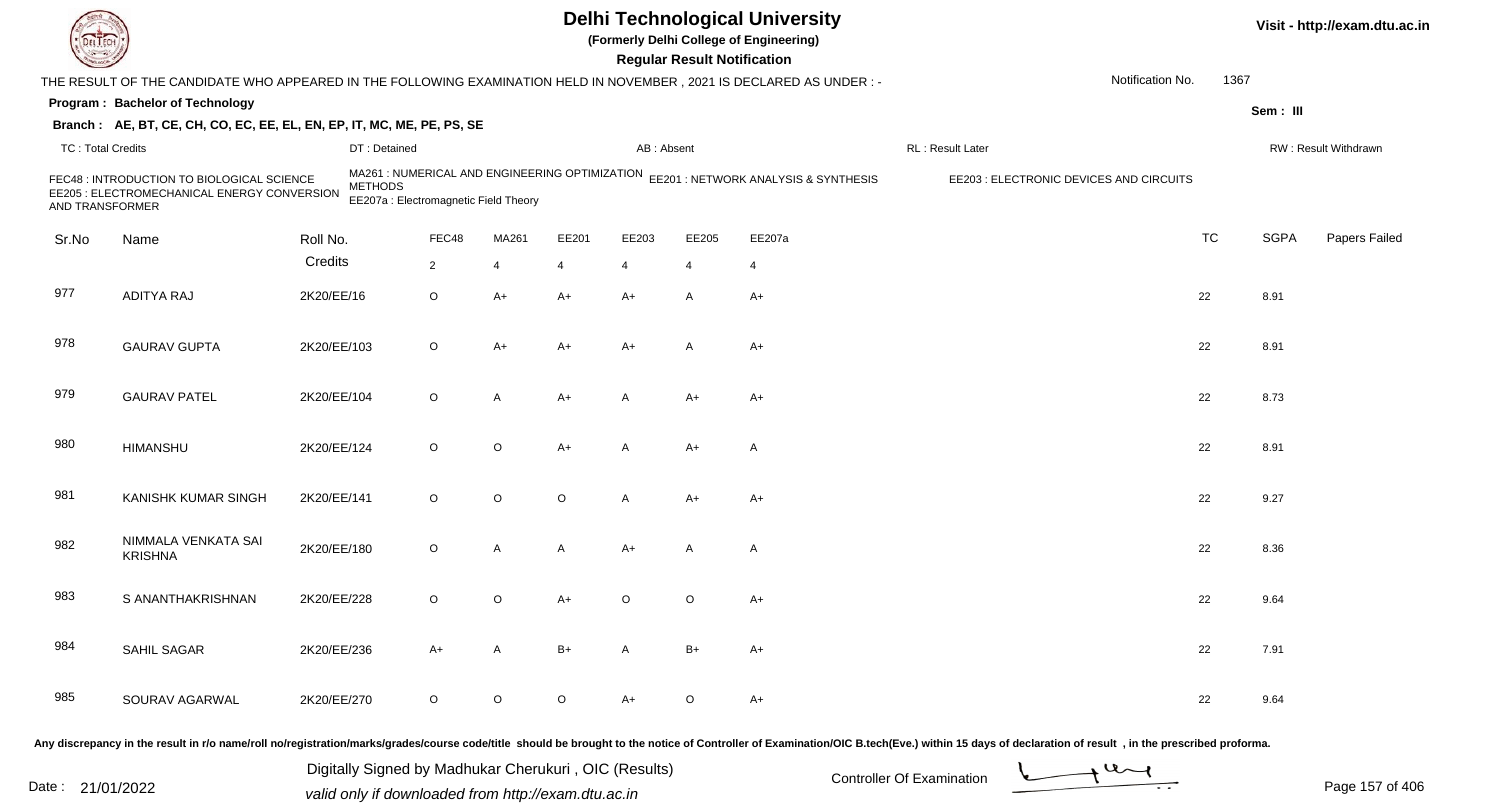# Delhi Technological University

**(Formerly Delhi College of Engineering)**

**Regular Result Notification**

Visit - http://exam.dtu.ac.in

THE RESULT OF THE CANDIDATE WHO APPEARED IN THE FOLLOWING EXAMINATION HELD IN NOVEMBER , 2021 IS DECLARED AS UNDER : -

Notification No. 1367

**Program : Bachelor of Technology**

Sem : III

**Branch : AE, BT, CE, CH, CO, EC, EE, EL, EN, EP, IT, MC, ME, PE, PS, SE**

TC : Total Credits | DT : Detained | AB : Absent | RL : Result Later | RW : Result Withdrawn

FEC48 : INTRODUCTION TO BIOLOGICAL SCIENCE
MA261 : NUMERICAL AND ENGINEERING OPTIMIZATION METHODS
EE201 : NETWORK ANALYSIS & SYNTHESIS
EE203 : ELECTRONIC DEVICES AND CIRCUITS
EE205 : ELECTROMECHANICAL ENERGY CONVERSION AND TRANSFORMER
EE207a : Electromagnetic Field Theory

| Sr.No | Name | Roll No. | FEC48 | MA261 | EE201 | EE203 | EE205 | EE207a | TC | SGPA | Papers Failed |
|---|---|---|---|---|---|---|---|---|---|---|---|
| | | Credits | 2 | 4 | 4 | 4 | 4 | 4 | | | |
| 977 | ADITYA RAJ | 2K20/EE/16 | O | A+ | A+ | A+ | A | A+ | 22 | 8.91 | |
| 978 | GAURAV GUPTA | 2K20/EE/103 | O | A+ | A+ | A+ | A | A+ | 22 | 8.91 | |
| 979 | GAURAV PATEL | 2K20/EE/104 | O | A | A+ | A | A+ | A+ | 22 | 8.73 | |
| 980 | HIMANSHU | 2K20/EE/124 | O | O | A+ | A | A+ | A | 22 | 8.91 | |
| 981 | KANISHK KUMAR SINGH | 2K20/EE/141 | O | O | O | A | A+ | A+ | 22 | 9.27 | |
| 982 | NIMMALA VENKATA SAI KRISHNA | 2K20/EE/180 | O | A | A | A+ | A | A | 22 | 8.36 | |
| 983 | S ANANTHAKRISHNAN | 2K20/EE/228 | O | O | A+ | O | O | A+ | 22 | 9.64 | |
| 984 | SAHIL SAGAR | 2K20/EE/236 | A+ | A | B+ | A | B+ | A+ | 22 | 7.91 | |
| 985 | SOURAV AGARWAL | 2K20/EE/270 | O | O | O | A+ | O | A+ | 22 | 9.64 | |

Any discrepancy in the result in r/o name/roll no/registration/marks/grades/course code/title should be brought to the notice of Controller of Examination/OIC B.tech(Eve.) within 15 days of declaration of result , in the prescribed proforma.

Date : 21/01/2022

Digitally Signed by Madhukar Cherukuri , OIC (Results)
valid only if downloaded from http://exam.dtu.ac.in

Controller Of Examination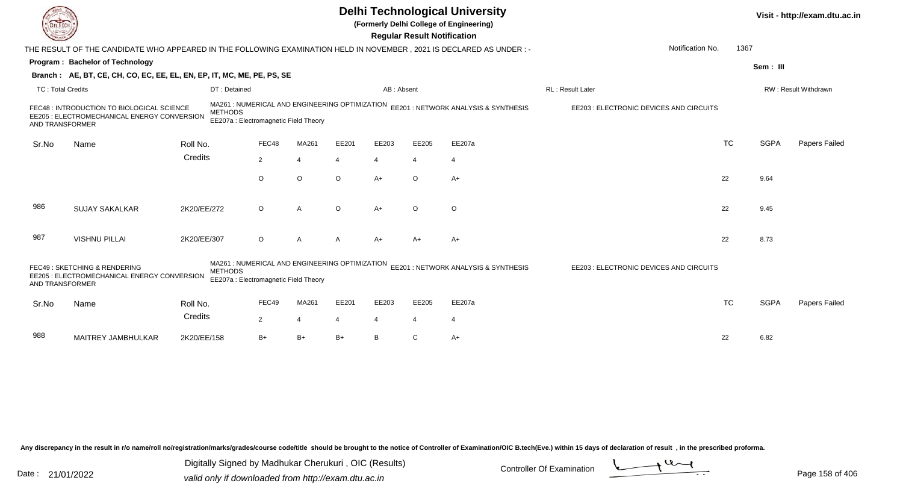# Delhi Technological University

**(Formerly Delhi College of Engineering)**

**Regular Result Notification**

Visit - http://exam.dtu.ac.in

THE RESULT OF THE CANDIDATE WHO APPEARED IN THE FOLLOWING EXAMINATION HELD IN NOVEMBER , 2021 IS DECLARED AS UNDER : -

Notification No. 1367

**Program : Bachelor of Technology**

Sem : III

**Branch : AE, BT, CE, CH, CO, EC, EE, EL, EN, EP, IT, MC, ME, PE, PS, SE**

TC : Total Credits | DT : Detained | AB : Absent | RL : Result Later | RW : Result Withdrawn

FEC48 : INTRODUCTION TO BIOLOGICAL SCIENCE
MA261 : NUMERICAL AND ENGINEERING OPTIMIZATION METHODS
EE201 : NETWORK ANALYSIS & SYNTHESIS
EE203 : ELECTRONIC DEVICES AND CIRCUITS
EE205 : ELECTROMECHANICAL ENERGY CONVERSION AND TRANSFORMER
EE207a : Electromagnetic Field Theory

| Sr.No | Name | Roll No. | FEC48 | MA261 | EE201 | EE203 | EE205 | EE207a | TC | SGPA | Papers Failed |
|---|---|---|---|---|---|---|---|---|---|---|---|
| | | Credits | 2 | 4 | 4 | 4 | 4 | 4 | | | |
| | | | O | O | O | A+ | O | A+ | 22 | 9.64 | |
| 986 | SUJAY SAKALKAR | 2K20/EE/272 | O | A | O | A+ | O | O | 22 | 9.45 | |
| 987 | VISHNU PILLAI | 2K20/EE/307 | O | A | A | A+ | A+ | A+ | 22 | 8.73 | |

FEC49 : SKETCHING & RENDERING
MA261 : NUMERICAL AND ENGINEERING OPTIMIZATION METHODS
EE201 : NETWORK ANALYSIS & SYNTHESIS
EE203 : ELECTRONIC DEVICES AND CIRCUITS
EE205 : ELECTROMECHANICAL ENERGY CONVERSION AND TRANSFORMER
EE207a : Electromagnetic Field Theory

| Sr.No | Name | Roll No. | FEC49 | MA261 | EE201 | EE203 | EE205 | EE207a | TC | SGPA | Papers Failed |
|---|---|---|---|---|---|---|---|---|---|---|---|
| | | Credits | 2 | 4 | 4 | 4 | 4 | 4 | | | |
| 988 | MAITREY JAMBHULKAR | 2K20/EE/158 | B+ | B+ | B+ | B | C | A+ | 22 | 6.82 | |

Any discrepancy in the result in r/o name/roll no/registration/marks/grades/course code/title should be brought to the notice of Controller of Examination/OIC B.tech(Eve.) within 15 days of declaration of result , in the prescribed proforma.

Date : 21/01/2022

Digitally Signed by Madhukar Cherukuri , OIC (Results)
valid only if downloaded from http://exam.dtu.ac.in

Controller Of Examination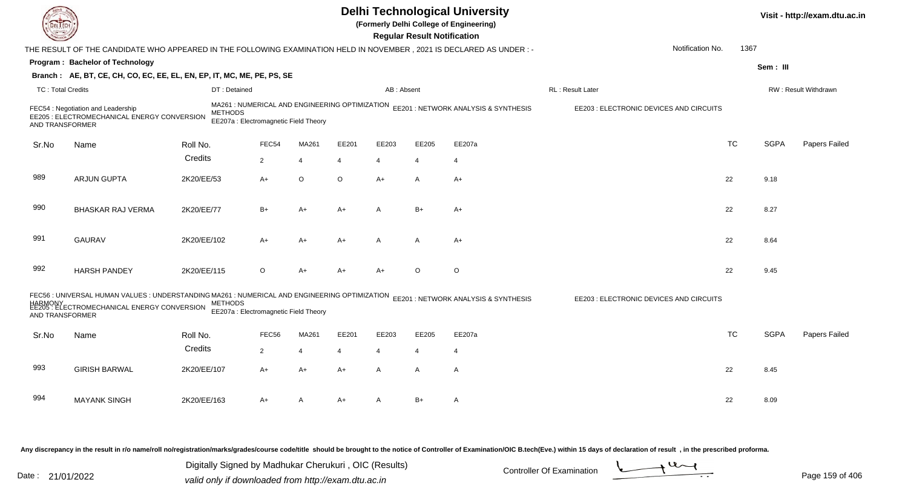# Delhi Technological University

(Formerly Delhi College of Engineering)

**Regular Result Notification**

Visit - http://exam.dtu.ac.in

THE RESULT OF THE CANDIDATE WHO APPEARED IN THE FOLLOWING EXAMINATION HELD IN NOVEMBER , 2021 IS DECLARED AS UNDER : -

Notification No. 1367

**Program : Bachelor of Technology**

Sem : III

**Branch : AE, BT, CE, CH, CO, EC, EE, EL, EN, EP, IT, MC, ME, PE, PS, SE**

TC : Total Credits | DT : Detained | AB : Absent | RL : Result Later | RW : Result Withdrawn

FEC54 : Negotiation and Leadership
MA261 : NUMERICAL AND ENGINEERING OPTIMIZATION METHODS
EE201 : NETWORK ANALYSIS & SYNTHESIS
EE203 : ELECTRONIC DEVICES AND CIRCUITS
EE205 : ELECTROMECHANICAL ENERGY CONVERSION AND TRANSFORMER
EE207a : Electromagnetic Field Theory

| Sr.No | Name | Roll No. | FEC54 | MA261 | EE201 | EE203 | EE205 | EE207a | TC | SGPA | Papers Failed |
|---|---|---|---|---|---|---|---|---|---|---|---|
| | | Credits | 2 | 4 | 4 | 4 | 4 | 4 | | | |
| 989 | ARJUN GUPTA | 2K20/EE/53 | A+ | O | O | A+ | A | A+ | 22 | 9.18 | |
| 990 | BHASKAR RAJ VERMA | 2K20/EE/77 | B+ | A+ | A+ | A | B+ | A+ | 22 | 8.27 | |
| 991 | GAURAV | 2K20/EE/102 | A+ | A+ | A+ | A | A | A+ | 22 | 8.64 | |
| 992 | HARSH PANDEY | 2K20/EE/115 | O | A+ | A+ | A+ | O | O | 22 | 9.45 | |

FEC56 : UNIVERSAL HUMAN VALUES : UNDERSTANDING HARMONY
MA261 : NUMERICAL AND ENGINEERING OPTIMIZATION METHODS
EE201 : NETWORK ANALYSIS & SYNTHESIS
EE203 : ELECTRONIC DEVICES AND CIRCUITS
EE205 : ELECTROMECHANICAL ENERGY CONVERSION AND TRANSFORMER
EE207a : Electromagnetic Field Theory

| Sr.No | Name | Roll No. | FEC56 | MA261 | EE201 | EE203 | EE205 | EE207a | TC | SGPA | Papers Failed |
|---|---|---|---|---|---|---|---|---|---|---|---|
| | | Credits | 2 | 4 | 4 | 4 | 4 | 4 | | | |
| 993 | GIRISH BARWAL | 2K20/EE/107 | A+ | A+ | A+ | A | A | A | 22 | 8.45 | |
| 994 | MAYANK SINGH | 2K20/EE/163 | A+ | A | A+ | A | B+ | A | 22 | 8.09 | |

Any discrepancy in the result in r/o name/roll no/registration/marks/grades/course code/title should be brought to the notice of Controller of Examination/OIC B.tech(Eve.) within 15 days of declaration of result , in the prescribed proforma.

Date : 21/01/2022

Digitally Signed by Madhukar Cherukuri , OIC (Results)
valid only if downloaded from http://exam.dtu.ac.in

Controller Of Examination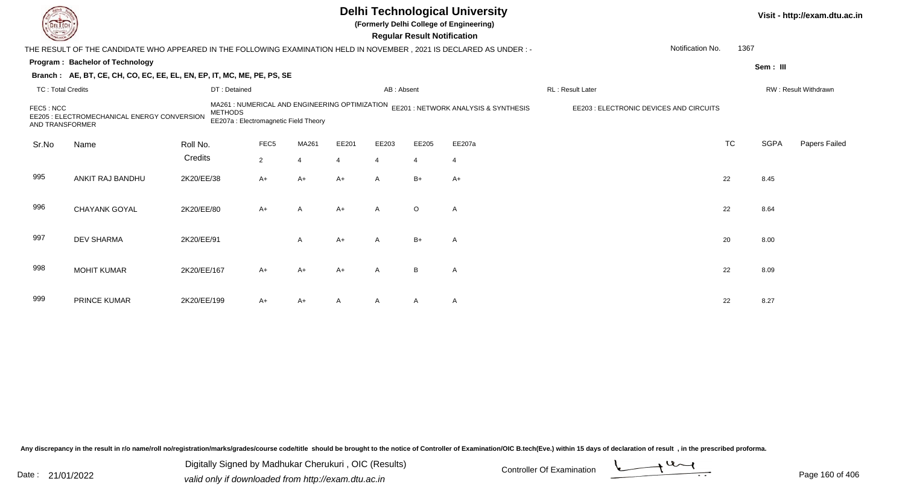# Delhi Technological University

**(Formerly Delhi College of Engineering)**

**Regular Result Notification**

Visit - http://exam.dtu.ac.in

THE RESULT OF THE CANDIDATE WHO APPEARED IN THE FOLLOWING EXAMINATION HELD IN NOVEMBER , 2021 IS DECLARED AS UNDER : -

Notification No. 1367

**Program : Bachelor of Technology**

Sem : III

**Branch : AE, BT, CE, CH, CO, EC, EE, EL, EN, EP, IT, MC, ME, PE, PS, SE**

TC : Total Credits | DT : Detained | AB : Absent | RL : Result Later | RW : Result Withdrawn

FEC5 : NCC
MA261 : NUMERICAL AND ENGINEERING OPTIMIZATION METHODS
EE201 : NETWORK ANALYSIS & SYNTHESIS
EE203 : ELECTRONIC DEVICES AND CIRCUITS
EE205 : ELECTROMECHANICAL ENERGY CONVERSION AND TRANSFORMER
EE207a : Electromagnetic Field Theory

| Sr.No | Name | Roll No. | FEC5 | MA261 | EE201 | EE203 | EE205 | EE207a | TC | SGPA | Papers Failed |
|---|---|---|---|---|---|---|---|---|---|---|---|
| | | Credits | 2 | 4 | 4 | 4 | 4 | 4 | | | |
| 995 | ANKIT RAJ BANDHU | 2K20/EE/38 | A+ | A+ | A+ | A | B+ | A+ | 22 | 8.45 | |
| 996 | CHAYANK GOYAL | 2K20/EE/80 | A+ | A | A+ | A | O | A | 22 | 8.64 | |
| 997 | DEV SHARMA | 2K20/EE/91 | | A | A+ | A | B+ | A | 20 | 8.00 | |
| 998 | MOHIT KUMAR | 2K20/EE/167 | A+ | A+ | A+ | A | B | A | 22 | 8.09 | |
| 999 | PRINCE KUMAR | 2K20/EE/199 | A+ | A+ | A | A | A | A | 22 | 8.27 | |

Any discrepancy in the result in r/o name/roll no/registration/marks/grades/course code/title should be brought to the notice of Controller of Examination/OIC B.tech(Eve.) within 15 days of declaration of result , in the prescribed proforma.

Date : 21/01/2022

Digitally Signed by Madhukar Cherukuri , OIC (Results)
valid only if downloaded from http://exam.dtu.ac.in

Controller Of Examination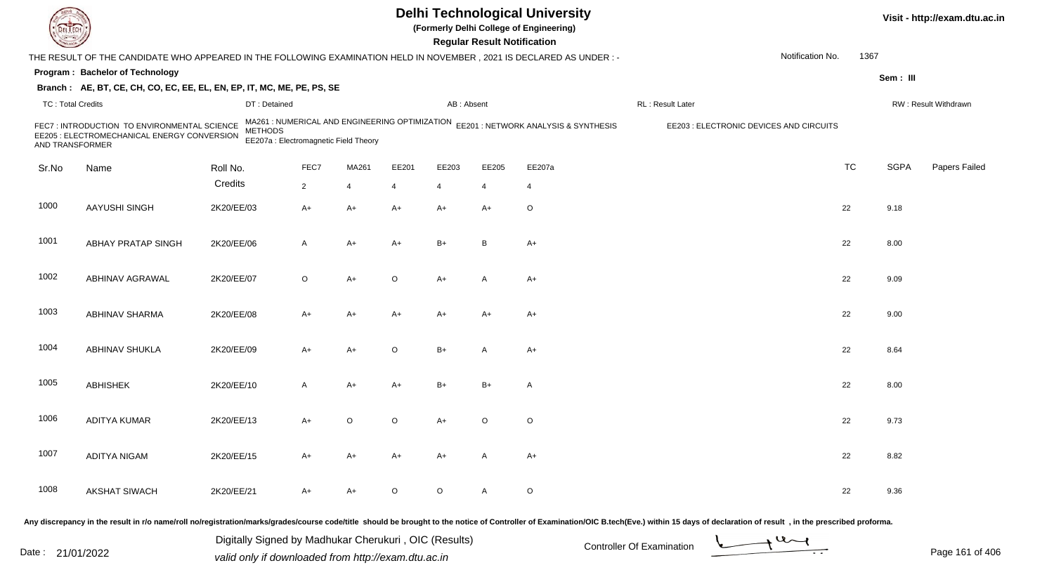# Delhi Technological University

**(Formerly Delhi College of Engineering)**

**Regular Result Notification**

Visit - http://exam.dtu.ac.in

THE RESULT OF THE CANDIDATE WHO APPEARED IN THE FOLLOWING EXAMINATION HELD IN NOVEMBER , 2021 IS DECLARED AS UNDER : -

Notification No. 1367

**Program : Bachelor of Technology**

Sem : III

**Branch : AE, BT, CE, CH, CO, EC, EE, EL, EN, EP, IT, MC, ME, PE, PS, SE**

TC : Total Credits | DT : Detained | AB : Absent | RL : Result Later | RW : Result Withdrawn

FEC7 : INTRODUCTION TO ENVIRONMENTAL SCIENCE AND TRANSFORMER
MA261 : NUMERICAL AND ENGINEERING OPTIMIZATION METHODS
EE201 : NETWORK ANALYSIS & SYNTHESIS
EE203 : ELECTRONIC DEVICES AND CIRCUITS
EE205 : ELECTROMECHANICAL ENERGY CONVERSION AND TRANSFORMER
EE207a : Electromagnetic Field Theory

| Sr.No | Name | Roll No. | FEC7 | MA261 | EE201 | EE203 | EE205 | EE207a | TC | SGPA | Papers Failed |
|---|---|---|---|---|---|---|---|---|---|---|---|
| | | Credits | 2 | 4 | 4 | 4 | 4 | 4 | | | |
| 1000 | AAYUSHI SINGH | 2K20/EE/03 | A+ | A+ | A+ | A+ | A+ | O | 22 | 9.18 | |
| 1001 | ABHAY PRATAP SINGH | 2K20/EE/06 | A | A+ | A+ | B+ | B | A+ | 22 | 8.00 | |
| 1002 | ABHINAV AGRAWAL | 2K20/EE/07 | O | A+ | O | A+ | A | A+ | 22 | 9.09 | |
| 1003 | ABHINAV SHARMA | 2K20/EE/08 | A+ | A+ | A+ | A+ | A+ | A+ | 22 | 9.00 | |
| 1004 | ABHINAV SHUKLA | 2K20/EE/09 | A+ | A+ | O | B+ | A | A+ | 22 | 8.64 | |
| 1005 | ABHISHEK | 2K20/EE/10 | A | A+ | A+ | B+ | B+ | A | 22 | 8.00 | |
| 1006 | ADITYA KUMAR | 2K20/EE/13 | A+ | O | O | A+ | O | O | 22 | 9.73 | |
| 1007 | ADITYA NIGAM | 2K20/EE/15 | A+ | A+ | A+ | A+ | A | A+ | 22 | 8.82 | |
| 1008 | AKSHAT SIWACH | 2K20/EE/21 | A+ | A+ | O | O | A | O | 22 | 9.36 | |

Any discrepancy in the result in r/o name/roll no/registration/marks/grades/course code/title should be brought to the notice of Controller of Examination/OIC B.tech(Eve.) within 15 days of declaration of result , in the prescribed proforma.

Date : 21/01/2022

Digitally Signed by Madhukar Cherukuri , OIC (Results)
valid only if downloaded from http://exam.dtu.ac.in

Controller Of Examination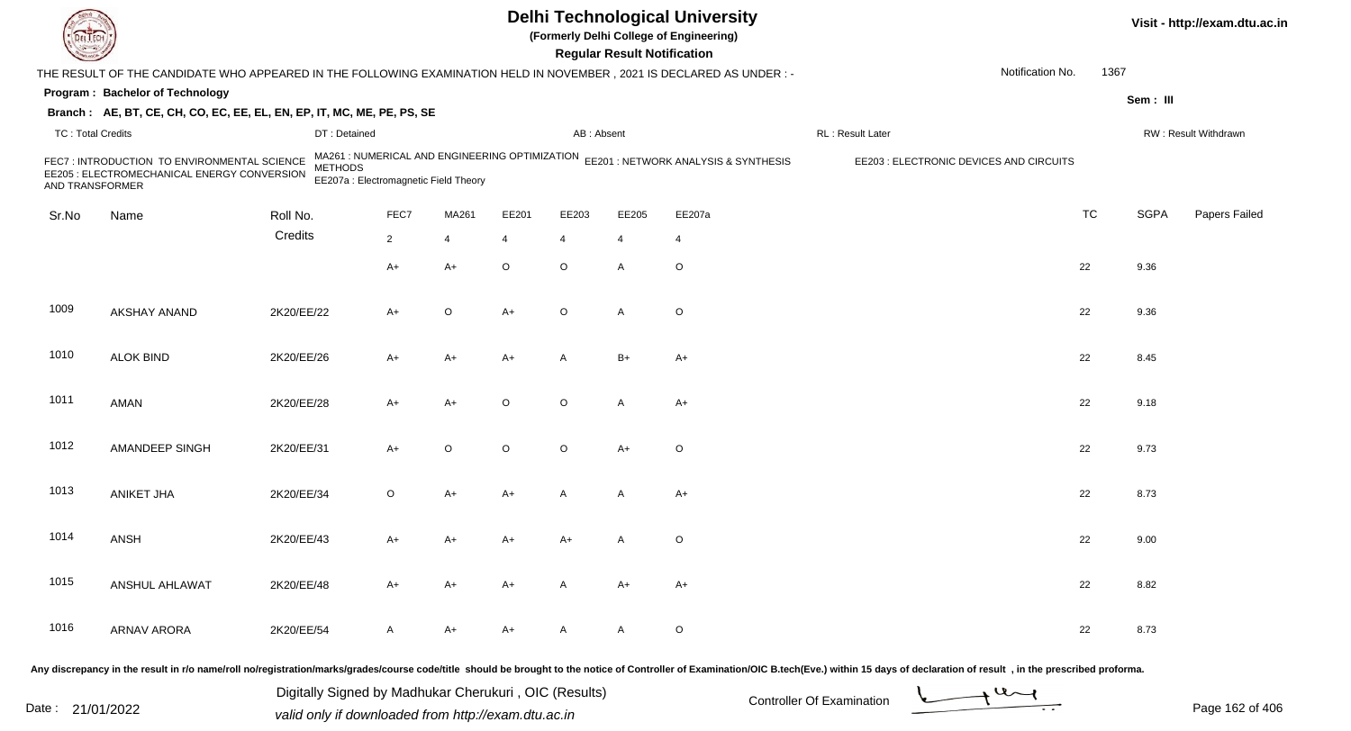# Delhi Technological University

(Formerly Delhi College of Engineering)

**Regular Result Notification**

Visit - http://exam.dtu.ac.in

THE RESULT OF THE CANDIDATE WHO APPEARED IN THE FOLLOWING EXAMINATION HELD IN NOVEMBER , 2021 IS DECLARED AS UNDER : -

Notification No. 1367

**Program : Bachelor of Technology**

Sem : III

**Branch : AE, BT, CE, CH, CO, EC, EE, EL, EN, EP, IT, MC, ME, PE, PS, SE**

TC : Total Credits | DT : Detained | AB : Absent | RL : Result Later | RW : Result Withdrawn

FEC7 : INTRODUCTION TO ENVIRONMENTAL SCIENCE
MA261 : NUMERICAL AND ENGINEERING OPTIMIZATION METHODS
EE201 : NETWORK ANALYSIS & SYNTHESIS
EE203 : ELECTRONIC DEVICES AND CIRCUITS
EE205 : ELECTROMECHANICAL ENERGY CONVERSION AND TRANSFORMER
EE207a : Electromagnetic Field Theory

| Sr.No | Name | Roll No. | FEC7 | MA261 | EE201 | EE203 | EE205 | EE207a | TC | SGPA | Papers Failed |
|---|---|---|---|---|---|---|---|---|---|---|---|
| | | Credits | 2 | 4 | 4 | 4 | 4 | 4 | | | |
| | | | A+ | A+ | O | O | A | O | 22 | 9.36 | |
| 1009 | AKSHAY ANAND | 2K20/EE/22 | A+ | O | A+ | O | A | O | 22 | 9.36 | |
| 1010 | ALOK BIND | 2K20/EE/26 | A+ | A+ | A+ | A | B+ | A+ | 22 | 8.45 | |
| 1011 | AMAN | 2K20/EE/28 | A+ | A+ | O | O | A | A+ | 22 | 9.18 | |
| 1012 | AMANDEEP SINGH | 2K20/EE/31 | A+ | O | O | O | A+ | O | 22 | 9.73 | |
| 1013 | ANIKET JHA | 2K20/EE/34 | O | A+ | A+ | A | A | A+ | 22 | 8.73 | |
| 1014 | ANSH | 2K20/EE/43 | A+ | A+ | A+ | A+ | A | O | 22 | 9.00 | |
| 1015 | ANSHUL AHLAWAT | 2K20/EE/48 | A+ | A+ | A+ | A | A+ | A+ | 22 | 8.82 | |
| 1016 | ARNAV ARORA | 2K20/EE/54 | A | A+ | A+ | A | A | O | 22 | 8.73 | |

Any discrepancy in the result in r/o name/roll no/registration/marks/grades/course code/title should be brought to the notice of Controller of Examination/OIC B.tech(Eve.) within 15 days of declaration of result , in the prescribed proforma.

Date : 21/01/2022

Digitally Signed by Madhukar Cherukuri , OIC (Results)
valid only if downloaded from http://exam.dtu.ac.in

Controller Of Examination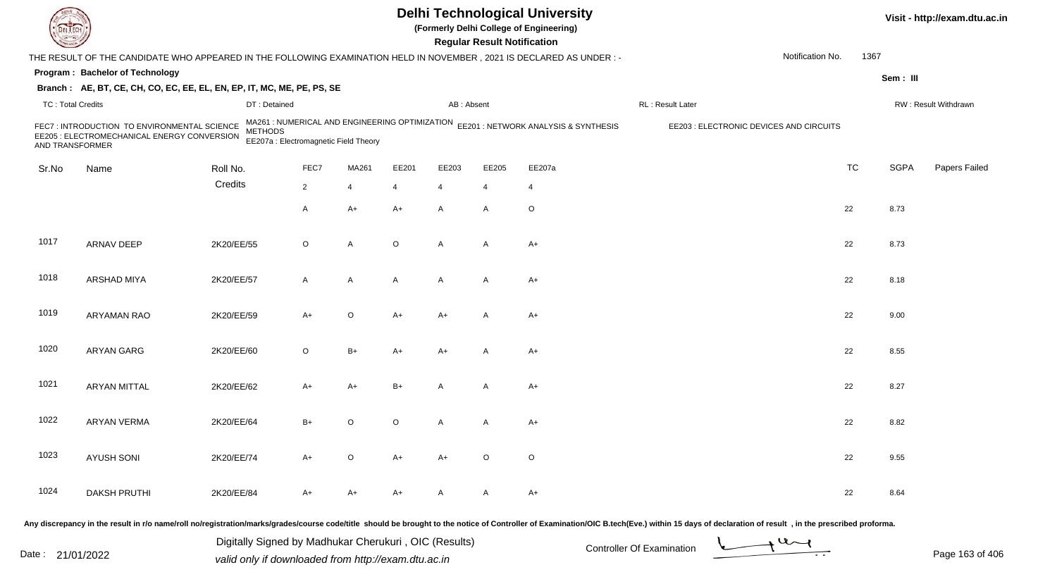# Delhi Technological University

**(Formerly Delhi College of Engineering)**

**Regular Result Notification**

Visit - http://exam.dtu.ac.in

THE RESULT OF THE CANDIDATE WHO APPEARED IN THE FOLLOWING EXAMINATION HELD IN NOVEMBER , 2021 IS DECLARED AS UNDER : -

Notification No. 1367

**Program : Bachelor of Technology**

Sem : III

**Branch : AE, BT, CE, CH, CO, EC, EE, EL, EN, EP, IT, MC, ME, PE, PS, SE**

TC : Total Credits | DT : Detained | AB : Absent | RL : Result Later | RW : Result Withdrawn

FEC7 : INTRODUCTION TO ENVIRONMENTAL SCIENCE
MA261 : NUMERICAL AND ENGINEERING OPTIMIZATION METHODS
EE201 : NETWORK ANALYSIS & SYNTHESIS
EE203 : ELECTRONIC DEVICES AND CIRCUITS
EE205 : ELECTROMECHANICAL ENERGY CONVERSION AND TRANSFORMER
EE207a : Electromagnetic Field Theory

| Sr.No | Name | Roll No. | FEC7 | MA261 | EE201 | EE203 | EE205 | EE207a | TC | SGPA | Papers Failed |
|---|---|---|---|---|---|---|---|---|---|---|---|
| | | Credits | 2 | 4 | 4 | 4 | 4 | 4 | | | |
| | | | A | A+ | A+ | A | A | O | 22 | 8.73 | |
| 1017 | ARNAV DEEP | 2K20/EE/55 | O | A | O | A | A | A+ | 22 | 8.73 | |
| 1018 | ARSHAD MIYA | 2K20/EE/57 | A | A | A | A | A | A+ | 22 | 8.18 | |
| 1019 | ARYAMAN RAO | 2K20/EE/59 | A+ | O | A+ | A+ | A | A+ | 22 | 9.00 | |
| 1020 | ARYAN GARG | 2K20/EE/60 | O | B+ | A+ | A+ | A | A+ | 22 | 8.55 | |
| 1021 | ARYAN MITTAL | 2K20/EE/62 | A+ | A+ | B+ | A | A | A+ | 22 | 8.27 | |
| 1022 | ARYAN VERMA | 2K20/EE/64 | B+ | O | O | A | A | A+ | 22 | 8.82 | |
| 1023 | AYUSH SONI | 2K20/EE/74 | A+ | O | A+ | A+ | O | O | 22 | 9.55 | |
| 1024 | DAKSH PRUTHI | 2K20/EE/84 | A+ | A+ | A+ | A | A | A+ | 22 | 8.64 | |

Any discrepancy in the result in r/o name/roll no/registration/marks/grades/course code/title should be brought to the notice of Controller of Examination/OIC B.tech(Eve.) within 15 days of declaration of result , in the prescribed proforma.

Date : 21/01/2022

Digitally Signed by Madhukar Cherukuri , OIC (Results)
valid only if downloaded from http://exam.dtu.ac.in

Controller Of Examination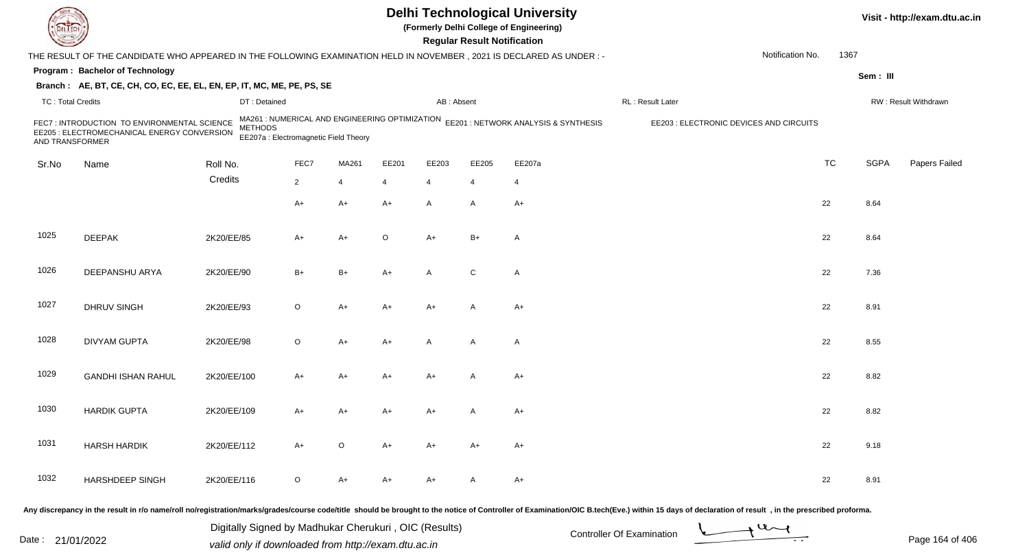# Delhi Technological University

**(Formerly Delhi College of Engineering)**

**Regular Result Notification**

Visit - http://exam.dtu.ac.in

THE RESULT OF THE CANDIDATE WHO APPEARED IN THE FOLLOWING EXAMINATION HELD IN NOVEMBER , 2021 IS DECLARED AS UNDER : -

Notification No. 1367

**Program : Bachelor of Technology**

Sem : III

**Branch : AE, BT, CE, CH, CO, EC, EE, EL, EN, EP, IT, MC, ME, PE, PS, SE**

TC : Total Credits | DT : Detained | AB : Absent | RL : Result Later | RW : Result Withdrawn

FEC7 : INTRODUCTION TO ENVIRONMENTAL SCIENCE
MA261 : NUMERICAL AND ENGINEERING OPTIMIZATION METHODS
EE201 : NETWORK ANALYSIS & SYNTHESIS
EE203 : ELECTRONIC DEVICES AND CIRCUITS
EE205 : ELECTROMECHANICAL ENERGY CONVERSION AND TRANSFORMER
EE207a : Electromagnetic Field Theory

| Sr.No | Name | Roll No. | FEC7 | MA261 | EE201 | EE203 | EE205 | EE207a | TC | SGPA | Papers Failed |
|---|---|---|---|---|---|---|---|---|---|---|---|
| | | Credits | 2 | 4 | 4 | 4 | 4 | 4 | | | |
| | | | A+ | A+ | A+ | A | A | A+ | 22 | 8.64 | |
| 1025 | DEEPAK | 2K20/EE/85 | A+ | A+ | O | A+ | B+ | A | 22 | 8.64 | |
| 1026 | DEEPANSHU ARYA | 2K20/EE/90 | B+ | B+ | A+ | A | C | A | 22 | 7.36 | |
| 1027 | DHRUV SINGH | 2K20/EE/93 | O | A+ | A+ | A+ | A | A+ | 22 | 8.91 | |
| 1028 | DIVYAM GUPTA | 2K20/EE/98 | O | A+ | A+ | A | A | A | 22 | 8.55 | |
| 1029 | GANDHI ISHAN RAHUL | 2K20/EE/100 | A+ | A+ | A+ | A+ | A | A+ | 22 | 8.82 | |
| 1030 | HARDIK GUPTA | 2K20/EE/109 | A+ | A+ | A+ | A+ | A | A+ | 22 | 8.82 | |
| 1031 | HARSH HARDIK | 2K20/EE/112 | A+ | O | A+ | A+ | A+ | A+ | 22 | 9.18 | |
| 1032 | HARSHDEEP SINGH | 2K20/EE/116 | O | A+ | A+ | A+ | A | A+ | 22 | 8.91 | |

Any discrepancy in the result in r/o name/roll no/registration/marks/grades/course code/title should be brought to the notice of Controller of Examination/OIC B.tech(Eve.) within 15 days of declaration of result , in the prescribed proforma.

Date : 21/01/2022

Digitally Signed by Madhukar Cherukuri , OIC (Results)
valid only if downloaded from http://exam.dtu.ac.in

Controller Of Examination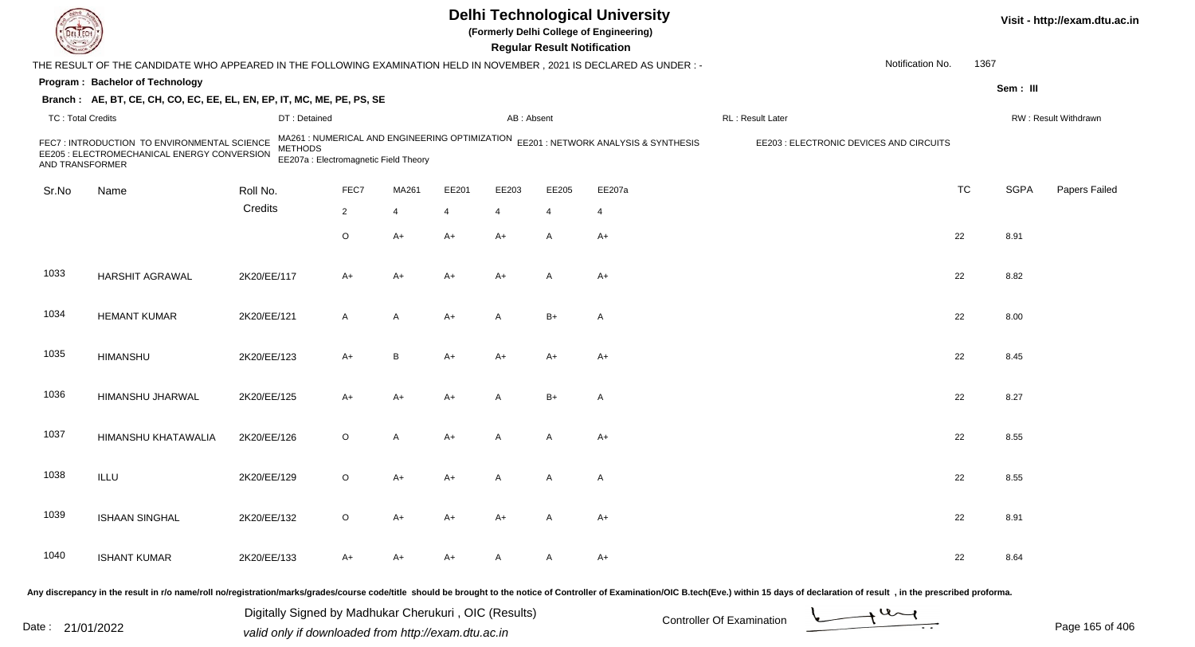# Delhi Technological University

**(Formerly Delhi College of Engineering)**

**Regular Result Notification**

THE RESULT OF THE CANDIDATE WHO APPEARED IN THE FOLLOWING EXAMINATION HELD IN NOVEMBER , 2021 IS DECLARED AS UNDER : -

Notification No. 1367

**Program : Bachelor of Technology**

**Sem : III**

**Branch : AE, BT, CE, CH, CO, EC, EE, EL, EN, EP, IT, MC, ME, PE, PS, SE**

TC : Total Credits | DT : Detained | AB : Absent | RL : Result Later | RW : Result Withdrawn

FEC7 : INTRODUCTION TO ENVIRONMENTAL SCIENCE
MA261 : NUMERICAL AND ENGINEERING OPTIMIZATION METHODS
EE201 : NETWORK ANALYSIS & SYNTHESIS
EE203 : ELECTRONIC DEVICES AND CIRCUITS
EE205 : ELECTROMECHANICAL ENERGY CONVERSION AND TRANSFORMER
EE207a : Electromagnetic Field Theory

| Sr.No | Name | Roll No. | FEC7 | MA261 | EE201 | EE203 | EE205 | EE207a | TC | SGPA | Papers Failed |
|---|---|---|---|---|---|---|---|---|---|---|---|
| | | Credits | 2 | 4 | 4 | 4 | 4 | 4 | | | |
| | | | O | A+ | A+ | A+ | A | A+ | 22 | 8.91 | |
| 1033 | HARSHIT AGRAWAL | 2K20/EE/117 | A+ | A+ | A+ | A+ | A | A+ | 22 | 8.82 | |
| 1034 | HEMANT KUMAR | 2K20/EE/121 | A | A | A+ | A | B+ | A | 22 | 8.00 | |
| 1035 | HIMANSHU | 2K20/EE/123 | A+ | B | A+ | A+ | A+ | A+ | 22 | 8.45 | |
| 1036 | HIMANSHU JHARWAL | 2K20/EE/125 | A+ | A+ | A+ | A | B+ | A | 22 | 8.27 | |
| 1037 | HIMANSHU KHATAWALIA | 2K20/EE/126 | O | A | A+ | A | A | A+ | 22 | 8.55 | |
| 1038 | ILLU | 2K20/EE/129 | O | A+ | A+ | A | A | A | 22 | 8.55 | |
| 1039 | ISHAAN SINGHAL | 2K20/EE/132 | O | A+ | A+ | A+ | A | A+ | 22 | 8.91 | |
| 1040 | ISHANT KUMAR | 2K20/EE/133 | A+ | A+ | A+ | A | A | A+ | 22 | 8.64 | |

Any discrepancy in the result in r/o name/roll no/registration/marks/grades/course code/title should be brought to the notice of Controller of Examination/OIC B.tech(Eve.) within 15 days of declaration of result , in the prescribed proforma.

Date : 21/01/2022

Digitally Signed by Madhukar Cherukuri , OIC (Results)
valid only if downloaded from http://exam.dtu.ac.in

Controller Of Examination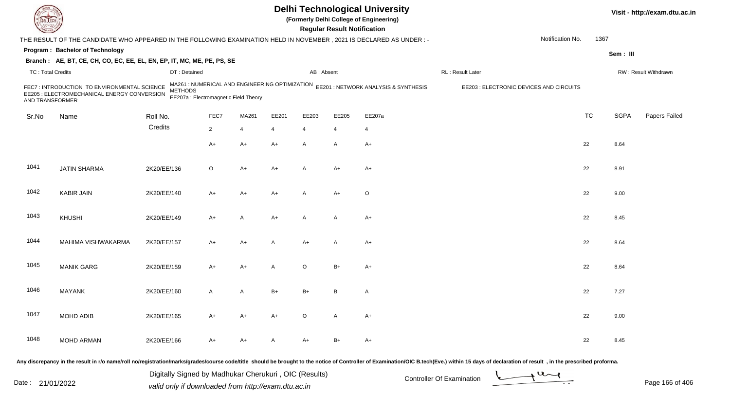# Delhi Technological University

(Formerly Delhi College of Engineering)

**Regular Result Notification**

Visit - http://exam.dtu.ac.in

THE RESULT OF THE CANDIDATE WHO APPEARED IN THE FOLLOWING EXAMINATION HELD IN NOVEMBER , 2021 IS DECLARED AS UNDER : -

Notification No. 1367

**Program : Bachelor of Technology**

Sem : III

**Branch : AE, BT, CE, CH, CO, EC, EE, EL, EN, EP, IT, MC, ME, PE, PS, SE**

TC : Total Credits | DT : Detained | AB : Absent | RL : Result Later | RW : Result Withdrawn

FEC7 : INTRODUCTION TO ENVIRONMENTAL SCIENCE AND TRANSFORMER
MA261 : NUMERICAL AND ENGINEERING OPTIMIZATION METHODS
EE201 : NETWORK ANALYSIS & SYNTHESIS
EE203 : ELECTRONIC DEVICES AND CIRCUITS
EE205 : ELECTROMECHANICAL ENERGY CONVERSION
EE207a : Electromagnetic Field Theory

| Sr.No | Name | Roll No. | FEC7 | MA261 | EE201 | EE203 | EE205 | EE207a | TC | SGPA | Papers Failed |
|---|---|---|---|---|---|---|---|---|---|---|---|
| | | Credits | 2 | 4 | 4 | 4 | 4 | 4 | | | |
| | | | A+ | A+ | A+ | A | A | A+ | 22 | 8.64 | |
| 1041 | JATIN SHARMA | 2K20/EE/136 | O | A+ | A+ | A | A+ | A+ | 22 | 8.91 | |
| 1042 | KABIR JAIN | 2K20/EE/140 | A+ | A+ | A+ | A | A+ | O | 22 | 9.00 | |
| 1043 | KHUSHI | 2K20/EE/149 | A+ | A | A+ | A | A | A+ | 22 | 8.45 | |
| 1044 | MAHIMA VISHWAKARMA | 2K20/EE/157 | A+ | A+ | A | A+ | A | A+ | 22 | 8.64 | |
| 1045 | MANIK GARG | 2K20/EE/159 | A+ | A+ | A | O | B+ | A+ | 22 | 8.64 | |
| 1046 | MAYANK | 2K20/EE/160 | A | A | B+ | B+ | B | A | 22 | 7.27 | |
| 1047 | MOHD ADIB | 2K20/EE/165 | A+ | A+ | A+ | O | A | A+ | 22 | 9.00 | |
| 1048 | MOHD ARMAN | 2K20/EE/166 | A+ | A+ | A | A+ | B+ | A+ | 22 | 8.45 | |

Any discrepancy in the result in r/o name/roll no/registration/marks/grades/course code/title should be brought to the notice of Controller of Examination/OIC B.tech(Eve.) within 15 days of declaration of result , in the prescribed proforma.

Date : 21/01/2022

Digitally Signed by Madhukar Cherukuri , OIC (Results)
valid only if downloaded from http://exam.dtu.ac.in

Controller Of Examination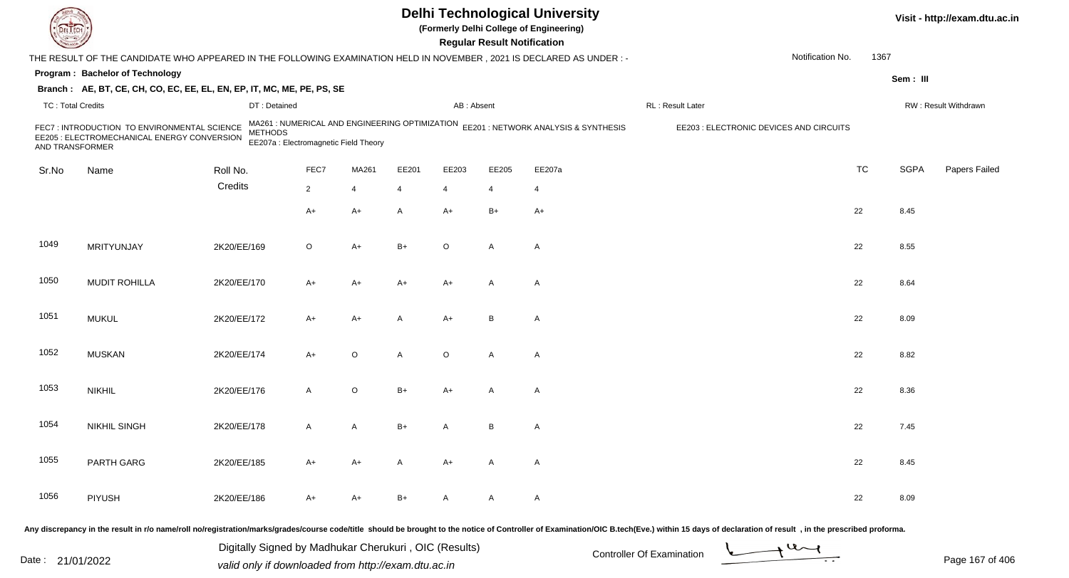# Delhi Technological University

(Formerly Delhi College of Engineering)

**Regular Result Notification**

Visit - http://exam.dtu.ac.in

THE RESULT OF THE CANDIDATE WHO APPEARED IN THE FOLLOWING EXAMINATION HELD IN NOVEMBER , 2021 IS DECLARED AS UNDER : -

Notification No. 1367

**Program : Bachelor of Technology**

Sem : III

**Branch : AE, BT, CE, CH, CO, EC, EE, EL, EN, EP, IT, MC, ME, PE, PS, SE**

TC : Total Credits | DT : Detained | AB : Absent | RL : Result Later | RW : Result Withdrawn

FEC7 : INTRODUCTION TO ENVIRONMENTAL SCIENCE
MA261 : NUMERICAL AND ENGINEERING OPTIMIZATION METHODS
EE201 : NETWORK ANALYSIS & SYNTHESIS
EE203 : ELECTRONIC DEVICES AND CIRCUITS
EE205 : ELECTROMECHANICAL ENERGY CONVERSION AND TRANSFORMER
EE207a : Electromagnetic Field Theory

| Sr.No | Name | Roll No. | FEC7 | MA261 | EE201 | EE203 | EE205 | EE207a | TC | SGPA | Papers Failed |
|---|---|---|---|---|---|---|---|---|---|---|---|
| | | Credits | 2 | 4 | 4 | 4 | 4 | 4 | | | |
| | | | A+ | A+ | A | A+ | B+ | A+ | 22 | 8.45 | |
| 1049 | MRITYUNJAY | 2K20/EE/169 | O | A+ | B+ | O | A | A | 22 | 8.55 | |
| 1050 | MUDIT ROHILLA | 2K20/EE/170 | A+ | A+ | A+ | A+ | A | A | 22 | 8.64 | |
| 1051 | MUKUL | 2K20/EE/172 | A+ | A+ | A | A+ | B | A | 22 | 8.09 | |
| 1052 | MUSKAN | 2K20/EE/174 | A+ | O | A | O | A | A | 22 | 8.82 | |
| 1053 | NIKHIL | 2K20/EE/176 | A | O | B+ | A+ | A | A | 22 | 8.36 | |
| 1054 | NIKHIL SINGH | 2K20/EE/178 | A | A | B+ | A | B | A | 22 | 7.45 | |
| 1055 | PARTH GARG | 2K20/EE/185 | A+ | A+ | A | A+ | A | A | 22 | 8.45 | |
| 1056 | PIYUSH | 2K20/EE/186 | A+ | A+ | B+ | A | A | A | 22 | 8.09 | |

Any discrepancy in the result in r/o name/roll no/registration/marks/grades/course code/title should be brought to the notice of Controller of Examination/OIC B.tech(Eve.) within 15 days of declaration of result , in the prescribed proforma.

Date : 21/01/2022

Digitally Signed by Madhukar Cherukuri , OIC (Results)
valid only if downloaded from http://exam.dtu.ac.in

Controller Of Examination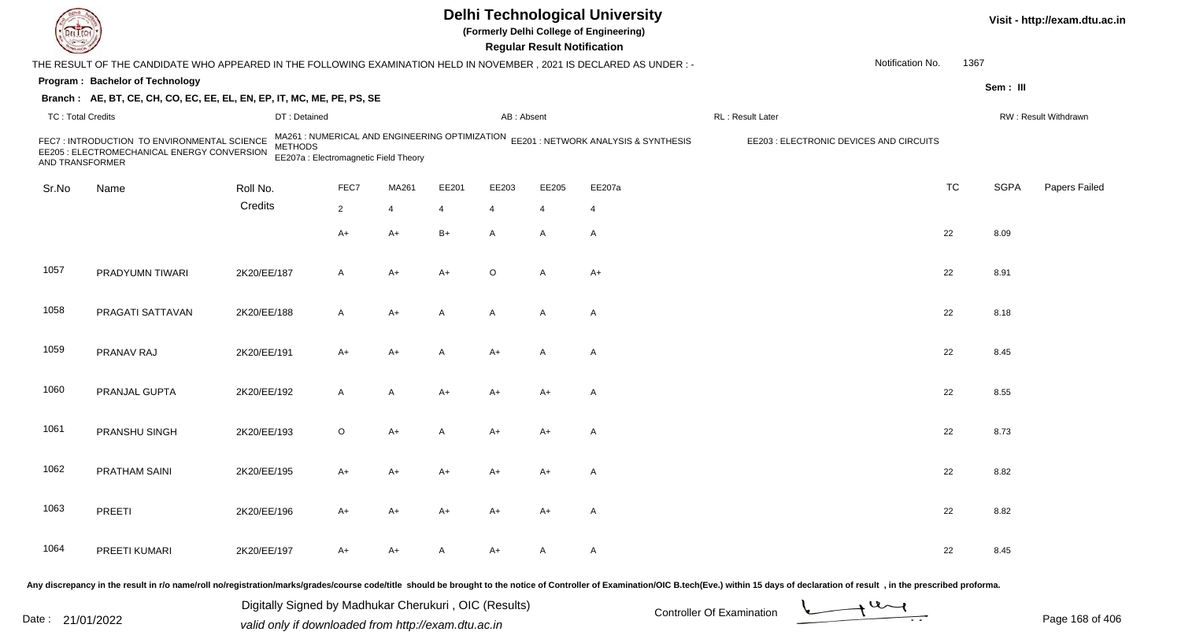# Delhi Technological University

**(Formerly Delhi College of Engineering)**

**Regular Result Notification**

Visit - http://exam.dtu.ac.in

THE RESULT OF THE CANDIDATE WHO APPEARED IN THE FOLLOWING EXAMINATION HELD IN NOVEMBER , 2021 IS DECLARED AS UNDER : -

Notification No. 1367

**Program : Bachelor of Technology**

**Sem : III**

**Branch : AE, BT, CE, CH, CO, EC, EE, EL, EN, EP, IT, MC, ME, PE, PS, SE**

TC : Total Credits | DT : Detained | AB : Absent | RL : Result Later | RW : Result Withdrawn

FEC7 : INTRODUCTION TO ENVIRONMENTAL SCIENCE
MA261 : NUMERICAL AND ENGINEERING OPTIMIZATION METHODS
EE201 : NETWORK ANALYSIS & SYNTHESIS
EE203 : ELECTRONIC DEVICES AND CIRCUITS
EE205 : ELECTROMECHANICAL ENERGY CONVERSION AND TRANSFORMER
EE207a : Electromagnetic Field Theory

| Sr.No | Name | Roll No. | FEC7 | MA261 | EE201 | EE203 | EE205 | EE207a | TC | SGPA | Papers Failed |
|---|---|---|---|---|---|---|---|---|---|---|---|
| | | Credits | 2 | 4 | 4 | 4 | 4 | 4 | | | |
| | | | A+ | A+ | B+ | A | A | A | 22 | 8.09 | |
| 1057 | PRADYUMN TIWARI | 2K20/EE/187 | A | A+ | A+ | O | A | A+ | 22 | 8.91 | |
| 1058 | PRAGATI SATTAVAN | 2K20/EE/188 | A | A+ | A | A | A | A | 22 | 8.18 | |
| 1059 | PRANAV RAJ | 2K20/EE/191 | A+ | A+ | A | A+ | A | A | 22 | 8.45 | |
| 1060 | PRANJAL GUPTA | 2K20/EE/192 | A | A | A+ | A+ | A+ | A | 22 | 8.55 | |
| 1061 | PRANSHU SINGH | 2K20/EE/193 | O | A+ | A | A+ | A+ | A | 22 | 8.73 | |
| 1062 | PRATHAM SAINI | 2K20/EE/195 | A+ | A+ | A+ | A+ | A+ | A | 22 | 8.82 | |
| 1063 | PREETI | 2K20/EE/196 | A+ | A+ | A+ | A+ | A+ | A | 22 | 8.82 | |
| 1064 | PREETI KUMARI | 2K20/EE/197 | A+ | A+ | A | A+ | A | A | 22 | 8.45 | |

Any discrepancy in the result in r/o name/roll no/registration/marks/grades/course code/title should be brought to the notice of Controller of Examination/OIC B.tech(Eve.) within 15 days of declaration of result , in the prescribed proforma.

Date : 21/01/2022

Digitally Signed by Madhukar Cherukuri , OIC (Results)
valid only if downloaded from http://exam.dtu.ac.in

Controller Of Examination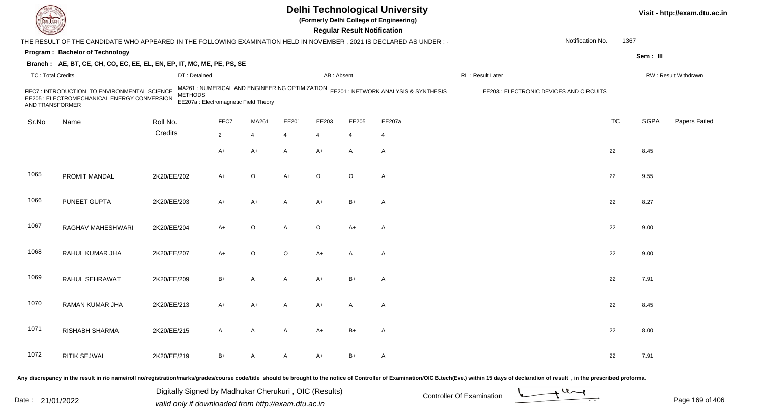# Delhi Technological University

(Formerly Delhi College of Engineering)

**Regular Result Notification**

Visit - http://exam.dtu.ac.in

THE RESULT OF THE CANDIDATE WHO APPEARED IN THE FOLLOWING EXAMINATION HELD IN NOVEMBER , 2021 IS DECLARED AS UNDER : -

Notification No. 1367

**Program : Bachelor of Technology**

Sem : III

**Branch : AE, BT, CE, CH, CO, EC, EE, EL, EN, EP, IT, MC, ME, PE, PS, SE**

TC : Total Credits | DT : Detained | AB : Absent | RL : Result Later | RW : Result Withdrawn

FEC7 : INTRODUCTION TO ENVIRONMENTAL SCIENCE
MA261 : NUMERICAL AND ENGINEERING OPTIMIZATION METHODS
EE201 : NETWORK ANALYSIS & SYNTHESIS
EE203 : ELECTRONIC DEVICES AND CIRCUITS
EE205 : ELECTROMECHANICAL ENERGY CONVERSION AND TRANSFORMER
EE207a : Electromagnetic Field Theory

| Sr.No | Name | Roll No. | FEC7 | MA261 | EE201 | EE203 | EE205 | EE207a | TC | SGPA | Papers Failed |
|---|---|---|---|---|---|---|---|---|---|---|---|
| | | Credits | 2 | 4 | 4 | 4 | 4 | 4 | | | |
| | | | A+ | A+ | A | A+ | A | A | 22 | 8.45 | |
| 1065 | PROMIT MANDAL | 2K20/EE/202 | A+ | O | A+ | O | O | A+ | 22 | 9.55 | |
| 1066 | PUNEET GUPTA | 2K20/EE/203 | A+ | A+ | A | A+ | B+ | A | 22 | 8.27 | |
| 1067 | RAGHAV MAHESHWARI | 2K20/EE/204 | A+ | O | A | O | A+ | A | 22 | 9.00 | |
| 1068 | RAHUL KUMAR JHA | 2K20/EE/207 | A+ | O | O | A+ | A | A | 22 | 9.00 | |
| 1069 | RAHUL SEHRAWAT | 2K20/EE/209 | B+ | A | A | A+ | B+ | A | 22 | 7.91 | |
| 1070 | RAMAN KUMAR JHA | 2K20/EE/213 | A+ | A+ | A | A+ | A | A | 22 | 8.45 | |
| 1071 | RISHABH SHARMA | 2K20/EE/215 | A | A | A | A+ | B+ | A | 22 | 8.00 | |
| 1072 | RITIK SEJWAL | 2K20/EE/219 | B+ | A | A | A+ | B+ | A | 22 | 7.91 | |

Any discrepancy in the result in r/o name/roll no/registration/marks/grades/course code/title should be brought to the notice of Controller of Examination/OIC B.tech(Eve.) within 15 days of declaration of result , in the prescribed proforma.

Date : 21/01/2022

Digitally Signed by Madhukar Cherukuri , OIC (Results)
valid only if downloaded from http://exam.dtu.ac.in

Controller Of Examination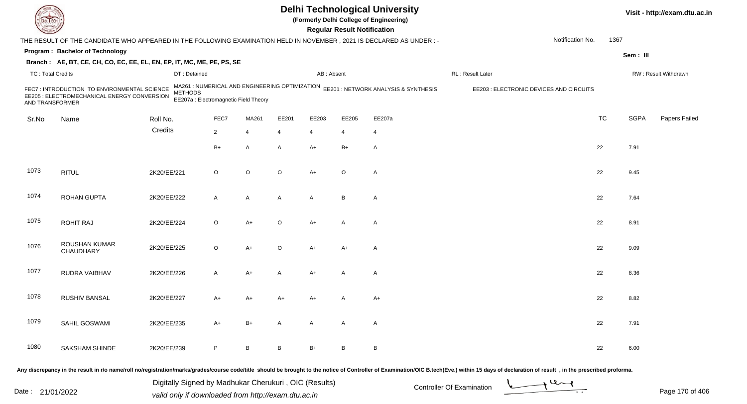# Delhi Technological University

(Formerly Delhi College of Engineering)

**Regular Result Notification**

Visit - http://exam.dtu.ac.in

THE RESULT OF THE CANDIDATE WHO APPEARED IN THE FOLLOWING EXAMINATION HELD IN NOVEMBER , 2021 IS DECLARED AS UNDER : -

Notification No. 1367

**Program : Bachelor of Technology**

Sem : III

**Branch : AE, BT, CE, CH, CO, EC, EE, EL, EN, EP, IT, MC, ME, PE, PS, SE**

TC : Total Credits | DT : Detained | AB : Absent | RL : Result Later | RW : Result Withdrawn

FEC7 : INTRODUCTION TO ENVIRONMENTAL SCIENCE
MA261 : NUMERICAL AND ENGINEERING OPTIMIZATION METHODS
EE201 : NETWORK ANALYSIS & SYNTHESIS
EE203 : ELECTRONIC DEVICES AND CIRCUITS
EE205 : ELECTROMECHANICAL ENERGY CONVERSION AND TRANSFORMER
EE207a : Electromagnetic Field Theory

| Sr.No | Name | Roll No. | FEC7 | MA261 | EE201 | EE203 | EE205 | EE207a | TC | SGPA | Papers Failed |
|---|---|---|---|---|---|---|---|---|---|---|---|
| | | Credits | 2 | 4 | 4 | 4 | 4 | 4 | | | |
| | | | B+ | A | A | A+ | B+ | A | 22 | 7.91 | |
| 1073 | RITUL | 2K20/EE/221 | O | O | O | A+ | O | A | 22 | 9.45 | |
| 1074 | ROHAN GUPTA | 2K20/EE/222 | A | A | A | A | B | A | 22 | 7.64 | |
| 1075 | ROHIT RAJ | 2K20/EE/224 | O | A+ | O | A+ | A | A | 22 | 8.91 | |
| 1076 | ROUSHAN KUMAR CHAUDHARY | 2K20/EE/225 | O | A+ | O | A+ | A+ | A | 22 | 9.09 | |
| 1077 | RUDRA VAIBHAV | 2K20/EE/226 | A | A+ | A | A+ | A | A | 22 | 8.36 | |
| 1078 | RUSHIV BANSAL | 2K20/EE/227 | A+ | A+ | A+ | A+ | A | A+ | 22 | 8.82 | |
| 1079 | SAHIL GOSWAMI | 2K20/EE/235 | A+ | B+ | A | A | A | A | 22 | 7.91 | |
| 1080 | SAKSHAM SHINDE | 2K20/EE/239 | P | B | B | B+ | B | B | 22 | 6.00 | |

Any discrepancy in the result in r/o name/roll no/registration/marks/grades/course code/title should be brought to the notice of Controller of Examination/OIC B.tech(Eve.) within 15 days of declaration of result , in the prescribed proforma.

Date : 21/01/2022

Digitally Signed by Madhukar Cherukuri , OIC (Results)
valid only if downloaded from http://exam.dtu.ac.in

Controller Of Examination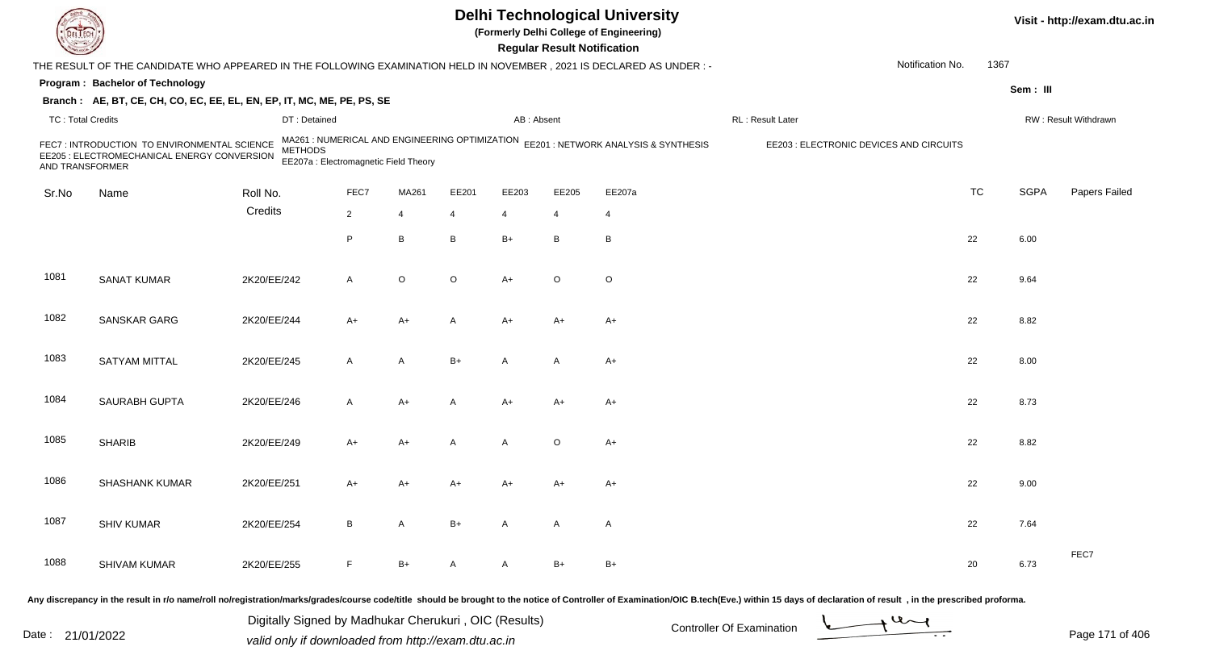# Delhi Technological University

(Formerly Delhi College of Engineering)

**Regular Result Notification**

Visit - http://exam.dtu.ac.in

THE RESULT OF THE CANDIDATE WHO APPEARED IN THE FOLLOWING EXAMINATION HELD IN NOVEMBER , 2021 IS DECLARED AS UNDER : -

Notification No. 1367

**Program : Bachelor of Technology**

Sem : III

**Branch : AE, BT, CE, CH, CO, EC, EE, EL, EN, EP, IT, MC, ME, PE, PS, SE**

TC : Total Credits | DT : Detained | AB : Absent | RL : Result Later | RW : Result Withdrawn

FEC7 : INTRODUCTION TO ENVIRONMENTAL SCIENCE
MA261 : NUMERICAL AND ENGINEERING OPTIMIZATION METHODS
EE201 : NETWORK ANALYSIS & SYNTHESIS
EE203 : ELECTRONIC DEVICES AND CIRCUITS
EE205 : ELECTROMECHANICAL ENERGY CONVERSION AND TRANSFORMER
EE207a : Electromagnetic Field Theory

| Sr.No | Name | Roll No. | FEC7 | MA261 | EE201 | EE203 | EE205 | EE207a | TC | SGPA | Papers Failed |
|---|---|---|---|---|---|---|---|---|---|---|---|
| | | Credits | 2 | 4 | 4 | 4 | 4 | 4 | | | |
| | | | P | B | B | B+ | B | B | 22 | 6.00 | |
| 1081 | SANAT KUMAR | 2K20/EE/242 | A | O | O | A+ | O | O | 22 | 9.64 | |
| 1082 | SANSKAR GARG | 2K20/EE/244 | A+ | A+ | A | A+ | A+ | A+ | 22 | 8.82 | |
| 1083 | SATYAM MITTAL | 2K20/EE/245 | A | A | B+ | A | A | A+ | 22 | 8.00 | |
| 1084 | SAURABH GUPTA | 2K20/EE/246 | A | A+ | A | A+ | A+ | A+ | 22 | 8.73 | |
| 1085 | SHARIB | 2K20/EE/249 | A+ | A+ | A | A | O | A+ | 22 | 8.82 | |
| 1086 | SHASHANK KUMAR | 2K20/EE/251 | A+ | A+ | A+ | A+ | A+ | A+ | 22 | 9.00 | |
| 1087 | SHIV KUMAR | 2K20/EE/254 | B | A | B+ | A | A | A | 22 | 7.64 | |
| 1088 | SHIVAM KUMAR | 2K20/EE/255 | F | B+ | A | A | B+ | B+ | 20 | 6.73 | FEC7 |

Any discrepancy in the result in r/o name/roll no/registration/marks/grades/course code/title should be brought to the notice of Controller of Examination/OIC B.tech(Eve.) within 15 days of declaration of result , in the prescribed proforma.

Date : 21/01/2022

Digitally Signed by Madhukar Cherukuri , OIC (Results)
valid only if downloaded from http://exam.dtu.ac.in

Controller Of Examination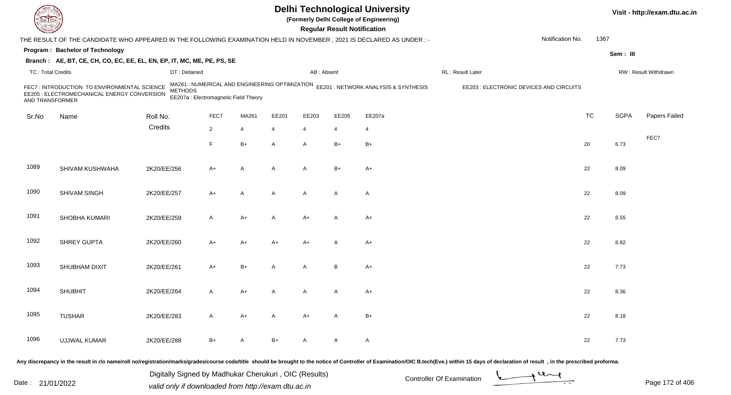# Delhi Technological University

**(Formerly Delhi College of Engineering)**

**Regular Result Notification**

Visit - http://exam.dtu.ac.in

THE RESULT OF THE CANDIDATE WHO APPEARED IN THE FOLLOWING EXAMINATION HELD IN NOVEMBER , 2021 IS DECLARED AS UNDER : -

Notification No. 1367

**Program : Bachelor of Technology**

**Sem : III**

**Branch : AE, BT, CE, CH, CO, EC, EE, EL, EN, EP, IT, MC, ME, PE, PS, SE**

TC : Total Credits | DT : Detained | AB : Absent | RL : Result Later | RW : Result Withdrawn

FEC7 : INTRODUCTION TO ENVIRONMENTAL SCIENCE
MA261 : NUMERICAL AND ENGINEERING OPTIMIZATION METHODS
EE201 : NETWORK ANALYSIS & SYNTHESIS
EE203 : ELECTRONIC DEVICES AND CIRCUITS
EE205 : ELECTROMECHANICAL ENERGY CONVERSION AND TRANSFORMER
EE207a : Electromagnetic Field Theory

| Sr.No | Name | Roll No. | FEC7 | MA261 | EE201 | EE203 | EE205 | EE207a | TC | SGPA | Papers Failed |
|---|---|---|---|---|---|---|---|---|---|---|---|
| | | Credits | 2 | 4 | 4 | 4 | 4 | 4 | | | |
| | | | F | B+ | A | A | B+ | B+ | 20 | 6.73 | FEC7 |
| 1089 | SHIVAM KUSHWAHA | 2K20/EE/256 | A+ | A | A | A | B+ | A+ | 22 | 8.09 | |
| 1090 | SHIVAM SINGH | 2K20/EE/257 | A+ | A | A | A | A | A | 22 | 8.09 | |
| 1091 | SHOBHA KUMARI | 2K20/EE/259 | A | A+ | A | A+ | A | A+ | 22 | 8.55 | |
| 1092 | SHREY GUPTA | 2K20/EE/260 | A+ | A+ | A+ | A+ | A | A+ | 22 | 8.82 | |
| 1093 | SHUBHAM DIXIT | 2K20/EE/261 | A+ | B+ | A | A | B | A+ | 22 | 7.73 | |
| 1094 | SHUBHIT | 2K20/EE/264 | A | A+ | A | A | A | A+ | 22 | 8.36 | |
| 1095 | TUSHAR | 2K20/EE/283 | A | A+ | A | A+ | A | B+ | 22 | 8.18 | |
| 1096 | UJJWAL KUMAR | 2K20/EE/288 | B+ | A | B+ | A | A | A | 22 | 7.73 | |

Any discrepancy in the result in r/o name/roll no/registration/marks/grades/course code/title should be brought to the notice of Controller of Examination/OIC B.tech(Eve.) within 15 days of declaration of result , in the prescribed proforma.

Digitally Signed by Madhukar Cherukuri , OIC (Results)
valid only if downloaded from http://exam.dtu.ac.in

Date : 21/01/2022

Controller Of Examination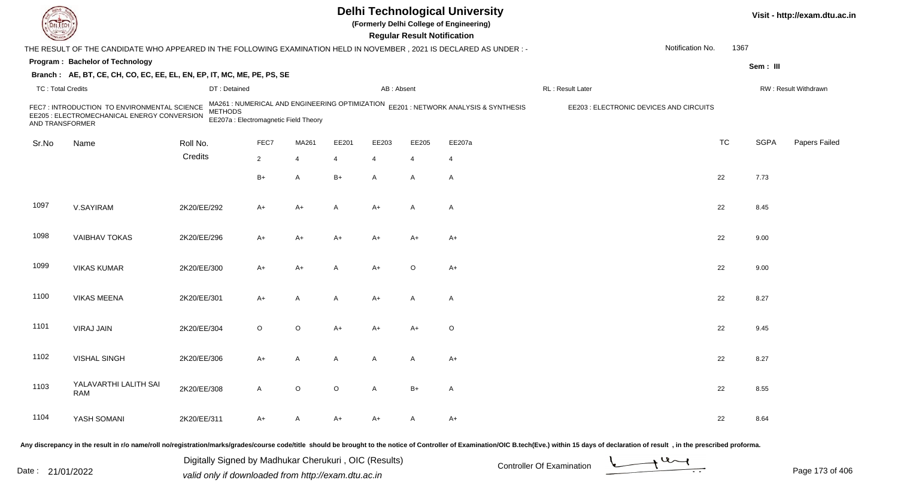# Delhi Technological University

(Formerly Delhi College of Engineering)

**Regular Result Notification**

Visit - http://exam.dtu.ac.in

THE RESULT OF THE CANDIDATE WHO APPEARED IN THE FOLLOWING EXAMINATION HELD IN NOVEMBER , 2021 IS DECLARED AS UNDER : -

Notification No. 1367

**Program : Bachelor of Technology**

Sem : III

**Branch : AE, BT, CE, CH, CO, EC, EE, EL, EN, EP, IT, MC, ME, PE, PS, SE**

TC : Total Credits | DT : Detained | AB : Absent | RL : Result Later | RW : Result Withdrawn

FEC7 : INTRODUCTION TO ENVIRONMENTAL SCIENCE
MA261 : NUMERICAL AND ENGINEERING OPTIMIZATION METHODS
EE201 : NETWORK ANALYSIS & SYNTHESIS
EE203 : ELECTRONIC DEVICES AND CIRCUITS
EE205 : ELECTROMECHANICAL ENERGY CONVERSION AND TRANSFORMER
EE207a : Electromagnetic Field Theory

| Sr.No | Name | Roll No. | FEC7 | MA261 | EE201 | EE203 | EE205 | EE207a | TC | SGPA | Papers Failed |
|---|---|---|---|---|---|---|---|---|---|---|---|
| | | Credits | 2 | 4 | 4 | 4 | 4 | 4 | | | |
| | | | B+ | A | B+ | A | A | A | 22 | 7.73 | |
| 1097 | V.SAYIRAM | 2K20/EE/292 | A+ | A+ | A | A+ | A | A | 22 | 8.45 | |
| 1098 | VAIBHAV TOKAS | 2K20/EE/296 | A+ | A+ | A+ | A+ | A+ | A+ | 22 | 9.00 | |
| 1099 | VIKAS KUMAR | 2K20/EE/300 | A+ | A+ | A | A+ | O | A+ | 22 | 9.00 | |
| 1100 | VIKAS MEENA | 2K20/EE/301 | A+ | A | A | A+ | A | A | 22 | 8.27 | |
| 1101 | VIRAJ JAIN | 2K20/EE/304 | O | O | A+ | A+ | A+ | O | 22 | 9.45 | |
| 1102 | VISHAL SINGH | 2K20/EE/306 | A+ | A | A | A | A | A+ | 22 | 8.27 | |
| 1103 | YALAVARTHI LALITH SAI RAM | 2K20/EE/308 | A | O | O | A | B+ | A | 22 | 8.55 | |
| 1104 | YASH SOMANI | 2K20/EE/311 | A+ | A | A+ | A+ | A | A+ | 22 | 8.64 | |

Any discrepancy in the result in r/o name/roll no/registration/marks/grades/course code/title should be brought to the notice of Controller of Examination/OIC B.tech(Eve.) within 15 days of declaration of result , in the prescribed proforma.

Date : 21/01/2022

Digitally Signed by Madhukar Cherukuri , OIC (Results)
valid only if downloaded from http://exam.dtu.ac.in

Controller Of Examination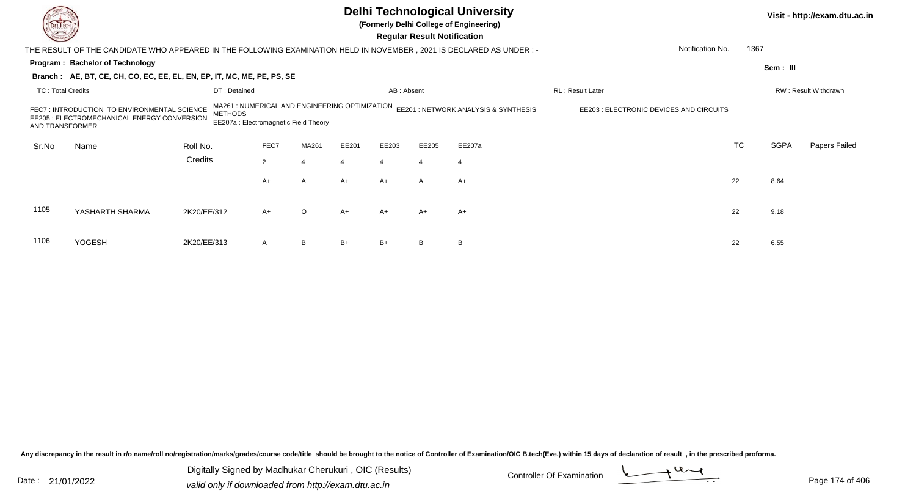# Delhi Technological University

**(Formerly Delhi College of Engineering)**

**Regular Result Notification**

Visit - http://exam.dtu.ac.in

THE RESULT OF THE CANDIDATE WHO APPEARED IN THE FOLLOWING EXAMINATION HELD IN NOVEMBER , 2021 IS DECLARED AS UNDER : -

Notification No. 1367

**Program : Bachelor of Technology**

**Sem : III**

**Branch : AE, BT, CE, CH, CO, EC, EE, EL, EN, EP, IT, MC, ME, PE, PS, SE**

TC : Total Credits | DT : Detained | AB : Absent | RL : Result Later | RW : Result Withdrawn

FEC7 : INTRODUCTION TO ENVIRONMENTAL SCIENCE
MA261 : NUMERICAL AND ENGINEERING OPTIMIZATION METHODS
EE201 : NETWORK ANALYSIS & SYNTHESIS
EE203 : ELECTRONIC DEVICES AND CIRCUITS
EE205 : ELECTROMECHANICAL ENERGY CONVERSION AND TRANSFORMER
EE207a : Electromagnetic Field Theory

| Sr.No | Name | Roll No. | FEC7 | MA261 | EE201 | EE203 | EE205 | EE207a | TC | SGPA | Papers Failed |
|---|---|---|---|---|---|---|---|---|---|---|---|
| | | Credits | 2 | 4 | 4 | 4 | 4 | 4 | | | |
| | | | A+ | A | A+ | A+ | A | A+ | 22 | 8.64 | |
| 1105 | YASHARTH SHARMA | 2K20/EE/312 | A+ | O | A+ | A+ | A+ | A+ | 22 | 9.18 | |
| 1106 | YOGESH | 2K20/EE/313 | A | B | B+ | B+ | B | B | 22 | 6.55 | |

Any discrepancy in the result in r/o name/roll no/registration/marks/grades/course code/title should be brought to the notice of Controller of Examination/OIC B.tech(Eve.) within 15 days of declaration of result , in the prescribed proforma.

Date : 21/01/2022

Digitally Signed by Madhukar Cherukuri , OIC (Results)
valid only if downloaded from http://exam.dtu.ac.in

Controller Of Examination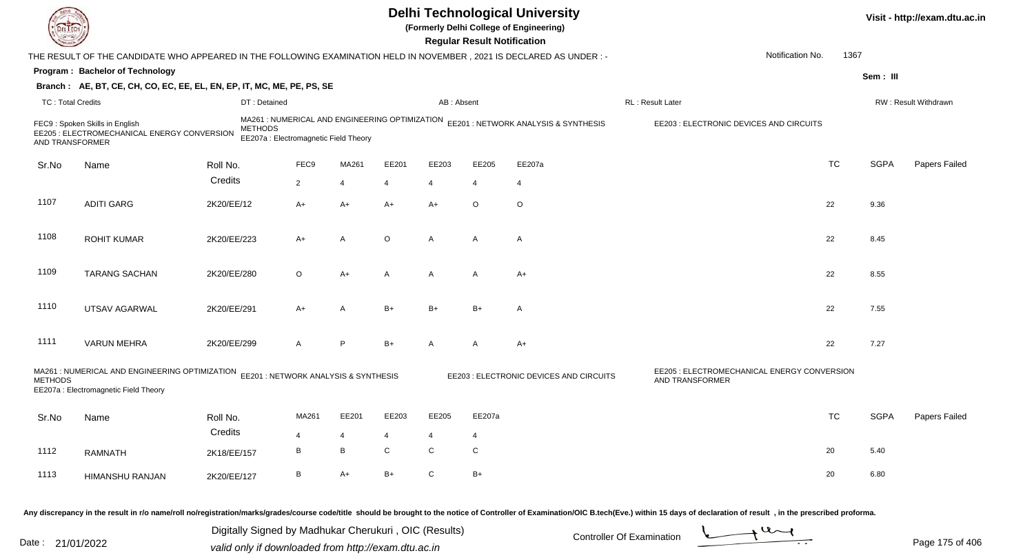# Delhi Technological University

(Formerly Delhi College of Engineering)

Regular Result Notification

Visit - http://exam.dtu.ac.in

THE RESULT OF THE CANDIDATE WHO APPEARED IN THE FOLLOWING EXAMINATION HELD IN NOVEMBER , 2021 IS DECLARED AS UNDER : -

Notification No. 1367

**Program : Bachelor of Technology**

Sem : III

**Branch : AE, BT, CE, CH, CO, EC, EE, EL, EN, EP, IT, MC, ME, PE, PS, SE**

TC : Total Credits | DT : Detained | AB : Absent | RL : Result Later | RW : Result Withdrawn

FEC9 : Spoken Skills in English
EE205 : ELECTROMECHANICAL ENERGY CONVERSION AND TRANSFORMER
MA261 : NUMERICAL AND ENGINEERING OPTIMIZATION METHODS
EE207a : Electromagnetic Field Theory
EE201 : NETWORK ANALYSIS & SYNTHESIS
EE203 : ELECTRONIC DEVICES AND CIRCUITS

| Sr.No | Name | Roll No. | FEC9 | MA261 | EE201 | EE203 | EE205 | EE207a | TC | SGPA | Papers Failed |
|---|---|---|---|---|---|---|---|---|---|---|---|
| | | Credits | 2 | 4 | 4 | 4 | 4 | 4 | | | |
| 1107 | ADITI GARG | 2K20/EE/12 | A+ | A+ | A+ | A+ | O | O | 22 | 9.36 | |
| 1108 | ROHIT KUMAR | 2K20/EE/223 | A+ | A | O | A | A | A | 22 | 8.45 | |
| 1109 | TARANG SACHAN | 2K20/EE/280 | O | A+ | A | A | A | A+ | 22 | 8.55 | |
| 1110 | UTSAV AGARWAL | 2K20/EE/291 | A+ | A | B+ | B+ | B+ | A | 22 | 7.55 | |
| 1111 | VARUN MEHRA | 2K20/EE/299 | A | P | B+ | A | A | A+ | 22 | 7.27 | |

MA261 : NUMERICAL AND ENGINEERING OPTIMIZATION METHODS
EE207a : Electromagnetic Field Theory
EE201 : NETWORK ANALYSIS & SYNTHESIS
EE203 : ELECTRONIC DEVICES AND CIRCUITS
EE205 : ELECTROMECHANICAL ENERGY CONVERSION AND TRANSFORMER

| Sr.No | Name | Roll No. | MA261 | EE201 | EE203 | EE205 | EE207a | TC | SGPA | Papers Failed |
|---|---|---|---|---|---|---|---|---|---|---|
| | | Credits | 4 | 4 | 4 | 4 | 4 | | | |
| 1112 | RAMNATH | 2K18/EE/157 | B | B | C | C | C | 20 | 5.40 | |
| 1113 | HIMANSHU RANJAN | 2K20/EE/127 | B | A+ | B+ | C | B+ | 20 | 6.80 | |

Any discrepancy in the result in r/o name/roll no/registration/marks/grades/course code/title should be brought to the notice of Controller of Examination/OIC B.tech(Eve.) within 15 days of declaration of result , in the prescribed proforma.

Date : 21/01/2022

Digitally Signed by Madhukar Cherukuri , OIC (Results)
valid only if downloaded from http://exam.dtu.ac.in

Controller Of Examination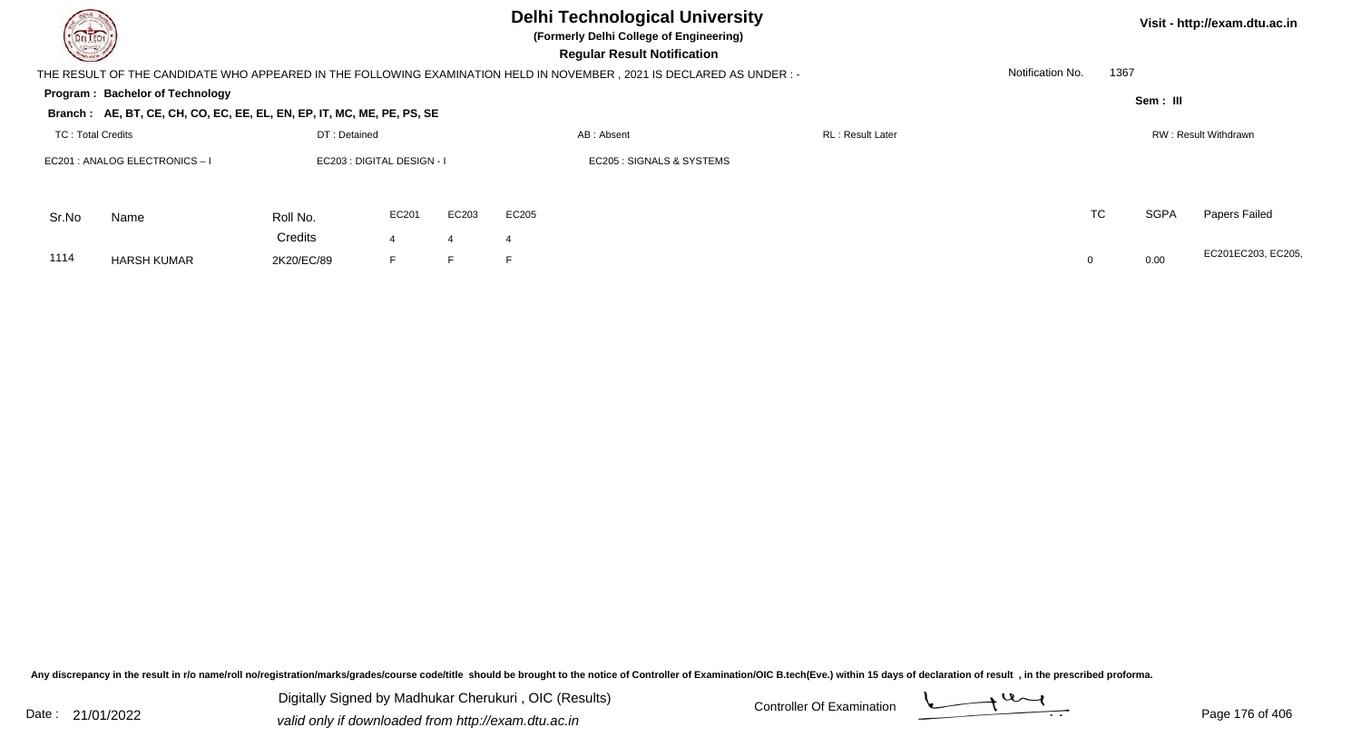# Delhi Technological University

**(Formerly Delhi College of Engineering)**

**Regular Result Notification**

Visit - http://exam.dtu.ac.in

THE RESULT OF THE CANDIDATE WHO APPEARED IN THE FOLLOWING EXAMINATION HELD IN NOVEMBER , 2021 IS DECLARED AS UNDER : -

Notification No. 1367

**Program : Bachelor of Technology**

Sem : III

**Branch : AE, BT, CE, CH, CO, EC, EE, EL, EN, EP, IT, MC, ME, PE, PS, SE**

TC : Total Credits | DT : Detained | AB : Absent | RL : Result Later | RW : Result Withdrawn

EC201 : ANALOG ELECTRONICS – I | EC203 : DIGITAL DESIGN - I | EC205 : SIGNALS & SYSTEMS

| Sr.No | Name | Roll No. | EC201 | EC203 | EC205 | TC | SGPA | Papers Failed |
|---|---|---|---|---|---|---|---|---|
| | | Credits | 4 | 4 | 4 | | | |
| 1114 | HARSH KUMAR | 2K20/EC/89 | F | F | F | 0 | 0.00 | EC201EC203, EC205, |

Any discrepancy in the result in r/o name/roll no/registration/marks/grades/course code/title should be brought to the notice of Controller of Examination/OIC B.tech(Eve.) within 15 days of declaration of result , in the prescribed proforma.

Date : 21/01/2022

Digitally Signed by Madhukar Cherukuri , OIC (Results)
valid only if downloaded from http://exam.dtu.ac.in

Controller Of Examination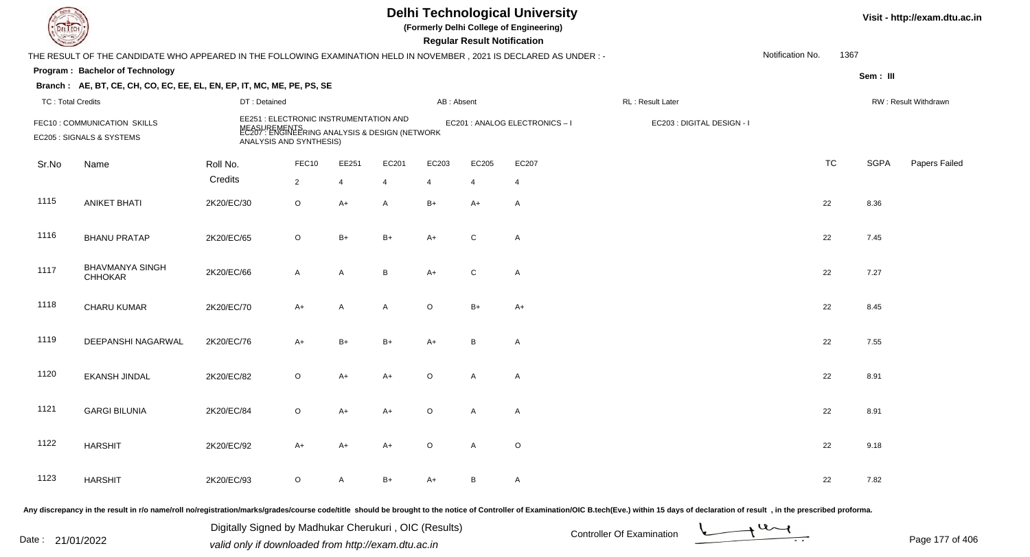# Delhi Technological University

**(Formerly Delhi College of Engineering)**

**Regular Result Notification**

THE RESULT OF THE CANDIDATE WHO APPEARED IN THE FOLLOWING EXAMINATION HELD IN NOVEMBER , 2021 IS DECLARED AS UNDER : -

Notification No. 1367

**Program : Bachelor of Technology**

Sem : III

**Branch : AE, BT, CE, CH, CO, EC, EE, EL, EN, EP, IT, MC, ME, PE, PS, SE**

TC : Total Credits | DT : Detained | AB : Absent | RL : Result Later | RW : Result Withdrawn

FEC10 : COMMUNICATION SKILLS
EE251 : ELECTRONIC INSTRUMENTATION AND MEASUREMENTS
EC201 : ANALOG ELECTRONICS – I
EC203 : DIGITAL DESIGN - I
EC205 : SIGNALS & SYSTEMS
EC207 : ENGINEERING ANALYSIS & DESIGN (NETWORK ANALYSIS AND SYNTHESIS)

| Sr.No | Name | Roll No. | FEC10 | EE251 | EC201 | EC203 | EC205 | EC207 | TC | SGPA | Papers Failed |
|---|---|---|---|---|---|---|---|---|---|---|---|
| | | Credits | 2 | 4 | 4 | 4 | 4 | 4 | | | |
| 1115 | ANIKET BHATI | 2K20/EC/30 | O | A+ | A | B+ | A+ | A | 22 | 8.36 | |
| 1116 | BHANU PRATAP | 2K20/EC/65 | O | B+ | B+ | A+ | C | A | 22 | 7.45 | |
| 1117 | BHAVMANYA SINGH CHHOKAR | 2K20/EC/66 | A | A | B | A+ | C | A | 22 | 7.27 | |
| 1118 | CHARU KUMAR | 2K20/EC/70 | A+ | A | A | O | B+ | A+ | 22 | 8.45 | |
| 1119 | DEEPANSHI NAGARWAL | 2K20/EC/76 | A+ | B+ | B+ | A+ | B | A | 22 | 7.55 | |
| 1120 | EKANSH JINDAL | 2K20/EC/82 | O | A+ | A+ | O | A | A | 22 | 8.91 | |
| 1121 | GARGI BILUNIA | 2K20/EC/84 | O | A+ | A+ | O | A | A | 22 | 8.91 | |
| 1122 | HARSHIT | 2K20/EC/92 | A+ | A+ | A+ | O | A | O | 22 | 9.18 | |
| 1123 | HARSHIT | 2K20/EC/93 | O | A | B+ | A+ | B | A | 22 | 7.82 | |

Any discrepancy in the result in r/o name/roll no/registration/marks/grades/course code/title should be brought to the notice of Controller of Examination/OIC B.tech(Eve.) within 15 days of declaration of result , in the prescribed proforma.

Date : 21/01/2022

Digitally Signed by Madhukar Cherukuri , OIC (Results)
valid only if downloaded from http://exam.dtu.ac.in

Controller Of Examination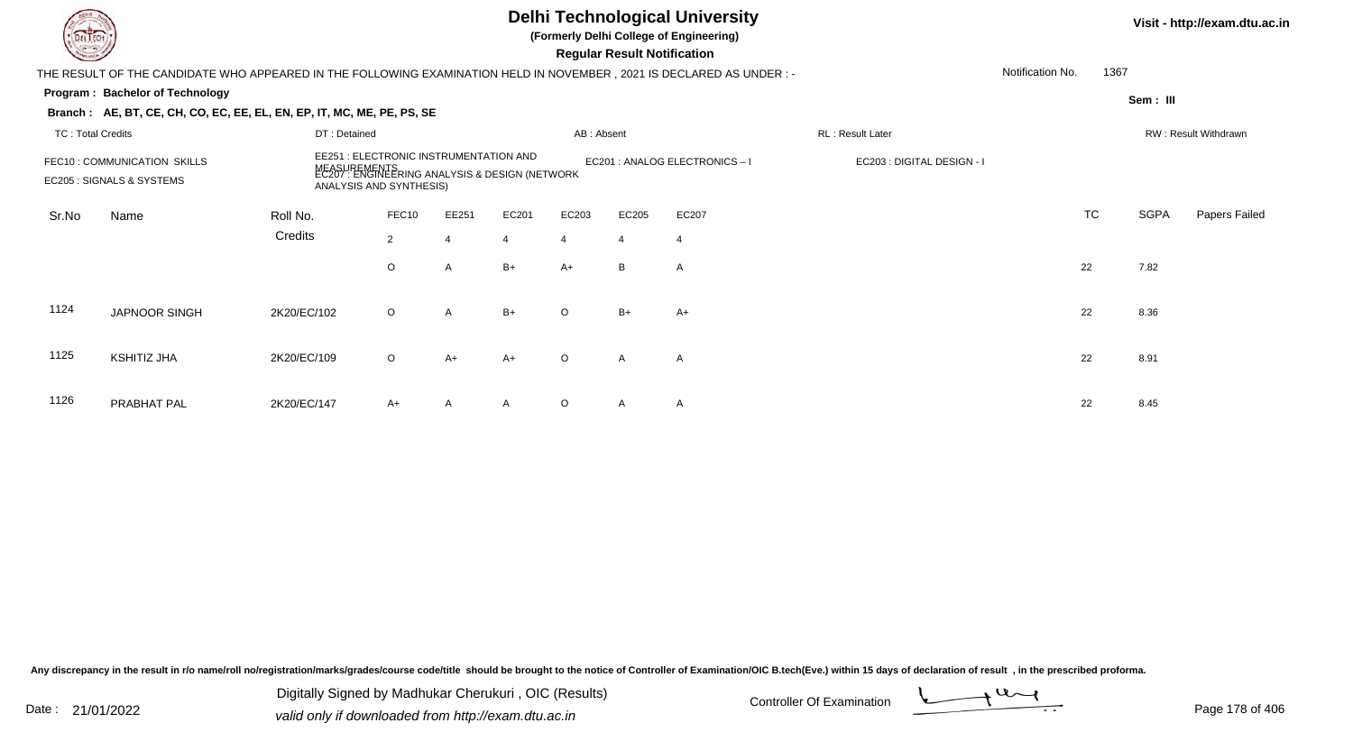# Delhi Technological University

**(Formerly Delhi College of Engineering)**

**Regular Result Notification**

Visit - http://exam.dtu.ac.in

THE RESULT OF THE CANDIDATE WHO APPEARED IN THE FOLLOWING EXAMINATION HELD IN NOVEMBER , 2021 IS DECLARED AS UNDER : -

Notification No. 1367

**Program : Bachelor of Technology**

Sem : III

**Branch : AE, BT, CE, CH, CO, EC, EE, EL, EN, EP, IT, MC, ME, PE, PS, SE**

TC : Total Credits | DT : Detained | AB : Absent | RL : Result Later | RW : Result Withdrawn

FEC10 : COMMUNICATION SKILLS
EE251 : ELECTRONIC INSTRUMENTATION AND MEASUREMENTS
EC201 : ANALOG ELECTRONICS – I
EC203 : DIGITAL DESIGN - I
EC205 : SIGNALS & SYSTEMS
EC207 : ENGINEERING ANALYSIS & DESIGN (NETWORK ANALYSIS AND SYNTHESIS)

| Sr.No | Name | Roll No. | FEC10 | EE251 | EC201 | EC203 | EC205 | EC207 | TC | SGPA | Papers Failed |
|---|---|---|---|---|---|---|---|---|---|---|---|
| | | Credits | 2 | 4 | 4 | 4 | 4 | 4 | | | |
| | | | O | A | B+ | A+ | B | A | 22 | 7.82 | |
| 1124 | JAPNOOR SINGH | 2K20/EC/102 | O | A | B+ | O | B+ | A+ | 22 | 8.36 | |
| 1125 | KSHITIZ JHA | 2K20/EC/109 | O | A+ | A+ | O | A | A | 22 | 8.91 | |
| 1126 | PRABHAT PAL | 2K20/EC/147 | A+ | A | A | O | A | A | 22 | 8.45 | |

Any discrepancy in the result in r/o name/roll no/registration/marks/grades/course code/title should be brought to the notice of Controller of Examination/OIC B.tech(Eve.) within 15 days of declaration of result , in the prescribed proforma.

Date : 21/01/2022

Digitally Signed by Madhukar Cherukuri , OIC (Results)
valid only if downloaded from http://exam.dtu.ac.in

Controller Of Examination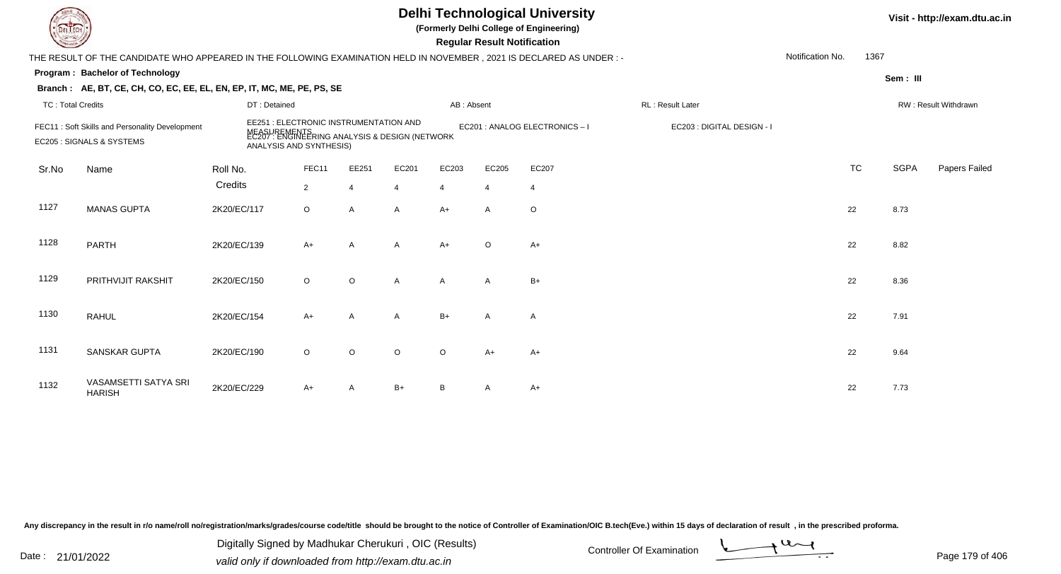# Delhi Technological University

**(Formerly Delhi College of Engineering)**

**Regular Result Notification**

Visit - http://exam.dtu.ac.in

THE RESULT OF THE CANDIDATE WHO APPEARED IN THE FOLLOWING EXAMINATION HELD IN NOVEMBER , 2021 IS DECLARED AS UNDER : -

Notification No. 1367

**Program : Bachelor of Technology**

Sem : III

**Branch : AE, BT, CE, CH, CO, EC, EE, EL, EN, EP, IT, MC, ME, PE, PS, SE**

TC : Total Credits | DT : Detained | AB : Absent | RL : Result Later | RW : Result Withdrawn

FEC11 : Soft Skills and Personality Development
EE251 : ELECTRONIC INSTRUMENTATION AND MEASUREMENTS
EC201 : ANALOG ELECTRONICS – I
EC203 : DIGITAL DESIGN - I
EC205 : SIGNALS & SYSTEMS
EC207 : ENGINEERING ANALYSIS & DESIGN (NETWORK ANALYSIS AND SYNTHESIS)

| Sr.No | Name | Roll No. | FEC11 | EE251 | EC201 | EC203 | EC205 | EC207 | TC | SGPA | Papers Failed |
|---|---|---|---|---|---|---|---|---|---|---|---|
| | | Credits | 2 | 4 | 4 | 4 | 4 | 4 | | | |
| 1127 | MANAS GUPTA | 2K20/EC/117 | O | A | A | A+ | A | O | 22 | 8.73 | |
| 1128 | PARTH | 2K20/EC/139 | A+ | A | A | A+ | O | A+ | 22 | 8.82 | |
| 1129 | PRITHVIJIT RAKSHIT | 2K20/EC/150 | O | O | A | A | A | B+ | 22 | 8.36 | |
| 1130 | RAHUL | 2K20/EC/154 | A+ | A | A | B+ | A | A | 22 | 7.91 | |
| 1131 | SANSKAR GUPTA | 2K20/EC/190 | O | O | O | O | A+ | A+ | 22 | 9.64 | |
| 1132 | VASAMSETTI SATYA SRI HARISH | 2K20/EC/229 | A+ | A | B+ | B | A | A+ | 22 | 7.73 | |

Any discrepancy in the result in r/o name/roll no/registration/marks/grades/course code/title should be brought to the notice of Controller of Examination/OIC B.tech(Eve.) within 15 days of declaration of result , in the prescribed proforma.

Date : 21/01/2022

Digitally Signed by Madhukar Cherukuri , OIC (Results)
valid only if downloaded from http://exam.dtu.ac.in

Controller Of Examination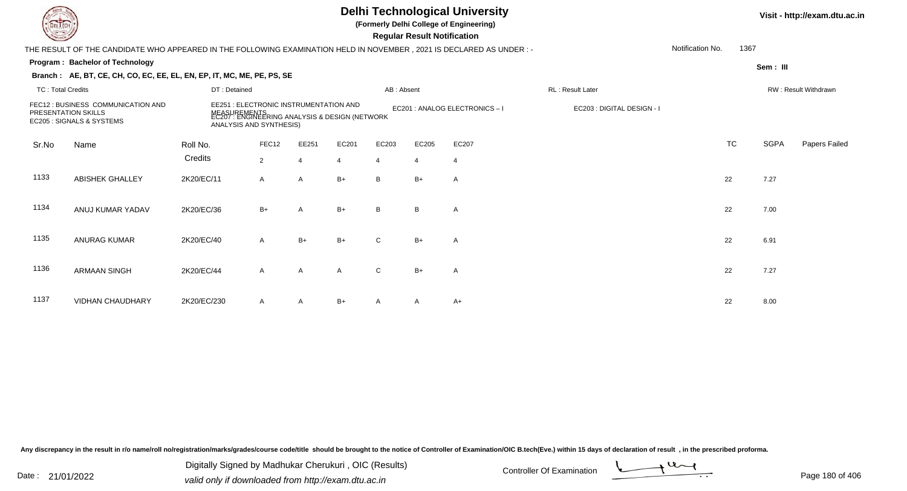# Delhi Technological University

**(Formerly Delhi College of Engineering)**

**Regular Result Notification**

Visit - http://exam.dtu.ac.in

THE RESULT OF THE CANDIDATE WHO APPEARED IN THE FOLLOWING EXAMINATION HELD IN NOVEMBER , 2021 IS DECLARED AS UNDER : -

Notification No. 1367

**Program : Bachelor of Technology**

**Sem : III**

**Branch : AE, BT, CE, CH, CO, EC, EE, EL, EN, EP, IT, MC, ME, PE, PS, SE**

TC : Total Credits | DT : Detained | AB : Absent | RL : Result Later | RW : Result Withdrawn

FEC12 : BUSINESS COMMUNICATION AND PRESENTATION SKILLS
EE251 : ELECTRONIC INSTRUMENTATION AND MEASUREMENTS
EC201 : ANALOG ELECTRONICS – I
EC203 : DIGITAL DESIGN - I
EC205 : SIGNALS & SYSTEMS
EC207 : ENGINEERING ANALYSIS & DESIGN (NETWORK ANALYSIS AND SYNTHESIS)

| Sr.No | Name | Roll No. | FEC12 | EE251 | EC201 | EC203 | EC205 | EC207 | TC | SGPA | Papers Failed |
|---|---|---|---|---|---|---|---|---|---|---|---|
| | | Credits | 2 | 4 | 4 | 4 | 4 | 4 | | | |
| 1133 | ABISHEK GHALLEY | 2K20/EC/11 | A | A | B+ | B | B+ | A | 22 | 7.27 | |
| 1134 | ANUJ KUMAR YADAV | 2K20/EC/36 | B+ | A | B+ | B | B | A | 22 | 7.00 | |
| 1135 | ANURAG KUMAR | 2K20/EC/40 | A | B+ | B+ | C | B+ | A | 22 | 6.91 | |
| 1136 | ARMAAN SINGH | 2K20/EC/44 | A | A | A | C | B+ | A | 22 | 7.27 | |
| 1137 | VIDHAN CHAUDHARY | 2K20/EC/230 | A | A | B+ | A | A | A+ | 22 | 8.00 | |

Any discrepancy in the result in r/o name/roll no/registration/marks/grades/course code/title should be brought to the notice of Controller of Examination/OIC B.tech(Eve.) within 15 days of declaration of result , in the prescribed proforma.

Date : 21/01/2022

Digitally Signed by Madhukar Cherukuri , OIC (Results)
valid only if downloaded from http://exam.dtu.ac.in

Controller Of Examination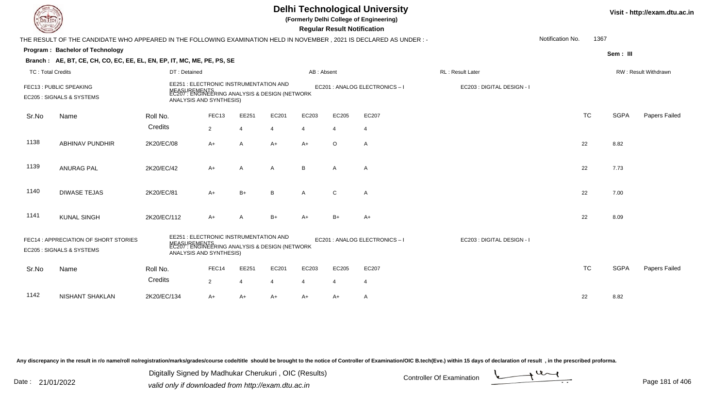# Delhi Technological University

**(Formerly Delhi College of Engineering)**

**Regular Result Notification**

Visit - http://exam.dtu.ac.in

THE RESULT OF THE CANDIDATE WHO APPEARED IN THE FOLLOWING EXAMINATION HELD IN NOVEMBER , 2021 IS DECLARED AS UNDER : -

Notification No. 1367

**Program : Bachelor of Technology**

Sem : III

**Branch : AE, BT, CE, CH, CO, EC, EE, EL, EN, EP, IT, MC, ME, PE, PS, SE**

TC : Total Credits | DT : Detained | AB : Absent | RL : Result Later | RW : Result Withdrawn

FEC13 : PUBLIC SPEAKING
EE251 : ELECTRONIC INSTRUMENTATION AND MEASUREMENTS
EC201 : ANALOG ELECTRONICS – I
EC203 : DIGITAL DESIGN - I
EC205 : SIGNALS & SYSTEMS
EC207 : ENGINEERING ANALYSIS & DESIGN (NETWORK ANALYSIS AND SYNTHESIS)

| Sr.No | Name | Roll No. | FEC13 | EE251 | EC201 | EC203 | EC205 | EC207 | TC | SGPA | Papers Failed |
|---|---|---|---|---|---|---|---|---|---|---|---|
| | | Credits | 2 | 4 | 4 | 4 | 4 | 4 | | | |
| 1138 | ABHINAV PUNDHIR | 2K20/EC/08 | A+ | A | A+ | A+ | O | A | 22 | 8.82 | |
| 1139 | ANURAG PAL | 2K20/EC/42 | A+ | A | A | B | A | A | 22 | 7.73 | |
| 1140 | DIWASE TEJAS | 2K20/EC/81 | A+ | B+ | B | A | C | A | 22 | 7.00 | |
| 1141 | KUNAL SINGH | 2K20/EC/112 | A+ | A | B+ | A+ | B+ | A+ | 22 | 8.09 | |

FEC14 : APPRECIATION OF SHORT STORIES
EE251 : ELECTRONIC INSTRUMENTATION AND MEASUREMENTS
EC201 : ANALOG ELECTRONICS – I
EC203 : DIGITAL DESIGN - I
EC205 : SIGNALS & SYSTEMS
EC207 : ENGINEERING ANALYSIS & DESIGN (NETWORK ANALYSIS AND SYNTHESIS)

| Sr.No | Name | Roll No. | FEC14 | EE251 | EC201 | EC203 | EC205 | EC207 | TC | SGPA | Papers Failed |
|---|---|---|---|---|---|---|---|---|---|---|---|
| | | Credits | 2 | 4 | 4 | 4 | 4 | 4 | | | |
| 1142 | NISHANT SHAKLAN | 2K20/EC/134 | A+ | A+ | A+ | A+ | A+ | A | 22 | 8.82 | |

Any discrepancy in the result in r/o name/roll no/registration/marks/grades/course code/title should be brought to the notice of Controller of Examination/OIC B.tech(Eve.) within 15 days of declaration of result , in the prescribed proforma.

Date : 21/01/2022

Digitally Signed by Madhukar Cherukuri , OIC (Results)
valid only if downloaded from http://exam.dtu.ac.in

Controller Of Examination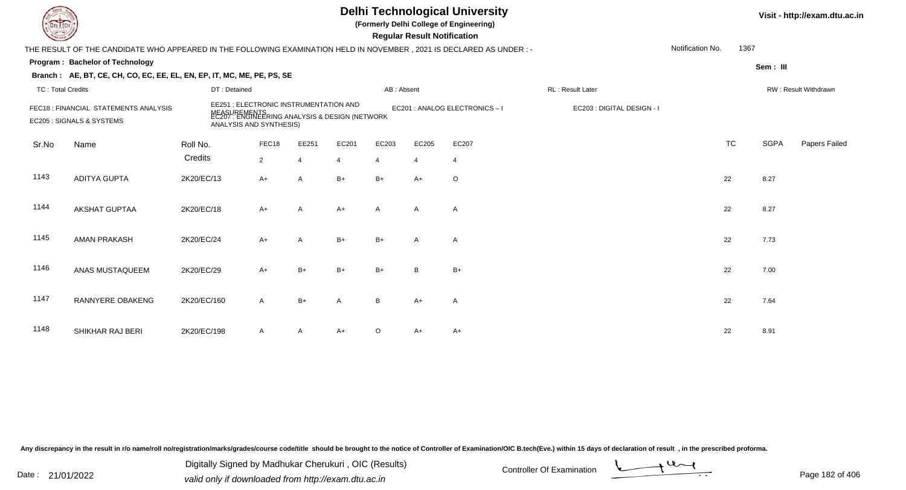# Delhi Technological University

**(Formerly Delhi College of Engineering)**

**Regular Result Notification**

Visit - http://exam.dtu.ac.in

THE RESULT OF THE CANDIDATE WHO APPEARED IN THE FOLLOWING EXAMINATION HELD IN NOVEMBER , 2021 IS DECLARED AS UNDER : -

Notification No. 1367

**Program : Bachelor of Technology**

Sem : III

**Branch : AE, BT, CE, CH, CO, EC, EE, EL, EN, EP, IT, MC, ME, PE, PS, SE**

TC : Total Credits | DT : Detained | AB : Absent | RL : Result Later | RW : Result Withdrawn

FEC18 : FINANCIAL STATEMENTS ANALYSIS
EE251 : ELECTRONIC INSTRUMENTATION AND MEASUREMENTS
EC201 : ANALOG ELECTRONICS – I
EC203 : DIGITAL DESIGN - I
EC205 : SIGNALS & SYSTEMS
EC207 : ENGINEERING ANALYSIS & DESIGN (NETWORK ANALYSIS AND SYNTHESIS)

| Sr.No | Name | Roll No. | FEC18 | EE251 | EC201 | EC203 | EC205 | EC207 | TC | SGPA | Papers Failed |
|---|---|---|---|---|---|---|---|---|---|---|---|
| | | Credits | 2 | 4 | 4 | 4 | 4 | 4 | | | |
| 1143 | ADITYA GUPTA | 2K20/EC/13 | A+ | A | B+ | B+ | A+ | O | 22 | 8.27 | |
| 1144 | AKSHAT GUPTAA | 2K20/EC/18 | A+ | A | A+ | A | A | A | 22 | 8.27 | |
| 1145 | AMAN PRAKASH | 2K20/EC/24 | A+ | A | B+ | B+ | A | A | 22 | 7.73 | |
| 1146 | ANAS MUSTAQUEEM | 2K20/EC/29 | A+ | B+ | B+ | B+ | B | B+ | 22 | 7.00 | |
| 1147 | RANNYERE OBAKENG | 2K20/EC/160 | A | B+ | A | B | A+ | A | 22 | 7.64 | |
| 1148 | SHIKHAR RAJ BERI | 2K20/EC/198 | A | A | A+ | O | A+ | A+ | 22 | 8.91 | |

Any discrepancy in the result in r/o name/roll no/registration/marks/grades/course code/title should be brought to the notice of Controller of Examination/OIC B.tech(Eve.) within 15 days of declaration of result , in the prescribed proforma.

Date : 21/01/2022

Digitally Signed by Madhukar Cherukuri , OIC (Results)
valid only if downloaded from http://exam.dtu.ac.in

Controller Of Examination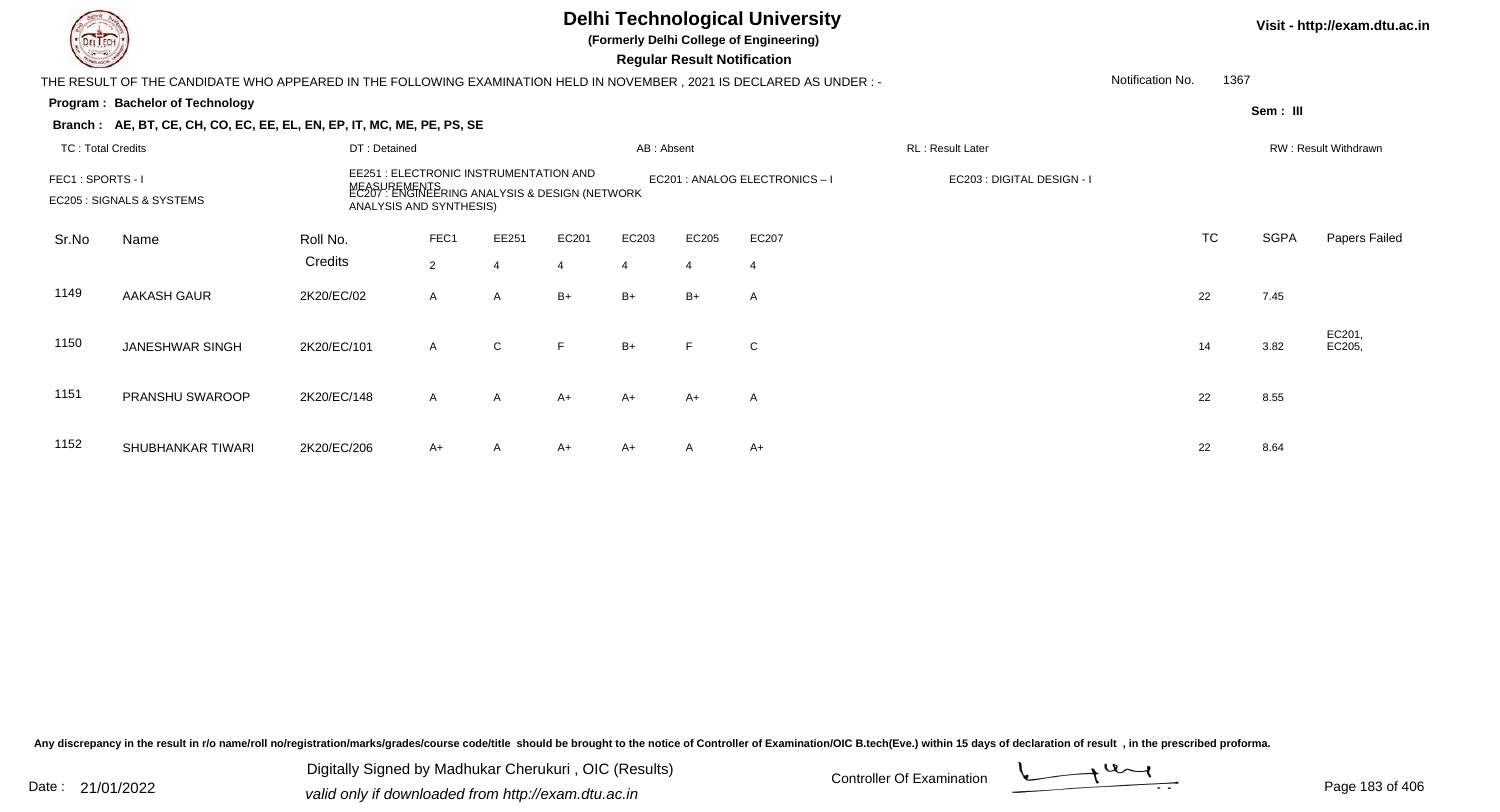# Delhi Technological University

**(Formerly Delhi College of Engineering)**

**Regular Result Notification**

Visit - http://exam.dtu.ac.in

THE RESULT OF THE CANDIDATE WHO APPEARED IN THE FOLLOWING EXAMINATION HELD IN NOVEMBER , 2021 IS DECLARED AS UNDER : -

Notification No. 1367

**Program : Bachelor of Technology**

Sem : III

**Branch : AE, BT, CE, CH, CO, EC, EE, EL, EN, EP, IT, MC, ME, PE, PS, SE**

TC : Total Credits | DT : Detained | AB : Absent | RL : Result Later | RW : Result Withdrawn

FEC1 : SPORTS - I
EE251 : ELECTRONIC INSTRUMENTATION AND MEASUREMENTS
EC201 : ANALOG ELECTRONICS – I
EC203 : DIGITAL DESIGN - I
EC205 : SIGNALS & SYSTEMS
EC207 : ENGINEERING ANALYSIS & DESIGN (NETWORK ANALYSIS AND SYNTHESIS)

| Sr.No | Name | Roll No. | FEC1 | EE251 | EC201 | EC203 | EC205 | EC207 | TC | SGPA | Papers Failed |
|---|---|---|---|---|---|---|---|---|---|---|---|
| | | Credits | 2 | 4 | 4 | 4 | 4 | 4 | | | |
| 1149 | AAKASH GAUR | 2K20/EC/02 | A | A | B+ | B+ | B+ | A | 22 | 7.45 | |
| 1150 | JANESHWAR SINGH | 2K20/EC/101 | A | C | F | B+ | F | C | 14 | 3.82 | EC201, EC205, |
| 1151 | PRANSHU SWAROOP | 2K20/EC/148 | A | A | A+ | A+ | A+ | A | 22 | 8.55 | |
| 1152 | SHUBHANKAR TIWARI | 2K20/EC/206 | A+ | A | A+ | A+ | A | A+ | 22 | 8.64 | |

Any discrepancy in the result in r/o name/roll no/registration/marks/grades/course code/title should be brought to the notice of Controller of Examination/OIC B.tech(Eve.) within 15 days of declaration of result , in the prescribed proforma.

Date : 21/01/2022

Digitally Signed by Madhukar Cherukuri , OIC (Results)
valid only if downloaded from http://exam.dtu.ac.in

Controller Of Examination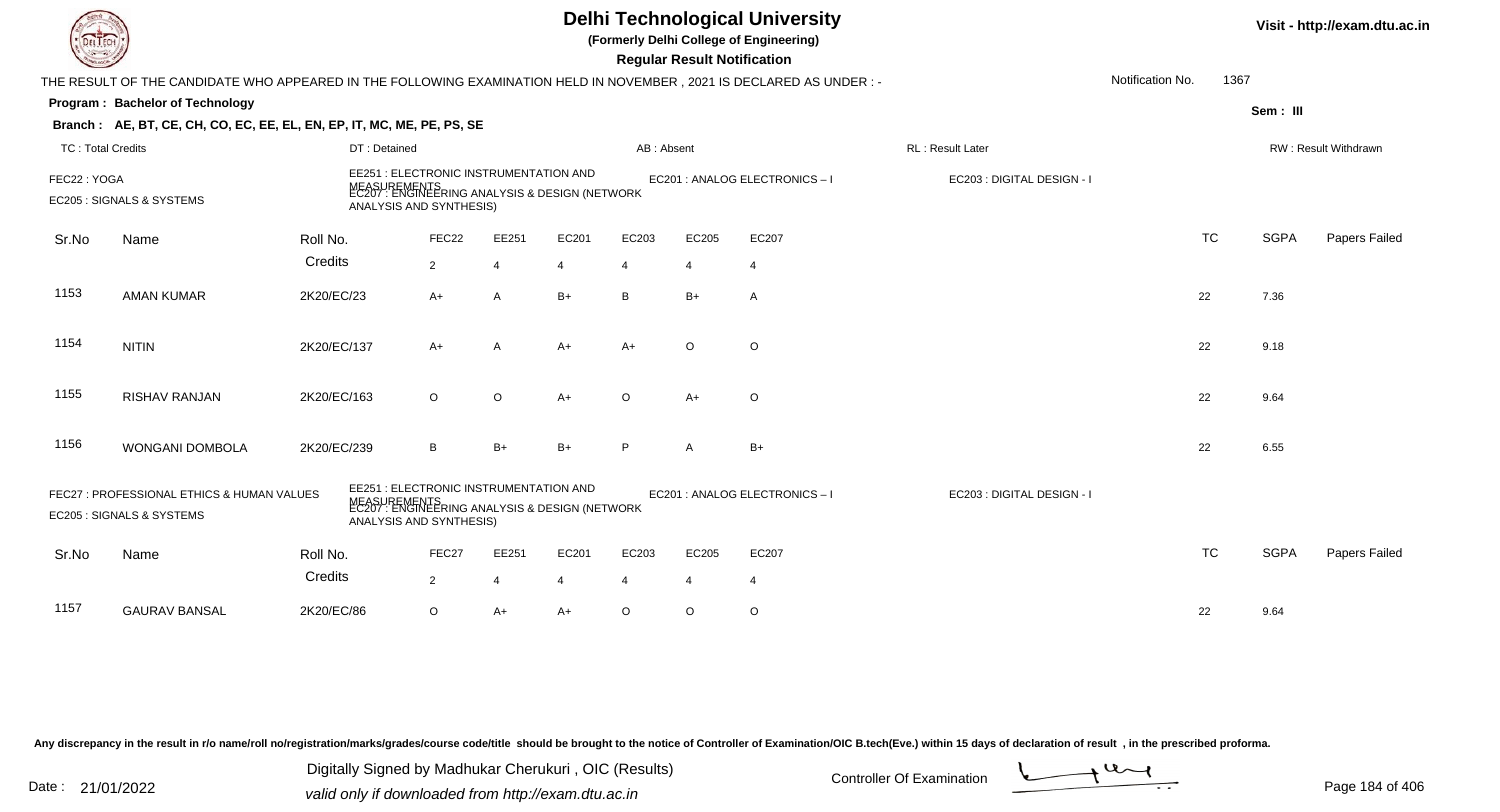# Delhi Technological University

(Formerly Delhi College of Engineering)

**Regular Result Notification**

Visit - http://exam.dtu.ac.in

THE RESULT OF THE CANDIDATE WHO APPEARED IN THE FOLLOWING EXAMINATION HELD IN NOVEMBER , 2021 IS DECLARED AS UNDER : -

Notification No. 1367

**Program : Bachelor of Technology**

Sem : III

**Branch : AE, BT, CE, CH, CO, EC, EE, EL, EN, EP, IT, MC, ME, PE, PS, SE**

TC : Total Credits | DT : Detained | AB : Absent | RL : Result Later | RW : Result Withdrawn

FEC22 : YOGA
EE251 : ELECTRONIC INSTRUMENTATION AND MEASUREMENTS
EC201 : ANALOG ELECTRONICS – I
EC203 : DIGITAL DESIGN - I
EC205 : SIGNALS & SYSTEMS
EC207 : ENGINEERING ANALYSIS & DESIGN (NETWORK ANALYSIS AND SYNTHESIS)

| Sr.No | Name | Roll No. | FEC22 | EE251 | EC201 | EC203 | EC205 | EC207 | TC | SGPA | Papers Failed |
|---|---|---|---|---|---|---|---|---|---|---|---|
| | | Credits | 2 | 4 | 4 | 4 | 4 | 4 | | | |
| 1153 | AMAN KUMAR | 2K20/EC/23 | A+ | A | B+ | B | B+ | A | 22 | 7.36 | |
| 1154 | NITIN | 2K20/EC/137 | A+ | A | A+ | A+ | O | O | 22 | 9.18 | |
| 1155 | RISHAV RANJAN | 2K20/EC/163 | O | O | A+ | O | A+ | O | 22 | 9.64 | |
| 1156 | WONGANI DOMBOLA | 2K20/EC/239 | B | B+ | B+ | P | A | B+ | 22 | 6.55 | |

FEC27 : PROFESSIONAL ETHICS & HUMAN VALUES
EE251 : ELECTRONIC INSTRUMENTATION AND MEASUREMENTS
EC201 : ANALOG ELECTRONICS – I
EC203 : DIGITAL DESIGN - I
EC205 : SIGNALS & SYSTEMS
EC207 : ENGINEERING ANALYSIS & DESIGN (NETWORK ANALYSIS AND SYNTHESIS)

| Sr.No | Name | Roll No. | FEC27 | EE251 | EC201 | EC203 | EC205 | EC207 | TC | SGPA | Papers Failed |
|---|---|---|---|---|---|---|---|---|---|---|---|
| | | Credits | 2 | 4 | 4 | 4 | 4 | 4 | | | |
| 1157 | GAURAV BANSAL | 2K20/EC/86 | O | A+ | A+ | O | O | O | 22 | 9.64 | |

Any discrepancy in the result in r/o name/roll no/registration/marks/grades/course code/title should be brought to the notice of Controller of Examination/OIC B.tech(Eve.) within 15 days of declaration of result , in the prescribed proforma.

Date : 21/01/2022

Digitally Signed by Madhukar Cherukuri , OIC (Results)
valid only if downloaded from http://exam.dtu.ac.in

Controller Of Examination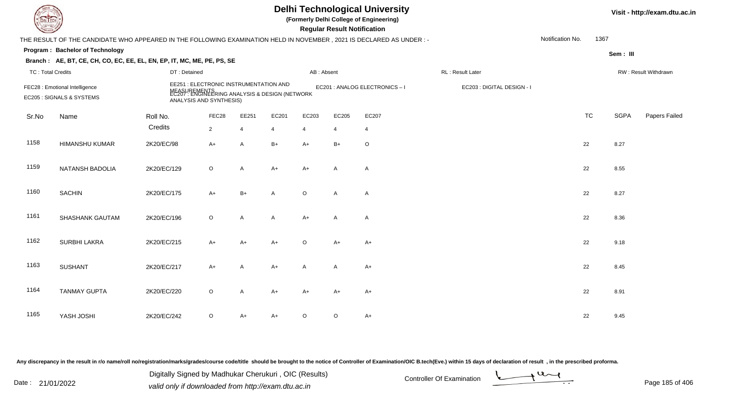# Delhi Technological University

**(Formerly Delhi College of Engineering)**

**Regular Result Notification**

Visit - http://exam.dtu.ac.in

THE RESULT OF THE CANDIDATE WHO APPEARED IN THE FOLLOWING EXAMINATION HELD IN NOVEMBER , 2021 IS DECLARED AS UNDER : -

Notification No. 1367

**Program : Bachelor of Technology**

Sem : III

**Branch : AE, BT, CE, CH, CO, EC, EE, EL, EN, EP, IT, MC, ME, PE, PS, SE**

TC : Total Credits | DT : Detained | AB : Absent | RL : Result Later | RW : Result Withdrawn

FEC28 : Emotional Intelligence
EE251 : ELECTRONIC INSTRUMENTATION AND MEASUREMENTS
EC201 : ANALOG ELECTRONICS – I
EC203 : DIGITAL DESIGN - I
EC205 : SIGNALS & SYSTEMS
EC207 : ENGINEERING ANALYSIS & DESIGN (NETWORK ANALYSIS AND SYNTHESIS)

| Sr.No | Name | Roll No. | FEC28 | EE251 | EC201 | EC203 | EC205 | EC207 | TC | SGPA | Papers Failed |
|---|---|---|---|---|---|---|---|---|---|---|---|
| | | Credits | 2 | 4 | 4 | 4 | 4 | 4 | | | |
| 1158 | HIMANSHU KUMAR | 2K20/EC/98 | A+ | A | B+ | A+ | B+ | O | 22 | 8.27 | |
| 1159 | NATANSH BADOLIA | 2K20/EC/129 | O | A | A+ | A+ | A | A | 22 | 8.55 | |
| 1160 | SACHIN | 2K20/EC/175 | A+ | B+ | A | O | A | A | 22 | 8.27 | |
| 1161 | SHASHANK GAUTAM | 2K20/EC/196 | O | A | A | A+ | A | A | 22 | 8.36 | |
| 1162 | SURBHI LAKRA | 2K20/EC/215 | A+ | A+ | A+ | O | A+ | A+ | 22 | 9.18 | |
| 1163 | SUSHANT | 2K20/EC/217 | A+ | A | A+ | A | A | A+ | 22 | 8.45 | |
| 1164 | TANMAY GUPTA | 2K20/EC/220 | O | A | A+ | A+ | A+ | A+ | 22 | 8.91 | |
| 1165 | YASH JOSHI | 2K20/EC/242 | O | A+ | A+ | O | O | A+ | 22 | 9.45 | |

Any discrepancy in the result in r/o name/roll no/registration/marks/grades/course code/title should be brought to the notice of Controller of Examination/OIC B.tech(Eve.) within 15 days of declaration of result , in the prescribed proforma.

Date : 21/01/2022

Digitally Signed by Madhukar Cherukuri , OIC (Results)
valid only if downloaded from http://exam.dtu.ac.in

Controller Of Examination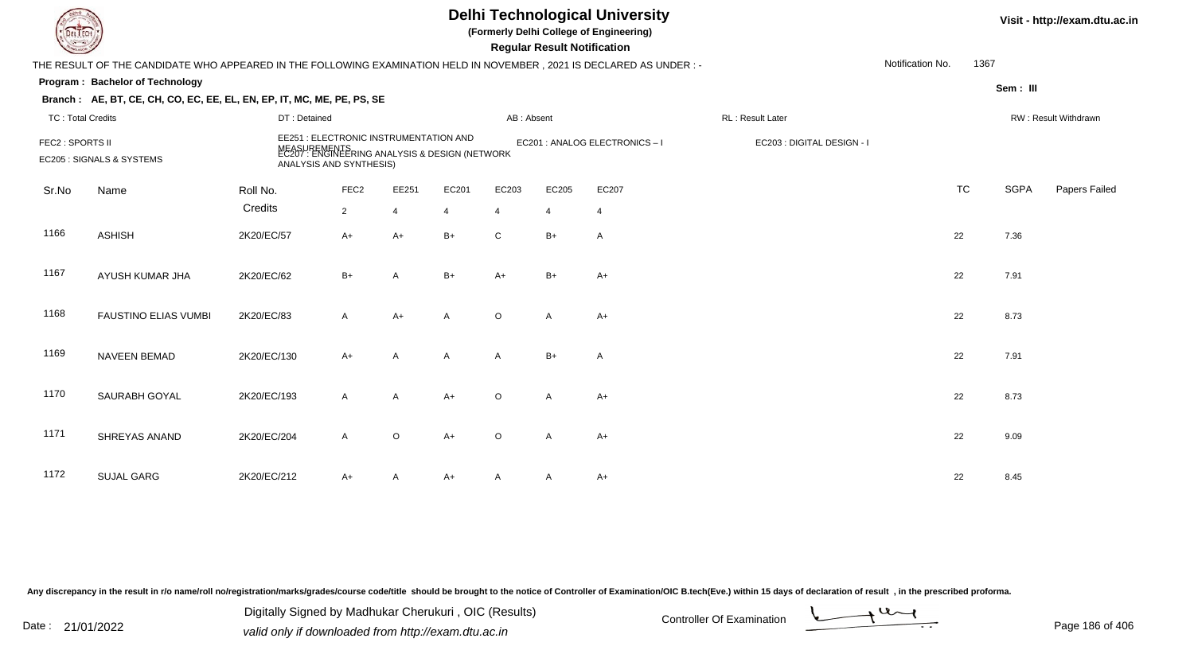# Delhi Technological University

**(Formerly Delhi College of Engineering)**

**Regular Result Notification**

Visit - http://exam.dtu.ac.in

THE RESULT OF THE CANDIDATE WHO APPEARED IN THE FOLLOWING EXAMINATION HELD IN NOVEMBER , 2021 IS DECLARED AS UNDER : -

Notification No. 1367

**Program : Bachelor of Technology**

Sem : III

**Branch : AE, BT, CE, CH, CO, EC, EE, EL, EN, EP, IT, MC, ME, PE, PS, SE**

TC : Total Credits | DT : Detained | AB : Absent | RL : Result Later | RW : Result Withdrawn

FEC2 : SPORTS II
EE251 : ELECTRONIC INSTRUMENTATION AND MEASUREMENTS
EC201 : ANALOG ELECTRONICS – I
EC203 : DIGITAL DESIGN - I
EC205 : SIGNALS & SYSTEMS
EC207 : ENGINEERING ANALYSIS & DESIGN (NETWORK ANALYSIS AND SYNTHESIS)

| Sr.No | Name | Roll No. | FEC2 | EE251 | EC201 | EC203 | EC205 | EC207 | TC | SGPA | Papers Failed |
|---|---|---|---|---|---|---|---|---|---|---|---|
| | | Credits | 2 | 4 | 4 | 4 | 4 | 4 | | | |
| 1166 | ASHISH | 2K20/EC/57 | A+ | A+ | B+ | C | B+ | A | 22 | 7.36 | |
| 1167 | AYUSH KUMAR JHA | 2K20/EC/62 | B+ | A | B+ | A+ | B+ | A+ | 22 | 7.91 | |
| 1168 | FAUSTINO ELIAS VUMBI | 2K20/EC/83 | A | A+ | A | O | A | A+ | 22 | 8.73 | |
| 1169 | NAVEEN BEMAD | 2K20/EC/130 | A+ | A | A | A | B+ | A | 22 | 7.91 | |
| 1170 | SAURABH GOYAL | 2K20/EC/193 | A | A | A+ | O | A | A+ | 22 | 8.73 | |
| 1171 | SHREYAS ANAND | 2K20/EC/204 | A | O | A+ | O | A | A+ | 22 | 9.09 | |
| 1172 | SUJAL GARG | 2K20/EC/212 | A+ | A | A+ | A | A | A+ | 22 | 8.45 | |

Any discrepancy in the result in r/o name/roll no/registration/marks/grades/course code/title should be brought to the notice of Controller of Examination/OIC B.tech(Eve.) within 15 days of declaration of result , in the prescribed proforma.

Date : 21/01/2022

Digitally Signed by Madhukar Cherukuri , OIC (Results)
valid only if downloaded from http://exam.dtu.ac.in

Controller Of Examination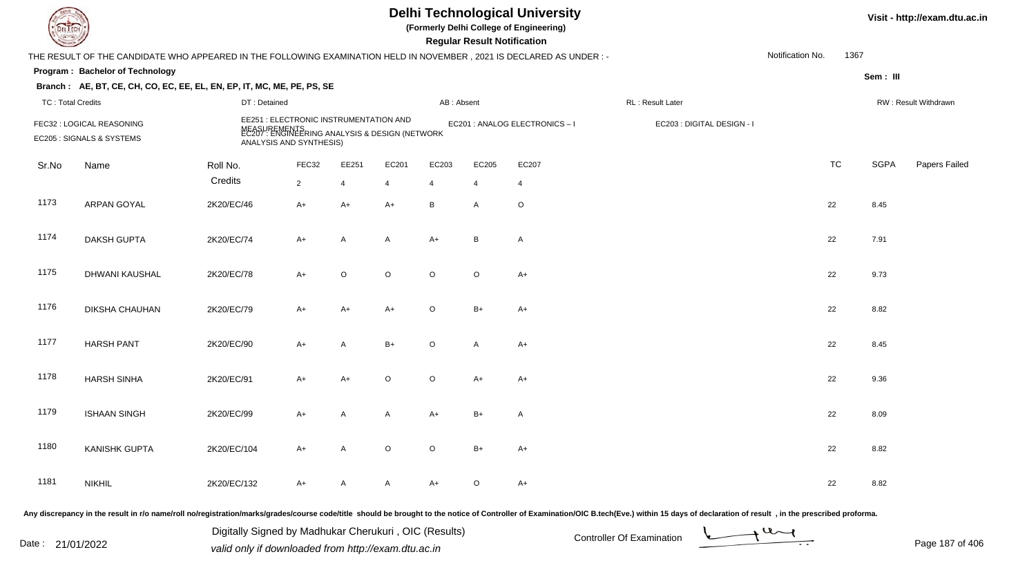# Delhi Technological University

**(Formerly Delhi College of Engineering)**

**Regular Result Notification**

Visit - http://exam.dtu.ac.in

THE RESULT OF THE CANDIDATE WHO APPEARED IN THE FOLLOWING EXAMINATION HELD IN NOVEMBER , 2021 IS DECLARED AS UNDER : -

Notification No. 1367

**Program : Bachelor of Technology**

Sem : III

**Branch : AE, BT, CE, CH, CO, EC, EE, EL, EN, EP, IT, MC, ME, PE, PS, SE**

TC : Total Credits | DT : Detained | AB : Absent | RL : Result Later | RW : Result Withdrawn

FEC32 : LOGICAL REASONING
EE251 : ELECTRONIC INSTRUMENTATION AND MEASUREMENTS
EC201 : ANALOG ELECTRONICS – I
EC203 : DIGITAL DESIGN - I
EC205 : SIGNALS & SYSTEMS
EC207 : ENGINEERING ANALYSIS & DESIGN (NETWORK ANALYSIS AND SYNTHESIS)

| Sr.No | Name | Roll No. | FEC32 | EE251 | EC201 | EC203 | EC205 | EC207 | TC | SGPA | Papers Failed |
|---|---|---|---|---|---|---|---|---|---|---|---|
| | | Credits | 2 | 4 | 4 | 4 | 4 | 4 | | | |
| 1173 | ARPAN GOYAL | 2K20/EC/46 | A+ | A+ | A+ | B | A | O | 22 | 8.45 | |
| 1174 | DAKSH GUPTA | 2K20/EC/74 | A+ | A | A | A+ | B | A | 22 | 7.91 | |
| 1175 | DHWANI KAUSHAL | 2K20/EC/78 | A+ | O | O | O | O | A+ | 22 | 9.73 | |
| 1176 | DIKSHA CHAUHAN | 2K20/EC/79 | A+ | A+ | A+ | O | B+ | A+ | 22 | 8.82 | |
| 1177 | HARSH PANT | 2K20/EC/90 | A+ | A | B+ | O | A | A+ | 22 | 8.45 | |
| 1178 | HARSH SINHA | 2K20/EC/91 | A+ | A+ | O | O | A+ | A+ | 22 | 9.36 | |
| 1179 | ISHAAN SINGH | 2K20/EC/99 | A+ | A | A | A+ | B+ | A | 22 | 8.09 | |
| 1180 | KANISHK GUPTA | 2K20/EC/104 | A+ | A | O | O | B+ | A+ | 22 | 8.82 | |
| 1181 | NIKHIL | 2K20/EC/132 | A+ | A | A | A+ | O | A+ | 22 | 8.82 | |

Any discrepancy in the result in r/o name/roll no/registration/marks/grades/course code/title should be brought to the notice of Controller of Examination/OIC B.tech(Eve.) within 15 days of declaration of result , in the prescribed proforma.

Date : 21/01/2022

Digitally Signed by Madhukar Cherukuri , OIC (Results)
valid only if downloaded from http://exam.dtu.ac.in

Controller Of Examination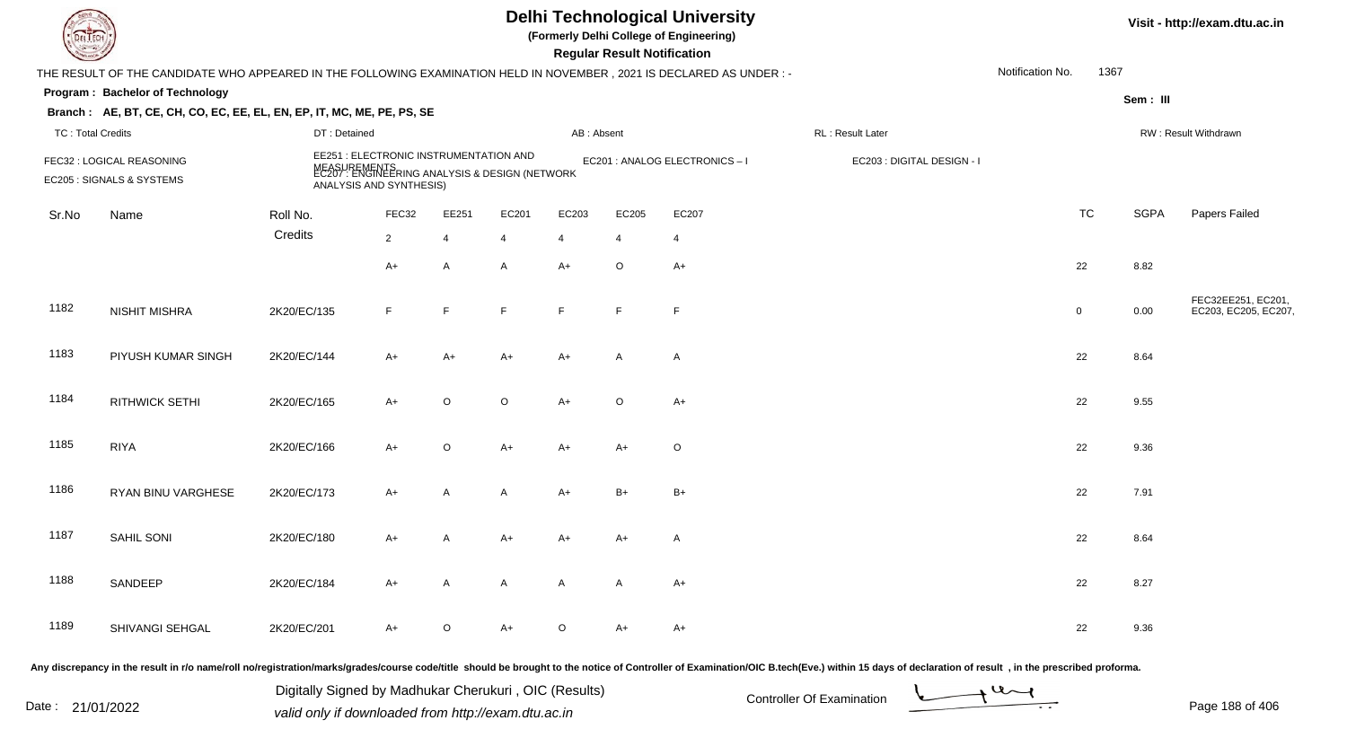# Delhi Technological University

(Formerly Delhi College of Engineering)

**Regular Result Notification**

THE RESULT OF THE CANDIDATE WHO APPEARED IN THE FOLLOWING EXAMINATION HELD IN NOVEMBER , 2021 IS DECLARED AS UNDER : -

Notification No. 1367

**Program : Bachelor of Technology**

Sem : III

**Branch : AE, BT, CE, CH, CO, EC, EE, EL, EN, EP, IT, MC, ME, PE, PS, SE**

TC : Total Credits | DT : Detained | AB : Absent | RL : Result Later | RW : Result Withdrawn

FEC32 : LOGICAL REASONING | EE251 : ELECTRONIC INSTRUMENTATION AND MEASUREMENTS | EC201 : ANALOG ELECTRONICS – I | EC203 : DIGITAL DESIGN - I | EC205 : SIGNALS & SYSTEMS | EC207 : ENGINEERING ANALYSIS & DESIGN (NETWORK ANALYSIS AND SYNTHESIS)

| Sr.No | Name | Roll No. | FEC32 | EE251 | EC201 | EC203 | EC205 | EC207 | TC | SGPA | Papers Failed |
|---|---|---|---|---|---|---|---|---|---|---|---|
| | | Credits | 2 | 4 | 4 | 4 | 4 | 4 | | | |
| | | | A+ | A | A | A+ | O | A+ | 22 | 8.82 | |
| 1182 | NISHIT MISHRA | 2K20/EC/135 | F | F | F | F | F | F | 0 | 0.00 | FEC32EE251, EC201, EC203, EC205, EC207, |
| 1183 | PIYUSH KUMAR SINGH | 2K20/EC/144 | A+ | A+ | A+ | A+ | A | A | 22 | 8.64 | |
| 1184 | RITHWICK SETHI | 2K20/EC/165 | A+ | O | O | A+ | O | A+ | 22 | 9.55 | |
| 1185 | RIYA | 2K20/EC/166 | A+ | O | A+ | A+ | A+ | O | 22 | 9.36 | |
| 1186 | RYAN BINU VARGHESE | 2K20/EC/173 | A+ | A | A | A+ | B+ | B+ | 22 | 7.91 | |
| 1187 | SAHIL SONI | 2K20/EC/180 | A+ | A | A+ | A+ | A+ | A | 22 | 8.64 | |
| 1188 | SANDEEP | 2K20/EC/184 | A+ | A | A | A | A | A+ | 22 | 8.27 | |
| 1189 | SHIVANGI SEHGAL | 2K20/EC/201 | A+ | O | A+ | O | A+ | A+ | 22 | 9.36 | |

Any discrepancy in the result in r/o name/roll no/registration/marks/grades/course code/title should be brought to the notice of Controller of Examination/OIC B.tech(Eve.) within 15 days of declaration of result , in the prescribed proforma.

Date : 21/01/2022

Digitally Signed by Madhukar Cherukuri , OIC (Results)
valid only if downloaded from http://exam.dtu.ac.in

Controller Of Examination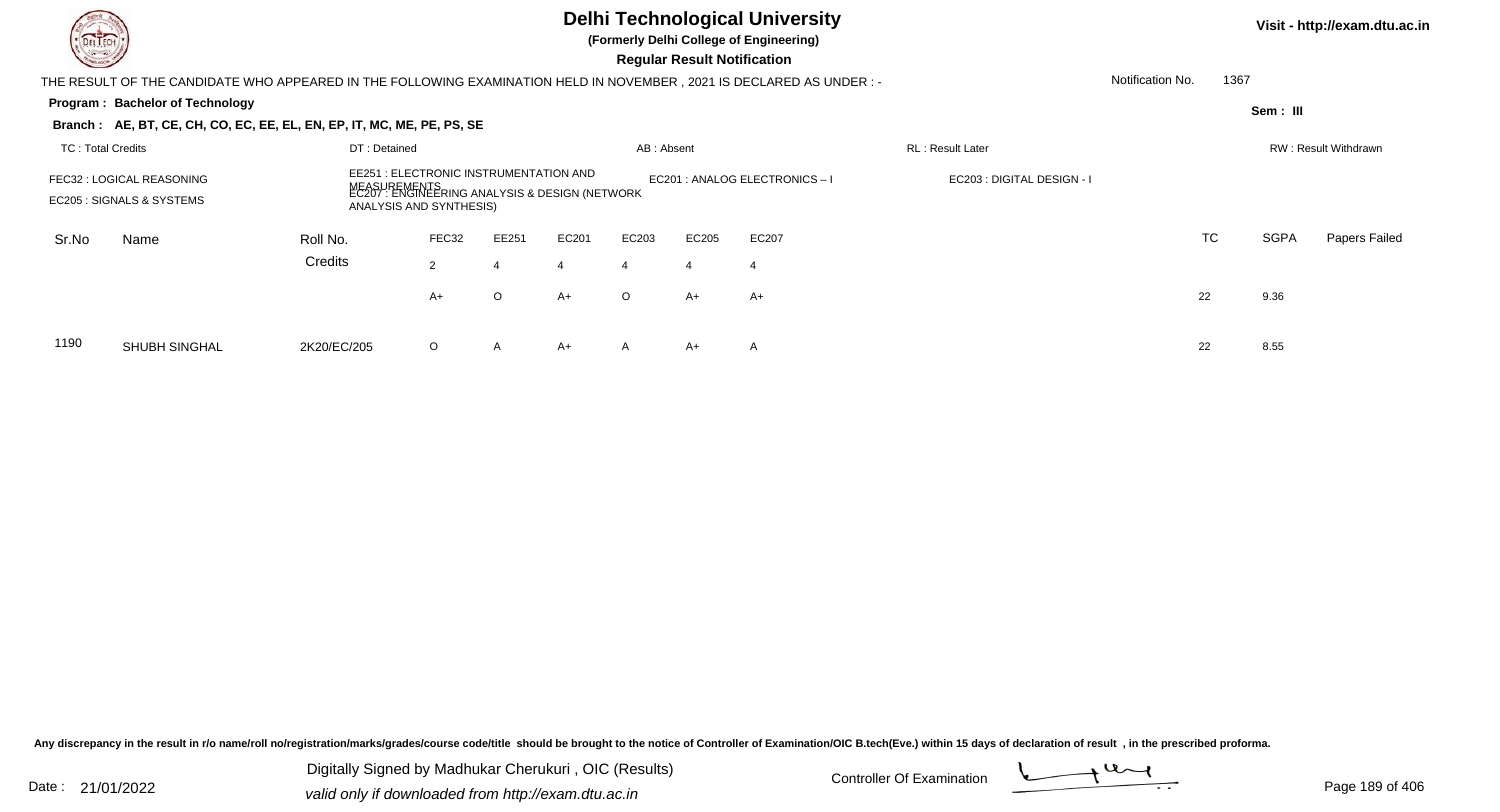# Delhi Technological University

**(Formerly Delhi College of Engineering)**

**Regular Result Notification**

Visit - http://exam.dtu.ac.in

THE RESULT OF THE CANDIDATE WHO APPEARED IN THE FOLLOWING EXAMINATION HELD IN NOVEMBER , 2021 IS DECLARED AS UNDER : -

Notification No. 1367

**Program : Bachelor of Technology**

Sem : III

**Branch : AE, BT, CE, CH, CO, EC, EE, EL, EN, EP, IT, MC, ME, PE, PS, SE**

TC : Total Credits | DT : Detained | AB : Absent | RL : Result Later | RW : Result Withdrawn

FEC32 : LOGICAL REASONING
EE251 : ELECTRONIC INSTRUMENTATION AND MEASUREMENTS
EC201 : ANALOG ELECTRONICS – I
EC203 : DIGITAL DESIGN - I
EC205 : SIGNALS & SYSTEMS
EC207 : ENGINEERING ANALYSIS & DESIGN (NETWORK ANALYSIS AND SYNTHESIS)

| Sr.No | Name | Roll No. | FEC32 | EE251 | EC201 | EC203 | EC205 | EC207 | TC | SGPA | Papers Failed |
|---|---|---|---|---|---|---|---|---|---|---|---|
| | | Credits | 2 | 4 | 4 | 4 | 4 | 4 | | | |
| | | | A+ | O | A+ | O | A+ | A+ | 22 | 9.36 | |
| 1190 | SHUBH SINGHAL | 2K20/EC/205 | O | A | A+ | A | A+ | A | 22 | 8.55 | |

Any discrepancy in the result in r/o name/roll no/registration/marks/grades/course code/title should be brought to the notice of Controller of Examination/OIC B.tech(Eve.) within 15 days of declaration of result , in the prescribed proforma.

Date : 21/01/2022

Digitally Signed by Madhukar Cherukuri , OIC (Results)
valid only if downloaded from http://exam.dtu.ac.in

Controller Of Examination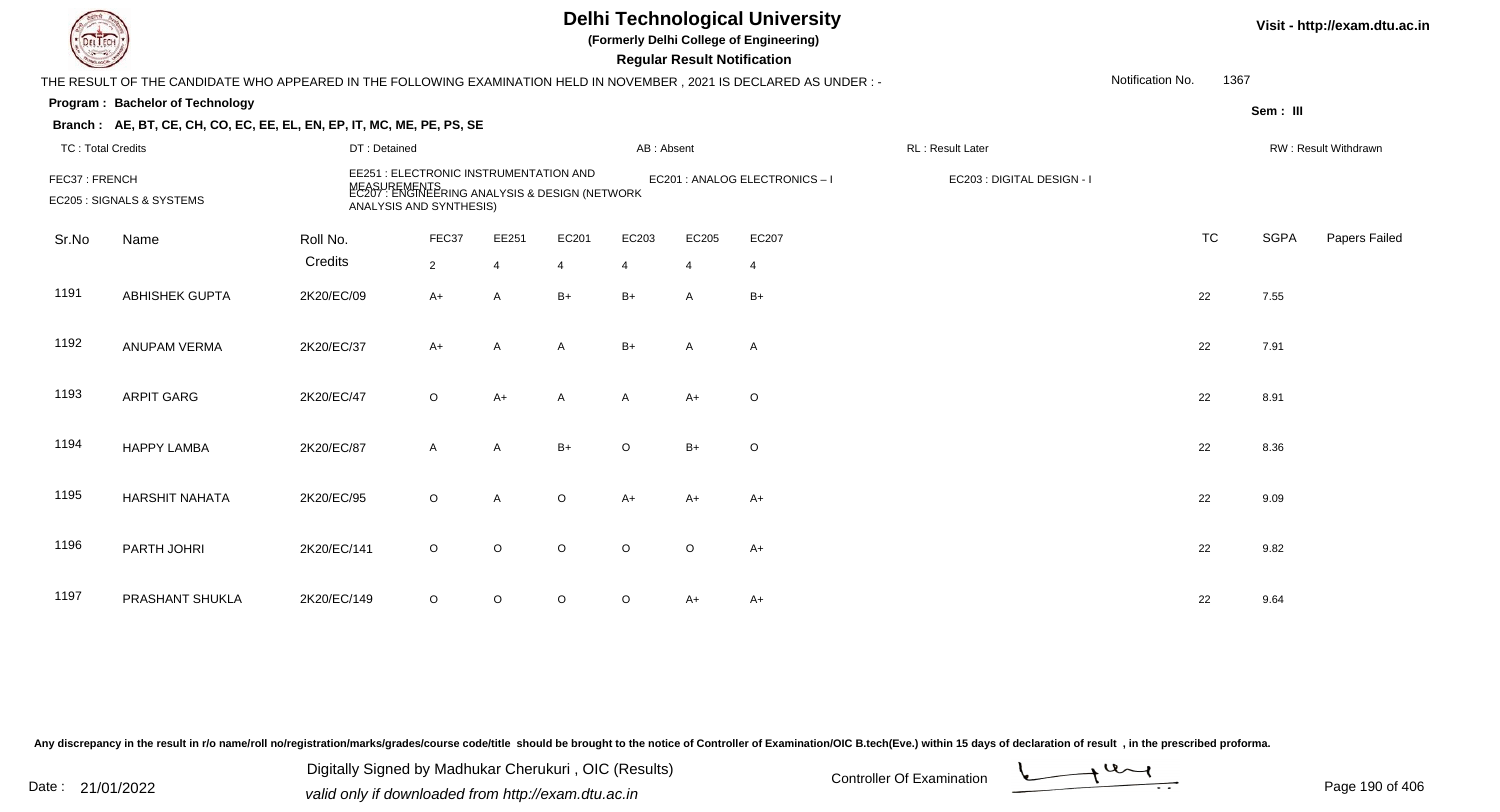# Delhi Technological University

**(Formerly Delhi College of Engineering)**

**Regular Result Notification**

Visit - http://exam.dtu.ac.in

THE RESULT OF THE CANDIDATE WHO APPEARED IN THE FOLLOWING EXAMINATION HELD IN NOVEMBER , 2021 IS DECLARED AS UNDER : -

Notification No. 1367

**Program : Bachelor of Technology**

Sem : III

**Branch : AE, BT, CE, CH, CO, EC, EE, EL, EN, EP, IT, MC, ME, PE, PS, SE**

TC : Total Credits | DT : Detained | AB : Absent | RL : Result Later | RW : Result Withdrawn

FEC37 : FRENCH
EE251 : ELECTRONIC INSTRUMENTATION AND MEASUREMENTS
EC201 : ANALOG ELECTRONICS – I
EC203 : DIGITAL DESIGN - I
EC205 : SIGNALS & SYSTEMS
EC207 : ENGINEERING ANALYSIS & DESIGN (NETWORK ANALYSIS AND SYNTHESIS)

| Sr.No | Name | Roll No. | FEC37 | EE251 | EC201 | EC203 | EC205 | EC207 | TC | SGPA | Papers Failed |
|---|---|---|---|---|---|---|---|---|---|---|---|
| | | Credits | 2 | 4 | 4 | 4 | 4 | 4 | | | |
| 1191 | ABHISHEK GUPTA | 2K20/EC/09 | A+ | A | B+ | B+ | A | B+ | 22 | 7.55 | |
| 1192 | ANUPAM VERMA | 2K20/EC/37 | A+ | A | A | B+ | A | A | 22 | 7.91 | |
| 1193 | ARPIT GARG | 2K20/EC/47 | O | A+ | A | A | A+ | O | 22 | 8.91 | |
| 1194 | HAPPY LAMBA | 2K20/EC/87 | A | A | B+ | O | B+ | O | 22 | 8.36 | |
| 1195 | HARSHIT NAHATA | 2K20/EC/95 | O | A | O | A+ | A+ | A+ | 22 | 9.09 | |
| 1196 | PARTH JOHRI | 2K20/EC/141 | O | O | O | O | O | A+ | 22 | 9.82 | |
| 1197 | PRASHANT SHUKLA | 2K20/EC/149 | O | O | O | O | A+ | A+ | 22 | 9.64 | |

Any discrepancy in the result in r/o name/roll no/registration/marks/grades/course code/title should be brought to the notice of Controller of Examination/OIC B.tech(Eve.) within 15 days of declaration of result , in the prescribed proforma.

Date : 21/01/2022

Digitally Signed by Madhukar Cherukuri , OIC (Results)
valid only if downloaded from http://exam.dtu.ac.in

Controller Of Examination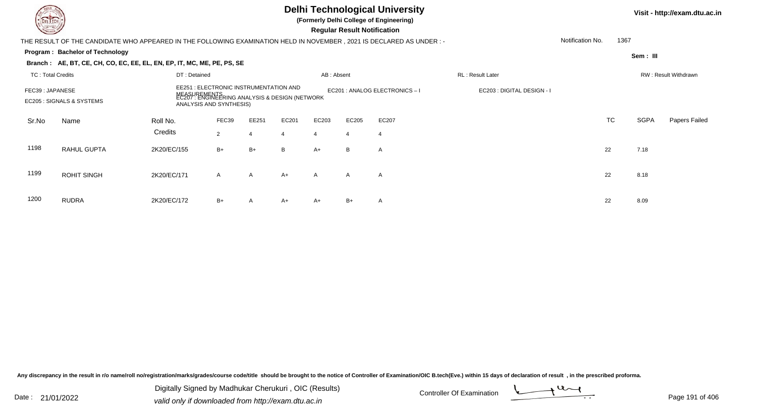# Delhi Technological University

**(Formerly Delhi College of Engineering)**

**Regular Result Notification**

Visit - http://exam.dtu.ac.in

THE RESULT OF THE CANDIDATE WHO APPEARED IN THE FOLLOWING EXAMINATION HELD IN NOVEMBER , 2021 IS DECLARED AS UNDER : -

Notification No. 1367

**Program : Bachelor of Technology**

Sem : III

**Branch : AE, BT, CE, CH, CO, EC, EE, EL, EN, EP, IT, MC, ME, PE, PS, SE**

TC : Total Credits | DT : Detained | AB : Absent | RL : Result Later | RW : Result Withdrawn

FEC39 : JAPANESE | EE251 : ELECTRONIC INSTRUMENTATION AND MEASUREMENTS | EC201 : ANALOG ELECTRONICS – I | EC203 : DIGITAL DESIGN - I | EC205 : SIGNALS & SYSTEMS | EC207 : ENGINEERING ANALYSIS & DESIGN (NETWORK ANALYSIS AND SYNTHESIS)

| Sr.No | Name | Roll No. | FEC39 | EE251 | EC201 | EC203 | EC205 | EC207 | TC | SGPA | Papers Failed |
|---|---|---|---|---|---|---|---|---|---|---|---|
| | | Credits | 2 | 4 | 4 | 4 | 4 | 4 | | | |
| 1198 | RAHUL GUPTA | 2K20/EC/155 | B+ | B+ | B | A+ | B | A | 22 | 7.18 | |
| 1199 | ROHIT SINGH | 2K20/EC/171 | A | A | A+ | A | A | A | 22 | 8.18 | |
| 1200 | RUDRA | 2K20/EC/172 | B+ | A | A+ | A+ | B+ | A | 22 | 8.09 | |

Any discrepancy in the result in r/o name/roll no/registration/marks/grades/course code/title should be brought to the notice of Controller of Examination/OIC B.tech(Eve.) within 15 days of declaration of result , in the prescribed proforma.

Date : 21/01/2022

Digitally Signed by Madhukar Cherukuri , OIC (Results)

valid only if downloaded from http://exam.dtu.ac.in

Controller Of Examination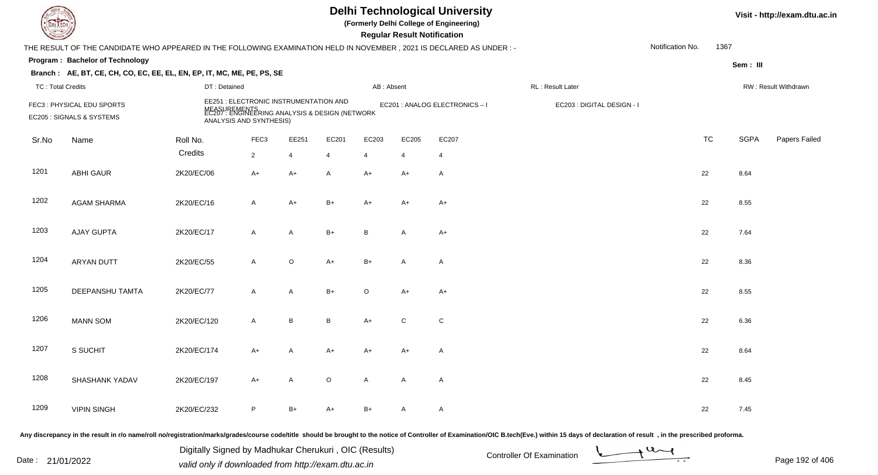# Delhi Technological University

**(Formerly Delhi College of Engineering)**

**Regular Result Notification**

Visit - http://exam.dtu.ac.in

THE RESULT OF THE CANDIDATE WHO APPEARED IN THE FOLLOWING EXAMINATION HELD IN NOVEMBER , 2021 IS DECLARED AS UNDER : -

Notification No. 1367

**Program : Bachelor of Technology**

Sem : III

**Branch : AE, BT, CE, CH, CO, EC, EE, EL, EN, EP, IT, MC, ME, PE, PS, SE**

TC : Total Credits | DT : Detained | AB : Absent | RL : Result Later | RW : Result Withdrawn

FEC3 : PHYSICAL EDU SPORTS
EE251 : ELECTRONIC INSTRUMENTATION AND MEASUREMENTS
EC201 : ANALOG ELECTRONICS – I
EC203 : DIGITAL DESIGN - I
EC205 : SIGNALS & SYSTEMS
EC207 : ENGINEERING ANALYSIS & DESIGN (NETWORK ANALYSIS AND SYNTHESIS)

| Sr.No | Name | Roll No. | FEC3 | EE251 | EC201 | EC203 | EC205 | EC207 | TC | SGPA | Papers Failed |
|---|---|---|---|---|---|---|---|---|---|---|---|
| | | Credits | 2 | 4 | 4 | 4 | 4 | 4 | | | |
| 1201 | ABHI GAUR | 2K20/EC/06 | A+ | A+ | A | A+ | A+ | A | 22 | 8.64 | |
| 1202 | AGAM SHARMA | 2K20/EC/16 | A | A+ | B+ | A+ | A+ | A+ | 22 | 8.55 | |
| 1203 | AJAY GUPTA | 2K20/EC/17 | A | A | B+ | B | A | A+ | 22 | 7.64 | |
| 1204 | ARYAN DUTT | 2K20/EC/55 | A | O | A+ | B+ | A | A | 22 | 8.36 | |
| 1205 | DEEPANSHU TAMTA | 2K20/EC/77 | A | A | B+ | O | A+ | A+ | 22 | 8.55 | |
| 1206 | MANN SOM | 2K20/EC/120 | A | B | B | A+ | C | C | 22 | 6.36 | |
| 1207 | S SUCHIT | 2K20/EC/174 | A+ | A | A+ | A+ | A+ | A | 22 | 8.64 | |
| 1208 | SHASHANK YADAV | 2K20/EC/197 | A+ | A | O | A | A | A | 22 | 8.45 | |
| 1209 | VIPIN SINGH | 2K20/EC/232 | P | B+ | A+ | B+ | A | A | 22 | 7.45 | |

Any discrepancy in the result in r/o name/roll no/registration/marks/grades/course code/title should be brought to the notice of Controller of Examination/OIC B.tech(Eve.) within 15 days of declaration of result , in the prescribed proforma.

Date : 21/01/2022

Digitally Signed by Madhukar Cherukuri , OIC (Results)
valid only if downloaded from http://exam.dtu.ac.in

Controller Of Examination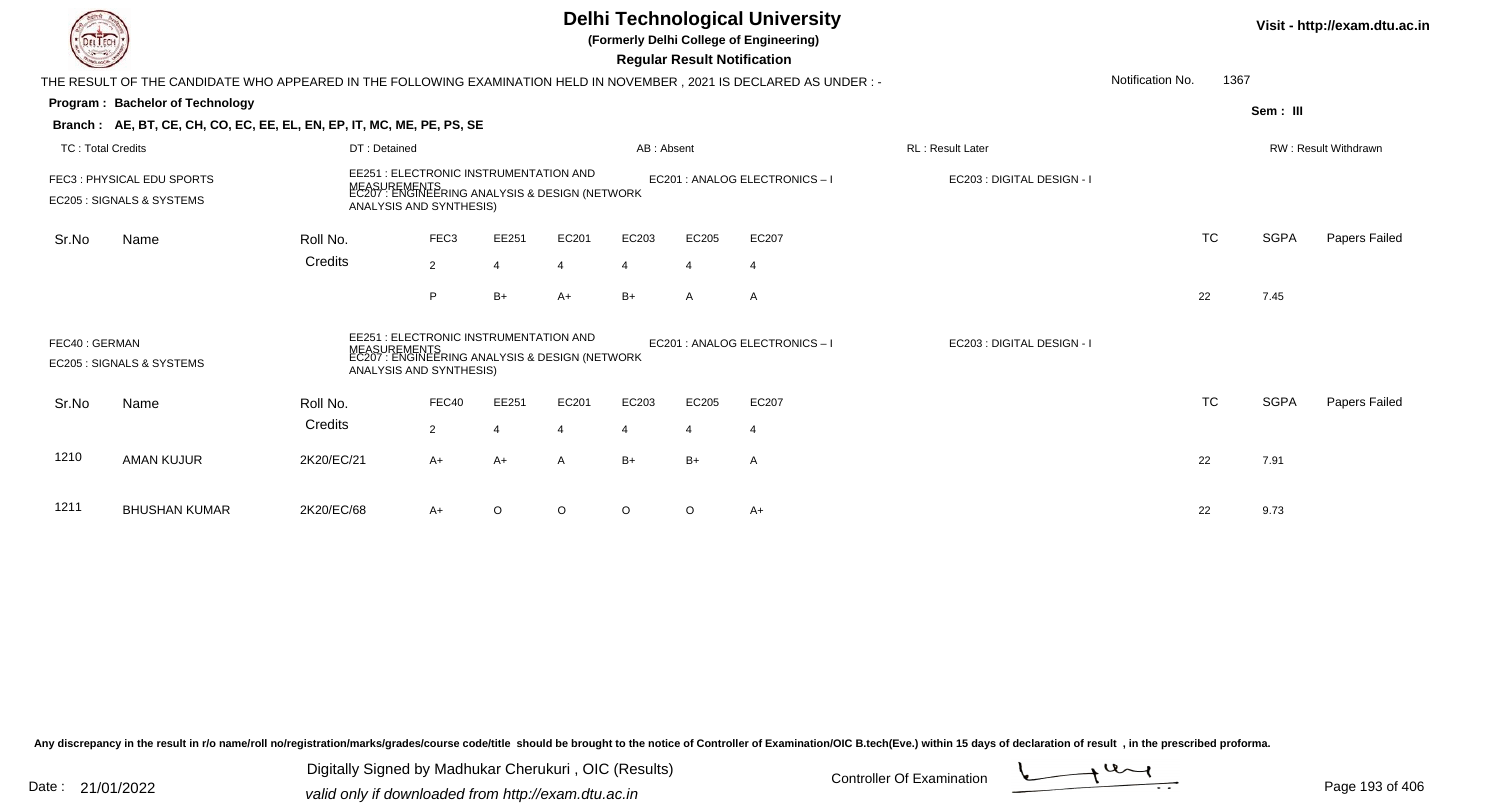# Delhi Technological University

**(Formerly Delhi College of Engineering)**

**Regular Result Notification**

Visit - http://exam.dtu.ac.in

THE RESULT OF THE CANDIDATE WHO APPEARED IN THE FOLLOWING EXAMINATION HELD IN NOVEMBER , 2021 IS DECLARED AS UNDER : -

Notification No. 1367

**Program : Bachelor of Technology**

Sem : III

**Branch : AE, BT, CE, CH, CO, EC, EE, EL, EN, EP, IT, MC, ME, PE, PS, SE**

TC : Total Credits | DT : Detained | AB : Absent | RL : Result Later | RW : Result Withdrawn

FEC3 : PHYSICAL EDU SPORTS
EE251 : ELECTRONIC INSTRUMENTATION AND MEASUREMENTS
EC201 : ANALOG ELECTRONICS – I
EC203 : DIGITAL DESIGN - I
EC205 : SIGNALS & SYSTEMS
EC207 : ENGINEERING ANALYSIS & DESIGN (NETWORK ANALYSIS AND SYNTHESIS)

| Sr.No | Name | Roll No. | FEC3 | EE251 | EC201 | EC203 | EC205 | EC207 | TC | SGPA | Papers Failed |
|---|---|---|---|---|---|---|---|---|---|---|---|
| | | Credits | 2 | 4 | 4 | 4 | 4 | 4 | | | |
| | | | P | B+ | A+ | B+ | A | A | 22 | 7.45 | |

FEC40 : GERMAN
EE251 : ELECTRONIC INSTRUMENTATION AND MEASUREMENTS
EC201 : ANALOG ELECTRONICS – I
EC203 : DIGITAL DESIGN - I
EC205 : SIGNALS & SYSTEMS
EC207 : ENGINEERING ANALYSIS & DESIGN (NETWORK ANALYSIS AND SYNTHESIS)

| Sr.No | Name | Roll No. | FEC40 | EE251 | EC201 | EC203 | EC205 | EC207 | TC | SGPA | Papers Failed |
|---|---|---|---|---|---|---|---|---|---|---|---|
| | | Credits | 2 | 4 | 4 | 4 | 4 | 4 | | | |
| 1210 | AMAN KUJUR | 2K20/EC/21 | A+ | A+ | A | B+ | B+ | A | 22 | 7.91 | |
| 1211 | BHUSHAN KUMAR | 2K20/EC/68 | A+ | O | O | O | O | A+ | 22 | 9.73 | |

Any discrepancy in the result in r/o name/roll no/registration/marks/grades/course code/title should be brought to the notice of Controller of Examination/OIC B.tech(Eve.) within 15 days of declaration of result , in the prescribed proforma.

Date : 21/01/2022

Digitally Signed by Madhukar Cherukuri , OIC (Results)
valid only if downloaded from http://exam.dtu.ac.in

Controller Of Examination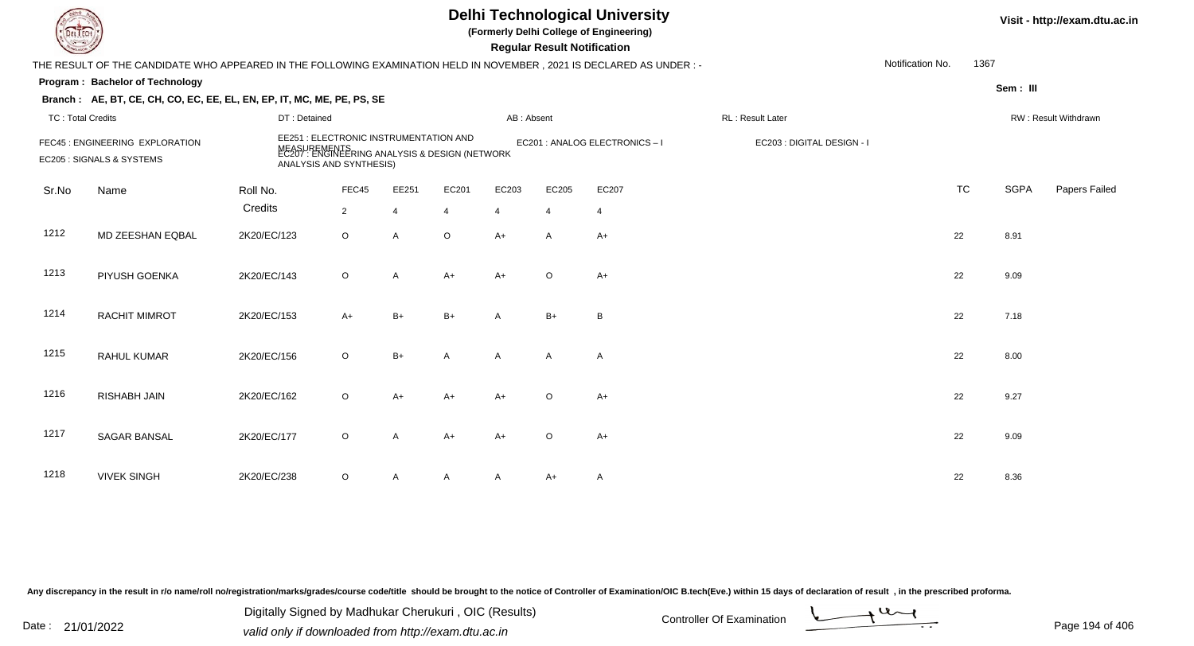# Delhi Technological University

**(Formerly Delhi College of Engineering)**

**Regular Result Notification**

Visit - http://exam.dtu.ac.in

THE RESULT OF THE CANDIDATE WHO APPEARED IN THE FOLLOWING EXAMINATION HELD IN NOVEMBER , 2021 IS DECLARED AS UNDER : -

Notification No. 1367

**Program : Bachelor of Technology**

Sem : III

**Branch : AE, BT, CE, CH, CO, EC, EE, EL, EN, EP, IT, MC, ME, PE, PS, SE**

TC : Total Credits | DT : Detained | AB : Absent | RL : Result Later | RW : Result Withdrawn

FEC45 : ENGINEERING EXPLORATION
EE251 : ELECTRONIC INSTRUMENTATION AND MEASUREMENTS
EC201 : ANALOG ELECTRONICS – I
EC203 : DIGITAL DESIGN - I
EC205 : SIGNALS & SYSTEMS
EC207 : ENGINEERING ANALYSIS & DESIGN (NETWORK ANALYSIS AND SYNTHESIS)

| Sr.No | Name | Roll No. | FEC45 | EE251 | EC201 | EC203 | EC205 | EC207 | TC | SGPA | Papers Failed |
|---|---|---|---|---|---|---|---|---|---|---|---|
| | | Credits | 2 | 4 | 4 | 4 | 4 | 4 | | | |
| 1212 | MD ZEESHAN EQBAL | 2K20/EC/123 | O | A | O | A+ | A | A+ | 22 | 8.91 | |
| 1213 | PIYUSH GOENKA | 2K20/EC/143 | O | A | A+ | A+ | O | A+ | 22 | 9.09 | |
| 1214 | RACHIT MIMROT | 2K20/EC/153 | A+ | B+ | B+ | A | B+ | B | 22 | 7.18 | |
| 1215 | RAHUL KUMAR | 2K20/EC/156 | O | B+ | A | A | A | A | 22 | 8.00 | |
| 1216 | RISHABH JAIN | 2K20/EC/162 | O | A+ | A+ | A+ | O | A+ | 22 | 9.27 | |
| 1217 | SAGAR BANSAL | 2K20/EC/177 | O | A | A+ | A+ | O | A+ | 22 | 9.09 | |
| 1218 | VIVEK SINGH | 2K20/EC/238 | O | A | A | A | A+ | A | 22 | 8.36 | |

Any discrepancy in the result in r/o name/roll no/registration/marks/grades/course code/title should be brought to the notice of Controller of Examination/OIC B.tech(Eve.) within 15 days of declaration of result , in the prescribed proforma.

Date : 21/01/2022

Digitally Signed by Madhukar Cherukuri , OIC (Results)
valid only if downloaded from http://exam.dtu.ac.in

Controller Of Examination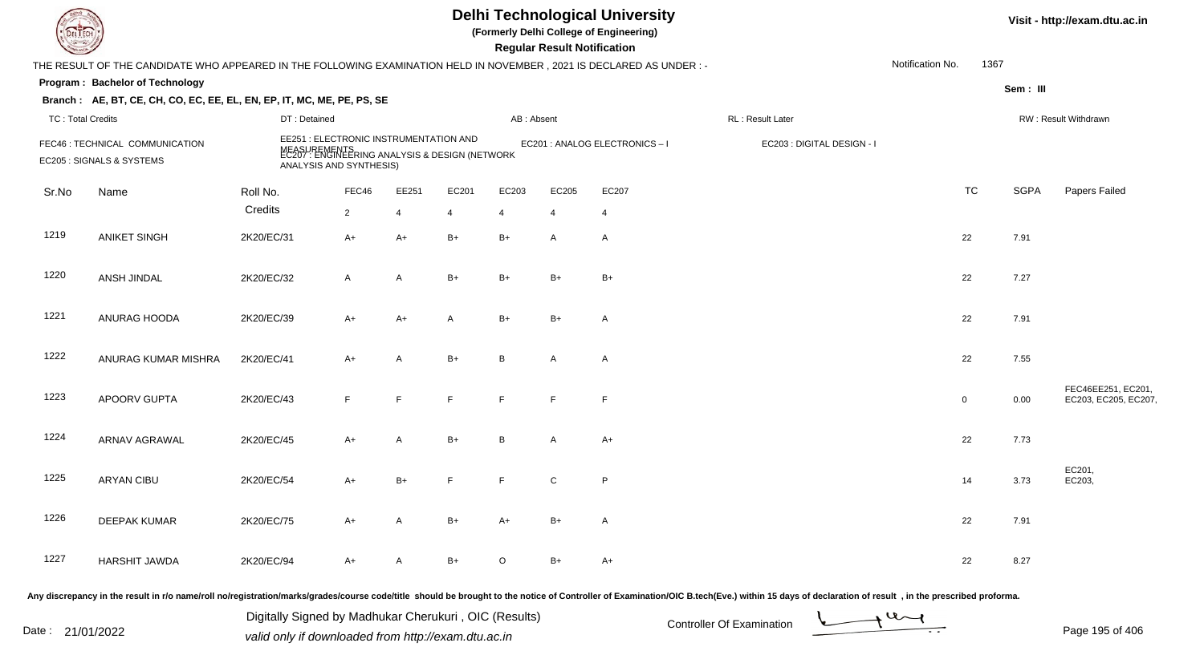# Delhi Technological University

**(Formerly Delhi College of Engineering)**

**Regular Result Notification**

Visit - http://exam.dtu.ac.in

THE RESULT OF THE CANDIDATE WHO APPEARED IN THE FOLLOWING EXAMINATION HELD IN NOVEMBER , 2021 IS DECLARED AS UNDER : -

Notification No. 1367

**Program : Bachelor of Technology**

Sem : III

**Branch : AE, BT, CE, CH, CO, EC, EE, EL, EN, EP, IT, MC, ME, PE, PS, SE**

TC : Total Credits | DT : Detained | AB : Absent | RL : Result Later | RW : Result Withdrawn

FEC46 : TECHNICAL COMMUNICATION | EE251 : ELECTRONIC INSTRUMENTATION AND MEASUREMENTS | EC201 : ANALOG ELECTRONICS – I | EC203 : DIGITAL DESIGN - I | EC205 : SIGNALS & SYSTEMS | EC207 : ENGINEERING ANALYSIS & DESIGN (NETWORK ANALYSIS AND SYNTHESIS)

| Sr.No | Name | Roll No. | FEC46 | EE251 | EC201 | EC203 | EC205 | EC207 | TC | SGPA | Papers Failed |
|---|---|---|---|---|---|---|---|---|---|---|---|
| | | Credits | 2 | 4 | 4 | 4 | 4 | 4 | | | |
| 1219 | ANIKET SINGH | 2K20/EC/31 | A+ | A+ | B+ | B+ | A | A | 22 | 7.91 | |
| 1220 | ANSH JINDAL | 2K20/EC/32 | A | A | B+ | B+ | B+ | B+ | 22 | 7.27 | |
| 1221 | ANURAG HOODA | 2K20/EC/39 | A+ | A+ | A | B+ | B+ | A | 22 | 7.91 | |
| 1222 | ANURAG KUMAR MISHRA | 2K20/EC/41 | A+ | A | B+ | B | A | A | 22 | 7.55 | |
| 1223 | APOORV GUPTA | 2K20/EC/43 | F | F | F | F | F | F | 0 | 0.00 | FEC46EE251, EC201, EC203, EC205, EC207, |
| 1224 | ARNAV AGRAWAL | 2K20/EC/45 | A+ | A | B+ | B | A | A+ | 22 | 7.73 | |
| 1225 | ARYAN CIBU | 2K20/EC/54 | A+ | B+ | F | F | C | P | 14 | 3.73 | EC201, EC203, |
| 1226 | DEEPAK KUMAR | 2K20/EC/75 | A+ | A | B+ | A+ | B+ | A | 22 | 7.91 | |
| 1227 | HARSHIT JAWDA | 2K20/EC/94 | A+ | A | B+ | O | B+ | A+ | 22 | 8.27 | |

Any discrepancy in the result in r/o name/roll no/registration/marks/grades/course code/title should be brought to the notice of Controller of Examination/OIC B.tech(Eve.) within 15 days of declaration of result , in the prescribed proforma.

Date : 21/01/2022

Digitally Signed by Madhukar Cherukuri , OIC (Results)
valid only if downloaded from http://exam.dtu.ac.in

Controller Of Examination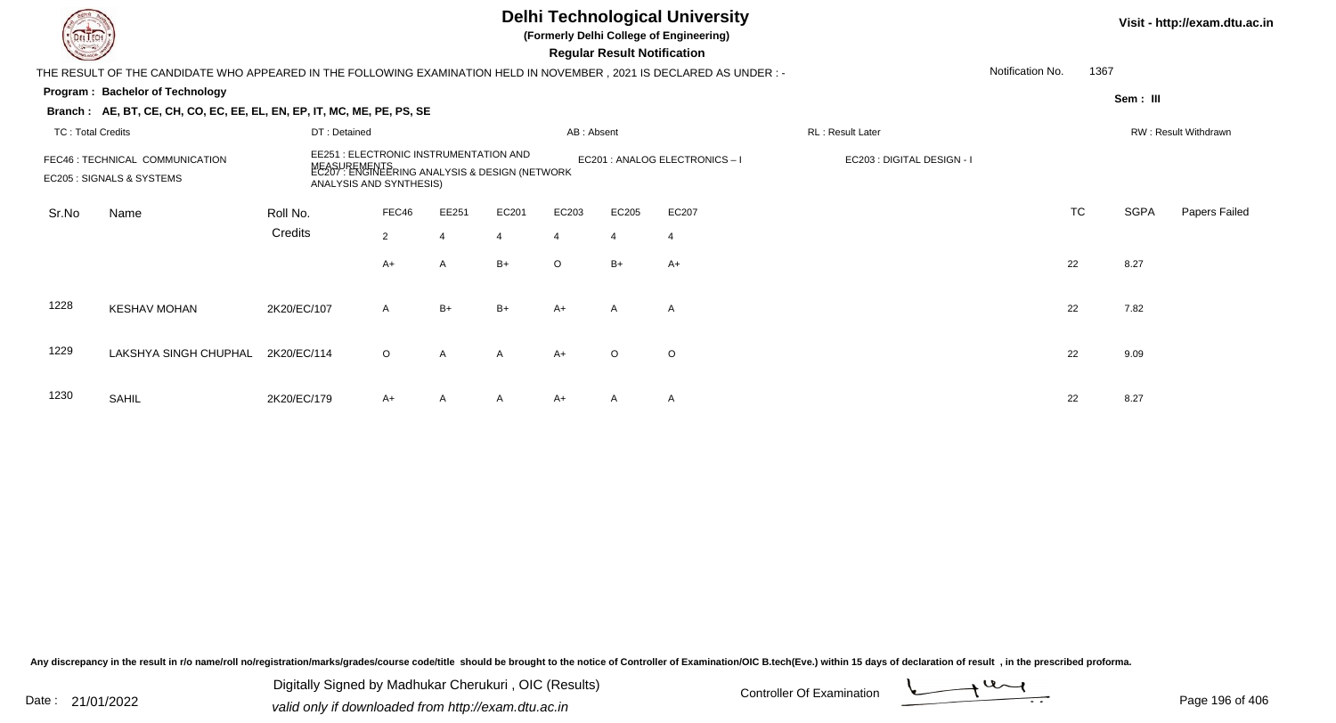# Delhi Technological University

**(Formerly Delhi College of Engineering)**

**Regular Result Notification**

Visit - http://exam.dtu.ac.in

THE RESULT OF THE CANDIDATE WHO APPEARED IN THE FOLLOWING EXAMINATION HELD IN NOVEMBER , 2021 IS DECLARED AS UNDER : -

Notification No. 1367

**Program : Bachelor of Technology**

Sem : III

**Branch : AE, BT, CE, CH, CO, EC, EE, EL, EN, EP, IT, MC, ME, PE, PS, SE**

TC : Total Credits | DT : Detained | AB : Absent | RL : Result Later | RW : Result Withdrawn

FEC46 : TECHNICAL COMMUNICATION
EE251 : ELECTRONIC INSTRUMENTATION AND MEASUREMENTS
EC201 : ANALOG ELECTRONICS – I
EC203 : DIGITAL DESIGN - I
EC205 : SIGNALS & SYSTEMS
EC207 : ENGINEERING ANALYSIS & DESIGN (NETWORK ANALYSIS AND SYNTHESIS)

| Sr.No | Name | Roll No. | FEC46 | EE251 | EC201 | EC203 | EC205 | EC207 | TC | SGPA | Papers Failed |
|---|---|---|---|---|---|---|---|---|---|---|---|
| | | Credits | 2 | 4 | 4 | 4 | 4 | 4 | | | |
| | | | A+ | A | B+ | O | B+ | A+ | 22 | 8.27 | |
| 1228 | KESHAV MOHAN | 2K20/EC/107 | A | B+ | B+ | A+ | A | A | 22 | 7.82 | |
| 1229 | LAKSHYA SINGH CHUPHAL | 2K20/EC/114 | O | A | A | A+ | O | O | 22 | 9.09 | |
| 1230 | SAHIL | 2K20/EC/179 | A+ | A | A | A+ | A | A | 22 | 8.27 | |

Any discrepancy in the result in r/o name/roll no/registration/marks/grades/course code/title should be brought to the notice of Controller of Examination/OIC B.tech(Eve.) within 15 days of declaration of result , in the prescribed proforma.

Date : 21/01/2022

Digitally Signed by Madhukar Cherukuri , OIC (Results)
valid only if downloaded from http://exam.dtu.ac.in

Controller Of Examination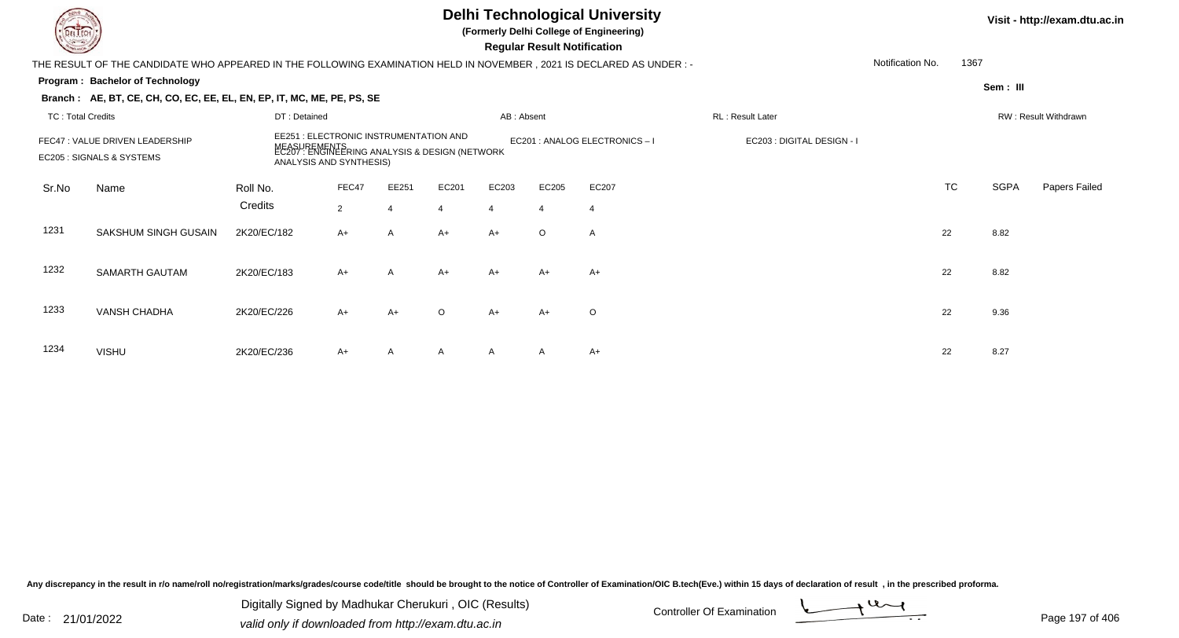# Delhi Technological University

**(Formerly Delhi College of Engineering)**

**Regular Result Notification**

Visit - http://exam.dtu.ac.in

THE RESULT OF THE CANDIDATE WHO APPEARED IN THE FOLLOWING EXAMINATION HELD IN NOVEMBER , 2021 IS DECLARED AS UNDER : -

Notification No. 1367

**Program : Bachelor of Technology**

Sem : III

**Branch : AE, BT, CE, CH, CO, EC, EE, EL, EN, EP, IT, MC, ME, PE, PS, SE**

TC : Total Credits | DT : Detained | AB : Absent | RL : Result Later | RW : Result Withdrawn

FEC47 : VALUE DRIVEN LEADERSHIP
EE251 : ELECTRONIC INSTRUMENTATION AND MEASUREMENTS
EC201 : ANALOG ELECTRONICS – I
EC203 : DIGITAL DESIGN - I
EC205 : SIGNALS & SYSTEMS
EC207 : ENGINEERING ANALYSIS & DESIGN (NETWORK ANALYSIS AND SYNTHESIS)

| Sr.No | Name | Roll No. | FEC47 | EE251 | EC201 | EC203 | EC205 | EC207 | TC | SGPA | Papers Failed |
|---|---|---|---|---|---|---|---|---|---|---|---|
| | | Credits | 2 | 4 | 4 | 4 | 4 | 4 | | | |
| 1231 | SAKSHUM SINGH GUSAIN | 2K20/EC/182 | A+ | A | A+ | A+ | O | A | 22 | 8.82 | |
| 1232 | SAMARTH GAUTAM | 2K20/EC/183 | A+ | A | A+ | A+ | A+ | A+ | 22 | 8.82 | |
| 1233 | VANSH CHADHA | 2K20/EC/226 | A+ | A+ | O | A+ | A+ | O | 22 | 9.36 | |
| 1234 | VISHU | 2K20/EC/236 | A+ | A | A | A | A | A+ | 22 | 8.27 | |

Any discrepancy in the result in r/o name/roll no/registration/marks/grades/course code/title should be brought to the notice of Controller of Examination/OIC B.tech(Eve.) within 15 days of declaration of result , in the prescribed proforma.

Date : 21/01/2022

Digitally Signed by Madhukar Cherukuri , OIC (Results)
valid only if downloaded from http://exam.dtu.ac.in

Controller Of Examination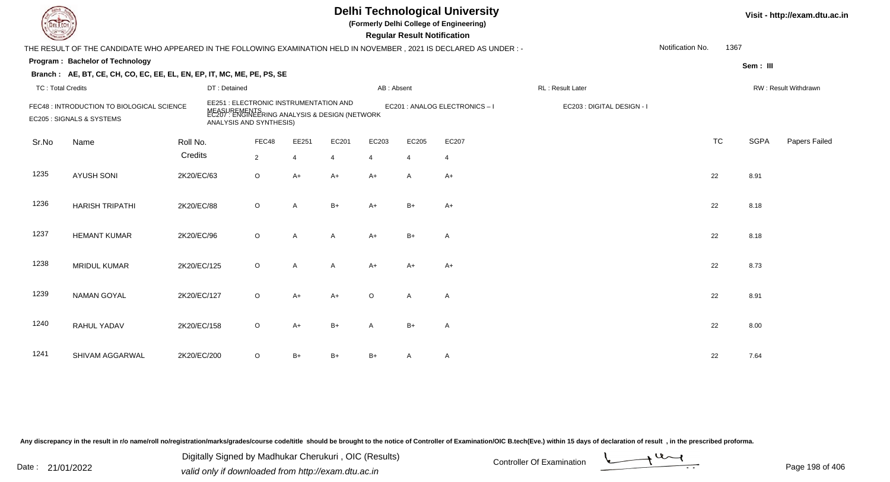# Delhi Technological University

**(Formerly Delhi College of Engineering)**

**Regular Result Notification**

Visit - http://exam.dtu.ac.in

THE RESULT OF THE CANDIDATE WHO APPEARED IN THE FOLLOWING EXAMINATION HELD IN NOVEMBER , 2021 IS DECLARED AS UNDER : -

Notification No. 1367

**Program : Bachelor of Technology**

Sem : III

**Branch : AE, BT, CE, CH, CO, EC, EE, EL, EN, EP, IT, MC, ME, PE, PS, SE**

TC : Total Credits | DT : Detained | AB : Absent | RL : Result Later | RW : Result Withdrawn

FEC48 : INTRODUCTION TO BIOLOGICAL SCIENCE
EE251 : ELECTRONIC INSTRUMENTATION AND MEASUREMENTS
EC201 : ANALOG ELECTRONICS – I
EC203 : DIGITAL DESIGN - I
EC205 : SIGNALS & SYSTEMS
EC207 : ENGINEERING ANALYSIS & DESIGN (NETWORK ANALYSIS AND SYNTHESIS)

| Sr.No | Name | Roll No. | FEC48 | EE251 | EC201 | EC203 | EC205 | EC207 | TC | SGPA | Papers Failed |
|---|---|---|---|---|---|---|---|---|---|---|---|
| | | Credits | 2 | 4 | 4 | 4 | 4 | 4 | | | |
| 1235 | AYUSH SONI | 2K20/EC/63 | O | A+ | A+ | A+ | A | A+ | 22 | 8.91 | |
| 1236 | HARISH TRIPATHI | 2K20/EC/88 | O | A | B+ | A+ | B+ | A+ | 22 | 8.18 | |
| 1237 | HEMANT KUMAR | 2K20/EC/96 | O | A | A | A+ | B+ | A | 22 | 8.18 | |
| 1238 | MRIDUL KUMAR | 2K20/EC/125 | O | A | A | A+ | A+ | A+ | 22 | 8.73 | |
| 1239 | NAMAN GOYAL | 2K20/EC/127 | O | A+ | A+ | O | A | A | 22 | 8.91 | |
| 1240 | RAHUL YADAV | 2K20/EC/158 | O | A+ | B+ | A | B+ | A | 22 | 8.00 | |
| 1241 | SHIVAM AGGARWAL | 2K20/EC/200 | O | B+ | B+ | B+ | A | A | 22 | 7.64 | |

Any discrepancy in the result in r/o name/roll no/registration/marks/grades/course code/title should be brought to the notice of Controller of Examination/OIC B.tech(Eve.) within 15 days of declaration of result , in the prescribed proforma.

Date : 21/01/2022

Digitally Signed by Madhukar Cherukuri , OIC (Results)
valid only if downloaded from http://exam.dtu.ac.in

Controller Of Examination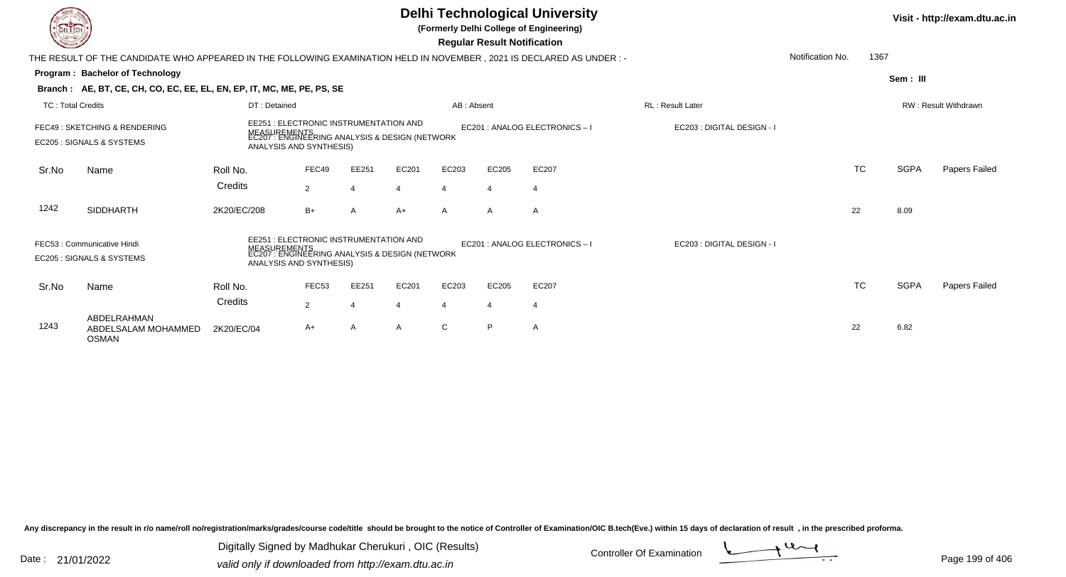# Delhi Technological University

**(Formerly Delhi College of Engineering)**

**Regular Result Notification**

Visit - http://exam.dtu.ac.in

THE RESULT OF THE CANDIDATE WHO APPEARED IN THE FOLLOWING EXAMINATION HELD IN NOVEMBER , 2021 IS DECLARED AS UNDER : -

Notification No. 1367

**Program : Bachelor of Technology**

Sem : III

**Branch : AE, BT, CE, CH, CO, EC, EE, EL, EN, EP, IT, MC, ME, PE, PS, SE**

TC : Total Credits | DT : Detained | AB : Absent | RL : Result Later | RW : Result Withdrawn

FEC49 : SKETCHING & RENDERING
EE251 : ELECTRONIC INSTRUMENTATION AND MEASUREMENTS
EC201 : ANALOG ELECTRONICS – I
EC203 : DIGITAL DESIGN - I
EC205 : SIGNALS & SYSTEMS
EC207 : ENGINEERING ANALYSIS & DESIGN (NETWORK ANALYSIS AND SYNTHESIS)

| Sr.No | Name | Roll No. | FEC49 | EE251 | EC201 | EC203 | EC205 | EC207 | TC | SGPA | Papers Failed |
|---|---|---|---|---|---|---|---|---|---|---|---|
| | | Credits | 2 | 4 | 4 | 4 | 4 | 4 | | | |
| 1242 | SIDDHARTH | 2K20/EC/208 | B+ | A | A+ | A | A | A | 22 | 8.09 | |

FEC53 : Communicative Hindi
EE251 : ELECTRONIC INSTRUMENTATION AND MEASUREMENTS
EC201 : ANALOG ELECTRONICS – I
EC203 : DIGITAL DESIGN - I
EC205 : SIGNALS & SYSTEMS
EC207 : ENGINEERING ANALYSIS & DESIGN (NETWORK ANALYSIS AND SYNTHESIS)

| Sr.No | Name | Roll No. | FEC53 | EE251 | EC201 | EC203 | EC205 | EC207 | TC | SGPA | Papers Failed |
|---|---|---|---|---|---|---|---|---|---|---|---|
| | | Credits | 2 | 4 | 4 | 4 | 4 | 4 | | | |
| 1243 | ABDELRAHMAN ABDELSALAM MOHAMMED OSMAN | 2K20/EC/04 | A+ | A | A | C | P | A | 22 | 6.82 | |

Any discrepancy in the result in r/o name/roll no/registration/marks/grades/course code/title should be brought to the notice of Controller of Examination/OIC B.tech(Eve.) within 15 days of declaration of result , in the prescribed proforma.

Date : 21/01/2022

Digitally Signed by Madhukar Cherukuri , OIC (Results)
valid only if downloaded from http://exam.dtu.ac.in

Controller Of Examination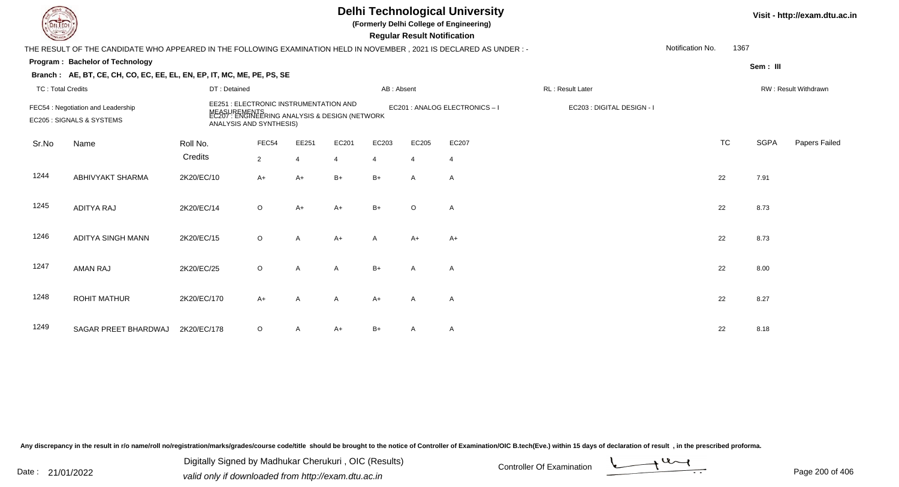# Delhi Technological University

**(Formerly Delhi College of Engineering)**

**Regular Result Notification**

Visit - http://exam.dtu.ac.in

THE RESULT OF THE CANDIDATE WHO APPEARED IN THE FOLLOWING EXAMINATION HELD IN NOVEMBER , 2021 IS DECLARED AS UNDER : -

Notification No. 1367

**Program : Bachelor of Technology**

Sem : III

**Branch : AE, BT, CE, CH, CO, EC, EE, EL, EN, EP, IT, MC, ME, PE, PS, SE**

TC : Total Credits | DT : Detained | AB : Absent | RL : Result Later | RW : Result Withdrawn

FEC54 : Negotiation and Leadership
EE251 : ELECTRONIC INSTRUMENTATION AND MEASUREMENTS
EC201 : ANALOG ELECTRONICS – I
EC203 : DIGITAL DESIGN - I
EC205 : SIGNALS & SYSTEMS
EC207 : ENGINEERING ANALYSIS & DESIGN (NETWORK ANALYSIS AND SYNTHESIS)

| Sr.No | Name | Roll No. | FEC54 | EE251 | EC201 | EC203 | EC205 | EC207 | TC | SGPA | Papers Failed |
|---|---|---|---|---|---|---|---|---|---|---|---|
| | | Credits | 2 | 4 | 4 | 4 | 4 | 4 | | | |
| 1244 | ABHIVYAKT SHARMA | 2K20/EC/10 | A+ | A+ | B+ | B+ | A | A | 22 | 7.91 | |
| 1245 | ADITYA RAJ | 2K20/EC/14 | O | A+ | A+ | B+ | O | A | 22 | 8.73 | |
| 1246 | ADITYA SINGH MANN | 2K20/EC/15 | O | A | A+ | A | A+ | A+ | 22 | 8.73 | |
| 1247 | AMAN RAJ | 2K20/EC/25 | O | A | A | B+ | A | A | 22 | 8.00 | |
| 1248 | ROHIT MATHUR | 2K20/EC/170 | A+ | A | A | A+ | A | A | 22 | 8.27 | |
| 1249 | SAGAR PREET BHARDWAJ | 2K20/EC/178 | O | A | A+ | B+ | A | A | 22 | 8.18 | |

Any discrepancy in the result in r/o name/roll no/registration/marks/grades/course code/title should be brought to the notice of Controller of Examination/OIC B.tech(Eve.) within 15 days of declaration of result , in the prescribed proforma.

Date : 21/01/2022

Digitally Signed by Madhukar Cherukuri , OIC (Results)
valid only if downloaded from http://exam.dtu.ac.in

Controller Of Examination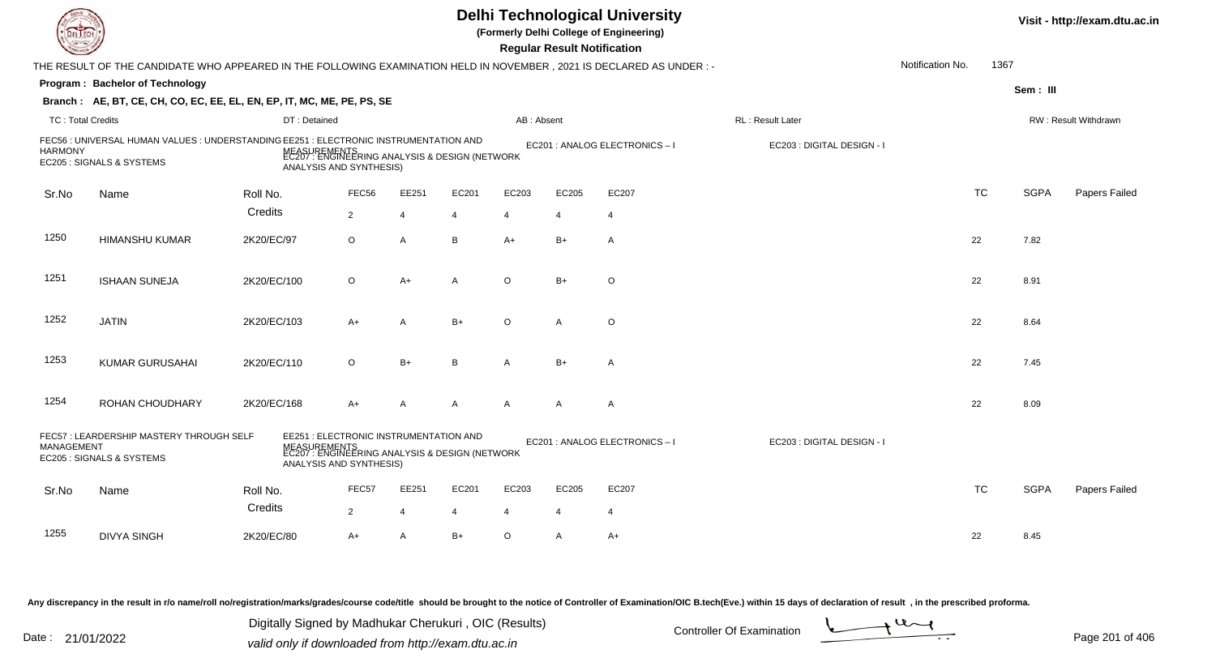# Delhi Technological University

**(Formerly Delhi College of Engineering)**

**Regular Result Notification**

Visit - http://exam.dtu.ac.in

THE RESULT OF THE CANDIDATE WHO APPEARED IN THE FOLLOWING EXAMINATION HELD IN NOVEMBER , 2021 IS DECLARED AS UNDER : -

Notification No. 1367

**Program : Bachelor of Technology**

Sem : III

**Branch : AE, BT, CE, CH, CO, EC, EE, EL, EN, EP, IT, MC, ME, PE, PS, SE**

TC : Total Credits | DT : Detained | AB : Absent | RL : Result Later | RW : Result Withdrawn

FEC56 : UNIVERSAL HUMAN VALUES : UNDERSTANDING HARMONY
EE251 : ELECTRONIC INSTRUMENTATION AND MEASUREMENTS
EC201 : ANALOG ELECTRONICS – I
EC203 : DIGITAL DESIGN - I
EC205 : SIGNALS & SYSTEMS
EC207 : ENGINEERING ANALYSIS & DESIGN (NETWORK ANALYSIS AND SYNTHESIS)

| Sr.No | Name | Roll No. | FEC56 | EE251 | EC201 | EC203 | EC205 | EC207 | TC | SGPA | Papers Failed |
|---|---|---|---|---|---|---|---|---|---|---|---|
| | | Credits | 2 | 4 | 4 | 4 | 4 | 4 | | | |
| 1250 | HIMANSHU KUMAR | 2K20/EC/97 | O | A | B | A+ | B+ | A | 22 | 7.82 | |
| 1251 | ISHAAN SUNEJA | 2K20/EC/100 | O | A+ | A | O | B+ | O | 22 | 8.91 | |
| 1252 | JATIN | 2K20/EC/103 | A+ | A | B+ | O | A | O | 22 | 8.64 | |
| 1253 | KUMAR GURUSAHAI | 2K20/EC/110 | O | B+ | B | A | B+ | A | 22 | 7.45 | |
| 1254 | ROHAN CHOUDHARY | 2K20/EC/168 | A+ | A | A | A | A | A | 22 | 8.09 | |

FEC57 : LEARDERSHIP MASTERY THROUGH SELF MANAGEMENT
EE251 : ELECTRONIC INSTRUMENTATION AND MEASUREMENTS
EC201 : ANALOG ELECTRONICS – I
EC203 : DIGITAL DESIGN - I
EC205 : SIGNALS & SYSTEMS
EC207 : ENGINEERING ANALYSIS & DESIGN (NETWORK ANALYSIS AND SYNTHESIS)

| Sr.No | Name | Roll No. | FEC57 | EE251 | EC201 | EC203 | EC205 | EC207 | TC | SGPA | Papers Failed |
|---|---|---|---|---|---|---|---|---|---|---|---|
| | | Credits | 2 | 4 | 4 | 4 | 4 | 4 | | | |
| 1255 | DIVYA SINGH | 2K20/EC/80 | A+ | A | B+ | O | A | A+ | 22 | 8.45 | |

Any discrepancy in the result in r/o name/roll no/registration/marks/grades/course code/title should be brought to the notice of Controller of Examination/OIC B.tech(Eve.) within 15 days of declaration of result , in the prescribed proforma.

Date : 21/01/2022

Digitally Signed by Madhukar Cherukuri , OIC (Results)
valid only if downloaded from http://exam.dtu.ac.in

Controller Of Examination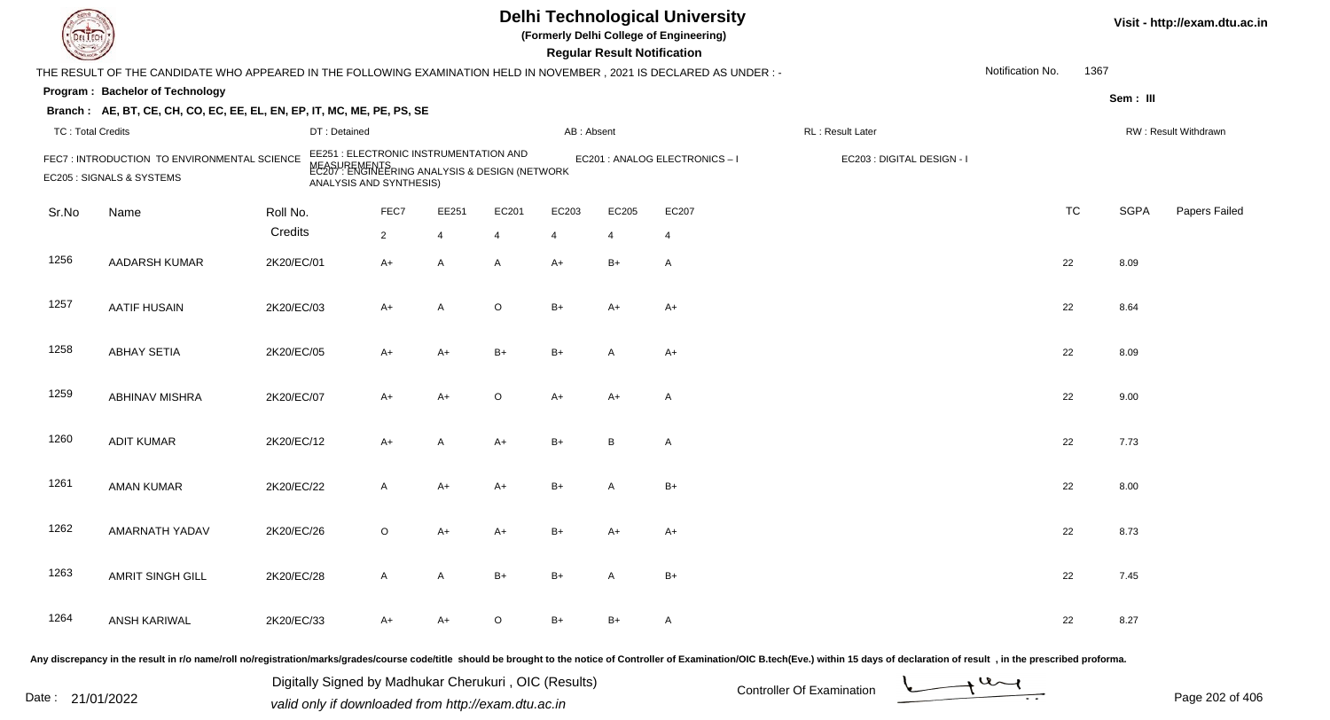# Delhi Technological University

**(Formerly Delhi College of Engineering)**

**Regular Result Notification**

Visit - http://exam.dtu.ac.in

THE RESULT OF THE CANDIDATE WHO APPEARED IN THE FOLLOWING EXAMINATION HELD IN NOVEMBER , 2021 IS DECLARED AS UNDER : -

Notification No. 1367

**Program : Bachelor of Technology**

Sem : III

**Branch : AE, BT, CE, CH, CO, EC, EE, EL, EN, EP, IT, MC, ME, PE, PS, SE**

TC : Total Credits | DT : Detained | AB : Absent | RL : Result Later | RW : Result Withdrawn

FEC7 : INTRODUCTION TO ENVIRONMENTAL SCIENCE
EE251 : ELECTRONIC INSTRUMENTATION AND MEASUREMENTS
EC201 : ANALOG ELECTRONICS – I
EC203 : DIGITAL DESIGN - I
EC205 : SIGNALS & SYSTEMS
EC207 : ENGINEERING ANALYSIS & DESIGN (NETWORK ANALYSIS AND SYNTHESIS)

| Sr.No | Name | Roll No. | FEC7 | EE251 | EC201 | EC203 | EC205 | EC207 | TC | SGPA | Papers Failed |
|---|---|---|---|---|---|---|---|---|---|---|---|
| | | Credits | 2 | 4 | 4 | 4 | 4 | 4 | | | |
| 1256 | AADARSH KUMAR | 2K20/EC/01 | A+ | A | A | A+ | B+ | A | 22 | 8.09 | |
| 1257 | AATIF HUSAIN | 2K20/EC/03 | A+ | A | O | B+ | A+ | A+ | 22 | 8.64 | |
| 1258 | ABHAY SETIA | 2K20/EC/05 | A+ | A+ | B+ | B+ | A | A+ | 22 | 8.09 | |
| 1259 | ABHINAV MISHRA | 2K20/EC/07 | A+ | A+ | O | A+ | A+ | A | 22 | 9.00 | |
| 1260 | ADIT KUMAR | 2K20/EC/12 | A+ | A | A+ | B+ | B | A | 22 | 7.73 | |
| 1261 | AMAN KUMAR | 2K20/EC/22 | A | A+ | A+ | B+ | A | B+ | 22 | 8.00 | |
| 1262 | AMARNATH YADAV | 2K20/EC/26 | O | A+ | A+ | B+ | A+ | A+ | 22 | 8.73 | |
| 1263 | AMRIT SINGH GILL | 2K20/EC/28 | A | A | B+ | B+ | A | B+ | 22 | 7.45 | |
| 1264 | ANSH KARIWAL | 2K20/EC/33 | A+ | A+ | O | B+ | B+ | A | 22 | 8.27 | |

Any discrepancy in the result in r/o name/roll no/registration/marks/grades/course code/title should be brought to the notice of Controller of Examination/OIC B.tech(Eve.) within 15 days of declaration of result , in the prescribed proforma.

Date : 21/01/2022

Digitally Signed by Madhukar Cherukuri , OIC (Results)
valid only if downloaded from http://exam.dtu.ac.in

Controller Of Examination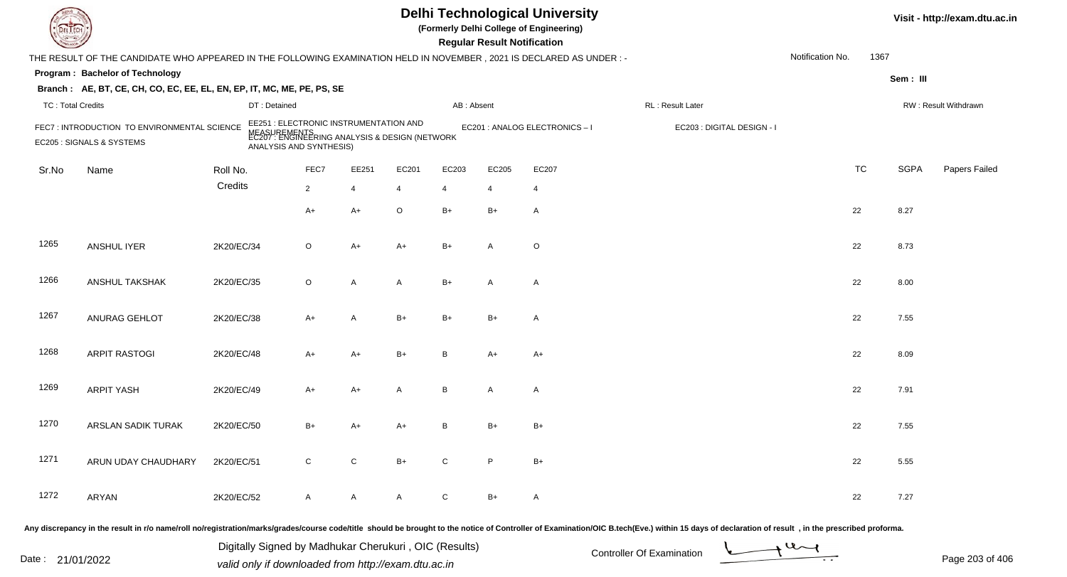# Delhi Technological University

**(Formerly Delhi College of Engineering)**

**Regular Result Notification**

Visit - http://exam.dtu.ac.in

THE RESULT OF THE CANDIDATE WHO APPEARED IN THE FOLLOWING EXAMINATION HELD IN NOVEMBER , 2021 IS DECLARED AS UNDER : -

Notification No. 1367

**Program : Bachelor of Technology**

Sem : III

**Branch : AE, BT, CE, CH, CO, EC, EE, EL, EN, EP, IT, MC, ME, PE, PS, SE**

TC : Total Credits | DT : Detained | AB : Absent | RL : Result Later | RW : Result Withdrawn

FEC7 : INTRODUCTION TO ENVIRONMENTAL SCIENCE
EE251 : ELECTRONIC INSTRUMENTATION AND MEASUREMENTS
EC201 : ANALOG ELECTRONICS – I
EC203 : DIGITAL DESIGN - I
EC205 : SIGNALS & SYSTEMS
EC207 : ENGINEERING ANALYSIS & DESIGN (NETWORK ANALYSIS AND SYNTHESIS)

| Sr.No | Name | Roll No. | FEC7 | EE251 | EC201 | EC203 | EC205 | EC207 | TC | SGPA | Papers Failed |
|---|---|---|---|---|---|---|---|---|---|---|---|
| | | Credits | 2 | 4 | 4 | 4 | 4 | 4 | | | |
| | | | A+ | A+ | O | B+ | B+ | A | 22 | 8.27 | |
| 1265 | ANSHUL IYER | 2K20/EC/34 | O | A+ | A+ | B+ | A | O | 22 | 8.73 | |
| 1266 | ANSHUL TAKSHAK | 2K20/EC/35 | O | A | A | B+ | A | A | 22 | 8.00 | |
| 1267 | ANURAG GEHLOT | 2K20/EC/38 | A+ | A | B+ | B+ | B+ | A | 22 | 7.55 | |
| 1268 | ARPIT RASTOGI | 2K20/EC/48 | A+ | A+ | B+ | B | A+ | A+ | 22 | 8.09 | |
| 1269 | ARPIT YASH | 2K20/EC/49 | A+ | A+ | A | B | A | A | 22 | 7.91 | |
| 1270 | ARSLAN SADIK TURAK | 2K20/EC/50 | B+ | A+ | A+ | B | B+ | B+ | 22 | 7.55 | |
| 1271 | ARUN UDAY CHAUDHARY | 2K20/EC/51 | C | C | B+ | C | P | B+ | 22 | 5.55 | |
| 1272 | ARYAN | 2K20/EC/52 | A | A | A | C | B+ | A | 22 | 7.27 | |

Any discrepancy in the result in r/o name/roll no/registration/marks/grades/course code/title should be brought to the notice of Controller of Examination/OIC B.tech(Eve.) within 15 days of declaration of result , in the prescribed proforma.

Date : 21/01/2022

Digitally Signed by Madhukar Cherukuri , OIC (Results)
valid only if downloaded from http://exam.dtu.ac.in

Controller Of Examination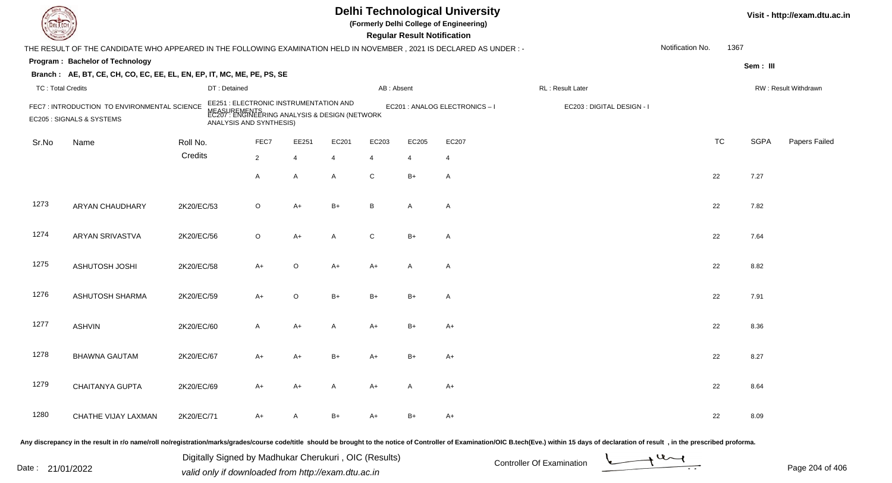# Delhi Technological University

(Formerly Delhi College of Engineering)

**Regular Result Notification**

Visit - http://exam.dtu.ac.in

THE RESULT OF THE CANDIDATE WHO APPEARED IN THE FOLLOWING EXAMINATION HELD IN NOVEMBER , 2021 IS DECLARED AS UNDER : -

Notification No. 1367

**Program : Bachelor of Technology**

Sem : III

**Branch : AE, BT, CE, CH, CO, EC, EE, EL, EN, EP, IT, MC, ME, PE, PS, SE**

TC : Total Credits | DT : Detained | AB : Absent | RL : Result Later | RW : Result Withdrawn

FEC7 : INTRODUCTION TO ENVIRONMENTAL SCIENCE
EE251 : ELECTRONIC INSTRUMENTATION AND MEASUREMENTS
EC201 : ANALOG ELECTRONICS – I
EC203 : DIGITAL DESIGN - I
EC205 : SIGNALS & SYSTEMS
EC207 : ENGINEERING ANALYSIS & DESIGN (NETWORK ANALYSIS AND SYNTHESIS)

| Sr.No | Name | Roll No. | FEC7 | EE251 | EC201 | EC203 | EC205 | EC207 | TC | SGPA | Papers Failed |
|---|---|---|---|---|---|---|---|---|---|---|---|
| | | Credits | 2 | 4 | 4 | 4 | 4 | 4 | | | |
| | | | A | A | A | C | B+ | A | 22 | 7.27 | |
| 1273 | ARYAN CHAUDHARY | 2K20/EC/53 | O | A+ | B+ | B | A | A | 22 | 7.82 | |
| 1274 | ARYAN SRIVASTVA | 2K20/EC/56 | O | A+ | A | C | B+ | A | 22 | 7.64 | |
| 1275 | ASHUTOSH JOSHI | 2K20/EC/58 | A+ | O | A+ | A+ | A | A | 22 | 8.82 | |
| 1276 | ASHUTOSH SHARMA | 2K20/EC/59 | A+ | O | B+ | B+ | B+ | A | 22 | 7.91 | |
| 1277 | ASHVIN | 2K20/EC/60 | A | A+ | A | A+ | B+ | A+ | 22 | 8.36 | |
| 1278 | BHAWNA GAUTAM | 2K20/EC/67 | A+ | A+ | B+ | A+ | B+ | A+ | 22 | 8.27 | |
| 1279 | CHAITANYA GUPTA | 2K20/EC/69 | A+ | A+ | A | A+ | A | A+ | 22 | 8.64 | |
| 1280 | CHATHE VIJAY LAXMAN | 2K20/EC/71 | A+ | A | B+ | A+ | B+ | A+ | 22 | 8.09 | |

Any discrepancy in the result in r/o name/roll no/registration/marks/grades/course code/title should be brought to the notice of Controller of Examination/OIC B.tech(Eve.) within 15 days of declaration of result , in the prescribed proforma.

Date : 21/01/2022

Digitally Signed by Madhukar Cherukuri , OIC (Results)
valid only if downloaded from http://exam.dtu.ac.in

Controller Of Examination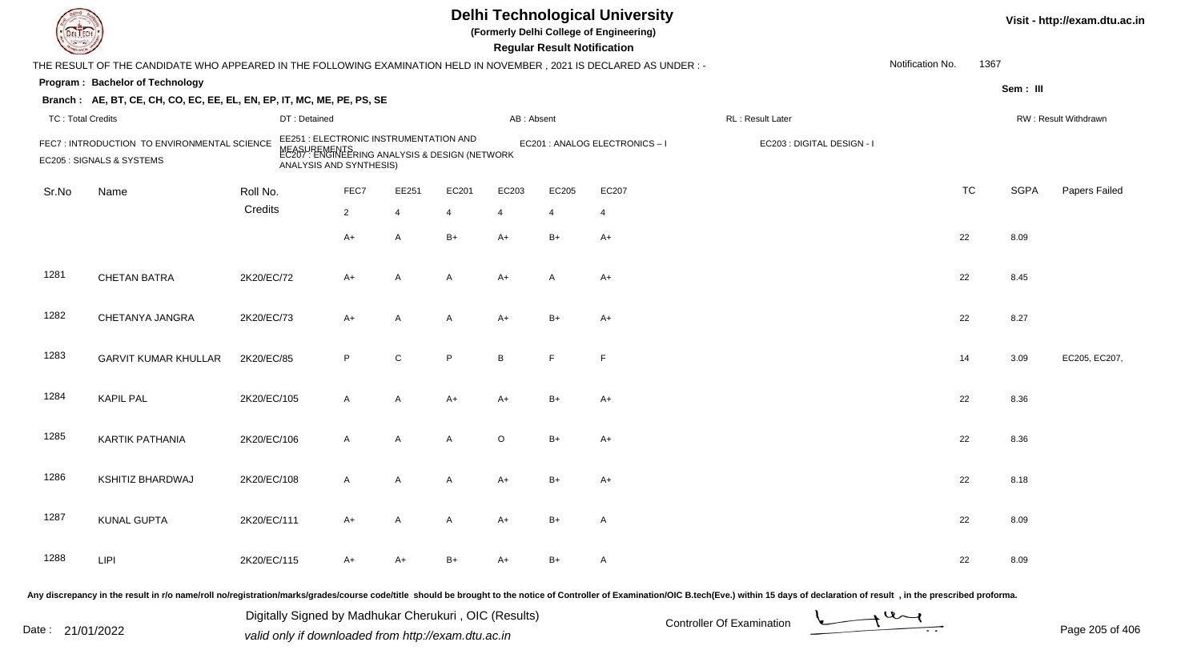# Delhi Technological University

(Formerly Delhi College of Engineering)

**Regular Result Notification**

Visit - http://exam.dtu.ac.in

THE RESULT OF THE CANDIDATE WHO APPEARED IN THE FOLLOWING EXAMINATION HELD IN NOVEMBER , 2021 IS DECLARED AS UNDER : -

Notification No. 1367

**Program : Bachelor of Technology**

Sem : III

**Branch : AE, BT, CE, CH, CO, EC, EE, EL, EN, EP, IT, MC, ME, PE, PS, SE**

TC : Total Credits | DT : Detained | AB : Absent | RL : Result Later | RW : Result Withdrawn

FEC7 : INTRODUCTION TO ENVIRONMENTAL SCIENCE
EE251 : ELECTRONIC INSTRUMENTATION AND MEASUREMENTS
EC201 : ANALOG ELECTRONICS – I
EC203 : DIGITAL DESIGN - I
EC205 : SIGNALS & SYSTEMS
EC207 : ENGINEERING ANALYSIS & DESIGN (NETWORK ANALYSIS AND SYNTHESIS)

| Sr.No | Name | Roll No. | FEC7 | EE251 | EC201 | EC203 | EC205 | EC207 | TC | SGPA | Papers Failed |
|---|---|---|---|---|---|---|---|---|---|---|---|
| | | Credits | 2 | 4 | 4 | 4 | 4 | 4 | | | |
| | | | A+ | A | B+ | A+ | B+ | A+ | 22 | 8.09 | |
| 1281 | CHETAN BATRA | 2K20/EC/72 | A+ | A | A | A+ | A | A+ | 22 | 8.45 | |
| 1282 | CHETANYA JANGRA | 2K20/EC/73 | A+ | A | A | A+ | B+ | A+ | 22 | 8.27 | |
| 1283 | GARVIT KUMAR KHULLAR | 2K20/EC/85 | P | C | P | B | F | F | 14 | 3.09 | EC205, EC207, |
| 1284 | KAPIL PAL | 2K20/EC/105 | A | A | A+ | A+ | B+ | A+ | 22 | 8.36 | |
| 1285 | KARTIK PATHANIA | 2K20/EC/106 | A | A | A | O | B+ | A+ | 22 | 8.36 | |
| 1286 | KSHITIZ BHARDWAJ | 2K20/EC/108 | A | A | A | A+ | B+ | A+ | 22 | 8.18 | |
| 1287 | KUNAL GUPTA | 2K20/EC/111 | A+ | A | A | A+ | B+ | A | 22 | 8.09 | |
| 1288 | LIPI | 2K20/EC/115 | A+ | A+ | B+ | A+ | B+ | A | 22 | 8.09 | |

Any discrepancy in the result in r/o name/roll no/registration/marks/grades/course code/title should be brought to the notice of Controller of Examination/OIC B.tech(Eve.) within 15 days of declaration of result , in the prescribed proforma.

Date : 21/01/2022

Digitally Signed by Madhukar Cherukuri , OIC (Results)
valid only if downloaded from http://exam.dtu.ac.in

Controller Of Examination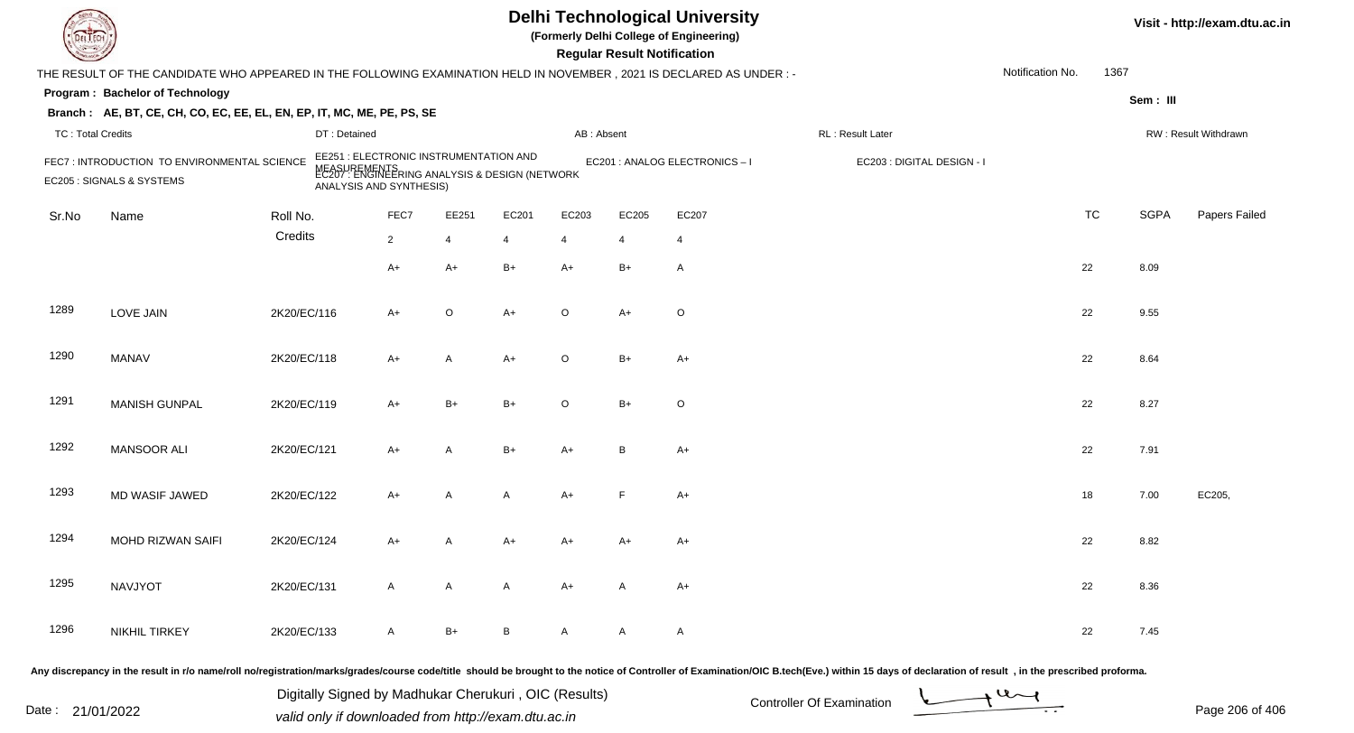# Delhi Technological University

**(Formerly Delhi College of Engineering)**

**Regular Result Notification**

THE RESULT OF THE CANDIDATE WHO APPEARED IN THE FOLLOWING EXAMINATION HELD IN NOVEMBER , 2021 IS DECLARED AS UNDER : -

Notification No. 1367

**Program : Bachelor of Technology**

**Sem : III**

**Branch : AE, BT, CE, CH, CO, EC, EE, EL, EN, EP, IT, MC, ME, PE, PS, SE**

TC : Total Credits | DT : Detained | AB : Absent | RL : Result Later | RW : Result Withdrawn

FEC7 : INTRODUCTION TO ENVIRONMENTAL SCIENCE | EE251 : ELECTRONIC INSTRUMENTATION AND MEASUREMENTS | EC201 : ANALOG ELECTRONICS – I | EC203 : DIGITAL DESIGN - I | EC205 : SIGNALS & SYSTEMS | EC207 : ENGINEERING ANALYSIS & DESIGN (NETWORK ANALYSIS AND SYNTHESIS)

| Sr.No | Name | Roll No. | FEC7 | EE251 | EC201 | EC203 | EC205 | EC207 | TC | SGPA | Papers Failed |
|---|---|---|---|---|---|---|---|---|---|---|---|
| | | Credits | 2 | 4 | 4 | 4 | 4 | 4 | | | |
| | | | A+ | A+ | B+ | A+ | B+ | A | 22 | 8.09 | |
| 1289 | LOVE JAIN | 2K20/EC/116 | A+ | O | A+ | O | A+ | O | 22 | 9.55 | |
| 1290 | MANAV | 2K20/EC/118 | A+ | A | A+ | O | B+ | A+ | 22 | 8.64 | |
| 1291 | MANISH GUNPAL | 2K20/EC/119 | A+ | B+ | B+ | O | B+ | O | 22 | 8.27 | |
| 1292 | MANSOOR ALI | 2K20/EC/121 | A+ | A | B+ | A+ | B | A+ | 22 | 7.91 | |
| 1293 | MD WASIF JAWED | 2K20/EC/122 | A+ | A | A | A+ | F | A+ | 18 | 7.00 | EC205, |
| 1294 | MOHD RIZWAN SAIFI | 2K20/EC/124 | A+ | A | A+ | A+ | A+ | A+ | 22 | 8.82 | |
| 1295 | NAVJYOT | 2K20/EC/131 | A | A | A | A+ | A | A+ | 22 | 8.36 | |
| 1296 | NIKHIL TIRKEY | 2K20/EC/133 | A | B+ | B | A | A | A | 22 | 7.45 | |

Any discrepancy in the result in r/o name/roll no/registration/marks/grades/course code/title should be brought to the notice of Controller of Examination/OIC B.tech(Eve.) within 15 days of declaration of result , in the prescribed proforma.

Date : 21/01/2022

Digitally Signed by Madhukar Cherukuri , OIC (Results)
valid only if downloaded from http://exam.dtu.ac.in

Controller Of Examination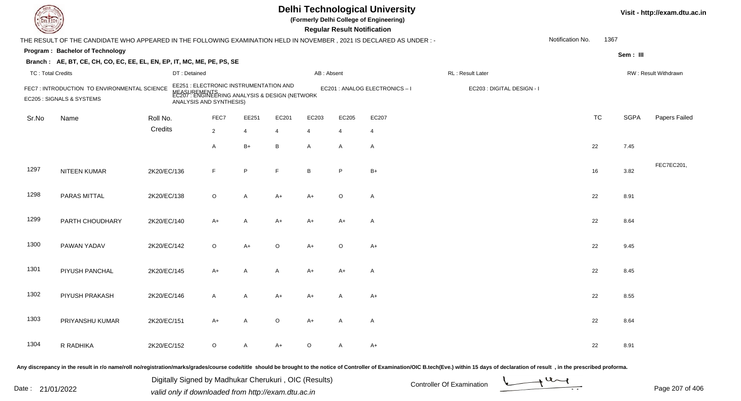# Delhi Technological University

(Formerly Delhi College of Engineering)

**Regular Result Notification**

Visit - http://exam.dtu.ac.in

THE RESULT OF THE CANDIDATE WHO APPEARED IN THE FOLLOWING EXAMINATION HELD IN NOVEMBER , 2021 IS DECLARED AS UNDER : -

Notification No. 1367

**Program : Bachelor of Technology**

Sem : III

**Branch : AE, BT, CE, CH, CO, EC, EE, EL, EN, EP, IT, MC, ME, PE, PS, SE**

TC : Total Credits | DT : Detained | AB : Absent | RL : Result Later | RW : Result Withdrawn

FEC7 : INTRODUCTION TO ENVIRONMENTAL SCIENCE
EE251 : ELECTRONIC INSTRUMENTATION AND MEASUREMENTS
EC201 : ANALOG ELECTRONICS – I
EC203 : DIGITAL DESIGN - I
EC205 : SIGNALS & SYSTEMS
EC207 : ENGINEERING ANALYSIS & DESIGN (NETWORK ANALYSIS AND SYNTHESIS)

| Sr.No | Name | Roll No. | FEC7 | EE251 | EC201 | EC203 | EC205 | EC207 | TC | SGPA | Papers Failed |
|---|---|---|---|---|---|---|---|---|---|---|---|
| | | Credits | 2 | 4 | 4 | 4 | 4 | 4 | | | |
| | | | A | B+ | B | A | A | A | 22 | 7.45 | |
| 1297 | NITEEN KUMAR | 2K20/EC/136 | F | P | F | B | P | B+ | 16 | 3.82 | FEC7EC201, |
| 1298 | PARAS MITTAL | 2K20/EC/138 | O | A | A+ | A+ | O | A | 22 | 8.91 | |
| 1299 | PARTH CHOUDHARY | 2K20/EC/140 | A+ | A | A+ | A+ | A+ | A | 22 | 8.64 | |
| 1300 | PAWAN YADAV | 2K20/EC/142 | O | A+ | O | A+ | O | A+ | 22 | 9.45 | |
| 1301 | PIYUSH PANCHAL | 2K20/EC/145 | A+ | A | A | A+ | A+ | A | 22 | 8.45 | |
| 1302 | PIYUSH PRAKASH | 2K20/EC/146 | A | A | A+ | A+ | A | A+ | 22 | 8.55 | |
| 1303 | PRIYANSHU KUMAR | 2K20/EC/151 | A+ | A | O | A+ | A | A | 22 | 8.64 | |
| 1304 | R RADHIKA | 2K20/EC/152 | O | A | A+ | O | A | A+ | 22 | 8.91 | |

Any discrepancy in the result in r/o name/roll no/registration/marks/grades/course code/title should be brought to the notice of Controller of Examination/OIC B.tech(Eve.) within 15 days of declaration of result , in the prescribed proforma.

Date : 21/01/2022

Digitally Signed by Madhukar Cherukuri , OIC (Results)
valid only if downloaded from http://exam.dtu.ac.in

Controller Of Examination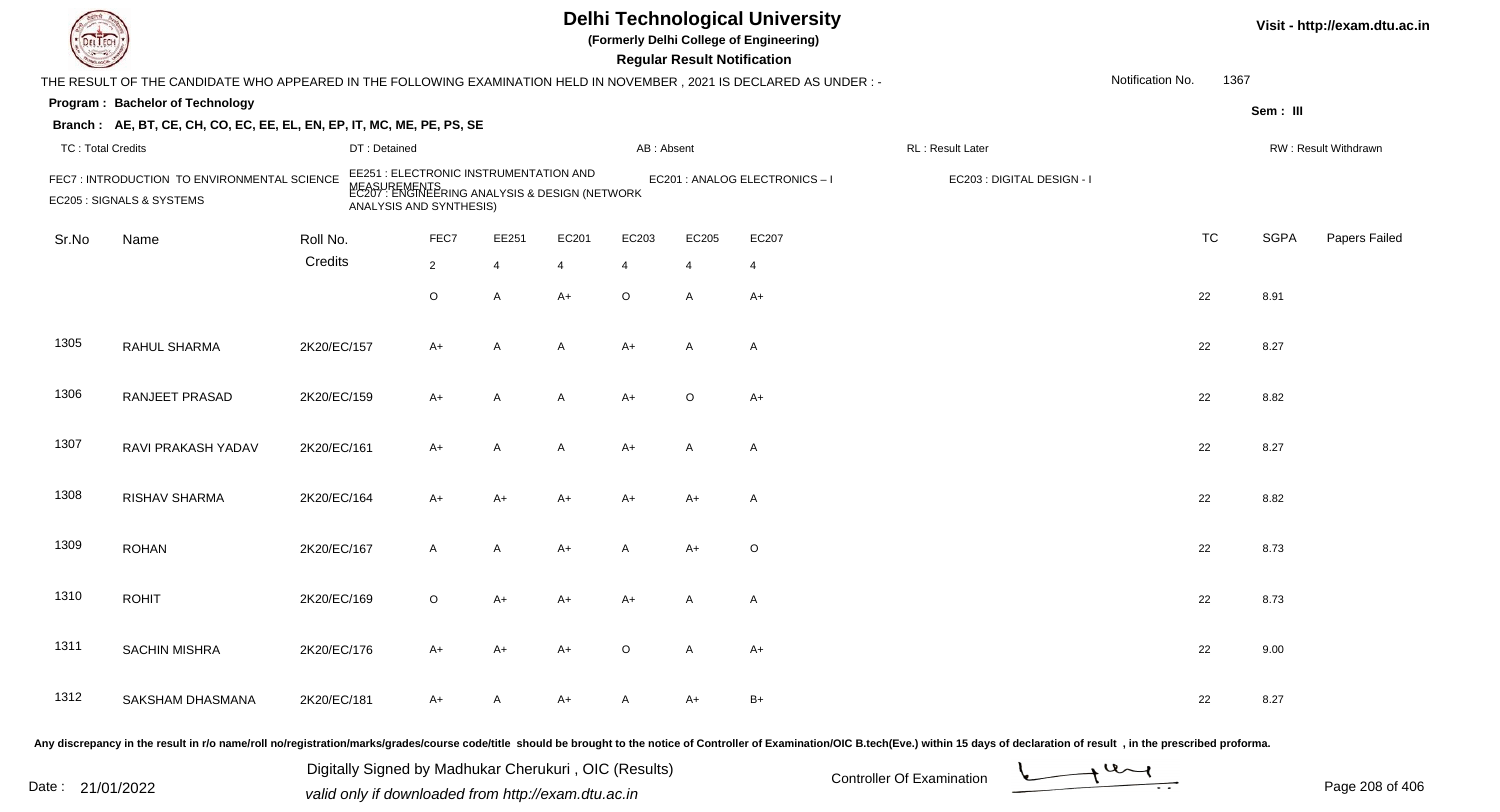# Delhi Technological University

**(Formerly Delhi College of Engineering)**

**Regular Result Notification**

Visit - http://exam.dtu.ac.in

THE RESULT OF THE CANDIDATE WHO APPEARED IN THE FOLLOWING EXAMINATION HELD IN NOVEMBER , 2021 IS DECLARED AS UNDER : -

Notification No. 1367

**Program : Bachelor of Technology**

Sem : III

**Branch : AE, BT, CE, CH, CO, EC, EE, EL, EN, EP, IT, MC, ME, PE, PS, SE**

TC : Total Credits | DT : Detained | AB : Absent | RL : Result Later | RW : Result Withdrawn

FEC7 : INTRODUCTION TO ENVIRONMENTAL SCIENCE
EE251 : ELECTRONIC INSTRUMENTATION AND MEASUREMENTS
EC201 : ANALOG ELECTRONICS – I
EC203 : DIGITAL DESIGN - I
EC205 : SIGNALS & SYSTEMS
EC207 : ENGINEERING ANALYSIS & DESIGN (NETWORK ANALYSIS AND SYNTHESIS)

| Sr.No | Name | Roll No. | FEC7 | EE251 | EC201 | EC203 | EC205 | EC207 | TC | SGPA | Papers Failed |
|---|---|---|---|---|---|---|---|---|---|---|---|
| | | Credits | 2 | 4 | 4 | 4 | 4 | 4 | | | |
| | | | O | A | A+ | O | A | A+ | 22 | 8.91 | |
| 1305 | RAHUL SHARMA | 2K20/EC/157 | A+ | A | A | A+ | A | A | 22 | 8.27 | |
| 1306 | RANJEET PRASAD | 2K20/EC/159 | A+ | A | A | A+ | O | A+ | 22 | 8.82 | |
| 1307 | RAVI PRAKASH YADAV | 2K20/EC/161 | A+ | A | A | A+ | A | A | 22 | 8.27 | |
| 1308 | RISHAV SHARMA | 2K20/EC/164 | A+ | A+ | A+ | A+ | A+ | A | 22 | 8.82 | |
| 1309 | ROHAN | 2K20/EC/167 | A | A | A+ | A | A+ | O | 22 | 8.73 | |
| 1310 | ROHIT | 2K20/EC/169 | O | A+ | A+ | A+ | A | A | 22 | 8.73 | |
| 1311 | SACHIN MISHRA | 2K20/EC/176 | A+ | A+ | A+ | O | A | A+ | 22 | 9.00 | |
| 1312 | SAKSHAM DHASMANA | 2K20/EC/181 | A+ | A | A+ | A | A+ | B+ | 22 | 8.27 | |

Any discrepancy in the result in r/o name/roll no/registration/marks/grades/course code/title should be brought to the notice of Controller of Examination/OIC B.tech(Eve.) within 15 days of declaration of result , in the prescribed proforma.

Date : 21/01/2022

Digitally Signed by Madhukar Cherukuri , OIC (Results)
valid only if downloaded from http://exam.dtu.ac.in

Controller Of Examination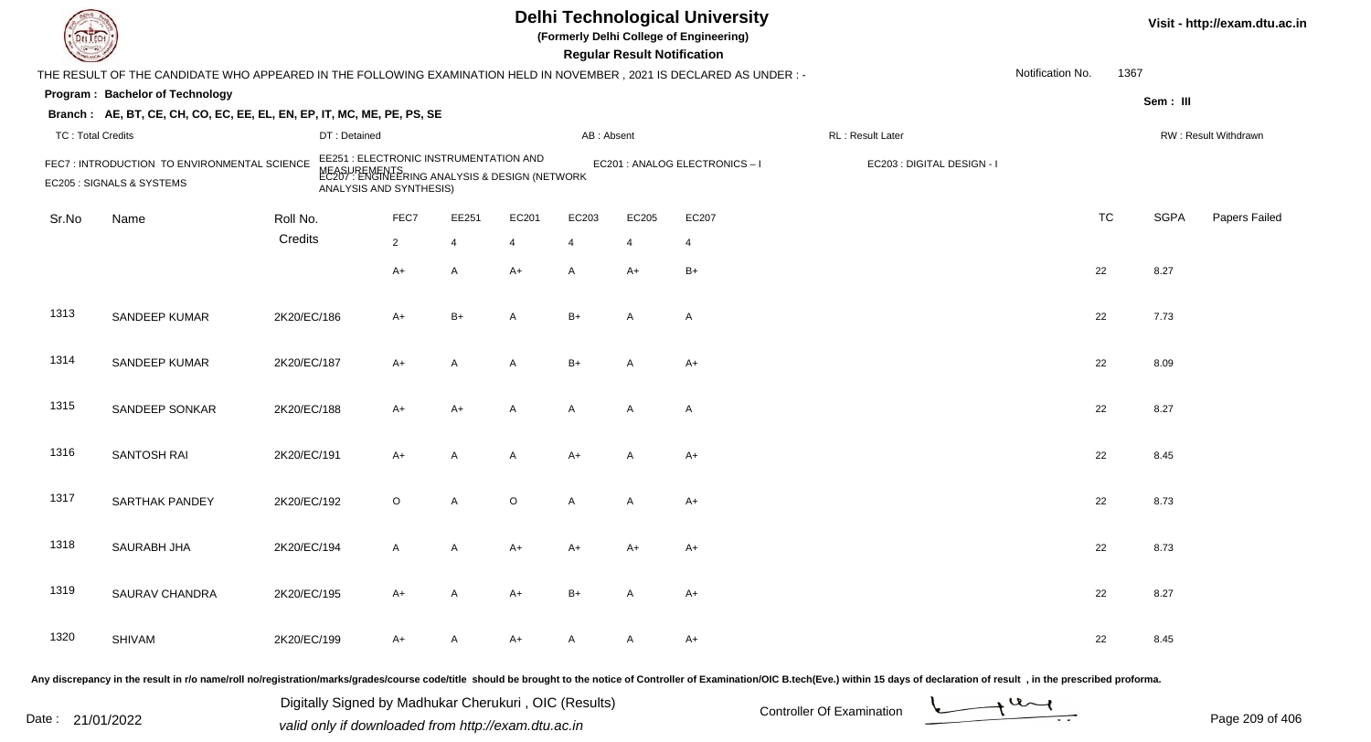# Delhi Technological University

(Formerly Delhi College of Engineering)

**Regular Result Notification**

Visit - http://exam.dtu.ac.in

THE RESULT OF THE CANDIDATE WHO APPEARED IN THE FOLLOWING EXAMINATION HELD IN NOVEMBER , 2021 IS DECLARED AS UNDER : -

Notification No. 1367

**Program : Bachelor of Technology**

Sem : III

**Branch : AE, BT, CE, CH, CO, EC, EE, EL, EN, EP, IT, MC, ME, PE, PS, SE**

TC : Total Credits | DT : Detained | AB : Absent | RL : Result Later | RW : Result Withdrawn

FEC7 : INTRODUCTION TO ENVIRONMENTAL SCIENCE
EE251 : ELECTRONIC INSTRUMENTATION AND MEASUREMENTS
EC201 : ANALOG ELECTRONICS – I
EC203 : DIGITAL DESIGN - I
EC205 : SIGNALS & SYSTEMS
EC207 : ENGINEERING ANALYSIS & DESIGN (NETWORK ANALYSIS AND SYNTHESIS)

| Sr.No | Name | Roll No. | FEC7 | EE251 | EC201 | EC203 | EC205 | EC207 | TC | SGPA | Papers Failed |
|---|---|---|---|---|---|---|---|---|---|---|---|
| | | Credits | 2 | 4 | 4 | 4 | 4 | 4 | | | |
| | | | A+ | A | A+ | A | A+ | B+ | 22 | 8.27 | |
| 1313 | SANDEEP KUMAR | 2K20/EC/186 | A+ | B+ | A | B+ | A | A | 22 | 7.73 | |
| 1314 | SANDEEP KUMAR | 2K20/EC/187 | A+ | A | A | B+ | A | A+ | 22 | 8.09 | |
| 1315 | SANDEEP SONKAR | 2K20/EC/188 | A+ | A+ | A | A | A | A | 22 | 8.27 | |
| 1316 | SANTOSH RAI | 2K20/EC/191 | A+ | A | A | A+ | A | A+ | 22 | 8.45 | |
| 1317 | SARTHAK PANDEY | 2K20/EC/192 | O | A | O | A | A | A+ | 22 | 8.73 | |
| 1318 | SAURABH JHA | 2K20/EC/194 | A | A | A+ | A+ | A+ | A+ | 22 | 8.73 | |
| 1319 | SAURAV CHANDRA | 2K20/EC/195 | A+ | A | A+ | B+ | A | A+ | 22 | 8.27 | |
| 1320 | SHIVAM | 2K20/EC/199 | A+ | A | A+ | A | A | A+ | 22 | 8.45 | |

Any discrepancy in the result in r/o name/roll no/registration/marks/grades/course code/title should be brought to the notice of Controller of Examination/OIC B.tech(Eve.) within 15 days of declaration of result , in the prescribed proforma.

Date : 21/01/2022

Digitally Signed by Madhukar Cherukuri , OIC (Results)
valid only if downloaded from http://exam.dtu.ac.in

Controller Of Examination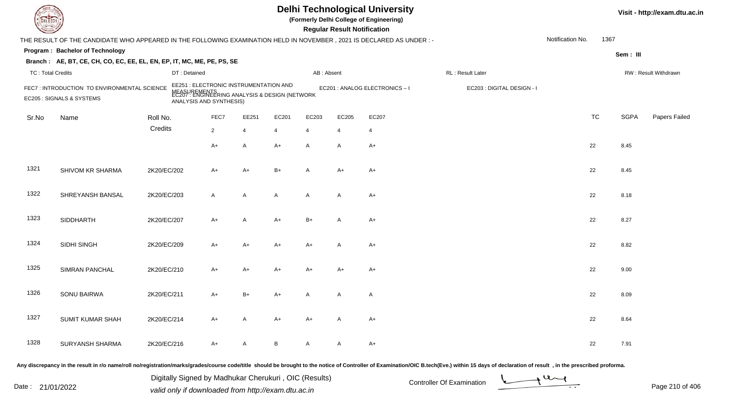# Delhi Technological University

**(Formerly Delhi College of Engineering)**

**Regular Result Notification**

Visit - http://exam.dtu.ac.in

THE RESULT OF THE CANDIDATE WHO APPEARED IN THE FOLLOWING EXAMINATION HELD IN NOVEMBER , 2021 IS DECLARED AS UNDER : -

Notification No. 1367

**Program : Bachelor of Technology**

Sem : III

**Branch : AE, BT, CE, CH, CO, EC, EE, EL, EN, EP, IT, MC, ME, PE, PS, SE**

TC : Total Credits | DT : Detained | AB : Absent | RL : Result Later | RW : Result Withdrawn

FEC7 : INTRODUCTION TO ENVIRONMENTAL SCIENCE | EE251 : ELECTRONIC INSTRUMENTATION AND MEASUREMENTS | EC201 : ANALOG ELECTRONICS – I | EC203 : DIGITAL DESIGN - I | EC205 : SIGNALS & SYSTEMS | EC207 : ENGINEERING ANALYSIS & DESIGN (NETWORK ANALYSIS AND SYNTHESIS)

| Sr.No | Name | Roll No. | FEC7 | EE251 | EC201 | EC203 | EC205 | EC207 | TC | SGPA | Papers Failed |
|---|---|---|---|---|---|---|---|---|---|---|---|
| | | Credits | 2 | 4 | 4 | 4 | 4 | 4 | | | |
| | | | A+ | A | A+ | A | A | A+ | 22 | 8.45 | |
| 1321 | SHIVOM KR SHARMA | 2K20/EC/202 | A+ | A+ | B+ | A | A+ | A+ | 22 | 8.45 | |
| 1322 | SHREYANSH BANSAL | 2K20/EC/203 | A | A | A | A | A | A+ | 22 | 8.18 | |
| 1323 | SIDDHARTH | 2K20/EC/207 | A+ | A | A+ | B+ | A | A+ | 22 | 8.27 | |
| 1324 | SIDHI SINGH | 2K20/EC/209 | A+ | A+ | A+ | A+ | A | A+ | 22 | 8.82 | |
| 1325 | SIMRAN PANCHAL | 2K20/EC/210 | A+ | A+ | A+ | A+ | A+ | A+ | 22 | 9.00 | |
| 1326 | SONU BAIRWA | 2K20/EC/211 | A+ | B+ | A+ | A | A | A | 22 | 8.09 | |
| 1327 | SUMIT KUMAR SHAH | 2K20/EC/214 | A+ | A | A+ | A+ | A | A+ | 22 | 8.64 | |
| 1328 | SURYANSH SHARMA | 2K20/EC/216 | A+ | A | B | A | A | A+ | 22 | 7.91 | |

Any discrepancy in the result in r/o name/roll no/registration/marks/grades/course code/title should be brought to the notice of Controller of Examination/OIC B.tech(Eve.) within 15 days of declaration of result , in the prescribed proforma.

Date : 21/01/2022

Digitally Signed by Madhukar Cherukuri , OIC (Results)
valid only if downloaded from http://exam.dtu.ac.in

Controller Of Examination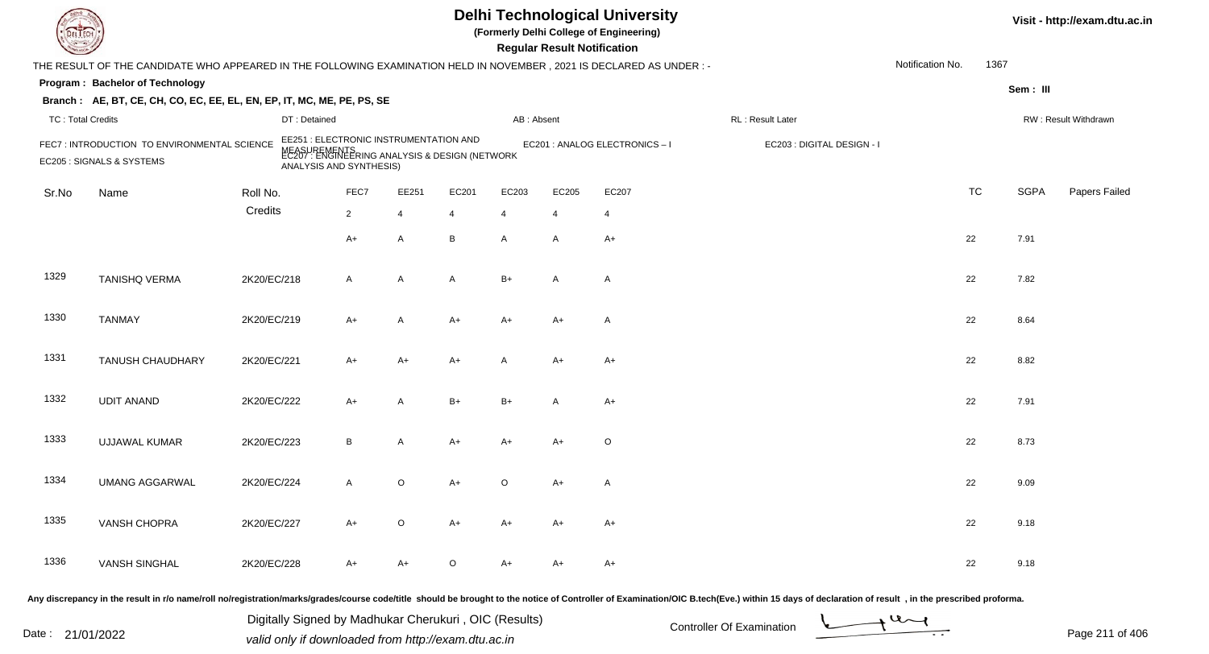# Delhi Technological University

(Formerly Delhi College of Engineering)

**Regular Result Notification**

Visit - http://exam.dtu.ac.in

THE RESULT OF THE CANDIDATE WHO APPEARED IN THE FOLLOWING EXAMINATION HELD IN NOVEMBER , 2021 IS DECLARED AS UNDER : -

Notification No. 1367

**Program : Bachelor of Technology**

Sem : III

**Branch : AE, BT, CE, CH, CO, EC, EE, EL, EN, EP, IT, MC, ME, PE, PS, SE**

TC : Total Credits | DT : Detained | AB : Absent | RL : Result Later | RW : Result Withdrawn

FEC7 : INTRODUCTION TO ENVIRONMENTAL SCIENCE | EE251 : ELECTRONIC INSTRUMENTATION AND MEASUREMENTS | EC201 : ANALOG ELECTRONICS – I | EC203 : DIGITAL DESIGN - I | EC205 : SIGNALS & SYSTEMS | EC207 : ENGINEERING ANALYSIS & DESIGN (NETWORK ANALYSIS AND SYNTHESIS)

| Sr.No | Name | Roll No. | FEC7 | EE251 | EC201 | EC203 | EC205 | EC207 | TC | SGPA | Papers Failed |
|---|---|---|---|---|---|---|---|---|---|---|---|
| | | Credits | 2 | 4 | 4 | 4 | 4 | 4 | | | |
| | | | A+ | A | B | A | A | A+ | 22 | 7.91 | |
| 1329 | TANISHQ VERMA | 2K20/EC/218 | A | A | A | B+ | A | A | 22 | 7.82 | |
| 1330 | TANMAY | 2K20/EC/219 | A+ | A | A+ | A+ | A+ | A | 22 | 8.64 | |
| 1331 | TANUSH CHAUDHARY | 2K20/EC/221 | A+ | A+ | A+ | A | A+ | A+ | 22 | 8.82 | |
| 1332 | UDIT ANAND | 2K20/EC/222 | A+ | A | B+ | B+ | A | A+ | 22 | 7.91 | |
| 1333 | UJJAWAL KUMAR | 2K20/EC/223 | B | A | A+ | A+ | A+ | O | 22 | 8.73 | |
| 1334 | UMANG AGGARWAL | 2K20/EC/224 | A | O | A+ | O | A+ | A | 22 | 9.09 | |
| 1335 | VANSH CHOPRA | 2K20/EC/227 | A+ | O | A+ | A+ | A+ | A+ | 22 | 9.18 | |
| 1336 | VANSH SINGHAL | 2K20/EC/228 | A+ | A+ | O | A+ | A+ | A+ | 22 | 9.18 | |

Any discrepancy in the result in r/o name/roll no/registration/marks/grades/course code/title should be brought to the notice of Controller of Examination/OIC B.tech(Eve.) within 15 days of declaration of result , in the prescribed proforma.

Date : 21/01/2022

Digitally Signed by Madhukar Cherukuri , OIC (Results)
valid only if downloaded from http://exam.dtu.ac.in

Controller Of Examination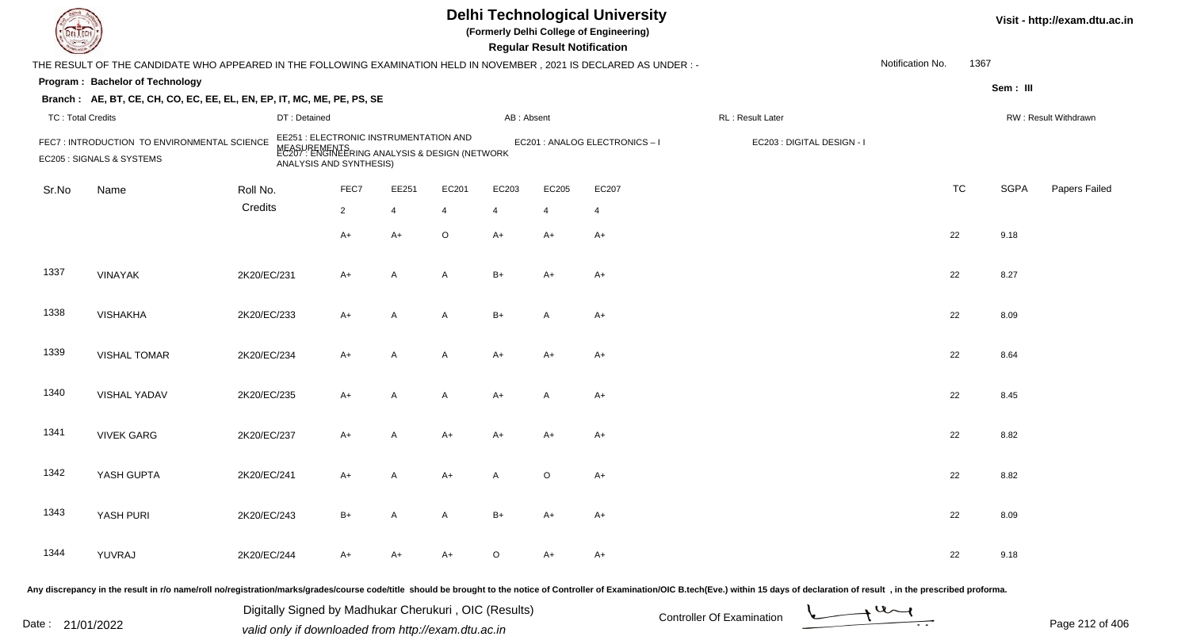# Delhi Technological University

(Formerly Delhi College of Engineering)

**Regular Result Notification**

Visit - http://exam.dtu.ac.in

THE RESULT OF THE CANDIDATE WHO APPEARED IN THE FOLLOWING EXAMINATION HELD IN NOVEMBER , 2021 IS DECLARED AS UNDER : -

Notification No. 1367

**Program : Bachelor of Technology**

Sem : III

**Branch : AE, BT, CE, CH, CO, EC, EE, EL, EN, EP, IT, MC, ME, PE, PS, SE**

TC : Total Credits | DT : Detained | AB : Absent | RL : Result Later | RW : Result Withdrawn

FEC7 : INTRODUCTION TO ENVIRONMENTAL SCIENCE
EE251 : ELECTRONIC INSTRUMENTATION AND MEASUREMENTS
EC201 : ANALOG ELECTRONICS – I
EC203 : DIGITAL DESIGN - I
EC205 : SIGNALS & SYSTEMS
EC207 : ENGINEERING ANALYSIS & DESIGN (NETWORK ANALYSIS AND SYNTHESIS)

| Sr.No | Name | Roll No. | FEC7 | EE251 | EC201 | EC203 | EC205 | EC207 | TC | SGPA | Papers Failed |
|---|---|---|---|---|---|---|---|---|---|---|---|
| | | Credits | 2 | 4 | 4 | 4 | 4 | 4 | | | |
| | | | A+ | A+ | O | A+ | A+ | A+ | 22 | 9.18 | |
| 1337 | VINAYAK | 2K20/EC/231 | A+ | A | A | B+ | A+ | A+ | 22 | 8.27 | |
| 1338 | VISHAKHA | 2K20/EC/233 | A+ | A | A | B+ | A | A+ | 22 | 8.09 | |
| 1339 | VISHAL TOMAR | 2K20/EC/234 | A+ | A | A | A+ | A+ | A+ | 22 | 8.64 | |
| 1340 | VISHAL YADAV | 2K20/EC/235 | A+ | A | A | A+ | A | A+ | 22 | 8.45 | |
| 1341 | VIVEK GARG | 2K20/EC/237 | A+ | A | A+ | A+ | A+ | A+ | 22 | 8.82 | |
| 1342 | YASH GUPTA | 2K20/EC/241 | A+ | A | A+ | A | O | A+ | 22 | 8.82 | |
| 1343 | YASH PURI | 2K20/EC/243 | B+ | A | A | B+ | A+ | A+ | 22 | 8.09 | |
| 1344 | YUVRAJ | 2K20/EC/244 | A+ | A+ | A+ | O | A+ | A+ | 22 | 9.18 | |

Any discrepancy in the result in r/o name/roll no/registration/marks/grades/course code/title should be brought to the notice of Controller of Examination/OIC B.tech(Eve.) within 15 days of declaration of result , in the prescribed proforma.

Date : 21/01/2022

Digitally Signed by Madhukar Cherukuri , OIC (Results)
valid only if downloaded from http://exam.dtu.ac.in

Controller Of Examination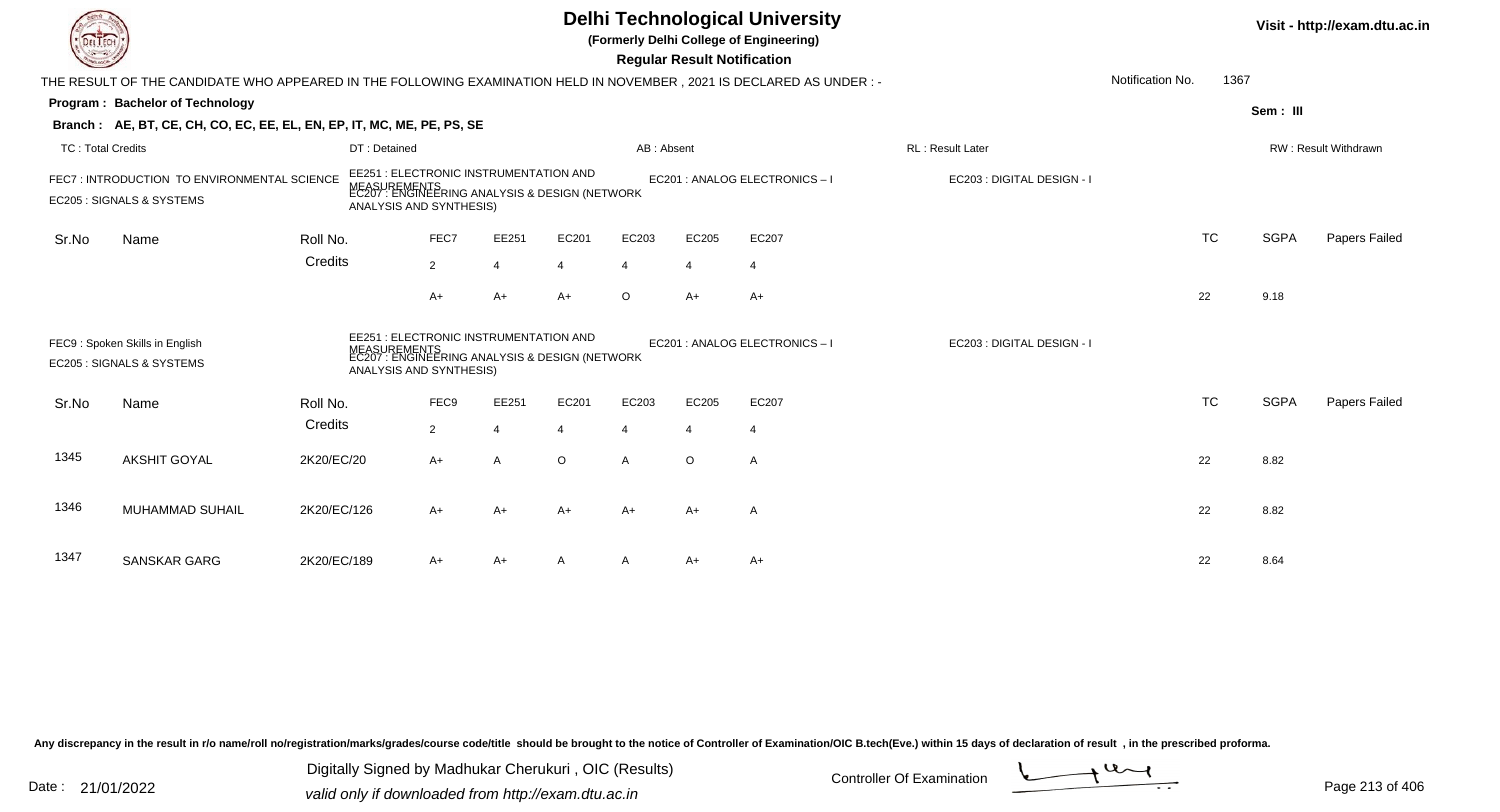# Delhi Technological University

**(Formerly Delhi College of Engineering)**

**Regular Result Notification**

Visit - http://exam.dtu.ac.in

THE RESULT OF THE CANDIDATE WHO APPEARED IN THE FOLLOWING EXAMINATION HELD IN NOVEMBER , 2021 IS DECLARED AS UNDER : -

Notification No. 1367

**Program : Bachelor of Technology**

Sem : III

**Branch : AE, BT, CE, CH, CO, EC, EE, EL, EN, EP, IT, MC, ME, PE, PS, SE**

TC : Total Credits | DT : Detained | AB : Absent | RL : Result Later | RW : Result Withdrawn

FEC7 : INTRODUCTION TO ENVIRONMENTAL SCIENCE
EE251 : ELECTRONIC INSTRUMENTATION AND MEASUREMENTS
EC201 : ANALOG ELECTRONICS – I
EC203 : DIGITAL DESIGN - I
EC205 : SIGNALS & SYSTEMS
EC207 : ENGINEERING ANALYSIS & DESIGN (NETWORK ANALYSIS AND SYNTHESIS)

| Sr.No | Name | Roll No. | FEC7 | EE251 | EC201 | EC203 | EC205 | EC207 | TC | SGPA | Papers Failed |
|---|---|---|---|---|---|---|---|---|---|---|---|
| | | Credits | 2 | 4 | 4 | 4 | 4 | 4 | | | |
| | | | A+ | A+ | A+ | O | A+ | A+ | 22 | 9.18 | |

FEC9 : Spoken Skills in English
EE251 : ELECTRONIC INSTRUMENTATION AND MEASUREMENTS
EC201 : ANALOG ELECTRONICS – I
EC203 : DIGITAL DESIGN - I
EC205 : SIGNALS & SYSTEMS
EC207 : ENGINEERING ANALYSIS & DESIGN (NETWORK ANALYSIS AND SYNTHESIS)

| Sr.No | Name | Roll No. | FEC9 | EE251 | EC201 | EC203 | EC205 | EC207 | TC | SGPA | Papers Failed |
|---|---|---|---|---|---|---|---|---|---|---|---|
| | | Credits | 2 | 4 | 4 | 4 | 4 | 4 | | | |
| 1345 | AKSHIT GOYAL | 2K20/EC/20 | A+ | A | O | A | O | A | 22 | 8.82 | |
| 1346 | MUHAMMAD SUHAIL | 2K20/EC/126 | A+ | A+ | A+ | A+ | A+ | A | 22 | 8.82 | |
| 1347 | SANSKAR GARG | 2K20/EC/189 | A+ | A+ | A | A | A+ | A+ | 22 | 8.64 | |

Any discrepancy in the result in r/o name/roll no/registration/marks/grades/course code/title should be brought to the notice of Controller of Examination/OIC B.tech(Eve.) within 15 days of declaration of result , in the prescribed proforma.

Date : 21/01/2022

Digitally Signed by Madhukar Cherukuri , OIC (Results)
valid only if downloaded from http://exam.dtu.ac.in

Controller Of Examination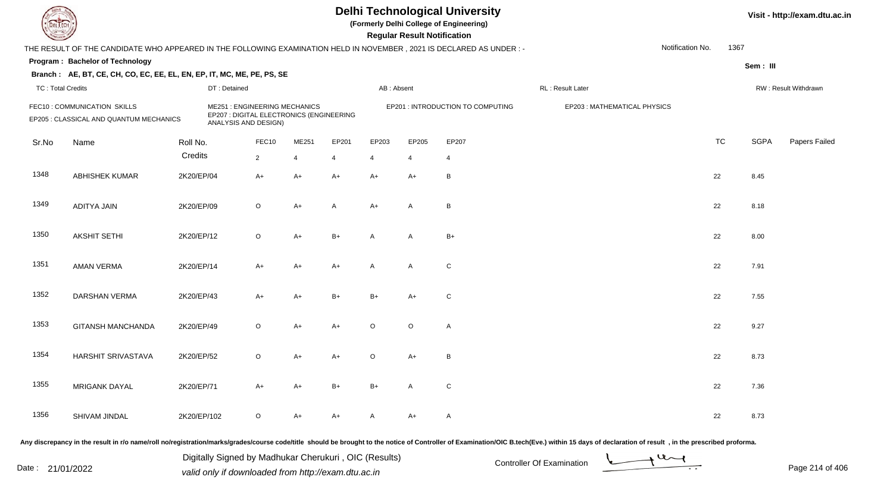# Delhi Technological University

**(Formerly Delhi College of Engineering)**

**Regular Result Notification**

Visit - http://exam.dtu.ac.in

THE RESULT OF THE CANDIDATE WHO APPEARED IN THE FOLLOWING EXAMINATION HELD IN NOVEMBER , 2021 IS DECLARED AS UNDER : -

Notification No. 1367

**Program : Bachelor of Technology**

Sem : III

**Branch : AE, BT, CE, CH, CO, EC, EE, EL, EN, EP, IT, MC, ME, PE, PS, SE**

TC : Total Credits | DT : Detained | AB : Absent | RL : Result Later | RW : Result Withdrawn

FEC10 : COMMUNICATION SKILLS | ME251 : ENGINEERING MECHANICS | EP201 : INTRODUCTION TO COMPUTING | EP203 : MATHEMATICAL PHYSICS

EP205 : CLASSICAL AND QUANTUM MECHANICS | EP207 : DIGITAL ELECTRONICS (ENGINEERING ANALYSIS AND DESIGN)

| Sr.No | Name | Roll No. | FEC10 | ME251 | EP201 | EP203 | EP205 | EP207 | TC | SGPA | Papers Failed |
|---|---|---|---|---|---|---|---|---|---|---|---|
| | | Credits | 2 | 4 | 4 | 4 | 4 | 4 | | | |
| 1348 | ABHISHEK KUMAR | 2K20/EP/04 | A+ | A+ | A+ | A+ | A+ | B | 22 | 8.45 | |
| 1349 | ADITYA JAIN | 2K20/EP/09 | O | A+ | A | A+ | A | B | 22 | 8.18 | |
| 1350 | AKSHIT SETHI | 2K20/EP/12 | O | A+ | B+ | A | A | B+ | 22 | 8.00 | |
| 1351 | AMAN VERMA | 2K20/EP/14 | A+ | A+ | A+ | A | A | C | 22 | 7.91 | |
| 1352 | DARSHAN VERMA | 2K20/EP/43 | A+ | A+ | B+ | B+ | A+ | C | 22 | 7.55 | |
| 1353 | GITANSH MANCHANDA | 2K20/EP/49 | O | A+ | A+ | O | O | A | 22 | 9.27 | |
| 1354 | HARSHIT SRIVASTAVA | 2K20/EP/52 | O | A+ | A+ | O | A+ | B | 22 | 8.73 | |
| 1355 | MRIGANK DAYAL | 2K20/EP/71 | A+ | A+ | B+ | B+ | A | C | 22 | 7.36 | |
| 1356 | SHIVAM JINDAL | 2K20/EP/102 | O | A+ | A+ | A | A+ | A | 22 | 8.73 | |

Any discrepancy in the result in r/o name/roll no/registration/marks/grades/course code/title should be brought to the notice of Controller of Examination/OIC B.tech(Eve.) within 15 days of declaration of result , in the prescribed proforma.

Date : 21/01/2022

Digitally Signed by Madhukar Cherukuri , OIC (Results)
valid only if downloaded from http://exam.dtu.ac.in

Controller Of Examination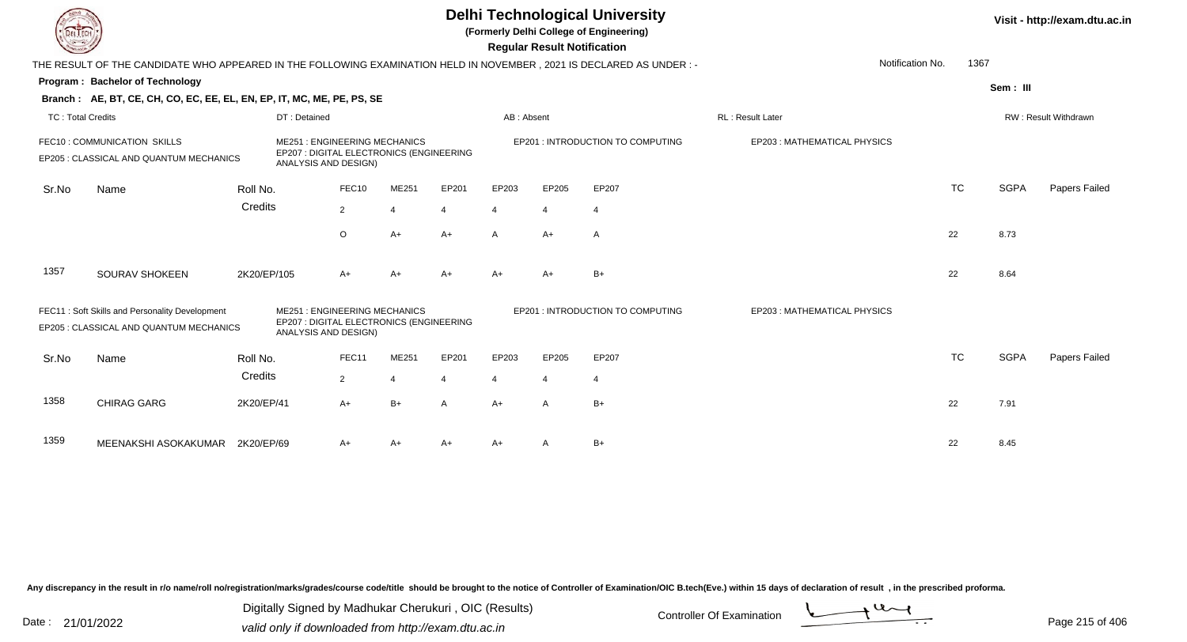# Delhi Technological University

**(Formerly Delhi College of Engineering)**

**Regular Result Notification**

Visit - http://exam.dtu.ac.in

THE RESULT OF THE CANDIDATE WHO APPEARED IN THE FOLLOWING EXAMINATION HELD IN NOVEMBER , 2021 IS DECLARED AS UNDER : -

Notification No. 1367

**Program : Bachelor of Technology**

Sem : III

**Branch : AE, BT, CE, CH, CO, EC, EE, EL, EN, EP, IT, MC, ME, PE, PS, SE**

TC : Total Credits | DT : Detained | AB : Absent | RL : Result Later | RW : Result Withdrawn

FEC10 : COMMUNICATION SKILLS
ME251 : ENGINEERING MECHANICS
EP201 : INTRODUCTION TO COMPUTING
EP203 : MATHEMATICAL PHYSICS
EP205 : CLASSICAL AND QUANTUM MECHANICS
EP207 : DIGITAL ELECTRONICS (ENGINEERING ANALYSIS AND DESIGN)

| Sr.No | Name | Roll No. | FEC10 | ME251 | EP201 | EP203 | EP205 | EP207 | TC | SGPA | Papers Failed |
|---|---|---|---|---|---|---|---|---|---|---|---|
| | | Credits | 2 | 4 | 4 | 4 | 4 | 4 | | | |
| | | | O | A+ | A+ | A | A+ | A | 22 | 8.73 | |
| 1357 | SOURAV SHOKEEN | 2K20/EP/105 | A+ | A+ | A+ | A+ | A+ | B+ | 22 | 8.64 | |

FEC11 : Soft Skills and Personality Development
ME251 : ENGINEERING MECHANICS
EP201 : INTRODUCTION TO COMPUTING
EP203 : MATHEMATICAL PHYSICS
EP205 : CLASSICAL AND QUANTUM MECHANICS
EP207 : DIGITAL ELECTRONICS (ENGINEERING ANALYSIS AND DESIGN)

| Sr.No | Name | Roll No. | FEC11 | ME251 | EP201 | EP203 | EP205 | EP207 | TC | SGPA | Papers Failed |
|---|---|---|---|---|---|---|---|---|---|---|---|
| | | Credits | 2 | 4 | 4 | 4 | 4 | 4 | | | |
| 1358 | CHIRAG GARG | 2K20/EP/41 | A+ | B+ | A | A+ | A | B+ | 22 | 7.91 | |
| 1359 | MEENAKSHI ASOKAKUMAR | 2K20/EP/69 | A+ | A+ | A+ | A+ | A | B+ | 22 | 8.45 | |

Any discrepancy in the result in r/o name/roll no/registration/marks/grades/course code/title should be brought to the notice of Controller of Examination/OIC B.tech(Eve.) within 15 days of declaration of result , in the prescribed proforma.

Date : 21/01/2022

Digitally Signed by Madhukar Cherukuri , OIC (Results)
valid only if downloaded from http://exam.dtu.ac.in

Controller Of Examination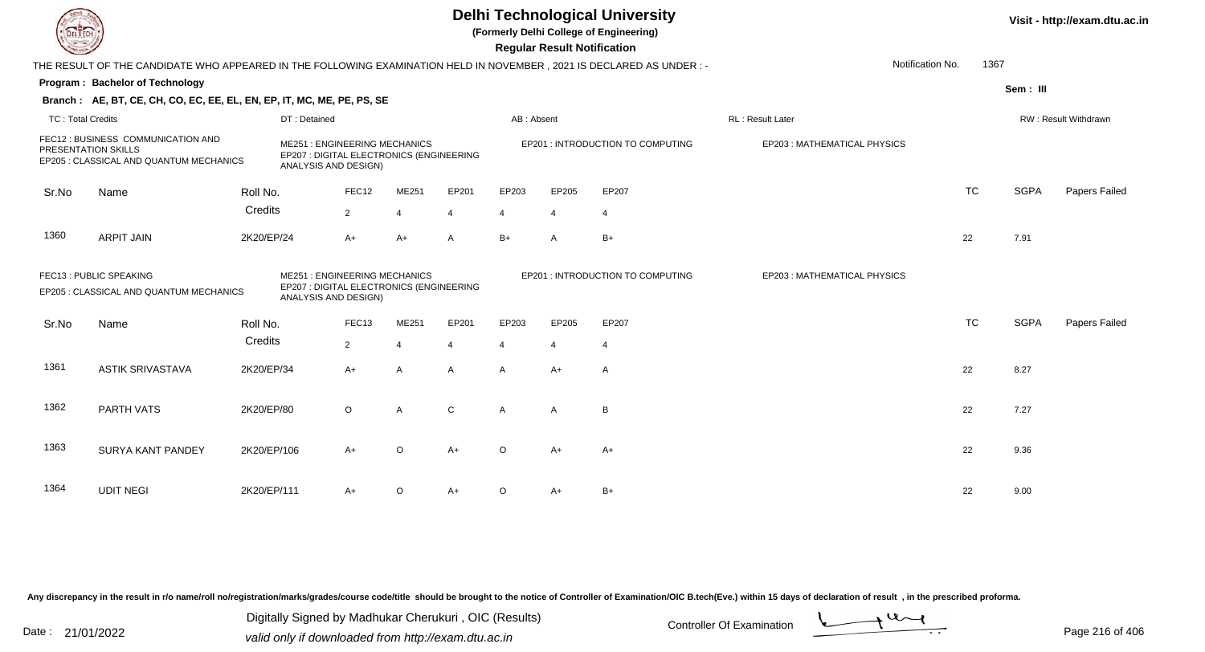# Delhi Technological University

**(Formerly Delhi College of Engineering)**

**Regular Result Notification**

Visit - http://exam.dtu.ac.in

THE RESULT OF THE CANDIDATE WHO APPEARED IN THE FOLLOWING EXAMINATION HELD IN NOVEMBER , 2021 IS DECLARED AS UNDER : -

Notification No. 1367

**Program : Bachelor of Technology**

Sem : III

**Branch : AE, BT, CE, CH, CO, EC, EE, EL, EN, EP, IT, MC, ME, PE, PS, SE**

TC : Total Credits | DT : Detained | AB : Absent | RL : Result Later | RW : Result Withdrawn

FEC12 : BUSINESS COMMUNICATION AND PRESENTATION SKILLS
ME251 : ENGINEERING MECHANICS
EP201 : INTRODUCTION TO COMPUTING
EP203 : MATHEMATICAL PHYSICS
EP205 : CLASSICAL AND QUANTUM MECHANICS
EP207 : DIGITAL ELECTRONICS (ENGINEERING ANALYSIS AND DESIGN)

| Sr.No | Name | Roll No. | FEC12 | ME251 | EP201 | EP203 | EP205 | EP207 | TC | SGPA | Papers Failed |
|---|---|---|---|---|---|---|---|---|---|---|---|
| | | Credits | 2 | 4 | 4 | 4 | 4 | 4 | | | |
| 1360 | ARPIT JAIN | 2K20/EP/24 | A+ | A+ | A | B+ | A | B+ | 22 | 7.91 | |

FEC13 : PUBLIC SPEAKING
ME251 : ENGINEERING MECHANICS
EP201 : INTRODUCTION TO COMPUTING
EP203 : MATHEMATICAL PHYSICS
EP205 : CLASSICAL AND QUANTUM MECHANICS
EP207 : DIGITAL ELECTRONICS (ENGINEERING ANALYSIS AND DESIGN)

| Sr.No | Name | Roll No. | FEC13 | ME251 | EP201 | EP203 | EP205 | EP207 | TC | SGPA | Papers Failed |
|---|---|---|---|---|---|---|---|---|---|---|---|
| | | Credits | 2 | 4 | 4 | 4 | 4 | 4 | | | |
| 1361 | ASTIK SRIVASTAVA | 2K20/EP/34 | A+ | A | A | A | A+ | A | 22 | 8.27 | |
| 1362 | PARTH VATS | 2K20/EP/80 | O | A | C | A | A | B | 22 | 7.27 | |
| 1363 | SURYA KANT PANDEY | 2K20/EP/106 | A+ | O | A+ | O | A+ | A+ | 22 | 9.36 | |
| 1364 | UDIT NEGI | 2K20/EP/111 | A+ | O | A+ | O | A+ | B+ | 22 | 9.00 | |

Any discrepancy in the result in r/o name/roll no/registration/marks/grades/course code/title should be brought to the notice of Controller of Examination/OIC B.tech(Eve.) within 15 days of declaration of result , in the prescribed proforma.

Digitally Signed by Madhukar Cherukuri , OIC (Results)
valid only if downloaded from http://exam.dtu.ac.in

Date : 21/01/2022

Controller Of Examination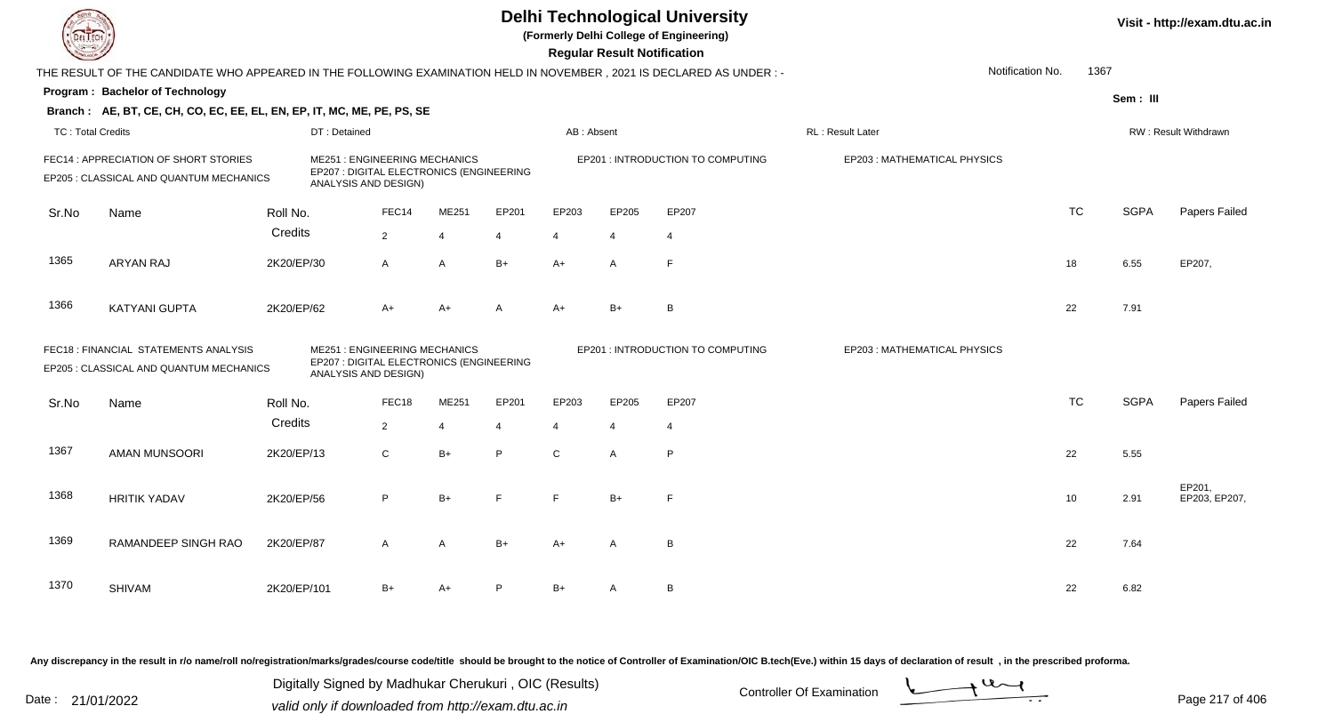# Delhi Technological University

**(Formerly Delhi College of Engineering)**

**Regular Result Notification**

Visit - http://exam.dtu.ac.in

THE RESULT OF THE CANDIDATE WHO APPEARED IN THE FOLLOWING EXAMINATION HELD IN NOVEMBER , 2021 IS DECLARED AS UNDER : -

Notification No. 1367

**Program : Bachelor of Technology**

Sem : III

**Branch : AE, BT, CE, CH, CO, EC, EE, EL, EN, EP, IT, MC, ME, PE, PS, SE**

TC : Total Credits | DT : Detained | AB : Absent | RL : Result Later | RW : Result Withdrawn

FEC14 : APPRECIATION OF SHORT STORIES | ME251 : ENGINEERING MECHANICS | EP201 : INTRODUCTION TO COMPUTING | EP203 : MATHEMATICAL PHYSICS | EP205 : CLASSICAL AND QUANTUM MECHANICS | EP207 : DIGITAL ELECTRONICS (ENGINEERING ANALYSIS AND DESIGN)

| Sr.No | Name | Roll No. | FEC14 | ME251 | EP201 | EP203 | EP205 | EP207 | TC | SGPA | Papers Failed |
|---|---|---|---|---|---|---|---|---|---|---|---|
| | | Credits | 2 | 4 | 4 | 4 | 4 | 4 | | | |
| 1365 | ARYAN RAJ | 2K20/EP/30 | A | A | B+ | A+ | A | F | 18 | 6.55 | EP207, |
| 1366 | KATYANI GUPTA | 2K20/EP/62 | A+ | A+ | A | A+ | B+ | B | 22 | 7.91 | |

FEC18 : FINANCIAL STATEMENTS ANALYSIS | ME251 : ENGINEERING MECHANICS | EP201 : INTRODUCTION TO COMPUTING | EP203 : MATHEMATICAL PHYSICS | EP205 : CLASSICAL AND QUANTUM MECHANICS | EP207 : DIGITAL ELECTRONICS (ENGINEERING ANALYSIS AND DESIGN)

| Sr.No | Name | Roll No. | FEC18 | ME251 | EP201 | EP203 | EP205 | EP207 | TC | SGPA | Papers Failed |
|---|---|---|---|---|---|---|---|---|---|---|---|
| | | Credits | 2 | 4 | 4 | 4 | 4 | 4 | | | |
| 1367 | AMAN MUNSOORI | 2K20/EP/13 | C | B+ | P | C | A | P | 22 | 5.55 | |
| 1368 | HRITIK YADAV | 2K20/EP/56 | P | B+ | F | F | B+ | F | 10 | 2.91 | EP201, EP203, EP207, |
| 1369 | RAMANDEEP SINGH RAO | 2K20/EP/87 | A | A | B+ | A+ | A | B | 22 | 7.64 | |
| 1370 | SHIVAM | 2K20/EP/101 | B+ | A+ | P | B+ | A | B | 22 | 6.82 | |

Any discrepancy in the result in r/o name/roll no/registration/marks/grades/course code/title should be brought to the notice of Controller of Examination/OIC B.tech(Eve.) within 15 days of declaration of result , in the prescribed proforma.

Date : 21/01/2022

Digitally Signed by Madhukar Cherukuri , OIC (Results)
valid only if downloaded from http://exam.dtu.ac.in

Controller Of Examination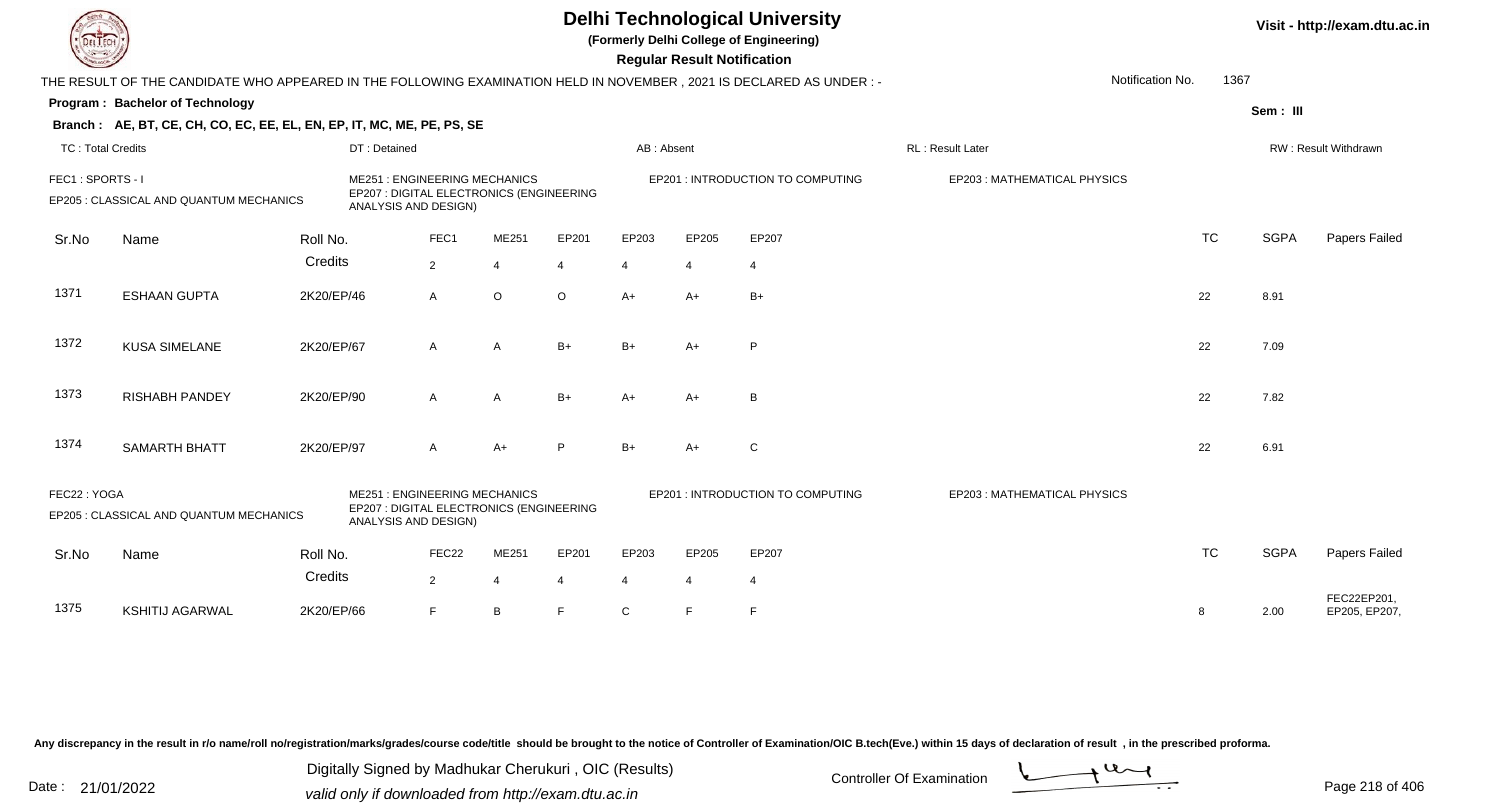# Delhi Technological University

**(Formerly Delhi College of Engineering)**

**Regular Result Notification**

Visit - http://exam.dtu.ac.in

THE RESULT OF THE CANDIDATE WHO APPEARED IN THE FOLLOWING EXAMINATION HELD IN NOVEMBER , 2021 IS DECLARED AS UNDER : -

Notification No. 1367

**Program : Bachelor of Technology**

**Sem : III**

**Branch : AE, BT, CE, CH, CO, EC, EE, EL, EN, EP, IT, MC, ME, PE, PS, SE**

TC : Total Credits | DT : Detained | AB : Absent | RL : Result Later | RW : Result Withdrawn

FEC1 : SPORTS - I | ME251 : ENGINEERING MECHANICS | EP201 : INTRODUCTION TO COMPUTING | EP203 : MATHEMATICAL PHYSICS | EP205 : CLASSICAL AND QUANTUM MECHANICS | EP207 : DIGITAL ELECTRONICS (ENGINEERING ANALYSIS AND DESIGN)

| Sr.No | Name | Roll No. | FEC1 | ME251 | EP201 | EP203 | EP205 | EP207 | TC | SGPA | Papers Failed |
|---|---|---|---|---|---|---|---|---|---|---|---|
| | | Credits | 2 | 4 | 4 | 4 | 4 | 4 | | | |
| 1371 | ESHAAN GUPTA | 2K20/EP/46 | A | O | O | A+ | A+ | B+ | 22 | 8.91 | |
| 1372 | KUSA SIMELANE | 2K20/EP/67 | A | A | B+ | B+ | A+ | P | 22 | 7.09 | |
| 1373 | RISHABH PANDEY | 2K20/EP/90 | A | A | B+ | A+ | A+ | B | 22 | 7.82 | |
| 1374 | SAMARTH BHATT | 2K20/EP/97 | A | A+ | P | B+ | A+ | C | 22 | 6.91 | |

FEC22 : YOGA | ME251 : ENGINEERING MECHANICS | EP201 : INTRODUCTION TO COMPUTING | EP203 : MATHEMATICAL PHYSICS | EP205 : CLASSICAL AND QUANTUM MECHANICS | EP207 : DIGITAL ELECTRONICS (ENGINEERING ANALYSIS AND DESIGN)

| Sr.No | Name | Roll No. | FEC22 | ME251 | EP201 | EP203 | EP205 | EP207 | TC | SGPA | Papers Failed |
|---|---|---|---|---|---|---|---|---|---|---|---|
| | | Credits | 2 | 4 | 4 | 4 | 4 | 4 | | | |
| 1375 | KSHITIJ AGARWAL | 2K20/EP/66 | F | B | F | C | F | F | 8 | 2.00 | FEC22EP201, EP205, EP207, |

Any discrepancy in the result in r/o name/roll no/registration/marks/grades/course code/title should be brought to the notice of Controller of Examination/OIC B.tech(Eve.) within 15 days of declaration of result , in the prescribed proforma.

Date : 21/01/2022

Digitally Signed by Madhukar Cherukuri , OIC (Results)
valid only if downloaded from http://exam.dtu.ac.in

Controller Of Examination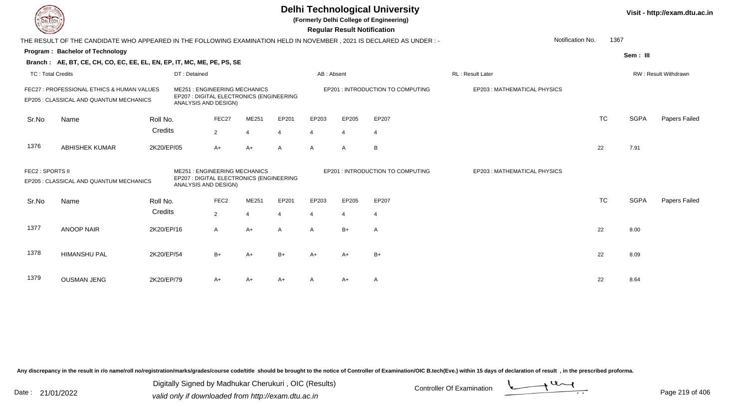# Delhi Technological University

**(Formerly Delhi College of Engineering)**

**Regular Result Notification**

Visit - http://exam.dtu.ac.in

THE RESULT OF THE CANDIDATE WHO APPEARED IN THE FOLLOWING EXAMINATION HELD IN NOVEMBER , 2021 IS DECLARED AS UNDER : -

Notification No. 1367

**Program : Bachelor of Technology**

Sem : III

**Branch : AE, BT, CE, CH, CO, EC, EE, EL, EN, EP, IT, MC, ME, PE, PS, SE**

TC : Total Credits | DT : Detained | AB : Absent | RL : Result Later | RW : Result Withdrawn

FEC27 : PROFESSIONAL ETHICS & HUMAN VALUES
ME251 : ENGINEERING MECHANICS
EP201 : INTRODUCTION TO COMPUTING
EP203 : MATHEMATICAL PHYSICS
EP205 : CLASSICAL AND QUANTUM MECHANICS
EP207 : DIGITAL ELECTRONICS (ENGINEERING ANALYSIS AND DESIGN)

| Sr.No | Name | Roll No. | FEC27 | ME251 | EP201 | EP203 | EP205 | EP207 | TC | SGPA | Papers Failed |
|---|---|---|---|---|---|---|---|---|---|---|---|
| | | Credits | 2 | 4 | 4 | 4 | 4 | 4 | | | |
| 1376 | ABHISHEK KUMAR | 2K20/EP/05 | A+ | A+ | A | A | A | B | 22 | 7.91 | |

FEC2 : SPORTS II
ME251 : ENGINEERING MECHANICS
EP201 : INTRODUCTION TO COMPUTING
EP203 : MATHEMATICAL PHYSICS
EP205 : CLASSICAL AND QUANTUM MECHANICS
EP207 : DIGITAL ELECTRONICS (ENGINEERING ANALYSIS AND DESIGN)

| Sr.No | Name | Roll No. | FEC2 | ME251 | EP201 | EP203 | EP205 | EP207 | TC | SGPA | Papers Failed |
|---|---|---|---|---|---|---|---|---|---|---|---|
| | | Credits | 2 | 4 | 4 | 4 | 4 | 4 | | | |
| 1377 | ANOOP NAIR | 2K20/EP/16 | A | A+ | A | A | B+ | A | 22 | 8.00 | |
| 1378 | HIMANSHU PAL | 2K20/EP/54 | B+ | A+ | B+ | A+ | A+ | B+ | 22 | 8.09 | |
| 1379 | OUSMAN JENG | 2K20/EP/79 | A+ | A+ | A+ | A | A+ | A | 22 | 8.64 | |

Any discrepancy in the result in r/o name/roll no/registration/marks/grades/course code/title should be brought to the notice of Controller of Examination/OIC B.tech(Eve.) within 15 days of declaration of result , in the prescribed proforma.

Date : 21/01/2022

Digitally Signed by Madhukar Cherukuri , OIC (Results)
valid only if downloaded from http://exam.dtu.ac.in

Controller Of Examination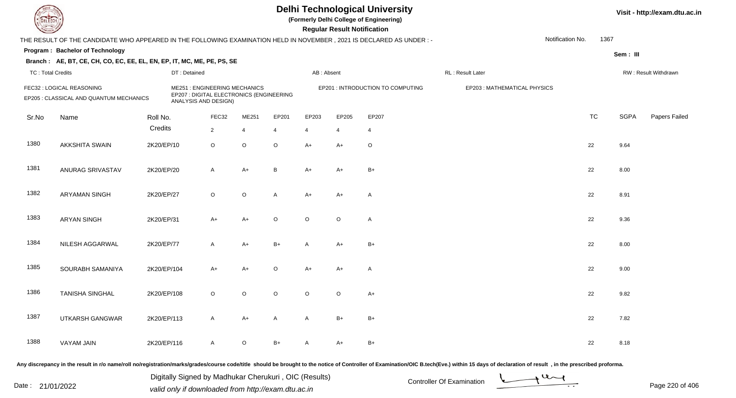# Delhi Technological University

**(Formerly Delhi College of Engineering)**

**Regular Result Notification**

Visit - http://exam.dtu.ac.in

THE RESULT OF THE CANDIDATE WHO APPEARED IN THE FOLLOWING EXAMINATION HELD IN NOVEMBER , 2021 IS DECLARED AS UNDER : - Notification No. 1367

**Program : Bachelor of Technology**

**Sem : III**

**Branch : AE, BT, CE, CH, CO, EC, EE, EL, EN, EP, IT, MC, ME, PE, PS, SE**

TC : Total Credits | DT : Detained | AB : Absent | RL : Result Later | RW : Result Withdrawn

FEC32 : LOGICAL REASONING | ME251 : ENGINEERING MECHANICS | EP201 : INTRODUCTION TO COMPUTING | EP203 : MATHEMATICAL PHYSICS

EP205 : CLASSICAL AND QUANTUM MECHANICS | EP207 : DIGITAL ELECTRONICS (ENGINEERING ANALYSIS AND DESIGN)

| Sr.No | Name | Roll No. | FEC32 | ME251 | EP201 | EP203 | EP205 | EP207 | TC | SGPA | Papers Failed |
|---|---|---|---|---|---|---|---|---|---|---|---|
| | | Credits | 2 | 4 | 4 | 4 | 4 | 4 | | | |
| 1380 | AKKSHITA SWAIN | 2K20/EP/10 | O | O | O | A+ | A+ | O | 22 | 9.64 | |
| 1381 | ANURAG SRIVASTAV | 2K20/EP/20 | A | A+ | B | A+ | A+ | B+ | 22 | 8.00 | |
| 1382 | ARYAMAN SINGH | 2K20/EP/27 | O | O | A | A+ | A+ | A | 22 | 8.91 | |
| 1383 | ARYAN SINGH | 2K20/EP/31 | A+ | A+ | O | O | O | A | 22 | 9.36 | |
| 1384 | NILESH AGGARWAL | 2K20/EP/77 | A | A+ | B+ | A | A+ | B+ | 22 | 8.00 | |
| 1385 | SOURABH SAMANIYA | 2K20/EP/104 | A+ | A+ | O | A+ | A+ | A | 22 | 9.00 | |
| 1386 | TANISHA SINGHAL | 2K20/EP/108 | O | O | O | O | O | A+ | 22 | 9.82 | |
| 1387 | UTKARSH GANGWAR | 2K20/EP/113 | A | A+ | A | A | B+ | B+ | 22 | 7.82 | |
| 1388 | VAYAM JAIN | 2K20/EP/116 | A | O | B+ | A | A+ | B+ | 22 | 8.18 | |

Any discrepancy in the result in r/o name/roll no/registration/marks/grades/course code/title should be brought to the notice of Controller of Examination/OIC B.tech(Eve.) within 15 days of declaration of result , in the prescribed proforma.

Date : 21/01/2022

Digitally Signed by Madhukar Cherukuri , OIC (Results)

valid only if downloaded from http://exam.dtu.ac.in

Controller Of Examination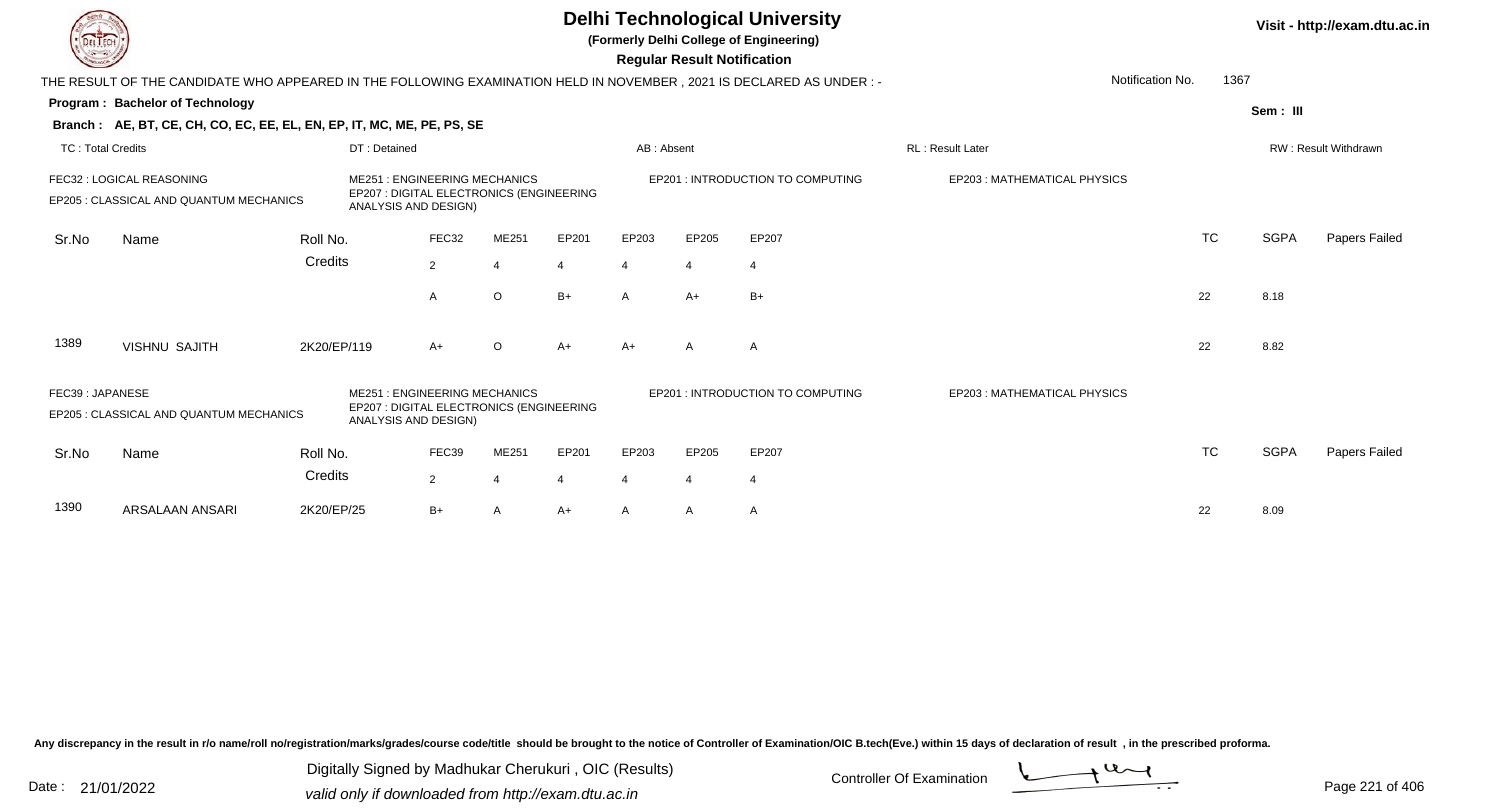# Delhi Technological University

**(Formerly Delhi College of Engineering)**

**Regular Result Notification**

Visit - http://exam.dtu.ac.in

THE RESULT OF THE CANDIDATE WHO APPEARED IN THE FOLLOWING EXAMINATION HELD IN NOVEMBER , 2021 IS DECLARED AS UNDER : -

Notification No. 1367

**Program : Bachelor of Technology**

Sem : III

**Branch : AE, BT, CE, CH, CO, EC, EE, EL, EN, EP, IT, MC, ME, PE, PS, SE**

TC : Total Credits | DT : Detained | AB : Absent | RL : Result Later | RW : Result Withdrawn

FEC32 : LOGICAL REASONING
ME251 : ENGINEERING MECHANICS
EP201 : INTRODUCTION TO COMPUTING
EP203 : MATHEMATICAL PHYSICS
EP205 : CLASSICAL AND QUANTUM MECHANICS
EP207 : DIGITAL ELECTRONICS (ENGINEERING ANALYSIS AND DESIGN)

| Sr.No | Name | Roll No. | FEC32 | ME251 | EP201 | EP203 | EP205 | EP207 | TC | SGPA | Papers Failed |
|---|---|---|---|---|---|---|---|---|---|---|---|
| | | Credits | 2 | 4 | 4 | 4 | 4 | 4 | | | |
| | | | A | O | B+ | A | A+ | B+ | 22 | 8.18 | |
| 1389 | VISHNU SAJITH | 2K20/EP/119 | A+ | O | A+ | A+ | A | A | 22 | 8.82 | |

FEC39 : JAPANESE
ME251 : ENGINEERING MECHANICS
EP201 : INTRODUCTION TO COMPUTING
EP203 : MATHEMATICAL PHYSICS
EP205 : CLASSICAL AND QUANTUM MECHANICS
EP207 : DIGITAL ELECTRONICS (ENGINEERING ANALYSIS AND DESIGN)

| Sr.No | Name | Roll No. | FEC39 | ME251 | EP201 | EP203 | EP205 | EP207 | TC | SGPA | Papers Failed |
|---|---|---|---|---|---|---|---|---|---|---|---|
| | | Credits | 2 | 4 | 4 | 4 | 4 | 4 | | | |
| 1390 | ARSALAAN ANSARI | 2K20/EP/25 | B+ | A | A+ | A | A | A | 22 | 8.09 | |

Any discrepancy in the result in r/o name/roll no/registration/marks/grades/course code/title should be brought to the notice of Controller of Examination/OIC B.tech(Eve.) within 15 days of declaration of result , in the prescribed proforma.

Date : 21/01/2022

Digitally Signed by Madhukar Cherukuri , OIC (Results)
valid only if downloaded from http://exam.dtu.ac.in

Controller Of Examination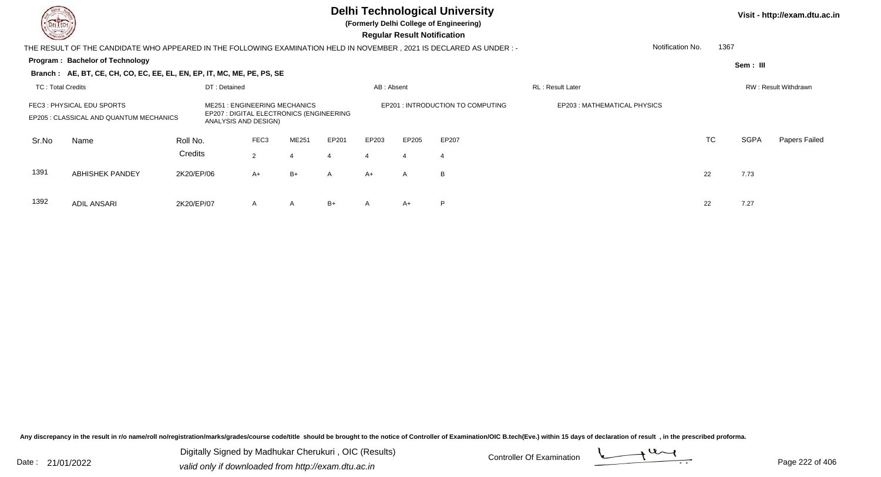# Delhi Technological University

**(Formerly Delhi College of Engineering)**

**Regular Result Notification**

Visit - http://exam.dtu.ac.in

THE RESULT OF THE CANDIDATE WHO APPEARED IN THE FOLLOWING EXAMINATION HELD IN NOVEMBER , 2021 IS DECLARED AS UNDER : -

Notification No. 1367

**Program : Bachelor of Technology**

Sem : III

**Branch : AE, BT, CE, CH, CO, EC, EE, EL, EN, EP, IT, MC, ME, PE, PS, SE**

TC : Total Credits | DT : Detained | AB : Absent | RL : Result Later | RW : Result Withdrawn

FEC3 : PHYSICAL EDU SPORTS
ME251 : ENGINEERING MECHANICS
EP201 : INTRODUCTION TO COMPUTING
EP203 : MATHEMATICAL PHYSICS
EP205 : CLASSICAL AND QUANTUM MECHANICS
EP207 : DIGITAL ELECTRONICS (ENGINEERING ANALYSIS AND DESIGN)

| Sr.No | Name | Roll No. | FEC3 | ME251 | EP201 | EP203 | EP205 | EP207 | TC | SGPA | Papers Failed |
|---|---|---|---|---|---|---|---|---|---|---|---|
| | | Credits | 2 | 4 | 4 | 4 | 4 | 4 | | | |
| 1391 | ABHISHEK PANDEY | 2K20/EP/06 | A+ | B+ | A | A+ | A | B | 22 | 7.73 | |
| 1392 | ADIL ANSARI | 2K20/EP/07 | A | A | B+ | A | A+ | P | 22 | 7.27 | |

Any discrepancy in the result in r/o name/roll no/registration/marks/grades/course code/title should be brought to the notice of Controller of Examination/OIC B.tech(Eve.) within 15 days of declaration of result , in the prescribed proforma.

Date : 21/01/2022

Digitally Signed by Madhukar Cherukuri , OIC (Results)
valid only if downloaded from http://exam.dtu.ac.in

Controller Of Examination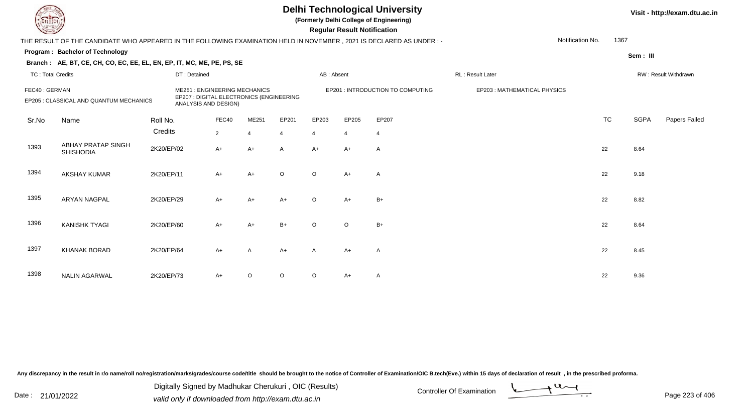# Delhi Technological University

**(Formerly Delhi College of Engineering)**

**Regular Result Notification**

Visit - http://exam.dtu.ac.in

THE RESULT OF THE CANDIDATE WHO APPEARED IN THE FOLLOWING EXAMINATION HELD IN NOVEMBER , 2021 IS DECLARED AS UNDER : -

Notification No. 1367

**Program : Bachelor of Technology**

Sem : III

**Branch : AE, BT, CE, CH, CO, EC, EE, EL, EN, EP, IT, MC, ME, PE, PS, SE**

TC : Total Credits | DT : Detained | AB : Absent | RL : Result Later | RW : Result Withdrawn

FEC40 : GERMAN | ME251 : ENGINEERING MECHANICS | EP201 : INTRODUCTION TO COMPUTING | EP203 : MATHEMATICAL PHYSICS

EP205 : CLASSICAL AND QUANTUM MECHANICS | EP207 : DIGITAL ELECTRONICS (ENGINEERING ANALYSIS AND DESIGN)

| Sr.No | Name | Roll No. | FEC40 | ME251 | EP201 | EP203 | EP205 | EP207 | TC | SGPA | Papers Failed |
|---|---|---|---|---|---|---|---|---|---|---|---|
| | | Credits | 2 | 4 | 4 | 4 | 4 | 4 | | | |
| 1393 | ABHAY PRATAP SINGH SHISHODIA | 2K20/EP/02 | A+ | A+ | A | A+ | A+ | A | 22 | 8.64 | |
| 1394 | AKSHAY KUMAR | 2K20/EP/11 | A+ | A+ | O | O | A+ | A | 22 | 9.18 | |
| 1395 | ARYAN NAGPAL | 2K20/EP/29 | A+ | A+ | A+ | O | A+ | B+ | 22 | 8.82 | |
| 1396 | KANISHK TYAGI | 2K20/EP/60 | A+ | A+ | B+ | O | O | B+ | 22 | 8.64 | |
| 1397 | KHANAK BORAD | 2K20/EP/64 | A+ | A | A+ | A | A+ | A | 22 | 8.45 | |
| 1398 | NALIN AGARWAL | 2K20/EP/73 | A+ | O | O | O | A+ | A | 22 | 9.36 | |

Any discrepancy in the result in r/o name/roll no/registration/marks/grades/course code/title should be brought to the notice of Controller of Examination/OIC B.tech(Eve.) within 15 days of declaration of result , in the prescribed proforma.

Date : 21/01/2022

Digitally Signed by Madhukar Cherukuri , OIC (Results)
valid only if downloaded from http://exam.dtu.ac.in

Controller Of Examination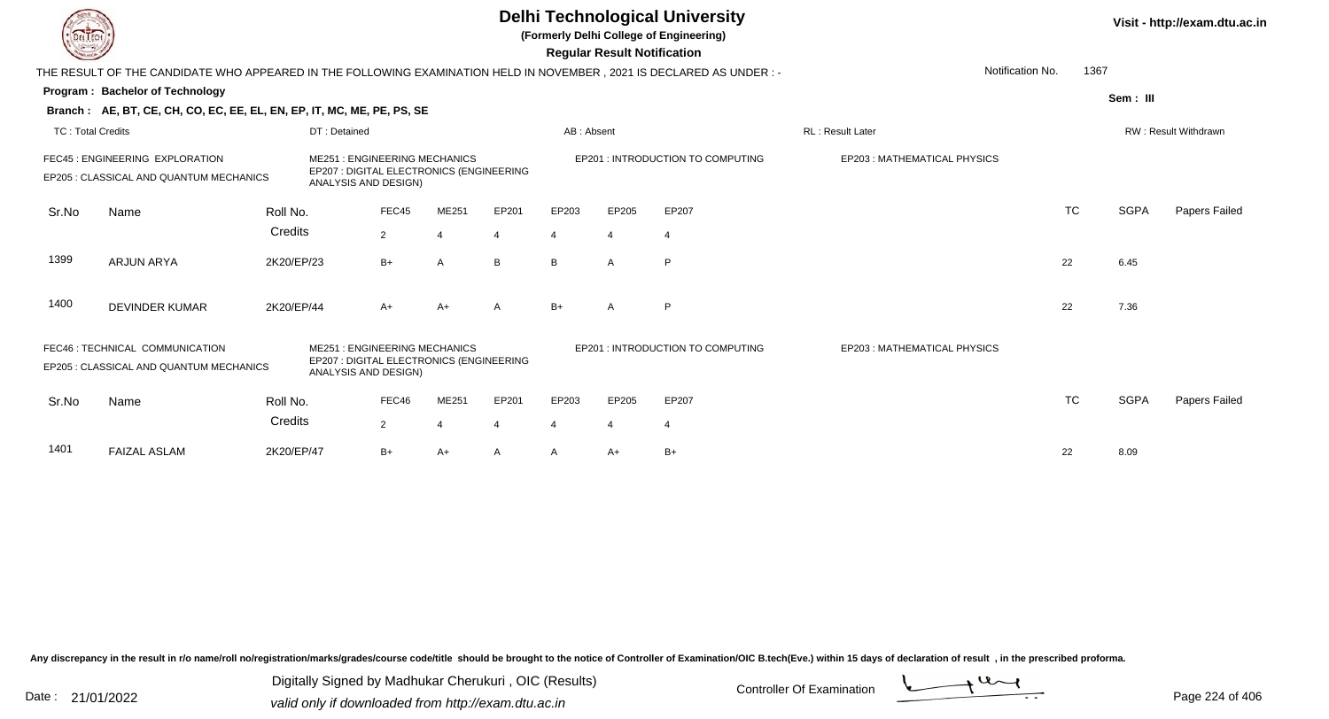# Delhi Technological University

**(Formerly Delhi College of Engineering)**

**Regular Result Notification**

Visit - http://exam.dtu.ac.in

THE RESULT OF THE CANDIDATE WHO APPEARED IN THE FOLLOWING EXAMINATION HELD IN NOVEMBER , 2021 IS DECLARED AS UNDER : -

Notification No. 1367

**Program : Bachelor of Technology**

Sem : III

**Branch : AE, BT, CE, CH, CO, EC, EE, EL, EN, EP, IT, MC, ME, PE, PS, SE**

TC : Total Credits | DT : Detained | AB : Absent | RL : Result Later | RW : Result Withdrawn

FEC45 : ENGINEERING EXPLORATION
ME251 : ENGINEERING MECHANICS
EP201 : INTRODUCTION TO COMPUTING
EP203 : MATHEMATICAL PHYSICS
EP205 : CLASSICAL AND QUANTUM MECHANICS
EP207 : DIGITAL ELECTRONICS (ENGINEERING ANALYSIS AND DESIGN)

| Sr.No | Name | Roll No. | FEC45 | ME251 | EP201 | EP203 | EP205 | EP207 | TC | SGPA | Papers Failed |
|---|---|---|---|---|---|---|---|---|---|---|---|
| | | Credits | 2 | 4 | 4 | 4 | 4 | 4 | | | |
| 1399 | ARJUN ARYA | 2K20/EP/23 | B+ | A | B | B | A | P | 22 | 6.45 | |
| 1400 | DEVINDER KUMAR | 2K20/EP/44 | A+ | A+ | A | B+ | A | P | 22 | 7.36 | |

FEC46 : TECHNICAL COMMUNICATION
ME251 : ENGINEERING MECHANICS
EP201 : INTRODUCTION TO COMPUTING
EP203 : MATHEMATICAL PHYSICS
EP205 : CLASSICAL AND QUANTUM MECHANICS
EP207 : DIGITAL ELECTRONICS (ENGINEERING ANALYSIS AND DESIGN)

| Sr.No | Name | Roll No. | FEC46 | ME251 | EP201 | EP203 | EP205 | EP207 | TC | SGPA | Papers Failed |
|---|---|---|---|---|---|---|---|---|---|---|---|
| | | Credits | 2 | 4 | 4 | 4 | 4 | 4 | | | |
| 1401 | FAIZAL ASLAM | 2K20/EP/47 | B+ | A+ | A | A | A+ | B+ | 22 | 8.09 | |

Any discrepancy in the result in r/o name/roll no/registration/marks/grades/course code/title should be brought to the notice of Controller of Examination/OIC B.tech(Eve.) within 15 days of declaration of result , in the prescribed proforma.

Date : 21/01/2022

Digitally Signed by Madhukar Cherukuri , OIC (Results)
valid only if downloaded from http://exam.dtu.ac.in

Controller Of Examination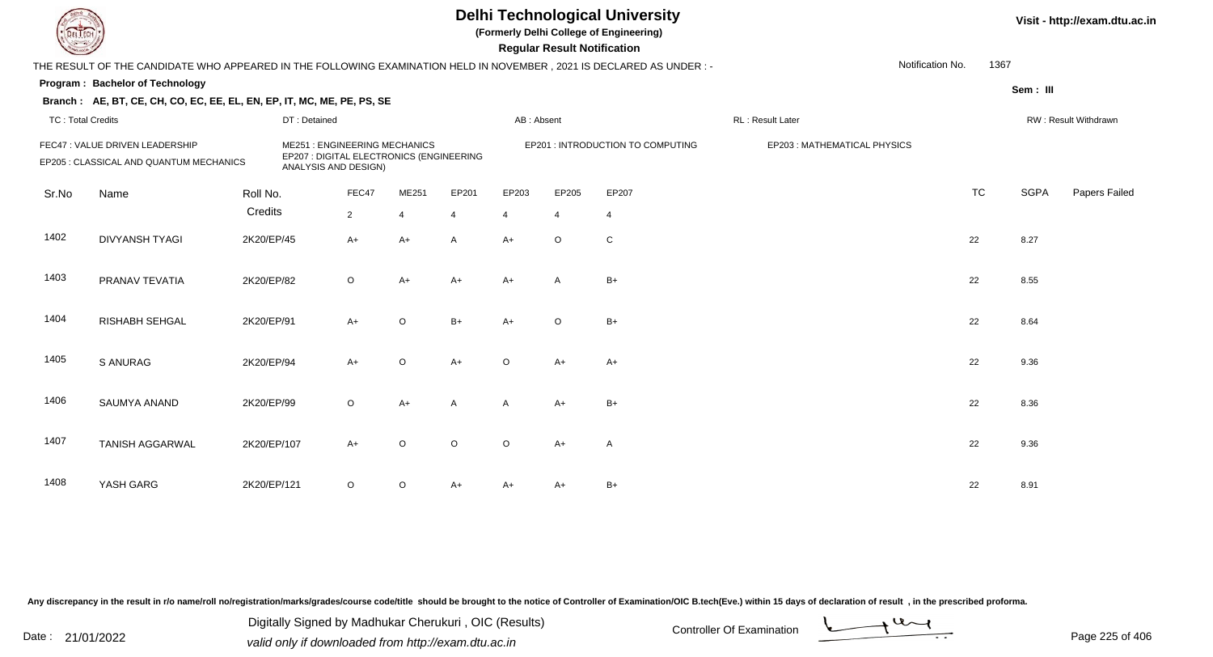# Delhi Technological University

**(Formerly Delhi College of Engineering)**

**Regular Result Notification**

Visit - http://exam.dtu.ac.in

THE RESULT OF THE CANDIDATE WHO APPEARED IN THE FOLLOWING EXAMINATION HELD IN NOVEMBER , 2021 IS DECLARED AS UNDER : -

Notification No. 1367

**Program : Bachelor of Technology**

Sem : III

**Branch : AE, BT, CE, CH, CO, EC, EE, EL, EN, EP, IT, MC, ME, PE, PS, SE**

TC : Total Credits | DT : Detained | AB : Absent | RL : Result Later | RW : Result Withdrawn

FEC47 : VALUE DRIVEN LEADERSHIP
ME251 : ENGINEERING MECHANICS
EP201 : INTRODUCTION TO COMPUTING
EP203 : MATHEMATICAL PHYSICS
EP205 : CLASSICAL AND QUANTUM MECHANICS
EP207 : DIGITAL ELECTRONICS (ENGINEERING ANALYSIS AND DESIGN)

| Sr.No | Name | Roll No. | FEC47 | ME251 | EP201 | EP203 | EP205 | EP207 | TC | SGPA | Papers Failed |
|---|---|---|---|---|---|---|---|---|---|---|---|
| | | Credits | 2 | 4 | 4 | 4 | 4 | 4 | | | |
| 1402 | DIVYANSH TYAGI | 2K20/EP/45 | A+ | A+ | A | A+ | O | C | 22 | 8.27 | |
| 1403 | PRANAV TEVATIA | 2K20/EP/82 | O | A+ | A+ | A+ | A | B+ | 22 | 8.55 | |
| 1404 | RISHABH SEHGAL | 2K20/EP/91 | A+ | O | B+ | A+ | O | B+ | 22 | 8.64 | |
| 1405 | S ANURAG | 2K20/EP/94 | A+ | O | A+ | O | A+ | A+ | 22 | 9.36 | |
| 1406 | SAUMYA ANAND | 2K20/EP/99 | O | A+ | A | A | A+ | B+ | 22 | 8.36 | |
| 1407 | TANISH AGGARWAL | 2K20/EP/107 | A+ | O | O | O | A+ | A | 22 | 9.36 | |
| 1408 | YASH GARG | 2K20/EP/121 | O | O | A+ | A+ | A+ | B+ | 22 | 8.91 | |

Any discrepancy in the result in r/o name/roll no/registration/marks/grades/course code/title should be brought to the notice of Controller of Examination/OIC B.tech(Eve.) within 15 days of declaration of result , in the prescribed proforma.

Date : 21/01/2022

Digitally Signed by Madhukar Cherukuri , OIC (Results)
valid only if downloaded from http://exam.dtu.ac.in

Controller Of Examination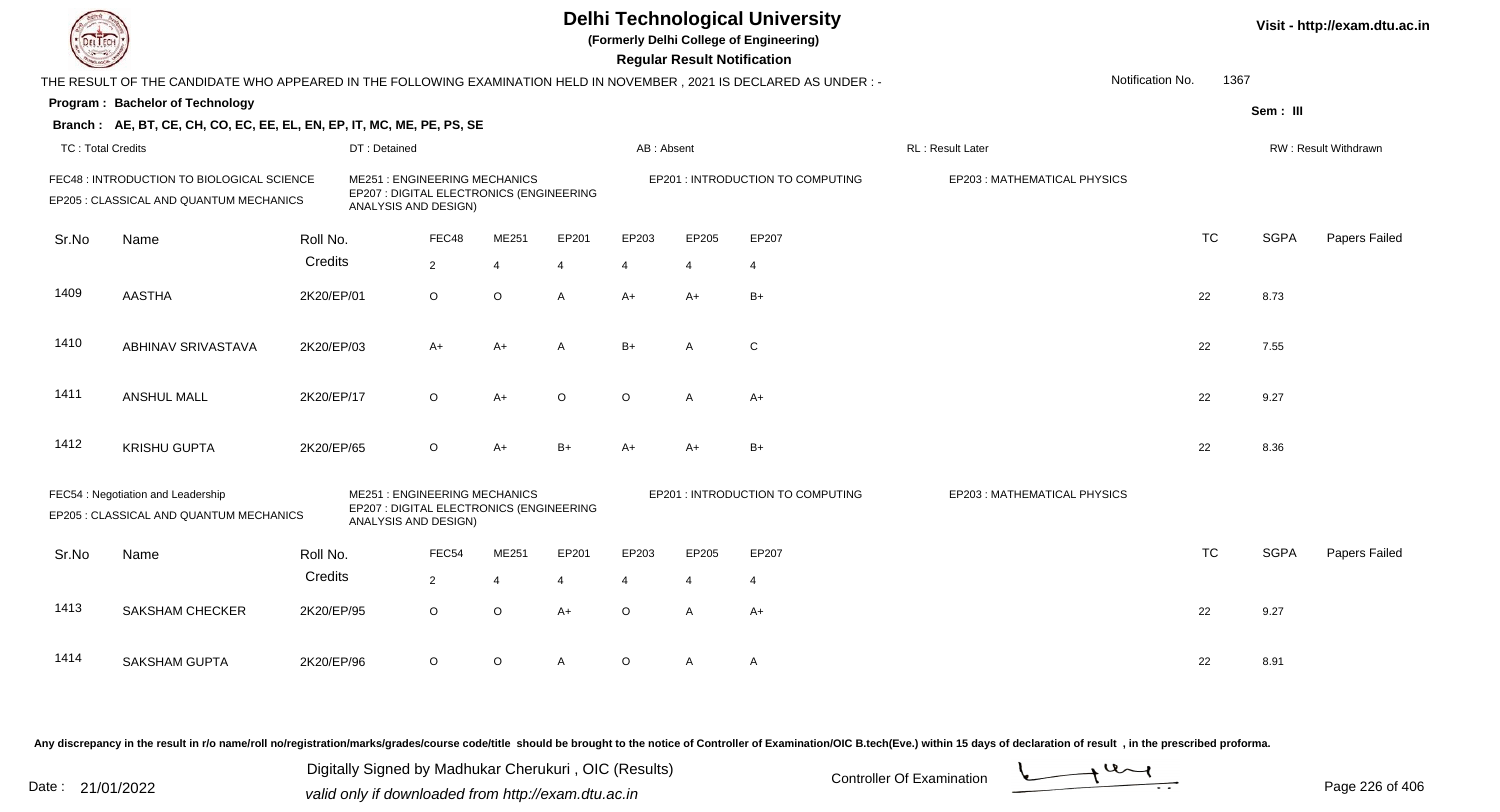# Delhi Technological University

(Formerly Delhi College of Engineering)

**Regular Result Notification**

Visit - http://exam.dtu.ac.in

THE RESULT OF THE CANDIDATE WHO APPEARED IN THE FOLLOWING EXAMINATION HELD IN NOVEMBER , 2021 IS DECLARED AS UNDER : -

Notification No. 1367

**Program : Bachelor of Technology**

Sem : III

**Branch : AE, BT, CE, CH, CO, EC, EE, EL, EN, EP, IT, MC, ME, PE, PS, SE**

TC : Total Credits | DT : Detained | AB : Absent | RL : Result Later | RW : Result Withdrawn

FEC48 : INTRODUCTION TO BIOLOGICAL SCIENCE
ME251 : ENGINEERING MECHANICS
EP201 : INTRODUCTION TO COMPUTING
EP203 : MATHEMATICAL PHYSICS
EP205 : CLASSICAL AND QUANTUM MECHANICS
EP207 : DIGITAL ELECTRONICS (ENGINEERING ANALYSIS AND DESIGN)

| Sr.No | Name | Roll No. | FEC48 | ME251 | EP201 | EP203 | EP205 | EP207 | TC | SGPA | Papers Failed |
|---|---|---|---|---|---|---|---|---|---|---|---|
| | | Credits | 2 | 4 | 4 | 4 | 4 | 4 | | | |
| 1409 | AASTHA | 2K20/EP/01 | O | O | A | A+ | A+ | B+ | 22 | 8.73 | |
| 1410 | ABHINAV SRIVASTAVA | 2K20/EP/03 | A+ | A+ | A | B+ | A | C | 22 | 7.55 | |
| 1411 | ANSHUL MALL | 2K20/EP/17 | O | A+ | O | O | A | A+ | 22 | 9.27 | |
| 1412 | KRISHU GUPTA | 2K20/EP/65 | O | A+ | B+ | A+ | A+ | B+ | 22 | 8.36 | |

FEC54 : Negotiation and Leadership
ME251 : ENGINEERING MECHANICS
EP201 : INTRODUCTION TO COMPUTING
EP203 : MATHEMATICAL PHYSICS
EP205 : CLASSICAL AND QUANTUM MECHANICS
EP207 : DIGITAL ELECTRONICS (ENGINEERING ANALYSIS AND DESIGN)

| Sr.No | Name | Roll No. | FEC54 | ME251 | EP201 | EP203 | EP205 | EP207 | TC | SGPA | Papers Failed |
|---|---|---|---|---|---|---|---|---|---|---|---|
| | | Credits | 2 | 4 | 4 | 4 | 4 | 4 | | | |
| 1413 | SAKSHAM CHECKER | 2K20/EP/95 | O | O | A+ | O | A | A+ | 22 | 9.27 | |
| 1414 | SAKSHAM GUPTA | 2K20/EP/96 | O | O | A | O | A | A | 22 | 8.91 | |

Any discrepancy in the result in r/o name/roll no/registration/marks/grades/course code/title should be brought to the notice of Controller of Examination/OIC B.tech(Eve.) within 15 days of declaration of result , in the prescribed proforma.

Date : 21/01/2022

Digitally Signed by Madhukar Cherukuri , OIC (Results)
valid only if downloaded from http://exam.dtu.ac.in

Controller Of Examination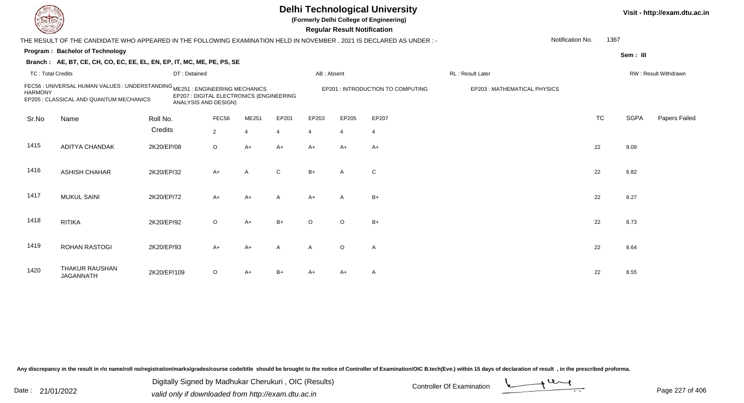# Delhi Technological University

**(Formerly Delhi College of Engineering)**

**Regular Result Notification**

Visit - http://exam.dtu.ac.in

THE RESULT OF THE CANDIDATE WHO APPEARED IN THE FOLLOWING EXAMINATION HELD IN NOVEMBER , 2021 IS DECLARED AS UNDER : -

Notification No. 1367

**Program : Bachelor of Technology**

**Sem : III**

**Branch : AE, BT, CE, CH, CO, EC, EE, EL, EN, EP, IT, MC, ME, PE, PS, SE**

TC : Total Credits | DT : Detained | AB : Absent | RL : Result Later | RW : Result Withdrawn

FEC56 : UNIVERSAL HUMAN VALUES : UNDERSTANDING HARMONY
ME251 : ENGINEERING MECHANICS
EP201 : INTRODUCTION TO COMPUTING
EP203 : MATHEMATICAL PHYSICS
EP205 : CLASSICAL AND QUANTUM MECHANICS
EP207 : DIGITAL ELECTRONICS (ENGINEERING ANALYSIS AND DESIGN)

| Sr.No | Name | Roll No. | FEC56 | ME251 | EP201 | EP203 | EP205 | EP207 | TC | SGPA | Papers Failed |
|---|---|---|---|---|---|---|---|---|---|---|---|
| | | Credits | 2 | 4 | 4 | 4 | 4 | 4 | | | |
| 1415 | ADITYA CHANDAK | 2K20/EP/08 | O | A+ | A+ | A+ | A+ | A+ | 22 | 9.09 | |
| 1416 | ASHISH CHAHAR | 2K20/EP/32 | A+ | A | C | B+ | A | C | 22 | 6.82 | |
| 1417 | MUKUL SAINI | 2K20/EP/72 | A+ | A+ | A | A+ | A | B+ | 22 | 8.27 | |
| 1418 | RITIKA | 2K20/EP/92 | O | A+ | B+ | O | O | B+ | 22 | 8.73 | |
| 1419 | ROHAN RASTOGI | 2K20/EP/93 | A+ | A+ | A | A | O | A | 22 | 8.64 | |
| 1420 | THAKUR RAUSHAN JAGANNATH | 2K20/EP/109 | O | A+ | B+ | A+ | A+ | A | 22 | 8.55 | |

Any discrepancy in the result in r/o name/roll no/registration/marks/grades/course code/title should be brought to the notice of Controller of Examination/OIC B.tech(Eve.) within 15 days of declaration of result , in the prescribed proforma.

Date : 21/01/2022

Digitally Signed by Madhukar Cherukuri , OIC (Results)
valid only if downloaded from http://exam.dtu.ac.in

Controller Of Examination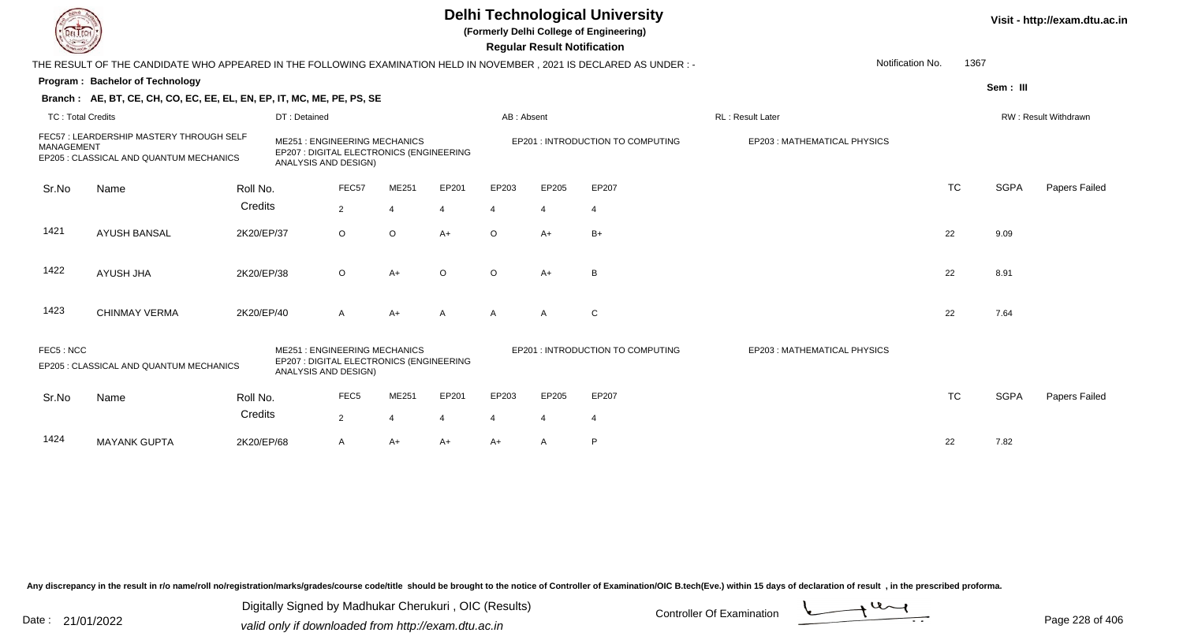# Delhi Technological University

(Formerly Delhi College of Engineering)

**Regular Result Notification**

Visit - http://exam.dtu.ac.in

THE RESULT OF THE CANDIDATE WHO APPEARED IN THE FOLLOWING EXAMINATION HELD IN NOVEMBER , 2021 IS DECLARED AS UNDER : -

Notification No. 1367

**Program : Bachelor of Technology**

Sem : III

**Branch : AE, BT, CE, CH, CO, EC, EE, EL, EN, EP, IT, MC, ME, PE, PS, SE**

TC : Total Credits | DT : Detained | AB : Absent | RL : Result Later | RW : Result Withdrawn

FEC57 : LEARDERSHIP MASTERY THROUGH SELF MANAGEMENT | ME251 : ENGINEERING MECHANICS | EP201 : INTRODUCTION TO COMPUTING | EP203 : MATHEMATICAL PHYSICS | EP205 : CLASSICAL AND QUANTUM MECHANICS | EP207 : DIGITAL ELECTRONICS (ENGINEERING ANALYSIS AND DESIGN)

| Sr.No | Name | Roll No. | FEC57 | ME251 | EP201 | EP203 | EP205 | EP207 | TC | SGPA | Papers Failed |
|---|---|---|---|---|---|---|---|---|---|---|---|
| | | Credits | 2 | 4 | 4 | 4 | 4 | 4 | | | |
| 1421 | AYUSH BANSAL | 2K20/EP/37 | O | O | A+ | O | A+ | B+ | 22 | 9.09 | |
| 1422 | AYUSH JHA | 2K20/EP/38 | O | A+ | O | O | A+ | B | 22 | 8.91 | |
| 1423 | CHINMAY VERMA | 2K20/EP/40 | A | A+ | A | A | A | C | 22 | 7.64 | |

FEC5 : NCC | ME251 : ENGINEERING MECHANICS | EP201 : INTRODUCTION TO COMPUTING | EP203 : MATHEMATICAL PHYSICS | EP205 : CLASSICAL AND QUANTUM MECHANICS | EP207 : DIGITAL ELECTRONICS (ENGINEERING ANALYSIS AND DESIGN)

| Sr.No | Name | Roll No. | FEC5 | ME251 | EP201 | EP203 | EP205 | EP207 | TC | SGPA | Papers Failed |
|---|---|---|---|---|---|---|---|---|---|---|---|
| | | Credits | 2 | 4 | 4 | 4 | 4 | 4 | | | |
| 1424 | MAYANK GUPTA | 2K20/EP/68 | A | A+ | A+ | A+ | A | P | 22 | 7.82 | |

Any discrepancy in the result in r/o name/roll no/registration/marks/grades/course code/title should be brought to the notice of Controller of Examination/OIC B.tech(Eve.) within 15 days of declaration of result , in the prescribed proforma.

Date : 21/01/2022

Digitally Signed by Madhukar Cherukuri , OIC (Results)
valid only if downloaded from http://exam.dtu.ac.in

Controller Of Examination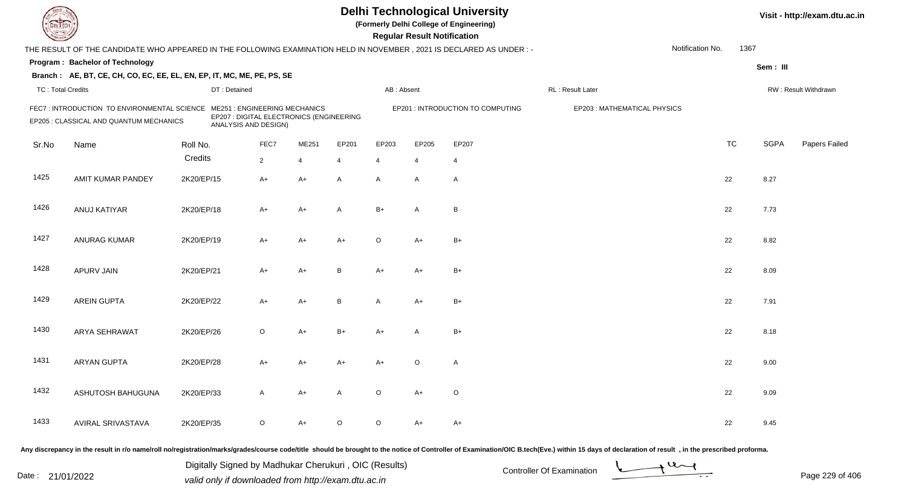# Delhi Technological University

**(Formerly Delhi College of Engineering)**

**Regular Result Notification**

Visit - http://exam.dtu.ac.in

THE RESULT OF THE CANDIDATE WHO APPEARED IN THE FOLLOWING EXAMINATION HELD IN NOVEMBER , 2021 IS DECLARED AS UNDER : -

Notification No. 1367

**Program : Bachelor of Technology**

**Sem : III**

**Branch : AE, BT, CE, CH, CO, EC, EE, EL, EN, EP, IT, MC, ME, PE, PS, SE**

TC : Total Credits | DT : Detained | AB : Absent | RL : Result Later | RW : Result Withdrawn

FEC7 : INTRODUCTION TO ENVIRONMENTAL SCIENCE | ME251 : ENGINEERING MECHANICS | EP201 : INTRODUCTION TO COMPUTING | EP203 : MATHEMATICAL PHYSICS | EP205 : CLASSICAL AND QUANTUM MECHANICS | EP207 : DIGITAL ELECTRONICS (ENGINEERING ANALYSIS AND DESIGN)

| Sr.No | Name | Roll No. | FEC7 | ME251 | EP201 | EP203 | EP205 | EP207 | TC | SGPA | Papers Failed |
|---|---|---|---|---|---|---|---|---|---|---|---|
| | | Credits | 2 | 4 | 4 | 4 | 4 | 4 | | | |
| 1425 | AMIT KUMAR PANDEY | 2K20/EP/15 | A+ | A+ | A | A | A | A | 22 | 8.27 | |
| 1426 | ANUJ KATIYAR | 2K20/EP/18 | A+ | A+ | A | B+ | A | B | 22 | 7.73 | |
| 1427 | ANURAG KUMAR | 2K20/EP/19 | A+ | A+ | A+ | O | A+ | B+ | 22 | 8.82 | |
| 1428 | APURV JAIN | 2K20/EP/21 | A+ | A+ | B | A+ | A+ | B+ | 22 | 8.09 | |
| 1429 | AREIN GUPTA | 2K20/EP/22 | A+ | A+ | B | A | A+ | B+ | 22 | 7.91 | |
| 1430 | ARYA SEHRAWAT | 2K20/EP/26 | O | A+ | B+ | A+ | A | B+ | 22 | 8.18 | |
| 1431 | ARYAN GUPTA | 2K20/EP/28 | A+ | A+ | A+ | A+ | O | A | 22 | 9.00 | |
| 1432 | ASHUTOSH BAHUGUNA | 2K20/EP/33 | A | A+ | A | O | A+ | O | 22 | 9.09 | |
| 1433 | AVIRAL SRIVASTAVA | 2K20/EP/35 | O | A+ | O | O | A+ | A+ | 22 | 9.45 | |

Any discrepancy in the result in r/o name/roll no/registration/marks/grades/course code/title should be brought to the notice of Controller of Examination/OIC B.tech(Eve.) within 15 days of declaration of result , in the prescribed proforma.

Date : 21/01/2022

Digitally Signed by Madhukar Cherukuri , OIC (Results)
valid only if downloaded from http://exam.dtu.ac.in

Controller Of Examination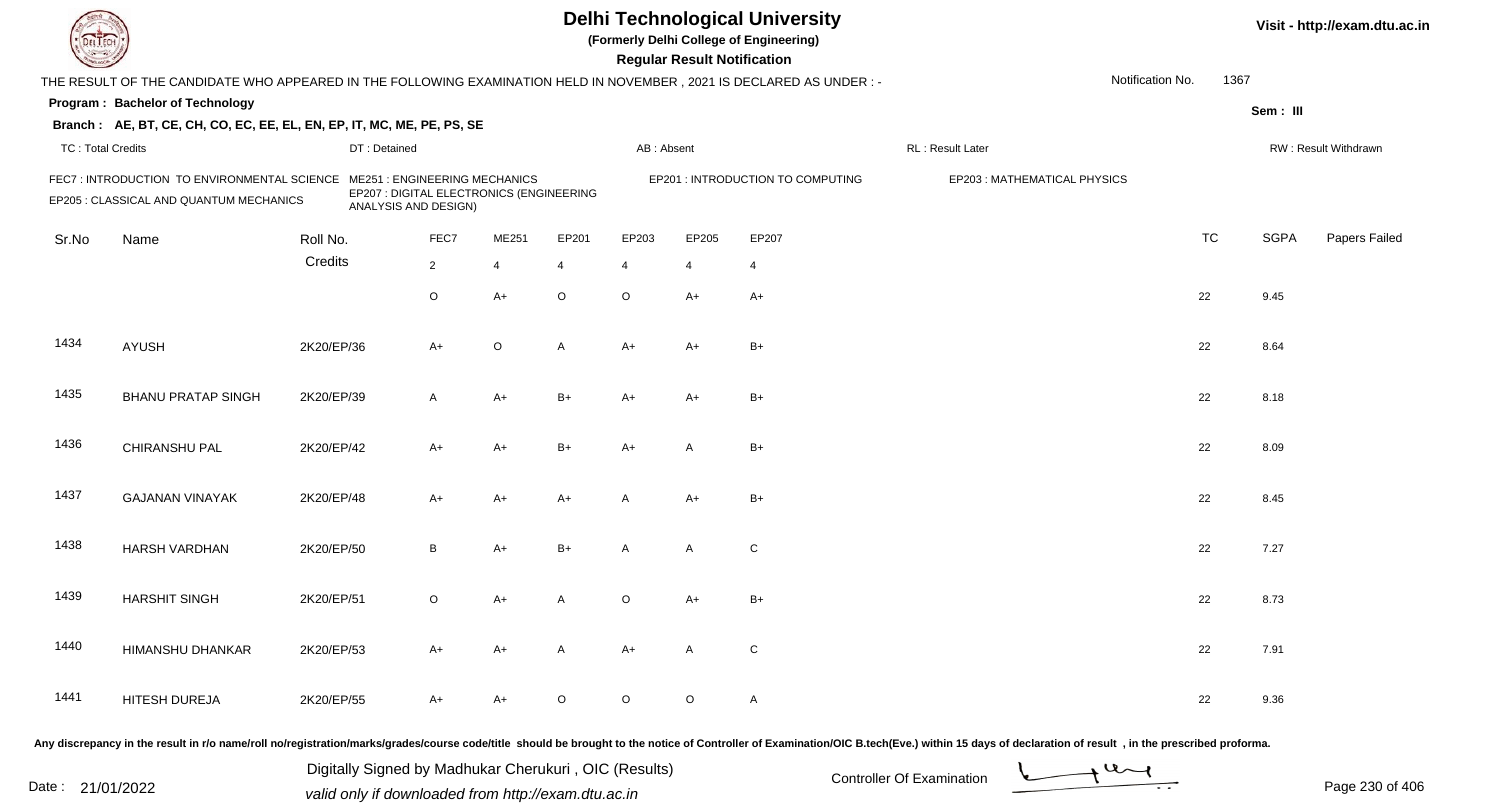# Delhi Technological University

(Formerly Delhi College of Engineering)

**Regular Result Notification**

THE RESULT OF THE CANDIDATE WHO APPEARED IN THE FOLLOWING EXAMINATION HELD IN NOVEMBER , 2021 IS DECLARED AS UNDER : -

Notification No. 1367

**Program : Bachelor of Technology**

Sem : III

**Branch : AE, BT, CE, CH, CO, EC, EE, EL, EN, EP, IT, MC, ME, PE, PS, SE**

TC : Total Credits | DT : Detained | AB : Absent | RL : Result Later | RW : Result Withdrawn

FEC7 : INTRODUCTION TO ENVIRONMENTAL SCIENCE
ME251 : ENGINEERING MECHANICS
EP201 : INTRODUCTION TO COMPUTING
EP203 : MATHEMATICAL PHYSICS
EP205 : CLASSICAL AND QUANTUM MECHANICS
EP207 : DIGITAL ELECTRONICS (ENGINEERING ANALYSIS AND DESIGN)

| Sr.No | Name | Roll No. | FEC7 | ME251 | EP201 | EP203 | EP205 | EP207 | TC | SGPA | Papers Failed |
|---|---|---|---|---|---|---|---|---|---|---|---|
| | | Credits | 2 | 4 | 4 | 4 | 4 | 4 | | | |
| | | | O | A+ | O | O | A+ | A+ | 22 | 9.45 | |
| 1434 | AYUSH | 2K20/EP/36 | A+ | O | A | A+ | A+ | B+ | 22 | 8.64 | |
| 1435 | BHANU PRATAP SINGH | 2K20/EP/39 | A | A+ | B+ | A+ | A+ | B+ | 22 | 8.18 | |
| 1436 | CHIRANSHU PAL | 2K20/EP/42 | A+ | A+ | B+ | A+ | A | B+ | 22 | 8.09 | |
| 1437 | GAJANAN VINAYAK | 2K20/EP/48 | A+ | A+ | A+ | A | A+ | B+ | 22 | 8.45 | |
| 1438 | HARSH VARDHAN | 2K20/EP/50 | B | A+ | B+ | A | A | C | 22 | 7.27 | |
| 1439 | HARSHIT SINGH | 2K20/EP/51 | O | A+ | A | O | A+ | B+ | 22 | 8.73 | |
| 1440 | HIMANSHU DHANKAR | 2K20/EP/53 | A+ | A+ | A | A+ | A | C | 22 | 7.91 | |
| 1441 | HITESH DUREJA | 2K20/EP/55 | A+ | A+ | O | O | O | A | 22 | 9.36 | |

Any discrepancy in the result in r/o name/roll no/registration/marks/grades/course code/title should be brought to the notice of Controller of Examination/OIC B.tech(Eve.) within 15 days of declaration of result , in the prescribed proforma.

Date : 21/01/2022

Digitally Signed by Madhukar Cherukuri , OIC (Results)
valid only if downloaded from http://exam.dtu.ac.in

Controller Of Examination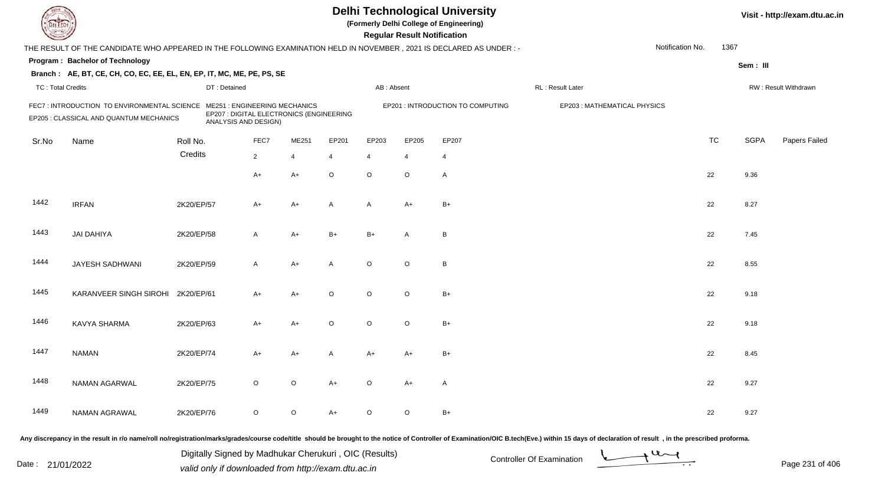# Delhi Technological University

(Formerly Delhi College of Engineering)

**Regular Result Notification**

Visit - http://exam.dtu.ac.in

THE RESULT OF THE CANDIDATE WHO APPEARED IN THE FOLLOWING EXAMINATION HELD IN NOVEMBER , 2021 IS DECLARED AS UNDER : -

Notification No. 1367

**Program : Bachelor of Technology**

Sem : III

**Branch : AE, BT, CE, CH, CO, EC, EE, EL, EN, EP, IT, MC, ME, PE, PS, SE**

TC : Total Credits | DT : Detained | AB : Absent | RL : Result Later | RW : Result Withdrawn

FEC7 : INTRODUCTION TO ENVIRONMENTAL SCIENCE | ME251 : ENGINEERING MECHANICS | EP201 : INTRODUCTION TO COMPUTING | EP203 : MATHEMATICAL PHYSICS | EP205 : CLASSICAL AND QUANTUM MECHANICS | EP207 : DIGITAL ELECTRONICS (ENGINEERING ANALYSIS AND DESIGN)

| Sr.No | Name | Roll No. | FEC7 | ME251 | EP201 | EP203 | EP205 | EP207 | TC | SGPA | Papers Failed |
|---|---|---|---|---|---|---|---|---|---|---|---|
| | | Credits | 2 | 4 | 4 | 4 | 4 | 4 | | | |
| | | | A+ | A+ | O | O | O | A | 22 | 9.36 | |
| 1442 | IRFAN | 2K20/EP/57 | A+ | A+ | A | A | A+ | B+ | 22 | 8.27 | |
| 1443 | JAI DAHIYA | 2K20/EP/58 | A | A+ | B+ | B+ | A | B | 22 | 7.45 | |
| 1444 | JAYESH SADHWANI | 2K20/EP/59 | A | A+ | A | O | O | B | 22 | 8.55 | |
| 1445 | KARANVEER SINGH SIROHI | 2K20/EP/61 | A+ | A+ | O | O | O | B+ | 22 | 9.18 | |
| 1446 | KAVYA SHARMA | 2K20/EP/63 | A+ | A+ | O | O | O | B+ | 22 | 9.18 | |
| 1447 | NAMAN | 2K20/EP/74 | A+ | A+ | A | A+ | A+ | B+ | 22 | 8.45 | |
| 1448 | NAMAN AGARWAL | 2K20/EP/75 | O | O | A+ | O | A+ | A | 22 | 9.27 | |
| 1449 | NAMAN AGRAWAL | 2K20/EP/76 | O | O | A+ | O | O | B+ | 22 | 9.27 | |

Any discrepancy in the result in r/o name/roll no/registration/marks/grades/course code/title should be brought to the notice of Controller of Examination/OIC B.tech(Eve.) within 15 days of declaration of result , in the prescribed proforma.

Date : 21/01/2022

Digitally Signed by Madhukar Cherukuri , OIC (Results)
valid only if downloaded from http://exam.dtu.ac.in

Controller Of Examination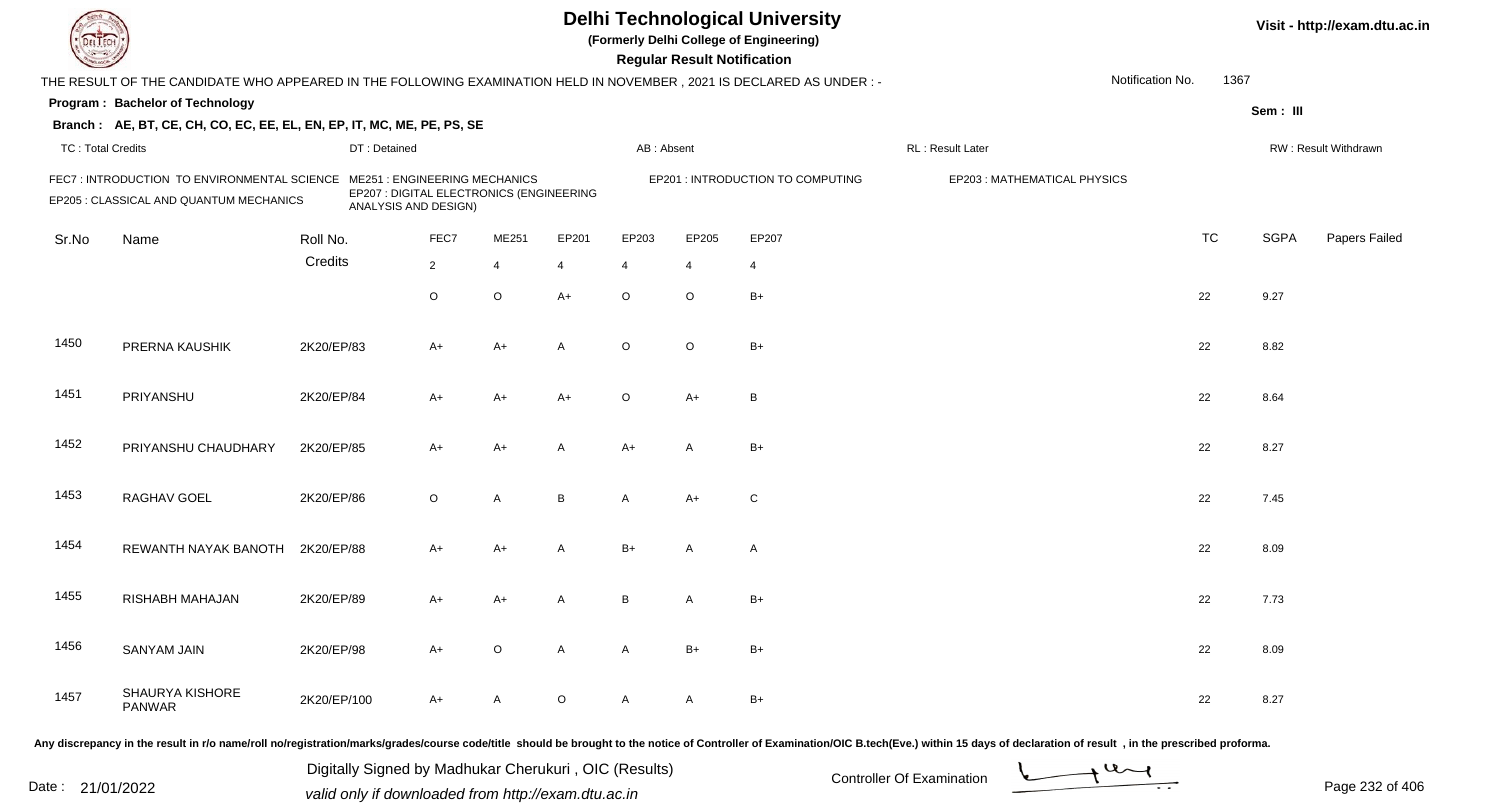# Delhi Technological University

**(Formerly Delhi College of Engineering)**

**Regular Result Notification**

Visit - http://exam.dtu.ac.in

THE RESULT OF THE CANDIDATE WHO APPEARED IN THE FOLLOWING EXAMINATION HELD IN NOVEMBER , 2021 IS DECLARED AS UNDER : -

Notification No. 1367

**Program : Bachelor of Technology**

Sem : III

**Branch : AE, BT, CE, CH, CO, EC, EE, EL, EN, EP, IT, MC, ME, PE, PS, SE**

TC : Total Credits | DT : Detained | AB : Absent | RL : Result Later | RW : Result Withdrawn

FEC7 : INTRODUCTION TO ENVIRONMENTAL SCIENCE
ME251 : ENGINEERING MECHANICS
EP201 : INTRODUCTION TO COMPUTING
EP203 : MATHEMATICAL PHYSICS
EP205 : CLASSICAL AND QUANTUM MECHANICS
EP207 : DIGITAL ELECTRONICS (ENGINEERING ANALYSIS AND DESIGN)

| Sr.No | Name | Roll No. | FEC7 | ME251 | EP201 | EP203 | EP205 | EP207 | TC | SGPA | Papers Failed |
|---|---|---|---|---|---|---|---|---|---|---|---|
| | | Credits | 2 | 4 | 4 | 4 | 4 | 4 | | | |
| | | | O | O | A+ | O | O | B+ | 22 | 9.27 | |
| 1450 | PRERNA KAUSHIK | 2K20/EP/83 | A+ | A+ | A | O | O | B+ | 22 | 8.82 | |
| 1451 | PRIYANSHU | 2K20/EP/84 | A+ | A+ | A+ | O | A+ | B | 22 | 8.64 | |
| 1452 | PRIYANSHU CHAUDHARY | 2K20/EP/85 | A+ | A+ | A | A+ | A | B+ | 22 | 8.27 | |
| 1453 | RAGHAV GOEL | 2K20/EP/86 | O | A | B | A | A+ | C | 22 | 7.45 | |
| 1454 | REWANTH NAYAK BANOTH | 2K20/EP/88 | A+ | A+ | A | B+ | A | A | 22 | 8.09 | |
| 1455 | RISHABH MAHAJAN | 2K20/EP/89 | A+ | A+ | A | B | A | B+ | 22 | 7.73 | |
| 1456 | SANYAM JAIN | 2K20/EP/98 | A+ | O | A | A | B+ | B+ | 22 | 8.09 | |
| 1457 | SHAURYA KISHORE PANWAR | 2K20/EP/100 | A+ | A | O | A | A | B+ | 22 | 8.27 | |

Any discrepancy in the result in r/o name/roll no/registration/marks/grades/course code/title should be brought to the notice of Controller of Examination/OIC B.tech(Eve.) within 15 days of declaration of result , in the prescribed proforma.

Date : 21/01/2022

Digitally Signed by Madhukar Cherukuri , OIC (Results)
valid only if downloaded from http://exam.dtu.ac.in

Controller Of Examination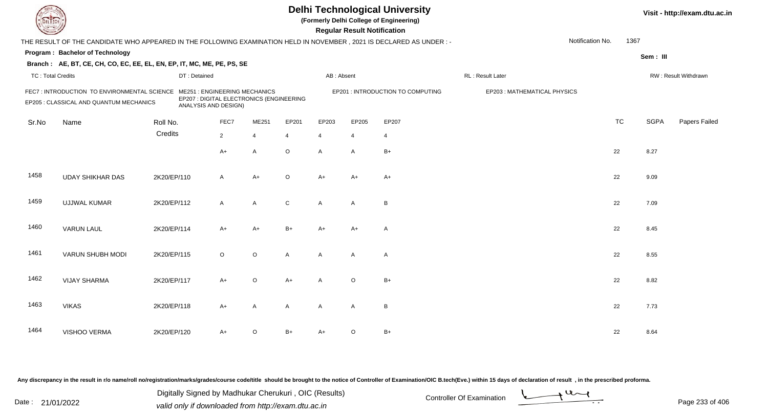# Delhi Technological University

(Formerly Delhi College of Engineering)

**Regular Result Notification**

Visit - http://exam.dtu.ac.in

THE RESULT OF THE CANDIDATE WHO APPEARED IN THE FOLLOWING EXAMINATION HELD IN NOVEMBER , 2021 IS DECLARED AS UNDER : -

Notification No. 1367

**Program : Bachelor of Technology**

Sem : III

**Branch : AE, BT, CE, CH, CO, EC, EE, EL, EN, EP, IT, MC, ME, PE, PS, SE**

TC : Total Credits | DT : Detained | AB : Absent | RL : Result Later | RW : Result Withdrawn

FEC7 : INTRODUCTION TO ENVIRONMENTAL SCIENCE
ME251 : ENGINEERING MECHANICS
EP201 : INTRODUCTION TO COMPUTING
EP203 : MATHEMATICAL PHYSICS
EP205 : CLASSICAL AND QUANTUM MECHANICS
EP207 : DIGITAL ELECTRONICS (ENGINEERING ANALYSIS AND DESIGN)

| Sr.No | Name | Roll No. | FEC7 | ME251 | EP201 | EP203 | EP205 | EP207 | TC | SGPA | Papers Failed |
|---|---|---|---|---|---|---|---|---|---|---|---|
| | | Credits | 2 | 4 | 4 | 4 | 4 | 4 | | | |
| | | | A+ | A | O | A | A | B+ | 22 | 8.27 | |
| 1458 | UDAY SHIKHAR DAS | 2K20/EP/110 | A | A+ | O | A+ | A+ | A+ | 22 | 9.09 | |
| 1459 | UJJWAL KUMAR | 2K20/EP/112 | A | A | C | A | A | B | 22 | 7.09 | |
| 1460 | VARUN LAUL | 2K20/EP/114 | A+ | A+ | B+ | A+ | A+ | A | 22 | 8.45 | |
| 1461 | VARUN SHUBH MODI | 2K20/EP/115 | O | O | A | A | A | A | 22 | 8.55 | |
| 1462 | VIJAY SHARMA | 2K20/EP/117 | A+ | O | A+ | A | O | B+ | 22 | 8.82 | |
| 1463 | VIKAS | 2K20/EP/118 | A+ | A | A | A | A | B | 22 | 7.73 | |
| 1464 | VISHOO VERMA | 2K20/EP/120 | A+ | O | B+ | A+ | O | B+ | 22 | 8.64 | |

Any discrepancy in the result in r/o name/roll no/registration/marks/grades/course code/title should be brought to the notice of Controller of Examination/OIC B.tech(Eve.) within 15 days of declaration of result , in the prescribed proforma.

Date : 21/01/2022

Digitally Signed by Madhukar Cherukuri , OIC (Results)
valid only if downloaded from http://exam.dtu.ac.in

Controller Of Examination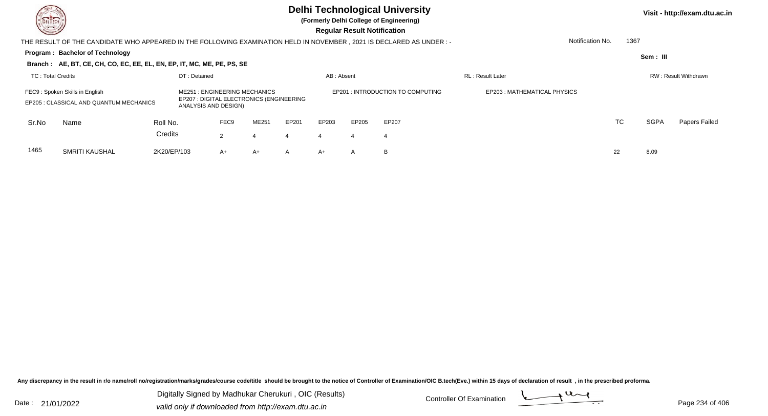# Delhi Technological University

**(Formerly Delhi College of Engineering)**

**Regular Result Notification**

Visit - http://exam.dtu.ac.in

THE RESULT OF THE CANDIDATE WHO APPEARED IN THE FOLLOWING EXAMINATION HELD IN NOVEMBER , 2021 IS DECLARED AS UNDER : -

Notification No. 1367

**Program : Bachelor of Technology**

Sem : III

**Branch : AE, BT, CE, CH, CO, EC, EE, EL, EN, EP, IT, MC, ME, PE, PS, SE**

TC : Total Credits | DT : Detained | AB : Absent | RL : Result Later | RW : Result Withdrawn

FEC9 : Spoken Skills in English
ME251 : ENGINEERING MECHANICS
EP201 : INTRODUCTION TO COMPUTING
EP203 : MATHEMATICAL PHYSICS
EP205 : CLASSICAL AND QUANTUM MECHANICS
EP207 : DIGITAL ELECTRONICS (ENGINEERING ANALYSIS AND DESIGN)

| Sr.No | Name | Roll No. | FEC9 | ME251 | EP201 | EP203 | EP205 | EP207 | TC | SGPA | Papers Failed |
|---|---|---|---|---|---|---|---|---|---|---|---|
| | | Credits | 2 | 4 | 4 | 4 | 4 | 4 | | | |
| 1465 | SMRITI KAUSHAL | 2K20/EP/103 | A+ | A+ | A | A+ | A | B | 22 | 8.09 | |

Any discrepancy in the result in r/o name/roll no/registration/marks/grades/course code/title should be brought to the notice of Controller of Examination/OIC B.tech(Eve.) within 15 days of declaration of result , in the prescribed proforma.

Date : 21/01/2022

Digitally Signed by Madhukar Cherukuri , OIC (Results)
valid only if downloaded from http://exam.dtu.ac.in

Controller Of Examination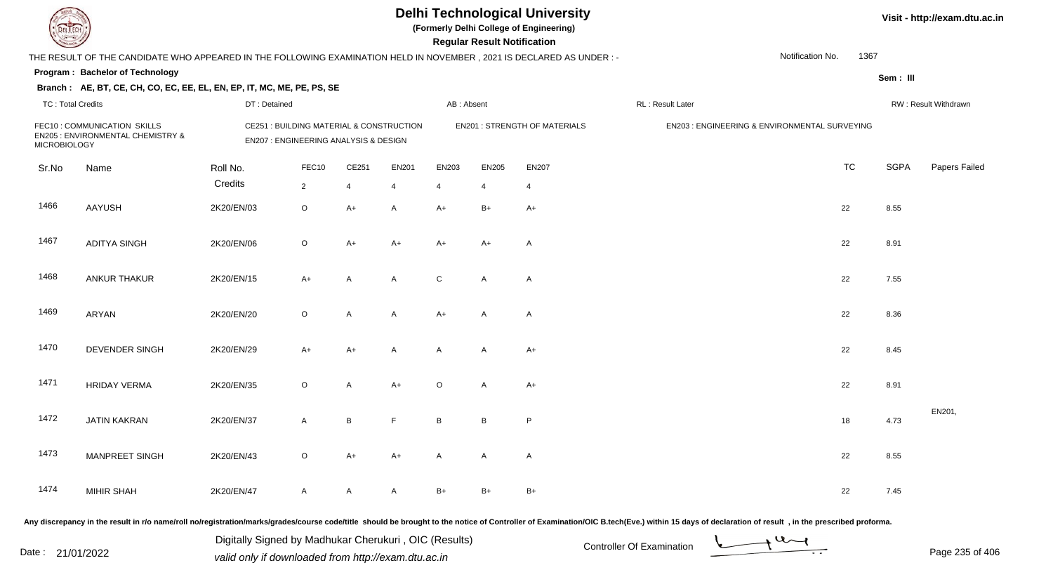# Delhi Technological University

**(Formerly Delhi College of Engineering)**

**Regular Result Notification**

Visit - http://exam.dtu.ac.in

THE RESULT OF THE CANDIDATE WHO APPEARED IN THE FOLLOWING EXAMINATION HELD IN NOVEMBER , 2021 IS DECLARED AS UNDER : -

Notification No. 1367

**Program : Bachelor of Technology**

Sem : III

**Branch : AE, BT, CE, CH, CO, EC, EE, EL, EN, EP, IT, MC, ME, PE, PS, SE**

TC : Total Credits | DT : Detained | AB : Absent | RL : Result Later | RW : Result Withdrawn

FEC10 : COMMUNICATION SKILLS
CE251 : BUILDING MATERIAL & CONSTRUCTION
EN201 : STRENGTH OF MATERIALS
EN203 : ENGINEERING & ENVIRONMENTAL SURVEYING
EN205 : ENVIRONMENTAL CHEMISTRY & MICROBIOLOGY
EN207 : ENGINEERING ANALYSIS & DESIGN

| Sr.No | Name | Roll No. | FEC10 | CE251 | EN201 | EN203 | EN205 | EN207 | TC | SGPA | Papers Failed |
|---|---|---|---|---|---|---|---|---|---|---|---|
| | | Credits | 2 | 4 | 4 | 4 | 4 | 4 | | | |
| 1466 | AAYUSH | 2K20/EN/03 | O | A+ | A | A+ | B+ | A+ | 22 | 8.55 | |
| 1467 | ADITYA SINGH | 2K20/EN/06 | O | A+ | A+ | A+ | A+ | A | 22 | 8.91 | |
| 1468 | ANKUR THAKUR | 2K20/EN/15 | A+ | A | A | C | A | A | 22 | 7.55 | |
| 1469 | ARYAN | 2K20/EN/20 | O | A | A | A+ | A | A | 22 | 8.36 | |
| 1470 | DEVENDER SINGH | 2K20/EN/29 | A+ | A+ | A | A | A | A+ | 22 | 8.45 | |
| 1471 | HRIDAY VERMA | 2K20/EN/35 | O | A | A+ | O | A | A+ | 22 | 8.91 | |
| 1472 | JATIN KAKRAN | 2K20/EN/37 | A | B | F | B | B | P | 18 | 4.73 | EN201, |
| 1473 | MANPREET SINGH | 2K20/EN/43 | O | A+ | A+ | A | A | A | 22 | 8.55 | |
| 1474 | MIHIR SHAH | 2K20/EN/47 | A | A | A | B+ | B+ | B+ | 22 | 7.45 | |

Any discrepancy in the result in r/o name/roll no/registration/marks/grades/course code/title should be brought to the notice of Controller of Examination/OIC B.tech(Eve.) within 15 days of declaration of result , in the prescribed proforma.

Date : 21/01/2022

Digitally Signed by Madhukar Cherukuri , OIC (Results)
valid only if downloaded from http://exam.dtu.ac.in

Controller Of Examination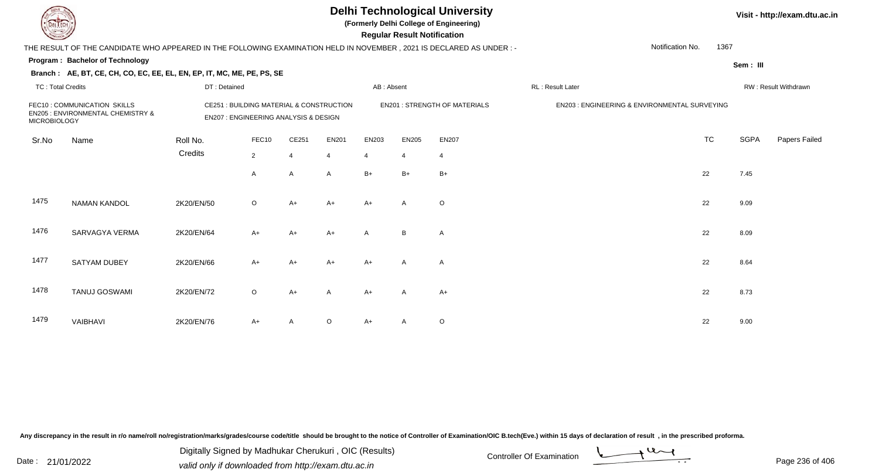# Delhi Technological University

**(Formerly Delhi College of Engineering)**

**Regular Result Notification**

Visit - http://exam.dtu.ac.in

THE RESULT OF THE CANDIDATE WHO APPEARED IN THE FOLLOWING EXAMINATION HELD IN NOVEMBER , 2021 IS DECLARED AS UNDER : -

Notification No. 1367

**Program : Bachelor of Technology**

Sem : III

**Branch : AE, BT, CE, CH, CO, EC, EE, EL, EN, EP, IT, MC, ME, PE, PS, SE**

TC : Total Credits | DT : Detained | AB : Absent | RL : Result Later | RW : Result Withdrawn

FEC10 : COMMUNICATION SKILLS
CE251 : BUILDING MATERIAL & CONSTRUCTION
EN201 : STRENGTH OF MATERIALS
EN203 : ENGINEERING & ENVIRONMENTAL SURVEYING
EN205 : ENVIRONMENTAL CHEMISTRY & MICROBIOLOGY
EN207 : ENGINEERING ANALYSIS & DESIGN

| Sr.No | Name | Roll No. | FEC10 | CE251 | EN201 | EN203 | EN205 | EN207 | TC | SGPA | Papers Failed |
|---|---|---|---|---|---|---|---|---|---|---|---|
| | | Credits | 2 | 4 | 4 | 4 | 4 | 4 | | | |
| | | | A | A | A | B+ | B+ | B+ | 22 | 7.45 | |
| 1475 | NAMAN KANDOL | 2K20/EN/50 | O | A+ | A+ | A+ | A | O | 22 | 9.09 | |
| 1476 | SARVAGYA VERMA | 2K20/EN/64 | A+ | A+ | A+ | A | B | A | 22 | 8.09 | |
| 1477 | SATYAM DUBEY | 2K20/EN/66 | A+ | A+ | A+ | A+ | A | A | 22 | 8.64 | |
| 1478 | TANUJ GOSWAMI | 2K20/EN/72 | O | A+ | A | A+ | A | A+ | 22 | 8.73 | |
| 1479 | VAIBHAVI | 2K20/EN/76 | A+ | A | O | A+ | A | O | 22 | 9.00 | |

Any discrepancy in the result in r/o name/roll no/registration/marks/grades/course code/title should be brought to the notice of Controller of Examination/OIC B.tech(Eve.) within 15 days of declaration of result , in the prescribed proforma.

Date : 21/01/2022

Digitally Signed by Madhukar Cherukuri , OIC (Results)
valid only if downloaded from http://exam.dtu.ac.in

Controller Of Examination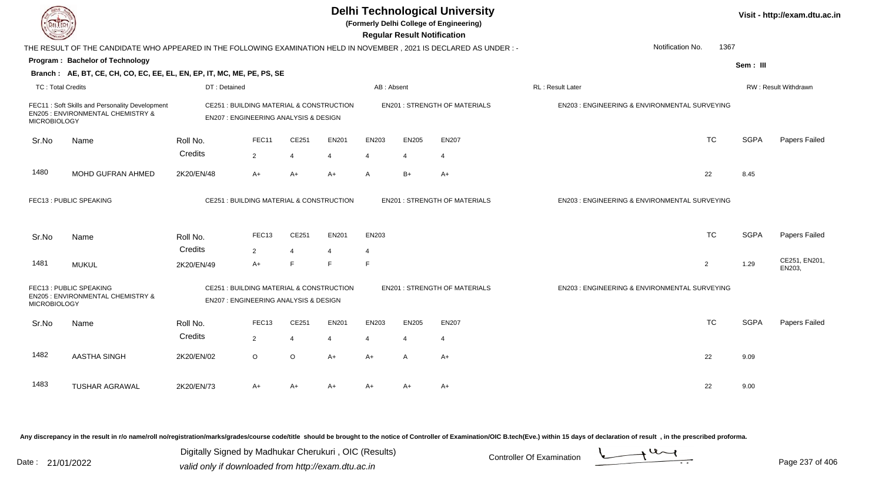# Delhi Technological University

**(Formerly Delhi College of Engineering)**

**Regular Result Notification**

Visit - http://exam.dtu.ac.in

THE RESULT OF THE CANDIDATE WHO APPEARED IN THE FOLLOWING EXAMINATION HELD IN NOVEMBER , 2021 IS DECLARED AS UNDER : -

Notification No. 1367

**Program : Bachelor of Technology**

Sem : III

**Branch : AE, BT, CE, CH, CO, EC, EE, EL, EN, EP, IT, MC, ME, PE, PS, SE**

TC : Total Credits | DT : Detained | AB : Absent | RL : Result Later | RW : Result Withdrawn

FEC11 : Soft Skills and Personality Development
CE251 : BUILDING MATERIAL & CONSTRUCTION
EN201 : STRENGTH OF MATERIALS
EN203 : ENGINEERING & ENVIRONMENTAL SURVEYING
EN205 : ENVIRONMENTAL CHEMISTRY & MICROBIOLOGY
EN207 : ENGINEERING ANALYSIS & DESIGN

| Sr.No | Name | Roll No. | FEC11 | CE251 | EN201 | EN203 | EN205 | EN207 | TC | SGPA | Papers Failed |
|---|---|---|---|---|---|---|---|---|---|---|---|
| | | Credits | 2 | 4 | 4 | 4 | 4 | 4 | | | |
| 1480 | MOHD GUFRAN AHMED | 2K20/EN/48 | A+ | A+ | A+ | A | B+ | A+ | 22 | 8.45 | |

FEC13 : PUBLIC SPEAKING
CE251 : BUILDING MATERIAL & CONSTRUCTION
EN201 : STRENGTH OF MATERIALS
EN203 : ENGINEERING & ENVIRONMENTAL SURVEYING

| Sr.No | Name | Roll No. | FEC13 | CE251 | EN201 | EN203 | TC | SGPA | Papers Failed |
|---|---|---|---|---|---|---|---|---|---|
| | | Credits | 2 | 4 | 4 | 4 | | | |
| 1481 | MUKUL | 2K20/EN/49 | A+ | F | F | F | 2 | 1.29 | CE251, EN201, EN203, |

FEC13 : PUBLIC SPEAKING
CE251 : BUILDING MATERIAL & CONSTRUCTION
EN201 : STRENGTH OF MATERIALS
EN203 : ENGINEERING & ENVIRONMENTAL SURVEYING
EN205 : ENVIRONMENTAL CHEMISTRY & MICROBIOLOGY
EN207 : ENGINEERING ANALYSIS & DESIGN

| Sr.No | Name | Roll No. | FEC13 | CE251 | EN201 | EN203 | EN205 | EN207 | TC | SGPA | Papers Failed |
|---|---|---|---|---|---|---|---|---|---|---|---|
| | | Credits | 2 | 4 | 4 | 4 | 4 | 4 | | | |
| 1482 | AASTHA SINGH | 2K20/EN/02 | O | O | A+ | A+ | A | A+ | 22 | 9.09 | |
| 1483 | TUSHAR AGRAWAL | 2K20/EN/73 | A+ | A+ | A+ | A+ | A+ | A+ | 22 | 9.00 | |

Any discrepancy in the result in r/o name/roll no/registration/marks/grades/course code/title should be brought to the notice of Controller of Examination/OIC B.tech(Eve.) within 15 days of declaration of result , in the prescribed proforma.

Digitally Signed by Madhukar Cherukuri , OIC (Results)
valid only if downloaded from http://exam.dtu.ac.in

Date : 21/01/2022

Controller Of Examination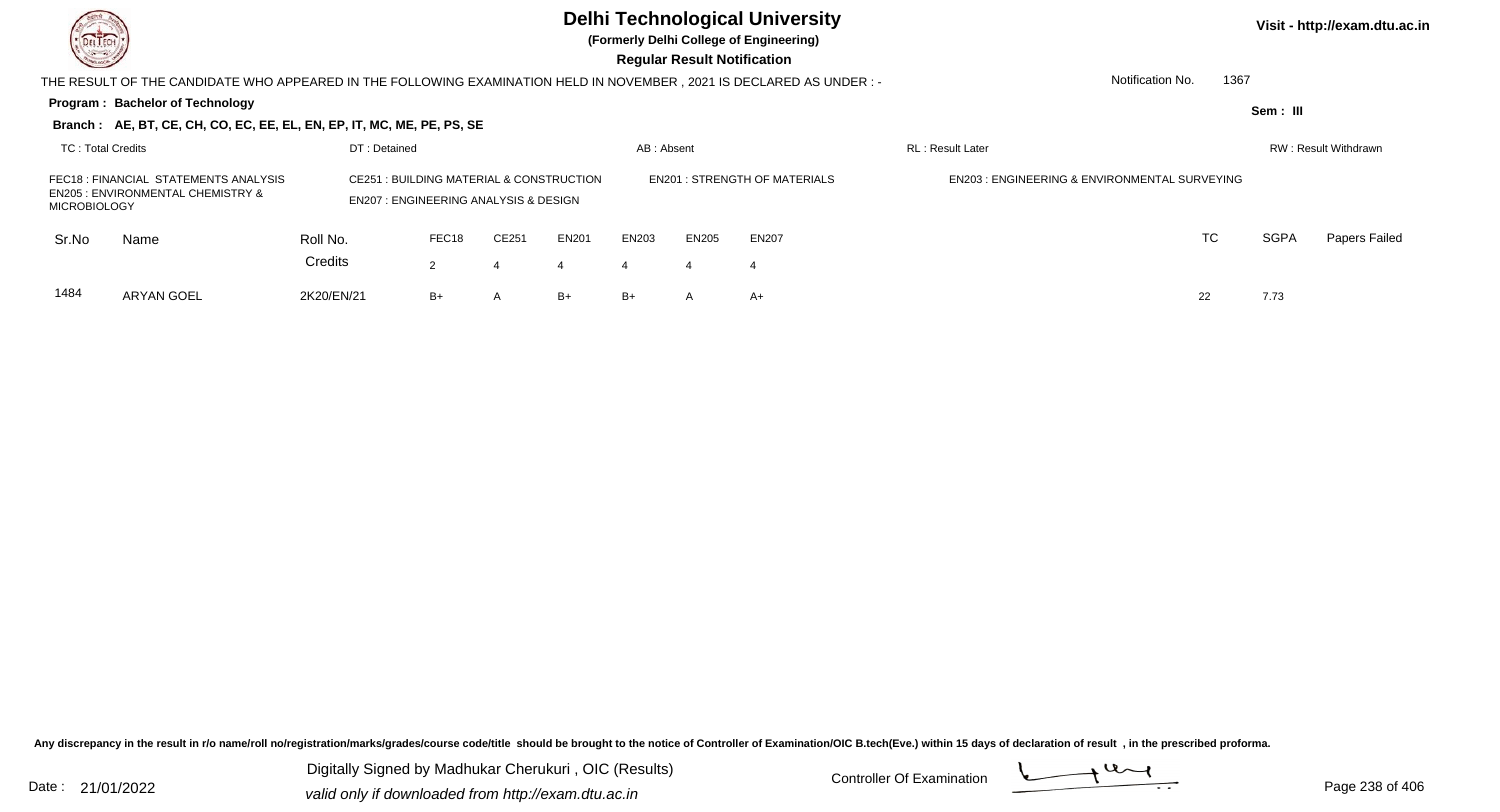# Delhi Technological University

**(Formerly Delhi College of Engineering)**

**Regular Result Notification**

Visit - http://exam.dtu.ac.in

THE RESULT OF THE CANDIDATE WHO APPEARED IN THE FOLLOWING EXAMINATION HELD IN NOVEMBER , 2021 IS DECLARED AS UNDER : -

Notification No. 1367

**Program : Bachelor of Technology**

Sem : III

**Branch : AE, BT, CE, CH, CO, EC, EE, EL, EN, EP, IT, MC, ME, PE, PS, SE**

TC : Total Credits | DT : Detained | AB : Absent | RL : Result Later | RW : Result Withdrawn

FEC18 : FINANCIAL STATEMENTS ANALYSIS
CE251 : BUILDING MATERIAL & CONSTRUCTION
EN201 : STRENGTH OF MATERIALS
EN203 : ENGINEERING & ENVIRONMENTAL SURVEYING
EN205 : ENVIRONMENTAL CHEMISTRY & MICROBIOLOGY
EN207 : ENGINEERING ANALYSIS & DESIGN

| Sr.No | Name | Roll No. | FEC18 | CE251 | EN201 | EN203 | EN205 | EN207 | TC | SGPA | Papers Failed |
|---|---|---|---|---|---|---|---|---|---|---|---|
| | | Credits | 2 | 4 | 4 | 4 | 4 | 4 | | | |
| 1484 | ARYAN GOEL | 2K20/EN/21 | B+ | A | B+ | B+ | A | A+ | 22 | 7.73 | |

Any discrepancy in the result in r/o name/roll no/registration/marks/grades/course code/title should be brought to the notice of Controller of Examination/OIC B.tech(Eve.) within 15 days of declaration of result , in the prescribed proforma.

Date : 21/01/2022

Digitally Signed by Madhukar Cherukuri , OIC (Results)
valid only if downloaded from http://exam.dtu.ac.in

Controller Of Examination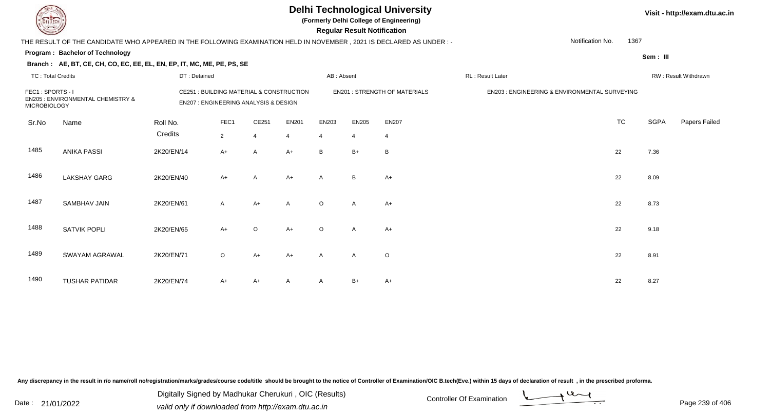# Delhi Technological University

**(Formerly Delhi College of Engineering)**

**Regular Result Notification**

Visit - http://exam.dtu.ac.in

THE RESULT OF THE CANDIDATE WHO APPEARED IN THE FOLLOWING EXAMINATION HELD IN NOVEMBER , 2021 IS DECLARED AS UNDER : -

Notification No. 1367

**Program : Bachelor of Technology**

**Sem : III**

**Branch : AE, BT, CE, CH, CO, EC, EE, EL, EN, EP, IT, MC, ME, PE, PS, SE**

TC : Total Credits | DT : Detained | AB : Absent | RL : Result Later | RW : Result Withdrawn

FEC1 : SPORTS - I
CE251 : BUILDING MATERIAL & CONSTRUCTION
EN201 : STRENGTH OF MATERIALS
EN203 : ENGINEERING & ENVIRONMENTAL SURVEYING
EN205 : ENVIRONMENTAL CHEMISTRY & MICROBIOLOGY
EN207 : ENGINEERING ANALYSIS & DESIGN

| Sr.No | Name | Roll No. | FEC1 | CE251 | EN201 | EN203 | EN205 | EN207 | TC | SGPA | Papers Failed |
|---|---|---|---|---|---|---|---|---|---|---|---|
| | | Credits | 2 | 4 | 4 | 4 | 4 | 4 | | | |
| 1485 | ANIKA PASSI | 2K20/EN/14 | A+ | A | A+ | B | B+ | B | 22 | 7.36 | |
| 1486 | LAKSHAY GARG | 2K20/EN/40 | A+ | A | A+ | A | B | A+ | 22 | 8.09 | |
| 1487 | SAMBHAV JAIN | 2K20/EN/61 | A | A+ | A | O | A | A+ | 22 | 8.73 | |
| 1488 | SATVIK POPLI | 2K20/EN/65 | A+ | O | A+ | O | A | A+ | 22 | 9.18 | |
| 1489 | SWAYAM AGRAWAL | 2K20/EN/71 | O | A+ | A+ | A | A | O | 22 | 8.91 | |
| 1490 | TUSHAR PATIDAR | 2K20/EN/74 | A+ | A+ | A | A | B+ | A+ | 22 | 8.27 | |

Any discrepancy in the result in r/o name/roll no/registration/marks/grades/course code/title should be brought to the notice of Controller of Examination/OIC B.tech(Eve.) within 15 days of declaration of result , in the prescribed proforma.

Date : 21/01/2022

Digitally Signed by Madhukar Cherukuri , OIC (Results)
valid only if downloaded from http://exam.dtu.ac.in

Controller Of Examination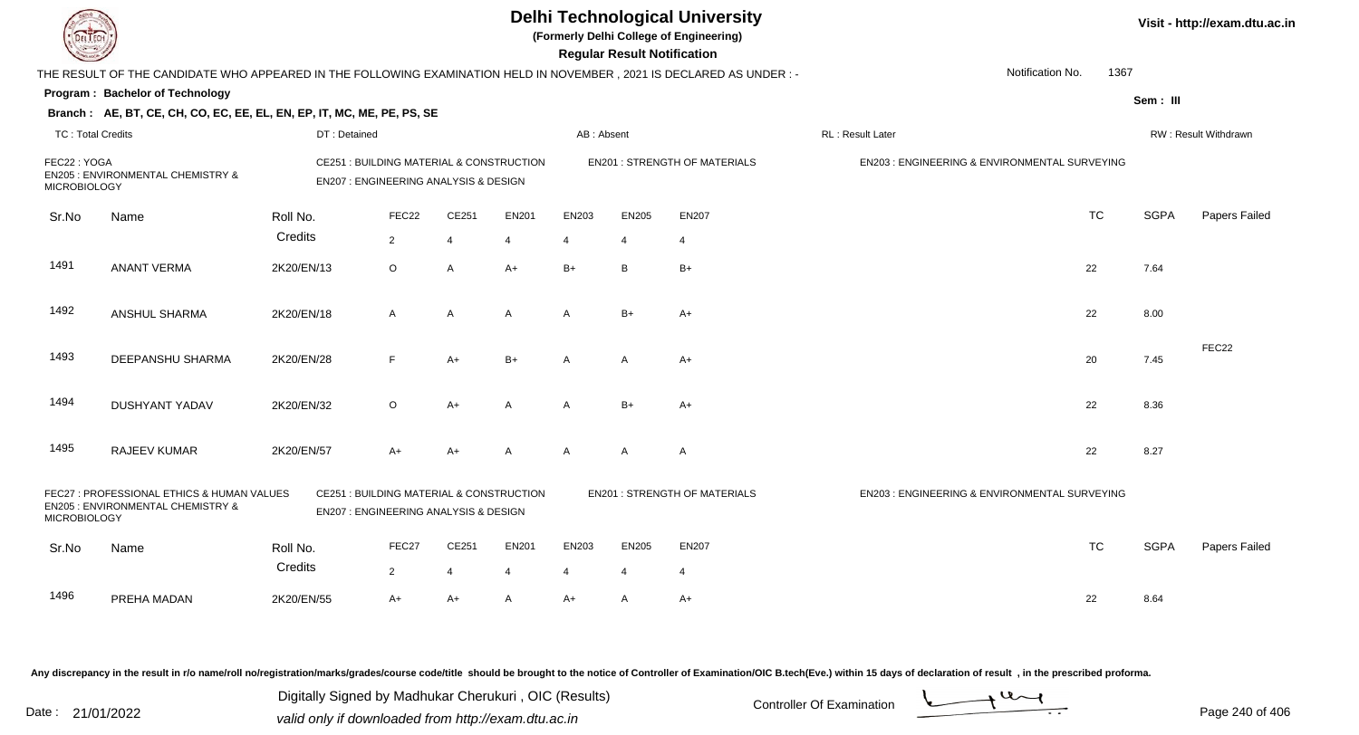# Delhi Technological University

**(Formerly Delhi College of Engineering)**

**Regular Result Notification**

Visit - http://exam.dtu.ac.in

THE RESULT OF THE CANDIDATE WHO APPEARED IN THE FOLLOWING EXAMINATION HELD IN NOVEMBER , 2021 IS DECLARED AS UNDER : -

Notification No. 1367

**Program : Bachelor of Technology**

Sem : III

**Branch : AE, BT, CE, CH, CO, EC, EE, EL, EN, EP, IT, MC, ME, PE, PS, SE**

TC : Total Credits | DT : Detained | AB : Absent | RL : Result Later | RW : Result Withdrawn

FEC22 : YOGA | CE251 : BUILDING MATERIAL & CONSTRUCTION | EN201 : STRENGTH OF MATERIALS | EN203 : ENGINEERING & ENVIRONMENTAL SURVEYING | EN205 : ENVIRONMENTAL CHEMISTRY & MICROBIOLOGY | EN207 : ENGINEERING ANALYSIS & DESIGN

| Sr.No | Name | Roll No. | FEC22 | CE251 | EN201 | EN203 | EN205 | EN207 | TC | SGPA | Papers Failed |
|---|---|---|---|---|---|---|---|---|---|---|---|
| | | Credits | 2 | 4 | 4 | 4 | 4 | 4 | | | |
| 1491 | ANANT VERMA | 2K20/EN/13 | O | A | A+ | B+ | B | B+ | 22 | 7.64 | |
| 1492 | ANSHUL SHARMA | 2K20/EN/18 | A | A | A | A | B+ | A+ | 22 | 8.00 | |
| 1493 | DEEPANSHU SHARMA | 2K20/EN/28 | F | A+ | B+ | A | A | A+ | 20 | 7.45 | FEC22 |
| 1494 | DUSHYANT YADAV | 2K20/EN/32 | O | A+ | A | A | B+ | A+ | 22 | 8.36 | |
| 1495 | RAJEEV KUMAR | 2K20/EN/57 | A+ | A+ | A | A | A | A | 22 | 8.27 | |

FEC27 : PROFESSIONAL ETHICS & HUMAN VALUES | CE251 : BUILDING MATERIAL & CONSTRUCTION | EN201 : STRENGTH OF MATERIALS | EN203 : ENGINEERING & ENVIRONMENTAL SURVEYING | EN205 : ENVIRONMENTAL CHEMISTRY & MICROBIOLOGY | EN207 : ENGINEERING ANALYSIS & DESIGN

| Sr.No | Name | Roll No. | FEC27 | CE251 | EN201 | EN203 | EN205 | EN207 | TC | SGPA | Papers Failed |
|---|---|---|---|---|---|---|---|---|---|---|---|
| | | Credits | 2 | 4 | 4 | 4 | 4 | 4 | | | |
| 1496 | PREHA MADAN | 2K20/EN/55 | A+ | A+ | A | A+ | A | A+ | 22 | 8.64 | |

Any discrepancy in the result in r/o name/roll no/registration/marks/grades/course code/title should be brought to the notice of Controller of Examination/OIC B.tech(Eve.) within 15 days of declaration of result , in the prescribed proforma.

Date : 21/01/2022

Digitally Signed by Madhukar Cherukuri , OIC (Results)
valid only if downloaded from http://exam.dtu.ac.in

Controller Of Examination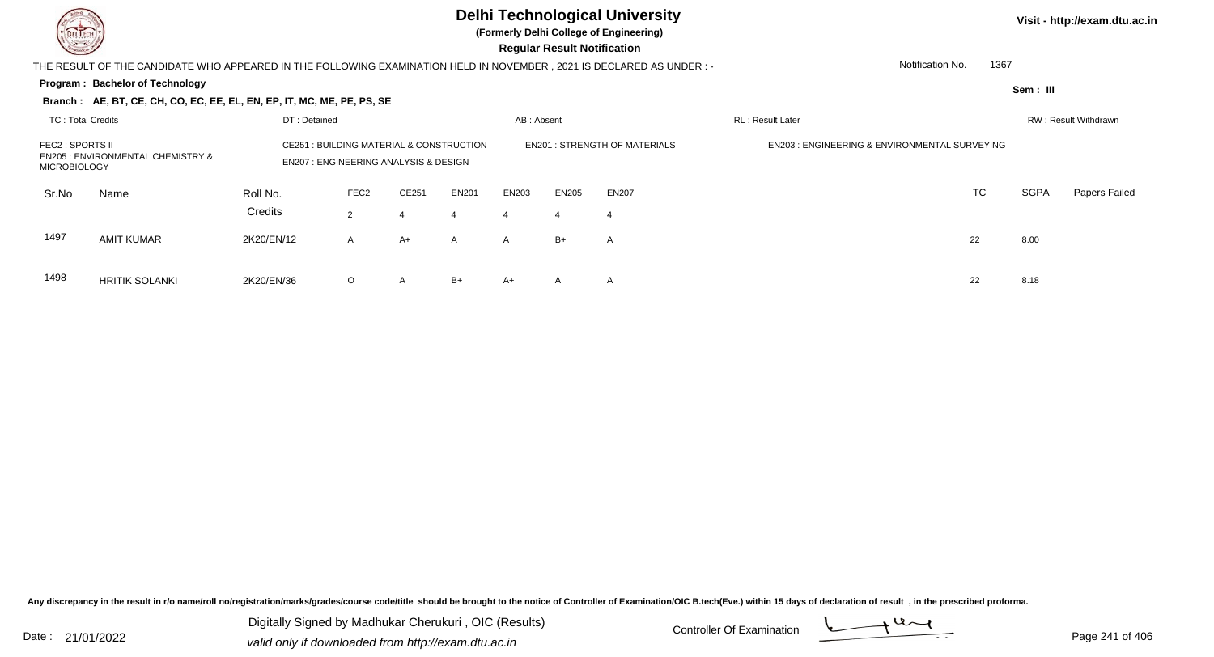# Delhi Technological University

**(Formerly Delhi College of Engineering)**

**Regular Result Notification**

Visit - http://exam.dtu.ac.in

THE RESULT OF THE CANDIDATE WHO APPEARED IN THE FOLLOWING EXAMINATION HELD IN NOVEMBER , 2021 IS DECLARED AS UNDER : -

Notification No. 1367

**Program : Bachelor of Technology**

Sem : III

**Branch : AE, BT, CE, CH, CO, EC, EE, EL, EN, EP, IT, MC, ME, PE, PS, SE**

TC : Total Credits | DT : Detained | AB : Absent | RL : Result Later | RW : Result Withdrawn

FEC2 : SPORTS II
CE251 : BUILDING MATERIAL & CONSTRUCTION
EN201 : STRENGTH OF MATERIALS
EN203 : ENGINEERING & ENVIRONMENTAL SURVEYING
EN205 : ENVIRONMENTAL CHEMISTRY & MICROBIOLOGY
EN207 : ENGINEERING ANALYSIS & DESIGN

| Sr.No | Name | Roll No. | FEC2 | CE251 | EN201 | EN203 | EN205 | EN207 | TC | SGPA | Papers Failed |
|---|---|---|---|---|---|---|---|---|---|---|---|
| | | Credits | 2 | 4 | 4 | 4 | 4 | 4 | | | |
| 1497 | AMIT KUMAR | 2K20/EN/12 | A | A+ | A | A | B+ | A | 22 | 8.00 | |
| 1498 | HRITIK SOLANKI | 2K20/EN/36 | O | A | B+ | A+ | A | A | 22 | 8.18 | |

Any discrepancy in the result in r/o name/roll no/registration/marks/grades/course code/title should be brought to the notice of Controller of Examination/OIC B.tech(Eve.) within 15 days of declaration of result , in the prescribed proforma.

Date : 21/01/2022

Digitally Signed by Madhukar Cherukuri , OIC (Results)
valid only if downloaded from http://exam.dtu.ac.in

Controller Of Examination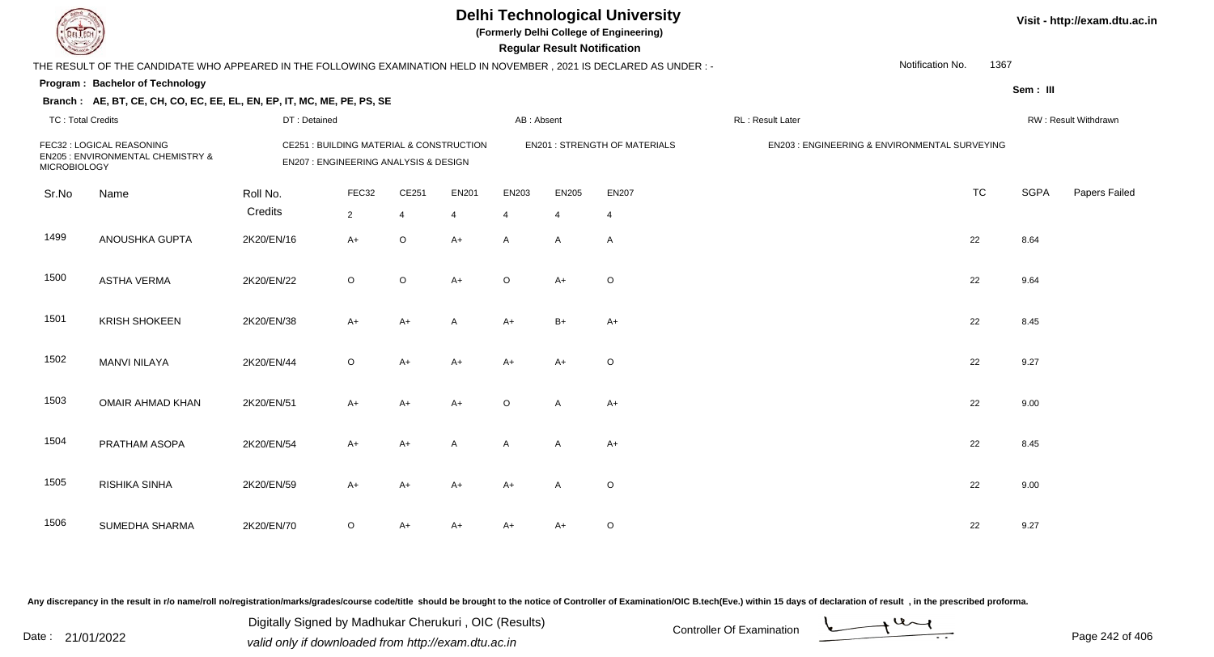# Delhi Technological University

**(Formerly Delhi College of Engineering)**

**Regular Result Notification**

Visit - http://exam.dtu.ac.in

THE RESULT OF THE CANDIDATE WHO APPEARED IN THE FOLLOWING EXAMINATION HELD IN NOVEMBER , 2021 IS DECLARED AS UNDER : -

Notification No. 1367

**Program : Bachelor of Technology**

Sem : III

**Branch : AE, BT, CE, CH, CO, EC, EE, EL, EN, EP, IT, MC, ME, PE, PS, SE**

TC : Total Credits | DT : Detained | AB : Absent | RL : Result Later | RW : Result Withdrawn

FEC32 : LOGICAL REASONING
CE251 : BUILDING MATERIAL & CONSTRUCTION
EN201 : STRENGTH OF MATERIALS
EN203 : ENGINEERING & ENVIRONMENTAL SURVEYING
EN205 : ENVIRONMENTAL CHEMISTRY & MICROBIOLOGY
EN207 : ENGINEERING ANALYSIS & DESIGN

| Sr.No | Name | Roll No. | FEC32 | CE251 | EN201 | EN203 | EN205 | EN207 | TC | SGPA | Papers Failed |
|---|---|---|---|---|---|---|---|---|---|---|---|
| | | Credits | 2 | 4 | 4 | 4 | 4 | 4 | | | |
| 1499 | ANOUSHKA GUPTA | 2K20/EN/16 | A+ | O | A+ | A | A | A | 22 | 8.64 | |
| 1500 | ASTHA VERMA | 2K20/EN/22 | O | O | A+ | O | A+ | O | 22 | 9.64 | |
| 1501 | KRISH SHOKEEN | 2K20/EN/38 | A+ | A+ | A | A+ | B+ | A+ | 22 | 8.45 | |
| 1502 | MANVI NILAYA | 2K20/EN/44 | O | A+ | A+ | A+ | A+ | O | 22 | 9.27 | |
| 1503 | OMAIR AHMAD KHAN | 2K20/EN/51 | A+ | A+ | A+ | O | A | A+ | 22 | 9.00 | |
| 1504 | PRATHAM ASOPA | 2K20/EN/54 | A+ | A+ | A | A | A | A+ | 22 | 8.45 | |
| 1505 | RISHIKA SINHA | 2K20/EN/59 | A+ | A+ | A+ | A+ | A | O | 22 | 9.00 | |
| 1506 | SUMEDHA SHARMA | 2K20/EN/70 | O | A+ | A+ | A+ | A+ | O | 22 | 9.27 | |

Any discrepancy in the result in r/o name/roll no/registration/marks/grades/course code/title should be brought to the notice of Controller of Examination/OIC B.tech(Eve.) within 15 days of declaration of result , in the prescribed proforma.

Date : 21/01/2022

Digitally Signed by Madhukar Cherukuri , OIC (Results)
valid only if downloaded from http://exam.dtu.ac.in

Controller Of Examination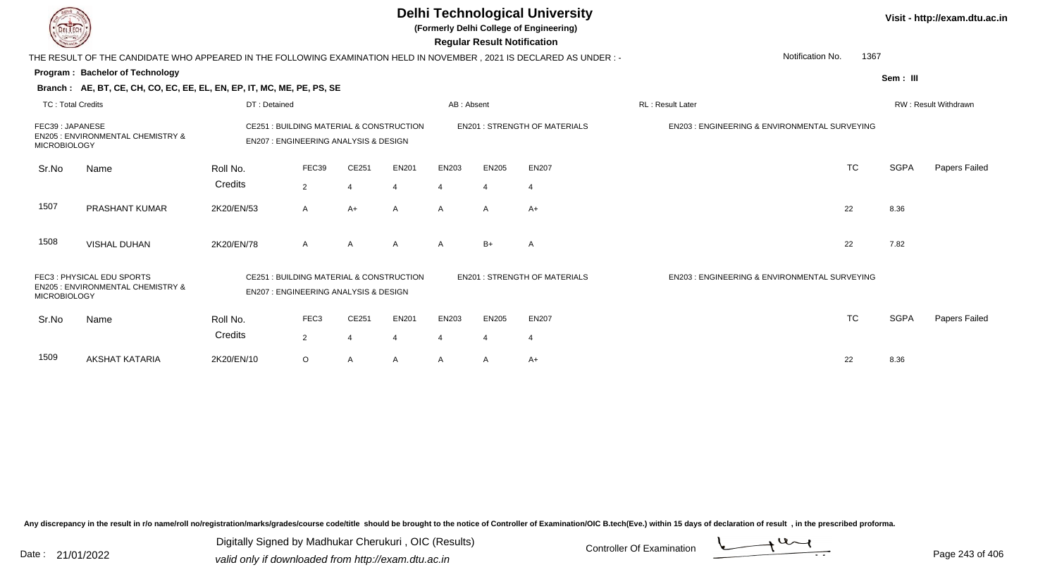# Delhi Technological University

**(Formerly Delhi College of Engineering)**

**Regular Result Notification**

Visit - http://exam.dtu.ac.in

THE RESULT OF THE CANDIDATE WHO APPEARED IN THE FOLLOWING EXAMINATION HELD IN NOVEMBER , 2021 IS DECLARED AS UNDER : -

Notification No. 1367

**Program : Bachelor of Technology**

Sem : III

**Branch : AE, BT, CE, CH, CO, EC, EE, EL, EN, EP, IT, MC, ME, PE, PS, SE**

TC : Total Credits | DT : Detained | AB : Absent | RL : Result Later | RW : Result Withdrawn

FEC39 : JAPANESE
EN205 : ENVIRONMENTAL CHEMISTRY & MICROBIOLOGY
CE251 : BUILDING MATERIAL & CONSTRUCTION
EN207 : ENGINEERING ANALYSIS & DESIGN
EN201 : STRENGTH OF MATERIALS
EN203 : ENGINEERING & ENVIRONMENTAL SURVEYING

| Sr.No | Name | Roll No. | FEC39 | CE251 | EN201 | EN203 | EN205 | EN207 | TC | SGPA | Papers Failed |
|---|---|---|---|---|---|---|---|---|---|---|---|
| | | Credits | 2 | 4 | 4 | 4 | 4 | 4 | | | |
| 1507 | PRASHANT KUMAR | 2K20/EN/53 | A | A+ | A | A | A | A+ | 22 | 8.36 | |
| 1508 | VISHAL DUHAN | 2K20/EN/78 | A | A | A | A | B+ | A | 22 | 7.82 | |

FEC3 : PHYSICAL EDU SPORTS
EN205 : ENVIRONMENTAL CHEMISTRY & MICROBIOLOGY
CE251 : BUILDING MATERIAL & CONSTRUCTION
EN207 : ENGINEERING ANALYSIS & DESIGN
EN201 : STRENGTH OF MATERIALS
EN203 : ENGINEERING & ENVIRONMENTAL SURVEYING

| Sr.No | Name | Roll No. | FEC3 | CE251 | EN201 | EN203 | EN205 | EN207 | TC | SGPA | Papers Failed |
|---|---|---|---|---|---|---|---|---|---|---|---|
| | | Credits | 2 | 4 | 4 | 4 | 4 | 4 | | | |
| 1509 | AKSHAT KATARIA | 2K20/EN/10 | O | A | A | A | A | A+ | 22 | 8.36 | |

Any discrepancy in the result in r/o name/roll no/registration/marks/grades/course code/title should be brought to the notice of Controller of Examination/OIC B.tech(Eve.) within 15 days of declaration of result , in the prescribed proforma.

Date : 21/01/2022

Digitally Signed by Madhukar Cherukuri , OIC (Results)
valid only if downloaded from http://exam.dtu.ac.in

Controller Of Examination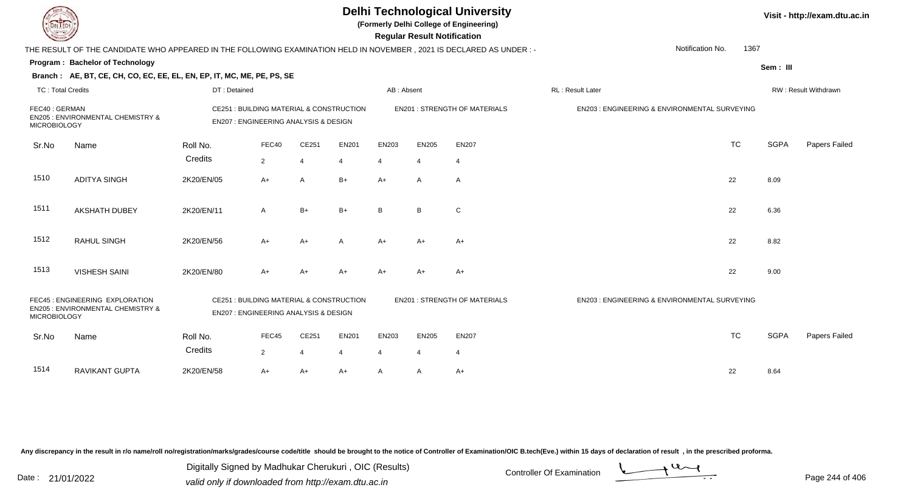# Delhi Technological University

**(Formerly Delhi College of Engineering)**

**Regular Result Notification**

Visit - http://exam.dtu.ac.in

THE RESULT OF THE CANDIDATE WHO APPEARED IN THE FOLLOWING EXAMINATION HELD IN NOVEMBER , 2021 IS DECLARED AS UNDER : -

Notification No. 1367

**Program : Bachelor of Technology**

**Sem : III**

**Branch : AE, BT, CE, CH, CO, EC, EE, EL, EN, EP, IT, MC, ME, PE, PS, SE**

TC : Total Credits | DT : Detained | AB : Absent | RL : Result Later | RW : Result Withdrawn

FEC40 : GERMAN
EN205 : ENVIRONMENTAL CHEMISTRY & MICROBIOLOGY
CE251 : BUILDING MATERIAL & CONSTRUCTION
EN207 : ENGINEERING ANALYSIS & DESIGN
EN201 : STRENGTH OF MATERIALS
EN203 : ENGINEERING & ENVIRONMENTAL SURVEYING

| Sr.No | Name | Roll No. | FEC40 | CE251 | EN201 | EN203 | EN205 | EN207 | TC | SGPA | Papers Failed |
|---|---|---|---|---|---|---|---|---|---|---|---|
| | | Credits | 2 | 4 | 4 | 4 | 4 | 4 | | | |
| 1510 | ADITYA SINGH | 2K20/EN/05 | A+ | A | B+ | A+ | A | A | 22 | 8.09 | |
| 1511 | AKSHATH DUBEY | 2K20/EN/11 | A | B+ | B+ | B | B | C | 22 | 6.36 | |
| 1512 | RAHUL SINGH | 2K20/EN/56 | A+ | A+ | A | A+ | A+ | A+ | 22 | 8.82 | |
| 1513 | VISHESH SAINI | 2K20/EN/80 | A+ | A+ | A+ | A+ | A+ | A+ | 22 | 9.00 | |

FEC45 : ENGINEERING EXPLORATION
EN205 : ENVIRONMENTAL CHEMISTRY & MICROBIOLOGY
CE251 : BUILDING MATERIAL & CONSTRUCTION
EN207 : ENGINEERING ANALYSIS & DESIGN
EN201 : STRENGTH OF MATERIALS
EN203 : ENGINEERING & ENVIRONMENTAL SURVEYING

| Sr.No | Name | Roll No. | FEC45 | CE251 | EN201 | EN203 | EN205 | EN207 | TC | SGPA | Papers Failed |
|---|---|---|---|---|---|---|---|---|---|---|---|
| | | Credits | 2 | 4 | 4 | 4 | 4 | 4 | | | |
| 1514 | RAVIKANT GUPTA | 2K20/EN/58 | A+ | A+ | A+ | A | A | A+ | 22 | 8.64 | |

Any discrepancy in the result in r/o name/roll no/registration/marks/grades/course code/title should be brought to the notice of Controller of Examination/OIC B.tech(Eve.) within 15 days of declaration of result , in the prescribed proforma.

Date : 21/01/2022

Digitally Signed by Madhukar Cherukuri , OIC (Results)
valid only if downloaded from http://exam.dtu.ac.in

Controller Of Examination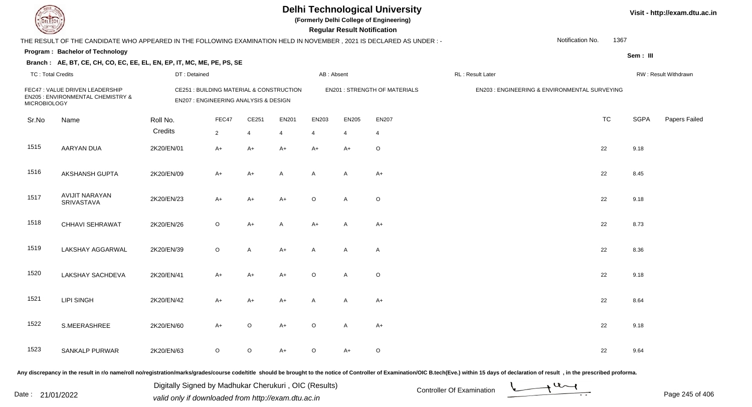# Delhi Technological University

**(Formerly Delhi College of Engineering)**

**Regular Result Notification**

Visit - http://exam.dtu.ac.in

THE RESULT OF THE CANDIDATE WHO APPEARED IN THE FOLLOWING EXAMINATION HELD IN NOVEMBER , 2021 IS DECLARED AS UNDER : -

Notification No. 1367

**Program : Bachelor of Technology**

Sem : III

**Branch : AE, BT, CE, CH, CO, EC, EE, EL, EN, EP, IT, MC, ME, PE, PS, SE**

TC : Total Credits | DT : Detained | AB : Absent | RL : Result Later | RW : Result Withdrawn

FEC47 : VALUE DRIVEN LEADERSHIP
EN205 : ENVIRONMENTAL CHEMISTRY & MICROBIOLOGY
CE251 : BUILDING MATERIAL & CONSTRUCTION
EN207 : ENGINEERING ANALYSIS & DESIGN
EN201 : STRENGTH OF MATERIALS
EN203 : ENGINEERING & ENVIRONMENTAL SURVEYING

| Sr.No | Name | Roll No. | FEC47 | CE251 | EN201 | EN203 | EN205 | EN207 | TC | SGPA | Papers Failed |
|---|---|---|---|---|---|---|---|---|---|---|---|
| | | Credits | 2 | 4 | 4 | 4 | 4 | 4 | | | |
| 1515 | AARYAN DUA | 2K20/EN/01 | A+ | A+ | A+ | A+ | A+ | O | 22 | 9.18 | |
| 1516 | AKSHANSH GUPTA | 2K20/EN/09 | A+ | A+ | A | A | A | A+ | 22 | 8.45 | |
| 1517 | AVIJIT NARAYAN SRIVASTAVA | 2K20/EN/23 | A+ | A+ | A+ | O | A | O | 22 | 9.18 | |
| 1518 | CHHAVI SEHRAWAT | 2K20/EN/26 | O | A+ | A | A+ | A | A+ | 22 | 8.73 | |
| 1519 | LAKSHAY AGGARWAL | 2K20/EN/39 | O | A | A+ | A | A | A | 22 | 8.36 | |
| 1520 | LAKSHAY SACHDEVA | 2K20/EN/41 | A+ | A+ | A+ | O | A | O | 22 | 9.18 | |
| 1521 | LIPI SINGH | 2K20/EN/42 | A+ | A+ | A+ | A | A | A+ | 22 | 8.64 | |
| 1522 | S.MEERASHREE | 2K20/EN/60 | A+ | O | A+ | O | A | A+ | 22 | 9.18 | |
| 1523 | SANKALP PURWAR | 2K20/EN/63 | O | O | A+ | O | A+ | O | 22 | 9.64 | |

Any discrepancy in the result in r/o name/roll no/registration/marks/grades/course code/title should be brought to the notice of Controller of Examination/OIC B.tech(Eve.) within 15 days of declaration of result , in the prescribed proforma.

Date : 21/01/2022

Digitally Signed by Madhukar Cherukuri , OIC (Results)
valid only if downloaded from http://exam.dtu.ac.in

Controller Of Examination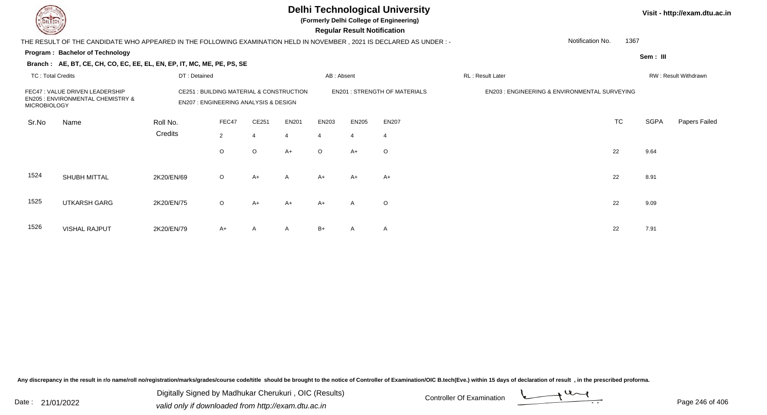# Delhi Technological University

**(Formerly Delhi College of Engineering)**

**Regular Result Notification**

Visit - http://exam.dtu.ac.in

THE RESULT OF THE CANDIDATE WHO APPEARED IN THE FOLLOWING EXAMINATION HELD IN NOVEMBER , 2021 IS DECLARED AS UNDER : -

Notification No. 1367

**Program : Bachelor of Technology**

Sem : III

**Branch : AE, BT, CE, CH, CO, EC, EE, EL, EN, EP, IT, MC, ME, PE, PS, SE**

TC : Total Credits | DT : Detained | AB : Absent | RL : Result Later | RW : Result Withdrawn

FEC47 : VALUE DRIVEN LEADERSHIP
CE251 : BUILDING MATERIAL & CONSTRUCTION
EN201 : STRENGTH OF MATERIALS
EN203 : ENGINEERING & ENVIRONMENTAL SURVEYING
EN205 : ENVIRONMENTAL CHEMISTRY & MICROBIOLOGY
EN207 : ENGINEERING ANALYSIS & DESIGN

| Sr.No | Name | Roll No. | FEC47 | CE251 | EN201 | EN203 | EN205 | EN207 | TC | SGPA | Papers Failed |
|---|---|---|---|---|---|---|---|---|---|---|---|
| | | Credits | 2 | 4 | 4 | 4 | 4 | 4 | | | |
| | | | O | O | A+ | O | A+ | O | 22 | 9.64 | |
| 1524 | SHUBH MITTAL | 2K20/EN/69 | O | A+ | A | A+ | A+ | A+ | 22 | 8.91 | |
| 1525 | UTKARSH GARG | 2K20/EN/75 | O | A+ | A+ | A+ | A | O | 22 | 9.09 | |
| 1526 | VISHAL RAJPUT | 2K20/EN/79 | A+ | A | A | B+ | A | A | 22 | 7.91 | |

Any discrepancy in the result in r/o name/roll no/registration/marks/grades/course code/title should be brought to the notice of Controller of Examination/OIC B.tech(Eve.) within 15 days of declaration of result , in the prescribed proforma.

Date : 21/01/2022

Digitally Signed by Madhukar Cherukuri , OIC (Results)
valid only if downloaded from http://exam.dtu.ac.in

Controller Of Examination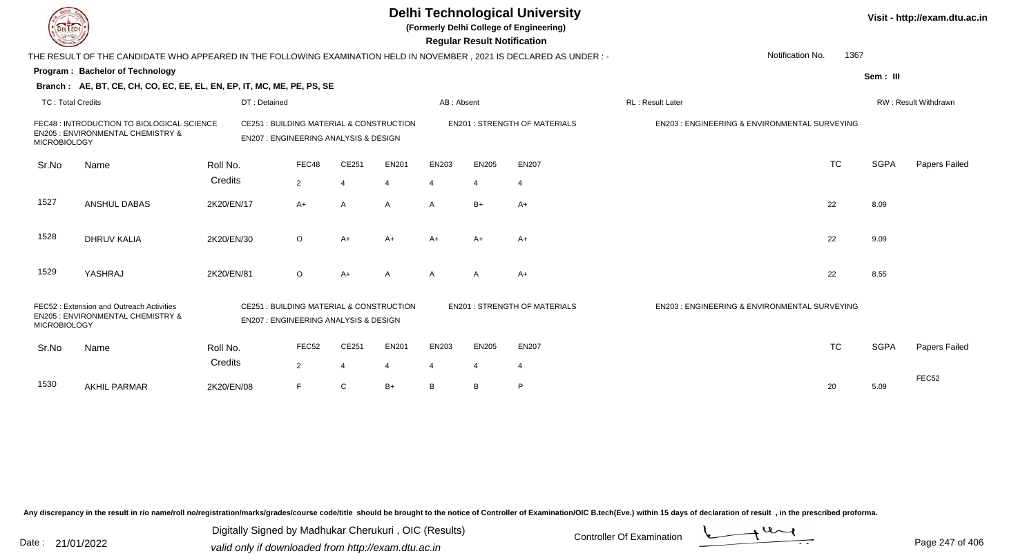# Delhi Technological University

**(Formerly Delhi College of Engineering)**

**Regular Result Notification**

Visit - http://exam.dtu.ac.in

THE RESULT OF THE CANDIDATE WHO APPEARED IN THE FOLLOWING EXAMINATION HELD IN NOVEMBER , 2021 IS DECLARED AS UNDER : -

Notification No. 1367

**Program : Bachelor of Technology**

Sem : III

**Branch : AE, BT, CE, CH, CO, EC, EE, EL, EN, EP, IT, MC, ME, PE, PS, SE**

TC : Total Credits | DT : Detained | AB : Absent | RL : Result Later | RW : Result Withdrawn

FEC48 : INTRODUCTION TO BIOLOGICAL SCIENCE
CE251 : BUILDING MATERIAL & CONSTRUCTION
EN201 : STRENGTH OF MATERIALS
EN203 : ENGINEERING & ENVIRONMENTAL SURVEYING
EN205 : ENVIRONMENTAL CHEMISTRY & MICROBIOLOGY
EN207 : ENGINEERING ANALYSIS & DESIGN

| Sr.No | Name | Roll No. | FEC48 | CE251 | EN201 | EN203 | EN205 | EN207 | TC | SGPA | Papers Failed |
|---|---|---|---|---|---|---|---|---|---|---|---|
| | | Credits | 2 | 4 | 4 | 4 | 4 | 4 | | | |
| 1527 | ANSHUL DABAS | 2K20/EN/17 | A+ | A | A | A | B+ | A+ | 22 | 8.09 | |
| 1528 | DHRUV KALIA | 2K20/EN/30 | O | A+ | A+ | A+ | A+ | A+ | 22 | 9.09 | |
| 1529 | YASHRAJ | 2K20/EN/81 | O | A+ | A | A | A | A+ | 22 | 8.55 | |

FEC52 : Extension and Outreach Activities
CE251 : BUILDING MATERIAL & CONSTRUCTION
EN201 : STRENGTH OF MATERIALS
EN203 : ENGINEERING & ENVIRONMENTAL SURVEYING
EN205 : ENVIRONMENTAL CHEMISTRY & MICROBIOLOGY
EN207 : ENGINEERING ANALYSIS & DESIGN

| Sr.No | Name | Roll No. | FEC52 | CE251 | EN201 | EN203 | EN205 | EN207 | TC | SGPA | Papers Failed |
|---|---|---|---|---|---|---|---|---|---|---|---|
| | | Credits | 2 | 4 | 4 | 4 | 4 | 4 | | | |
| 1530 | AKHIL PARMAR | 2K20/EN/08 | F | C | B+ | B | B | P | 20 | 5.09 | FEC52 |

Any discrepancy in the result in r/o name/roll no/registration/marks/grades/course code/title should be brought to the notice of Controller of Examination/OIC B.tech(Eve.) within 15 days of declaration of result , in the prescribed proforma.

Date : 21/01/2022

Digitally Signed by Madhukar Cherukuri , OIC (Results)
valid only if downloaded from http://exam.dtu.ac.in

Controller Of Examination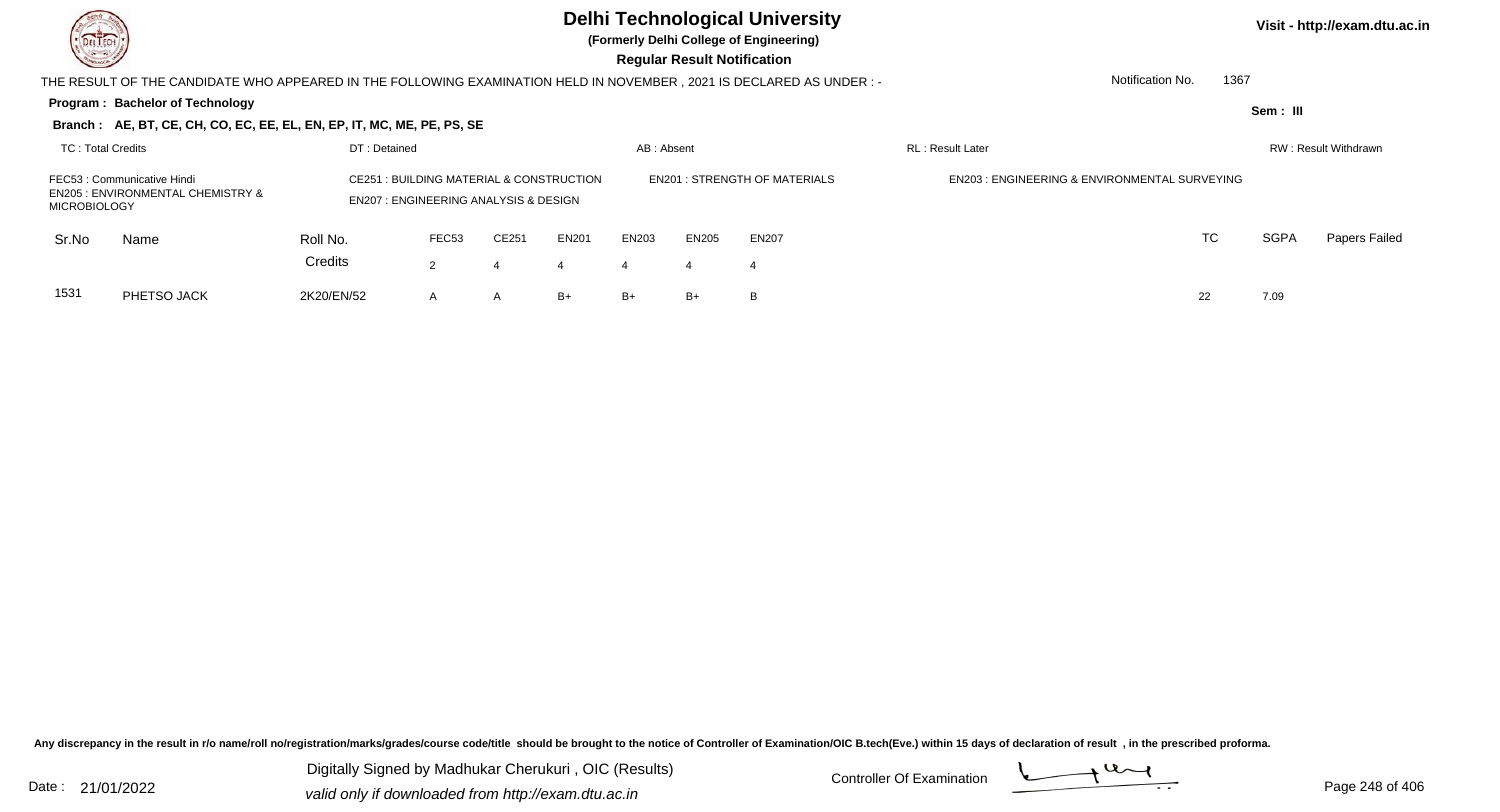# Delhi Technological University

**(Formerly Delhi College of Engineering)**

**Regular Result Notification**

Visit - http://exam.dtu.ac.in

THE RESULT OF THE CANDIDATE WHO APPEARED IN THE FOLLOWING EXAMINATION HELD IN NOVEMBER , 2021 IS DECLARED AS UNDER : -

Notification No. 1367

**Program : Bachelor of Technology**

**Sem : III**

**Branch : AE, BT, CE, CH, CO, EC, EE, EL, EN, EP, IT, MC, ME, PE, PS, SE**

TC : Total Credits | DT : Detained | AB : Absent | RL : Result Later | RW : Result Withdrawn

FEC53 : Communicative Hindi
CE251 : BUILDING MATERIAL & CONSTRUCTION
EN201 : STRENGTH OF MATERIALS
EN203 : ENGINEERING & ENVIRONMENTAL SURVEYING
EN205 : ENVIRONMENTAL CHEMISTRY & MICROBIOLOGY
EN207 : ENGINEERING ANALYSIS & DESIGN

| Sr.No | Name | Roll No. | FEC53 | CE251 | EN201 | EN203 | EN205 | EN207 | TC | SGPA | Papers Failed |
|---|---|---|---|---|---|---|---|---|---|---|---|
| | | Credits | 2 | 4 | 4 | 4 | 4 | 4 | | | |
| 1531 | PHETSO JACK | 2K20/EN/52 | A | A | B+ | B+ | B+ | B | 22 | 7.09 | |

Any discrepancy in the result in r/o name/roll no/registration/marks/grades/course code/title should be brought to the notice of Controller of Examination/OIC B.tech(Eve.) within 15 days of declaration of result , in the prescribed proforma.

Date : 21/01/2022

Digitally Signed by Madhukar Cherukuri , OIC (Results)
valid only if downloaded from http://exam.dtu.ac.in

Controller Of Examination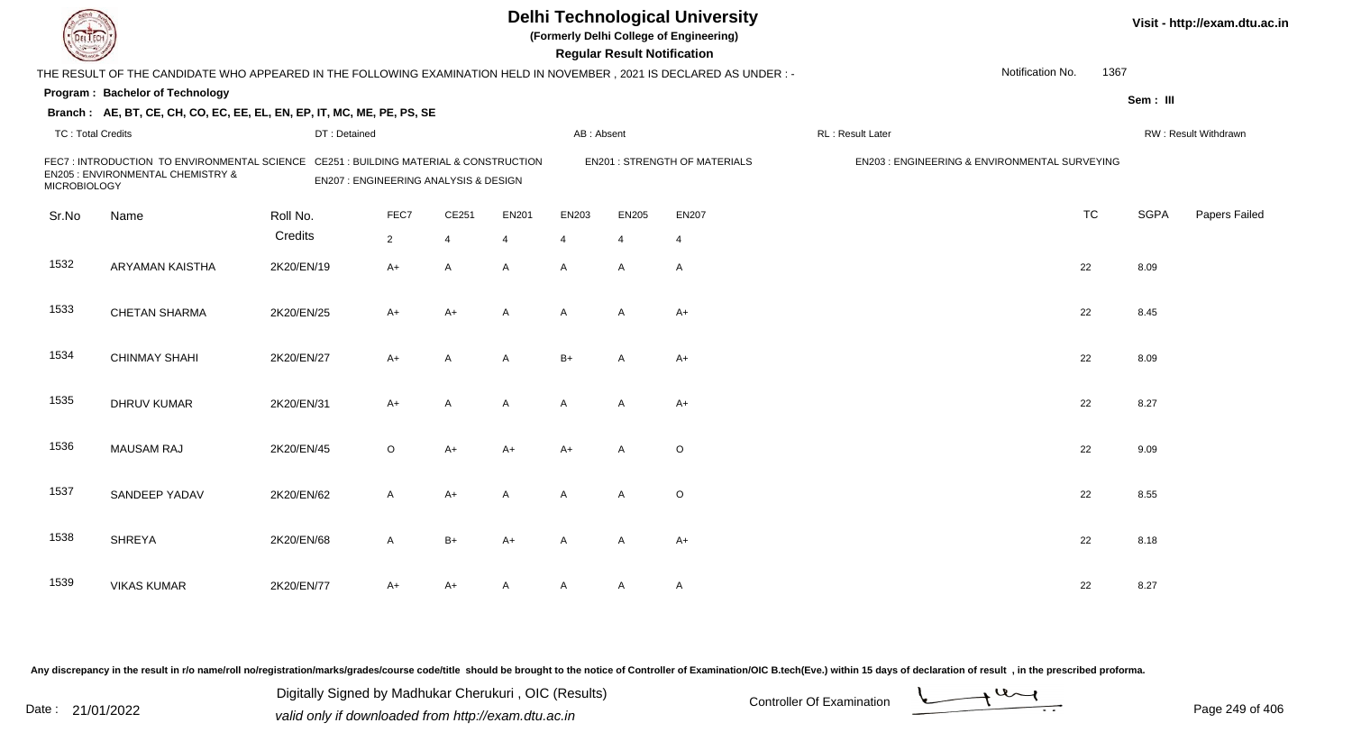# Delhi Technological University

**(Formerly Delhi College of Engineering)**

**Regular Result Notification**

Visit - http://exam.dtu.ac.in

THE RESULT OF THE CANDIDATE WHO APPEARED IN THE FOLLOWING EXAMINATION HELD IN NOVEMBER , 2021 IS DECLARED AS UNDER : -

Notification No. 1367

**Program : Bachelor of Technology**

Sem : III

**Branch : AE, BT, CE, CH, CO, EC, EE, EL, EN, EP, IT, MC, ME, PE, PS, SE**

TC : Total Credits | DT : Detained | AB : Absent | RL : Result Later | RW : Result Withdrawn

FEC7 : INTRODUCTION TO ENVIRONMENTAL SCIENCE
CE251 : BUILDING MATERIAL & CONSTRUCTION
EN201 : STRENGTH OF MATERIALS
EN203 : ENGINEERING & ENVIRONMENTAL SURVEYING
EN205 : ENVIRONMENTAL CHEMISTRY & MICROBIOLOGY
EN207 : ENGINEERING ANALYSIS & DESIGN

| Sr.No | Name | Roll No. | FEC7 | CE251 | EN201 | EN203 | EN205 | EN207 | TC | SGPA | Papers Failed |
|---|---|---|---|---|---|---|---|---|---|---|---|
| | | Credits | 2 | 4 | 4 | 4 | 4 | 4 | | | |
| 1532 | ARYAMAN KAISTHA | 2K20/EN/19 | A+ | A | A | A | A | A | 22 | 8.09 | |
| 1533 | CHETAN SHARMA | 2K20/EN/25 | A+ | A+ | A | A | A | A+ | 22 | 8.45 | |
| 1534 | CHINMAY SHAHI | 2K20/EN/27 | A+ | A | A | B+ | A | A+ | 22 | 8.09 | |
| 1535 | DHRUV KUMAR | 2K20/EN/31 | A+ | A | A | A | A | A+ | 22 | 8.27 | |
| 1536 | MAUSAM RAJ | 2K20/EN/45 | O | A+ | A+ | A+ | A | O | 22 | 9.09 | |
| 1537 | SANDEEP YADAV | 2K20/EN/62 | A | A+ | A | A | A | O | 22 | 8.55 | |
| 1538 | SHREYA | 2K20/EN/68 | A | B+ | A+ | A | A | A+ | 22 | 8.18 | |
| 1539 | VIKAS KUMAR | 2K20/EN/77 | A+ | A+ | A | A | A | A | 22 | 8.27 | |

Any discrepancy in the result in r/o name/roll no/registration/marks/grades/course code/title should be brought to the notice of Controller of Examination/OIC B.tech(Eve.) within 15 days of declaration of result , in the prescribed proforma.

Date : 21/01/2022

Digitally Signed by Madhukar Cherukuri , OIC (Results)
valid only if downloaded from http://exam.dtu.ac.in

Controller Of Examination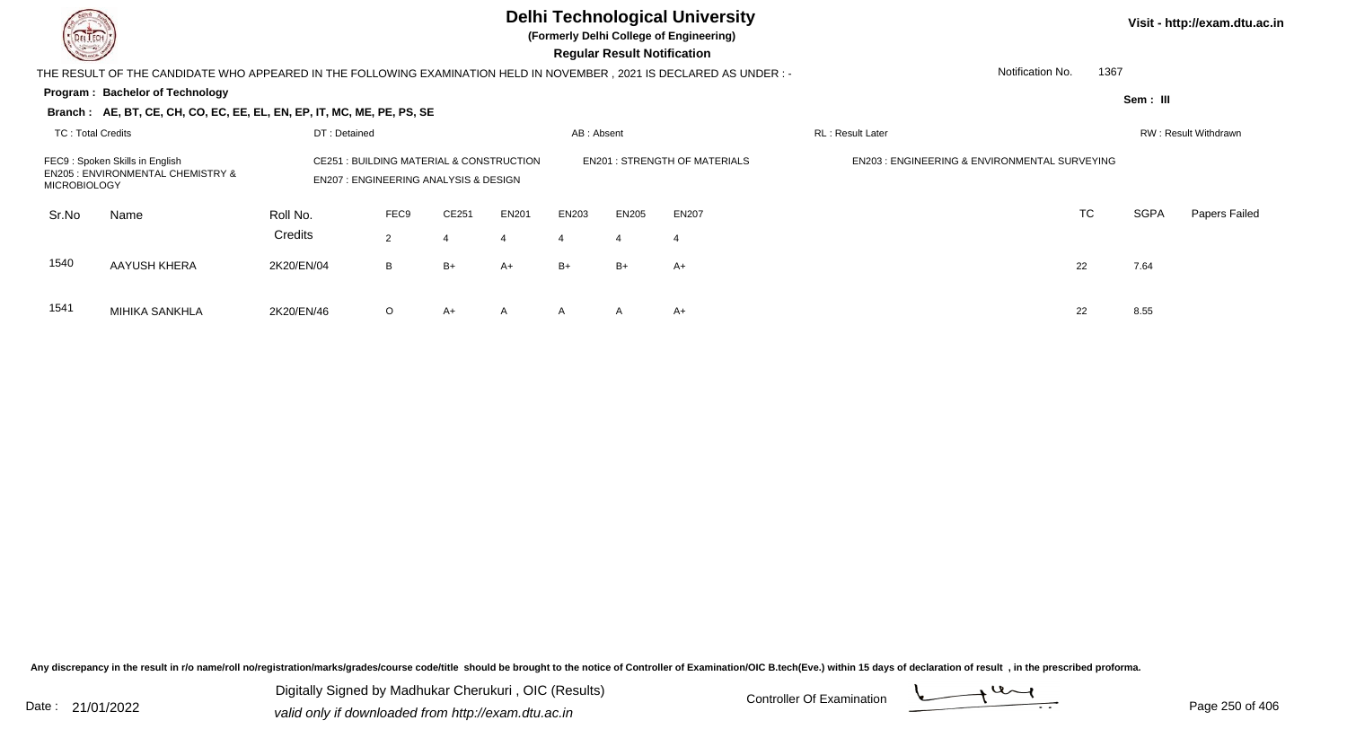# Delhi Technological University

**(Formerly Delhi College of Engineering)**

**Regular Result Notification**

Visit - http://exam.dtu.ac.in

THE RESULT OF THE CANDIDATE WHO APPEARED IN THE FOLLOWING EXAMINATION HELD IN NOVEMBER , 2021 IS DECLARED AS UNDER : -

Notification No. 1367

**Program : Bachelor of Technology**

**Sem : III**

**Branch : AE, BT, CE, CH, CO, EC, EE, EL, EN, EP, IT, MC, ME, PE, PS, SE**

TC : Total Credits | DT : Detained | AB : Absent | RL : Result Later | RW : Result Withdrawn

FEC9 : Spoken Skills in English
CE251 : BUILDING MATERIAL & CONSTRUCTION
EN201 : STRENGTH OF MATERIALS
EN203 : ENGINEERING & ENVIRONMENTAL SURVEYING
EN205 : ENVIRONMENTAL CHEMISTRY & MICROBIOLOGY
EN207 : ENGINEERING ANALYSIS & DESIGN

| Sr.No | Name | Roll No. | FEC9 | CE251 | EN201 | EN203 | EN205 | EN207 | TC | SGPA | Papers Failed |
|---|---|---|---|---|---|---|---|---|---|---|---|
| | | Credits | 2 | 4 | 4 | 4 | 4 | 4 | | | |
| 1540 | AAYUSH KHERA | 2K20/EN/04 | B | B+ | A+ | B+ | B+ | A+ | 22 | 7.64 | |
| 1541 | MIHIKA SANKHLA | 2K20/EN/46 | O | A+ | A | A | A | A+ | 22 | 8.55 | |

Any discrepancy in the result in r/o name/roll no/registration/marks/grades/course code/title should be brought to the notice of Controller of Examination/OIC B.tech(Eve.) within 15 days of declaration of result , in the prescribed proforma.

Date : 21/01/2022

Digitally Signed by Madhukar Cherukuri , OIC (Results)
valid only if downloaded from http://exam.dtu.ac.in

Controller Of Examination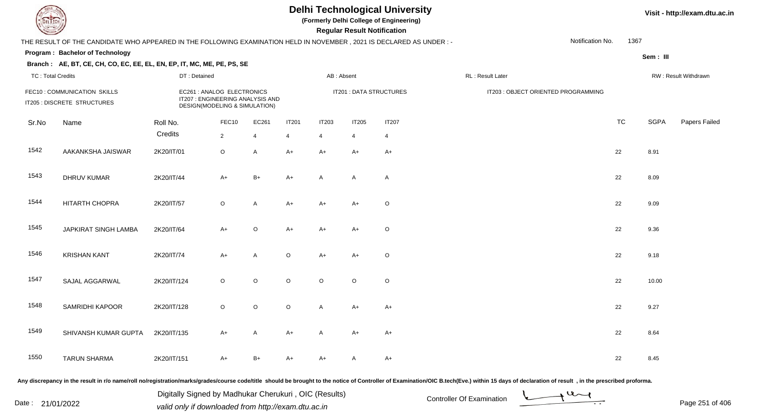# Delhi Technological University

**(Formerly Delhi College of Engineering)**

**Regular Result Notification**

Visit - http://exam.dtu.ac.in

THE RESULT OF THE CANDIDATE WHO APPEARED IN THE FOLLOWING EXAMINATION HELD IN NOVEMBER , 2021 IS DECLARED AS UNDER : -

Notification No. 1367

**Program : Bachelor of Technology**

Sem : III

**Branch : AE, BT, CE, CH, CO, EC, EE, EL, EN, EP, IT, MC, ME, PE, PS, SE**

TC : Total Credits | DT : Detained | AB : Absent | RL : Result Later | RW : Result Withdrawn

FEC10 : COMMUNICATION SKILLS
EC261 : ANALOG ELECTRONICS
IT201 : DATA STRUCTURES
IT203 : OBJECT ORIENTED PROGRAMMING
IT205 : DISCRETE STRUCTURES
IT207 : ENGINEERING ANALYSIS AND DESIGN(MODELING & SIMULATION)

| Sr.No | Name | Roll No. | FEC10 | EC261 | IT201 | IT203 | IT205 | IT207 | TC | SGPA | Papers Failed |
|---|---|---|---|---|---|---|---|---|---|---|---|
| | | Credits | 2 | 4 | 4 | 4 | 4 | 4 | | | |
| 1542 | AAKANKSHA JAISWAR | 2K20/IT/01 | O | A | A+ | A+ | A+ | A+ | 22 | 8.91 | |
| 1543 | DHRUV KUMAR | 2K20/IT/44 | A+ | B+ | A+ | A | A | A | 22 | 8.09 | |
| 1544 | HITARTH CHOPRA | 2K20/IT/57 | O | A | A+ | A+ | A+ | O | 22 | 9.09 | |
| 1545 | JAPKIRAT SINGH LAMBA | 2K20/IT/64 | A+ | O | A+ | A+ | A+ | O | 22 | 9.36 | |
| 1546 | KRISHAN KANT | 2K20/IT/74 | A+ | A | O | A+ | A+ | O | 22 | 9.18 | |
| 1547 | SAJAL AGGARWAL | 2K20/IT/124 | O | O | O | O | O | O | 22 | 10.00 | |
| 1548 | SAMRIDHI KAPOOR | 2K20/IT/128 | O | O | O | A | A+ | A+ | 22 | 9.27 | |
| 1549 | SHIVANSH KUMAR GUPTA | 2K20/IT/135 | A+ | A | A+ | A | A+ | A+ | 22 | 8.64 | |
| 1550 | TARUN SHARMA | 2K20/IT/151 | A+ | B+ | A+ | A+ | A | A+ | 22 | 8.45 | |

Any discrepancy in the result in r/o name/roll no/registration/marks/grades/course code/title should be brought to the notice of Controller of Examination/OIC B.tech(Eve.) within 15 days of declaration of result , in the prescribed proforma.

Date : 21/01/2022

Digitally Signed by Madhukar Cherukuri , OIC (Results)
valid only if downloaded from http://exam.dtu.ac.in

Controller Of Examination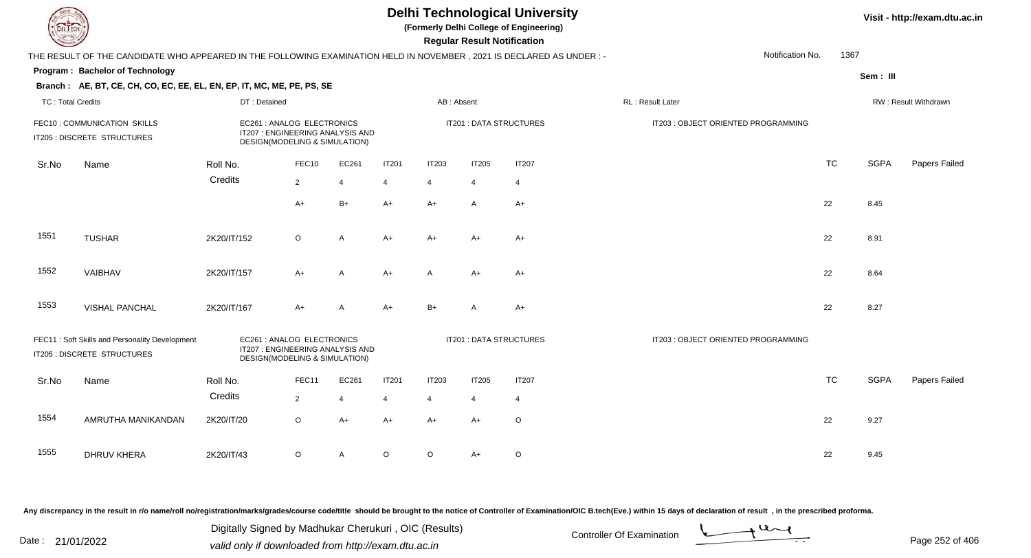# Delhi Technological University

**(Formerly Delhi College of Engineering)**

**Regular Result Notification**

Visit - http://exam.dtu.ac.in

THE RESULT OF THE CANDIDATE WHO APPEARED IN THE FOLLOWING EXAMINATION HELD IN NOVEMBER , 2021 IS DECLARED AS UNDER : -

Notification No. 1367

**Program : Bachelor of Technology**

**Sem : III**

**Branch : AE, BT, CE, CH, CO, EC, EE, EL, EN, EP, IT, MC, ME, PE, PS, SE**

TC : Total Credits | DT : Detained | AB : Absent | RL : Result Later | RW : Result Withdrawn

FEC10 : COMMUNICATION SKILLS
IT205 : DISCRETE STRUCTURES
EC261 : ANALOG ELECTRONICS
IT207 : ENGINEERING ANALYSIS AND DESIGN(MODELING & SIMULATION)
IT201 : DATA STRUCTURES
IT203 : OBJECT ORIENTED PROGRAMMING

| Sr.No | Name | Roll No. | FEC10 | EC261 | IT201 | IT203 | IT205 | IT207 | TC | SGPA | Papers Failed |
|---|---|---|---|---|---|---|---|---|---|---|---|
| | | Credits | 2 | 4 | 4 | 4 | 4 | 4 | | | |
| | | | A+ | B+ | A+ | A+ | A | A+ | 22 | 8.45 | |
| 1551 | TUSHAR | 2K20/IT/152 | O | A | A+ | A+ | A+ | A+ | 22 | 8.91 | |
| 1552 | VAIBHAV | 2K20/IT/157 | A+ | A | A+ | A | A+ | A+ | 22 | 8.64 | |
| 1553 | VISHAL PANCHAL | 2K20/IT/167 | A+ | A | A+ | B+ | A | A+ | 22 | 8.27 | |

FEC11 : Soft Skills and Personality Development
IT205 : DISCRETE STRUCTURES
EC261 : ANALOG ELECTRONICS
IT207 : ENGINEERING ANALYSIS AND DESIGN(MODELING & SIMULATION)
IT201 : DATA STRUCTURES
IT203 : OBJECT ORIENTED PROGRAMMING

| Sr.No | Name | Roll No. | FEC11 | EC261 | IT201 | IT203 | IT205 | IT207 | TC | SGPA | Papers Failed |
|---|---|---|---|---|---|---|---|---|---|---|---|
| | | Credits | 2 | 4 | 4 | 4 | 4 | 4 | | | |
| 1554 | AMRUTHA MANIKANDAN | 2K20/IT/20 | O | A+ | A+ | A+ | A+ | O | 22 | 9.27 | |
| 1555 | DHRUV KHERA | 2K20/IT/43 | O | A | O | O | A+ | O | 22 | 9.45 | |

Any discrepancy in the result in r/o name/roll no/registration/marks/grades/course code/title should be brought to the notice of Controller of Examination/OIC B.tech(Eve.) within 15 days of declaration of result , in the prescribed proforma.

Date : 21/01/2022

Digitally Signed by Madhukar Cherukuri , OIC (Results)
valid only if downloaded from http://exam.dtu.ac.in

Controller Of Examination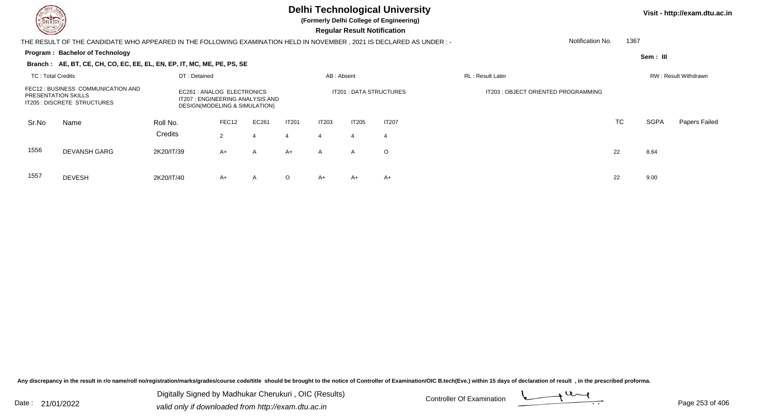# Delhi Technological University

**(Formerly Delhi College of Engineering)**

**Regular Result Notification**

Visit - http://exam.dtu.ac.in

THE RESULT OF THE CANDIDATE WHO APPEARED IN THE FOLLOWING EXAMINATION HELD IN NOVEMBER , 2021 IS DECLARED AS UNDER : -

Notification No. 1367

**Program : Bachelor of Technology**

Sem : III

**Branch : AE, BT, CE, CH, CO, EC, EE, EL, EN, EP, IT, MC, ME, PE, PS, SE**

TC : Total Credits | DT : Detained | AB : Absent | RL : Result Later | RW : Result Withdrawn

FEC12 : BUSINESS COMMUNICATION AND PRESENTATION SKILLS
IT205 : DISCRETE STRUCTURES
EC261 : ANALOG ELECTRONICS
IT207 : ENGINEERING ANALYSIS AND DESIGN(MODELING & SIMULATION)
IT201 : DATA STRUCTURES
IT203 : OBJECT ORIENTED PROGRAMMING

| Sr.No | Name | Roll No. | FEC12 | EC261 | IT201 | IT203 | IT205 | IT207 | TC | SGPA | Papers Failed |
|---|---|---|---|---|---|---|---|---|---|---|---|
| | | Credits | 2 | 4 | 4 | 4 | 4 | 4 | | | |
| 1556 | DEVANSH GARG | 2K20/IT/39 | A+ | A | A+ | A | A | O | 22 | 8.64 | |
| 1557 | DEVESH | 2K20/IT/40 | A+ | A | O | A+ | A+ | A+ | 22 | 9.00 | |

Any discrepancy in the result in r/o name/roll no/registration/marks/grades/course code/title should be brought to the notice of Controller of Examination/OIC B.tech(Eve.) within 15 days of declaration of result , in the prescribed proforma.

Date : 21/01/2022

Digitally Signed by Madhukar Cherukuri , OIC (Results)
valid only if downloaded from http://exam.dtu.ac.in

Controller Of Examination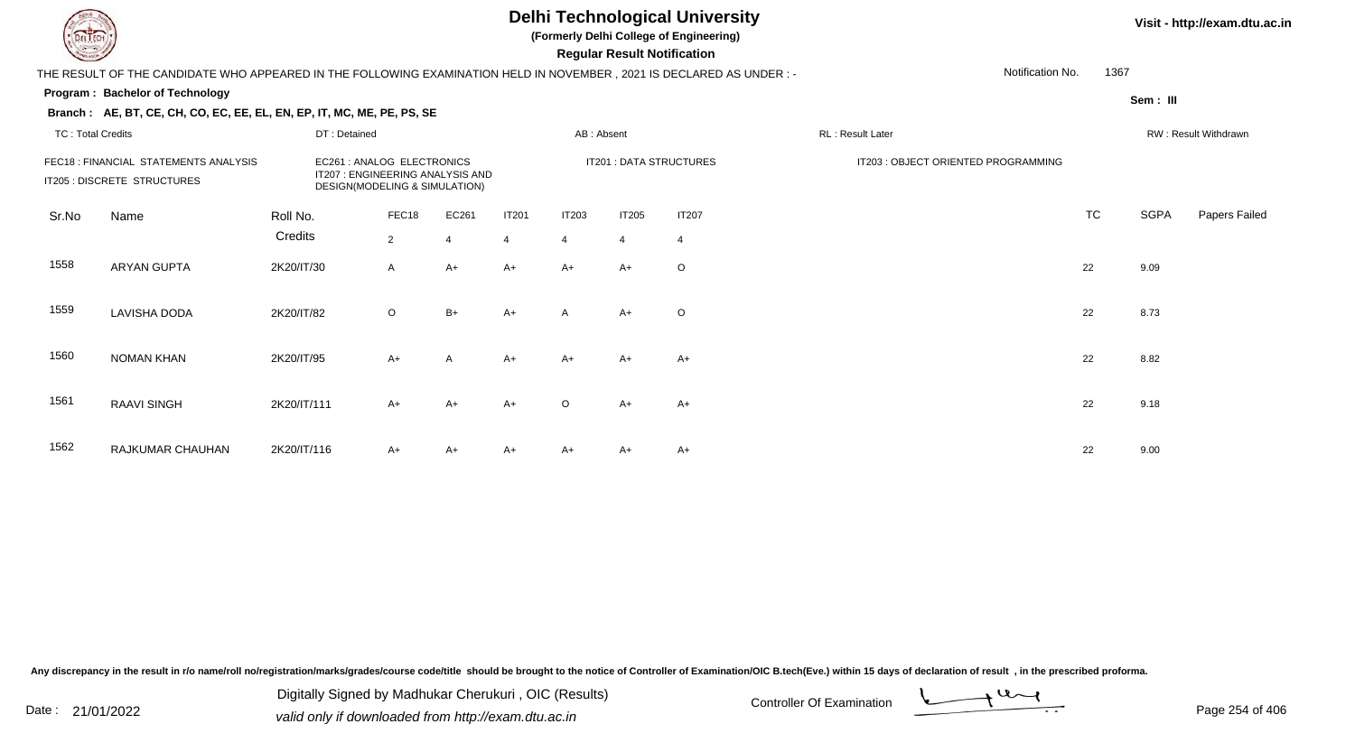# Delhi Technological University

**(Formerly Delhi College of Engineering)**

**Regular Result Notification**

Visit - http://exam.dtu.ac.in

THE RESULT OF THE CANDIDATE WHO APPEARED IN THE FOLLOWING EXAMINATION HELD IN NOVEMBER , 2021 IS DECLARED AS UNDER : -

Notification No. 1367

**Program : Bachelor of Technology**

Sem : III

**Branch : AE, BT, CE, CH, CO, EC, EE, EL, EN, EP, IT, MC, ME, PE, PS, SE**

TC : Total Credits | DT : Detained | AB : Absent | RL : Result Later | RW : Result Withdrawn

FEC18 : FINANCIAL STATEMENTS ANALYSIS
IT205 : DISCRETE STRUCTURES
EC261 : ANALOG ELECTRONICS
IT207 : ENGINEERING ANALYSIS AND DESIGN(MODELING & SIMULATION)
IT201 : DATA STRUCTURES
IT203 : OBJECT ORIENTED PROGRAMMING

| Sr.No | Name | Roll No. | FEC18 | EC261 | IT201 | IT203 | IT205 | IT207 | TC | SGPA | Papers Failed |
|---|---|---|---|---|---|---|---|---|---|---|---|
| | | Credits | 2 | 4 | 4 | 4 | 4 | 4 | | | |
| 1558 | ARYAN GUPTA | 2K20/IT/30 | A | A+ | A+ | A+ | A+ | O | 22 | 9.09 | |
| 1559 | LAVISHA DODA | 2K20/IT/82 | O | B+ | A+ | A | A+ | O | 22 | 8.73 | |
| 1560 | NOMAN KHAN | 2K20/IT/95 | A+ | A | A+ | A+ | A+ | A+ | 22 | 8.82 | |
| 1561 | RAAVI SINGH | 2K20/IT/111 | A+ | A+ | A+ | O | A+ | A+ | 22 | 9.18 | |
| 1562 | RAJKUMAR CHAUHAN | 2K20/IT/116 | A+ | A+ | A+ | A+ | A+ | A+ | 22 | 9.00 | |

Any discrepancy in the result in r/o name/roll no/registration/marks/grades/course code/title should be brought to the notice of Controller of Examination/OIC B.tech(Eve.) within 15 days of declaration of result , in the prescribed proforma.

Date : 21/01/2022

Digitally Signed by Madhukar Cherukuri , OIC (Results)
valid only if downloaded from http://exam.dtu.ac.in

Controller Of Examination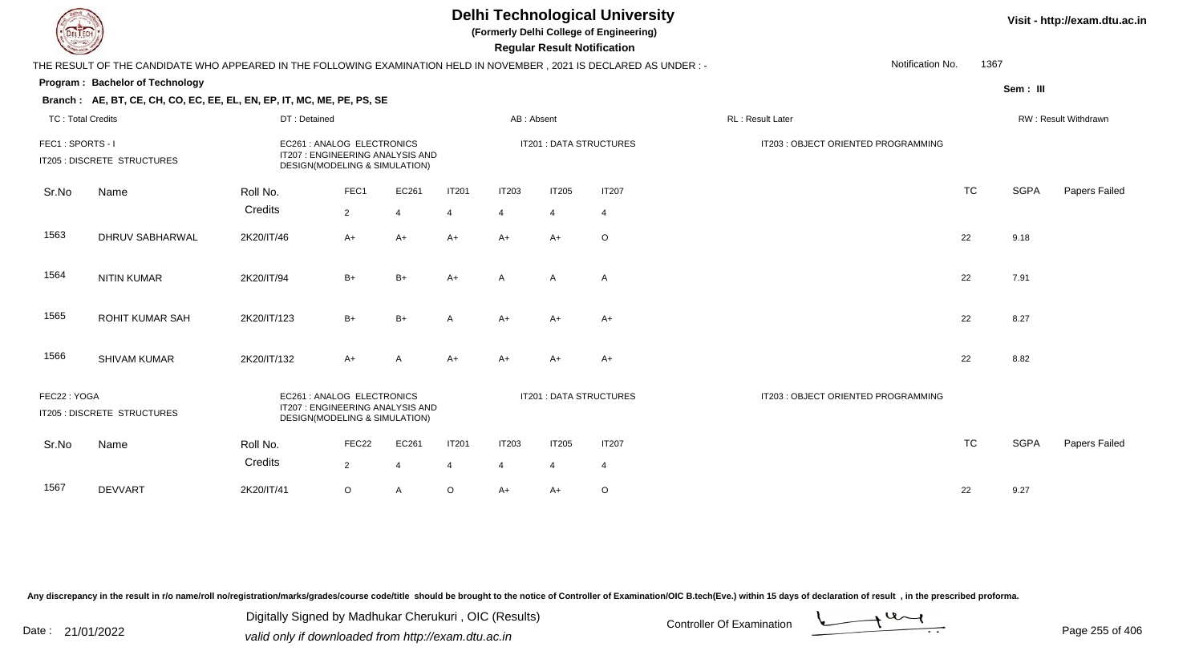# Delhi Technological University

(Formerly Delhi College of Engineering)

**Regular Result Notification**

Visit - http://exam.dtu.ac.in

THE RESULT OF THE CANDIDATE WHO APPEARED IN THE FOLLOWING EXAMINATION HELD IN NOVEMBER , 2021 IS DECLARED AS UNDER : -

Notification No. 1367

**Program : Bachelor of Technology**

Sem : III

**Branch : AE, BT, CE, CH, CO, EC, EE, EL, EN, EP, IT, MC, ME, PE, PS, SE**

TC : Total Credits | DT : Detained | AB : Absent | RL : Result Later | RW : Result Withdrawn

FEC1 : SPORTS - I | EC261 : ANALOG ELECTRONICS | IT201 : DATA STRUCTURES | IT203 : OBJECT ORIENTED PROGRAMMING | IT205 : DISCRETE STRUCTURES | IT207 : ENGINEERING ANALYSIS AND DESIGN(MODELING & SIMULATION)

| Sr.No | Name | Roll No. | FEC1 | EC261 | IT201 | IT203 | IT205 | IT207 | TC | SGPA | Papers Failed |
|---|---|---|---|---|---|---|---|---|---|---|---|
| | | Credits | 2 | 4 | 4 | 4 | 4 | 4 | | | |
| 1563 | DHRUV SABHARWAL | 2K20/IT/46 | A+ | A+ | A+ | A+ | A+ | O | 22 | 9.18 | |
| 1564 | NITIN KUMAR | 2K20/IT/94 | B+ | B+ | A+ | A | A | A | 22 | 7.91 | |
| 1565 | ROHIT KUMAR SAH | 2K20/IT/123 | B+ | B+ | A | A+ | A+ | A+ | 22 | 8.27 | |
| 1566 | SHIVAM KUMAR | 2K20/IT/132 | A+ | A | A+ | A+ | A+ | A+ | 22 | 8.82 | |

FEC22 : YOGA | EC261 : ANALOG ELECTRONICS | IT201 : DATA STRUCTURES | IT203 : OBJECT ORIENTED PROGRAMMING | IT205 : DISCRETE STRUCTURES | IT207 : ENGINEERING ANALYSIS AND DESIGN(MODELING & SIMULATION)

| Sr.No | Name | Roll No. | FEC22 | EC261 | IT201 | IT203 | IT205 | IT207 | TC | SGPA | Papers Failed |
|---|---|---|---|---|---|---|---|---|---|---|---|
| | | Credits | 2 | 4 | 4 | 4 | 4 | 4 | | | |
| 1567 | DEVVART | 2K20/IT/41 | O | A | O | A+ | A+ | O | 22 | 9.27 | |

Any discrepancy in the result in r/o name/roll no/registration/marks/grades/course code/title should be brought to the notice of Controller of Examination/OIC B.tech(Eve.) within 15 days of declaration of result , in the prescribed proforma.

Date : 21/01/2022

Digitally Signed by Madhukar Cherukuri , OIC (Results)
valid only if downloaded from http://exam.dtu.ac.in

Controller Of Examination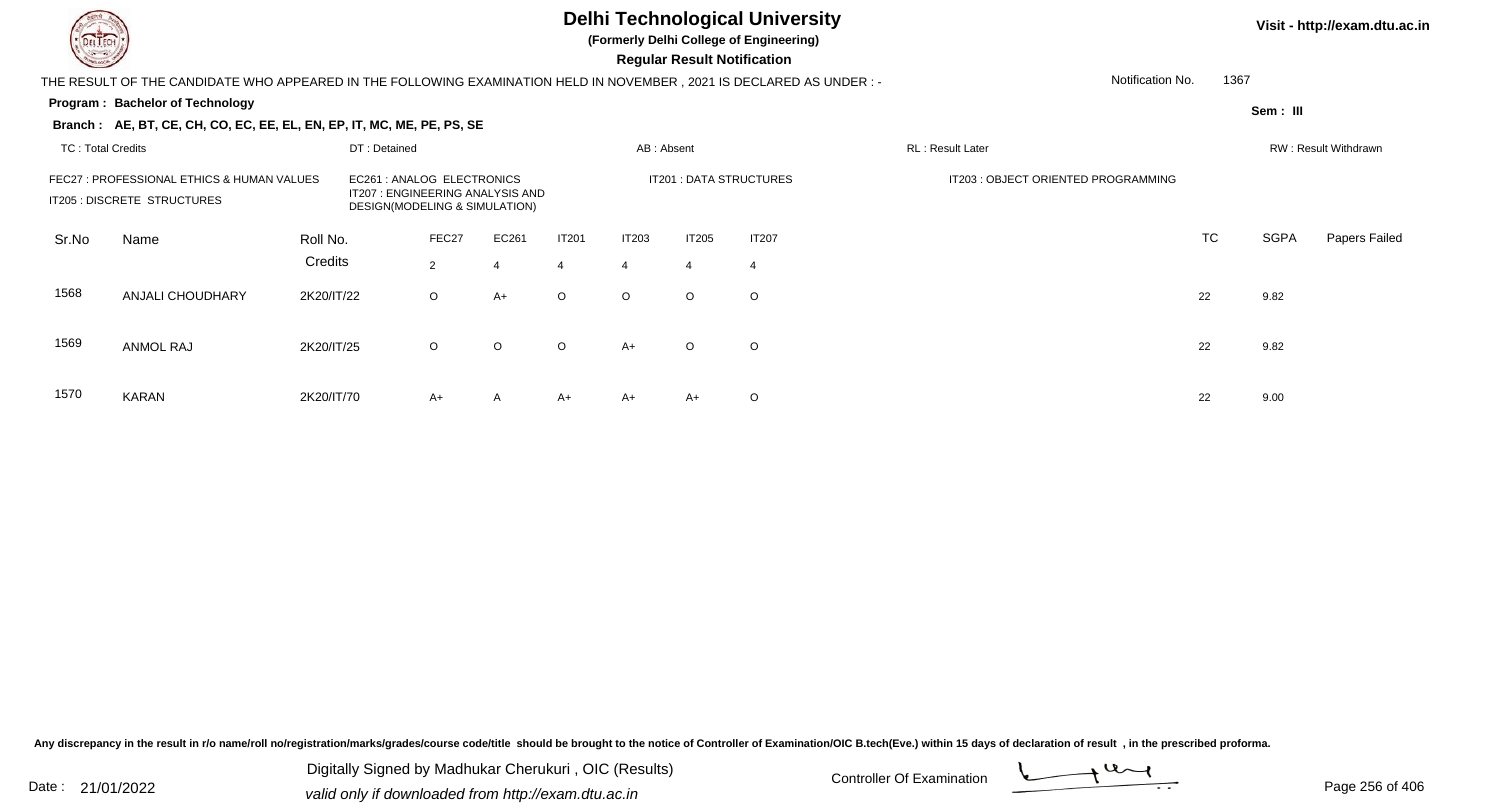# Delhi Technological University

**(Formerly Delhi College of Engineering)**

**Regular Result Notification**

Visit - http://exam.dtu.ac.in

THE RESULT OF THE CANDIDATE WHO APPEARED IN THE FOLLOWING EXAMINATION HELD IN NOVEMBER , 2021 IS DECLARED AS UNDER : -

Notification No. 1367

**Program : Bachelor of Technology**

Sem : III

**Branch : AE, BT, CE, CH, CO, EC, EE, EL, EN, EP, IT, MC, ME, PE, PS, SE**

TC : Total Credits | DT : Detained | AB : Absent | RL : Result Later | RW : Result Withdrawn

FEC27 : PROFESSIONAL ETHICS & HUMAN VALUES
EC261 : ANALOG ELECTRONICS
IT201 : DATA STRUCTURES
IT203 : OBJECT ORIENTED PROGRAMMING
IT205 : DISCRETE STRUCTURES
IT207 : ENGINEERING ANALYSIS AND DESIGN(MODELING & SIMULATION)

| Sr.No | Name | Roll No. | FEC27 | EC261 | IT201 | IT203 | IT205 | IT207 | TC | SGPA | Papers Failed |
|---|---|---|---|---|---|---|---|---|---|---|---|
| | | Credits | 2 | 4 | 4 | 4 | 4 | 4 | | | |
| 1568 | ANJALI CHOUDHARY | 2K20/IT/22 | O | A+ | O | O | O | O | 22 | 9.82 | |
| 1569 | ANMOL RAJ | 2K20/IT/25 | O | O | O | A+ | O | O | 22 | 9.82 | |
| 1570 | KARAN | 2K20/IT/70 | A+ | A | A+ | A+ | A+ | O | 22 | 9.00 | |

Any discrepancy in the result in r/o name/roll no/registration/marks/grades/course code/title should be brought to the notice of Controller of Examination/OIC B.tech(Eve.) within 15 days of declaration of result , in the prescribed proforma.

Date : 21/01/2022

Digitally Signed by Madhukar Cherukuri , OIC (Results)
valid only if downloaded from http://exam.dtu.ac.in

Controller Of Examination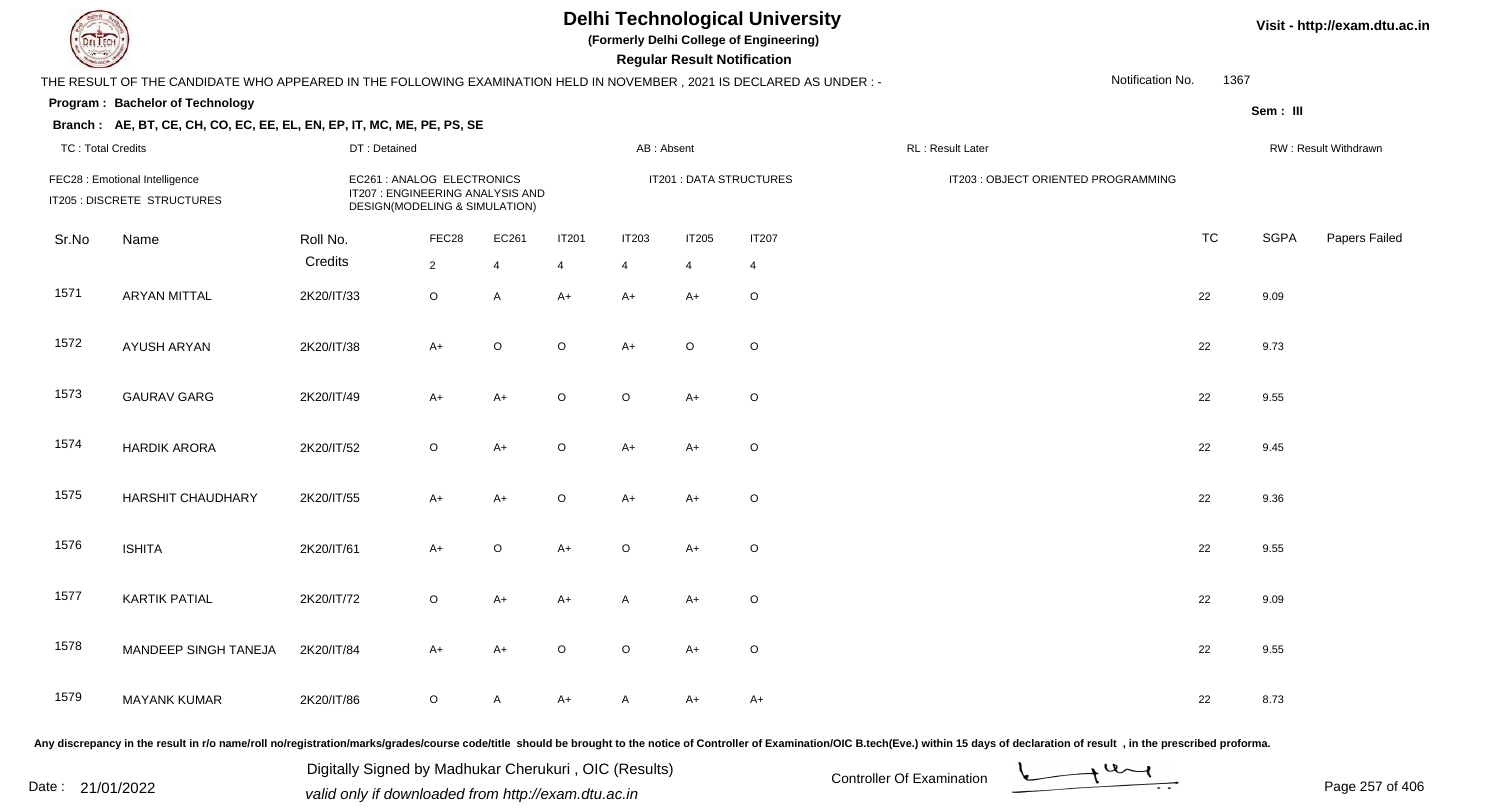# Delhi Technological University

**(Formerly Delhi College of Engineering)**

**Regular Result Notification**

Visit - http://exam.dtu.ac.in

THE RESULT OF THE CANDIDATE WHO APPEARED IN THE FOLLOWING EXAMINATION HELD IN NOVEMBER , 2021 IS DECLARED AS UNDER : -

Notification No. 1367

**Program : Bachelor of Technology**

Sem : III

**Branch : AE, BT, CE, CH, CO, EC, EE, EL, EN, EP, IT, MC, ME, PE, PS, SE**

TC : Total Credits | DT : Detained | AB : Absent | RL : Result Later | RW : Result Withdrawn

FEC28 : Emotional Intelligence
IT205 : DISCRETE STRUCTURES
EC261 : ANALOG ELECTRONICS
IT207 : ENGINEERING ANALYSIS AND DESIGN(MODELING & SIMULATION)
IT201 : DATA STRUCTURES
IT203 : OBJECT ORIENTED PROGRAMMING

| Sr.No | Name | Roll No. | FEC28 | EC261 | IT201 | IT203 | IT205 | IT207 | TC | SGPA | Papers Failed |
|---|---|---|---|---|---|---|---|---|---|---|---|
| | | Credits | 2 | 4 | 4 | 4 | 4 | 4 | | | |
| 1571 | ARYAN MITTAL | 2K20/IT/33 | O | A | A+ | A+ | A+ | O | 22 | 9.09 | |
| 1572 | AYUSH ARYAN | 2K20/IT/38 | A+ | O | O | A+ | O | O | 22 | 9.73 | |
| 1573 | GAURAV GARG | 2K20/IT/49 | A+ | A+ | O | O | A+ | O | 22 | 9.55 | |
| 1574 | HARDIK ARORA | 2K20/IT/52 | O | A+ | O | A+ | A+ | O | 22 | 9.45 | |
| 1575 | HARSHIT CHAUDHARY | 2K20/IT/55 | A+ | A+ | O | A+ | A+ | O | 22 | 9.36 | |
| 1576 | ISHITA | 2K20/IT/61 | A+ | O | A+ | O | A+ | O | 22 | 9.55 | |
| 1577 | KARTIK PATIAL | 2K20/IT/72 | O | A+ | A+ | A | A+ | O | 22 | 9.09 | |
| 1578 | MANDEEP SINGH TANEJA | 2K20/IT/84 | A+ | A+ | O | O | A+ | O | 22 | 9.55 | |
| 1579 | MAYANK KUMAR | 2K20/IT/86 | O | A | A+ | A | A+ | A+ | 22 | 8.73 | |

Any discrepancy in the result in r/o name/roll no/registration/marks/grades/course code/title should be brought to the notice of Controller of Examination/OIC B.tech(Eve.) within 15 days of declaration of result , in the prescribed proforma.

Date : 21/01/2022

Digitally Signed by Madhukar Cherukuri , OIC (Results)
valid only if downloaded from http://exam.dtu.ac.in

Controller Of Examination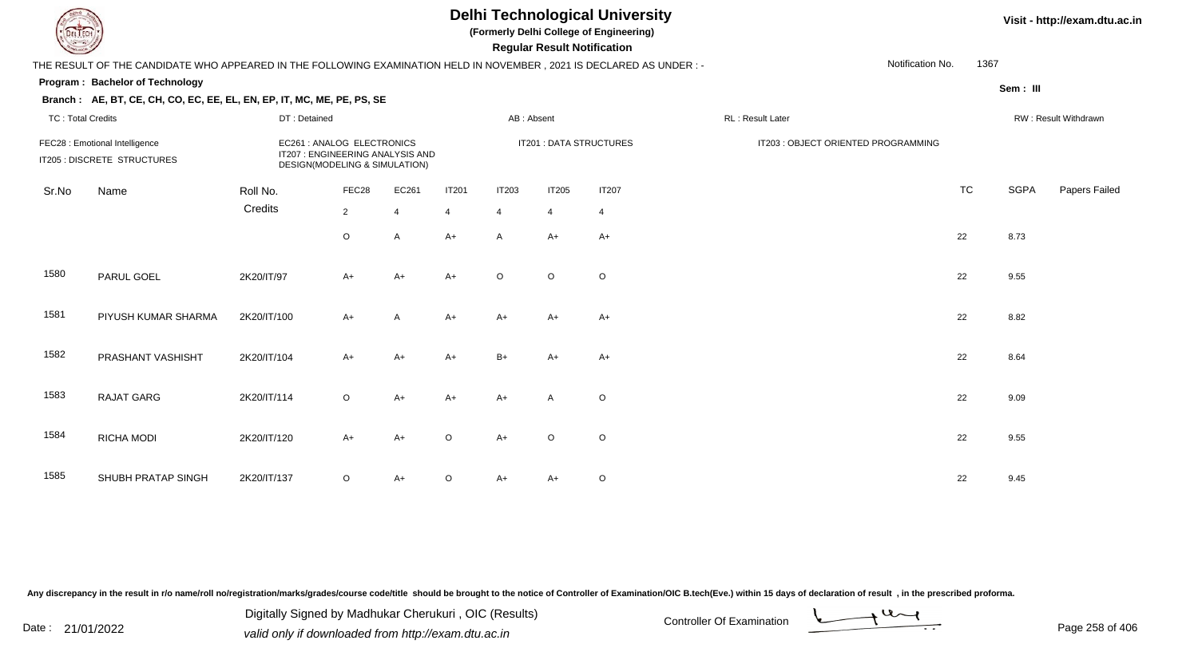# Delhi Technological University

**(Formerly Delhi College of Engineering)**

**Regular Result Notification**

Visit - http://exam.dtu.ac.in

THE RESULT OF THE CANDIDATE WHO APPEARED IN THE FOLLOWING EXAMINATION HELD IN NOVEMBER , 2021 IS DECLARED AS UNDER : -

Notification No. 1367

**Program : Bachelor of Technology**

Sem : III

**Branch : AE, BT, CE, CH, CO, EC, EE, EL, EN, EP, IT, MC, ME, PE, PS, SE**

TC : Total Credits | DT : Detained | AB : Absent | RL : Result Later | RW : Result Withdrawn

FEC28 : Emotional Intelligence | EC261 : ANALOG ELECTRONICS | IT201 : DATA STRUCTURES | IT203 : OBJECT ORIENTED PROGRAMMING
IT205 : DISCRETE STRUCTURES | IT207 : ENGINEERING ANALYSIS AND DESIGN(MODELING & SIMULATION)

| Sr.No | Name | Roll No. | FEC28 | EC261 | IT201 | IT203 | IT205 | IT207 | TC | SGPA | Papers Failed |
|---|---|---|---|---|---|---|---|---|---|---|---|
| | | Credits | 2 | 4 | 4 | 4 | 4 | 4 | | | |
| | | | O | A | A+ | A | A+ | A+ | 22 | 8.73 | |
| 1580 | PARUL GOEL | 2K20/IT/97 | A+ | A+ | A+ | O | O | O | 22 | 9.55 | |
| 1581 | PIYUSH KUMAR SHARMA | 2K20/IT/100 | A+ | A | A+ | A+ | A+ | A+ | 22 | 8.82 | |
| 1582 | PRASHANT VASHISHT | 2K20/IT/104 | A+ | A+ | A+ | B+ | A+ | A+ | 22 | 8.64 | |
| 1583 | RAJAT GARG | 2K20/IT/114 | O | A+ | A+ | A+ | A | O | 22 | 9.09 | |
| 1584 | RICHA MODI | 2K20/IT/120 | A+ | A+ | O | A+ | O | O | 22 | 9.55 | |
| 1585 | SHUBH PRATAP SINGH | 2K20/IT/137 | O | A+ | O | A+ | A+ | O | 22 | 9.45 | |

Any discrepancy in the result in r/o name/roll no/registration/marks/grades/course code/title should be brought to the notice of Controller of Examination/OIC B.tech(Eve.) within 15 days of declaration of result , in the prescribed proforma.

Date : 21/01/2022

Digitally Signed by Madhukar Cherukuri , OIC (Results)
valid only if downloaded from http://exam.dtu.ac.in

Controller Of Examination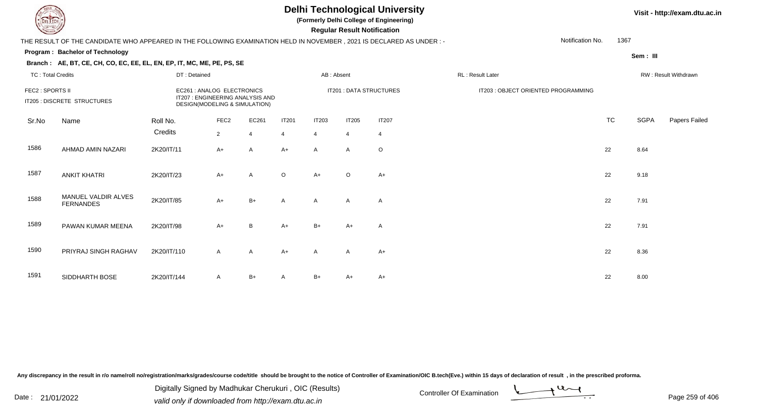# Delhi Technological University

**(Formerly Delhi College of Engineering)**

**Regular Result Notification**

Visit - http://exam.dtu.ac.in

THE RESULT OF THE CANDIDATE WHO APPEARED IN THE FOLLOWING EXAMINATION HELD IN NOVEMBER , 2021 IS DECLARED AS UNDER : -

Notification No. 1367

**Program : Bachelor of Technology**

Sem : III

**Branch : AE, BT, CE, CH, CO, EC, EE, EL, EN, EP, IT, MC, ME, PE, PS, SE**

TC : Total Credits | DT : Detained | AB : Absent | RL : Result Later | RW : Result Withdrawn

FEC2 : SPORTS II | EC261 : ANALOG ELECTRONICS | IT201 : DATA STRUCTURES | IT203 : OBJECT ORIENTED PROGRAMMING
IT205 : DISCRETE STRUCTURES | IT207 : ENGINEERING ANALYSIS AND DESIGN(MODELING & SIMULATION)

| Sr.No | Name | Roll No. | FEC2 | EC261 | IT201 | IT203 | IT205 | IT207 | TC | SGPA | Papers Failed |
|---|---|---|---|---|---|---|---|---|---|---|---|
| | | Credits | 2 | 4 | 4 | 4 | 4 | 4 | | | |
| 1586 | AHMAD AMIN NAZARI | 2K20/IT/11 | A+ | A | A+ | A | A | O | 22 | 8.64 | |
| 1587 | ANKIT KHATRI | 2K20/IT/23 | A+ | A | O | A+ | O | A+ | 22 | 9.18 | |
| 1588 | MANUEL VALDIR ALVES FERNANDES | 2K20/IT/85 | A+ | B+ | A | A | A | A | 22 | 7.91 | |
| 1589 | PAWAN KUMAR MEENA | 2K20/IT/98 | A+ | B | A+ | B+ | A+ | A | 22 | 7.91 | |
| 1590 | PRIYRAJ SINGH RAGHAV | 2K20/IT/110 | A | A | A+ | A | A | A+ | 22 | 8.36 | |
| 1591 | SIDDHARTH BOSE | 2K20/IT/144 | A | B+ | A | B+ | A+ | A+ | 22 | 8.00 | |

Any discrepancy in the result in r/o name/roll no/registration/marks/grades/course code/title should be brought to the notice of Controller of Examination/OIC B.tech(Eve.) within 15 days of declaration of result , in the prescribed proforma.

Date : 21/01/2022

Digitally Signed by Madhukar Cherukuri , OIC (Results)
valid only if downloaded from http://exam.dtu.ac.in

Controller Of Examination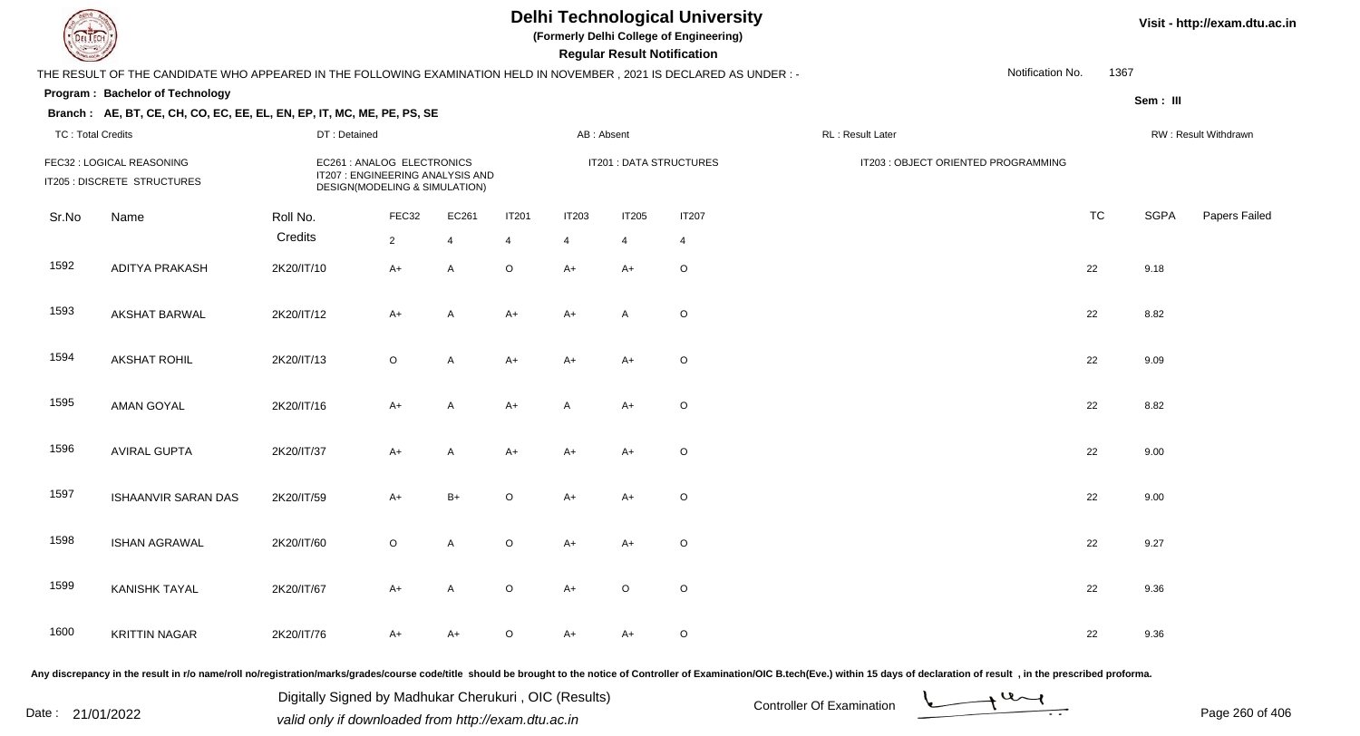# Delhi Technological University

(Formerly Delhi College of Engineering)

**Regular Result Notification**

Visit - http://exam.dtu.ac.in

THE RESULT OF THE CANDIDATE WHO APPEARED IN THE FOLLOWING EXAMINATION HELD IN NOVEMBER , 2021 IS DECLARED AS UNDER : -

Notification No. 1367

**Program : Bachelor of Technology**

Sem : III

**Branch : AE, BT, CE, CH, CO, EC, EE, EL, EN, EP, IT, MC, ME, PE, PS, SE**

TC : Total Credits | DT : Detained | AB : Absent | RL : Result Later | RW : Result Withdrawn

FEC32 : LOGICAL REASONING
IT205 : DISCRETE STRUCTURES
EC261 : ANALOG ELECTRONICS
IT207 : ENGINEERING ANALYSIS AND DESIGN(MODELING & SIMULATION)
IT201 : DATA STRUCTURES
IT203 : OBJECT ORIENTED PROGRAMMING

| Sr.No | Name | Roll No. | FEC32 | EC261 | IT201 | IT203 | IT205 | IT207 | TC | SGPA | Papers Failed |
|---|---|---|---|---|---|---|---|---|---|---|---|
| | | Credits | 2 | 4 | 4 | 4 | 4 | 4 | | | |
| 1592 | ADITYA PRAKASH | 2K20/IT/10 | A+ | A | O | A+ | A+ | O | 22 | 9.18 | |
| 1593 | AKSHAT BARWAL | 2K20/IT/12 | A+ | A | A+ | A+ | A | O | 22 | 8.82 | |
| 1594 | AKSHAT ROHIL | 2K20/IT/13 | O | A | A+ | A+ | A+ | O | 22 | 9.09 | |
| 1595 | AMAN GOYAL | 2K20/IT/16 | A+ | A | A+ | A | A+ | O | 22 | 8.82 | |
| 1596 | AVIRAL GUPTA | 2K20/IT/37 | A+ | A | A+ | A+ | A+ | O | 22 | 9.00 | |
| 1597 | ISHAANVIR SARAN DAS | 2K20/IT/59 | A+ | B+ | O | A+ | A+ | O | 22 | 9.00 | |
| 1598 | ISHAN AGRAWAL | 2K20/IT/60 | O | A | O | A+ | A+ | O | 22 | 9.27 | |
| 1599 | KANISHK TAYAL | 2K20/IT/67 | A+ | A | O | A+ | O | O | 22 | 9.36 | |
| 1600 | KRITTIN NAGAR | 2K20/IT/76 | A+ | A+ | O | A+ | A+ | O | 22 | 9.36 | |

Any discrepancy in the result in r/o name/roll no/registration/marks/grades/course code/title should be brought to the notice of Controller of Examination/OIC B.tech(Eve.) within 15 days of declaration of result , in the prescribed proforma.

Date : 21/01/2022

Digitally Signed by Madhukar Cherukuri , OIC (Results)
valid only if downloaded from http://exam.dtu.ac.in

Controller Of Examination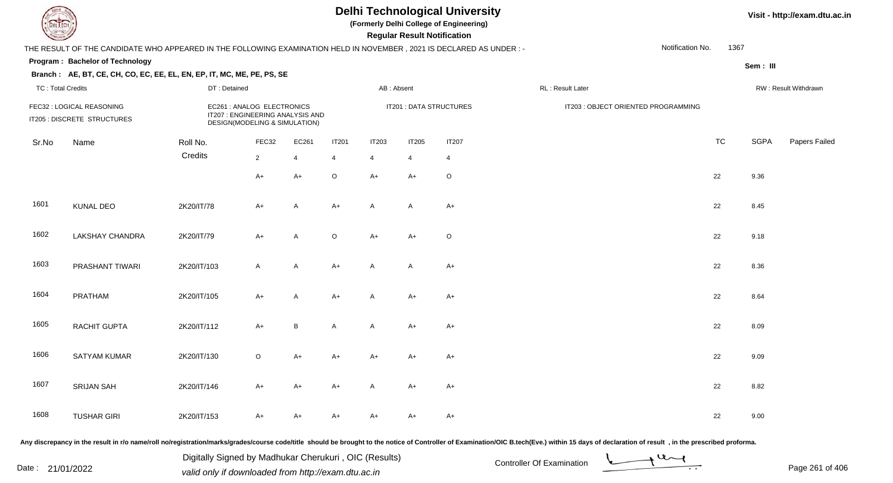# Delhi Technological University

**(Formerly Delhi College of Engineering)**

**Regular Result Notification**

Visit - http://exam.dtu.ac.in

THE RESULT OF THE CANDIDATE WHO APPEARED IN THE FOLLOWING EXAMINATION HELD IN NOVEMBER , 2021 IS DECLARED AS UNDER : -

Notification No. 1367

**Program : Bachelor of Technology**

Sem : III

**Branch : AE, BT, CE, CH, CO, EC, EE, EL, EN, EP, IT, MC, ME, PE, PS, SE**

TC : Total Credits | DT : Detained | AB : Absent | RL : Result Later | RW : Result Withdrawn

FEC32 : LOGICAL REASONING | EC261 : ANALOG ELECTRONICS | IT201 : DATA STRUCTURES | IT203 : OBJECT ORIENTED PROGRAMMING | IT205 : DISCRETE STRUCTURES | IT207 : ENGINEERING ANALYSIS AND DESIGN(MODELING & SIMULATION)

| Sr.No | Name | Roll No. | FEC32 | EC261 | IT201 | IT203 | IT205 | IT207 | TC | SGPA | Papers Failed |
|---|---|---|---|---|---|---|---|---|---|---|---|
| | | Credits | 2 | 4 | 4 | 4 | 4 | 4 | | | |
| | | | A+ | A+ | O | A+ | A+ | O | 22 | 9.36 | |
| 1601 | KUNAL DEO | 2K20/IT/78 | A+ | A | A+ | A | A | A+ | 22 | 8.45 | |
| 1602 | LAKSHAY CHANDRA | 2K20/IT/79 | A+ | A | O | A+ | A+ | O | 22 | 9.18 | |
| 1603 | PRASHANT TIWARI | 2K20/IT/103 | A | A | A+ | A | A | A+ | 22 | 8.36 | |
| 1604 | PRATHAM | 2K20/IT/105 | A+ | A | A+ | A | A+ | A+ | 22 | 8.64 | |
| 1605 | RACHIT GUPTA | 2K20/IT/112 | A+ | B | A | A | A+ | A+ | 22 | 8.09 | |
| 1606 | SATYAM KUMAR | 2K20/IT/130 | O | A+ | A+ | A+ | A+ | A+ | 22 | 9.09 | |
| 1607 | SRIJAN SAH | 2K20/IT/146 | A+ | A+ | A+ | A | A+ | A+ | 22 | 8.82 | |
| 1608 | TUSHAR GIRI | 2K20/IT/153 | A+ | A+ | A+ | A+ | A+ | A+ | 22 | 9.00 | |

Any discrepancy in the result in r/o name/roll no/registration/marks/grades/course code/title should be brought to the notice of Controller of Examination/OIC B.tech(Eve.) within 15 days of declaration of result , in the prescribed proforma.

Date : 21/01/2022

Digitally Signed by Madhukar Cherukuri , OIC (Results)
valid only if downloaded from http://exam.dtu.ac.in

Controller Of Examination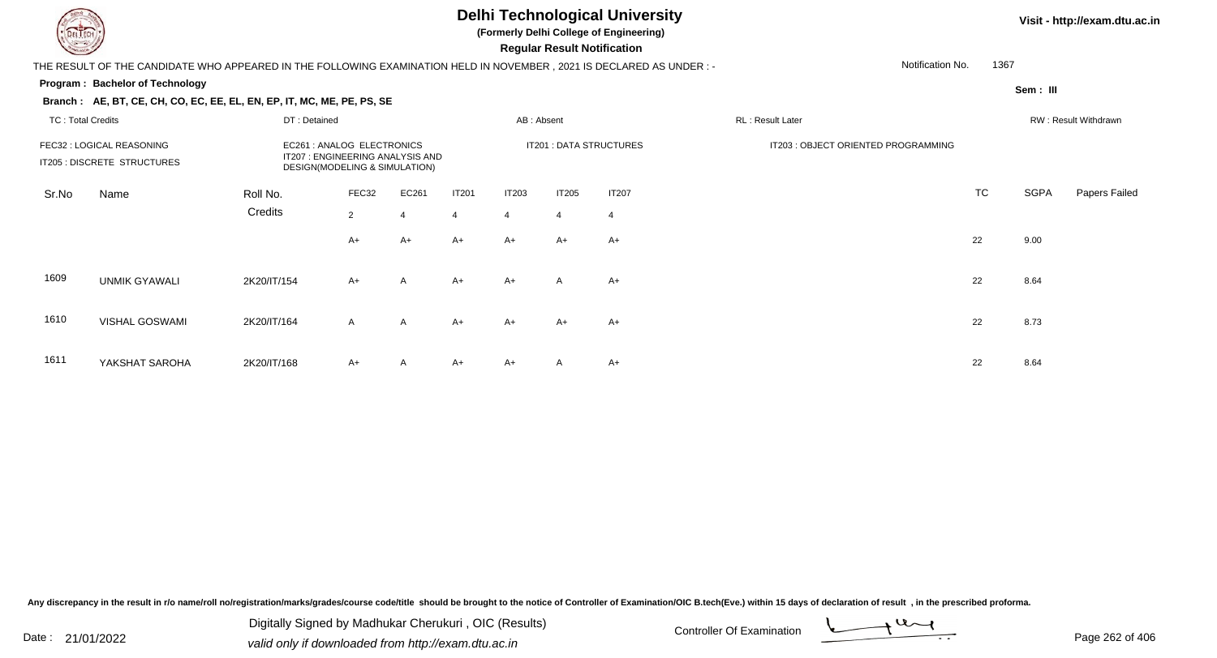# Delhi Technological University

**(Formerly Delhi College of Engineering)**

**Regular Result Notification**

Visit - http://exam.dtu.ac.in

THE RESULT OF THE CANDIDATE WHO APPEARED IN THE FOLLOWING EXAMINATION HELD IN NOVEMBER , 2021 IS DECLARED AS UNDER : -

Notification No. 1367

**Program : Bachelor of Technology**

Sem : III

**Branch : AE, BT, CE, CH, CO, EC, EE, EL, EN, EP, IT, MC, ME, PE, PS, SE**

TC : Total Credits | DT : Detained | AB : Absent | RL : Result Later | RW : Result Withdrawn

FEC32 : LOGICAL REASONING
EC261 : ANALOG ELECTRONICS
IT201 : DATA STRUCTURES
IT203 : OBJECT ORIENTED PROGRAMMING
IT205 : DISCRETE STRUCTURES
IT207 : ENGINEERING ANALYSIS AND DESIGN(MODELING & SIMULATION)

| Sr.No | Name | Roll No. | FEC32 | EC261 | IT201 | IT203 | IT205 | IT207 | TC | SGPA | Papers Failed |
|---|---|---|---|---|---|---|---|---|---|---|---|
| | | Credits | 2 | 4 | 4 | 4 | 4 | 4 | | | |
| | | | A+ | A+ | A+ | A+ | A+ | A+ | 22 | 9.00 | |
| 1609 | UNMIK GYAWALI | 2K20/IT/154 | A+ | A | A+ | A+ | A | A+ | 22 | 8.64 | |
| 1610 | VISHAL GOSWAMI | 2K20/IT/164 | A | A | A+ | A+ | A+ | A+ | 22 | 8.73 | |
| 1611 | YAKSHAT SAROHA | 2K20/IT/168 | A+ | A | A+ | A+ | A | A+ | 22 | 8.64 | |

Any discrepancy in the result in r/o name/roll no/registration/marks/grades/course code/title should be brought to the notice of Controller of Examination/OIC B.tech(Eve.) within 15 days of declaration of result , in the prescribed proforma.

Date : 21/01/2022

Digitally Signed by Madhukar Cherukuri , OIC (Results)
valid only if downloaded from http://exam.dtu.ac.in

Controller Of Examination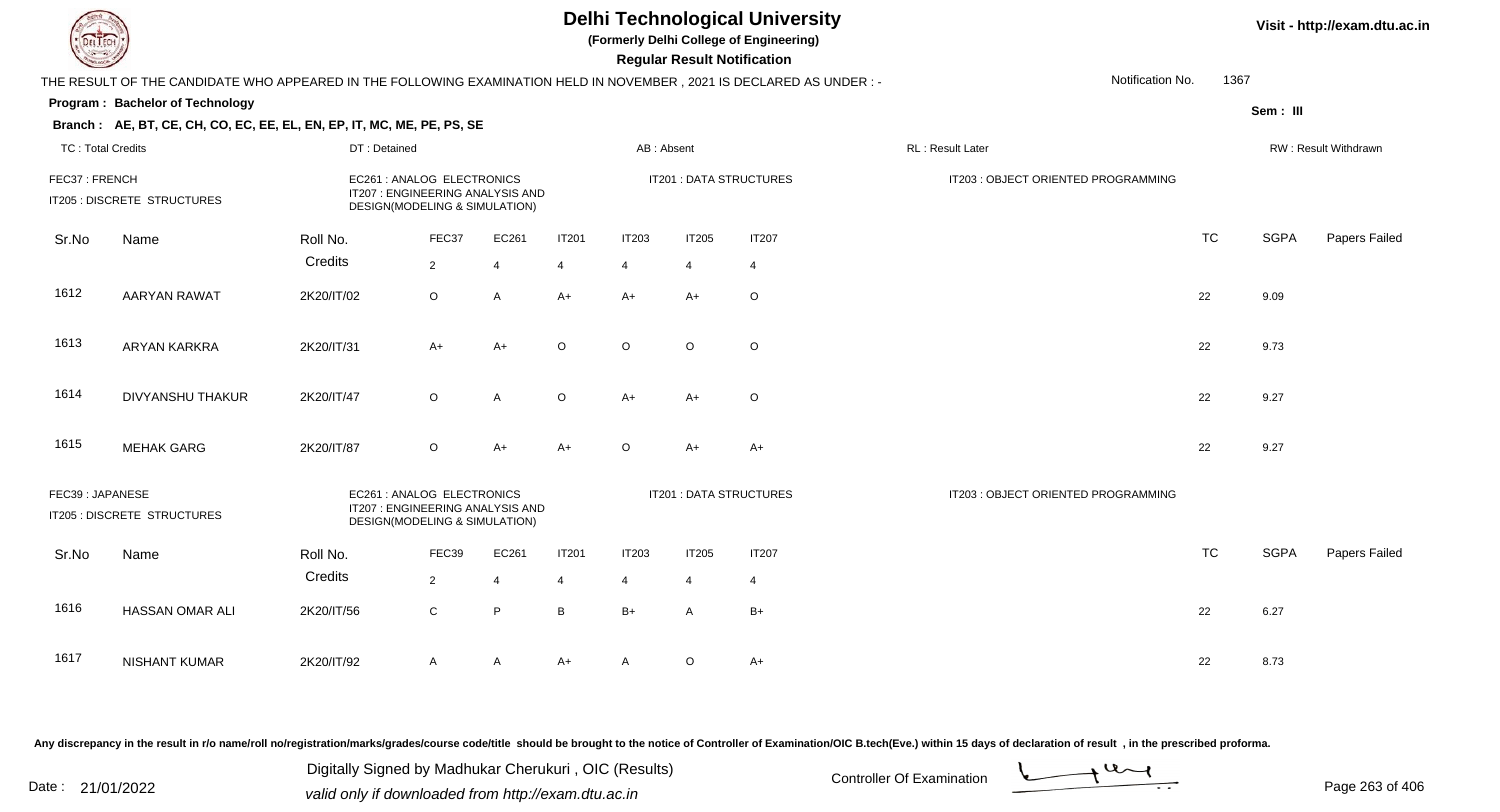# Delhi Technological University

(Formerly Delhi College of Engineering)

**Regular Result Notification**

Visit - http://exam.dtu.ac.in

THE RESULT OF THE CANDIDATE WHO APPEARED IN THE FOLLOWING EXAMINATION HELD IN NOVEMBER , 2021 IS DECLARED AS UNDER : -

Notification No. 1367

**Program : Bachelor of Technology**

Sem : III

**Branch : AE, BT, CE, CH, CO, EC, EE, EL, EN, EP, IT, MC, ME, PE, PS, SE**

TC : Total Credits | DT : Detained | AB : Absent | RL : Result Later | RW : Result Withdrawn

FEC37 : FRENCH | EC261 : ANALOG ELECTRONICS | IT201 : DATA STRUCTURES | IT203 : OBJECT ORIENTED PROGRAMMING | IT205 : DISCRETE STRUCTURES | IT207 : ENGINEERING ANALYSIS AND DESIGN(MODELING & SIMULATION)

| Sr.No | Name | Roll No. | FEC37 | EC261 | IT201 | IT203 | IT205 | IT207 | TC | SGPA | Papers Failed |
|---|---|---|---|---|---|---|---|---|---|---|---|
| | | Credits | 2 | 4 | 4 | 4 | 4 | 4 | | | |
| 1612 | AARYAN RAWAT | 2K20/IT/02 | O | A | A+ | A+ | A+ | O | 22 | 9.09 | |
| 1613 | ARYAN KARKRA | 2K20/IT/31 | A+ | A+ | O | O | O | O | 22 | 9.73 | |
| 1614 | DIVYANSHU THAKUR | 2K20/IT/47 | O | A | O | A+ | A+ | O | 22 | 9.27 | |
| 1615 | MEHAK GARG | 2K20/IT/87 | O | A+ | A+ | O | A+ | A+ | 22 | 9.27 | |

FEC39 : JAPANESE | EC261 : ANALOG ELECTRONICS | IT201 : DATA STRUCTURES | IT203 : OBJECT ORIENTED PROGRAMMING | IT205 : DISCRETE STRUCTURES | IT207 : ENGINEERING ANALYSIS AND DESIGN(MODELING & SIMULATION)

| Sr.No | Name | Roll No. | FEC39 | EC261 | IT201 | IT203 | IT205 | IT207 | TC | SGPA | Papers Failed |
|---|---|---|---|---|---|---|---|---|---|---|---|
| | | Credits | 2 | 4 | 4 | 4 | 4 | 4 | | | |
| 1616 | HASSAN OMAR ALI | 2K20/IT/56 | C | P | B | B+ | A | B+ | 22 | 6.27 | |
| 1617 | NISHANT KUMAR | 2K20/IT/92 | A | A | A+ | A | O | A+ | 22 | 8.73 | |

Any discrepancy in the result in r/o name/roll no/registration/marks/grades/course code/title should be brought to the notice of Controller of Examination/OIC B.tech(Eve.) within 15 days of declaration of result , in the prescribed proforma.

Date : 21/01/2022

Digitally Signed by Madhukar Cherukuri , OIC (Results)
valid only if downloaded from http://exam.dtu.ac.in

Controller Of Examination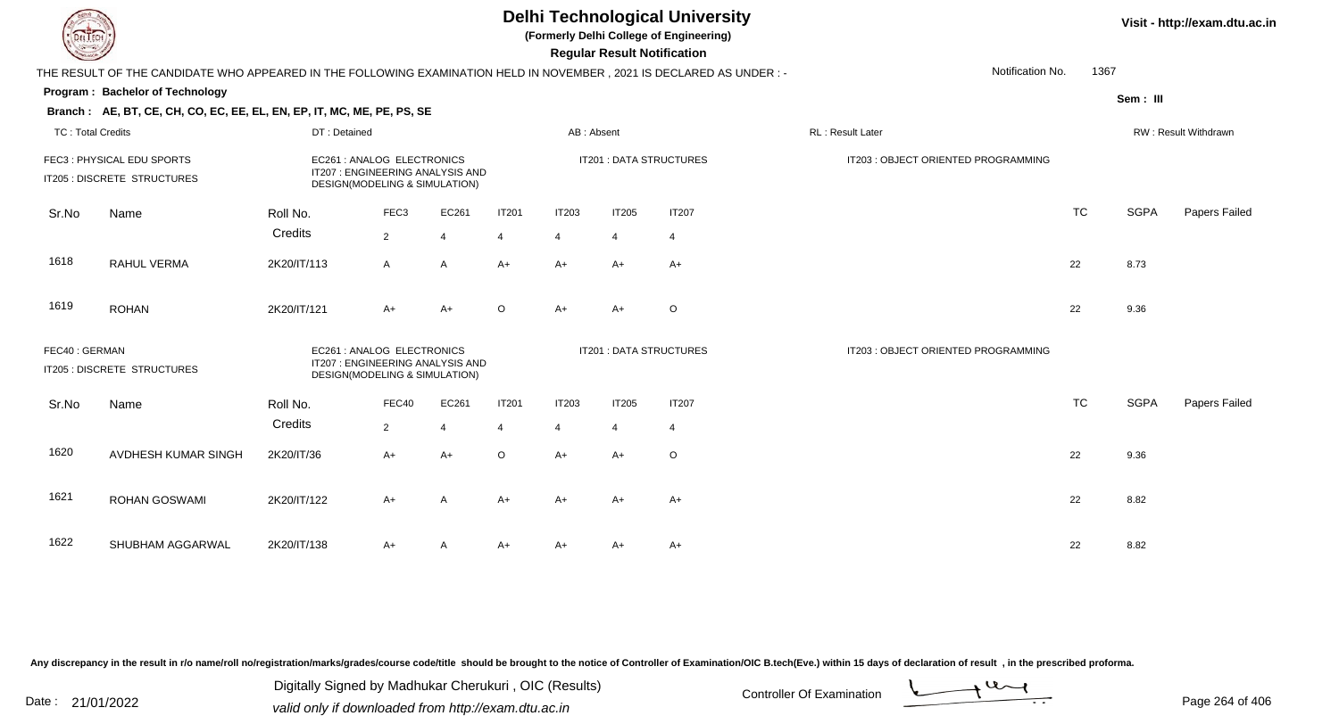# Delhi Technological University

(Formerly Delhi College of Engineering)

**Regular Result Notification**

Visit - http://exam.dtu.ac.in

THE RESULT OF THE CANDIDATE WHO APPEARED IN THE FOLLOWING EXAMINATION HELD IN NOVEMBER , 2021 IS DECLARED AS UNDER : -

Notification No. 1367

**Program : Bachelor of Technology**

Sem : III

**Branch : AE, BT, CE, CH, CO, EC, EE, EL, EN, EP, IT, MC, ME, PE, PS, SE**

TC : Total Credits | DT : Detained | AB : Absent | RL : Result Later | RW : Result Withdrawn

FEC3 : PHYSICAL EDU SPORTS
IT205 : DISCRETE STRUCTURES
EC261 : ANALOG ELECTRONICS
IT207 : ENGINEERING ANALYSIS AND DESIGN(MODELING & SIMULATION)
IT201 : DATA STRUCTURES
IT203 : OBJECT ORIENTED PROGRAMMING

| Sr.No | Name | Roll No. | FEC3 | EC261 | IT201 | IT203 | IT205 | IT207 | TC | SGPA | Papers Failed |
|---|---|---|---|---|---|---|---|---|---|---|---|
| | | Credits | 2 | 4 | 4 | 4 | 4 | 4 | | | |
| 1618 | RAHUL VERMA | 2K20/IT/113 | A | A | A+ | A+ | A+ | A+ | 22 | 8.73 | |
| 1619 | ROHAN | 2K20/IT/121 | A+ | A+ | O | A+ | A+ | O | 22 | 9.36 | |

FEC40 : GERMAN
IT205 : DISCRETE STRUCTURES
EC261 : ANALOG ELECTRONICS
IT207 : ENGINEERING ANALYSIS AND DESIGN(MODELING & SIMULATION)
IT201 : DATA STRUCTURES
IT203 : OBJECT ORIENTED PROGRAMMING

| Sr.No | Name | Roll No. | FEC40 | EC261 | IT201 | IT203 | IT205 | IT207 | TC | SGPA | Papers Failed |
|---|---|---|---|---|---|---|---|---|---|---|---|
| | | Credits | 2 | 4 | 4 | 4 | 4 | 4 | | | |
| 1620 | AVDHESH KUMAR SINGH | 2K20/IT/36 | A+ | A+ | O | A+ | A+ | O | 22 | 9.36 | |
| 1621 | ROHAN GOSWAMI | 2K20/IT/122 | A+ | A | A+ | A+ | A+ | A+ | 22 | 8.82 | |
| 1622 | SHUBHAM AGGARWAL | 2K20/IT/138 | A+ | A | A+ | A+ | A+ | A+ | 22 | 8.82 | |

Any discrepancy in the result in r/o name/roll no/registration/marks/grades/course code/title should be brought to the notice of Controller of Examination/OIC B.tech(Eve.) within 15 days of declaration of result , in the prescribed proforma.

Date : 21/01/2022

Digitally Signed by Madhukar Cherukuri , OIC (Results)
valid only if downloaded from http://exam.dtu.ac.in

Controller Of Examination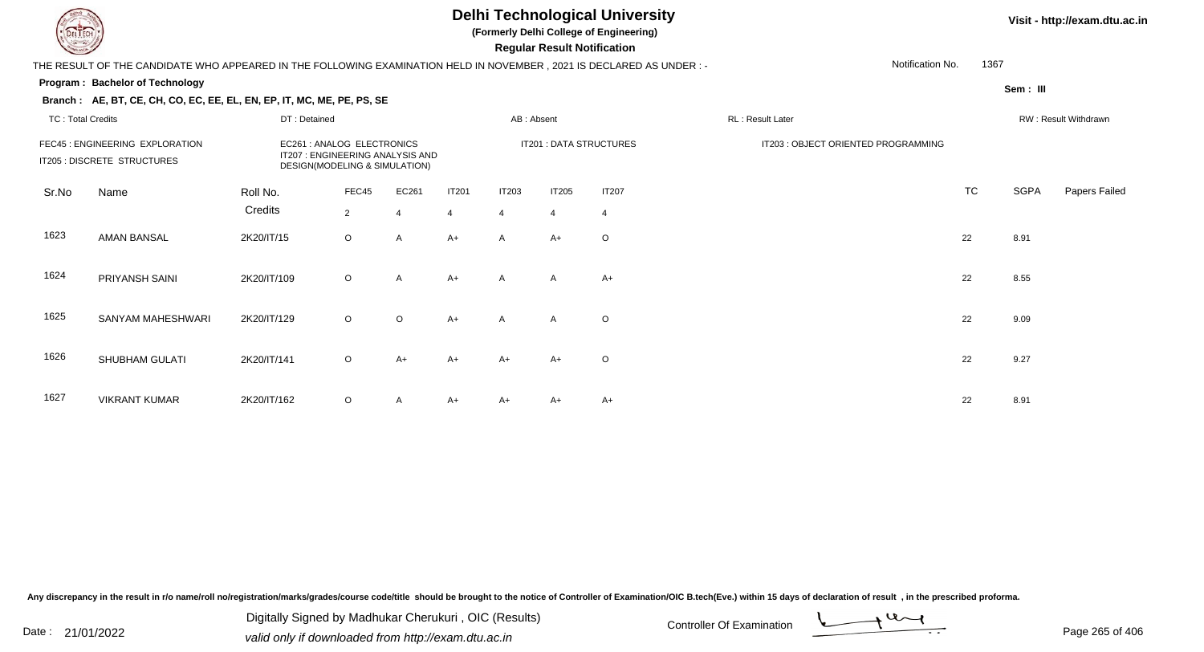# Delhi Technological University

**(Formerly Delhi College of Engineering)**

**Regular Result Notification**

Visit - http://exam.dtu.ac.in

THE RESULT OF THE CANDIDATE WHO APPEARED IN THE FOLLOWING EXAMINATION HELD IN NOVEMBER , 2021 IS DECLARED AS UNDER : -

Notification No. 1367

**Program : Bachelor of Technology**

Sem : III

**Branch : AE, BT, CE, CH, CO, EC, EE, EL, EN, EP, IT, MC, ME, PE, PS, SE**

TC : Total Credits | DT : Detained | AB : Absent | RL : Result Later | RW : Result Withdrawn

FEC45 : ENGINEERING EXPLORATION
IT205 : DISCRETE STRUCTURES
EC261 : ANALOG ELECTRONICS
IT207 : ENGINEERING ANALYSIS AND DESIGN(MODELING & SIMULATION)
IT201 : DATA STRUCTURES
IT203 : OBJECT ORIENTED PROGRAMMING

| Sr.No | Name | Roll No. | FEC45 | EC261 | IT201 | IT203 | IT205 | IT207 | TC | SGPA | Papers Failed |
|---|---|---|---|---|---|---|---|---|---|---|---|
| | | Credits | 2 | 4 | 4 | 4 | 4 | 4 | | | |
| 1623 | AMAN BANSAL | 2K20/IT/15 | O | A | A+ | A | A+ | O | 22 | 8.91 | |
| 1624 | PRIYANSH SAINI | 2K20/IT/109 | O | A | A+ | A | A | A+ | 22 | 8.55 | |
| 1625 | SANYAM MAHESHWARI | 2K20/IT/129 | O | O | A+ | A | A | O | 22 | 9.09 | |
| 1626 | SHUBHAM GULATI | 2K20/IT/141 | O | A+ | A+ | A+ | A+ | O | 22 | 9.27 | |
| 1627 | VIKRANT KUMAR | 2K20/IT/162 | O | A | A+ | A+ | A+ | A+ | 22 | 8.91 | |

Any discrepancy in the result in r/o name/roll no/registration/marks/grades/course code/title should be brought to the notice of Controller of Examination/OIC B.tech(Eve.) within 15 days of declaration of result , in the prescribed proforma.

Date : 21/01/2022

Digitally Signed by Madhukar Cherukuri , OIC (Results)
valid only if downloaded from http://exam.dtu.ac.in

Controller Of Examination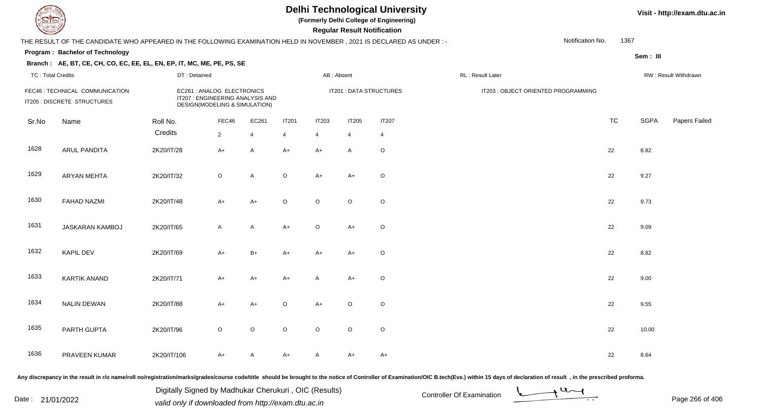# Delhi Technological University

(Formerly Delhi College of Engineering)

**Regular Result Notification**

Visit - http://exam.dtu.ac.in

THE RESULT OF THE CANDIDATE WHO APPEARED IN THE FOLLOWING EXAMINATION HELD IN NOVEMBER , 2021 IS DECLARED AS UNDER : -

Notification No. 1367

**Program : Bachelor of Technology**

Sem : III

**Branch : AE, BT, CE, CH, CO, EC, EE, EL, EN, EP, IT, MC, ME, PE, PS, SE**

TC : Total Credits | DT : Detained | AB : Absent | RL : Result Later | RW : Result Withdrawn

FEC46 : TECHNICAL COMMUNICATION
IT205 : DISCRETE STRUCTURES
EC261 : ANALOG ELECTRONICS
IT207 : ENGINEERING ANALYSIS AND DESIGN(MODELING & SIMULATION)
IT201 : DATA STRUCTURES
IT203 : OBJECT ORIENTED PROGRAMMING

| Sr.No | Name | Roll No. | FEC46 | EC261 | IT201 | IT203 | IT205 | IT207 | TC | SGPA | Papers Failed |
|---|---|---|---|---|---|---|---|---|---|---|---|
| | | Credits | 2 | 4 | 4 | 4 | 4 | 4 | | | |
| 1628 | ARUL PANDITA | 2K20/IT/28 | A+ | A | A+ | A+ | A | O | 22 | 8.82 | |
| 1629 | ARYAN MEHTA | 2K20/IT/32 | O | A | O | A+ | A+ | O | 22 | 9.27 | |
| 1630 | FAHAD NAZMI | 2K20/IT/48 | A+ | A+ | O | O | O | O | 22 | 9.73 | |
| 1631 | JASKARAN KAMBOJ | 2K20/IT/65 | A | A | A+ | O | A+ | O | 22 | 9.09 | |
| 1632 | KAPIL DEV | 2K20/IT/69 | A+ | B+ | A+ | A+ | A+ | O | 22 | 8.82 | |
| 1633 | KARTIK ANAND | 2K20/IT/71 | A+ | A+ | A+ | A | A+ | O | 22 | 9.00 | |
| 1634 | NALIN DEWAN | 2K20/IT/88 | A+ | A+ | O | A+ | O | O | 22 | 9.55 | |
| 1635 | PARTH GUPTA | 2K20/IT/96 | O | O | O | O | O | O | 22 | 10.00 | |
| 1636 | PRAVEEN KUMAR | 2K20/IT/106 | A+ | A | A+ | A | A+ | A+ | 22 | 8.64 | |

Any discrepancy in the result in r/o name/roll no/registration/marks/grades/course code/title should be brought to the notice of Controller of Examination/OIC B.tech(Eve.) within 15 days of declaration of result , in the prescribed proforma.

Date : 21/01/2022

Digitally Signed by Madhukar Cherukuri , OIC (Results)
valid only if downloaded from http://exam.dtu.ac.in

Controller Of Examination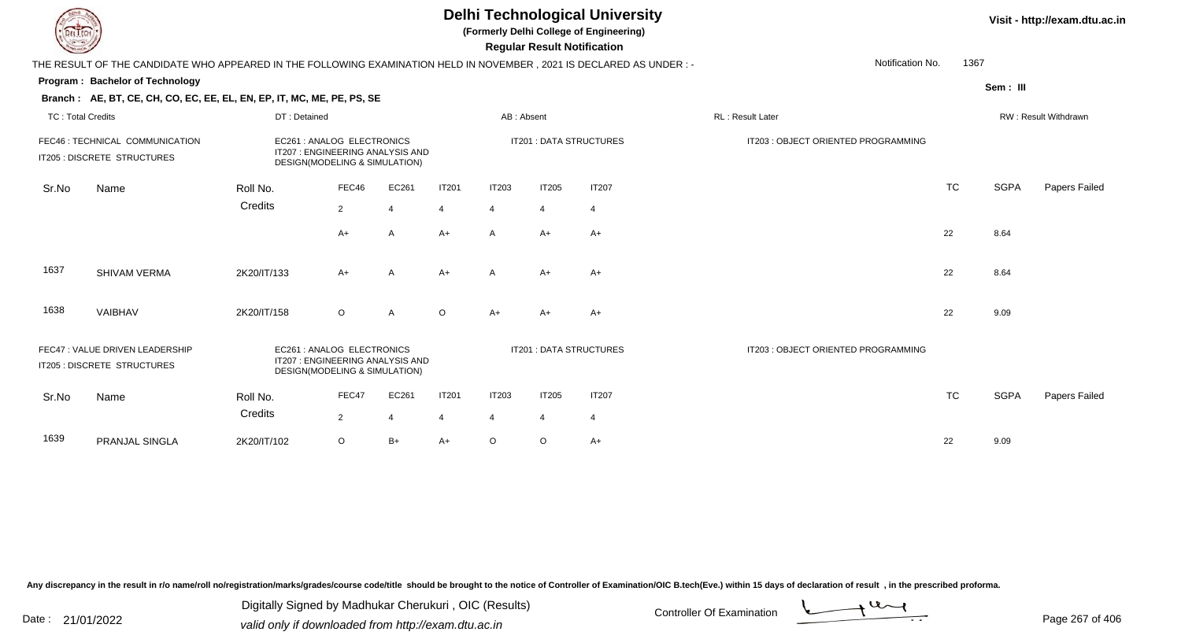# Delhi Technological University

**(Formerly Delhi College of Engineering)**

**Regular Result Notification**

Visit - http://exam.dtu.ac.in

THE RESULT OF THE CANDIDATE WHO APPEARED IN THE FOLLOWING EXAMINATION HELD IN NOVEMBER , 2021 IS DECLARED AS UNDER : -

Notification No. 1367

**Program : Bachelor of Technology**

Sem : III

**Branch : AE, BT, CE, CH, CO, EC, EE, EL, EN, EP, IT, MC, ME, PE, PS, SE**

TC : Total Credits | DT : Detained | AB : Absent | RL : Result Later | RW : Result Withdrawn

FEC46 : TECHNICAL COMMUNICATION
IT205 : DISCRETE STRUCTURES
EC261 : ANALOG ELECTRONICS
IT207 : ENGINEERING ANALYSIS AND DESIGN(MODELING & SIMULATION)
IT201 : DATA STRUCTURES
IT203 : OBJECT ORIENTED PROGRAMMING

| Sr.No | Name | Roll No. | FEC46 | EC261 | IT201 | IT203 | IT205 | IT207 | TC | SGPA | Papers Failed |
|---|---|---|---|---|---|---|---|---|---|---|---|
| | | Credits | 2 | 4 | 4 | 4 | 4 | 4 | | | |
| | | | A+ | A | A+ | A | A+ | A+ | 22 | 8.64 | |
| 1637 | SHIVAM VERMA | 2K20/IT/133 | A+ | A | A+ | A | A+ | A+ | 22 | 8.64 | |
| 1638 | VAIBHAV | 2K20/IT/158 | O | A | O | A+ | A+ | A+ | 22 | 9.09 | |

FEC47 : VALUE DRIVEN LEADERSHIP
IT205 : DISCRETE STRUCTURES
EC261 : ANALOG ELECTRONICS
IT207 : ENGINEERING ANALYSIS AND DESIGN(MODELING & SIMULATION)
IT201 : DATA STRUCTURES
IT203 : OBJECT ORIENTED PROGRAMMING

| Sr.No | Name | Roll No. | FEC47 | EC261 | IT201 | IT203 | IT205 | IT207 | TC | SGPA | Papers Failed |
|---|---|---|---|---|---|---|---|---|---|---|---|
| | | Credits | 2 | 4 | 4 | 4 | 4 | 4 | | | |
| 1639 | PRANJAL SINGLA | 2K20/IT/102 | O | B+ | A+ | O | O | A+ | 22 | 9.09 | |

Any discrepancy in the result in r/o name/roll no/registration/marks/grades/course code/title should be brought to the notice of Controller of Examination/OIC B.tech(Eve.) within 15 days of declaration of result , in the prescribed proforma.

Date : 21/01/2022

Digitally Signed by Madhukar Cherukuri , OIC (Results)
valid only if downloaded from http://exam.dtu.ac.in

Controller Of Examination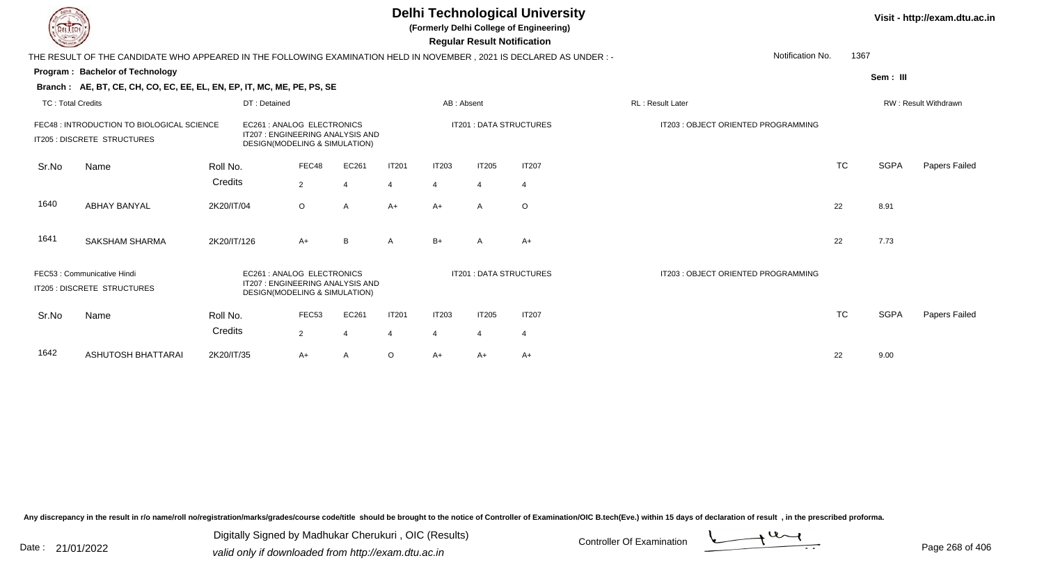# Delhi Technological University

**(Formerly Delhi College of Engineering)**

**Regular Result Notification**

Visit - http://exam.dtu.ac.in

THE RESULT OF THE CANDIDATE WHO APPEARED IN THE FOLLOWING EXAMINATION HELD IN NOVEMBER , 2021 IS DECLARED AS UNDER : -

Notification No. 1367

**Program : Bachelor of Technology**

Sem : III

**Branch : AE, BT, CE, CH, CO, EC, EE, EL, EN, EP, IT, MC, ME, PE, PS, SE**

TC : Total Credits | DT : Detained | AB : Absent | RL : Result Later | RW : Result Withdrawn

FEC48 : INTRODUCTION TO BIOLOGICAL SCIENCE
EC261 : ANALOG ELECTRONICS
IT201 : DATA STRUCTURES
IT203 : OBJECT ORIENTED PROGRAMMING
IT205 : DISCRETE STRUCTURES
IT207 : ENGINEERING ANALYSIS AND DESIGN(MODELING & SIMULATION)

| Sr.No | Name | Roll No. | FEC48 | EC261 | IT201 | IT203 | IT205 | IT207 | TC | SGPA | Papers Failed |
|---|---|---|---|---|---|---|---|---|---|---|---|
| | | Credits | 2 | 4 | 4 | 4 | 4 | 4 | | | |
| 1640 | ABHAY BANYAL | 2K20/IT/04 | O | A | A+ | A+ | A | O | 22 | 8.91 | |
| 1641 | SAKSHAM SHARMA | 2K20/IT/126 | A+ | B | A | B+ | A | A+ | 22 | 7.73 | |

FEC53 : Communicative Hindi
EC261 : ANALOG ELECTRONICS
IT201 : DATA STRUCTURES
IT203 : OBJECT ORIENTED PROGRAMMING
IT205 : DISCRETE STRUCTURES
IT207 : ENGINEERING ANALYSIS AND DESIGN(MODELING & SIMULATION)

| Sr.No | Name | Roll No. | FEC53 | EC261 | IT201 | IT203 | IT205 | IT207 | TC | SGPA | Papers Failed |
|---|---|---|---|---|---|---|---|---|---|---|---|
| | | Credits | 2 | 4 | 4 | 4 | 4 | 4 | | | |
| 1642 | ASHUTOSH BHATTARAI | 2K20/IT/35 | A+ | A | O | A+ | A+ | A+ | 22 | 9.00 | |

Any discrepancy in the result in r/o name/roll no/registration/marks/grades/course code/title should be brought to the notice of Controller of Examination/OIC B.tech(Eve.) within 15 days of declaration of result , in the prescribed proforma.

Date : 21/01/2022

Digitally Signed by Madhukar Cherukuri , OIC (Results)
valid only if downloaded from http://exam.dtu.ac.in

Controller Of Examination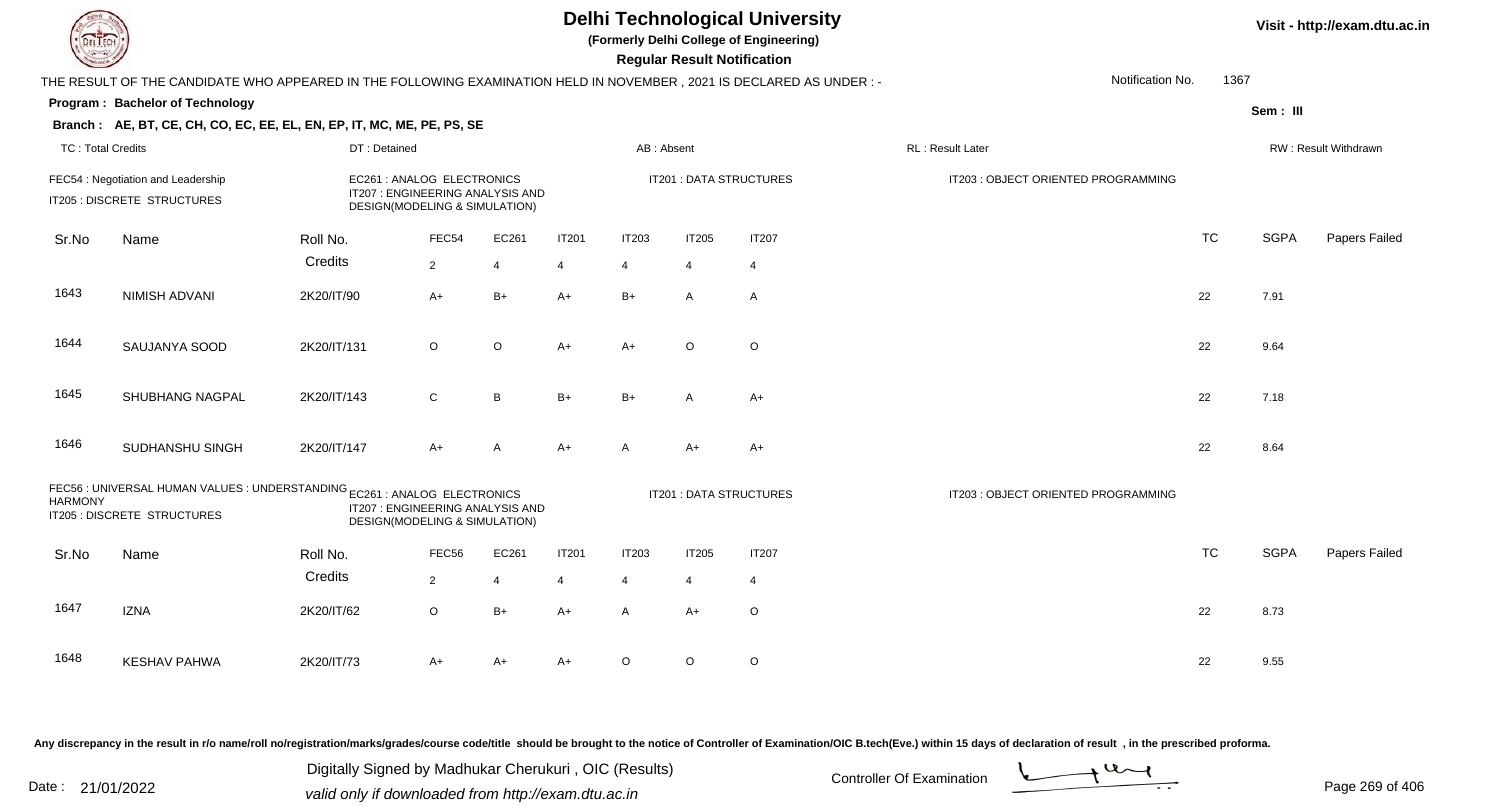# Delhi Technological University

(Formerly Delhi College of Engineering)

**Regular Result Notification**

Visit - http://exam.dtu.ac.in

THE RESULT OF THE CANDIDATE WHO APPEARED IN THE FOLLOWING EXAMINATION HELD IN NOVEMBER , 2021 IS DECLARED AS UNDER : -

Notification No. 1367

**Program : Bachelor of Technology**

Sem : III

**Branch : AE, BT, CE, CH, CO, EC, EE, EL, EN, EP, IT, MC, ME, PE, PS, SE**

TC : Total Credits | DT : Detained | AB : Absent | RL : Result Later | RW : Result Withdrawn

FEC54 : Negotiation and Leadership
EC261 : ANALOG ELECTRONICS
IT201 : DATA STRUCTURES
IT203 : OBJECT ORIENTED PROGRAMMING
IT205 : DISCRETE STRUCTURES
IT207 : ENGINEERING ANALYSIS AND DESIGN(MODELING & SIMULATION)

| Sr.No | Name | Roll No. | FEC54 | EC261 | IT201 | IT203 | IT205 | IT207 | TC | SGPA | Papers Failed |
|---|---|---|---|---|---|---|---|---|---|---|---|
| | | Credits | 2 | 4 | 4 | 4 | 4 | 4 | | | |
| 1643 | NIMISH ADVANI | 2K20/IT/90 | A+ | B+ | A+ | B+ | A | A | 22 | 7.91 | |
| 1644 | SAUJANYA SOOD | 2K20/IT/131 | O | O | A+ | A+ | O | O | 22 | 9.64 | |
| 1645 | SHUBHANG NAGPAL | 2K20/IT/143 | C | B | B+ | B+ | A | A+ | 22 | 7.18 | |
| 1646 | SUDHANSHU SINGH | 2K20/IT/147 | A+ | A | A+ | A | A+ | A+ | 22 | 8.64 | |

FEC56 : UNIVERSAL HUMAN VALUES : UNDERSTANDING HARMONY
EC261 : ANALOG ELECTRONICS
IT201 : DATA STRUCTURES
IT203 : OBJECT ORIENTED PROGRAMMING
IT205 : DISCRETE STRUCTURES
IT207 : ENGINEERING ANALYSIS AND DESIGN(MODELING & SIMULATION)

| Sr.No | Name | Roll No. | FEC56 | EC261 | IT201 | IT203 | IT205 | IT207 | TC | SGPA | Papers Failed |
|---|---|---|---|---|---|---|---|---|---|---|---|
| | | Credits | 2 | 4 | 4 | 4 | 4 | 4 | | | |
| 1647 | IZNA | 2K20/IT/62 | O | B+ | A+ | A | A+ | O | 22 | 8.73 | |
| 1648 | KESHAV PAHWA | 2K20/IT/73 | A+ | A+ | A+ | O | O | O | 22 | 9.55 | |

Any discrepancy in the result in r/o name/roll no/registration/marks/grades/course code/title should be brought to the notice of Controller of Examination/OIC B.tech(Eve.) within 15 days of declaration of result , in the prescribed proforma.

Date : 21/01/2022

Digitally Signed by Madhukar Cherukuri , OIC (Results)
valid only if downloaded from http://exam.dtu.ac.in

Controller Of Examination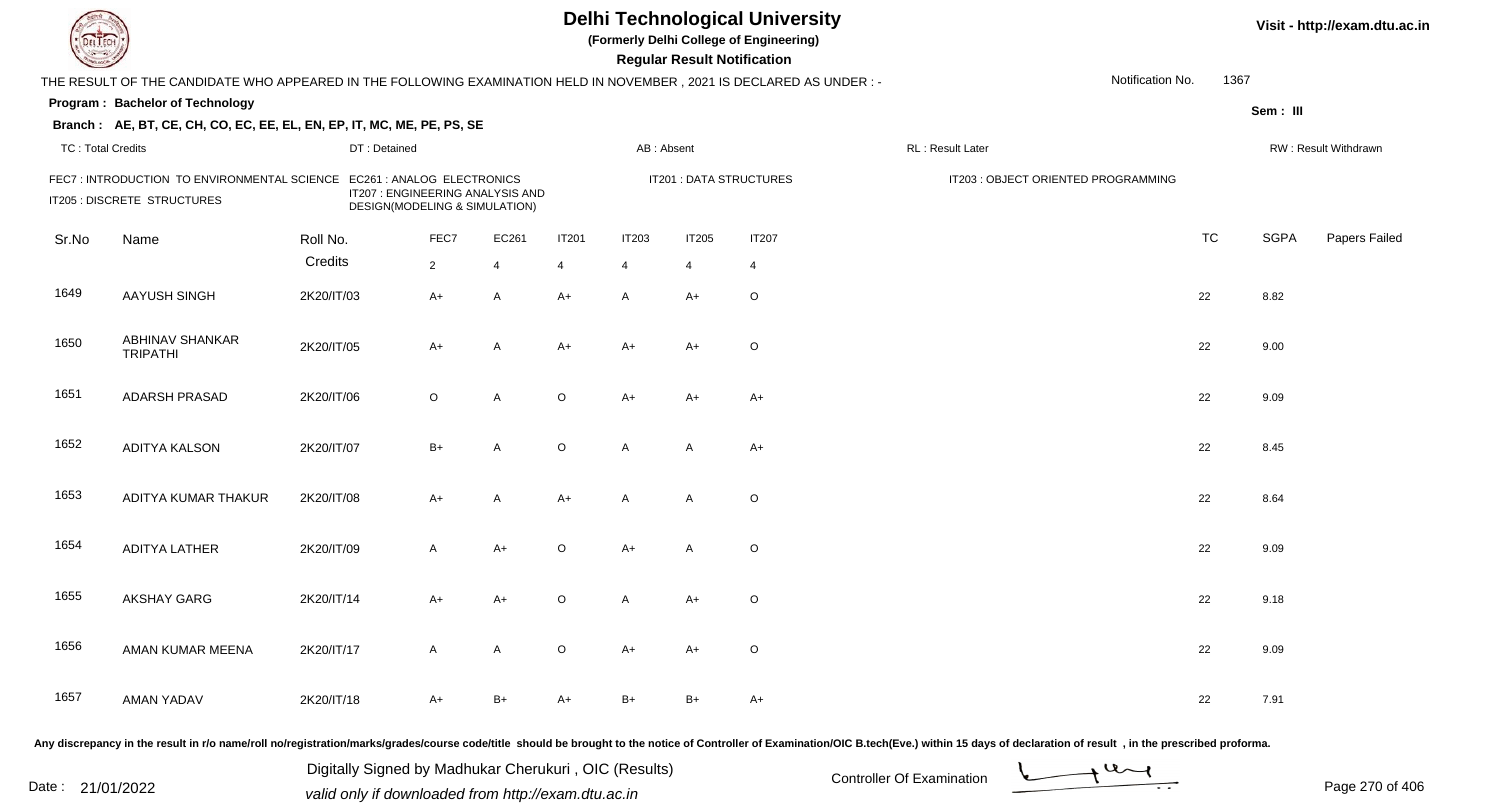# Delhi Technological University

**(Formerly Delhi College of Engineering)**

**Regular Result Notification**

Visit - http://exam.dtu.ac.in

THE RESULT OF THE CANDIDATE WHO APPEARED IN THE FOLLOWING EXAMINATION HELD IN NOVEMBER , 2021 IS DECLARED AS UNDER : -

Notification No. 1367

**Program : Bachelor of Technology**

Sem : III

**Branch : AE, BT, CE, CH, CO, EC, EE, EL, EN, EP, IT, MC, ME, PE, PS, SE**

TC : Total Credits | DT : Detained | AB : Absent | RL : Result Later | RW : Result Withdrawn

FEC7 : INTRODUCTION TO ENVIRONMENTAL SCIENCE
EC261 : ANALOG ELECTRONICS
IT201 : DATA STRUCTURES
IT203 : OBJECT ORIENTED PROGRAMMING
IT205 : DISCRETE STRUCTURES
IT207 : ENGINEERING ANALYSIS AND DESIGN(MODELING & SIMULATION)

| Sr.No | Name | Roll No. | FEC7 | EC261 | IT201 | IT203 | IT205 | IT207 | TC | SGPA | Papers Failed |
|---|---|---|---|---|---|---|---|---|---|---|---|
| | | Credits | 2 | 4 | 4 | 4 | 4 | 4 | | | |
| 1649 | AAYUSH SINGH | 2K20/IT/03 | A+ | A | A+ | A | A+ | O | 22 | 8.82 | |
| 1650 | ABHINAV SHANKAR TRIPATHI | 2K20/IT/05 | A+ | A | A+ | A+ | A+ | O | 22 | 9.00 | |
| 1651 | ADARSH PRASAD | 2K20/IT/06 | O | A | O | A+ | A+ | A+ | 22 | 9.09 | |
| 1652 | ADITYA KALSON | 2K20/IT/07 | B+ | A | O | A | A | A+ | 22 | 8.45 | |
| 1653 | ADITYA KUMAR THAKUR | 2K20/IT/08 | A+ | A | A+ | A | A | O | 22 | 8.64 | |
| 1654 | ADITYA LATHER | 2K20/IT/09 | A | A+ | O | A+ | A | O | 22 | 9.09 | |
| 1655 | AKSHAY GARG | 2K20/IT/14 | A+ | A+ | O | A | A+ | O | 22 | 9.18 | |
| 1656 | AMAN KUMAR MEENA | 2K20/IT/17 | A | A | O | A+ | A+ | O | 22 | 9.09 | |
| 1657 | AMAN YADAV | 2K20/IT/18 | A+ | B+ | A+ | B+ | B+ | A+ | 22 | 7.91 | |

Any discrepancy in the result in r/o name/roll no/registration/marks/grades/course code/title should be brought to the notice of Controller of Examination/OIC B.tech(Eve.) within 15 days of declaration of result , in the prescribed proforma.

Date : 21/01/2022

Digitally Signed by Madhukar Cherukuri , OIC (Results)
valid only if downloaded from http://exam.dtu.ac.in

Controller Of Examination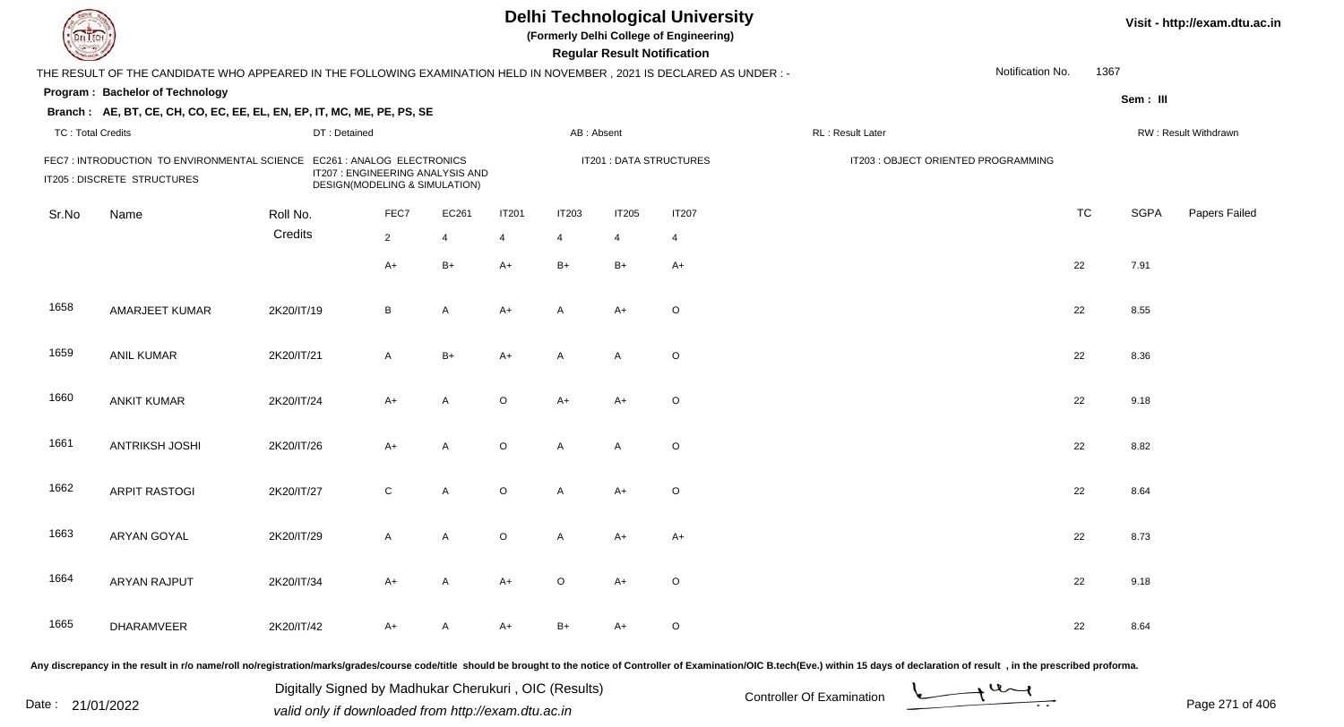# Delhi Technological University

**(Formerly Delhi College of Engineering)**

**Regular Result Notification**

Visit - http://exam.dtu.ac.in

THE RESULT OF THE CANDIDATE WHO APPEARED IN THE FOLLOWING EXAMINATION HELD IN NOVEMBER , 2021 IS DECLARED AS UNDER : -

Notification No. 1367

**Program : Bachelor of Technology**

Sem : III

**Branch : AE, BT, CE, CH, CO, EC, EE, EL, EN, EP, IT, MC, ME, PE, PS, SE**

TC : Total Credits | DT : Detained | AB : Absent | RL : Result Later | RW : Result Withdrawn

FEC7 : INTRODUCTION TO ENVIRONMENTAL SCIENCE
EC261 : ANALOG ELECTRONICS
IT201 : DATA STRUCTURES
IT203 : OBJECT ORIENTED PROGRAMMING
IT205 : DISCRETE STRUCTURES
IT207 : ENGINEERING ANALYSIS AND DESIGN(MODELING & SIMULATION)

| Sr.No | Name | Roll No. | FEC7 | EC261 | IT201 | IT203 | IT205 | IT207 | TC | SGPA | Papers Failed |
|---|---|---|---|---|---|---|---|---|---|---|---|
| | | Credits | 2 | 4 | 4 | 4 | 4 | 4 | | | |
| | | | A+ | B+ | A+ | B+ | B+ | A+ | 22 | 7.91 | |
| 1658 | AMARJEET KUMAR | 2K20/IT/19 | B | A | A+ | A | A+ | O | 22 | 8.55 | |
| 1659 | ANIL KUMAR | 2K20/IT/21 | A | B+ | A+ | A | A | O | 22 | 8.36 | |
| 1660 | ANKIT KUMAR | 2K20/IT/24 | A+ | A | O | A+ | A+ | O | 22 | 9.18 | |
| 1661 | ANTRIKSH JOSHI | 2K20/IT/26 | A+ | A | O | A | A | O | 22 | 8.82 | |
| 1662 | ARPIT RASTOGI | 2K20/IT/27 | C | A | O | A | A+ | O | 22 | 8.64 | |
| 1663 | ARYAN GOYAL | 2K20/IT/29 | A | A | O | A | A+ | A+ | 22 | 8.73 | |
| 1664 | ARYAN RAJPUT | 2K20/IT/34 | A+ | A | A+ | O | A+ | O | 22 | 9.18 | |
| 1665 | DHARAMVEER | 2K20/IT/42 | A+ | A | A+ | B+ | A+ | O | 22 | 8.64 | |

Any discrepancy in the result in r/o name/roll no/registration/marks/grades/course code/title should be brought to the notice of Controller of Examination/OIC B.tech(Eve.) within 15 days of declaration of result , in the prescribed proforma.

Date : 21/01/2022

Digitally Signed by Madhukar Cherukuri , OIC (Results)
valid only if downloaded from http://exam.dtu.ac.in

Controller Of Examination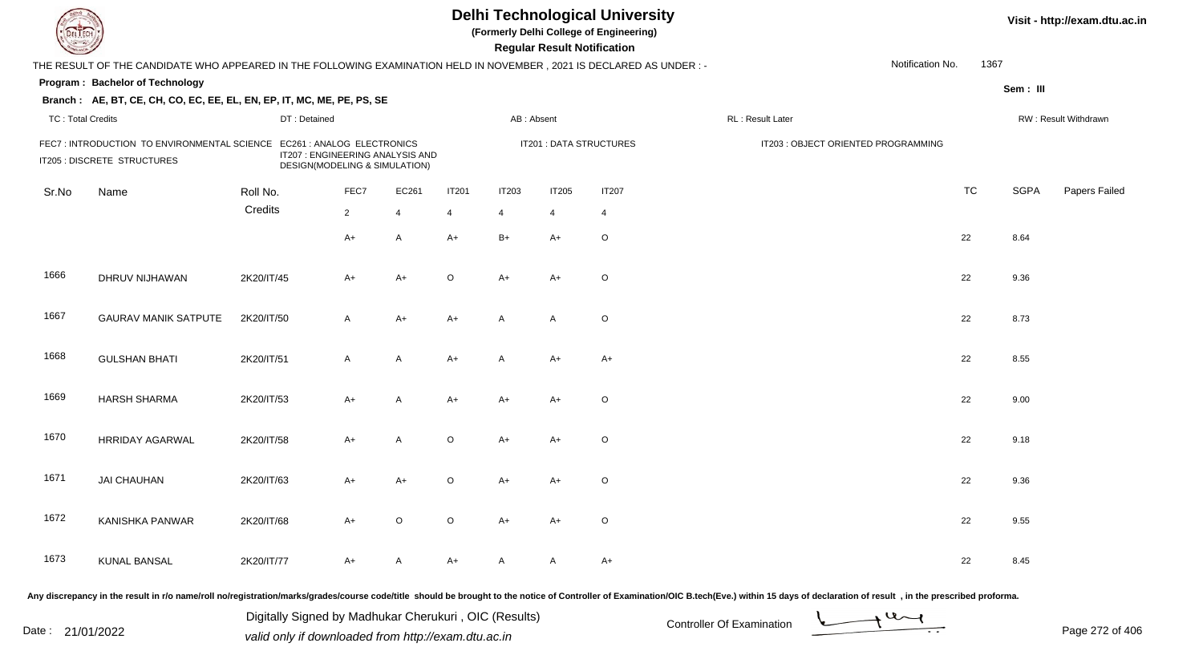# Delhi Technological University

**(Formerly Delhi College of Engineering)**

**Regular Result Notification**

Visit - http://exam.dtu.ac.in

THE RESULT OF THE CANDIDATE WHO APPEARED IN THE FOLLOWING EXAMINATION HELD IN NOVEMBER , 2021 IS DECLARED AS UNDER : -

Notification No. 1367

**Program : Bachelor of Technology**

Sem : III

**Branch : AE, BT, CE, CH, CO, EC, EE, EL, EN, EP, IT, MC, ME, PE, PS, SE**

TC : Total Credits | DT : Detained | AB : Absent | RL : Result Later | RW : Result Withdrawn

FEC7 : INTRODUCTION TO ENVIRONMENTAL SCIENCE
EC261 : ANALOG ELECTRONICS
IT201 : DATA STRUCTURES
IT203 : OBJECT ORIENTED PROGRAMMING
IT205 : DISCRETE STRUCTURES
IT207 : ENGINEERING ANALYSIS AND DESIGN(MODELING & SIMULATION)

| Sr.No | Name | Roll No. | FEC7 | EC261 | IT201 | IT203 | IT205 | IT207 | TC | SGPA | Papers Failed |
|---|---|---|---|---|---|---|---|---|---|---|---|
| | | Credits | 2 | 4 | 4 | 4 | 4 | 4 | | | |
| | | | A+ | A | A+ | B+ | A+ | O | 22 | 8.64 | |
| 1666 | DHRUV NIJHAWAN | 2K20/IT/45 | A+ | A+ | O | A+ | A+ | O | 22 | 9.36 | |
| 1667 | GAURAV MANIK SATPUTE | 2K20/IT/50 | A | A+ | A+ | A | A | O | 22 | 8.73 | |
| 1668 | GULSHAN BHATI | 2K20/IT/51 | A | A | A+ | A | A+ | A+ | 22 | 8.55 | |
| 1669 | HARSH SHARMA | 2K20/IT/53 | A+ | A | A+ | A+ | A+ | O | 22 | 9.00 | |
| 1670 | HRRIDAY AGARWAL | 2K20/IT/58 | A+ | A | O | A+ | A+ | O | 22 | 9.18 | |
| 1671 | JAI CHAUHAN | 2K20/IT/63 | A+ | A+ | O | A+ | A+ | O | 22 | 9.36 | |
| 1672 | KANISHKA PANWAR | 2K20/IT/68 | A+ | O | O | A+ | A+ | O | 22 | 9.55 | |
| 1673 | KUNAL BANSAL | 2K20/IT/77 | A+ | A | A+ | A | A | A+ | 22 | 8.45 | |

Any discrepancy in the result in r/o name/roll no/registration/marks/grades/course code/title should be brought to the notice of Controller of Examination/OIC B.tech(Eve.) within 15 days of declaration of result , in the prescribed proforma.

Date : 21/01/2022

Digitally Signed by Madhukar Cherukuri , OIC (Results)
valid only if downloaded from http://exam.dtu.ac.in

Controller Of Examination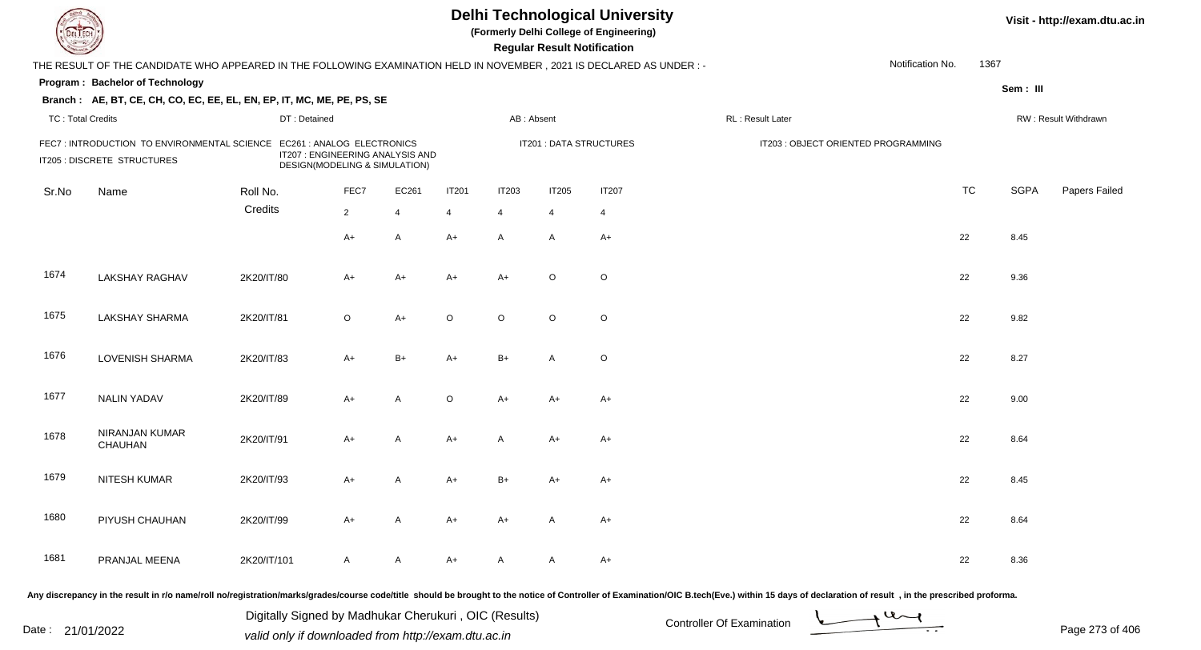# Delhi Technological University

**(Formerly Delhi College of Engineering)**

**Regular Result Notification**

Visit - http://exam.dtu.ac.in

THE RESULT OF THE CANDIDATE WHO APPEARED IN THE FOLLOWING EXAMINATION HELD IN NOVEMBER , 2021 IS DECLARED AS UNDER : - Notification No. 1367

**Program : Bachelor of Technology**

**Sem : III**

**Branch : AE, BT, CE, CH, CO, EC, EE, EL, EN, EP, IT, MC, ME, PE, PS, SE**

TC : Total Credits | DT : Detained | AB : Absent | RL : Result Later | RW : Result Withdrawn

FEC7 : INTRODUCTION TO ENVIRONMENTAL SCIENCE | EC261 : ANALOG ELECTRONICS | IT201 : DATA STRUCTURES | IT203 : OBJECT ORIENTED PROGRAMMING | IT205 : DISCRETE STRUCTURES | IT207 : ENGINEERING ANALYSIS AND DESIGN(MODELING & SIMULATION)

| Sr.No | Name | Roll No. | FEC7 | EC261 | IT201 | IT203 | IT205 | IT207 | TC | SGPA | Papers Failed |
|---|---|---|---|---|---|---|---|---|---|---|---|
| | | Credits | 2 | 4 | 4 | 4 | 4 | 4 | | | |
| | | | A+ | A | A+ | A | A | A+ | 22 | 8.45 | |
| 1674 | LAKSHAY RAGHAV | 2K20/IT/80 | A+ | A+ | A+ | A+ | O | O | 22 | 9.36 | |
| 1675 | LAKSHAY SHARMA | 2K20/IT/81 | O | A+ | O | O | O | O | 22 | 9.82 | |
| 1676 | LOVENISH SHARMA | 2K20/IT/83 | A+ | B+ | A+ | B+ | A | O | 22 | 8.27 | |
| 1677 | NALIN YADAV | 2K20/IT/89 | A+ | A | O | A+ | A+ | A+ | 22 | 9.00 | |
| 1678 | NIRANJAN KUMAR CHAUHAN | 2K20/IT/91 | A+ | A | A+ | A | A+ | A+ | 22 | 8.64 | |
| 1679 | NITESH KUMAR | 2K20/IT/93 | A+ | A | A+ | B+ | A+ | A+ | 22 | 8.45 | |
| 1680 | PIYUSH CHAUHAN | 2K20/IT/99 | A+ | A | A+ | A+ | A | A+ | 22 | 8.64 | |
| 1681 | PRANJAL MEENA | 2K20/IT/101 | A | A | A+ | A | A | A+ | 22 | 8.36 | |

Any discrepancy in the result in r/o name/roll no/registration/marks/grades/course code/title should be brought to the notice of Controller of Examination/OIC B.tech(Eve.) within 15 days of declaration of result , in the prescribed proforma.

Date : 21/01/2022

Digitally Signed by Madhukar Cherukuri , OIC (Results)
valid only if downloaded from http://exam.dtu.ac.in

Controller Of Examination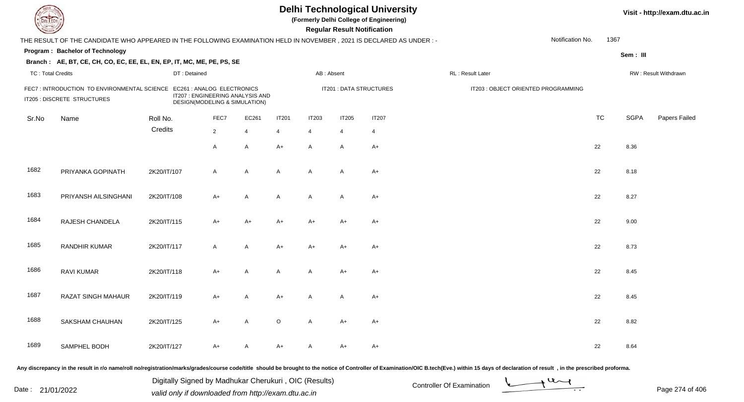# Delhi Technological University

**(Formerly Delhi College of Engineering)**

**Regular Result Notification**

Visit - http://exam.dtu.ac.in

THE RESULT OF THE CANDIDATE WHO APPEARED IN THE FOLLOWING EXAMINATION HELD IN NOVEMBER , 2021 IS DECLARED AS UNDER : -

Notification No. 1367

**Program : Bachelor of Technology**

Sem : III

**Branch : AE, BT, CE, CH, CO, EC, EE, EL, EN, EP, IT, MC, ME, PE, PS, SE**

TC : Total Credits | DT : Detained | AB : Absent | RL : Result Later | RW : Result Withdrawn

FEC7 : INTRODUCTION TO ENVIRONMENTAL SCIENCE | EC261 : ANALOG ELECTRONICS | IT201 : DATA STRUCTURES | IT203 : OBJECT ORIENTED PROGRAMMING | IT205 : DISCRETE STRUCTURES | IT207 : ENGINEERING ANALYSIS AND DESIGN(MODELING & SIMULATION)

| Sr.No | Name | Roll No. | FEC7 | EC261 | IT201 | IT203 | IT205 | IT207 | TC | SGPA | Papers Failed |
|---|---|---|---|---|---|---|---|---|---|---|---|
| | | Credits | 2 | 4 | 4 | 4 | 4 | 4 | | | |
| | | | A | A | A+ | A | A | A+ | 22 | 8.36 | |
| 1682 | PRIYANKA GOPINATH | 2K20/IT/107 | A | A | A | A | A | A+ | 22 | 8.18 | |
| 1683 | PRIYANSH AILSINGHANI | 2K20/IT/108 | A+ | A | A | A | A | A+ | 22 | 8.27 | |
| 1684 | RAJESH CHANDELA | 2K20/IT/115 | A+ | A+ | A+ | A+ | A+ | A+ | 22 | 9.00 | |
| 1685 | RANDHIR KUMAR | 2K20/IT/117 | A | A | A+ | A+ | A+ | A+ | 22 | 8.73 | |
| 1686 | RAVI KUMAR | 2K20/IT/118 | A+ | A | A | A | A+ | A+ | 22 | 8.45 | |
| 1687 | RAZAT SINGH MAHAUR | 2K20/IT/119 | A+ | A | A+ | A | A | A+ | 22 | 8.45 | |
| 1688 | SAKSHAM CHAUHAN | 2K20/IT/125 | A+ | A | O | A | A+ | A+ | 22 | 8.82 | |
| 1689 | SAMPHEL BODH | 2K20/IT/127 | A+ | A | A+ | A | A+ | A+ | 22 | 8.64 | |

Any discrepancy in the result in r/o name/roll no/registration/marks/grades/course code/title should be brought to the notice of Controller of Examination/OIC B.tech(Eve.) within 15 days of declaration of result , in the prescribed proforma.

Date : 21/01/2022

Digitally Signed by Madhukar Cherukuri , OIC (Results)
valid only if downloaded from http://exam.dtu.ac.in

Controller Of Examination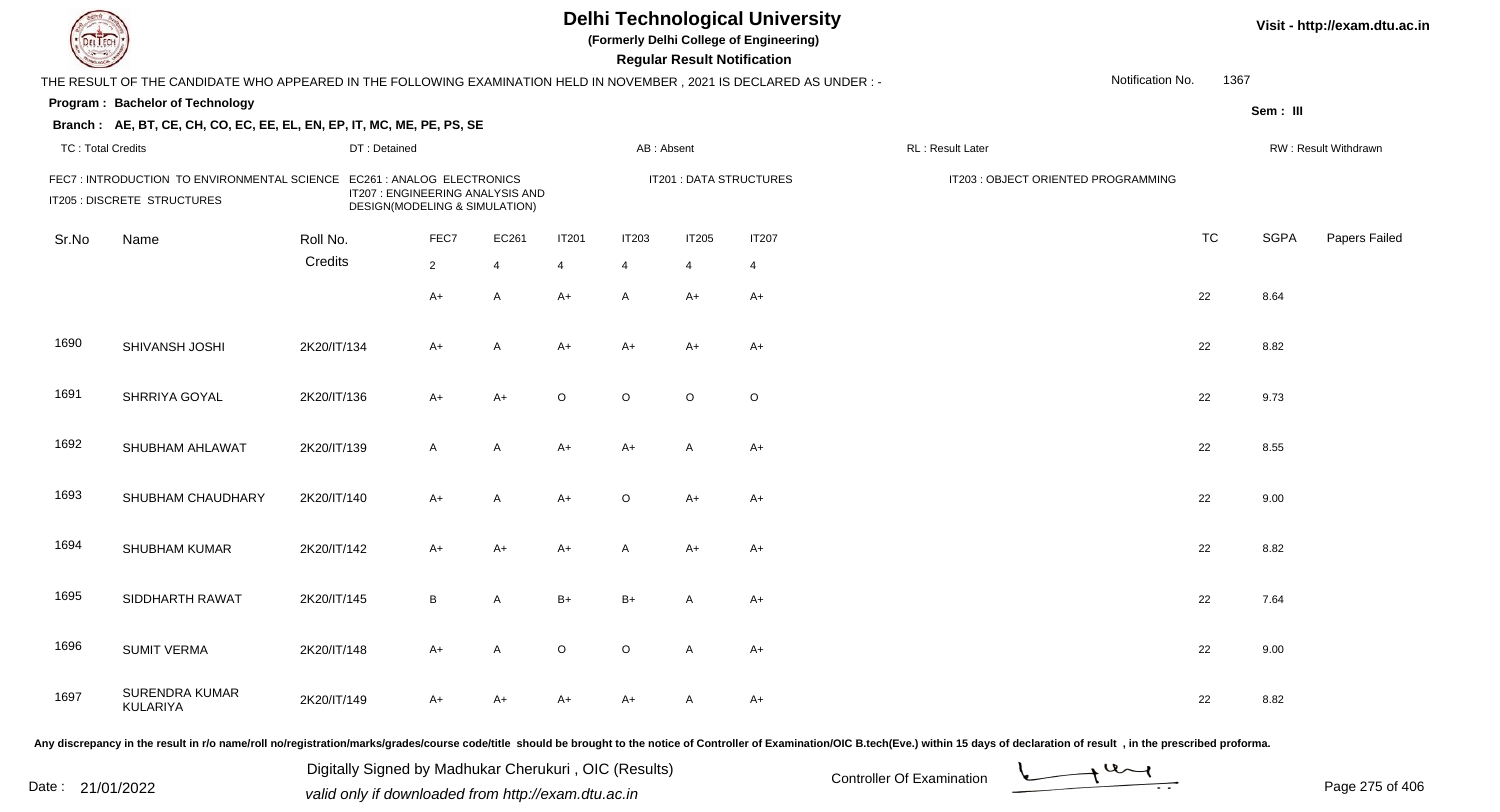# Delhi Technological University

**(Formerly Delhi College of Engineering)**

**Regular Result Notification**

Visit - http://exam.dtu.ac.in

THE RESULT OF THE CANDIDATE WHO APPEARED IN THE FOLLOWING EXAMINATION HELD IN NOVEMBER , 2021 IS DECLARED AS UNDER : -

Notification No. 1367

**Program : Bachelor of Technology**

Sem : III

**Branch : AE, BT, CE, CH, CO, EC, EE, EL, EN, EP, IT, MC, ME, PE, PS, SE**

TC : Total Credits | DT : Detained | AB : Absent | RL : Result Later | RW : Result Withdrawn

FEC7 : INTRODUCTION TO ENVIRONMENTAL SCIENCE
EC261 : ANALOG ELECTRONICS
IT201 : DATA STRUCTURES
IT203 : OBJECT ORIENTED PROGRAMMING
IT205 : DISCRETE STRUCTURES
IT207 : ENGINEERING ANALYSIS AND DESIGN(MODELING & SIMULATION)

| Sr.No | Name | Roll No. | FEC7 | EC261 | IT201 | IT203 | IT205 | IT207 | TC | SGPA | Papers Failed |
|---|---|---|---|---|---|---|---|---|---|---|---|
| | | Credits | 2 | 4 | 4 | 4 | 4 | 4 | | | |
| | | | A+ | A | A+ | A | A+ | A+ | 22 | 8.64 | |
| 1690 | SHIVANSH JOSHI | 2K20/IT/134 | A+ | A | A+ | A+ | A+ | A+ | 22 | 8.82 | |
| 1691 | SHRRIYA GOYAL | 2K20/IT/136 | A+ | A+ | O | O | O | O | 22 | 9.73 | |
| 1692 | SHUBHAM AHLAWAT | 2K20/IT/139 | A | A | A+ | A+ | A | A+ | 22 | 8.55 | |
| 1693 | SHUBHAM CHAUDHARY | 2K20/IT/140 | A+ | A | A+ | O | A+ | A+ | 22 | 9.00 | |
| 1694 | SHUBHAM KUMAR | 2K20/IT/142 | A+ | A+ | A+ | A | A+ | A+ | 22 | 8.82 | |
| 1695 | SIDDHARTH RAWAT | 2K20/IT/145 | B | A | B+ | B+ | A | A+ | 22 | 7.64 | |
| 1696 | SUMIT VERMA | 2K20/IT/148 | A+ | A | O | O | A | A+ | 22 | 9.00 | |
| 1697 | SURENDRA KUMAR KULARIYA | 2K20/IT/149 | A+ | A+ | A+ | A+ | A | A+ | 22 | 8.82 | |

Any discrepancy in the result in r/o name/roll no/registration/marks/grades/course code/title should be brought to the notice of Controller of Examination/OIC B.tech(Eve.) within 15 days of declaration of result , in the prescribed proforma.

Date : 21/01/2022

Digitally Signed by Madhukar Cherukuri , OIC (Results)
valid only if downloaded from http://exam.dtu.ac.in

Controller Of Examination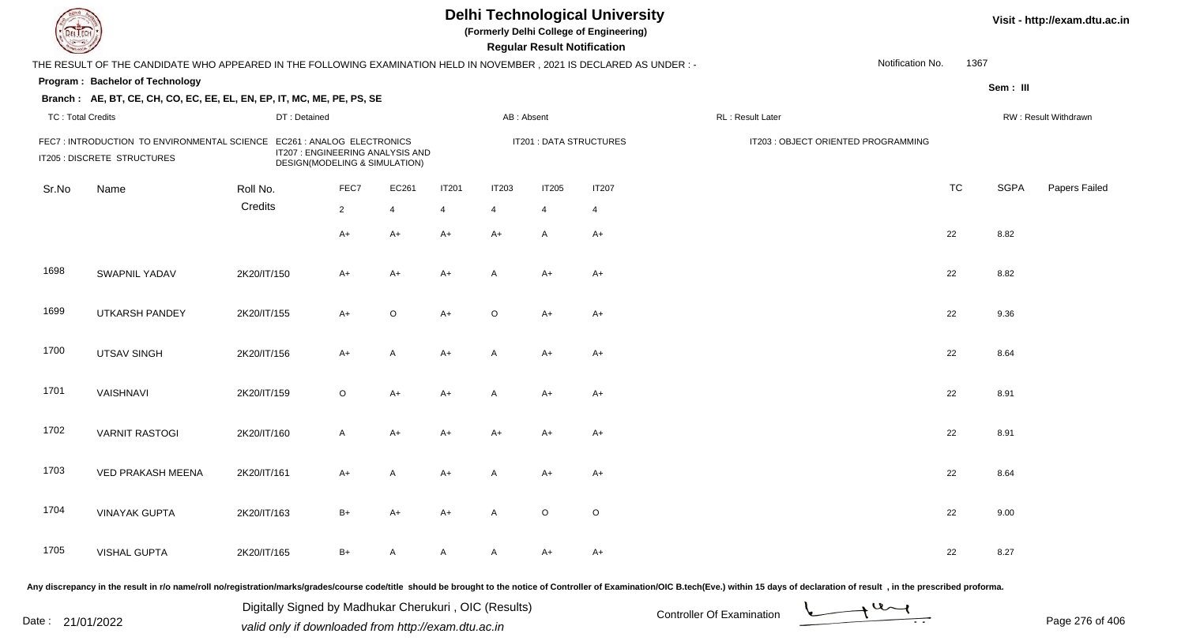# Delhi Technological University

**(Formerly Delhi College of Engineering)**

**Regular Result Notification**

Visit - http://exam.dtu.ac.in

THE RESULT OF THE CANDIDATE WHO APPEARED IN THE FOLLOWING EXAMINATION HELD IN NOVEMBER , 2021 IS DECLARED AS UNDER : -

Notification No. 1367

**Program : Bachelor of Technology**

Sem : III

**Branch : AE, BT, CE, CH, CO, EC, EE, EL, EN, EP, IT, MC, ME, PE, PS, SE**

TC : Total Credits | DT : Detained | AB : Absent | RL : Result Later | RW : Result Withdrawn

FEC7 : INTRODUCTION TO ENVIRONMENTAL SCIENCE
EC261 : ANALOG ELECTRONICS
IT201 : DATA STRUCTURES
IT203 : OBJECT ORIENTED PROGRAMMING
IT205 : DISCRETE STRUCTURES
IT207 : ENGINEERING ANALYSIS AND DESIGN(MODELING & SIMULATION)

| Sr.No | Name | Roll No. | FEC7 | EC261 | IT201 | IT203 | IT205 | IT207 | TC | SGPA | Papers Failed |
|---|---|---|---|---|---|---|---|---|---|---|---|
| | | Credits | 2 | 4 | 4 | 4 | 4 | 4 | | | |
| | | | A+ | A+ | A+ | A+ | A | A+ | 22 | 8.82 | |
| 1698 | SWAPNIL YADAV | 2K20/IT/150 | A+ | A+ | A+ | A | A+ | A+ | 22 | 8.82 | |
| 1699 | UTKARSH PANDEY | 2K20/IT/155 | A+ | O | A+ | O | A+ | A+ | 22 | 9.36 | |
| 1700 | UTSAV SINGH | 2K20/IT/156 | A+ | A | A+ | A | A+ | A+ | 22 | 8.64 | |
| 1701 | VAISHNAVI | 2K20/IT/159 | O | A+ | A+ | A | A+ | A+ | 22 | 8.91 | |
| 1702 | VARNIT RASTOGI | 2K20/IT/160 | A | A+ | A+ | A+ | A+ | A+ | 22 | 8.91 | |
| 1703 | VED PRAKASH MEENA | 2K20/IT/161 | A+ | A | A+ | A | A+ | A+ | 22 | 8.64 | |
| 1704 | VINAYAK GUPTA | 2K20/IT/163 | B+ | A+ | A+ | A | O | O | 22 | 9.00 | |
| 1705 | VISHAL GUPTA | 2K20/IT/165 | B+ | A | A | A | A+ | A+ | 22 | 8.27 | |

Any discrepancy in the result in r/o name/roll no/registration/marks/grades/course code/title should be brought to the notice of Controller of Examination/OIC B.tech(Eve.) within 15 days of declaration of result , in the prescribed proforma.

Date : 21/01/2022

Digitally Signed by Madhukar Cherukuri , OIC (Results)
valid only if downloaded from http://exam.dtu.ac.in

Controller Of Examination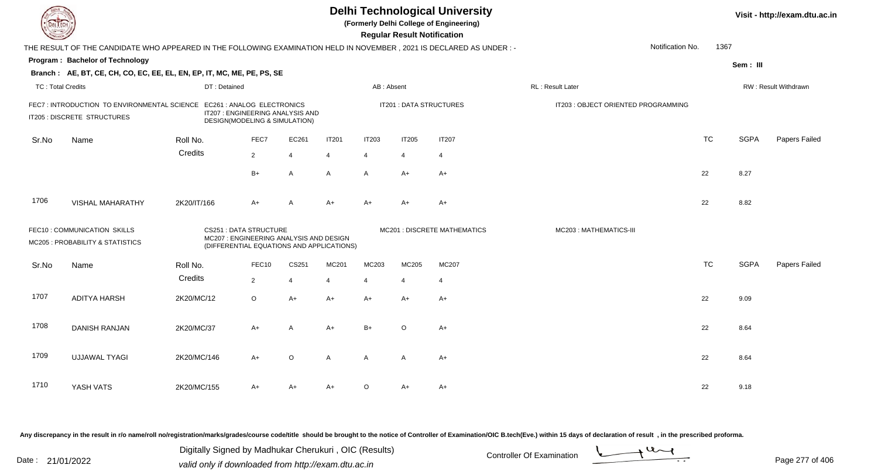# Delhi Technological University

(Formerly Delhi College of Engineering)

**Regular Result Notification**

Visit - http://exam.dtu.ac.in

THE RESULT OF THE CANDIDATE WHO APPEARED IN THE FOLLOWING EXAMINATION HELD IN NOVEMBER , 2021 IS DECLARED AS UNDER : -

Notification No. 1367

**Program : Bachelor of Technology**

**Sem : III**

**Branch : AE, BT, CE, CH, CO, EC, EE, EL, EN, EP, IT, MC, ME, PE, PS, SE**

TC : Total Credits | DT : Detained | AB : Absent | RL : Result Later | RW : Result Withdrawn

FEC7 : INTRODUCTION TO ENVIRONMENTAL SCIENCE | EC261 : ANALOG ELECTRONICS | IT201 : DATA STRUCTURES | IT203 : OBJECT ORIENTED PROGRAMMING | IT205 : DISCRETE STRUCTURES | IT207 : ENGINEERING ANALYSIS AND DESIGN(MODELING & SIMULATION)

| Sr.No | Name | Roll No. | FEC7 | EC261 | IT201 | IT203 | IT205 | IT207 | TC | SGPA | Papers Failed |
|---|---|---|---|---|---|---|---|---|---|---|---|
| | | Credits | 2 | 4 | 4 | 4 | 4 | 4 | | | |
| | | | B+ | A | A | A | A+ | A+ | 22 | 8.27 | |
| 1706 | VISHAL MAHARATHY | 2K20/IT/166 | A+ | A | A+ | A+ | A+ | A+ | 22 | 8.82 | |

FEC10 : COMMUNICATION SKILLS | CS251 : DATA STRUCTURE | MC201 : DISCRETE MATHEMATICS | MC203 : MATHEMATICS-III | MC205 : PROBABILITY & STATISTICS | MC207 : ENGINEERING ANALYSIS AND DESIGN (DIFFERENTIAL EQUATIONS AND APPLICATIONS)

| Sr.No | Name | Roll No. | FEC10 | CS251 | MC201 | MC203 | MC205 | MC207 | TC | SGPA | Papers Failed |
|---|---|---|---|---|---|---|---|---|---|---|---|
| | | Credits | 2 | 4 | 4 | 4 | 4 | 4 | | | |
| 1707 | ADITYA HARSH | 2K20/MC/12 | O | A+ | A+ | A+ | A+ | A+ | 22 | 9.09 | |
| 1708 | DANISH RANJAN | 2K20/MC/37 | A+ | A | A+ | B+ | O | A+ | 22 | 8.64 | |
| 1709 | UJJAWAL TYAGI | 2K20/MC/146 | A+ | O | A | A | A | A+ | 22 | 8.64 | |
| 1710 | YASH VATS | 2K20/MC/155 | A+ | A+ | A+ | O | A+ | A+ | 22 | 9.18 | |

Any discrepancy in the result in r/o name/roll no/registration/marks/grades/course code/title should be brought to the notice of Controller of Examination/OIC B.tech(Eve.) within 15 days of declaration of result , in the prescribed proforma.

Date : 21/01/2022

Digitally Signed by Madhukar Cherukuri , OIC (Results)
valid only if downloaded from http://exam.dtu.ac.in

Controller Of Examination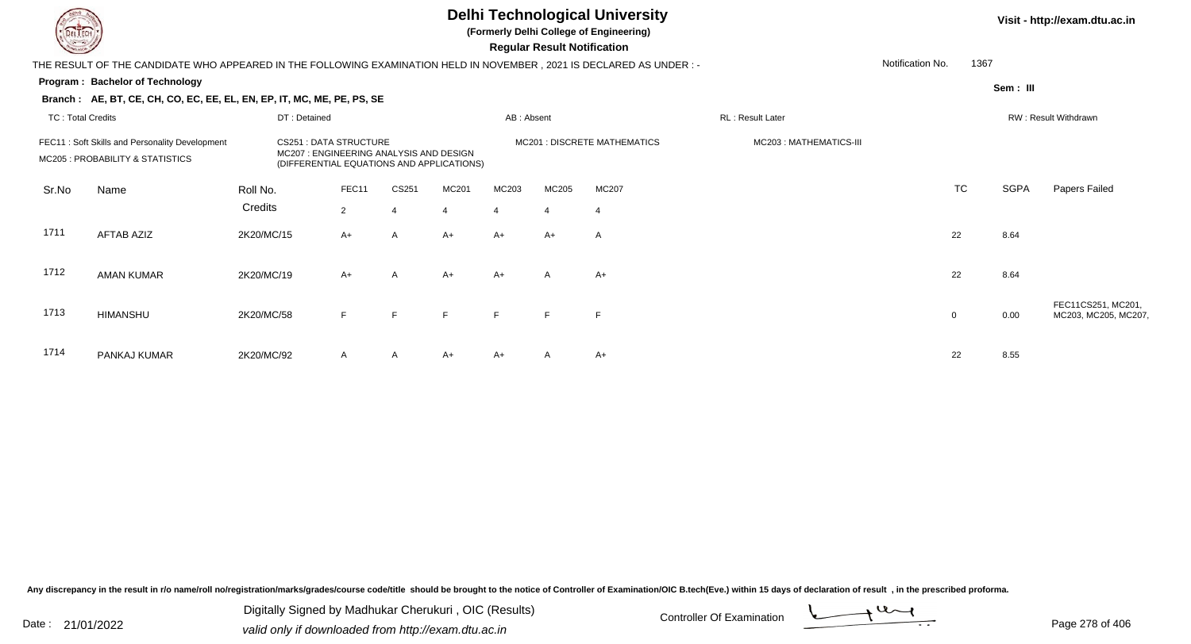# Delhi Technological University

**(Formerly Delhi College of Engineering)**

**Regular Result Notification**

Visit - http://exam.dtu.ac.in

THE RESULT OF THE CANDIDATE WHO APPEARED IN THE FOLLOWING EXAMINATION HELD IN NOVEMBER , 2021 IS DECLARED AS UNDER : -

Notification No. 1367

**Program : Bachelor of Technology**

Sem : III

**Branch : AE, BT, CE, CH, CO, EC, EE, EL, EN, EP, IT, MC, ME, PE, PS, SE**

TC : Total Credits | DT : Detained | AB : Absent | RL : Result Later | RW : Result Withdrawn

FEC11 : Soft Skills and Personality Development
CS251 : DATA STRUCTURE
MC201 : DISCRETE MATHEMATICS
MC203 : MATHEMATICS-III
MC205 : PROBABILITY & STATISTICS
MC207 : ENGINEERING ANALYSIS AND DESIGN (DIFFERENTIAL EQUATIONS AND APPLICATIONS)

| Sr.No | Name | Roll No. | FEC11 | CS251 | MC201 | MC203 | MC205 | MC207 | TC | SGPA | Papers Failed |
|---|---|---|---|---|---|---|---|---|---|---|---|
| | | Credits | 2 | 4 | 4 | 4 | 4 | 4 | | | |
| 1711 | AFTAB AZIZ | 2K20/MC/15 | A+ | A | A+ | A+ | A+ | A | 22 | 8.64 | |
| 1712 | AMAN KUMAR | 2K20/MC/19 | A+ | A | A+ | A+ | A | A+ | 22 | 8.64 | |
| 1713 | HIMANSHU | 2K20/MC/58 | F | F | F | F | F | F | 0 | 0.00 | FEC11CS251, MC201, MC203, MC205, MC207, |
| 1714 | PANKAJ KUMAR | 2K20/MC/92 | A | A | A+ | A+ | A | A+ | 22 | 8.55 | |

Any discrepancy in the result in r/o name/roll no/registration/marks/grades/course code/title should be brought to the notice of Controller of Examination/OIC B.tech(Eve.) within 15 days of declaration of result , in the prescribed proforma.

Date : 21/01/2022

Digitally Signed by Madhukar Cherukuri , OIC (Results)
valid only if downloaded from http://exam.dtu.ac.in

Controller Of Examination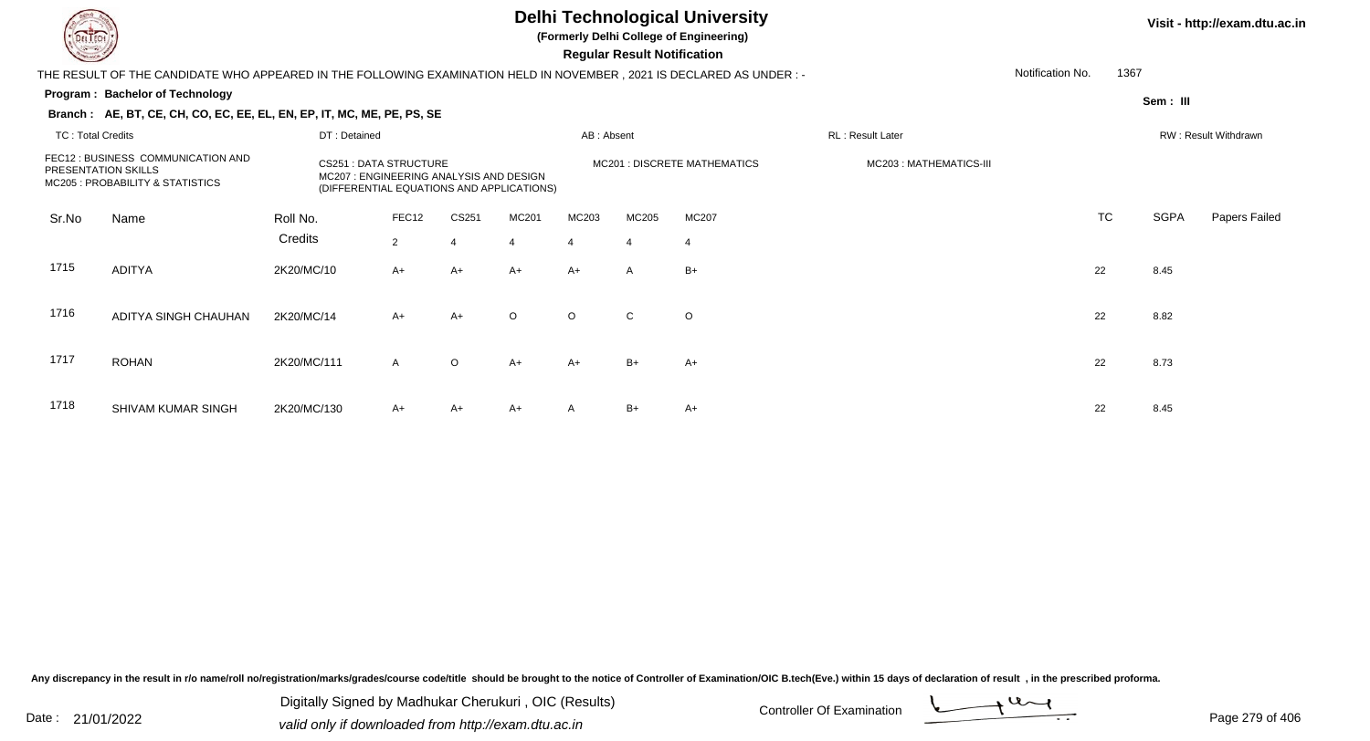# Delhi Technological University

**(Formerly Delhi College of Engineering)**

**Regular Result Notification**

Visit - http://exam.dtu.ac.in

THE RESULT OF THE CANDIDATE WHO APPEARED IN THE FOLLOWING EXAMINATION HELD IN NOVEMBER , 2021 IS DECLARED AS UNDER : -

Notification No. 1367

**Program : Bachelor of Technology**

**Sem : III**

**Branch : AE, BT, CE, CH, CO, EC, EE, EL, EN, EP, IT, MC, ME, PE, PS, SE**

TC : Total Credits | DT : Detained | AB : Absent | RL : Result Later | RW : Result Withdrawn

FEC12 : BUSINESS COMMUNICATION AND PRESENTATION SKILLS
MC205 : PROBABILITY & STATISTICS
CS251 : DATA STRUCTURE
MC207 : ENGINEERING ANALYSIS AND DESIGN (DIFFERENTIAL EQUATIONS AND APPLICATIONS)
MC201 : DISCRETE MATHEMATICS
MC203 : MATHEMATICS-III

| Sr.No | Name | Roll No. | FEC12 | CS251 | MC201 | MC203 | MC205 | MC207 | TC | SGPA | Papers Failed |
|---|---|---|---|---|---|---|---|---|---|---|---|
| | | Credits | 2 | 4 | 4 | 4 | 4 | 4 | | | |
| 1715 | ADITYA | 2K20/MC/10 | A+ | A+ | A+ | A+ | A | B+ | 22 | 8.45 | |
| 1716 | ADITYA SINGH CHAUHAN | 2K20/MC/14 | A+ | A+ | O | O | C | O | 22 | 8.82 | |
| 1717 | ROHAN | 2K20/MC/111 | A | O | A+ | A+ | B+ | A+ | 22 | 8.73 | |
| 1718 | SHIVAM KUMAR SINGH | 2K20/MC/130 | A+ | A+ | A+ | A | B+ | A+ | 22 | 8.45 | |

Any discrepancy in the result in r/o name/roll no/registration/marks/grades/course code/title should be brought to the notice of Controller of Examination/OIC B.tech(Eve.) within 15 days of declaration of result , in the prescribed proforma.

Date : 21/01/2022

Digitally Signed by Madhukar Cherukuri , OIC (Results)
valid only if downloaded from http://exam.dtu.ac.in

Controller Of Examination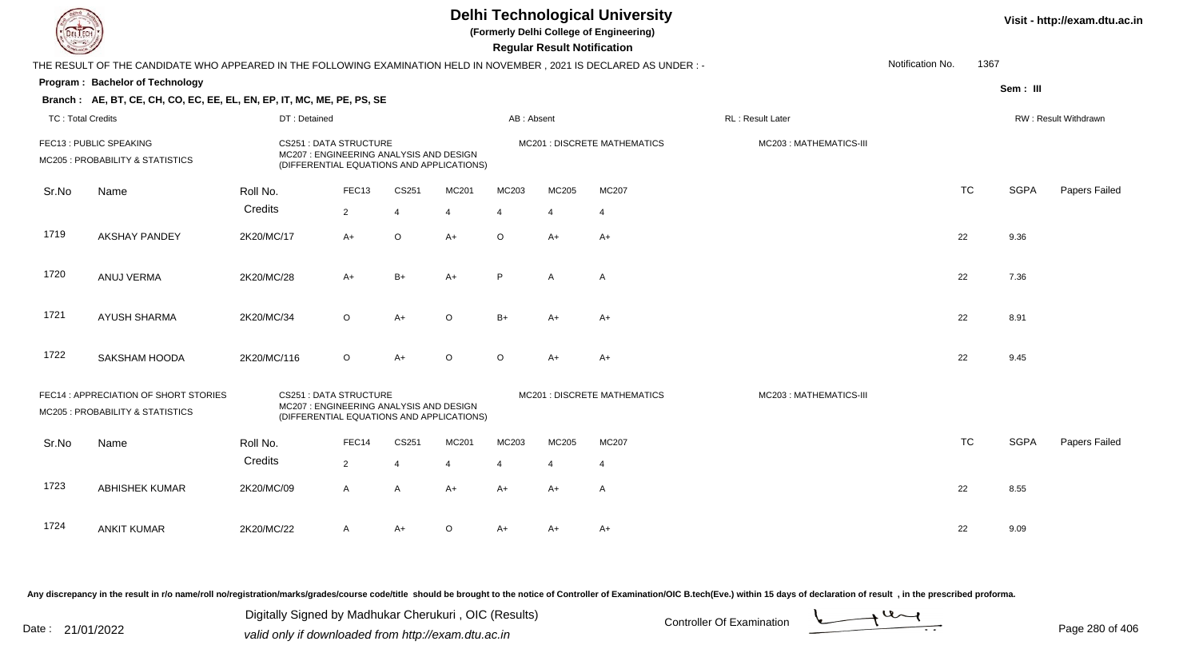# Delhi Technological University

(Formerly Delhi College of Engineering)

**Regular Result Notification**

Visit - http://exam.dtu.ac.in

THE RESULT OF THE CANDIDATE WHO APPEARED IN THE FOLLOWING EXAMINATION HELD IN NOVEMBER , 2021 IS DECLARED AS UNDER : -

Notification No. 1367

**Program : Bachelor of Technology**

Sem : III

**Branch : AE, BT, CE, CH, CO, EC, EE, EL, EN, EP, IT, MC, ME, PE, PS, SE**

TC : Total Credits | DT : Detained | AB : Absent | RL : Result Later | RW : Result Withdrawn

FEC13 : PUBLIC SPEAKING
CS251 : DATA STRUCTURE
MC201 : DISCRETE MATHEMATICS
MC203 : MATHEMATICS-III
MC205 : PROBABILITY & STATISTICS
MC207 : ENGINEERING ANALYSIS AND DESIGN (DIFFERENTIAL EQUATIONS AND APPLICATIONS)

| Sr.No | Name | Roll No. | FEC13 | CS251 | MC201 | MC203 | MC205 | MC207 | TC | SGPA | Papers Failed |
|---|---|---|---|---|---|---|---|---|---|---|---|
| | | Credits | 2 | 4 | 4 | 4 | 4 | 4 | | | |
| 1719 | AKSHAY PANDEY | 2K20/MC/17 | A+ | O | A+ | O | A+ | A+ | 22 | 9.36 | |
| 1720 | ANUJ VERMA | 2K20/MC/28 | A+ | B+ | A+ | P | A | A | 22 | 7.36 | |
| 1721 | AYUSH SHARMA | 2K20/MC/34 | O | A+ | O | B+ | A+ | A+ | 22 | 8.91 | |
| 1722 | SAKSHAM HOODA | 2K20/MC/116 | O | A+ | O | O | A+ | A+ | 22 | 9.45 | |

FEC14 : APPRECIATION OF SHORT STORIES
CS251 : DATA STRUCTURE
MC201 : DISCRETE MATHEMATICS
MC203 : MATHEMATICS-III
MC205 : PROBABILITY & STATISTICS
MC207 : ENGINEERING ANALYSIS AND DESIGN (DIFFERENTIAL EQUATIONS AND APPLICATIONS)

| Sr.No | Name | Roll No. | FEC14 | CS251 | MC201 | MC203 | MC205 | MC207 | TC | SGPA | Papers Failed |
|---|---|---|---|---|---|---|---|---|---|---|---|
| | | Credits | 2 | 4 | 4 | 4 | 4 | 4 | | | |
| 1723 | ABHISHEK KUMAR | 2K20/MC/09 | A | A | A+ | A+ | A+ | A | 22 | 8.55 | |
| 1724 | ANKIT KUMAR | 2K20/MC/22 | A | A+ | O | A+ | A+ | A+ | 22 | 9.09 | |

Any discrepancy in the result in r/o name/roll no/registration/marks/grades/course code/title should be brought to the notice of Controller of Examination/OIC B.tech(Eve.) within 15 days of declaration of result , in the prescribed proforma.

Date : 21/01/2022

Digitally Signed by Madhukar Cherukuri , OIC (Results)
valid only if downloaded from http://exam.dtu.ac.in

Controller Of Examination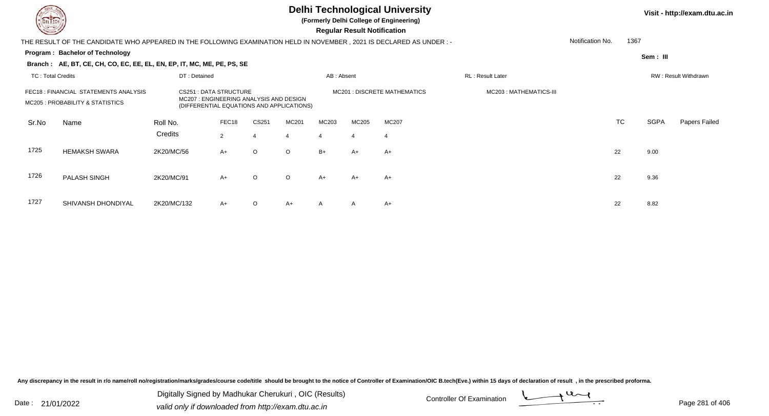# Delhi Technological University

**(Formerly Delhi College of Engineering)**

**Regular Result Notification**

Visit - http://exam.dtu.ac.in

THE RESULT OF THE CANDIDATE WHO APPEARED IN THE FOLLOWING EXAMINATION HELD IN NOVEMBER , 2021 IS DECLARED AS UNDER : -

Notification No. 1367

**Program : Bachelor of Technology**

**Sem : III**

**Branch : AE, BT, CE, CH, CO, EC, EE, EL, EN, EP, IT, MC, ME, PE, PS, SE**

TC : Total Credits | DT : Detained | AB : Absent | RL : Result Later | RW : Result Withdrawn

FEC18 : FINANCIAL STATEMENTS ANALYSIS
CS251 : DATA STRUCTURE
MC201 : DISCRETE MATHEMATICS
MC203 : MATHEMATICS-III
MC205 : PROBABILITY & STATISTICS
MC207 : ENGINEERING ANALYSIS AND DESIGN (DIFFERENTIAL EQUATIONS AND APPLICATIONS)

| Sr.No | Name | Roll No. | FEC18 | CS251 | MC201 | MC203 | MC205 | MC207 | TC | SGPA | Papers Failed |
|---|---|---|---|---|---|---|---|---|---|---|---|
| | | Credits | 2 | 4 | 4 | 4 | 4 | 4 | | | |
| 1725 | HEMAKSH SWARA | 2K20/MC/56 | A+ | O | O | B+ | A+ | A+ | 22 | 9.00 | |
| 1726 | PALASH SINGH | 2K20/MC/91 | A+ | O | O | A+ | A+ | A+ | 22 | 9.36 | |
| 1727 | SHIVANSH DHONDIYAL | 2K20/MC/132 | A+ | O | A+ | A | A | A+ | 22 | 8.82 | |

Any discrepancy in the result in r/o name/roll no/registration/marks/grades/course code/title should be brought to the notice of Controller of Examination/OIC B.tech(Eve.) within 15 days of declaration of result , in the prescribed proforma.

Date : 21/01/2022

Digitally Signed by Madhukar Cherukuri , OIC (Results)
valid only if downloaded from http://exam.dtu.ac.in

Controller Of Examination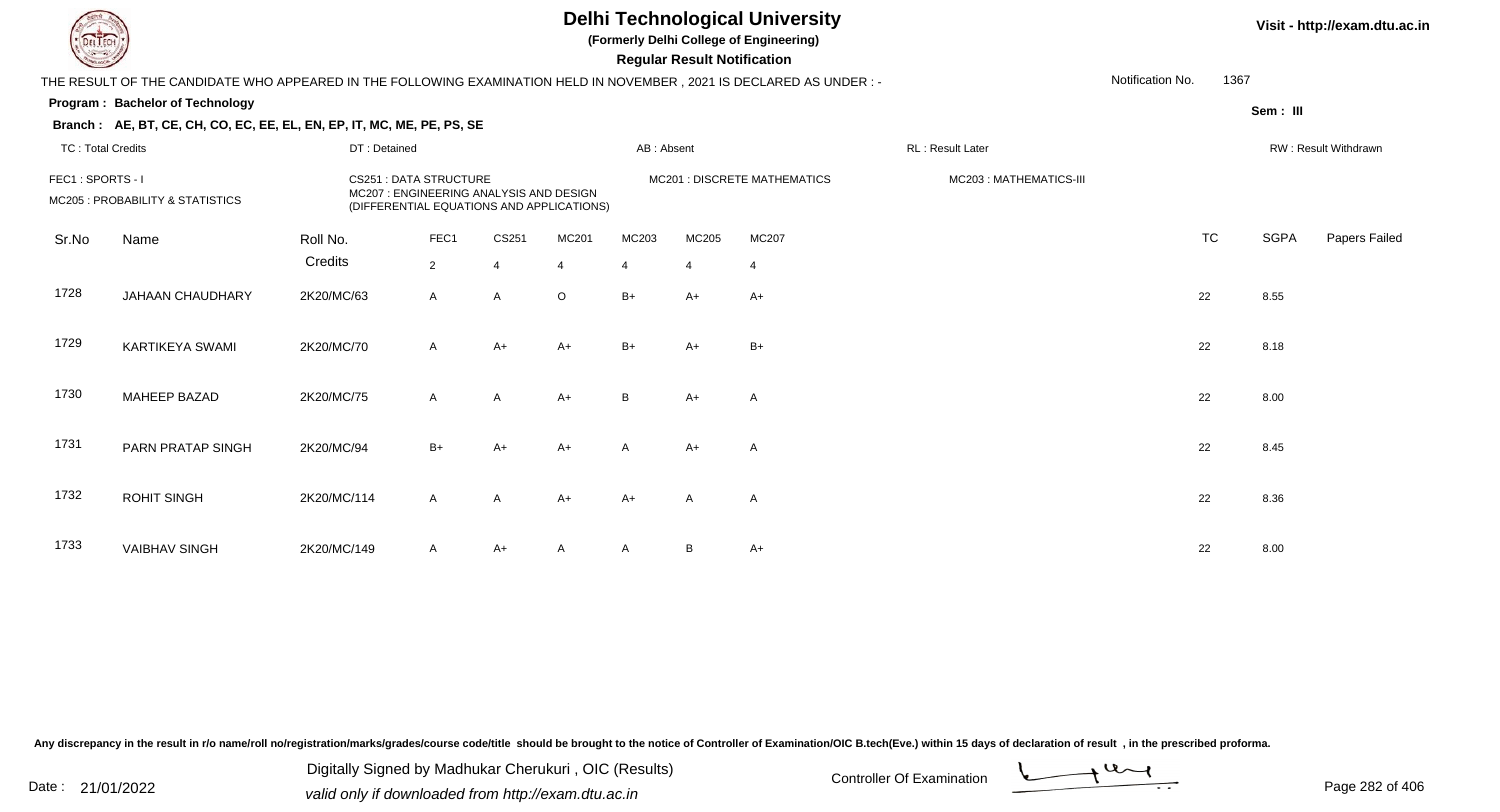# Delhi Technological University

**(Formerly Delhi College of Engineering)**

**Regular Result Notification**

Visit - http://exam.dtu.ac.in

THE RESULT OF THE CANDIDATE WHO APPEARED IN THE FOLLOWING EXAMINATION HELD IN NOVEMBER , 2021 IS DECLARED AS UNDER : -

Notification No. 1367

**Program : Bachelor of Technology**

Sem : III

**Branch : AE, BT, CE, CH, CO, EC, EE, EL, EN, EP, IT, MC, ME, PE, PS, SE**

TC : Total Credits | DT : Detained | AB : Absent | RL : Result Later | RW : Result Withdrawn

FEC1 : SPORTS - I | CS251 : DATA STRUCTURE | MC201 : DISCRETE MATHEMATICS | MC203 : MATHEMATICS-III

MC205 : PROBABILITY & STATISTICS | MC207 : ENGINEERING ANALYSIS AND DESIGN (DIFFERENTIAL EQUATIONS AND APPLICATIONS)

| Sr.No | Name | Roll No. | FEC1 | CS251 | MC201 | MC203 | MC205 | MC207 | TC | SGPA | Papers Failed |
|---|---|---|---|---|---|---|---|---|---|---|---|
| | | Credits | 2 | 4 | 4 | 4 | 4 | 4 | | | |
| 1728 | JAHAAN CHAUDHARY | 2K20/MC/63 | A | A | O | B+ | A+ | A+ | 22 | 8.55 | |
| 1729 | KARTIKEYA SWAMI | 2K20/MC/70 | A | A+ | A+ | B+ | A+ | B+ | 22 | 8.18 | |
| 1730 | MAHEEP BAZAD | 2K20/MC/75 | A | A | A+ | B | A+ | A | 22 | 8.00 | |
| 1731 | PARN PRATAP SINGH | 2K20/MC/94 | B+ | A+ | A+ | A | A+ | A | 22 | 8.45 | |
| 1732 | ROHIT SINGH | 2K20/MC/114 | A | A | A+ | A+ | A | A | 22 | 8.36 | |
| 1733 | VAIBHAV SINGH | 2K20/MC/149 | A | A+ | A | A | B | A+ | 22 | 8.00 | |

Any discrepancy in the result in r/o name/roll no/registration/marks/grades/course code/title should be brought to the notice of Controller of Examination/OIC B.tech(Eve.) within 15 days of declaration of result , in the prescribed proforma.

Date : 21/01/2022

Digitally Signed by Madhukar Cherukuri , OIC (Results)
valid only if downloaded from http://exam.dtu.ac.in

Controller Of Examination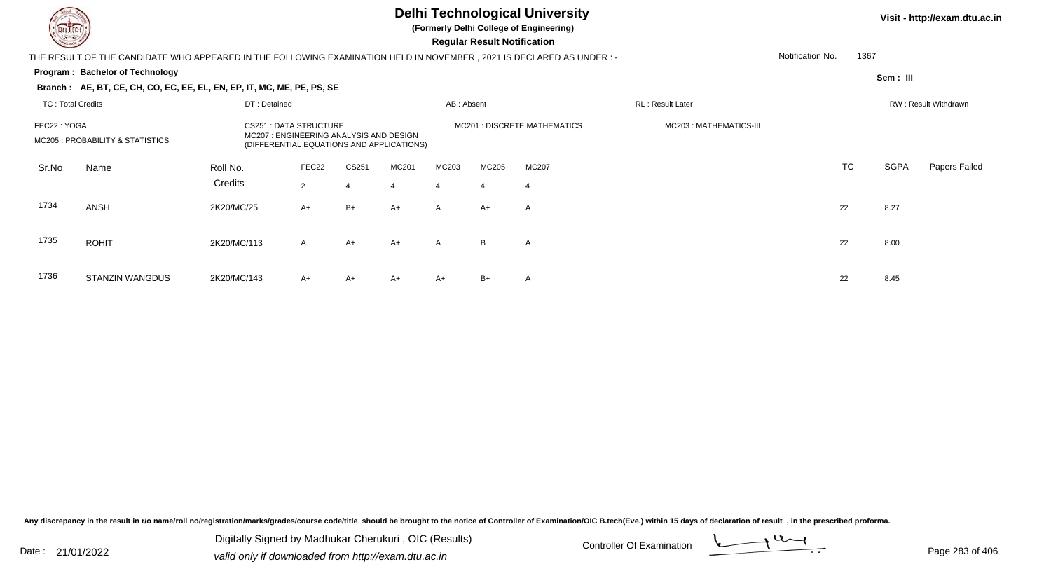# Delhi Technological University

**(Formerly Delhi College of Engineering)**

**Regular Result Notification**

Visit - http://exam.dtu.ac.in

THE RESULT OF THE CANDIDATE WHO APPEARED IN THE FOLLOWING EXAMINATION HELD IN NOVEMBER , 2021 IS DECLARED AS UNDER : -

Notification No. 1367

**Program : Bachelor of Technology**

**Sem : III**

**Branch : AE, BT, CE, CH, CO, EC, EE, EL, EN, EP, IT, MC, ME, PE, PS, SE**

TC : Total Credits | DT : Detained | AB : Absent | RL : Result Later | RW : Result Withdrawn

FEC22 : YOGA | CS251 : DATA STRUCTURE | MC201 : DISCRETE MATHEMATICS | MC203 : MATHEMATICS-III

MC205 : PROBABILITY & STATISTICS | MC207 : ENGINEERING ANALYSIS AND DESIGN (DIFFERENTIAL EQUATIONS AND APPLICATIONS)

| Sr.No | Name | Roll No. | FEC22 | CS251 | MC201 | MC203 | MC205 | MC207 | TC | SGPA | Papers Failed |
|---|---|---|---|---|---|---|---|---|---|---|---|
| | | Credits | 2 | 4 | 4 | 4 | 4 | 4 | | | |
| 1734 | ANSH | 2K20/MC/25 | A+ | B+ | A+ | A | A+ | A | 22 | 8.27 | |
| 1735 | ROHIT | 2K20/MC/113 | A | A+ | A+ | A | B | A | 22 | 8.00 | |
| 1736 | STANZIN WANGDUS | 2K20/MC/143 | A+ | A+ | A+ | A+ | B+ | A | 22 | 8.45 | |

Any discrepancy in the result in r/o name/roll no/registration/marks/grades/course code/title should be brought to the notice of Controller of Examination/OIC B.tech(Eve.) within 15 days of declaration of result , in the prescribed proforma.

Date : 21/01/2022

Digitally Signed by Madhukar Cherukuri , OIC (Results)
valid only if downloaded from http://exam.dtu.ac.in

Controller Of Examination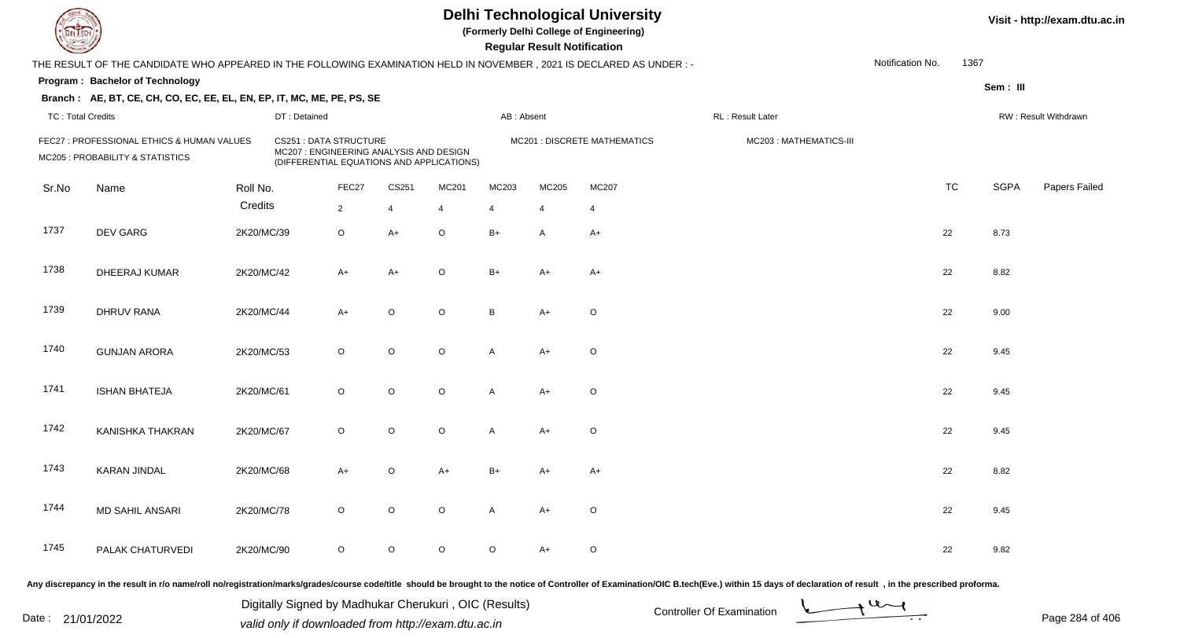# Delhi Technological University

**(Formerly Delhi College of Engineering)**

**Regular Result Notification**

Visit - http://exam.dtu.ac.in

THE RESULT OF THE CANDIDATE WHO APPEARED IN THE FOLLOWING EXAMINATION HELD IN NOVEMBER , 2021 IS DECLARED AS UNDER : -

Notification No. 1367

**Program : Bachelor of Technology**

Sem : III

**Branch : AE, BT, CE, CH, CO, EC, EE, EL, EN, EP, IT, MC, ME, PE, PS, SE**

TC : Total Credits | DT : Detained | AB : Absent | RL : Result Later | RW : Result Withdrawn

FEC27 : PROFESSIONAL ETHICS & HUMAN VALUES
CS251 : DATA STRUCTURE
MC201 : DISCRETE MATHEMATICS
MC203 : MATHEMATICS-III
MC205 : PROBABILITY & STATISTICS
MC207 : ENGINEERING ANALYSIS AND DESIGN (DIFFERENTIAL EQUATIONS AND APPLICATIONS)

| Sr.No | Name | Roll No. | FEC27 | CS251 | MC201 | MC203 | MC205 | MC207 | TC | SGPA | Papers Failed |
|---|---|---|---|---|---|---|---|---|---|---|---|
| | | Credits | 2 | 4 | 4 | 4 | 4 | 4 | | | |
| 1737 | DEV GARG | 2K20/MC/39 | O | A+ | O | B+ | A | A+ | 22 | 8.73 | |
| 1738 | DHEERAJ KUMAR | 2K20/MC/42 | A+ | A+ | O | B+ | A+ | A+ | 22 | 8.82 | |
| 1739 | DHRUV RANA | 2K20/MC/44 | A+ | O | O | B | A+ | O | 22 | 9.00 | |
| 1740 | GUNJAN ARORA | 2K20/MC/53 | O | O | O | A | A+ | O | 22 | 9.45 | |
| 1741 | ISHAN BHATEJA | 2K20/MC/61 | O | O | O | A | A+ | O | 22 | 9.45 | |
| 1742 | KANISHKA THAKRAN | 2K20/MC/67 | O | O | O | A | A+ | O | 22 | 9.45 | |
| 1743 | KARAN JINDAL | 2K20/MC/68 | A+ | O | A+ | B+ | A+ | A+ | 22 | 8.82 | |
| 1744 | MD SAHIL ANSARI | 2K20/MC/78 | O | O | O | A | A+ | O | 22 | 9.45 | |
| 1745 | PALAK CHATURVEDI | 2K20/MC/90 | O | O | O | O | A+ | O | 22 | 9.82 | |

Any discrepancy in the result in r/o name/roll no/registration/marks/grades/course code/title should be brought to the notice of Controller of Examination/OIC B.tech(Eve.) within 15 days of declaration of result , in the prescribed proforma.

Date : 21/01/2022

Digitally Signed by Madhukar Cherukuri , OIC (Results)
valid only if downloaded from http://exam.dtu.ac.in

Controller Of Examination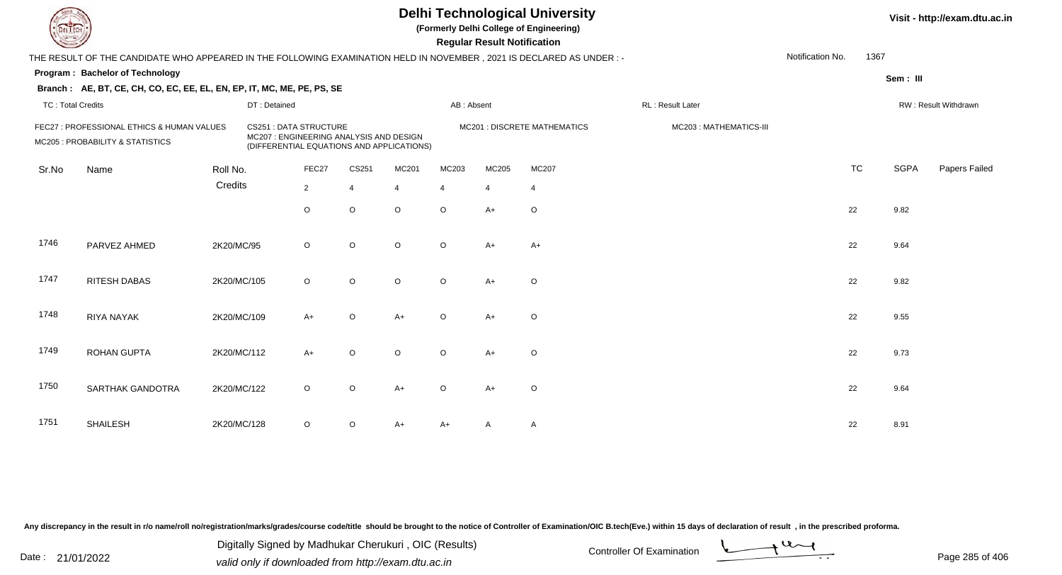# Delhi Technological University

**(Formerly Delhi College of Engineering)**

**Regular Result Notification**

THE RESULT OF THE CANDIDATE WHO APPEARED IN THE FOLLOWING EXAMINATION HELD IN NOVEMBER , 2021 IS DECLARED AS UNDER : -

Notification No. 1367

**Program : Bachelor of Technology**

**Sem : III**

**Branch : AE, BT, CE, CH, CO, EC, EE, EL, EN, EP, IT, MC, ME, PE, PS, SE**

TC : Total Credits | DT : Detained | AB : Absent | RL : Result Later | RW : Result Withdrawn

FEC27 : PROFESSIONAL ETHICS & HUMAN VALUES
CS251 : DATA STRUCTURE
MC201 : DISCRETE MATHEMATICS
MC203 : MATHEMATICS-III
MC205 : PROBABILITY & STATISTICS
MC207 : ENGINEERING ANALYSIS AND DESIGN (DIFFERENTIAL EQUATIONS AND APPLICATIONS)

| Sr.No | Name | Roll No. | FEC27 | CS251 | MC201 | MC203 | MC205 | MC207 | TC | SGPA | Papers Failed |
|---|---|---|---|---|---|---|---|---|---|---|---|
| | | Credits | 2 | 4 | 4 | 4 | 4 | 4 | | | |
| | | | O | O | O | O | A+ | O | 22 | 9.82 | |
| 1746 | PARVEZ AHMED | 2K20/MC/95 | O | O | O | O | A+ | A+ | 22 | 9.64 | |
| 1747 | RITESH DABAS | 2K20/MC/105 | O | O | O | O | A+ | O | 22 | 9.82 | |
| 1748 | RIYA NAYAK | 2K20/MC/109 | A+ | O | A+ | O | A+ | O | 22 | 9.55 | |
| 1749 | ROHAN GUPTA | 2K20/MC/112 | A+ | O | O | O | A+ | O | 22 | 9.73 | |
| 1750 | SARTHAK GANDOTRA | 2K20/MC/122 | O | O | A+ | O | A+ | O | 22 | 9.64 | |
| 1751 | SHAILESH | 2K20/MC/128 | O | O | A+ | A+ | A | A | 22 | 8.91 | |

Any discrepancy in the result in r/o name/roll no/registration/marks/grades/course code/title should be brought to the notice of Controller of Examination/OIC B.tech(Eve.) within 15 days of declaration of result , in the prescribed proforma.

Date : 21/01/2022

Digitally Signed by Madhukar Cherukuri , OIC (Results)
valid only if downloaded from http://exam.dtu.ac.in

Controller Of Examination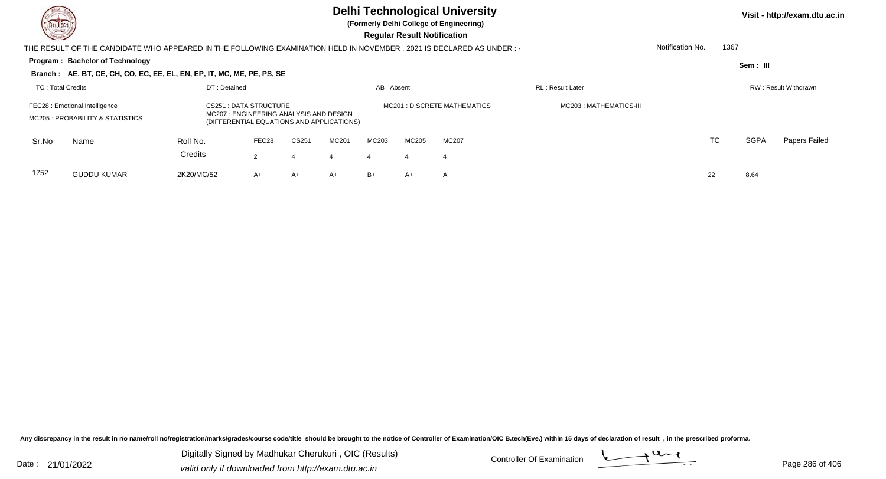# Delhi Technological University

**(Formerly Delhi College of Engineering)**

**Regular Result Notification**

Visit - http://exam.dtu.ac.in

THE RESULT OF THE CANDIDATE WHO APPEARED IN THE FOLLOWING EXAMINATION HELD IN NOVEMBER , 2021 IS DECLARED AS UNDER : -

Notification No. 1367

**Program : Bachelor of Technology**

Sem : III

**Branch : AE, BT, CE, CH, CO, EC, EE, EL, EN, EP, IT, MC, ME, PE, PS, SE**

TC : Total Credits | DT : Detained | AB : Absent | RL : Result Later | RW : Result Withdrawn

FEC28 : Emotional Intelligence
CS251 : DATA STRUCTURE
MC201 : DISCRETE MATHEMATICS
MC203 : MATHEMATICS-III
MC205 : PROBABILITY & STATISTICS
MC207 : ENGINEERING ANALYSIS AND DESIGN (DIFFERENTIAL EQUATIONS AND APPLICATIONS)

| Sr.No | Name | Roll No. | FEC28 | CS251 | MC201 | MC203 | MC205 | MC207 | TC | SGPA | Papers Failed |
|---|---|---|---|---|---|---|---|---|---|---|---|
| | | Credits | 2 | 4 | 4 | 4 | 4 | 4 | | | |
| 1752 | GUDDU KUMAR | 2K20/MC/52 | A+ | A+ | A+ | B+ | A+ | A+ | 22 | 8.64 | |

Any discrepancy in the result in r/o name/roll no/registration/marks/grades/course code/title should be brought to the notice of Controller of Examination/OIC B.tech(Eve.) within 15 days of declaration of result , in the prescribed proforma.

Date : 21/01/2022

Digitally Signed by Madhukar Cherukuri , OIC (Results)
valid only if downloaded from http://exam.dtu.ac.in

Controller Of Examination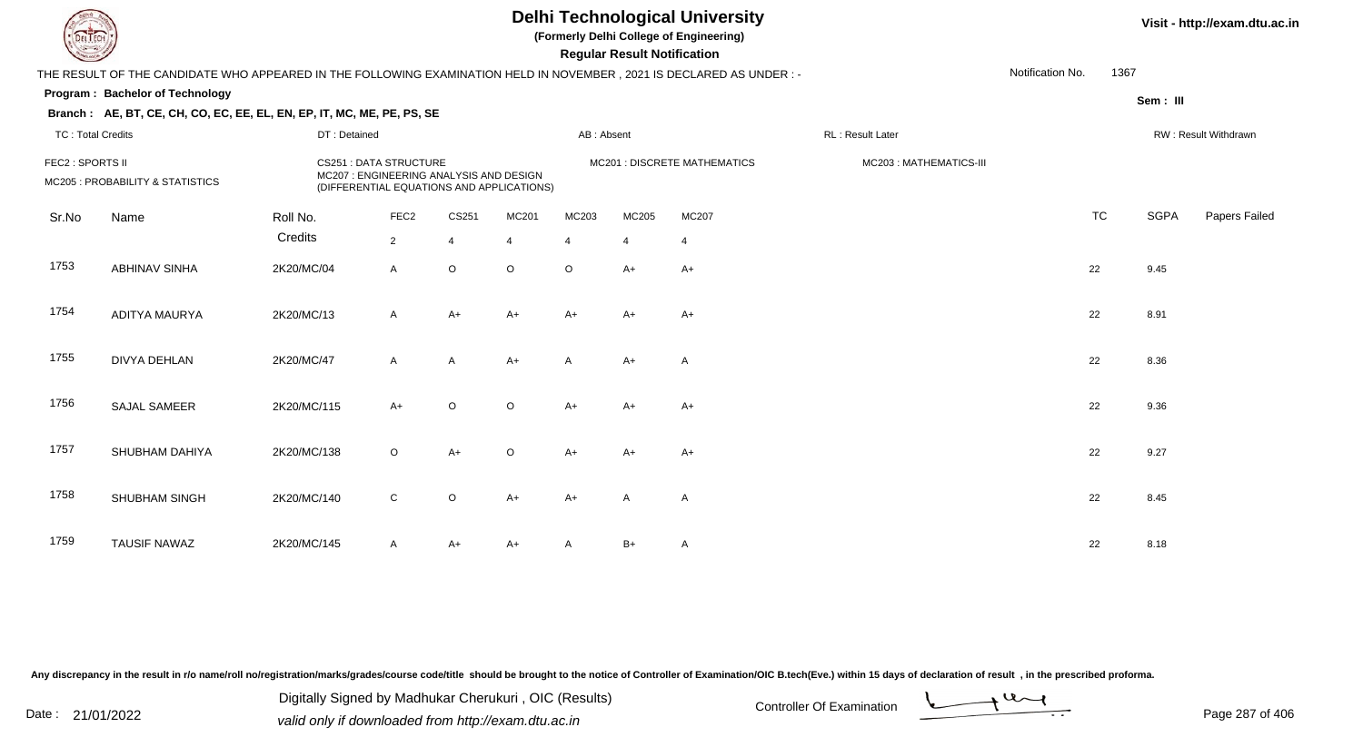# Delhi Technological University

**(Formerly Delhi College of Engineering)**

**Regular Result Notification**

Visit - http://exam.dtu.ac.in

THE RESULT OF THE CANDIDATE WHO APPEARED IN THE FOLLOWING EXAMINATION HELD IN NOVEMBER , 2021 IS DECLARED AS UNDER : -

Notification No. 1367

**Program : Bachelor of Technology**

**Sem : III**

**Branch : AE, BT, CE, CH, CO, EC, EE, EL, EN, EP, IT, MC, ME, PE, PS, SE**

| TC : Total Credits | DT : Detained | AB : Absent | RL : Result Later | RW : Result Withdrawn |
|---|---|---|---|---|

FEC2 : SPORTS II
CS251 : DATA STRUCTURE
MC201 : DISCRETE MATHEMATICS
MC203 : MATHEMATICS-III
MC205 : PROBABILITY & STATISTICS
MC207 : ENGINEERING ANALYSIS AND DESIGN (DIFFERENTIAL EQUATIONS AND APPLICATIONS)

| Sr.No | Name | Roll No. | FEC2 | CS251 | MC201 | MC203 | MC205 | MC207 | TC | SGPA | Papers Failed |
|---|---|---|---|---|---|---|---|---|---|---|---|
| | | Credits | 2 | 4 | 4 | 4 | 4 | 4 | | | |
| 1753 | ABHINAV SINHA | 2K20/MC/04 | A | O | O | O | A+ | A+ | 22 | 9.45 | |
| 1754 | ADITYA MAURYA | 2K20/MC/13 | A | A+ | A+ | A+ | A+ | A+ | 22 | 8.91 | |
| 1755 | DIVYA DEHLAN | 2K20/MC/47 | A | A | A+ | A | A+ | A | 22 | 8.36 | |
| 1756 | SAJAL SAMEER | 2K20/MC/115 | A+ | O | O | A+ | A+ | A+ | 22 | 9.36 | |
| 1757 | SHUBHAM DAHIYA | 2K20/MC/138 | O | A+ | O | A+ | A+ | A+ | 22 | 9.27 | |
| 1758 | SHUBHAM SINGH | 2K20/MC/140 | C | O | A+ | A+ | A | A | 22 | 8.45 | |
| 1759 | TAUSIF NAWAZ | 2K20/MC/145 | A | A+ | A+ | A | B+ | A | 22 | 8.18 | |

Any discrepancy in the result in r/o name/roll no/registration/marks/grades/course code/title should be brought to the notice of Controller of Examination/OIC B.tech(Eve.) within 15 days of declaration of result , in the prescribed proforma.

Date : 21/01/2022

Digitally Signed by Madhukar Cherukuri , OIC (Results)
valid only if downloaded from http://exam.dtu.ac.in

Controller Of Examination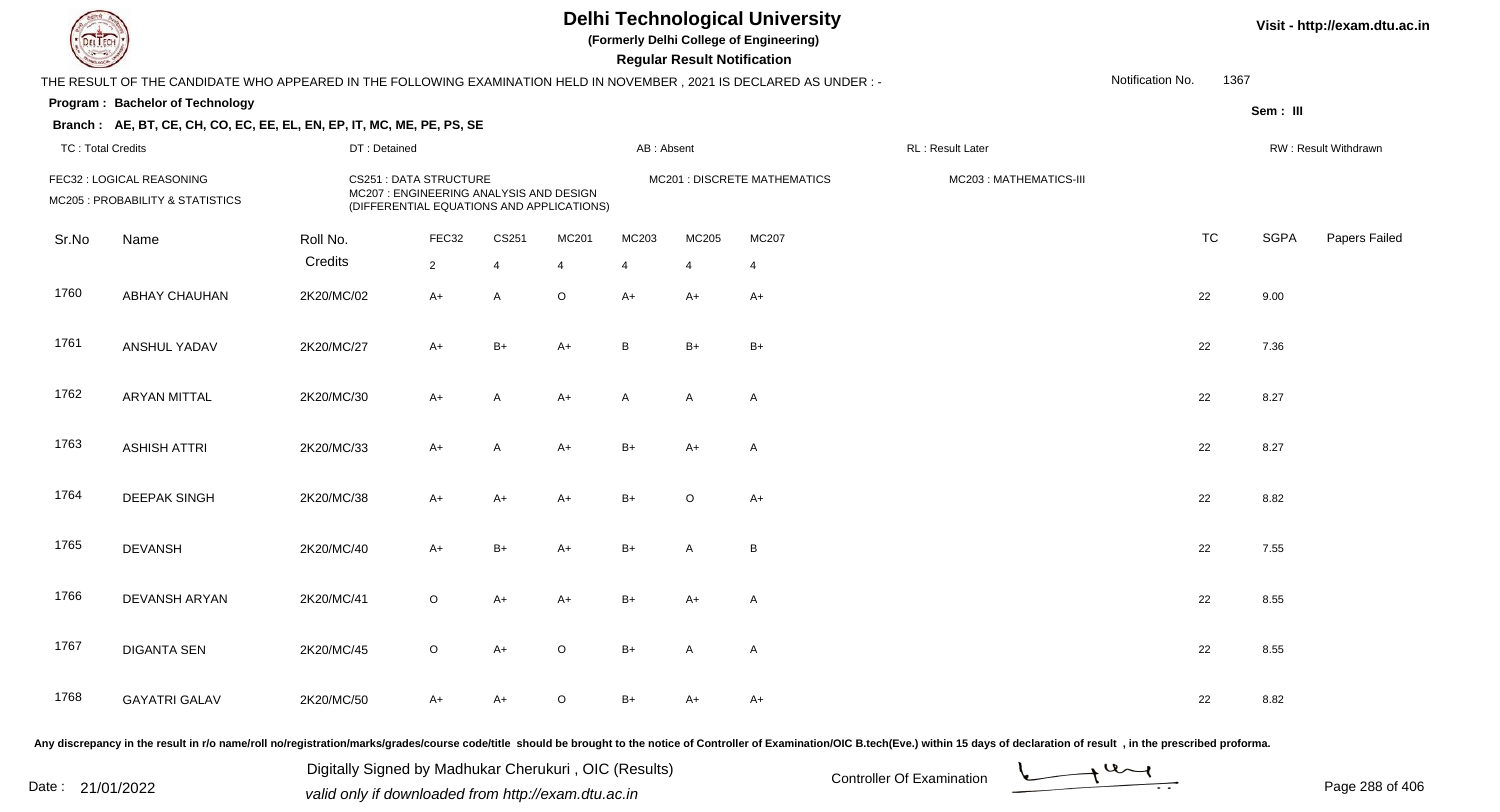# Delhi Technological University

**(Formerly Delhi College of Engineering)**

**Regular Result Notification**

Visit - http://exam.dtu.ac.in

THE RESULT OF THE CANDIDATE WHO APPEARED IN THE FOLLOWING EXAMINATION HELD IN NOVEMBER , 2021 IS DECLARED AS UNDER : -

Notification No. 1367

**Program : Bachelor of Technology**

Sem : III

**Branch : AE, BT, CE, CH, CO, EC, EE, EL, EN, EP, IT, MC, ME, PE, PS, SE**

TC : Total Credits | DT : Detained | AB : Absent | RL : Result Later | RW : Result Withdrawn

FEC32 : LOGICAL REASONING
CS251 : DATA STRUCTURE
MC201 : DISCRETE MATHEMATICS
MC203 : MATHEMATICS-III
MC205 : PROBABILITY & STATISTICS
MC207 : ENGINEERING ANALYSIS AND DESIGN (DIFFERENTIAL EQUATIONS AND APPLICATIONS)

| Sr.No | Name | Roll No. | FEC32 | CS251 | MC201 | MC203 | MC205 | MC207 | TC | SGPA | Papers Failed |
|---|---|---|---|---|---|---|---|---|---|---|---|
| | | Credits | 2 | 4 | 4 | 4 | 4 | 4 | | | |
| 1760 | ABHAY CHAUHAN | 2K20/MC/02 | A+ | A | O | A+ | A+ | A+ | 22 | 9.00 | |
| 1761 | ANSHUL YADAV | 2K20/MC/27 | A+ | B+ | A+ | B | B+ | B+ | 22 | 7.36 | |
| 1762 | ARYAN MITTAL | 2K20/MC/30 | A+ | A | A+ | A | A | A | 22 | 8.27 | |
| 1763 | ASHISH ATTRI | 2K20/MC/33 | A+ | A | A+ | B+ | A+ | A | 22 | 8.27 | |
| 1764 | DEEPAK SINGH | 2K20/MC/38 | A+ | A+ | A+ | B+ | O | A+ | 22 | 8.82 | |
| 1765 | DEVANSH | 2K20/MC/40 | A+ | B+ | A+ | B+ | A | B | 22 | 7.55 | |
| 1766 | DEVANSH ARYAN | 2K20/MC/41 | O | A+ | A+ | B+ | A+ | A | 22 | 8.55 | |
| 1767 | DIGANTA SEN | 2K20/MC/45 | O | A+ | O | B+ | A | A | 22 | 8.55 | |
| 1768 | GAYATRI GALAV | 2K20/MC/50 | A+ | A+ | O | B+ | A+ | A+ | 22 | 8.82 | |

Any discrepancy in the result in r/o name/roll no/registration/marks/grades/course code/title should be brought to the notice of Controller of Examination/OIC B.tech(Eve.) within 15 days of declaration of result , in the prescribed proforma.

Date : 21/01/2022

Digitally Signed by Madhukar Cherukuri , OIC (Results)
valid only if downloaded from http://exam.dtu.ac.in

Controller Of Examination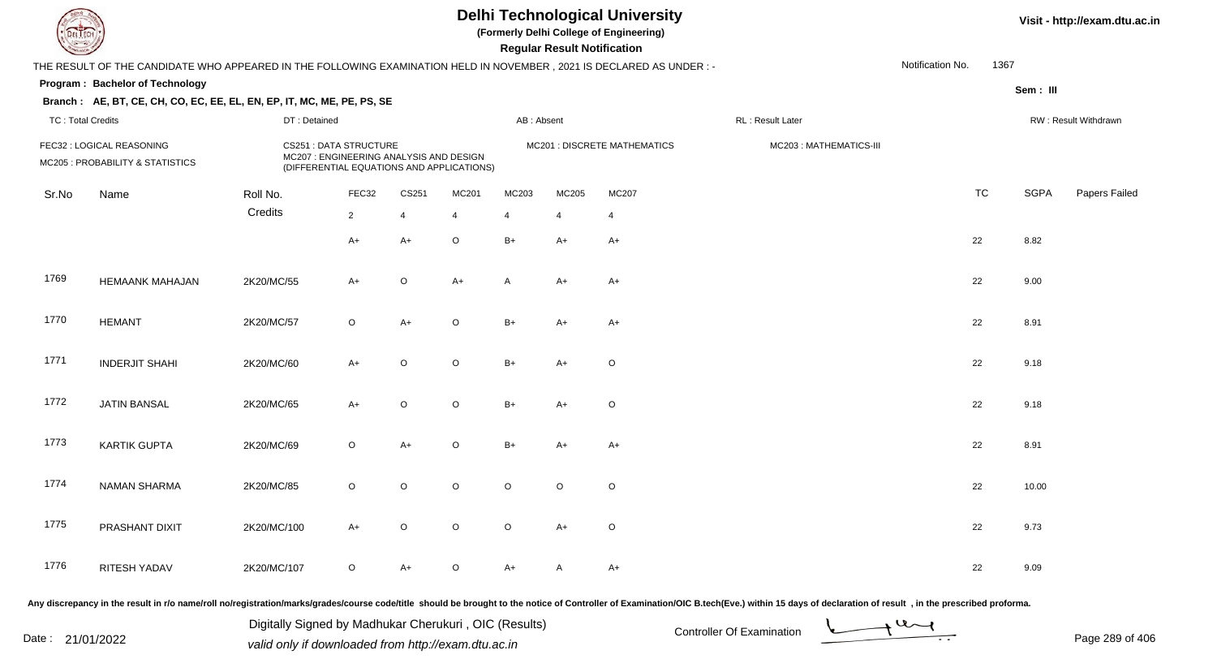# Delhi Technological University

**(Formerly Delhi College of Engineering)**

**Regular Result Notification**

Visit - http://exam.dtu.ac.in

THE RESULT OF THE CANDIDATE WHO APPEARED IN THE FOLLOWING EXAMINATION HELD IN NOVEMBER , 2021 IS DECLARED AS UNDER : -

Notification No. 1367

**Program : Bachelor of Technology**

**Sem : III**

**Branch : AE, BT, CE, CH, CO, EC, EE, EL, EN, EP, IT, MC, ME, PE, PS, SE**

TC : Total Credits | DT : Detained | AB : Absent | RL : Result Later | RW : Result Withdrawn

FEC32 : LOGICAL REASONING
CS251 : DATA STRUCTURE
MC201 : DISCRETE MATHEMATICS
MC203 : MATHEMATICS-III
MC205 : PROBABILITY & STATISTICS
MC207 : ENGINEERING ANALYSIS AND DESIGN (DIFFERENTIAL EQUATIONS AND APPLICATIONS)

| Sr.No | Name | Roll No. | FEC32 | CS251 | MC201 | MC203 | MC205 | MC207 | TC | SGPA | Papers Failed |
|---|---|---|---|---|---|---|---|---|---|---|---|
| | | Credits | 2 | 4 | 4 | 4 | 4 | 4 | | | |
| | | | A+ | A+ | O | B+ | A+ | A+ | 22 | 8.82 | |
| 1769 | HEMAANK MAHAJAN | 2K20/MC/55 | A+ | O | A+ | A | A+ | A+ | 22 | 9.00 | |
| 1770 | HEMANT | 2K20/MC/57 | O | A+ | O | B+ | A+ | A+ | 22 | 8.91 | |
| 1771 | INDERJIT SHAHI | 2K20/MC/60 | A+ | O | O | B+ | A+ | O | 22 | 9.18 | |
| 1772 | JATIN BANSAL | 2K20/MC/65 | A+ | O | O | B+ | A+ | O | 22 | 9.18 | |
| 1773 | KARTIK GUPTA | 2K20/MC/69 | O | A+ | O | B+ | A+ | A+ | 22 | 8.91 | |
| 1774 | NAMAN SHARMA | 2K20/MC/85 | O | O | O | O | O | O | 22 | 10.00 | |
| 1775 | PRASHANT DIXIT | 2K20/MC/100 | A+ | O | O | O | A+ | O | 22 | 9.73 | |
| 1776 | RITESH YADAV | 2K20/MC/107 | O | A+ | O | A+ | A | A+ | 22 | 9.09 | |

Any discrepancy in the result in r/o name/roll no/registration/marks/grades/course code/title should be brought to the notice of Controller of Examination/OIC B.tech(Eve.) within 15 days of declaration of result , in the prescribed proforma.

Date : 21/01/2022

Digitally Signed by Madhukar Cherukuri , OIC (Results)
valid only if downloaded from http://exam.dtu.ac.in

Controller Of Examination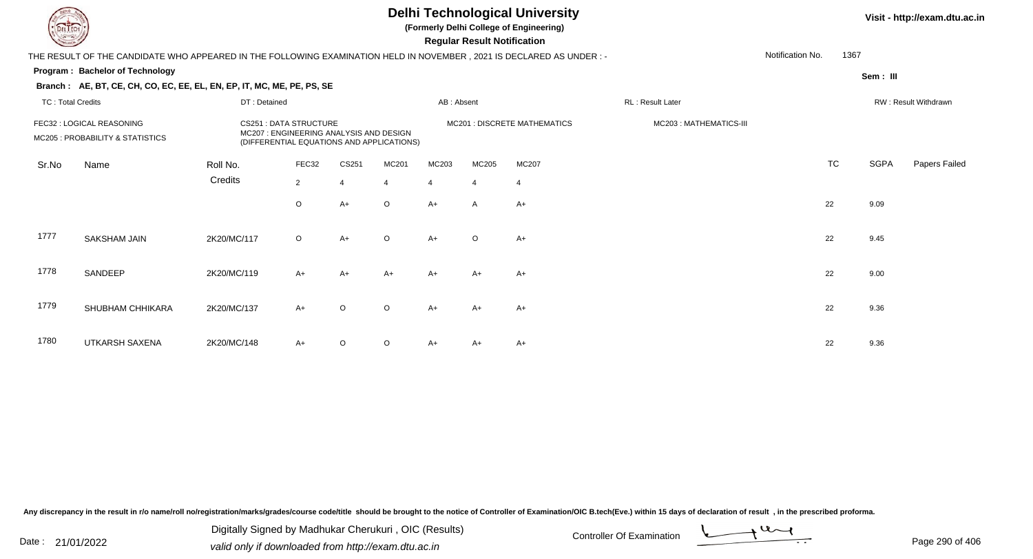# Delhi Technological University

**(Formerly Delhi College of Engineering)**

**Regular Result Notification**

Visit - http://exam.dtu.ac.in

THE RESULT OF THE CANDIDATE WHO APPEARED IN THE FOLLOWING EXAMINATION HELD IN NOVEMBER , 2021 IS DECLARED AS UNDER : -

Notification No. 1367

**Program : Bachelor of Technology**

Sem : III

**Branch : AE, BT, CE, CH, CO, EC, EE, EL, EN, EP, IT, MC, ME, PE, PS, SE**

TC : Total Credits | DT : Detained | AB : Absent | RL : Result Later | RW : Result Withdrawn

FEC32 : LOGICAL REASONING
CS251 : DATA STRUCTURE
MC201 : DISCRETE MATHEMATICS
MC203 : MATHEMATICS-III
MC205 : PROBABILITY & STATISTICS
MC207 : ENGINEERING ANALYSIS AND DESIGN (DIFFERENTIAL EQUATIONS AND APPLICATIONS)

| Sr.No | Name | Roll No. | FEC32 | CS251 | MC201 | MC203 | MC205 | MC207 | TC | SGPA | Papers Failed |
|---|---|---|---|---|---|---|---|---|---|---|---|
| | | Credits | 2 | 4 | 4 | 4 | 4 | 4 | | | |
| | | | O | A+ | O | A+ | A | A+ | 22 | 9.09 | |
| 1777 | SAKSHAM JAIN | 2K20/MC/117 | O | A+ | O | A+ | O | A+ | 22 | 9.45 | |
| 1778 | SANDEEP | 2K20/MC/119 | A+ | A+ | A+ | A+ | A+ | A+ | 22 | 9.00 | |
| 1779 | SHUBHAM CHHIKARA | 2K20/MC/137 | A+ | O | O | A+ | A+ | A+ | 22 | 9.36 | |
| 1780 | UTKARSH SAXENA | 2K20/MC/148 | A+ | O | O | A+ | A+ | A+ | 22 | 9.36 | |

Any discrepancy in the result in r/o name/roll no/registration/marks/grades/course code/title should be brought to the notice of Controller of Examination/OIC B.tech(Eve.) within 15 days of declaration of result , in the prescribed proforma.

Date : 21/01/2022

Digitally Signed by Madhukar Cherukuri , OIC (Results)
valid only if downloaded from http://exam.dtu.ac.in

Controller Of Examination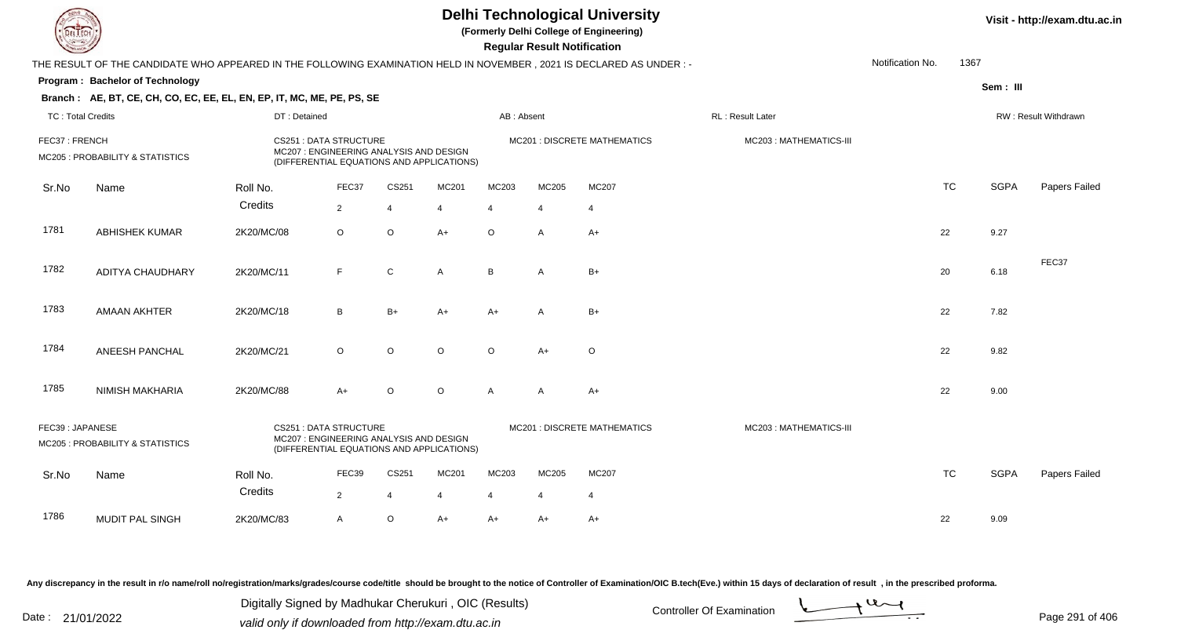# Delhi Technological University

**(Formerly Delhi College of Engineering)**

**Regular Result Notification**

Visit - http://exam.dtu.ac.in

THE RESULT OF THE CANDIDATE WHO APPEARED IN THE FOLLOWING EXAMINATION HELD IN NOVEMBER , 2021 IS DECLARED AS UNDER : -

Notification No. 1367

**Program : Bachelor of Technology**

Sem : III

**Branch : AE, BT, CE, CH, CO, EC, EE, EL, EN, EP, IT, MC, ME, PE, PS, SE**

TC : Total Credits | DT : Detained | AB : Absent | RL : Result Later | RW : Result Withdrawn

FEC37 : FRENCH
CS251 : DATA STRUCTURE
MC201 : DISCRETE MATHEMATICS
MC203 : MATHEMATICS-III
MC205 : PROBABILITY & STATISTICS
MC207 : ENGINEERING ANALYSIS AND DESIGN (DIFFERENTIAL EQUATIONS AND APPLICATIONS)

| Sr.No | Name | Roll No. | FEC37 | CS251 | MC201 | MC203 | MC205 | MC207 | TC | SGPA | Papers Failed |
|---|---|---|---|---|---|---|---|---|---|---|---|
| | | Credits | 2 | 4 | 4 | 4 | 4 | 4 | | | |
| 1781 | ABHISHEK KUMAR | 2K20/MC/08 | O | O | A+ | O | A | A+ | 22 | 9.27 | |
| 1782 | ADITYA CHAUDHARY | 2K20/MC/11 | F | C | A | B | A | B+ | 20 | 6.18 | FEC37 |
| 1783 | AMAAN AKHTER | 2K20/MC/18 | B | B+ | A+ | A+ | A | B+ | 22 | 7.82 | |
| 1784 | ANEESH PANCHAL | 2K20/MC/21 | O | O | O | O | A+ | O | 22 | 9.82 | |
| 1785 | NIMISH MAKHARIA | 2K20/MC/88 | A+ | O | O | A | A | A+ | 22 | 9.00 | |

FEC39 : JAPANESE
CS251 : DATA STRUCTURE
MC201 : DISCRETE MATHEMATICS
MC203 : MATHEMATICS-III
MC205 : PROBABILITY & STATISTICS
MC207 : ENGINEERING ANALYSIS AND DESIGN (DIFFERENTIAL EQUATIONS AND APPLICATIONS)

| Sr.No | Name | Roll No. | FEC39 | CS251 | MC201 | MC203 | MC205 | MC207 | TC | SGPA | Papers Failed |
|---|---|---|---|---|---|---|---|---|---|---|---|
| | | Credits | 2 | 4 | 4 | 4 | 4 | 4 | | | |
| 1786 | MUDIT PAL SINGH | 2K20/MC/83 | A | O | A+ | A+ | A+ | A+ | 22 | 9.09 | |

Any discrepancy in the result in r/o name/roll no/registration/marks/grades/course code/title should be brought to the notice of Controller of Examination/OIC B.tech(Eve.) within 15 days of declaration of result , in the prescribed proforma.

Date : 21/01/2022

Digitally Signed by Madhukar Cherukuri , OIC (Results)
valid only if downloaded from http://exam.dtu.ac.in

Controller Of Examination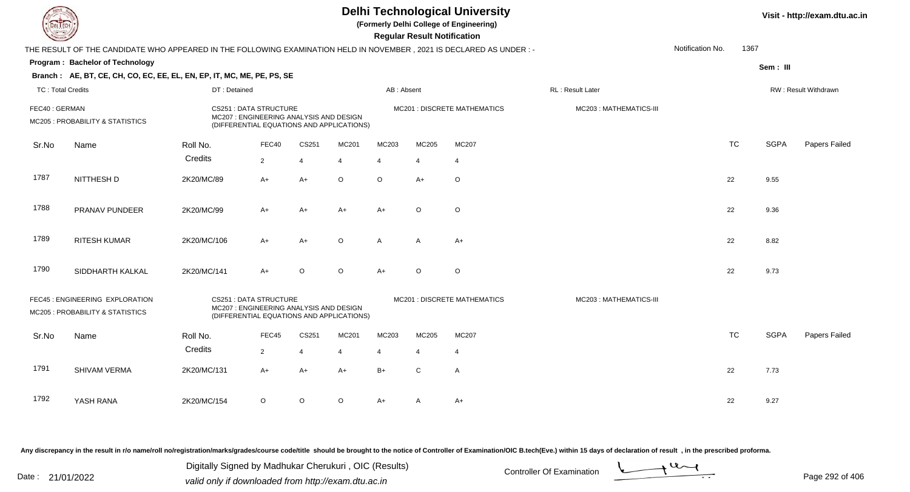# Delhi Technological University

(Formerly Delhi College of Engineering)

**Regular Result Notification**

Visit - http://exam.dtu.ac.in

THE RESULT OF THE CANDIDATE WHO APPEARED IN THE FOLLOWING EXAMINATION HELD IN NOVEMBER , 2021 IS DECLARED AS UNDER : -

Notification No. 1367

**Program : Bachelor of Technology**

Sem : III

**Branch : AE, BT, CE, CH, CO, EC, EE, EL, EN, EP, IT, MC, ME, PE, PS, SE**

TC : Total Credits | DT : Detained | AB : Absent | RL : Result Later | RW : Result Withdrawn

FEC40 : GERMAN
MC205 : PROBABILITY & STATISTICS
CS251 : DATA STRUCTURE
MC207 : ENGINEERING ANALYSIS AND DESIGN (DIFFERENTIAL EQUATIONS AND APPLICATIONS)
MC201 : DISCRETE MATHEMATICS
MC203 : MATHEMATICS-III

| Sr.No | Name | Roll No. | FEC40 | CS251 | MC201 | MC203 | MC205 | MC207 | TC | SGPA | Papers Failed |
|---|---|---|---|---|---|---|---|---|---|---|---|
| | | Credits | 2 | 4 | 4 | 4 | 4 | 4 | | | |
| 1787 | NITTHESH D | 2K20/MC/89 | A+ | A+ | O | O | A+ | O | 22 | 9.55 | |
| 1788 | PRANAV PUNDEER | 2K20/MC/99 | A+ | A+ | A+ | A+ | O | O | 22 | 9.36 | |
| 1789 | RITESH KUMAR | 2K20/MC/106 | A+ | A+ | O | A | A | A+ | 22 | 8.82 | |
| 1790 | SIDDHARTH KALKAL | 2K20/MC/141 | A+ | O | O | A+ | O | O | 22 | 9.73 | |

FEC45 : ENGINEERING EXPLORATION
MC205 : PROBABILITY & STATISTICS
CS251 : DATA STRUCTURE
MC207 : ENGINEERING ANALYSIS AND DESIGN (DIFFERENTIAL EQUATIONS AND APPLICATIONS)
MC201 : DISCRETE MATHEMATICS
MC203 : MATHEMATICS-III

| Sr.No | Name | Roll No. | FEC45 | CS251 | MC201 | MC203 | MC205 | MC207 | TC | SGPA | Papers Failed |
|---|---|---|---|---|---|---|---|---|---|---|---|
| | | Credits | 2 | 4 | 4 | 4 | 4 | 4 | | | |
| 1791 | SHIVAM VERMA | 2K20/MC/131 | A+ | A+ | A+ | B+ | C | A | 22 | 7.73 | |
| 1792 | YASH RANA | 2K20/MC/154 | O | O | O | A+ | A | A+ | 22 | 9.27 | |

Any discrepancy in the result in r/o name/roll no/registration/marks/grades/course code/title should be brought to the notice of Controller of Examination/OIC B.tech(Eve.) within 15 days of declaration of result , in the prescribed proforma.

Date : 21/01/2022

Digitally Signed by Madhukar Cherukuri , OIC (Results)
valid only if downloaded from http://exam.dtu.ac.in

Controller Of Examination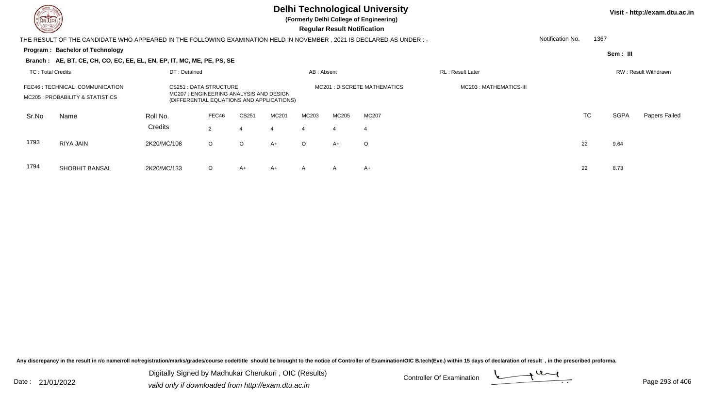# Delhi Technological University

**(Formerly Delhi College of Engineering)**

**Regular Result Notification**

Visit - http://exam.dtu.ac.in

THE RESULT OF THE CANDIDATE WHO APPEARED IN THE FOLLOWING EXAMINATION HELD IN NOVEMBER , 2021 IS DECLARED AS UNDER : -

Notification No. 1367

**Program : Bachelor of Technology**

Sem : III

**Branch : AE, BT, CE, CH, CO, EC, EE, EL, EN, EP, IT, MC, ME, PE, PS, SE**

TC : Total Credits | DT : Detained | AB : Absent | RL : Result Later | RW : Result Withdrawn

FEC46 : TECHNICAL COMMUNICATION
CS251 : DATA STRUCTURE
MC201 : DISCRETE MATHEMATICS
MC203 : MATHEMATICS-III
MC205 : PROBABILITY & STATISTICS
MC207 : ENGINEERING ANALYSIS AND DESIGN (DIFFERENTIAL EQUATIONS AND APPLICATIONS)

| Sr.No | Name | Roll No. | FEC46 | CS251 | MC201 | MC203 | MC205 | MC207 | TC | SGPA | Papers Failed |
|---|---|---|---|---|---|---|---|---|---|---|---|
| | | Credits | 2 | 4 | 4 | 4 | 4 | 4 | | | |
| 1793 | RIYA JAIN | 2K20/MC/108 | O | O | A+ | O | A+ | O | 22 | 9.64 | |
| 1794 | SHOBHIT BANSAL | 2K20/MC/133 | O | A+ | A+ | A | A | A+ | 22 | 8.73 | |

Any discrepancy in the result in r/o name/roll no/registration/marks/grades/course code/title should be brought to the notice of Controller of Examination/OIC B.tech(Eve.) within 15 days of declaration of result , in the prescribed proforma.

Date : 21/01/2022

Digitally Signed by Madhukar Cherukuri , OIC (Results)
valid only if downloaded from http://exam.dtu.ac.in

Controller Of Examination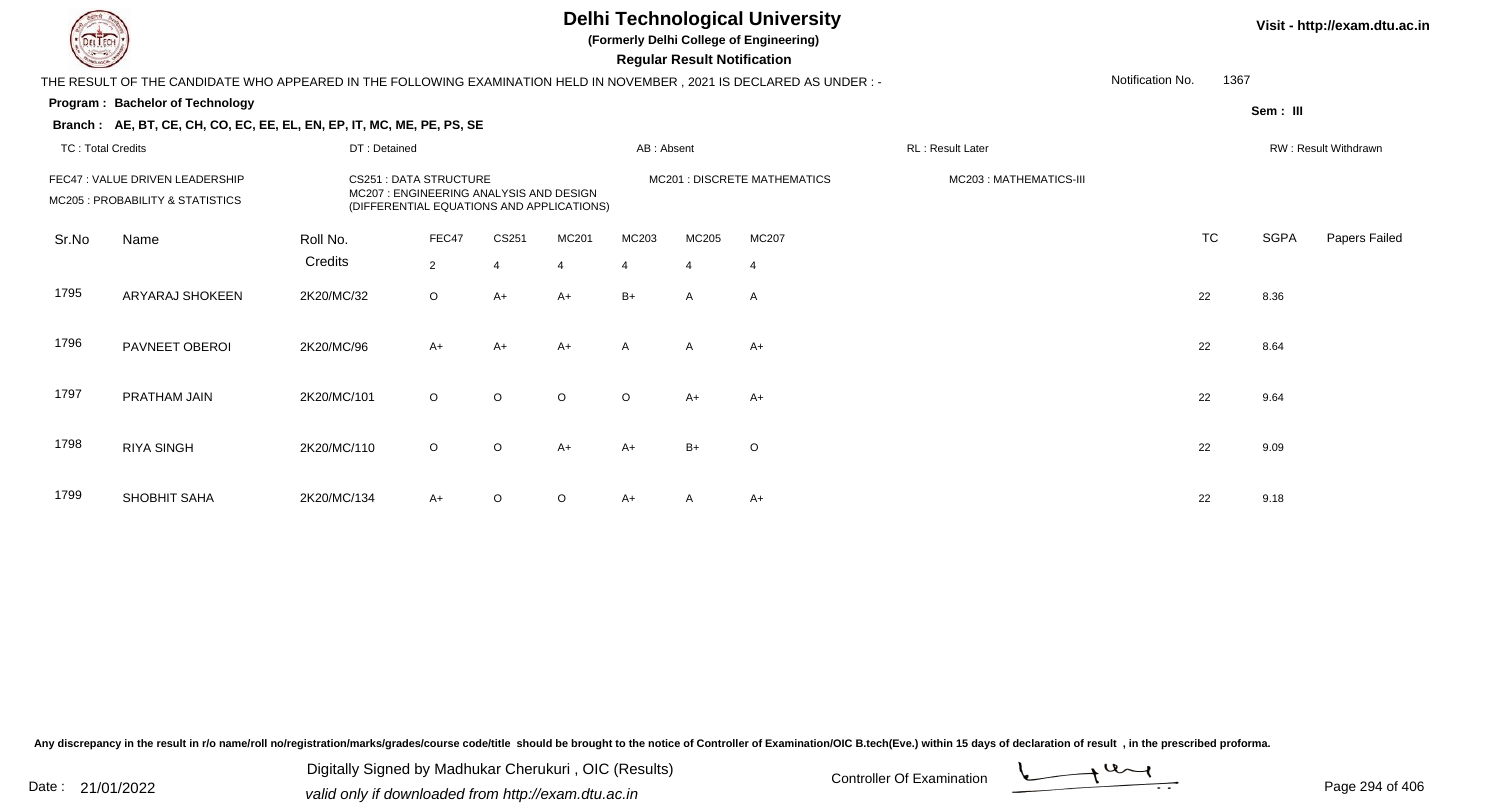# Delhi Technological University

**(Formerly Delhi College of Engineering)**

**Regular Result Notification**

Visit - http://exam.dtu.ac.in

THE RESULT OF THE CANDIDATE WHO APPEARED IN THE FOLLOWING EXAMINATION HELD IN NOVEMBER , 2021 IS DECLARED AS UNDER : -

Notification No. 1367

**Program : Bachelor of Technology**

Sem : III

**Branch : AE, BT, CE, CH, CO, EC, EE, EL, EN, EP, IT, MC, ME, PE, PS, SE**

TC : Total Credits | DT : Detained | AB : Absent | RL : Result Later | RW : Result Withdrawn

FEC47 : VALUE DRIVEN LEADERSHIP
CS251 : DATA STRUCTURE
MC201 : DISCRETE MATHEMATICS
MC203 : MATHEMATICS-III
MC205 : PROBABILITY & STATISTICS
MC207 : ENGINEERING ANALYSIS AND DESIGN (DIFFERENTIAL EQUATIONS AND APPLICATIONS)

| Sr.No | Name | Roll No. | FEC47 | CS251 | MC201 | MC203 | MC205 | MC207 | TC | SGPA | Papers Failed |
|---|---|---|---|---|---|---|---|---|---|---|---|
| | | Credits | 2 | 4 | 4 | 4 | 4 | 4 | | | |
| 1795 | ARYARAJ SHOKEEN | 2K20/MC/32 | O | A+ | A+ | B+ | A | A | 22 | 8.36 | |
| 1796 | PAVNEET OBEROI | 2K20/MC/96 | A+ | A+ | A+ | A | A | A+ | 22 | 8.64 | |
| 1797 | PRATHAM JAIN | 2K20/MC/101 | O | O | O | O | A+ | A+ | 22 | 9.64 | |
| 1798 | RIYA SINGH | 2K20/MC/110 | O | O | A+ | A+ | B+ | O | 22 | 9.09 | |
| 1799 | SHOBHIT SAHA | 2K20/MC/134 | A+ | O | O | A+ | A | A+ | 22 | 9.18 | |

Any discrepancy in the result in r/o name/roll no/registration/marks/grades/course code/title should be brought to the notice of Controller of Examination/OIC B.tech(Eve.) within 15 days of declaration of result , in the prescribed proforma.

Date : 21/01/2022

Digitally Signed by Madhukar Cherukuri , OIC (Results)
valid only if downloaded from http://exam.dtu.ac.in

Controller Of Examination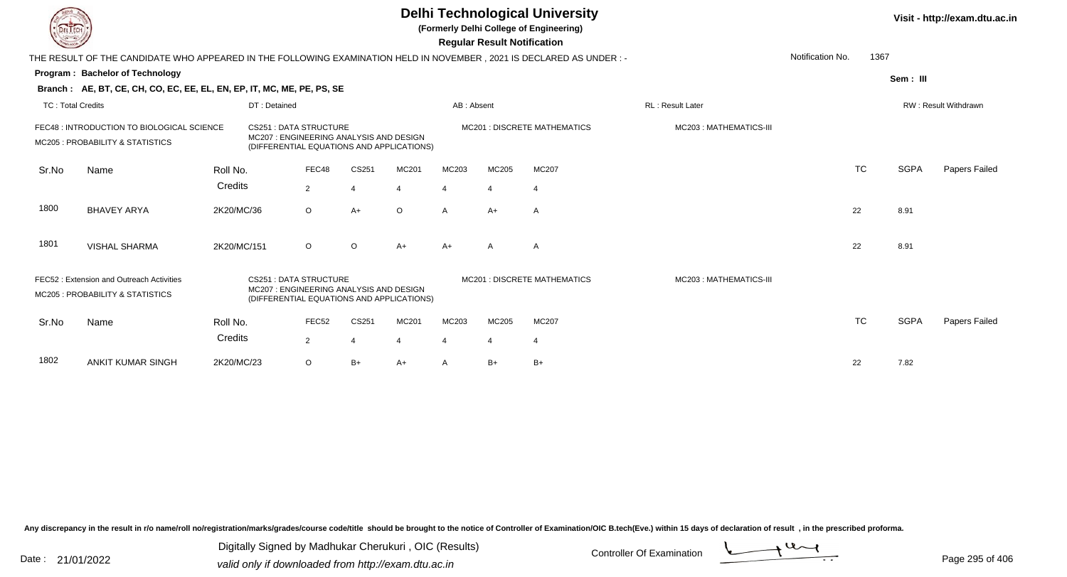# Delhi Technological University

**(Formerly Delhi College of Engineering)**

**Regular Result Notification**

Visit - http://exam.dtu.ac.in

THE RESULT OF THE CANDIDATE WHO APPEARED IN THE FOLLOWING EXAMINATION HELD IN NOVEMBER , 2021 IS DECLARED AS UNDER : -

Notification No. 1367

**Program : Bachelor of Technology**

Sem : III

**Branch : AE, BT, CE, CH, CO, EC, EE, EL, EN, EP, IT, MC, ME, PE, PS, SE**

TC : Total Credits | DT : Detained | AB : Absent | RL : Result Later | RW : Result Withdrawn

FEC48 : INTRODUCTION TO BIOLOGICAL SCIENCE
CS251 : DATA STRUCTURE
MC201 : DISCRETE MATHEMATICS
MC203 : MATHEMATICS-III
MC205 : PROBABILITY & STATISTICS
MC207 : ENGINEERING ANALYSIS AND DESIGN (DIFFERENTIAL EQUATIONS AND APPLICATIONS)

| Sr.No | Name | Roll No. | FEC48 | CS251 | MC201 | MC203 | MC205 | MC207 | TC | SGPA | Papers Failed |
|---|---|---|---|---|---|---|---|---|---|---|---|
| | | Credits | 2 | 4 | 4 | 4 | 4 | 4 | | | |
| 1800 | BHAVEY ARYA | 2K20/MC/36 | O | A+ | O | A | A+ | A | 22 | 8.91 | |
| 1801 | VISHAL SHARMA | 2K20/MC/151 | O | O | A+ | A+ | A | A | 22 | 8.91 | |

FEC52 : Extension and Outreach Activities
CS251 : DATA STRUCTURE
MC201 : DISCRETE MATHEMATICS
MC203 : MATHEMATICS-III
MC205 : PROBABILITY & STATISTICS
MC207 : ENGINEERING ANALYSIS AND DESIGN (DIFFERENTIAL EQUATIONS AND APPLICATIONS)

| Sr.No | Name | Roll No. | FEC52 | CS251 | MC201 | MC203 | MC205 | MC207 | TC | SGPA | Papers Failed |
|---|---|---|---|---|---|---|---|---|---|---|---|
| | | Credits | 2 | 4 | 4 | 4 | 4 | 4 | | | |
| 1802 | ANKIT KUMAR SINGH | 2K20/MC/23 | O | B+ | A+ | A | B+ | B+ | 22 | 7.82 | |

Any discrepancy in the result in r/o name/roll no/registration/marks/grades/course code/title should be brought to the notice of Controller of Examination/OIC B.tech(Eve.) within 15 days of declaration of result , in the prescribed proforma.

Date : 21/01/2022

Digitally Signed by Madhukar Cherukuri , OIC (Results)
valid only if downloaded from http://exam.dtu.ac.in

Controller Of Examination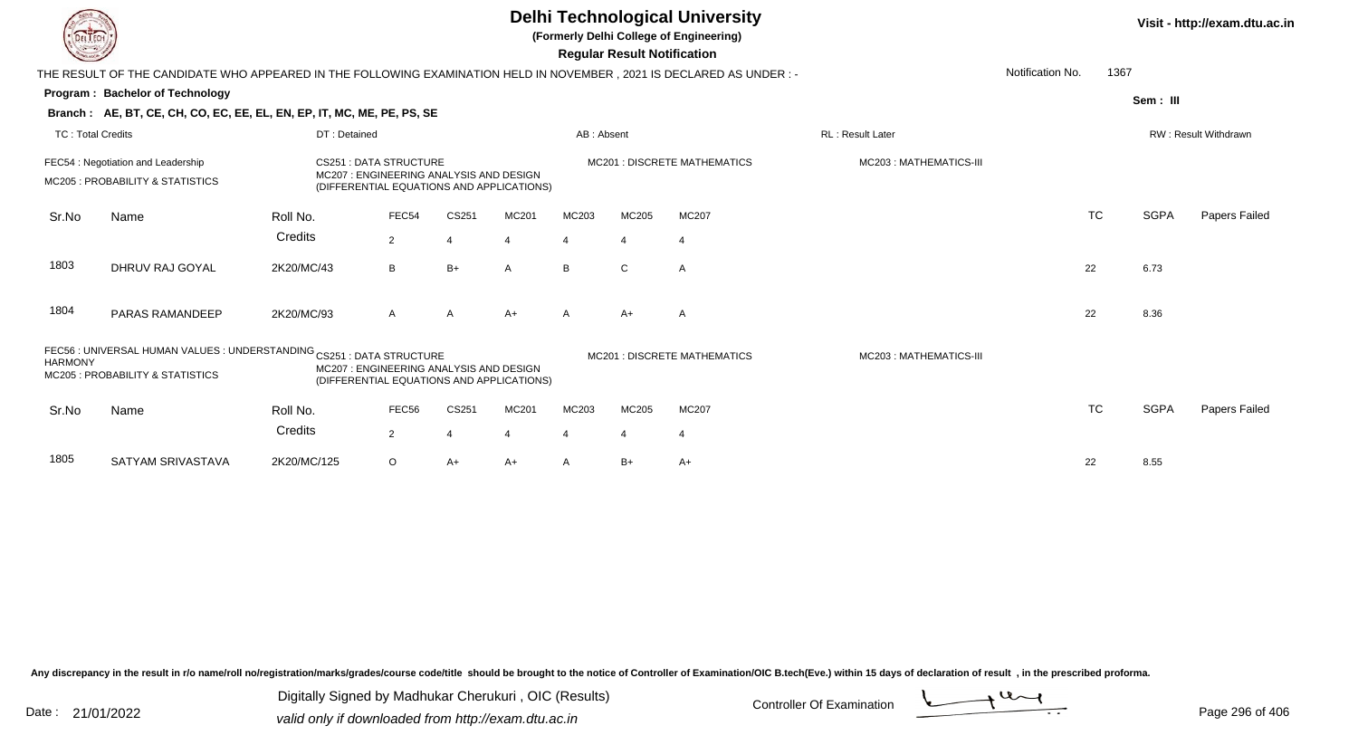# Delhi Technological University

**(Formerly Delhi College of Engineering)**

**Regular Result Notification**

Visit - http://exam.dtu.ac.in

THE RESULT OF THE CANDIDATE WHO APPEARED IN THE FOLLOWING EXAMINATION HELD IN NOVEMBER , 2021 IS DECLARED AS UNDER : -

Notification No. 1367

**Program : Bachelor of Technology**

Sem : III

**Branch : AE, BT, CE, CH, CO, EC, EE, EL, EN, EP, IT, MC, ME, PE, PS, SE**

TC : Total Credits | DT : Detained | AB : Absent | RL : Result Later | RW : Result Withdrawn

FEC54 : Negotiation and Leadership
CS251 : DATA STRUCTURE
MC201 : DISCRETE MATHEMATICS
MC203 : MATHEMATICS-III
MC205 : PROBABILITY & STATISTICS
MC207 : ENGINEERING ANALYSIS AND DESIGN (DIFFERENTIAL EQUATIONS AND APPLICATIONS)

| Sr.No | Name | Roll No. | FEC54 | CS251 | MC201 | MC203 | MC205 | MC207 | TC | SGPA | Papers Failed |
|---|---|---|---|---|---|---|---|---|---|---|---|
| | | Credits | 2 | 4 | 4 | 4 | 4 | 4 | | | |
| 1803 | DHRUV RAJ GOYAL | 2K20/MC/43 | B | B+ | A | B | C | A | 22 | 6.73 | |
| 1804 | PARAS RAMANDEEP | 2K20/MC/93 | A | A | A+ | A | A+ | A | 22 | 8.36 | |

FEC56 : UNIVERSAL HUMAN VALUES : UNDERSTANDING HARMONY
CS251 : DATA STRUCTURE
MC201 : DISCRETE MATHEMATICS
MC203 : MATHEMATICS-III
MC205 : PROBABILITY & STATISTICS
MC207 : ENGINEERING ANALYSIS AND DESIGN (DIFFERENTIAL EQUATIONS AND APPLICATIONS)

| Sr.No | Name | Roll No. | FEC56 | CS251 | MC201 | MC203 | MC205 | MC207 | TC | SGPA | Papers Failed |
|---|---|---|---|---|---|---|---|---|---|---|---|
| | | Credits | 2 | 4 | 4 | 4 | 4 | 4 | | | |
| 1805 | SATYAM SRIVASTAVA | 2K20/MC/125 | O | A+ | A+ | A | B+ | A+ | 22 | 8.55 | |

Any discrepancy in the result in r/o name/roll no/registration/marks/grades/course code/title should be brought to the notice of Controller of Examination/OIC B.tech(Eve.) within 15 days of declaration of result , in the prescribed proforma.

Date : 21/01/2022

Digitally Signed by Madhukar Cherukuri , OIC (Results)
valid only if downloaded from http://exam.dtu.ac.in

Controller Of Examination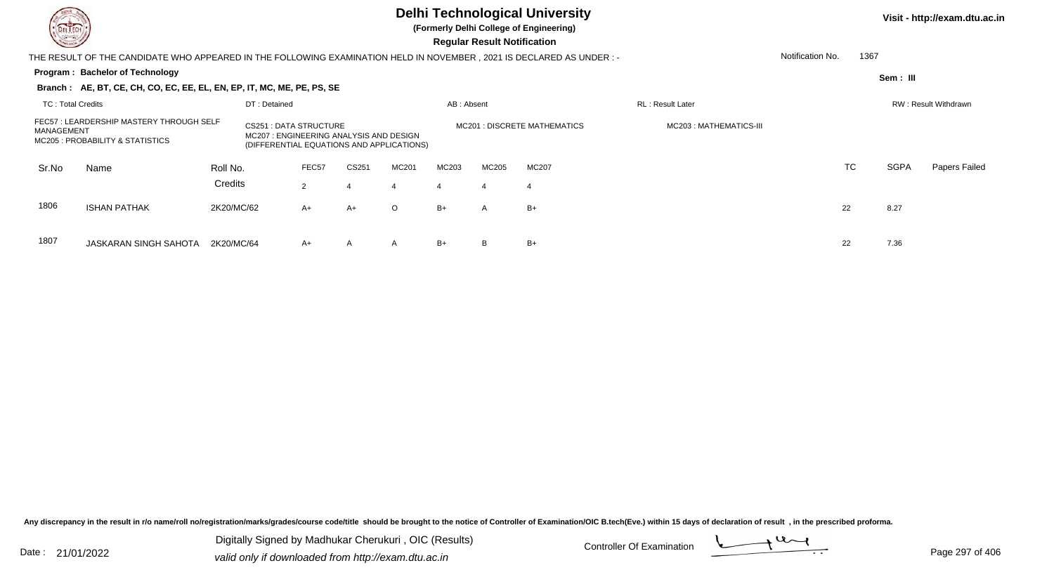# Delhi Technological University

**(Formerly Delhi College of Engineering)**

**Regular Result Notification**

Visit - http://exam.dtu.ac.in

THE RESULT OF THE CANDIDATE WHO APPEARED IN THE FOLLOWING EXAMINATION HELD IN NOVEMBER , 2021 IS DECLARED AS UNDER : -

Notification No. 1367

**Program : Bachelor of Technology**

**Sem : III**

**Branch : AE, BT, CE, CH, CO, EC, EE, EL, EN, EP, IT, MC, ME, PE, PS, SE**

TC : Total Credits | DT : Detained | AB : Absent | RL : Result Later | RW : Result Withdrawn

FEC57 : LEARDERSHIP MASTERY THROUGH SELF MANAGEMENT
CS251 : DATA STRUCTURE
MC201 : DISCRETE MATHEMATICS
MC203 : MATHEMATICS-III
MC205 : PROBABILITY & STATISTICS
MC207 : ENGINEERING ANALYSIS AND DESIGN (DIFFERENTIAL EQUATIONS AND APPLICATIONS)

| Sr.No | Name | Roll No. | FEC57 | CS251 | MC201 | MC203 | MC205 | MC207 | TC | SGPA | Papers Failed |
|---|---|---|---|---|---|---|---|---|---|---|---|
| | | Credits | 2 | 4 | 4 | 4 | 4 | 4 | | | |
| 1806 | ISHAN PATHAK | 2K20/MC/62 | A+ | A+ | O | B+ | A | B+ | 22 | 8.27 | |
| 1807 | JASKARAN SINGH SAHOTA | 2K20/MC/64 | A+ | A | A | B+ | B | B+ | 22 | 7.36 | |

Any discrepancy in the result in r/o name/roll no/registration/marks/grades/course code/title should be brought to the notice of Controller of Examination/OIC B.tech(Eve.) within 15 days of declaration of result , in the prescribed proforma.

Digitally Signed by Madhukar Cherukuri , OIC (Results)
valid only if downloaded from http://exam.dtu.ac.in

Date : 21/01/2022

Controller Of Examination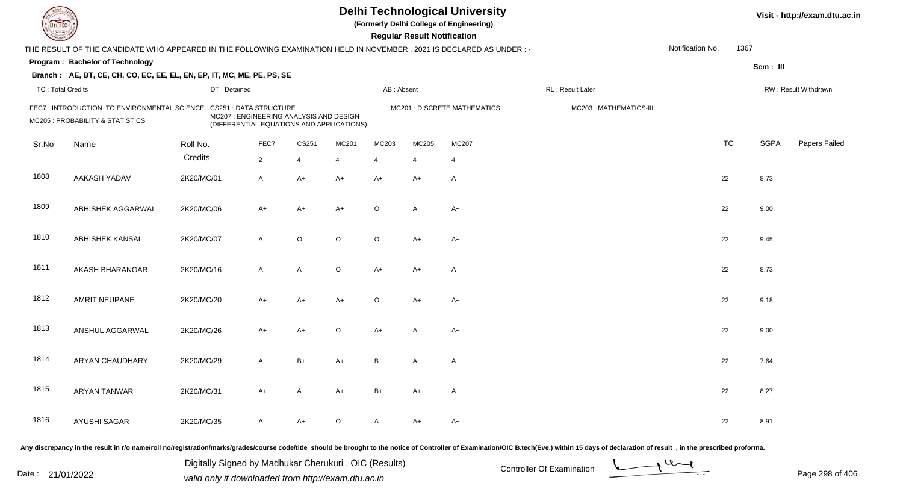# Delhi Technological University

**(Formerly Delhi College of Engineering)**

**Regular Result Notification**

Visit - http://exam.dtu.ac.in

THE RESULT OF THE CANDIDATE WHO APPEARED IN THE FOLLOWING EXAMINATION HELD IN NOVEMBER , 2021 IS DECLARED AS UNDER : -

Notification No. 1367

**Program : Bachelor of Technology**

**Sem : III**

**Branch : AE, BT, CE, CH, CO, EC, EE, EL, EN, EP, IT, MC, ME, PE, PS, SE**

TC : Total Credits | DT : Detained | AB : Absent | RL : Result Later | RW : Result Withdrawn

FEC7 : INTRODUCTION TO ENVIRONMENTAL SCIENCE
CS251 : DATA STRUCTURE
MC201 : DISCRETE MATHEMATICS
MC203 : MATHEMATICS-III
MC205 : PROBABILITY & STATISTICS
MC207 : ENGINEERING ANALYSIS AND DESIGN (DIFFERENTIAL EQUATIONS AND APPLICATIONS)

| Sr.No | Name | Roll No. | FEC7 | CS251 | MC201 | MC203 | MC205 | MC207 | TC | SGPA | Papers Failed |
|---|---|---|---|---|---|---|---|---|---|---|---|
| | | Credits | 2 | 4 | 4 | 4 | 4 | 4 | | | |
| 1808 | AAKASH YADAV | 2K20/MC/01 | A | A+ | A+ | A+ | A+ | A | 22 | 8.73 | |
| 1809 | ABHISHEK AGGARWAL | 2K20/MC/06 | A+ | A+ | A+ | O | A | A+ | 22 | 9.00 | |
| 1810 | ABHISHEK KANSAL | 2K20/MC/07 | A | O | O | O | A+ | A+ | 22 | 9.45 | |
| 1811 | AKASH BHARANGAR | 2K20/MC/16 | A | A | O | A+ | A+ | A | 22 | 8.73 | |
| 1812 | AMRIT NEUPANE | 2K20/MC/20 | A+ | A+ | A+ | O | A+ | A+ | 22 | 9.18 | |
| 1813 | ANSHUL AGGARWAL | 2K20/MC/26 | A+ | A+ | O | A+ | A | A+ | 22 | 9.00 | |
| 1814 | ARYAN CHAUDHARY | 2K20/MC/29 | A | B+ | A+ | B | A | A | 22 | 7.64 | |
| 1815 | ARYAN TANWAR | 2K20/MC/31 | A+ | A | A+ | B+ | A+ | A | 22 | 8.27 | |
| 1816 | AYUSHI SAGAR | 2K20/MC/35 | A | A+ | O | A | A+ | A+ | 22 | 8.91 | |

Any discrepancy in the result in r/o name/roll no/registration/marks/grades/course code/title should be brought to the notice of Controller of Examination/OIC B.tech(Eve.) within 15 days of declaration of result , in the prescribed proforma.

Date : 21/01/2022

Digitally Signed by Madhukar Cherukuri , OIC (Results)
valid only if downloaded from http://exam.dtu.ac.in

Controller Of Examination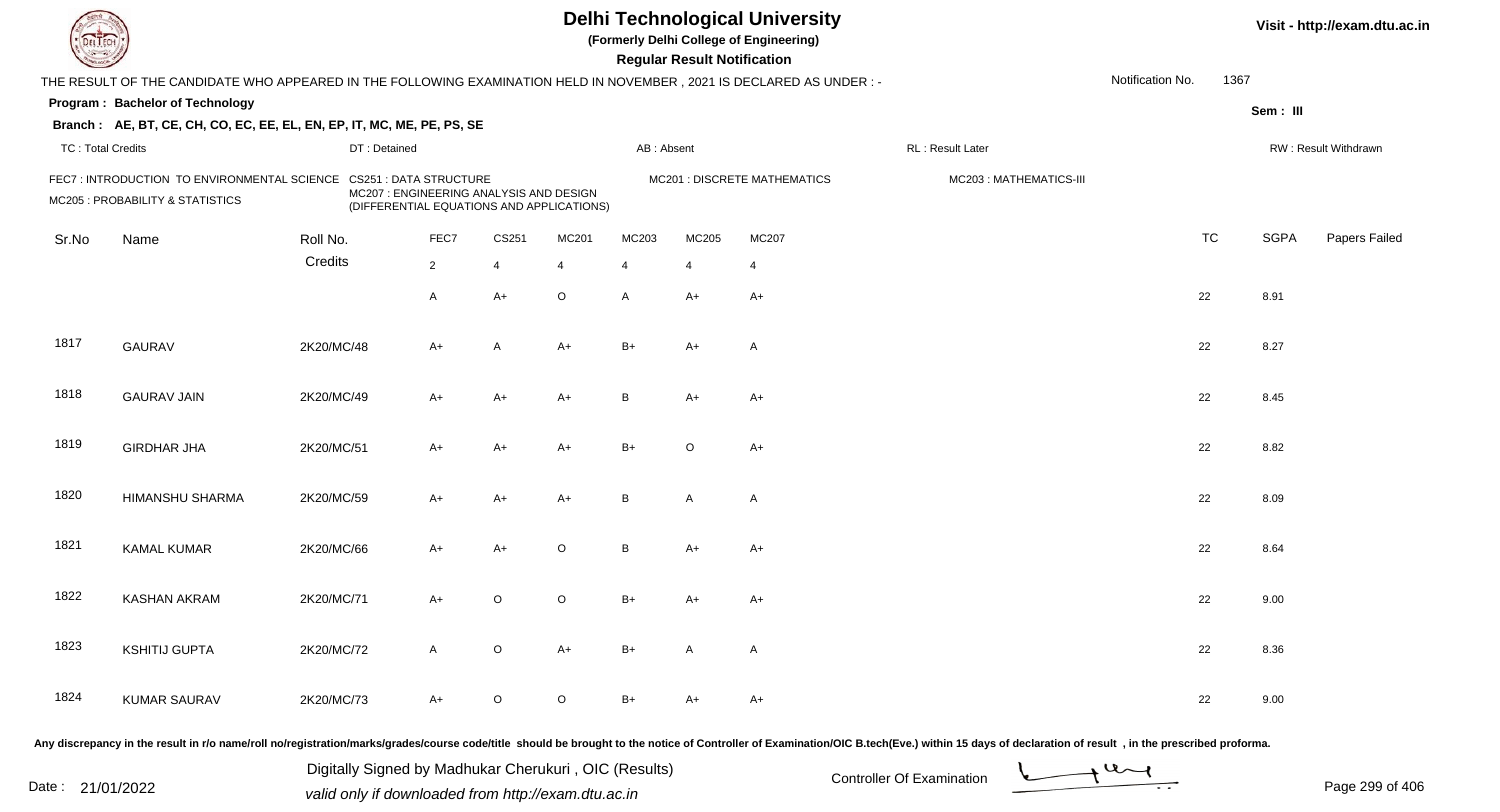# Delhi Technological University

(Formerly Delhi College of Engineering)

**Regular Result Notification**

Visit - http://exam.dtu.ac.in

THE RESULT OF THE CANDIDATE WHO APPEARED IN THE FOLLOWING EXAMINATION HELD IN NOVEMBER , 2021 IS DECLARED AS UNDER : -

Notification No. 1367

**Program : Bachelor of Technology**

Sem : III

**Branch : AE, BT, CE, CH, CO, EC, EE, EL, EN, EP, IT, MC, ME, PE, PS, SE**

TC : Total Credits | DT : Detained | AB : Absent | RL : Result Later | RW : Result Withdrawn

FEC7 : INTRODUCTION TO ENVIRONMENTAL SCIENCE
CS251 : DATA STRUCTURE
MC201 : DISCRETE MATHEMATICS
MC203 : MATHEMATICS-III
MC205 : PROBABILITY & STATISTICS
MC207 : ENGINEERING ANALYSIS AND DESIGN (DIFFERENTIAL EQUATIONS AND APPLICATIONS)

| Sr.No | Name | Roll No. | FEC7 | CS251 | MC201 | MC203 | MC205 | MC207 | TC | SGPA | Papers Failed |
|---|---|---|---|---|---|---|---|---|---|---|---|
| | | Credits | 2 | 4 | 4 | 4 | 4 | 4 | | | |
| | | | A | A+ | O | A | A+ | A+ | 22 | 8.91 | |
| 1817 | GAURAV | 2K20/MC/48 | A+ | A | A+ | B+ | A+ | A | 22 | 8.27 | |
| 1818 | GAURAV JAIN | 2K20/MC/49 | A+ | A+ | A+ | B | A+ | A+ | 22 | 8.45 | |
| 1819 | GIRDHAR JHA | 2K20/MC/51 | A+ | A+ | A+ | B+ | O | A+ | 22 | 8.82 | |
| 1820 | HIMANSHU SHARMA | 2K20/MC/59 | A+ | A+ | A+ | B | A | A | 22 | 8.09 | |
| 1821 | KAMAL KUMAR | 2K20/MC/66 | A+ | A+ | O | B | A+ | A+ | 22 | 8.64 | |
| 1822 | KASHAN AKRAM | 2K20/MC/71 | A+ | O | O | B+ | A+ | A+ | 22 | 9.00 | |
| 1823 | KSHITIJ GUPTA | 2K20/MC/72 | A | O | A+ | B+ | A | A | 22 | 8.36 | |
| 1824 | KUMAR SAURAV | 2K20/MC/73 | A+ | O | O | B+ | A+ | A+ | 22 | 9.00 | |

Any discrepancy in the result in r/o name/roll no/registration/marks/grades/course code/title should be brought to the notice of Controller of Examination/OIC B.tech(Eve.) within 15 days of declaration of result , in the prescribed proforma.

Date : 21/01/2022

Digitally Signed by Madhukar Cherukuri , OIC (Results)
valid only if downloaded from http://exam.dtu.ac.in

Controller Of Examination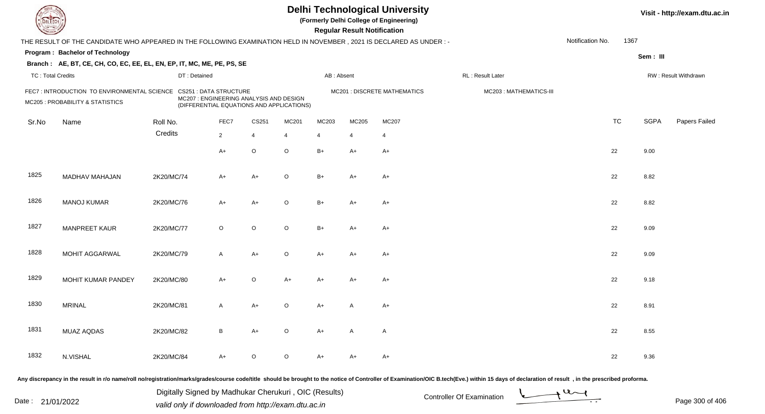# Delhi Technological University

**(Formerly Delhi College of Engineering)**

**Regular Result Notification**

Visit - http://exam.dtu.ac.in

THE RESULT OF THE CANDIDATE WHO APPEARED IN THE FOLLOWING EXAMINATION HELD IN NOVEMBER , 2021 IS DECLARED AS UNDER : -

Notification No. 1367

**Program : Bachelor of Technology**

Sem : III

**Branch : AE, BT, CE, CH, CO, EC, EE, EL, EN, EP, IT, MC, ME, PE, PS, SE**

TC : Total Credits | DT : Detained | AB : Absent | RL : Result Later | RW : Result Withdrawn

FEC7 : INTRODUCTION TO ENVIRONMENTAL SCIENCE
CS251 : DATA STRUCTURE
MC201 : DISCRETE MATHEMATICS
MC203 : MATHEMATICS-III
MC205 : PROBABILITY & STATISTICS
MC207 : ENGINEERING ANALYSIS AND DESIGN (DIFFERENTIAL EQUATIONS AND APPLICATIONS)

| Sr.No | Name | Roll No. | FEC7 | CS251 | MC201 | MC203 | MC205 | MC207 | TC | SGPA | Papers Failed |
|---|---|---|---|---|---|---|---|---|---|---|---|
| | | Credits | 2 | 4 | 4 | 4 | 4 | 4 | | | |
| | | | A+ | O | O | B+ | A+ | A+ | 22 | 9.00 | |
| 1825 | MADHAV MAHAJAN | 2K20/MC/74 | A+ | A+ | O | B+ | A+ | A+ | 22 | 8.82 | |
| 1826 | MANOJ KUMAR | 2K20/MC/76 | A+ | A+ | O | B+ | A+ | A+ | 22 | 8.82 | |
| 1827 | MANPREET KAUR | 2K20/MC/77 | O | O | O | B+ | A+ | A+ | 22 | 9.09 | |
| 1828 | MOHIT AGGARWAL | 2K20/MC/79 | A | A+ | O | A+ | A+ | A+ | 22 | 9.09 | |
| 1829 | MOHIT KUMAR PANDEY | 2K20/MC/80 | A+ | O | A+ | A+ | A+ | A+ | 22 | 9.18 | |
| 1830 | MRINAL | 2K20/MC/81 | A | A+ | O | A+ | A | A+ | 22 | 8.91 | |
| 1831 | MUAZ AQDAS | 2K20/MC/82 | B | A+ | O | A+ | A | A | 22 | 8.55 | |
| 1832 | N.VISHAL | 2K20/MC/84 | A+ | O | O | A+ | A+ | A+ | 22 | 9.36 | |

Any discrepancy in the result in r/o name/roll no/registration/marks/grades/course code/title should be brought to the notice of Controller of Examination/OIC B.tech(Eve.) within 15 days of declaration of result , in the prescribed proforma.

Date : 21/01/2022

Digitally Signed by Madhukar Cherukuri , OIC (Results)
valid only if downloaded from http://exam.dtu.ac.in

Controller Of Examination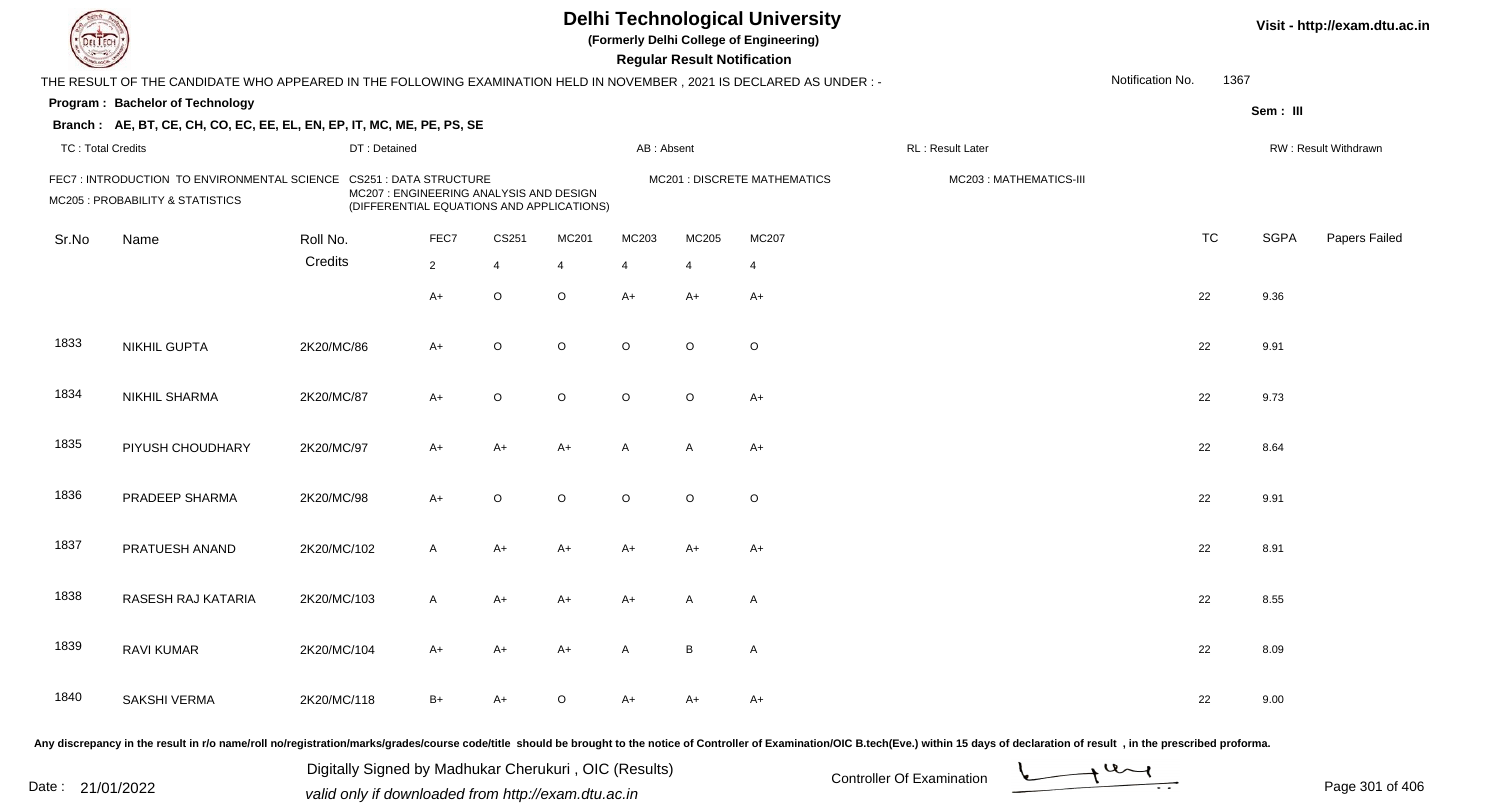# Delhi Technological University

**(Formerly Delhi College of Engineering)**

**Regular Result Notification**

Visit - http://exam.dtu.ac.in

THE RESULT OF THE CANDIDATE WHO APPEARED IN THE FOLLOWING EXAMINATION HELD IN NOVEMBER , 2021 IS DECLARED AS UNDER : -

Notification No. 1367

**Program : Bachelor of Technology**

Sem : III

**Branch : AE, BT, CE, CH, CO, EC, EE, EL, EN, EP, IT, MC, ME, PE, PS, SE**

TC : Total Credits | DT : Detained | AB : Absent | RL : Result Later | RW : Result Withdrawn

FEC7 : INTRODUCTION TO ENVIRONMENTAL SCIENCE
CS251 : DATA STRUCTURE
MC201 : DISCRETE MATHEMATICS
MC203 : MATHEMATICS-III
MC205 : PROBABILITY & STATISTICS
MC207 : ENGINEERING ANALYSIS AND DESIGN (DIFFERENTIAL EQUATIONS AND APPLICATIONS)

| Sr.No | Name | Roll No. | FEC7 | CS251 | MC201 | MC203 | MC205 | MC207 | TC | SGPA | Papers Failed |
|---|---|---|---|---|---|---|---|---|---|---|---|
| | | Credits | 2 | 4 | 4 | 4 | 4 | 4 | | | |
| | | | A+ | O | O | A+ | A+ | A+ | 22 | 9.36 | |
| 1833 | NIKHIL GUPTA | 2K20/MC/86 | A+ | O | O | O | O | O | 22 | 9.91 | |
| 1834 | NIKHIL SHARMA | 2K20/MC/87 | A+ | O | O | O | O | A+ | 22 | 9.73 | |
| 1835 | PIYUSH CHOUDHARY | 2K20/MC/97 | A+ | A+ | A+ | A | A | A+ | 22 | 8.64 | |
| 1836 | PRADEEP SHARMA | 2K20/MC/98 | A+ | O | O | O | O | O | 22 | 9.91 | |
| 1837 | PRATUESH ANAND | 2K20/MC/102 | A | A+ | A+ | A+ | A+ | A+ | 22 | 8.91 | |
| 1838 | RASESH RAJ KATARIA | 2K20/MC/103 | A | A+ | A+ | A+ | A | A | 22 | 8.55 | |
| 1839 | RAVI KUMAR | 2K20/MC/104 | A+ | A+ | A+ | A | B | A | 22 | 8.09 | |
| 1840 | SAKSHI VERMA | 2K20/MC/118 | B+ | A+ | O | A+ | A+ | A+ | 22 | 9.00 | |

Any discrepancy in the result in r/o name/roll no/registration/marks/grades/course code/title should be brought to the notice of Controller of Examination/OIC B.tech(Eve.) within 15 days of declaration of result , in the prescribed proforma.

Date : 21/01/2022

Digitally Signed by Madhukar Cherukuri , OIC (Results)
valid only if downloaded from http://exam.dtu.ac.in

Controller Of Examination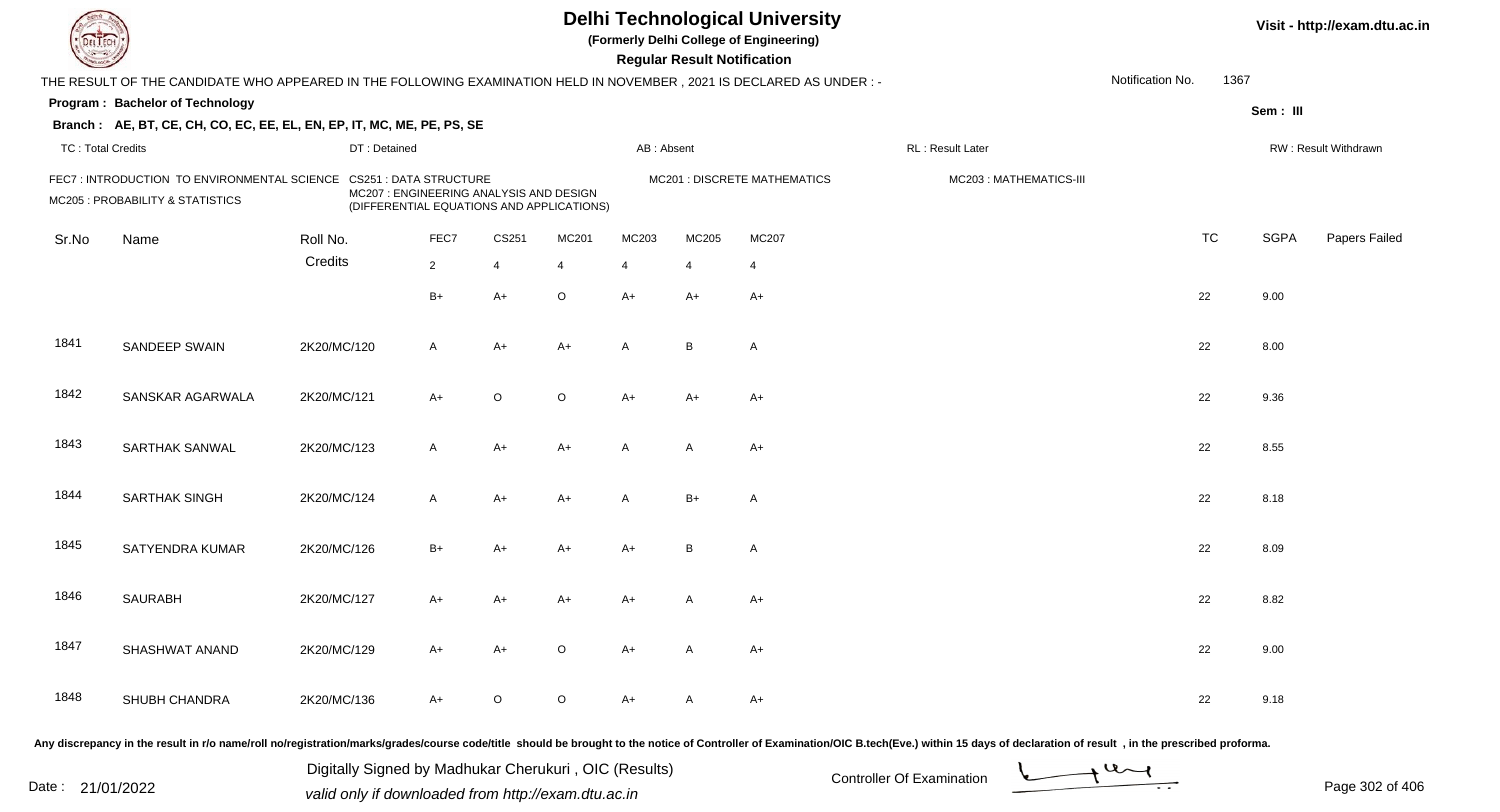# Delhi Technological University

**(Formerly Delhi College of Engineering)**

**Regular Result Notification**

Visit - http://exam.dtu.ac.in

THE RESULT OF THE CANDIDATE WHO APPEARED IN THE FOLLOWING EXAMINATION HELD IN NOVEMBER , 2021 IS DECLARED AS UNDER : -

Notification No. 1367

**Program : Bachelor of Technology**

Sem : III

**Branch : AE, BT, CE, CH, CO, EC, EE, EL, EN, EP, IT, MC, ME, PE, PS, SE**

TC : Total Credits | DT : Detained | AB : Absent | RL : Result Later | RW : Result Withdrawn

FEC7 : INTRODUCTION TO ENVIRONMENTAL SCIENCE
CS251 : DATA STRUCTURE
MC201 : DISCRETE MATHEMATICS
MC203 : MATHEMATICS-III
MC205 : PROBABILITY & STATISTICS
MC207 : ENGINEERING ANALYSIS AND DESIGN (DIFFERENTIAL EQUATIONS AND APPLICATIONS)

| Sr.No | Name | Roll No. | FEC7 | CS251 | MC201 | MC203 | MC205 | MC207 | TC | SGPA | Papers Failed |
|---|---|---|---|---|---|---|---|---|---|---|---|
| | | Credits | 2 | 4 | 4 | 4 | 4 | 4 | | | |
| | | | B+ | A+ | O | A+ | A+ | A+ | 22 | 9.00 | |
| 1841 | SANDEEP SWAIN | 2K20/MC/120 | A | A+ | A+ | A | B | A | 22 | 8.00 | |
| 1842 | SANSKAR AGARWALA | 2K20/MC/121 | A+ | O | O | A+ | A+ | A+ | 22 | 9.36 | |
| 1843 | SARTHAK SANWAL | 2K20/MC/123 | A | A+ | A+ | A | A | A+ | 22 | 8.55 | |
| 1844 | SARTHAK SINGH | 2K20/MC/124 | A | A+ | A+ | A | B+ | A | 22 | 8.18 | |
| 1845 | SATYENDRA KUMAR | 2K20/MC/126 | B+ | A+ | A+ | A+ | B | A | 22 | 8.09 | |
| 1846 | SAURABH | 2K20/MC/127 | A+ | A+ | A+ | A+ | A | A+ | 22 | 8.82 | |
| 1847 | SHASHWAT ANAND | 2K20/MC/129 | A+ | A+ | O | A+ | A | A+ | 22 | 9.00 | |
| 1848 | SHUBH CHANDRA | 2K20/MC/136 | A+ | O | O | A+ | A | A+ | 22 | 9.18 | |

Any discrepancy in the result in r/o name/roll no/registration/marks/grades/course code/title should be brought to the notice of Controller of Examination/OIC B.tech(Eve.) within 15 days of declaration of result , in the prescribed proforma.

Date : 21/01/2022

Digitally Signed by Madhukar Cherukuri , OIC (Results)
valid only if downloaded from http://exam.dtu.ac.in

Controller Of Examination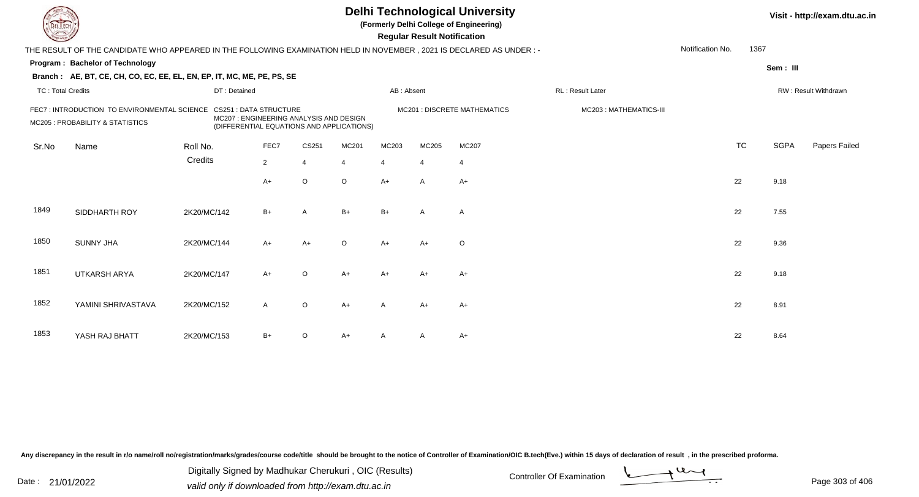# Delhi Technological University

**(Formerly Delhi College of Engineering)**

**Regular Result Notification**

Visit - http://exam.dtu.ac.in

THE RESULT OF THE CANDIDATE WHO APPEARED IN THE FOLLOWING EXAMINATION HELD IN NOVEMBER , 2021 IS DECLARED AS UNDER : -

Notification No. 1367

**Program : Bachelor of Technology**

**Sem : III**

**Branch : AE, BT, CE, CH, CO, EC, EE, EL, EN, EP, IT, MC, ME, PE, PS, SE**

TC : Total Credits | DT : Detained | AB : Absent | RL : Result Later | RW : Result Withdrawn

FEC7 : INTRODUCTION TO ENVIRONMENTAL SCIENCE
CS251 : DATA STRUCTURE
MC201 : DISCRETE MATHEMATICS
MC203 : MATHEMATICS-III
MC205 : PROBABILITY & STATISTICS
MC207 : ENGINEERING ANALYSIS AND DESIGN (DIFFERENTIAL EQUATIONS AND APPLICATIONS)

| Sr.No | Name | Roll No. | FEC7 | CS251 | MC201 | MC203 | MC205 | MC207 | TC | SGPA | Papers Failed |
|---|---|---|---|---|---|---|---|---|---|---|---|
| | | Credits | 2 | 4 | 4 | 4 | 4 | 4 | | | |
| | | | A+ | O | O | A+ | A | A+ | 22 | 9.18 | |
| 1849 | SIDDHARTH ROY | 2K20/MC/142 | B+ | A | B+ | B+ | A | A | 22 | 7.55 | |
| 1850 | SUNNY JHA | 2K20/MC/144 | A+ | A+ | O | A+ | A+ | O | 22 | 9.36 | |
| 1851 | UTKARSH ARYA | 2K20/MC/147 | A+ | O | A+ | A+ | A+ | A+ | 22 | 9.18 | |
| 1852 | YAMINI SHRIVASTAVA | 2K20/MC/152 | A | O | A+ | A | A+ | A+ | 22 | 8.91 | |
| 1853 | YASH RAJ BHATT | 2K20/MC/153 | B+ | O | A+ | A | A | A+ | 22 | 8.64 | |

Any discrepancy in the result in r/o name/roll no/registration/marks/grades/course code/title should be brought to the notice of Controller of Examination/OIC B.tech(Eve.) within 15 days of declaration of result , in the prescribed proforma.

Date : 21/01/2022

Digitally Signed by Madhukar Cherukuri , OIC (Results)
valid only if downloaded from http://exam.dtu.ac.in

Controller Of Examination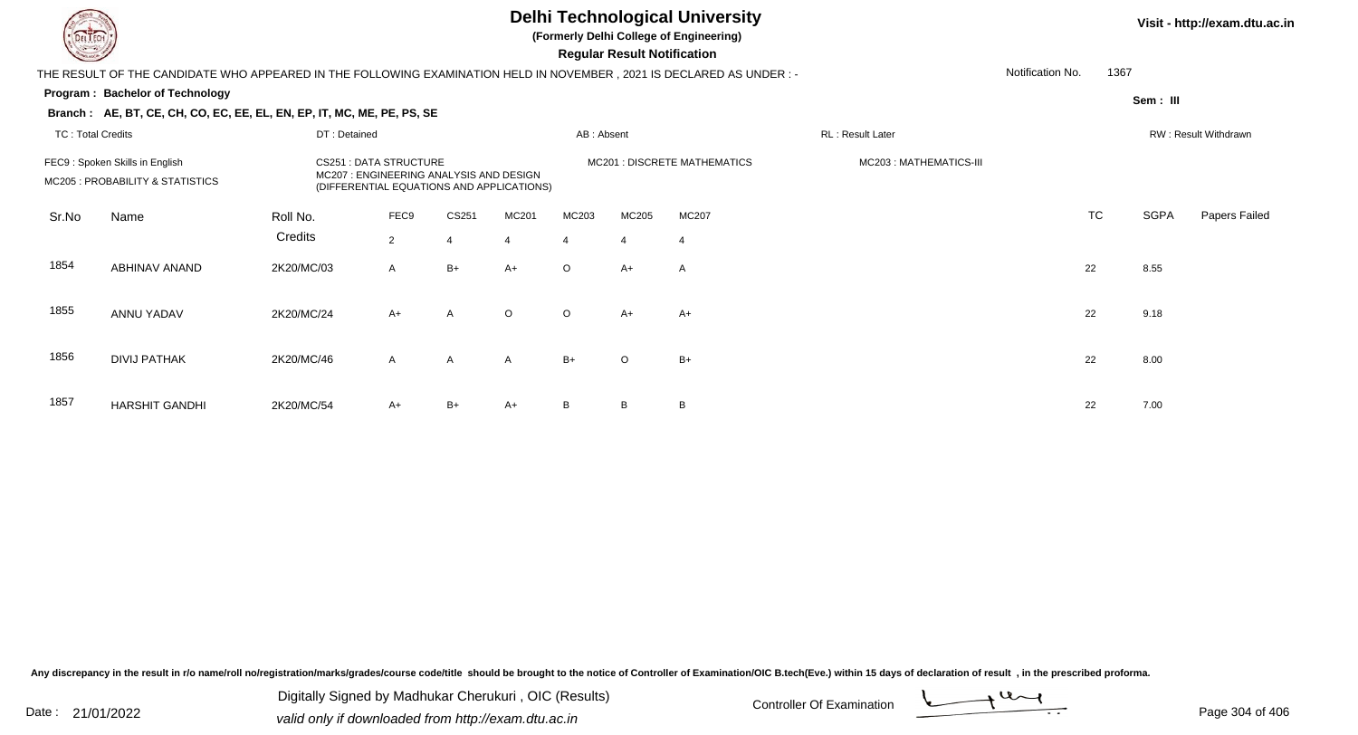# Delhi Technological University

**(Formerly Delhi College of Engineering)**

**Regular Result Notification**

Visit - http://exam.dtu.ac.in

THE RESULT OF THE CANDIDATE WHO APPEARED IN THE FOLLOWING EXAMINATION HELD IN NOVEMBER , 2021 IS DECLARED AS UNDER : -

Notification No. 1367

**Program : Bachelor of Technology**

Sem : III

**Branch : AE, BT, CE, CH, CO, EC, EE, EL, EN, EP, IT, MC, ME, PE, PS, SE**

TC : Total Credits | DT : Detained | AB : Absent | RL : Result Later | RW : Result Withdrawn

FEC9 : Spoken Skills in English
CS251 : DATA STRUCTURE
MC201 : DISCRETE MATHEMATICS
MC203 : MATHEMATICS-III
MC205 : PROBABILITY & STATISTICS
MC207 : ENGINEERING ANALYSIS AND DESIGN (DIFFERENTIAL EQUATIONS AND APPLICATIONS)

| Sr.No | Name | Roll No. | FEC9 | CS251 | MC201 | MC203 | MC205 | MC207 | TC | SGPA | Papers Failed |
|---|---|---|---|---|---|---|---|---|---|---|---|
| | | Credits | 2 | 4 | 4 | 4 | 4 | 4 | | | |
| 1854 | ABHINAV ANAND | 2K20/MC/03 | A | B+ | A+ | O | A+ | A | 22 | 8.55 | |
| 1855 | ANNU YADAV | 2K20/MC/24 | A+ | A | O | O | A+ | A+ | 22 | 9.18 | |
| 1856 | DIVIJ PATHAK | 2K20/MC/46 | A | A | A | B+ | O | B+ | 22 | 8.00 | |
| 1857 | HARSHIT GANDHI | 2K20/MC/54 | A+ | B+ | A+ | B | B | B | 22 | 7.00 | |

Any discrepancy in the result in r/o name/roll no/registration/marks/grades/course code/title should be brought to the notice of Controller of Examination/OIC B.tech(Eve.) within 15 days of declaration of result , in the prescribed proforma.

Date : 21/01/2022

Digitally Signed by Madhukar Cherukuri , OIC (Results)
valid only if downloaded from http://exam.dtu.ac.in

Controller Of Examination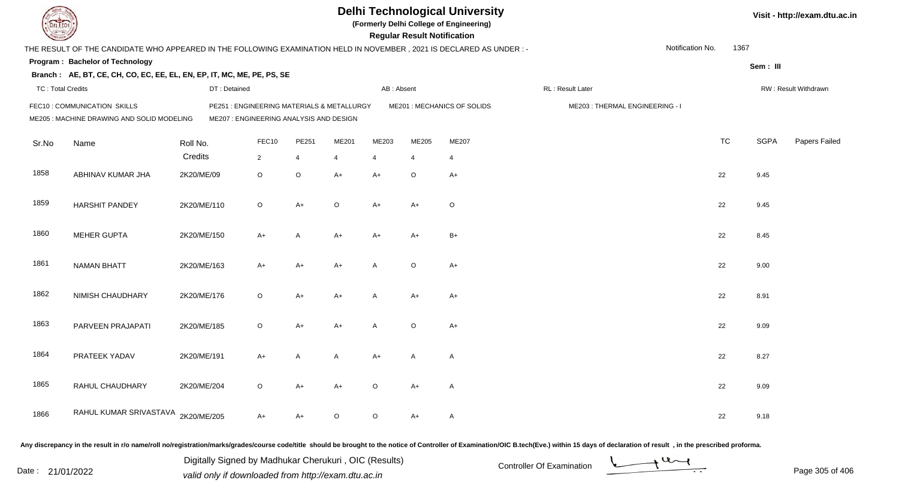# Delhi Technological University

**(Formerly Delhi College of Engineering)**

**Regular Result Notification**

Visit - http://exam.dtu.ac.in

THE RESULT OF THE CANDIDATE WHO APPEARED IN THE FOLLOWING EXAMINATION HELD IN NOVEMBER , 2021 IS DECLARED AS UNDER : -

Notification No. 1367

**Program : Bachelor of Technology**

Sem : III

**Branch : AE, BT, CE, CH, CO, EC, EE, EL, EN, EP, IT, MC, ME, PE, PS, SE**

TC : Total Credits | DT : Detained | AB : Absent | RL : Result Later | RW : Result Withdrawn

FEC10 : COMMUNICATION SKILLS
PE251 : ENGINEERING MATERIALS & METALLURGY
ME201 : MECHANICS OF SOLIDS
ME203 : THERMAL ENGINEERING - I
ME205 : MACHINE DRAWING AND SOLID MODELING
ME207 : ENGINEERING ANALYSIS AND DESIGN

| Sr.No | Name | Roll No. | FEC10 | PE251 | ME201 | ME203 | ME205 | ME207 | TC | SGPA | Papers Failed |
|---|---|---|---|---|---|---|---|---|---|---|---|
| | | Credits | 2 | 4 | 4 | 4 | 4 | 4 | | | |
| 1858 | ABHINAV KUMAR JHA | 2K20/ME/09 | O | O | A+ | A+ | O | A+ | 22 | 9.45 | |
| 1859 | HARSHIT PANDEY | 2K20/ME/110 | O | A+ | O | A+ | A+ | O | 22 | 9.45 | |
| 1860 | MEHER GUPTA | 2K20/ME/150 | A+ | A | A+ | A+ | A+ | B+ | 22 | 8.45 | |
| 1861 | NAMAN BHATT | 2K20/ME/163 | A+ | A+ | A+ | A | O | A+ | 22 | 9.00 | |
| 1862 | NIMISH CHAUDHARY | 2K20/ME/176 | O | A+ | A+ | A | A+ | A+ | 22 | 8.91 | |
| 1863 | PARVEEN PRAJAPATI | 2K20/ME/185 | O | A+ | A+ | A | O | A+ | 22 | 9.09 | |
| 1864 | PRATEEK YADAV | 2K20/ME/191 | A+ | A | A | A+ | A | A | 22 | 8.27 | |
| 1865 | RAHUL CHAUDHARY | 2K20/ME/204 | O | A+ | A+ | O | A+ | A | 22 | 9.09 | |
| 1866 | RAHUL KUMAR SRIVASTAVA | 2K20/ME/205 | A+ | A+ | O | O | A+ | A | 22 | 9.18 | |

Any discrepancy in the result in r/o name/roll no/registration/marks/grades/course code/title should be brought to the notice of Controller of Examination/OIC B.tech(Eve.) within 15 days of declaration of result , in the prescribed proforma.

Date : 21/01/2022

Digitally Signed by Madhukar Cherukuri , OIC (Results)
valid only if downloaded from http://exam.dtu.ac.in

Controller Of Examination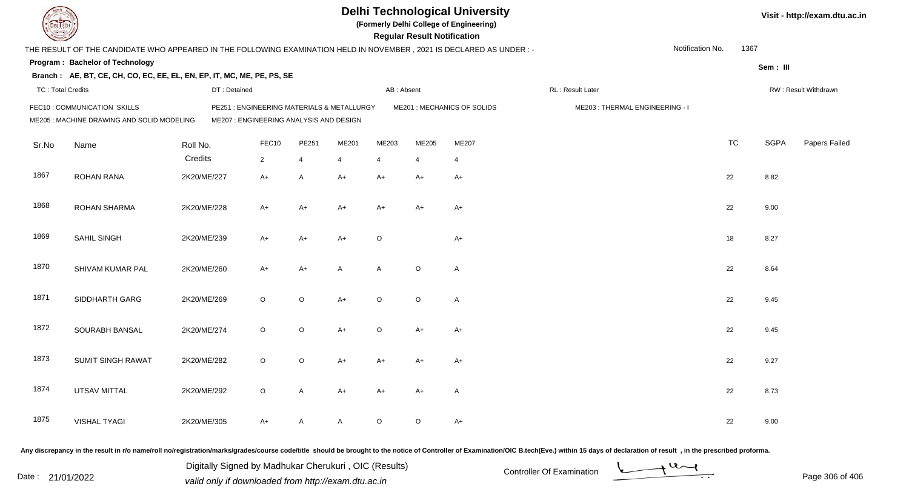# Delhi Technological University

(Formerly Delhi College of Engineering)

**Regular Result Notification**

Visit - http://exam.dtu.ac.in

THE RESULT OF THE CANDIDATE WHO APPEARED IN THE FOLLOWING EXAMINATION HELD IN NOVEMBER , 2021 IS DECLARED AS UNDER : -

Notification No. 1367

**Program : Bachelor of Technology**

Sem : III

**Branch : AE, BT, CE, CH, CO, EC, EE, EL, EN, EP, IT, MC, ME, PE, PS, SE**

TC : Total Credits | DT : Detained | AB : Absent | RL : Result Later | RW : Result Withdrawn

FEC10 : COMMUNICATION SKILLS | PE251 : ENGINEERING MATERIALS & METALLURGY | ME201 : MECHANICS OF SOLIDS | ME203 : THERMAL ENGINEERING - I
ME205 : MACHINE DRAWING AND SOLID MODELING | ME207 : ENGINEERING ANALYSIS AND DESIGN

| Sr.No | Name | Roll No. | FEC10 | PE251 | ME201 | ME203 | ME205 | ME207 | TC | SGPA | Papers Failed |
|---|---|---|---|---|---|---|---|---|---|---|---|
| | | Credits | 2 | 4 | 4 | 4 | 4 | 4 | | | |
| 1867 | ROHAN RANA | 2K20/ME/227 | A+ | A | A+ | A+ | A+ | A+ | 22 | 8.82 | |
| 1868 | ROHAN SHARMA | 2K20/ME/228 | A+ | A+ | A+ | A+ | A+ | A+ | 22 | 9.00 | |
| 1869 | SAHIL SINGH | 2K20/ME/239 | A+ | A+ | A+ | O | | A+ | 18 | 8.27 | |
| 1870 | SHIVAM KUMAR PAL | 2K20/ME/260 | A+ | A+ | A | A | O | A | 22 | 8.64 | |
| 1871 | SIDDHARTH GARG | 2K20/ME/269 | O | O | A+ | O | O | A | 22 | 9.45 | |
| 1872 | SOURABH BANSAL | 2K20/ME/274 | O | O | A+ | O | A+ | A+ | 22 | 9.45 | |
| 1873 | SUMIT SINGH RAWAT | 2K20/ME/282 | O | O | A+ | A+ | A+ | A+ | 22 | 9.27 | |
| 1874 | UTSAV MITTAL | 2K20/ME/292 | O | A | A+ | A+ | A+ | A | 22 | 8.73 | |
| 1875 | VISHAL TYAGI | 2K20/ME/305 | A+ | A | A | O | O | A+ | 22 | 9.00 | |

Any discrepancy in the result in r/o name/roll no/registration/marks/grades/course code/title should be brought to the notice of Controller of Examination/OIC B.tech(Eve.) within 15 days of declaration of result , in the prescribed proforma.

Date : 21/01/2022

Digitally Signed by Madhukar Cherukuri , OIC (Results)
valid only if downloaded from http://exam.dtu.ac.in

Controller Of Examination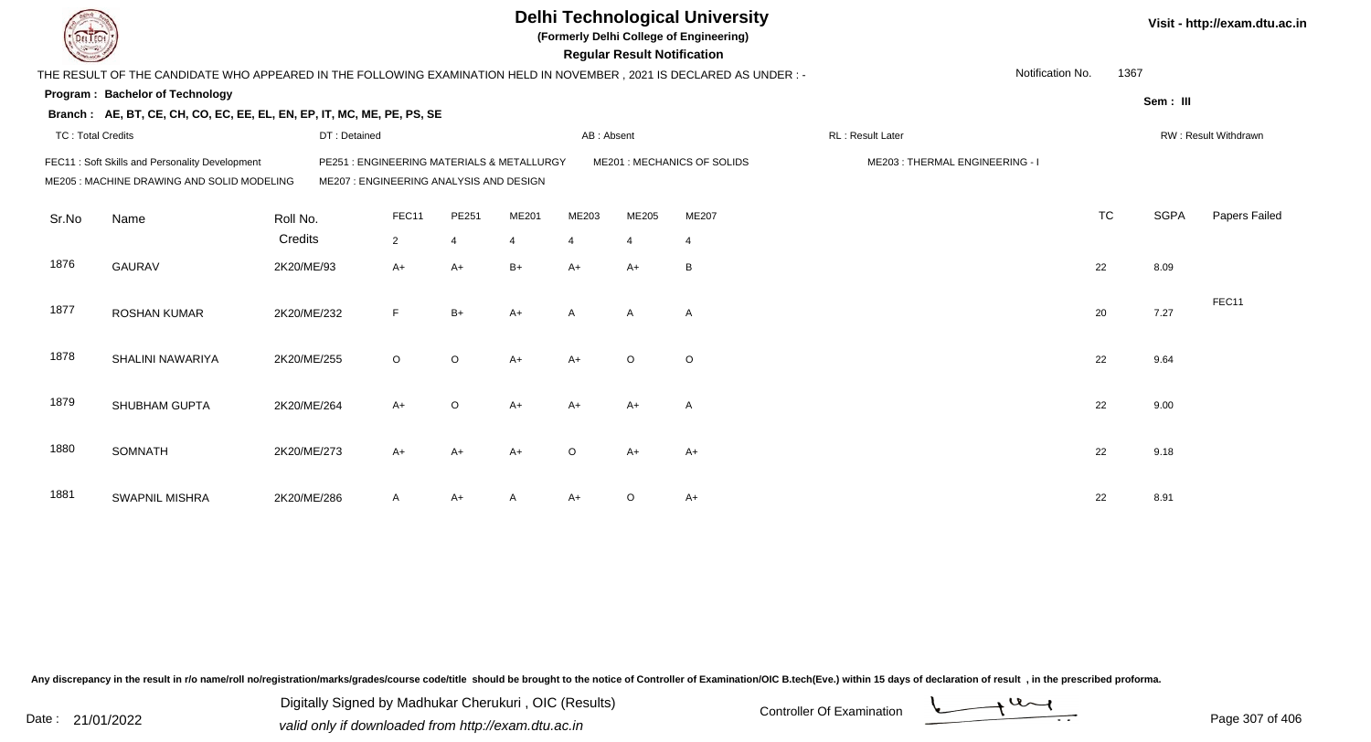# Delhi Technological University

**(Formerly Delhi College of Engineering)**

**Regular Result Notification**

Visit - http://exam.dtu.ac.in

THE RESULT OF THE CANDIDATE WHO APPEARED IN THE FOLLOWING EXAMINATION HELD IN NOVEMBER , 2021 IS DECLARED AS UNDER : -

Notification No. 1367

**Program : Bachelor of Technology**

Sem : III

**Branch : AE, BT, CE, CH, CO, EC, EE, EL, EN, EP, IT, MC, ME, PE, PS, SE**

TC : Total Credits | DT : Detained | AB : Absent | RL : Result Later | RW : Result Withdrawn

FEC11 : Soft Skills and Personality Development | PE251 : ENGINEERING MATERIALS & METALLURGY | ME201 : MECHANICS OF SOLIDS | ME203 : THERMAL ENGINEERING - I

ME205 : MACHINE DRAWING AND SOLID MODELING | ME207 : ENGINEERING ANALYSIS AND DESIGN

| Sr.No | Name | Roll No. | FEC11 | PE251 | ME201 | ME203 | ME205 | ME207 | TC | SGPA | Papers Failed |
|---|---|---|---|---|---|---|---|---|---|---|---|
| | | Credits | 2 | 4 | 4 | 4 | 4 | 4 | | | |
| 1876 | GAURAV | 2K20/ME/93 | A+ | A+ | B+ | A+ | A+ | B | 22 | 8.09 | |
| 1877 | ROSHAN KUMAR | 2K20/ME/232 | F | B+ | A+ | A | A | A | 20 | 7.27 | FEC11 |
| 1878 | SHALINI NAWARIYA | 2K20/ME/255 | O | O | A+ | A+ | O | O | 22 | 9.64 | |
| 1879 | SHUBHAM GUPTA | 2K20/ME/264 | A+ | O | A+ | A+ | A+ | A | 22 | 9.00 | |
| 1880 | SOMNATH | 2K20/ME/273 | A+ | A+ | A+ | O | A+ | A+ | 22 | 9.18 | |
| 1881 | SWAPNIL MISHRA | 2K20/ME/286 | A | A+ | A | A+ | O | A+ | 22 | 8.91 | |

Any discrepancy in the result in r/o name/roll no/registration/marks/grades/course code/title should be brought to the notice of Controller of Examination/OIC B.tech(Eve.) within 15 days of declaration of result , in the prescribed proforma.

Date : 21/01/2022

Digitally Signed by Madhukar Cherukuri , OIC (Results)
valid only if downloaded from http://exam.dtu.ac.in

Controller Of Examination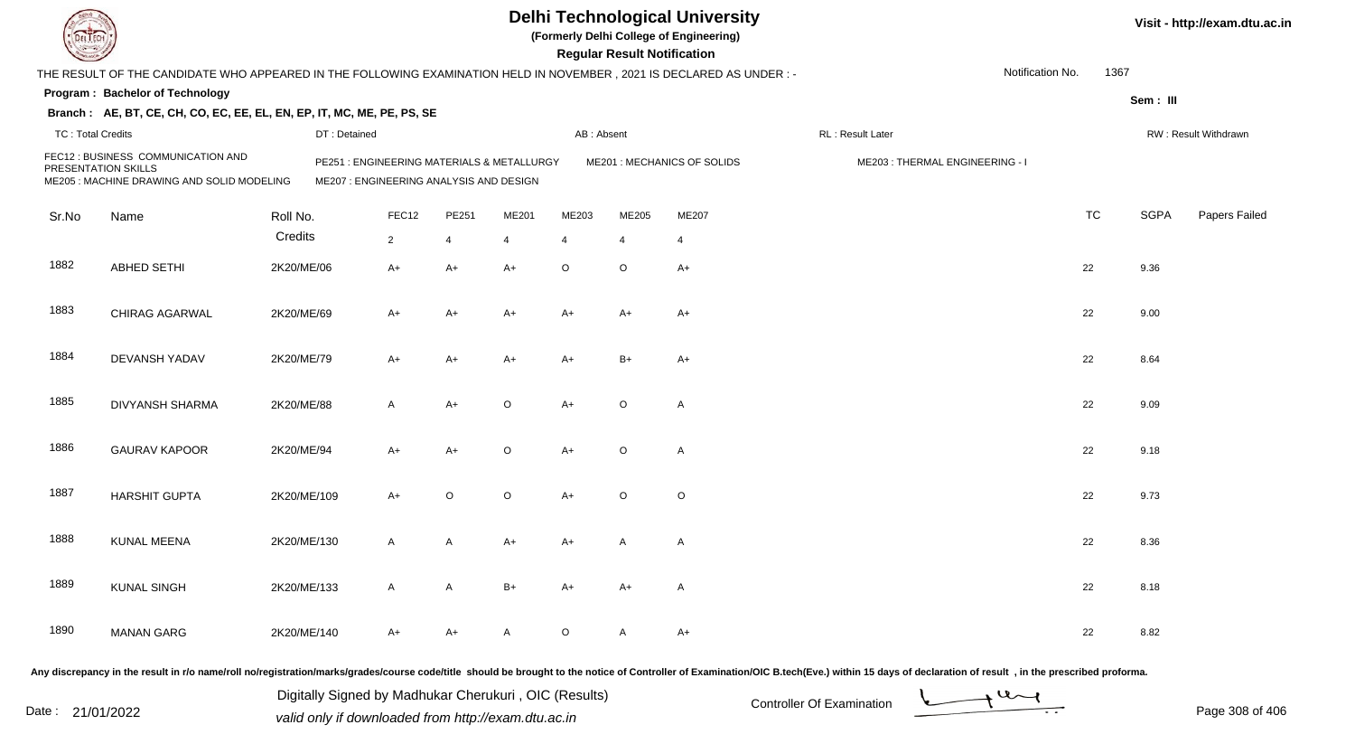# Delhi Technological University

**(Formerly Delhi College of Engineering)**

**Regular Result Notification**

Visit - http://exam.dtu.ac.in

THE RESULT OF THE CANDIDATE WHO APPEARED IN THE FOLLOWING EXAMINATION HELD IN NOVEMBER , 2021 IS DECLARED AS UNDER : -

Notification No. 1367

**Program : Bachelor of Technology**

Sem : III

**Branch : AE, BT, CE, CH, CO, EC, EE, EL, EN, EP, IT, MC, ME, PE, PS, SE**

TC : Total Credits | DT : Detained | AB : Absent | RL : Result Later | RW : Result Withdrawn

FEC12 : BUSINESS COMMUNICATION AND PRESENTATION SKILLS
PE251 : ENGINEERING MATERIALS & METALLURGY
ME201 : MECHANICS OF SOLIDS
ME203 : THERMAL ENGINEERING - I
ME205 : MACHINE DRAWING AND SOLID MODELING
ME207 : ENGINEERING ANALYSIS AND DESIGN

| Sr.No | Name | Roll No. | FEC12 | PE251 | ME201 | ME203 | ME205 | ME207 | TC | SGPA | Papers Failed |
|---|---|---|---|---|---|---|---|---|---|---|---|
| | | Credits | 2 | 4 | 4 | 4 | 4 | 4 | | | |
| 1882 | ABHED SETHI | 2K20/ME/06 | A+ | A+ | A+ | O | O | A+ | 22 | 9.36 | |
| 1883 | CHIRAG AGARWAL | 2K20/ME/69 | A+ | A+ | A+ | A+ | A+ | A+ | 22 | 9.00 | |
| 1884 | DEVANSH YADAV | 2K20/ME/79 | A+ | A+ | A+ | A+ | B+ | A+ | 22 | 8.64 | |
| 1885 | DIVYANSH SHARMA | 2K20/ME/88 | A | A+ | O | A+ | O | A | 22 | 9.09 | |
| 1886 | GAURAV KAPOOR | 2K20/ME/94 | A+ | A+ | O | A+ | O | A | 22 | 9.18 | |
| 1887 | HARSHIT GUPTA | 2K20/ME/109 | A+ | O | O | A+ | O | O | 22 | 9.73 | |
| 1888 | KUNAL MEENA | 2K20/ME/130 | A | A | A+ | A+ | A | A | 22 | 8.36 | |
| 1889 | KUNAL SINGH | 2K20/ME/133 | A | A | B+ | A+ | A+ | A | 22 | 8.18 | |
| 1890 | MANAN GARG | 2K20/ME/140 | A+ | A+ | A | O | A | A+ | 22 | 8.82 | |

Any discrepancy in the result in r/o name/roll no/registration/marks/grades/course code/title should be brought to the notice of Controller of Examination/OIC B.tech(Eve.) within 15 days of declaration of result , in the prescribed proforma.

Date : 21/01/2022

Digitally Signed by Madhukar Cherukuri , OIC (Results)
valid only if downloaded from http://exam.dtu.ac.in

Controller Of Examination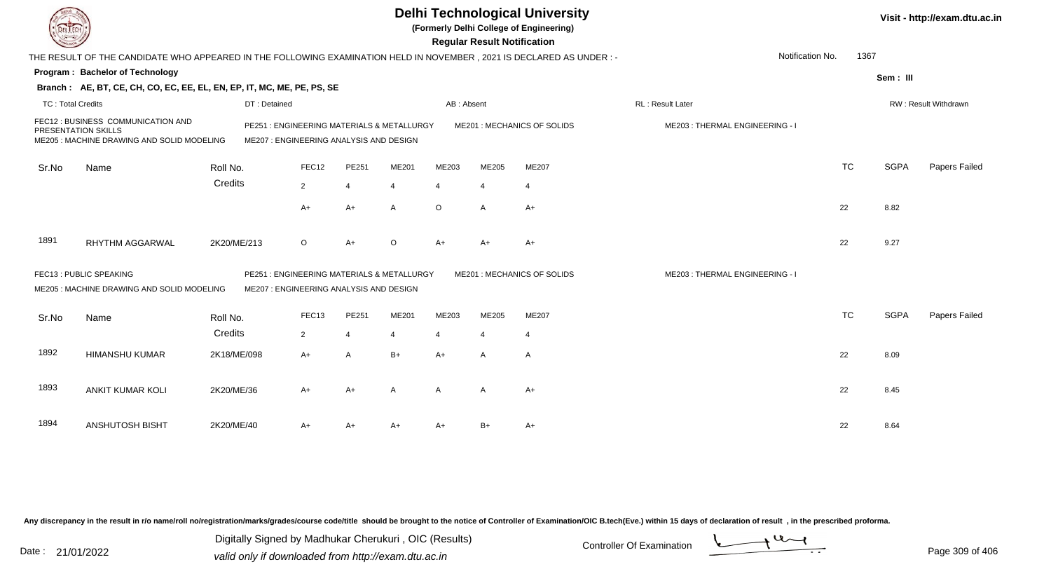# Delhi Technological University

**(Formerly Delhi College of Engineering)**

**Regular Result Notification**

Visit - http://exam.dtu.ac.in

THE RESULT OF THE CANDIDATE WHO APPEARED IN THE FOLLOWING EXAMINATION HELD IN NOVEMBER , 2021 IS DECLARED AS UNDER : -

Notification No. 1367

**Program : Bachelor of Technology**

Sem : III

**Branch : AE, BT, CE, CH, CO, EC, EE, EL, EN, EP, IT, MC, ME, PE, PS, SE**

TC : Total Credits | DT : Detained | AB : Absent | RL : Result Later | RW : Result Withdrawn

FEC12 : BUSINESS COMMUNICATION AND PRESENTATION SKILLS | PE251 : ENGINEERING MATERIALS & METALLURGY | ME201 : MECHANICS OF SOLIDS | ME203 : THERMAL ENGINEERING - I | ME205 : MACHINE DRAWING AND SOLID MODELING | ME207 : ENGINEERING ANALYSIS AND DESIGN

| Sr.No | Name | Roll No. | FEC12 | PE251 | ME201 | ME203 | ME205 | ME207 | TC | SGPA | Papers Failed |
|---|---|---|---|---|---|---|---|---|---|---|---|
| | | Credits | 2 | 4 | 4 | 4 | 4 | 4 | | | |
| | | | A+ | A+ | A | O | A | A+ | 22 | 8.82 | |
| 1891 | RHYTHM AGGARWAL | 2K20/ME/213 | O | A+ | O | A+ | A+ | A+ | 22 | 9.27 | |

FEC13 : PUBLIC SPEAKING | PE251 : ENGINEERING MATERIALS & METALLURGY | ME201 : MECHANICS OF SOLIDS | ME203 : THERMAL ENGINEERING - I | ME205 : MACHINE DRAWING AND SOLID MODELING | ME207 : ENGINEERING ANALYSIS AND DESIGN

| Sr.No | Name | Roll No. | FEC13 | PE251 | ME201 | ME203 | ME205 | ME207 | TC | SGPA | Papers Failed |
|---|---|---|---|---|---|---|---|---|---|---|---|
| | | Credits | 2 | 4 | 4 | 4 | 4 | 4 | | | |
| 1892 | HIMANSHU KUMAR | 2K18/ME/098 | A+ | A | B+ | A+ | A | A | 22 | 8.09 | |
| 1893 | ANKIT KUMAR KOLI | 2K20/ME/36 | A+ | A+ | A | A | A | A+ | 22 | 8.45 | |
| 1894 | ANSHUTOSH BISHT | 2K20/ME/40 | A+ | A+ | A+ | A+ | B+ | A+ | 22 | 8.64 | |

Any discrepancy in the result in r/o name/roll no/registration/marks/grades/course code/title should be brought to the notice of Controller of Examination/OIC B.tech(Eve.) within 15 days of declaration of result , in the prescribed proforma.

Date : 21/01/2022

Digitally Signed by Madhukar Cherukuri , OIC (Results)
valid only if downloaded from http://exam.dtu.ac.in

Controller Of Examination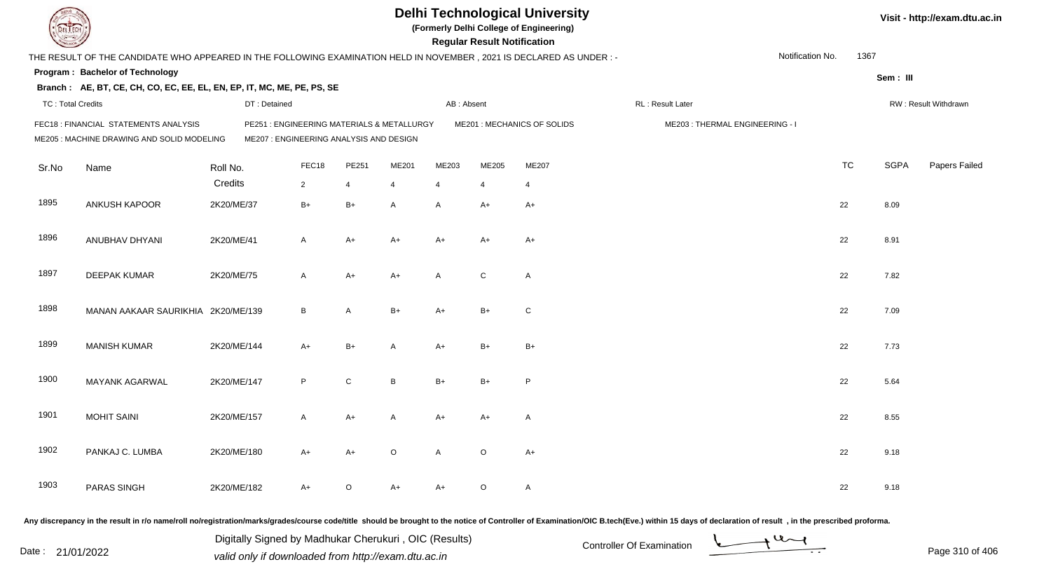# Delhi Technological University

**(Formerly Delhi College of Engineering)**

**Regular Result Notification**

Visit - http://exam.dtu.ac.in

THE RESULT OF THE CANDIDATE WHO APPEARED IN THE FOLLOWING EXAMINATION HELD IN NOVEMBER , 2021 IS DECLARED AS UNDER : -

Notification No. 1367

**Program : Bachelor of Technology**

Sem : III

**Branch : AE, BT, CE, CH, CO, EC, EE, EL, EN, EP, IT, MC, ME, PE, PS, SE**

TC : Total Credits | DT : Detained | AB : Absent | RL : Result Later | RW : Result Withdrawn

FEC18 : FINANCIAL STATEMENTS ANALYSIS | PE251 : ENGINEERING MATERIALS & METALLURGY | ME201 : MECHANICS OF SOLIDS | ME203 : THERMAL ENGINEERING - I
ME205 : MACHINE DRAWING AND SOLID MODELING | ME207 : ENGINEERING ANALYSIS AND DESIGN

| Sr.No | Name | Roll No. | FEC18 | PE251 | ME201 | ME203 | ME205 | ME207 | TC | SGPA | Papers Failed |
|---|---|---|---|---|---|---|---|---|---|---|---|
| | | Credits | 2 | 4 | 4 | 4 | 4 | 4 | | | |
| 1895 | ANKUSH KAPOOR | 2K20/ME/37 | B+ | B+ | A | A | A+ | A+ | 22 | 8.09 | |
| 1896 | ANUBHAV DHYANI | 2K20/ME/41 | A | A+ | A+ | A+ | A+ | A+ | 22 | 8.91 | |
| 1897 | DEEPAK KUMAR | 2K20/ME/75 | A | A+ | A+ | A | C | A | 22 | 7.82 | |
| 1898 | MANAN AAKAAR SAURIKHIA | 2K20/ME/139 | B | A | B+ | A+ | B+ | C | 22 | 7.09 | |
| 1899 | MANISH KUMAR | 2K20/ME/144 | A+ | B+ | A | A+ | B+ | B+ | 22 | 7.73 | |
| 1900 | MAYANK AGARWAL | 2K20/ME/147 | P | C | B | B+ | B+ | P | 22 | 5.64 | |
| 1901 | MOHIT SAINI | 2K20/ME/157 | A | A+ | A | A+ | A+ | A | 22 | 8.55 | |
| 1902 | PANKAJ C. LUMBA | 2K20/ME/180 | A+ | A+ | O | A | O | A+ | 22 | 9.18 | |
| 1903 | PARAS SINGH | 2K20/ME/182 | A+ | O | A+ | A+ | O | A | 22 | 9.18 | |

Any discrepancy in the result in r/o name/roll no/registration/marks/grades/course code/title should be brought to the notice of Controller of Examination/OIC B.tech(Eve.) within 15 days of declaration of result , in the prescribed proforma.

Date : 21/01/2022

Digitally Signed by Madhukar Cherukuri , OIC (Results)
valid only if downloaded from http://exam.dtu.ac.in

Controller Of Examination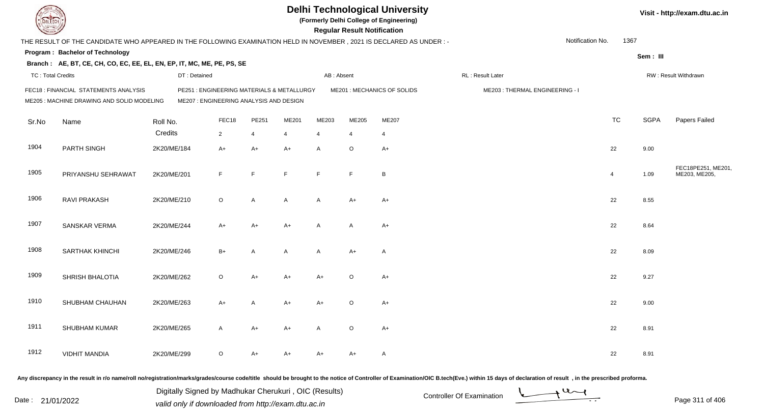# Delhi Technological University

**(Formerly Delhi College of Engineering)**

**Regular Result Notification**

Visit - http://exam.dtu.ac.in

THE RESULT OF THE CANDIDATE WHO APPEARED IN THE FOLLOWING EXAMINATION HELD IN NOVEMBER , 2021 IS DECLARED AS UNDER : -

Notification No. 1367

**Program : Bachelor of Technology**

Sem : III

**Branch : AE, BT, CE, CH, CO, EC, EE, EL, EN, EP, IT, MC, ME, PE, PS, SE**

TC : Total Credits | DT : Detained | AB : Absent | RL : Result Later | RW : Result Withdrawn

FEC18 : FINANCIAL STATEMENTS ANALYSIS
PE251 : ENGINEERING MATERIALS & METALLURGY
ME201 : MECHANICS OF SOLIDS
ME203 : THERMAL ENGINEERING - I
ME205 : MACHINE DRAWING AND SOLID MODELING
ME207 : ENGINEERING ANALYSIS AND DESIGN

| Sr.No | Name | Roll No. | FEC18 | PE251 | ME201 | ME203 | ME205 | ME207 | TC | SGPA | Papers Failed |
|---|---|---|---|---|---|---|---|---|---|---|---|
| | | Credits | 2 | 4 | 4 | 4 | 4 | 4 | | | |
| 1904 | PARTH SINGH | 2K20/ME/184 | A+ | A+ | A+ | A | O | A+ | 22 | 9.00 | |
| 1905 | PRIYANSHU SEHRAWAT | 2K20/ME/201 | F | F | F | F | F | B | 4 | 1.09 | FEC18PE251, ME201, ME203, ME205, |
| 1906 | RAVI PRAKASH | 2K20/ME/210 | O | A | A | A | A+ | A+ | 22 | 8.55 | |
| 1907 | SANSKAR VERMA | 2K20/ME/244 | A+ | A+ | A+ | A | A | A+ | 22 | 8.64 | |
| 1908 | SARTHAK KHINCHI | 2K20/ME/246 | B+ | A | A | A | A+ | A | 22 | 8.09 | |
| 1909 | SHRISH BHALOTIA | 2K20/ME/262 | O | A+ | A+ | A+ | O | A+ | 22 | 9.27 | |
| 1910 | SHUBHAM CHAUHAN | 2K20/ME/263 | A+ | A | A+ | A+ | O | A+ | 22 | 9.00 | |
| 1911 | SHUBHAM KUMAR | 2K20/ME/265 | A | A+ | A+ | A | O | A+ | 22 | 8.91 | |
| 1912 | VIDHIT MANDIA | 2K20/ME/299 | O | A+ | A+ | A+ | A+ | A | 22 | 8.91 | |

Any discrepancy in the result in r/o name/roll no/registration/marks/grades/course code/title should be brought to the notice of Controller of Examination/OIC B.tech(Eve.) within 15 days of declaration of result , in the prescribed proforma.

Date : 21/01/2022

Digitally Signed by Madhukar Cherukuri , OIC (Results)
valid only if downloaded from http://exam.dtu.ac.in

Controller Of Examination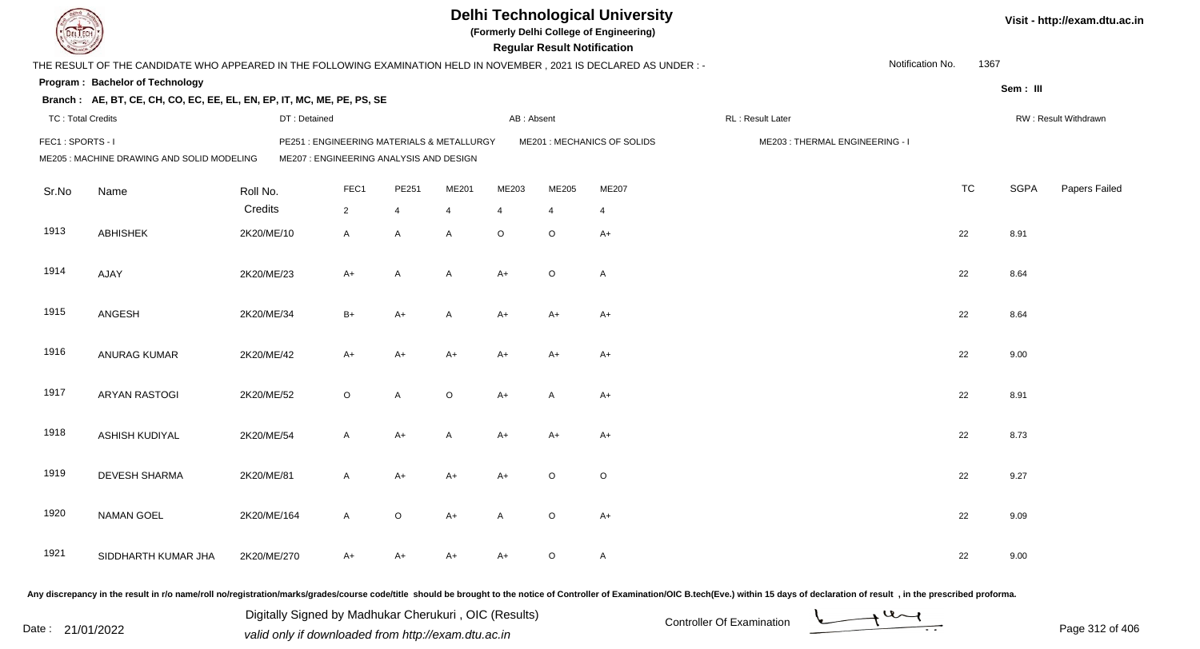# Delhi Technological University

**(Formerly Delhi College of Engineering)**

**Regular Result Notification**

Visit - http://exam.dtu.ac.in

THE RESULT OF THE CANDIDATE WHO APPEARED IN THE FOLLOWING EXAMINATION HELD IN NOVEMBER , 2021 IS DECLARED AS UNDER : -

Notification No. 1367

**Program : Bachelor of Technology**

Sem : III

**Branch : AE, BT, CE, CH, CO, EC, EE, EL, EN, EP, IT, MC, ME, PE, PS, SE**

TC : Total Credits | DT : Detained | AB : Absent | RL : Result Later | RW : Result Withdrawn

FEC1 : SPORTS - I | PE251 : ENGINEERING MATERIALS & METALLURGY | ME201 : MECHANICS OF SOLIDS | ME203 : THERMAL ENGINEERING - I

ME205 : MACHINE DRAWING AND SOLID MODELING | ME207 : ENGINEERING ANALYSIS AND DESIGN

| Sr.No | Name | Roll No. | FEC1 | PE251 | ME201 | ME203 | ME205 | ME207 | TC | SGPA | Papers Failed |
|---|---|---|---|---|---|---|---|---|---|---|---|
| | | Credits | 2 | 4 | 4 | 4 | 4 | 4 | | | |
| 1913 | ABHISHEK | 2K20/ME/10 | A | A | A | O | O | A+ | 22 | 8.91 | |
| 1914 | AJAY | 2K20/ME/23 | A+ | A | A | A+ | O | A | 22 | 8.64 | |
| 1915 | ANGESH | 2K20/ME/34 | B+ | A+ | A | A+ | A+ | A+ | 22 | 8.64 | |
| 1916 | ANURAG KUMAR | 2K20/ME/42 | A+ | A+ | A+ | A+ | A+ | A+ | 22 | 9.00 | |
| 1917 | ARYAN RASTOGI | 2K20/ME/52 | O | A | O | A+ | A | A+ | 22 | 8.91 | |
| 1918 | ASHISH KUDIYAL | 2K20/ME/54 | A | A+ | A | A+ | A+ | A+ | 22 | 8.73 | |
| 1919 | DEVESH SHARMA | 2K20/ME/81 | A | A+ | A+ | A+ | O | O | 22 | 9.27 | |
| 1920 | NAMAN GOEL | 2K20/ME/164 | A | O | A+ | A | O | A+ | 22 | 9.09 | |
| 1921 | SIDDHARTH KUMAR JHA | 2K20/ME/270 | A+ | A+ | A+ | A+ | O | A | 22 | 9.00 | |

Any discrepancy in the result in r/o name/roll no/registration/marks/grades/course code/title should be brought to the notice of Controller of Examination/OIC B.tech(Eve.) within 15 days of declaration of result , in the prescribed proforma.

Date : 21/01/2022

Digitally Signed by Madhukar Cherukuri , OIC (Results)
valid only if downloaded from http://exam.dtu.ac.in

Controller Of Examination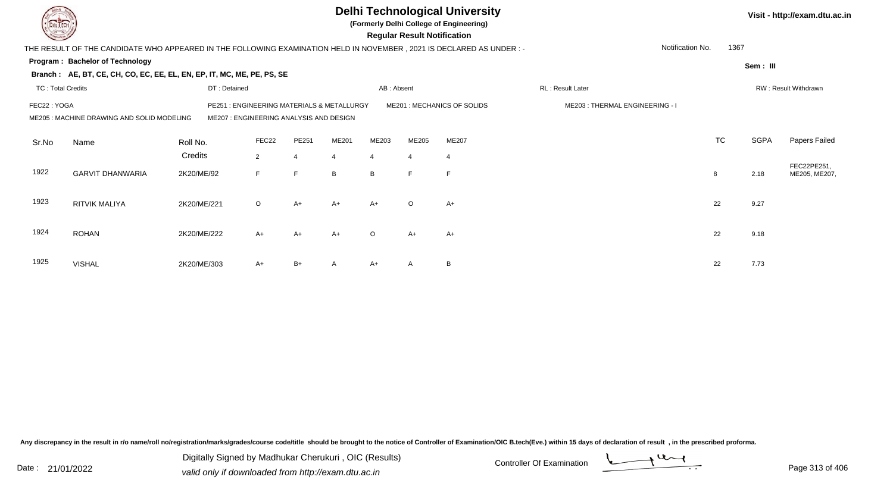# Delhi Technological University

**(Formerly Delhi College of Engineering)**

**Regular Result Notification**

Visit - http://exam.dtu.ac.in

THE RESULT OF THE CANDIDATE WHO APPEARED IN THE FOLLOWING EXAMINATION HELD IN NOVEMBER , 2021 IS DECLARED AS UNDER : -

Notification No. 1367

**Program : Bachelor of Technology**

**Sem : III**

**Branch : AE, BT, CE, CH, CO, EC, EE, EL, EN, EP, IT, MC, ME, PE, PS, SE**

TC : Total Credits | DT : Detained | AB : Absent | RL : Result Later | RW : Result Withdrawn

FEC22 : YOGA
PE251 : ENGINEERING MATERIALS & METALLURGY
ME201 : MECHANICS OF SOLIDS
ME203 : THERMAL ENGINEERING - I
ME205 : MACHINE DRAWING AND SOLID MODELING
ME207 : ENGINEERING ANALYSIS AND DESIGN

| Sr.No | Name | Roll No. | FEC22 | PE251 | ME201 | ME203 | ME205 | ME207 | TC | SGPA | Papers Failed |
|---|---|---|---|---|---|---|---|---|---|---|---|
| | | Credits | 2 | 4 | 4 | 4 | 4 | 4 | | | |
| 1922 | GARVIT DHANWARIA | 2K20/ME/92 | F | F | B | B | F | F | 8 | 2.18 | FEC22PE251, ME205, ME207, |
| 1923 | RITVIK MALIYA | 2K20/ME/221 | O | A+ | A+ | A+ | O | A+ | 22 | 9.27 | |
| 1924 | ROHAN | 2K20/ME/222 | A+ | A+ | A+ | O | A+ | A+ | 22 | 9.18 | |
| 1925 | VISHAL | 2K20/ME/303 | A+ | B+ | A | A+ | A | B | 22 | 7.73 | |

Any discrepancy in the result in r/o name/roll no/registration/marks/grades/course code/title should be brought to the notice of Controller of Examination/OIC B.tech(Eve.) within 15 days of declaration of result , in the prescribed proforma.

Date : 21/01/2022

Digitally Signed by Madhukar Cherukuri , OIC (Results)
valid only if downloaded from http://exam.dtu.ac.in

Controller Of Examination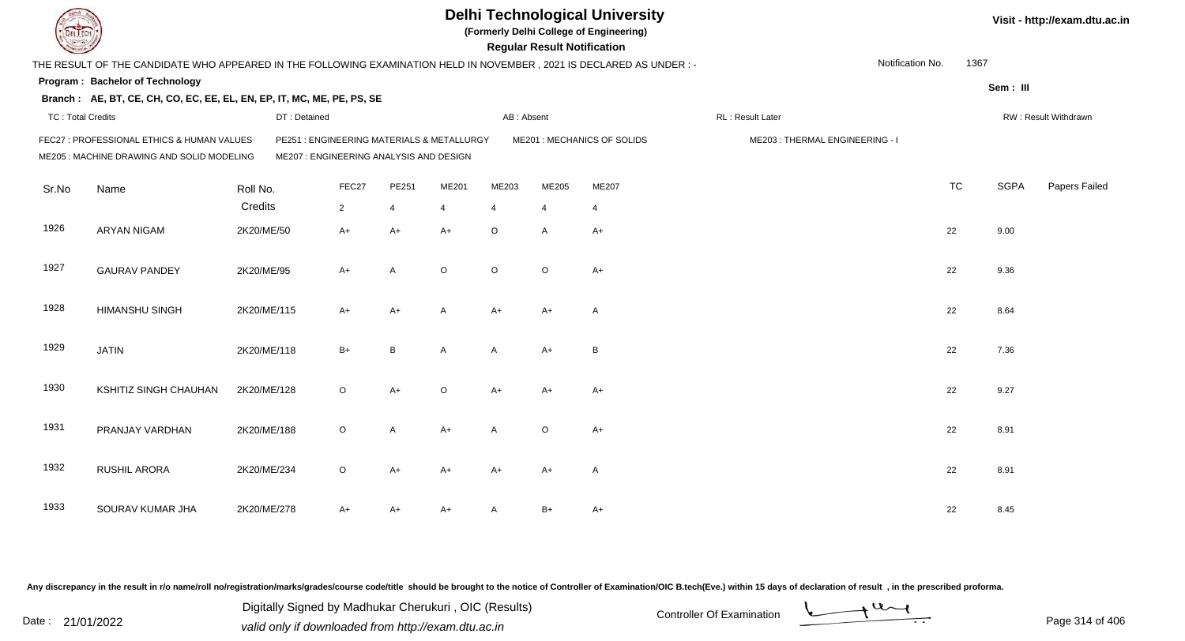# Delhi Technological University

**(Formerly Delhi College of Engineering)**

**Regular Result Notification**

Visit - http://exam.dtu.ac.in

THE RESULT OF THE CANDIDATE WHO APPEARED IN THE FOLLOWING EXAMINATION HELD IN NOVEMBER , 2021 IS DECLARED AS UNDER : -

Notification No. 1367

**Program : Bachelor of Technology**

**Sem : III**

**Branch : AE, BT, CE, CH, CO, EC, EE, EL, EN, EP, IT, MC, ME, PE, PS, SE**

TC : Total Credits | DT : Detained | AB : Absent | RL : Result Later | RW : Result Withdrawn

FEC27 : PROFESSIONAL ETHICS & HUMAN VALUES
PE251 : ENGINEERING MATERIALS & METALLURGY
ME201 : MECHANICS OF SOLIDS
ME203 : THERMAL ENGINEERING - I
ME205 : MACHINE DRAWING AND SOLID MODELING
ME207 : ENGINEERING ANALYSIS AND DESIGN

| Sr.No | Name | Roll No. | FEC27 | PE251 | ME201 | ME203 | ME205 | ME207 | TC | SGPA | Papers Failed |
|---|---|---|---|---|---|---|---|---|---|---|---|
| | | Credits | 2 | 4 | 4 | 4 | 4 | 4 | | | |
| 1926 | ARYAN NIGAM | 2K20/ME/50 | A+ | A+ | A+ | O | A | A+ | 22 | 9.00 | |
| 1927 | GAURAV PANDEY | 2K20/ME/95 | A+ | A | O | O | O | A+ | 22 | 9.36 | |
| 1928 | HIMANSHU SINGH | 2K20/ME/115 | A+ | A+ | A | A+ | A+ | A | 22 | 8.64 | |
| 1929 | JATIN | 2K20/ME/118 | B+ | B | A | A | A+ | B | 22 | 7.36 | |
| 1930 | KSHITIZ SINGH CHAUHAN | 2K20/ME/128 | O | A+ | O | A+ | A+ | A+ | 22 | 9.27 | |
| 1931 | PRANJAY VARDHAN | 2K20/ME/188 | O | A | A+ | A | O | A+ | 22 | 8.91 | |
| 1932 | RUSHIL ARORA | 2K20/ME/234 | O | A+ | A+ | A+ | A+ | A | 22 | 8.91 | |
| 1933 | SOURAV KUMAR JHA | 2K20/ME/278 | A+ | A+ | A+ | A | B+ | A+ | 22 | 8.45 | |

Any discrepancy in the result in r/o name/roll no/registration/marks/grades/course code/title should be brought to the notice of Controller of Examination/OIC B.tech(Eve.) within 15 days of declaration of result , in the prescribed proforma.

Date : 21/01/2022

Digitally Signed by Madhukar Cherukuri , OIC (Results)
valid only if downloaded from http://exam.dtu.ac.in

Controller Of Examination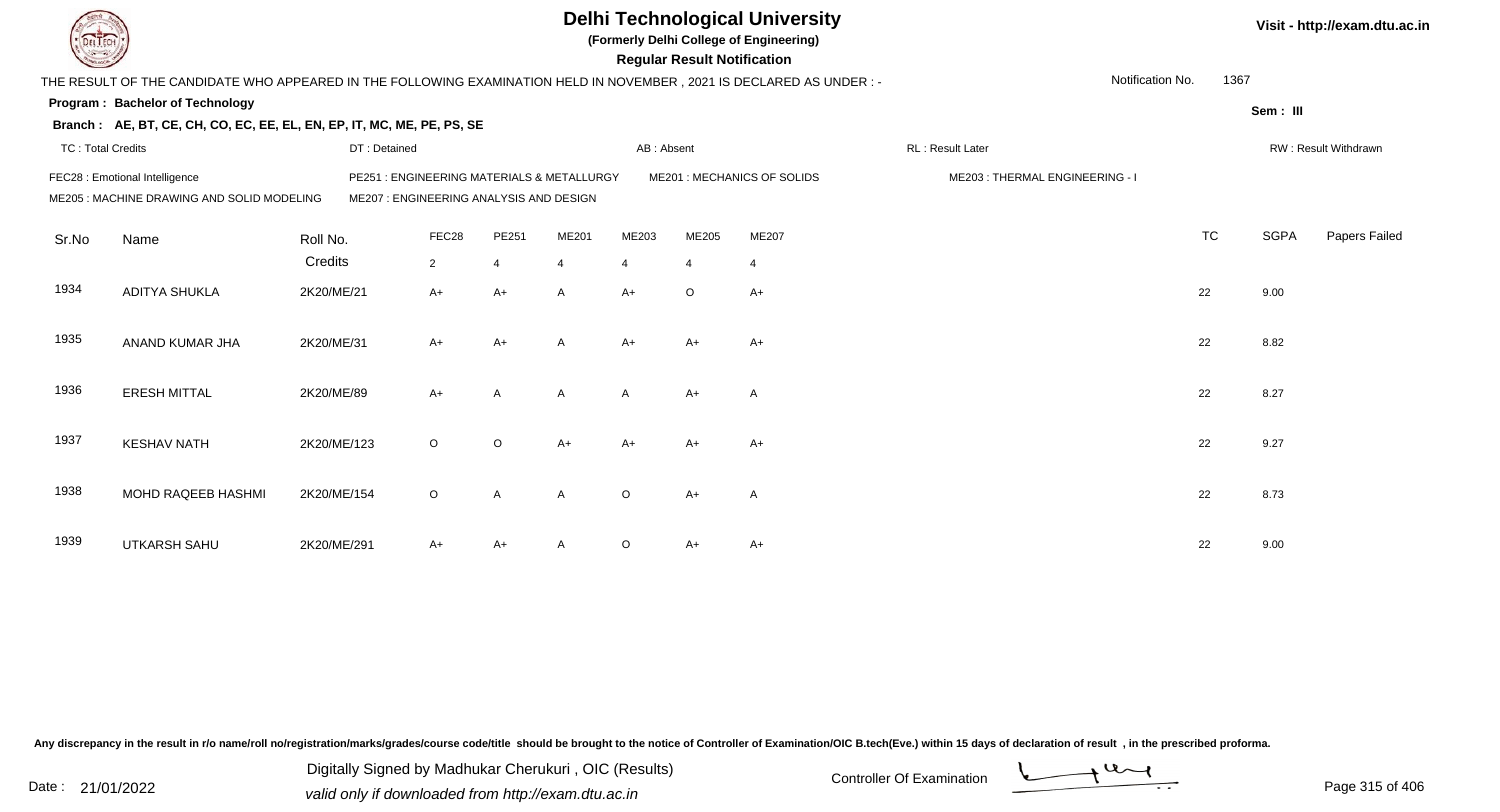# Delhi Technological University

**(Formerly Delhi College of Engineering)**

**Regular Result Notification**

Visit - http://exam.dtu.ac.in

THE RESULT OF THE CANDIDATE WHO APPEARED IN THE FOLLOWING EXAMINATION HELD IN NOVEMBER , 2021 IS DECLARED AS UNDER : -

Notification No. 1367

**Program : Bachelor of Technology**

Sem : III

**Branch : AE, BT, CE, CH, CO, EC, EE, EL, EN, EP, IT, MC, ME, PE, PS, SE**

TC : Total Credits | DT : Detained | AB : Absent | RL : Result Later | RW : Result Withdrawn

FEC28 : Emotional Intelligence | PE251 : ENGINEERING MATERIALS & METALLURGY | ME201 : MECHANICS OF SOLIDS | ME203 : THERMAL ENGINEERING - I

ME205 : MACHINE DRAWING AND SOLID MODELING | ME207 : ENGINEERING ANALYSIS AND DESIGN

| Sr.No | Name | Roll No. | FEC28 | PE251 | ME201 | ME203 | ME205 | ME207 | TC | SGPA | Papers Failed |
|---|---|---|---|---|---|---|---|---|---|---|---|
| | | Credits | 2 | 4 | 4 | 4 | 4 | 4 | | | |
| 1934 | ADITYA SHUKLA | 2K20/ME/21 | A+ | A+ | A | A+ | O | A+ | 22 | 9.00 | |
| 1935 | ANAND KUMAR JHA | 2K20/ME/31 | A+ | A+ | A | A+ | A+ | A+ | 22 | 8.82 | |
| 1936 | ERESH MITTAL | 2K20/ME/89 | A+ | A | A | A | A+ | A | 22 | 8.27 | |
| 1937 | KESHAV NATH | 2K20/ME/123 | O | O | A+ | A+ | A+ | A+ | 22 | 9.27 | |
| 1938 | MOHD RAQEEB HASHMI | 2K20/ME/154 | O | A | A | O | A+ | A | 22 | 8.73 | |
| 1939 | UTKARSH SAHU | 2K20/ME/291 | A+ | A+ | A | O | A+ | A+ | 22 | 9.00 | |

Any discrepancy in the result in r/o name/roll no/registration/marks/grades/course code/title should be brought to the notice of Controller of Examination/OIC B.tech(Eve.) within 15 days of declaration of result , in the prescribed proforma.

Date : 21/01/2022

Digitally Signed by Madhukar Cherukuri , OIC (Results)
valid only if downloaded from http://exam.dtu.ac.in

Controller Of Examination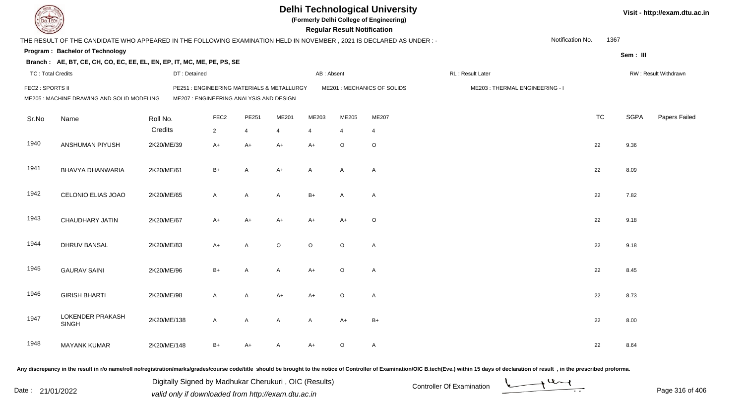# Delhi Technological University

**(Formerly Delhi College of Engineering)**

**Regular Result Notification**

Visit - http://exam.dtu.ac.in

THE RESULT OF THE CANDIDATE WHO APPEARED IN THE FOLLOWING EXAMINATION HELD IN NOVEMBER , 2021 IS DECLARED AS UNDER : -

Notification No. 1367

**Program : Bachelor of Technology**

Sem : III

**Branch : AE, BT, CE, CH, CO, EC, EE, EL, EN, EP, IT, MC, ME, PE, PS, SE**

TC : Total Credits | DT : Detained | AB : Absent | RL : Result Later | RW : Result Withdrawn

FEC2 : SPORTS II | PE251 : ENGINEERING MATERIALS & METALLURGY | ME201 : MECHANICS OF SOLIDS | ME203 : THERMAL ENGINEERING - I
ME205 : MACHINE DRAWING AND SOLID MODELING | ME207 : ENGINEERING ANALYSIS AND DESIGN

| Sr.No | Name | Roll No. | FEC2 | PE251 | ME201 | ME203 | ME205 | ME207 | TC | SGPA | Papers Failed |
|---|---|---|---|---|---|---|---|---|---|---|---|
| | | Credits | 2 | 4 | 4 | 4 | 4 | 4 | | | |
| 1940 | ANSHUMAN PIYUSH | 2K20/ME/39 | A+ | A+ | A+ | A+ | O | O | 22 | 9.36 | |
| 1941 | BHAVYA DHANWARIA | 2K20/ME/61 | B+ | A | A+ | A | A | A | 22 | 8.09 | |
| 1942 | CELONIO ELIAS JOAO | 2K20/ME/65 | A | A | A | B+ | A | A | 22 | 7.82 | |
| 1943 | CHAUDHARY JATIN | 2K20/ME/67 | A+ | A+ | A+ | A+ | A+ | O | 22 | 9.18 | |
| 1944 | DHRUV BANSAL | 2K20/ME/83 | A+ | A | O | O | O | A | 22 | 9.18 | |
| 1945 | GAURAV SAINI | 2K20/ME/96 | B+ | A | A | A+ | O | A | 22 | 8.45 | |
| 1946 | GIRISH BHARTI | 2K20/ME/98 | A | A | A+ | A+ | O | A | 22 | 8.73 | |
| 1947 | LOKENDER PRAKASH SINGH | 2K20/ME/138 | A | A | A | A | A+ | B+ | 22 | 8.00 | |
| 1948 | MAYANK KUMAR | 2K20/ME/148 | B+ | A+ | A | A+ | O | A | 22 | 8.64 | |

Any discrepancy in the result in r/o name/roll no/registration/marks/grades/course code/title should be brought to the notice of Controller of Examination/OIC B.tech(Eve.) within 15 days of declaration of result , in the prescribed proforma.

Date : 21/01/2022

Digitally Signed by Madhukar Cherukuri , OIC (Results)
valid only if downloaded from http://exam.dtu.ac.in

Controller Of Examination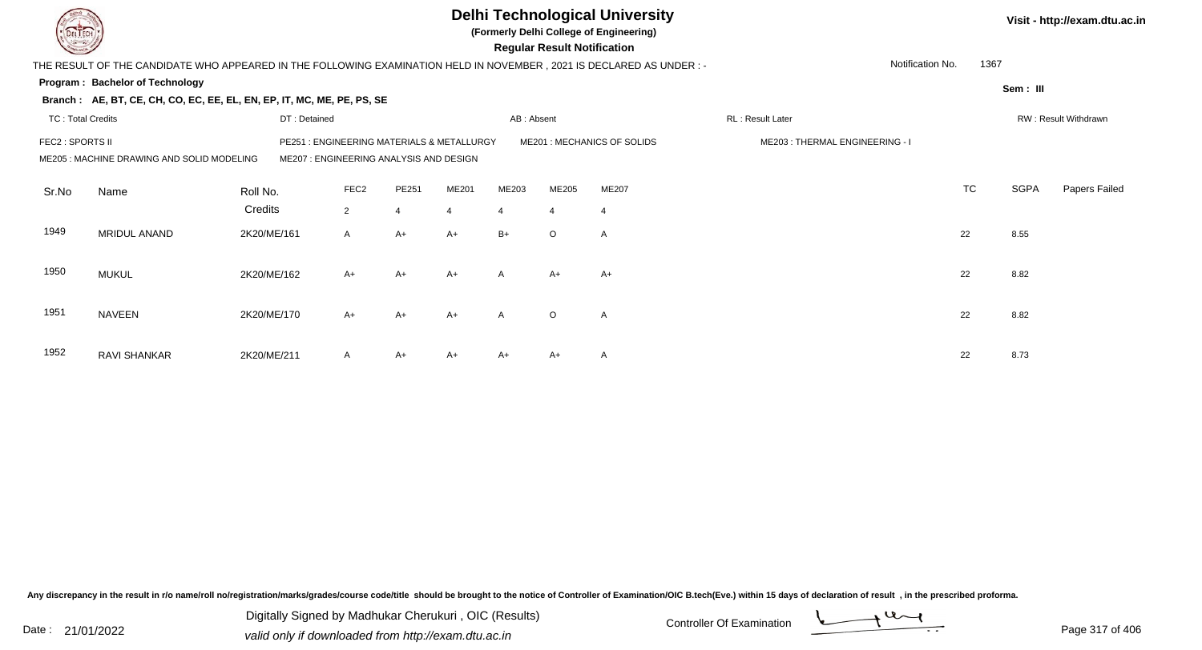# Delhi Technological University

**(Formerly Delhi College of Engineering)**

**Regular Result Notification**

Visit - http://exam.dtu.ac.in

THE RESULT OF THE CANDIDATE WHO APPEARED IN THE FOLLOWING EXAMINATION HELD IN NOVEMBER , 2021 IS DECLARED AS UNDER : -

Notification No. 1367

**Program : Bachelor of Technology**

Sem : III

**Branch : AE, BT, CE, CH, CO, EC, EE, EL, EN, EP, IT, MC, ME, PE, PS, SE**

TC : Total Credits | DT : Detained | AB : Absent | RL : Result Later | RW : Result Withdrawn

FEC2 : SPORTS II | PE251 : ENGINEERING MATERIALS & METALLURGY | ME201 : MECHANICS OF SOLIDS | ME203 : THERMAL ENGINEERING - I

ME205 : MACHINE DRAWING AND SOLID MODELING | ME207 : ENGINEERING ANALYSIS AND DESIGN

| Sr.No | Name | Roll No. | FEC2 | PE251 | ME201 | ME203 | ME205 | ME207 | TC | SGPA | Papers Failed |
|---|---|---|---|---|---|---|---|---|---|---|---|
| | | Credits | 2 | 4 | 4 | 4 | 4 | 4 | | | |
| 1949 | MRIDUL ANAND | 2K20/ME/161 | A | A+ | A+ | B+ | O | A | 22 | 8.55 | |
| 1950 | MUKUL | 2K20/ME/162 | A+ | A+ | A+ | A | A+ | A+ | 22 | 8.82 | |
| 1951 | NAVEEN | 2K20/ME/170 | A+ | A+ | A+ | A | O | A | 22 | 8.82 | |
| 1952 | RAVI SHANKAR | 2K20/ME/211 | A | A+ | A+ | A+ | A+ | A | 22 | 8.73 | |

Any discrepancy in the result in r/o name/roll no/registration/marks/grades/course code/title should be brought to the notice of Controller of Examination/OIC B.tech(Eve.) within 15 days of declaration of result , in the prescribed proforma.

Date : 21/01/2022

Digitally Signed by Madhukar Cherukuri , OIC (Results)

valid only if downloaded from http://exam.dtu.ac.in

Controller Of Examination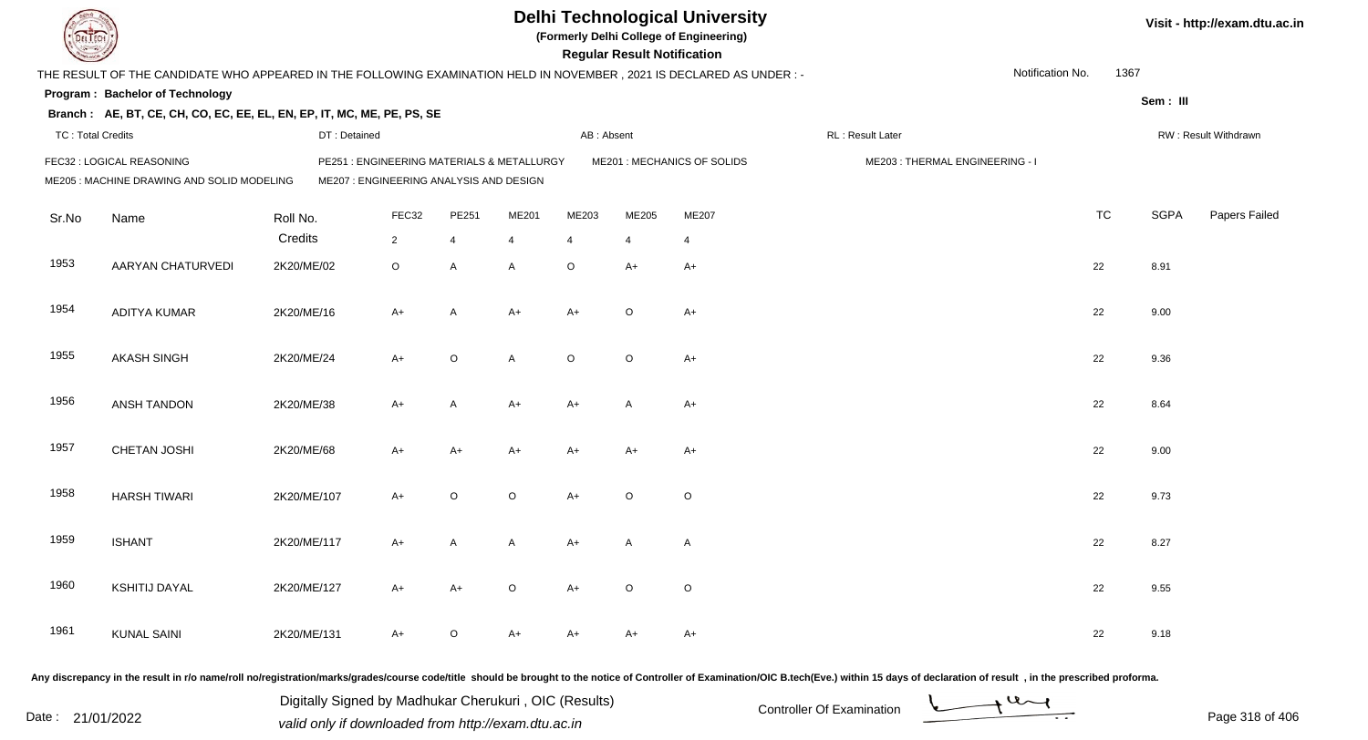# Delhi Technological University

**(Formerly Delhi College of Engineering)**

**Regular Result Notification**

Visit - http://exam.dtu.ac.in

THE RESULT OF THE CANDIDATE WHO APPEARED IN THE FOLLOWING EXAMINATION HELD IN NOVEMBER , 2021 IS DECLARED AS UNDER : -

Notification No. 1367

**Program : Bachelor of Technology**

Sem : III

**Branch : AE, BT, CE, CH, CO, EC, EE, EL, EN, EP, IT, MC, ME, PE, PS, SE**

TC : Total Credits | DT : Detained | AB : Absent | RL : Result Later | RW : Result Withdrawn

FEC32 : LOGICAL REASONING
PE251 : ENGINEERING MATERIALS & METALLURGY
ME201 : MECHANICS OF SOLIDS
ME203 : THERMAL ENGINEERING - I
ME205 : MACHINE DRAWING AND SOLID MODELING
ME207 : ENGINEERING ANALYSIS AND DESIGN

| Sr.No | Name | Roll No. | FEC32 | PE251 | ME201 | ME203 | ME205 | ME207 | TC | SGPA | Papers Failed |
|---|---|---|---|---|---|---|---|---|---|---|---|
| | | Credits | 2 | 4 | 4 | 4 | 4 | 4 | | | |
| 1953 | AARYAN CHATURVEDI | 2K20/ME/02 | O | A | A | O | A+ | A+ | 22 | 8.91 | |
| 1954 | ADITYA KUMAR | 2K20/ME/16 | A+ | A | A+ | A+ | O | A+ | 22 | 9.00 | |
| 1955 | AKASH SINGH | 2K20/ME/24 | A+ | O | A | O | O | A+ | 22 | 9.36 | |
| 1956 | ANSH TANDON | 2K20/ME/38 | A+ | A | A+ | A+ | A | A+ | 22 | 8.64 | |
| 1957 | CHETAN JOSHI | 2K20/ME/68 | A+ | A+ | A+ | A+ | A+ | A+ | 22 | 9.00 | |
| 1958 | HARSH TIWARI | 2K20/ME/107 | A+ | O | O | A+ | O | O | 22 | 9.73 | |
| 1959 | ISHANT | 2K20/ME/117 | A+ | A | A | A+ | A | A | 22 | 8.27 | |
| 1960 | KSHITIJ DAYAL | 2K20/ME/127 | A+ | A+ | O | A+ | O | O | 22 | 9.55 | |
| 1961 | KUNAL SAINI | 2K20/ME/131 | A+ | O | A+ | A+ | A+ | A+ | 22 | 9.18 | |

Any discrepancy in the result in r/o name/roll no/registration/marks/grades/course code/title should be brought to the notice of Controller of Examination/OIC B.tech(Eve.) within 15 days of declaration of result , in the prescribed proforma.

Date : 21/01/2022

Digitally Signed by Madhukar Cherukuri , OIC (Results)
valid only if downloaded from http://exam.dtu.ac.in

Controller Of Examination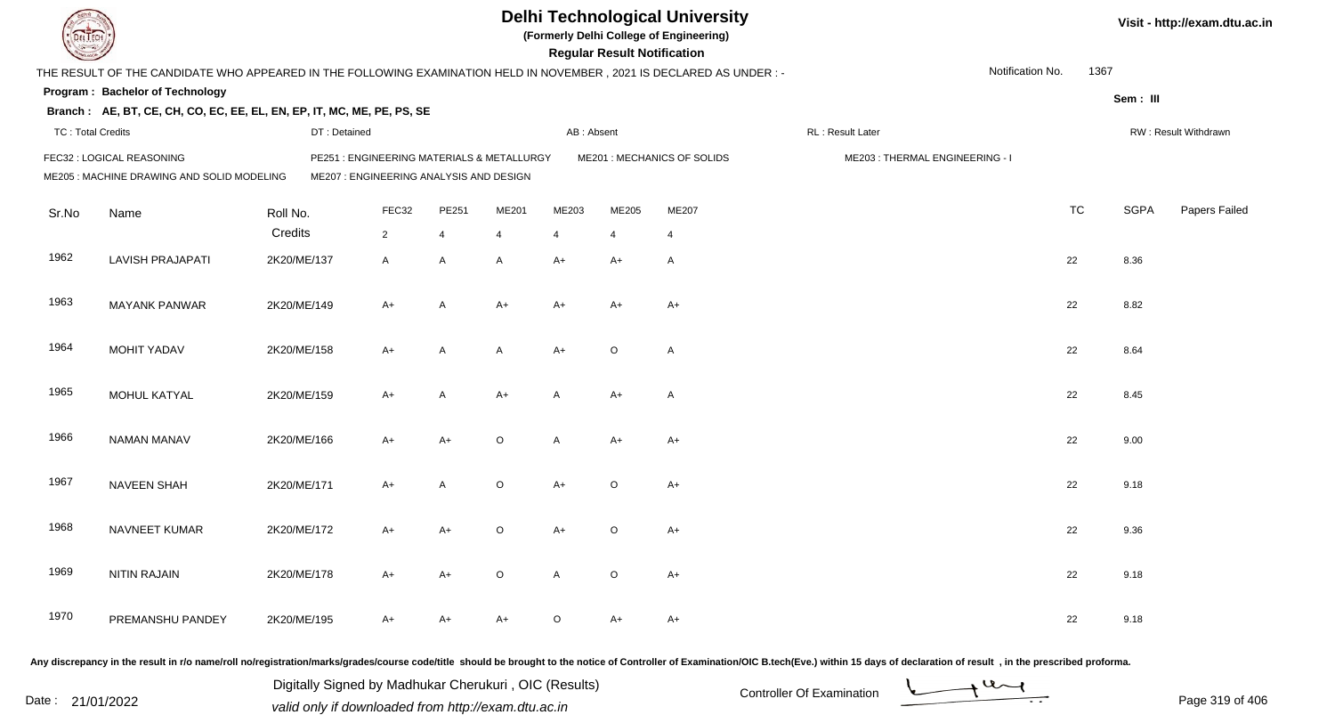# Delhi Technological University

**(Formerly Delhi College of Engineering)**

**Regular Result Notification**

Visit - http://exam.dtu.ac.in

THE RESULT OF THE CANDIDATE WHO APPEARED IN THE FOLLOWING EXAMINATION HELD IN NOVEMBER , 2021 IS DECLARED AS UNDER : -

Notification No. 1367

**Program : Bachelor of Technology**

Sem : III

**Branch : AE, BT, CE, CH, CO, EC, EE, EL, EN, EP, IT, MC, ME, PE, PS, SE**

TC : Total Credits | DT : Detained | AB : Absent | RL : Result Later | RW : Result Withdrawn

FEC32 : LOGICAL REASONING
PE251 : ENGINEERING MATERIALS & METALLURGY
ME201 : MECHANICS OF SOLIDS
ME203 : THERMAL ENGINEERING - I
ME205 : MACHINE DRAWING AND SOLID MODELING
ME207 : ENGINEERING ANALYSIS AND DESIGN

| Sr.No | Name | Roll No. | FEC32 | PE251 | ME201 | ME203 | ME205 | ME207 | TC | SGPA | Papers Failed |
|---|---|---|---|---|---|---|---|---|---|---|---|
| | | Credits | 2 | 4 | 4 | 4 | 4 | 4 | | | |
| 1962 | LAVISH PRAJAPATI | 2K20/ME/137 | A | A | A | A+ | A+ | A | 22 | 8.36 | |
| 1963 | MAYANK PANWAR | 2K20/ME/149 | A+ | A | A+ | A+ | A+ | A+ | 22 | 8.82 | |
| 1964 | MOHIT YADAV | 2K20/ME/158 | A+ | A | A | A+ | O | A | 22 | 8.64 | |
| 1965 | MOHUL KATYAL | 2K20/ME/159 | A+ | A | A+ | A | A+ | A | 22 | 8.45 | |
| 1966 | NAMAN MANAV | 2K20/ME/166 | A+ | A+ | O | A | A+ | A+ | 22 | 9.00 | |
| 1967 | NAVEEN SHAH | 2K20/ME/171 | A+ | A | O | A+ | O | A+ | 22 | 9.18 | |
| 1968 | NAVNEET KUMAR | 2K20/ME/172 | A+ | A+ | O | A+ | O | A+ | 22 | 9.36 | |
| 1969 | NITIN RAJAIN | 2K20/ME/178 | A+ | A+ | O | A | O | A+ | 22 | 9.18 | |
| 1970 | PREMANSHU PANDEY | 2K20/ME/195 | A+ | A+ | A+ | O | A+ | A+ | 22 | 9.18 | |

Any discrepancy in the result in r/o name/roll no/registration/marks/grades/course code/title should be brought to the notice of Controller of Examination/OIC B.tech(Eve.) within 15 days of declaration of result , in the prescribed proforma.

Date : 21/01/2022

Digitally Signed by Madhukar Cherukuri , OIC (Results)
valid only if downloaded from http://exam.dtu.ac.in

Controller Of Examination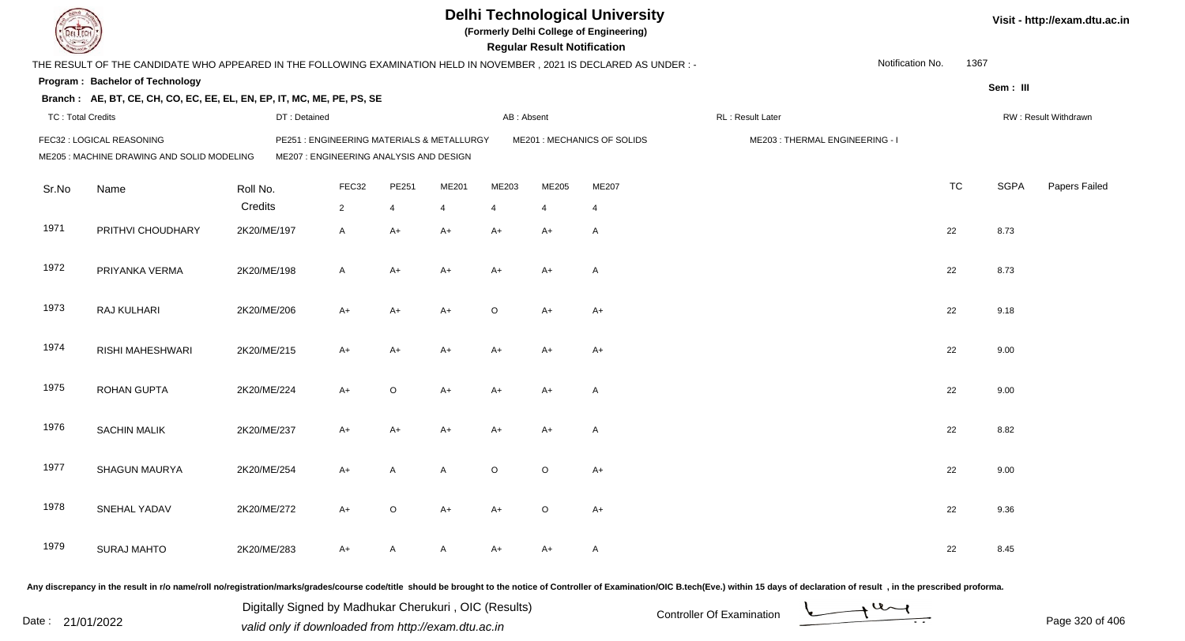# Delhi Technological University

**(Formerly Delhi College of Engineering)**

**Regular Result Notification**

Visit - http://exam.dtu.ac.in

THE RESULT OF THE CANDIDATE WHO APPEARED IN THE FOLLOWING EXAMINATION HELD IN NOVEMBER , 2021 IS DECLARED AS UNDER : -

Notification No. 1367

**Program : Bachelor of Technology**

Sem : III

**Branch : AE, BT, CE, CH, CO, EC, EE, EL, EN, EP, IT, MC, ME, PE, PS, SE**

TC : Total Credits | DT : Detained | AB : Absent | RL : Result Later | RW : Result Withdrawn

FEC32 : LOGICAL REASONING
PE251 : ENGINEERING MATERIALS & METALLURGY
ME201 : MECHANICS OF SOLIDS
ME203 : THERMAL ENGINEERING - I
ME205 : MACHINE DRAWING AND SOLID MODELING
ME207 : ENGINEERING ANALYSIS AND DESIGN

| Sr.No | Name | Roll No. | FEC32 | PE251 | ME201 | ME203 | ME205 | ME207 | TC | SGPA | Papers Failed |
|---|---|---|---|---|---|---|---|---|---|---|---|
| | | Credits | 2 | 4 | 4 | 4 | 4 | 4 | | | |
| 1971 | PRITHVI CHOUDHARY | 2K20/ME/197 | A | A+ | A+ | A+ | A+ | A | 22 | 8.73 | |
| 1972 | PRIYANKA VERMA | 2K20/ME/198 | A | A+ | A+ | A+ | A+ | A | 22 | 8.73 | |
| 1973 | RAJ KULHARI | 2K20/ME/206 | A+ | A+ | A+ | O | A+ | A+ | 22 | 9.18 | |
| 1974 | RISHI MAHESHWARI | 2K20/ME/215 | A+ | A+ | A+ | A+ | A+ | A+ | 22 | 9.00 | |
| 1975 | ROHAN GUPTA | 2K20/ME/224 | A+ | O | A+ | A+ | A+ | A | 22 | 9.00 | |
| 1976 | SACHIN MALIK | 2K20/ME/237 | A+ | A+ | A+ | A+ | A+ | A | 22 | 8.82 | |
| 1977 | SHAGUN MAURYA | 2K20/ME/254 | A+ | A | A | O | O | A+ | 22 | 9.00 | |
| 1978 | SNEHAL YADAV | 2K20/ME/272 | A+ | O | A+ | A+ | O | A+ | 22 | 9.36 | |
| 1979 | SURAJ MAHTO | 2K20/ME/283 | A+ | A | A | A+ | A+ | A | 22 | 8.45 | |

Any discrepancy in the result in r/o name/roll no/registration/marks/grades/course code/title should be brought to the notice of Controller of Examination/OIC B.tech(Eve.) within 15 days of declaration of result , in the prescribed proforma.

Date : 21/01/2022

Digitally Signed by Madhukar Cherukuri , OIC (Results)
valid only if downloaded from http://exam.dtu.ac.in

Controller Of Examination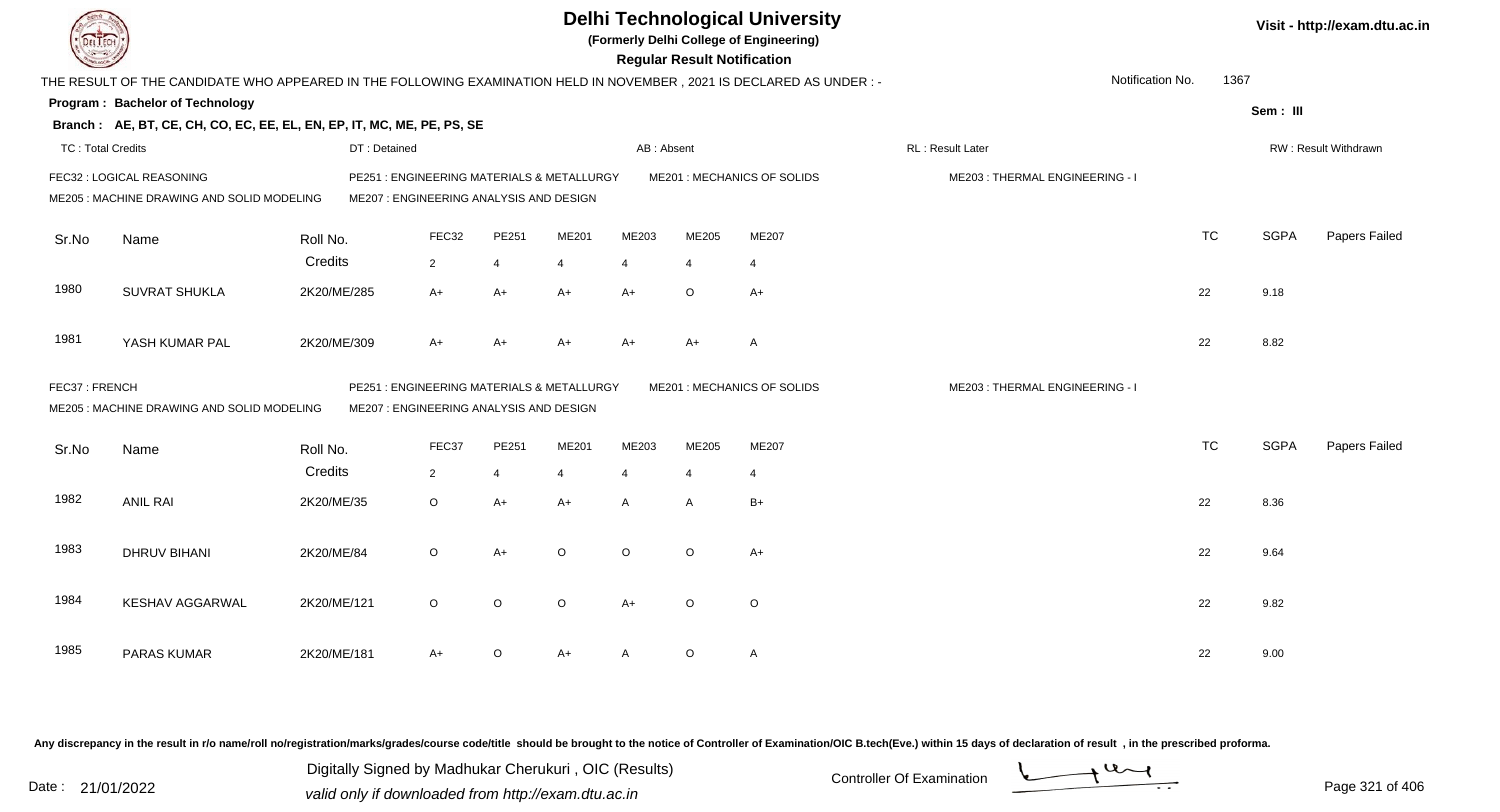# Delhi Technological University

**(Formerly Delhi College of Engineering)**

**Regular Result Notification**

Visit - http://exam.dtu.ac.in

THE RESULT OF THE CANDIDATE WHO APPEARED IN THE FOLLOWING EXAMINATION HELD IN NOVEMBER , 2021 IS DECLARED AS UNDER : -

Notification No. 1367

**Program : Bachelor of Technology**

Sem : III

**Branch : AE, BT, CE, CH, CO, EC, EE, EL, EN, EP, IT, MC, ME, PE, PS, SE**

TC : Total Credits | DT : Detained | AB : Absent | RL : Result Later | RW : Result Withdrawn

FEC32 : LOGICAL REASONING
PE251 : ENGINEERING MATERIALS & METALLURGY
ME201 : MECHANICS OF SOLIDS
ME203 : THERMAL ENGINEERING - I
ME205 : MACHINE DRAWING AND SOLID MODELING
ME207 : ENGINEERING ANALYSIS AND DESIGN

| Sr.No | Name | Roll No. | FEC32 | PE251 | ME201 | ME203 | ME205 | ME207 | TC | SGPA | Papers Failed |
|---|---|---|---|---|---|---|---|---|---|---|---|
| | | Credits | 2 | 4 | 4 | 4 | 4 | 4 | | | |
| 1980 | SUVRAT SHUKLA | 2K20/ME/285 | A+ | A+ | A+ | A+ | O | A+ | 22 | 9.18 | |
| 1981 | YASH KUMAR PAL | 2K20/ME/309 | A+ | A+ | A+ | A+ | A+ | A | 22 | 8.82 | |

FEC37 : FRENCH
PE251 : ENGINEERING MATERIALS & METALLURGY
ME201 : MECHANICS OF SOLIDS
ME203 : THERMAL ENGINEERING - I
ME205 : MACHINE DRAWING AND SOLID MODELING
ME207 : ENGINEERING ANALYSIS AND DESIGN

| Sr.No | Name | Roll No. | FEC37 | PE251 | ME201 | ME203 | ME205 | ME207 | TC | SGPA | Papers Failed |
|---|---|---|---|---|---|---|---|---|---|---|---|
| | | Credits | 2 | 4 | 4 | 4 | 4 | 4 | | | |
| 1982 | ANIL RAI | 2K20/ME/35 | O | A+ | A+ | A | A | B+ | 22 | 8.36 | |
| 1983 | DHRUV BIHANI | 2K20/ME/84 | O | A+ | O | O | O | A+ | 22 | 9.64 | |
| 1984 | KESHAV AGGARWAL | 2K20/ME/121 | O | O | O | A+ | O | O | 22 | 9.82 | |
| 1985 | PARAS KUMAR | 2K20/ME/181 | A+ | O | A+ | A | O | A | 22 | 9.00 | |

Any discrepancy in the result in r/o name/roll no/registration/marks/grades/course code/title should be brought to the notice of Controller of Examination/OIC B.tech(Eve.) within 15 days of declaration of result , in the prescribed proforma.

Date : 21/01/2022

Digitally Signed by Madhukar Cherukuri , OIC (Results)
valid only if downloaded from http://exam.dtu.ac.in

Controller Of Examination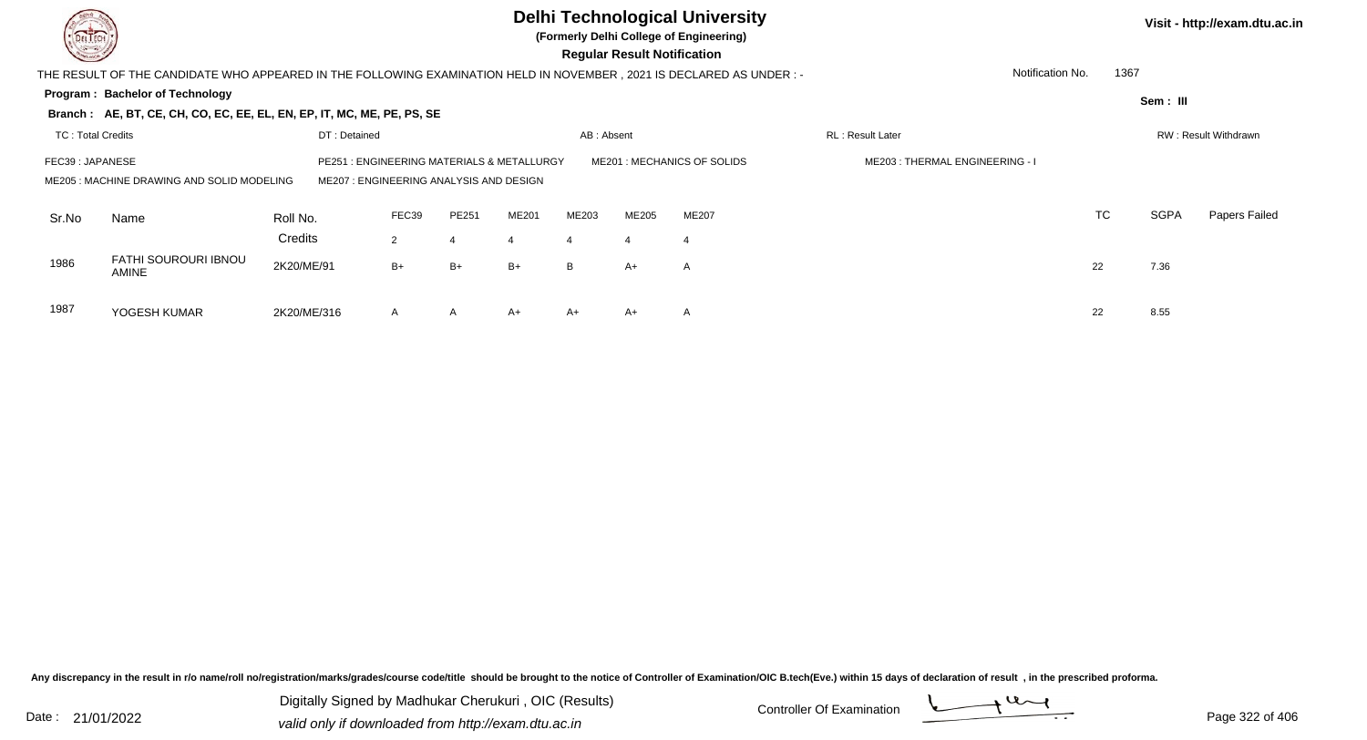# Delhi Technological University

**(Formerly Delhi College of Engineering)**

**Regular Result Notification**

Visit - http://exam.dtu.ac.in

THE RESULT OF THE CANDIDATE WHO APPEARED IN THE FOLLOWING EXAMINATION HELD IN NOVEMBER , 2021 IS DECLARED AS UNDER : -

Notification No. 1367

**Program : Bachelor of Technology**

**Sem : III**

**Branch : AE, BT, CE, CH, CO, EC, EE, EL, EN, EP, IT, MC, ME, PE, PS, SE**

TC : Total Credits | DT : Detained | AB : Absent | RL : Result Later | RW : Result Withdrawn

FEC39 : JAPANESE | PE251 : ENGINEERING MATERIALS & METALLURGY | ME201 : MECHANICS OF SOLIDS | ME203 : THERMAL ENGINEERING - I

ME205 : MACHINE DRAWING AND SOLID MODELING | ME207 : ENGINEERING ANALYSIS AND DESIGN

| Sr.No | Name | Roll No. | FEC39 | PE251 | ME201 | ME203 | ME205 | ME207 | TC | SGPA | Papers Failed |
|---|---|---|---|---|---|---|---|---|---|---|---|
| | | Credits | 2 | 4 | 4 | 4 | 4 | 4 | | | |
| 1986 | FATHI SOUROURI IBNOU AMINE | 2K20/ME/91 | B+ | B+ | B+ | B | A+ | A | 22 | 7.36 | |
| 1987 | YOGESH KUMAR | 2K20/ME/316 | A | A | A+ | A+ | A+ | A | 22 | 8.55 | |

Any discrepancy in the result in r/o name/roll no/registration/marks/grades/course code/title should be brought to the notice of Controller of Examination/OIC B.tech(Eve.) within 15 days of declaration of result , in the prescribed proforma.

Date : 21/01/2022

Digitally Signed by Madhukar Cherukuri , OIC (Results)
valid only if downloaded from http://exam.dtu.ac.in

Controller Of Examination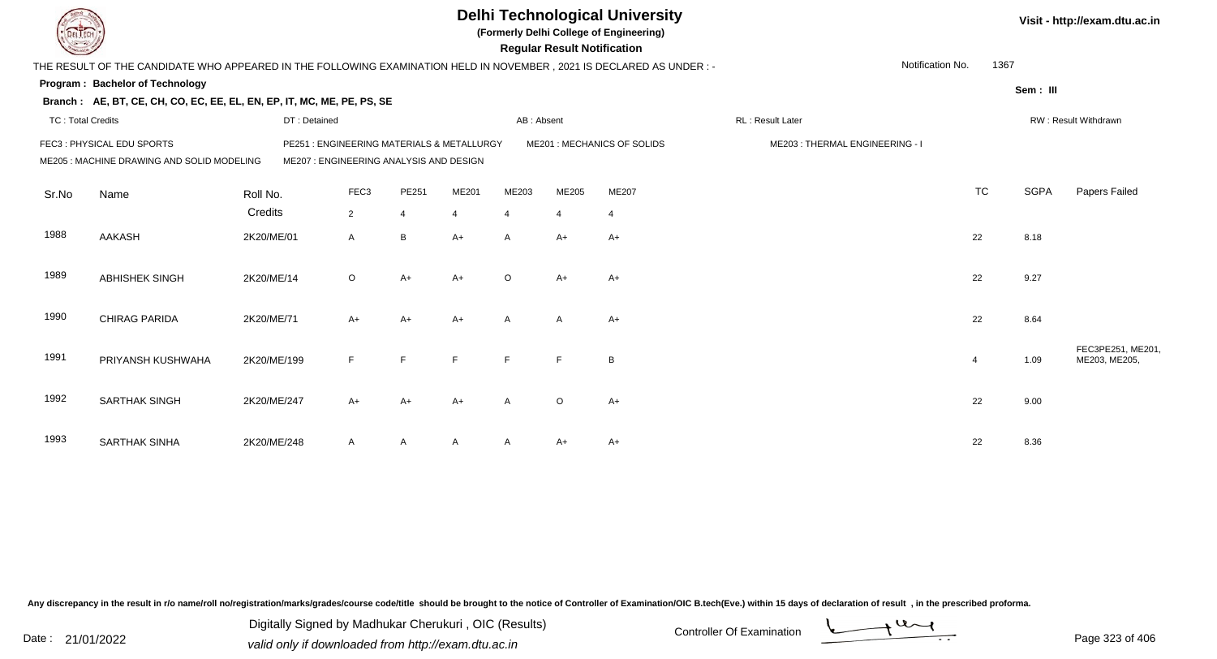# Delhi Technological University

**(Formerly Delhi College of Engineering)**

**Regular Result Notification**

Visit - http://exam.dtu.ac.in

THE RESULT OF THE CANDIDATE WHO APPEARED IN THE FOLLOWING EXAMINATION HELD IN NOVEMBER , 2021 IS DECLARED AS UNDER : -

Notification No. 1367

**Program : Bachelor of Technology**

**Sem : III**

**Branch : AE, BT, CE, CH, CO, EC, EE, EL, EN, EP, IT, MC, ME, PE, PS, SE**

TC : Total Credits | DT : Detained | AB : Absent | RL : Result Later | RW : Result Withdrawn

FEC3 : PHYSICAL EDU SPORTS
PE251 : ENGINEERING MATERIALS & METALLURGY
ME201 : MECHANICS OF SOLIDS
ME203 : THERMAL ENGINEERING - I
ME205 : MACHINE DRAWING AND SOLID MODELING
ME207 : ENGINEERING ANALYSIS AND DESIGN

| Sr.No | Name | Roll No. | FEC3 | PE251 | ME201 | ME203 | ME205 | ME207 | TC | SGPA | Papers Failed |
|---|---|---|---|---|---|---|---|---|---|---|---|
| | | Credits | 2 | 4 | 4 | 4 | 4 | 4 | | | |
| 1988 | AAKASH | 2K20/ME/01 | A | B | A+ | A | A+ | A+ | 22 | 8.18 | |
| 1989 | ABHISHEK SINGH | 2K20/ME/14 | O | A+ | A+ | O | A+ | A+ | 22 | 9.27 | |
| 1990 | CHIRAG PARIDA | 2K20/ME/71 | A+ | A+ | A+ | A | A | A+ | 22 | 8.64 | |
| 1991 | PRIYANSH KUSHWAHA | 2K20/ME/199 | F | F | F | F | F | B | 4 | 1.09 | FEC3PE251, ME201, ME203, ME205, |
| 1992 | SARTHAK SINGH | 2K20/ME/247 | A+ | A+ | A+ | A | O | A+ | 22 | 9.00 | |
| 1993 | SARTHAK SINHA | 2K20/ME/248 | A | A | A | A | A+ | A+ | 22 | 8.36 | |

Any discrepancy in the result in r/o name/roll no/registration/marks/grades/course code/title should be brought to the notice of Controller of Examination/OIC B.tech(Eve.) within 15 days of declaration of result , in the prescribed proforma.

Date : 21/01/2022

Digitally Signed by Madhukar Cherukuri , OIC (Results)
valid only if downloaded from http://exam.dtu.ac.in

Controller Of Examination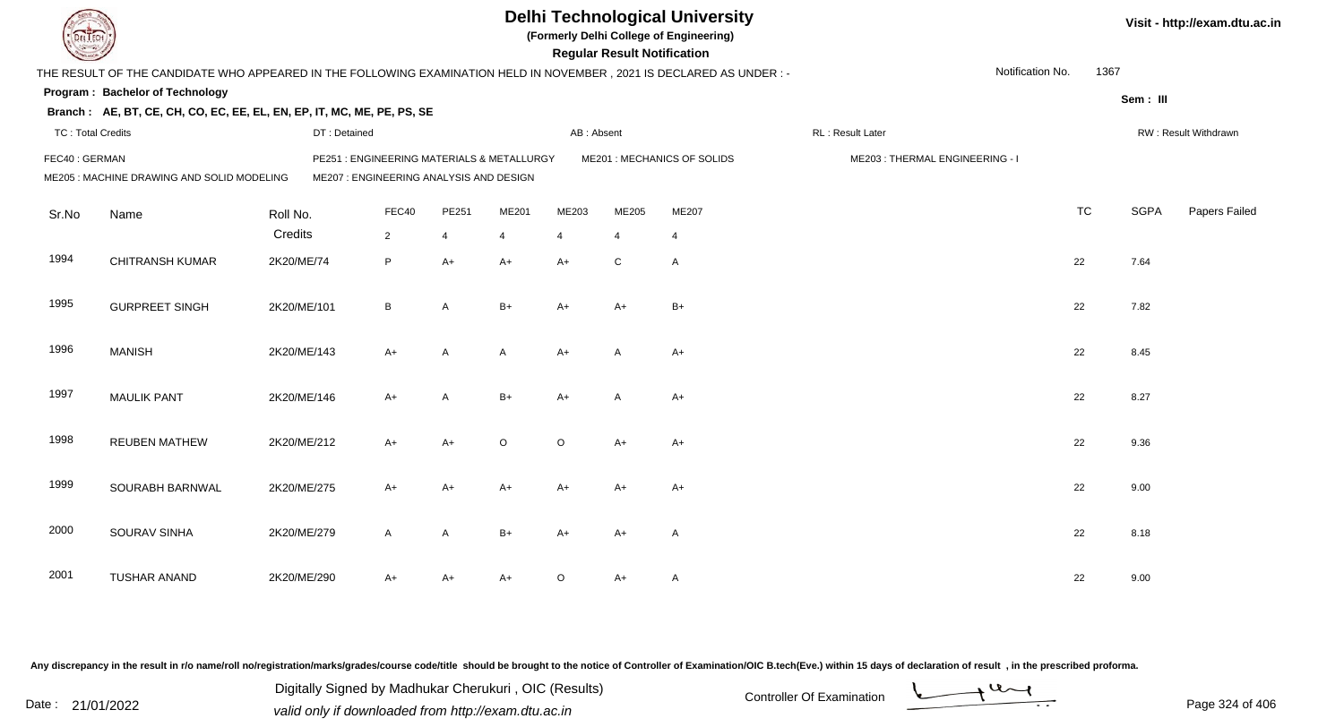# Delhi Technological University

**(Formerly Delhi College of Engineering)**

**Regular Result Notification**

Visit - http://exam.dtu.ac.in

THE RESULT OF THE CANDIDATE WHO APPEARED IN THE FOLLOWING EXAMINATION HELD IN NOVEMBER , 2021 IS DECLARED AS UNDER : -

Notification No. 1367

**Program : Bachelor of Technology**

**Sem : III**

**Branch : AE, BT, CE, CH, CO, EC, EE, EL, EN, EP, IT, MC, ME, PE, PS, SE**

TC : Total Credits | DT : Detained | AB : Absent | RL : Result Later | RW : Result Withdrawn

FEC40 : GERMAN | PE251 : ENGINEERING MATERIALS & METALLURGY | ME201 : MECHANICS OF SOLIDS | ME203 : THERMAL ENGINEERING - I

ME205 : MACHINE DRAWING AND SOLID MODELING | ME207 : ENGINEERING ANALYSIS AND DESIGN

| Sr.No | Name | Roll No. | FEC40 | PE251 | ME201 | ME203 | ME205 | ME207 | TC | SGPA | Papers Failed |
|---|---|---|---|---|---|---|---|---|---|---|---|
| | | Credits | 2 | 4 | 4 | 4 | 4 | 4 | | | |
| 1994 | CHITRANSH KUMAR | 2K20/ME/74 | P | A+ | A+ | A+ | C | A | 22 | 7.64 | |
| 1995 | GURPREET SINGH | 2K20/ME/101 | B | A | B+ | A+ | A+ | B+ | 22 | 7.82 | |
| 1996 | MANISH | 2K20/ME/143 | A+ | A | A | A+ | A | A+ | 22 | 8.45 | |
| 1997 | MAULIK PANT | 2K20/ME/146 | A+ | A | B+ | A+ | A | A+ | 22 | 8.27 | |
| 1998 | REUBEN MATHEW | 2K20/ME/212 | A+ | A+ | O | O | A+ | A+ | 22 | 9.36 | |
| 1999 | SOURABH BARNWAL | 2K20/ME/275 | A+ | A+ | A+ | A+ | A+ | A+ | 22 | 9.00 | |
| 2000 | SOURAV SINHA | 2K20/ME/279 | A | A | B+ | A+ | A+ | A | 22 | 8.18 | |
| 2001 | TUSHAR ANAND | 2K20/ME/290 | A+ | A+ | A+ | O | A+ | A | 22 | 9.00 | |

Any discrepancy in the result in r/o name/roll no/registration/marks/grades/course code/title should be brought to the notice of Controller of Examination/OIC B.tech(Eve.) within 15 days of declaration of result , in the prescribed proforma.

Date : 21/01/2022

Digitally Signed by Madhukar Cherukuri , OIC (Results)
valid only if downloaded from http://exam.dtu.ac.in

Controller Of Examination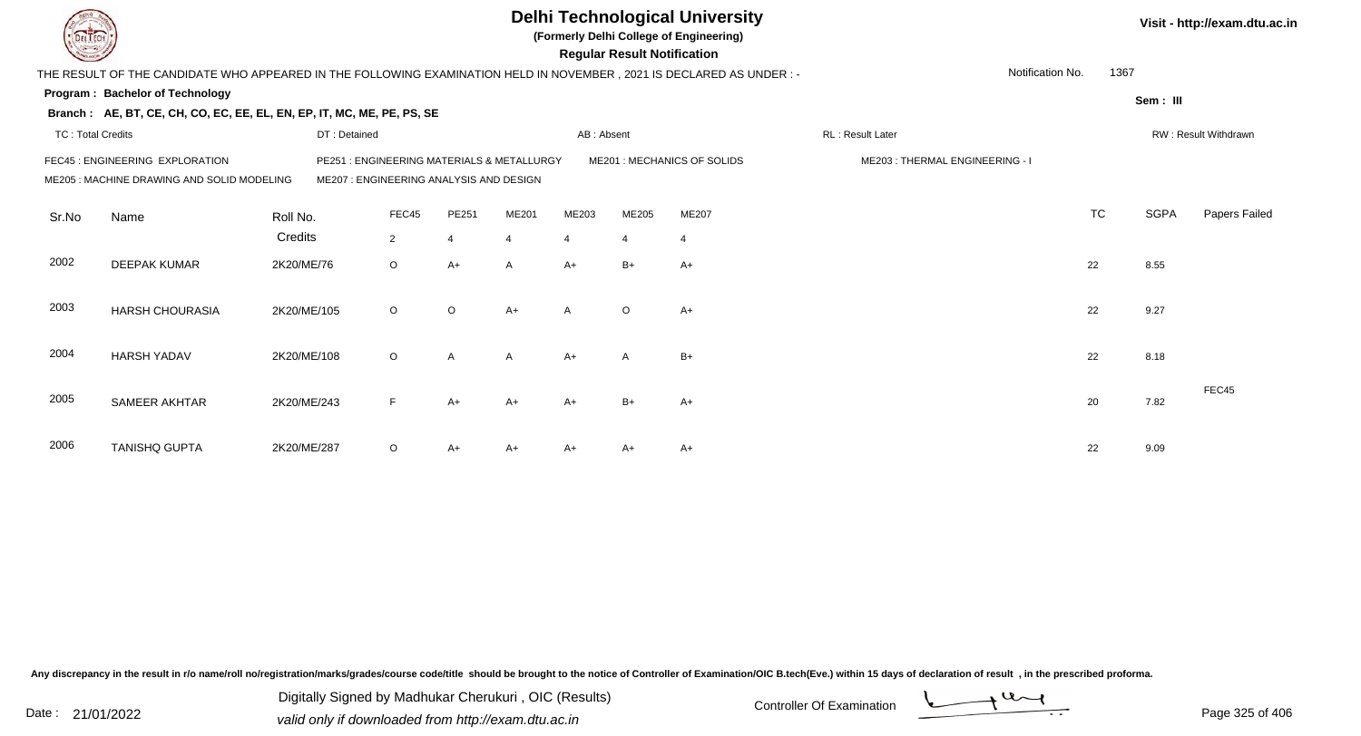# Delhi Technological University

**(Formerly Delhi College of Engineering)**

**Regular Result Notification**

Visit - http://exam.dtu.ac.in

THE RESULT OF THE CANDIDATE WHO APPEARED IN THE FOLLOWING EXAMINATION HELD IN NOVEMBER , 2021 IS DECLARED AS UNDER : -

Notification No. 1367

**Program : Bachelor of Technology**

Sem : III

**Branch : AE, BT, CE, CH, CO, EC, EE, EL, EN, EP, IT, MC, ME, PE, PS, SE**

TC : Total Credits | DT : Detained | AB : Absent | RL : Result Later | RW : Result Withdrawn

FEC45 : ENGINEERING EXPLORATION | PE251 : ENGINEERING MATERIALS & METALLURGY | ME201 : MECHANICS OF SOLIDS | ME203 : THERMAL ENGINEERING - I

ME205 : MACHINE DRAWING AND SOLID MODELING | ME207 : ENGINEERING ANALYSIS AND DESIGN

| Sr.No | Name | Roll No. | FEC45 | PE251 | ME201 | ME203 | ME205 | ME207 | TC | SGPA | Papers Failed |
|---|---|---|---|---|---|---|---|---|---|---|---|
| | | Credits | 2 | 4 | 4 | 4 | 4 | 4 | | | |
| 2002 | DEEPAK KUMAR | 2K20/ME/76 | O | A+ | A | A+ | B+ | A+ | 22 | 8.55 | |
| 2003 | HARSH CHOURASIA | 2K20/ME/105 | O | O | A+ | A | O | A+ | 22 | 9.27 | |
| 2004 | HARSH YADAV | 2K20/ME/108 | O | A | A | A+ | A | B+ | 22 | 8.18 | |
| 2005 | SAMEER AKHTAR | 2K20/ME/243 | F | A+ | A+ | A+ | B+ | A+ | 20 | 7.82 | FEC45 |
| 2006 | TANISHQ GUPTA | 2K20/ME/287 | O | A+ | A+ | A+ | A+ | A+ | 22 | 9.09 | |

Any discrepancy in the result in r/o name/roll no/registration/marks/grades/course code/title should be brought to the notice of Controller of Examination/OIC B.tech(Eve.) within 15 days of declaration of result , in the prescribed proforma.

Date : 21/01/2022

Digitally Signed by Madhukar Cherukuri , OIC (Results)
valid only if downloaded from http://exam.dtu.ac.in

Controller Of Examination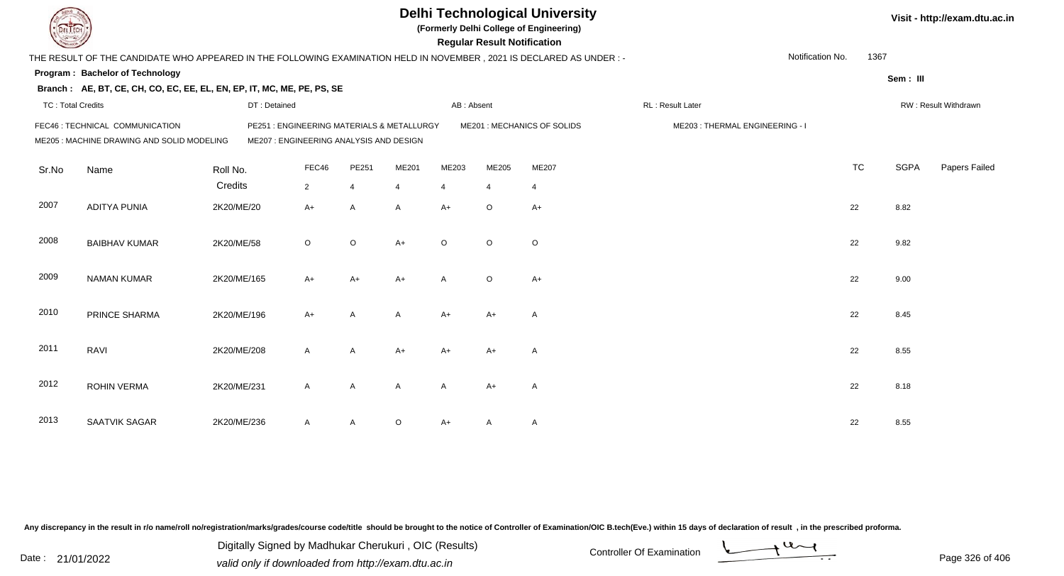# Delhi Technological University

**(Formerly Delhi College of Engineering)**

**Regular Result Notification**

Visit - http://exam.dtu.ac.in

THE RESULT OF THE CANDIDATE WHO APPEARED IN THE FOLLOWING EXAMINATION HELD IN NOVEMBER , 2021 IS DECLARED AS UNDER : -

Notification No. 1367

**Program : Bachelor of Technology**

**Sem : III**

**Branch : AE, BT, CE, CH, CO, EC, EE, EL, EN, EP, IT, MC, ME, PE, PS, SE**

TC : Total Credits | DT : Detained | AB : Absent | RL : Result Later | RW : Result Withdrawn

FEC46 : TECHNICAL COMMUNICATION
PE251 : ENGINEERING MATERIALS & METALLURGY
ME201 : MECHANICS OF SOLIDS
ME203 : THERMAL ENGINEERING - I
ME205 : MACHINE DRAWING AND SOLID MODELING
ME207 : ENGINEERING ANALYSIS AND DESIGN

| Sr.No | Name | Roll No. | FEC46 | PE251 | ME201 | ME203 | ME205 | ME207 | TC | SGPA | Papers Failed |
|---|---|---|---|---|---|---|---|---|---|---|---|
| | | Credits | 2 | 4 | 4 | 4 | 4 | 4 | | | |
| 2007 | ADITYA PUNIA | 2K20/ME/20 | A+ | A | A | A+ | O | A+ | 22 | 8.82 | |
| 2008 | BAIBHAV KUMAR | 2K20/ME/58 | O | O | A+ | O | O | O | 22 | 9.82 | |
| 2009 | NAMAN KUMAR | 2K20/ME/165 | A+ | A+ | A+ | A | O | A+ | 22 | 9.00 | |
| 2010 | PRINCE SHARMA | 2K20/ME/196 | A+ | A | A | A+ | A+ | A | 22 | 8.45 | |
| 2011 | RAVI | 2K20/ME/208 | A | A | A+ | A+ | A+ | A | 22 | 8.55 | |
| 2012 | ROHIN VERMA | 2K20/ME/231 | A | A | A | A | A+ | A | 22 | 8.18 | |
| 2013 | SAATVIK SAGAR | 2K20/ME/236 | A | A | O | A+ | A | A | 22 | 8.55 | |

Any discrepancy in the result in r/o name/roll no/registration/marks/grades/course code/title should be brought to the notice of Controller of Examination/OIC B.tech(Eve.) within 15 days of declaration of result , in the prescribed proforma.

Date : 21/01/2022

Digitally Signed by Madhukar Cherukuri , OIC (Results)
valid only if downloaded from http://exam.dtu.ac.in

Controller Of Examination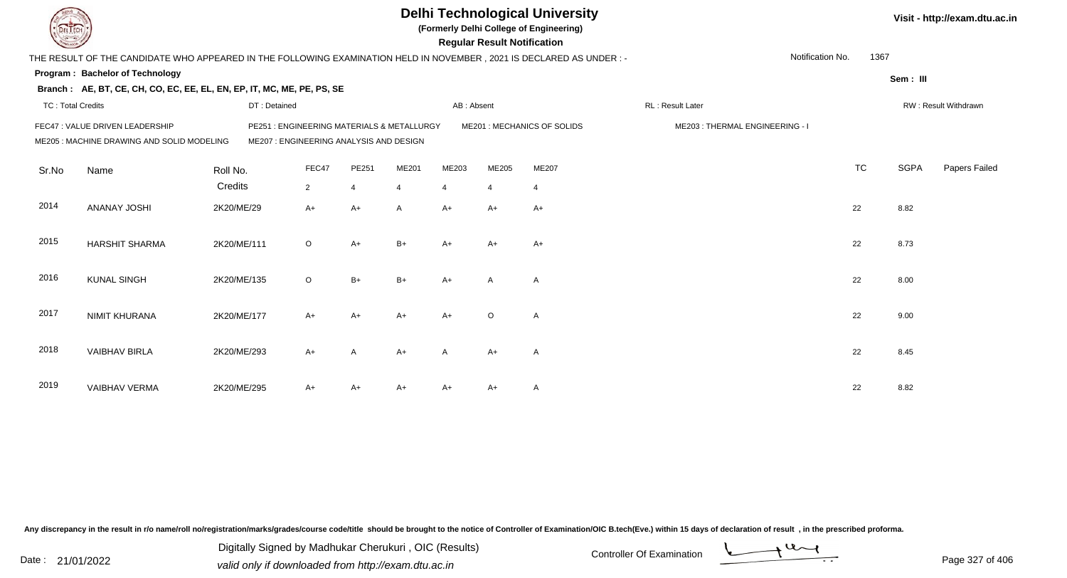# Delhi Technological University

**(Formerly Delhi College of Engineering)**

**Regular Result Notification**

Visit - http://exam.dtu.ac.in

THE RESULT OF THE CANDIDATE WHO APPEARED IN THE FOLLOWING EXAMINATION HELD IN NOVEMBER , 2021 IS DECLARED AS UNDER : -

Notification No. 1367

**Program : Bachelor of Technology**

Sem : III

**Branch : AE, BT, CE, CH, CO, EC, EE, EL, EN, EP, IT, MC, ME, PE, PS, SE**

TC : Total Credits | DT : Detained | AB : Absent | RL : Result Later | RW : Result Withdrawn

FEC47 : VALUE DRIVEN LEADERSHIP | PE251 : ENGINEERING MATERIALS & METALLURGY | ME201 : MECHANICS OF SOLIDS | ME203 : THERMAL ENGINEERING - I
ME205 : MACHINE DRAWING AND SOLID MODELING | ME207 : ENGINEERING ANALYSIS AND DESIGN

| Sr.No | Name | Roll No. | FEC47 | PE251 | ME201 | ME203 | ME205 | ME207 | TC | SGPA | Papers Failed |
|---|---|---|---|---|---|---|---|---|---|---|---|
| | | Credits | 2 | 4 | 4 | 4 | 4 | 4 | | | |
| 2014 | ANANAY JOSHI | 2K20/ME/29 | A+ | A+ | A | A+ | A+ | A+ | 22 | 8.82 | |
| 2015 | HARSHIT SHARMA | 2K20/ME/111 | O | A+ | B+ | A+ | A+ | A+ | 22 | 8.73 | |
| 2016 | KUNAL SINGH | 2K20/ME/135 | O | B+ | B+ | A+ | A | A | 22 | 8.00 | |
| 2017 | NIMIT KHURANA | 2K20/ME/177 | A+ | A+ | A+ | A+ | O | A | 22 | 9.00 | |
| 2018 | VAIBHAV BIRLA | 2K20/ME/293 | A+ | A | A+ | A | A+ | A | 22 | 8.45 | |
| 2019 | VAIBHAV VERMA | 2K20/ME/295 | A+ | A+ | A+ | A+ | A+ | A | 22 | 8.82 | |

Any discrepancy in the result in r/o name/roll no/registration/marks/grades/course code/title should be brought to the notice of Controller of Examination/OIC B.tech(Eve.) within 15 days of declaration of result , in the prescribed proforma.

Date : 21/01/2022

Digitally Signed by Madhukar Cherukuri , OIC (Results)
valid only if downloaded from http://exam.dtu.ac.in

Controller Of Examination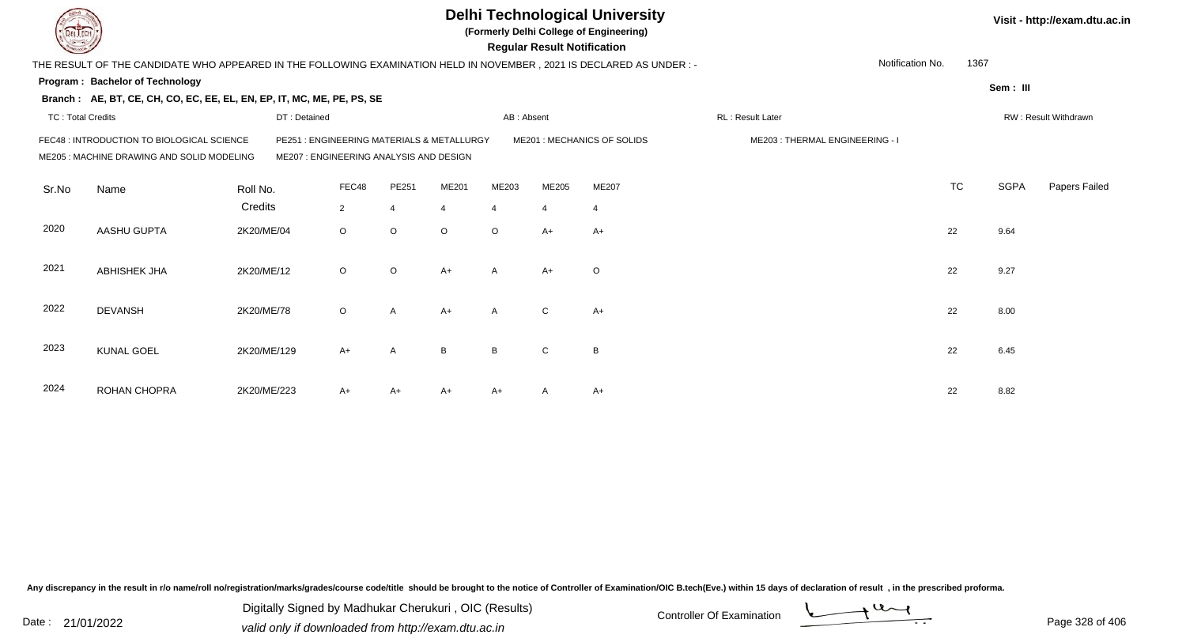# Delhi Technological University

**(Formerly Delhi College of Engineering)**

**Regular Result Notification**

Visit - http://exam.dtu.ac.in

THE RESULT OF THE CANDIDATE WHO APPEARED IN THE FOLLOWING EXAMINATION HELD IN NOVEMBER , 2021 IS DECLARED AS UNDER : -

Notification No. 1367

**Program : Bachelor of Technology**

Sem : III

**Branch : AE, BT, CE, CH, CO, EC, EE, EL, EN, EP, IT, MC, ME, PE, PS, SE**

TC : Total Credits | DT : Detained | AB : Absent | RL : Result Later | RW : Result Withdrawn

FEC48 : INTRODUCTION TO BIOLOGICAL SCIENCE
PE251 : ENGINEERING MATERIALS & METALLURGY
ME201 : MECHANICS OF SOLIDS
ME203 : THERMAL ENGINEERING - I
ME205 : MACHINE DRAWING AND SOLID MODELING
ME207 : ENGINEERING ANALYSIS AND DESIGN

| Sr.No | Name | Roll No. | FEC48 | PE251 | ME201 | ME203 | ME205 | ME207 | TC | SGPA | Papers Failed |
|---|---|---|---|---|---|---|---|---|---|---|---|
| | | Credits | 2 | 4 | 4 | 4 | 4 | 4 | | | |
| 2020 | AASHU GUPTA | 2K20/ME/04 | O | O | O | O | A+ | A+ | 22 | 9.64 | |
| 2021 | ABHISHEK JHA | 2K20/ME/12 | O | O | A+ | A | A+ | O | 22 | 9.27 | |
| 2022 | DEVANSH | 2K20/ME/78 | O | A | A+ | A | C | A+ | 22 | 8.00 | |
| 2023 | KUNAL GOEL | 2K20/ME/129 | A+ | A | B | B | C | B | 22 | 6.45 | |
| 2024 | ROHAN CHOPRA | 2K20/ME/223 | A+ | A+ | A+ | A+ | A | A+ | 22 | 8.82 | |

Any discrepancy in the result in r/o name/roll no/registration/marks/grades/course code/title should be brought to the notice of Controller of Examination/OIC B.tech(Eve.) within 15 days of declaration of result , in the prescribed proforma.

Date : 21/01/2022

Digitally Signed by Madhukar Cherukuri , OIC (Results)
valid only if downloaded from http://exam.dtu.ac.in

Controller Of Examination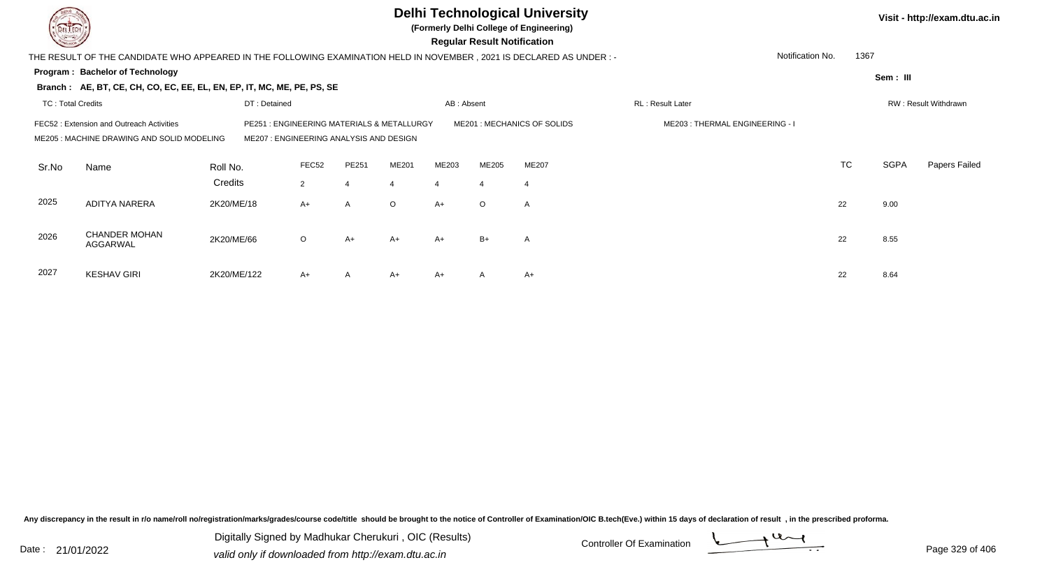# Delhi Technological University

**(Formerly Delhi College of Engineering)**

**Regular Result Notification**

Visit - http://exam.dtu.ac.in

THE RESULT OF THE CANDIDATE WHO APPEARED IN THE FOLLOWING EXAMINATION HELD IN NOVEMBER , 2021 IS DECLARED AS UNDER : -

Notification No. 1367

**Program : Bachelor of Technology**

Sem : III

**Branch : AE, BT, CE, CH, CO, EC, EE, EL, EN, EP, IT, MC, ME, PE, PS, SE**

TC : Total Credits | DT : Detained | AB : Absent | RL : Result Later | RW : Result Withdrawn

FEC52 : Extension and Outreach Activities
PE251 : ENGINEERING MATERIALS & METALLURGY
ME201 : MECHANICS OF SOLIDS
ME203 : THERMAL ENGINEERING - I
ME205 : MACHINE DRAWING AND SOLID MODELING
ME207 : ENGINEERING ANALYSIS AND DESIGN

| Sr.No | Name | Roll No. | FEC52 | PE251 | ME201 | ME203 | ME205 | ME207 | TC | SGPA | Papers Failed |
|---|---|---|---|---|---|---|---|---|---|---|---|
| | | Credits | 2 | 4 | 4 | 4 | 4 | 4 | | | |
| 2025 | ADITYA NARERA | 2K20/ME/18 | A+ | A | O | A+ | O | A | 22 | 9.00 | |
| 2026 | CHANDER MOHAN AGGARWAL | 2K20/ME/66 | O | A+ | A+ | A+ | B+ | A | 22 | 8.55 | |
| 2027 | KESHAV GIRI | 2K20/ME/122 | A+ | A | A+ | A+ | A | A+ | 22 | 8.64 | |

Any discrepancy in the result in r/o name/roll no/registration/marks/grades/course code/title should be brought to the notice of Controller of Examination/OIC B.tech(Eve.) within 15 days of declaration of result , in the prescribed proforma.

Date : 21/01/2022

Digitally Signed by Madhukar Cherukuri , OIC (Results)
valid only if downloaded from http://exam.dtu.ac.in

Controller Of Examination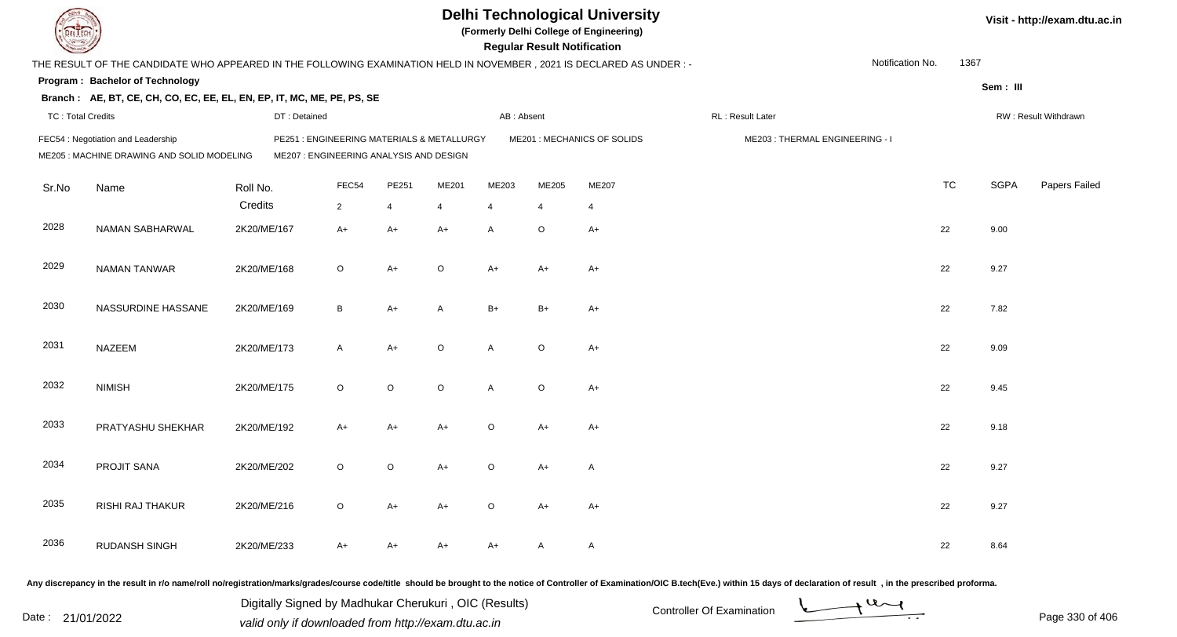# Delhi Technological University

**(Formerly Delhi College of Engineering)**

**Regular Result Notification**

Visit - http://exam.dtu.ac.in

THE RESULT OF THE CANDIDATE WHO APPEARED IN THE FOLLOWING EXAMINATION HELD IN NOVEMBER , 2021 IS DECLARED AS UNDER : -

Notification No. 1367

**Program : Bachelor of Technology**

Sem : III

**Branch : AE, BT, CE, CH, CO, EC, EE, EL, EN, EP, IT, MC, ME, PE, PS, SE**

TC : Total Credits | DT : Detained | AB : Absent | RL : Result Later | RW : Result Withdrawn

FEC54 : Negotiation and Leadership
PE251 : ENGINEERING MATERIALS & METALLURGY
ME201 : MECHANICS OF SOLIDS
ME203 : THERMAL ENGINEERING - I
ME205 : MACHINE DRAWING AND SOLID MODELING
ME207 : ENGINEERING ANALYSIS AND DESIGN

| Sr.No | Name | Roll No. | FEC54 | PE251 | ME201 | ME203 | ME205 | ME207 | TC | SGPA | Papers Failed |
|---|---|---|---|---|---|---|---|---|---|---|---|
| | | Credits | 2 | 4 | 4 | 4 | 4 | 4 | | | |
| 2028 | NAMAN SABHARWAL | 2K20/ME/167 | A+ | A+ | A+ | A | O | A+ | 22 | 9.00 | |
| 2029 | NAMAN TANWAR | 2K20/ME/168 | O | A+ | O | A+ | A+ | A+ | 22 | 9.27 | |
| 2030 | NASSURDINE HASSANE | 2K20/ME/169 | B | A+ | A | B+ | B+ | A+ | 22 | 7.82 | |
| 2031 | NAZEEM | 2K20/ME/173 | A | A+ | O | A | O | A+ | 22 | 9.09 | |
| 2032 | NIMISH | 2K20/ME/175 | O | O | O | A | O | A+ | 22 | 9.45 | |
| 2033 | PRATYASHU SHEKHAR | 2K20/ME/192 | A+ | A+ | A+ | O | A+ | A+ | 22 | 9.18 | |
| 2034 | PROJIT SANA | 2K20/ME/202 | O | O | A+ | O | A+ | A | 22 | 9.27 | |
| 2035 | RISHI RAJ THAKUR | 2K20/ME/216 | O | A+ | A+ | O | A+ | A+ | 22 | 9.27 | |
| 2036 | RUDANSH SINGH | 2K20/ME/233 | A+ | A+ | A+ | A+ | A | A | 22 | 8.64 | |

Any discrepancy in the result in r/o name/roll no/registration/marks/grades/course code/title should be brought to the notice of Controller of Examination/OIC B.tech(Eve.) within 15 days of declaration of result , in the prescribed proforma.

Date : 21/01/2022

Digitally Signed by Madhukar Cherukuri , OIC (Results)
valid only if downloaded from http://exam.dtu.ac.in

Controller Of Examination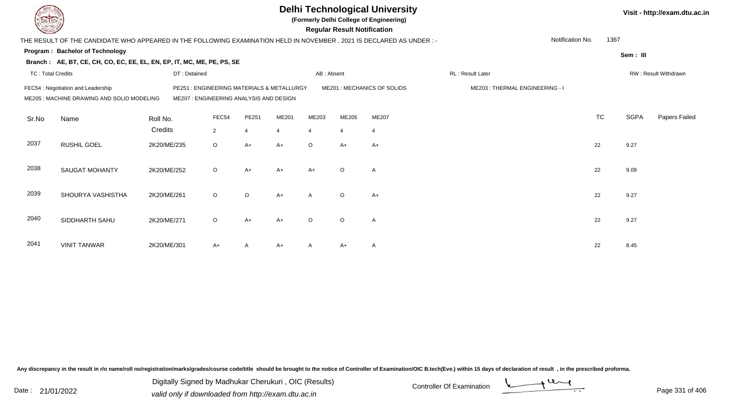# Delhi Technological University

**(Formerly Delhi College of Engineering)**

**Regular Result Notification**

Visit - http://exam.dtu.ac.in

THE RESULT OF THE CANDIDATE WHO APPEARED IN THE FOLLOWING EXAMINATION HELD IN NOVEMBER , 2021 IS DECLARED AS UNDER : -

Notification No. 1367

**Program : Bachelor of Technology**

Sem : III

**Branch : AE, BT, CE, CH, CO, EC, EE, EL, EN, EP, IT, MC, ME, PE, PS, SE**

TC : Total Credits | DT : Detained | AB : Absent | RL : Result Later | RW : Result Withdrawn

FEC54 : Negotiation and Leadership
PE251 : ENGINEERING MATERIALS & METALLURGY
ME201 : MECHANICS OF SOLIDS
ME203 : THERMAL ENGINEERING - I
ME205 : MACHINE DRAWING AND SOLID MODELING
ME207 : ENGINEERING ANALYSIS AND DESIGN

| Sr.No | Name | Roll No. | FEC54 | PE251 | ME201 | ME203 | ME205 | ME207 | TC | SGPA | Papers Failed |
|---|---|---|---|---|---|---|---|---|---|---|---|
| | | Credits | 2 | 4 | 4 | 4 | 4 | 4 | | | |
| 2037 | RUSHIL GOEL | 2K20/ME/235 | O | A+ | A+ | O | A+ | A+ | 22 | 9.27 | |
| 2038 | SAUGAT MOHANTY | 2K20/ME/252 | O | A+ | A+ | A+ | O | A | 22 | 9.09 | |
| 2039 | SHOURYA VASHISTHA | 2K20/ME/261 | O | O | A+ | A | O | A+ | 22 | 9.27 | |
| 2040 | SIDDHARTH SAHU | 2K20/ME/271 | O | A+ | A+ | O | O | A | 22 | 9.27 | |
| 2041 | VINIT TANWAR | 2K20/ME/301 | A+ | A | A+ | A | A+ | A | 22 | 8.45 | |

Any discrepancy in the result in r/o name/roll no/registration/marks/grades/course code/title should be brought to the notice of Controller of Examination/OIC B.tech(Eve.) within 15 days of declaration of result , in the prescribed proforma.

Date : 21/01/2022

Digitally Signed by Madhukar Cherukuri , OIC (Results)
valid only if downloaded from http://exam.dtu.ac.in

Controller Of Examination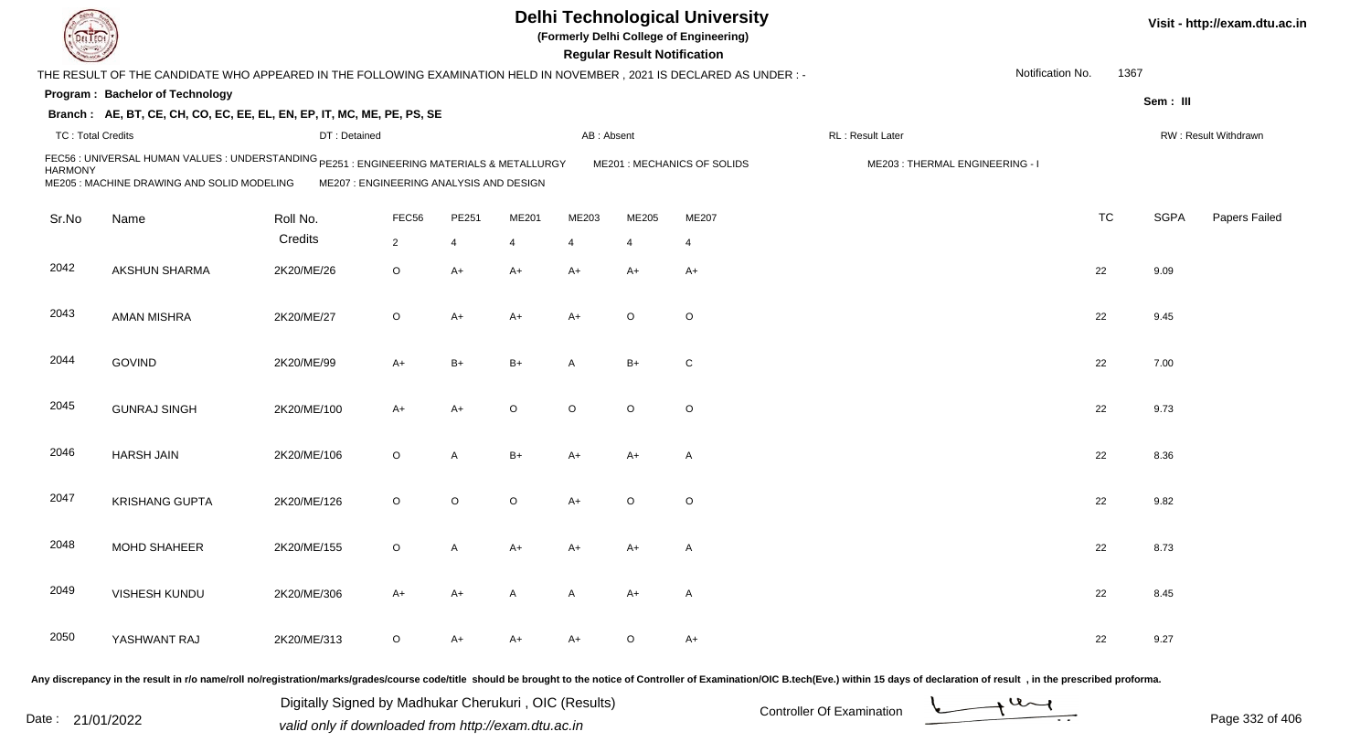# Delhi Technological University

**(Formerly Delhi College of Engineering)**

**Regular Result Notification**

Visit - http://exam.dtu.ac.in

THE RESULT OF THE CANDIDATE WHO APPEARED IN THE FOLLOWING EXAMINATION HELD IN NOVEMBER , 2021 IS DECLARED AS UNDER : -

Notification No. 1367

**Program : Bachelor of Technology**

Sem : III

**Branch : AE, BT, CE, CH, CO, EC, EE, EL, EN, EP, IT, MC, ME, PE, PS, SE**

TC : Total Credits | DT : Detained | AB : Absent | RL : Result Later | RW : Result Withdrawn

FEC56 : UNIVERSAL HUMAN VALUES : UNDERSTANDING HARMONY
PE251 : ENGINEERING MATERIALS & METALLURGY
ME201 : MECHANICS OF SOLIDS
ME203 : THERMAL ENGINEERING - I
ME205 : MACHINE DRAWING AND SOLID MODELING
ME207 : ENGINEERING ANALYSIS AND DESIGN

| Sr.No | Name | Roll No. | FEC56 | PE251 | ME201 | ME203 | ME205 | ME207 | TC | SGPA | Papers Failed |
|---|---|---|---|---|---|---|---|---|---|---|---|
| | | Credits | 2 | 4 | 4 | 4 | 4 | 4 | | | |
| 2042 | AKSHUN SHARMA | 2K20/ME/26 | O | A+ | A+ | A+ | A+ | A+ | 22 | 9.09 | |
| 2043 | AMAN MISHRA | 2K20/ME/27 | O | A+ | A+ | A+ | O | O | 22 | 9.45 | |
| 2044 | GOVIND | 2K20/ME/99 | A+ | B+ | B+ | A | B+ | C | 22 | 7.00 | |
| 2045 | GUNRAJ SINGH | 2K20/ME/100 | A+ | A+ | O | O | O | O | 22 | 9.73 | |
| 2046 | HARSH JAIN | 2K20/ME/106 | O | A | B+ | A+ | A+ | A | 22 | 8.36 | |
| 2047 | KRISHANG GUPTA | 2K20/ME/126 | O | O | O | A+ | O | O | 22 | 9.82 | |
| 2048 | MOHD SHAHEER | 2K20/ME/155 | O | A | A+ | A+ | A+ | A | 22 | 8.73 | |
| 2049 | VISHESH KUNDU | 2K20/ME/306 | A+ | A+ | A | A | A+ | A | 22 | 8.45 | |
| 2050 | YASHWANT RAJ | 2K20/ME/313 | O | A+ | A+ | A+ | O | A+ | 22 | 9.27 | |

Any discrepancy in the result in r/o name/roll no/registration/marks/grades/course code/title should be brought to the notice of Controller of Examination/OIC B.tech(Eve.) within 15 days of declaration of result , in the prescribed proforma.

Date : 21/01/2022

Digitally Signed by Madhukar Cherukuri , OIC (Results)
valid only if downloaded from http://exam.dtu.ac.in

Controller Of Examination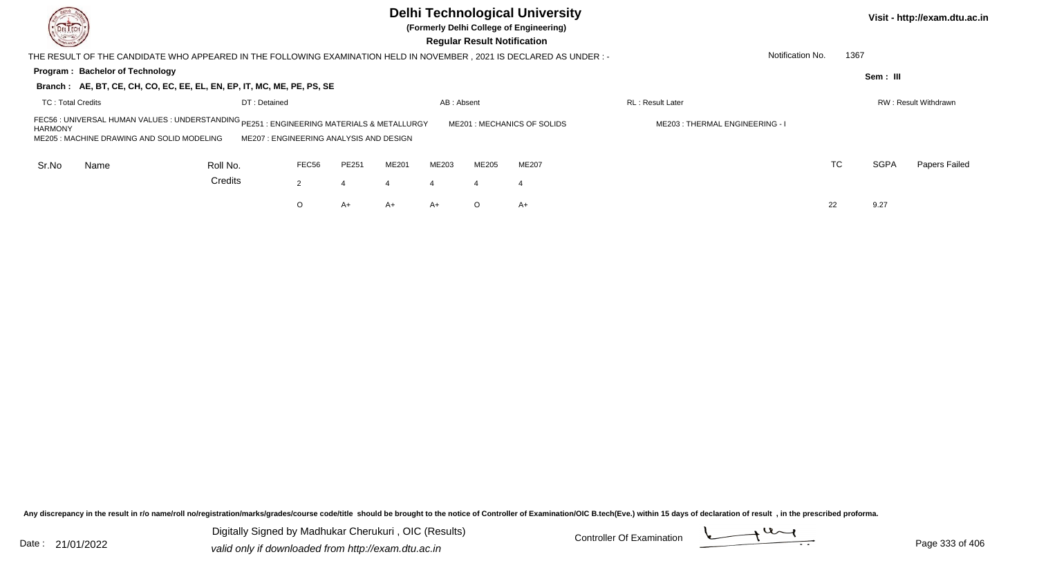# Delhi Technological University

**(Formerly Delhi College of Engineering)**

**Regular Result Notification**

Visit - http://exam.dtu.ac.in

THE RESULT OF THE CANDIDATE WHO APPEARED IN THE FOLLOWING EXAMINATION HELD IN NOVEMBER , 2021 IS DECLARED AS UNDER : -

Notification No. 1367

**Program : Bachelor of Technology**

Sem : III

**Branch : AE, BT, CE, CH, CO, EC, EE, EL, EN, EP, IT, MC, ME, PE, PS, SE**

TC : Total Credits | DT : Detained | AB : Absent | RL : Result Later | RW : Result Withdrawn

FEC56 : UNIVERSAL HUMAN VALUES : UNDERSTANDING HARMONY
PE251 : ENGINEERING MATERIALS & METALLURGY
ME201 : MECHANICS OF SOLIDS
ME203 : THERMAL ENGINEERING - I
ME205 : MACHINE DRAWING AND SOLID MODELING
ME207 : ENGINEERING ANALYSIS AND DESIGN

| Sr.No | Name | Roll No. | FEC56 | PE251 | ME201 | ME203 | ME205 | ME207 | TC | SGPA | Papers Failed |
|---|---|---|---|---|---|---|---|---|---|---|---|
| | | Credits | 2 | 4 | 4 | 4 | 4 | 4 | | | |
| | | | O | A+ | A+ | A+ | O | A+ | 22 | 9.27 | |

Any discrepancy in the result in r/o name/roll no/registration/marks/grades/course code/title should be brought to the notice of Controller of Examination/OIC B.tech(Eve.) within 15 days of declaration of result , in the prescribed proforma.

Date : 21/01/2022

Digitally Signed by Madhukar Cherukuri , OIC (Results)
valid only if downloaded from http://exam.dtu.ac.in

Controller Of Examination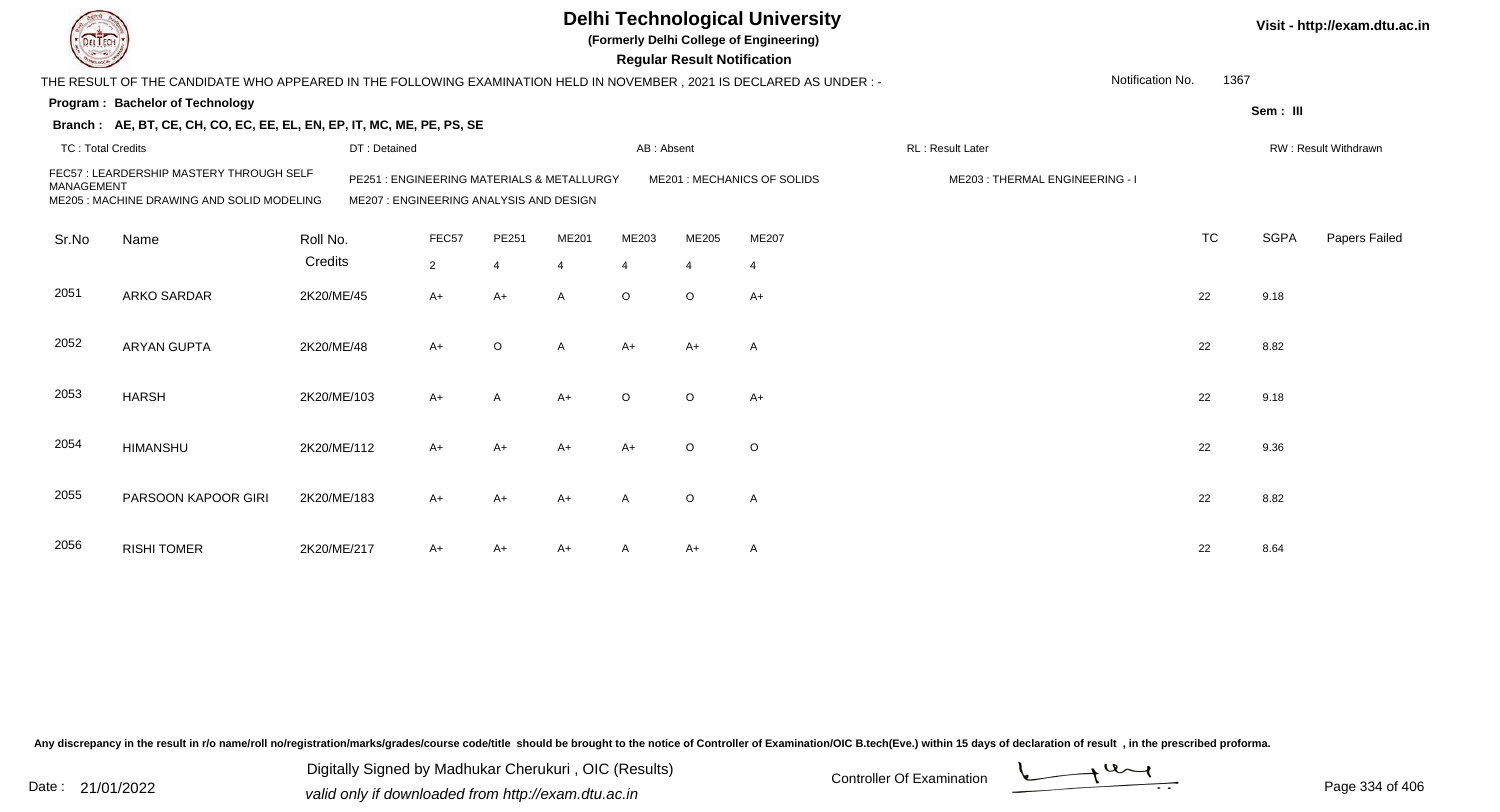# Delhi Technological University

**(Formerly Delhi College of Engineering)**

**Regular Result Notification**

Visit - http://exam.dtu.ac.in

THE RESULT OF THE CANDIDATE WHO APPEARED IN THE FOLLOWING EXAMINATION HELD IN NOVEMBER , 2021 IS DECLARED AS UNDER : -

Notification No. 1367

**Program : Bachelor of Technology**

Sem : III

**Branch : AE, BT, CE, CH, CO, EC, EE, EL, EN, EP, IT, MC, ME, PE, PS, SE**

TC : Total Credits | DT : Detained | AB : Absent | RL : Result Later | RW : Result Withdrawn

FEC57 : LEARDERSHIP MASTERY THROUGH SELF MANAGEMENT | PE251 : ENGINEERING MATERIALS & METALLURGY | ME201 : MECHANICS OF SOLIDS | ME203 : THERMAL ENGINEERING - I
ME205 : MACHINE DRAWING AND SOLID MODELING | ME207 : ENGINEERING ANALYSIS AND DESIGN

| Sr.No | Name | Roll No. | FEC57 | PE251 | ME201 | ME203 | ME205 | ME207 | TC | SGPA | Papers Failed |
|---|---|---|---|---|---|---|---|---|---|---|---|
| | | Credits | 2 | 4 | 4 | 4 | 4 | 4 | | | |
| 2051 | ARKO SARDAR | 2K20/ME/45 | A+ | A+ | A | O | O | A+ | 22 | 9.18 | |
| 2052 | ARYAN GUPTA | 2K20/ME/48 | A+ | O | A | A+ | A+ | A | 22 | 8.82 | |
| 2053 | HARSH | 2K20/ME/103 | A+ | A | A+ | O | O | A+ | 22 | 9.18 | |
| 2054 | HIMANSHU | 2K20/ME/112 | A+ | A+ | A+ | A+ | O | O | 22 | 9.36 | |
| 2055 | PARSOON KAPOOR GIRI | 2K20/ME/183 | A+ | A+ | A+ | A | O | A | 22 | 8.82 | |
| 2056 | RISHI TOMER | 2K20/ME/217 | A+ | A+ | A+ | A | A+ | A | 22 | 8.64 | |

Any discrepancy in the result in r/o name/roll no/registration/marks/grades/course code/title should be brought to the notice of Controller of Examination/OIC B.tech(Eve.) within 15 days of declaration of result , in the prescribed proforma.

Date : 21/01/2022

Digitally Signed by Madhukar Cherukuri , OIC (Results)
valid only if downloaded from http://exam.dtu.ac.in

Controller Of Examination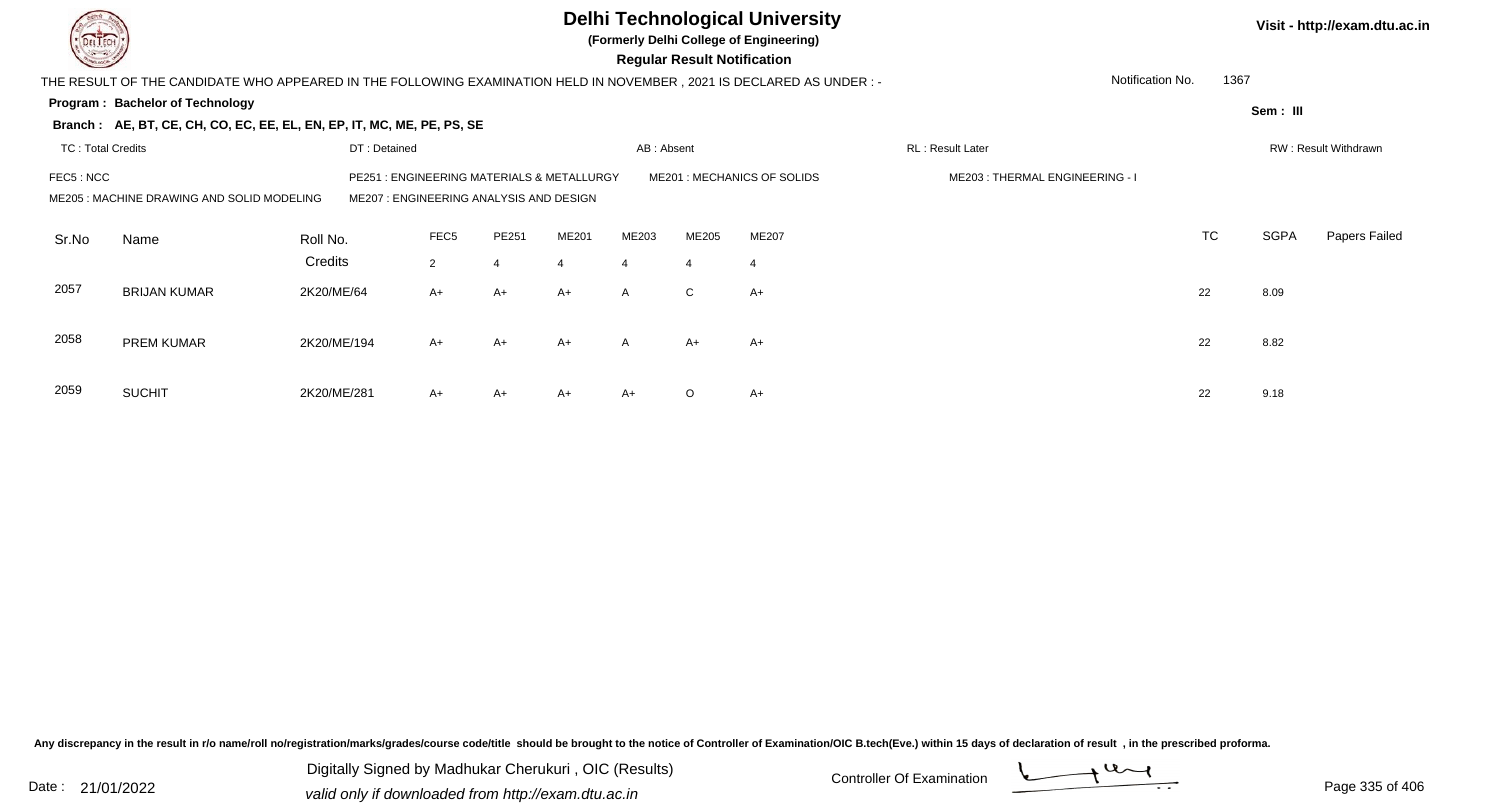# Delhi Technological University

**(Formerly Delhi College of Engineering)**

**Regular Result Notification**

Visit - http://exam.dtu.ac.in

THE RESULT OF THE CANDIDATE WHO APPEARED IN THE FOLLOWING EXAMINATION HELD IN NOVEMBER , 2021 IS DECLARED AS UNDER : -

Notification No. 1367

**Program : Bachelor of Technology**

Sem : III

**Branch : AE, BT, CE, CH, CO, EC, EE, EL, EN, EP, IT, MC, ME, PE, PS, SE**

TC : Total Credits | DT : Detained | AB : Absent | RL : Result Later | RW : Result Withdrawn

FEC5 : NCC | PE251 : ENGINEERING MATERIALS & METALLURGY | ME201 : MECHANICS OF SOLIDS | ME203 : THERMAL ENGINEERING - I
ME205 : MACHINE DRAWING AND SOLID MODELING | ME207 : ENGINEERING ANALYSIS AND DESIGN

| Sr.No | Name | Roll No. | FEC5 | PE251 | ME201 | ME203 | ME205 | ME207 | TC | SGPA | Papers Failed |
|---|---|---|---|---|---|---|---|---|---|---|---|
| | | Credits | 2 | 4 | 4 | 4 | 4 | 4 | | | |
| 2057 | BRIJAN KUMAR | 2K20/ME/64 | A+ | A+ | A+ | A | C | A+ | 22 | 8.09 | |
| 2058 | PREM KUMAR | 2K20/ME/194 | A+ | A+ | A+ | A | A+ | A+ | 22 | 8.82 | |
| 2059 | SUCHIT | 2K20/ME/281 | A+ | A+ | A+ | A+ | O | A+ | 22 | 9.18 | |

Any discrepancy in the result in r/o name/roll no/registration/marks/grades/course code/title should be brought to the notice of Controller of Examination/OIC B.tech(Eve.) within 15 days of declaration of result , in the prescribed proforma.

Date : 21/01/2022

Digitally Signed by Madhukar Cherukuri , OIC (Results)
valid only if downloaded from http://exam.dtu.ac.in

Controller Of Examination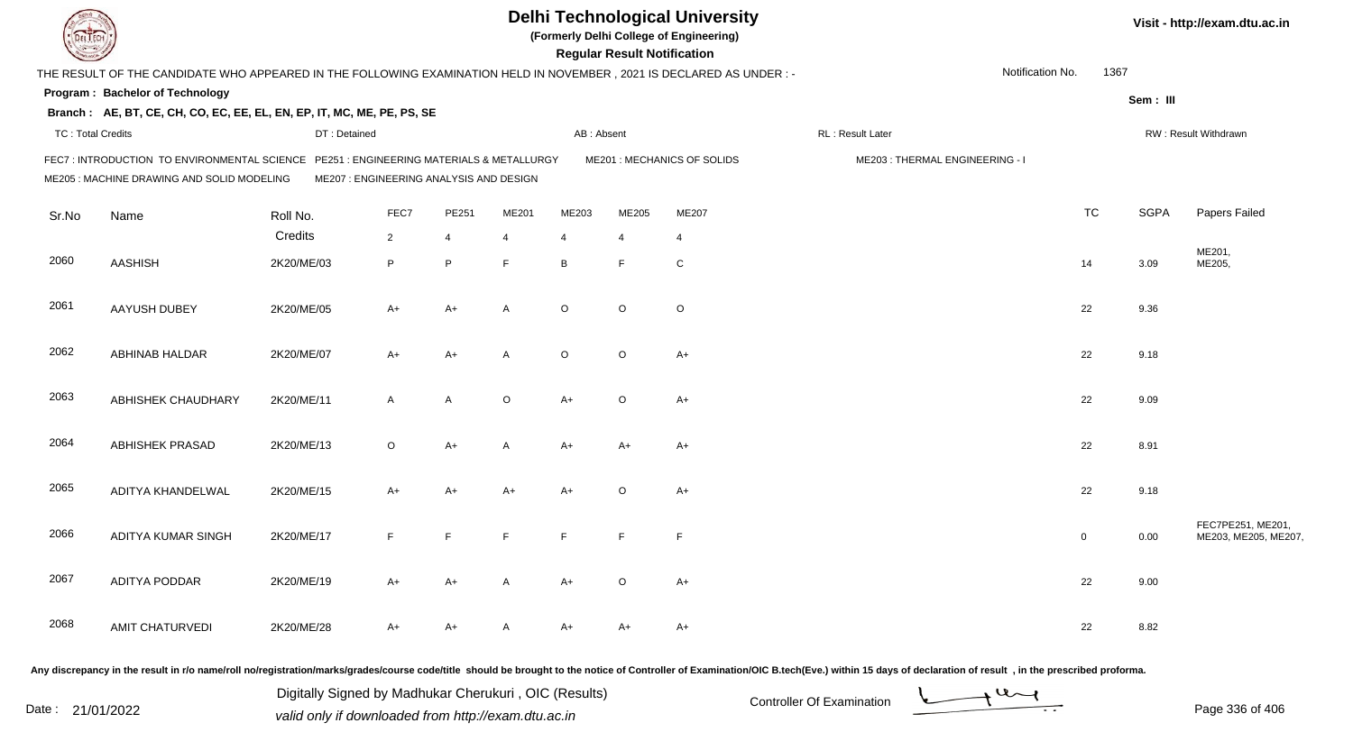# Delhi Technological University

(Formerly Delhi College of Engineering)

**Regular Result Notification**

Visit - http://exam.dtu.ac.in

THE RESULT OF THE CANDIDATE WHO APPEARED IN THE FOLLOWING EXAMINATION HELD IN NOVEMBER , 2021 IS DECLARED AS UNDER : -

Notification No. 1367

**Program : Bachelor of Technology**

Sem : III

**Branch : AE, BT, CE, CH, CO, EC, EE, EL, EN, EP, IT, MC, ME, PE, PS, SE**

TC : Total Credits | DT : Detained | AB : Absent | RL : Result Later | RW : Result Withdrawn

FEC7 : INTRODUCTION TO ENVIRONMENTAL SCIENCE   PE251 : ENGINEERING MATERIALS & METALLURGY   ME201 : MECHANICS OF SOLIDS   ME203 : THERMAL ENGINEERING - I
ME205 : MACHINE DRAWING AND SOLID MODELING   ME207 : ENGINEERING ANALYSIS AND DESIGN

| Sr.No | Name | Roll No. | FEC7 | PE251 | ME201 | ME203 | ME205 | ME207 | TC | SGPA | Papers Failed |
|---|---|---|---|---|---|---|---|---|---|---|---|
| | | Credits | 2 | 4 | 4 | 4 | 4 | 4 | | | |
| 2060 | AASHISH | 2K20/ME/03 | P | P | F | B | F | C | 14 | 3.09 | ME201, ME205, |
| 2061 | AAYUSH DUBEY | 2K20/ME/05 | A+ | A+ | A | O | O | O | 22 | 9.36 | |
| 2062 | ABHINAB HALDAR | 2K20/ME/07 | A+ | A+ | A | O | O | A+ | 22 | 9.18 | |
| 2063 | ABHISHEK CHAUDHARY | 2K20/ME/11 | A | A | O | A+ | O | A+ | 22 | 9.09 | |
| 2064 | ABHISHEK PRASAD | 2K20/ME/13 | O | A+ | A | A+ | A+ | A+ | 22 | 8.91 | |
| 2065 | ADITYA KHANDELWAL | 2K20/ME/15 | A+ | A+ | A+ | A+ | O | A+ | 22 | 9.18 | |
| 2066 | ADITYA KUMAR SINGH | 2K20/ME/17 | F | F | F | F | F | F | 0 | 0.00 | FEC7PE251, ME201, ME203, ME205, ME207, |
| 2067 | ADITYA PODDAR | 2K20/ME/19 | A+ | A+ | A | A+ | O | A+ | 22 | 9.00 | |
| 2068 | AMIT CHATURVEDI | 2K20/ME/28 | A+ | A+ | A | A+ | A+ | A+ | 22 | 8.82 | |

Any discrepancy in the result in r/o name/roll no/registration/marks/grades/course code/title should be brought to the notice of Controller of Examination/OIC B.tech(Eve.) within 15 days of declaration of result , in the prescribed proforma.

Date : 21/01/2022

Digitally Signed by Madhukar Cherukuri , OIC (Results)
valid only if downloaded from http://exam.dtu.ac.in

Controller Of Examination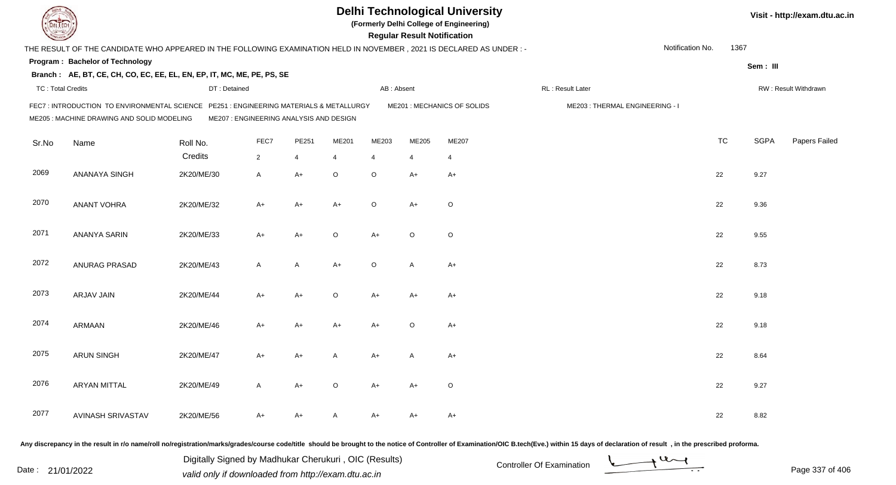# Delhi Technological University

**(Formerly Delhi College of Engineering)**

**Regular Result Notification**

Visit - http://exam.dtu.ac.in

THE RESULT OF THE CANDIDATE WHO APPEARED IN THE FOLLOWING EXAMINATION HELD IN NOVEMBER , 2021 IS DECLARED AS UNDER : -

Notification No. 1367

**Program : Bachelor of Technology**

Sem : III

**Branch : AE, BT, CE, CH, CO, EC, EE, EL, EN, EP, IT, MC, ME, PE, PS, SE**

TC : Total Credits | DT : Detained | AB : Absent | RL : Result Later | RW : Result Withdrawn

FEC7 : INTRODUCTION TO ENVIRONMENTAL SCIENCE | PE251 : ENGINEERING MATERIALS & METALLURGY | ME201 : MECHANICS OF SOLIDS | ME203 : THERMAL ENGINEERING - I | ME205 : MACHINE DRAWING AND SOLID MODELING | ME207 : ENGINEERING ANALYSIS AND DESIGN

| Sr.No | Name | Roll No. | FEC7 | PE251 | ME201 | ME203 | ME205 | ME207 | TC | SGPA | Papers Failed |
|---|---|---|---|---|---|---|---|---|---|---|---|
| | | Credits | 2 | 4 | 4 | 4 | 4 | 4 | | | |
| 2069 | ANANAYA SINGH | 2K20/ME/30 | A | A+ | O | O | A+ | A+ | 22 | 9.27 | |
| 2070 | ANANT VOHRA | 2K20/ME/32 | A+ | A+ | A+ | O | A+ | O | 22 | 9.36 | |
| 2071 | ANANYA SARIN | 2K20/ME/33 | A+ | A+ | O | A+ | O | O | 22 | 9.55 | |
| 2072 | ANURAG PRASAD | 2K20/ME/43 | A | A | A+ | O | A | A+ | 22 | 8.73 | |
| 2073 | ARJAV JAIN | 2K20/ME/44 | A+ | A+ | O | A+ | A+ | A+ | 22 | 9.18 | |
| 2074 | ARMAAN | 2K20/ME/46 | A+ | A+ | A+ | A+ | O | A+ | 22 | 9.18 | |
| 2075 | ARUN SINGH | 2K20/ME/47 | A+ | A+ | A | A+ | A | A+ | 22 | 8.64 | |
| 2076 | ARYAN MITTAL | 2K20/ME/49 | A | A+ | O | A+ | A+ | O | 22 | 9.27 | |
| 2077 | AVINASH SRIVASTAV | 2K20/ME/56 | A+ | A+ | A | A+ | A+ | A+ | 22 | 8.82 | |

Any discrepancy in the result in r/o name/roll no/registration/marks/grades/course code/title should be brought to the notice of Controller of Examination/OIC B.tech(Eve.) within 15 days of declaration of result , in the prescribed proforma.

Date : 21/01/2022

Digitally Signed by Madhukar Cherukuri , OIC (Results)
valid only if downloaded from http://exam.dtu.ac.in

Controller Of Examination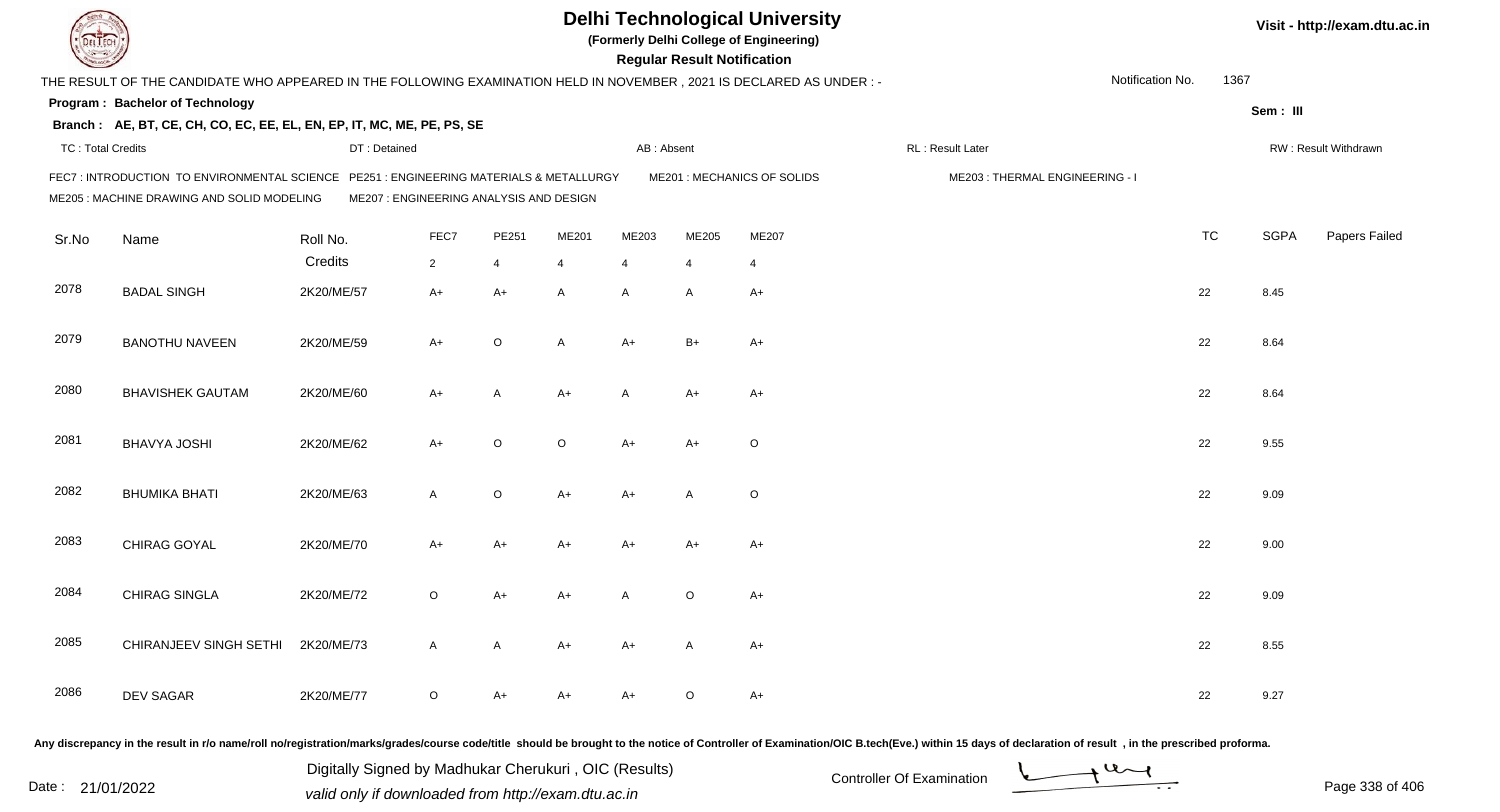# Delhi Technological University

**(Formerly Delhi College of Engineering)**

**Regular Result Notification**

Visit - http://exam.dtu.ac.in

THE RESULT OF THE CANDIDATE WHO APPEARED IN THE FOLLOWING EXAMINATION HELD IN NOVEMBER , 2021 IS DECLARED AS UNDER : -

Notification No. 1367

**Program : Bachelor of Technology**

Sem : III

**Branch : AE, BT, CE, CH, CO, EC, EE, EL, EN, EP, IT, MC, ME, PE, PS, SE**

TC : Total Credits | DT : Detained | AB : Absent | RL : Result Later | RW : Result Withdrawn

FEC7 : INTRODUCTION TO ENVIRONMENTAL SCIENCE | PE251 : ENGINEERING MATERIALS & METALLURGY | ME201 : MECHANICS OF SOLIDS | ME203 : THERMAL ENGINEERING - I | ME205 : MACHINE DRAWING AND SOLID MODELING | ME207 : ENGINEERING ANALYSIS AND DESIGN

| Sr.No | Name | Roll No. | FEC7 | PE251 | ME201 | ME203 | ME205 | ME207 | TC | SGPA | Papers Failed |
|---|---|---|---|---|---|---|---|---|---|---|---|
| | | Credits | 2 | 4 | 4 | 4 | 4 | 4 | | | |
| 2078 | BADAL SINGH | 2K20/ME/57 | A+ | A+ | A | A | A | A+ | 22 | 8.45 | |
| 2079 | BANOTHU NAVEEN | 2K20/ME/59 | A+ | O | A | A+ | B+ | A+ | 22 | 8.64 | |
| 2080 | BHAVISHEK GAUTAM | 2K20/ME/60 | A+ | A | A+ | A | A+ | A+ | 22 | 8.64 | |
| 2081 | BHAVYA JOSHI | 2K20/ME/62 | A+ | O | O | A+ | A+ | O | 22 | 9.55 | |
| 2082 | BHUMIKA BHATI | 2K20/ME/63 | A | O | A+ | A+ | A | O | 22 | 9.09 | |
| 2083 | CHIRAG GOYAL | 2K20/ME/70 | A+ | A+ | A+ | A+ | A+ | A+ | 22 | 9.00 | |
| 2084 | CHIRAG SINGLA | 2K20/ME/72 | O | A+ | A+ | A | O | A+ | 22 | 9.09 | |
| 2085 | CHIRANJEEV SINGH SETHI | 2K20/ME/73 | A | A | A+ | A+ | A | A+ | 22 | 8.55 | |
| 2086 | DEV SAGAR | 2K20/ME/77 | O | A+ | A+ | A+ | O | A+ | 22 | 9.27 | |

Any discrepancy in the result in r/o name/roll no/registration/marks/grades/course code/title should be brought to the notice of Controller of Examination/OIC B.tech(Eve.) within 15 days of declaration of result , in the prescribed proforma.

Date : 21/01/2022

Digitally Signed by Madhukar Cherukuri , OIC (Results)
valid only if downloaded from http://exam.dtu.ac.in

Controller Of Examination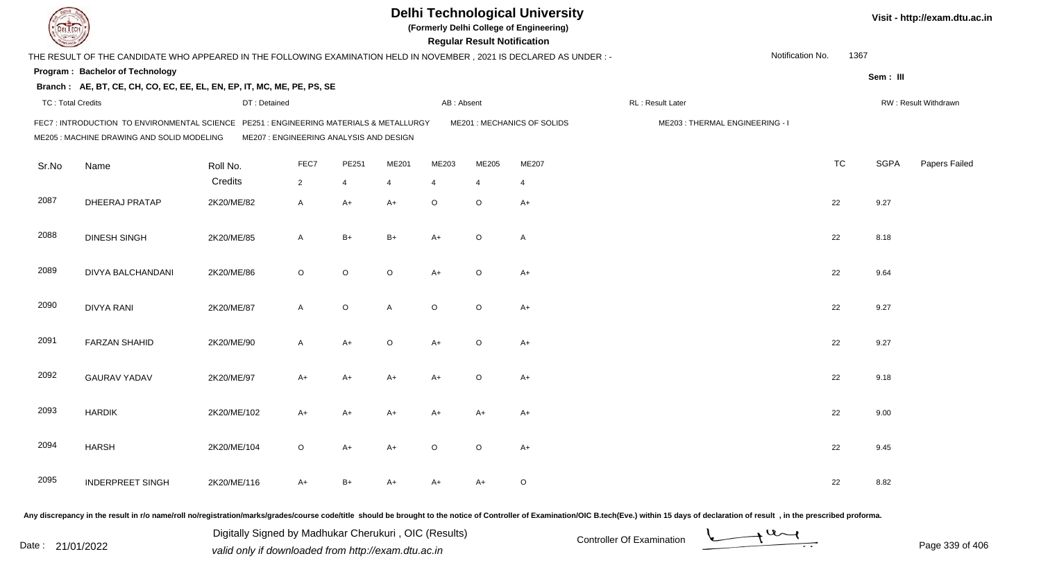# Delhi Technological University

**(Formerly Delhi College of Engineering)**

**Regular Result Notification**

Visit - http://exam.dtu.ac.in

THE RESULT OF THE CANDIDATE WHO APPEARED IN THE FOLLOWING EXAMINATION HELD IN NOVEMBER , 2021 IS DECLARED AS UNDER : -

Notification No. 1367

**Program : Bachelor of Technology**

Sem : III

**Branch : AE, BT, CE, CH, CO, EC, EE, EL, EN, EP, IT, MC, ME, PE, PS, SE**

TC : Total Credits | DT : Detained | AB : Absent | RL : Result Later | RW : Result Withdrawn

FEC7 : INTRODUCTION TO ENVIRONMENTAL SCIENCE
PE251 : ENGINEERING MATERIALS & METALLURGY
ME201 : MECHANICS OF SOLIDS
ME203 : THERMAL ENGINEERING - I
ME205 : MACHINE DRAWING AND SOLID MODELING
ME207 : ENGINEERING ANALYSIS AND DESIGN

| Sr.No | Name | Roll No. | FEC7 | PE251 | ME201 | ME203 | ME205 | ME207 | TC | SGPA | Papers Failed |
|---|---|---|---|---|---|---|---|---|---|---|---|
| | | Credits | 2 | 4 | 4 | 4 | 4 | 4 | | | |
| 2087 | DHEERAJ PRATAP | 2K20/ME/82 | A | A+ | A+ | O | O | A+ | 22 | 9.27 | |
| 2088 | DINESH SINGH | 2K20/ME/85 | A | B+ | B+ | A+ | O | A | 22 | 8.18 | |
| 2089 | DIVYA BALCHANDANI | 2K20/ME/86 | O | O | O | A+ | O | A+ | 22 | 9.64 | |
| 2090 | DIVYA RANI | 2K20/ME/87 | A | O | A | O | O | A+ | 22 | 9.27 | |
| 2091 | FARZAN SHAHID | 2K20/ME/90 | A | A+ | O | A+ | O | A+ | 22 | 9.27 | |
| 2092 | GAURAV YADAV | 2K20/ME/97 | A+ | A+ | A+ | A+ | O | A+ | 22 | 9.18 | |
| 2093 | HARDIK | 2K20/ME/102 | A+ | A+ | A+ | A+ | A+ | A+ | 22 | 9.00 | |
| 2094 | HARSH | 2K20/ME/104 | O | A+ | A+ | O | O | A+ | 22 | 9.45 | |
| 2095 | INDERPREET SINGH | 2K20/ME/116 | A+ | B+ | A+ | A+ | A+ | O | 22 | 8.82 | |

Any discrepancy in the result in r/o name/roll no/registration/marks/grades/course code/title should be brought to the notice of Controller of Examination/OIC B.tech(Eve.) within 15 days of declaration of result , in the prescribed proforma.

Date : 21/01/2022

Digitally Signed by Madhukar Cherukuri , OIC (Results)
valid only if downloaded from http://exam.dtu.ac.in

Controller Of Examination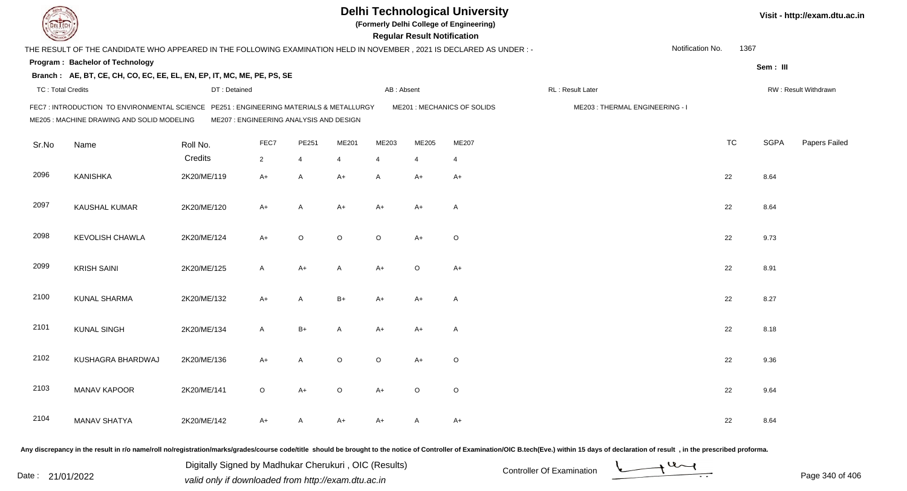# Delhi Technological University

(Formerly Delhi College of Engineering)

**Regular Result Notification**

Visit - http://exam.dtu.ac.in

THE RESULT OF THE CANDIDATE WHO APPEARED IN THE FOLLOWING EXAMINATION HELD IN NOVEMBER , 2021 IS DECLARED AS UNDER : -

Notification No. 1367

**Program : Bachelor of Technology**

Sem : III

**Branch : AE, BT, CE, CH, CO, EC, EE, EL, EN, EP, IT, MC, ME, PE, PS, SE**

TC : Total Credits | DT : Detained | AB : Absent | RL : Result Later | RW : Result Withdrawn

FEC7 : INTRODUCTION TO ENVIRONMENTAL SCIENCE | PE251 : ENGINEERING MATERIALS & METALLURGY | ME201 : MECHANICS OF SOLIDS | ME203 : THERMAL ENGINEERING - I
ME205 : MACHINE DRAWING AND SOLID MODELING | ME207 : ENGINEERING ANALYSIS AND DESIGN

| Sr.No | Name | Roll No. | FEC7 | PE251 | ME201 | ME203 | ME205 | ME207 | TC | SGPA | Papers Failed |
|---|---|---|---|---|---|---|---|---|---|---|---|
| | | Credits | 2 | 4 | 4 | 4 | 4 | 4 | | | |
| 2096 | KANISHKA | 2K20/ME/119 | A+ | A | A+ | A | A+ | A+ | 22 | 8.64 | |
| 2097 | KAUSHAL KUMAR | 2K20/ME/120 | A+ | A | A+ | A+ | A+ | A | 22 | 8.64 | |
| 2098 | KEVOLISH CHAWLA | 2K20/ME/124 | A+ | O | O | O | A+ | O | 22 | 9.73 | |
| 2099 | KRISH SAINI | 2K20/ME/125 | A | A+ | A | A+ | O | A+ | 22 | 8.91 | |
| 2100 | KUNAL SHARMA | 2K20/ME/132 | A+ | A | B+ | A+ | A+ | A | 22 | 8.27 | |
| 2101 | KUNAL SINGH | 2K20/ME/134 | A | B+ | A | A+ | A+ | A | 22 | 8.18 | |
| 2102 | KUSHAGRA BHARDWAJ | 2K20/ME/136 | A+ | A | O | O | A+ | O | 22 | 9.36 | |
| 2103 | MANAV KAPOOR | 2K20/ME/141 | O | A+ | O | A+ | O | O | 22 | 9.64 | |
| 2104 | MANAV SHATYA | 2K20/ME/142 | A+ | A | A+ | A+ | A | A+ | 22 | 8.64 | |

Any discrepancy in the result in r/o name/roll no/registration/marks/grades/course code/title should be brought to the notice of Controller of Examination/OIC B.tech(Eve.) within 15 days of declaration of result , in the prescribed proforma.

Date : 21/01/2022

Digitally Signed by Madhukar Cherukuri , OIC (Results)
valid only if downloaded from http://exam.dtu.ac.in

Controller Of Examination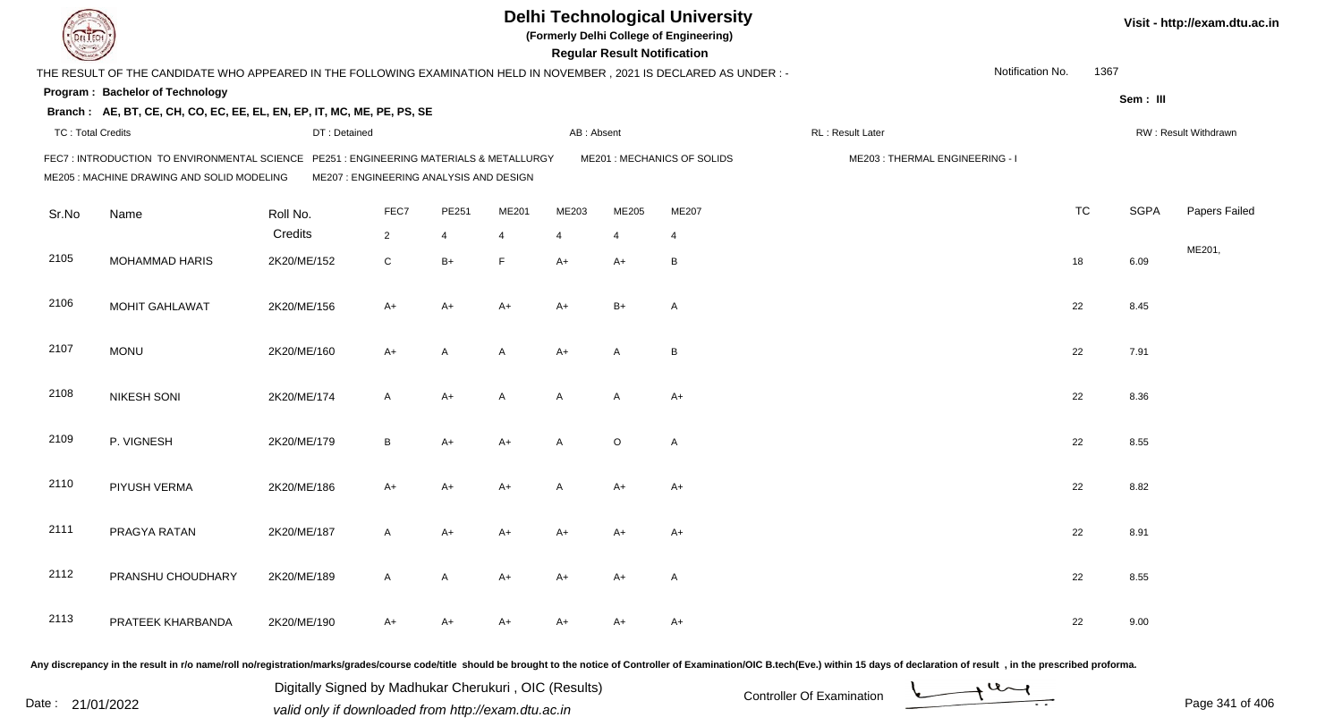# Delhi Technological University

(Formerly Delhi College of Engineering)

**Regular Result Notification**

Visit - http://exam.dtu.ac.in

THE RESULT OF THE CANDIDATE WHO APPEARED IN THE FOLLOWING EXAMINATION HELD IN NOVEMBER , 2021 IS DECLARED AS UNDER : -

Notification No. 1367

**Program : Bachelor of Technology**

Sem : III

**Branch : AE, BT, CE, CH, CO, EC, EE, EL, EN, EP, IT, MC, ME, PE, PS, SE**

TC : Total Credits | DT : Detained | AB : Absent | RL : Result Later | RW : Result Withdrawn

FEC7 : INTRODUCTION TO ENVIRONMENTAL SCIENCE | PE251 : ENGINEERING MATERIALS & METALLURGY | ME201 : MECHANICS OF SOLIDS | ME203 : THERMAL ENGINEERING - I
ME205 : MACHINE DRAWING AND SOLID MODELING | ME207 : ENGINEERING ANALYSIS AND DESIGN

| Sr.No | Name | Roll No. | FEC7 | PE251 | ME201 | ME203 | ME205 | ME207 | TC | SGPA | Papers Failed |
|---|---|---|---|---|---|---|---|---|---|---|---|
| | | Credits | 2 | 4 | 4 | 4 | 4 | 4 | | | |
| 2105 | MOHAMMAD HARIS | 2K20/ME/152 | C | B+ | F | A+ | A+ | B | 18 | 6.09 | ME201, |
| 2106 | MOHIT GAHLAWAT | 2K20/ME/156 | A+ | A+ | A+ | A+ | B+ | A | 22 | 8.45 | |
| 2107 | MONU | 2K20/ME/160 | A+ | A | A | A+ | A | B | 22 | 7.91 | |
| 2108 | NIKESH SONI | 2K20/ME/174 | A | A+ | A | A | A | A+ | 22 | 8.36 | |
| 2109 | P. VIGNESH | 2K20/ME/179 | B | A+ | A+ | A | O | A | 22 | 8.55 | |
| 2110 | PIYUSH VERMA | 2K20/ME/186 | A+ | A+ | A+ | A | A+ | A+ | 22 | 8.82 | |
| 2111 | PRAGYA RATAN | 2K20/ME/187 | A | A+ | A+ | A+ | A+ | A+ | 22 | 8.91 | |
| 2112 | PRANSHU CHOUDHARY | 2K20/ME/189 | A | A | A+ | A+ | A+ | A | 22 | 8.55 | |
| 2113 | PRATEEK KHARBANDA | 2K20/ME/190 | A+ | A+ | A+ | A+ | A+ | A+ | 22 | 9.00 | |

Any discrepancy in the result in r/o name/roll no/registration/marks/grades/course code/title should be brought to the notice of Controller of Examination/OIC B.tech(Eve.) within 15 days of declaration of result , in the prescribed proforma.

Date : 21/01/2022

Digitally Signed by Madhukar Cherukuri , OIC (Results)
valid only if downloaded from http://exam.dtu.ac.in

Controller Of Examination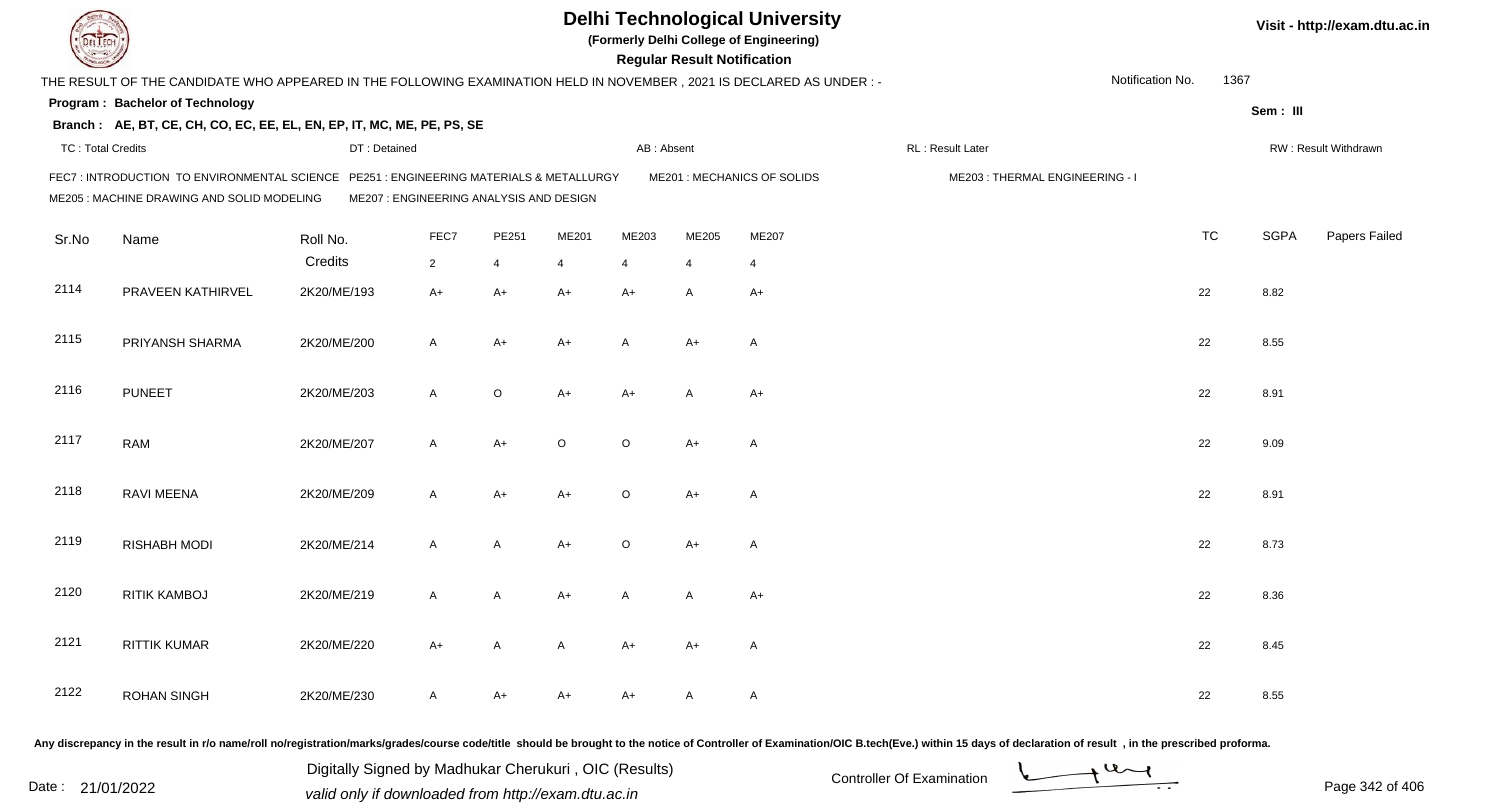# Delhi Technological University

**(Formerly Delhi College of Engineering)**

**Regular Result Notification**

Visit - http://exam.dtu.ac.in

THE RESULT OF THE CANDIDATE WHO APPEARED IN THE FOLLOWING EXAMINATION HELD IN NOVEMBER , 2021 IS DECLARED AS UNDER : -

Notification No. 1367

**Program : Bachelor of Technology**

Sem : III

**Branch : AE, BT, CE, CH, CO, EC, EE, EL, EN, EP, IT, MC, ME, PE, PS, SE**

TC : Total Credits | DT : Detained | AB : Absent | RL : Result Later | RW : Result Withdrawn

FEC7 : INTRODUCTION TO ENVIRONMENTAL SCIENCE | PE251 : ENGINEERING MATERIALS & METALLURGY | ME201 : MECHANICS OF SOLIDS | ME203 : THERMAL ENGINEERING - I
ME205 : MACHINE DRAWING AND SOLID MODELING | ME207 : ENGINEERING ANALYSIS AND DESIGN

| Sr.No | Name | Roll No. | FEC7 | PE251 | ME201 | ME203 | ME205 | ME207 | TC | SGPA | Papers Failed |
|---|---|---|---|---|---|---|---|---|---|---|---|
| | | Credits | 2 | 4 | 4 | 4 | 4 | 4 | | | |
| 2114 | PRAVEEN KATHIRVEL | 2K20/ME/193 | A+ | A+ | A+ | A+ | A | A+ | 22 | 8.82 | |
| 2115 | PRIYANSH SHARMA | 2K20/ME/200 | A | A+ | A+ | A | A+ | A | 22 | 8.55 | |
| 2116 | PUNEET | 2K20/ME/203 | A | O | A+ | A+ | A | A+ | 22 | 8.91 | |
| 2117 | RAM | 2K20/ME/207 | A | A+ | O | O | A+ | A | 22 | 9.09 | |
| 2118 | RAVI MEENA | 2K20/ME/209 | A | A+ | A+ | O | A+ | A | 22 | 8.91 | |
| 2119 | RISHABH MODI | 2K20/ME/214 | A | A | A+ | O | A+ | A | 22 | 8.73 | |
| 2120 | RITIK KAMBOJ | 2K20/ME/219 | A | A | A+ | A | A | A+ | 22 | 8.36 | |
| 2121 | RITTIK KUMAR | 2K20/ME/220 | A+ | A | A | A+ | A+ | A | 22 | 8.45 | |
| 2122 | ROHAN SINGH | 2K20/ME/230 | A | A+ | A+ | A+ | A | A | 22 | 8.55 | |

Any discrepancy in the result in r/o name/roll no/registration/marks/grades/course code/title should be brought to the notice of Controller of Examination/OIC B.tech(Eve.) within 15 days of declaration of result , in the prescribed proforma.

Date : 21/01/2022

Digitally Signed by Madhukar Cherukuri , OIC (Results)
valid only if downloaded from http://exam.dtu.ac.in

Controller Of Examination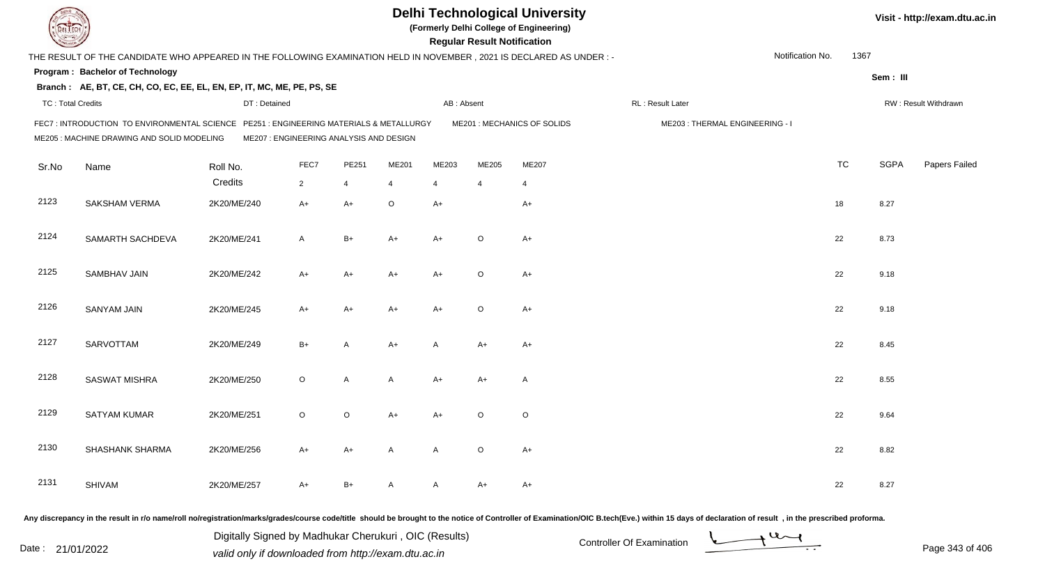# Delhi Technological University

(Formerly Delhi College of Engineering)

**Regular Result Notification**

Visit - http://exam.dtu.ac.in

THE RESULT OF THE CANDIDATE WHO APPEARED IN THE FOLLOWING EXAMINATION HELD IN NOVEMBER , 2021 IS DECLARED AS UNDER : -

Notification No. 1367

**Program : Bachelor of Technology**

Sem : III

**Branch : AE, BT, CE, CH, CO, EC, EE, EL, EN, EP, IT, MC, ME, PE, PS, SE**

TC : Total Credits | DT : Detained | AB : Absent | RL : Result Later | RW : Result Withdrawn

FEC7 : INTRODUCTION TO ENVIRONMENTAL SCIENCE
PE251 : ENGINEERING MATERIALS & METALLURGY
ME201 : MECHANICS OF SOLIDS
ME203 : THERMAL ENGINEERING - I
ME205 : MACHINE DRAWING AND SOLID MODELING
ME207 : ENGINEERING ANALYSIS AND DESIGN

| Sr.No | Name | Roll No. | FEC7 | PE251 | ME201 | ME203 | ME205 | ME207 | TC | SGPA | Papers Failed |
|---|---|---|---|---|---|---|---|---|---|---|---|
| | | Credits | 2 | 4 | 4 | 4 | 4 | 4 | | | |
| 2123 | SAKSHAM VERMA | 2K20/ME/240 | A+ | A+ | O | A+ | | A+ | 18 | 8.27 | |
| 2124 | SAMARTH SACHDEVA | 2K20/ME/241 | A | B+ | A+ | A+ | O | A+ | 22 | 8.73 | |
| 2125 | SAMBHAV JAIN | 2K20/ME/242 | A+ | A+ | A+ | A+ | O | A+ | 22 | 9.18 | |
| 2126 | SANYAM JAIN | 2K20/ME/245 | A+ | A+ | A+ | A+ | O | A+ | 22 | 9.18 | |
| 2127 | SARVOTTAM | 2K20/ME/249 | B+ | A | A+ | A | A+ | A+ | 22 | 8.45 | |
| 2128 | SASWAT MISHRA | 2K20/ME/250 | O | A | A | A+ | A+ | A | 22 | 8.55 | |
| 2129 | SATYAM KUMAR | 2K20/ME/251 | O | O | A+ | A+ | O | O | 22 | 9.64 | |
| 2130 | SHASHANK SHARMA | 2K20/ME/256 | A+ | A+ | A | A | O | A+ | 22 | 8.82 | |
| 2131 | SHIVAM | 2K20/ME/257 | A+ | B+ | A | A | A+ | A+ | 22 | 8.27 | |

Any discrepancy in the result in r/o name/roll no/registration/marks/grades/course code/title should be brought to the notice of Controller of Examination/OIC B.tech(Eve.) within 15 days of declaration of result , in the prescribed proforma.

Date : 21/01/2022

Digitally Signed by Madhukar Cherukuri , OIC (Results)
valid only if downloaded from http://exam.dtu.ac.in

Controller Of Examination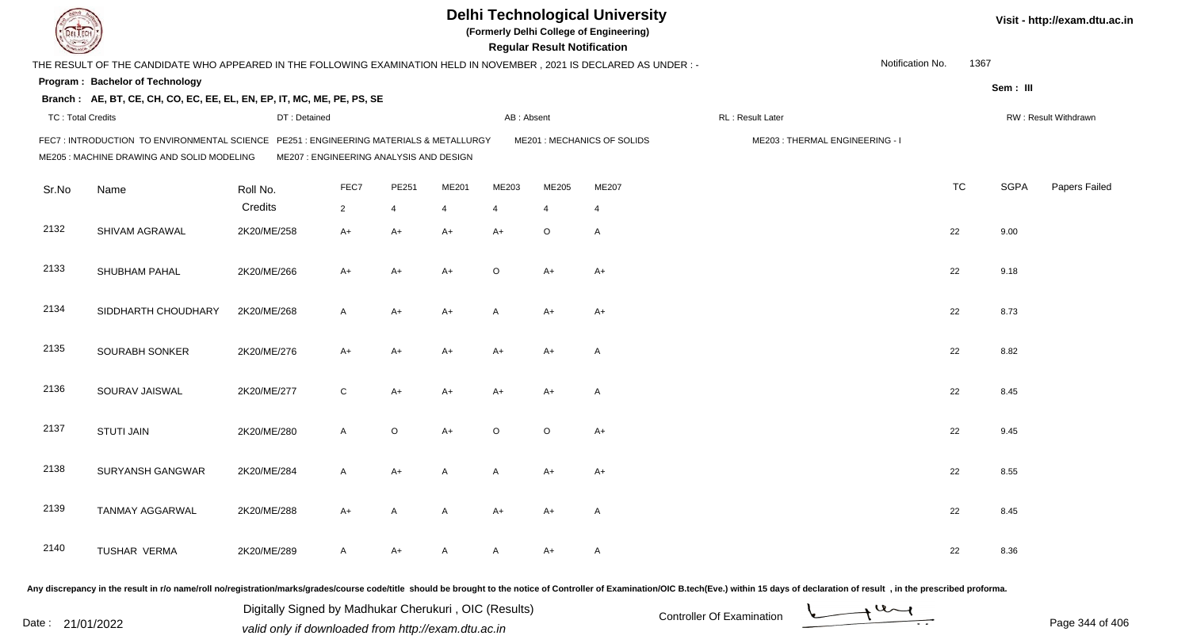# Delhi Technological University

(Formerly Delhi College of Engineering)

**Regular Result Notification**

Visit - http://exam.dtu.ac.in

THE RESULT OF THE CANDIDATE WHO APPEARED IN THE FOLLOWING EXAMINATION HELD IN NOVEMBER , 2021 IS DECLARED AS UNDER : -

Notification No. 1367

**Program : Bachelor of Technology**

Sem : III

**Branch : AE, BT, CE, CH, CO, EC, EE, EL, EN, EP, IT, MC, ME, PE, PS, SE**

TC : Total Credits | DT : Detained | AB : Absent | RL : Result Later | RW : Result Withdrawn

FEC7 : INTRODUCTION TO ENVIRONMENTAL SCIENCE | PE251 : ENGINEERING MATERIALS & METALLURGY | ME201 : MECHANICS OF SOLIDS | ME203 : THERMAL ENGINEERING - I
ME205 : MACHINE DRAWING AND SOLID MODELING | ME207 : ENGINEERING ANALYSIS AND DESIGN

| Sr.No | Name | Roll No. | FEC7 | PE251 | ME201 | ME203 | ME205 | ME207 | TC | SGPA | Papers Failed |
|---|---|---|---|---|---|---|---|---|---|---|---|
| | | Credits | 2 | 4 | 4 | 4 | 4 | 4 | | | |
| 2132 | SHIVAM AGRAWAL | 2K20/ME/258 | A+ | A+ | A+ | A+ | O | A | 22 | 9.00 | |
| 2133 | SHUBHAM PAHAL | 2K20/ME/266 | A+ | A+ | A+ | O | A+ | A+ | 22 | 9.18 | |
| 2134 | SIDDHARTH CHOUDHARY | 2K20/ME/268 | A | A+ | A+ | A | A+ | A+ | 22 | 8.73 | |
| 2135 | SOURABH SONKER | 2K20/ME/276 | A+ | A+ | A+ | A+ | A+ | A | 22 | 8.82 | |
| 2136 | SOURAV JAISWAL | 2K20/ME/277 | C | A+ | A+ | A+ | A+ | A | 22 | 8.45 | |
| 2137 | STUTI JAIN | 2K20/ME/280 | A | O | A+ | O | O | A+ | 22 | 9.45 | |
| 2138 | SURYANSH GANGWAR | 2K20/ME/284 | A | A+ | A | A | A+ | A+ | 22 | 8.55 | |
| 2139 | TANMAY AGGARWAL | 2K20/ME/288 | A+ | A | A | A+ | A+ | A | 22 | 8.45 | |
| 2140 | TUSHAR VERMA | 2K20/ME/289 | A | A+ | A | A | A+ | A | 22 | 8.36 | |

Any discrepancy in the result in r/o name/roll no/registration/marks/grades/course code/title should be brought to the notice of Controller of Examination/OIC B.tech(Eve.) within 15 days of declaration of result , in the prescribed proforma.

Date : 21/01/2022

Digitally Signed by Madhukar Cherukuri , OIC (Results)
valid only if downloaded from http://exam.dtu.ac.in

Controller Of Examination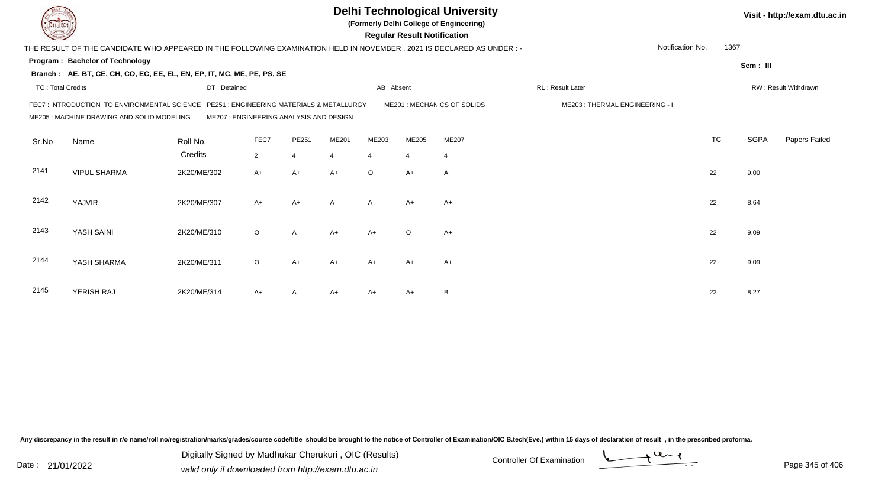# Delhi Technological University

**(Formerly Delhi College of Engineering)**

**Regular Result Notification**

Visit - http://exam.dtu.ac.in

THE RESULT OF THE CANDIDATE WHO APPEARED IN THE FOLLOWING EXAMINATION HELD IN NOVEMBER , 2021 IS DECLARED AS UNDER : -

Notification No. 1367

**Program : Bachelor of Technology**

**Sem : III**

**Branch : AE, BT, CE, CH, CO, EC, EE, EL, EN, EP, IT, MC, ME, PE, PS, SE**

TC : Total Credits | DT : Detained | AB : Absent | RL : Result Later | RW : Result Withdrawn

FEC7 : INTRODUCTION TO ENVIRONMENTAL SCIENCE
PE251 : ENGINEERING MATERIALS & METALLURGY
ME201 : MECHANICS OF SOLIDS
ME203 : THERMAL ENGINEERING - I
ME205 : MACHINE DRAWING AND SOLID MODELING
ME207 : ENGINEERING ANALYSIS AND DESIGN

| Sr.No | Name | Roll No. | FEC7 | PE251 | ME201 | ME203 | ME205 | ME207 | TC | SGPA | Papers Failed |
|---|---|---|---|---|---|---|---|---|---|---|---|
| | | Credits | 2 | 4 | 4 | 4 | 4 | 4 | | | |
| 2141 | VIPUL SHARMA | 2K20/ME/302 | A+ | A+ | A+ | O | A+ | A | 22 | 9.00 | |
| 2142 | YAJVIR | 2K20/ME/307 | A+ | A+ | A | A | A+ | A+ | 22 | 8.64 | |
| 2143 | YASH SAINI | 2K20/ME/310 | O | A | A+ | A+ | O | A+ | 22 | 9.09 | |
| 2144 | YASH SHARMA | 2K20/ME/311 | O | A+ | A+ | A+ | A+ | A+ | 22 | 9.09 | |
| 2145 | YERISH RAJ | 2K20/ME/314 | A+ | A | A+ | A+ | A+ | B | 22 | 8.27 | |

Any discrepancy in the result in r/o name/roll no/registration/marks/grades/course code/title should be brought to the notice of Controller of Examination/OIC B.tech(Eve.) within 15 days of declaration of result , in the prescribed proforma.

Date : 21/01/2022

Digitally Signed by Madhukar Cherukuri , OIC (Results)
valid only if downloaded from http://exam.dtu.ac.in

Controller Of Examination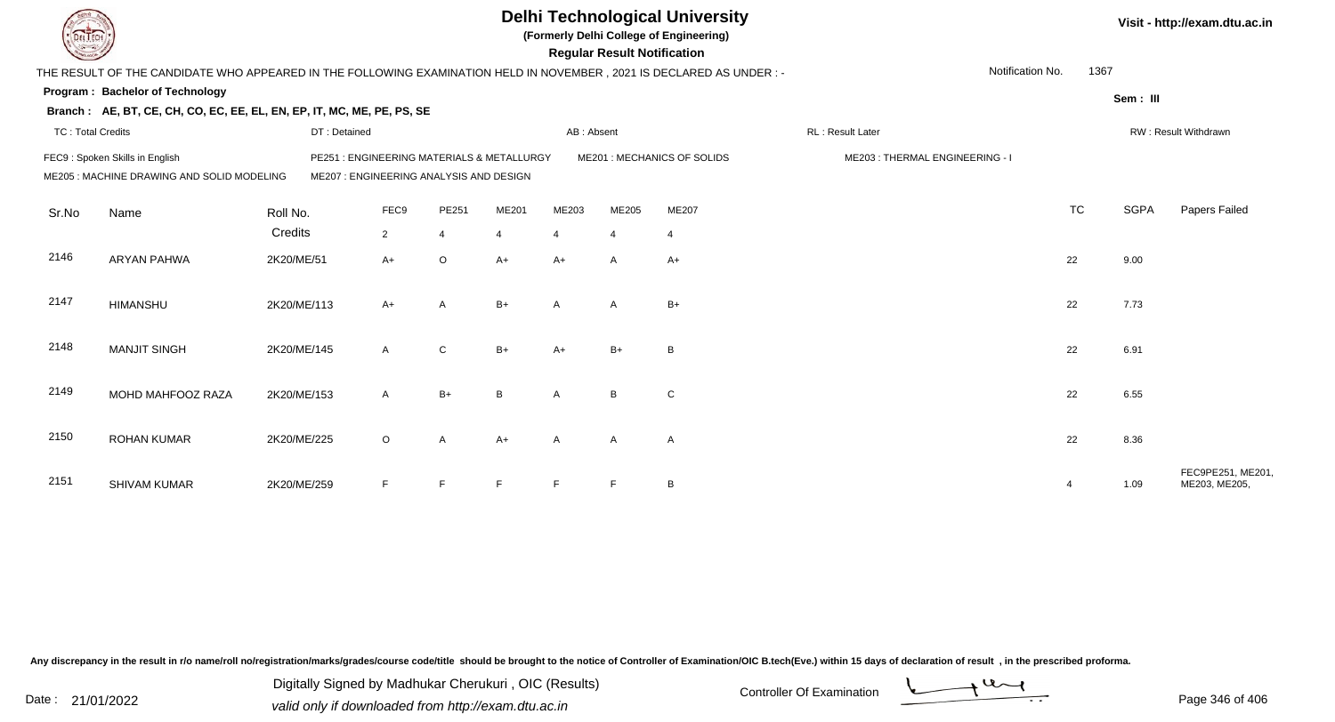# Delhi Technological University

**(Formerly Delhi College of Engineering)**

**Regular Result Notification**

Visit - http://exam.dtu.ac.in

THE RESULT OF THE CANDIDATE WHO APPEARED IN THE FOLLOWING EXAMINATION HELD IN NOVEMBER , 2021 IS DECLARED AS UNDER : -

Notification No. 1367

**Program : Bachelor of Technology**

Sem : III

**Branch : AE, BT, CE, CH, CO, EC, EE, EL, EN, EP, IT, MC, ME, PE, PS, SE**

TC : Total Credits | DT : Detained | AB : Absent | RL : Result Later | RW : Result Withdrawn

FEC9 : Spoken Skills in English
PE251 : ENGINEERING MATERIALS & METALLURGY
ME201 : MECHANICS OF SOLIDS
ME203 : THERMAL ENGINEERING - I
ME205 : MACHINE DRAWING AND SOLID MODELING
ME207 : ENGINEERING ANALYSIS AND DESIGN

| Sr.No | Name | Roll No. | FEC9 | PE251 | ME201 | ME203 | ME205 | ME207 | TC | SGPA | Papers Failed |
|---|---|---|---|---|---|---|---|---|---|---|---|
| | | Credits | 2 | 4 | 4 | 4 | 4 | 4 | | | |
| 2146 | ARYAN PAHWA | 2K20/ME/51 | A+ | O | A+ | A+ | A | A+ | 22 | 9.00 | |
| 2147 | HIMANSHU | 2K20/ME/113 | A+ | A | B+ | A | A | B+ | 22 | 7.73 | |
| 2148 | MANJIT SINGH | 2K20/ME/145 | A | C | B+ | A+ | B+ | B | 22 | 6.91 | |
| 2149 | MOHD MAHFOOZ RAZA | 2K20/ME/153 | A | B+ | B | A | B | C | 22 | 6.55 | |
| 2150 | ROHAN KUMAR | 2K20/ME/225 | O | A | A+ | A | A | A | 22 | 8.36 | |
| 2151 | SHIVAM KUMAR | 2K20/ME/259 | F | F | F | F | F | B | 4 | 1.09 | FEC9PE251, ME201, ME203, ME205, |

Any discrepancy in the result in r/o name/roll no/registration/marks/grades/course code/title should be brought to the notice of Controller of Examination/OIC B.tech(Eve.) within 15 days of declaration of result , in the prescribed proforma.

Date : 21/01/2022

Digitally Signed by Madhukar Cherukuri , OIC (Results)
valid only if downloaded from http://exam.dtu.ac.in

Controller Of Examination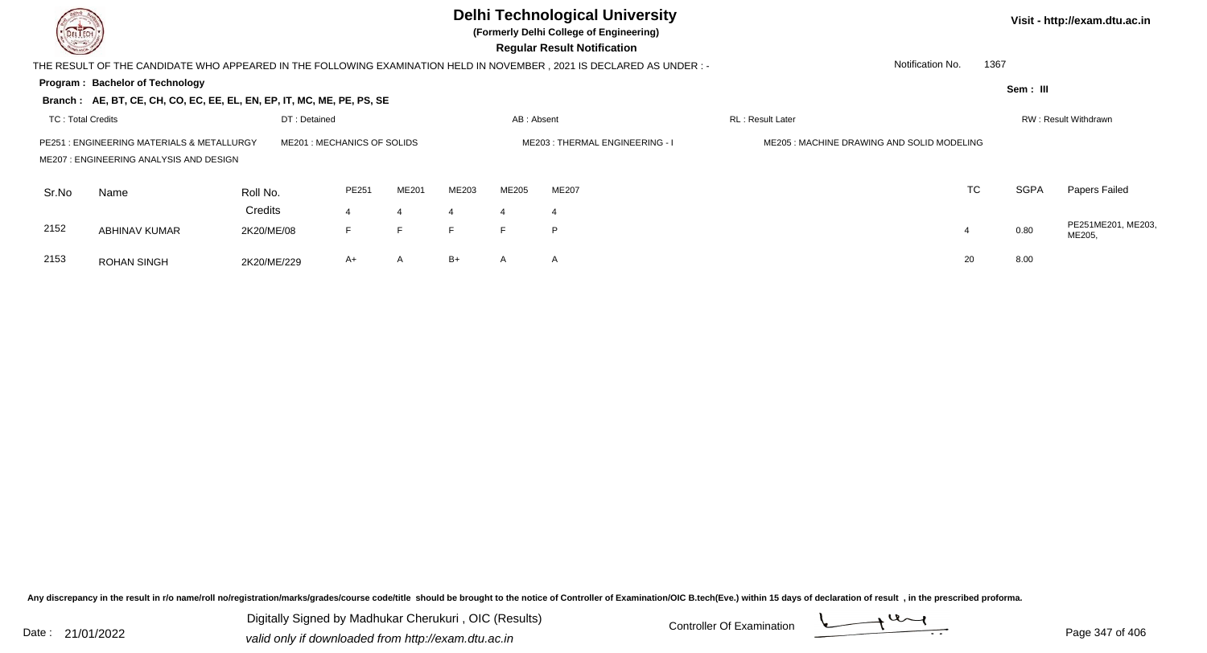# Delhi Technological University

**(Formerly Delhi College of Engineering)**

**Regular Result Notification**

Visit - http://exam.dtu.ac.in

THE RESULT OF THE CANDIDATE WHO APPEARED IN THE FOLLOWING EXAMINATION HELD IN NOVEMBER , 2021 IS DECLARED AS UNDER : -

Notification No. 1367

**Program : Bachelor of Technology**

Sem : III

**Branch : AE, BT, CE, CH, CO, EC, EE, EL, EN, EP, IT, MC, ME, PE, PS, SE**

TC : Total Credits | DT : Detained | AB : Absent | RL : Result Later | RW : Result Withdrawn

PE251 : ENGINEERING MATERIALS & METALLURGY
ME201 : MECHANICS OF SOLIDS
ME203 : THERMAL ENGINEERING - I
ME205 : MACHINE DRAWING AND SOLID MODELING
ME207 : ENGINEERING ANALYSIS AND DESIGN

| Sr.No | Name | Roll No. | PE251 | ME201 | ME203 | ME205 | ME207 | TC | SGPA | Papers Failed |
|---|---|---|---|---|---|---|---|---|---|---|
| | | Credits | 4 | 4 | 4 | 4 | 4 | | | |
| 2152 | ABHINAV KUMAR | 2K20/ME/08 | F | F | F | F | P | 4 | 0.80 | PE251ME201, ME203, ME205, |
| 2153 | ROHAN SINGH | 2K20/ME/229 | A+ | A | B+ | A | A | 20 | 8.00 | |

Any discrepancy in the result in r/o name/roll no/registration/marks/grades/course code/title should be brought to the notice of Controller of Examination/OIC B.tech(Eve.) within 15 days of declaration of result , in the prescribed proforma.

Date : 21/01/2022

Digitally Signed by Madhukar Cherukuri , OIC (Results)
valid only if downloaded from http://exam.dtu.ac.in

Controller Of Examination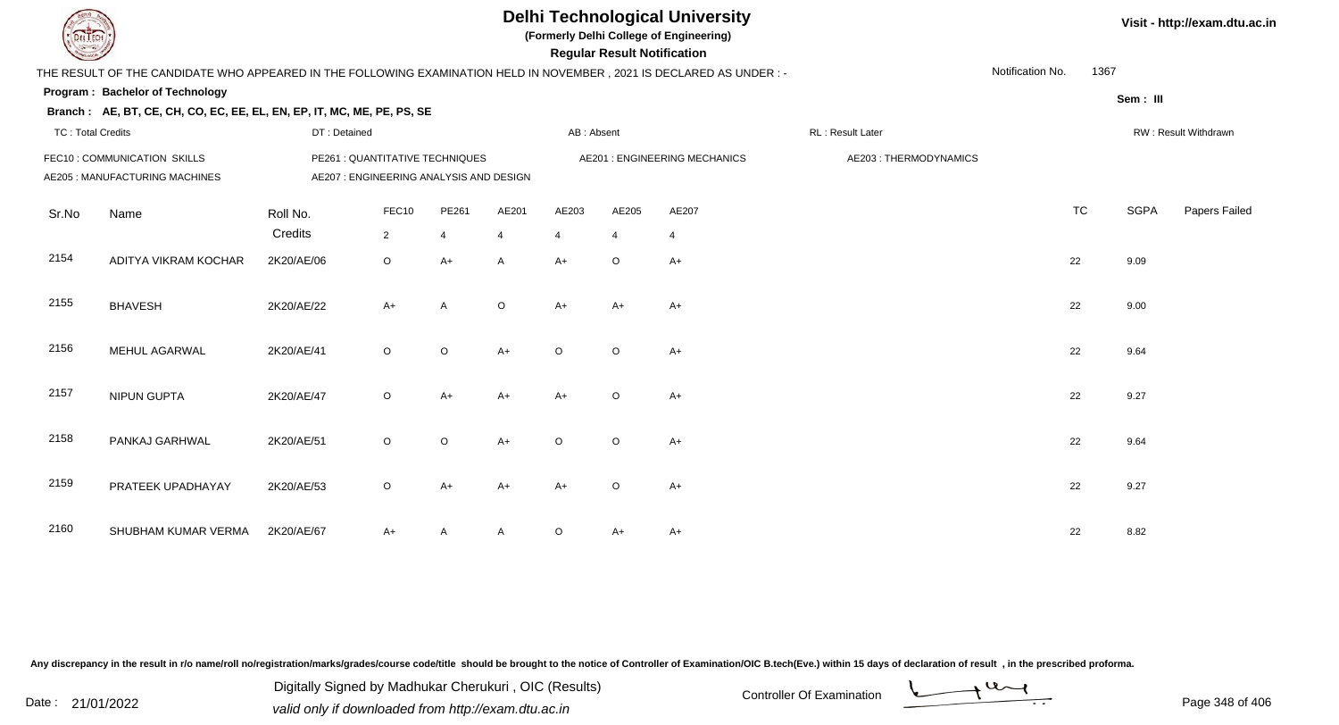# Delhi Technological University

**(Formerly Delhi College of Engineering)**

**Regular Result Notification**

Visit - http://exam.dtu.ac.in

THE RESULT OF THE CANDIDATE WHO APPEARED IN THE FOLLOWING EXAMINATION HELD IN NOVEMBER , 2021 IS DECLARED AS UNDER : -

Notification No. 1367

**Program : Bachelor of Technology**

Sem : III

**Branch : AE, BT, CE, CH, CO, EC, EE, EL, EN, EP, IT, MC, ME, PE, PS, SE**

TC : Total Credits | DT : Detained | AB : Absent | RL : Result Later | RW : Result Withdrawn

FEC10 : COMMUNICATION SKILLS | PE261 : QUANTITATIVE TECHNIQUES | AE201 : ENGINEERING MECHANICS | AE203 : THERMODYNAMICS

AE205 : MANUFACTURING MACHINES | AE207 : ENGINEERING ANALYSIS AND DESIGN

| Sr.No | Name | Roll No. | FEC10 | PE261 | AE201 | AE203 | AE205 | AE207 | TC | SGPA | Papers Failed |
|---|---|---|---|---|---|---|---|---|---|---|---|
| | | Credits | 2 | 4 | 4 | 4 | 4 | 4 | | | |
| 2154 | ADITYA VIKRAM KOCHAR | 2K20/AE/06 | O | A+ | A | A+ | O | A+ | 22 | 9.09 | |
| 2155 | BHAVESH | 2K20/AE/22 | A+ | A | O | A+ | A+ | A+ | 22 | 9.00 | |
| 2156 | MEHUL AGARWAL | 2K20/AE/41 | O | O | A+ | O | O | A+ | 22 | 9.64 | |
| 2157 | NIPUN GUPTA | 2K20/AE/47 | O | A+ | A+ | A+ | O | A+ | 22 | 9.27 | |
| 2158 | PANKAJ GARHWAL | 2K20/AE/51 | O | O | A+ | O | O | A+ | 22 | 9.64 | |
| 2159 | PRATEEK UPADHAYAY | 2K20/AE/53 | O | A+ | A+ | A+ | O | A+ | 22 | 9.27 | |
| 2160 | SHUBHAM KUMAR VERMA | 2K20/AE/67 | A+ | A | A | O | A+ | A+ | 22 | 8.82 | |

Any discrepancy in the result in r/o name/roll no/registration/marks/grades/course code/title should be brought to the notice of Controller of Examination/OIC B.tech(Eve.) within 15 days of declaration of result , in the prescribed proforma.

Date : 21/01/2022

Digitally Signed by Madhukar Cherukuri , OIC (Results)
valid only if downloaded from http://exam.dtu.ac.in

Controller Of Examination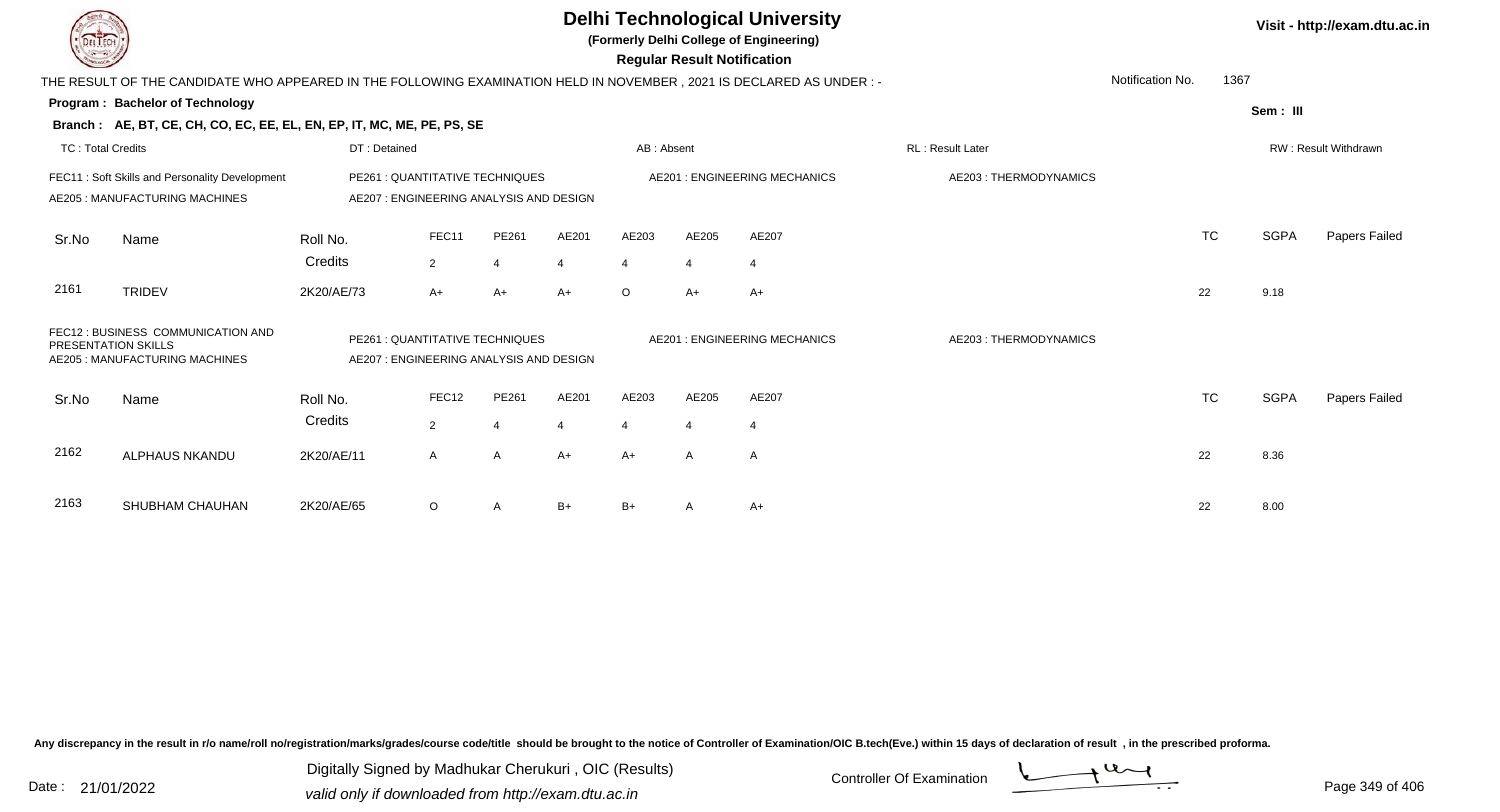# Delhi Technological University

**(Formerly Delhi College of Engineering)**

**Regular Result Notification**

Visit - http://exam.dtu.ac.in

THE RESULT OF THE CANDIDATE WHO APPEARED IN THE FOLLOWING EXAMINATION HELD IN NOVEMBER , 2021 IS DECLARED AS UNDER : -

Notification No. 1367

**Program : Bachelor of Technology**

Sem : III

**Branch : AE, BT, CE, CH, CO, EC, EE, EL, EN, EP, IT, MC, ME, PE, PS, SE**

TC : Total Credits | DT : Detained | AB : Absent | RL : Result Later | RW : Result Withdrawn

FEC11 : Soft Skills and Personality Development | PE261 : QUANTITATIVE TECHNIQUES | AE201 : ENGINEERING MECHANICS | AE203 : THERMODYNAMICS
AE205 : MANUFACTURING MACHINES | AE207 : ENGINEERING ANALYSIS AND DESIGN

| Sr.No | Name | Roll No. | FEC11 | PE261 | AE201 | AE203 | AE205 | AE207 | TC | SGPA | Papers Failed |
|---|---|---|---|---|---|---|---|---|---|---|---|
| | | Credits | 2 | 4 | 4 | 4 | 4 | 4 | | | |
| 2161 | TRIDEV | 2K20/AE/73 | A+ | A+ | A+ | O | A+ | A+ | 22 | 9.18 | |

FEC12 : BUSINESS COMMUNICATION AND PRESENTATION SKILLS | PE261 : QUANTITATIVE TECHNIQUES | AE201 : ENGINEERING MECHANICS | AE203 : THERMODYNAMICS
AE205 : MANUFACTURING MACHINES | AE207 : ENGINEERING ANALYSIS AND DESIGN

| Sr.No | Name | Roll No. | FEC12 | PE261 | AE201 | AE203 | AE205 | AE207 | TC | SGPA | Papers Failed |
|---|---|---|---|---|---|---|---|---|---|---|---|
| | | Credits | 2 | 4 | 4 | 4 | 4 | 4 | | | |
| 2162 | ALPHAUS NKANDU | 2K20/AE/11 | A | A | A+ | A+ | A | A | 22 | 8.36 | |
| 2163 | SHUBHAM CHAUHAN | 2K20/AE/65 | O | A | B+ | B+ | A | A+ | 22 | 8.00 | |

Any discrepancy in the result in r/o name/roll no/registration/marks/grades/course code/title should be brought to the notice of Controller of Examination/OIC B.tech(Eve.) within 15 days of declaration of result , in the prescribed proforma.

Date : 21/01/2022

Digitally Signed by Madhukar Cherukuri , OIC (Results)
valid only if downloaded from http://exam.dtu.ac.in

Controller Of Examination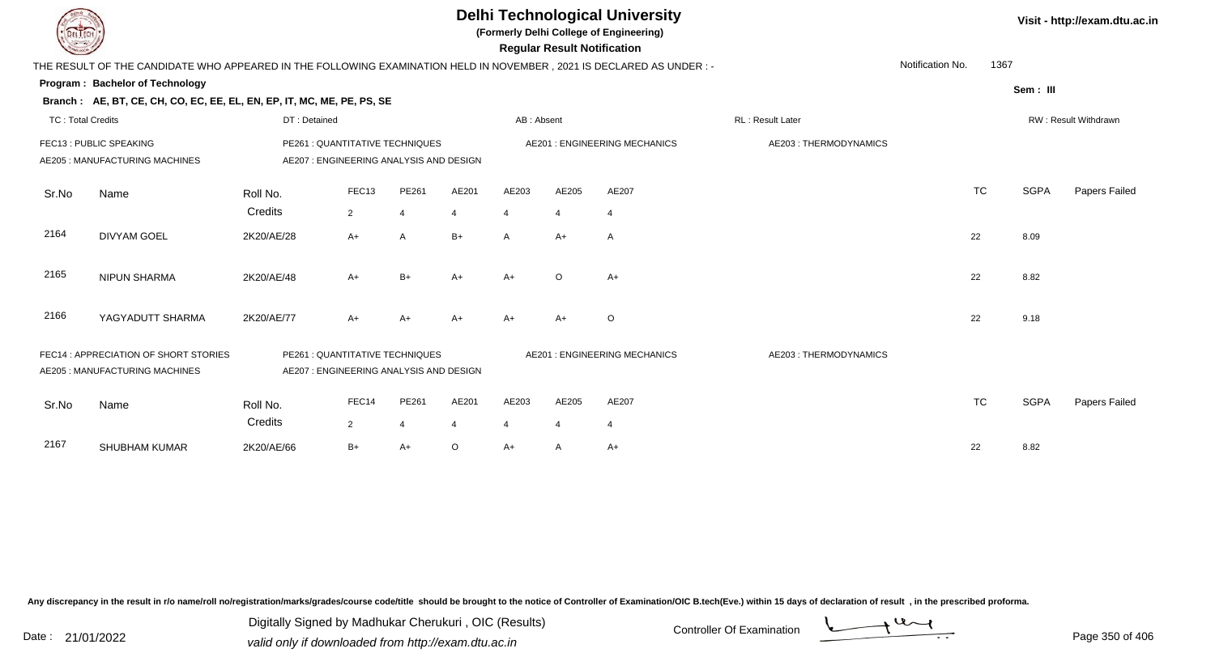# Delhi Technological University

(Formerly Delhi College of Engineering)

**Regular Result Notification**

Visit - http://exam.dtu.ac.in

THE RESULT OF THE CANDIDATE WHO APPEARED IN THE FOLLOWING EXAMINATION HELD IN NOVEMBER , 2021 IS DECLARED AS UNDER : -

Notification No. 1367

**Program : Bachelor of Technology**

Sem : III

**Branch : AE, BT, CE, CH, CO, EC, EE, EL, EN, EP, IT, MC, ME, PE, PS, SE**

TC : Total Credits | DT : Detained | AB : Absent | RL : Result Later | RW : Result Withdrawn

FEC13 : PUBLIC SPEAKING
PE261 : QUANTITATIVE TECHNIQUES
AE201 : ENGINEERING MECHANICS
AE203 : THERMODYNAMICS
AE205 : MANUFACTURING MACHINES
AE207 : ENGINEERING ANALYSIS AND DESIGN

| Sr.No | Name | Roll No. | FEC13 | PE261 | AE201 | AE203 | AE205 | AE207 | TC | SGPA | Papers Failed |
|---|---|---|---|---|---|---|---|---|---|---|---|
| | | Credits | 2 | 4 | 4 | 4 | 4 | 4 | | | |
| 2164 | DIVYAM GOEL | 2K20/AE/28 | A+ | A | B+ | A | A+ | A | 22 | 8.09 | |
| 2165 | NIPUN SHARMA | 2K20/AE/48 | A+ | B+ | A+ | A+ | O | A+ | 22 | 8.82 | |
| 2166 | YAGYADUTT SHARMA | 2K20/AE/77 | A+ | A+ | A+ | A+ | A+ | O | 22 | 9.18 | |

FEC14 : APPRECIATION OF SHORT STORIES
PE261 : QUANTITATIVE TECHNIQUES
AE201 : ENGINEERING MECHANICS
AE203 : THERMODYNAMICS
AE205 : MANUFACTURING MACHINES
AE207 : ENGINEERING ANALYSIS AND DESIGN

| Sr.No | Name | Roll No. | FEC14 | PE261 | AE201 | AE203 | AE205 | AE207 | TC | SGPA | Papers Failed |
|---|---|---|---|---|---|---|---|---|---|---|---|
| | | Credits | 2 | 4 | 4 | 4 | 4 | 4 | | | |
| 2167 | SHUBHAM KUMAR | 2K20/AE/66 | B+ | A+ | O | A+ | A | A+ | 22 | 8.82 | |

Any discrepancy in the result in r/o name/roll no/registration/marks/grades/course code/title should be brought to the notice of Controller of Examination/OIC B.tech(Eve.) within 15 days of declaration of result , in the prescribed proforma.

Date : 21/01/2022

Digitally Signed by Madhukar Cherukuri , OIC (Results)
valid only if downloaded from http://exam.dtu.ac.in

Controller Of Examination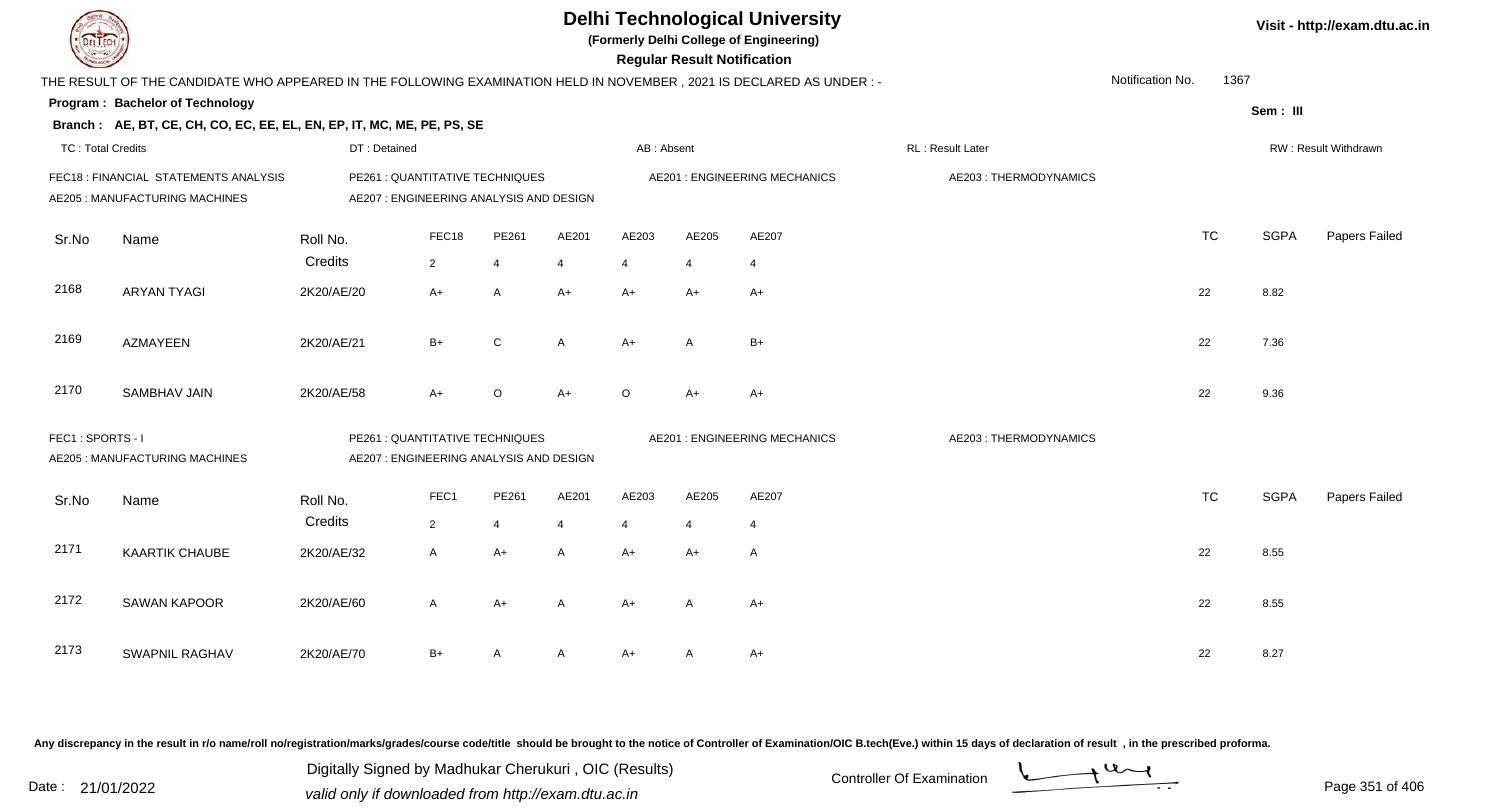# Delhi Technological University

(Formerly Delhi College of Engineering)

**Regular Result Notification**

Visit - http://exam.dtu.ac.in

THE RESULT OF THE CANDIDATE WHO APPEARED IN THE FOLLOWING EXAMINATION HELD IN NOVEMBER , 2021 IS DECLARED AS UNDER : -

Notification No. 1367

**Program : Bachelor of Technology**

Sem : III

**Branch : AE, BT, CE, CH, CO, EC, EE, EL, EN, EP, IT, MC, ME, PE, PS, SE**

TC : Total Credits | DT : Detained | AB : Absent | RL : Result Later | RW : Result Withdrawn

FEC18 : FINANCIAL STATEMENTS ANALYSIS | PE261 : QUANTITATIVE TECHNIQUES | AE201 : ENGINEERING MECHANICS | AE203 : THERMODYNAMICS
AE205 : MANUFACTURING MACHINES | AE207 : ENGINEERING ANALYSIS AND DESIGN

| Sr.No | Name | Roll No. | FEC18 | PE261 | AE201 | AE203 | AE205 | AE207 | TC | SGPA | Papers Failed |
|---|---|---|---|---|---|---|---|---|---|---|---|
| | | Credits | 2 | 4 | 4 | 4 | 4 | 4 | | | |
| 2168 | ARYAN TYAGI | 2K20/AE/20 | A+ | A | A+ | A+ | A+ | A+ | 22 | 8.82 | |
| 2169 | AZMAYEEN | 2K20/AE/21 | B+ | C | A | A+ | A | B+ | 22 | 7.36 | |
| 2170 | SAMBHAV JAIN | 2K20/AE/58 | A+ | O | A+ | O | A+ | A+ | 22 | 9.36 | |

FEC1 : SPORTS - I | PE261 : QUANTITATIVE TECHNIQUES | AE201 : ENGINEERING MECHANICS | AE203 : THERMODYNAMICS
AE205 : MANUFACTURING MACHINES | AE207 : ENGINEERING ANALYSIS AND DESIGN

| Sr.No | Name | Roll No. | FEC1 | PE261 | AE201 | AE203 | AE205 | AE207 | TC | SGPA | Papers Failed |
|---|---|---|---|---|---|---|---|---|---|---|---|
| | | Credits | 2 | 4 | 4 | 4 | 4 | 4 | | | |
| 2171 | KAARTIK CHAUBE | 2K20/AE/32 | A | A+ | A | A+ | A+ | A | 22 | 8.55 | |
| 2172 | SAWAN KAPOOR | 2K20/AE/60 | A | A+ | A | A+ | A | A+ | 22 | 8.55 | |
| 2173 | SWAPNIL RAGHAV | 2K20/AE/70 | B+ | A | A | A+ | A | A+ | 22 | 8.27 | |

Any discrepancy in the result in r/o name/roll no/registration/marks/grades/course code/title should be brought to the notice of Controller of Examination/OIC B.tech(Eve.) within 15 days of declaration of result , in the prescribed proforma.

Date : 21/01/2022

Digitally Signed by Madhukar Cherukuri , OIC (Results)
valid only if downloaded from http://exam.dtu.ac.in

Controller Of Examination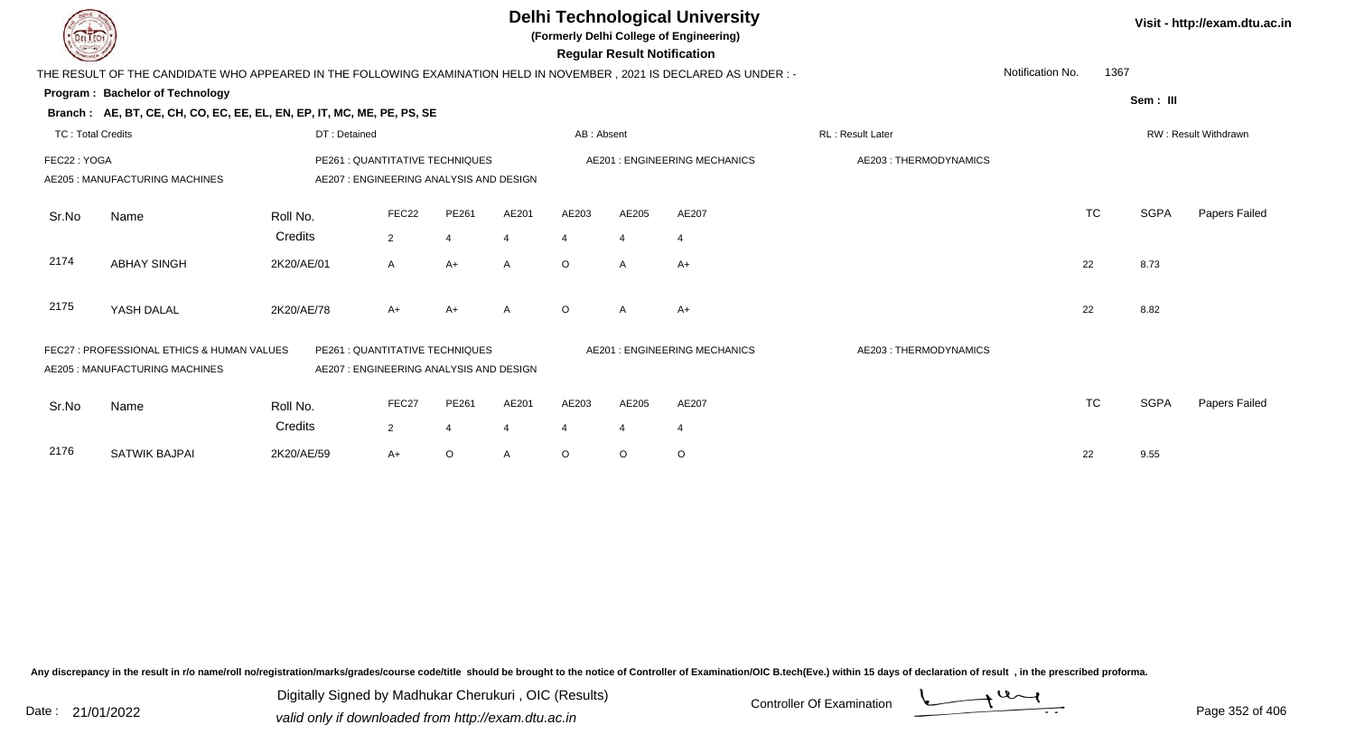# Delhi Technological University

**(Formerly Delhi College of Engineering)**

**Regular Result Notification**

Visit - http://exam.dtu.ac.in

THE RESULT OF THE CANDIDATE WHO APPEARED IN THE FOLLOWING EXAMINATION HELD IN NOVEMBER , 2021 IS DECLARED AS UNDER : -

Notification No. 1367

**Program : Bachelor of Technology**

Sem : III

**Branch : AE, BT, CE, CH, CO, EC, EE, EL, EN, EP, IT, MC, ME, PE, PS, SE**

TC : Total Credits | DT : Detained | AB : Absent | RL : Result Later | RW : Result Withdrawn

FEC22 : YOGA | PE261 : QUANTITATIVE TECHNIQUES | AE201 : ENGINEERING MECHANICS | AE203 : THERMODYNAMICS
AE205 : MANUFACTURING MACHINES | AE207 : ENGINEERING ANALYSIS AND DESIGN

| Sr.No | Name | Roll No. | FEC22 | PE261 | AE201 | AE203 | AE205 | AE207 | TC | SGPA | Papers Failed |
|---|---|---|---|---|---|---|---|---|---|---|---|
| | | Credits | 2 | 4 | 4 | 4 | 4 | 4 | | | |
| 2174 | ABHAY SINGH | 2K20/AE/01 | A | A+ | A | O | A | A+ | 22 | 8.73 | |
| 2175 | YASH DALAL | 2K20/AE/78 | A+ | A+ | A | O | A | A+ | 22 | 8.82 | |

FEC27 : PROFESSIONAL ETHICS & HUMAN VALUES | PE261 : QUANTITATIVE TECHNIQUES | AE201 : ENGINEERING MECHANICS | AE203 : THERMODYNAMICS
AE205 : MANUFACTURING MACHINES | AE207 : ENGINEERING ANALYSIS AND DESIGN

| Sr.No | Name | Roll No. | FEC27 | PE261 | AE201 | AE203 | AE205 | AE207 | TC | SGPA | Papers Failed |
|---|---|---|---|---|---|---|---|---|---|---|---|
| | | Credits | 2 | 4 | 4 | 4 | 4 | 4 | | | |
| 2176 | SATWIK BAJPAI | 2K20/AE/59 | A+ | O | A | O | O | O | 22 | 9.55 | |

Any discrepancy in the result in r/o name/roll no/registration/marks/grades/course code/title should be brought to the notice of Controller of Examination/OIC B.tech(Eve.) within 15 days of declaration of result , in the prescribed proforma.

Date : 21/01/2022

Digitally Signed by Madhukar Cherukuri , OIC (Results)
valid only if downloaded from http://exam.dtu.ac.in

Controller Of Examination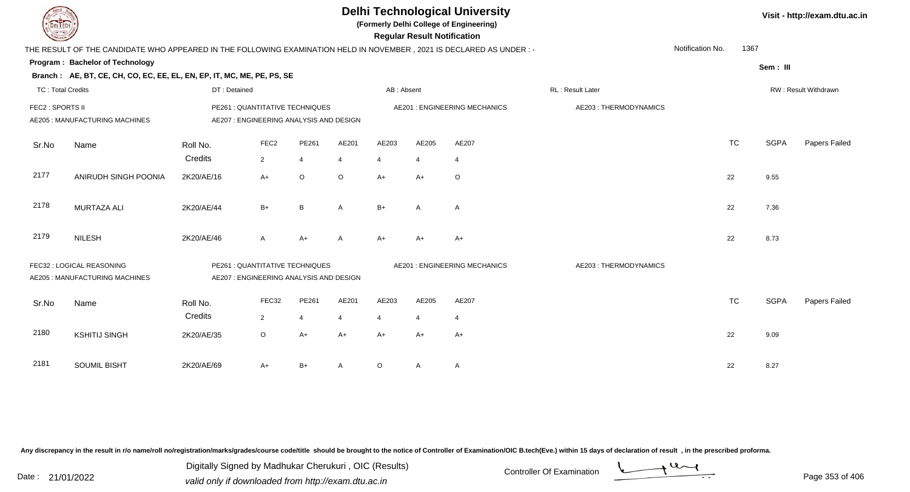# Delhi Technological University

**(Formerly Delhi College of Engineering)**

**Regular Result Notification**

Visit - http://exam.dtu.ac.in

THE RESULT OF THE CANDIDATE WHO APPEARED IN THE FOLLOWING EXAMINATION HELD IN NOVEMBER , 2021 IS DECLARED AS UNDER : -

Notification No. 1367

**Program : Bachelor of Technology**

Sem : III

**Branch : AE, BT, CE, CH, CO, EC, EE, EL, EN, EP, IT, MC, ME, PE, PS, SE**

TC : Total Credits | DT : Detained | AB : Absent | RL : Result Later | RW : Result Withdrawn

FEC2 : SPORTS II | PE261 : QUANTITATIVE TECHNIQUES | AE201 : ENGINEERING MECHANICS | AE203 : THERMODYNAMICS
AE205 : MANUFACTURING MACHINES | AE207 : ENGINEERING ANALYSIS AND DESIGN

| Sr.No | Name | Roll No. | FEC2 | PE261 | AE201 | AE203 | AE205 | AE207 | TC | SGPA | Papers Failed |
|---|---|---|---|---|---|---|---|---|---|---|---|
| | | Credits | 2 | 4 | 4 | 4 | 4 | 4 | | | |
| 2177 | ANIRUDH SINGH POONIA | 2K20/AE/16 | A+ | O | O | A+ | A+ | O | 22 | 9.55 | |
| 2178 | MURTAZA ALI | 2K20/AE/44 | B+ | B | A | B+ | A | A | 22 | 7.36 | |
| 2179 | NILESH | 2K20/AE/46 | A | A+ | A | A+ | A+ | A+ | 22 | 8.73 | |

FEC32 : LOGICAL REASONING | PE261 : QUANTITATIVE TECHNIQUES | AE201 : ENGINEERING MECHANICS | AE203 : THERMODYNAMICS
AE205 : MANUFACTURING MACHINES | AE207 : ENGINEERING ANALYSIS AND DESIGN

| Sr.No | Name | Roll No. | FEC32 | PE261 | AE201 | AE203 | AE205 | AE207 | TC | SGPA | Papers Failed |
|---|---|---|---|---|---|---|---|---|---|---|---|
| | | Credits | 2 | 4 | 4 | 4 | 4 | 4 | | | |
| 2180 | KSHITIJ SINGH | 2K20/AE/35 | O | A+ | A+ | A+ | A+ | A+ | 22 | 9.09 | |
| 2181 | SOUMIL BISHT | 2K20/AE/69 | A+ | B+ | A | O | A | A | 22 | 8.27 | |

Any discrepancy in the result in r/o name/roll no/registration/marks/grades/course code/title should be brought to the notice of Controller of Examination/OIC B.tech(Eve.) within 15 days of declaration of result , in the prescribed proforma.

Date : 21/01/2022

Digitally Signed by Madhukar Cherukuri , OIC (Results)
valid only if downloaded from http://exam.dtu.ac.in

Controller Of Examination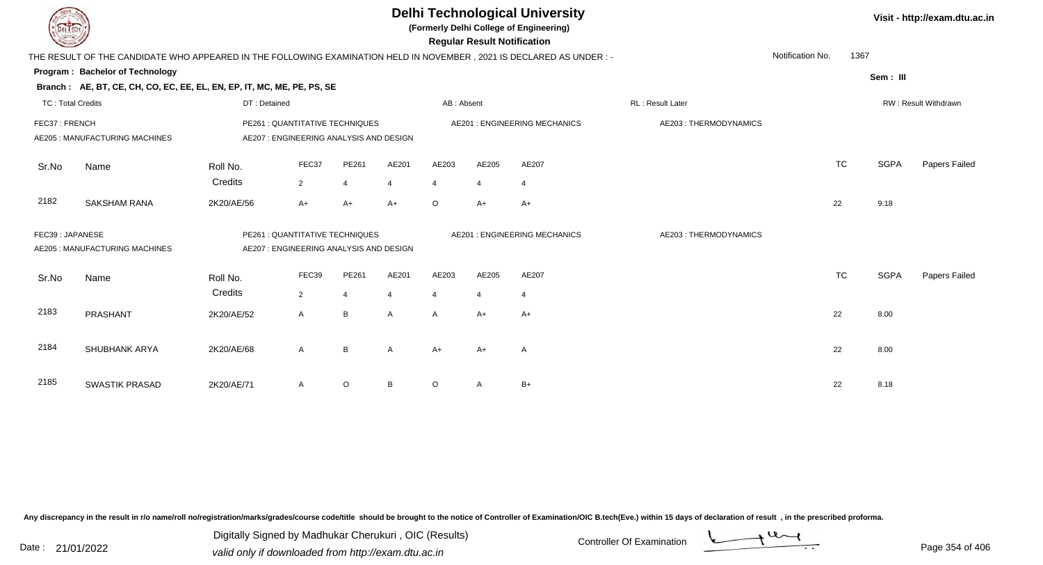# Delhi Technological University

**(Formerly Delhi College of Engineering)**

**Regular Result Notification**

Visit - http://exam.dtu.ac.in

THE RESULT OF THE CANDIDATE WHO APPEARED IN THE FOLLOWING EXAMINATION HELD IN NOVEMBER , 2021 IS DECLARED AS UNDER : -

Notification No. 1367

**Program : Bachelor of Technology**

Sem : III

**Branch : AE, BT, CE, CH, CO, EC, EE, EL, EN, EP, IT, MC, ME, PE, PS, SE**

TC : Total Credits | DT : Detained | AB : Absent | RL : Result Later | RW : Result Withdrawn

FEC37 : FRENCH | PE261 : QUANTITATIVE TECHNIQUES | AE201 : ENGINEERING MECHANICS | AE203 : THERMODYNAMICS
AE205 : MANUFACTURING MACHINES | AE207 : ENGINEERING ANALYSIS AND DESIGN

| Sr.No | Name | Roll No. | FEC37 | PE261 | AE201 | AE203 | AE205 | AE207 | TC | SGPA | Papers Failed |
|---|---|---|---|---|---|---|---|---|---|---|---|
| | | Credits | 2 | 4 | 4 | 4 | 4 | 4 | | | |
| 2182 | SAKSHAM RANA | 2K20/AE/56 | A+ | A+ | A+ | O | A+ | A+ | 22 | 9.18 | |

FEC39 : JAPANESE | PE261 : QUANTITATIVE TECHNIQUES | AE201 : ENGINEERING MECHANICS | AE203 : THERMODYNAMICS
AE205 : MANUFACTURING MACHINES | AE207 : ENGINEERING ANALYSIS AND DESIGN

| Sr.No | Name | Roll No. | FEC39 | PE261 | AE201 | AE203 | AE205 | AE207 | TC | SGPA | Papers Failed |
|---|---|---|---|---|---|---|---|---|---|---|---|
| | | Credits | 2 | 4 | 4 | 4 | 4 | 4 | | | |
| 2183 | PRASHANT | 2K20/AE/52 | A | B | A | A | A+ | A+ | 22 | 8.00 | |
| 2184 | SHUBHANK ARYA | 2K20/AE/68 | A | B | A | A+ | A+ | A | 22 | 8.00 | |
| 2185 | SWASTIK PRASAD | 2K20/AE/71 | A | O | B | O | A | B+ | 22 | 8.18 | |

Any discrepancy in the result in r/o name/roll no/registration/marks/grades/course code/title should be brought to the notice of Controller of Examination/OIC B.tech(Eve.) within 15 days of declaration of result , in the prescribed proforma.

Date : 21/01/2022

Digitally Signed by Madhukar Cherukuri , OIC (Results)
valid only if downloaded from http://exam.dtu.ac.in

Controller Of Examination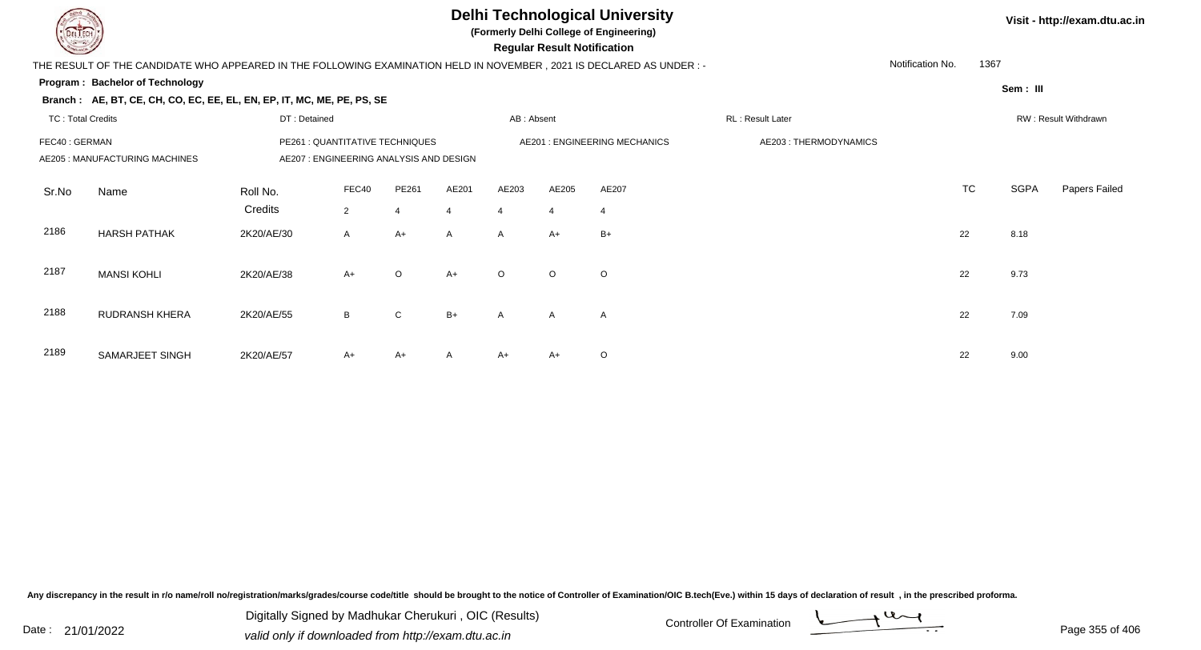# Delhi Technological University

**(Formerly Delhi College of Engineering)**

**Regular Result Notification**

Visit - http://exam.dtu.ac.in

THE RESULT OF THE CANDIDATE WHO APPEARED IN THE FOLLOWING EXAMINATION HELD IN NOVEMBER , 2021 IS DECLARED AS UNDER : -

Notification No. 1367

**Program : Bachelor of Technology**

Sem : III

**Branch : AE, BT, CE, CH, CO, EC, EE, EL, EN, EP, IT, MC, ME, PE, PS, SE**

TC : Total Credits | DT : Detained | AB : Absent | RL : Result Later | RW : Result Withdrawn

FEC40 : GERMAN | PE261 : QUANTITATIVE TECHNIQUES | AE201 : ENGINEERING MECHANICS | AE203 : THERMODYNAMICS

AE205 : MANUFACTURING MACHINES | AE207 : ENGINEERING ANALYSIS AND DESIGN

| Sr.No | Name | Roll No. | FEC40 | PE261 | AE201 | AE203 | AE205 | AE207 | TC | SGPA | Papers Failed |
|---|---|---|---|---|---|---|---|---|---|---|---|
| | | Credits | 2 | 4 | 4 | 4 | 4 | 4 | | | |
| 2186 | HARSH PATHAK | 2K20/AE/30 | A | A+ | A | A | A+ | B+ | 22 | 8.18 | |
| 2187 | MANSI KOHLI | 2K20/AE/38 | A+ | O | A+ | O | O | O | 22 | 9.73 | |
| 2188 | RUDRANSH KHERA | 2K20/AE/55 | B | C | B+ | A | A | A | 22 | 7.09 | |
| 2189 | SAMARJEET SINGH | 2K20/AE/57 | A+ | A+ | A | A+ | A+ | O | 22 | 9.00 | |

Any discrepancy in the result in r/o name/roll no/registration/marks/grades/course code/title should be brought to the notice of Controller of Examination/OIC B.tech(Eve.) within 15 days of declaration of result , in the prescribed proforma.

Date : 21/01/2022

Digitally Signed by Madhukar Cherukuri , OIC (Results)
valid only if downloaded from http://exam.dtu.ac.in

Controller Of Examination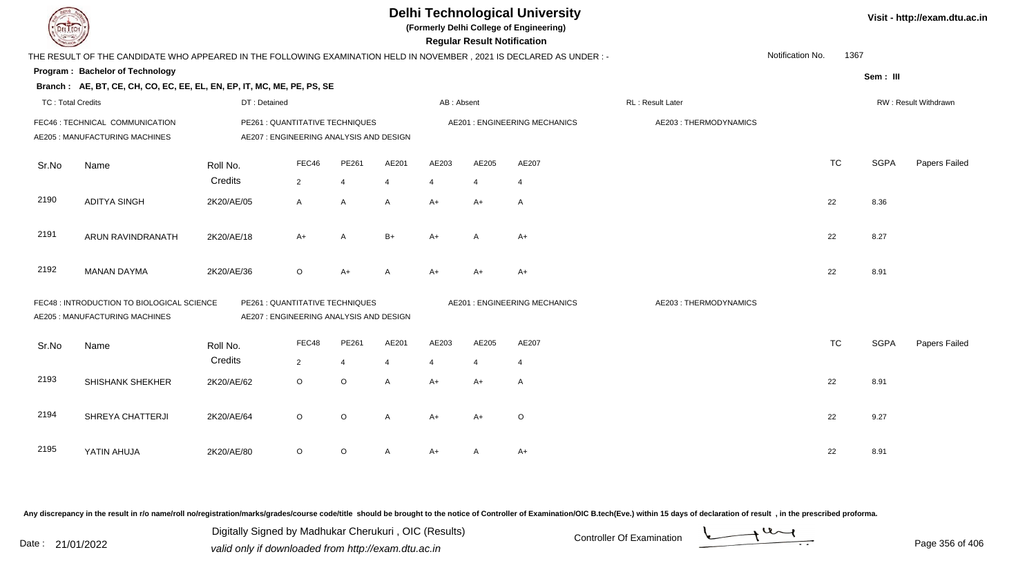# Delhi Technological University

**(Formerly Delhi College of Engineering)**

**Regular Result Notification**

Visit - http://exam.dtu.ac.in

THE RESULT OF THE CANDIDATE WHO APPEARED IN THE FOLLOWING EXAMINATION HELD IN NOVEMBER , 2021 IS DECLARED AS UNDER : -

Notification No. 1367

**Program : Bachelor of Technology**

Sem : III

**Branch : AE, BT, CE, CH, CO, EC, EE, EL, EN, EP, IT, MC, ME, PE, PS, SE**

TC : Total Credits | DT : Detained | AB : Absent | RL : Result Later | RW : Result Withdrawn

FEC46 : TECHNICAL COMMUNICATION | PE261 : QUANTITATIVE TECHNIQUES | AE201 : ENGINEERING MECHANICS | AE203 : THERMODYNAMICS
AE205 : MANUFACTURING MACHINES | AE207 : ENGINEERING ANALYSIS AND DESIGN

| Sr.No | Name | Roll No. | FEC46 | PE261 | AE201 | AE203 | AE205 | AE207 | TC | SGPA | Papers Failed |
|---|---|---|---|---|---|---|---|---|---|---|---|
| | | Credits | 2 | 4 | 4 | 4 | 4 | 4 | | | |
| 2190 | ADITYA SINGH | 2K20/AE/05 | A | A | A | A+ | A+ | A | 22 | 8.36 | |
| 2191 | ARUN RAVINDRANATH | 2K20/AE/18 | A+ | A | B+ | A+ | A | A+ | 22 | 8.27 | |
| 2192 | MANAN DAYMA | 2K20/AE/36 | O | A+ | A | A+ | A+ | A+ | 22 | 8.91 | |

FEC48 : INTRODUCTION TO BIOLOGICAL SCIENCE | PE261 : QUANTITATIVE TECHNIQUES | AE201 : ENGINEERING MECHANICS | AE203 : THERMODYNAMICS
AE205 : MANUFACTURING MACHINES | AE207 : ENGINEERING ANALYSIS AND DESIGN

| Sr.No | Name | Roll No. | FEC48 | PE261 | AE201 | AE203 | AE205 | AE207 | TC | SGPA | Papers Failed |
|---|---|---|---|---|---|---|---|---|---|---|---|
| | | Credits | 2 | 4 | 4 | 4 | 4 | 4 | | | |
| 2193 | SHISHANK SHEKHER | 2K20/AE/62 | O | O | A | A+ | A+ | A | 22 | 8.91 | |
| 2194 | SHREYA CHATTERJI | 2K20/AE/64 | O | O | A | A+ | A+ | O | 22 | 9.27 | |
| 2195 | YATIN AHUJA | 2K20/AE/80 | O | O | A | A+ | A | A+ | 22 | 8.91 | |

Any discrepancy in the result in r/o name/roll no/registration/marks/grades/course code/title should be brought to the notice of Controller of Examination/OIC B.tech(Eve.) within 15 days of declaration of result , in the prescribed proforma.

Date : 21/01/2022

Digitally Signed by Madhukar Cherukuri , OIC (Results)
valid only if downloaded from http://exam.dtu.ac.in

Controller Of Examination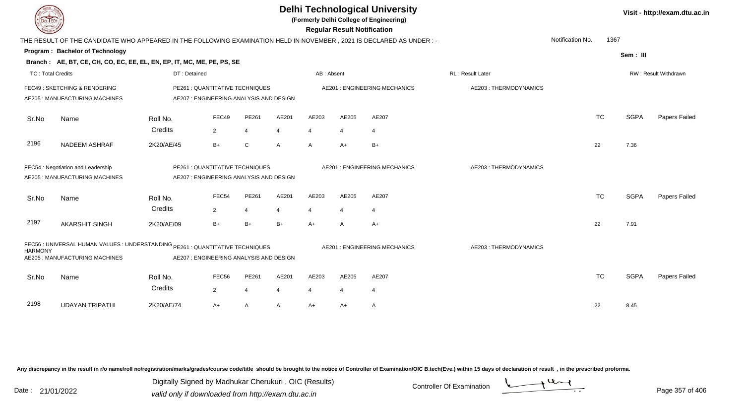# Delhi Technological University

(Formerly Delhi College of Engineering)

**Regular Result Notification**

Visit - http://exam.dtu.ac.in

THE RESULT OF THE CANDIDATE WHO APPEARED IN THE FOLLOWING EXAMINATION HELD IN NOVEMBER , 2021 IS DECLARED AS UNDER : -

Notification No. 1367

**Program : Bachelor of Technology**

Sem : III

**Branch : AE, BT, CE, CH, CO, EC, EE, EL, EN, EP, IT, MC, ME, PE, PS, SE**

TC : Total Credits | DT : Detained | AB : Absent | RL : Result Later | RW : Result Withdrawn

FEC49 : SKETCHING & RENDERING | PE261 : QUANTITATIVE TECHNIQUES | AE201 : ENGINEERING MECHANICS | AE203 : THERMODYNAMICS
AE205 : MANUFACTURING MACHINES | AE207 : ENGINEERING ANALYSIS AND DESIGN

| Sr.No | Name | Roll No. | FEC49 | PE261 | AE201 | AE203 | AE205 | AE207 | TC | SGPA | Papers Failed |
|---|---|---|---|---|---|---|---|---|---|---|---|
| | | Credits | 2 | 4 | 4 | 4 | 4 | 4 | | | |
| 2196 | NADEEM ASHRAF | 2K20/AE/45 | B+ | C | A | A | A+ | B+ | 22 | 7.36 | |

FEC54 : Negotiation and Leadership | PE261 : QUANTITATIVE TECHNIQUES | AE201 : ENGINEERING MECHANICS | AE203 : THERMODYNAMICS
AE205 : MANUFACTURING MACHINES | AE207 : ENGINEERING ANALYSIS AND DESIGN

| Sr.No | Name | Roll No. | FEC54 | PE261 | AE201 | AE203 | AE205 | AE207 | TC | SGPA | Papers Failed |
|---|---|---|---|---|---|---|---|---|---|---|---|
| | | Credits | 2 | 4 | 4 | 4 | 4 | 4 | | | |
| 2197 | AKARSHIT SINGH | 2K20/AE/09 | B+ | B+ | B+ | A+ | A | A+ | 22 | 7.91 | |

FEC56 : UNIVERSAL HUMAN VALUES : UNDERSTANDING HARMONY | PE261 : QUANTITATIVE TECHNIQUES | AE201 : ENGINEERING MECHANICS | AE203 : THERMODYNAMICS
AE205 : MANUFACTURING MACHINES | AE207 : ENGINEERING ANALYSIS AND DESIGN

| Sr.No | Name | Roll No. | FEC56 | PE261 | AE201 | AE203 | AE205 | AE207 | TC | SGPA | Papers Failed |
|---|---|---|---|---|---|---|---|---|---|---|---|
| | | Credits | 2 | 4 | 4 | 4 | 4 | 4 | | | |
| 2198 | UDAYAN TRIPATHI | 2K20/AE/74 | A+ | A | A | A+ | A+ | A | 22 | 8.45 | |

Any discrepancy in the result in r/o name/roll no/registration/marks/grades/course code/title should be brought to the notice of Controller of Examination/OIC B.tech(Eve.) within 15 days of declaration of result , in the prescribed proforma.

Date : 21/01/2022

Digitally Signed by Madhukar Cherukuri , OIC (Results)
valid only if downloaded from http://exam.dtu.ac.in

Controller Of Examination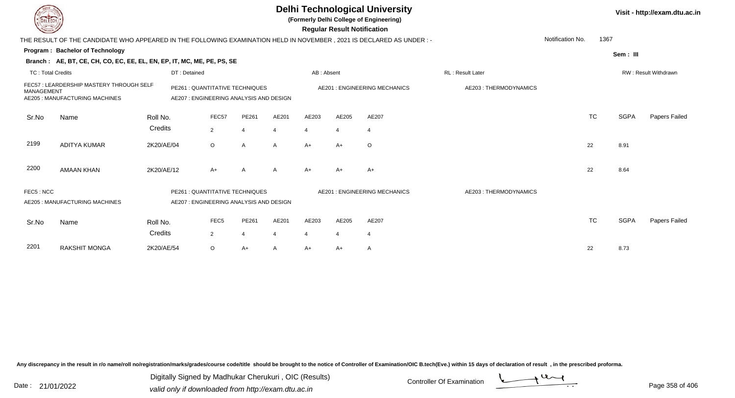# Delhi Technological University

**(Formerly Delhi College of Engineering)**

**Regular Result Notification**

Visit - http://exam.dtu.ac.in

THE RESULT OF THE CANDIDATE WHO APPEARED IN THE FOLLOWING EXAMINATION HELD IN NOVEMBER , 2021 IS DECLARED AS UNDER : -

Notification No. 1367

**Program : Bachelor of Technology**

Sem : III

**Branch : AE, BT, CE, CH, CO, EC, EE, EL, EN, EP, IT, MC, ME, PE, PS, SE**

TC : Total Credits | DT : Detained | AB : Absent | RL : Result Later | RW : Result Withdrawn

FEC57 : LEARDERSHIP MASTERY THROUGH SELF MANAGEMENT | PE261 : QUANTITATIVE TECHNIQUES | AE201 : ENGINEERING MECHANICS | AE203 : THERMODYNAMICS

AE205 : MANUFACTURING MACHINES | AE207 : ENGINEERING ANALYSIS AND DESIGN

| Sr.No | Name | Roll No. | FEC57 | PE261 | AE201 | AE203 | AE205 | AE207 | TC | SGPA | Papers Failed |
|---|---|---|---|---|---|---|---|---|---|---|---|
| | | Credits | 2 | 4 | 4 | 4 | 4 | 4 | | | |
| 2199 | ADITYA KUMAR | 2K20/AE/04 | O | A | A | A+ | A+ | O | 22 | 8.91 | |
| 2200 | AMAAN KHAN | 2K20/AE/12 | A+ | A | A | A+ | A+ | A+ | 22 | 8.64 | |

FEC5 : NCC | PE261 : QUANTITATIVE TECHNIQUES | AE201 : ENGINEERING MECHANICS | AE203 : THERMODYNAMICS

AE205 : MANUFACTURING MACHINES | AE207 : ENGINEERING ANALYSIS AND DESIGN

| Sr.No | Name | Roll No. | FEC5 | PE261 | AE201 | AE203 | AE205 | AE207 | TC | SGPA | Papers Failed |
|---|---|---|---|---|---|---|---|---|---|---|---|
| | | Credits | 2 | 4 | 4 | 4 | 4 | 4 | | | |
| 2201 | RAKSHIT MONGA | 2K20/AE/54 | O | A+ | A | A+ | A+ | A | 22 | 8.73 | |

Any discrepancy in the result in r/o name/roll no/registration/marks/grades/course code/title should be brought to the notice of Controller of Examination/OIC B.tech(Eve.) within 15 days of declaration of result , in the prescribed proforma.

Date : 21/01/2022

Digitally Signed by Madhukar Cherukuri , OIC (Results)
valid only if downloaded from http://exam.dtu.ac.in

Controller Of Examination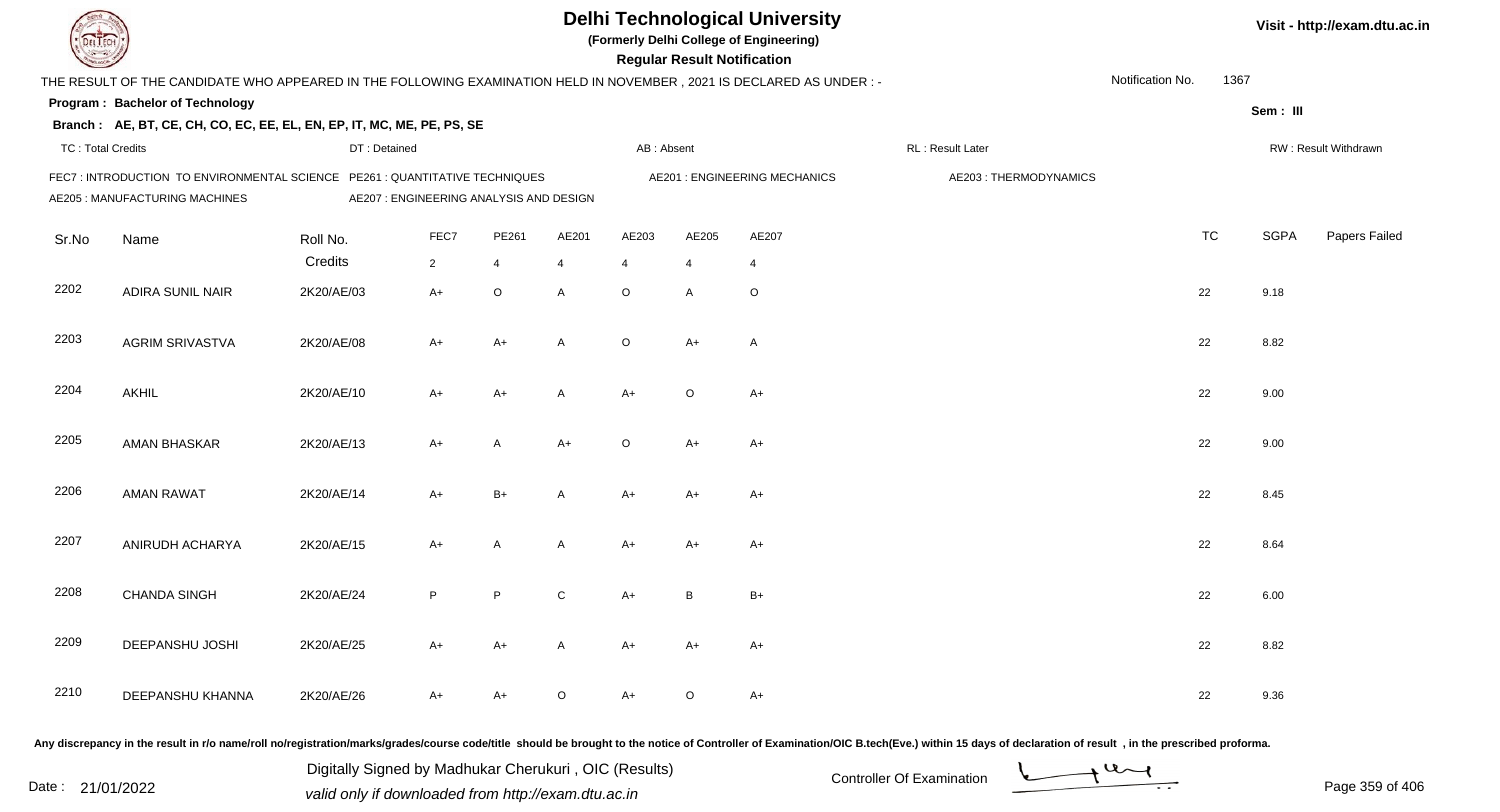# Delhi Technological University

**(Formerly Delhi College of Engineering)**

**Regular Result Notification**

THE RESULT OF THE CANDIDATE WHO APPEARED IN THE FOLLOWING EXAMINATION HELD IN NOVEMBER , 2021 IS DECLARED AS UNDER : -

Notification No. 1367

**Program : Bachelor of Technology**

**Sem : III**

**Branch : AE, BT, CE, CH, CO, EC, EE, EL, EN, EP, IT, MC, ME, PE, PS, SE**

TC : Total Credits | DT : Detained | AB : Absent | RL : Result Later | RW : Result Withdrawn

FEC7 : INTRODUCTION TO ENVIRONMENTAL SCIENCE
PE261 : QUANTITATIVE TECHNIQUES
AE201 : ENGINEERING MECHANICS
AE203 : THERMODYNAMICS
AE205 : MANUFACTURING MACHINES
AE207 : ENGINEERING ANALYSIS AND DESIGN

| Sr.No | Name | Roll No. | FEC7 | PE261 | AE201 | AE203 | AE205 | AE207 | TC | SGPA | Papers Failed |
|---|---|---|---|---|---|---|---|---|---|---|---|
| | | Credits | 2 | 4 | 4 | 4 | 4 | 4 | | | |
| 2202 | ADIRA SUNIL NAIR | 2K20/AE/03 | A+ | O | A | O | A | O | 22 | 9.18 | |
| 2203 | AGRIM SRIVASTVA | 2K20/AE/08 | A+ | A+ | A | O | A+ | A | 22 | 8.82 | |
| 2204 | AKHIL | 2K20/AE/10 | A+ | A+ | A | A+ | O | A+ | 22 | 9.00 | |
| 2205 | AMAN BHASKAR | 2K20/AE/13 | A+ | A | A+ | O | A+ | A+ | 22 | 9.00 | |
| 2206 | AMAN RAWAT | 2K20/AE/14 | A+ | B+ | A | A+ | A+ | A+ | 22 | 8.45 | |
| 2207 | ANIRUDH ACHARYA | 2K20/AE/15 | A+ | A | A | A+ | A+ | A+ | 22 | 8.64 | |
| 2208 | CHANDA SINGH | 2K20/AE/24 | P | P | C | A+ | B | B+ | 22 | 6.00 | |
| 2209 | DEEPANSHU JOSHI | 2K20/AE/25 | A+ | A+ | A | A+ | A+ | A+ | 22 | 8.82 | |
| 2210 | DEEPANSHU KHANNA | 2K20/AE/26 | A+ | A+ | O | A+ | O | A+ | 22 | 9.36 | |

Any discrepancy in the result in r/o name/roll no/registration/marks/grades/course code/title should be brought to the notice of Controller of Examination/OIC B.tech(Eve.) within 15 days of declaration of result , in the prescribed proforma.

Date : 21/01/2022

Digitally Signed by Madhukar Cherukuri , OIC (Results)
valid only if downloaded from http://exam.dtu.ac.in

Controller Of Examination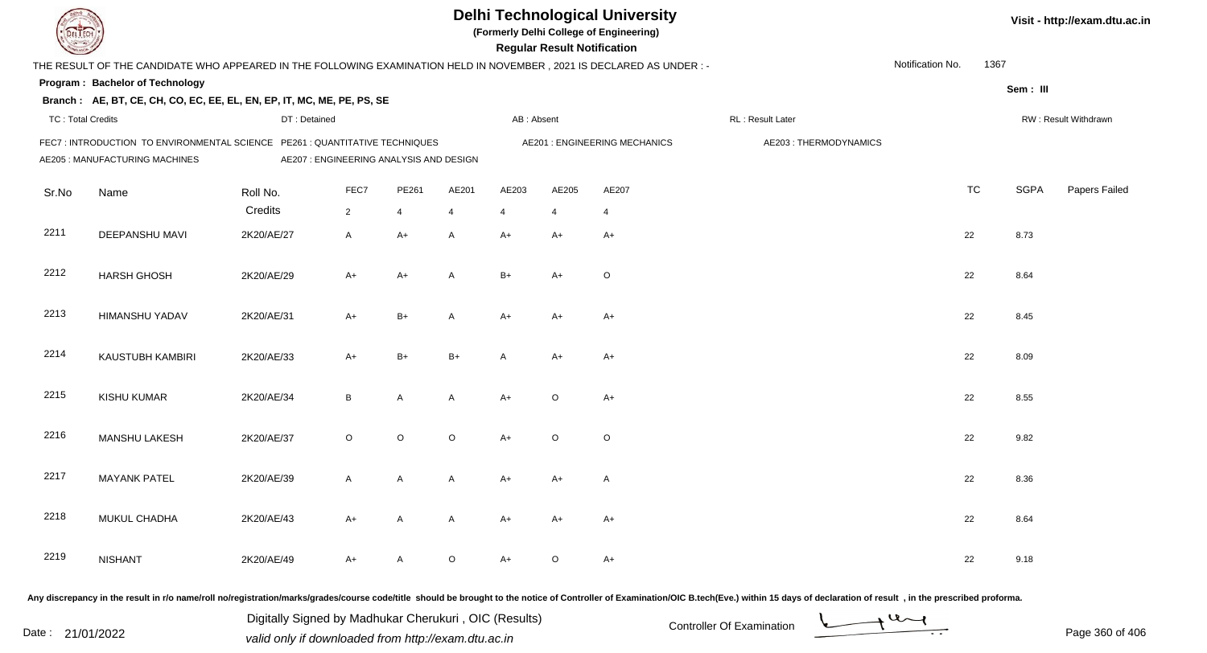# Delhi Technological University

(Formerly Delhi College of Engineering)

**Regular Result Notification**

Visit - http://exam.dtu.ac.in

THE RESULT OF THE CANDIDATE WHO APPEARED IN THE FOLLOWING EXAMINATION HELD IN NOVEMBER , 2021 IS DECLARED AS UNDER : -

Notification No. 1367

**Program : Bachelor of Technology**

Sem : III

**Branch : AE, BT, CE, CH, CO, EC, EE, EL, EN, EP, IT, MC, ME, PE, PS, SE**

TC : Total Credits | DT : Detained | AB : Absent | RL : Result Later | RW : Result Withdrawn

FEC7 : INTRODUCTION TO ENVIRONMENTAL SCIENCE | PE261 : QUANTITATIVE TECHNIQUES | AE201 : ENGINEERING MECHANICS | AE203 : THERMODYNAMICS | AE205 : MANUFACTURING MACHINES | AE207 : ENGINEERING ANALYSIS AND DESIGN

| Sr.No | Name | Roll No. | FEC7 | PE261 | AE201 | AE203 | AE205 | AE207 | TC | SGPA | Papers Failed |
|---|---|---|---|---|---|---|---|---|---|---|---|
| | | Credits | 2 | 4 | 4 | 4 | 4 | 4 | | | |
| 2211 | DEEPANSHU MAVI | 2K20/AE/27 | A | A+ | A | A+ | A+ | A+ | 22 | 8.73 | |
| 2212 | HARSH GHOSH | 2K20/AE/29 | A+ | A+ | A | B+ | A+ | O | 22 | 8.64 | |
| 2213 | HIMANSHU YADAV | 2K20/AE/31 | A+ | B+ | A | A+ | A+ | A+ | 22 | 8.45 | |
| 2214 | KAUSTUBH KAMBIRI | 2K20/AE/33 | A+ | B+ | B+ | A | A+ | A+ | 22 | 8.09 | |
| 2215 | KISHU KUMAR | 2K20/AE/34 | B | A | A | A+ | O | A+ | 22 | 8.55 | |
| 2216 | MANSHU LAKESH | 2K20/AE/37 | O | O | O | A+ | O | O | 22 | 9.82 | |
| 2217 | MAYANK PATEL | 2K20/AE/39 | A | A | A | A+ | A+ | A | 22 | 8.36 | |
| 2218 | MUKUL CHADHA | 2K20/AE/43 | A+ | A | A | A+ | A+ | A+ | 22 | 8.64 | |
| 2219 | NISHANT | 2K20/AE/49 | A+ | A | O | A+ | O | A+ | 22 | 9.18 | |

Any discrepancy in the result in r/o name/roll no/registration/marks/grades/course code/title should be brought to the notice of Controller of Examination/OIC B.tech(Eve.) within 15 days of declaration of result , in the prescribed proforma.

Date : 21/01/2022

Digitally Signed by Madhukar Cherukuri , OIC (Results)
valid only if downloaded from http://exam.dtu.ac.in

Controller Of Examination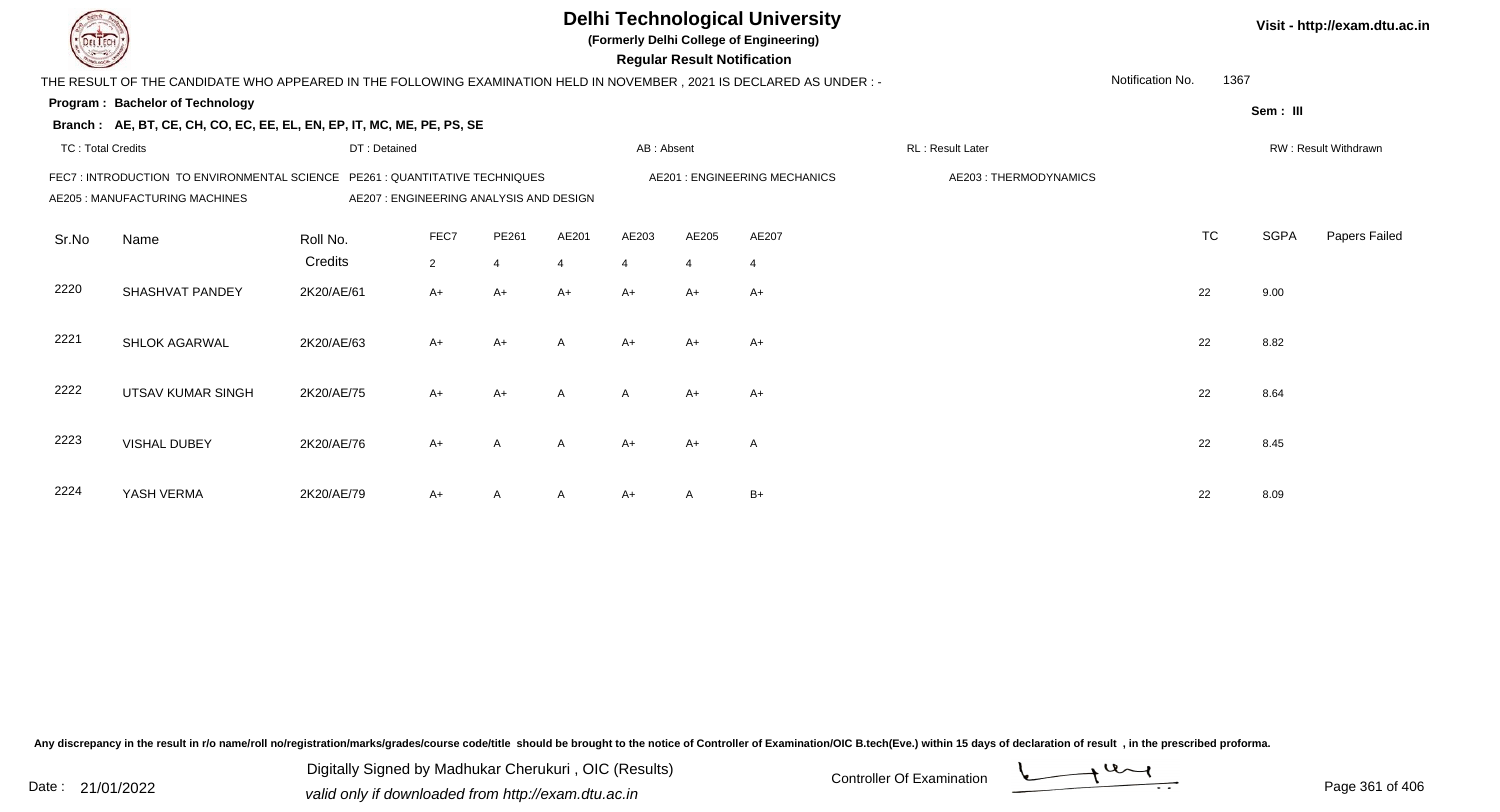# Delhi Technological University

**(Formerly Delhi College of Engineering)**

**Regular Result Notification**

Visit - http://exam.dtu.ac.in

THE RESULT OF THE CANDIDATE WHO APPEARED IN THE FOLLOWING EXAMINATION HELD IN NOVEMBER , 2021 IS DECLARED AS UNDER : -

Notification No. 1367

**Program : Bachelor of Technology**

Sem : III

**Branch : AE, BT, CE, CH, CO, EC, EE, EL, EN, EP, IT, MC, ME, PE, PS, SE**

TC : Total Credits | DT : Detained | AB : Absent | RL : Result Later | RW : Result Withdrawn

FEC7 : INTRODUCTION TO ENVIRONMENTAL SCIENCE | PE261 : QUANTITATIVE TECHNIQUES | AE201 : ENGINEERING MECHANICS | AE203 : THERMODYNAMICS
AE205 : MANUFACTURING MACHINES | AE207 : ENGINEERING ANALYSIS AND DESIGN

| Sr.No | Name | Roll No. | FEC7 | PE261 | AE201 | AE203 | AE205 | AE207 | TC | SGPA | Papers Failed |
|---|---|---|---|---|---|---|---|---|---|---|---|
| | | Credits | 2 | 4 | 4 | 4 | 4 | 4 | | | |
| 2220 | SHASHVAT PANDEY | 2K20/AE/61 | A+ | A+ | A+ | A+ | A+ | A+ | 22 | 9.00 | |
| 2221 | SHLOK AGARWAL | 2K20/AE/63 | A+ | A+ | A | A+ | A+ | A+ | 22 | 8.82 | |
| 2222 | UTSAV KUMAR SINGH | 2K20/AE/75 | A+ | A+ | A | A | A+ | A+ | 22 | 8.64 | |
| 2223 | VISHAL DUBEY | 2K20/AE/76 | A+ | A | A | A+ | A+ | A | 22 | 8.45 | |
| 2224 | YASH VERMA | 2K20/AE/79 | A+ | A | A | A+ | A | B+ | 22 | 8.09 | |

Any discrepancy in the result in r/o name/roll no/registration/marks/grades/course code/title should be brought to the notice of Controller of Examination/OIC B.tech(Eve.) within 15 days of declaration of result , in the prescribed proforma.

Date : 21/01/2022

Digitally Signed by Madhukar Cherukuri , OIC (Results)
valid only if downloaded from http://exam.dtu.ac.in

Controller Of Examination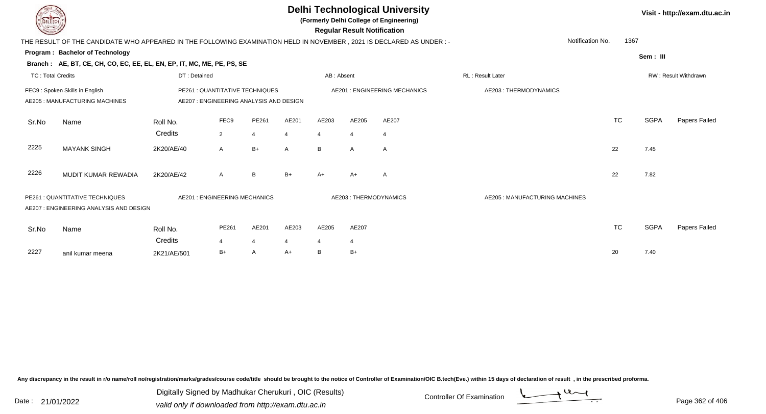# Delhi Technological University

**(Formerly Delhi College of Engineering)**

**Regular Result Notification**

Visit - http://exam.dtu.ac.in

THE RESULT OF THE CANDIDATE WHO APPEARED IN THE FOLLOWING EXAMINATION HELD IN NOVEMBER , 2021 IS DECLARED AS UNDER : -

Notification No. 1367

**Program : Bachelor of Technology**

Sem : III

**Branch : AE, BT, CE, CH, CO, EC, EE, EL, EN, EP, IT, MC, ME, PE, PS, SE**

TC : Total Credits | DT : Detained | AB : Absent | RL : Result Later | RW : Result Withdrawn

FEC9 : Spoken Skills in English | PE261 : QUANTITATIVE TECHNIQUES | AE201 : ENGINEERING MECHANICS | AE203 : THERMODYNAMICS
AE205 : MANUFACTURING MACHINES | AE207 : ENGINEERING ANALYSIS AND DESIGN

| Sr.No | Name | Roll No. | FEC9 | PE261 | AE201 | AE203 | AE205 | AE207 | TC | SGPA | Papers Failed |
|---|---|---|---|---|---|---|---|---|---|---|---|
| | | Credits | 2 | 4 | 4 | 4 | 4 | 4 | | | |
| 2225 | MAYANK SINGH | 2K20/AE/40 | A | B+ | A | B | A | A | 22 | 7.45 | |
| 2226 | MUDIT KUMAR REWADIA | 2K20/AE/42 | A | B | B+ | A+ | A+ | A | 22 | 7.82 | |

PE261 : QUANTITATIVE TECHNIQUES | AE201 : ENGINEERING MECHANICS | AE203 : THERMODYNAMICS | AE205 : MANUFACTURING MACHINES
AE207 : ENGINEERING ANALYSIS AND DESIGN

| Sr.No | Name | Roll No. | PE261 | AE201 | AE203 | AE205 | AE207 | TC | SGPA | Papers Failed |
|---|---|---|---|---|---|---|---|---|---|---|
| | | Credits | 4 | 4 | 4 | 4 | 4 | | | |
| 2227 | anil kumar meena | 2K21/AE/501 | B+ | A | A+ | B | B+ | 20 | 7.40 | |

Any discrepancy in the result in r/o name/roll no/registration/marks/grades/course code/title should be brought to the notice of Controller of Examination/OIC B.tech(Eve.) within 15 days of declaration of result , in the prescribed proforma.

Date : 21/01/2022

Digitally Signed by Madhukar Cherukuri , OIC (Results)
valid only if downloaded from http://exam.dtu.ac.in

Controller Of Examination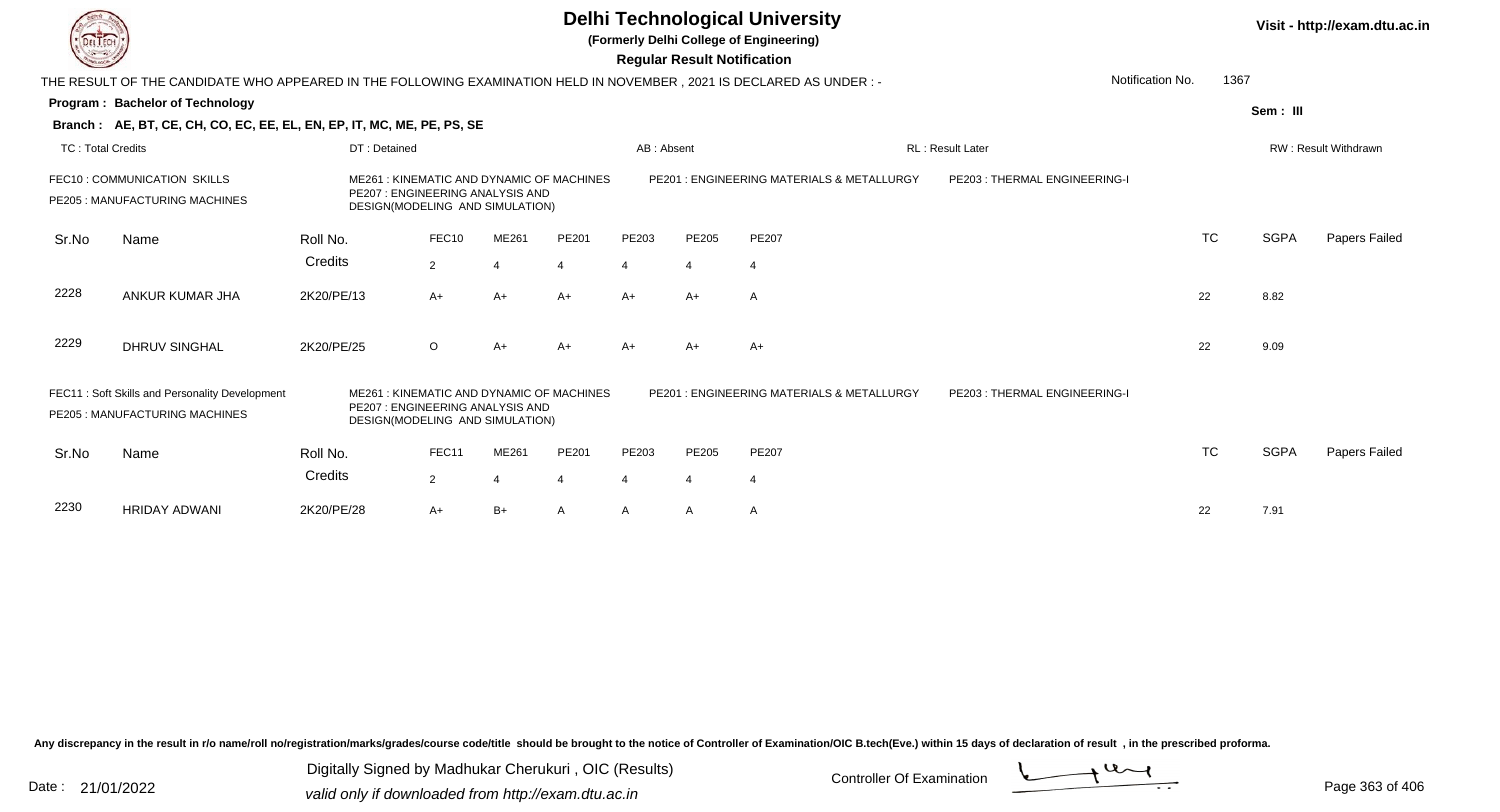# Delhi Technological University

**(Formerly Delhi College of Engineering)**

**Regular Result Notification**

Visit - http://exam.dtu.ac.in

THE RESULT OF THE CANDIDATE WHO APPEARED IN THE FOLLOWING EXAMINATION HELD IN NOVEMBER , 2021 IS DECLARED AS UNDER : -

Notification No. 1367

**Program : Bachelor of Technology**

Sem : III

**Branch : AE, BT, CE, CH, CO, EC, EE, EL, EN, EP, IT, MC, ME, PE, PS, SE**

TC : Total Credits | DT : Detained | AB : Absent | RL : Result Later | RW : Result Withdrawn

FEC10 : COMMUNICATION SKILLS
ME261 : KINEMATIC AND DYNAMIC OF MACHINES
PE201 : ENGINEERING MATERIALS & METALLURGY
PE203 : THERMAL ENGINEERING-I
PE205 : MANUFACTURING MACHINES
PE207 : ENGINEERING ANALYSIS AND DESIGN(MODELING AND SIMULATION)

| Sr.No | Name | Roll No. | FEC10 | ME261 | PE201 | PE203 | PE205 | PE207 | TC | SGPA | Papers Failed |
|---|---|---|---|---|---|---|---|---|---|---|---|
| | | Credits | 2 | 4 | 4 | 4 | 4 | 4 | | | |
| 2228 | ANKUR KUMAR JHA | 2K20/PE/13 | A+ | A+ | A+ | A+ | A+ | A | 22 | 8.82 | |
| 2229 | DHRUV SINGHAL | 2K20/PE/25 | O | A+ | A+ | A+ | A+ | A+ | 22 | 9.09 | |

FEC11 : Soft Skills and Personality Development
ME261 : KINEMATIC AND DYNAMIC OF MACHINES
PE201 : ENGINEERING MATERIALS & METALLURGY
PE203 : THERMAL ENGINEERING-I
PE205 : MANUFACTURING MACHINES
PE207 : ENGINEERING ANALYSIS AND DESIGN(MODELING AND SIMULATION)

| Sr.No | Name | Roll No. | FEC11 | ME261 | PE201 | PE203 | PE205 | PE207 | TC | SGPA | Papers Failed |
|---|---|---|---|---|---|---|---|---|---|---|---|
| | | Credits | 2 | 4 | 4 | 4 | 4 | 4 | | | |
| 2230 | HRIDAY ADWANI | 2K20/PE/28 | A+ | B+ | A | A | A | A | 22 | 7.91 | |

Any discrepancy in the result in r/o name/roll no/registration/marks/grades/course code/title should be brought to the notice of Controller of Examination/OIC B.tech(Eve.) within 15 days of declaration of result , in the prescribed proforma.

Date : 21/01/2022

Digitally Signed by Madhukar Cherukuri , OIC (Results)
valid only if downloaded from http://exam.dtu.ac.in

Controller Of Examination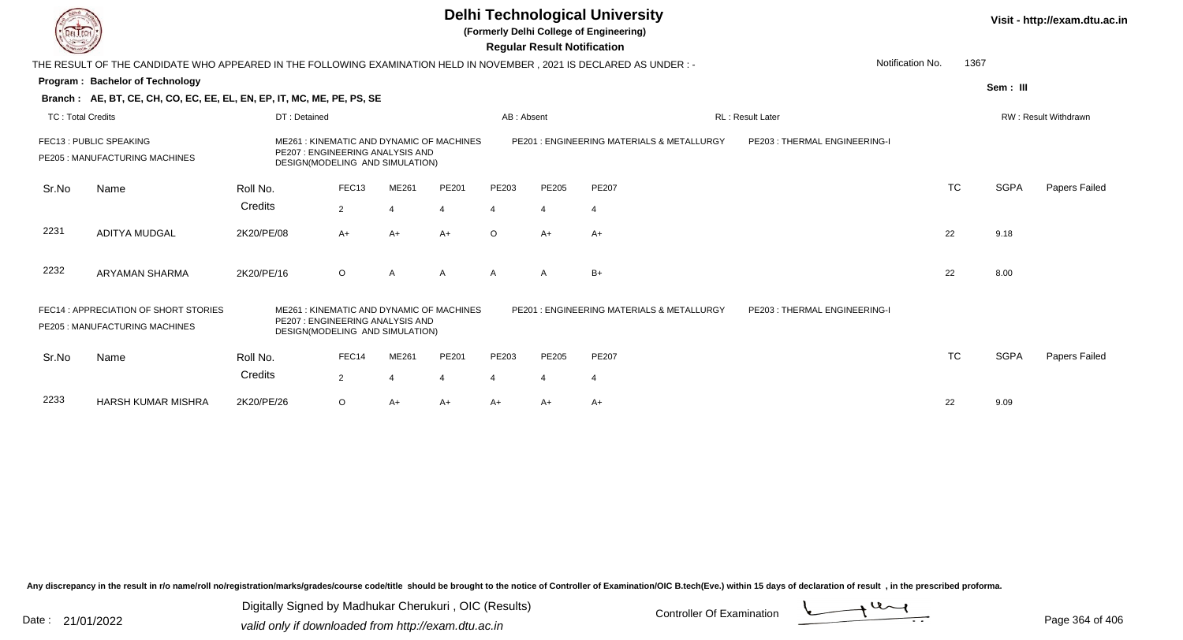# Delhi Technological University

**(Formerly Delhi College of Engineering)**

**Regular Result Notification**

Visit - http://exam.dtu.ac.in

THE RESULT OF THE CANDIDATE WHO APPEARED IN THE FOLLOWING EXAMINATION HELD IN NOVEMBER , 2021 IS DECLARED AS UNDER : -

Notification No. 1367

**Program : Bachelor of Technology**

**Sem : III**

**Branch : AE, BT, CE, CH, CO, EC, EE, EL, EN, EP, IT, MC, ME, PE, PS, SE**

TC : Total Credits | DT : Detained | AB : Absent | RL : Result Later | RW : Result Withdrawn

FEC13 : PUBLIC SPEAKING
PE205 : MANUFACTURING MACHINES
ME261 : KINEMATIC AND DYNAMIC OF MACHINES
PE207 : ENGINEERING ANALYSIS AND DESIGN(MODELING AND SIMULATION)
PE201 : ENGINEERING MATERIALS & METALLURGY
PE203 : THERMAL ENGINEERING-I

| Sr.No | Name | Roll No. | FEC13 | ME261 | PE201 | PE203 | PE205 | PE207 | TC | SGPA | Papers Failed |
|---|---|---|---|---|---|---|---|---|---|---|---|
| | | Credits | 2 | 4 | 4 | 4 | 4 | 4 | | | |
| 2231 | ADITYA MUDGAL | 2K20/PE/08 | A+ | A+ | A+ | O | A+ | A+ | 22 | 9.18 | |
| 2232 | ARYAMAN SHARMA | 2K20/PE/16 | O | A | A | A | A | B+ | 22 | 8.00 | |

FEC14 : APPRECIATION OF SHORT STORIES
PE205 : MANUFACTURING MACHINES
ME261 : KINEMATIC AND DYNAMIC OF MACHINES
PE207 : ENGINEERING ANALYSIS AND DESIGN(MODELING AND SIMULATION)
PE201 : ENGINEERING MATERIALS & METALLURGY
PE203 : THERMAL ENGINEERING-I

| Sr.No | Name | Roll No. | FEC14 | ME261 | PE201 | PE203 | PE205 | PE207 | TC | SGPA | Papers Failed |
|---|---|---|---|---|---|---|---|---|---|---|---|
| | | Credits | 2 | 4 | 4 | 4 | 4 | 4 | | | |
| 2233 | HARSH KUMAR MISHRA | 2K20/PE/26 | O | A+ | A+ | A+ | A+ | A+ | 22 | 9.09 | |

Any discrepancy in the result in r/o name/roll no/registration/marks/grades/course code/title should be brought to the notice of Controller of Examination/OIC B.tech(Eve.) within 15 days of declaration of result , in the prescribed proforma.

Date : 21/01/2022

Digitally Signed by Madhukar Cherukuri , OIC (Results)
valid only if downloaded from http://exam.dtu.ac.in

Controller Of Examination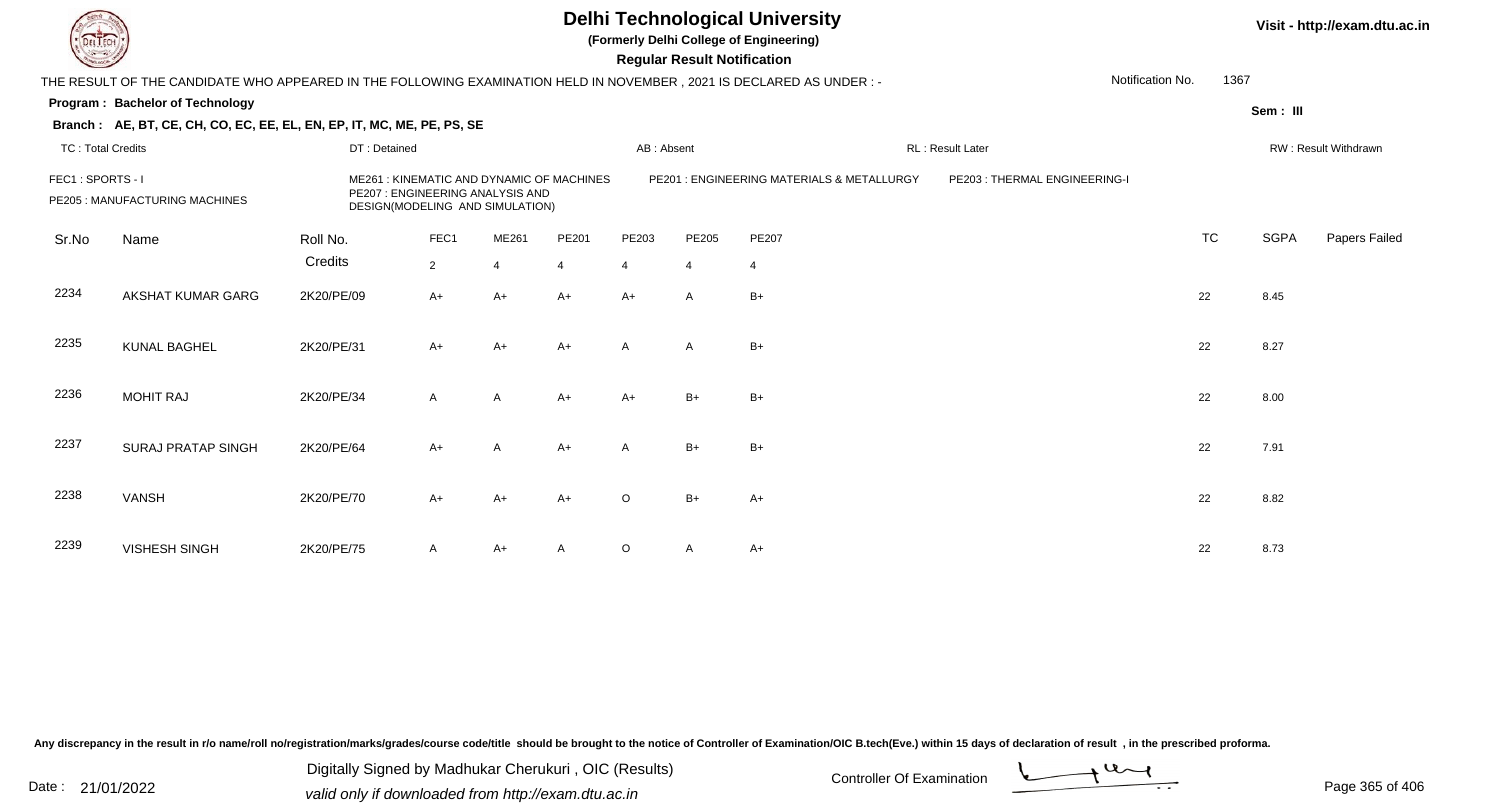# Delhi Technological University

**(Formerly Delhi College of Engineering)**

**Regular Result Notification**

Visit - http://exam.dtu.ac.in

THE RESULT OF THE CANDIDATE WHO APPEARED IN THE FOLLOWING EXAMINATION HELD IN NOVEMBER , 2021 IS DECLARED AS UNDER : -

Notification No. 1367

**Program : Bachelor of Technology**

Sem : III

**Branch : AE, BT, CE, CH, CO, EC, EE, EL, EN, EP, IT, MC, ME, PE, PS, SE**

TC : Total Credits | DT : Detained | AB : Absent | RL : Result Later | RW : Result Withdrawn

FEC1 : SPORTS - I
ME261 : KINEMATIC AND DYNAMIC OF MACHINES
PE201 : ENGINEERING MATERIALS & METALLURGY
PE203 : THERMAL ENGINEERING-I
PE205 : MANUFACTURING MACHINES
PE207 : ENGINEERING ANALYSIS AND DESIGN(MODELING AND SIMULATION)

| Sr.No | Name | Roll No. | FEC1 | ME261 | PE201 | PE203 | PE205 | PE207 | TC | SGPA | Papers Failed |
|---|---|---|---|---|---|---|---|---|---|---|---|
| | | Credits | 2 | 4 | 4 | 4 | 4 | 4 | | | |
| 2234 | AKSHAT KUMAR GARG | 2K20/PE/09 | A+ | A+ | A+ | A+ | A | B+ | 22 | 8.45 | |
| 2235 | KUNAL BAGHEL | 2K20/PE/31 | A+ | A+ | A+ | A | A | B+ | 22 | 8.27 | |
| 2236 | MOHIT RAJ | 2K20/PE/34 | A | A | A+ | A+ | B+ | B+ | 22 | 8.00 | |
| 2237 | SURAJ PRATAP SINGH | 2K20/PE/64 | A+ | A | A+ | A | B+ | B+ | 22 | 7.91 | |
| 2238 | VANSH | 2K20/PE/70 | A+ | A+ | A+ | O | B+ | A+ | 22 | 8.82 | |
| 2239 | VISHESH SINGH | 2K20/PE/75 | A | A+ | A | O | A | A+ | 22 | 8.73 | |

Any discrepancy in the result in r/o name/roll no/registration/marks/grades/course code/title should be brought to the notice of Controller of Examination/OIC B.tech(Eve.) within 15 days of declaration of result , in the prescribed proforma.

Date : 21/01/2022

Digitally Signed by Madhukar Cherukuri , OIC (Results)
valid only if downloaded from http://exam.dtu.ac.in

Controller Of Examination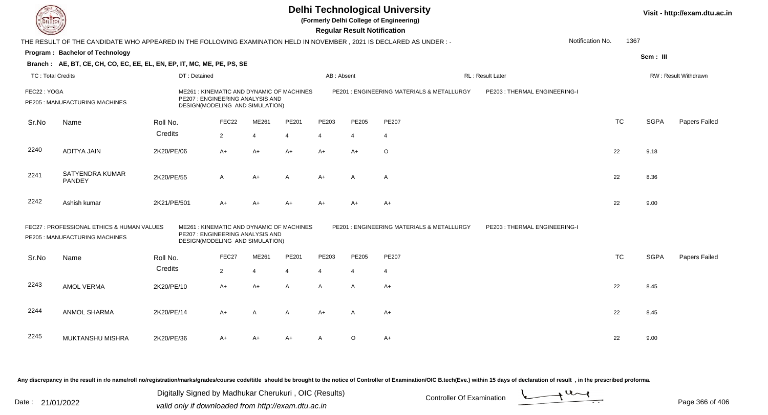# Delhi Technological University

**(Formerly Delhi College of Engineering)**

**Regular Result Notification**

Visit - http://exam.dtu.ac.in

THE RESULT OF THE CANDIDATE WHO APPEARED IN THE FOLLOWING EXAMINATION HELD IN NOVEMBER , 2021 IS DECLARED AS UNDER : -

Notification No. 1367

**Program : Bachelor of Technology**

Sem : III

**Branch : AE, BT, CE, CH, CO, EC, EE, EL, EN, EP, IT, MC, ME, PE, PS, SE**

TC : Total Credits | DT : Detained | AB : Absent | RL : Result Later | RW : Result Withdrawn

FEC22 : YOGA
PE205 : MANUFACTURING MACHINES
ME261 : KINEMATIC AND DYNAMIC OF MACHINES
PE207 : ENGINEERING ANALYSIS AND DESIGN(MODELING AND SIMULATION)
PE201 : ENGINEERING MATERIALS & METALLURGY
PE203 : THERMAL ENGINEERING-I

| Sr.No | Name | Roll No. | FEC22 | ME261 | PE201 | PE203 | PE205 | PE207 | TC | SGPA | Papers Failed |
|---|---|---|---|---|---|---|---|---|---|---|---|
| | | Credits | 2 | 4 | 4 | 4 | 4 | 4 | | | |
| 2240 | ADITYA JAIN | 2K20/PE/06 | A+ | A+ | A+ | A+ | A+ | O | 22 | 9.18 | |
| 2241 | SATYENDRA KUMAR PANDEY | 2K20/PE/55 | A | A+ | A | A+ | A | A | 22 | 8.36 | |
| 2242 | Ashish kumar | 2K21/PE/501 | A+ | A+ | A+ | A+ | A+ | A+ | 22 | 9.00 | |

FEC27 : PROFESSIONAL ETHICS & HUMAN VALUES
PE205 : MANUFACTURING MACHINES
ME261 : KINEMATIC AND DYNAMIC OF MACHINES
PE207 : ENGINEERING ANALYSIS AND DESIGN(MODELING AND SIMULATION)
PE201 : ENGINEERING MATERIALS & METALLURGY
PE203 : THERMAL ENGINEERING-I

| Sr.No | Name | Roll No. | FEC27 | ME261 | PE201 | PE203 | PE205 | PE207 | TC | SGPA | Papers Failed |
|---|---|---|---|---|---|---|---|---|---|---|---|
| | | Credits | 2 | 4 | 4 | 4 | 4 | 4 | | | |
| 2243 | AMOL VERMA | 2K20/PE/10 | A+ | A+ | A | A | A | A+ | 22 | 8.45 | |
| 2244 | ANMOL SHARMA | 2K20/PE/14 | A+ | A | A | A+ | A | A+ | 22 | 8.45 | |
| 2245 | MUKTANSHU MISHRA | 2K20/PE/36 | A+ | A+ | A+ | A | O | A+ | 22 | 9.00 | |

Any discrepancy in the result in r/o name/roll no/registration/marks/grades/course code/title should be brought to the notice of Controller of Examination/OIC B.tech(Eve.) within 15 days of declaration of result , in the prescribed proforma.

Date : 21/01/2022

Digitally Signed by Madhukar Cherukuri , OIC (Results)
valid only if downloaded from http://exam.dtu.ac.in

Controller Of Examination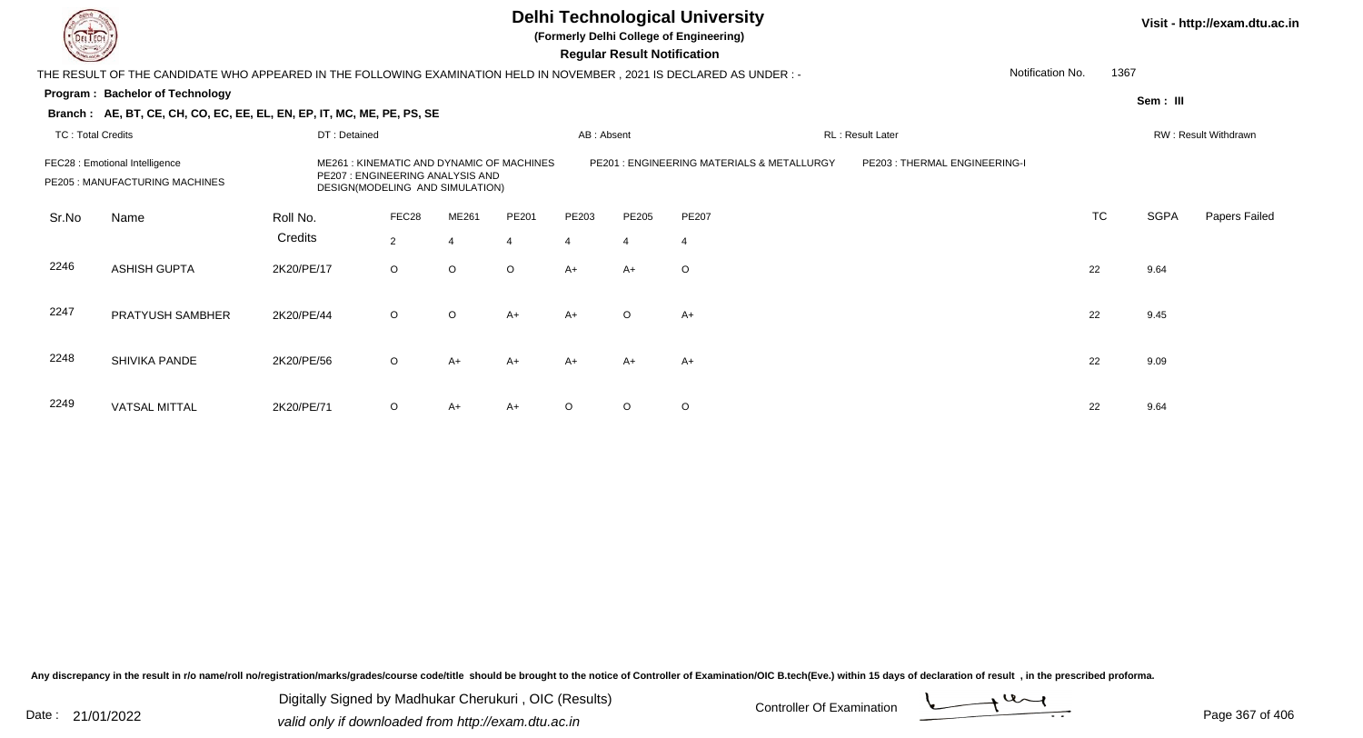# Delhi Technological University

**(Formerly Delhi College of Engineering)**

**Regular Result Notification**

Visit - http://exam.dtu.ac.in

THE RESULT OF THE CANDIDATE WHO APPEARED IN THE FOLLOWING EXAMINATION HELD IN NOVEMBER , 2021 IS DECLARED AS UNDER : -

Notification No. 1367

**Program : Bachelor of Technology**

Sem : III

**Branch : AE, BT, CE, CH, CO, EC, EE, EL, EN, EP, IT, MC, ME, PE, PS, SE**

TC : Total Credits | DT : Detained | AB : Absent | RL : Result Later | RW : Result Withdrawn

FEC28 : Emotional Intelligence
ME261 : KINEMATIC AND DYNAMIC OF MACHINES
PE201 : ENGINEERING MATERIALS & METALLURGY
PE203 : THERMAL ENGINEERING-I
PE205 : MANUFACTURING MACHINES
PE207 : ENGINEERING ANALYSIS AND DESIGN(MODELING AND SIMULATION)

| Sr.No | Name | Roll No. | FEC28 | ME261 | PE201 | PE203 | PE205 | PE207 | TC | SGPA | Papers Failed |
|---|---|---|---|---|---|---|---|---|---|---|---|
| | | Credits | 2 | 4 | 4 | 4 | 4 | 4 | | | |
| 2246 | ASHISH GUPTA | 2K20/PE/17 | O | O | O | A+ | A+ | O | 22 | 9.64 | |
| 2247 | PRATYUSH SAMBHER | 2K20/PE/44 | O | O | A+ | A+ | O | A+ | 22 | 9.45 | |
| 2248 | SHIVIKA PANDE | 2K20/PE/56 | O | A+ | A+ | A+ | A+ | A+ | 22 | 9.09 | |
| 2249 | VATSAL MITTAL | 2K20/PE/71 | O | A+ | A+ | O | O | O | 22 | 9.64 | |

Any discrepancy in the result in r/o name/roll no/registration/marks/grades/course code/title should be brought to the notice of Controller of Examination/OIC B.tech(Eve.) within 15 days of declaration of result , in the prescribed proforma.

Date : 21/01/2022

Digitally Signed by Madhukar Cherukuri , OIC (Results)
valid only if downloaded from http://exam.dtu.ac.in

Controller Of Examination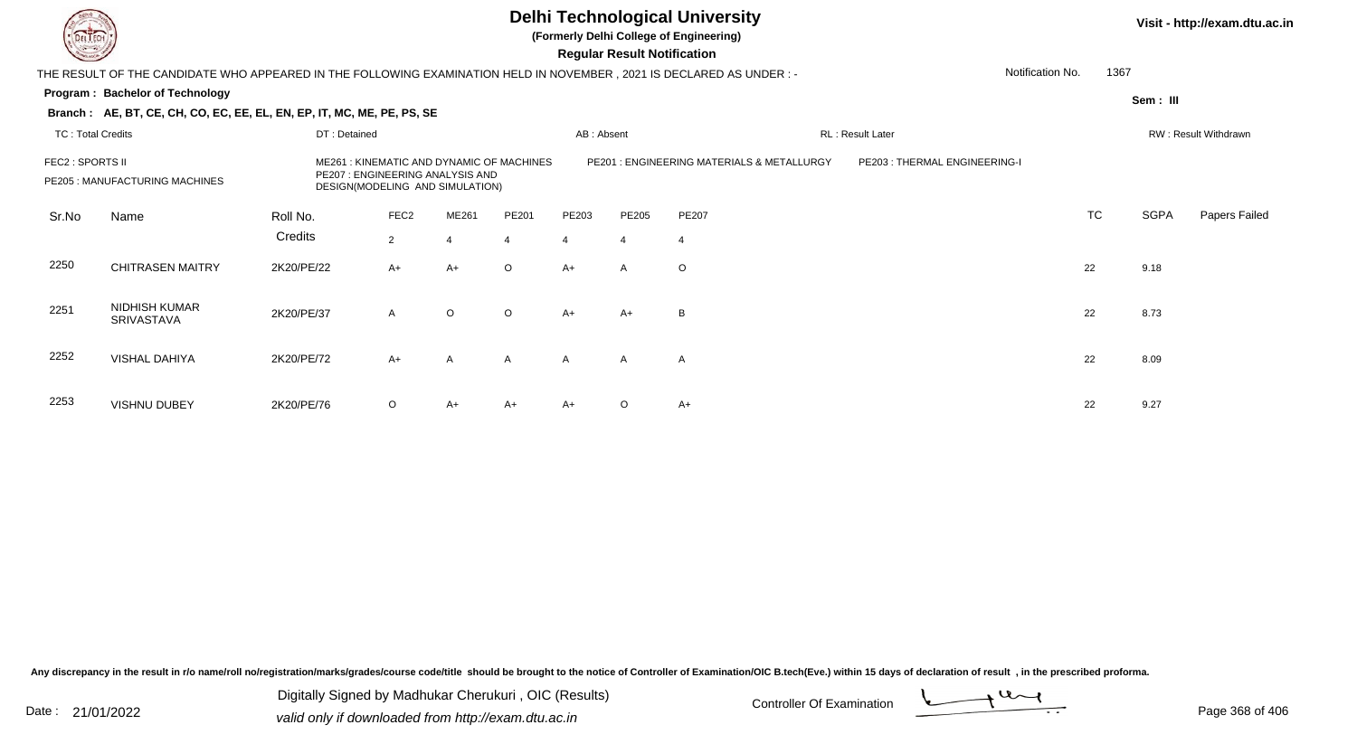# Delhi Technological University

**(Formerly Delhi College of Engineering)**

**Regular Result Notification**

Visit - http://exam.dtu.ac.in

THE RESULT OF THE CANDIDATE WHO APPEARED IN THE FOLLOWING EXAMINATION HELD IN NOVEMBER , 2021 IS DECLARED AS UNDER : -

Notification No. 1367

**Program : Bachelor of Technology**

**Sem : III**

**Branch : AE, BT, CE, CH, CO, EC, EE, EL, EN, EP, IT, MC, ME, PE, PS, SE**

TC : Total Credits | DT : Detained | AB : Absent | RL : Result Later | RW : Result Withdrawn

FEC2 : SPORTS II | ME261 : KINEMATIC AND DYNAMIC OF MACHINES | PE201 : ENGINEERING MATERIALS & METALLURGY | PE203 : THERMAL ENGINEERING-I | PE205 : MANUFACTURING MACHINES | PE207 : ENGINEERING ANALYSIS AND DESIGN(MODELING AND SIMULATION)

| Sr.No | Name | Roll No. | FEC2 | ME261 | PE201 | PE203 | PE205 | PE207 | TC | SGPA | Papers Failed |
|---|---|---|---|---|---|---|---|---|---|---|---|
| | | Credits | 2 | 4 | 4 | 4 | 4 | 4 | | | |
| 2250 | CHITRASEN MAITRY | 2K20/PE/22 | A+ | A+ | O | A+ | A | O | 22 | 9.18 | |
| 2251 | NIDHISH KUMAR SRIVASTAVA | 2K20/PE/37 | A | O | O | A+ | A+ | B | 22 | 8.73 | |
| 2252 | VISHAL DAHIYA | 2K20/PE/72 | A+ | A | A | A | A | A | 22 | 8.09 | |
| 2253 | VISHNU DUBEY | 2K20/PE/76 | O | A+ | A+ | A+ | O | A+ | 22 | 9.27 | |

Any discrepancy in the result in r/o name/roll no/registration/marks/grades/course code/title should be brought to the notice of Controller of Examination/OIC B.tech(Eve.) within 15 days of declaration of result , in the prescribed proforma.

Date : 21/01/2022

Digitally Signed by Madhukar Cherukuri , OIC (Results)
valid only if downloaded from http://exam.dtu.ac.in

Controller Of Examination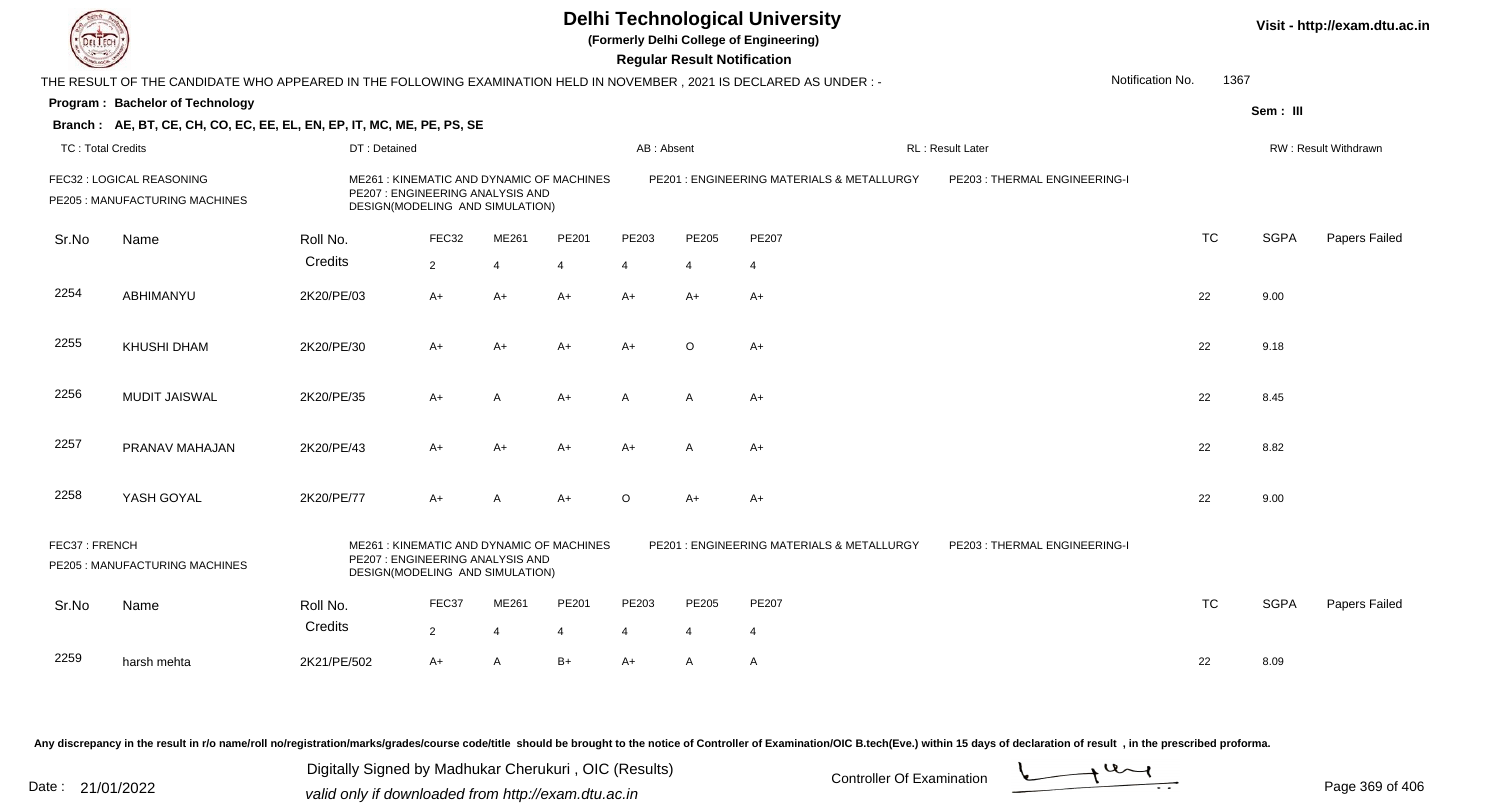# Delhi Technological University

**(Formerly Delhi College of Engineering)**

**Regular Result Notification**

Visit - http://exam.dtu.ac.in

THE RESULT OF THE CANDIDATE WHO APPEARED IN THE FOLLOWING EXAMINATION HELD IN NOVEMBER , 2021 IS DECLARED AS UNDER : -

Notification No. 1367

**Program : Bachelor of Technology**

Sem : III

**Branch : AE, BT, CE, CH, CO, EC, EE, EL, EN, EP, IT, MC, ME, PE, PS, SE**

TC : Total Credits | DT : Detained | AB : Absent | RL : Result Later | RW : Result Withdrawn

FEC32 : LOGICAL REASONING | ME261 : KINEMATIC AND DYNAMIC OF MACHINES | PE201 : ENGINEERING MATERIALS & METALLURGY | PE203 : THERMAL ENGINEERING-I | PE205 : MANUFACTURING MACHINES | PE207 : ENGINEERING ANALYSIS AND DESIGN(MODELING AND SIMULATION)

| Sr.No | Name | Roll No. | FEC32 | ME261 | PE201 | PE203 | PE205 | PE207 | TC | SGPA | Papers Failed |
|---|---|---|---|---|---|---|---|---|---|---|---|
| | | Credits | 2 | 4 | 4 | 4 | 4 | 4 | | | |
| 2254 | ABHIMANYU | 2K20/PE/03 | A+ | A+ | A+ | A+ | A+ | A+ | 22 | 9.00 | |
| 2255 | KHUSHI DHAM | 2K20/PE/30 | A+ | A+ | A+ | A+ | O | A+ | 22 | 9.18 | |
| 2256 | MUDIT JAISWAL | 2K20/PE/35 | A+ | A | A+ | A | A | A+ | 22 | 8.45 | |
| 2257 | PRANAV MAHAJAN | 2K20/PE/43 | A+ | A+ | A+ | A+ | A | A+ | 22 | 8.82 | |
| 2258 | YASH GOYAL | 2K20/PE/77 | A+ | A | A+ | O | A+ | A+ | 22 | 9.00 | |

FEC37 : FRENCH | ME261 : KINEMATIC AND DYNAMIC OF MACHINES | PE201 : ENGINEERING MATERIALS & METALLURGY | PE203 : THERMAL ENGINEERING-I | PE205 : MANUFACTURING MACHINES | PE207 : ENGINEERING ANALYSIS AND DESIGN(MODELING AND SIMULATION)

| Sr.No | Name | Roll No. | FEC37 | ME261 | PE201 | PE203 | PE205 | PE207 | TC | SGPA | Papers Failed |
|---|---|---|---|---|---|---|---|---|---|---|---|
| | | Credits | 2 | 4 | 4 | 4 | 4 | 4 | | | |
| 2259 | harsh mehta | 2K21/PE/502 | A+ | A | B+ | A+ | A | A | 22 | 8.09 | |

Any discrepancy in the result in r/o name/roll no/registration/marks/grades/course code/title should be brought to the notice of Controller of Examination/OIC B.tech(Eve.) within 15 days of declaration of result , in the prescribed proforma.

Digitally Signed by Madhukar Cherukuri , OIC (Results) valid only if downloaded from http://exam.dtu.ac.in

Date : 21/01/2022

Controller Of Examination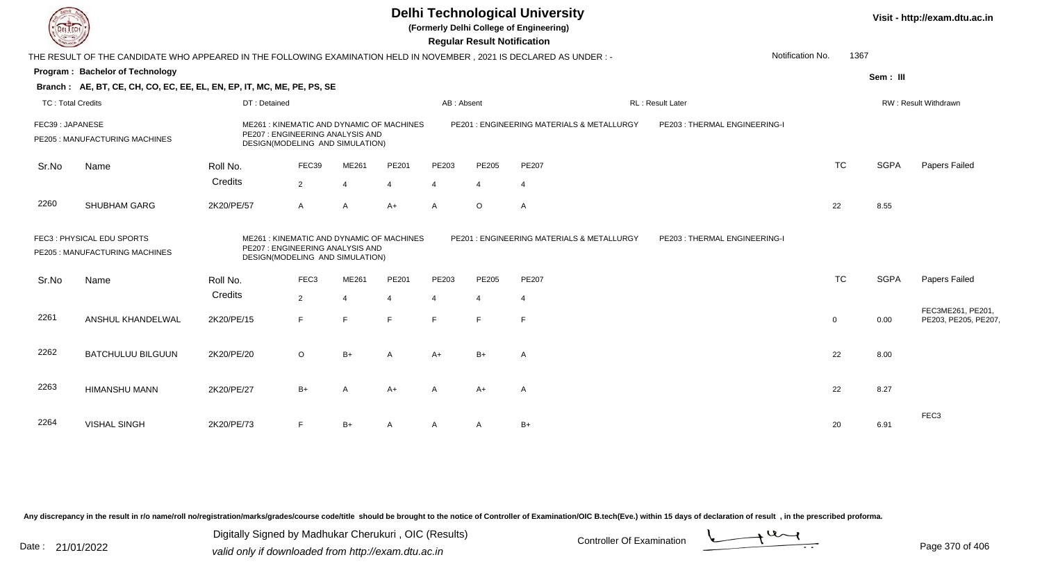# Delhi Technological University

**(Formerly Delhi College of Engineering)**

**Regular Result Notification**

Visit - http://exam.dtu.ac.in

THE RESULT OF THE CANDIDATE WHO APPEARED IN THE FOLLOWING EXAMINATION HELD IN NOVEMBER , 2021 IS DECLARED AS UNDER : -

Notification No. 1367

**Program : Bachelor of Technology**

Sem : III

**Branch : AE, BT, CE, CH, CO, EC, EE, EL, EN, EP, IT, MC, ME, PE, PS, SE**

TC : Total Credits | DT : Detained | AB : Absent | RL : Result Later | RW : Result Withdrawn

FEC39 : JAPANESE
ME261 : KINEMATIC AND DYNAMIC OF MACHINES
PE201 : ENGINEERING MATERIALS & METALLURGY
PE203 : THERMAL ENGINEERING-I
PE205 : MANUFACTURING MACHINES
PE207 : ENGINEERING ANALYSIS AND DESIGN(MODELING AND SIMULATION)

| Sr.No | Name | Roll No. | FEC39 | ME261 | PE201 | PE203 | PE205 | PE207 | TC | SGPA | Papers Failed |
|---|---|---|---|---|---|---|---|---|---|---|---|
| | | Credits | 2 | 4 | 4 | 4 | 4 | 4 | | | |
| 2260 | SHUBHAM GARG | 2K20/PE/57 | A | A | A+ | A | O | A | 22 | 8.55 | |

FEC3 : PHYSICAL EDU SPORTS
ME261 : KINEMATIC AND DYNAMIC OF MACHINES
PE201 : ENGINEERING MATERIALS & METALLURGY
PE203 : THERMAL ENGINEERING-I
PE205 : MANUFACTURING MACHINES
PE207 : ENGINEERING ANALYSIS AND DESIGN(MODELING AND SIMULATION)

| Sr.No | Name | Roll No. | FEC3 | ME261 | PE201 | PE203 | PE205 | PE207 | TC | SGPA | Papers Failed |
|---|---|---|---|---|---|---|---|---|---|---|---|
| | | Credits | 2 | 4 | 4 | 4 | 4 | 4 | | | |
| 2261 | ANSHUL KHANDELWAL | 2K20/PE/15 | F | F | F | F | F | F | 0 | 0.00 | FEC3ME261, PE201, PE203, PE205, PE207, |
| 2262 | BATCHULUU BILGUUN | 2K20/PE/20 | O | B+ | A | A+ | B+ | A | 22 | 8.00 | |
| 2263 | HIMANSHU MANN | 2K20/PE/27 | B+ | A | A+ | A | A+ | A | 22 | 8.27 | |
| 2264 | VISHAL SINGH | 2K20/PE/73 | F | B+ | A | A | A | B+ | 20 | 6.91 | FEC3 |

Any discrepancy in the result in r/o name/roll no/registration/marks/grades/course code/title should be brought to the notice of Controller of Examination/OIC B.tech(Eve.) within 15 days of declaration of result , in the prescribed proforma.

Date : 21/01/2022

Digitally Signed by Madhukar Cherukuri , OIC (Results)
valid only if downloaded from http://exam.dtu.ac.in

Controller Of Examination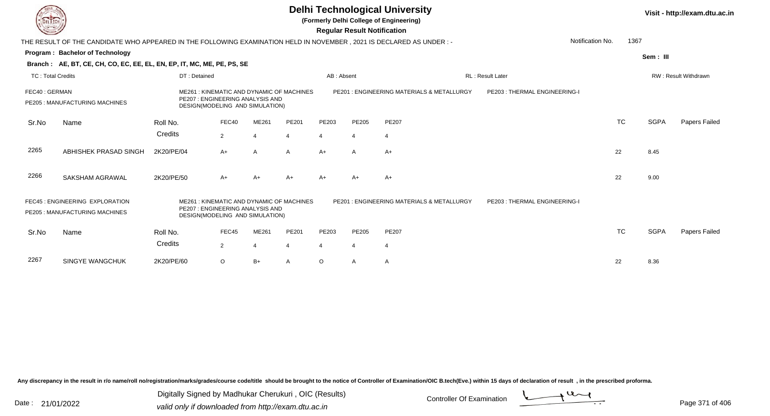# Delhi Technological University

**(Formerly Delhi College of Engineering)**

**Regular Result Notification**

Visit - http://exam.dtu.ac.in

THE RESULT OF THE CANDIDATE WHO APPEARED IN THE FOLLOWING EXAMINATION HELD IN NOVEMBER , 2021 IS DECLARED AS UNDER : -

Notification No. 1367

**Program : Bachelor of Technology**

Sem : III

**Branch : AE, BT, CE, CH, CO, EC, EE, EL, EN, EP, IT, MC, ME, PE, PS, SE**

TC : Total Credits | DT : Detained | AB : Absent | RL : Result Later | RW : Result Withdrawn

FEC40 : GERMAN
ME261 : KINEMATIC AND DYNAMIC OF MACHINES
PE201 : ENGINEERING MATERIALS & METALLURGY
PE203 : THERMAL ENGINEERING-I
PE205 : MANUFACTURING MACHINES
PE207 : ENGINEERING ANALYSIS AND DESIGN(MODELING AND SIMULATION)

| Sr.No | Name | Roll No. | FEC40 | ME261 | PE201 | PE203 | PE205 | PE207 | TC | SGPA | Papers Failed |
|---|---|---|---|---|---|---|---|---|---|---|---|
| | | Credits | 2 | 4 | 4 | 4 | 4 | 4 | | | |
| 2265 | ABHISHEK PRASAD SINGH | 2K20/PE/04 | A+ | A | A | A+ | A | A+ | 22 | 8.45 | |
| 2266 | SAKSHAM AGRAWAL | 2K20/PE/50 | A+ | A+ | A+ | A+ | A+ | A+ | 22 | 9.00 | |

FEC45 : ENGINEERING EXPLORATION
ME261 : KINEMATIC AND DYNAMIC OF MACHINES
PE201 : ENGINEERING MATERIALS & METALLURGY
PE203 : THERMAL ENGINEERING-I
PE205 : MANUFACTURING MACHINES
PE207 : ENGINEERING ANALYSIS AND DESIGN(MODELING AND SIMULATION)

| Sr.No | Name | Roll No. | FEC45 | ME261 | PE201 | PE203 | PE205 | PE207 | TC | SGPA | Papers Failed |
|---|---|---|---|---|---|---|---|---|---|---|---|
| | | Credits | 2 | 4 | 4 | 4 | 4 | 4 | | | |
| 2267 | SINGYE WANGCHUK | 2K20/PE/60 | O | B+ | A | O | A | A | 22 | 8.36 | |

Any discrepancy in the result in r/o name/roll no/registration/marks/grades/course code/title should be brought to the notice of Controller of Examination/OIC B.tech(Eve.) within 15 days of declaration of result , in the prescribed proforma.

Date : 21/01/2022

Digitally Signed by Madhukar Cherukuri , OIC (Results)
valid only if downloaded from http://exam.dtu.ac.in

Controller Of Examination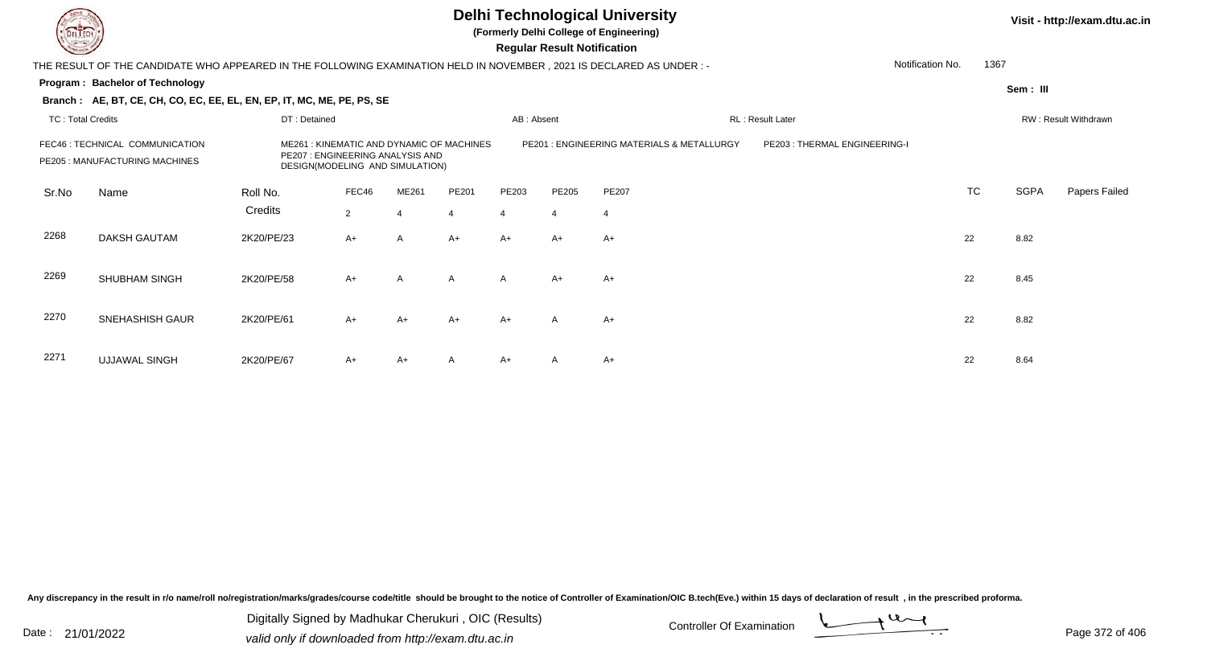# Delhi Technological University

**(Formerly Delhi College of Engineering)**

**Regular Result Notification**

Visit - http://exam.dtu.ac.in

THE RESULT OF THE CANDIDATE WHO APPEARED IN THE FOLLOWING EXAMINATION HELD IN NOVEMBER , 2021 IS DECLARED AS UNDER : -

Notification No. 1367

**Program : Bachelor of Technology**

**Sem : III**

**Branch : AE, BT, CE, CH, CO, EC, EE, EL, EN, EP, IT, MC, ME, PE, PS, SE**

TC : Total Credits | DT : Detained | AB : Absent | RL : Result Later | RW : Result Withdrawn

FEC46 : TECHNICAL COMMUNICATION
PE205 : MANUFACTURING MACHINES
ME261 : KINEMATIC AND DYNAMIC OF MACHINES
PE207 : ENGINEERING ANALYSIS AND DESIGN(MODELING AND SIMULATION)
PE201 : ENGINEERING MATERIALS & METALLURGY
PE203 : THERMAL ENGINEERING-I

| Sr.No | Name | Roll No. | FEC46 | ME261 | PE201 | PE203 | PE205 | PE207 | TC | SGPA | Papers Failed |
|---|---|---|---|---|---|---|---|---|---|---|---|
| | | Credits | 2 | 4 | 4 | 4 | 4 | 4 | | | |
| 2268 | DAKSH GAUTAM | 2K20/PE/23 | A+ | A | A+ | A+ | A+ | A+ | 22 | 8.82 | |
| 2269 | SHUBHAM SINGH | 2K20/PE/58 | A+ | A | A | A | A+ | A+ | 22 | 8.45 | |
| 2270 | SNEHASHISH GAUR | 2K20/PE/61 | A+ | A+ | A+ | A+ | A | A+ | 22 | 8.82 | |
| 2271 | UJJAWAL SINGH | 2K20/PE/67 | A+ | A+ | A | A+ | A | A+ | 22 | 8.64 | |

Any discrepancy in the result in r/o name/roll no/registration/marks/grades/course code/title should be brought to the notice of Controller of Examination/OIC B.tech(Eve.) within 15 days of declaration of result , in the prescribed proforma.

Date : 21/01/2022

Digitally Signed by Madhukar Cherukuri , OIC (Results)
valid only if downloaded from http://exam.dtu.ac.in

Controller Of Examination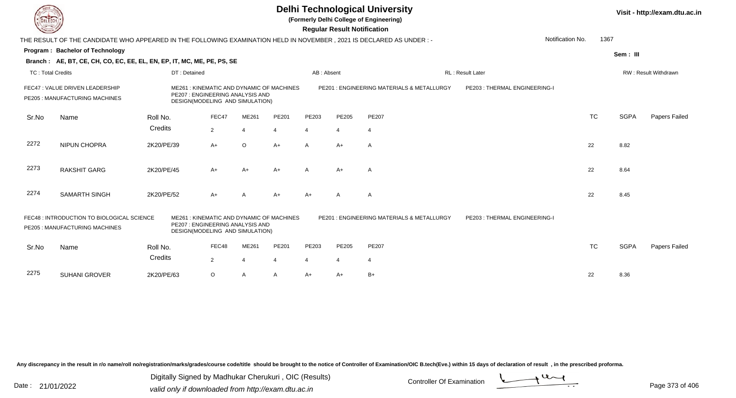# Delhi Technological University

**(Formerly Delhi College of Engineering)**

**Regular Result Notification**

Visit - http://exam.dtu.ac.in

THE RESULT OF THE CANDIDATE WHO APPEARED IN THE FOLLOWING EXAMINATION HELD IN NOVEMBER , 2021 IS DECLARED AS UNDER : -

Notification No. 1367

**Program : Bachelor of Technology**

Sem : III

**Branch : AE, BT, CE, CH, CO, EC, EE, EL, EN, EP, IT, MC, ME, PE, PS, SE**

TC : Total Credits | DT : Detained | AB : Absent | RL : Result Later | RW : Result Withdrawn

FEC47 : VALUE DRIVEN LEADERSHIP
ME261 : KINEMATIC AND DYNAMIC OF MACHINES
PE201 : ENGINEERING MATERIALS & METALLURGY
PE203 : THERMAL ENGINEERING-I
PE205 : MANUFACTURING MACHINES
PE207 : ENGINEERING ANALYSIS AND DESIGN(MODELING AND SIMULATION)

| Sr.No | Name | Roll No. | FEC47 | ME261 | PE201 | PE203 | PE205 | PE207 | TC | SGPA | Papers Failed |
|---|---|---|---|---|---|---|---|---|---|---|---|
| | | Credits | 2 | 4 | 4 | 4 | 4 | 4 | | | |
| 2272 | NIPUN CHOPRA | 2K20/PE/39 | A+ | O | A+ | A | A+ | A | 22 | 8.82 | |
| 2273 | RAKSHIT GARG | 2K20/PE/45 | A+ | A+ | A+ | A | A+ | A | 22 | 8.64 | |
| 2274 | SAMARTH SINGH | 2K20/PE/52 | A+ | A | A+ | A+ | A | A | 22 | 8.45 | |

FEC48 : INTRODUCTION TO BIOLOGICAL SCIENCE
ME261 : KINEMATIC AND DYNAMIC OF MACHINES
PE201 : ENGINEERING MATERIALS & METALLURGY
PE203 : THERMAL ENGINEERING-I
PE205 : MANUFACTURING MACHINES
PE207 : ENGINEERING ANALYSIS AND DESIGN(MODELING AND SIMULATION)

| Sr.No | Name | Roll No. | FEC48 | ME261 | PE201 | PE203 | PE205 | PE207 | TC | SGPA | Papers Failed |
|---|---|---|---|---|---|---|---|---|---|---|---|
| | | Credits | 2 | 4 | 4 | 4 | 4 | 4 | | | |
| 2275 | SUHANI GROVER | 2K20/PE/63 | O | A | A | A+ | A+ | B+ | 22 | 8.36 | |

Any discrepancy in the result in r/o name/roll no/registration/marks/grades/course code/title should be brought to the notice of Controller of Examination/OIC B.tech(Eve.) within 15 days of declaration of result , in the prescribed proforma.

Date : 21/01/2022

Digitally Signed by Madhukar Cherukuri , OIC (Results)
valid only if downloaded from http://exam.dtu.ac.in

Controller Of Examination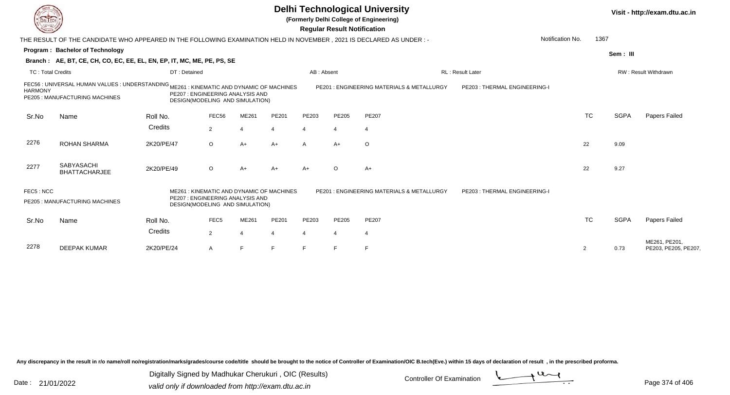# Delhi Technological University

**(Formerly Delhi College of Engineering)**

**Regular Result Notification**

Visit - http://exam.dtu.ac.in

THE RESULT OF THE CANDIDATE WHO APPEARED IN THE FOLLOWING EXAMINATION HELD IN NOVEMBER , 2021 IS DECLARED AS UNDER : -

Notification No. 1367

**Program : Bachelor of Technology**

**Sem : III**

**Branch : AE, BT, CE, CH, CO, EC, EE, EL, EN, EP, IT, MC, ME, PE, PS, SE**

TC : Total Credits | DT : Detained | AB : Absent | RL : Result Later | RW : Result Withdrawn

FEC56 : UNIVERSAL HUMAN VALUES : UNDERSTANDING HARMONY
ME261 : KINEMATIC AND DYNAMIC OF MACHINES
PE201 : ENGINEERING MATERIALS & METALLURGY
PE203 : THERMAL ENGINEERING-I
PE205 : MANUFACTURING MACHINES
PE207 : ENGINEERING ANALYSIS AND DESIGN(MODELING AND SIMULATION)

| Sr.No | Name | Roll No. | FEC56 | ME261 | PE201 | PE203 | PE205 | PE207 | TC | SGPA | Papers Failed |
|---|---|---|---|---|---|---|---|---|---|---|---|
| | | Credits | 2 | 4 | 4 | 4 | 4 | 4 | | | |
| 2276 | ROHAN SHARMA | 2K20/PE/47 | O | A+ | A+ | A | A+ | O | 22 | 9.09 | |
| 2277 | SABYASACHI BHATTACHARJEE | 2K20/PE/49 | O | A+ | A+ | A+ | O | A+ | 22 | 9.27 | |

FEC5 : NCC
ME261 : KINEMATIC AND DYNAMIC OF MACHINES
PE201 : ENGINEERING MATERIALS & METALLURGY
PE203 : THERMAL ENGINEERING-I
PE205 : MANUFACTURING MACHINES
PE207 : ENGINEERING ANALYSIS AND DESIGN(MODELING AND SIMULATION)

| Sr.No | Name | Roll No. | FEC5 | ME261 | PE201 | PE203 | PE205 | PE207 | TC | SGPA | Papers Failed |
|---|---|---|---|---|---|---|---|---|---|---|---|
| | | Credits | 2 | 4 | 4 | 4 | 4 | 4 | | | |
| 2278 | DEEPAK KUMAR | 2K20/PE/24 | A | F | F | F | F | F | 2 | 0.73 | ME261, PE201, PE203, PE205, PE207, |

Any discrepancy in the result in r/o name/roll no/registration/marks/grades/course code/title should be brought to the notice of Controller of Examination/OIC B.tech(Eve.) within 15 days of declaration of result , in the prescribed proforma.

Date : 21/01/2022

Digitally Signed by Madhukar Cherukuri , OIC (Results)
valid only if downloaded from http://exam.dtu.ac.in

Controller Of Examination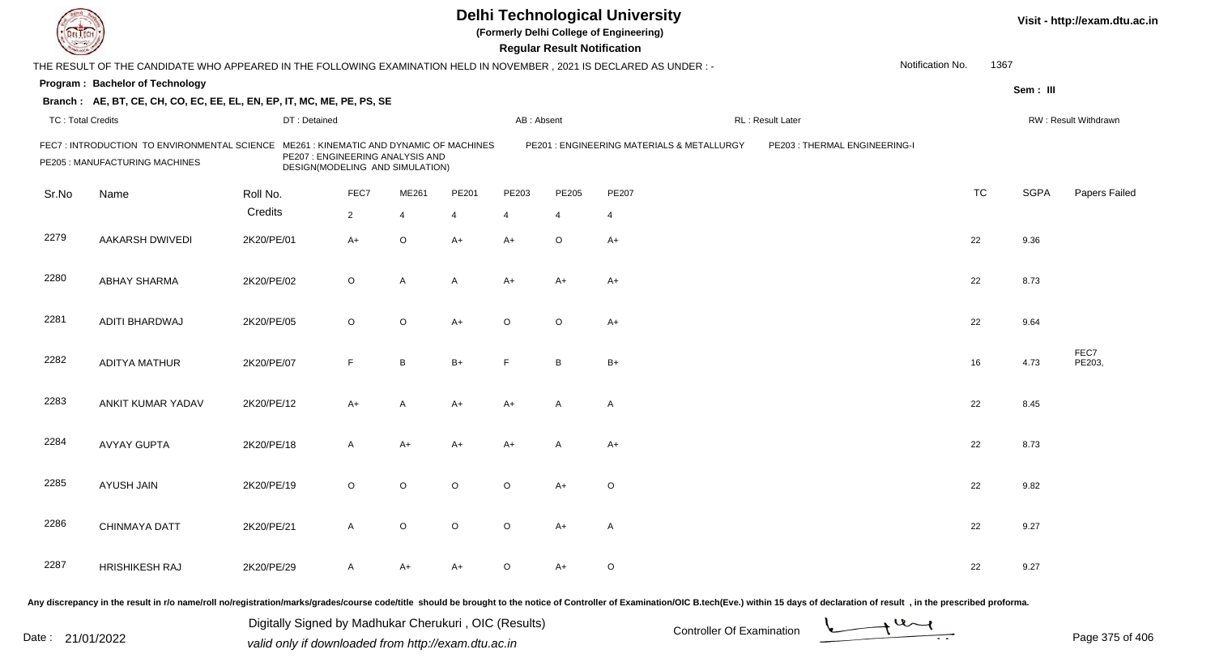# Delhi Technological University

(Formerly Delhi College of Engineering)

**Regular Result Notification**

Visit - http://exam.dtu.ac.in

THE RESULT OF THE CANDIDATE WHO APPEARED IN THE FOLLOWING EXAMINATION HELD IN NOVEMBER , 2021 IS DECLARED AS UNDER : -

Notification No. 1367

**Program : Bachelor of Technology**

Sem : III

**Branch : AE, BT, CE, CH, CO, EC, EE, EL, EN, EP, IT, MC, ME, PE, PS, SE**

TC : Total Credits | DT : Detained | AB : Absent | RL : Result Later | RW : Result Withdrawn

FEC7 : INTRODUCTION TO ENVIRONMENTAL SCIENCE
ME261 : KINEMATIC AND DYNAMIC OF MACHINES
PE201 : ENGINEERING MATERIALS & METALLURGY
PE203 : THERMAL ENGINEERING-I
PE205 : MANUFACTURING MACHINES
PE207 : ENGINEERING ANALYSIS AND DESIGN(MODELING AND SIMULATION)

| Sr.No | Name | Roll No. | FEC7 | ME261 | PE201 | PE203 | PE205 | PE207 | TC | SGPA | Papers Failed |
|---|---|---|---|---|---|---|---|---|---|---|---|
| | | Credits | 2 | 4 | 4 | 4 | 4 | 4 | | | |
| 2279 | AAKARSH DWIVEDI | 2K20/PE/01 | A+ | O | A+ | A+ | O | A+ | 22 | 9.36 | |
| 2280 | ABHAY SHARMA | 2K20/PE/02 | O | A | A | A+ | A+ | A+ | 22 | 8.73 | |
| 2281 | ADITI BHARDWAJ | 2K20/PE/05 | O | O | A+ | O | O | A+ | 22 | 9.64 | |
| 2282 | ADITYA MATHUR | 2K20/PE/07 | F | B | B+ | F | B | B+ | 16 | 4.73 | FEC7 PE203, |
| 2283 | ANKIT KUMAR YADAV | 2K20/PE/12 | A+ | A | A+ | A+ | A | A | 22 | 8.45 | |
| 2284 | AVYAY GUPTA | 2K20/PE/18 | A | A+ | A+ | A+ | A | A+ | 22 | 8.73 | |
| 2285 | AYUSH JAIN | 2K20/PE/19 | O | O | O | O | A+ | O | 22 | 9.82 | |
| 2286 | CHINMAYA DATT | 2K20/PE/21 | A | O | O | O | A+ | A | 22 | 9.27 | |
| 2287 | HRISHIKESH RAJ | 2K20/PE/29 | A | A+ | A+ | O | A+ | O | 22 | 9.27 | |

Any discrepancy in the result in r/o name/roll no/registration/marks/grades/course code/title should be brought to the notice of Controller of Examination/OIC B.tech(Eve.) within 15 days of declaration of result , in the prescribed proforma.

Date : 21/01/2022

Digitally Signed by Madhukar Cherukuri , OIC (Results)
valid only if downloaded from http://exam.dtu.ac.in

Controller Of Examination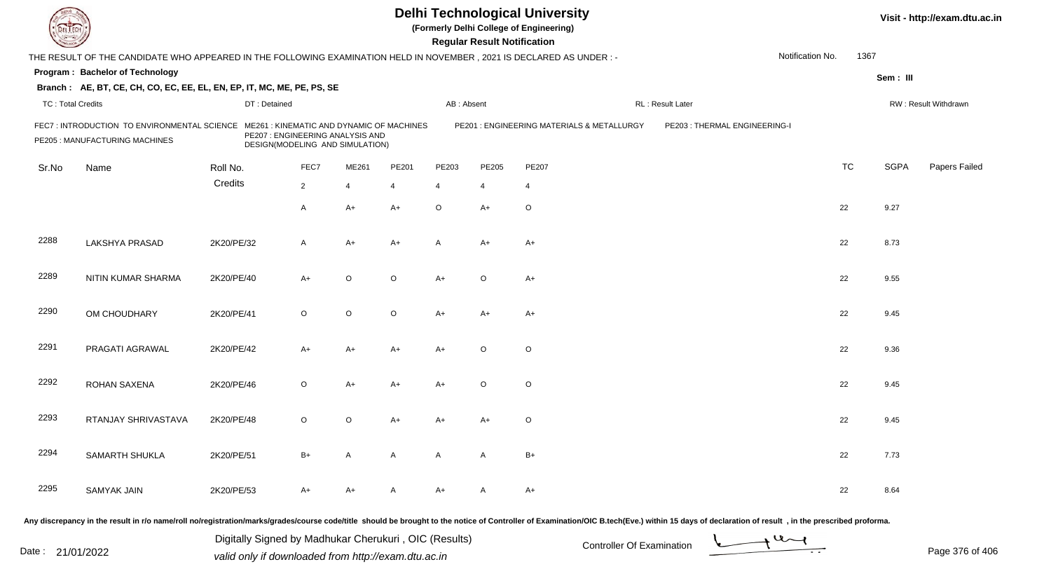# Delhi Technological University

(Formerly Delhi College of Engineering)

**Regular Result Notification**

Visit - http://exam.dtu.ac.in

THE RESULT OF THE CANDIDATE WHO APPEARED IN THE FOLLOWING EXAMINATION HELD IN NOVEMBER , 2021 IS DECLARED AS UNDER : -

Notification No. 1367

**Program : Bachelor of Technology**

Sem : III

**Branch : AE, BT, CE, CH, CO, EC, EE, EL, EN, EP, IT, MC, ME, PE, PS, SE**

TC : Total Credits | DT : Detained | AB : Absent | RL : Result Later | RW : Result Withdrawn

FEC7 : INTRODUCTION TO ENVIRONMENTAL SCIENCE | ME261 : KINEMATIC AND DYNAMIC OF MACHINES | PE201 : ENGINEERING MATERIALS & METALLURGY | PE203 : THERMAL ENGINEERING-I | PE205 : MANUFACTURING MACHINES | PE207 : ENGINEERING ANALYSIS AND DESIGN(MODELING AND SIMULATION)

| Sr.No | Name | Roll No. | FEC7 | ME261 | PE201 | PE203 | PE205 | PE207 | TC | SGPA | Papers Failed |
|---|---|---|---|---|---|---|---|---|---|---|---|
| | | Credits | 2 | 4 | 4 | 4 | 4 | 4 | | | |
| | | | A | A+ | A+ | O | A+ | O | 22 | 9.27 | |
| 2288 | LAKSHYA PRASAD | 2K20/PE/32 | A | A+ | A+ | A | A+ | A+ | 22 | 8.73 | |
| 2289 | NITIN KUMAR SHARMA | 2K20/PE/40 | A+ | O | O | A+ | O | A+ | 22 | 9.55 | |
| 2290 | OM CHOUDHARY | 2K20/PE/41 | O | O | O | A+ | A+ | A+ | 22 | 9.45 | |
| 2291 | PRAGATI AGRAWAL | 2K20/PE/42 | A+ | A+ | A+ | A+ | O | O | 22 | 9.36 | |
| 2292 | ROHAN SAXENA | 2K20/PE/46 | O | A+ | A+ | A+ | O | O | 22 | 9.45 | |
| 2293 | RTANJAY SHRIVASTAVA | 2K20/PE/48 | O | O | A+ | A+ | A+ | O | 22 | 9.45 | |
| 2294 | SAMARTH SHUKLA | 2K20/PE/51 | B+ | A | A | A | A | B+ | 22 | 7.73 | |
| 2295 | SAMYAK JAIN | 2K20/PE/53 | A+ | A+ | A | A+ | A | A+ | 22 | 8.64 | |

Any discrepancy in the result in r/o name/roll no/registration/marks/grades/course code/title should be brought to the notice of Controller of Examination/OIC B.tech(Eve.) within 15 days of declaration of result , in the prescribed proforma.

Date : 21/01/2022

Digitally Signed by Madhukar Cherukuri , OIC (Results)
valid only if downloaded from http://exam.dtu.ac.in

Controller Of Examination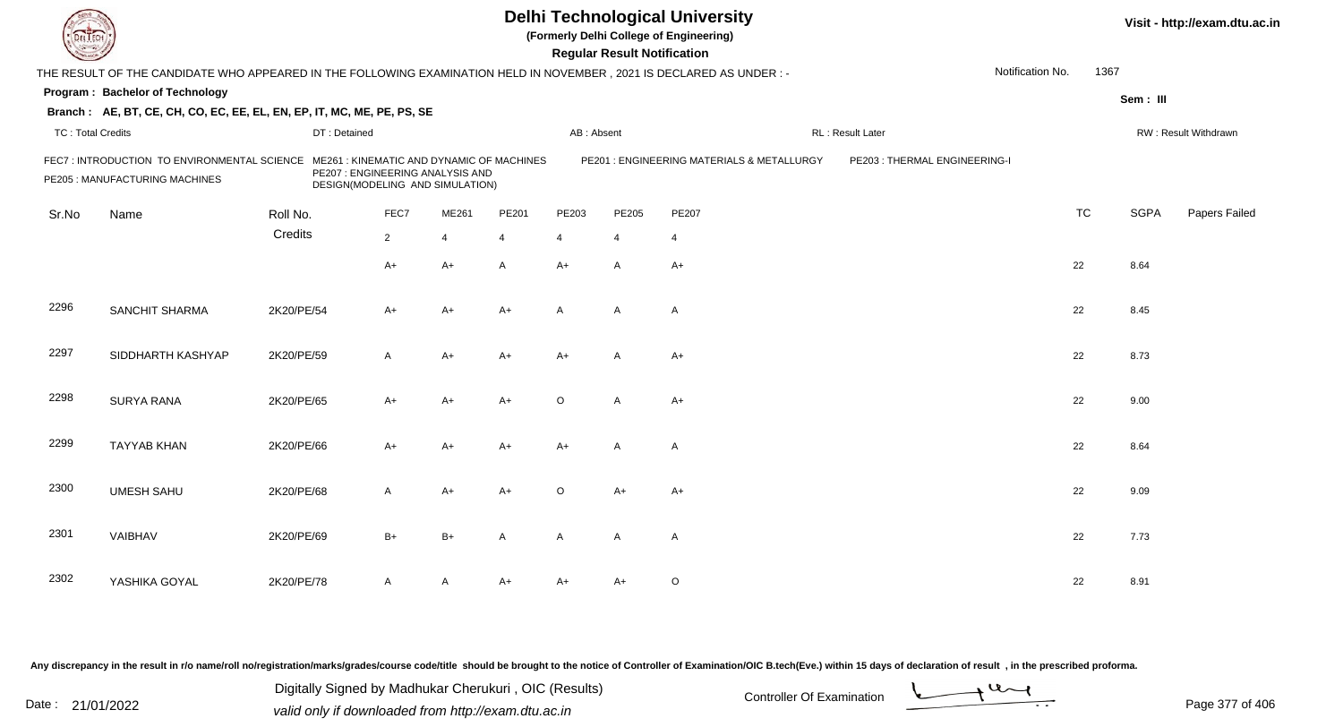# Delhi Technological University

**(Formerly Delhi College of Engineering)**

**Regular Result Notification**

Visit - http://exam.dtu.ac.in

THE RESULT OF THE CANDIDATE WHO APPEARED IN THE FOLLOWING EXAMINATION HELD IN NOVEMBER , 2021 IS DECLARED AS UNDER : -

Notification No. 1367

**Program : Bachelor of Technology**

Sem : III

**Branch : AE, BT, CE, CH, CO, EC, EE, EL, EN, EP, IT, MC, ME, PE, PS, SE**

TC : Total Credits | DT : Detained | AB : Absent | RL : Result Later | RW : Result Withdrawn

FEC7 : INTRODUCTION TO ENVIRONMENTAL SCIENCE
ME261 : KINEMATIC AND DYNAMIC OF MACHINES
PE201 : ENGINEERING MATERIALS & METALLURGY
PE203 : THERMAL ENGINEERING-I
PE205 : MANUFACTURING MACHINES
PE207 : ENGINEERING ANALYSIS AND DESIGN(MODELING AND SIMULATION)

| Sr.No | Name | Roll No. | FEC7 | ME261 | PE201 | PE203 | PE205 | PE207 | TC | SGPA | Papers Failed |
|---|---|---|---|---|---|---|---|---|---|---|---|
| | | Credits | 2 | 4 | 4 | 4 | 4 | 4 | | | |
| | | | A+ | A+ | A | A+ | A | A+ | 22 | 8.64 | |
| 2296 | SANCHIT SHARMA | 2K20/PE/54 | A+ | A+ | A+ | A | A | A | 22 | 8.45 | |
| 2297 | SIDDHARTH KASHYAP | 2K20/PE/59 | A | A+ | A+ | A+ | A | A+ | 22 | 8.73 | |
| 2298 | SURYA RANA | 2K20/PE/65 | A+ | A+ | A+ | O | A | A+ | 22 | 9.00 | |
| 2299 | TAYYAB KHAN | 2K20/PE/66 | A+ | A+ | A+ | A+ | A | A | 22 | 8.64 | |
| 2300 | UMESH SAHU | 2K20/PE/68 | A | A+ | A+ | O | A+ | A+ | 22 | 9.09 | |
| 2301 | VAIBHAV | 2K20/PE/69 | B+ | B+ | A | A | A | A | 22 | 7.73 | |
| 2302 | YASHIKA GOYAL | 2K20/PE/78 | A | A | A+ | A+ | A+ | O | 22 | 8.91 | |

Any discrepancy in the result in r/o name/roll no/registration/marks/grades/course code/title should be brought to the notice of Controller of Examination/OIC B.tech(Eve.) within 15 days of declaration of result , in the prescribed proforma.

Date : 21/01/2022

Digitally Signed by Madhukar Cherukuri , OIC (Results)
valid only if downloaded from http://exam.dtu.ac.in

Controller Of Examination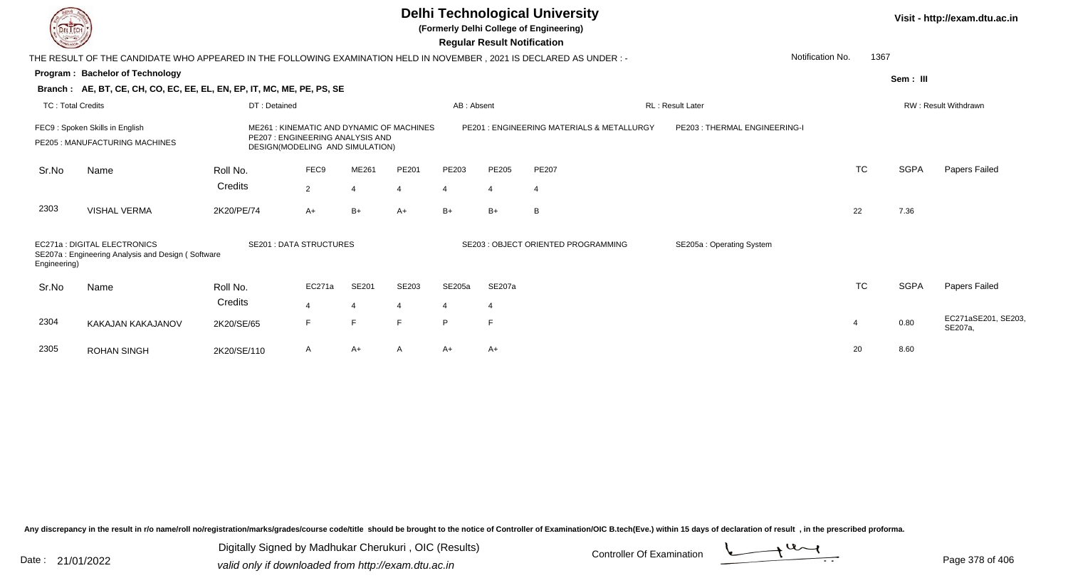# Delhi Technological University

**(Formerly Delhi College of Engineering)**

**Regular Result Notification**

Visit - http://exam.dtu.ac.in

THE RESULT OF THE CANDIDATE WHO APPEARED IN THE FOLLOWING EXAMINATION HELD IN NOVEMBER , 2021 IS DECLARED AS UNDER : - Notification No. 1367

**Program : Bachelor of Technology** Sem : III

**Branch : AE, BT, CE, CH, CO, EC, EE, EL, EN, EP, IT, MC, ME, PE, PS, SE**

TC : Total Credits | DT : Detained | AB : Absent | RL : Result Later | RW : Result Withdrawn

FEC9 : Spoken Skills in English
PE205 : MANUFACTURING MACHINES
ME261 : KINEMATIC AND DYNAMIC OF MACHINES
PE207 : ENGINEERING ANALYSIS AND DESIGN(MODELING AND SIMULATION)
PE201 : ENGINEERING MATERIALS & METALLURGY
PE203 : THERMAL ENGINEERING-I

| Sr.No | Name | Roll No. | FEC9 | ME261 | PE201 | PE203 | PE205 | PE207 | TC | SGPA | Papers Failed |
|---|---|---|---|---|---|---|---|---|---|---|---|
| | | Credits | 2 | 4 | 4 | 4 | 4 | 4 | | | |
| 2303 | VISHAL VERMA | 2K20/PE/74 | A+ | B+ | A+ | B+ | B+ | B | 22 | 7.36 | |

EC271a : DIGITAL ELECTRONICS
SE207a : Engineering Analysis and Design ( Software Engineering)
SE201 : DATA STRUCTURES
SE203 : OBJECT ORIENTED PROGRAMMING
SE205a : Operating System

| Sr.No | Name | Roll No. | EC271a | SE201 | SE203 | SE205a | SE207a | TC | SGPA | Papers Failed |
|---|---|---|---|---|---|---|---|---|---|---|
| | | Credits | 4 | 4 | 4 | 4 | 4 | | | |
| 2304 | KAKAJAN KAKAJANOV | 2K20/SE/65 | F | F | F | P | F | 4 | 0.80 | EC271aSE201, SE203, SE207a, |
| 2305 | ROHAN SINGH | 2K20/SE/110 | A | A+ | A | A+ | A+ | 20 | 8.60 | |

Any discrepancy in the result in r/o name/roll no/registration/marks/grades/course code/title should be brought to the notice of Controller of Examination/OIC B.tech(Eve.) within 15 days of declaration of result , in the prescribed proforma.

Date : 21/01/2022

Digitally Signed by Madhukar Cherukuri , OIC (Results)
valid only if downloaded from http://exam.dtu.ac.in

Controller Of Examination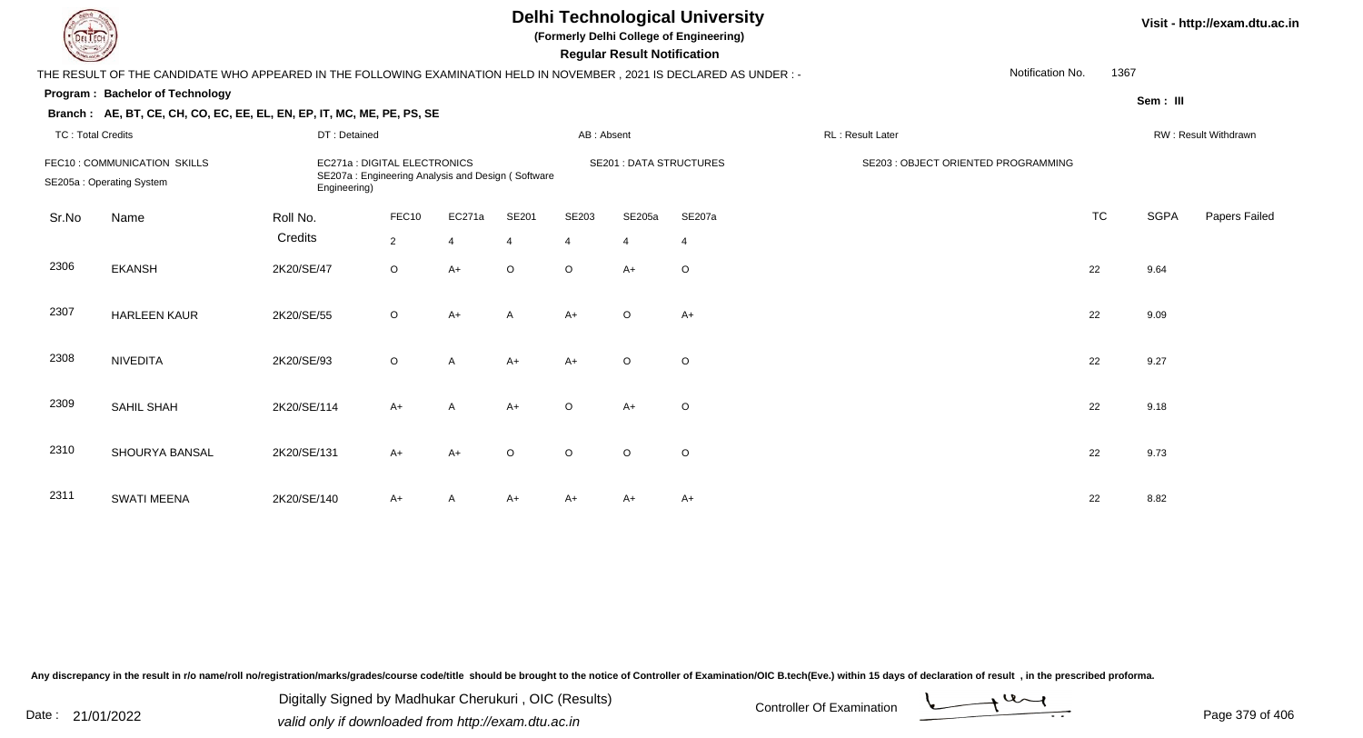# Delhi Technological University

**(Formerly Delhi College of Engineering)**

**Regular Result Notification**

Visit - http://exam.dtu.ac.in

THE RESULT OF THE CANDIDATE WHO APPEARED IN THE FOLLOWING EXAMINATION HELD IN NOVEMBER , 2021 IS DECLARED AS UNDER : -

Notification No. 1367

**Program : Bachelor of Technology**

Sem : III

**Branch : AE, BT, CE, CH, CO, EC, EE, EL, EN, EP, IT, MC, ME, PE, PS, SE**

TC : Total Credits | DT : Detained | AB : Absent | RL : Result Later | RW : Result Withdrawn

FEC10 : COMMUNICATION SKILLS | EC271a : DIGITAL ELECTRONICS | SE201 : DATA STRUCTURES | SE203 : OBJECT ORIENTED PROGRAMMING | SE205a : Operating System | SE207a : Engineering Analysis and Design ( Software Engineering)

| Sr.No | Name | Roll No. | FEC10 | EC271a | SE201 | SE203 | SE205a | SE207a | TC | SGPA | Papers Failed |
|---|---|---|---|---|---|---|---|---|---|---|---|
| | | Credits | 2 | 4 | 4 | 4 | 4 | 4 | | | |
| 2306 | EKANSH | 2K20/SE/47 | O | A+ | O | O | A+ | O | 22 | 9.64 | |
| 2307 | HARLEEN KAUR | 2K20/SE/55 | O | A+ | A | A+ | O | A+ | 22 | 9.09 | |
| 2308 | NIVEDITA | 2K20/SE/93 | O | A | A+ | A+ | O | O | 22 | 9.27 | |
| 2309 | SAHIL SHAH | 2K20/SE/114 | A+ | A | A+ | O | A+ | O | 22 | 9.18 | |
| 2310 | SHOURYA BANSAL | 2K20/SE/131 | A+ | A+ | O | O | O | O | 22 | 9.73 | |
| 2311 | SWATI MEENA | 2K20/SE/140 | A+ | A | A+ | A+ | A+ | A+ | 22 | 8.82 | |

Any discrepancy in the result in r/o name/roll no/registration/marks/grades/course code/title should be brought to the notice of Controller of Examination/OIC B.tech(Eve.) within 15 days of declaration of result , in the prescribed proforma.

Date : 21/01/2022

Digitally Signed by Madhukar Cherukuri , OIC (Results)
valid only if downloaded from http://exam.dtu.ac.in

Controller Of Examination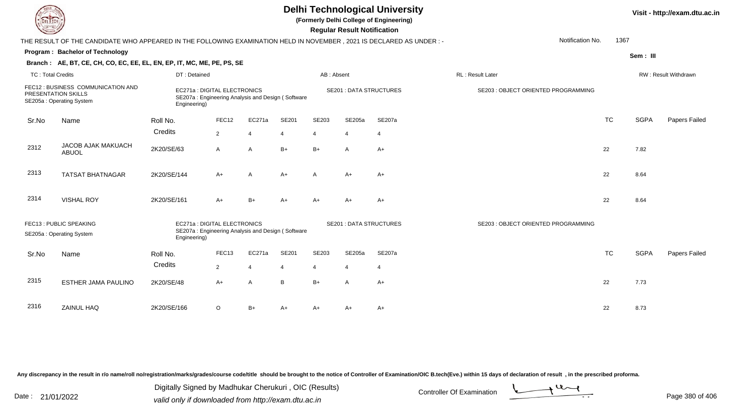# Delhi Technological University

**(Formerly Delhi College of Engineering)**

**Regular Result Notification**

Visit - http://exam.dtu.ac.in

THE RESULT OF THE CANDIDATE WHO APPEARED IN THE FOLLOWING EXAMINATION HELD IN NOVEMBER , 2021 IS DECLARED AS UNDER : - Notification No. 1367

**Program : Bachelor of Technology** Sem : III

**Branch : AE, BT, CE, CH, CO, EC, EE, EL, EN, EP, IT, MC, ME, PE, PS, SE**

TC : Total Credits | DT : Detained | AB : Absent | RL : Result Later | RW : Result Withdrawn

FEC12 : BUSINESS COMMUNICATION AND PRESENTATION SKILLS
EC271a : DIGITAL ELECTRONICS
SE201 : DATA STRUCTURES
SE203 : OBJECT ORIENTED PROGRAMMING
SE205a : Operating System
SE207a : Engineering Analysis and Design ( Software Engineering)

| Sr.No | Name | Roll No. | FEC12 | EC271a | SE201 | SE203 | SE205a | SE207a | TC | SGPA | Papers Failed |
|---|---|---|---|---|---|---|---|---|---|---|---|
| | | Credits | 2 | 4 | 4 | 4 | 4 | 4 | | | |
| 2312 | JACOB AJAK MAKUACH ABUOL | 2K20/SE/63 | A | A | B+ | B+ | A | A+ | 22 | 7.82 | |
| 2313 | TATSAT BHATNAGAR | 2K20/SE/144 | A+ | A | A+ | A | A+ | A+ | 22 | 8.64 | |
| 2314 | VISHAL ROY | 2K20/SE/161 | A+ | B+ | A+ | A+ | A+ | A+ | 22 | 8.64 | |

FEC13 : PUBLIC SPEAKING
EC271a : DIGITAL ELECTRONICS
SE201 : DATA STRUCTURES
SE203 : OBJECT ORIENTED PROGRAMMING
SE205a : Operating System
SE207a : Engineering Analysis and Design ( Software Engineering)

| Sr.No | Name | Roll No. | FEC13 | EC271a | SE201 | SE203 | SE205a | SE207a | TC | SGPA | Papers Failed |
|---|---|---|---|---|---|---|---|---|---|---|---|
| | | Credits | 2 | 4 | 4 | 4 | 4 | 4 | | | |
| 2315 | ESTHER JAMA PAULINO | 2K20/SE/48 | A+ | A | B | B+ | A | A+ | 22 | 7.73 | |
| 2316 | ZAINUL HAQ | 2K20/SE/166 | O | B+ | A+ | A+ | A+ | A+ | 22 | 8.73 | |

Any discrepancy in the result in r/o name/roll no/registration/marks/grades/course code/title should be brought to the notice of Controller of Examination/OIC B.tech(Eve.) within 15 days of declaration of result , in the prescribed proforma.

Date : 21/01/2022

Digitally Signed by Madhukar Cherukuri , OIC (Results)
valid only if downloaded from http://exam.dtu.ac.in

Controller Of Examination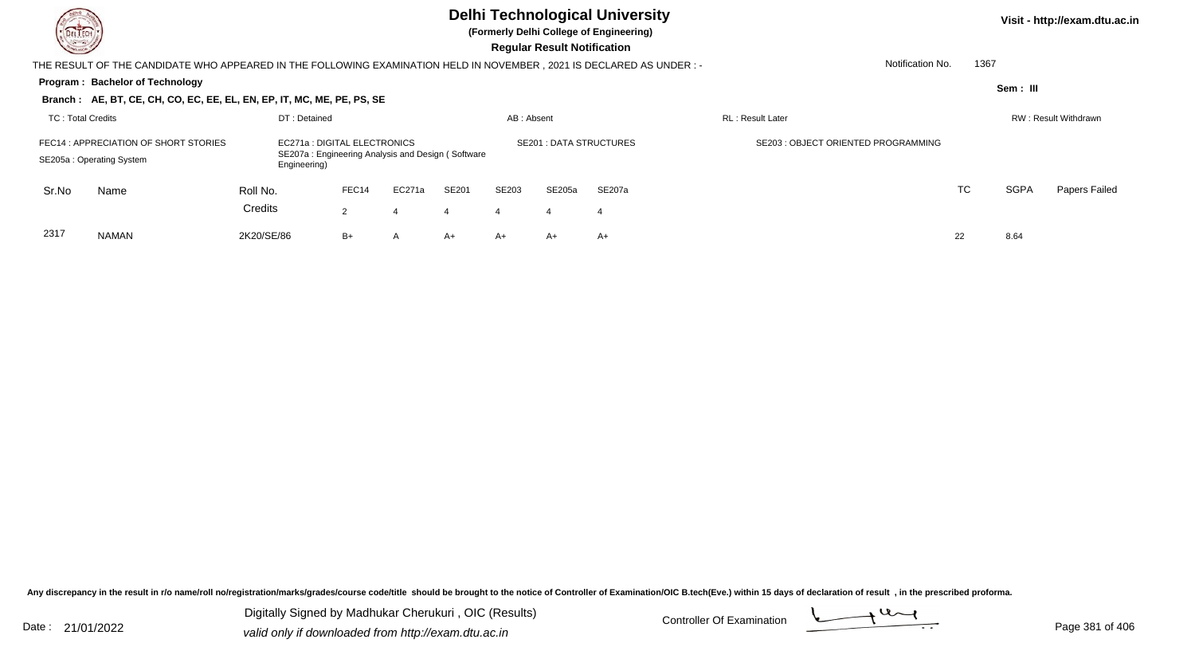# Delhi Technological University

**(Formerly Delhi College of Engineering)**

**Regular Result Notification**

Visit - http://exam.dtu.ac.in

THE RESULT OF THE CANDIDATE WHO APPEARED IN THE FOLLOWING EXAMINATION HELD IN NOVEMBER , 2021 IS DECLARED AS UNDER : -

Notification No. 1367

**Program : Bachelor of Technology**

Sem : III

**Branch : AE, BT, CE, CH, CO, EC, EE, EL, EN, EP, IT, MC, ME, PE, PS, SE**

TC : Total Credits | DT : Detained | AB : Absent | RL : Result Later | RW : Result Withdrawn

FEC14 : APPRECIATION OF SHORT STORIES
EC271a : DIGITAL ELECTRONICS
SE201 : DATA STRUCTURES
SE203 : OBJECT ORIENTED PROGRAMMING
SE205a : Operating System
SE207a : Engineering Analysis and Design ( Software Engineering)

| Sr.No | Name | Roll No. | FEC14 | EC271a | SE201 | SE203 | SE205a | SE207a | TC | SGPA | Papers Failed |
|---|---|---|---|---|---|---|---|---|---|---|---|
| | | Credits | 2 | 4 | 4 | 4 | 4 | 4 | | | |
| 2317 | NAMAN | 2K20/SE/86 | B+ | A | A+ | A+ | A+ | A+ | 22 | 8.64 | |

Any discrepancy in the result in r/o name/roll no/registration/marks/grades/course code/title should be brought to the notice of Controller of Examination/OIC B.tech(Eve.) within 15 days of declaration of result , in the prescribed proforma.

Date : 21/01/2022

Digitally Signed by Madhukar Cherukuri , OIC (Results)
valid only if downloaded from http://exam.dtu.ac.in

Controller Of Examination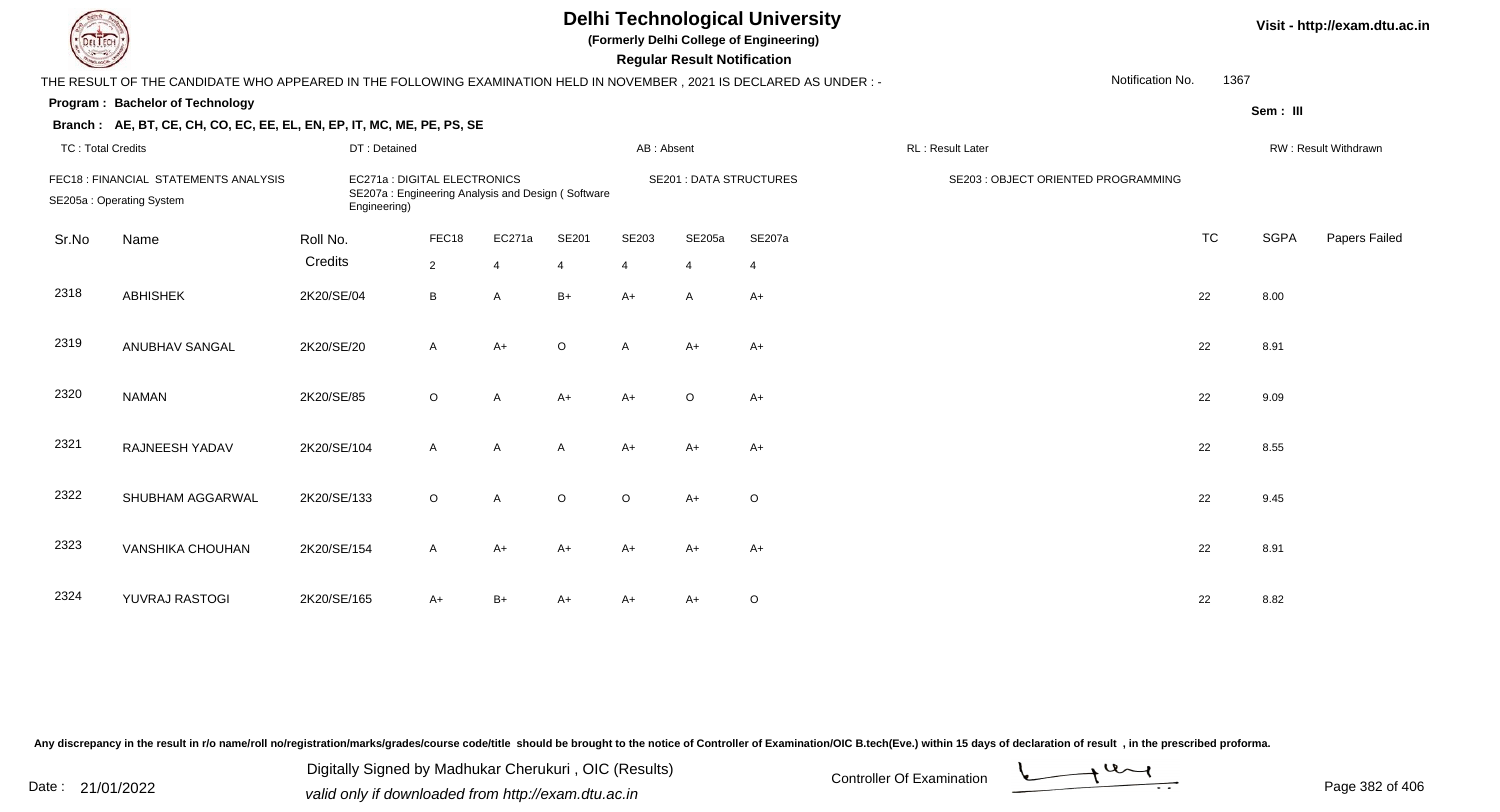# Delhi Technological University

**(Formerly Delhi College of Engineering)**

**Regular Result Notification**

Visit - http://exam.dtu.ac.in

THE RESULT OF THE CANDIDATE WHO APPEARED IN THE FOLLOWING EXAMINATION HELD IN NOVEMBER , 2021 IS DECLARED AS UNDER : -

Notification No. 1367

**Program : Bachelor of Technology**

Sem : III

**Branch : AE, BT, CE, CH, CO, EC, EE, EL, EN, EP, IT, MC, ME, PE, PS, SE**

TC : Total Credits | DT : Detained | AB : Absent | RL : Result Later | RW : Result Withdrawn

FEC18 : FINANCIAL STATEMENTS ANALYSIS
EC271a : DIGITAL ELECTRONICS
SE201 : DATA STRUCTURES
SE203 : OBJECT ORIENTED PROGRAMMING
SE205a : Operating System
SE207a : Engineering Analysis and Design ( Software Engineering)

| Sr.No | Name | Roll No. | FEC18 | EC271a | SE201 | SE203 | SE205a | SE207a | TC | SGPA | Papers Failed |
|---|---|---|---|---|---|---|---|---|---|---|---|
| | | Credits | 2 | 4 | 4 | 4 | 4 | 4 | | | |
| 2318 | ABHISHEK | 2K20/SE/04 | B | A | B+ | A+ | A | A+ | 22 | 8.00 | |
| 2319 | ANUBHAV SANGAL | 2K20/SE/20 | A | A+ | O | A | A+ | A+ | 22 | 8.91 | |
| 2320 | NAMAN | 2K20/SE/85 | O | A | A+ | A+ | O | A+ | 22 | 9.09 | |
| 2321 | RAJNEESH YADAV | 2K20/SE/104 | A | A | A | A+ | A+ | A+ | 22 | 8.55 | |
| 2322 | SHUBHAM AGGARWAL | 2K20/SE/133 | O | A | O | O | A+ | O | 22 | 9.45 | |
| 2323 | VANSHIKA CHOUHAN | 2K20/SE/154 | A | A+ | A+ | A+ | A+ | A+ | 22 | 8.91 | |
| 2324 | YUVRAJ RASTOGI | 2K20/SE/165 | A+ | B+ | A+ | A+ | A+ | O | 22 | 8.82 | |

Any discrepancy in the result in r/o name/roll no/registration/marks/grades/course code/title should be brought to the notice of Controller of Examination/OIC B.tech(Eve.) within 15 days of declaration of result , in the prescribed proforma.

Date : 21/01/2022

Digitally Signed by Madhukar Cherukuri , OIC (Results)
valid only if downloaded from http://exam.dtu.ac.in

Controller Of Examination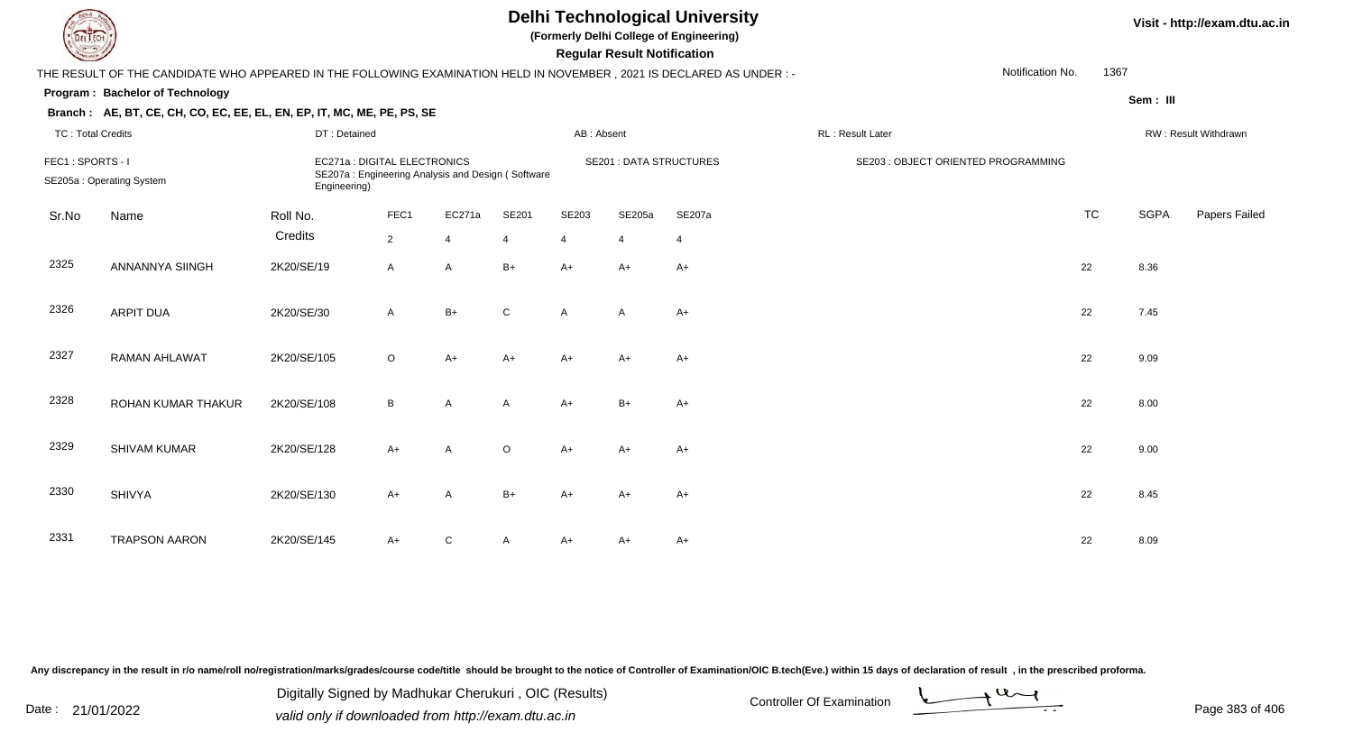# Delhi Technological University

**(Formerly Delhi College of Engineering)**

**Regular Result Notification**

Visit - http://exam.dtu.ac.in

THE RESULT OF THE CANDIDATE WHO APPEARED IN THE FOLLOWING EXAMINATION HELD IN NOVEMBER , 2021 IS DECLARED AS UNDER : -

Notification No. 1367

**Program : Bachelor of Technology**

Sem : III

**Branch : AE, BT, CE, CH, CO, EC, EE, EL, EN, EP, IT, MC, ME, PE, PS, SE**

TC : Total Credits | DT : Detained | AB : Absent | RL : Result Later | RW : Result Withdrawn

FEC1 : SPORTS - I | EC271a : DIGITAL ELECTRONICS | SE201 : DATA STRUCTURES | SE203 : OBJECT ORIENTED PROGRAMMING

SE205a : Operating System | SE207a : Engineering Analysis and Design ( Software Engineering)

| Sr.No | Name | Roll No. | FEC1 | EC271a | SE201 | SE203 | SE205a | SE207a | TC | SGPA | Papers Failed |
|---|---|---|---|---|---|---|---|---|---|---|---|
| | | Credits | 2 | 4 | 4 | 4 | 4 | 4 | | | |
| 2325 | ANNANNYA SIINGH | 2K20/SE/19 | A | A | B+ | A+ | A+ | A+ | 22 | 8.36 | |
| 2326 | ARPIT DUA | 2K20/SE/30 | A | B+ | C | A | A | A+ | 22 | 7.45 | |
| 2327 | RAMAN AHLAWAT | 2K20/SE/105 | O | A+ | A+ | A+ | A+ | A+ | 22 | 9.09 | |
| 2328 | ROHAN KUMAR THAKUR | 2K20/SE/108 | B | A | A | A+ | B+ | A+ | 22 | 8.00 | |
| 2329 | SHIVAM KUMAR | 2K20/SE/128 | A+ | A | O | A+ | A+ | A+ | 22 | 9.00 | |
| 2330 | SHIVYA | 2K20/SE/130 | A+ | A | B+ | A+ | A+ | A+ | 22 | 8.45 | |
| 2331 | TRAPSON AARON | 2K20/SE/145 | A+ | C | A | A+ | A+ | A+ | 22 | 8.09 | |

Any discrepancy in the result in r/o name/roll no/registration/marks/grades/course code/title should be brought to the notice of Controller of Examination/OIC B.tech(Eve.) within 15 days of declaration of result , in the prescribed proforma.

Date : 21/01/2022

Digitally Signed by Madhukar Cherukuri , OIC (Results)
valid only if downloaded from http://exam.dtu.ac.in

Controller Of Examination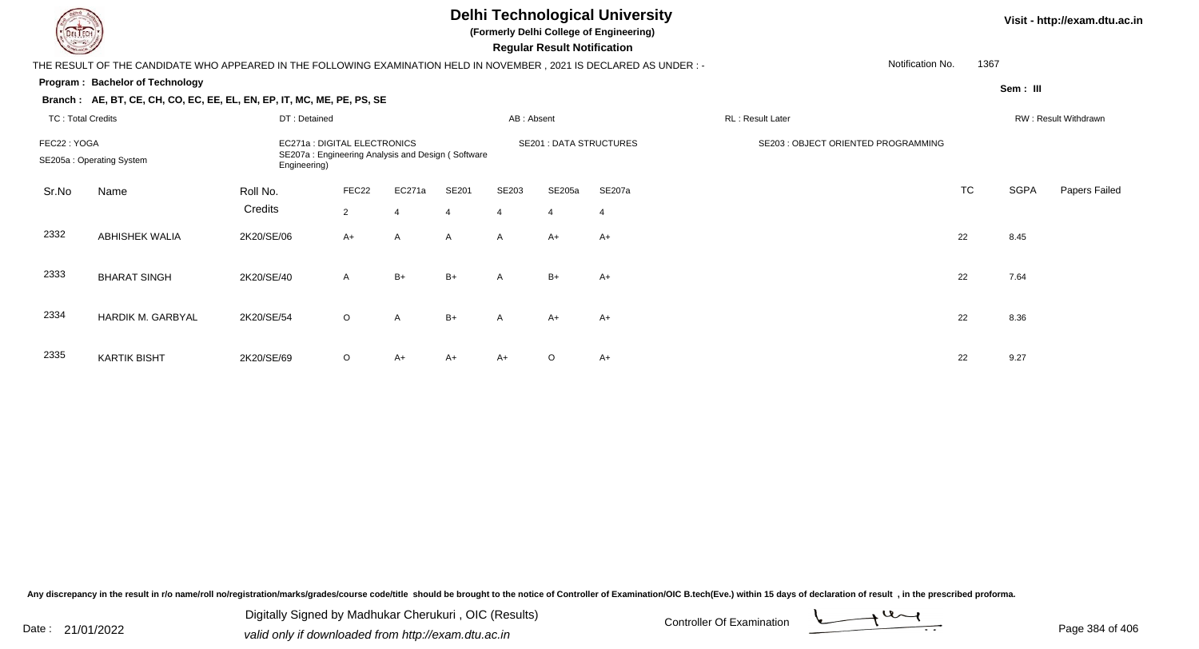# Delhi Technological University

**(Formerly Delhi College of Engineering)**

**Regular Result Notification**

Visit - http://exam.dtu.ac.in

THE RESULT OF THE CANDIDATE WHO APPEARED IN THE FOLLOWING EXAMINATION HELD IN NOVEMBER , 2021 IS DECLARED AS UNDER : -

Notification No. 1367

**Program : Bachelor of Technology**

**Sem : III**

**Branch : AE, BT, CE, CH, CO, EC, EE, EL, EN, EP, IT, MC, ME, PE, PS, SE**

TC : Total Credits | DT : Detained | AB : Absent | RL : Result Later | RW : Result Withdrawn

FEC22 : YOGA | EC271a : DIGITAL ELECTRONICS | SE201 : DATA STRUCTURES | SE203 : OBJECT ORIENTED PROGRAMMING | SE205a : Operating System | SE207a : Engineering Analysis and Design ( Software Engineering)

| Sr.No | Name | Roll No. | FEC22 | EC271a | SE201 | SE203 | SE205a | SE207a | TC | SGPA | Papers Failed |
|---|---|---|---|---|---|---|---|---|---|---|---|
| | | Credits | 2 | 4 | 4 | 4 | 4 | 4 | | | |
| 2332 | ABHISHEK WALIA | 2K20/SE/06 | A+ | A | A | A | A+ | A+ | 22 | 8.45 | |
| 2333 | BHARAT SINGH | 2K20/SE/40 | A | B+ | B+ | A | B+ | A+ | 22 | 7.64 | |
| 2334 | HARDIK M. GARBYAL | 2K20/SE/54 | O | A | B+ | A | A+ | A+ | 22 | 8.36 | |
| 2335 | KARTIK BISHT | 2K20/SE/69 | O | A+ | A+ | A+ | O | A+ | 22 | 9.27 | |

Any discrepancy in the result in r/o name/roll no/registration/marks/grades/course code/title should be brought to the notice of Controller of Examination/OIC B.tech(Eve.) within 15 days of declaration of result , in the prescribed proforma.

Date : 21/01/2022

Digitally Signed by Madhukar Cherukuri , OIC (Results)
valid only if downloaded from http://exam.dtu.ac.in

Controller Of Examination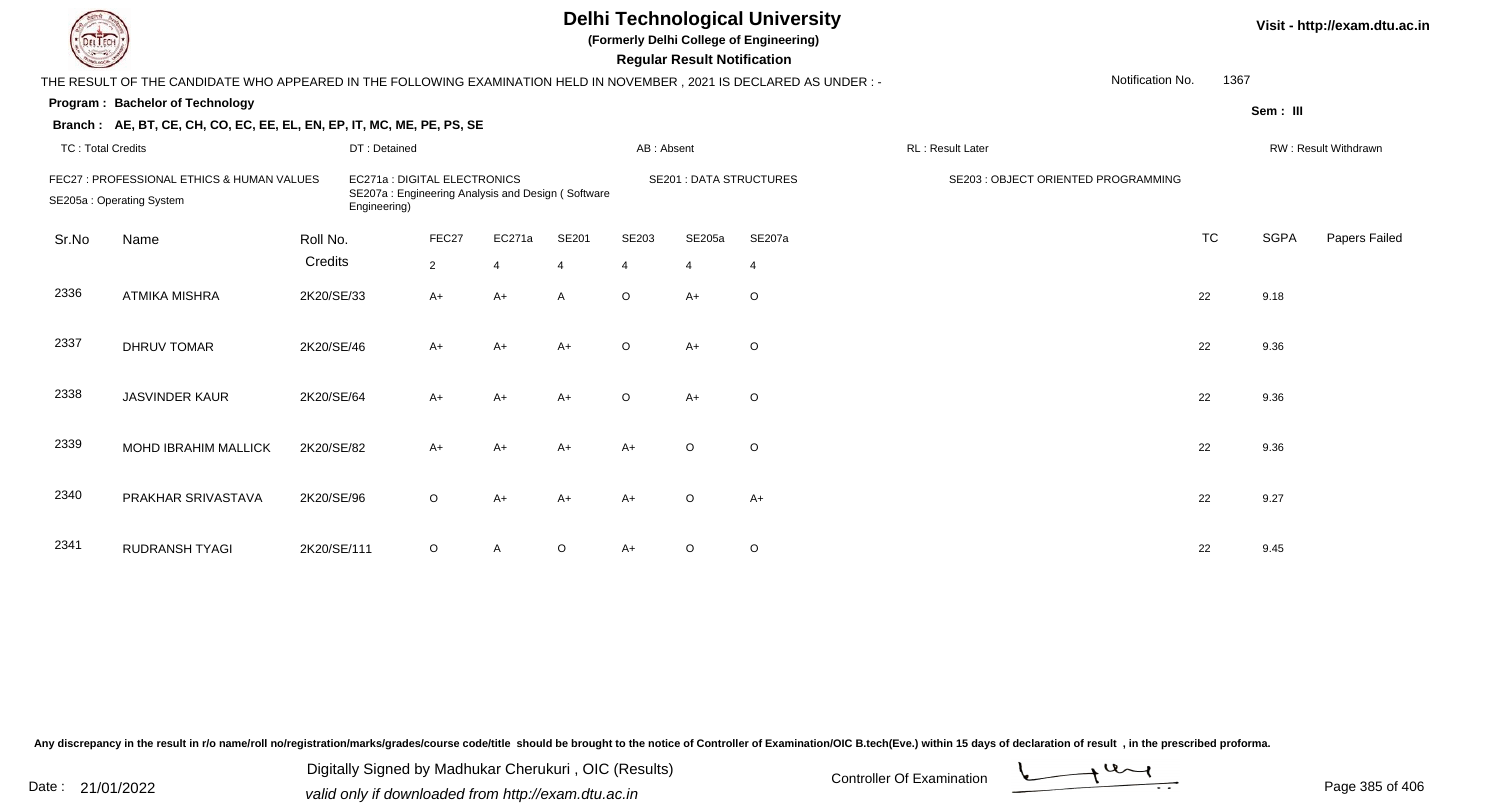# Delhi Technological University

**(Formerly Delhi College of Engineering)**

**Regular Result Notification**

Visit - http://exam.dtu.ac.in

THE RESULT OF THE CANDIDATE WHO APPEARED IN THE FOLLOWING EXAMINATION HELD IN NOVEMBER , 2021 IS DECLARED AS UNDER : -

Notification No. 1367

**Program : Bachelor of Technology**

Sem : III

**Branch : AE, BT, CE, CH, CO, EC, EE, EL, EN, EP, IT, MC, ME, PE, PS, SE**

TC : Total Credits | DT : Detained | AB : Absent | RL : Result Later | RW : Result Withdrawn

FEC27 : PROFESSIONAL ETHICS & HUMAN VALUES | EC271a : DIGITAL ELECTRONICS | SE201 : DATA STRUCTURES | SE203 : OBJECT ORIENTED PROGRAMMING | SE205a : Operating System | SE207a : Engineering Analysis and Design ( Software Engineering)

| Sr.No | Name | Roll No. | FEC27 | EC271a | SE201 | SE203 | SE205a | SE207a | TC | SGPA | Papers Failed |
|---|---|---|---|---|---|---|---|---|---|---|---|
| | | Credits | 2 | 4 | 4 | 4 | 4 | 4 | | | |
| 2336 | ATMIKA MISHRA | 2K20/SE/33 | A+ | A+ | A | O | A+ | O | 22 | 9.18 | |
| 2337 | DHRUV TOMAR | 2K20/SE/46 | A+ | A+ | A+ | O | A+ | O | 22 | 9.36 | |
| 2338 | JASVINDER KAUR | 2K20/SE/64 | A+ | A+ | A+ | O | A+ | O | 22 | 9.36 | |
| 2339 | MOHD IBRAHIM MALLICK | 2K20/SE/82 | A+ | A+ | A+ | A+ | O | O | 22 | 9.36 | |
| 2340 | PRAKHAR SRIVASTAVA | 2K20/SE/96 | O | A+ | A+ | A+ | O | A+ | 22 | 9.27 | |
| 2341 | RUDRANSH TYAGI | 2K20/SE/111 | O | A | O | A+ | O | O | 22 | 9.45 | |

Any discrepancy in the result in r/o name/roll no/registration/marks/grades/course code/title should be brought to the notice of Controller of Examination/OIC B.tech(Eve.) within 15 days of declaration of result , in the prescribed proforma.

Date : 21/01/2022

Digitally Signed by Madhukar Cherukuri , OIC (Results)
valid only if downloaded from http://exam.dtu.ac.in

Controller Of Examination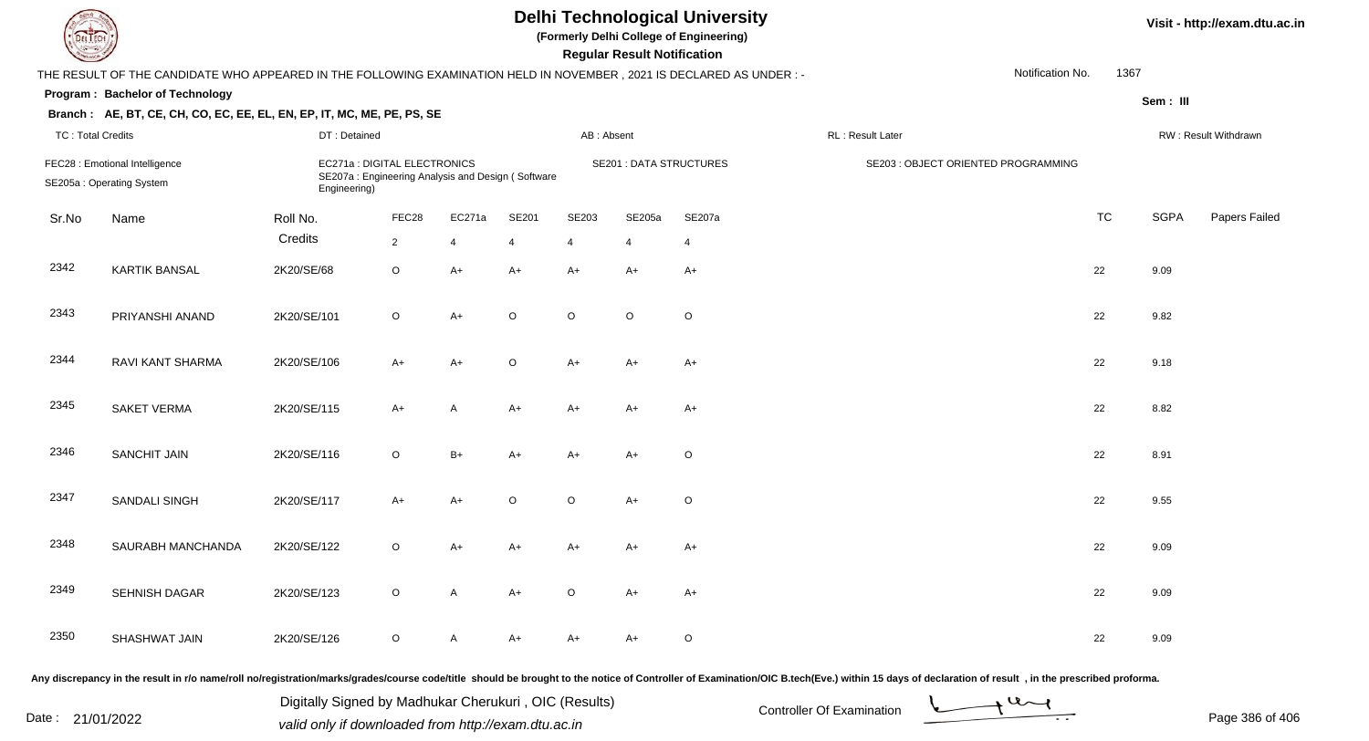# Delhi Technological University

**(Formerly Delhi College of Engineering)**

**Regular Result Notification**

Visit - http://exam.dtu.ac.in

THE RESULT OF THE CANDIDATE WHO APPEARED IN THE FOLLOWING EXAMINATION HELD IN NOVEMBER , 2021 IS DECLARED AS UNDER : -

Notification No. 1367

**Program : Bachelor of Technology**

**Sem : III**

**Branch : AE, BT, CE, CH, CO, EC, EE, EL, EN, EP, IT, MC, ME, PE, PS, SE**

TC : Total Credits | DT : Detained | AB : Absent | RL : Result Later | RW : Result Withdrawn

FEC28 : Emotional Intelligence | EC271a : DIGITAL ELECTRONICS | SE201 : DATA STRUCTURES | SE203 : OBJECT ORIENTED PROGRAMMING
SE205a : Operating System | SE207a : Engineering Analysis and Design ( Software Engineering)

| Sr.No | Name | Roll No. | FEC28 | EC271a | SE201 | SE203 | SE205a | SE207a | TC | SGPA | Papers Failed |
|---|---|---|---|---|---|---|---|---|---|---|---|
| | | Credits | 2 | 4 | 4 | 4 | 4 | 4 | | | |
| 2342 | KARTIK BANSAL | 2K20/SE/68 | O | A+ | A+ | A+ | A+ | A+ | 22 | 9.09 | |
| 2343 | PRIYANSHI ANAND | 2K20/SE/101 | O | A+ | O | O | O | O | 22 | 9.82 | |
| 2344 | RAVI KANT SHARMA | 2K20/SE/106 | A+ | A+ | O | A+ | A+ | A+ | 22 | 9.18 | |
| 2345 | SAKET VERMA | 2K20/SE/115 | A+ | A | A+ | A+ | A+ | A+ | 22 | 8.82 | |
| 2346 | SANCHIT JAIN | 2K20/SE/116 | O | B+ | A+ | A+ | A+ | O | 22 | 8.91 | |
| 2347 | SANDALI SINGH | 2K20/SE/117 | A+ | A+ | O | O | A+ | O | 22 | 9.55 | |
| 2348 | SAURABH MANCHANDA | 2K20/SE/122 | O | A+ | A+ | A+ | A+ | A+ | 22 | 9.09 | |
| 2349 | SEHNISH DAGAR | 2K20/SE/123 | O | A | A+ | O | A+ | A+ | 22 | 9.09 | |
| 2350 | SHASHWAT JAIN | 2K20/SE/126 | O | A | A+ | A+ | A+ | O | 22 | 9.09 | |

Any discrepancy in the result in r/o name/roll no/registration/marks/grades/course code/title should be brought to the notice of Controller of Examination/OIC B.tech(Eve.) within 15 days of declaration of result , in the prescribed proforma.

Date : 21/01/2022

Digitally Signed by Madhukar Cherukuri , OIC (Results)
valid only if downloaded from http://exam.dtu.ac.in

Controller Of Examination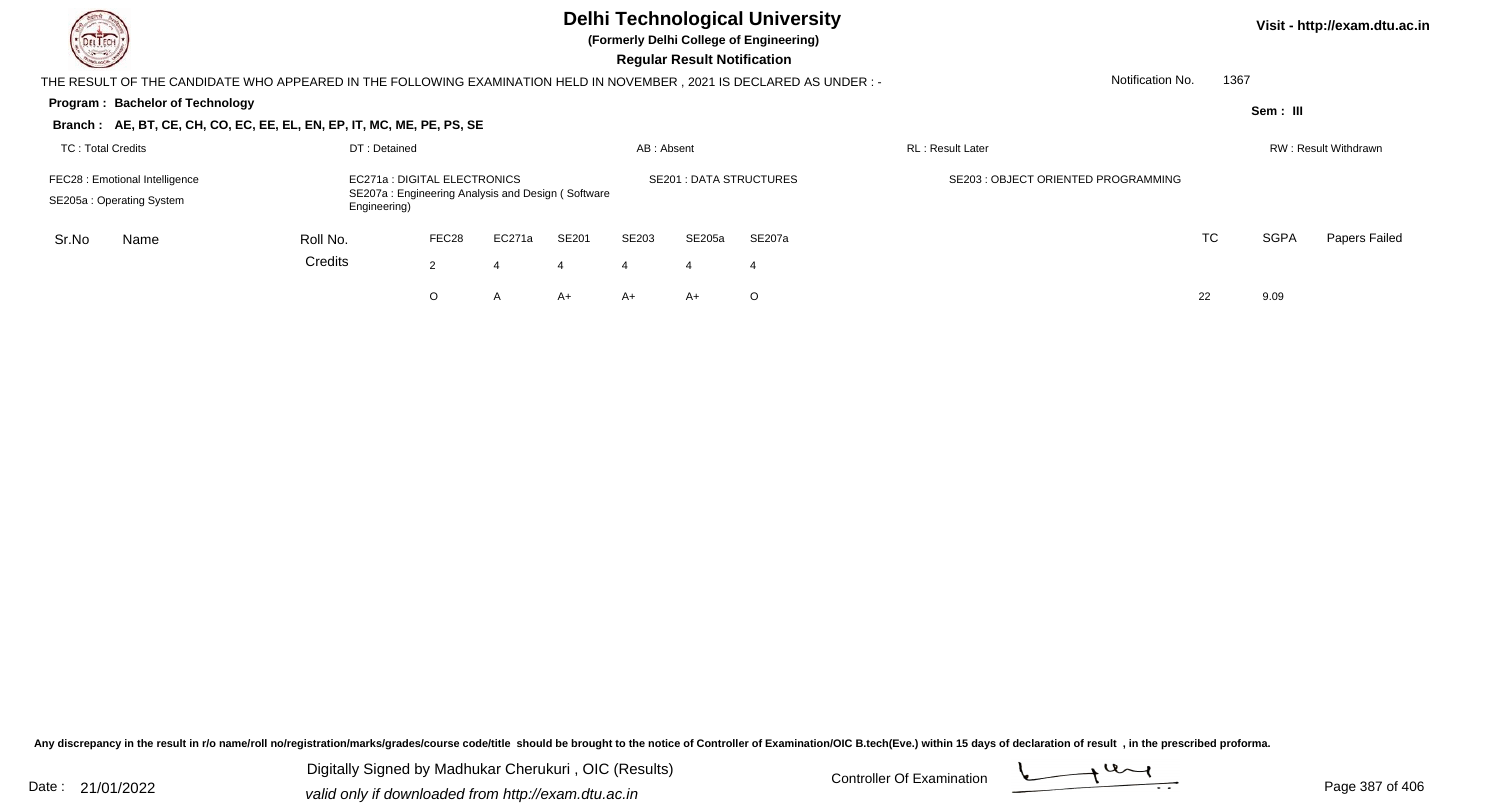# Delhi Technological University

**(Formerly Delhi College of Engineering)**

**Regular Result Notification**

Visit - http://exam.dtu.ac.in

THE RESULT OF THE CANDIDATE WHO APPEARED IN THE FOLLOWING EXAMINATION HELD IN NOVEMBER , 2021 IS DECLARED AS UNDER : -

Notification No. 1367

**Program : Bachelor of Technology**

Sem : III

**Branch : AE, BT, CE, CH, CO, EC, EE, EL, EN, EP, IT, MC, ME, PE, PS, SE**

TC : Total Credits | DT : Detained | AB : Absent | RL : Result Later | RW : Result Withdrawn

FEC28 : Emotional Intelligence
EC271a : DIGITAL ELECTRONICS
SE201 : DATA STRUCTURES
SE203 : OBJECT ORIENTED PROGRAMMING
SE205a : Operating System
SE207a : Engineering Analysis and Design ( Software Engineering)

| Sr.No | Name | Roll No. | FEC28 | EC271a | SE201 | SE203 | SE205a | SE207a | TC | SGPA | Papers Failed |
|---|---|---|---|---|---|---|---|---|---|---|---|
| | | Credits | 2 | 4 | 4 | 4 | 4 | 4 | | | |
| | | | O | A | A+ | A+ | A+ | O | 22 | 9.09 | |

Any discrepancy in the result in r/o name/roll no/registration/marks/grades/course code/title should be brought to the notice of Controller of Examination/OIC B.tech(Eve.) within 15 days of declaration of result , in the prescribed proforma.

Date : 21/01/2022

Digitally Signed by Madhukar Cherukuri , OIC (Results)
valid only if downloaded from http://exam.dtu.ac.in

Controller Of Examination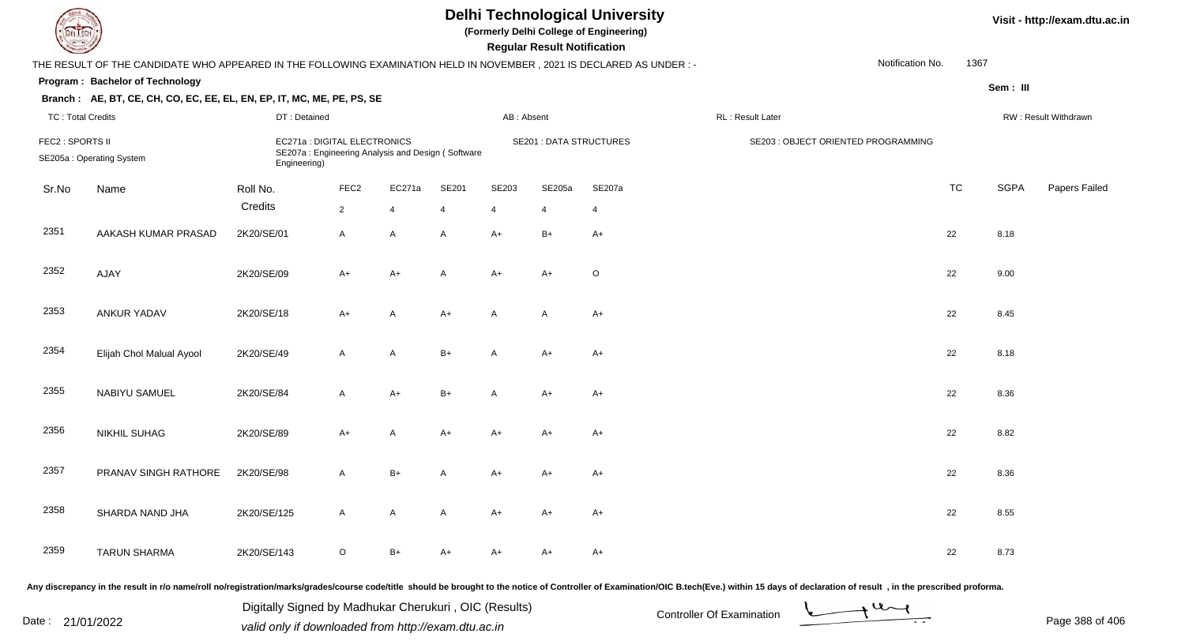# Delhi Technological University

(Formerly Delhi College of Engineering)

**Regular Result Notification**

Visit - http://exam.dtu.ac.in

THE RESULT OF THE CANDIDATE WHO APPEARED IN THE FOLLOWING EXAMINATION HELD IN NOVEMBER , 2021 IS DECLARED AS UNDER : -

Notification No. 1367

**Program : Bachelor of Technology**

Sem : III

**Branch : AE, BT, CE, CH, CO, EC, EE, EL, EN, EP, IT, MC, ME, PE, PS, SE**

TC : Total Credits | DT : Detained | AB : Absent | RL : Result Later | RW : Result Withdrawn

FEC2 : SPORTS II | EC271a : DIGITAL ELECTRONICS | SE201 : DATA STRUCTURES | SE203 : OBJECT ORIENTED PROGRAMMING
SE205a : Operating System | SE207a : Engineering Analysis and Design ( Software Engineering)

| Sr.No | Name | Roll No. | FEC2 | EC271a | SE201 | SE203 | SE205a | SE207a | TC | SGPA | Papers Failed |
|---|---|---|---|---|---|---|---|---|---|---|---|
| | | Credits | 2 | 4 | 4 | 4 | 4 | 4 | | | |
| 2351 | AAKASH KUMAR PRASAD | 2K20/SE/01 | A | A | A | A+ | B+ | A+ | 22 | 8.18 | |
| 2352 | AJAY | 2K20/SE/09 | A+ | A+ | A | A+ | A+ | O | 22 | 9.00 | |
| 2353 | ANKUR YADAV | 2K20/SE/18 | A+ | A | A+ | A | A | A+ | 22 | 8.45 | |
| 2354 | Elijah Chol Malual Ayool | 2K20/SE/49 | A | A | B+ | A | A+ | A+ | 22 | 8.18 | |
| 2355 | NABIYU SAMUEL | 2K20/SE/84 | A | A+ | B+ | A | A+ | A+ | 22 | 8.36 | |
| 2356 | NIKHIL SUHAG | 2K20/SE/89 | A+ | A | A+ | A+ | A+ | A+ | 22 | 8.82 | |
| 2357 | PRANAV SINGH RATHORE | 2K20/SE/98 | A | B+ | A | A+ | A+ | A+ | 22 | 8.36 | |
| 2358 | SHARDA NAND JHA | 2K20/SE/125 | A | A | A | A+ | A+ | A+ | 22 | 8.55 | |
| 2359 | TARUN SHARMA | 2K20/SE/143 | O | B+ | A+ | A+ | A+ | A+ | 22 | 8.73 | |

Any discrepancy in the result in r/o name/roll no/registration/marks/grades/course code/title should be brought to the notice of Controller of Examination/OIC B.tech(Eve.) within 15 days of declaration of result , in the prescribed proforma.

Date : 21/01/2022

Digitally Signed by Madhukar Cherukuri , OIC (Results)
valid only if downloaded from http://exam.dtu.ac.in

Controller Of Examination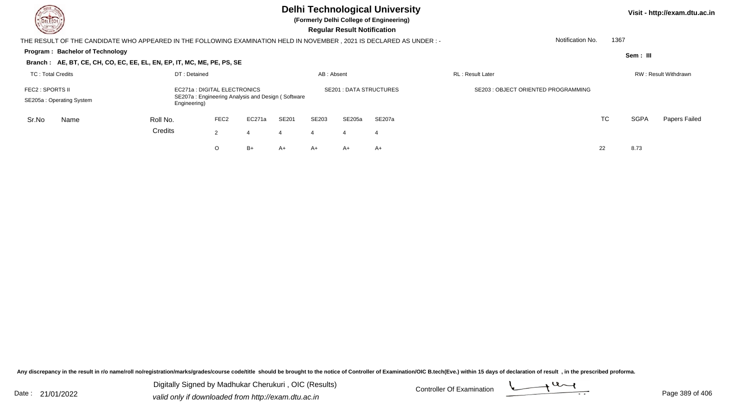# Delhi Technological University

**(Formerly Delhi College of Engineering)**

**Regular Result Notification**

Visit - http://exam.dtu.ac.in

THE RESULT OF THE CANDIDATE WHO APPEARED IN THE FOLLOWING EXAMINATION HELD IN NOVEMBER , 2021 IS DECLARED AS UNDER : -

Notification No. 1367

**Program : Bachelor of Technology**

Sem : III

**Branch : AE, BT, CE, CH, CO, EC, EE, EL, EN, EP, IT, MC, ME, PE, PS, SE**

TC : Total Credits | DT : Detained | AB : Absent | RL : Result Later | RW : Result Withdrawn

FEC2 : SPORTS II
SE205a : Operating System
EC271a : DIGITAL ELECTRONICS
SE207a : Engineering Analysis and Design ( Software Engineering)
SE201 : DATA STRUCTURES
SE203 : OBJECT ORIENTED PROGRAMMING

| Sr.No | Name | Roll No. | FEC2 | EC271a | SE201 | SE203 | SE205a | SE207a | TC | SGPA | Papers Failed |
|---|---|---|---|---|---|---|---|---|---|---|---|
| | | Credits | 2 | 4 | 4 | 4 | 4 | 4 | | | |
| | | | O | B+ | A+ | A+ | A+ | A+ | 22 | 8.73 | |

Any discrepancy in the result in r/o name/roll no/registration/marks/grades/course code/title should be brought to the notice of Controller of Examination/OIC B.tech(Eve.) within 15 days of declaration of result , in the prescribed proforma.

Date : 21/01/2022

Digitally Signed by Madhukar Cherukuri , OIC (Results)
valid only if downloaded from http://exam.dtu.ac.in

Controller Of Examination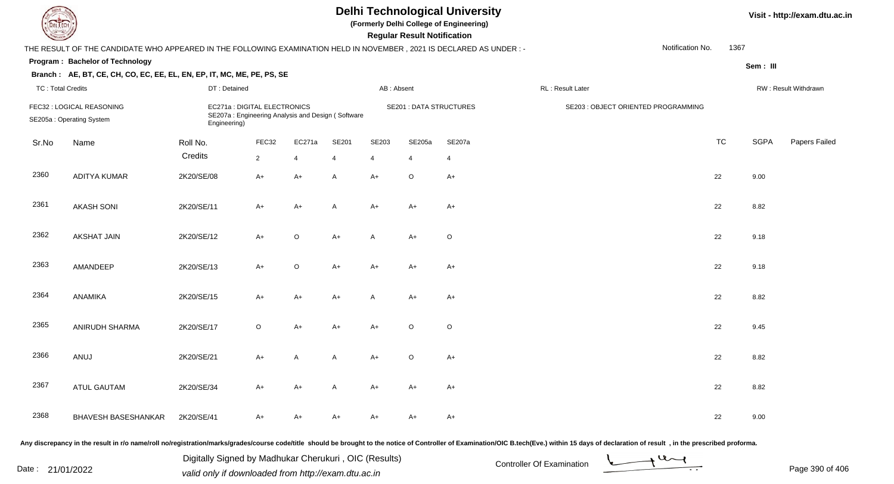# Delhi Technological University

**(Formerly Delhi College of Engineering)**

**Regular Result Notification**

Visit - http://exam.dtu.ac.in

THE RESULT OF THE CANDIDATE WHO APPEARED IN THE FOLLOWING EXAMINATION HELD IN NOVEMBER , 2021 IS DECLARED AS UNDER : -

Notification No. 1367

**Program : Bachelor of Technology**

Sem : III

**Branch : AE, BT, CE, CH, CO, EC, EE, EL, EN, EP, IT, MC, ME, PE, PS, SE**

TC : Total Credits | DT : Detained | AB : Absent | RL : Result Later | RW : Result Withdrawn

FEC32 : LOGICAL REASONING
EC271a : DIGITAL ELECTRONICS
SE201 : DATA STRUCTURES
SE203 : OBJECT ORIENTED PROGRAMMING
SE205a : Operating System
SE207a : Engineering Analysis and Design ( Software Engineering)

| Sr.No | Name | Roll No. | FEC32 | EC271a | SE201 | SE203 | SE205a | SE207a | TC | SGPA | Papers Failed |
|---|---|---|---|---|---|---|---|---|---|---|---|
| | | Credits | 2 | 4 | 4 | 4 | 4 | 4 | | | |
| 2360 | ADITYA KUMAR | 2K20/SE/08 | A+ | A+ | A | A+ | O | A+ | 22 | 9.00 | |
| 2361 | AKASH SONI | 2K20/SE/11 | A+ | A+ | A | A+ | A+ | A+ | 22 | 8.82 | |
| 2362 | AKSHAT JAIN | 2K20/SE/12 | A+ | O | A+ | A | A+ | O | 22 | 9.18 | |
| 2363 | AMANDEEP | 2K20/SE/13 | A+ | O | A+ | A+ | A+ | A+ | 22 | 9.18 | |
| 2364 | ANAMIKA | 2K20/SE/15 | A+ | A+ | A+ | A | A+ | A+ | 22 | 8.82 | |
| 2365 | ANIRUDH SHARMA | 2K20/SE/17 | O | A+ | A+ | A+ | O | O | 22 | 9.45 | |
| 2366 | ANUJ | 2K20/SE/21 | A+ | A | A | A+ | O | A+ | 22 | 8.82 | |
| 2367 | ATUL GAUTAM | 2K20/SE/34 | A+ | A+ | A | A+ | A+ | A+ | 22 | 8.82 | |
| 2368 | BHAVESH BASESHANKAR | 2K20/SE/41 | A+ | A+ | A+ | A+ | A+ | A+ | 22 | 9.00 | |

Any discrepancy in the result in r/o name/roll no/registration/marks/grades/course code/title should be brought to the notice of Controller of Examination/OIC B.tech(Eve.) within 15 days of declaration of result , in the prescribed proforma.

Date : 21/01/2022

Digitally Signed by Madhukar Cherukuri , OIC (Results)
valid only if downloaded from http://exam.dtu.ac.in

Controller Of Examination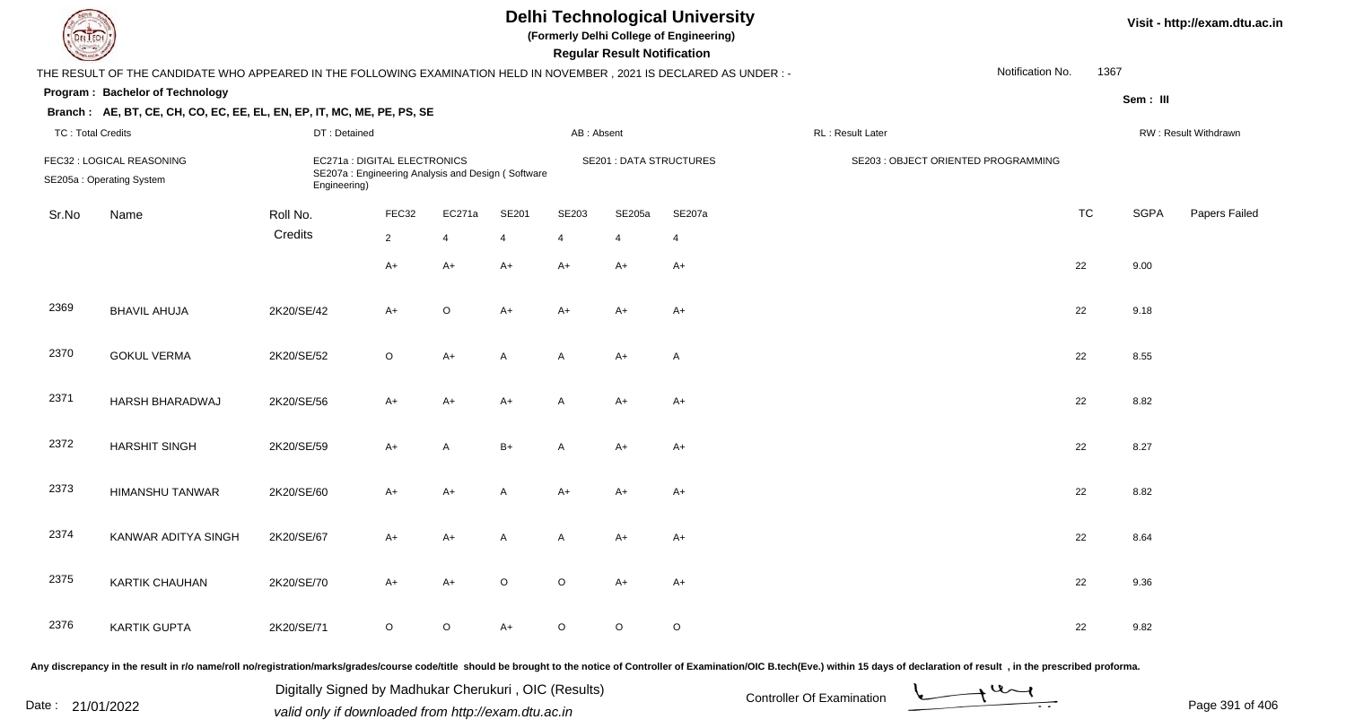# Delhi Technological University

**(Formerly Delhi College of Engineering)**

**Regular Result Notification**

Visit - http://exam.dtu.ac.in

THE RESULT OF THE CANDIDATE WHO APPEARED IN THE FOLLOWING EXAMINATION HELD IN NOVEMBER , 2021 IS DECLARED AS UNDER : -

Notification No. 1367

**Program : Bachelor of Technology**

Sem : III

**Branch : AE, BT, CE, CH, CO, EC, EE, EL, EN, EP, IT, MC, ME, PE, PS, SE**

TC : Total Credits | DT : Detained | AB : Absent | RL : Result Later | RW : Result Withdrawn

FEC32 : LOGICAL REASONING | EC271a : DIGITAL ELECTRONICS | SE201 : DATA STRUCTURES | SE203 : OBJECT ORIENTED PROGRAMMING

SE205a : Operating System | SE207a : Engineering Analysis and Design ( Software Engineering)

| Sr.No | Name | Roll No. | FEC32 | EC271a | SE201 | SE203 | SE205a | SE207a | TC | SGPA | Papers Failed |
|---|---|---|---|---|---|---|---|---|---|---|---|
| | | Credits | 2 | 4 | 4 | 4 | 4 | 4 | | | |
| | | | A+ | A+ | A+ | A+ | A+ | A+ | 22 | 9.00 | |
| 2369 | BHAVIL AHUJA | 2K20/SE/42 | A+ | O | A+ | A+ | A+ | A+ | 22 | 9.18 | |
| 2370 | GOKUL VERMA | 2K20/SE/52 | O | A+ | A | A | A+ | A | 22 | 8.55 | |
| 2371 | HARSH BHARADWAJ | 2K20/SE/56 | A+ | A+ | A+ | A | A+ | A+ | 22 | 8.82 | |
| 2372 | HARSHIT SINGH | 2K20/SE/59 | A+ | A | B+ | A | A+ | A+ | 22 | 8.27 | |
| 2373 | HIMANSHU TANWAR | 2K20/SE/60 | A+ | A+ | A | A+ | A+ | A+ | 22 | 8.82 | |
| 2374 | KANWAR ADITYA SINGH | 2K20/SE/67 | A+ | A+ | A | A | A+ | A+ | 22 | 8.64 | |
| 2375 | KARTIK CHAUHAN | 2K20/SE/70 | A+ | A+ | O | O | A+ | A+ | 22 | 9.36 | |
| 2376 | KARTIK GUPTA | 2K20/SE/71 | O | O | A+ | O | O | O | 22 | 9.82 | |

Any discrepancy in the result in r/o name/roll no/registration/marks/grades/course code/title should be brought to the notice of Controller of Examination/OIC B.tech(Eve.) within 15 days of declaration of result , in the prescribed proforma.

Date : 21/01/2022

Digitally Signed by Madhukar Cherukuri , OIC (Results)
valid only if downloaded from http://exam.dtu.ac.in

Controller Of Examination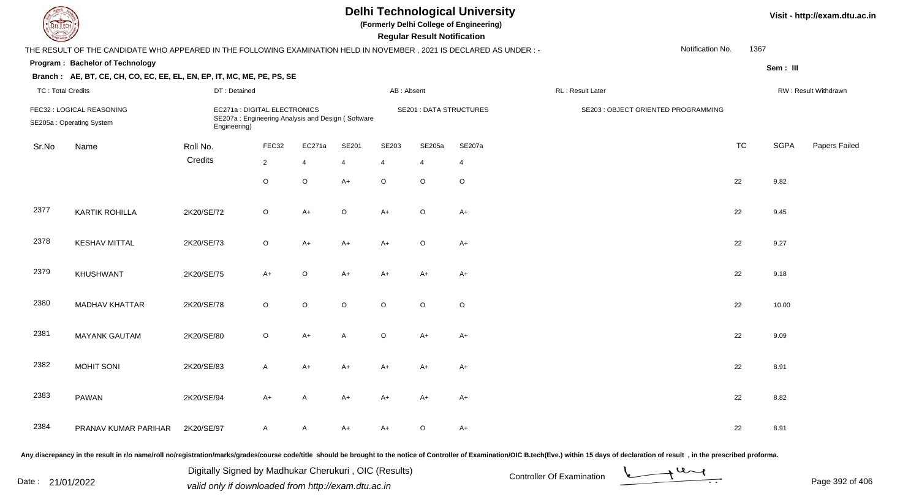# Delhi Technological University

(Formerly Delhi College of Engineering)

**Regular Result Notification**

Visit - http://exam.dtu.ac.in

THE RESULT OF THE CANDIDATE WHO APPEARED IN THE FOLLOWING EXAMINATION HELD IN NOVEMBER , 2021 IS DECLARED AS UNDER : -

Notification No. 1367

**Program : Bachelor of Technology**

Sem : III

**Branch : AE, BT, CE, CH, CO, EC, EE, EL, EN, EP, IT, MC, ME, PE, PS, SE**

TC : Total Credits | DT : Detained | AB : Absent | RL : Result Later | RW : Result Withdrawn

FEC32 : LOGICAL REASONING | EC271a : DIGITAL ELECTRONICS | SE201 : DATA STRUCTURES | SE203 : OBJECT ORIENTED PROGRAMMING | SE205a : Operating System | SE207a : Engineering Analysis and Design ( Software Engineering)

| Sr.No | Name | Roll No. | FEC32 | EC271a | SE201 | SE203 | SE205a | SE207a | TC | SGPA | Papers Failed |
|---|---|---|---|---|---|---|---|---|---|---|---|
| | | Credits | 2 | 4 | 4 | 4 | 4 | 4 | | | |
| | | | O | O | A+ | O | O | O | 22 | 9.82 | |
| 2377 | KARTIK ROHILLA | 2K20/SE/72 | O | A+ | O | A+ | O | A+ | 22 | 9.45 | |
| 2378 | KESHAV MITTAL | 2K20/SE/73 | O | A+ | A+ | A+ | O | A+ | 22 | 9.27 | |
| 2379 | KHUSHWANT | 2K20/SE/75 | A+ | O | A+ | A+ | A+ | A+ | 22 | 9.18 | |
| 2380 | MADHAV KHATTAR | 2K20/SE/78 | O | O | O | O | O | O | 22 | 10.00 | |
| 2381 | MAYANK GAUTAM | 2K20/SE/80 | O | A+ | A | O | A+ | A+ | 22 | 9.09 | |
| 2382 | MOHIT SONI | 2K20/SE/83 | A | A+ | A+ | A+ | A+ | A+ | 22 | 8.91 | |
| 2383 | PAWAN | 2K20/SE/94 | A+ | A | A+ | A+ | A+ | A+ | 22 | 8.82 | |
| 2384 | PRANAV KUMAR PARIHAR | 2K20/SE/97 | A | A | A+ | A+ | O | A+ | 22 | 8.91 | |

Any discrepancy in the result in r/o name/roll no/registration/marks/grades/course code/title should be brought to the notice of Controller of Examination/OIC B.tech(Eve.) within 15 days of declaration of result , in the prescribed proforma.

Date : 21/01/2022

Digitally Signed by Madhukar Cherukuri , OIC (Results)
valid only if downloaded from http://exam.dtu.ac.in

Controller Of Examination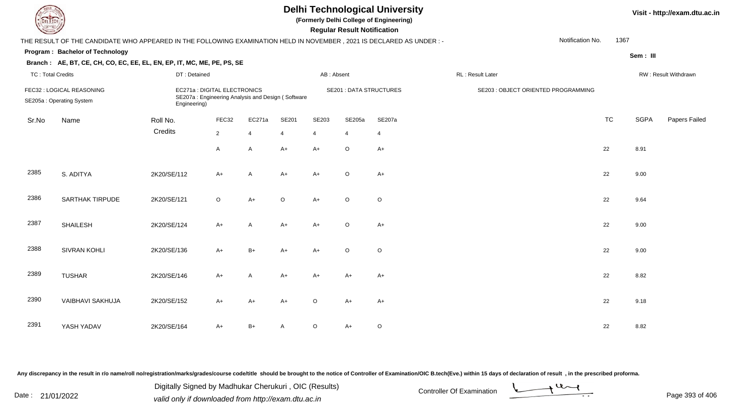# Delhi Technological University

**(Formerly Delhi College of Engineering)**

**Regular Result Notification**

Visit - http://exam.dtu.ac.in

THE RESULT OF THE CANDIDATE WHO APPEARED IN THE FOLLOWING EXAMINATION HELD IN NOVEMBER , 2021 IS DECLARED AS UNDER : -

Notification No. 1367

**Program : Bachelor of Technology**

Sem : III

**Branch : AE, BT, CE, CH, CO, EC, EE, EL, EN, EP, IT, MC, ME, PE, PS, SE**

TC : Total Credits | DT : Detained | AB : Absent | RL : Result Later | RW : Result Withdrawn

FEC32 : LOGICAL REASONING
EC271a : DIGITAL ELECTRONICS
SE201 : DATA STRUCTURES
SE203 : OBJECT ORIENTED PROGRAMMING
SE205a : Operating System
SE207a : Engineering Analysis and Design ( Software Engineering)

| Sr.No | Name | Roll No. | FEC32 | EC271a | SE201 | SE203 | SE205a | SE207a | TC | SGPA | Papers Failed |
|---|---|---|---|---|---|---|---|---|---|---|---|
| | | Credits | 2 | 4 | 4 | 4 | 4 | 4 | | | |
| | | | A | A | A+ | A+ | O | A+ | 22 | 8.91 | |
| 2385 | S. ADITYA | 2K20/SE/112 | A+ | A | A+ | A+ | O | A+ | 22 | 9.00 | |
| 2386 | SARTHAK TIRPUDE | 2K20/SE/121 | O | A+ | O | A+ | O | O | 22 | 9.64 | |
| 2387 | SHAILESH | 2K20/SE/124 | A+ | A | A+ | A+ | O | A+ | 22 | 9.00 | |
| 2388 | SIVRAN KOHLI | 2K20/SE/136 | A+ | B+ | A+ | A+ | O | O | 22 | 9.00 | |
| 2389 | TUSHAR | 2K20/SE/146 | A+ | A | A+ | A+ | A+ | A+ | 22 | 8.82 | |
| 2390 | VAIBHAVI SAKHUJA | 2K20/SE/152 | A+ | A+ | A+ | O | A+ | A+ | 22 | 9.18 | |
| 2391 | YASH YADAV | 2K20/SE/164 | A+ | B+ | A | O | A+ | O | 22 | 8.82 | |

Any discrepancy in the result in r/o name/roll no/registration/marks/grades/course code/title should be brought to the notice of Controller of Examination/OIC B.tech(Eve.) within 15 days of declaration of result , in the prescribed proforma.

Date : 21/01/2022

Digitally Signed by Madhukar Cherukuri , OIC (Results)
valid only if downloaded from http://exam.dtu.ac.in

Controller Of Examination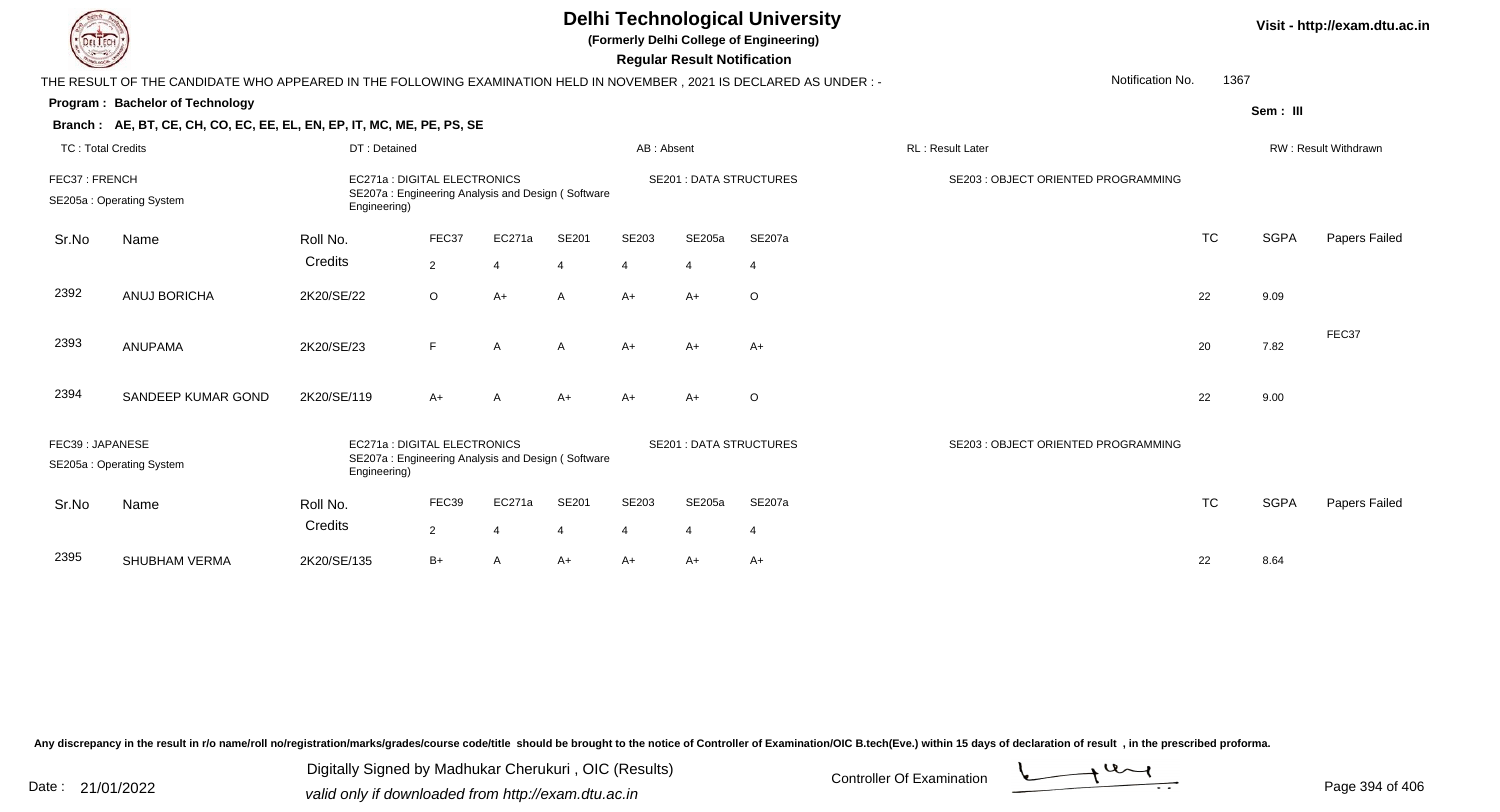# Delhi Technological University

(Formerly Delhi College of Engineering)

**Regular Result Notification**

Visit - http://exam.dtu.ac.in

THE RESULT OF THE CANDIDATE WHO APPEARED IN THE FOLLOWING EXAMINATION HELD IN NOVEMBER , 2021 IS DECLARED AS UNDER : -

Notification No. 1367

**Program : Bachelor of Technology**

Sem : III

**Branch : AE, BT, CE, CH, CO, EC, EE, EL, EN, EP, IT, MC, ME, PE, PS, SE**

TC : Total Credits | DT : Detained | AB : Absent | RL : Result Later | RW : Result Withdrawn

FEC37 : FRENCH | EC271a : DIGITAL ELECTRONICS | SE201 : DATA STRUCTURES | SE203 : OBJECT ORIENTED PROGRAMMING
SE205a : Operating System | SE207a : Engineering Analysis and Design ( Software Engineering)

| Sr.No | Name | Roll No. | FEC37 | EC271a | SE201 | SE203 | SE205a | SE207a | TC | SGPA | Papers Failed |
|---|---|---|---|---|---|---|---|---|---|---|---|
| | | Credits | 2 | 4 | 4 | 4 | 4 | 4 | | | |
| 2392 | ANUJ BORICHA | 2K20/SE/22 | O | A+ | A | A+ | A+ | O | 22 | 9.09 | |
| 2393 | ANUPAMA | 2K20/SE/23 | F | A | A | A+ | A+ | A+ | 20 | 7.82 | FEC37 |
| 2394 | SANDEEP KUMAR GOND | 2K20/SE/119 | A+ | A | A+ | A+ | A+ | O | 22 | 9.00 | |

FEC39 : JAPANESE | EC271a : DIGITAL ELECTRONICS | SE201 : DATA STRUCTURES | SE203 : OBJECT ORIENTED PROGRAMMING
SE205a : Operating System | SE207a : Engineering Analysis and Design ( Software Engineering)

| Sr.No | Name | Roll No. | FEC39 | EC271a | SE201 | SE203 | SE205a | SE207a | TC | SGPA | Papers Failed |
|---|---|---|---|---|---|---|---|---|---|---|---|
| | | Credits | 2 | 4 | 4 | 4 | 4 | 4 | | | |
| 2395 | SHUBHAM VERMA | 2K20/SE/135 | B+ | A | A+ | A+ | A+ | A+ | 22 | 8.64 | |

Any discrepancy in the result in r/o name/roll no/registration/marks/grades/course code/title should be brought to the notice of Controller of Examination/OIC B.tech(Eve.) within 15 days of declaration of result , in the prescribed proforma.

Date : 21/01/2022

Digitally Signed by Madhukar Cherukuri , OIC (Results)
valid only if downloaded from http://exam.dtu.ac.in

Controller Of Examination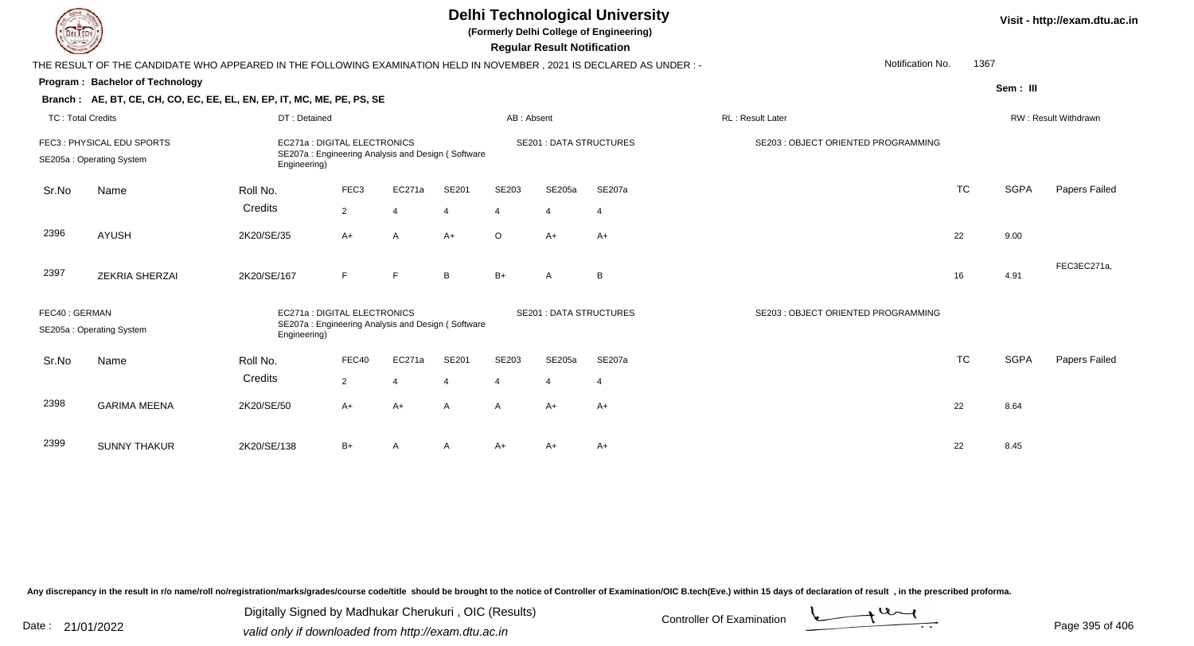# Delhi Technological University

**(Formerly Delhi College of Engineering)**

**Regular Result Notification**

Visit - http://exam.dtu.ac.in

THE RESULT OF THE CANDIDATE WHO APPEARED IN THE FOLLOWING EXAMINATION HELD IN NOVEMBER , 2021 IS DECLARED AS UNDER : -

Notification No. 1367

**Program : Bachelor of Technology**

Sem : III

**Branch : AE, BT, CE, CH, CO, EC, EE, EL, EN, EP, IT, MC, ME, PE, PS, SE**

TC : Total Credits | DT : Detained | AB : Absent | RL : Result Later | RW : Result Withdrawn

FEC3 : PHYSICAL EDU SPORTS
EC271a : DIGITAL ELECTRONICS
SE201 : DATA STRUCTURES
SE203 : OBJECT ORIENTED PROGRAMMING
SE205a : Operating System
SE207a : Engineering Analysis and Design ( Software Engineering)

| Sr.No | Name | Roll No. | FEC3 | EC271a | SE201 | SE203 | SE205a | SE207a | TC | SGPA | Papers Failed |
|---|---|---|---|---|---|---|---|---|---|---|---|
| | | Credits | 2 | 4 | 4 | 4 | 4 | 4 | | | |
| 2396 | AYUSH | 2K20/SE/35 | A+ | A | A+ | O | A+ | A+ | 22 | 9.00 | |
| 2397 | ZEKRIA SHERZAI | 2K20/SE/167 | F | F | B | B+ | A | B | 16 | 4.91 | FEC3EC271a, |

FEC40 : GERMAN
EC271a : DIGITAL ELECTRONICS
SE201 : DATA STRUCTURES
SE203 : OBJECT ORIENTED PROGRAMMING
SE205a : Operating System
SE207a : Engineering Analysis and Design ( Software Engineering)

| Sr.No | Name | Roll No. | FEC40 | EC271a | SE201 | SE203 | SE205a | SE207a | TC | SGPA | Papers Failed |
|---|---|---|---|---|---|---|---|---|---|---|---|
| | | Credits | 2 | 4 | 4 | 4 | 4 | 4 | | | |
| 2398 | GARIMA MEENA | 2K20/SE/50 | A+ | A+ | A | A | A+ | A+ | 22 | 8.64 | |
| 2399 | SUNNY THAKUR | 2K20/SE/138 | B+ | A | A | A+ | A+ | A+ | 22 | 8.45 | |

Any discrepancy in the result in r/o name/roll no/registration/marks/grades/course code/title should be brought to the notice of Controller of Examination/OIC B.tech(Eve.) within 15 days of declaration of result , in the prescribed proforma.

Date : 21/01/2022

Digitally Signed by Madhukar Cherukuri , OIC (Results)
valid only if downloaded from http://exam.dtu.ac.in

Controller Of Examination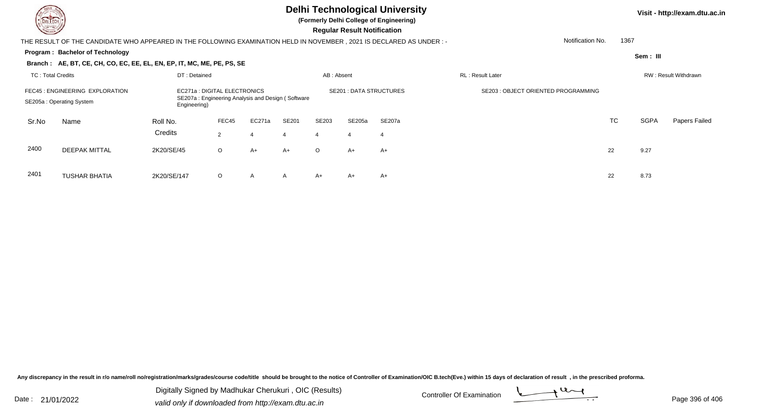# Delhi Technological University

**(Formerly Delhi College of Engineering)**

**Regular Result Notification**

Visit - http://exam.dtu.ac.in

THE RESULT OF THE CANDIDATE WHO APPEARED IN THE FOLLOWING EXAMINATION HELD IN NOVEMBER , 2021 IS DECLARED AS UNDER : -

Notification No. 1367

**Program : Bachelor of Technology**

Sem : III

**Branch : AE, BT, CE, CH, CO, EC, EE, EL, EN, EP, IT, MC, ME, PE, PS, SE**

TC : Total Credits | DT : Detained | AB : Absent | RL : Result Later | RW : Result Withdrawn

FEC45 : ENGINEERING EXPLORATION
EC271a : DIGITAL ELECTRONICS
SE201 : DATA STRUCTURES
SE203 : OBJECT ORIENTED PROGRAMMING
SE205a : Operating System
SE207a : Engineering Analysis and Design ( Software Engineering)

| Sr.No | Name | Roll No. | FEC45 | EC271a | SE201 | SE203 | SE205a | SE207a | TC | SGPA | Papers Failed |
|---|---|---|---|---|---|---|---|---|---|---|---|
| | | Credits | 2 | 4 | 4 | 4 | 4 | 4 | | | |
| 2400 | DEEPAK MITTAL | 2K20/SE/45 | O | A+ | A+ | O | A+ | A+ | 22 | 9.27 | |
| 2401 | TUSHAR BHATIA | 2K20/SE/147 | O | A | A | A+ | A+ | A+ | 22 | 8.73 | |

Any discrepancy in the result in r/o name/roll no/registration/marks/grades/course code/title should be brought to the notice of Controller of Examination/OIC B.tech(Eve.) within 15 days of declaration of result , in the prescribed proforma.

Date : 21/01/2022

Digitally Signed by Madhukar Cherukuri , OIC (Results)
valid only if downloaded from http://exam.dtu.ac.in

Controller Of Examination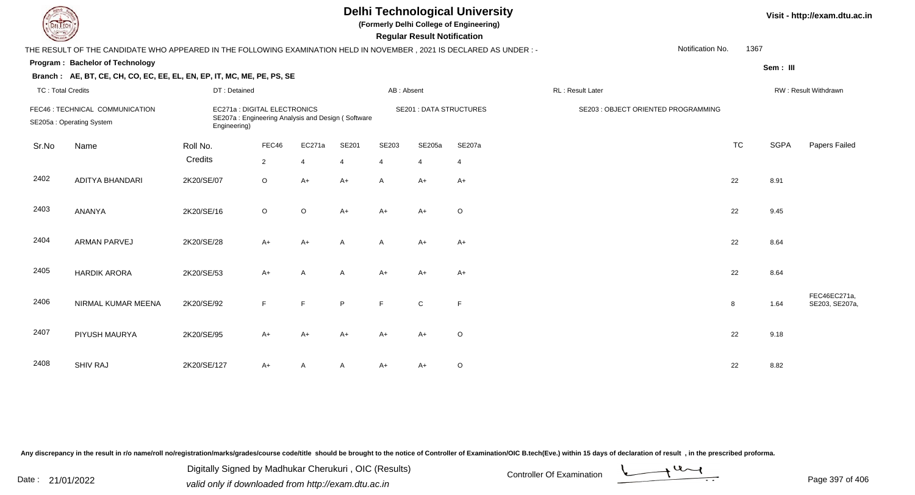# Delhi Technological University

**(Formerly Delhi College of Engineering)**

**Regular Result Notification**

Visit - http://exam.dtu.ac.in

THE RESULT OF THE CANDIDATE WHO APPEARED IN THE FOLLOWING EXAMINATION HELD IN NOVEMBER , 2021 IS DECLARED AS UNDER : -

Notification No. 1367

**Program : Bachelor of Technology**

Sem : III

**Branch : AE, BT, CE, CH, CO, EC, EE, EL, EN, EP, IT, MC, ME, PE, PS, SE**

TC : Total Credits | DT : Detained | AB : Absent | RL : Result Later | RW : Result Withdrawn

FEC46 : TECHNICAL COMMUNICATION
EC271a : DIGITAL ELECTRONICS
SE201 : DATA STRUCTURES
SE203 : OBJECT ORIENTED PROGRAMMING
SE205a : Operating System
SE207a : Engineering Analysis and Design ( Software Engineering)

| Sr.No | Name | Roll No. | FEC46 | EC271a | SE201 | SE203 | SE205a | SE207a | TC | SGPA | Papers Failed |
|---|---|---|---|---|---|---|---|---|---|---|---|
| | | Credits | 2 | 4 | 4 | 4 | 4 | 4 | | | |
| 2402 | ADITYA BHANDARI | 2K20/SE/07 | O | A+ | A+ | A | A+ | A+ | 22 | 8.91 | |
| 2403 | ANANYA | 2K20/SE/16 | O | O | A+ | A+ | A+ | O | 22 | 9.45 | |
| 2404 | ARMAN PARVEJ | 2K20/SE/28 | A+ | A+ | A | A | A+ | A+ | 22 | 8.64 | |
| 2405 | HARDIK ARORA | 2K20/SE/53 | A+ | A | A | A+ | A+ | A+ | 22 | 8.64 | |
| 2406 | NIRMAL KUMAR MEENA | 2K20/SE/92 | F | F | P | F | C | F | 8 | 1.64 | FEC46EC271a, SE203, SE207a, |
| 2407 | PIYUSH MAURYA | 2K20/SE/95 | A+ | A+ | A+ | A+ | A+ | O | 22 | 9.18 | |
| 2408 | SHIV RAJ | 2K20/SE/127 | A+ | A | A | A+ | A+ | O | 22 | 8.82 | |

Any discrepancy in the result in r/o name/roll no/registration/marks/grades/course code/title should be brought to the notice of Controller of Examination/OIC B.tech(Eve.) within 15 days of declaration of result , in the prescribed proforma.

Date : 21/01/2022

Digitally Signed by Madhukar Cherukuri , OIC (Results)
valid only if downloaded from http://exam.dtu.ac.in

Controller Of Examination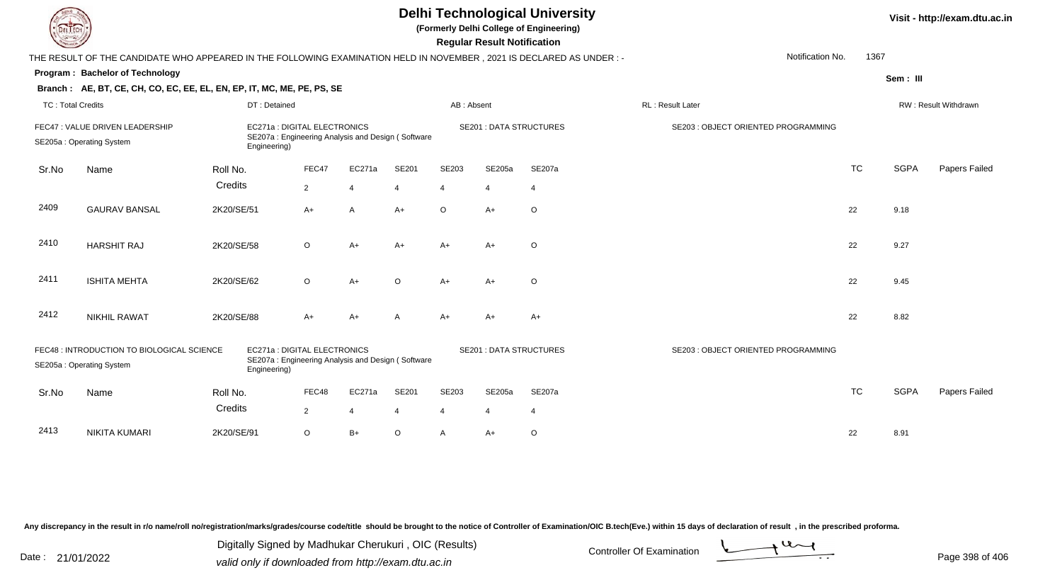# Delhi Technological University

**(Formerly Delhi College of Engineering)**

**Regular Result Notification**

Visit - http://exam.dtu.ac.in

THE RESULT OF THE CANDIDATE WHO APPEARED IN THE FOLLOWING EXAMINATION HELD IN NOVEMBER , 2021 IS DECLARED AS UNDER : -

Notification No. 1367

**Program : Bachelor of Technology**

Sem : III

**Branch : AE, BT, CE, CH, CO, EC, EE, EL, EN, EP, IT, MC, ME, PE, PS, SE**

TC : Total Credits | DT : Detained | AB : Absent | RL : Result Later | RW : Result Withdrawn

FEC47 : VALUE DRIVEN LEADERSHIP
EC271a : DIGITAL ELECTRONICS
SE201 : DATA STRUCTURES
SE203 : OBJECT ORIENTED PROGRAMMING
SE205a : Operating System
SE207a : Engineering Analysis and Design ( Software Engineering)

| Sr.No | Name | Roll No. | FEC47 | EC271a | SE201 | SE203 | SE205a | SE207a | TC | SGPA | Papers Failed |
|---|---|---|---|---|---|---|---|---|---|---|---|
| | | Credits | 2 | 4 | 4 | 4 | 4 | 4 | | | |
| 2409 | GAURAV BANSAL | 2K20/SE/51 | A+ | A | A+ | O | A+ | O | 22 | 9.18 | |
| 2410 | HARSHIT RAJ | 2K20/SE/58 | O | A+ | A+ | A+ | A+ | O | 22 | 9.27 | |
| 2411 | ISHITA MEHTA | 2K20/SE/62 | O | A+ | O | A+ | A+ | O | 22 | 9.45 | |
| 2412 | NIKHIL RAWAT | 2K20/SE/88 | A+ | A+ | A | A+ | A+ | A+ | 22 | 8.82 | |

FEC48 : INTRODUCTION TO BIOLOGICAL SCIENCE
EC271a : DIGITAL ELECTRONICS
SE201 : DATA STRUCTURES
SE203 : OBJECT ORIENTED PROGRAMMING
SE205a : Operating System
SE207a : Engineering Analysis and Design ( Software Engineering)

| Sr.No | Name | Roll No. | FEC48 | EC271a | SE201 | SE203 | SE205a | SE207a | TC | SGPA | Papers Failed |
|---|---|---|---|---|---|---|---|---|---|---|---|
| | | Credits | 2 | 4 | 4 | 4 | 4 | 4 | | | |
| 2413 | NIKITA KUMARI | 2K20/SE/91 | O | B+ | O | A | A+ | O | 22 | 8.91 | |

Any discrepancy in the result in r/o name/roll no/registration/marks/grades/course code/title should be brought to the notice of Controller of Examination/OIC B.tech(Eve.) within 15 days of declaration of result , in the prescribed proforma.

Date : 21/01/2022

Digitally Signed by Madhukar Cherukuri , OIC (Results)
valid only if downloaded from http://exam.dtu.ac.in

Controller Of Examination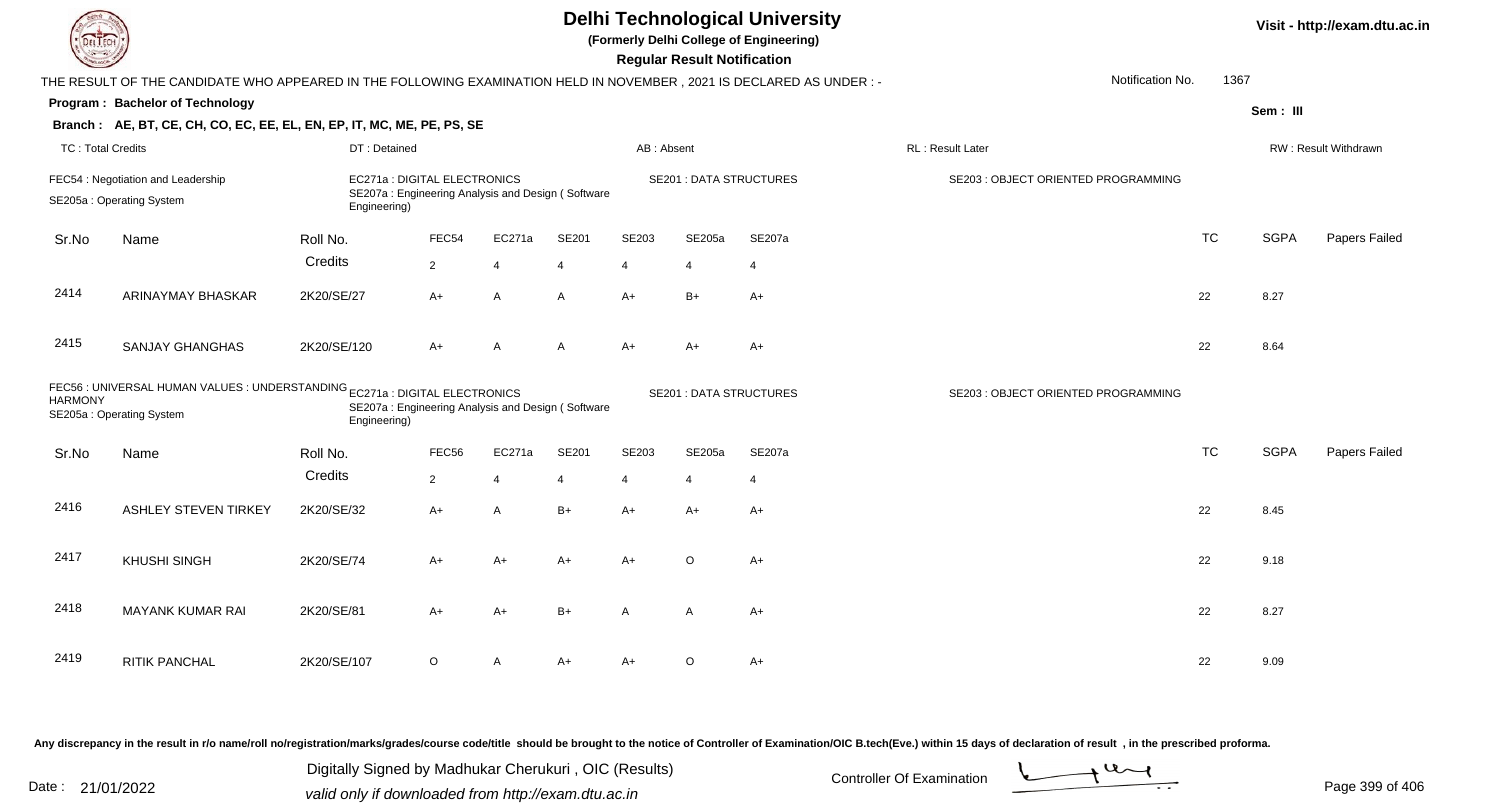# Delhi Technological University

(Formerly Delhi College of Engineering)

**Regular Result Notification**

THE RESULT OF THE CANDIDATE WHO APPEARED IN THE FOLLOWING EXAMINATION HELD IN NOVEMBER , 2021 IS DECLARED AS UNDER : -

Notification No. 1367

**Program : Bachelor of Technology**

**Sem : III**

**Branch : AE, BT, CE, CH, CO, EC, EE, EL, EN, EP, IT, MC, ME, PE, PS, SE**

TC : Total Credits | DT : Detained | AB : Absent | RL : Result Later | RW : Result Withdrawn

FEC54 : Negotiation and Leadership | EC271a : DIGITAL ELECTRONICS | SE201 : DATA STRUCTURES | SE203 : OBJECT ORIENTED PROGRAMMING | SE205a : Operating System | SE207a : Engineering Analysis and Design ( Software Engineering)

| Sr.No | Name | Roll No. | FEC54 | EC271a | SE201 | SE203 | SE205a | SE207a | TC | SGPA | Papers Failed |
|---|---|---|---|---|---|---|---|---|---|---|---|
| | | Credits | 2 | 4 | 4 | 4 | 4 | 4 | | | |
| 2414 | ARINAYMAY BHASKAR | 2K20/SE/27 | A+ | A | A | A+ | B+ | A+ | 22 | 8.27 | |
| 2415 | SANJAY GHANGHAS | 2K20/SE/120 | A+ | A | A | A+ | A+ | A+ | 22 | 8.64 | |

FEC56 : UNIVERSAL HUMAN VALUES : UNDERSTANDING HARMONY | EC271a : DIGITAL ELECTRONICS | SE201 : DATA STRUCTURES | SE203 : OBJECT ORIENTED PROGRAMMING | SE205a : Operating System | SE207a : Engineering Analysis and Design ( Software Engineering)

| Sr.No | Name | Roll No. | FEC56 | EC271a | SE201 | SE203 | SE205a | SE207a | TC | SGPA | Papers Failed |
|---|---|---|---|---|---|---|---|---|---|---|---|
| | | Credits | 2 | 4 | 4 | 4 | 4 | 4 | | | |
| 2416 | ASHLEY STEVEN TIRKEY | 2K20/SE/32 | A+ | A | B+ | A+ | A+ | A+ | 22 | 8.45 | |
| 2417 | KHUSHI SINGH | 2K20/SE/74 | A+ | A+ | A+ | A+ | O | A+ | 22 | 9.18 | |
| 2418 | MAYANK KUMAR RAI | 2K20/SE/81 | A+ | A+ | B+ | A | A | A+ | 22 | 8.27 | |
| 2419 | RITIK PANCHAL | 2K20/SE/107 | O | A | A+ | A+ | O | A+ | 22 | 9.09 | |

Any discrepancy in the result in r/o name/roll no/registration/marks/grades/course code/title should be brought to the notice of Controller of Examination/OIC B.tech(Eve.) within 15 days of declaration of result , in the prescribed proforma.

Date : 21/01/2022

Digitally Signed by Madhukar Cherukuri , OIC (Results)
valid only if downloaded from http://exam.dtu.ac.in

Controller Of Examination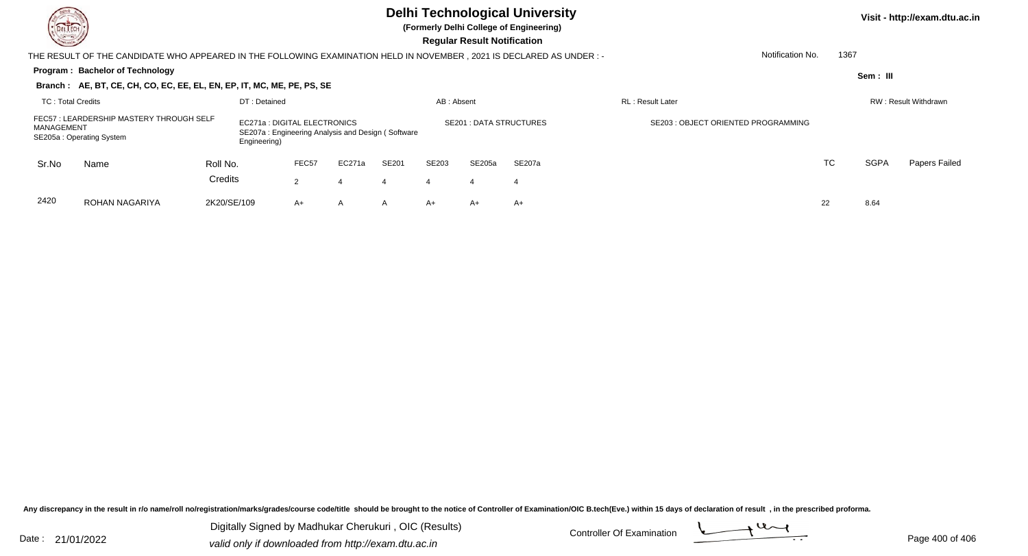# Delhi Technological University

**(Formerly Delhi College of Engineering)**

**Regular Result Notification**

Visit - http://exam.dtu.ac.in

THE RESULT OF THE CANDIDATE WHO APPEARED IN THE FOLLOWING EXAMINATION HELD IN NOVEMBER , 2021 IS DECLARED AS UNDER : -

Notification No. 1367

**Program : Bachelor of Technology**

Sem : III

**Branch : AE, BT, CE, CH, CO, EC, EE, EL, EN, EP, IT, MC, ME, PE, PS, SE**

TC : Total Credits | DT : Detained | AB : Absent | RL : Result Later | RW : Result Withdrawn

FEC57 : LEARDERSHIP MASTERY THROUGH SELF MANAGEMENT
EC271a : DIGITAL ELECTRONICS
SE201 : DATA STRUCTURES
SE203 : OBJECT ORIENTED PROGRAMMING
SE205a : Operating System
SE207a : Engineering Analysis and Design ( Software Engineering)

| Sr.No | Name | Roll No. | FEC57 | EC271a | SE201 | SE203 | SE205a | SE207a | TC | SGPA | Papers Failed |
|---|---|---|---|---|---|---|---|---|---|---|---|
| | | Credits | 2 | 4 | 4 | 4 | 4 | 4 | | | |
| 2420 | ROHAN NAGARIYA | 2K20/SE/109 | A+ | A | A | A+ | A+ | A+ | 22 | 8.64 | |

Any discrepancy in the result in r/o name/roll no/registration/marks/grades/course code/title should be brought to the notice of Controller of Examination/OIC B.tech(Eve.) within 15 days of declaration of result , in the prescribed proforma.

Date : 21/01/2022

Digitally Signed by Madhukar Cherukuri , OIC (Results)
valid only if downloaded from http://exam.dtu.ac.in

Controller Of Examination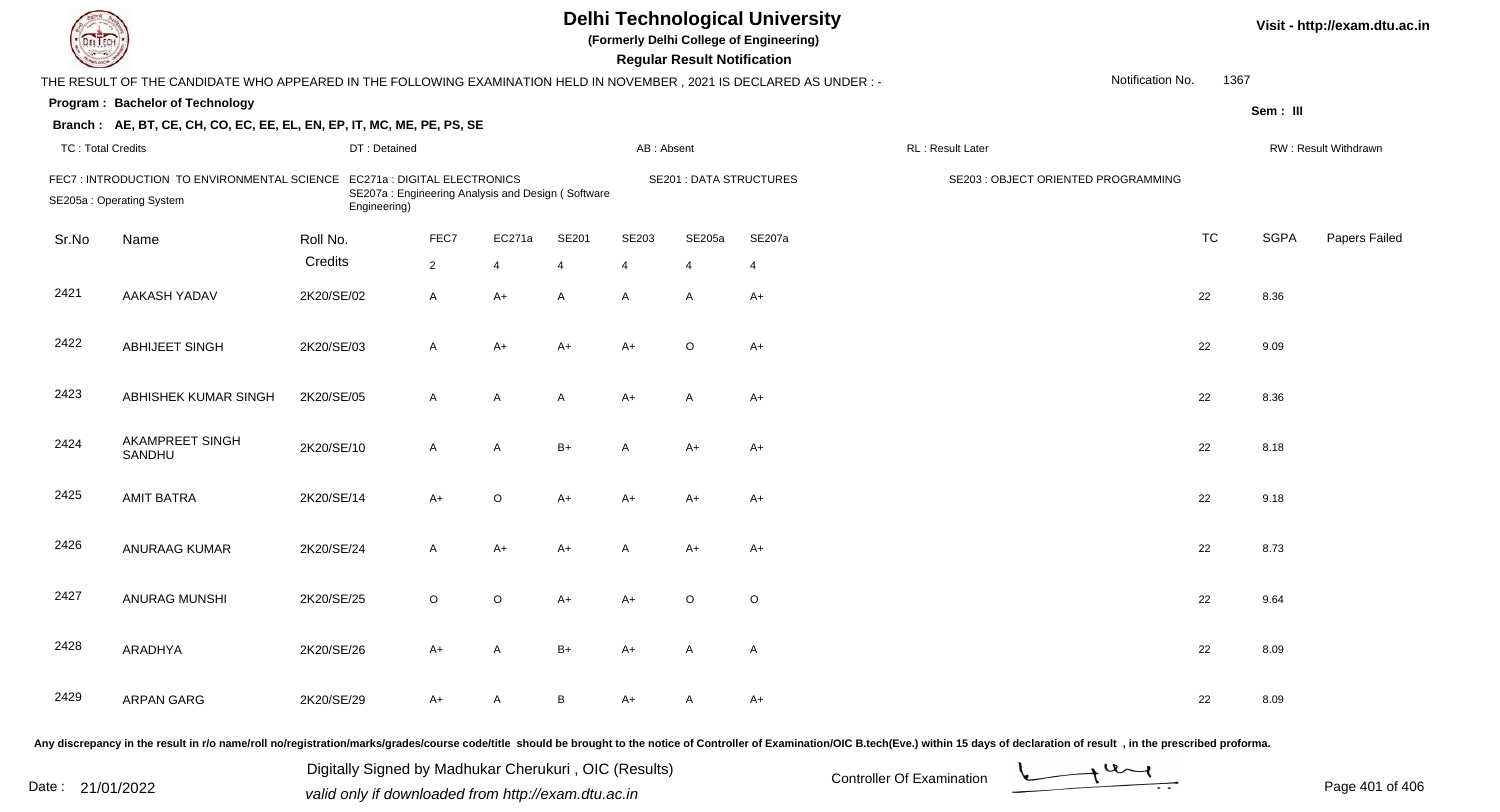# Delhi Technological University

**(Formerly Delhi College of Engineering)**

**Regular Result Notification**

Visit - http://exam.dtu.ac.in

THE RESULT OF THE CANDIDATE WHO APPEARED IN THE FOLLOWING EXAMINATION HELD IN NOVEMBER , 2021 IS DECLARED AS UNDER : -

Notification No. 1367

**Program : Bachelor of Technology**

Sem : III

**Branch : AE, BT, CE, CH, CO, EC, EE, EL, EN, EP, IT, MC, ME, PE, PS, SE**

TC : Total Credits | DT : Detained | AB : Absent | RL : Result Later | RW : Result Withdrawn

FEC7 : INTRODUCTION TO ENVIRONMENTAL SCIENCE
EC271a : DIGITAL ELECTRONICS
SE201 : DATA STRUCTURES
SE203 : OBJECT ORIENTED PROGRAMMING
SE205a : Operating System
SE207a : Engineering Analysis and Design ( Software Engineering)

| Sr.No | Name | Roll No. | FEC7 | EC271a | SE201 | SE203 | SE205a | SE207a | TC | SGPA | Papers Failed |
|---|---|---|---|---|---|---|---|---|---|---|---|
| | | Credits | 2 | 4 | 4 | 4 | 4 | 4 | | | |
| 2421 | AAKASH YADAV | 2K20/SE/02 | A | A+ | A | A | A | A+ | 22 | 8.36 | |
| 2422 | ABHIJEET SINGH | 2K20/SE/03 | A | A+ | A+ | A+ | O | A+ | 22 | 9.09 | |
| 2423 | ABHISHEK KUMAR SINGH | 2K20/SE/05 | A | A | A | A+ | A | A+ | 22 | 8.36 | |
| 2424 | AKAMPREET SINGH SANDHU | 2K20/SE/10 | A | A | B+ | A | A+ | A+ | 22 | 8.18 | |
| 2425 | AMIT BATRA | 2K20/SE/14 | A+ | O | A+ | A+ | A+ | A+ | 22 | 9.18 | |
| 2426 | ANURAAG KUMAR | 2K20/SE/24 | A | A+ | A+ | A | A+ | A+ | 22 | 8.73 | |
| 2427 | ANURAG MUNSHI | 2K20/SE/25 | O | O | A+ | A+ | O | O | 22 | 9.64 | |
| 2428 | ARADHYA | 2K20/SE/26 | A+ | A | B+ | A+ | A | A | 22 | 8.09 | |
| 2429 | ARPAN GARG | 2K20/SE/29 | A+ | A | B | A+ | A | A+ | 22 | 8.09 | |

Any discrepancy in the result in r/o name/roll no/registration/marks/grades/course code/title should be brought to the notice of Controller of Examination/OIC B.tech(Eve.) within 15 days of declaration of result , in the prescribed proforma.

Date : 21/01/2022

Digitally Signed by Madhukar Cherukuri , OIC (Results)
valid only if downloaded from http://exam.dtu.ac.in

Controller Of Examination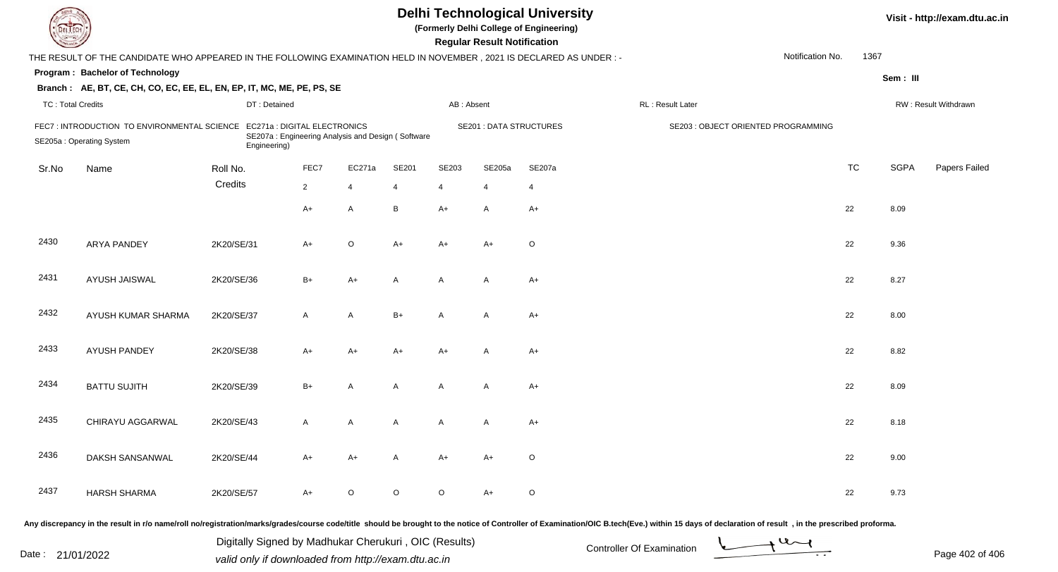# Delhi Technological University

**(Formerly Delhi College of Engineering)**

**Regular Result Notification**

Visit - http://exam.dtu.ac.in

THE RESULT OF THE CANDIDATE WHO APPEARED IN THE FOLLOWING EXAMINATION HELD IN NOVEMBER , 2021 IS DECLARED AS UNDER : -

Notification No. 1367

**Program : Bachelor of Technology**

Sem : III

**Branch : AE, BT, CE, CH, CO, EC, EE, EL, EN, EP, IT, MC, ME, PE, PS, SE**

TC : Total Credits | DT : Detained | AB : Absent | RL : Result Later | RW : Result Withdrawn

FEC7 : INTRODUCTION TO ENVIRONMENTAL SCIENCE
EC271a : DIGITAL ELECTRONICS
SE201 : DATA STRUCTURES
SE203 : OBJECT ORIENTED PROGRAMMING
SE205a : Operating System
SE207a : Engineering Analysis and Design ( Software Engineering)

| Sr.No | Name | Roll No. | FEC7 | EC271a | SE201 | SE203 | SE205a | SE207a | TC | SGPA | Papers Failed |
|---|---|---|---|---|---|---|---|---|---|---|---|
| | | Credits | 2 | 4 | 4 | 4 | 4 | 4 | | | |
| | | | A+ | A | B | A+ | A | A+ | 22 | 8.09 | |
| 2430 | ARYA PANDEY | 2K20/SE/31 | A+ | O | A+ | A+ | A+ | O | 22 | 9.36 | |
| 2431 | AYUSH JAISWAL | 2K20/SE/36 | B+ | A+ | A | A | A | A+ | 22 | 8.27 | |
| 2432 | AYUSH KUMAR SHARMA | 2K20/SE/37 | A | A | B+ | A | A | A+ | 22 | 8.00 | |
| 2433 | AYUSH PANDEY | 2K20/SE/38 | A+ | A+ | A+ | A+ | A | A+ | 22 | 8.82 | |
| 2434 | BATTU SUJITH | 2K20/SE/39 | B+ | A | A | A | A | A+ | 22 | 8.09 | |
| 2435 | CHIRAYU AGGARWAL | 2K20/SE/43 | A | A | A | A | A | A+ | 22 | 8.18 | |
| 2436 | DAKSH SANSANWAL | 2K20/SE/44 | A+ | A+ | A | A+ | A+ | O | 22 | 9.00 | |
| 2437 | HARSH SHARMA | 2K20/SE/57 | A+ | O | O | O | A+ | O | 22 | 9.73 | |

Any discrepancy in the result in r/o name/roll no/registration/marks/grades/course code/title should be brought to the notice of Controller of Examination/OIC B.tech(Eve.) within 15 days of declaration of result , in the prescribed proforma.

Date : 21/01/2022

Digitally Signed by Madhukar Cherukuri , OIC (Results)
valid only if downloaded from http://exam.dtu.ac.in

Controller Of Examination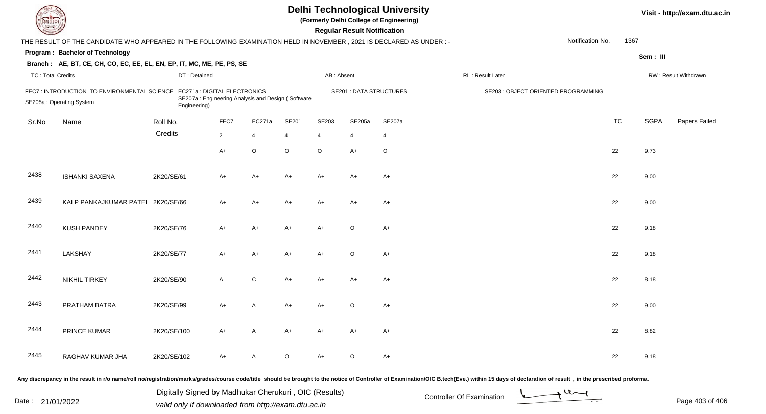# Delhi Technological University

**(Formerly Delhi College of Engineering)**

**Regular Result Notification**

Visit - http://exam.dtu.ac.in

THE RESULT OF THE CANDIDATE WHO APPEARED IN THE FOLLOWING EXAMINATION HELD IN NOVEMBER , 2021 IS DECLARED AS UNDER : -

Notification No. 1367

**Program : Bachelor of Technology**

**Sem : III**

**Branch : AE, BT, CE, CH, CO, EC, EE, EL, EN, EP, IT, MC, ME, PE, PS, SE**

TC : Total Credits | DT : Detained | AB : Absent | RL : Result Later | RW : Result Withdrawn

FEC7 : INTRODUCTION TO ENVIRONMENTAL SCIENCE
EC271a : DIGITAL ELECTRONICS
SE201 : DATA STRUCTURES
SE203 : OBJECT ORIENTED PROGRAMMING
SE205a : Operating System
SE207a : Engineering Analysis and Design ( Software Engineering)

| Sr.No | Name | Roll No. | FEC7 | EC271a | SE201 | SE203 | SE205a | SE207a | TC | SGPA | Papers Failed |
|---|---|---|---|---|---|---|---|---|---|---|---|
| | | Credits | 2 | 4 | 4 | 4 | 4 | 4 | | | |
| | | | A+ | O | O | O | A+ | O | 22 | 9.73 | |
| 2438 | ISHANKI SAXENA | 2K20/SE/61 | A+ | A+ | A+ | A+ | A+ | A+ | 22 | 9.00 | |
| 2439 | KALP PANKAJKUMAR PATEL | 2K20/SE/66 | A+ | A+ | A+ | A+ | A+ | A+ | 22 | 9.00 | |
| 2440 | KUSH PANDEY | 2K20/SE/76 | A+ | A+ | A+ | A+ | O | A+ | 22 | 9.18 | |
| 2441 | LAKSHAY | 2K20/SE/77 | A+ | A+ | A+ | A+ | O | A+ | 22 | 9.18 | |
| 2442 | NIKHIL TIRKEY | 2K20/SE/90 | A | C | A+ | A+ | A+ | A+ | 22 | 8.18 | |
| 2443 | PRATHAM BATRA | 2K20/SE/99 | A+ | A | A+ | A+ | O | A+ | 22 | 9.00 | |
| 2444 | PRINCE KUMAR | 2K20/SE/100 | A+ | A | A+ | A+ | A+ | A+ | 22 | 8.82 | |
| 2445 | RAGHAV KUMAR JHA | 2K20/SE/102 | A+ | A | O | A+ | O | A+ | 22 | 9.18 | |

Any discrepancy in the result in r/o name/roll no/registration/marks/grades/course code/title should be brought to the notice of Controller of Examination/OIC B.tech(Eve.) within 15 days of declaration of result , in the prescribed proforma.

Date : 21/01/2022

Digitally Signed by Madhukar Cherukuri , OIC (Results)
valid only if downloaded from http://exam.dtu.ac.in

Controller Of Examination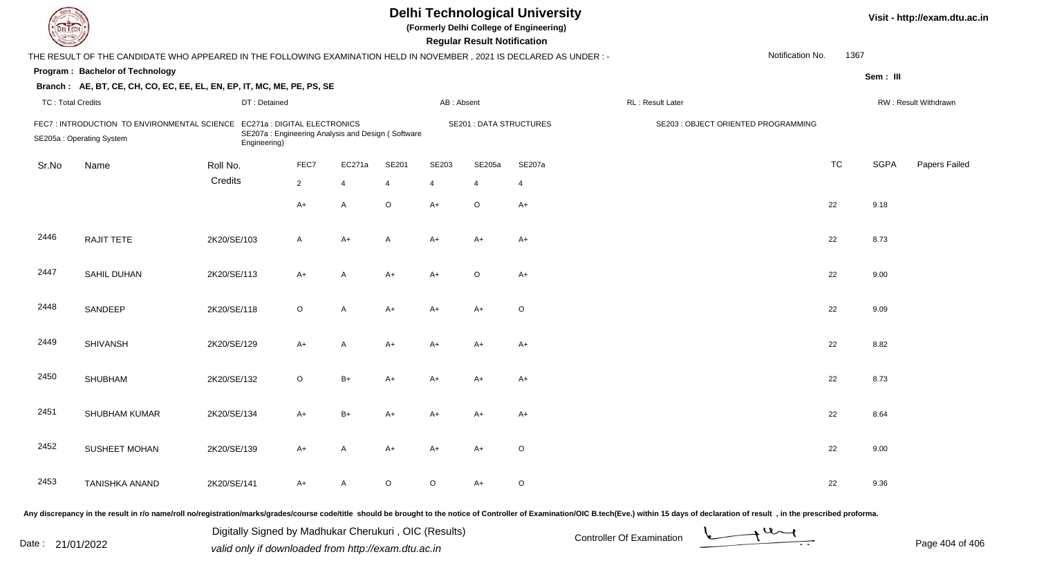# Delhi Technological University

(Formerly Delhi College of Engineering)

**Regular Result Notification**

Visit - http://exam.dtu.ac.in

THE RESULT OF THE CANDIDATE WHO APPEARED IN THE FOLLOWING EXAMINATION HELD IN NOVEMBER , 2021 IS DECLARED AS UNDER : -

Notification No. 1367

**Program : Bachelor of Technology**

Sem : III

**Branch : AE, BT, CE, CH, CO, EC, EE, EL, EN, EP, IT, MC, ME, PE, PS, SE**

TC : Total Credits | DT : Detained | AB : Absent | RL : Result Later | RW : Result Withdrawn

FEC7 : INTRODUCTION TO ENVIRONMENTAL SCIENCE | EC271a : DIGITAL ELECTRONICS | SE201 : DATA STRUCTURES | SE203 : OBJECT ORIENTED PROGRAMMING | SE205a : Operating System | SE207a : Engineering Analysis and Design ( Software Engineering)

| Sr.No | Name | Roll No. | FEC7 | EC271a | SE201 | SE203 | SE205a | SE207a | TC | SGPA | Papers Failed |
|---|---|---|---|---|---|---|---|---|---|---|---|
| | | Credits | 2 | 4 | 4 | 4 | 4 | 4 | | | |
| | | | A+ | A | O | A+ | O | A+ | 22 | 9.18 | |
| 2446 | RAJIT TETE | 2K20/SE/103 | A | A+ | A | A+ | A+ | A+ | 22 | 8.73 | |
| 2447 | SAHIL DUHAN | 2K20/SE/113 | A+ | A | A+ | A+ | O | A+ | 22 | 9.00 | |
| 2448 | SANDEEP | 2K20/SE/118 | O | A | A+ | A+ | A+ | O | 22 | 9.09 | |
| 2449 | SHIVANSH | 2K20/SE/129 | A+ | A | A+ | A+ | A+ | A+ | 22 | 8.82 | |
| 2450 | SHUBHAM | 2K20/SE/132 | O | B+ | A+ | A+ | A+ | A+ | 22 | 8.73 | |
| 2451 | SHUBHAM KUMAR | 2K20/SE/134 | A+ | B+ | A+ | A+ | A+ | A+ | 22 | 8.64 | |
| 2452 | SUSHEET MOHAN | 2K20/SE/139 | A+ | A | A+ | A+ | A+ | O | 22 | 9.00 | |
| 2453 | TANISHKA ANAND | 2K20/SE/141 | A+ | A | O | O | A+ | O | 22 | 9.36 | |

Any discrepancy in the result in r/o name/roll no/registration/marks/grades/course code/title should be brought to the notice of Controller of Examination/OIC B.tech(Eve.) within 15 days of declaration of result , in the prescribed proforma.

Date : 21/01/2022

Digitally Signed by Madhukar Cherukuri , OIC (Results)
valid only if downloaded from http://exam.dtu.ac.in

Controller Of Examination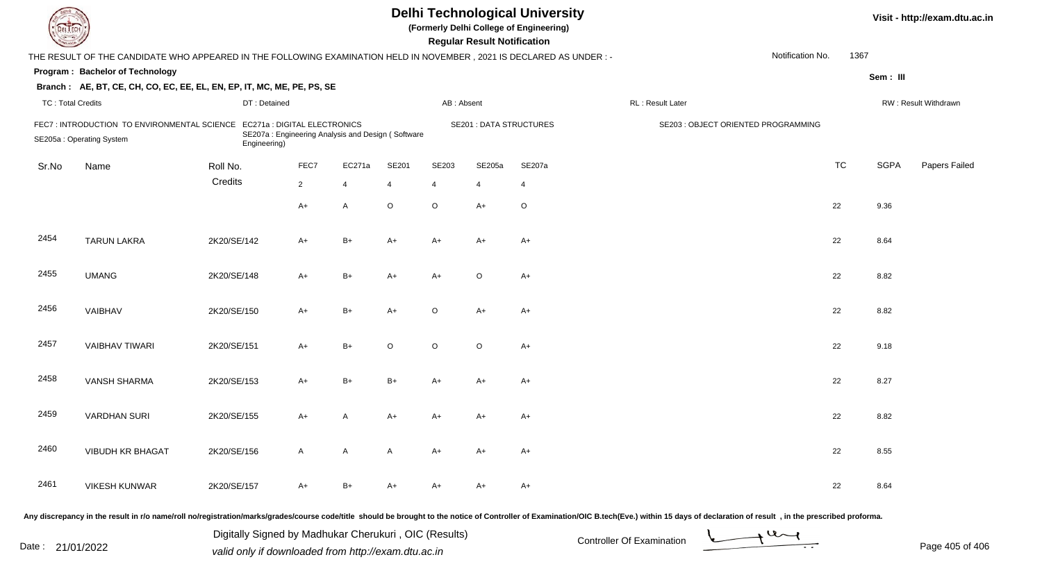# Delhi Technological University

**(Formerly Delhi College of Engineering)**

**Regular Result Notification**

Visit - http://exam.dtu.ac.in

THE RESULT OF THE CANDIDATE WHO APPEARED IN THE FOLLOWING EXAMINATION HELD IN NOVEMBER , 2021 IS DECLARED AS UNDER : -

Notification No. 1367

**Program : Bachelor of Technology**

**Sem : III**

**Branch : AE, BT, CE, CH, CO, EC, EE, EL, EN, EP, IT, MC, ME, PE, PS, SE**

TC : Total Credits | DT : Detained | AB : Absent | RL : Result Later | RW : Result Withdrawn

FEC7 : INTRODUCTION TO ENVIRONMENTAL SCIENCE | EC271a : DIGITAL ELECTRONICS | SE201 : DATA STRUCTURES | SE203 : OBJECT ORIENTED PROGRAMMING | SE205a : Operating System | SE207a : Engineering Analysis and Design ( Software Engineering)

| Sr.No | Name | Roll No. | FEC7 | EC271a | SE201 | SE203 | SE205a | SE207a | TC | SGPA | Papers Failed |
|---|---|---|---|---|---|---|---|---|---|---|---|
| | | Credits | 2 | 4 | 4 | 4 | 4 | 4 | | | |
| | | | A+ | A | O | O | A+ | O | 22 | 9.36 | |
| 2454 | TARUN LAKRA | 2K20/SE/142 | A+ | B+ | A+ | A+ | A+ | A+ | 22 | 8.64 | |
| 2455 | UMANG | 2K20/SE/148 | A+ | B+ | A+ | A+ | O | A+ | 22 | 8.82 | |
| 2456 | VAIBHAV | 2K20/SE/150 | A+ | B+ | A+ | O | A+ | A+ | 22 | 8.82 | |
| 2457 | VAIBHAV TIWARI | 2K20/SE/151 | A+ | B+ | O | O | O | A+ | 22 | 9.18 | |
| 2458 | VANSH SHARMA | 2K20/SE/153 | A+ | B+ | B+ | A+ | A+ | A+ | 22 | 8.27 | |
| 2459 | VARDHAN SURI | 2K20/SE/155 | A+ | A | A+ | A+ | A+ | A+ | 22 | 8.82 | |
| 2460 | VIBUDH KR BHAGAT | 2K20/SE/156 | A | A | A | A+ | A+ | A+ | 22 | 8.55 | |
| 2461 | VIKESH KUNWAR | 2K20/SE/157 | A+ | B+ | A+ | A+ | A+ | A+ | 22 | 8.64 | |

Any discrepancy in the result in r/o name/roll no/registration/marks/grades/course code/title should be brought to the notice of Controller of Examination/OIC B.tech(Eve.) within 15 days of declaration of result , in the prescribed proforma.

Date : 21/01/2022

Digitally Signed by Madhukar Cherukuri , OIC (Results)
valid only if downloaded from http://exam.dtu.ac.in

Controller Of Examination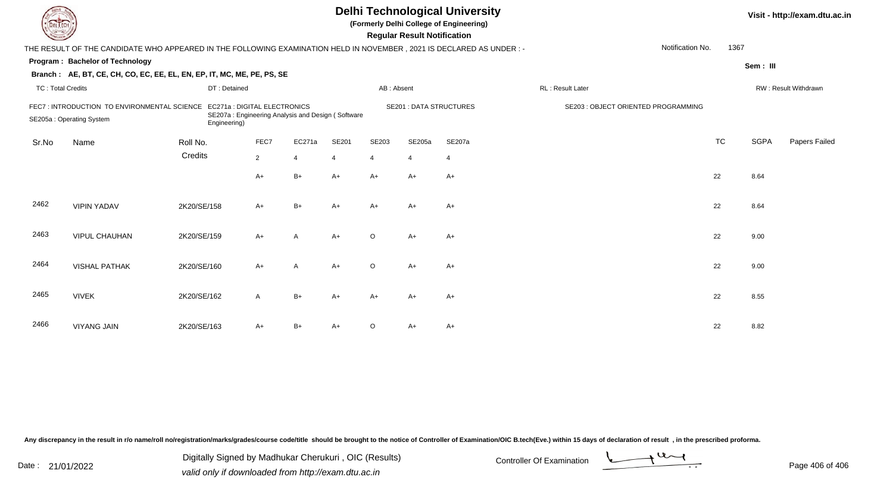# Delhi Technological University

**(Formerly Delhi College of Engineering)**

**Regular Result Notification**

Visit - http://exam.dtu.ac.in

THE RESULT OF THE CANDIDATE WHO APPEARED IN THE FOLLOWING EXAMINATION HELD IN NOVEMBER , 2021 IS DECLARED AS UNDER : -

Notification No. 1367

**Program : Bachelor of Technology**

Sem : III

**Branch : AE, BT, CE, CH, CO, EC, EE, EL, EN, EP, IT, MC, ME, PE, PS, SE**

TC : Total Credits | DT : Detained | AB : Absent | RL : Result Later | RW : Result Withdrawn

FEC7 : INTRODUCTION TO ENVIRONMENTAL SCIENCE | EC271a : DIGITAL ELECTRONICS | SE201 : DATA STRUCTURES | SE203 : OBJECT ORIENTED PROGRAMMING | SE205a : Operating System | SE207a : Engineering Analysis and Design ( Software Engineering)

| Sr.No | Name | Roll No. | FEC7 | EC271a | SE201 | SE203 | SE205a | SE207a | TC | SGPA | Papers Failed |
|---|---|---|---|---|---|---|---|---|---|---|---|
| | | Credits | 2 | 4 | 4 | 4 | 4 | 4 | | | |
| | | | A+ | B+ | A+ | A+ | A+ | A+ | 22 | 8.64 | |
| 2462 | VIPIN YADAV | 2K20/SE/158 | A+ | B+ | A+ | A+ | A+ | A+ | 22 | 8.64 | |
| 2463 | VIPUL CHAUHAN | 2K20/SE/159 | A+ | A | A+ | O | A+ | A+ | 22 | 9.00 | |
| 2464 | VISHAL PATHAK | 2K20/SE/160 | A+ | A | A+ | O | A+ | A+ | 22 | 9.00 | |
| 2465 | VIVEK | 2K20/SE/162 | A | B+ | A+ | A+ | A+ | A+ | 22 | 8.55 | |
| 2466 | VIYANG JAIN | 2K20/SE/163 | A+ | B+ | A+ | O | A+ | A+ | 22 | 8.82 | |

Any discrepancy in the result in r/o name/roll no/registration/marks/grades/course code/title should be brought to the notice of Controller of Examination/OIC B.tech(Eve.) within 15 days of declaration of result , in the prescribed proforma.

Date : 21/01/2022

Digitally Signed by Madhukar Cherukuri , OIC (Results)
valid only if downloaded from http://exam.dtu.ac.in

Controller Of Examination